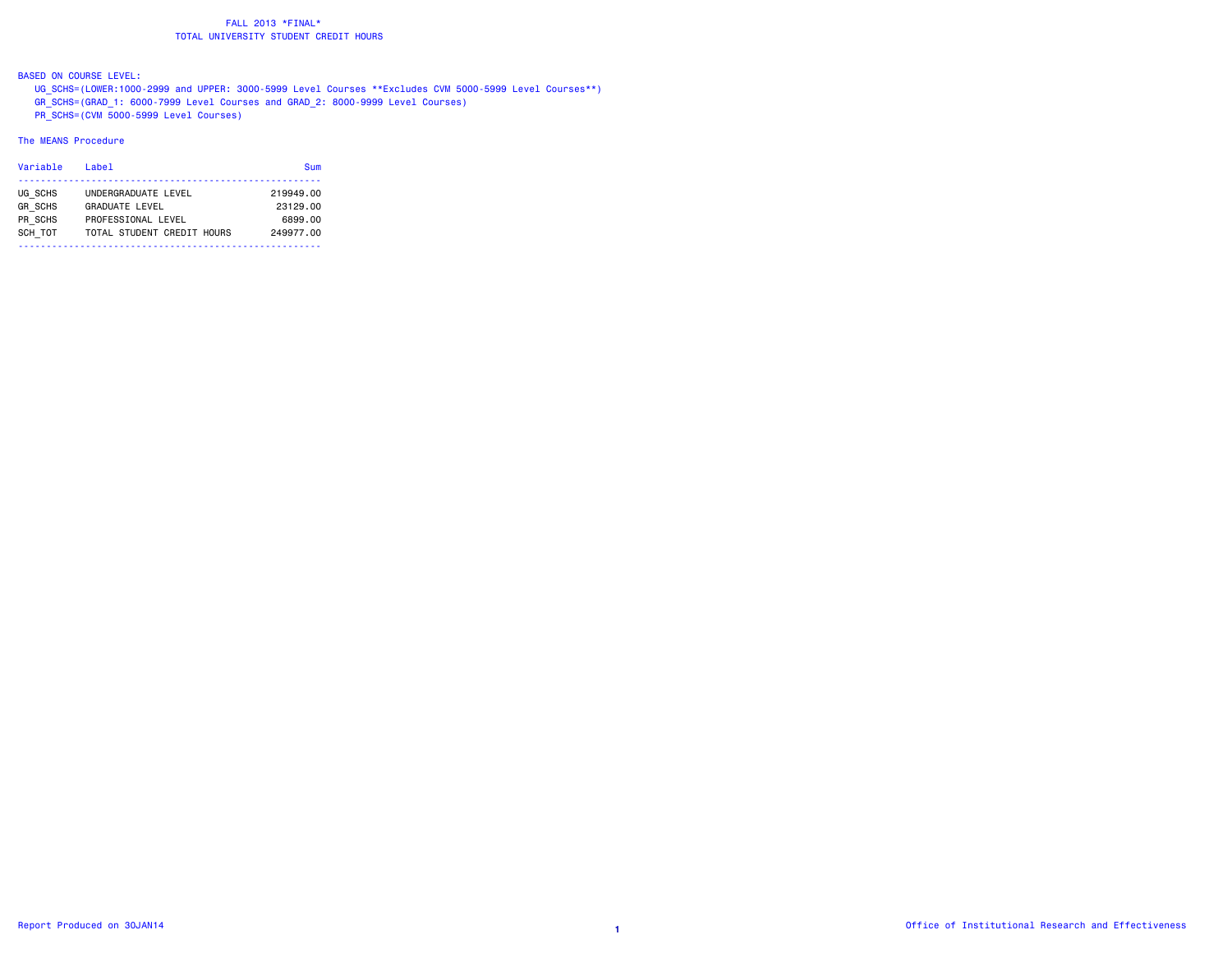# FALL 2013 *FINAL*
## TOTAL UNIVERSITY STUDENT CREDIT HOURS

BASED ON COURSE LEVEL:

- UG_SCHS=(LOWER:1000-2999 and UPPER: 3000-5999 Level Courses **Excludes CVM 5000-5999 Level Courses**)
- GR_SCHS=(GRAD_1: 6000-7999 Level Courses and GRAD_2: 8000-9999 Level Courses)
- PR_SCHS=(CVM 5000-5999 Level Courses)

The MEANS Procedure

| Variable | Label | Sum |
|---|---|---|
| UG_SCHS | UNDERGRADUATE LEVEL | 219949.00 |
| GR_SCHS | GRADUATE LEVEL | 23129.00 |
| PR_SCHS | PROFESSIONAL LEVEL | 6899.00 |
| SCH_TOT | TOTAL STUDENT CREDIT HOURS | 249977.00 |

Report Produced on 30JAN14

Office of Institutional Research and Effectiveness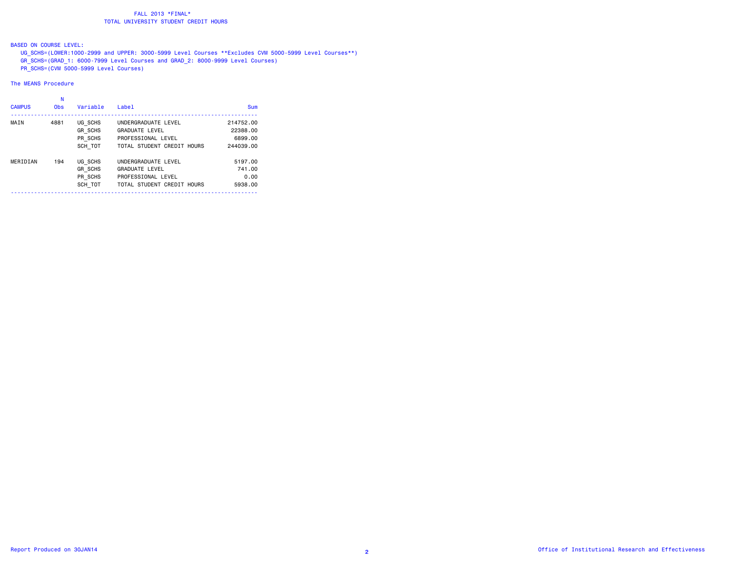# FALL 2013 *FINAL*
## TOTAL UNIVERSITY STUDENT CREDIT HOURS

BASED ON COURSE LEVEL:

UG_SCHS=(LOWER:1000-2999 and UPPER: 3000-5999 Level Courses **Excludes CVM 5000-5999 Level Courses**)
GR_SCHS=(GRAD_1: 6000-7999 Level Courses and GRAD_2: 8000-9999 Level Courses)
PR_SCHS=(CVM 5000-5999 Level Courses)

The MEANS Procedure

| CAMPUS | N Obs | Variable | Label | Sum |
|---|---|---|---|---|
| MAIN | 4881 | UG_SCHS | UNDERGRADUATE LEVEL | 214752.00 |
| | | GR_SCHS | GRADUATE LEVEL | 22388.00 |
| | | PR_SCHS | PROFESSIONAL LEVEL | 6899.00 |
| | | SCH_TOT | TOTAL STUDENT CREDIT HOURS | 244039.00 |
| MERIDIAN | 194 | UG_SCHS | UNDERGRADUATE LEVEL | 5197.00 |
| | | GR_SCHS | GRADUATE LEVEL | 741.00 |
| | | PR_SCHS | PROFESSIONAL LEVEL | 0.00 |
| | | SCH_TOT | TOTAL STUDENT CREDIT HOURS | 5938.00 |

Report Produced on 30JAN14

Office of Institutional Research and Effectiveness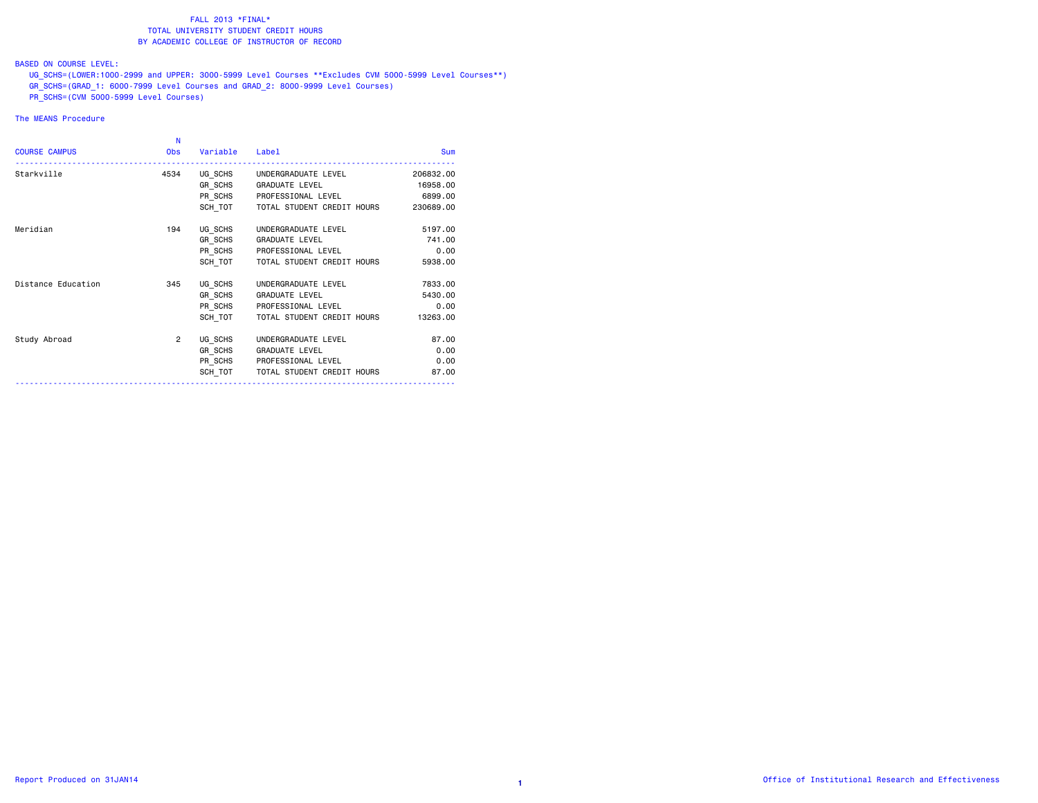FALL 2013 *FINAL*
TOTAL UNIVERSITY STUDENT CREDIT HOURS
BY ACADEMIC COLLEGE OF INSTRUCTOR OF RECORD

BASED ON COURSE LEVEL:

UG_SCHS=(LOWER:1000-2999 and UPPER: 3000-5999 Level Courses **Excludes CVM 5000-5999 Level Courses**)
GR_SCHS=(GRAD_1: 6000-7999 Level Courses and GRAD_2: 8000-9999 Level Courses)
PR_SCHS=(CVM 5000-5999 Level Courses)

The MEANS Procedure

| COURSE CAMPUS | N Obs | Variable | Label | Sum |
|---|---|---|---|---|
| Starkville | 4534 | UG_SCHS | UNDERGRADUATE LEVEL | 206832.00 |
| | | GR_SCHS | GRADUATE LEVEL | 16958.00 |
| | | PR_SCHS | PROFESSIONAL LEVEL | 6899.00 |
| | | SCH_TOT | TOTAL STUDENT CREDIT HOURS | 230689.00 |
| Meridian | 194 | UG_SCHS | UNDERGRADUATE LEVEL | 5197.00 |
| | | GR_SCHS | GRADUATE LEVEL | 741.00 |
| | | PR_SCHS | PROFESSIONAL LEVEL | 0.00 |
| | | SCH_TOT | TOTAL STUDENT CREDIT HOURS | 5938.00 |
| Distance Education | 345 | UG_SCHS | UNDERGRADUATE LEVEL | 7833.00 |
| | | GR_SCHS | GRADUATE LEVEL | 5430.00 |
| | | PR_SCHS | PROFESSIONAL LEVEL | 0.00 |
| | | SCH_TOT | TOTAL STUDENT CREDIT HOURS | 13263.00 |
| Study Abroad | 2 | UG_SCHS | UNDERGRADUATE LEVEL | 87.00 |
| | | GR_SCHS | GRADUATE LEVEL | 0.00 |
| | | PR_SCHS | PROFESSIONAL LEVEL | 0.00 |
| | | SCH_TOT | TOTAL STUDENT CREDIT HOURS | 87.00 |

Report Produced on 31JAN14 Office of Institutional Research and Effectiveness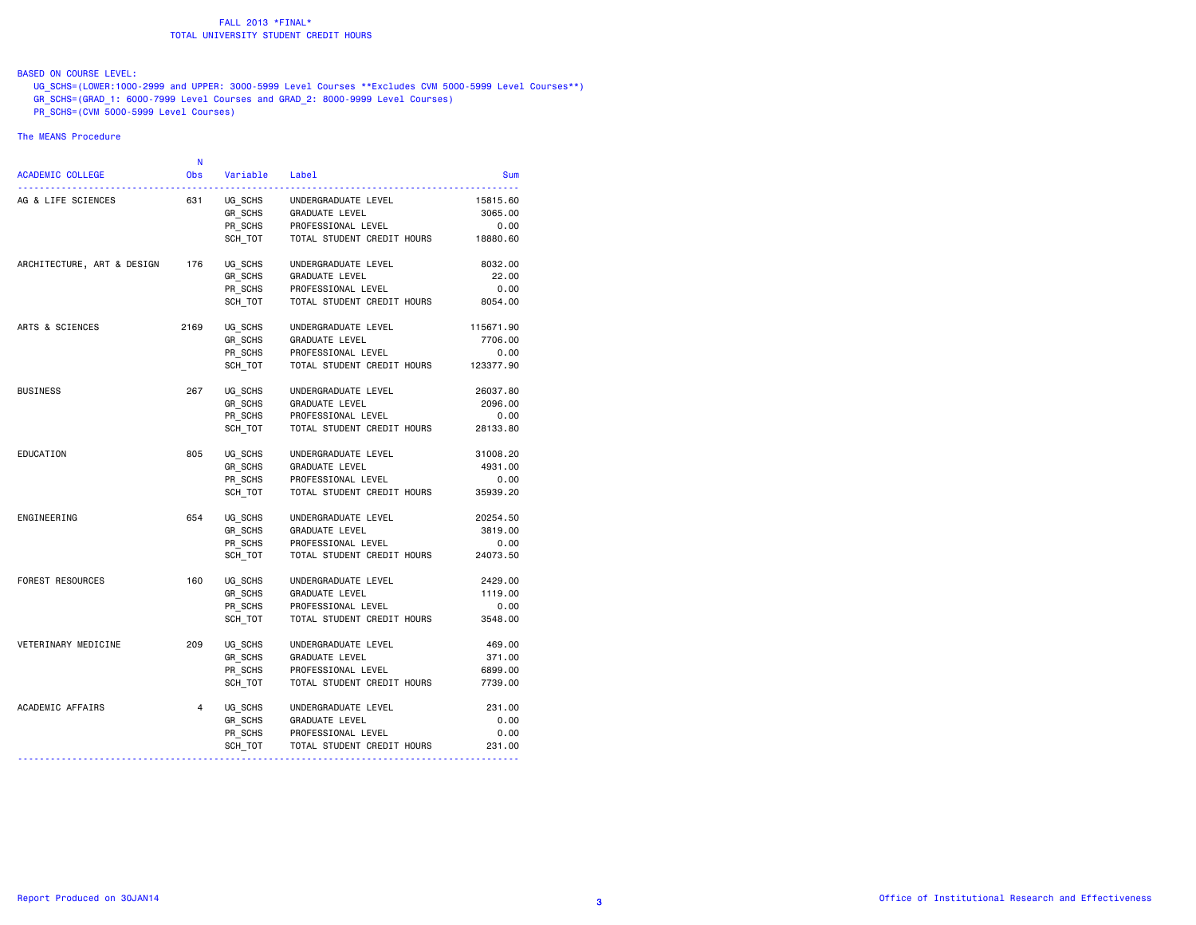# FALL 2013 *FINAL*
## TOTAL UNIVERSITY STUDENT CREDIT HOURS

BASED ON COURSE LEVEL:
- UG_SCHS=(LOWER:1000-2999 and UPPER: 3000-5999 Level Courses **Excludes CVM 5000-5999 Level Courses**)
- GR_SCHS=(GRAD_1: 6000-7999 Level Courses and GRAD_2: 8000-9999 Level Courses)
- PR_SCHS=(CVM 5000-5999 Level Courses)

The MEANS Procedure

| ACADEMIC COLLEGE | N Obs | Variable | Label | Sum |
|---|---|---|---|---|
| AG & LIFE SCIENCES | 631 | UG_SCHS | UNDERGRADUATE LEVEL | 15815.60 |
| | | GR_SCHS | GRADUATE LEVEL | 3065.00 |
| | | PR_SCHS | PROFESSIONAL LEVEL | 0.00 |
| | | SCH_TOT | TOTAL STUDENT CREDIT HOURS | 18880.60 |
| ARCHITECTURE, ART & DESIGN | 176 | UG_SCHS | UNDERGRADUATE LEVEL | 8032.00 |
| | | GR_SCHS | GRADUATE LEVEL | 22.00 |
| | | PR_SCHS | PROFESSIONAL LEVEL | 0.00 |
| | | SCH_TOT | TOTAL STUDENT CREDIT HOURS | 8054.00 |
| ARTS & SCIENCES | 2169 | UG_SCHS | UNDERGRADUATE LEVEL | 115671.90 |
| | | GR_SCHS | GRADUATE LEVEL | 7706.00 |
| | | PR_SCHS | PROFESSIONAL LEVEL | 0.00 |
| | | SCH_TOT | TOTAL STUDENT CREDIT HOURS | 123377.90 |
| BUSINESS | 267 | UG_SCHS | UNDERGRADUATE LEVEL | 26037.80 |
| | | GR_SCHS | GRADUATE LEVEL | 2096.00 |
| | | PR_SCHS | PROFESSIONAL LEVEL | 0.00 |
| | | SCH_TOT | TOTAL STUDENT CREDIT HOURS | 28133.80 |
| EDUCATION | 805 | UG_SCHS | UNDERGRADUATE LEVEL | 31008.20 |
| | | GR_SCHS | GRADUATE LEVEL | 4931.00 |
| | | PR_SCHS | PROFESSIONAL LEVEL | 0.00 |
| | | SCH_TOT | TOTAL STUDENT CREDIT HOURS | 35939.20 |
| ENGINEERING | 654 | UG_SCHS | UNDERGRADUATE LEVEL | 20254.50 |
| | | GR_SCHS | GRADUATE LEVEL | 3819.00 |
| | | PR_SCHS | PROFESSIONAL LEVEL | 0.00 |
| | | SCH_TOT | TOTAL STUDENT CREDIT HOURS | 24073.50 |
| FOREST RESOURCES | 160 | UG_SCHS | UNDERGRADUATE LEVEL | 2429.00 |
| | | GR_SCHS | GRADUATE LEVEL | 1119.00 |
| | | PR_SCHS | PROFESSIONAL LEVEL | 0.00 |
| | | SCH_TOT | TOTAL STUDENT CREDIT HOURS | 3548.00 |
| VETERINARY MEDICINE | 209 | UG_SCHS | UNDERGRADUATE LEVEL | 469.00 |
| | | GR_SCHS | GRADUATE LEVEL | 371.00 |
| | | PR_SCHS | PROFESSIONAL LEVEL | 6899.00 |
| | | SCH_TOT | TOTAL STUDENT CREDIT HOURS | 7739.00 |
| ACADEMIC AFFAIRS | 4 | UG_SCHS | UNDERGRADUATE LEVEL | 231.00 |
| | | GR_SCHS | GRADUATE LEVEL | 0.00 |
| | | PR_SCHS | PROFESSIONAL LEVEL | 0.00 |
| | | SCH_TOT | TOTAL STUDENT CREDIT HOURS | 231.00 |

Report Produced on 30JAN14

Office of Institutional Research and Effectiveness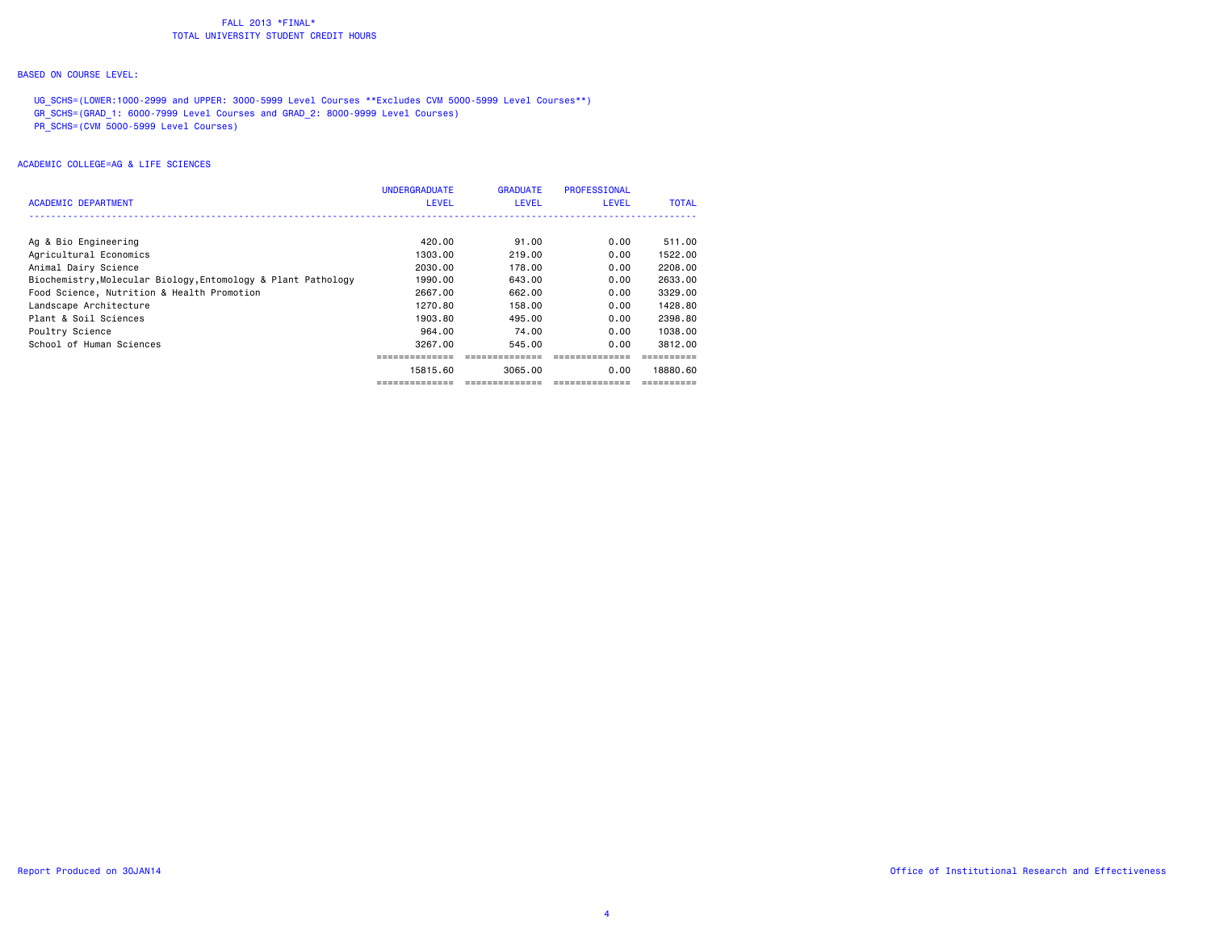FALL 2013 *FINAL*
TOTAL UNIVERSITY STUDENT CREDIT HOURS

BASED ON COURSE LEVEL:

UG_SCHS=(LOWER:1000-2999 and UPPER: 3000-5999 Level Courses **Excludes CVM 5000-5999 Level Courses**)
GR_SCHS=(GRAD_1: 6000-7999 Level Courses and GRAD_2: 8000-9999 Level Courses)
PR_SCHS=(CVM 5000-5999 Level Courses)

ACADEMIC COLLEGE=AG & LIFE SCIENCES

| ACADEMIC DEPARTMENT | UNDERGRADUATE LEVEL | GRADUATE LEVEL | PROFESSIONAL LEVEL | TOTAL |
|---|---|---|---|---|
| Ag & Bio Engineering | 420.00 | 91.00 | 0.00 | 511.00 |
| Agricultural Economics | 1303.00 | 219.00 | 0.00 | 1522.00 |
| Animal Dairy Science | 2030.00 | 178.00 | 0.00 | 2208.00 |
| Biochemistry,Molecular Biology,Entomology & Plant Pathology | 1990.00 | 643.00 | 0.00 | 2633.00 |
| Food Science, Nutrition & Health Promotion | 2667.00 | 662.00 | 0.00 | 3329.00 |
| Landscape Architecture | 1270.80 | 158.00 | 0.00 | 1428.80 |
| Plant & Soil Sciences | 1903.80 | 495.00 | 0.00 | 2398.80 |
| Poultry Science | 964.00 | 74.00 | 0.00 | 1038.00 |
| School of Human Sciences | 3267.00 | 545.00 | 0.00 | 3812.00 |
| | 15815.60 | 3065.00 | 0.00 | 18880.60 |

Report Produced on 30JAN14

Office of Institutional Research and Effectiveness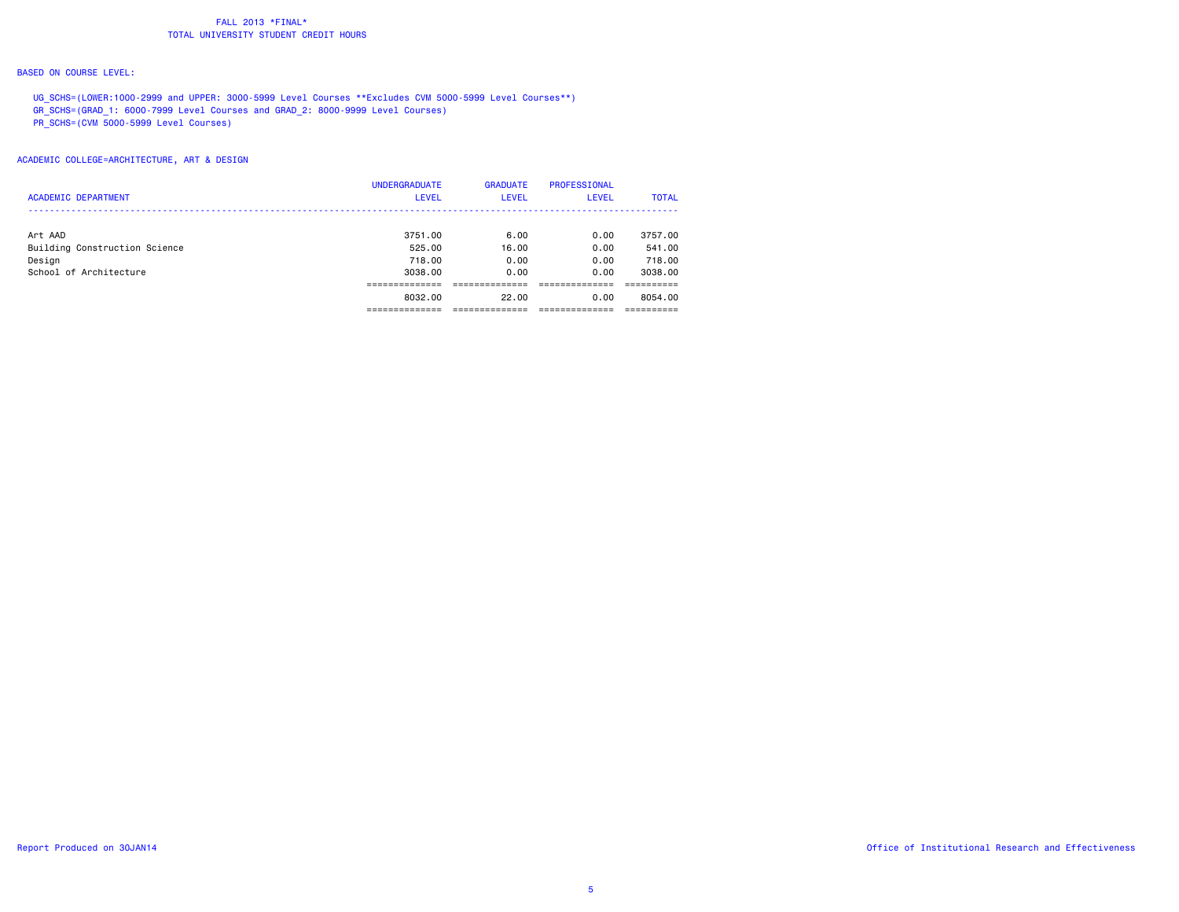FALL 2013 *FINAL*
TOTAL UNIVERSITY STUDENT CREDIT HOURS

BASED ON COURSE LEVEL:

UG_SCHS=(LOWER:1000-2999 and UPPER: 3000-5999 Level Courses **Excludes CVM 5000-5999 Level Courses**)
GR_SCHS=(GRAD_1: 6000-7999 Level Courses and GRAD_2: 8000-9999 Level Courses)
PR_SCHS=(CVM 5000-5999 Level Courses)

ACADEMIC COLLEGE=ARCHITECTURE, ART & DESIGN

| ACADEMIC DEPARTMENT | UNDERGRADUATE LEVEL | GRADUATE LEVEL | PROFESSIONAL LEVEL | TOTAL |
|---|---|---|---|---|
| Art AAD | 3751.00 | 6.00 | 0.00 | 3757.00 |
| Building Construction Science | 525.00 | 16.00 | 0.00 | 541.00 |
| Design | 718.00 | 0.00 | 0.00 | 718.00 |
| School of Architecture | 3038.00 | 0.00 | 0.00 | 3038.00 |
| | 8032.00 | 22.00 | 0.00 | 8054.00 |

Report Produced on 30JAN14

Office of Institutional Research and Effectiveness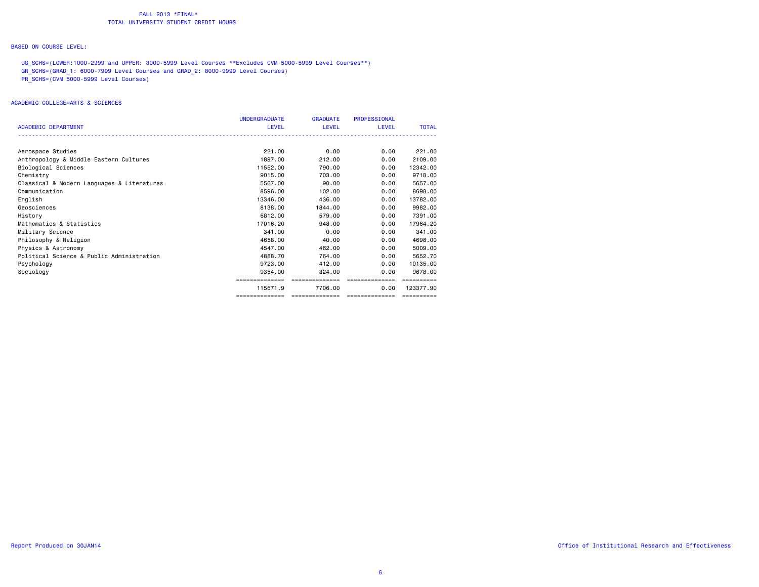FALL 2013 *FINAL*
TOTAL UNIVERSITY STUDENT CREDIT HOURS

BASED ON COURSE LEVEL:

UG_SCHS=(LOWER:1000-2999 and UPPER: 3000-5999 Level Courses **Excludes CVM 5000-5999 Level Courses**)
GR_SCHS=(GRAD_1: 6000-7999 Level Courses and GRAD_2: 8000-9999 Level Courses)
PR_SCHS=(CVM 5000-5999 Level Courses)

ACADEMIC COLLEGE=ARTS & SCIENCES

| ACADEMIC DEPARTMENT | UNDERGRADUATE LEVEL | GRADUATE LEVEL | PROFESSIONAL LEVEL | TOTAL |
|---|---|---|---|---|
| Aerospace Studies | 221.00 | 0.00 | 0.00 | 221.00 |
| Anthropology & Middle Eastern Cultures | 1897.00 | 212.00 | 0.00 | 2109.00 |
| Biological Sciences | 11552.00 | 790.00 | 0.00 | 12342.00 |
| Chemistry | 9015.00 | 703.00 | 0.00 | 9718.00 |
| Classical & Modern Languages & Literatures | 5567.00 | 90.00 | 0.00 | 5657.00 |
| Communication | 8596.00 | 102.00 | 0.00 | 8698.00 |
| English | 13346.00 | 436.00 | 0.00 | 13782.00 |
| Geosciences | 8138.00 | 1844.00 | 0.00 | 9982.00 |
| History | 6812.00 | 579.00 | 0.00 | 7391.00 |
| Mathematics & Statistics | 17016.20 | 948.00 | 0.00 | 17964.20 |
| Military Science | 341.00 | 0.00 | 0.00 | 341.00 |
| Philosophy & Religion | 4658.00 | 40.00 | 0.00 | 4698.00 |
| Physics & Astronomy | 4547.00 | 462.00 | 0.00 | 5009.00 |
| Political Science & Public Administration | 4888.70 | 764.00 | 0.00 | 5652.70 |
| Psychology | 9723.00 | 412.00 | 0.00 | 10135.00 |
| Sociology | 9354.00 | 324.00 | 0.00 | 9678.00 |
| | 115671.9 | 7706.00 | 0.00 | 123377.90 |

Report Produced on 30JAN14

Office of Institutional Research and Effectiveness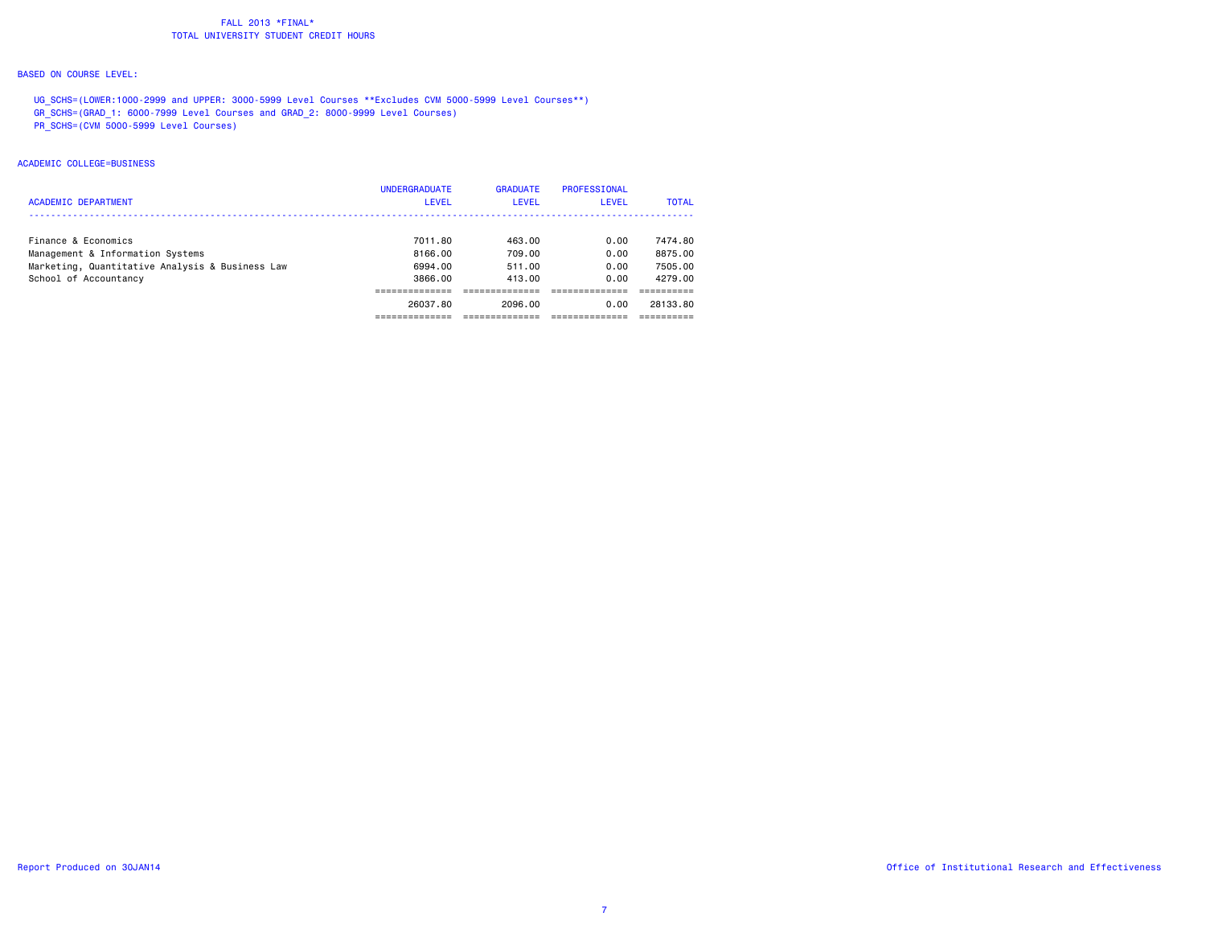FALL 2013 *FINAL*
TOTAL UNIVERSITY STUDENT CREDIT HOURS

BASED ON COURSE LEVEL:

UG_SCHS=(LOWER:1000-2999 and UPPER: 3000-5999 Level Courses **Excludes CVM 5000-5999 Level Courses**)
GR_SCHS=(GRAD_1: 6000-7999 Level Courses and GRAD_2: 8000-9999 Level Courses)
PR_SCHS=(CVM 5000-5999 Level Courses)

ACADEMIC COLLEGE=BUSINESS

| ACADEMIC DEPARTMENT | UNDERGRADUATE LEVEL | GRADUATE LEVEL | PROFESSIONAL LEVEL | TOTAL |
|---|---|---|---|---|
| Finance & Economics | 7011.80 | 463.00 | 0.00 | 7474.80 |
| Management & Information Systems | 8166.00 | 709.00 | 0.00 | 8875.00 |
| Marketing, Quantitative Analysis & Business Law | 6994.00 | 511.00 | 0.00 | 7505.00 |
| School of Accountancy | 3866.00 | 413.00 | 0.00 | 4279.00 |
| | 26037.80 | 2096.00 | 0.00 | 28133.80 |

Report Produced on 30JAN14

Office of Institutional Research and Effectiveness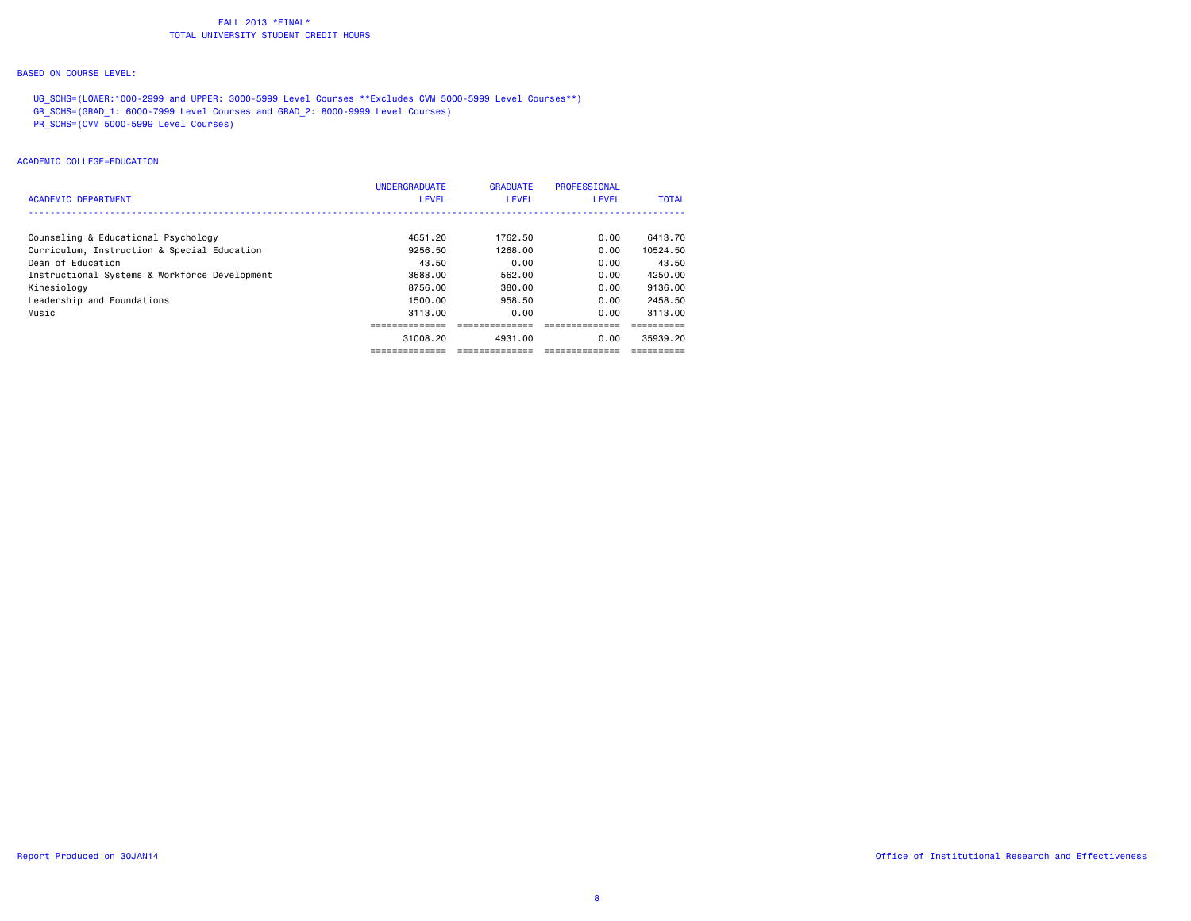FALL 2013 *FINAL*
TOTAL UNIVERSITY STUDENT CREDIT HOURS

BASED ON COURSE LEVEL:

UG_SCHS=(LOWER:1000-2999 and UPPER: 3000-5999 Level Courses **Excludes CVM 5000-5999 Level Courses**)
GR_SCHS=(GRAD_1: 6000-7999 Level Courses and GRAD_2: 8000-9999 Level Courses)
PR_SCHS=(CVM 5000-5999 Level Courses)

ACADEMIC COLLEGE=EDUCATION

| ACADEMIC DEPARTMENT | UNDERGRADUATE LEVEL | GRADUATE LEVEL | PROFESSIONAL LEVEL | TOTAL |
|---|---|---|---|---|
| Counseling & Educational Psychology | 4651.20 | 1762.50 | 0.00 | 6413.70 |
| Curriculum, Instruction & Special Education | 9256.50 | 1268.00 | 0.00 | 10524.50 |
| Dean of Education | 43.50 | 0.00 | 0.00 | 43.50 |
| Instructional Systems & Workforce Development | 3688.00 | 562.00 | 0.00 | 4250.00 |
| Kinesiology | 8756.00 | 380.00 | 0.00 | 9136.00 |
| Leadership and Foundations | 1500.00 | 958.50 | 0.00 | 2458.50 |
| Music | 3113.00 | 0.00 | 0.00 | 3113.00 |
| | 31008.20 | 4931.00 | 0.00 | 35939.20 |

Report Produced on 30JAN14

Office of Institutional Research and Effectiveness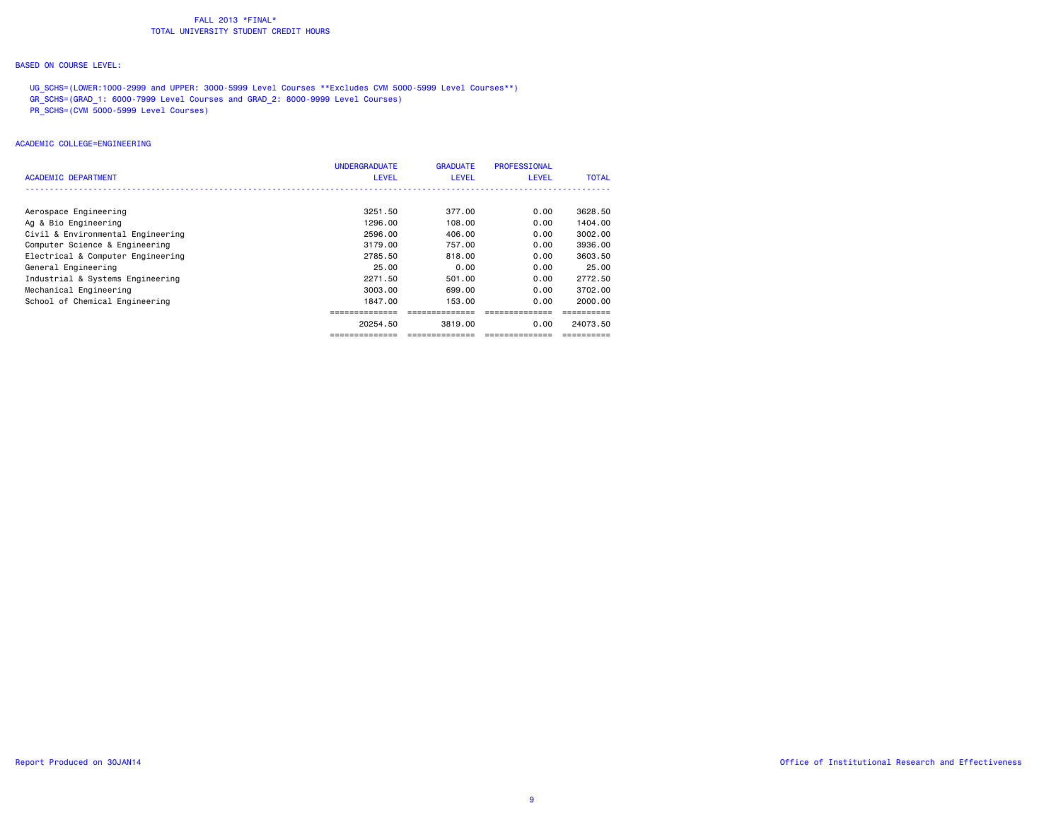FALL 2013 *FINAL*
TOTAL UNIVERSITY STUDENT CREDIT HOURS

BASED ON COURSE LEVEL:

UG_SCHS=(LOWER:1000-2999 and UPPER: 3000-5999 Level Courses **Excludes CVM 5000-5999 Level Courses**)
GR_SCHS=(GRAD_1: 6000-7999 Level Courses and GRAD_2: 8000-9999 Level Courses)
PR_SCHS=(CVM 5000-5999 Level Courses)

ACADEMIC COLLEGE=ENGINEERING

| ACADEMIC DEPARTMENT | UNDERGRADUATE LEVEL | GRADUATE LEVEL | PROFESSIONAL LEVEL | TOTAL |
|---|---|---|---|---|
| Aerospace Engineering | 3251.50 | 377.00 | 0.00 | 3628.50 |
| Ag & Bio Engineering | 1296.00 | 108.00 | 0.00 | 1404.00 |
| Civil & Environmental Engineering | 2596.00 | 406.00 | 0.00 | 3002.00 |
| Computer Science & Engineering | 3179.00 | 757.00 | 0.00 | 3936.00 |
| Electrical & Computer Engineering | 2785.50 | 818.00 | 0.00 | 3603.50 |
| General Engineering | 25.00 | 0.00 | 0.00 | 25.00 |
| Industrial & Systems Engineering | 2271.50 | 501.00 | 0.00 | 2772.50 |
| Mechanical Engineering | 3003.00 | 699.00 | 0.00 | 3702.00 |
| School of Chemical Engineering | 1847.00 | 153.00 | 0.00 | 2000.00 |
| | 20254.50 | 3819.00 | 0.00 | 24073.50 |

Report Produced on 30JAN14

Office of Institutional Research and Effectiveness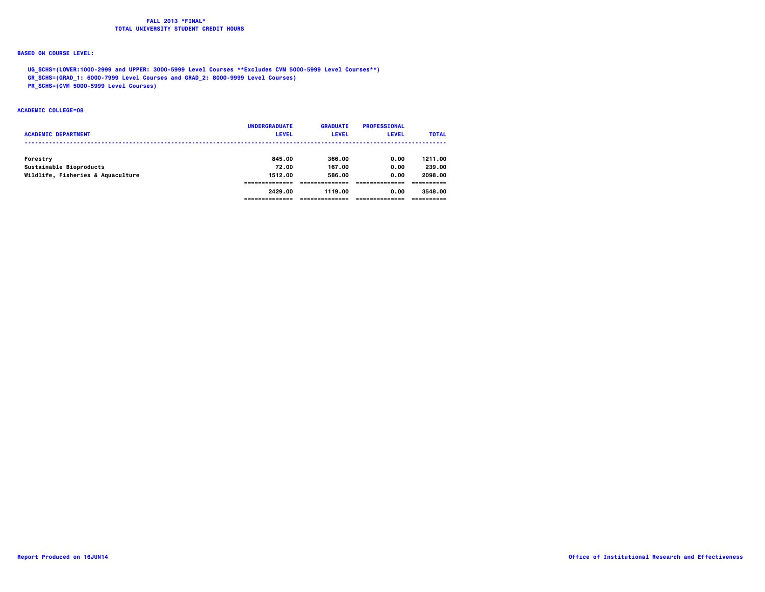**FALL 2013 *FINAL***
**TOTAL UNIVERSITY STUDENT CREDIT HOURS**

**BASED ON COURSE LEVEL:**

**UG_SCHS=(LOWER:1000-2999 and UPPER: 3000-5999 Level Courses **Excludes CVM 5000-5999 Level Courses**)**
**GR_SCHS=(GRAD_1: 6000-7999 Level Courses and GRAD_2: 8000-9999 Level Courses)**
**PR_SCHS=(CVM 5000-5999 Level Courses)**

**ACADEMIC COLLEGE=08**

| ACADEMIC DEPARTMENT | UNDERGRADUATE LEVEL | GRADUATE LEVEL | PROFESSIONAL LEVEL | TOTAL |
|---|---|---|---|---|
| Forestry | 845.00 | 366.00 | 0.00 | 1211.00 |
| Sustainable Bioproducts | 72.00 | 167.00 | 0.00 | 239.00 |
| Wildlife, Fisheries & Aquaculture | 1512.00 | 586.00 | 0.00 | 2098.00 |
| | 2429.00 | 1119.00 | 0.00 | 3548.00 |

Report Produced on 16JUN14

Office of Institutional Research and Effectiveness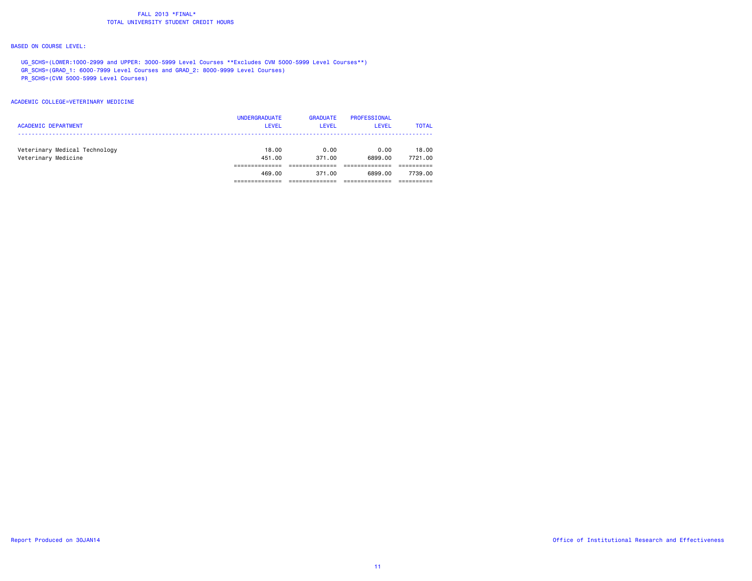FALL 2013 *FINAL*
TOTAL UNIVERSITY STUDENT CREDIT HOURS

BASED ON COURSE LEVEL:

UG_SCHS=(LOWER:1000-2999 and UPPER: 3000-5999 Level Courses **Excludes CVM 5000-5999 Level Courses**)
GR_SCHS=(GRAD_1: 6000-7999 Level Courses and GRAD_2: 8000-9999 Level Courses)
PR_SCHS=(CVM 5000-5999 Level Courses)

ACADEMIC COLLEGE=VETERINARY MEDICINE

| ACADEMIC DEPARTMENT | UNDERGRADUATE LEVEL | GRADUATE LEVEL | PROFESSIONAL LEVEL | TOTAL |
|---|---|---|---|---|
| Veterinary Medical Technology | 18.00 | 0.00 | 0.00 | 18.00 |
| Veterinary Medicine | 451.00 | 371.00 | 6899.00 | 7721.00 |
| | 469.00 | 371.00 | 6899.00 | 7739.00 |

Report Produced on 30JAN14

Office of Institutional Research and Effectiveness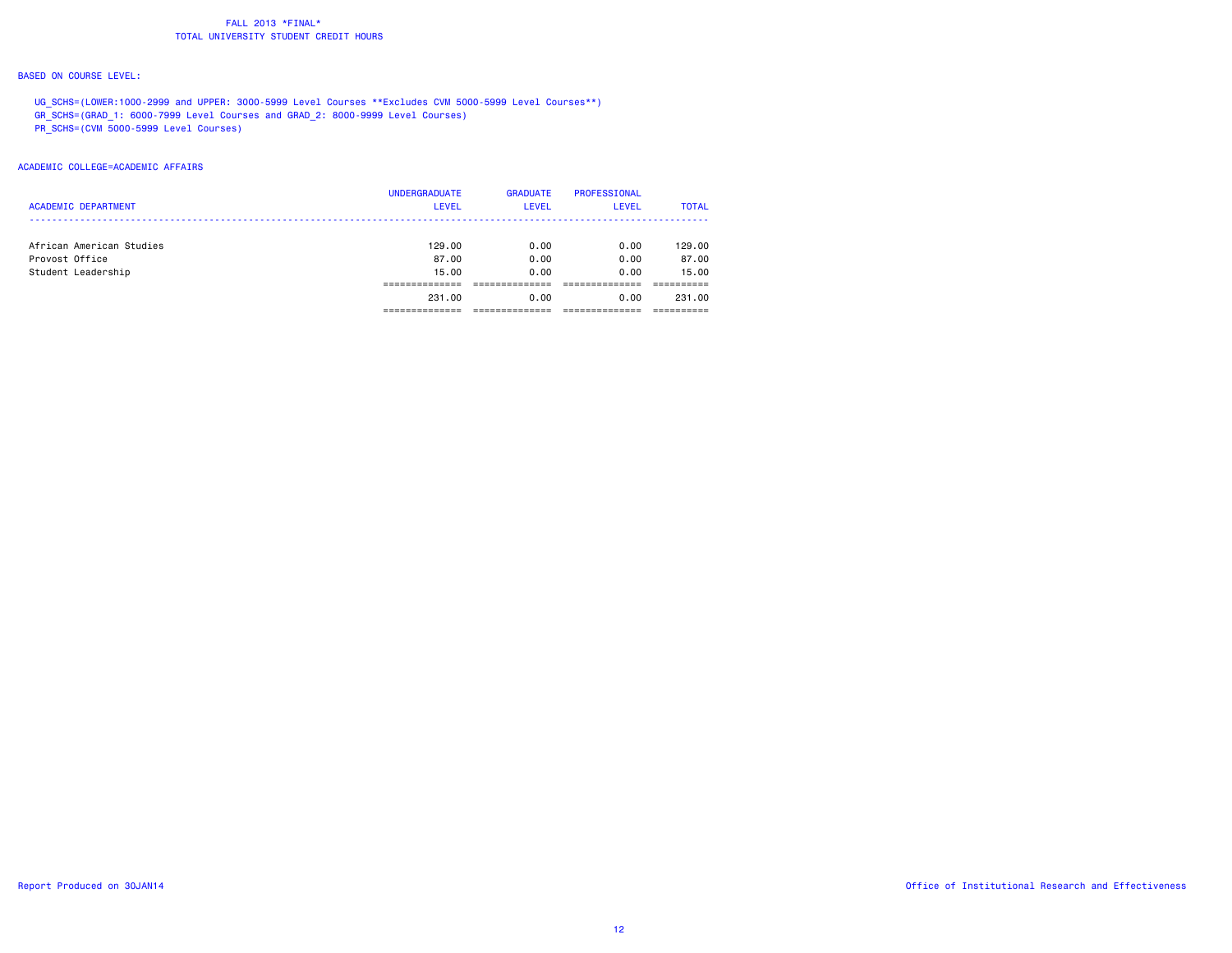FALL 2013 *FINAL*
TOTAL UNIVERSITY STUDENT CREDIT HOURS

BASED ON COURSE LEVEL:

UG_SCHS=(LOWER:1000-2999 and UPPER: 3000-5999 Level Courses **Excludes CVM 5000-5999 Level Courses**)
GR_SCHS=(GRAD_1: 6000-7999 Level Courses and GRAD_2: 8000-9999 Level Courses)
PR_SCHS=(CVM 5000-5999 Level Courses)

ACADEMIC COLLEGE=ACADEMIC AFFAIRS

| ACADEMIC DEPARTMENT | UNDERGRADUATE LEVEL | GRADUATE LEVEL | PROFESSIONAL LEVEL | TOTAL |
|---|---|---|---|---|
| African American Studies | 129.00 | 0.00 | 0.00 | 129.00 |
| Provost Office | 87.00 | 0.00 | 0.00 | 87.00 |
| Student Leadership | 15.00 | 0.00 | 0.00 | 15.00 |
| | 231.00 | 0.00 | 0.00 | 231.00 |

Report Produced on 30JAN14

Office of Institutional Research and Effectiveness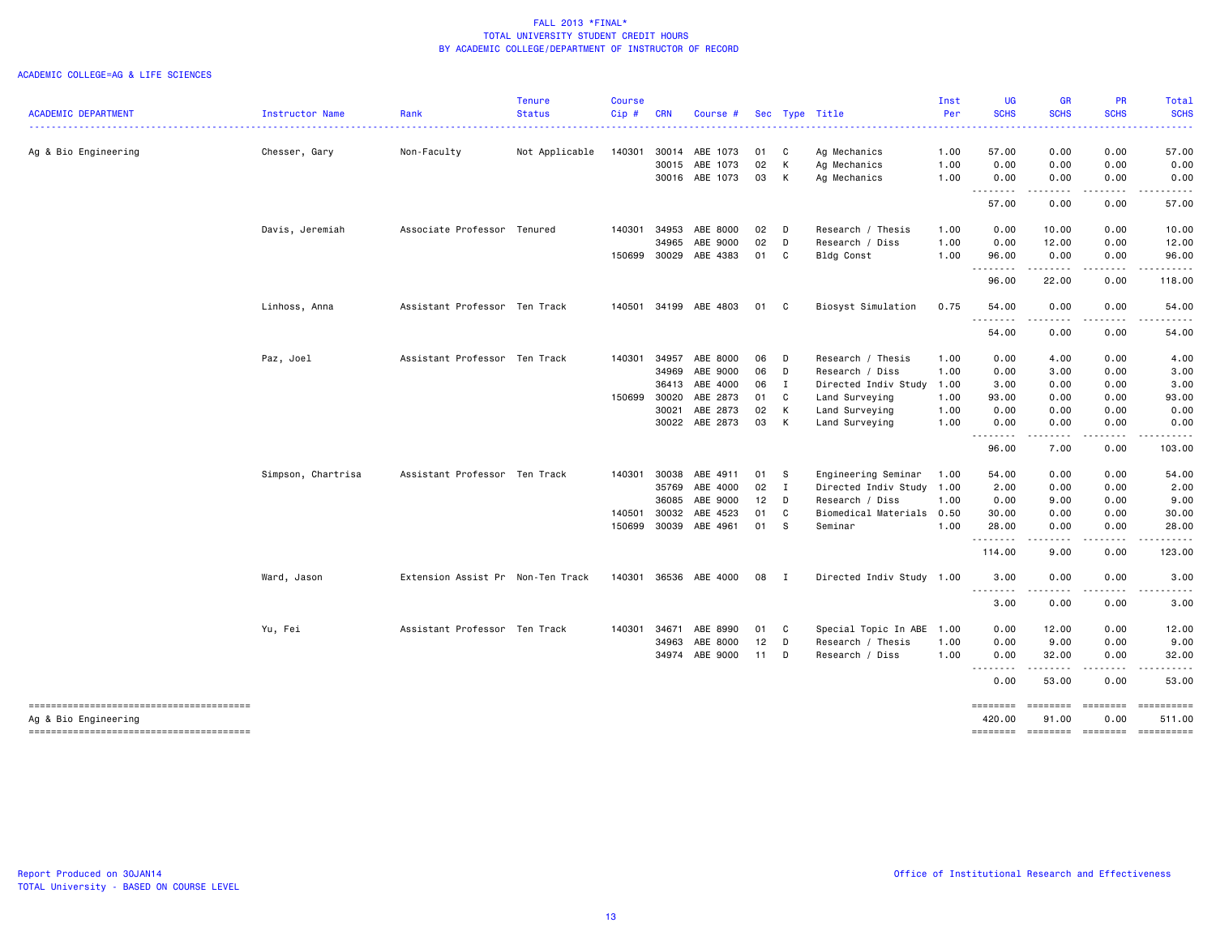FALL 2013 *FINAL*
TOTAL UNIVERSITY STUDENT CREDIT HOURS
BY ACADEMIC COLLEGE/DEPARTMENT OF INSTRUCTOR OF RECORD

ACADEMIC COLLEGE=AG & LIFE SCIENCES

| ACADEMIC DEPARTMENT | Instructor Name | Rank | Tenure Status | Course Cip # | CRN | Course # | Sec | Type | Title | Inst Per | UG SCHS | GR SCHS | PR SCHS | Total SCHS |
|---|---|---|---|---|---|---|---|---|---|---|---|---|---|---|
| Ag & Bio Engineering | Chesser, Gary | Non-Faculty | Not Applicable | 140301 | 30014 | ABE 1073 | 01 | C | Ag Mechanics | 1.00 | 57.00 | 0.00 | 0.00 | 57.00 |
| | | | | | 30015 | ABE 1073 | 02 | K | Ag Mechanics | 1.00 | 0.00 | 0.00 | 0.00 | 0.00 |
| | | | | | 30016 | ABE 1073 | 03 | K | Ag Mechanics | 1.00 | 0.00 | 0.00 | 0.00 | 0.00 |
| | | | | | | | | | | | 57.00 | 0.00 | 0.00 | 57.00 |
| | Davis, Jeremiah | Associate Professor | Tenured | 140301 | 34953 | ABE 8000 | 02 | D | Research / Thesis | 1.00 | 0.00 | 10.00 | 0.00 | 10.00 |
| | | | | | 34965 | ABE 9000 | 02 | D | Research / Diss | 1.00 | 0.00 | 12.00 | 0.00 | 12.00 |
| | | | | 150699 | 30029 | ABE 4383 | 01 | C | Bldg Const | 1.00 | 96.00 | 0.00 | 0.00 | 96.00 |
| | | | | | | | | | | | 96.00 | 22.00 | 0.00 | 118.00 |
| | Linhoss, Anna | Assistant Professor | Ten Track | 140501 | 34199 | ABE 4803 | 01 | C | Biosyst Simulation | 0.75 | 54.00 | 0.00 | 0.00 | 54.00 |
| | | | | | | | | | | | 54.00 | 0.00 | 0.00 | 54.00 |
| | Paz, Joel | Assistant Professor | Ten Track | 140301 | 34957 | ABE 8000 | 06 | D | Research / Thesis | 1.00 | 0.00 | 4.00 | 0.00 | 4.00 |
| | | | | | 34969 | ABE 9000 | 06 | D | Research / Diss | 1.00 | 0.00 | 3.00 | 0.00 | 3.00 |
| | | | | | 36413 | ABE 4000 | 06 | I | Directed Indiv Study | 1.00 | 3.00 | 0.00 | 0.00 | 3.00 |
| | | | | 150699 | 30020 | ABE 2873 | 01 | C | Land Surveying | 1.00 | 93.00 | 0.00 | 0.00 | 93.00 |
| | | | | | 30021 | ABE 2873 | 02 | K | Land Surveying | 1.00 | 0.00 | 0.00 | 0.00 | 0.00 |
| | | | | | 30022 | ABE 2873 | 03 | K | Land Surveying | 1.00 | 0.00 | 0.00 | 0.00 | 0.00 |
| | | | | | | | | | | | 96.00 | 7.00 | 0.00 | 103.00 |
| | Simpson, Chartrisa | Assistant Professor | Ten Track | 140301 | 30038 | ABE 4911 | 01 | S | Engineering Seminar | 1.00 | 54.00 | 0.00 | 0.00 | 54.00 |
| | | | | | 35769 | ABE 4000 | 02 | I | Directed Indiv Study | 1.00 | 2.00 | 0.00 | 0.00 | 2.00 |
| | | | | | 36085 | ABE 9000 | 12 | D | Research / Diss | 1.00 | 0.00 | 9.00 | 0.00 | 9.00 |
| | | | | 140501 | 30032 | ABE 4523 | 01 | C | Biomedical Materials | 0.50 | 30.00 | 0.00 | 0.00 | 30.00 |
| | | | | 150699 | 30039 | ABE 4961 | 01 | S | Seminar | 1.00 | 28.00 | 0.00 | 0.00 | 28.00 |
| | | | | | | | | | | | 114.00 | 9.00 | 0.00 | 123.00 |
| | Ward, Jason | Extension Assist Pr | Non-Ten Track | 140301 | 36536 | ABE 4000 | 08 | I | Directed Indiv Study | 1.00 | 3.00 | 0.00 | 0.00 | 3.00 |
| | | | | | | | | | | | 3.00 | 0.00 | 0.00 | 3.00 |
| | Yu, Fei | Assistant Professor | Ten Track | 140301 | 34671 | ABE 8990 | 01 | C | Special Topic In ABE | 1.00 | 0.00 | 12.00 | 0.00 | 12.00 |
| | | | | | 34963 | ABE 8000 | 12 | D | Research / Thesis | 1.00 | 0.00 | 9.00 | 0.00 | 9.00 |
| | | | | | 34974 | ABE 9000 | 11 | D | Research / Diss | 1.00 | 0.00 | 32.00 | 0.00 | 32.00 |
| | | | | | | | | | | | 0.00 | 53.00 | 0.00 | 53.00 |
| Ag & Bio Engineering | | | | | | | | | | | 420.00 | 91.00 | 0.00 | 511.00 |

Report Produced on 30JAN14
TOTAL University - BASED ON COURSE LEVEL

Office of Institutional Research and Effectiveness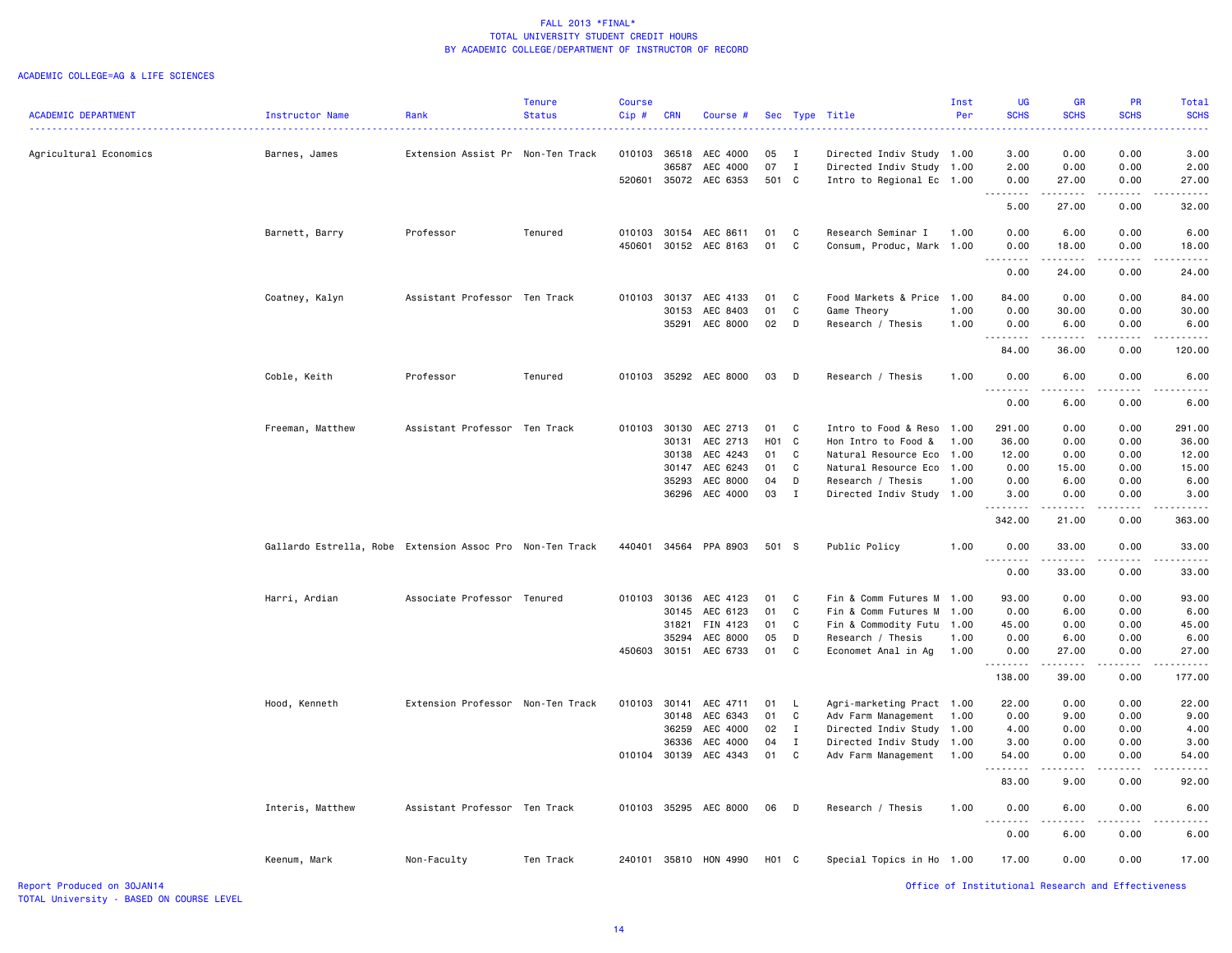# FALL 2013 *FINAL*
## TOTAL UNIVERSITY STUDENT CREDIT HOURS
## BY ACADEMIC COLLEGE/DEPARTMENT OF INSTRUCTOR OF RECORD

ACADEMIC COLLEGE=AG & LIFE SCIENCES

| ACADEMIC DEPARTMENT | Instructor Name | Rank | Tenure Status | Course Cip # | CRN | Course # | Sec | Type | Title | Inst Per | UG SCHS | GR SCHS | PR SCHS | Total SCHS |
|---|---|---|---|---|---|---|---|---|---|---|---|---|---|---|
| Agricultural Economics | Barnes, James | Extension Assist Pr | Non-Ten Track | 010103 | 36518 | AEC 4000 | 05 | I | Directed Indiv Study | 1.00 | 3.00 | 0.00 | 0.00 | 3.00 |
| | | | | | 36587 | AEC 4000 | 07 | I | Directed Indiv Study | 1.00 | 2.00 | 0.00 | 0.00 | 2.00 |
| | | | | 520601 | 35072 | AEC 6353 | 501 | C | Intro to Regional Ec | 1.00 | 0.00 | 27.00 | 0.00 | 27.00 |
| | | | | | | | | | | | 5.00 | 27.00 | 0.00 | 32.00 |
| | Barnett, Barry | Professor | Tenured | 010103 | 30154 | AEC 8611 | 01 | C | Research Seminar I | 1.00 | 0.00 | 6.00 | 0.00 | 6.00 |
| | | | | 450601 | 30152 | AEC 8163 | 01 | C | Consum, Produc, Mark | 1.00 | 0.00 | 18.00 | 0.00 | 18.00 |
| | | | | | | | | | | | 0.00 | 24.00 | 0.00 | 24.00 |
| | Coatney, Kalyn | Assistant Professor | Ten Track | 010103 | 30137 | AEC 4133 | 01 | C | Food Markets & Price | 1.00 | 84.00 | 0.00 | 0.00 | 84.00 |
| | | | | | 30153 | AEC 8403 | 01 | C | Game Theory | 1.00 | 0.00 | 30.00 | 0.00 | 30.00 |
| | | | | | 35291 | AEC 8000 | 02 | D | Research / Thesis | 1.00 | 0.00 | 6.00 | 0.00 | 6.00 |
| | | | | | | | | | | | 84.00 | 36.00 | 0.00 | 120.00 |
| | Coble, Keith | Professor | Tenured | 010103 | 35292 | AEC 8000 | 03 | D | Research / Thesis | 1.00 | 0.00 | 6.00 | 0.00 | 6.00 |
| | | | | | | | | | | | 0.00 | 6.00 | 0.00 | 6.00 |
| | Freeman, Matthew | Assistant Professor | Ten Track | 010103 | 30130 | AEC 2713 | 01 | C | Intro to Food & Reso | 1.00 | 291.00 | 0.00 | 0.00 | 291.00 |
| | | | | | 30131 | AEC 2713 | H01 | C | Hon Intro to Food & | 1.00 | 36.00 | 0.00 | 0.00 | 36.00 |
| | | | | | 30138 | AEC 4243 | 01 | C | Natural Resource Eco | 1.00 | 12.00 | 0.00 | 0.00 | 12.00 |
| | | | | | 30147 | AEC 6243 | 01 | C | Natural Resource Eco | 1.00 | 0.00 | 15.00 | 0.00 | 15.00 |
| | | | | | 35293 | AEC 8000 | 04 | D | Research / Thesis | 1.00 | 0.00 | 6.00 | 0.00 | 6.00 |
| | | | | | 36296 | AEC 4000 | 03 | I | Directed Indiv Study | 1.00 | 3.00 | 0.00 | 0.00 | 3.00 |
| | | | | | | | | | | | 342.00 | 21.00 | 0.00 | 363.00 |
| | Gallardo Estrella, Robe | Extension Assoc Pro | Non-Ten Track | 440401 | 34564 | PPA 8903 | 501 | S | Public Policy | 1.00 | 0.00 | 33.00 | 0.00 | 33.00 |
| | | | | | | | | | | | 0.00 | 33.00 | 0.00 | 33.00 |
| | Harri, Ardian | Associate Professor | Tenured | 010103 | 30136 | AEC 4123 | 01 | C | Fin & Comm Futures M | 1.00 | 93.00 | 0.00 | 0.00 | 93.00 |
| | | | | | 30145 | AEC 6123 | 01 | C | Fin & Comm Futures M | 1.00 | 0.00 | 6.00 | 0.00 | 6.00 |
| | | | | | 31821 | FIN 4123 | 01 | C | Fin & Commodity Futu | 1.00 | 45.00 | 0.00 | 0.00 | 45.00 |
| | | | | | 35294 | AEC 8000 | 05 | D | Research / Thesis | 1.00 | 0.00 | 6.00 | 0.00 | 6.00 |
| | | | | 450603 | 30151 | AEC 6733 | 01 | C | Economet Anal in Ag | 1.00 | 0.00 | 27.00 | 0.00 | 27.00 |
| | | | | | | | | | | | 138.00 | 39.00 | 0.00 | 177.00 |
| | Hood, Kenneth | Extension Professor | Non-Ten Track | 010103 | 30141 | AEC 4711 | 01 | L | Agri-marketing Pract | 1.00 | 22.00 | 0.00 | 0.00 | 22.00 |
| | | | | | 30148 | AEC 6343 | 01 | C | Adv Farm Management | 1.00 | 0.00 | 9.00 | 0.00 | 9.00 |
| | | | | | 36259 | AEC 4000 | 02 | I | Directed Indiv Study | 1.00 | 4.00 | 0.00 | 0.00 | 4.00 |
| | | | | | 36336 | AEC 4000 | 04 | I | Directed Indiv Study | 1.00 | 3.00 | 0.00 | 0.00 | 3.00 |
| | | | | 010104 | 30139 | AEC 4343 | 01 | C | Adv Farm Management | 1.00 | 54.00 | 0.00 | 0.00 | 54.00 |
| | | | | | | | | | | | 83.00 | 9.00 | 0.00 | 92.00 |
| | Interis, Matthew | Assistant Professor | Ten Track | 010103 | 35295 | AEC 8000 | 06 | D | Research / Thesis | 1.00 | 0.00 | 6.00 | 0.00 | 6.00 |
| | | | | | | | | | | | 0.00 | 6.00 | 0.00 | 6.00 |
| | Keenum, Mark | Non-Faculty | Ten Track | 240101 | 35810 | HON 4990 | H01 | C | Special Topics in Ho | 1.00 | 17.00 | 0.00 | 0.00 | 17.00 |

Report Produced on 30JAN14
TOTAL University - BASED ON COURSE LEVEL

Office of Institutional Research and Effectiveness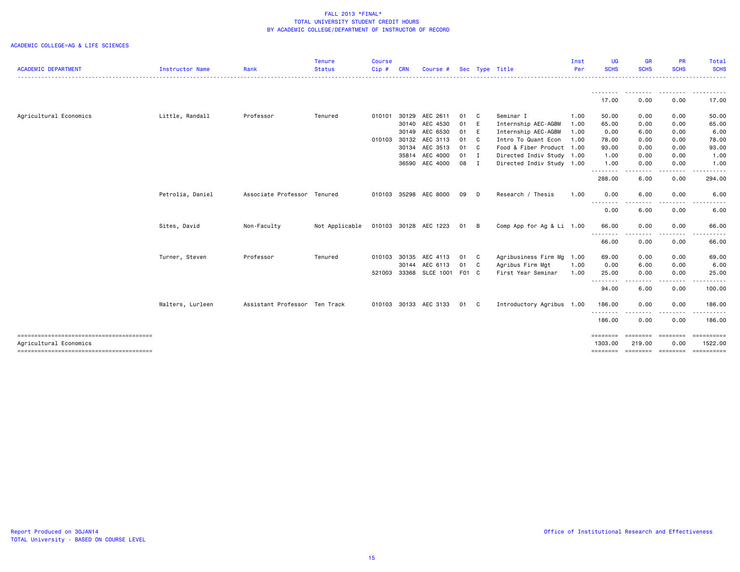FALL 2013 *FINAL*
TOTAL UNIVERSITY STUDENT CREDIT HOURS
BY ACADEMIC COLLEGE/DEPARTMENT OF INSTRUCTOR OF RECORD

ACADEMIC COLLEGE=AG & LIFE SCIENCES

| ACADEMIC DEPARTMENT | Instructor Name | Rank | Tenure Status | Course Cip # | CRN | Course # | Sec | Type | Title | Inst Per | UG SCHS | GR SCHS | PR SCHS | Total SCHS |
|---|---|---|---|---|---|---|---|---|---|---|---|---|---|---|
| | | | | | | | | | | | 17.00 | 0.00 | 0.00 | 17.00 |
| Agricultural Economics | Little, Randall | Professor | Tenured | 010101 | 30129 | AEC 2611 | 01 | C | Seminar I | 1.00 | 50.00 | 0.00 | 0.00 | 50.00 |
| | | | | | 30140 | AEC 4530 | 01 | E | Internship AEC-AGBM | 1.00 | 65.00 | 0.00 | 0.00 | 65.00 |
| | | | | | 30149 | AEC 6530 | 01 | E | Internship AEC-AGBM | 1.00 | 0.00 | 6.00 | 0.00 | 6.00 |
| | | | | 010103 | 30132 | AEC 3113 | 01 | C | Intro To Quant Econ | 1.00 | 78.00 | 0.00 | 0.00 | 78.00 |
| | | | | | 30134 | AEC 3513 | 01 | C | Food & Fiber Product | 1.00 | 93.00 | 0.00 | 0.00 | 93.00 |
| | | | | | 35814 | AEC 4000 | 01 | I | Directed Indiv Study | 1.00 | 1.00 | 0.00 | 0.00 | 1.00 |
| | | | | | 36590 | AEC 4000 | 08 | I | Directed Indiv Study | 1.00 | 1.00 | 0.00 | 0.00 | 1.00 |
| | | | | | | | | | | | 288.00 | 6.00 | 0.00 | 294.00 |
| | Petrolia, Daniel | Associate Professor | Tenured | 010103 | 35298 | AEC 8000 | 09 | D | Research / Thesis | 1.00 | 0.00 | 6.00 | 0.00 | 6.00 |
| | | | | | | | | | | | 0.00 | 6.00 | 0.00 | 6.00 |
| | Sites, David | Non-Faculty | Not Applicable | 010103 | 30128 | AEC 1223 | 01 | B | Comp App for Ag & Li | 1.00 | 66.00 | 0.00 | 0.00 | 66.00 |
| | | | | | | | | | | | 66.00 | 0.00 | 0.00 | 66.00 |
| | Turner, Steven | Professor | Tenured | 010103 | 30135 | AEC 4113 | 01 | C | Agribusiness Firm Mg | 1.00 | 69.00 | 0.00 | 0.00 | 69.00 |
| | | | | | 30144 | AEC 6113 | 01 | C | Agribus Firm Mgt | 1.00 | 0.00 | 6.00 | 0.00 | 6.00 |
| | | | | 521003 | 33368 | SLCE 1001 | F01 | C | First Year Seminar | 1.00 | 25.00 | 0.00 | 0.00 | 25.00 |
| | | | | | | | | | | | 94.00 | 6.00 | 0.00 | 100.00 |
| | Walters, Lurleen | Assistant Professor | Ten Track | 010103 | 30133 | AEC 3133 | 01 | C | Introductory Agribus | 1.00 | 186.00 | 0.00 | 0.00 | 186.00 |
| | | | | | | | | | | | 186.00 | 0.00 | 0.00 | 186.00 |
| Agricultural Economics | | | | | | | | | | | 1303.00 | 219.00 | 0.00 | 1522.00 |

Report Produced on 30JAN14
TOTAL University - BASED ON COURSE LEVEL

Office of Institutional Research and Effectiveness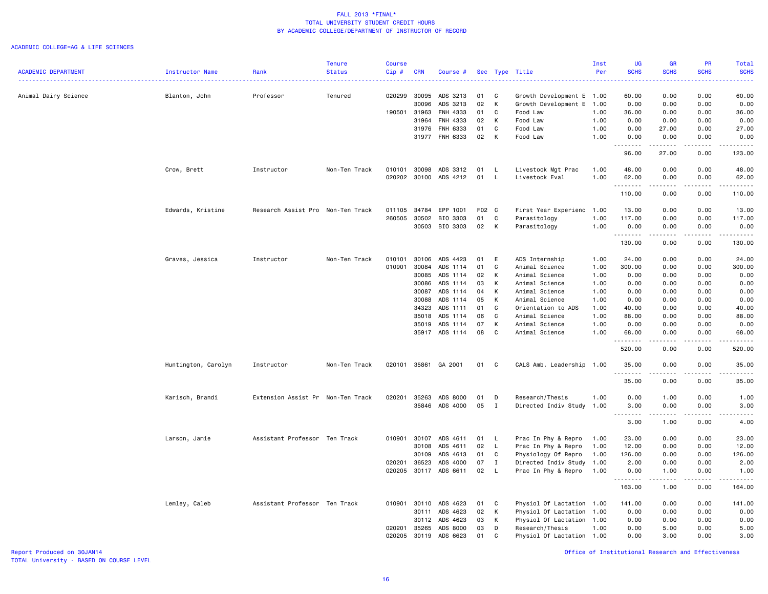# FALL 2013 *FINAL*
## TOTAL UNIVERSITY STUDENT CREDIT HOURS
## BY ACADEMIC COLLEGE/DEPARTMENT OF INSTRUCTOR OF RECORD

ACADEMIC COLLEGE=AG & LIFE SCIENCES

| ACADEMIC DEPARTMENT | Instructor Name | Rank | Tenure Status | Course Cip # | CRN | Course # | Sec | Type | Title | Inst Per | UG SCHS | GR SCHS | PR SCHS | Total SCHS |
|---|---|---|---|---|---|---|---|---|---|---|---|---|---|---|
| Animal Dairy Science | Blanton, John | Professor | Tenured | 020299 | 30095 | ADS 3213 | 01 | C | Growth Development E | 1.00 | 60.00 | 0.00 | 0.00 | 60.00 |
| | | | | | 30096 | ADS 3213 | 02 | K | Growth Development E | 1.00 | 0.00 | 0.00 | 0.00 | 0.00 |
| | | | | 190501 | 31963 | FNH 4333 | 01 | C | Food Law | 1.00 | 36.00 | 0.00 | 0.00 | 36.00 |
| | | | | | 31964 | FNH 4333 | 02 | K | Food Law | 1.00 | 0.00 | 0.00 | 0.00 | 0.00 |
| | | | | | 31976 | FNH 6333 | 01 | C | Food Law | 1.00 | 0.00 | 27.00 | 0.00 | 27.00 |
| | | | | | 31977 | FNH 6333 | 02 | K | Food Law | 1.00 | 0.00 | 0.00 | 0.00 | 0.00 |
| | | | | | | | | | | | 96.00 | 27.00 | 0.00 | 123.00 |
| | Crow, Brett | Instructor | Non-Ten Track | 010101 | 30098 | ADS 3312 | 01 | L | Livestock Mgt Prac | 1.00 | 48.00 | 0.00 | 0.00 | 48.00 |
| | | | | 020202 | 30100 | ADS 4212 | 01 | L | Livestock Eval | 1.00 | 62.00 | 0.00 | 0.00 | 62.00 |
| | | | | | | | | | | | 110.00 | 0.00 | 0.00 | 110.00 |
| | Edwards, Kristine | Research Assist Pro | Non-Ten Track | 011105 | 34784 | EPP 1001 | F02 | C | First Year Experienc | 1.00 | 13.00 | 0.00 | 0.00 | 13.00 |
| | | | | 260505 | 30502 | BIO 3303 | 01 | C | Parasitology | 1.00 | 117.00 | 0.00 | 0.00 | 117.00 |
| | | | | | 30503 | BIO 3303 | 02 | K | Parasitology | 1.00 | 0.00 | 0.00 | 0.00 | 0.00 |
| | | | | | | | | | | | 130.00 | 0.00 | 0.00 | 130.00 |
| | Graves, Jessica | Instructor | Non-Ten Track | 010101 | 30106 | ADS 4423 | 01 | E | ADS Internship | 1.00 | 24.00 | 0.00 | 0.00 | 24.00 |
| | | | | 010901 | 30084 | ADS 1114 | 01 | C | Animal Science | 1.00 | 300.00 | 0.00 | 0.00 | 300.00 |
| | | | | | 30085 | ADS 1114 | 02 | K | Animal Science | 1.00 | 0.00 | 0.00 | 0.00 | 0.00 |
| | | | | | 30086 | ADS 1114 | 03 | K | Animal Science | 1.00 | 0.00 | 0.00 | 0.00 | 0.00 |
| | | | | | 30087 | ADS 1114 | 04 | K | Animal Science | 1.00 | 0.00 | 0.00 | 0.00 | 0.00 |
| | | | | | 30088 | ADS 1114 | 05 | K | Animal Science | 1.00 | 0.00 | 0.00 | 0.00 | 0.00 |
| | | | | | 34323 | ADS 1111 | 01 | C | Orientation to ADS | 1.00 | 40.00 | 0.00 | 0.00 | 40.00 |
| | | | | | 35018 | ADS 1114 | 06 | C | Animal Science | 1.00 | 88.00 | 0.00 | 0.00 | 88.00 |
| | | | | | 35019 | ADS 1114 | 07 | K | Animal Science | 1.00 | 0.00 | 0.00 | 0.00 | 0.00 |
| | | | | | 35917 | ADS 1114 | 08 | C | Animal Science | 1.00 | 68.00 | 0.00 | 0.00 | 68.00 |
| | | | | | | | | | | | 520.00 | 0.00 | 0.00 | 520.00 |
| | Huntington, Carolyn | Instructor | Non-Ten Track | 020101 | 35861 | GA 2001 | 01 | C | CALS Amb. Leadership | 1.00 | 35.00 | 0.00 | 0.00 | 35.00 |
| | | | | | | | | | | | 35.00 | 0.00 | 0.00 | 35.00 |
| | Karisch, Brandi | Extension Assist Pr | Non-Ten Track | 020201 | 35263 | ADS 8000 | 01 | D | Research/Thesis | 1.00 | 0.00 | 1.00 | 0.00 | 1.00 |
| | | | | | 35846 | ADS 4000 | 05 | I | Directed Indiv Study | 1.00 | 3.00 | 0.00 | 0.00 | 3.00 |
| | | | | | | | | | | | 3.00 | 1.00 | 0.00 | 4.00 |
| | Larson, Jamie | Assistant Professor | Ten Track | 010901 | 30107 | ADS 4611 | 01 | L | Prac In Phy & Repro | 1.00 | 23.00 | 0.00 | 0.00 | 23.00 |
| | | | | | 30108 | ADS 4611 | 02 | L | Prac In Phy & Repro | 1.00 | 12.00 | 0.00 | 0.00 | 12.00 |
| | | | | | 30109 | ADS 4613 | 01 | C | Physiology Of Repro | 1.00 | 126.00 | 0.00 | 0.00 | 126.00 |
| | | | | 020201 | 36523 | ADS 4000 | 07 | I | Directed Indiv Study | 1.00 | 2.00 | 0.00 | 0.00 | 2.00 |
| | | | | 020205 | 30117 | ADS 6611 | 02 | L | Prac In Phy & Repro | 1.00 | 0.00 | 1.00 | 0.00 | 1.00 |
| | | | | | | | | | | | 163.00 | 1.00 | 0.00 | 164.00 |
| | Lemley, Caleb | Assistant Professor | Ten Track | 010901 | 30110 | ADS 4623 | 01 | C | Physiol Of Lactation | 1.00 | 141.00 | 0.00 | 0.00 | 141.00 |
| | | | | | 30111 | ADS 4623 | 02 | K | Physiol Of Lactation | 1.00 | 0.00 | 0.00 | 0.00 | 0.00 |
| | | | | | 30112 | ADS 4623 | 03 | K | Physiol Of Lactation | 1.00 | 0.00 | 0.00 | 0.00 | 0.00 |
| | | | | 020201 | 35265 | ADS 8000 | 03 | D | Research/Thesis | 1.00 | 0.00 | 5.00 | 0.00 | 5.00 |
| | | | | 020205 | 30119 | ADS 6623 | 01 | C | Physiol Of Lactation | 1.00 | 0.00 | 3.00 | 0.00 | 3.00 |

Report Produced on 30JAN14
TOTAL University - BASED ON COURSE LEVEL

Office of Institutional Research and Effectiveness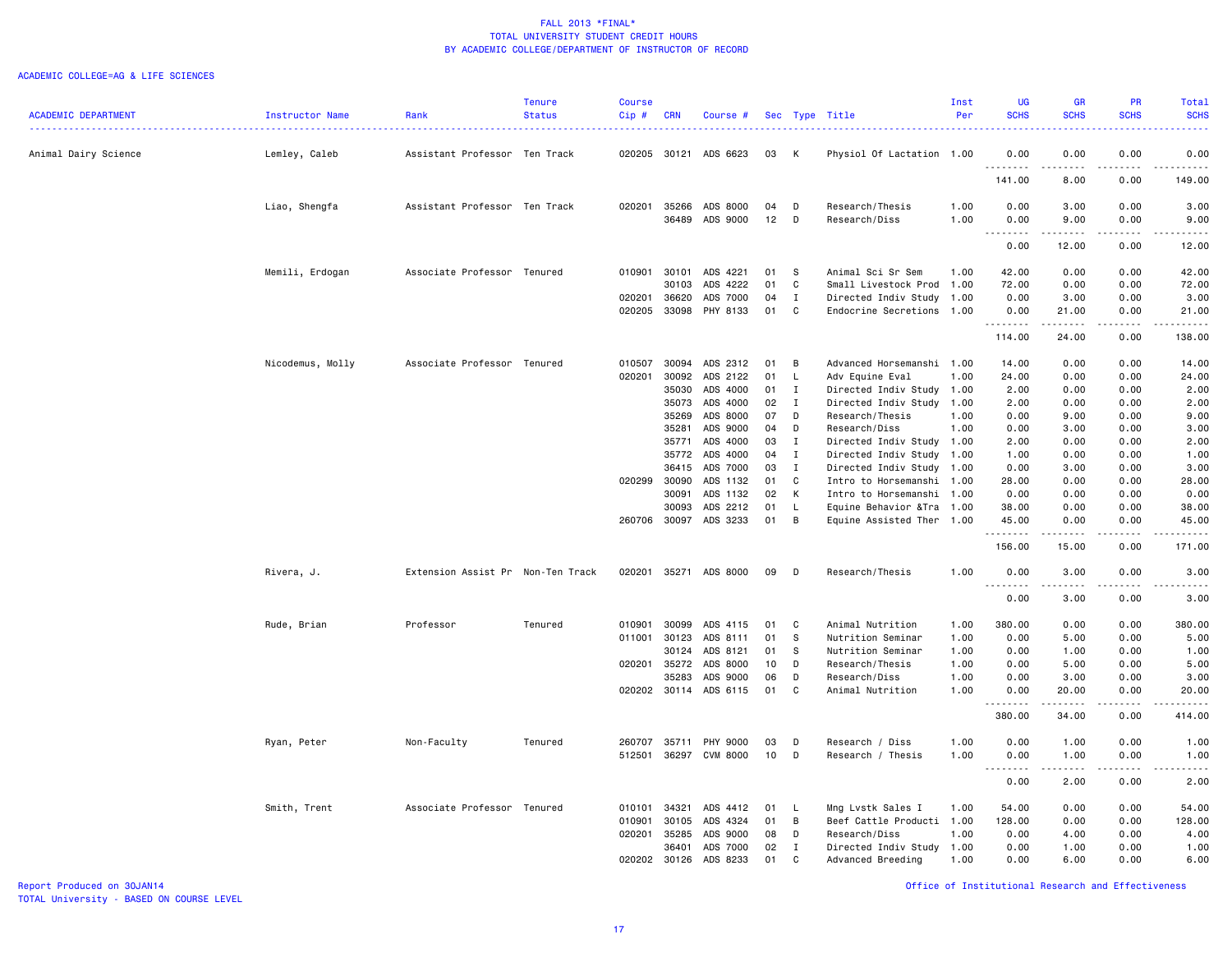FALL 2013 *FINAL*
TOTAL UNIVERSITY STUDENT CREDIT HOURS
BY ACADEMIC COLLEGE/DEPARTMENT OF INSTRUCTOR OF RECORD

ACADEMIC COLLEGE=AG & LIFE SCIENCES

| ACADEMIC DEPARTMENT | Instructor Name | Rank | Tenure Status | Course Cip # | CRN | Course # | Sec | Type | Title | Inst Per | UG SCHS | GR SCHS | PR SCHS | Total SCHS |
|---|---|---|---|---|---|---|---|---|---|---|---|---|---|---|
| Animal Dairy Science | Lemley, Caleb | Assistant Professor | Ten Track | 020205 | 30121 | ADS 6623 | 03 | K | Physiol Of Lactation | 1.00 | 0.00 | 0.00 | 0.00 | 0.00 |
| | | | | | | | | | | | 141.00 | 8.00 | 0.00 | 149.00 |
| | Liao, Shengfa | Assistant Professor | Ten Track | 020201 | 35266 | ADS 8000 | 04 | D | Research/Thesis | 1.00 | 0.00 | 3.00 | 0.00 | 3.00 |
| | | | | | 36489 | ADS 9000 | 12 | D | Research/Diss | 1.00 | 0.00 | 9.00 | 0.00 | 9.00 |
| | | | | | | | | | | | 0.00 | 12.00 | 0.00 | 12.00 |
| | Memili, Erdogan | Associate Professor | Tenured | 010901 | 30101 | ADS 4221 | 01 | S | Animal Sci Sr Sem | 1.00 | 42.00 | 0.00 | 0.00 | 42.00 |
| | | | | | 30103 | ADS 4222 | 01 | C | Small Livestock Prod | 1.00 | 72.00 | 0.00 | 0.00 | 72.00 |
| | | | | 020201 | 36620 | ADS 7000 | 04 | I | Directed Indiv Study | 1.00 | 0.00 | 3.00 | 0.00 | 3.00 |
| | | | | 020205 | 33098 | PHY 8133 | 01 | C | Endocrine Secretions | 1.00 | 0.00 | 21.00 | 0.00 | 21.00 |
| | | | | | | | | | | | 114.00 | 24.00 | 0.00 | 138.00 |
| | Nicodemus, Molly | Associate Professor | Tenured | 010507 | 30094 | ADS 2312 | 01 | B | Advanced Horsemanshi | 1.00 | 14.00 | 0.00 | 0.00 | 14.00 |
| | | | | 020201 | 30092 | ADS 2122 | 01 | L | Adv Equine Eval | 1.00 | 24.00 | 0.00 | 0.00 | 24.00 |
| | | | | | 35030 | ADS 4000 | 01 | I | Directed Indiv Study | 1.00 | 2.00 | 0.00 | 0.00 | 2.00 |
| | | | | | 35073 | ADS 4000 | 02 | I | Directed Indiv Study | 1.00 | 2.00 | 0.00 | 0.00 | 2.00 |
| | | | | | 35269 | ADS 8000 | 07 | D | Research/Thesis | 1.00 | 0.00 | 9.00 | 0.00 | 9.00 |
| | | | | | 35281 | ADS 9000 | 04 | D | Research/Diss | 1.00 | 0.00 | 3.00 | 0.00 | 3.00 |
| | | | | | 35771 | ADS 4000 | 03 | I | Directed Indiv Study | 1.00 | 2.00 | 0.00 | 0.00 | 2.00 |
| | | | | | 35772 | ADS 4000 | 04 | I | Directed Indiv Study | 1.00 | 1.00 | 0.00 | 0.00 | 1.00 |
| | | | | | 36415 | ADS 7000 | 03 | I | Directed Indiv Study | 1.00 | 0.00 | 3.00 | 0.00 | 3.00 |
| | | | | 020299 | 30090 | ADS 1132 | 01 | C | Intro to Horsemanshi | 1.00 | 28.00 | 0.00 | 0.00 | 28.00 |
| | | | | | 30091 | ADS 1132 | 02 | K | Intro to Horsemanshi | 1.00 | 0.00 | 0.00 | 0.00 | 0.00 |
| | | | | | 30093 | ADS 2212 | 01 | L | Equine Behavior &Tra | 1.00 | 38.00 | 0.00 | 0.00 | 38.00 |
| | | | | 260706 | 30097 | ADS 3233 | 01 | B | Equine Assisted Ther | 1.00 | 45.00 | 0.00 | 0.00 | 45.00 |
| | | | | | | | | | | | 156.00 | 15.00 | 0.00 | 171.00 |
| | Rivera, J. | Extension Assist Pr | Non-Ten Track | 020201 | 35271 | ADS 8000 | 09 | D | Research/Thesis | 1.00 | 0.00 | 3.00 | 0.00 | 3.00 |
| | | | | | | | | | | | 0.00 | 3.00 | 0.00 | 3.00 |
| | Rude, Brian | Professor | Tenured | 010901 | 30099 | ADS 4115 | 01 | C | Animal Nutrition | 1.00 | 380.00 | 0.00 | 0.00 | 380.00 |
| | | | | 011001 | 30123 | ADS 8111 | 01 | S | Nutrition Seminar | 1.00 | 0.00 | 5.00 | 0.00 | 5.00 |
| | | | | | 30124 | ADS 8121 | 01 | S | Nutrition Seminar | 1.00 | 0.00 | 1.00 | 0.00 | 1.00 |
| | | | | 020201 | 35272 | ADS 8000 | 10 | D | Research/Thesis | 1.00 | 0.00 | 5.00 | 0.00 | 5.00 |
| | | | | | 35283 | ADS 9000 | 06 | D | Research/Diss | 1.00 | 0.00 | 3.00 | 0.00 | 3.00 |
| | | | | 020202 | 30114 | ADS 6115 | 01 | C | Animal Nutrition | 1.00 | 0.00 | 20.00 | 0.00 | 20.00 |
| | | | | | | | | | | | 380.00 | 34.00 | 0.00 | 414.00 |
| | Ryan, Peter | Non-Faculty | Tenured | 260707 | 35711 | PHY 9000 | 03 | D | Research / Diss | 1.00 | 0.00 | 1.00 | 0.00 | 1.00 |
| | | | | 512501 | 36297 | CVM 8000 | 10 | D | Research / Thesis | 1.00 | 0.00 | 1.00 | 0.00 | 1.00 |
| | | | | | | | | | | | 0.00 | 2.00 | 0.00 | 2.00 |
| | Smith, Trent | Associate Professor | Tenured | 010101 | 34321 | ADS 4412 | 01 | L | Mng Lvstk Sales I | 1.00 | 54.00 | 0.00 | 0.00 | 54.00 |
| | | | | 010901 | 30105 | ADS 4324 | 01 | B | Beef Cattle Producti | 1.00 | 128.00 | 0.00 | 0.00 | 128.00 |
| | | | | 020201 | 35285 | ADS 9000 | 08 | D | Research/Diss | 1.00 | 0.00 | 4.00 | 0.00 | 4.00 |
| | | | | | 36401 | ADS 7000 | 02 | I | Directed Indiv Study | 1.00 | 0.00 | 1.00 | 0.00 | 1.00 |
| | | | | 020202 | 30126 | ADS 8233 | 01 | C | Advanced Breeding | 1.00 | 0.00 | 6.00 | 0.00 | 6.00 |

Report Produced on 30JAN14
TOTAL University - BASED ON COURSE LEVEL

Office of Institutional Research and Effectiveness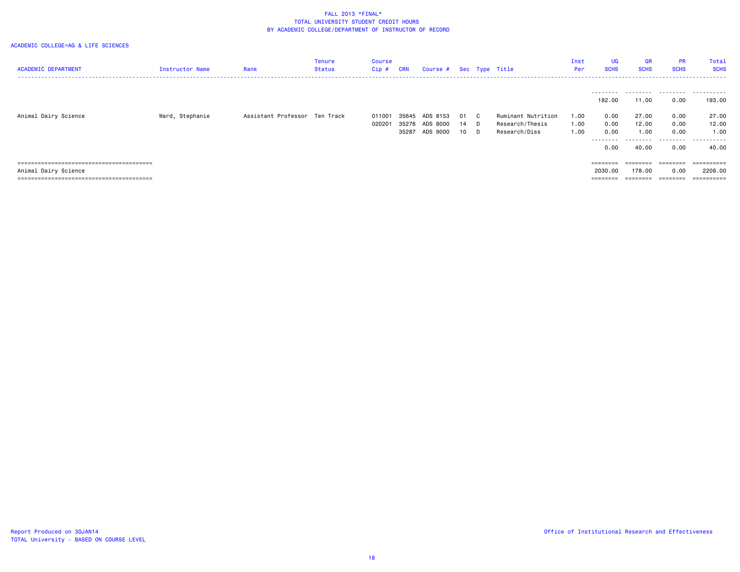FALL 2013 *FINAL*
TOTAL UNIVERSITY STUDENT CREDIT HOURS
BY ACADEMIC COLLEGE/DEPARTMENT OF INSTRUCTOR OF RECORD

ACADEMIC COLLEGE=AG & LIFE SCIENCES

| ACADEMIC DEPARTMENT | Instructor Name | Rank | Tenure Status | Course Cip # | CRN | Course # | Sec | Type | Title | Inst Per | UG SCHS | GR SCHS | PR SCHS | Total SCHS |
|---|---|---|---|---|---|---|---|---|---|---|---|---|---|---|
| | | | | | | | | | | | 182.00 | 11.00 | 0.00 | 193.00 |
| Animal Dairy Science | Ward, Stephanie | Assistant Professor | Ten Track | 011001 | 35645 | ADS 8153 | 01 | C | Ruminant Nutrition | 1.00 | 0.00 | 27.00 | 0.00 | 27.00 |
| | | | | 020201 | 35276 | ADS 8000 | 14 | D | Research/Thesis | 1.00 | 0.00 | 12.00 | 0.00 | 12.00 |
| | | | | | 35287 | ADS 9000 | 10 | D | Research/Diss | 1.00 | 0.00 | 1.00 | 0.00 | 1.00 |
| | | | | | | | | | | | 0.00 | 40.00 | 0.00 | 40.00 |
| Animal Dairy Science | | | | | | | | | | | 2030.00 | 178.00 | 0.00 | 2208.00 |

Report Produced on 30JAN14
TOTAL University - BASED ON COURSE LEVEL

Office of Institutional Research and Effectiveness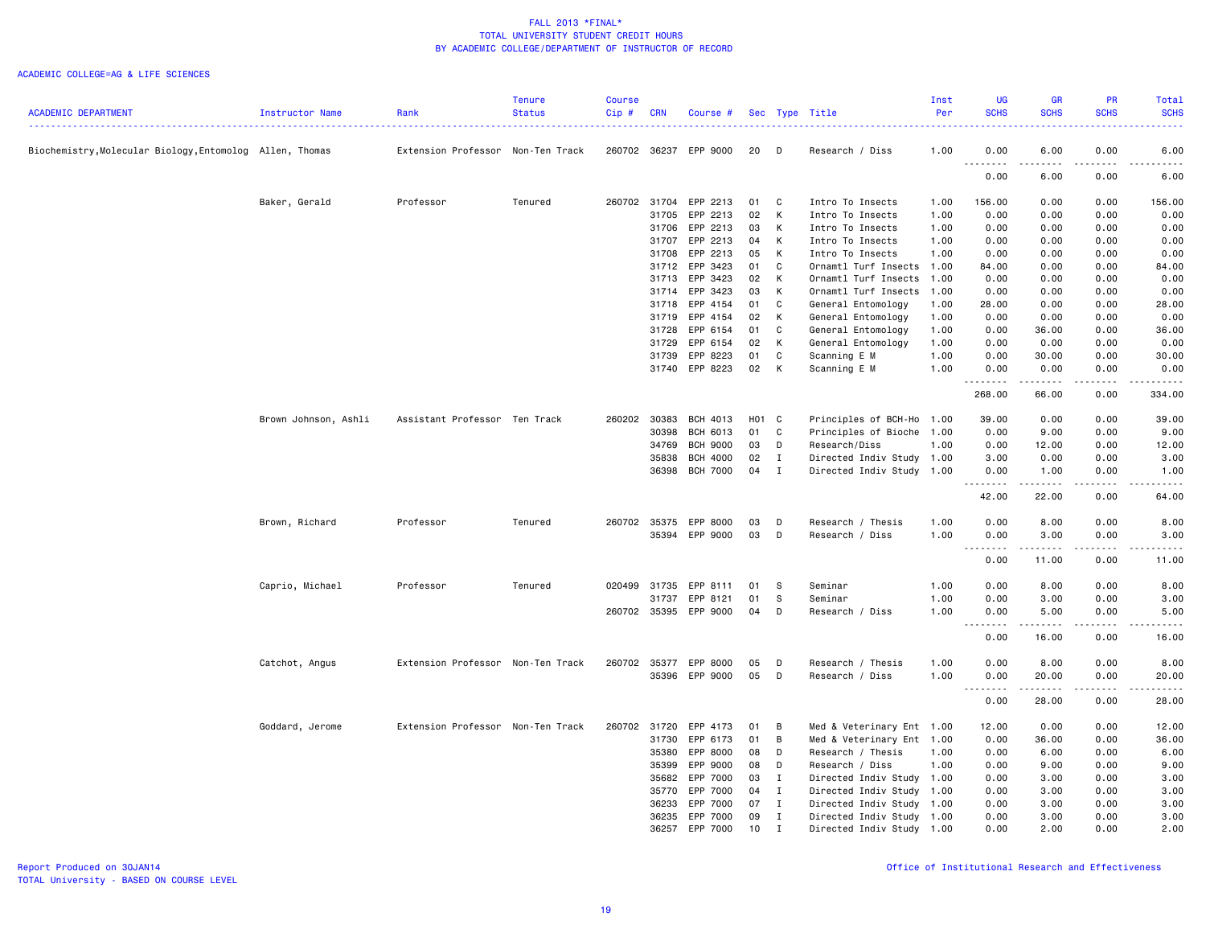FALL 2013 *FINAL*
TOTAL UNIVERSITY STUDENT CREDIT HOURS
BY ACADEMIC COLLEGE/DEPARTMENT OF INSTRUCTOR OF RECORD

ACADEMIC COLLEGE=AG & LIFE SCIENCES

| ACADEMIC DEPARTMENT | Instructor Name | Rank | Tenure Status | Course Cip # | CRN | Course # | Sec | Type | Title | Inst Per | UG SCHS | GR SCHS | PR SCHS | Total SCHS |
|---|---|---|---|---|---|---|---|---|---|---|---|---|---|---|
| Biochemistry,Molecular Biology,Entomolog | Allen, Thomas | Extension Professor | Non-Ten Track | 260702 | 36237 | EPP 9000 | 20 | D | Research / Diss | 1.00 | 0.00 | 6.00 | 0.00 | 6.00 |
| | | | | | | | | | | | 0.00 | 6.00 | 0.00 | 6.00 |
| | Baker, Gerald | Professor | Tenured | 260702 | 31704 | EPP 2213 | 01 | C | Intro To Insects | 1.00 | 156.00 | 0.00 | 0.00 | 156.00 |
| | | | | | 31705 | EPP 2213 | 02 | K | Intro To Insects | 1.00 | 0.00 | 0.00 | 0.00 | 0.00 |
| | | | | | 31706 | EPP 2213 | 03 | K | Intro To Insects | 1.00 | 0.00 | 0.00 | 0.00 | 0.00 |
| | | | | | 31707 | EPP 2213 | 04 | K | Intro To Insects | 1.00 | 0.00 | 0.00 | 0.00 | 0.00 |
| | | | | | 31708 | EPP 2213 | 05 | K | Intro To Insects | 1.00 | 0.00 | 0.00 | 0.00 | 0.00 |
| | | | | | 31712 | EPP 3423 | 01 | C | Ornamtl Turf Insects | 1.00 | 84.00 | 0.00 | 0.00 | 84.00 |
| | | | | | 31713 | EPP 3423 | 02 | K | Ornamtl Turf Insects | 1.00 | 0.00 | 0.00 | 0.00 | 0.00 |
| | | | | | 31714 | EPP 3423 | 03 | K | Ornamtl Turf Insects | 1.00 | 0.00 | 0.00 | 0.00 | 0.00 |
| | | | | | 31718 | EPP 4154 | 01 | C | General Entomology | 1.00 | 28.00 | 0.00 | 0.00 | 28.00 |
| | | | | | 31719 | EPP 4154 | 02 | K | General Entomology | 1.00 | 0.00 | 0.00 | 0.00 | 0.00 |
| | | | | | 31728 | EPP 6154 | 01 | C | General Entomology | 1.00 | 0.00 | 36.00 | 0.00 | 36.00 |
| | | | | | 31729 | EPP 6154 | 02 | K | General Entomology | 1.00 | 0.00 | 0.00 | 0.00 | 0.00 |
| | | | | | 31739 | EPP 8223 | 01 | C | Scanning E M | 1.00 | 0.00 | 30.00 | 0.00 | 30.00 |
| | | | | | 31740 | EPP 8223 | 02 | K | Scanning E M | 1.00 | 0.00 | 0.00 | 0.00 | 0.00 |
| | | | | | | | | | | | 268.00 | 66.00 | 0.00 | 334.00 |
| | Brown Johnson, Ashli | Assistant Professor | Ten Track | 260202 | 30383 | BCH 4013 | H01 | C | Principles of BCH-Ho | 1.00 | 39.00 | 0.00 | 0.00 | 39.00 |
| | | | | | 30398 | BCH 6013 | 01 | C | Principles of Bioche | 1.00 | 0.00 | 9.00 | 0.00 | 9.00 |
| | | | | | 34769 | BCH 9000 | 03 | D | Research/Diss | 1.00 | 0.00 | 12.00 | 0.00 | 12.00 |
| | | | | | 35838 | BCH 4000 | 02 | I | Directed Indiv Study | 1.00 | 3.00 | 0.00 | 0.00 | 3.00 |
| | | | | | 36398 | BCH 7000 | 04 | I | Directed Indiv Study | 1.00 | 0.00 | 1.00 | 0.00 | 1.00 |
| | | | | | | | | | | | 42.00 | 22.00 | 0.00 | 64.00 |
| | Brown, Richard | Professor | Tenured | 260702 | 35375 | EPP 8000 | 03 | D | Research / Thesis | 1.00 | 0.00 | 8.00 | 0.00 | 8.00 |
| | | | | | 35394 | EPP 9000 | 03 | D | Research / Diss | 1.00 | 0.00 | 3.00 | 0.00 | 3.00 |
| | | | | | | | | | | | 0.00 | 11.00 | 0.00 | 11.00 |
| | Caprio, Michael | Professor | Tenured | 020499 | 31735 | EPP 8111 | 01 | S | Seminar | 1.00 | 0.00 | 8.00 | 0.00 | 8.00 |
| | | | | | 31737 | EPP 8121 | 01 | S | Seminar | 1.00 | 0.00 | 3.00 | 0.00 | 3.00 |
| | | | | 260702 | 35395 | EPP 9000 | 04 | D | Research / Diss | 1.00 | 0.00 | 5.00 | 0.00 | 5.00 |
| | | | | | | | | | | | 0.00 | 16.00 | 0.00 | 16.00 |
| | Catchot, Angus | Extension Professor | Non-Ten Track | 260702 | 35377 | EPP 8000 | 05 | D | Research / Thesis | 1.00 | 0.00 | 8.00 | 0.00 | 8.00 |
| | | | | | 35396 | EPP 9000 | 05 | D | Research / Diss | 1.00 | 0.00 | 20.00 | 0.00 | 20.00 |
| | | | | | | | | | | | 0.00 | 28.00 | 0.00 | 28.00 |
| | Goddard, Jerome | Extension Professor | Non-Ten Track | 260702 | 31720 | EPP 4173 | 01 | B | Med & Veterinary Ent | 1.00 | 12.00 | 0.00 | 0.00 | 12.00 |
| | | | | | 31730 | EPP 6173 | 01 | B | Med & Veterinary Ent | 1.00 | 0.00 | 36.00 | 0.00 | 36.00 |
| | | | | | 35380 | EPP 8000 | 08 | D | Research / Thesis | 1.00 | 0.00 | 6.00 | 0.00 | 6.00 |
| | | | | | 35399 | EPP 9000 | 08 | D | Research / Diss | 1.00 | 0.00 | 9.00 | 0.00 | 9.00 |
| | | | | | 35682 | EPP 7000 | 03 | I | Directed Indiv Study | 1.00 | 0.00 | 3.00 | 0.00 | 3.00 |
| | | | | | 35770 | EPP 7000 | 04 | I | Directed Indiv Study | 1.00 | 0.00 | 3.00 | 0.00 | 3.00 |
| | | | | | 36233 | EPP 7000 | 07 | I | Directed Indiv Study | 1.00 | 0.00 | 3.00 | 0.00 | 3.00 |
| | | | | | 36235 | EPP 7000 | 09 | I | Directed Indiv Study | 1.00 | 0.00 | 3.00 | 0.00 | 3.00 |
| | | | | | 36257 | EPP 7000 | 10 | I | Directed Indiv Study | 1.00 | 0.00 | 2.00 | 0.00 | 2.00 |

Report Produced on 30JAN14
TOTAL University - BASED ON COURSE LEVEL

Office of Institutional Research and Effectiveness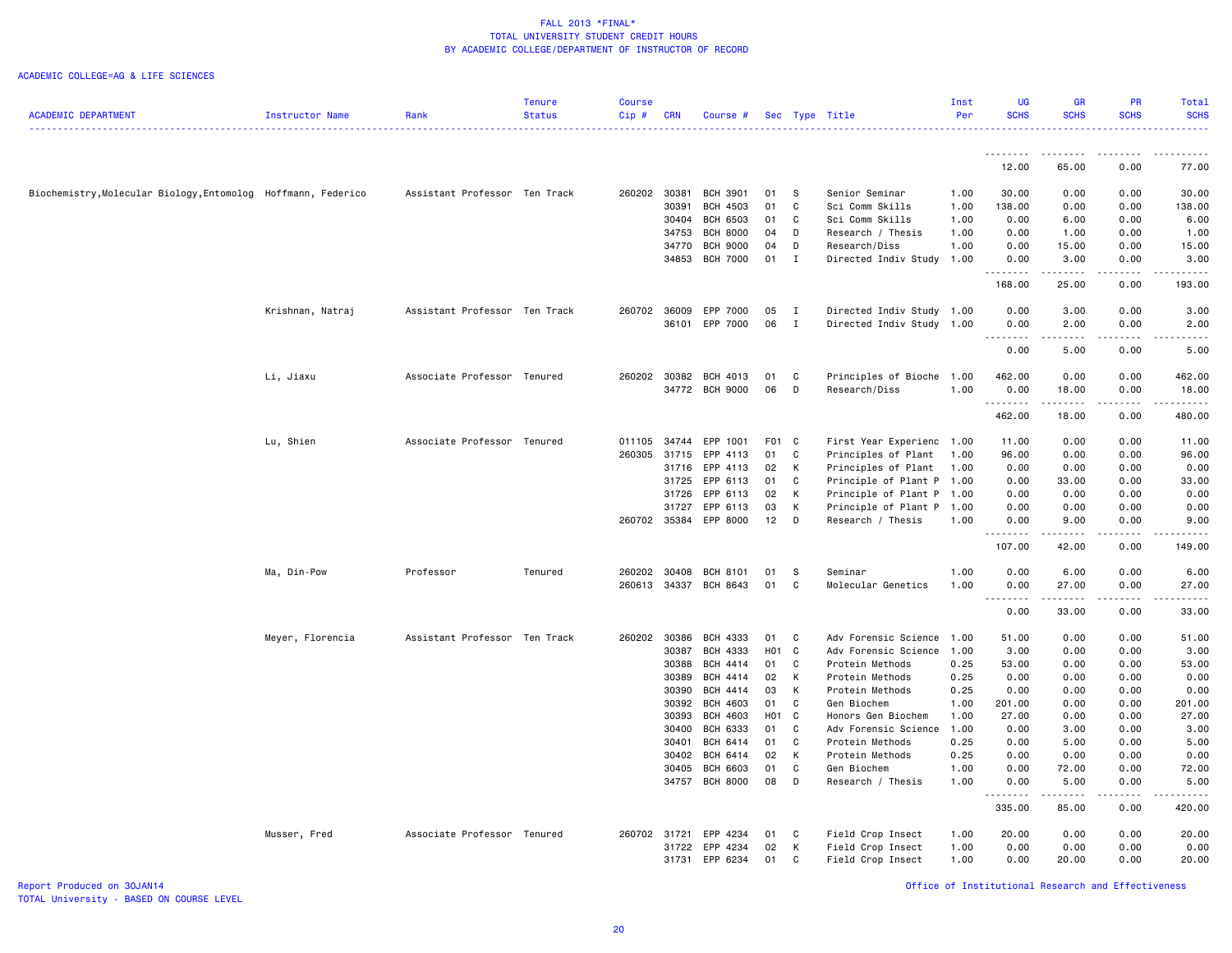FALL 2013 *FINAL*
TOTAL UNIVERSITY STUDENT CREDIT HOURS
BY ACADEMIC COLLEGE/DEPARTMENT OF INSTRUCTOR OF RECORD

ACADEMIC COLLEGE=AG & LIFE SCIENCES

| ACADEMIC DEPARTMENT | Instructor Name | Rank | Tenure Status | Course Cip # | CRN | Course # | Sec | Type | Title | Inst Per | UG SCHS | GR SCHS | PR SCHS | Total SCHS |
|---|---|---|---|---|---|---|---|---|---|---|---|---|---|---|
| | | | | | | | | | | | 12.00 | 65.00 | 0.00 | 77.00 |
| Biochemistry,Molecular Biology,Entomolog | Hoffmann, Federico | Assistant Professor | Ten Track | 260202 | 30381 | BCH 3901 | 01 | S | Senior Seminar | 1.00 | 30.00 | 0.00 | 0.00 | 30.00 |
| | | | | | 30391 | BCH 4503 | 01 | C | Sci Comm Skills | 1.00 | 138.00 | 0.00 | 0.00 | 138.00 |
| | | | | | 30404 | BCH 6503 | 01 | C | Sci Comm Skills | 1.00 | 0.00 | 6.00 | 0.00 | 6.00 |
| | | | | | 34753 | BCH 8000 | 04 | D | Research / Thesis | 1.00 | 0.00 | 1.00 | 0.00 | 1.00 |
| | | | | | 34770 | BCH 9000 | 04 | D | Research/Diss | 1.00 | 0.00 | 15.00 | 0.00 | 15.00 |
| | | | | | 34853 | BCH 7000 | 01 | I | Directed Indiv Study | 1.00 | 0.00 | 3.00 | 0.00 | 3.00 |
| | | | | | | | | | | | 168.00 | 25.00 | 0.00 | 193.00 |
| | Krishnan, Natraj | Assistant Professor | Ten Track | 260702 | 36009 | EPP 7000 | 05 | I | Directed Indiv Study | 1.00 | 0.00 | 3.00 | 0.00 | 3.00 |
| | | | | | 36101 | EPP 7000 | 06 | I | Directed Indiv Study | 1.00 | 0.00 | 2.00 | 0.00 | 2.00 |
| | | | | | | | | | | | 0.00 | 5.00 | 0.00 | 5.00 |
| | Li, Jiaxu | Associate Professor | Tenured | 260202 | 30382 | BCH 4013 | 01 | C | Principles of Bioche | 1.00 | 462.00 | 0.00 | 0.00 | 462.00 |
| | | | | | 34772 | BCH 9000 | 06 | D | Research/Diss | 1.00 | 0.00 | 18.00 | 0.00 | 18.00 |
| | | | | | | | | | | | 462.00 | 18.00 | 0.00 | 480.00 |
| | Lu, Shien | Associate Professor | Tenured | 011105 | 34744 | EPP 1001 | F01 | C | First Year Experienc | 1.00 | 11.00 | 0.00 | 0.00 | 11.00 |
| | | | | 260305 | 31715 | EPP 4113 | 01 | C | Principles of Plant | 1.00 | 96.00 | 0.00 | 0.00 | 96.00 |
| | | | | | 31716 | EPP 4113 | 02 | K | Principles of Plant | 1.00 | 0.00 | 0.00 | 0.00 | 0.00 |
| | | | | | 31725 | EPP 6113 | 01 | C | Principle of Plant P | 1.00 | 0.00 | 33.00 | 0.00 | 33.00 |
| | | | | | 31726 | EPP 6113 | 02 | K | Principle of Plant P | 1.00 | 0.00 | 0.00 | 0.00 | 0.00 |
| | | | | | 31727 | EPP 6113 | 03 | K | Principle of Plant P | 1.00 | 0.00 | 0.00 | 0.00 | 0.00 |
| | | | | 260702 | 35384 | EPP 8000 | 12 | D | Research / Thesis | 1.00 | 0.00 | 9.00 | 0.00 | 9.00 |
| | | | | | | | | | | | 107.00 | 42.00 | 0.00 | 149.00 |
| | Ma, Din-Pow | Professor | Tenured | 260202 | 30408 | BCH 8101 | 01 | S | Seminar | 1.00 | 0.00 | 6.00 | 0.00 | 6.00 |
| | | | | 260613 | 34337 | BCH 8643 | 01 | C | Molecular Genetics | 1.00 | 0.00 | 27.00 | 0.00 | 27.00 |
| | | | | | | | | | | | 0.00 | 33.00 | 0.00 | 33.00 |
| | Meyer, Florencia | Assistant Professor | Ten Track | 260202 | 30386 | BCH 4333 | 01 | C | Adv Forensic Science | 1.00 | 51.00 | 0.00 | 0.00 | 51.00 |
| | | | | | 30387 | BCH 4333 | H01 | C | Adv Forensic Science | 1.00 | 3.00 | 0.00 | 0.00 | 3.00 |
| | | | | | 30388 | BCH 4414 | 01 | C | Protein Methods | 0.25 | 53.00 | 0.00 | 0.00 | 53.00 |
| | | | | | 30389 | BCH 4414 | 02 | K | Protein Methods | 0.25 | 0.00 | 0.00 | 0.00 | 0.00 |
| | | | | | 30390 | BCH 4414 | 03 | K | Protein Methods | 0.25 | 0.00 | 0.00 | 0.00 | 0.00 |
| | | | | | 30392 | BCH 4603 | 01 | C | Gen Biochem | 1.00 | 201.00 | 0.00 | 0.00 | 201.00 |
| | | | | | 30393 | BCH 4603 | H01 | C | Honors Gen Biochem | 1.00 | 27.00 | 0.00 | 0.00 | 27.00 |
| | | | | | 30400 | BCH 6333 | 01 | C | Adv Forensic Science | 1.00 | 0.00 | 3.00 | 0.00 | 3.00 |
| | | | | | 30401 | BCH 6414 | 01 | C | Protein Methods | 0.25 | 0.00 | 5.00 | 0.00 | 5.00 |
| | | | | | 30402 | BCH 6414 | 02 | K | Protein Methods | 0.25 | 0.00 | 0.00 | 0.00 | 0.00 |
| | | | | | 30405 | BCH 6603 | 01 | C | Gen Biochem | 1.00 | 0.00 | 72.00 | 0.00 | 72.00 |
| | | | | | 34757 | BCH 8000 | 08 | D | Research / Thesis | 1.00 | 0.00 | 5.00 | 0.00 | 5.00 |
| | | | | | | | | | | | 335.00 | 85.00 | 0.00 | 420.00 |
| | Musser, Fred | Associate Professor | Tenured | 260702 | 31721 | EPP 4234 | 01 | C | Field Crop Insect | 1.00 | 20.00 | 0.00 | 0.00 | 20.00 |
| | | | | | 31722 | EPP 4234 | 02 | K | Field Crop Insect | 1.00 | 0.00 | 0.00 | 0.00 | 0.00 |
| | | | | | 31731 | EPP 6234 | 01 | C | Field Crop Insect | 1.00 | 0.00 | 20.00 | 0.00 | 20.00 |

Report Produced on 30JAN14
TOTAL University - BASED ON COURSE LEVEL

Office of Institutional Research and Effectiveness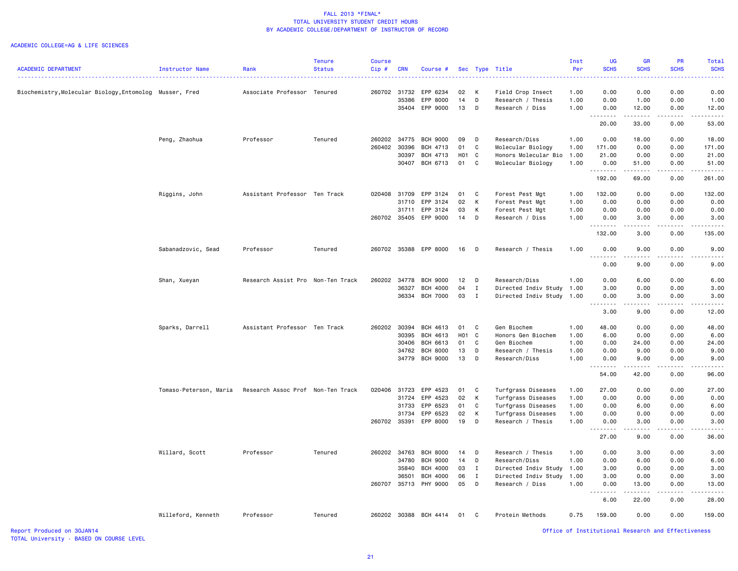FALL 2013 *FINAL*
TOTAL UNIVERSITY STUDENT CREDIT HOURS
BY ACADEMIC COLLEGE/DEPARTMENT OF INSTRUCTOR OF RECORD

ACADEMIC COLLEGE=AG & LIFE SCIENCES

| ACADEMIC DEPARTMENT | Instructor Name | Rank | Tenure Status | Course Cip # | CRN | Course # | Sec | Type | Title | Inst Per | UG SCHS | GR SCHS | PR SCHS | Total SCHS |
|---|---|---|---|---|---|---|---|---|---|---|---|---|---|---|
| Biochemistry,Molecular Biology,Entomolog | Musser, Fred | Associate Professor | Tenured | 260702 | 31732 | EPP 6234 | 02 | K | Field Crop Insect | 1.00 | 0.00 | 0.00 | 0.00 | 0.00 |
| | | | | | 35386 | EPP 8000 | 14 | D | Research / Thesis | 1.00 | 0.00 | 1.00 | 0.00 | 1.00 |
| | | | | | 35404 | EPP 9000 | 13 | D | Research / Diss | 1.00 | 0.00 | 12.00 | 0.00 | 12.00 |
| | | | | | | | | | | | 20.00 | 33.00 | 0.00 | 53.00 |
| | Peng, Zhaohua | Professor | Tenured | 260202 | 34775 | BCH 9000 | 09 | D | Research/Diss | 1.00 | 0.00 | 18.00 | 0.00 | 18.00 |
| | | | | 260402 | 30396 | BCH 4713 | 01 | C | Molecular Biology | 1.00 | 171.00 | 0.00 | 0.00 | 171.00 |
| | | | | | 30397 | BCH 4713 | H01 | C | Honors Molecular Bio | 1.00 | 21.00 | 0.00 | 0.00 | 21.00 |
| | | | | | 30407 | BCH 6713 | 01 | C | Molecular Biology | 1.00 | 0.00 | 51.00 | 0.00 | 51.00 |
| | | | | | | | | | | | 192.00 | 69.00 | 0.00 | 261.00 |
| | Riggins, John | Assistant Professor | Ten Track | 020408 | 31709 | EPP 3124 | 01 | C | Forest Pest Mgt | 1.00 | 132.00 | 0.00 | 0.00 | 132.00 |
| | | | | | 31710 | EPP 3124 | 02 | K | Forest Pest Mgt | 1.00 | 0.00 | 0.00 | 0.00 | 0.00 |
| | | | | | 31711 | EPP 3124 | 03 | K | Forest Pest Mgt | 1.00 | 0.00 | 0.00 | 0.00 | 0.00 |
| | | | | 260702 | 35405 | EPP 9000 | 14 | D | Research / Diss | 1.00 | 0.00 | 3.00 | 0.00 | 3.00 |
| | | | | | | | | | | | 132.00 | 3.00 | 0.00 | 135.00 |
| | Sabanadzovic, Sead | Professor | Tenured | 260702 | 35388 | EPP 8000 | 16 | D | Research / Thesis | 1.00 | 0.00 | 9.00 | 0.00 | 9.00 |
| | | | | | | | | | | | 0.00 | 9.00 | 0.00 | 9.00 |
| | Shan, Xueyan | Research Assist Pro | Non-Ten Track | 260202 | 34778 | BCH 9000 | 12 | D | Research/Diss | 1.00 | 0.00 | 6.00 | 0.00 | 6.00 |
| | | | | | 36327 | BCH 4000 | 04 | I | Directed Indiv Study | 1.00 | 3.00 | 0.00 | 0.00 | 3.00 |
| | | | | | 36334 | BCH 7000 | 03 | I | Directed Indiv Study | 1.00 | 0.00 | 3.00 | 0.00 | 3.00 |
| | | | | | | | | | | | 3.00 | 9.00 | 0.00 | 12.00 |
| | Sparks, Darrell | Assistant Professor | Ten Track | 260202 | 30394 | BCH 4613 | 01 | C | Gen Biochem | 1.00 | 48.00 | 0.00 | 0.00 | 48.00 |
| | | | | | 30395 | BCH 4613 | H01 | C | Honors Gen Biochem | 1.00 | 6.00 | 0.00 | 0.00 | 6.00 |
| | | | | | 30406 | BCH 6613 | 01 | C | Gen Biochem | 1.00 | 0.00 | 24.00 | 0.00 | 24.00 |
| | | | | | 34762 | BCH 8000 | 13 | D | Research / Thesis | 1.00 | 0.00 | 9.00 | 0.00 | 9.00 |
| | | | | | 34779 | BCH 9000 | 13 | D | Research/Diss | 1.00 | 0.00 | 9.00 | 0.00 | 9.00 |
| | | | | | | | | | | | 54.00 | 42.00 | 0.00 | 96.00 |
| | Tomaso-Peterson, Maria | Research Assoc Prof | Non-Ten Track | 020406 | 31723 | EPP 4523 | 01 | C | Turfgrass Diseases | 1.00 | 27.00 | 0.00 | 0.00 | 27.00 |
| | | | | | 31724 | EPP 4523 | 02 | K | Turfgrass Diseases | 1.00 | 0.00 | 0.00 | 0.00 | 0.00 |
| | | | | | 31733 | EPP 6523 | 01 | C | Turfgrass Diseases | 1.00 | 0.00 | 6.00 | 0.00 | 6.00 |
| | | | | | 31734 | EPP 6523 | 02 | K | Turfgrass Diseases | 1.00 | 0.00 | 0.00 | 0.00 | 0.00 |
| | | | | 260702 | 35391 | EPP 8000 | 19 | D | Research / Thesis | 1.00 | 0.00 | 3.00 | 0.00 | 3.00 |
| | | | | | | | | | | | 27.00 | 9.00 | 0.00 | 36.00 |
| | Willard, Scott | Professor | Tenured | 260202 | 34763 | BCH 8000 | 14 | D | Research / Thesis | 1.00 | 0.00 | 3.00 | 0.00 | 3.00 |
| | | | | | 34780 | BCH 9000 | 14 | D | Research/Diss | 1.00 | 0.00 | 6.00 | 0.00 | 6.00 |
| | | | | | 35840 | BCH 4000 | 03 | I | Directed Indiv Study | 1.00 | 3.00 | 0.00 | 0.00 | 3.00 |
| | | | | | 36501 | BCH 4000 | 06 | I | Directed Indiv Study | 1.00 | 3.00 | 0.00 | 0.00 | 3.00 |
| | | | | 260707 | 35713 | PHY 9000 | 05 | D | Research / Diss | 1.00 | 0.00 | 13.00 | 0.00 | 13.00 |
| | | | | | | | | | | | 6.00 | 22.00 | 0.00 | 28.00 |
| | Willeford, Kenneth | Professor | Tenured | 260202 | 30388 | BCH 4414 | 01 | C | Protein Methods | 0.75 | 159.00 | 0.00 | 0.00 | 159.00 |

Report Produced on 30JAN14
TOTAL University - BASED ON COURSE LEVEL

Office of Institutional Research and Effectiveness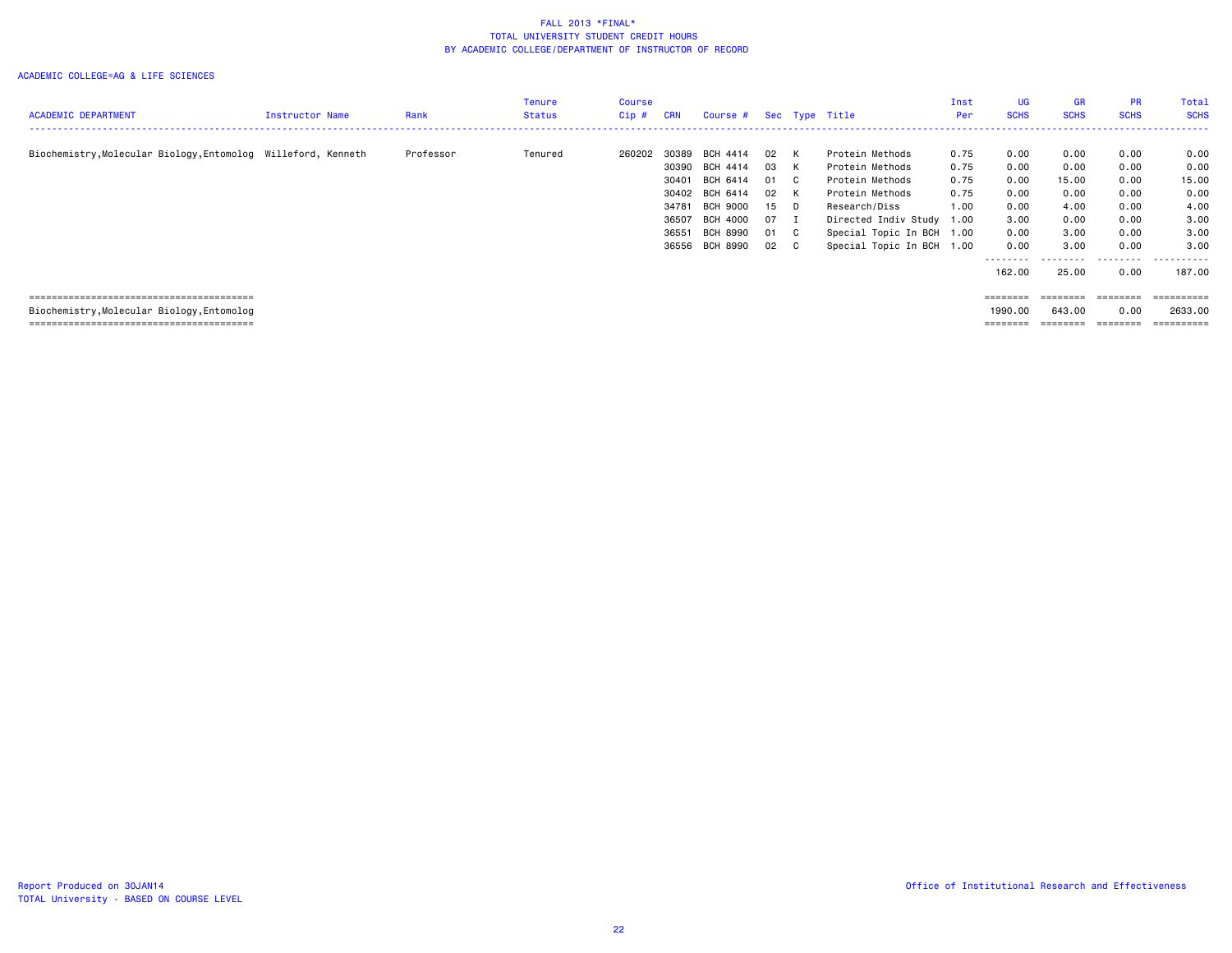# FALL 2013 *FINAL*
## TOTAL UNIVERSITY STUDENT CREDIT HOURS
## BY ACADEMIC COLLEGE/DEPARTMENT OF INSTRUCTOR OF RECORD

ACADEMIC COLLEGE=AG & LIFE SCIENCES

| ACADEMIC DEPARTMENT | Instructor Name | Rank | Tenure Status | Course Cip # | CRN | Course # | Sec | Type | Title | Inst Per | UG SCHS | GR SCHS | PR SCHS | Total SCHS |
|---|---|---|---|---|---|---|---|---|---|---|---|---|---|---|
| Biochemistry,Molecular Biology,Entomolog | Willeford, Kenneth | Professor | Tenured | 260202 | 30389 | BCH 4414 | 02 | K | Protein Methods | 0.75 | 0.00 | 0.00 | 0.00 | 0.00 |
| | | | | | 30390 | BCH 4414 | 03 | K | Protein Methods | 0.75 | 0.00 | 0.00 | 0.00 | 0.00 |
| | | | | | 30401 | BCH 6414 | 01 | C | Protein Methods | 0.75 | 0.00 | 15.00 | 0.00 | 15.00 |
| | | | | | 30402 | BCH 6414 | 02 | K | Protein Methods | 0.75 | 0.00 | 0.00 | 0.00 | 0.00 |
| | | | | | 34781 | BCH 9000 | 15 | D | Research/Diss | 1.00 | 0.00 | 4.00 | 0.00 | 4.00 |
| | | | | | 36507 | BCH 4000 | 07 | I | Directed Indiv Study | 1.00 | 3.00 | 0.00 | 0.00 | 3.00 |
| | | | | | 36551 | BCH 8990 | 01 | C | Special Topic In BCH | 1.00 | 0.00 | 3.00 | 0.00 | 3.00 |
| | | | | | 36556 | BCH 8990 | 02 | C | Special Topic In BCH | 1.00 | 0.00 | 3.00 | 0.00 | 3.00 |
| | | | | | | | | | | | 162.00 | 25.00 | 0.00 | 187.00 |
| Biochemistry,Molecular Biology,Entomolog | | | | | | | | | | | 1990.00 | 643.00 | 0.00 | 2633.00 |

Report Produced on 30JAN14
TOTAL University - BASED ON COURSE LEVEL

Office of Institutional Research and Effectiveness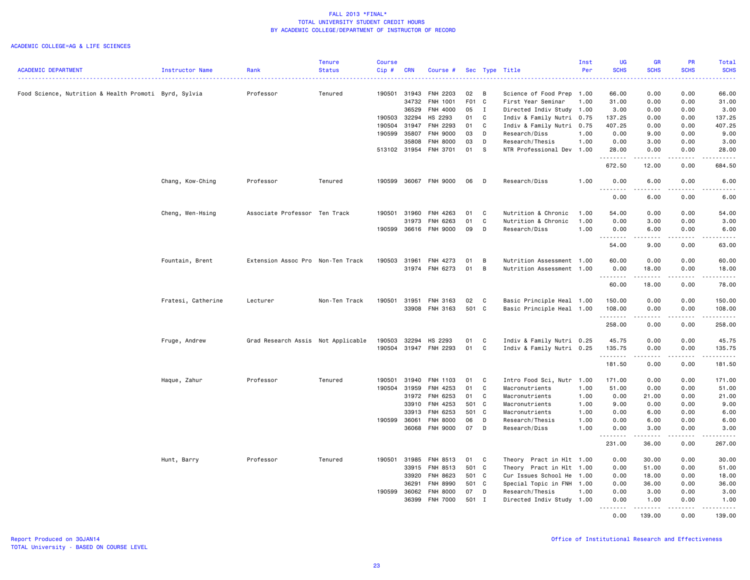# FALL 2013 *FINAL*
## TOTAL UNIVERSITY STUDENT CREDIT HOURS
### BY ACADEMIC COLLEGE/DEPARTMENT OF INSTRUCTOR OF RECORD

ACADEMIC COLLEGE=AG & LIFE SCIENCES

| ACADEMIC DEPARTMENT | Instructor Name | Rank | Tenure Status | Course Cip # | CRN | Course # | Sec | Type | Title | Inst Per | UG SCHS | GR SCHS | PR SCHS | Total SCHS |
|---|---|---|---|---|---|---|---|---|---|---|---|---|---|---|
| Food Science, Nutrition & Health Promoti | Byrd, Sylvia | Professor | Tenured | 190501 | 31943 | FNH 2203 | 02 | B | Science of Food Prep | 1.00 | 66.00 | 0.00 | 0.00 | 66.00 |
| | | | | | 34732 | FNH 1001 | F01 | C | First Year Seminar | 1.00 | 31.00 | 0.00 | 0.00 | 31.00 |
| | | | | | 36529 | FNH 4000 | 05 | I | Directed Indiv Study | 1.00 | 3.00 | 0.00 | 0.00 | 3.00 |
| | | | | 190503 | 32294 | HS 2293 | 01 | C | Indiv & Family Nutri | 0.75 | 137.25 | 0.00 | 0.00 | 137.25 |
| | | | | 190504 | 31947 | FNH 2293 | 01 | C | Indiv & Family Nutri | 0.75 | 407.25 | 0.00 | 0.00 | 407.25 |
| | | | | 190599 | 35807 | FNH 9000 | 03 | D | Research/Diss | 1.00 | 0.00 | 9.00 | 0.00 | 9.00 |
| | | | | | 35808 | FNH 8000 | 03 | D | Research/Thesis | 1.00 | 0.00 | 3.00 | 0.00 | 3.00 |
| | | | | 513102 | 31954 | FNH 3701 | 01 | S | NTR Professional Dev | 1.00 | 28.00 | 0.00 | 0.00 | 28.00 |
| | | | | | | | | | | | 672.50 | 12.00 | 0.00 | 684.50 |
| | Chang, Kow-Ching | Professor | Tenured | 190599 | 36067 | FNH 9000 | 06 | D | Research/Diss | 1.00 | 0.00 | 6.00 | 0.00 | 6.00 |
| | | | | | | | | | | | 0.00 | 6.00 | 0.00 | 6.00 |
| | Cheng, Wen-Hsing | Associate Professor | Ten Track | 190501 | 31960 | FNH 4263 | 01 | C | Nutrition & Chronic | 1.00 | 54.00 | 0.00 | 0.00 | 54.00 |
| | | | | | 31973 | FNH 6263 | 01 | C | Nutrition & Chronic | 1.00 | 0.00 | 3.00 | 0.00 | 3.00 |
| | | | | 190599 | 36616 | FNH 9000 | 09 | D | Research/Diss | 1.00 | 0.00 | 6.00 | 0.00 | 6.00 |
| | | | | | | | | | | | 54.00 | 9.00 | 0.00 | 63.00 |
| | Fountain, Brent | Extension Assoc Pro | Non-Ten Track | 190503 | 31961 | FNH 4273 | 01 | B | Nutrition Assessment | 1.00 | 60.00 | 0.00 | 0.00 | 60.00 |
| | | | | | 31974 | FNH 6273 | 01 | B | Nutrition Assessment | 1.00 | 0.00 | 18.00 | 0.00 | 18.00 |
| | | | | | | | | | | | 60.00 | 18.00 | 0.00 | 78.00 |
| | Fratesi, Catherine | Lecturer | Non-Ten Track | 190501 | 31951 | FNH 3163 | 02 | C | Basic Principle Heal | 1.00 | 150.00 | 0.00 | 0.00 | 150.00 |
| | | | | | 33908 | FNH 3163 | 501 | C | Basic Principle Heal | 1.00 | 108.00 | 0.00 | 0.00 | 108.00 |
| | | | | | | | | | | | 258.00 | 0.00 | 0.00 | 258.00 |
| | Fruge, Andrew | Grad Research Assis | Not Applicable | 190503 | 32294 | HS 2293 | 01 | C | Indiv & Family Nutri | 0.25 | 45.75 | 0.00 | 0.00 | 45.75 |
| | | | | 190504 | 31947 | FNH 2293 | 01 | C | Indiv & Family Nutri | 0.25 | 135.75 | 0.00 | 0.00 | 135.75 |
| | | | | | | | | | | | 181.50 | 0.00 | 0.00 | 181.50 |
| | Haque, Zahur | Professor | Tenured | 190501 | 31940 | FNH 1103 | 01 | C | Intro Food Sci, Nutr | 1.00 | 171.00 | 0.00 | 0.00 | 171.00 |
| | | | | 190504 | 31959 | FNH 4253 | 01 | C | Macronutrients | 1.00 | 51.00 | 0.00 | 0.00 | 51.00 |
| | | | | | 31972 | FNH 6253 | 01 | C | Macronutrients | 1.00 | 0.00 | 21.00 | 0.00 | 21.00 |
| | | | | | 33910 | FNH 4253 | 501 | C | Macronutrients | 1.00 | 9.00 | 0.00 | 0.00 | 9.00 |
| | | | | | 33913 | FNH 6253 | 501 | C | Macronutrients | 1.00 | 0.00 | 6.00 | 0.00 | 6.00 |
| | | | | 190599 | 36061 | FNH 8000 | 06 | D | Research/Thesis | 1.00 | 0.00 | 6.00 | 0.00 | 6.00 |
| | | | | | 36068 | FNH 9000 | 07 | D | Research/Diss | 1.00 | 0.00 | 3.00 | 0.00 | 3.00 |
| | | | | | | | | | | | 231.00 | 36.00 | 0.00 | 267.00 |
| | Hunt, Barry | Professor | Tenured | 190501 | 31985 | FNH 8513 | 01 | C | Theory Pract in Hlt | 1.00 | 0.00 | 30.00 | 0.00 | 30.00 |
| | | | | | 33915 | FNH 8513 | 501 | C | Theory Pract in Hlt | 1.00 | 0.00 | 51.00 | 0.00 | 51.00 |
| | | | | | 33920 | FNH 8623 | 501 | C | Cur Issues School He | 1.00 | 0.00 | 18.00 | 0.00 | 18.00 |
| | | | | | 36291 | FNH 8990 | 501 | C | Special Topic in FNH | 1.00 | 0.00 | 36.00 | 0.00 | 36.00 |
| | | | | 190599 | 36062 | FNH 8000 | 07 | D | Research/Thesis | 1.00 | 0.00 | 3.00 | 0.00 | 3.00 |
| | | | | | 36399 | FNH 7000 | 501 | I | Directed Indiv Study | 1.00 | 0.00 | 1.00 | 0.00 | 1.00 |
| | | | | | | | | | | | 0.00 | 139.00 | 0.00 | 139.00 |

Report Produced on 30JAN14
TOTAL University - BASED ON COURSE LEVEL

Office of Institutional Research and Effectiveness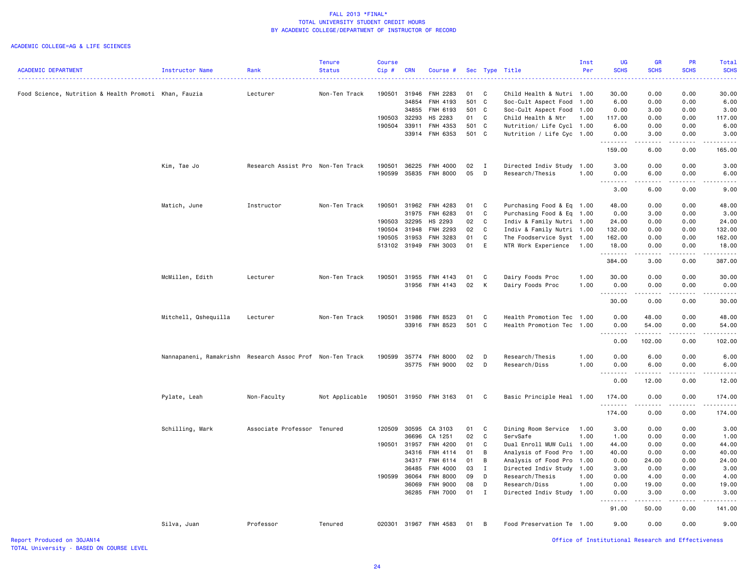FALL 2013 *FINAL*
TOTAL UNIVERSITY STUDENT CREDIT HOURS
BY ACADEMIC COLLEGE/DEPARTMENT OF INSTRUCTOR OF RECORD

ACADEMIC COLLEGE=AG & LIFE SCIENCES

| ACADEMIC DEPARTMENT | Instructor Name | Rank | Tenure Status | Course Cip # | CRN | Course # | Sec | Type | Title | Inst Per | UG SCHS | GR SCHS | PR SCHS | Total SCHS |
|---|---|---|---|---|---|---|---|---|---|---|---|---|---|---|
| Food Science, Nutrition & Health Promoti | Khan, Fauzia | Lecturer | Non-Ten Track | 190501 | 31946 | FNH 2283 | 01 | C | Child Health & Nutri | 1.00 | 30.00 | 0.00 | 0.00 | 30.00 |
| | | | | | 34854 | FNH 4193 | 501 | C | Soc-Cult Aspect Food | 1.00 | 6.00 | 0.00 | 0.00 | 6.00 |
| | | | | | 34855 | FNH 6193 | 501 | C | Soc-Cult Aspect Food | 1.00 | 0.00 | 3.00 | 0.00 | 3.00 |
| | | | | 190503 | 32293 | HS 2283 | 01 | C | Child Health & Ntr | 1.00 | 117.00 | 0.00 | 0.00 | 117.00 |
| | | | | 190504 | 33911 | FNH 4353 | 501 | C | Nutrition/ Life Cycl | 1.00 | 6.00 | 0.00 | 0.00 | 6.00 |
| | | | | | 33914 | FNH 6353 | 501 | C | Nutrition / Life Cyc | 1.00 | 0.00 | 3.00 | 0.00 | 3.00 |
| | | | | | | | | | | | 159.00 | 6.00 | 0.00 | 165.00 |
| | Kim, Tae Jo | Research Assist Pro | Non-Ten Track | 190501 | 36225 | FNH 4000 | 02 | I | Directed Indiv Study | 1.00 | 3.00 | 0.00 | 0.00 | 3.00 |
| | | | | 190599 | 35835 | FNH 8000 | 05 | D | Research/Thesis | 1.00 | 0.00 | 6.00 | 0.00 | 6.00 |
| | | | | | | | | | | | 3.00 | 6.00 | 0.00 | 9.00 |
| | Matich, June | Instructor | Non-Ten Track | 190501 | 31962 | FNH 4283 | 01 | C | Purchasing Food & Eq | 1.00 | 48.00 | 0.00 | 0.00 | 48.00 |
| | | | | | 31975 | FNH 6283 | 01 | C | Purchasing Food & Eq | 1.00 | 0.00 | 3.00 | 0.00 | 3.00 |
| | | | | 190503 | 32295 | HS 2293 | 02 | C | Indiv & Family Nutri | 1.00 | 24.00 | 0.00 | 0.00 | 24.00 |
| | | | | 190504 | 31948 | FNH 2293 | 02 | C | Indiv & Family Nutri | 1.00 | 132.00 | 0.00 | 0.00 | 132.00 |
| | | | | 190505 | 31953 | FNH 3283 | 01 | C | The Foodservice Syst | 1.00 | 162.00 | 0.00 | 0.00 | 162.00 |
| | | | | 513102 | 31949 | FNH 3003 | 01 | E | NTR Work Experience | 1.00 | 18.00 | 0.00 | 0.00 | 18.00 |
| | | | | | | | | | | | 384.00 | 3.00 | 0.00 | 387.00 |
| | McMillen, Edith | Lecturer | Non-Ten Track | 190501 | 31955 | FNH 4143 | 01 | C | Dairy Foods Proc | 1.00 | 30.00 | 0.00 | 0.00 | 30.00 |
| | | | | | 31956 | FNH 4143 | 02 | K | Dairy Foods Proc | 1.00 | 0.00 | 0.00 | 0.00 | 0.00 |
| | | | | | | | | | | | 30.00 | 0.00 | 0.00 | 30.00 |
| | Mitchell, Qshequilla | Lecturer | Non-Ten Track | 190501 | 31986 | FNH 8523 | 01 | C | Health Promotion Tec | 1.00 | 0.00 | 48.00 | 0.00 | 48.00 |
| | | | | | 33916 | FNH 8523 | 501 | C | Health Promotion Tec | 1.00 | 0.00 | 54.00 | 0.00 | 54.00 |
| | | | | | | | | | | | 0.00 | 102.00 | 0.00 | 102.00 |
| | Nannapaneni, Ramakrishn | Research Assoc Prof | Non-Ten Track | 190599 | 35774 | FNH 8000 | 02 | D | Research/Thesis | 1.00 | 0.00 | 6.00 | 0.00 | 6.00 |
| | | | | | 35775 | FNH 9000 | 02 | D | Research/Diss | 1.00 | 0.00 | 6.00 | 0.00 | 6.00 |
| | | | | | | | | | | | 0.00 | 12.00 | 0.00 | 12.00 |
| | Pylate, Leah | Non-Faculty | Not Applicable | 190501 | 31950 | FNH 3163 | 01 | C | Basic Principle Heal | 1.00 | 174.00 | 0.00 | 0.00 | 174.00 |
| | | | | | | | | | | | 174.00 | 0.00 | 0.00 | 174.00 |
| | Schilling, Mark | Associate Professor | Tenured | 120509 | 30595 | CA 3103 | 01 | C | Dining Room Service | 1.00 | 3.00 | 0.00 | 0.00 | 3.00 |
| | | | | | 36696 | CA 1251 | 02 | C | ServSafe | 1.00 | 1.00 | 0.00 | 0.00 | 1.00 |
| | | | | 190501 | 31957 | FNH 4200 | 01 | C | Dual Enroll MUW Culi | 1.00 | 44.00 | 0.00 | 0.00 | 44.00 |
| | | | | | 34316 | FNH 4114 | 01 | B | Analysis of Food Pro | 1.00 | 40.00 | 0.00 | 0.00 | 40.00 |
| | | | | | 34317 | FNH 6114 | 01 | B | Analysis of Food Pro | 1.00 | 0.00 | 24.00 | 0.00 | 24.00 |
| | | | | | 36485 | FNH 4000 | 03 | I | Directed Indiv Study | 1.00 | 3.00 | 0.00 | 0.00 | 3.00 |
| | | | | 190599 | 36064 | FNH 8000 | 09 | D | Research/Thesis | 1.00 | 0.00 | 4.00 | 0.00 | 4.00 |
| | | | | | 36069 | FNH 9000 | 08 | D | Research/Diss | 1.00 | 0.00 | 19.00 | 0.00 | 19.00 |
| | | | | | 36285 | FNH 7000 | 01 | I | Directed Indiv Study | 1.00 | 0.00 | 3.00 | 0.00 | 3.00 |
| | | | | | | | | | | | 91.00 | 50.00 | 0.00 | 141.00 |
| | Silva, Juan | Professor | Tenured | 020301 | 31967 | FNH 4583 | 01 | B | Food Preservation Te | 1.00 | 9.00 | 0.00 | 0.00 | 9.00 |

Report Produced on 30JAN14
TOTAL University - BASED ON COURSE LEVEL

Office of Institutional Research and Effectiveness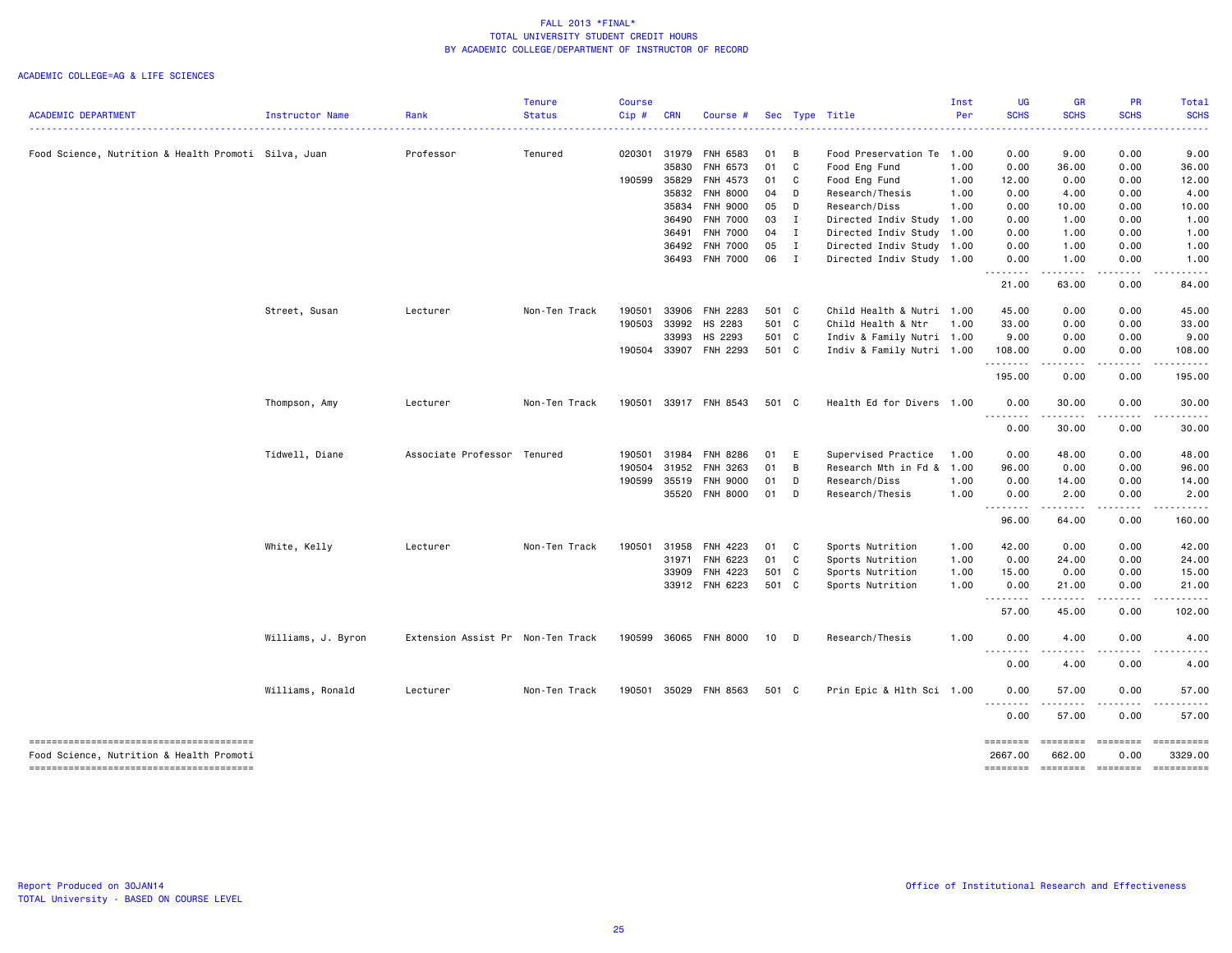# FALL 2013 *FINAL*
## TOTAL UNIVERSITY STUDENT CREDIT HOURS
## BY ACADEMIC COLLEGE/DEPARTMENT OF INSTRUCTOR OF RECORD

ACADEMIC COLLEGE=AG & LIFE SCIENCES

| ACADEMIC DEPARTMENT | Instructor Name | Rank | Tenure Status | Course Cip # | CRN | Course # | Sec | Type | Title | Inst Per | UG SCHS | GR SCHS | PR SCHS | Total SCHS |
|---|---|---|---|---|---|---|---|---|---|---|---|---|---|---|
| Food Science, Nutrition & Health Promoti | Silva, Juan | Professor | Tenured | 020301 | 31979 | FNH 6583 | 01 | B | Food Preservation Te | 1.00 | 0.00 | 9.00 | 0.00 | 9.00 |
| | | | | | 35830 | FNH 6573 | 01 | C | Food Eng Fund | 1.00 | 0.00 | 36.00 | 0.00 | 36.00 |
| | | | | 190599 | 35829 | FNH 4573 | 01 | C | Food Eng Fund | 1.00 | 12.00 | 0.00 | 0.00 | 12.00 |
| | | | | | 35832 | FNH 8000 | 04 | D | Research/Thesis | 1.00 | 0.00 | 4.00 | 0.00 | 4.00 |
| | | | | | 35834 | FNH 9000 | 05 | D | Research/Diss | 1.00 | 0.00 | 10.00 | 0.00 | 10.00 |
| | | | | | 36490 | FNH 7000 | 03 | I | Directed Indiv Study | 1.00 | 0.00 | 1.00 | 0.00 | 1.00 |
| | | | | | 36491 | FNH 7000 | 04 | I | Directed Indiv Study | 1.00 | 0.00 | 1.00 | 0.00 | 1.00 |
| | | | | | 36492 | FNH 7000 | 05 | I | Directed Indiv Study | 1.00 | 0.00 | 1.00 | 0.00 | 1.00 |
| | | | | | 36493 | FNH 7000 | 06 | I | Directed Indiv Study | 1.00 | 0.00 | 1.00 | 0.00 | 1.00 |
| | | | | | | | | | | | 21.00 | 63.00 | 0.00 | 84.00 |
| | Street, Susan | Lecturer | Non-Ten Track | 190501 | 33906 | FNH 2283 | 501 | C | Child Health & Nutri | 1.00 | 45.00 | 0.00 | 0.00 | 45.00 |
| | | | | 190503 | 33992 | HS 2283 | 501 | C | Child Health & Ntr | 1.00 | 33.00 | 0.00 | 0.00 | 33.00 |
| | | | | | 33993 | HS 2293 | 501 | C | Indiv & Family Nutri | 1.00 | 9.00 | 0.00 | 0.00 | 9.00 |
| | | | | 190504 | 33907 | FNH 2293 | 501 | C | Indiv & Family Nutri | 1.00 | 108.00 | 0.00 | 0.00 | 108.00 |
| | | | | | | | | | | | 195.00 | 0.00 | 0.00 | 195.00 |
| | Thompson, Amy | Lecturer | Non-Ten Track | 190501 | 33917 | FNH 8543 | 501 | C | Health Ed for Divers | 1.00 | 0.00 | 30.00 | 0.00 | 30.00 |
| | | | | | | | | | | | 0.00 | 30.00 | 0.00 | 30.00 |
| | Tidwell, Diane | Associate Professor | Tenured | 190501 | 31984 | FNH 8286 | 01 | E | Supervised Practice | 1.00 | 0.00 | 48.00 | 0.00 | 48.00 |
| | | | | 190504 | 31952 | FNH 3263 | 01 | B | Research Mth in Fd & | 1.00 | 96.00 | 0.00 | 0.00 | 96.00 |
| | | | | 190599 | 35519 | FNH 9000 | 01 | D | Research/Diss | 1.00 | 0.00 | 14.00 | 0.00 | 14.00 |
| | | | | | 35520 | FNH 8000 | 01 | D | Research/Thesis | 1.00 | 0.00 | 2.00 | 0.00 | 2.00 |
| | | | | | | | | | | | 96.00 | 64.00 | 0.00 | 160.00 |
| | White, Kelly | Lecturer | Non-Ten Track | 190501 | 31958 | FNH 4223 | 01 | C | Sports Nutrition | 1.00 | 42.00 | 0.00 | 0.00 | 42.00 |
| | | | | | 31971 | FNH 6223 | 01 | C | Sports Nutrition | 1.00 | 0.00 | 24.00 | 0.00 | 24.00 |
| | | | | | 33909 | FNH 4223 | 501 | C | Sports Nutrition | 1.00 | 15.00 | 0.00 | 0.00 | 15.00 |
| | | | | | 33912 | FNH 6223 | 501 | C | Sports Nutrition | 1.00 | 0.00 | 21.00 | 0.00 | 21.00 |
| | | | | | | | | | | | 57.00 | 45.00 | 0.00 | 102.00 |
| | Williams, J. Byron | Extension Assist Pr | Non-Ten Track | 190599 | 36065 | FNH 8000 | 10 | D | Research/Thesis | 1.00 | 0.00 | 4.00 | 0.00 | 4.00 |
| | | | | | | | | | | | 0.00 | 4.00 | 0.00 | 4.00 |
| | Williams, Ronald | Lecturer | Non-Ten Track | 190501 | 35029 | FNH 8563 | 501 | C | Prin Epic & Hlth Sci | 1.00 | 0.00 | 57.00 | 0.00 | 57.00 |
| | | | | | | | | | | | 0.00 | 57.00 | 0.00 | 57.00 |
| Food Science, Nutrition & Health Promoti | | | | | | | | | | | 2667.00 | 662.00 | 0.00 | 3329.00 |

Report Produced on 30JAN14
TOTAL University - BASED ON COURSE LEVEL

Office of Institutional Research and Effectiveness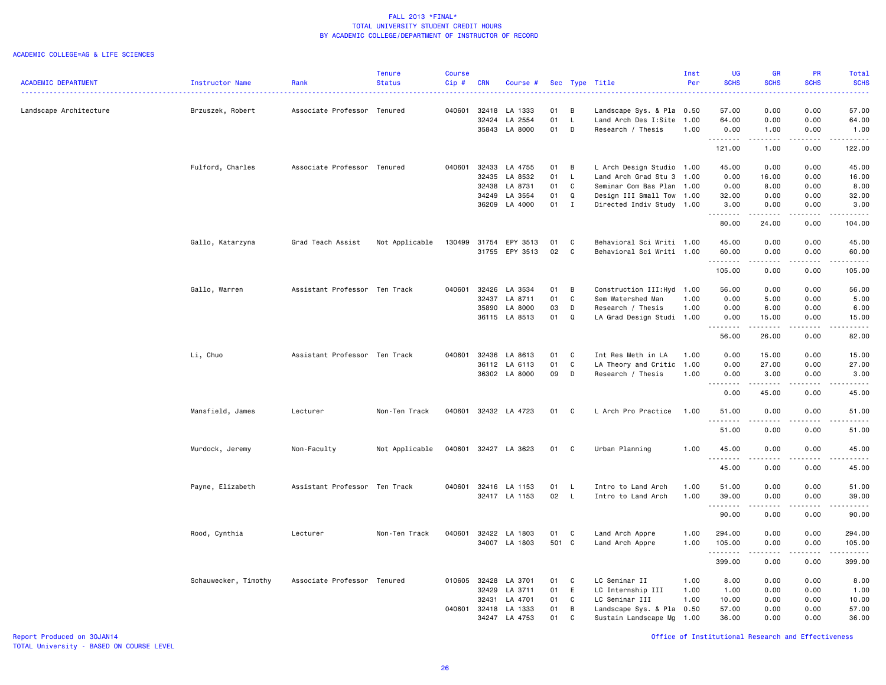# FALL 2013 *FINAL*
## TOTAL UNIVERSITY STUDENT CREDIT HOURS
## BY ACADEMIC COLLEGE/DEPARTMENT OF INSTRUCTOR OF RECORD

ACADEMIC COLLEGE=AG & LIFE SCIENCES

| ACADEMIC DEPARTMENT | Instructor Name | Rank | Tenure Status | Course Cip # | CRN | Course # | Sec | Type | Title | Inst Per | UG SCHS | GR SCHS | PR SCHS | Total SCHS |
|---|---|---|---|---|---|---|---|---|---|---|---|---|---|---|
| Landscape Architecture | Brzuszek, Robert | Associate Professor | Tenured | 040601 | 32418 | LA 1333 | 01 | B | Landscape Sys. & Pla | 0.50 | 57.00 | 0.00 | 0.00 | 57.00 |
| | | | | | 32424 | LA 2554 | 01 | L | Land Arch Des I:Site | 1.00 | 64.00 | 0.00 | 0.00 | 64.00 |
| | | | | | 35843 | LA 8000 | 01 | D | Research / Thesis | 1.00 | 0.00 | 1.00 | 0.00 | 1.00 |
| | | | | | | | | | | | 121.00 | 1.00 | 0.00 | 122.00 |
| | Fulford, Charles | Associate Professor | Tenured | 040601 | 32433 | LA 4755 | 01 | B | L Arch Design Studio | 1.00 | 45.00 | 0.00 | 0.00 | 45.00 |
| | | | | | 32435 | LA 8532 | 01 | L | Land Arch Grad Stu 3 | 1.00 | 0.00 | 16.00 | 0.00 | 16.00 |
| | | | | | 32438 | LA 8731 | 01 | C | Seminar Com Bas Plan | 1.00 | 0.00 | 8.00 | 0.00 | 8.00 |
| | | | | | 34249 | LA 3554 | 01 | Q | Design III Small Tow | 1.00 | 32.00 | 0.00 | 0.00 | 32.00 |
| | | | | | 36209 | LA 4000 | 01 | I | Directed Indiv Study | 1.00 | 3.00 | 0.00 | 0.00 | 3.00 |
| | | | | | | | | | | | 80.00 | 24.00 | 0.00 | 104.00 |
| | Gallo, Katarzyna | Grad Teach Assist | Not Applicable | 130499 | 31754 | EPY 3513 | 01 | C | Behavioral Sci Writi | 1.00 | 45.00 | 0.00 | 0.00 | 45.00 |
| | | | | | 31755 | EPY 3513 | 02 | C | Behavioral Sci Writi | 1.00 | 60.00 | 0.00 | 0.00 | 60.00 |
| | | | | | | | | | | | 105.00 | 0.00 | 0.00 | 105.00 |
| | Gallo, Warren | Assistant Professor | Ten Track | 040601 | 32426 | LA 3534 | 01 | B | Construction III:Hyd | 1.00 | 56.00 | 0.00 | 0.00 | 56.00 |
| | | | | | 32437 | LA 8711 | 01 | C | Sem Watershed Man | 1.00 | 0.00 | 5.00 | 0.00 | 5.00 |
| | | | | | 35890 | LA 8000 | 03 | D | Research / Thesis | 1.00 | 0.00 | 6.00 | 0.00 | 6.00 |
| | | | | | 36115 | LA 8513 | 01 | Q | LA Grad Design Studi | 1.00 | 0.00 | 15.00 | 0.00 | 15.00 |
| | | | | | | | | | | | 56.00 | 26.00 | 0.00 | 82.00 |
| | Li, Chuo | Assistant Professor | Ten Track | 040601 | 32436 | LA 8613 | 01 | C | Int Res Meth in LA | 1.00 | 0.00 | 15.00 | 0.00 | 15.00 |
| | | | | | 36112 | LA 6113 | 01 | C | LA Theory and Critic | 1.00 | 0.00 | 27.00 | 0.00 | 27.00 |
| | | | | | 36302 | LA 8000 | 09 | D | Research / Thesis | 1.00 | 0.00 | 3.00 | 0.00 | 3.00 |
| | | | | | | | | | | | 0.00 | 45.00 | 0.00 | 45.00 |
| | Mansfield, James | Lecturer | Non-Ten Track | 040601 | 32432 | LA 4723 | 01 | C | L Arch Pro Practice | 1.00 | 51.00 | 0.00 | 0.00 | 51.00 |
| | | | | | | | | | | | 51.00 | 0.00 | 0.00 | 51.00 |
| | Murdock, Jeremy | Non-Faculty | Not Applicable | 040601 | 32427 | LA 3623 | 01 | C | Urban Planning | 1.00 | 45.00 | 0.00 | 0.00 | 45.00 |
| | | | | | | | | | | | 45.00 | 0.00 | 0.00 | 45.00 |
| | Payne, Elizabeth | Assistant Professor | Ten Track | 040601 | 32416 | LA 1153 | 01 | L | Intro to Land Arch | 1.00 | 51.00 | 0.00 | 0.00 | 51.00 |
| | | | | | 32417 | LA 1153 | 02 | L | Intro to Land Arch | 1.00 | 39.00 | 0.00 | 0.00 | 39.00 |
| | | | | | | | | | | | 90.00 | 0.00 | 0.00 | 90.00 |
| | Rood, Cynthia | Lecturer | Non-Ten Track | 040601 | 32422 | LA 1803 | 01 | C | Land Arch Appre | 1.00 | 294.00 | 0.00 | 0.00 | 294.00 |
| | | | | | 34007 | LA 1803 | 501 | C | Land Arch Appre | 1.00 | 105.00 | 0.00 | 0.00 | 105.00 |
| | | | | | | | | | | | 399.00 | 0.00 | 0.00 | 399.00 |
| | Schauwecker, Timothy | Associate Professor | Tenured | 010605 | 32428 | LA 3701 | 01 | C | LC Seminar II | 1.00 | 8.00 | 0.00 | 0.00 | 8.00 |
| | | | | | 32429 | LA 3711 | 01 | E | LC Internship III | 1.00 | 1.00 | 0.00 | 0.00 | 1.00 |
| | | | | | 32431 | LA 4701 | 01 | C | LC Seminar III | 1.00 | 10.00 | 0.00 | 0.00 | 10.00 |
| | | | | 040601 | 32418 | LA 1333 | 01 | B | Landscape Sys. & Pla | 0.50 | 57.00 | 0.00 | 0.00 | 57.00 |
| | | | | | 34247 | LA 4753 | 01 | C | Sustain Landscape Mg | 1.00 | 36.00 | 0.00 | 0.00 | 36.00 |

Report Produced on 30JAN14
TOTAL University - BASED ON COURSE LEVEL

Office of Institutional Research and Effectiveness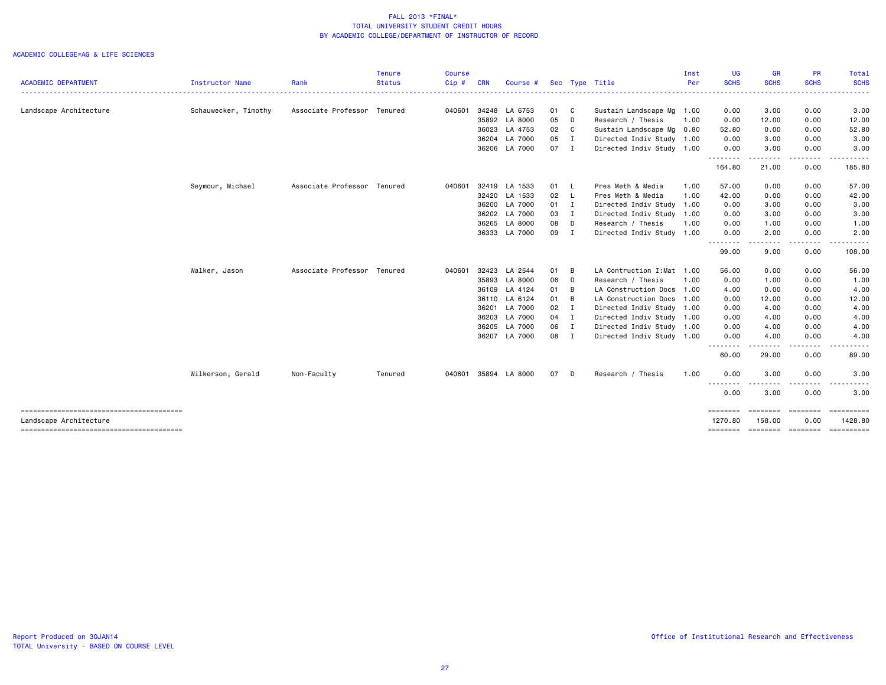FALL 2013 *FINAL*
TOTAL UNIVERSITY STUDENT CREDIT HOURS
BY ACADEMIC COLLEGE/DEPARTMENT OF INSTRUCTOR OF RECORD

ACADEMIC COLLEGE=AG & LIFE SCIENCES

| ACADEMIC DEPARTMENT | Instructor Name | Rank | Tenure Status | Course Cip # | CRN | Course # | Sec | Type | Title | Inst Per | UG SCHS | GR SCHS | PR SCHS | Total SCHS |
|---|---|---|---|---|---|---|---|---|---|---|---|---|---|---|
| Landscape Architecture | Schauwecker, Timothy | Associate Professor | Tenured | 040601 | 34248 | LA 6753 | 01 | C | Sustain Landscape Mg | 1.00 | 0.00 | 3.00 | 0.00 | 3.00 |
| | | | | | 35892 | LA 8000 | 05 | D | Research / Thesis | 1.00 | 0.00 | 12.00 | 0.00 | 12.00 |
| | | | | | 36023 | LA 4753 | 02 | C | Sustain Landscape Mg | 0.80 | 52.80 | 0.00 | 0.00 | 52.80 |
| | | | | | 36204 | LA 7000 | 05 | I | Directed Indiv Study | 1.00 | 0.00 | 3.00 | 0.00 | 3.00 |
| | | | | | 36206 | LA 7000 | 07 | I | Directed Indiv Study | 1.00 | 0.00 | 3.00 | 0.00 | 3.00 |
| | | | | | | | | | | | 164.80 | 21.00 | 0.00 | 185.80 |
| | Seymour, Michael | Associate Professor | Tenured | 040601 | 32419 | LA 1533 | 01 | L | Pres Meth & Media | 1.00 | 57.00 | 0.00 | 0.00 | 57.00 |
| | | | | | 32420 | LA 1533 | 02 | L | Pres Meth & Media | 1.00 | 42.00 | 0.00 | 0.00 | 42.00 |
| | | | | | 36200 | LA 7000 | 01 | I | Directed Indiv Study | 1.00 | 0.00 | 3.00 | 0.00 | 3.00 |
| | | | | | 36202 | LA 7000 | 03 | I | Directed Indiv Study | 1.00 | 0.00 | 3.00 | 0.00 | 3.00 |
| | | | | | 36265 | LA 8000 | 08 | D | Research / Thesis | 1.00 | 0.00 | 1.00 | 0.00 | 1.00 |
| | | | | | 36333 | LA 7000 | 09 | I | Directed Indiv Study | 1.00 | 0.00 | 2.00 | 0.00 | 2.00 |
| | | | | | | | | | | | 99.00 | 9.00 | 0.00 | 108.00 |
| | Walker, Jason | Associate Professor | Tenured | 040601 | 32423 | LA 2544 | 01 | B | LA Contruction I:Mat | 1.00 | 56.00 | 0.00 | 0.00 | 56.00 |
| | | | | | 35893 | LA 8000 | 06 | D | Research / Thesis | 1.00 | 0.00 | 1.00 | 0.00 | 1.00 |
| | | | | | 36109 | LA 4124 | 01 | B | LA Construction Docs | 1.00 | 4.00 | 0.00 | 0.00 | 4.00 |
| | | | | | 36110 | LA 6124 | 01 | B | LA Construction Docs | 1.00 | 0.00 | 12.00 | 0.00 | 12.00 |
| | | | | | 36201 | LA 7000 | 02 | I | Directed Indiv Study | 1.00 | 0.00 | 4.00 | 0.00 | 4.00 |
| | | | | | 36203 | LA 7000 | 04 | I | Directed Indiv Study | 1.00 | 0.00 | 4.00 | 0.00 | 4.00 |
| | | | | | 36205 | LA 7000 | 06 | I | Directed Indiv Study | 1.00 | 0.00 | 4.00 | 0.00 | 4.00 |
| | | | | | 36207 | LA 7000 | 08 | I | Directed Indiv Study | 1.00 | 0.00 | 4.00 | 0.00 | 4.00 |
| | | | | | | | | | | | 60.00 | 29.00 | 0.00 | 89.00 |
| | Wilkerson, Gerald | Non-Faculty | Tenured | 040601 | 35894 | LA 8000 | 07 | D | Research / Thesis | 1.00 | 0.00 | 3.00 | 0.00 | 3.00 |
| | | | | | | | | | | | 0.00 | 3.00 | 0.00 | 3.00 |
| Landscape Architecture | | | | | | | | | | | 1270.80 | 158.00 | 0.00 | 1428.80 |

Report Produced on 30JAN14
TOTAL University - BASED ON COURSE LEVEL

Office of Institutional Research and Effectiveness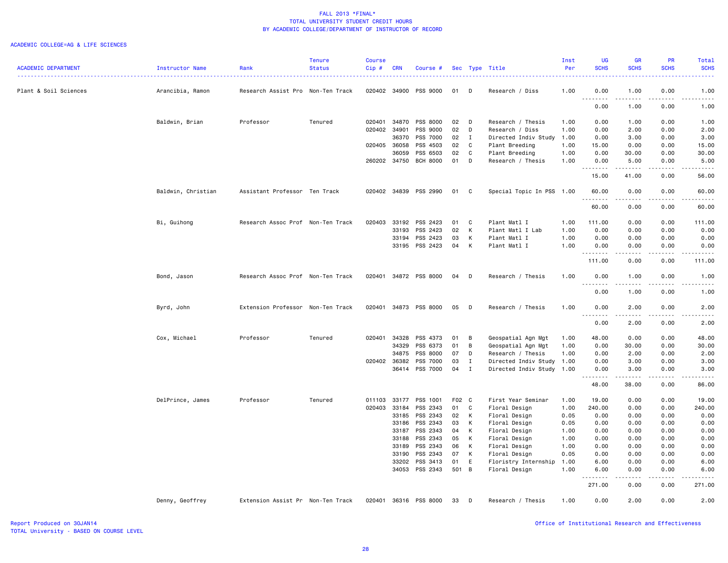FALL 2013 *FINAL*
TOTAL UNIVERSITY STUDENT CREDIT HOURS
BY ACADEMIC COLLEGE/DEPARTMENT OF INSTRUCTOR OF RECORD

ACADEMIC COLLEGE=AG & LIFE SCIENCES

| ACADEMIC DEPARTMENT | Instructor Name | Rank | Tenure Status | Course Cip # | CRN | Course # | Sec | Type | Title | Inst Per | UG SCHS | GR SCHS | PR SCHS | Total SCHS |
|---|---|---|---|---|---|---|---|---|---|---|---|---|---|---|
| Plant & Soil Sciences | Arancibia, Ramon | Research Assist Pro | Non-Ten Track | 020402 | 34900 | PSS 9000 | 01 | D | Research / Diss | 1.00 | 0.00 | 1.00 | 0.00 | 1.00 |
| | | | | | | | | | | | 0.00 | 1.00 | 0.00 | 1.00 |
| | Baldwin, Brian | Professor | Tenured | 020401 | 34870 | PSS 8000 | 02 | D | Research / Thesis | 1.00 | 0.00 | 1.00 | 0.00 | 1.00 |
| | | | | 020402 | 34901 | PSS 9000 | 02 | D | Research / Diss | 1.00 | 0.00 | 2.00 | 0.00 | 2.00 |
| | | | | | 36370 | PSS 7000 | 02 | I | Directed Indiv Study | 1.00 | 0.00 | 3.00 | 0.00 | 3.00 |
| | | | | 020405 | 36058 | PSS 4503 | 02 | C | Plant Breeding | 1.00 | 15.00 | 0.00 | 0.00 | 15.00 |
| | | | | | 36059 | PSS 6503 | 02 | C | Plant Breeding | 1.00 | 0.00 | 30.00 | 0.00 | 30.00 |
| | | | | 260202 | 34750 | BCH 8000 | 01 | D | Research / Thesis | 1.00 | 0.00 | 5.00 | 0.00 | 5.00 |
| | | | | | | | | | | | 15.00 | 41.00 | 0.00 | 56.00 |
| | Baldwin, Christian | Assistant Professor | Ten Track | 020402 | 34839 | PSS 2990 | 01 | C | Special Topic In PSS | 1.00 | 60.00 | 0.00 | 0.00 | 60.00 |
| | | | | | | | | | | | 60.00 | 0.00 | 0.00 | 60.00 |
| | Bi, Guihong | Research Assoc Prof | Non-Ten Track | 020403 | 33192 | PSS 2423 | 01 | C | Plant Matl I | 1.00 | 111.00 | 0.00 | 0.00 | 111.00 |
| | | | | | 33193 | PSS 2423 | 02 | K | Plant Matl I Lab | 1.00 | 0.00 | 0.00 | 0.00 | 0.00 |
| | | | | | 33194 | PSS 2423 | 03 | K | Plant Matl I | 1.00 | 0.00 | 0.00 | 0.00 | 0.00 |
| | | | | | 33195 | PSS 2423 | 04 | K | Plant Matl I | 1.00 | 0.00 | 0.00 | 0.00 | 0.00 |
| | | | | | | | | | | | 111.00 | 0.00 | 0.00 | 111.00 |
| | Bond, Jason | Research Assoc Prof | Non-Ten Track | 020401 | 34872 | PSS 8000 | 04 | D | Research / Thesis | 1.00 | 0.00 | 1.00 | 0.00 | 1.00 |
| | | | | | | | | | | | 0.00 | 1.00 | 0.00 | 1.00 |
| | Byrd, John | Extension Professor | Non-Ten Track | 020401 | 34873 | PSS 8000 | 05 | D | Research / Thesis | 1.00 | 0.00 | 2.00 | 0.00 | 2.00 |
| | | | | | | | | | | | 0.00 | 2.00 | 0.00 | 2.00 |
| | Cox, Michael | Professor | Tenured | 020401 | 34328 | PSS 4373 | 01 | B | Geospatial Agn Mgt | 1.00 | 48.00 | 0.00 | 0.00 | 48.00 |
| | | | | | 34329 | PSS 6373 | 01 | B | Geospatial Agn Mgt | 1.00 | 0.00 | 30.00 | 0.00 | 30.00 |
| | | | | | 34875 | PSS 8000 | 07 | D | Research / Thesis | 1.00 | 0.00 | 2.00 | 0.00 | 2.00 |
| | | | | 020402 | 36382 | PSS 7000 | 03 | I | Directed Indiv Study | 1.00 | 0.00 | 3.00 | 0.00 | 3.00 |
| | | | | | 36414 | PSS 7000 | 04 | I | Directed Indiv Study | 1.00 | 0.00 | 3.00 | 0.00 | 3.00 |
| | | | | | | | | | | | 48.00 | 38.00 | 0.00 | 86.00 |
| | DelPrince, James | Professor | Tenured | 011103 | 33177 | PSS 1001 | F02 | C | First Year Seminar | 1.00 | 19.00 | 0.00 | 0.00 | 19.00 |
| | | | | 020403 | 33184 | PSS 2343 | 01 | C | Floral Design | 1.00 | 240.00 | 0.00 | 0.00 | 240.00 |
| | | | | | 33185 | PSS 2343 | 02 | K | Floral Design | 0.05 | 0.00 | 0.00 | 0.00 | 0.00 |
| | | | | | 33186 | PSS 2343 | 03 | K | Floral Design | 0.05 | 0.00 | 0.00 | 0.00 | 0.00 |
| | | | | | 33187 | PSS 2343 | 04 | K | Floral Design | 1.00 | 0.00 | 0.00 | 0.00 | 0.00 |
| | | | | | 33188 | PSS 2343 | 05 | K | Floral Design | 1.00 | 0.00 | 0.00 | 0.00 | 0.00 |
| | | | | | 33189 | PSS 2343 | 06 | K | Floral Design | 1.00 | 0.00 | 0.00 | 0.00 | 0.00 |
| | | | | | 33190 | PSS 2343 | 07 | K | Floral Design | 0.05 | 0.00 | 0.00 | 0.00 | 0.00 |
| | | | | | 33202 | PSS 3413 | 01 | E | Floristry Internship | 1.00 | 6.00 | 0.00 | 0.00 | 6.00 |
| | | | | | 34053 | PSS 2343 | 501 | B | Floral Design | 1.00 | 6.00 | 0.00 | 0.00 | 6.00 |
| | | | | | | | | | | | 271.00 | 0.00 | 0.00 | 271.00 |
| | Denny, Geoffrey | Extension Assist Pr | Non-Ten Track | 020401 | 36316 | PSS 8000 | 33 | D | Research / Thesis | 1.00 | 0.00 | 2.00 | 0.00 | 2.00 |

Report Produced on 30JAN14
TOTAL University - BASED ON COURSE LEVEL

Office of Institutional Research and Effectiveness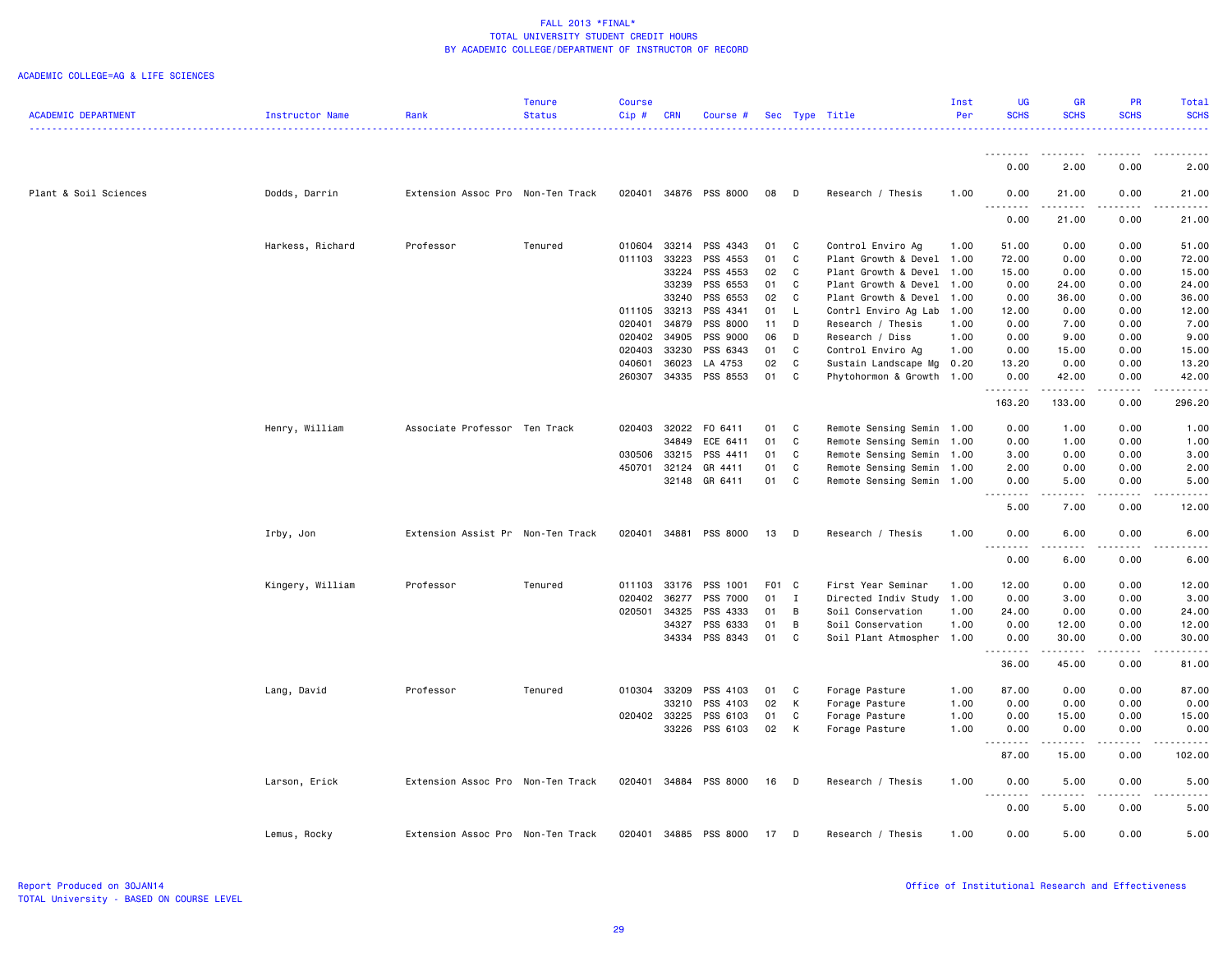FALL 2013 *FINAL*
TOTAL UNIVERSITY STUDENT CREDIT HOURS
BY ACADEMIC COLLEGE/DEPARTMENT OF INSTRUCTOR OF RECORD

ACADEMIC COLLEGE=AG & LIFE SCIENCES

| ACADEMIC DEPARTMENT | Instructor Name | Rank | Tenure Status | Course Cip # | CRN | Course # | Sec | Type | Title | Inst Per | UG SCHS | GR SCHS | PR SCHS | Total SCHS |
|---|---|---|---|---|---|---|---|---|---|---|---|---|---|---|
| | | | | | | | | | | | 0.00 | 2.00 | 0.00 | 2.00 |
| Plant & Soil Sciences | Dodds, Darrin | Extension Assoc Pro | Non-Ten Track | 020401 | 34876 | PSS 8000 | 08 | D | Research / Thesis | 1.00 | 0.00 | 21.00 | 0.00 | 21.00 |
| | | | | | | | | | | | 0.00 | 21.00 | 0.00 | 21.00 |
| | Harkess, Richard | Professor | Tenured | 010604 | 33214 | PSS 4343 | 01 | C | Control Enviro Ag | 1.00 | 51.00 | 0.00 | 0.00 | 51.00 |
| | | | | 011103 | 33223 | PSS 4553 | 01 | C | Plant Growth & Devel | 1.00 | 72.00 | 0.00 | 0.00 | 72.00 |
| | | | | | 33224 | PSS 4553 | 02 | C | Plant Growth & Devel | 1.00 | 15.00 | 0.00 | 0.00 | 15.00 |
| | | | | | 33239 | PSS 6553 | 01 | C | Plant Growth & Devel | 1.00 | 0.00 | 24.00 | 0.00 | 24.00 |
| | | | | | 33240 | PSS 6553 | 02 | C | Plant Growth & Devel | 1.00 | 0.00 | 36.00 | 0.00 | 36.00 |
| | | | | 011105 | 33213 | PSS 4341 | 01 | L | Contrl Enviro Ag Lab | 1.00 | 12.00 | 0.00 | 0.00 | 12.00 |
| | | | | 020401 | 34879 | PSS 8000 | 11 | D | Research / Thesis | 1.00 | 0.00 | 7.00 | 0.00 | 7.00 |
| | | | | 020402 | 34905 | PSS 9000 | 06 | D | Research / Diss | 1.00 | 0.00 | 9.00 | 0.00 | 9.00 |
| | | | | 020403 | 33230 | PSS 6343 | 01 | C | Control Enviro Ag | 1.00 | 0.00 | 15.00 | 0.00 | 15.00 |
| | | | | 040601 | 36023 | LA 4753 | 02 | C | Sustain Landscape Mg | 0.20 | 13.20 | 0.00 | 0.00 | 13.20 |
| | | | | 260307 | 34335 | PSS 8553 | 01 | C | Phytohormon & Growth | 1.00 | 0.00 | 42.00 | 0.00 | 42.00 |
| | | | | | | | | | | | 163.20 | 133.00 | 0.00 | 296.20 |
| | Henry, William | Associate Professor | Ten Track | 020403 | 32022 | FO 6411 | 01 | C | Remote Sensing Semin | 1.00 | 0.00 | 1.00 | 0.00 | 1.00 |
| | | | | | 34849 | ECE 6411 | 01 | C | Remote Sensing Semin | 1.00 | 0.00 | 1.00 | 0.00 | 1.00 |
| | | | | 030506 | 33215 | PSS 4411 | 01 | C | Remote Sensing Semin | 1.00 | 3.00 | 0.00 | 0.00 | 3.00 |
| | | | | 450701 | 32124 | GR 4411 | 01 | C | Remote Sensing Semin | 1.00 | 2.00 | 0.00 | 0.00 | 2.00 |
| | | | | | 32148 | GR 6411 | 01 | C | Remote Sensing Semin | 1.00 | 0.00 | 5.00 | 0.00 | 5.00 |
| | | | | | | | | | | | 5.00 | 7.00 | 0.00 | 12.00 |
| | Irby, Jon | Extension Assist Pr | Non-Ten Track | 020401 | 34881 | PSS 8000 | 13 | D | Research / Thesis | 1.00 | 0.00 | 6.00 | 0.00 | 6.00 |
| | | | | | | | | | | | 0.00 | 6.00 | 0.00 | 6.00 |
| | Kingery, William | Professor | Tenured | 011103 | 33176 | PSS 1001 | F01 | C | First Year Seminar | 1.00 | 12.00 | 0.00 | 0.00 | 12.00 |
| | | | | 020402 | 36277 | PSS 7000 | 01 | I | Directed Indiv Study | 1.00 | 0.00 | 3.00 | 0.00 | 3.00 |
| | | | | 020501 | 34325 | PSS 4333 | 01 | B | Soil Conservation | 1.00 | 24.00 | 0.00 | 0.00 | 24.00 |
| | | | | | 34327 | PSS 6333 | 01 | B | Soil Conservation | 1.00 | 0.00 | 12.00 | 0.00 | 12.00 |
| | | | | | 34334 | PSS 8343 | 01 | C | Soil Plant Atmospher | 1.00 | 0.00 | 30.00 | 0.00 | 30.00 |
| | | | | | | | | | | | 36.00 | 45.00 | 0.00 | 81.00 |
| | Lang, David | Professor | Tenured | 010304 | 33209 | PSS 4103 | 01 | C | Forage Pasture | 1.00 | 87.00 | 0.00 | 0.00 | 87.00 |
| | | | | | 33210 | PSS 4103 | 02 | K | Forage Pasture | 1.00 | 0.00 | 0.00 | 0.00 | 0.00 |
| | | | | 020402 | 33225 | PSS 6103 | 01 | C | Forage Pasture | 1.00 | 0.00 | 15.00 | 0.00 | 15.00 |
| | | | | | 33226 | PSS 6103 | 02 | K | Forage Pasture | 1.00 | 0.00 | 0.00 | 0.00 | 0.00 |
| | | | | | | | | | | | 87.00 | 15.00 | 0.00 | 102.00 |
| | Larson, Erick | Extension Assoc Pro | Non-Ten Track | 020401 | 34884 | PSS 8000 | 16 | D | Research / Thesis | 1.00 | 0.00 | 5.00 | 0.00 | 5.00 |
| | | | | | | | | | | | 0.00 | 5.00 | 0.00 | 5.00 |
| | Lemus, Rocky | Extension Assoc Pro | Non-Ten Track | 020401 | 34885 | PSS 8000 | 17 | D | Research / Thesis | 1.00 | 0.00 | 5.00 | 0.00 | 5.00 |

Report Produced on 30JAN14
TOTAL University - BASED ON COURSE LEVEL

Office of Institutional Research and Effectiveness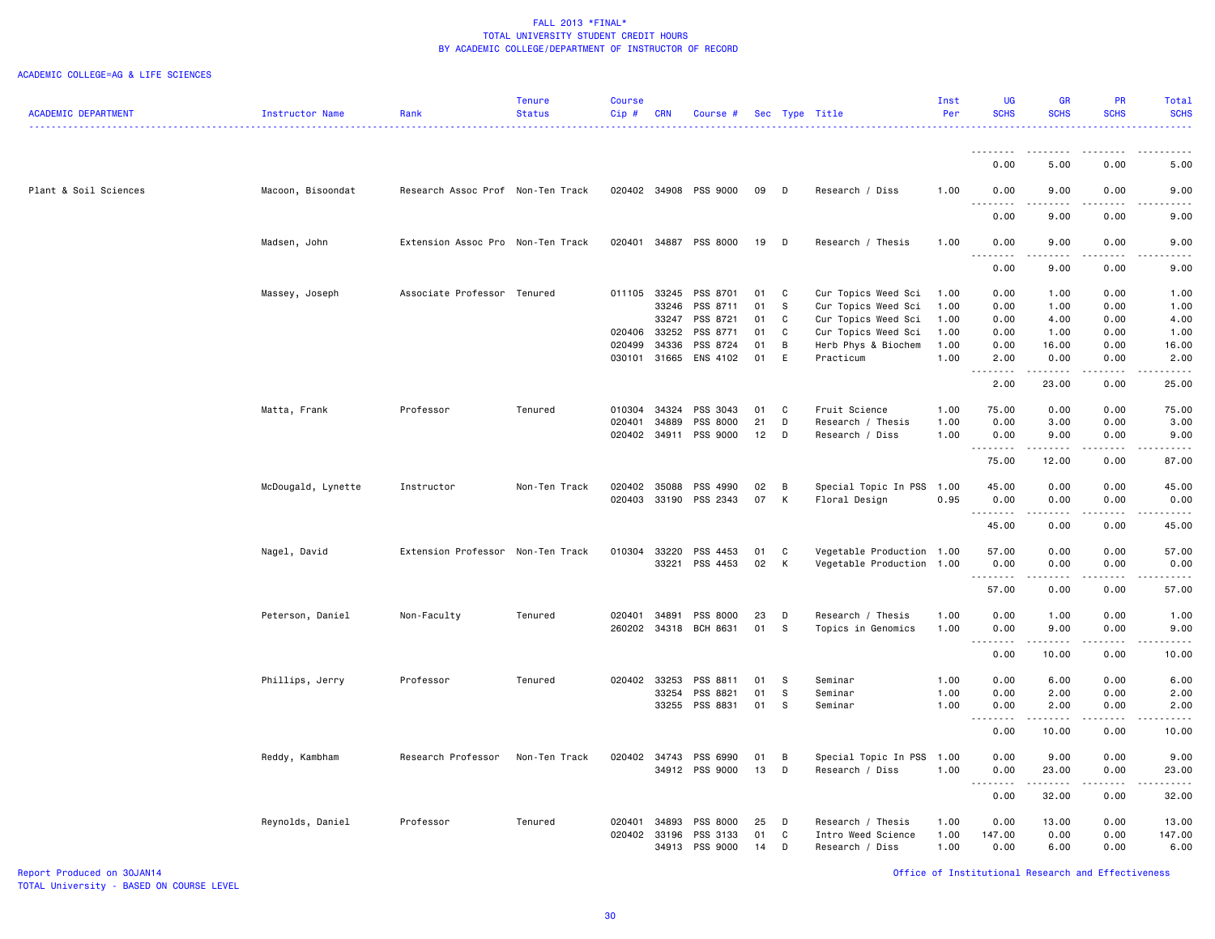# FALL 2013 *FINAL*
## TOTAL UNIVERSITY STUDENT CREDIT HOURS
## BY ACADEMIC COLLEGE/DEPARTMENT OF INSTRUCTOR OF RECORD

ACADEMIC COLLEGE=AG & LIFE SCIENCES

| ACADEMIC DEPARTMENT | Instructor Name | Rank | Tenure Status | Course Cip # | CRN | Course # | Sec | Type | Title | Inst Per | UG SCHS | GR SCHS | PR SCHS | Total SCHS |
|---|---|---|---|---|---|---|---|---|---|---|---|---|---|---|
| | | | | | | | | | | | 0.00 | 5.00 | 0.00 | 5.00 |
| Plant & Soil Sciences | Macoon, Bisoondat | Research Assoc Prof | Non-Ten Track | 020402 | 34908 | PSS 9000 | 09 | D | Research / Diss | 1.00 | 0.00 | 9.00 | 0.00 | 9.00 |
| | | | | | | | | | | | 0.00 | 9.00 | 0.00 | 9.00 |
| | Madsen, John | Extension Assoc Pro | Non-Ten Track | 020401 | 34887 | PSS 8000 | 19 | D | Research / Thesis | 1.00 | 0.00 | 9.00 | 0.00 | 9.00 |
| | | | | | | | | | | | 0.00 | 9.00 | 0.00 | 9.00 |
| | Massey, Joseph | Associate Professor | Tenured | 011105 | 33245 | PSS 8701 | 01 | C | Cur Topics Weed Sci | 1.00 | 0.00 | 1.00 | 0.00 | 1.00 |
| | | | | | 33246 | PSS 8711 | 01 | S | Cur Topics Weed Sci | 1.00 | 0.00 | 1.00 | 0.00 | 1.00 |
| | | | | | 33247 | PSS 8721 | 01 | C | Cur Topics Weed Sci | 1.00 | 0.00 | 4.00 | 0.00 | 4.00 |
| | | | | 020406 | 33252 | PSS 8771 | 01 | C | Cur Topics Weed Sci | 1.00 | 0.00 | 1.00 | 0.00 | 1.00 |
| | | | | 020499 | 34336 | PSS 8724 | 01 | B | Herb Phys & Biochem | 1.00 | 0.00 | 16.00 | 0.00 | 16.00 |
| | | | | 030101 | 31665 | ENS 4102 | 01 | E | Practicum | 1.00 | 2.00 | 0.00 | 0.00 | 2.00 |
| | | | | | | | | | | | 2.00 | 23.00 | 0.00 | 25.00 |
| | Matta, Frank | Professor | Tenured | 010304 | 34324 | PSS 3043 | 01 | C | Fruit Science | 1.00 | 75.00 | 0.00 | 0.00 | 75.00 |
| | | | | 020401 | 34889 | PSS 8000 | 21 | D | Research / Thesis | 1.00 | 0.00 | 3.00 | 0.00 | 3.00 |
| | | | | 020402 | 34911 | PSS 9000 | 12 | D | Research / Diss | 1.00 | 0.00 | 9.00 | 0.00 | 9.00 |
| | | | | | | | | | | | 75.00 | 12.00 | 0.00 | 87.00 |
| | McDougald, Lynette | Instructor | Non-Ten Track | 020402 | 35088 | PSS 4990 | 02 | B | Special Topic In PSS | 1.00 | 45.00 | 0.00 | 0.00 | 45.00 |
| | | | | 020403 | 33190 | PSS 2343 | 07 | K | Floral Design | 0.95 | 0.00 | 0.00 | 0.00 | 0.00 |
| | | | | | | | | | | | 45.00 | 0.00 | 0.00 | 45.00 |
| | Nagel, David | Extension Professor | Non-Ten Track | 010304 | 33220 | PSS 4453 | 01 | C | Vegetable Production | 1.00 | 57.00 | 0.00 | 0.00 | 57.00 |
| | | | | | 33221 | PSS 4453 | 02 | K | Vegetable Production | 1.00 | 0.00 | 0.00 | 0.00 | 0.00 |
| | | | | | | | | | | | 57.00 | 0.00 | 0.00 | 57.00 |
| | Peterson, Daniel | Non-Faculty | Tenured | 020401 | 34891 | PSS 8000 | 23 | D | Research / Thesis | 1.00 | 0.00 | 1.00 | 0.00 | 1.00 |
| | | | | 260202 | 34318 | BCH 8631 | 01 | S | Topics in Genomics | 1.00 | 0.00 | 9.00 | 0.00 | 9.00 |
| | | | | | | | | | | | 0.00 | 10.00 | 0.00 | 10.00 |
| | Phillips, Jerry | Professor | Tenured | 020402 | 33253 | PSS 8811 | 01 | S | Seminar | 1.00 | 0.00 | 6.00 | 0.00 | 6.00 |
| | | | | | 33254 | PSS 8821 | 01 | S | Seminar | 1.00 | 0.00 | 2.00 | 0.00 | 2.00 |
| | | | | | 33255 | PSS 8831 | 01 | S | Seminar | 1.00 | 0.00 | 2.00 | 0.00 | 2.00 |
| | | | | | | | | | | | 0.00 | 10.00 | 0.00 | 10.00 |
| | Reddy, Kambham | Research Professor | Non-Ten Track | 020402 | 34743 | PSS 6990 | 01 | B | Special Topic In PSS | 1.00 | 0.00 | 9.00 | 0.00 | 9.00 |
| | | | | | 34912 | PSS 9000 | 13 | D | Research / Diss | 1.00 | 0.00 | 23.00 | 0.00 | 23.00 |
| | | | | | | | | | | | 0.00 | 32.00 | 0.00 | 32.00 |
| | Reynolds, Daniel | Professor | Tenured | 020401 | 34893 | PSS 8000 | 25 | D | Research / Thesis | 1.00 | 0.00 | 13.00 | 0.00 | 13.00 |
| | | | | 020402 | 33196 | PSS 3133 | 01 | C | Intro Weed Science | 1.00 | 147.00 | 0.00 | 0.00 | 147.00 |
| | | | | | 34913 | PSS 9000 | 14 | D | Research / Diss | 1.00 | 0.00 | 6.00 | 0.00 | 6.00 |

Report Produced on 30JAN14
TOTAL University - BASED ON COURSE LEVEL

Office of Institutional Research and Effectiveness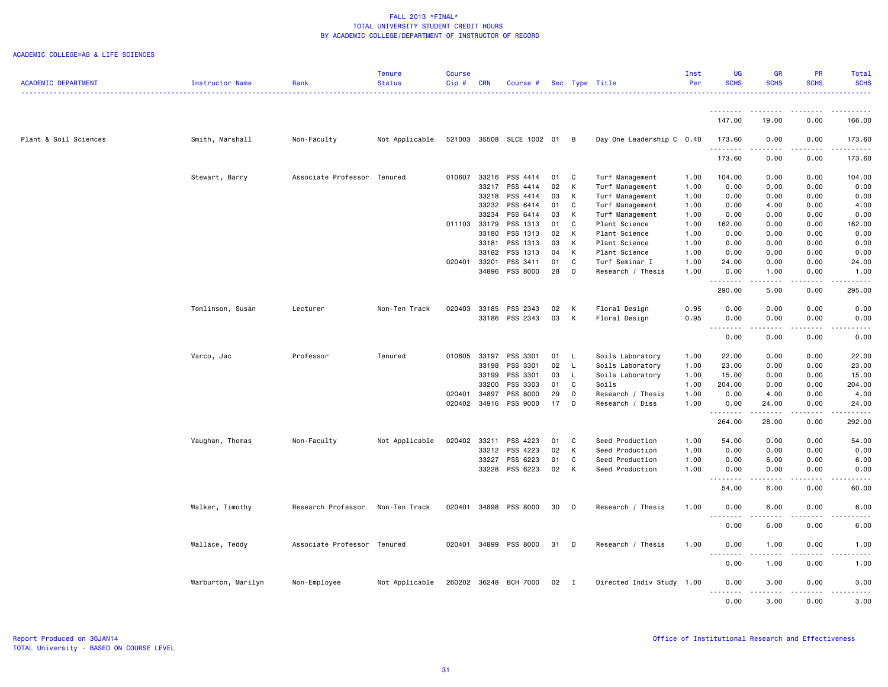# FALL 2013 *FINAL*
## TOTAL UNIVERSITY STUDENT CREDIT HOURS
## BY ACADEMIC COLLEGE/DEPARTMENT OF INSTRUCTOR OF RECORD

ACADEMIC COLLEGE=AG & LIFE SCIENCES

| ACADEMIC DEPARTMENT | Instructor Name | Rank | Tenure Status | Course Cip # | CRN | Course # | Sec | Type | Title | Inst Per | UG SCHS | GR SCHS | PR SCHS | Total SCHS |
|---|---|---|---|---|---|---|---|---|---|---|---|---|---|---|
| | | | | | | | | | | | 147.00 | 19.00 | 0.00 | 166.00 |
| Plant & Soil Sciences | Smith, Marshall | Non-Faculty | Not Applicable | 521003 | 35508 | SLCE 1002 | 01 | B | Day One Leadership C | 0.40 | 173.60 | 0.00 | 0.00 | 173.60 |
| | | | | | | | | | | | 173.60 | 0.00 | 0.00 | 173.60 |
| | Stewart, Barry | Associate Professor | Tenured | 010607 | 33216 | PSS 4414 | 01 | C | Turf Management | 1.00 | 104.00 | 0.00 | 0.00 | 104.00 |
| | | | | | 33217 | PSS 4414 | 02 | K | Turf Management | 1.00 | 0.00 | 0.00 | 0.00 | 0.00 |
| | | | | | 33218 | PSS 4414 | 03 | K | Turf Management | 1.00 | 0.00 | 0.00 | 0.00 | 0.00 |
| | | | | | 33232 | PSS 6414 | 01 | C | Turf Management | 1.00 | 0.00 | 4.00 | 0.00 | 4.00 |
| | | | | | 33234 | PSS 6414 | 03 | K | Turf Management | 1.00 | 0.00 | 0.00 | 0.00 | 0.00 |
| | | | | 011103 | 33179 | PSS 1313 | 01 | C | Plant Science | 1.00 | 162.00 | 0.00 | 0.00 | 162.00 |
| | | | | | 33180 | PSS 1313 | 02 | K | Plant Science | 1.00 | 0.00 | 0.00 | 0.00 | 0.00 |
| | | | | | 33181 | PSS 1313 | 03 | K | Plant Science | 1.00 | 0.00 | 0.00 | 0.00 | 0.00 |
| | | | | | 33182 | PSS 1313 | 04 | K | Plant Science | 1.00 | 0.00 | 0.00 | 0.00 | 0.00 |
| | | | | 020401 | 33201 | PSS 3411 | 01 | C | Turf Seminar I | 1.00 | 24.00 | 0.00 | 0.00 | 24.00 |
| | | | | | 34896 | PSS 8000 | 28 | D | Research / Thesis | 1.00 | 0.00 | 1.00 | 0.00 | 1.00 |
| | | | | | | | | | | | 290.00 | 5.00 | 0.00 | 295.00 |
| | Tomlinson, Susan | Lecturer | Non-Ten Track | 020403 | 33185 | PSS 2343 | 02 | K | Floral Design | 0.95 | 0.00 | 0.00 | 0.00 | 0.00 |
| | | | | | 33186 | PSS 2343 | 03 | K | Floral Design | 0.95 | 0.00 | 0.00 | 0.00 | 0.00 |
| | | | | | | | | | | | 0.00 | 0.00 | 0.00 | 0.00 |
| | Varco, Jac | Professor | Tenured | 010605 | 33197 | PSS 3301 | 01 | L | Soils Laboratory | 1.00 | 22.00 | 0.00 | 0.00 | 22.00 |
| | | | | | 33198 | PSS 3301 | 02 | L | Soils Laboratory | 1.00 | 23.00 | 0.00 | 0.00 | 23.00 |
| | | | | | 33199 | PSS 3301 | 03 | L | Soils Laboratory | 1.00 | 15.00 | 0.00 | 0.00 | 15.00 |
| | | | | | 33200 | PSS 3303 | 01 | C | Soils | 1.00 | 204.00 | 0.00 | 0.00 | 204.00 |
| | | | | 020401 | 34897 | PSS 8000 | 29 | D | Research / Thesis | 1.00 | 0.00 | 4.00 | 0.00 | 4.00 |
| | | | | 020402 | 34916 | PSS 9000 | 17 | D | Research / Diss | 1.00 | 0.00 | 24.00 | 0.00 | 24.00 |
| | | | | | | | | | | | 264.00 | 28.00 | 0.00 | 292.00 |
| | Vaughan, Thomas | Non-Faculty | Not Applicable | 020402 | 33211 | PSS 4223 | 01 | C | Seed Production | 1.00 | 54.00 | 0.00 | 0.00 | 54.00 |
| | | | | | 33212 | PSS 4223 | 02 | K | Seed Production | 1.00 | 0.00 | 0.00 | 0.00 | 0.00 |
| | | | | | 33227 | PSS 6223 | 01 | C | Seed Production | 1.00 | 0.00 | 6.00 | 0.00 | 6.00 |
| | | | | | 33228 | PSS 6223 | 02 | K | Seed Production | 1.00 | 0.00 | 0.00 | 0.00 | 0.00 |
| | | | | | | | | | | | 54.00 | 6.00 | 0.00 | 60.00 |
| | Walker, Timothy | Research Professor | Non-Ten Track | 020401 | 34898 | PSS 8000 | 30 | D | Research / Thesis | 1.00 | 0.00 | 6.00 | 0.00 | 6.00 |
| | | | | | | | | | | | 0.00 | 6.00 | 0.00 | 6.00 |
| | Wallace, Teddy | Associate Professor | Tenured | 020401 | 34899 | PSS 8000 | 31 | D | Research / Thesis | 1.00 | 0.00 | 1.00 | 0.00 | 1.00 |
| | | | | | | | | | | | 0.00 | 1.00 | 0.00 | 1.00 |
| | Warburton, Marilyn | Non-Employee | Not Applicable | 260202 | 36248 | BCH 7000 | 02 | I | Directed Indiv Study | 1.00 | 0.00 | 3.00 | 0.00 | 3.00 |
| | | | | | | | | | | | 0.00 | 3.00 | 0.00 | 3.00 |

Report Produced on 30JAN14
TOTAL University - BASED ON COURSE LEVEL

Office of Institutional Research and Effectiveness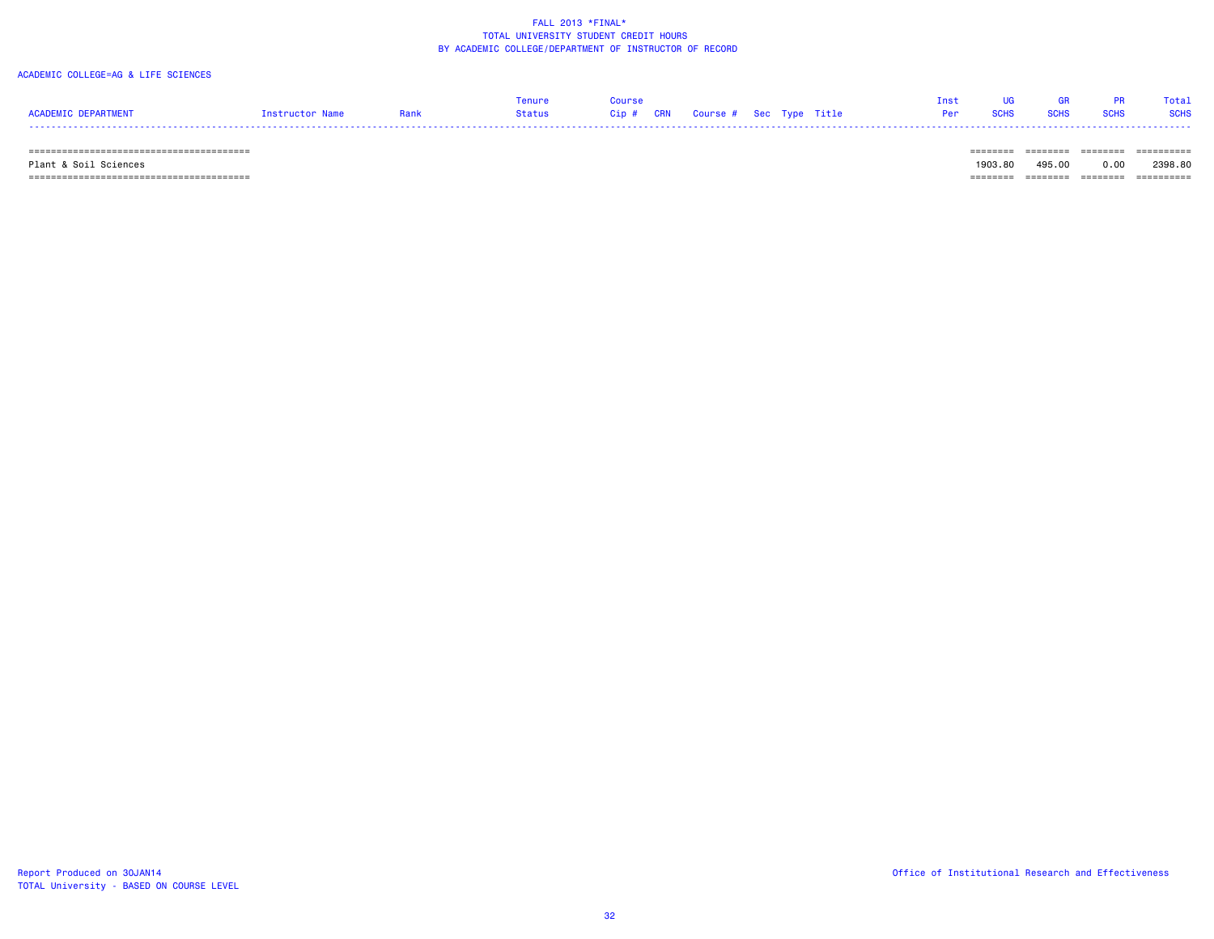FALL 2013 *FINAL*
TOTAL UNIVERSITY STUDENT CREDIT HOURS
BY ACADEMIC COLLEGE/DEPARTMENT OF INSTRUCTOR OF RECORD

ACADEMIC COLLEGE=AG & LIFE SCIENCES

| ACADEMIC DEPARTMENT | Instructor Name | Rank | Tenure Status | Course Cip # | CRN | Course # | Sec | Type | Title | Inst Per | UG SCHS | GR SCHS | PR SCHS | Total SCHS |
|---|---|---|---|---|---|---|---|---|---|---|---|---|---|---|
| Plant & Soil Sciences | | | | | | | | | | | 1903.80 | 495.00 | 0.00 | 2398.80 |

Report Produced on 30JAN14
TOTAL University - BASED ON COURSE LEVEL

Office of Institutional Research and Effectiveness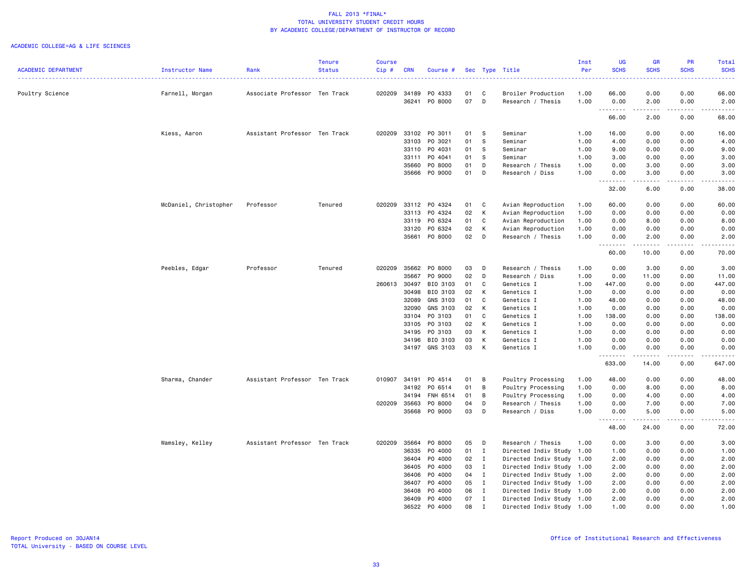FALL 2013 *FINAL*
TOTAL UNIVERSITY STUDENT CREDIT HOURS
BY ACADEMIC COLLEGE/DEPARTMENT OF INSTRUCTOR OF RECORD

ACADEMIC COLLEGE=AG & LIFE SCIENCES

| ACADEMIC DEPARTMENT | Instructor Name | Rank | Tenure Status | Course Cip # | CRN | Course # | Sec | Type | Title | Inst Per | UG SCHS | GR SCHS | PR SCHS | Total SCHS |
|---|---|---|---|---|---|---|---|---|---|---|---|---|---|---|
| Poultry Science | Farnell, Morgan | Associate Professor | Ten Track | 020209 | 34189 | PO 4333 | 01 | C | Broiler Production | 1.00 | 66.00 | 0.00 | 0.00 | 66.00 |
| | | | | | 36241 | PO 8000 | 07 | D | Research / Thesis | 1.00 | 0.00 | 2.00 | 0.00 | 2.00 |
| | | | | | | | | | | | 66.00 | 2.00 | 0.00 | 68.00 |
| | Kiess, Aaron | Assistant Professor | Ten Track | 020209 | 33102 | PO 3011 | 01 | S | Seminar | 1.00 | 16.00 | 0.00 | 0.00 | 16.00 |
| | | | | | 33103 | PO 3021 | 01 | S | Seminar | 1.00 | 4.00 | 0.00 | 0.00 | 4.00 |
| | | | | | 33110 | PO 4031 | 01 | S | Seminar | 1.00 | 9.00 | 0.00 | 0.00 | 9.00 |
| | | | | | 33111 | PO 4041 | 01 | S | Seminar | 1.00 | 3.00 | 0.00 | 0.00 | 3.00 |
| | | | | | 35660 | PO 8000 | 01 | D | Research / Thesis | 1.00 | 0.00 | 3.00 | 0.00 | 3.00 |
| | | | | | 35666 | PO 9000 | 01 | D | Research / Diss | 1.00 | 0.00 | 3.00 | 0.00 | 3.00 |
| | | | | | | | | | | | 32.00 | 6.00 | 0.00 | 38.00 |
| | McDaniel, Christopher | Professor | Tenured | 020209 | 33112 | PO 4324 | 01 | C | Avian Reproduction | 1.00 | 60.00 | 0.00 | 0.00 | 60.00 |
| | | | | | 33113 | PO 4324 | 02 | K | Avian Reproduction | 1.00 | 0.00 | 0.00 | 0.00 | 0.00 |
| | | | | | 33119 | PO 6324 | 01 | C | Avian Reproduction | 1.00 | 0.00 | 8.00 | 0.00 | 8.00 |
| | | | | | 33120 | PO 6324 | 02 | K | Avian Reproduction | 1.00 | 0.00 | 0.00 | 0.00 | 0.00 |
| | | | | | 35661 | PO 8000 | 02 | D | Research / Thesis | 1.00 | 0.00 | 2.00 | 0.00 | 2.00 |
| | | | | | | | | | | | 60.00 | 10.00 | 0.00 | 70.00 |
| | Peebles, Edgar | Professor | Tenured | 020209 | 35662 | PO 8000 | 03 | D | Research / Thesis | 1.00 | 0.00 | 3.00 | 0.00 | 3.00 |
| | | | | | 35667 | PO 9000 | 02 | D | Research / Diss | 1.00 | 0.00 | 11.00 | 0.00 | 11.00 |
| | | | | 260613 | 30497 | BIO 3103 | 01 | C | Genetics I | 1.00 | 447.00 | 0.00 | 0.00 | 447.00 |
| | | | | | 30498 | BIO 3103 | 02 | K | Genetics I | 1.00 | 0.00 | 0.00 | 0.00 | 0.00 |
| | | | | | 32089 | GNS 3103 | 01 | C | Genetics I | 1.00 | 48.00 | 0.00 | 0.00 | 48.00 |
| | | | | | 32090 | GNS 3103 | 02 | K | Genetics I | 1.00 | 0.00 | 0.00 | 0.00 | 0.00 |
| | | | | | 33104 | PO 3103 | 01 | C | Genetics I | 1.00 | 138.00 | 0.00 | 0.00 | 138.00 |
| | | | | | 33105 | PO 3103 | 02 | K | Genetics I | 1.00 | 0.00 | 0.00 | 0.00 | 0.00 |
| | | | | | 34195 | PO 3103 | 03 | K | Genetics I | 1.00 | 0.00 | 0.00 | 0.00 | 0.00 |
| | | | | | 34196 | BIO 3103 | 03 | K | Genetics I | 1.00 | 0.00 | 0.00 | 0.00 | 0.00 |
| | | | | | 34197 | GNS 3103 | 03 | K | Genetics I | 1.00 | 0.00 | 0.00 | 0.00 | 0.00 |
| | | | | | | | | | | | 633.00 | 14.00 | 0.00 | 647.00 |
| | Sharma, Chander | Assistant Professor | Ten Track | 010907 | 34191 | PO 4514 | 01 | B | Poultry Processing | 1.00 | 48.00 | 0.00 | 0.00 | 48.00 |
| | | | | | 34192 | PO 6514 | 01 | B | Poultry Processing | 1.00 | 0.00 | 8.00 | 0.00 | 8.00 |
| | | | | | 34194 | FNH 6514 | 01 | B | Poultry Processing | 1.00 | 0.00 | 4.00 | 0.00 | 4.00 |
| | | | | 020209 | 35663 | PO 8000 | 04 | D | Research / Thesis | 1.00 | 0.00 | 7.00 | 0.00 | 7.00 |
| | | | | | 35668 | PO 9000 | 03 | D | Research / Diss | 1.00 | 0.00 | 5.00 | 0.00 | 5.00 |
| | | | | | | | | | | | 48.00 | 24.00 | 0.00 | 72.00 |
| | Wamsley, Kelley | Assistant Professor | Ten Track | 020209 | 35664 | PO 8000 | 05 | D | Research / Thesis | 1.00 | 0.00 | 3.00 | 0.00 | 3.00 |
| | | | | | 36335 | PO 4000 | 01 | I | Directed Indiv Study | 1.00 | 1.00 | 0.00 | 0.00 | 1.00 |
| | | | | | 36404 | PO 4000 | 02 | I | Directed Indiv Study | 1.00 | 2.00 | 0.00 | 0.00 | 2.00 |
| | | | | | 36405 | PO 4000 | 03 | I | Directed Indiv Study | 1.00 | 2.00 | 0.00 | 0.00 | 2.00 |
| | | | | | 36406 | PO 4000 | 04 | I | Directed Indiv Study | 1.00 | 2.00 | 0.00 | 0.00 | 2.00 |
| | | | | | 36407 | PO 4000 | 05 | I | Directed Indiv Study | 1.00 | 2.00 | 0.00 | 0.00 | 2.00 |
| | | | | | 36408 | PO 4000 | 06 | I | Directed Indiv Study | 1.00 | 2.00 | 0.00 | 0.00 | 2.00 |
| | | | | | 36409 | PO 4000 | 07 | I | Directed Indiv Study | 1.00 | 2.00 | 0.00 | 0.00 | 2.00 |
| | | | | | 36522 | PO 4000 | 08 | I | Directed Indiv Study | 1.00 | 1.00 | 0.00 | 0.00 | 1.00 |

Report Produced on 30JAN14
TOTAL University - BASED ON COURSE LEVEL

Office of Institutional Research and Effectiveness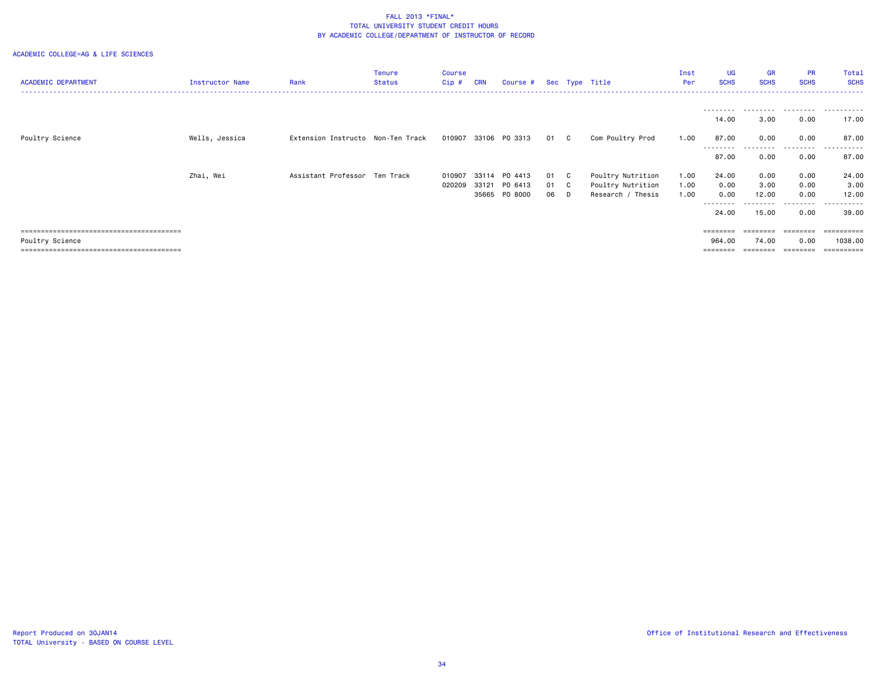FALL 2013 *FINAL*
TOTAL UNIVERSITY STUDENT CREDIT HOURS
BY ACADEMIC COLLEGE/DEPARTMENT OF INSTRUCTOR OF RECORD

ACADEMIC COLLEGE=AG & LIFE SCIENCES

| ACADEMIC DEPARTMENT | Instructor Name | Rank | Tenure Status | Course Cip # | CRN | Course # | Sec | Type | Title | Inst Per | UG SCHS | GR SCHS | PR SCHS | Total SCHS |
|---|---|---|---|---|---|---|---|---|---|---|---|---|---|---|
| | | | | | | | | | | | 14.00 | 3.00 | 0.00 | 17.00 |
| Poultry Science | Wells, Jessica | Extension Instructo | Non-Ten Track | 010907 | 33106 | PO 3313 | 01 | C | Com Poultry Prod | 1.00 | 87.00 | 0.00 | 0.00 | 87.00 |
| | | | | | | | | | | | 87.00 | 0.00 | 0.00 | 87.00 |
| | Zhai, Wei | Assistant Professor | Ten Track | 010907 | 33114 | PO 4413 | 01 | C | Poultry Nutrition | 1.00 | 24.00 | 0.00 | 0.00 | 24.00 |
| | | | | 020209 | 33121 | PO 6413 | 01 | C | Poultry Nutrition | 1.00 | 0.00 | 3.00 | 0.00 | 3.00 |
| | | | | | 35665 | PO 8000 | 06 | D | Research / Thesis | 1.00 | 0.00 | 12.00 | 0.00 | 12.00 |
| | | | | | | | | | | | 24.00 | 15.00 | 0.00 | 39.00 |
| Poultry Science | | | | | | | | | | | 964.00 | 74.00 | 0.00 | 1038.00 |

Report Produced on 30JAN14
TOTAL University - BASED ON COURSE LEVEL

Office of Institutional Research and Effectiveness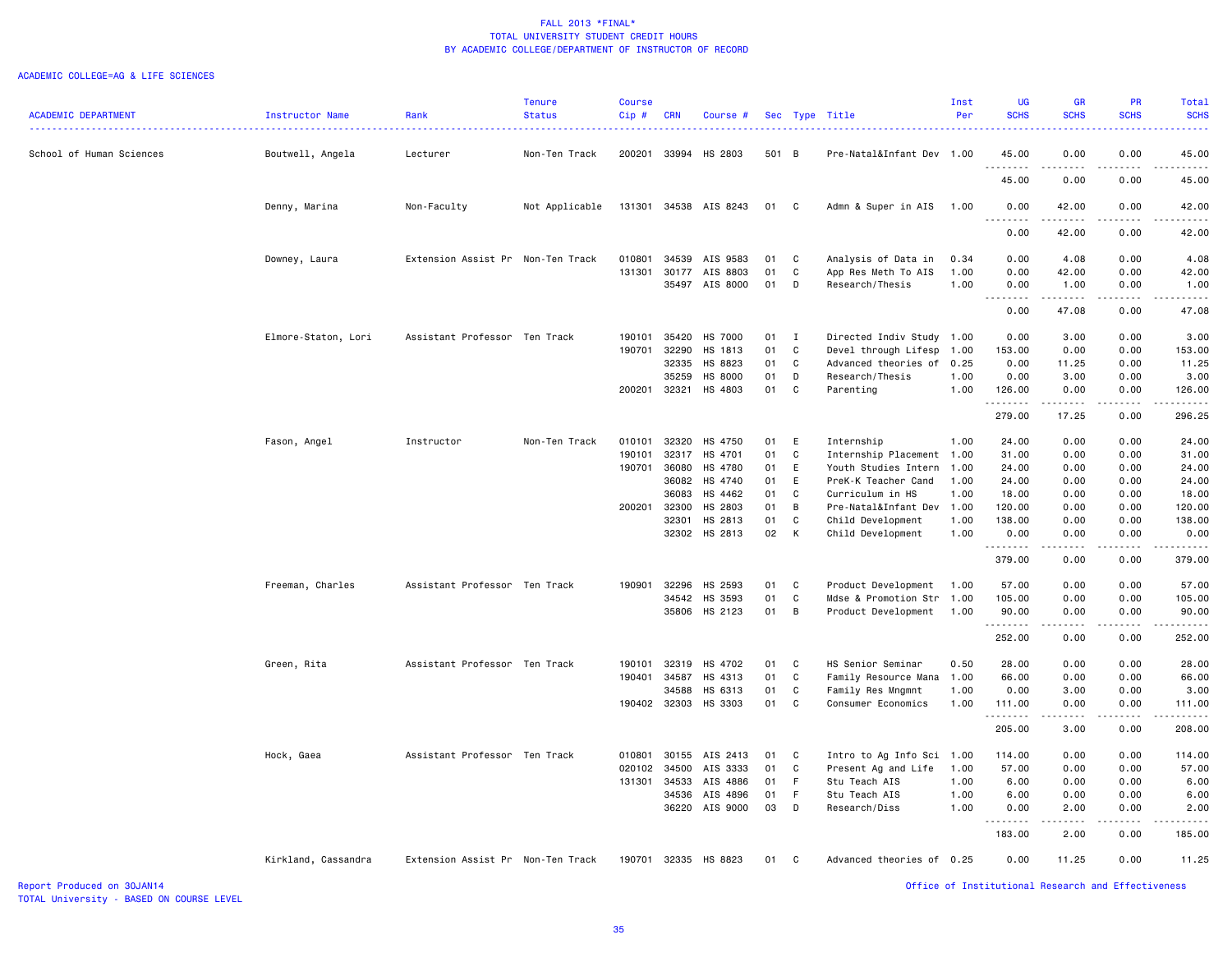# FALL 2013 *FINAL*
## TOTAL UNIVERSITY STUDENT CREDIT HOURS
### BY ACADEMIC COLLEGE/DEPARTMENT OF INSTRUCTOR OF RECORD

ACADEMIC COLLEGE=AG & LIFE SCIENCES

| ACADEMIC DEPARTMENT | Instructor Name | Rank | Tenure Status | Course Cip # | CRN | Course # | Sec | Type | Title | Inst Per | UG SCHS | GR SCHS | PR SCHS | Total SCHS |
|---|---|---|---|---|---|---|---|---|---|---|---|---|---|---|
| School of Human Sciences | Boutwell, Angela | Lecturer | Non-Ten Track | 200201 | 33994 | HS 2803 | 501 | B | Pre-Natal&Infant Dev | 1.00 | 45.00 | 0.00 | 0.00 | 45.00 |
| | | | | | | | | | | | 45.00 | 0.00 | 0.00 | 45.00 |
| | Denny, Marina | Non-Faculty | Not Applicable | 131301 | 34538 | AIS 8243 | 01 | C | Admn & Super in AIS | 1.00 | 0.00 | 42.00 | 0.00 | 42.00 |
| | | | | | | | | | | | 0.00 | 42.00 | 0.00 | 42.00 |
| | Downey, Laura | Extension Assist Pr | Non-Ten Track | 010801 | 34539 | AIS 9583 | 01 | C | Analysis of Data in | 0.34 | 0.00 | 4.08 | 0.00 | 4.08 |
| | | | | 131301 | 30177 | AIS 8803 | 01 | C | App Res Meth To AIS | 1.00 | 0.00 | 42.00 | 0.00 | 42.00 |
| | | | | | 35497 | AIS 8000 | 01 | D | Research/Thesis | 1.00 | 0.00 | 1.00 | 0.00 | 1.00 |
| | | | | | | | | | | | 0.00 | 47.08 | 0.00 | 47.08 |
| | Elmore-Staton, Lori | Assistant Professor | Ten Track | 190101 | 35420 | HS 7000 | 01 | I | Directed Indiv Study | 1.00 | 0.00 | 3.00 | 0.00 | 3.00 |
| | | | | 190701 | 32290 | HS 1813 | 01 | C | Devel through Lifesp | 1.00 | 153.00 | 0.00 | 0.00 | 153.00 |
| | | | | | 32335 | HS 8823 | 01 | C | Advanced theories of | 0.25 | 0.00 | 11.25 | 0.00 | 11.25 |
| | | | | | 35259 | HS 8000 | 01 | D | Research/Thesis | 1.00 | 0.00 | 3.00 | 0.00 | 3.00 |
| | | | | 200201 | 32321 | HS 4803 | 01 | C | Parenting | 1.00 | 126.00 | 0.00 | 0.00 | 126.00 |
| | | | | | | | | | | | 279.00 | 17.25 | 0.00 | 296.25 |
| | Fason, Angel | Instructor | Non-Ten Track | 010101 | 32320 | HS 4750 | 01 | E | Internship | 1.00 | 24.00 | 0.00 | 0.00 | 24.00 |
| | | | | 190101 | 32317 | HS 4701 | 01 | C | Internship Placement | 1.00 | 31.00 | 0.00 | 0.00 | 31.00 |
| | | | | 190701 | 36080 | HS 4780 | 01 | E | Youth Studies Intern | 1.00 | 24.00 | 0.00 | 0.00 | 24.00 |
| | | | | | 36082 | HS 4740 | 01 | E | PreK-K Teacher Cand | 1.00 | 24.00 | 0.00 | 0.00 | 24.00 |
| | | | | | 36083 | HS 4462 | 01 | C | Curriculum in HS | 1.00 | 18.00 | 0.00 | 0.00 | 18.00 |
| | | | | 200201 | 32300 | HS 2803 | 01 | B | Pre-Natal&Infant Dev | 1.00 | 120.00 | 0.00 | 0.00 | 120.00 |
| | | | | | 32301 | HS 2813 | 01 | C | Child Development | 1.00 | 138.00 | 0.00 | 0.00 | 138.00 |
| | | | | | 32302 | HS 2813 | 02 | K | Child Development | 1.00 | 0.00 | 0.00 | 0.00 | 0.00 |
| | | | | | | | | | | | 379.00 | 0.00 | 0.00 | 379.00 |
| | Freeman, Charles | Assistant Professor | Ten Track | 190901 | 32296 | HS 2593 | 01 | C | Product Development | 1.00 | 57.00 | 0.00 | 0.00 | 57.00 |
| | | | | | 34542 | HS 3593 | 01 | C | Mdse & Promotion Str | 1.00 | 105.00 | 0.00 | 0.00 | 105.00 |
| | | | | | 35806 | HS 2123 | 01 | B | Product Development | 1.00 | 90.00 | 0.00 | 0.00 | 90.00 |
| | | | | | | | | | | | 252.00 | 0.00 | 0.00 | 252.00 |
| | Green, Rita | Assistant Professor | Ten Track | 190101 | 32319 | HS 4702 | 01 | C | HS Senior Seminar | 0.50 | 28.00 | 0.00 | 0.00 | 28.00 |
| | | | | 190401 | 34587 | HS 4313 | 01 | C | Family Resource Mana | 1.00 | 66.00 | 0.00 | 0.00 | 66.00 |
| | | | | | 34588 | HS 6313 | 01 | C | Family Res Mngmnt | 1.00 | 0.00 | 3.00 | 0.00 | 3.00 |
| | | | | 190402 | 32303 | HS 3303 | 01 | C | Consumer Economics | 1.00 | 111.00 | 0.00 | 0.00 | 111.00 |
| | | | | | | | | | | | 205.00 | 3.00 | 0.00 | 208.00 |
| | Hock, Gaea | Assistant Professor | Ten Track | 010801 | 30155 | AIS 2413 | 01 | C | Intro to Ag Info Sci | 1.00 | 114.00 | 0.00 | 0.00 | 114.00 |
| | | | | 020102 | 34500 | AIS 3333 | 01 | C | Present Ag and Life | 1.00 | 57.00 | 0.00 | 0.00 | 57.00 |
| | | | | 131301 | 34533 | AIS 4886 | 01 | F | Stu Teach AIS | 1.00 | 6.00 | 0.00 | 0.00 | 6.00 |
| | | | | | 34536 | AIS 4896 | 01 | F | Stu Teach AIS | 1.00 | 6.00 | 0.00 | 0.00 | 6.00 |
| | | | | | 36220 | AIS 9000 | 03 | D | Research/Diss | 1.00 | 0.00 | 2.00 | 0.00 | 2.00 |
| | | | | | | | | | | | 183.00 | 2.00 | 0.00 | 185.00 |
| | Kirkland, Cassandra | Extension Assist Pr | Non-Ten Track | 190701 | 32335 | HS 8823 | 01 | C | Advanced theories of | 0.25 | 0.00 | 11.25 | 0.00 | 11.25 |

Report Produced on 30JAN14
TOTAL University - BASED ON COURSE LEVEL

Office of Institutional Research and Effectiveness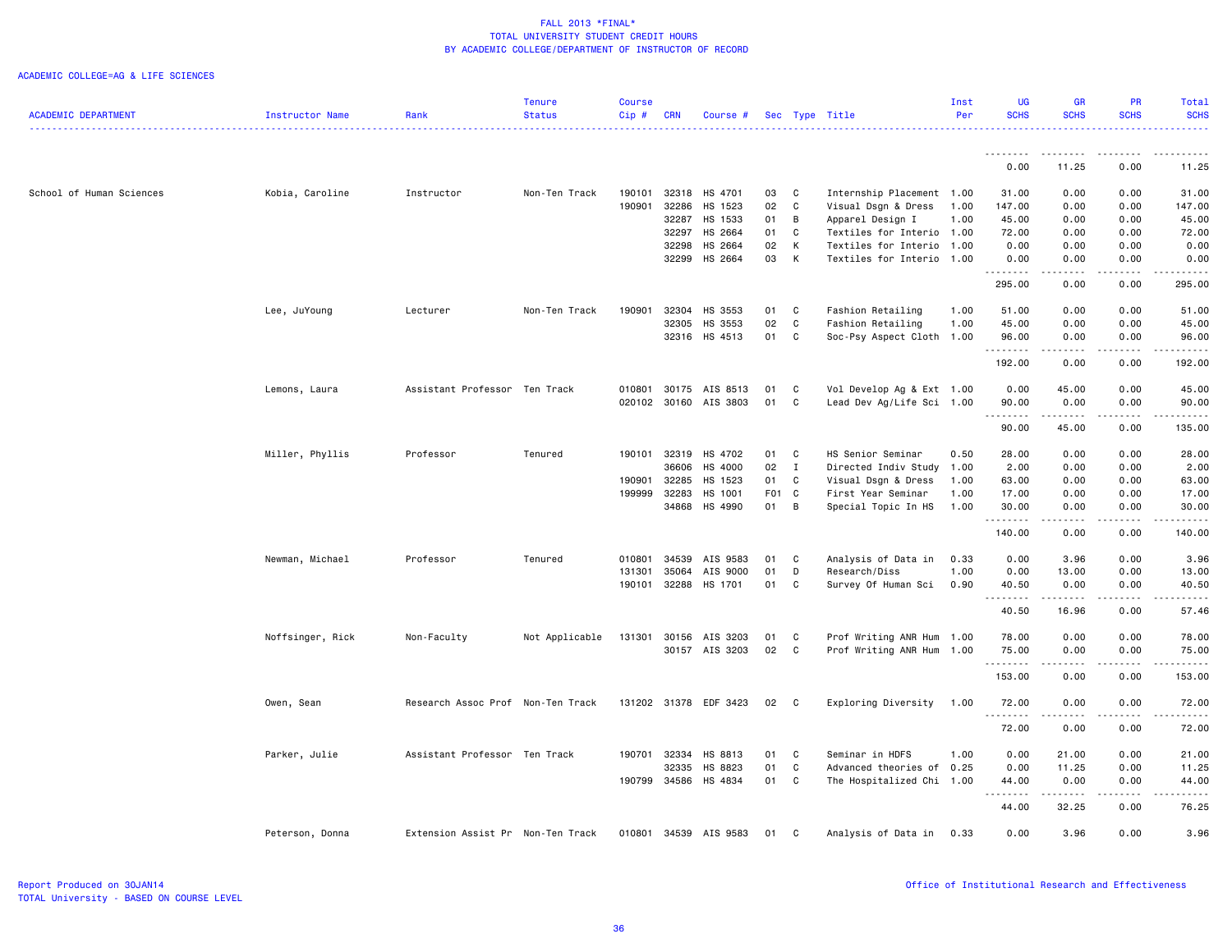# FALL 2013 *FINAL*
## TOTAL UNIVERSITY STUDENT CREDIT HOURS
## BY ACADEMIC COLLEGE/DEPARTMENT OF INSTRUCTOR OF RECORD

ACADEMIC COLLEGE=AG & LIFE SCIENCES

| ACADEMIC DEPARTMENT | Instructor Name | Rank | Tenure Status | Course Cip # | CRN | Course # | Sec | Type | Title | Inst Per | UG SCHS | GR SCHS | PR SCHS | Total SCHS |
|---|---|---|---|---|---|---|---|---|---|---|---|---|---|---|
| | | | | | | | | | | | 0.00 | 11.25 | 0.00 | 11.25 |
| School of Human Sciences | Kobia, Caroline | Instructor | Non-Ten Track | 190101 | 32318 | HS 4701 | 03 | C | Internship Placement | 1.00 | 31.00 | 0.00 | 0.00 | 31.00 |
| | | | | 190901 | 32286 | HS 1523 | 02 | C | Visual Dsgn & Dress | 1.00 | 147.00 | 0.00 | 0.00 | 147.00 |
| | | | | | 32287 | HS 1533 | 01 | B | Apparel Design I | 1.00 | 45.00 | 0.00 | 0.00 | 45.00 |
| | | | | | 32297 | HS 2664 | 01 | C | Textiles for Interio | 1.00 | 72.00 | 0.00 | 0.00 | 72.00 |
| | | | | | 32298 | HS 2664 | 02 | K | Textiles for Interio | 1.00 | 0.00 | 0.00 | 0.00 | 0.00 |
| | | | | | 32299 | HS 2664 | 03 | K | Textiles for Interio | 1.00 | 0.00 | 0.00 | 0.00 | 0.00 |
| | | | | | | | | | | | 295.00 | 0.00 | 0.00 | 295.00 |
| | Lee, JuYoung | Lecturer | Non-Ten Track | 190901 | 32304 | HS 3553 | 01 | C | Fashion Retailing | 1.00 | 51.00 | 0.00 | 0.00 | 51.00 |
| | | | | | 32305 | HS 3553 | 02 | C | Fashion Retailing | 1.00 | 45.00 | 0.00 | 0.00 | 45.00 |
| | | | | | 32316 | HS 4513 | 01 | C | Soc-Psy Aspect Cloth | 1.00 | 96.00 | 0.00 | 0.00 | 96.00 |
| | | | | | | | | | | | 192.00 | 0.00 | 0.00 | 192.00 |
| | Lemons, Laura | Assistant Professor | Ten Track | 010801 | 30175 | AIS 8513 | 01 | C | Vol Develop Ag & Ext | 1.00 | 0.00 | 45.00 | 0.00 | 45.00 |
| | | | | 020102 | 30160 | AIS 3803 | 01 | C | Lead Dev Ag/Life Sci | 1.00 | 90.00 | 0.00 | 0.00 | 90.00 |
| | | | | | | | | | | | 90.00 | 45.00 | 0.00 | 135.00 |
| | Miller, Phyllis | Professor | Tenured | 190101 | 32319 | HS 4702 | 01 | C | HS Senior Seminar | 0.50 | 28.00 | 0.00 | 0.00 | 28.00 |
| | | | | | 36606 | HS 4000 | 02 | I | Directed Indiv Study | 1.00 | 2.00 | 0.00 | 0.00 | 2.00 |
| | | | | 190901 | 32285 | HS 1523 | 01 | C | Visual Dsgn & Dress | 1.00 | 63.00 | 0.00 | 0.00 | 63.00 |
| | | | | 199999 | 32283 | HS 1001 | F01 | C | First Year Seminar | 1.00 | 17.00 | 0.00 | 0.00 | 17.00 |
| | | | | | 34868 | HS 4990 | 01 | B | Special Topic In HS | 1.00 | 30.00 | 0.00 | 0.00 | 30.00 |
| | | | | | | | | | | | 140.00 | 0.00 | 0.00 | 140.00 |
| | Newman, Michael | Professor | Tenured | 010801 | 34539 | AIS 9583 | 01 | C | Analysis of Data in | 0.33 | 0.00 | 3.96 | 0.00 | 3.96 |
| | | | | 131301 | 35064 | AIS 9000 | 01 | D | Research/Diss | 1.00 | 0.00 | 13.00 | 0.00 | 13.00 |
| | | | | 190101 | 32288 | HS 1701 | 01 | C | Survey Of Human Sci | 0.90 | 40.50 | 0.00 | 0.00 | 40.50 |
| | | | | | | | | | | | 40.50 | 16.96 | 0.00 | 57.46 |
| | Noffsinger, Rick | Non-Faculty | Not Applicable | 131301 | 30156 | AIS 3203 | 01 | C | Prof Writing ANR Hum | 1.00 | 78.00 | 0.00 | 0.00 | 78.00 |
| | | | | | 30157 | AIS 3203 | 02 | C | Prof Writing ANR Hum | 1.00 | 75.00 | 0.00 | 0.00 | 75.00 |
| | | | | | | | | | | | 153.00 | 0.00 | 0.00 | 153.00 |
| | Owen, Sean | Research Assoc Prof | Non-Ten Track | 131202 | 31378 | EDF 3423 | 02 | C | Exploring Diversity | 1.00 | 72.00 | 0.00 | 0.00 | 72.00 |
| | | | | | | | | | | | 72.00 | 0.00 | 0.00 | 72.00 |
| | Parker, Julie | Assistant Professor | Ten Track | 190701 | 32334 | HS 8813 | 01 | C | Seminar in HDFS | 1.00 | 0.00 | 21.00 | 0.00 | 21.00 |
| | | | | | 32335 | HS 8823 | 01 | C | Advanced theories of | 0.25 | 0.00 | 11.25 | 0.00 | 11.25 |
| | | | | 190799 | 34586 | HS 4834 | 01 | C | The Hospitalized Chi | 1.00 | 44.00 | 0.00 | 0.00 | 44.00 |
| | | | | | | | | | | | 44.00 | 32.25 | 0.00 | 76.25 |
| | Peterson, Donna | Extension Assist Pr | Non-Ten Track | 010801 | 34539 | AIS 9583 | 01 | C | Analysis of Data in | 0.33 | 0.00 | 3.96 | 0.00 | 3.96 |

Report Produced on 30JAN14
TOTAL University - BASED ON COURSE LEVEL

Office of Institutional Research and Effectiveness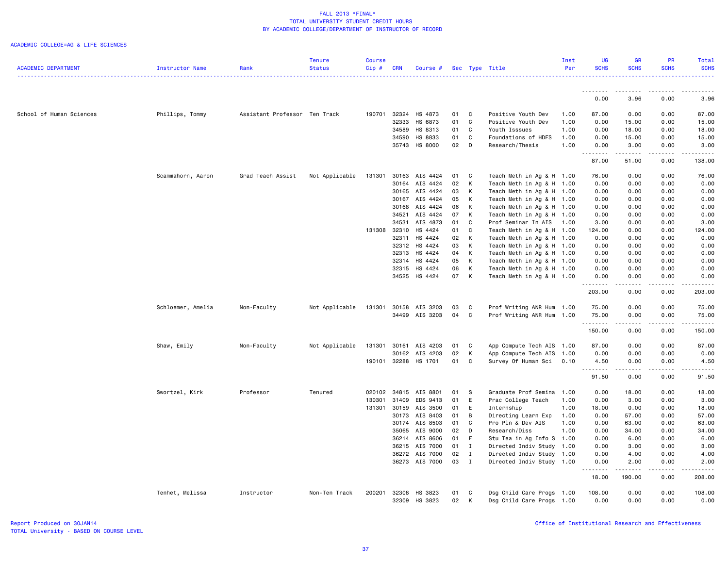FALL 2013 *FINAL*
TOTAL UNIVERSITY STUDENT CREDIT HOURS
BY ACADEMIC COLLEGE/DEPARTMENT OF INSTRUCTOR OF RECORD

ACADEMIC COLLEGE=AG & LIFE SCIENCES

| ACADEMIC DEPARTMENT | Instructor Name | Rank | Tenure Status | Course Cip # | CRN | Course # | Sec | Type | Title | Inst Per | UG SCHS | GR SCHS | PR SCHS | Total SCHS |
|---|---|---|---|---|---|---|---|---|---|---|---|---|---|---|
| | | | | | | | | | | | 0.00 | 3.96 | 0.00 | 3.96 |
| School of Human Sciences | Phillips, Tommy | Assistant Professor | Ten Track | 190701 | 32324 | HS 4873 | 01 | C | Positive Youth Dev | 1.00 | 87.00 | 0.00 | 0.00 | 87.00 |
| | | | | | 32333 | HS 6873 | 01 | C | Positive Youth Dev | 1.00 | 0.00 | 15.00 | 0.00 | 15.00 |
| | | | | | 34589 | HS 8313 | 01 | C | Youth Isssues | 1.00 | 0.00 | 18.00 | 0.00 | 18.00 |
| | | | | | 34590 | HS 8833 | 01 | C | Foundations of HDFS | 1.00 | 0.00 | 15.00 | 0.00 | 15.00 |
| | | | | | 35743 | HS 8000 | 02 | D | Research/Thesis | 1.00 | 0.00 | 3.00 | 0.00 | 3.00 |
| | | | | | | | | | | | 87.00 | 51.00 | 0.00 | 138.00 |
| | Scammahorn, Aaron | Grad Teach Assist | Not Applicable | 131301 | 30163 | AIS 4424 | 01 | C | Teach Meth in Ag & H | 1.00 | 76.00 | 0.00 | 0.00 | 76.00 |
| | | | | | 30164 | AIS 4424 | 02 | K | Teach Meth in Ag & H | 1.00 | 0.00 | 0.00 | 0.00 | 0.00 |
| | | | | | 30165 | AIS 4424 | 03 | K | Teach Meth in Ag & H | 1.00 | 0.00 | 0.00 | 0.00 | 0.00 |
| | | | | | 30167 | AIS 4424 | 05 | K | Teach Meth in Ag & H | 1.00 | 0.00 | 0.00 | 0.00 | 0.00 |
| | | | | | 30168 | AIS 4424 | 06 | K | Teach Meth in Ag & H | 1.00 | 0.00 | 0.00 | 0.00 | 0.00 |
| | | | | | 34521 | AIS 4424 | 07 | K | Teach Meth in Ag & H | 1.00 | 0.00 | 0.00 | 0.00 | 0.00 |
| | | | | | 34531 | AIS 4873 | 01 | C | Prof Seminar In AIS | 1.00 | 3.00 | 0.00 | 0.00 | 3.00 |
| | | | | 131308 | 32310 | HS 4424 | 01 | C | Teach Meth in Ag & H | 1.00 | 124.00 | 0.00 | 0.00 | 124.00 |
| | | | | | 32311 | HS 4424 | 02 | K | Teach Meth in Ag & H | 1.00 | 0.00 | 0.00 | 0.00 | 0.00 |
| | | | | | 32312 | HS 4424 | 03 | K | Teach Meth in Ag & H | 1.00 | 0.00 | 0.00 | 0.00 | 0.00 |
| | | | | | 32313 | HS 4424 | 04 | K | Teach Meth in Ag & H | 1.00 | 0.00 | 0.00 | 0.00 | 0.00 |
| | | | | | 32314 | HS 4424 | 05 | K | Teach Meth in Ag & H | 1.00 | 0.00 | 0.00 | 0.00 | 0.00 |
| | | | | | 32315 | HS 4424 | 06 | K | Teach Meth in Ag & H | 1.00 | 0.00 | 0.00 | 0.00 | 0.00 |
| | | | | | 34525 | HS 4424 | 07 | K | Teach Meth in Ag & H | 1.00 | 0.00 | 0.00 | 0.00 | 0.00 |
| | | | | | | | | | | | 203.00 | 0.00 | 0.00 | 203.00 |
| | Schloemer, Amelia | Non-Faculty | Not Applicable | 131301 | 30158 | AIS 3203 | 03 | C | Prof Writing ANR Hum | 1.00 | 75.00 | 0.00 | 0.00 | 75.00 |
| | | | | | 34499 | AIS 3203 | 04 | C | Prof Writing ANR Hum | 1.00 | 75.00 | 0.00 | 0.00 | 75.00 |
| | | | | | | | | | | | 150.00 | 0.00 | 0.00 | 150.00 |
| | Shaw, Emily | Non-Faculty | Not Applicable | 131301 | 30161 | AIS 4203 | 01 | C | App Compute Tech AIS | 1.00 | 87.00 | 0.00 | 0.00 | 87.00 |
| | | | | | 30162 | AIS 4203 | 02 | K | App Compute Tech AIS | 1.00 | 0.00 | 0.00 | 0.00 | 0.00 |
| | | | | 190101 | 32288 | HS 1701 | 01 | C | Survey Of Human Sci | 0.10 | 4.50 | 0.00 | 0.00 | 4.50 |
| | | | | | | | | | | | 91.50 | 0.00 | 0.00 | 91.50 |
| | Swortzel, Kirk | Professor | Tenured | 020102 | 34815 | AIS 8801 | 01 | S | Graduate Prof Semina | 1.00 | 0.00 | 18.00 | 0.00 | 18.00 |
| | | | | 130301 | 31409 | EDS 9413 | 01 | E | Prac College Teach | 1.00 | 0.00 | 3.00 | 0.00 | 3.00 |
| | | | | 131301 | 30159 | AIS 3500 | 01 | E | Internship | 1.00 | 18.00 | 0.00 | 0.00 | 18.00 |
| | | | | | 30173 | AIS 8403 | 01 | B | Directing Learn Exp | 1.00 | 0.00 | 57.00 | 0.00 | 57.00 |
| | | | | | 30174 | AIS 8503 | 01 | C | Pro Pln & Dev AIS | 1.00 | 0.00 | 63.00 | 0.00 | 63.00 |
| | | | | | 35065 | AIS 9000 | 02 | D | Research/Diss | 1.00 | 0.00 | 34.00 | 0.00 | 34.00 |
| | | | | | 36214 | AIS 8606 | 01 | F | Stu Tea in Ag Info S | 1.00 | 0.00 | 6.00 | 0.00 | 6.00 |
| | | | | | 36215 | AIS 7000 | 01 | I | Directed Indiv Study | 1.00 | 0.00 | 3.00 | 0.00 | 3.00 |
| | | | | | 36272 | AIS 7000 | 02 | I | Directed Indiv Study | 1.00 | 0.00 | 4.00 | 0.00 | 4.00 |
| | | | | | 36273 | AIS 7000 | 03 | I | Directed Indiv Study | 1.00 | 0.00 | 2.00 | 0.00 | 2.00 |
| | | | | | | | | | | | 18.00 | 190.00 | 0.00 | 208.00 |
| | Tenhet, Melissa | Instructor | Non-Ten Track | 200201 | 32308 | HS 3823 | 01 | C | Dsg Child Care Progs | 1.00 | 108.00 | 0.00 | 0.00 | 108.00 |
| | | | | | 32309 | HS 3823 | 02 | K | Dsg Child Care Progs | 1.00 | 0.00 | 0.00 | 0.00 | 0.00 |

Report Produced on 30JAN14
TOTAL University - BASED ON COURSE LEVEL

Office of Institutional Research and Effectiveness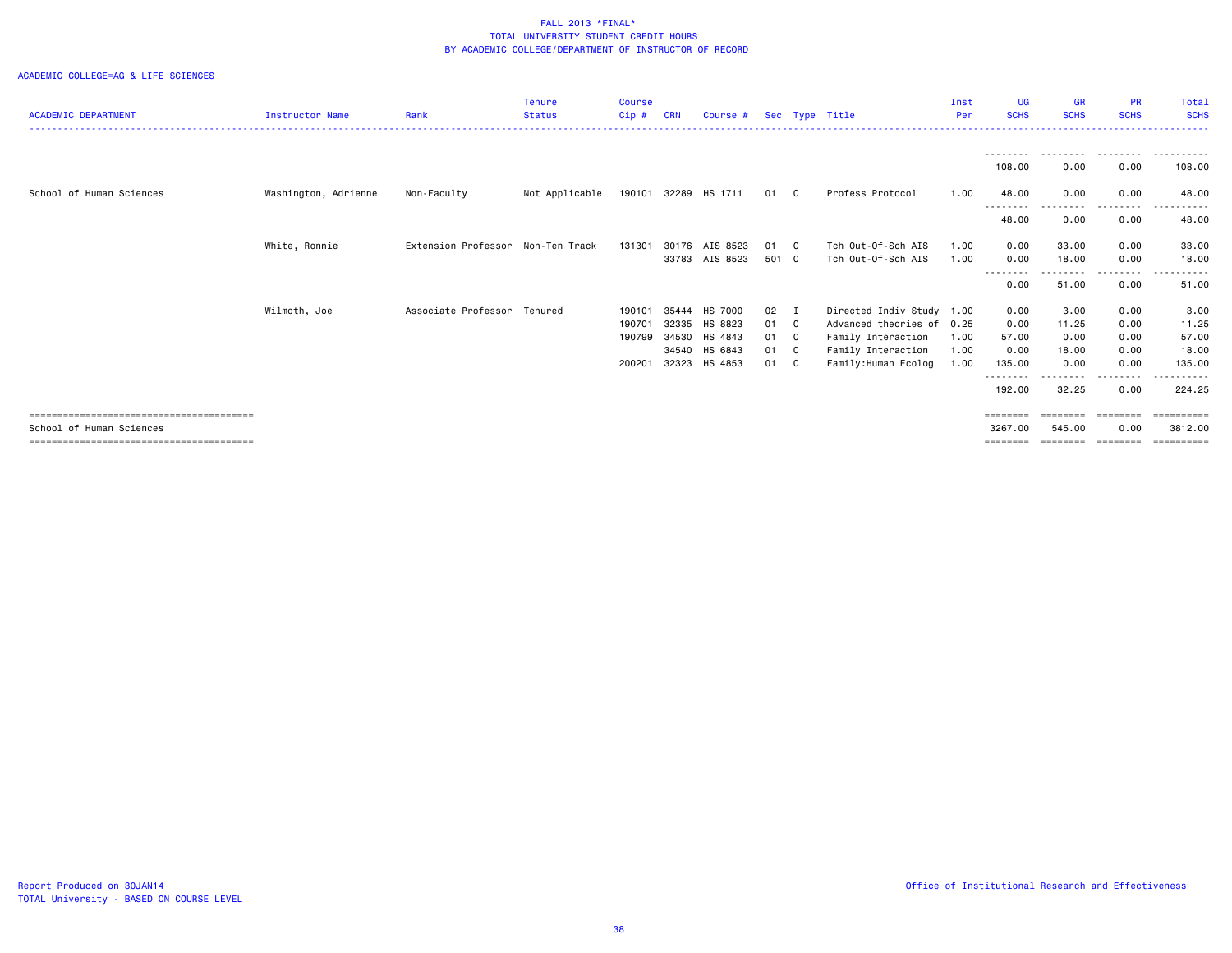FALL 2013 *FINAL*
TOTAL UNIVERSITY STUDENT CREDIT HOURS
BY ACADEMIC COLLEGE/DEPARTMENT OF INSTRUCTOR OF RECORD

ACADEMIC COLLEGE=AG & LIFE SCIENCES

| ACADEMIC DEPARTMENT | Instructor Name | Rank | Tenure Status | Course Cip # | CRN | Course # | Sec | Type | Title | Inst Per | UG SCHS | GR SCHS | PR SCHS | Total SCHS |
|---|---|---|---|---|---|---|---|---|---|---|---|---|---|---|
| | | | | | | | | | | | 108.00 | 0.00 | 0.00 | 108.00 |
| School of Human Sciences | Washington, Adrienne | Non-Faculty | Not Applicable | 190101 | 32289 | HS 1711 | 01 | C | Profess Protocol | 1.00 | 48.00 | 0.00 | 0.00 | 48.00 |
| | | | | | | | | | | | 48.00 | 0.00 | 0.00 | 48.00 |
| | White, Ronnie | Extension Professor | Non-Ten Track | 131301 | 30176 | AIS 8523 | 01 | C | Tch Out-Of-Sch AIS | 1.00 | 0.00 | 33.00 | 0.00 | 33.00 |
| | | | | | 33783 | AIS 8523 | 501 | C | Tch Out-Of-Sch AIS | 1.00 | 0.00 | 18.00 | 0.00 | 18.00 |
| | | | | | | | | | | | 0.00 | 51.00 | 0.00 | 51.00 |
| | Wilmoth, Joe | Associate Professor | Tenured | 190101 | 35444 | HS 7000 | 02 | I | Directed Indiv Study | 1.00 | 0.00 | 3.00 | 0.00 | 3.00 |
| | | | | 190701 | 32335 | HS 8823 | 01 | C | Advanced theories of | 0.25 | 0.00 | 11.25 | 0.00 | 11.25 |
| | | | | 190799 | 34530 | HS 4843 | 01 | C | Family Interaction | 1.00 | 57.00 | 0.00 | 0.00 | 57.00 |
| | | | | | 34540 | HS 6843 | 01 | C | Family Interaction | 1.00 | 0.00 | 18.00 | 0.00 | 18.00 |
| | | | | 200201 | 32323 | HS 4853 | 01 | C | Family:Human Ecolog | 1.00 | 135.00 | 0.00 | 0.00 | 135.00 |
| | | | | | | | | | | | 192.00 | 32.25 | 0.00 | 224.25 |
| School of Human Sciences | | | | | | | | | | | 3267.00 | 545.00 | 0.00 | 3812.00 |

Report Produced on 30JAN14
TOTAL University - BASED ON COURSE LEVEL

Office of Institutional Research and Effectiveness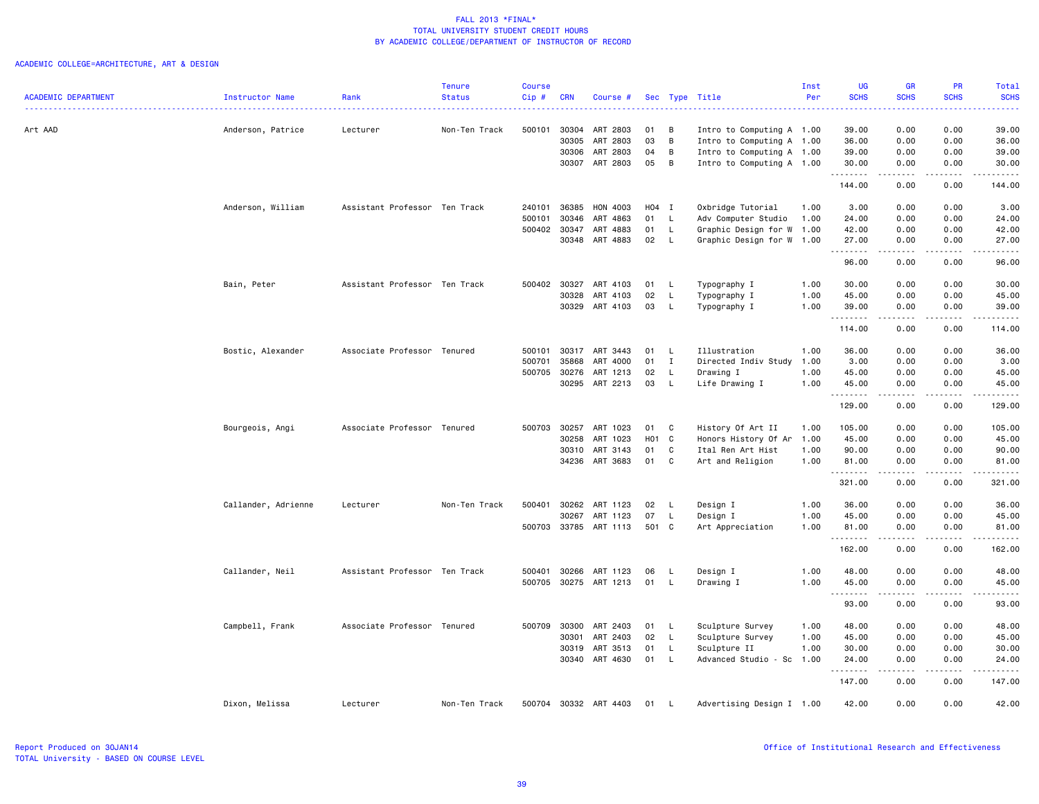# FALL 2013 *FINAL*
## TOTAL UNIVERSITY STUDENT CREDIT HOURS
## BY ACADEMIC COLLEGE/DEPARTMENT OF INSTRUCTOR OF RECORD

ACADEMIC COLLEGE=ARCHITECTURE, ART & DESIGN

| ACADEMIC DEPARTMENT | Instructor Name | Rank | Tenure Status | Course Cip # | CRN | Course # | Sec | Type | Title | Inst Per | UG SCHS | GR SCHS | PR SCHS | Total SCHS |
|---|---|---|---|---|---|---|---|---|---|---|---|---|---|---|
| Art AAD | Anderson, Patrice | Lecturer | Non-Ten Track | 500101 | 30304 | ART 2803 | 01 | B | Intro to Computing A | 1.00 | 39.00 | 0.00 | 0.00 | 39.00 |
| | | | | | 30305 | ART 2803 | 03 | B | Intro to Computing A | 1.00 | 36.00 | 0.00 | 0.00 | 36.00 |
| | | | | | 30306 | ART 2803 | 04 | B | Intro to Computing A | 1.00 | 39.00 | 0.00 | 0.00 | 39.00 |
| | | | | | 30307 | ART 2803 | 05 | B | Intro to Computing A | 1.00 | 30.00 | 0.00 | 0.00 | 30.00 |
| | | | | | | | | | | | 144.00 | 0.00 | 0.00 | 144.00 |
| | Anderson, William | Assistant Professor | Ten Track | 240101 | 36385 | HON 4003 | H04 | I | Oxbridge Tutorial | 1.00 | 3.00 | 0.00 | 0.00 | 3.00 |
| | | | | 500101 | 30346 | ART 4863 | 01 | L | Adv Computer Studio | 1.00 | 24.00 | 0.00 | 0.00 | 24.00 |
| | | | | 500402 | 30347 | ART 4883 | 01 | L | Graphic Design for W | 1.00 | 42.00 | 0.00 | 0.00 | 42.00 |
| | | | | | 30348 | ART 4883 | 02 | L | Graphic Design for W | 1.00 | 27.00 | 0.00 | 0.00 | 27.00 |
| | | | | | | | | | | | 96.00 | 0.00 | 0.00 | 96.00 |
| | Bain, Peter | Assistant Professor | Ten Track | 500402 | 30327 | ART 4103 | 01 | L | Typography I | 1.00 | 30.00 | 0.00 | 0.00 | 30.00 |
| | | | | | 30328 | ART 4103 | 02 | L | Typography I | 1.00 | 45.00 | 0.00 | 0.00 | 45.00 |
| | | | | | 30329 | ART 4103 | 03 | L | Typography I | 1.00 | 39.00 | 0.00 | 0.00 | 39.00 |
| | | | | | | | | | | | 114.00 | 0.00 | 0.00 | 114.00 |
| | Bostic, Alexander | Associate Professor | Tenured | 500101 | 30317 | ART 3443 | 01 | L | Illustration | 1.00 | 36.00 | 0.00 | 0.00 | 36.00 |
| | | | | 500701 | 35868 | ART 4000 | 01 | I | Directed Indiv Study | 1.00 | 3.00 | 0.00 | 0.00 | 3.00 |
| | | | | 500705 | 30276 | ART 1213 | 02 | L | Drawing I | 1.00 | 45.00 | 0.00 | 0.00 | 45.00 |
| | | | | | 30295 | ART 2213 | 03 | L | Life Drawing I | 1.00 | 45.00 | 0.00 | 0.00 | 45.00 |
| | | | | | | | | | | | 129.00 | 0.00 | 0.00 | 129.00 |
| | Bourgeois, Angi | Associate Professor | Tenured | 500703 | 30257 | ART 1023 | 01 | C | History Of Art II | 1.00 | 105.00 | 0.00 | 0.00 | 105.00 |
| | | | | | 30258 | ART 1023 | H01 | C | Honors History Of Ar | 1.00 | 45.00 | 0.00 | 0.00 | 45.00 |
| | | | | | 30310 | ART 3143 | 01 | C | Ital Ren Art Hist | 1.00 | 90.00 | 0.00 | 0.00 | 90.00 |
| | | | | | 34236 | ART 3683 | 01 | C | Art and Religion | 1.00 | 81.00 | 0.00 | 0.00 | 81.00 |
| | | | | | | | | | | | 321.00 | 0.00 | 0.00 | 321.00 |
| | Callander, Adrienne | Lecturer | Non-Ten Track | 500401 | 30262 | ART 1123 | 02 | L | Design I | 1.00 | 36.00 | 0.00 | 0.00 | 36.00 |
| | | | | | 30267 | ART 1123 | 07 | L | Design I | 1.00 | 45.00 | 0.00 | 0.00 | 45.00 |
| | | | | 500703 | 33785 | ART 1113 | 501 | C | Art Appreciation | 1.00 | 81.00 | 0.00 | 0.00 | 81.00 |
| | | | | | | | | | | | 162.00 | 0.00 | 0.00 | 162.00 |
| | Callander, Neil | Assistant Professor | Ten Track | 500401 | 30266 | ART 1123 | 06 | L | Design I | 1.00 | 48.00 | 0.00 | 0.00 | 48.00 |
| | | | | 500705 | 30275 | ART 1213 | 01 | L | Drawing I | 1.00 | 45.00 | 0.00 | 0.00 | 45.00 |
| | | | | | | | | | | | 93.00 | 0.00 | 0.00 | 93.00 |
| | Campbell, Frank | Associate Professor | Tenured | 500709 | 30300 | ART 2403 | 01 | L | Sculpture Survey | 1.00 | 48.00 | 0.00 | 0.00 | 48.00 |
| | | | | | 30301 | ART 2403 | 02 | L | Sculpture Survey | 1.00 | 45.00 | 0.00 | 0.00 | 45.00 |
| | | | | | 30319 | ART 3513 | 01 | L | Sculpture II | 1.00 | 30.00 | 0.00 | 0.00 | 30.00 |
| | | | | | 30340 | ART 4630 | 01 | L | Advanced Studio - Sc | 1.00 | 24.00 | 0.00 | 0.00 | 24.00 |
| | | | | | | | | | | | 147.00 | 0.00 | 0.00 | 147.00 |
| | Dixon, Melissa | Lecturer | Non-Ten Track | 500704 | 30332 | ART 4403 | 01 | L | Advertising Design I | 1.00 | 42.00 | 0.00 | 0.00 | 42.00 |

Report Produced on 30JAN14
TOTAL University - BASED ON COURSE LEVEL

Office of Institutional Research and Effectiveness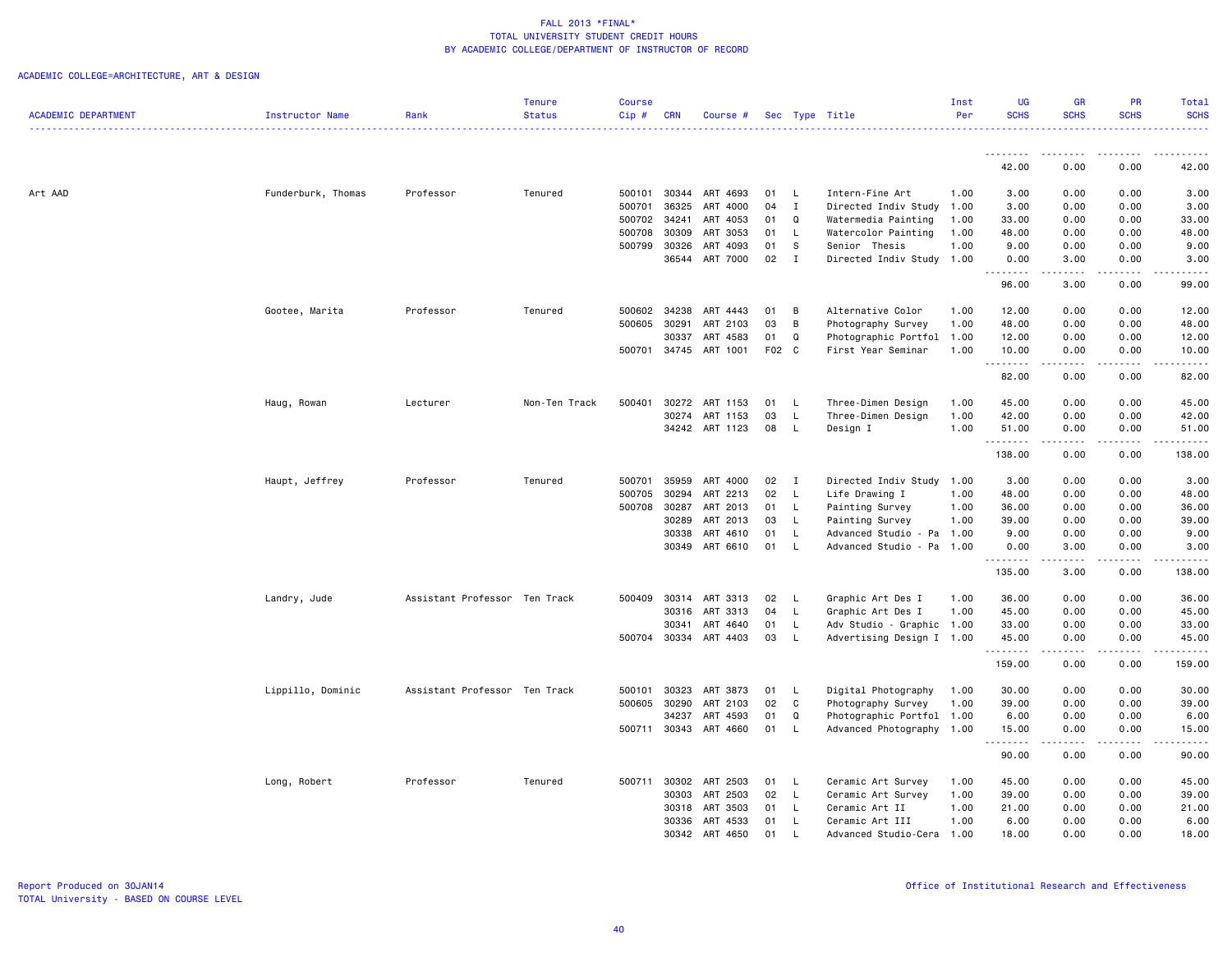FALL 2013 *FINAL*
TOTAL UNIVERSITY STUDENT CREDIT HOURS
BY ACADEMIC COLLEGE/DEPARTMENT OF INSTRUCTOR OF RECORD

ACADEMIC COLLEGE=ARCHITECTURE, ART & DESIGN

| ACADEMIC DEPARTMENT | Instructor Name | Rank | Tenure Status | Course Cip # | CRN | Course # | Sec | Type | Title | Inst Per | UG SCHS | GR SCHS | PR SCHS | Total SCHS |
|---|---|---|---|---|---|---|---|---|---|---|---|---|---|---|
| | | | | | | | | | | | 42.00 | 0.00 | 0.00 | 42.00 |
| Art AAD | Funderburk, Thomas | Professor | Tenured | 500101 | 30344 | ART 4693 | 01 | L | Intern-Fine Art | 1.00 | 3.00 | 0.00 | 0.00 | 3.00 |
| | | | | 500701 | 36325 | ART 4000 | 04 | I | Directed Indiv Study | 1.00 | 3.00 | 0.00 | 0.00 | 3.00 |
| | | | | 500702 | 34241 | ART 4053 | 01 | Q | Watermedia Painting | 1.00 | 33.00 | 0.00 | 0.00 | 33.00 |
| | | | | 500708 | 30309 | ART 3053 | 01 | L | Watercolor Painting | 1.00 | 48.00 | 0.00 | 0.00 | 48.00 |
| | | | | 500799 | 30326 | ART 4093 | 01 | S | Senior Thesis | 1.00 | 9.00 | 0.00 | 0.00 | 9.00 |
| | | | | | 36544 | ART 7000 | 02 | I | Directed Indiv Study | 1.00 | 0.00 | 3.00 | 0.00 | 3.00 |
| | | | | | | | | | | | 96.00 | 3.00 | 0.00 | 99.00 |
| | Gootee, Marita | Professor | Tenured | 500602 | 34238 | ART 4443 | 01 | B | Alternative Color | 1.00 | 12.00 | 0.00 | 0.00 | 12.00 |
| | | | | 500605 | 30291 | ART 2103 | 03 | B | Photography Survey | 1.00 | 48.00 | 0.00 | 0.00 | 48.00 |
| | | | | | 30337 | ART 4583 | 01 | Q | Photographic Portfol | 1.00 | 12.00 | 0.00 | 0.00 | 12.00 |
| | | | | 500701 | 34745 | ART 1001 | F02 | C | First Year Seminar | 1.00 | 10.00 | 0.00 | 0.00 | 10.00 |
| | | | | | | | | | | | 82.00 | 0.00 | 0.00 | 82.00 |
| | Haug, Rowan | Lecturer | Non-Ten Track | 500401 | 30272 | ART 1153 | 01 | L | Three-Dimen Design | 1.00 | 45.00 | 0.00 | 0.00 | 45.00 |
| | | | | | 30274 | ART 1153 | 03 | L | Three-Dimen Design | 1.00 | 42.00 | 0.00 | 0.00 | 42.00 |
| | | | | | 34242 | ART 1123 | 08 | L | Design I | 1.00 | 51.00 | 0.00 | 0.00 | 51.00 |
| | | | | | | | | | | | 138.00 | 0.00 | 0.00 | 138.00 |
| | Haupt, Jeffrey | Professor | Tenured | 500701 | 35959 | ART 4000 | 02 | I | Directed Indiv Study | 1.00 | 3.00 | 0.00 | 0.00 | 3.00 |
| | | | | 500705 | 30294 | ART 2213 | 02 | L | Life Drawing I | 1.00 | 48.00 | 0.00 | 0.00 | 48.00 |
| | | | | 500708 | 30287 | ART 2013 | 01 | L | Painting Survey | 1.00 | 36.00 | 0.00 | 0.00 | 36.00 |
| | | | | | 30289 | ART 2013 | 03 | L | Painting Survey | 1.00 | 39.00 | 0.00 | 0.00 | 39.00 |
| | | | | | 30338 | ART 4610 | 01 | L | Advanced Studio - Pa | 1.00 | 9.00 | 0.00 | 0.00 | 9.00 |
| | | | | | 30349 | ART 6610 | 01 | L | Advanced Studio - Pa | 1.00 | 0.00 | 3.00 | 0.00 | 3.00 |
| | | | | | | | | | | | 135.00 | 3.00 | 0.00 | 138.00 |
| | Landry, Jude | Assistant Professor | Ten Track | 500409 | 30314 | ART 3313 | 02 | L | Graphic Art Des I | 1.00 | 36.00 | 0.00 | 0.00 | 36.00 |
| | | | | | 30316 | ART 3313 | 04 | L | Graphic Art Des I | 1.00 | 45.00 | 0.00 | 0.00 | 45.00 |
| | | | | | 30341 | ART 4640 | 01 | L | Adv Studio - Graphic | 1.00 | 33.00 | 0.00 | 0.00 | 33.00 |
| | | | | 500704 | 30334 | ART 4403 | 03 | L | Advertising Design I | 1.00 | 45.00 | 0.00 | 0.00 | 45.00 |
| | | | | | | | | | | | 159.00 | 0.00 | 0.00 | 159.00 |
| | Lippillo, Dominic | Assistant Professor | Ten Track | 500101 | 30323 | ART 3873 | 01 | L | Digital Photography | 1.00 | 30.00 | 0.00 | 0.00 | 30.00 |
| | | | | 500605 | 30290 | ART 2103 | 02 | C | Photography Survey | 1.00 | 39.00 | 0.00 | 0.00 | 39.00 |
| | | | | | 34237 | ART 4593 | 01 | Q | Photographic Portfol | 1.00 | 6.00 | 0.00 | 0.00 | 6.00 |
| | | | | 500711 | 30343 | ART 4660 | 01 | L | Advanced Photography | 1.00 | 15.00 | 0.00 | 0.00 | 15.00 |
| | | | | | | | | | | | 90.00 | 0.00 | 0.00 | 90.00 |
| | Long, Robert | Professor | Tenured | 500711 | 30302 | ART 2503 | 01 | L | Ceramic Art Survey | 1.00 | 45.00 | 0.00 | 0.00 | 45.00 |
| | | | | | 30303 | ART 2503 | 02 | L | Ceramic Art Survey | 1.00 | 39.00 | 0.00 | 0.00 | 39.00 |
| | | | | | 30318 | ART 3503 | 01 | L | Ceramic Art II | 1.00 | 21.00 | 0.00 | 0.00 | 21.00 |
| | | | | | 30336 | ART 4533 | 01 | L | Ceramic Art III | 1.00 | 6.00 | 0.00 | 0.00 | 6.00 |
| | | | | | 30342 | ART 4650 | 01 | L | Advanced Studio-Cera | 1.00 | 18.00 | 0.00 | 0.00 | 18.00 |

Report Produced on 30JAN14
TOTAL University - BASED ON COURSE LEVEL

Office of Institutional Research and Effectiveness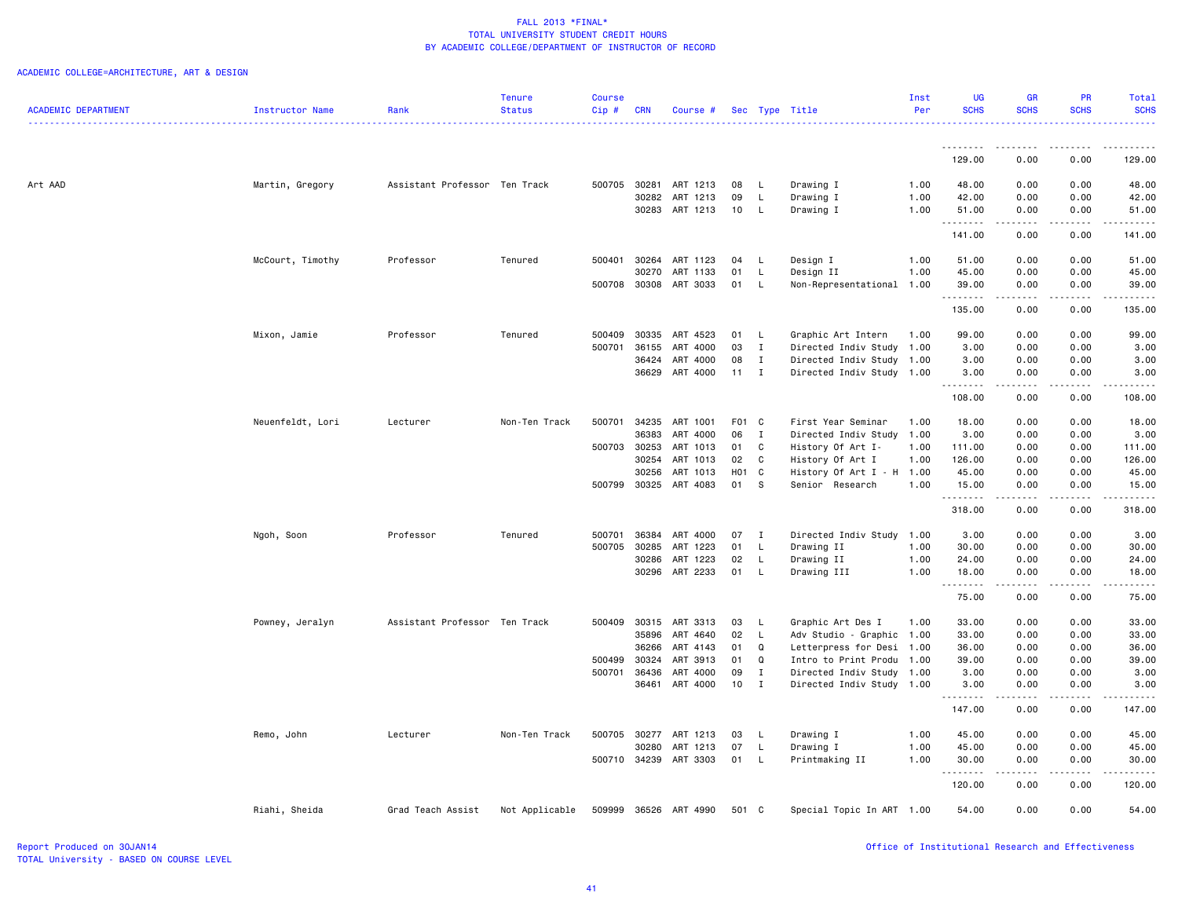# FALL 2013 *FINAL*
## TOTAL UNIVERSITY STUDENT CREDIT HOURS
## BY ACADEMIC COLLEGE/DEPARTMENT OF INSTRUCTOR OF RECORD

ACADEMIC COLLEGE=ARCHITECTURE, ART & DESIGN

| ACADEMIC DEPARTMENT | Instructor Name | Rank | Tenure Status | Course Cip # | CRN | Course # | Sec | Type | Title | Inst Per | UG SCHS | GR SCHS | PR SCHS | Total SCHS |
|---|---|---|---|---|---|---|---|---|---|---|---|---|---|---|
| | | | | | | | | | | | 129.00 | 0.00 | 0.00 | 129.00 |
| Art AAD | Martin, Gregory | Assistant Professor | Ten Track | 500705 | 30281 | ART 1213 | 08 | L | Drawing I | 1.00 | 48.00 | 0.00 | 0.00 | 48.00 |
| | | | | | 30282 | ART 1213 | 09 | L | Drawing I | 1.00 | 42.00 | 0.00 | 0.00 | 42.00 |
| | | | | | 30283 | ART 1213 | 10 | L | Drawing I | 1.00 | 51.00 | 0.00 | 0.00 | 51.00 |
| | | | | | | | | | | | 141.00 | 0.00 | 0.00 | 141.00 |
| | McCourt, Timothy | Professor | Tenured | 500401 | 30264 | ART 1123 | 04 | L | Design I | 1.00 | 51.00 | 0.00 | 0.00 | 51.00 |
| | | | | | 30270 | ART 1133 | 01 | L | Design II | 1.00 | 45.00 | 0.00 | 0.00 | 45.00 |
| | | | | 500708 | 30308 | ART 3033 | 01 | L | Non-Representational | 1.00 | 39.00 | 0.00 | 0.00 | 39.00 |
| | | | | | | | | | | | 135.00 | 0.00 | 0.00 | 135.00 |
| | Mixon, Jamie | Professor | Tenured | 500409 | 30335 | ART 4523 | 01 | L | Graphic Art Intern | 1.00 | 99.00 | 0.00 | 0.00 | 99.00 |
| | | | | 500701 | 36155 | ART 4000 | 03 | I | Directed Indiv Study | 1.00 | 3.00 | 0.00 | 0.00 | 3.00 |
| | | | | | 36424 | ART 4000 | 08 | I | Directed Indiv Study | 1.00 | 3.00 | 0.00 | 0.00 | 3.00 |
| | | | | | 36629 | ART 4000 | 11 | I | Directed Indiv Study | 1.00 | 3.00 | 0.00 | 0.00 | 3.00 |
| | | | | | | | | | | | 108.00 | 0.00 | 0.00 | 108.00 |
| | Neuenfeldt, Lori | Lecturer | Non-Ten Track | 500701 | 34235 | ART 1001 | F01 | C | First Year Seminar | 1.00 | 18.00 | 0.00 | 0.00 | 18.00 |
| | | | | | 36383 | ART 4000 | 06 | I | Directed Indiv Study | 1.00 | 3.00 | 0.00 | 0.00 | 3.00 |
| | | | | 500703 | 30253 | ART 1013 | 01 | C | History Of Art I- | 1.00 | 111.00 | 0.00 | 0.00 | 111.00 |
| | | | | | 30254 | ART 1013 | 02 | C | History Of Art I | 1.00 | 126.00 | 0.00 | 0.00 | 126.00 |
| | | | | | 30256 | ART 1013 | H01 | C | History Of Art I - H | 1.00 | 45.00 | 0.00 | 0.00 | 45.00 |
| | | | | 500799 | 30325 | ART 4083 | 01 | S | Senior Research | 1.00 | 15.00 | 0.00 | 0.00 | 15.00 |
| | | | | | | | | | | | 318.00 | 0.00 | 0.00 | 318.00 |
| | Ngoh, Soon | Professor | Tenured | 500701 | 36384 | ART 4000 | 07 | I | Directed Indiv Study | 1.00 | 3.00 | 0.00 | 0.00 | 3.00 |
| | | | | 500705 | 30285 | ART 1223 | 01 | L | Drawing II | 1.00 | 30.00 | 0.00 | 0.00 | 30.00 |
| | | | | | 30286 | ART 1223 | 02 | L | Drawing II | 1.00 | 24.00 | 0.00 | 0.00 | 24.00 |
| | | | | | 30296 | ART 2233 | 01 | L | Drawing III | 1.00 | 18.00 | 0.00 | 0.00 | 18.00 |
| | | | | | | | | | | | 75.00 | 0.00 | 0.00 | 75.00 |
| | Powney, Jeralyn | Assistant Professor | Ten Track | 500409 | 30315 | ART 3313 | 03 | L | Graphic Art Des I | 1.00 | 33.00 | 0.00 | 0.00 | 33.00 |
| | | | | | 35896 | ART 4640 | 02 | L | Adv Studio - Graphic | 1.00 | 33.00 | 0.00 | 0.00 | 33.00 |
| | | | | | 36266 | ART 4143 | 01 | Q | Letterpress for Desi | 1.00 | 36.00 | 0.00 | 0.00 | 36.00 |
| | | | | 500499 | 30324 | ART 3913 | 01 | Q | Intro to Print Produ | 1.00 | 39.00 | 0.00 | 0.00 | 39.00 |
| | | | | 500701 | 36436 | ART 4000 | 09 | I | Directed Indiv Study | 1.00 | 3.00 | 0.00 | 0.00 | 3.00 |
| | | | | | 36461 | ART 4000 | 10 | I | Directed Indiv Study | 1.00 | 3.00 | 0.00 | 0.00 | 3.00 |
| | | | | | | | | | | | 147.00 | 0.00 | 0.00 | 147.00 |
| | Remo, John | Lecturer | Non-Ten Track | 500705 | 30277 | ART 1213 | 03 | L | Drawing I | 1.00 | 45.00 | 0.00 | 0.00 | 45.00 |
| | | | | | 30280 | ART 1213 | 07 | L | Drawing I | 1.00 | 45.00 | 0.00 | 0.00 | 45.00 |
| | | | | 500710 | 34239 | ART 3303 | 01 | L | Printmaking II | 1.00 | 30.00 | 0.00 | 0.00 | 30.00 |
| | | | | | | | | | | | 120.00 | 0.00 | 0.00 | 120.00 |
| | Riahi, Sheida | Grad Teach Assist | Not Applicable | 509999 | 36526 | ART 4990 | 501 | C | Special Topic In ART | 1.00 | 54.00 | 0.00 | 0.00 | 54.00 |

Report Produced on 30JAN14
TOTAL University - BASED ON COURSE LEVEL

Office of Institutional Research and Effectiveness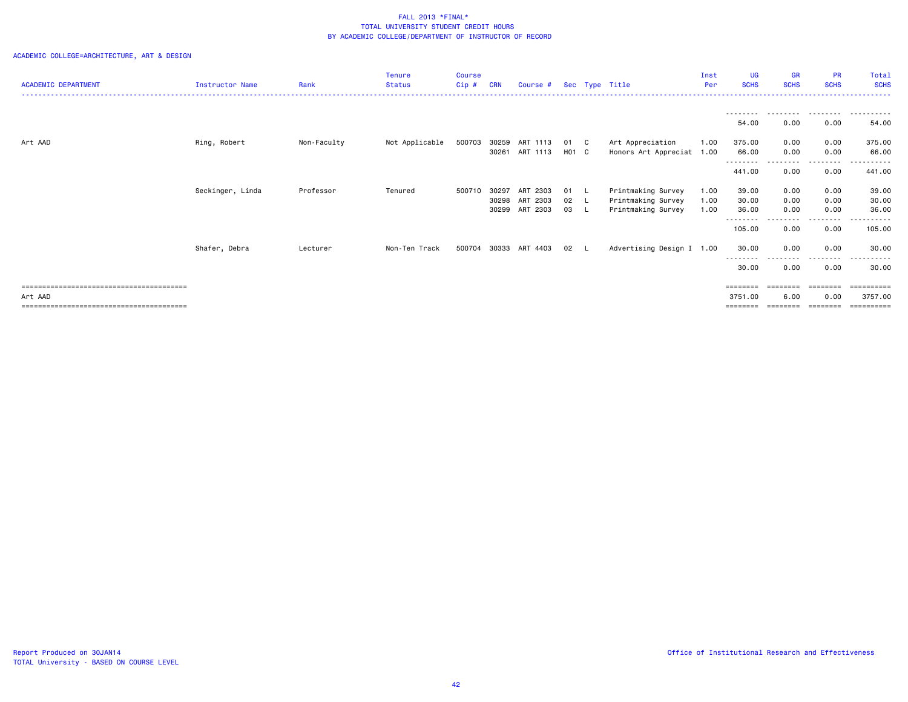FALL 2013 *FINAL*
TOTAL UNIVERSITY STUDENT CREDIT HOURS
BY ACADEMIC COLLEGE/DEPARTMENT OF INSTRUCTOR OF RECORD

ACADEMIC COLLEGE=ARCHITECTURE, ART & DESIGN

| ACADEMIC DEPARTMENT | Instructor Name | Rank | Tenure Status | Course Cip # | CRN | Course # | Sec | Type | Title | Inst Per | UG SCHS | GR SCHS | PR SCHS | Total SCHS |
|---|---|---|---|---|---|---|---|---|---|---|---|---|---|---|
| | | | | | | | | | | | 54.00 | 0.00 | 0.00 | 54.00 |
| Art AAD | Ring, Robert | Non-Faculty | Not Applicable | 500703 | 30259 | ART 1113 | 01 | C | Art Appreciation | 1.00 | 375.00 | 0.00 | 0.00 | 375.00 |
| | | | | | 30261 | ART 1113 | H01 | C | Honors Art Appreciat | 1.00 | 66.00 | 0.00 | 0.00 | 66.00 |
| | | | | | | | | | | | 441.00 | 0.00 | 0.00 | 441.00 |
| | Seckinger, Linda | Professor | Tenured | 500710 | 30297 | ART 2303 | 01 | L | Printmaking Survey | 1.00 | 39.00 | 0.00 | 0.00 | 39.00 |
| | | | | | 30298 | ART 2303 | 02 | L | Printmaking Survey | 1.00 | 30.00 | 0.00 | 0.00 | 30.00 |
| | | | | | 30299 | ART 2303 | 03 | L | Printmaking Survey | 1.00 | 36.00 | 0.00 | 0.00 | 36.00 |
| | | | | | | | | | | | 105.00 | 0.00 | 0.00 | 105.00 |
| | Shafer, Debra | Lecturer | Non-Ten Track | 500704 | 30333 | ART 4403 | 02 | L | Advertising Design I | 1.00 | 30.00 | 0.00 | 0.00 | 30.00 |
| | | | | | | | | | | | 30.00 | 0.00 | 0.00 | 30.00 |
| Art AAD | | | | | | | | | | | 3751.00 | 6.00 | 0.00 | 3757.00 |

Report Produced on 30JAN14
TOTAL University - BASED ON COURSE LEVEL

Office of Institutional Research and Effectiveness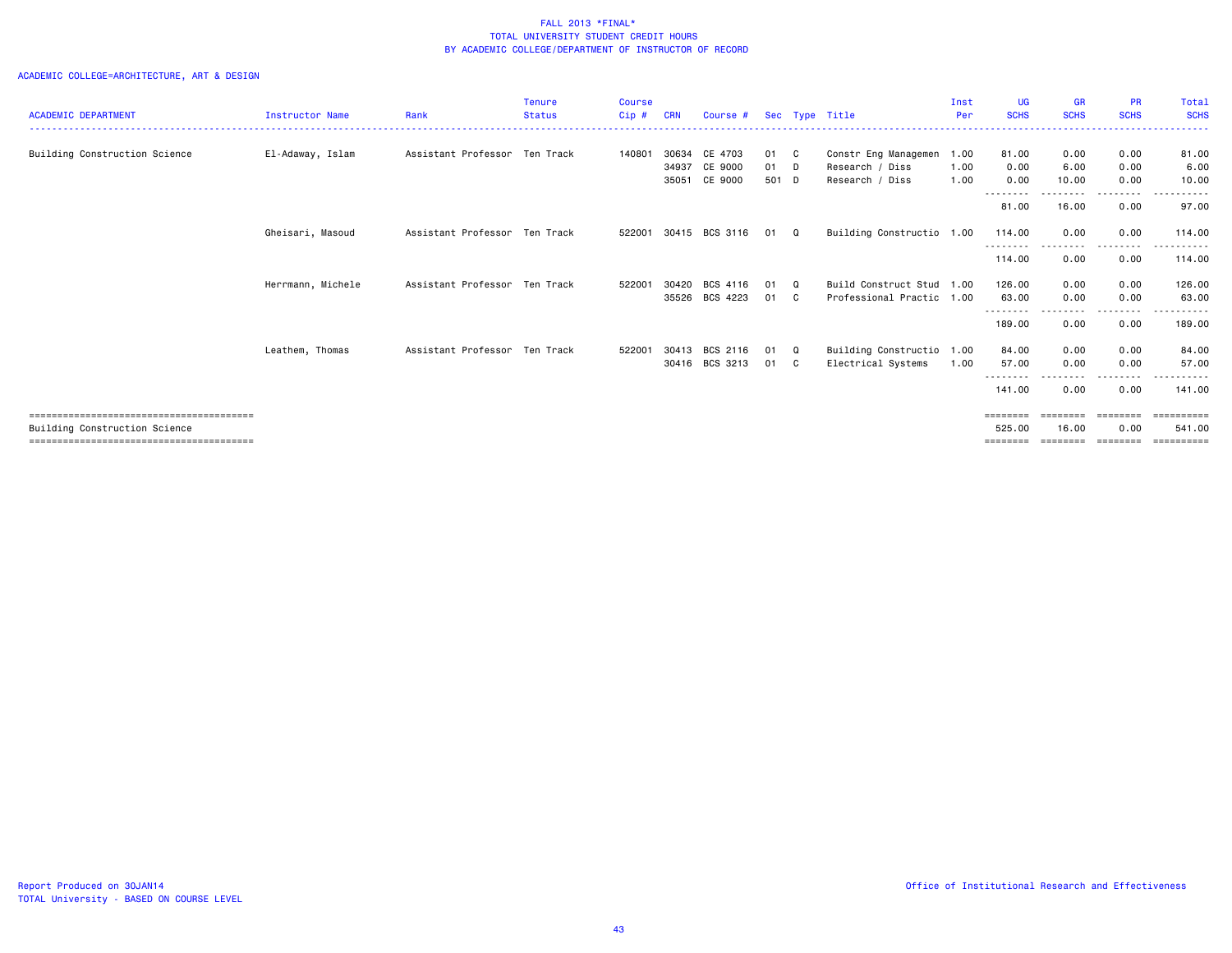# FALL 2013 *FINAL*
## TOTAL UNIVERSITY STUDENT CREDIT HOURS
## BY ACADEMIC COLLEGE/DEPARTMENT OF INSTRUCTOR OF RECORD

ACADEMIC COLLEGE=ARCHITECTURE, ART & DESIGN

| ACADEMIC DEPARTMENT | Instructor Name | Rank | Tenure Status | Course Cip # | CRN | Course # | Sec | Type | Title | Inst Per | UG SCHS | GR SCHS | PR SCHS | Total SCHS |
|---|---|---|---|---|---|---|---|---|---|---|---|---|---|---|
| Building Construction Science | El-Adaway, Islam | Assistant Professor | Ten Track | 140801 | 30634 | CE 4703 | 01 | C | Constr Eng Managemen | 1.00 | 81.00 | 0.00 | 0.00 | 81.00 |
| | | | | | 34937 | CE 9000 | 01 | D | Research / Diss | 1.00 | 0.00 | 6.00 | 0.00 | 6.00 |
| | | | | | 35051 | CE 9000 | 501 | D | Research / Diss | 1.00 | 0.00 | 10.00 | 0.00 | 10.00 |
| | | | | | | | | | | | 81.00 | 16.00 | 0.00 | 97.00 |
| | Gheisari, Masoud | Assistant Professor | Ten Track | 522001 | 30415 | BCS 3116 | 01 | Q | Building Constructio | 1.00 | 114.00 | 0.00 | 0.00 | 114.00 |
| | | | | | | | | | | | 114.00 | 0.00 | 0.00 | 114.00 |
| | Herrmann, Michele | Assistant Professor | Ten Track | 522001 | 30420 | BCS 4116 | 01 | Q | Build Construct Stud | 1.00 | 126.00 | 0.00 | 0.00 | 126.00 |
| | | | | | 35526 | BCS 4223 | 01 | C | Professional Practic | 1.00 | 63.00 | 0.00 | 0.00 | 63.00 |
| | | | | | | | | | | | 189.00 | 0.00 | 0.00 | 189.00 |
| | Leathem, Thomas | Assistant Professor | Ten Track | 522001 | 30413 | BCS 2116 | 01 | Q | Building Constructio | 1.00 | 84.00 | 0.00 | 0.00 | 84.00 |
| | | | | | 30416 | BCS 3213 | 01 | C | Electrical Systems | 1.00 | 57.00 | 0.00 | 0.00 | 57.00 |
| | | | | | | | | | | | 141.00 | 0.00 | 0.00 | 141.00 |
| Building Construction Science | | | | | | | | | | | 525.00 | 16.00 | 0.00 | 541.00 |

Report Produced on 30JAN14
TOTAL University - BASED ON COURSE LEVEL

Office of Institutional Research and Effectiveness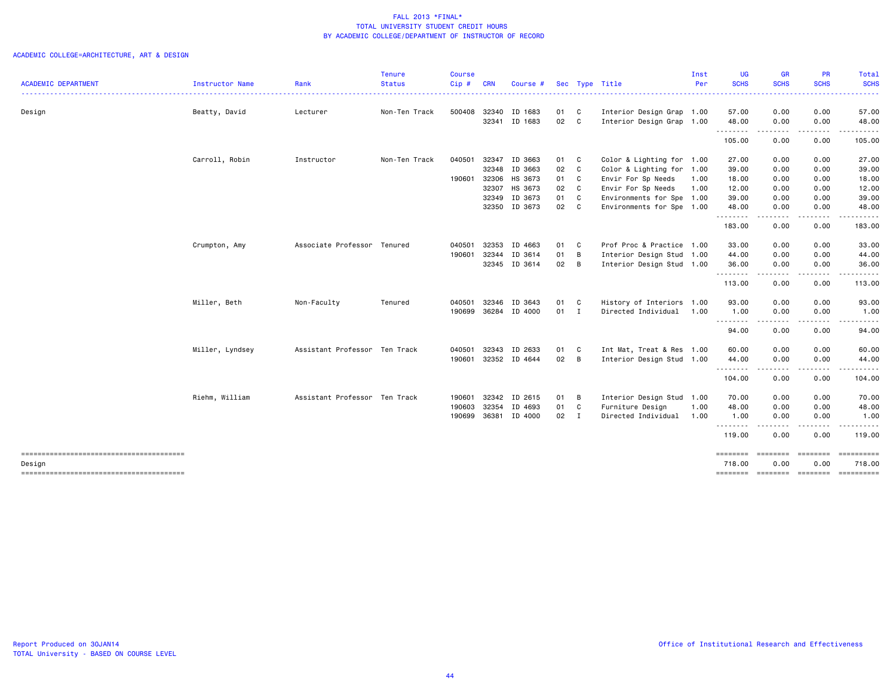FALL 2013 *FINAL*
TOTAL UNIVERSITY STUDENT CREDIT HOURS
BY ACADEMIC COLLEGE/DEPARTMENT OF INSTRUCTOR OF RECORD

ACADEMIC COLLEGE=ARCHITECTURE, ART & DESIGN

| ACADEMIC DEPARTMENT | Instructor Name | Rank | Tenure Status | Course Cip # | CRN | Course # | Sec | Type | Title | Inst Per | UG SCHS | GR SCHS | PR SCHS | Total SCHS |
|---|---|---|---|---|---|---|---|---|---|---|---|---|---|---|
| Design | Beatty, David | Lecturer | Non-Ten Track | 500408 | 32340 | ID 1683 | 01 | C | Interior Design Grap | 1.00 | 57.00 | 0.00 | 0.00 | 57.00 |
| | | | | | 32341 | ID 1683 | 02 | C | Interior Design Grap | 1.00 | 48.00 | 0.00 | 0.00 | 48.00 |
| | | | | | | | | | | | 105.00 | 0.00 | 0.00 | 105.00 |
| | Carroll, Robin | Instructor | Non-Ten Track | 040501 | 32347 | ID 3663 | 01 | C | Color & Lighting for | 1.00 | 27.00 | 0.00 | 0.00 | 27.00 |
| | | | | | 32348 | ID 3663 | 02 | C | Color & Lighting for | 1.00 | 39.00 | 0.00 | 0.00 | 39.00 |
| | | | | 190601 | 32306 | HS 3673 | 01 | C | Envir For Sp Needs | 1.00 | 18.00 | 0.00 | 0.00 | 18.00 |
| | | | | | 32307 | HS 3673 | 02 | C | Envir For Sp Needs | 1.00 | 12.00 | 0.00 | 0.00 | 12.00 |
| | | | | | 32349 | ID 3673 | 01 | C | Environments for Spe | 1.00 | 39.00 | 0.00 | 0.00 | 39.00 |
| | | | | | 32350 | ID 3673 | 02 | C | Environments for Spe | 1.00 | 48.00 | 0.00 | 0.00 | 48.00 |
| | | | | | | | | | | | 183.00 | 0.00 | 0.00 | 183.00 |
| | Crumpton, Amy | Associate Professor | Tenured | 040501 | 32353 | ID 4663 | 01 | C | Prof Proc & Practice | 1.00 | 33.00 | 0.00 | 0.00 | 33.00 |
| | | | | 190601 | 32344 | ID 3614 | 01 | B | Interior Design Stud | 1.00 | 44.00 | 0.00 | 0.00 | 44.00 |
| | | | | | 32345 | ID 3614 | 02 | B | Interior Design Stud | 1.00 | 36.00 | 0.00 | 0.00 | 36.00 |
| | | | | | | | | | | | 113.00 | 0.00 | 0.00 | 113.00 |
| | Miller, Beth | Non-Faculty | Tenured | 040501 | 32346 | ID 3643 | 01 | C | History of Interiors | 1.00 | 93.00 | 0.00 | 0.00 | 93.00 |
| | | | | 190699 | 36284 | ID 4000 | 01 | I | Directed Individual | 1.00 | 1.00 | 0.00 | 0.00 | 1.00 |
| | | | | | | | | | | | 94.00 | 0.00 | 0.00 | 94.00 |
| | Miller, Lyndsey | Assistant Professor | Ten Track | 040501 | 32343 | ID 2633 | 01 | C | Int Mat, Treat & Res | 1.00 | 60.00 | 0.00 | 0.00 | 60.00 |
| | | | | 190601 | 32352 | ID 4644 | 02 | B | Interior Design Stud | 1.00 | 44.00 | 0.00 | 0.00 | 44.00 |
| | | | | | | | | | | | 104.00 | 0.00 | 0.00 | 104.00 |
| | Riehm, William | Assistant Professor | Ten Track | 190601 | 32342 | ID 2615 | 01 | B | Interior Design Stud | 1.00 | 70.00 | 0.00 | 0.00 | 70.00 |
| | | | | 190603 | 32354 | ID 4693 | 01 | C | Furniture Design | 1.00 | 48.00 | 0.00 | 0.00 | 48.00 |
| | | | | 190699 | 36381 | ID 4000 | 02 | I | Directed Individual | 1.00 | 1.00 | 0.00 | 0.00 | 1.00 |
| | | | | | | | | | | | 119.00 | 0.00 | 0.00 | 119.00 |
| Design | | | | | | | | | | | 718.00 | 0.00 | 0.00 | 718.00 |

Report Produced on 30JAN14
TOTAL University - BASED ON COURSE LEVEL

Office of Institutional Research and Effectiveness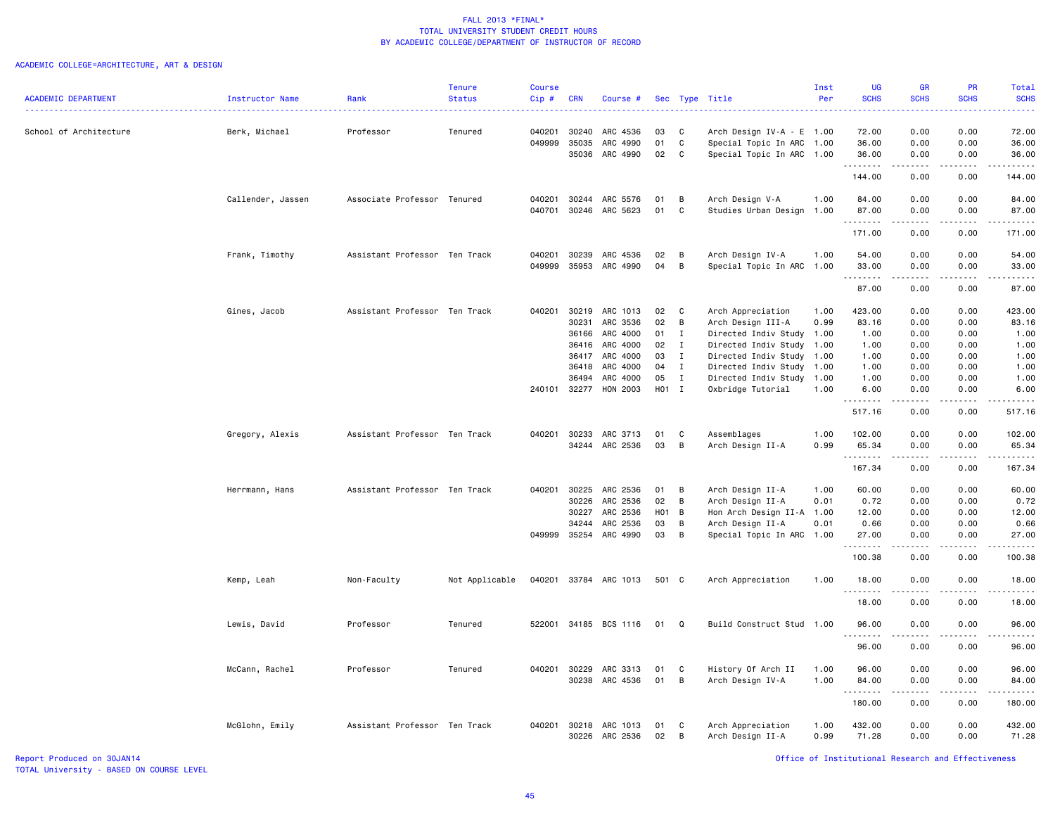FALL 2013 *FINAL*
TOTAL UNIVERSITY STUDENT CREDIT HOURS
BY ACADEMIC COLLEGE/DEPARTMENT OF INSTRUCTOR OF RECORD

ACADEMIC COLLEGE=ARCHITECTURE, ART & DESIGN

| ACADEMIC DEPARTMENT | Instructor Name | Rank | Tenure Status | Course Cip # | CRN | Course # | Sec | Type | Title | Inst Per | UG SCHS | GR SCHS | PR SCHS | Total SCHS |
|---|---|---|---|---|---|---|---|---|---|---|---|---|---|---|
| School of Architecture | Berk, Michael | Professor | Tenured | 040201 | 30240 | ARC 4536 | 03 | C | Arch Design IV-A - E | 1.00 | 72.00 | 0.00 | 0.00 | 72.00 |
| | | | | 049999 | 35035 | ARC 4990 | 01 | C | Special Topic In ARC | 1.00 | 36.00 | 0.00 | 0.00 | 36.00 |
| | | | | | 35036 | ARC 4990 | 02 | C | Special Topic In ARC | 1.00 | 36.00 | 0.00 | 0.00 | 36.00 |
| | | | | | | | | | | | 144.00 | 0.00 | 0.00 | 144.00 |
| | Callender, Jassen | Associate Professor | Tenured | 040201 | 30244 | ARC 5576 | 01 | B | Arch Design V-A | 1.00 | 84.00 | 0.00 | 0.00 | 84.00 |
| | | | | 040701 | 30246 | ARC 5623 | 01 | C | Studies Urban Design | 1.00 | 87.00 | 0.00 | 0.00 | 87.00 |
| | | | | | | | | | | | 171.00 | 0.00 | 0.00 | 171.00 |
| | Frank, Timothy | Assistant Professor | Ten Track | 040201 | 30239 | ARC 4536 | 02 | B | Arch Design IV-A | 1.00 | 54.00 | 0.00 | 0.00 | 54.00 |
| | | | | 049999 | 35953 | ARC 4990 | 04 | B | Special Topic In ARC | 1.00 | 33.00 | 0.00 | 0.00 | 33.00 |
| | | | | | | | | | | | 87.00 | 0.00 | 0.00 | 87.00 |
| | Gines, Jacob | Assistant Professor | Ten Track | 040201 | 30219 | ARC 1013 | 02 | C | Arch Appreciation | 1.00 | 423.00 | 0.00 | 0.00 | 423.00 |
| | | | | | 30231 | ARC 3536 | 02 | B | Arch Design III-A | 0.99 | 83.16 | 0.00 | 0.00 | 83.16 |
| | | | | | 36166 | ARC 4000 | 01 | I | Directed Indiv Study | 1.00 | 1.00 | 0.00 | 0.00 | 1.00 |
| | | | | | 36416 | ARC 4000 | 02 | I | Directed Indiv Study | 1.00 | 1.00 | 0.00 | 0.00 | 1.00 |
| | | | | | 36417 | ARC 4000 | 03 | I | Directed Indiv Study | 1.00 | 1.00 | 0.00 | 0.00 | 1.00 |
| | | | | | 36418 | ARC 4000 | 04 | I | Directed Indiv Study | 1.00 | 1.00 | 0.00 | 0.00 | 1.00 |
| | | | | | 36494 | ARC 4000 | 05 | I | Directed Indiv Study | 1.00 | 1.00 | 0.00 | 0.00 | 1.00 |
| | | | | 240101 | 32277 | HON 2003 | H01 | I | Oxbridge Tutorial | 1.00 | 6.00 | 0.00 | 0.00 | 6.00 |
| | | | | | | | | | | | 517.16 | 0.00 | 0.00 | 517.16 |
| | Gregory, Alexis | Assistant Professor | Ten Track | 040201 | 30233 | ARC 3713 | 01 | C | Assemblages | 1.00 | 102.00 | 0.00 | 0.00 | 102.00 |
| | | | | | 34244 | ARC 2536 | 03 | B | Arch Design II-A | 0.99 | 65.34 | 0.00 | 0.00 | 65.34 |
| | | | | | | | | | | | 167.34 | 0.00 | 0.00 | 167.34 |
| | Herrmann, Hans | Assistant Professor | Ten Track | 040201 | 30225 | ARC 2536 | 01 | B | Arch Design II-A | 1.00 | 60.00 | 0.00 | 0.00 | 60.00 |
| | | | | | 30226 | ARC 2536 | 02 | B | Arch Design II-A | 0.01 | 0.72 | 0.00 | 0.00 | 0.72 |
| | | | | | 30227 | ARC 2536 | H01 | B | Hon Arch Design II-A | 1.00 | 12.00 | 0.00 | 0.00 | 12.00 |
| | | | | | 34244 | ARC 2536 | 03 | B | Arch Design II-A | 0.01 | 0.66 | 0.00 | 0.00 | 0.66 |
| | | | | 049999 | 35254 | ARC 4990 | 03 | B | Special Topic In ARC | 1.00 | 27.00 | 0.00 | 0.00 | 27.00 |
| | | | | | | | | | | | 100.38 | 0.00 | 0.00 | 100.38 |
| | Kemp, Leah | Non-Faculty | Not Applicable | 040201 | 33784 | ARC 1013 | 501 | C | Arch Appreciation | 1.00 | 18.00 | 0.00 | 0.00 | 18.00 |
| | | | | | | | | | | | 18.00 | 0.00 | 0.00 | 18.00 |
| | Lewis, David | Professor | Tenured | 522001 | 34185 | BCS 1116 | 01 | Q | Build Construct Stud | 1.00 | 96.00 | 0.00 | 0.00 | 96.00 |
| | | | | | | | | | | | 96.00 | 0.00 | 0.00 | 96.00 |
| | McCann, Rachel | Professor | Tenured | 040201 | 30229 | ARC 3313 | 01 | C | History Of Arch II | 1.00 | 96.00 | 0.00 | 0.00 | 96.00 |
| | | | | | 30238 | ARC 4536 | 01 | B | Arch Design IV-A | 1.00 | 84.00 | 0.00 | 0.00 | 84.00 |
| | | | | | | | | | | | 180.00 | 0.00 | 0.00 | 180.00 |
| | McGlohn, Emily | Assistant Professor | Ten Track | 040201 | 30218 | ARC 1013 | 01 | C | Arch Appreciation | 1.00 | 432.00 | 0.00 | 0.00 | 432.00 |
| | | | | | 30226 | ARC 2536 | 02 | B | Arch Design II-A | 0.99 | 71.28 | 0.00 | 0.00 | 71.28 |

Report Produced on 30JAN14
TOTAL University - BASED ON COURSE LEVEL

Office of Institutional Research and Effectiveness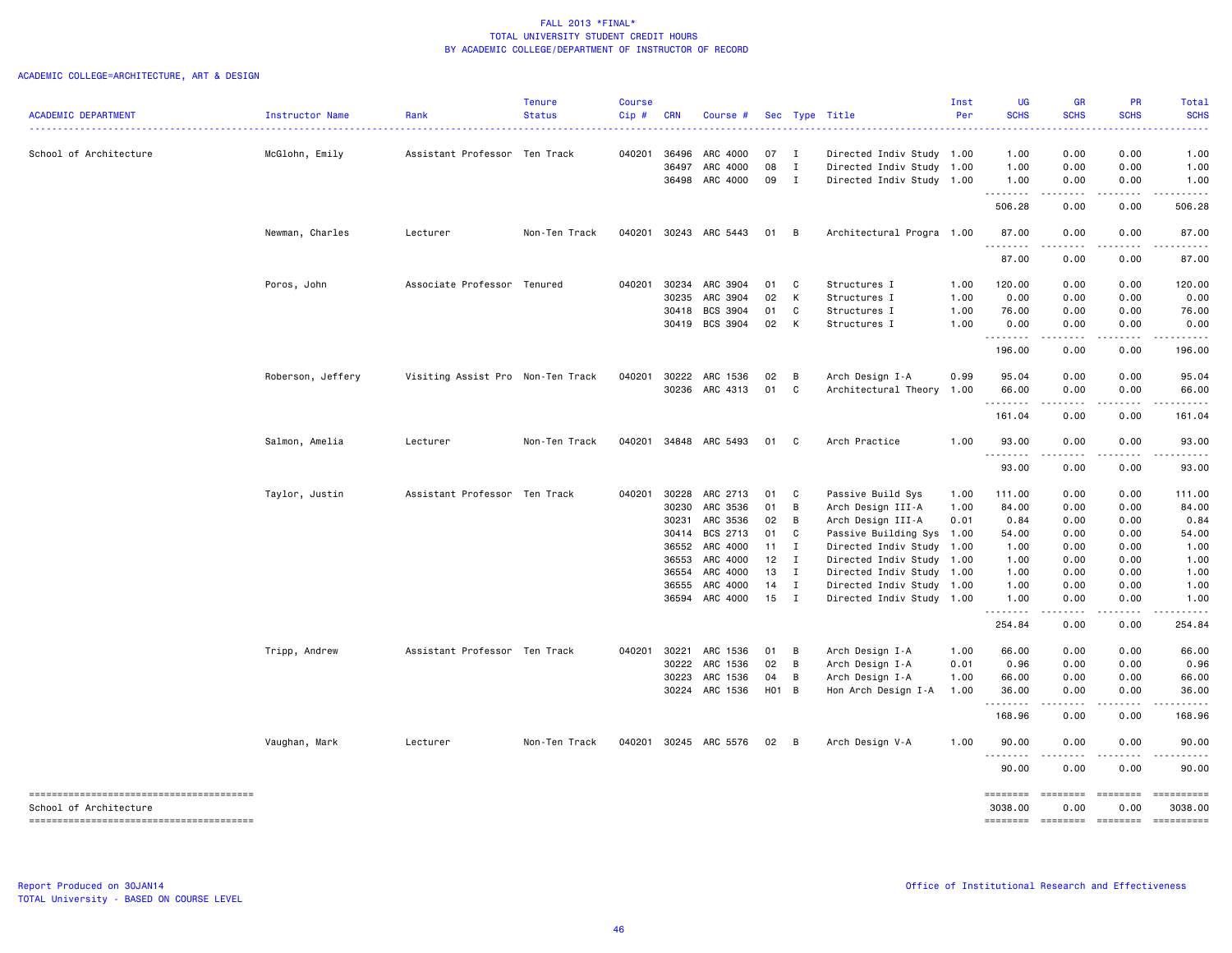FALL 2013 *FINAL*
TOTAL UNIVERSITY STUDENT CREDIT HOURS
BY ACADEMIC COLLEGE/DEPARTMENT OF INSTRUCTOR OF RECORD

ACADEMIC COLLEGE=ARCHITECTURE, ART & DESIGN

| ACADEMIC DEPARTMENT | Instructor Name | Rank | Tenure Status | Course Cip # | CRN | Course # | Sec | Type | Title | Inst Per | UG SCHS | GR SCHS | PR SCHS | Total SCHS |
|---|---|---|---|---|---|---|---|---|---|---|---|---|---|---|
| School of Architecture | McGlohn, Emily | Assistant Professor | Ten Track | 040201 | 36496 | ARC 4000 | 07 | I | Directed Indiv Study | 1.00 | 1.00 | 0.00 | 0.00 | 1.00 |
| | | | | | 36497 | ARC 4000 | 08 | I | Directed Indiv Study | 1.00 | 1.00 | 0.00 | 0.00 | 1.00 |
| | | | | | 36498 | ARC 4000 | 09 | I | Directed Indiv Study | 1.00 | 1.00 | 0.00 | 0.00 | 1.00 |
| | | | | | | | | | | | 506.28 | 0.00 | 0.00 | 506.28 |
| | Newman, Charles | Lecturer | Non-Ten Track | 040201 | 30243 | ARC 5443 | 01 | B | Architectural Progra | 1.00 | 87.00 | 0.00 | 0.00 | 87.00 |
| | | | | | | | | | | | 87.00 | 0.00 | 0.00 | 87.00 |
| | Poros, John | Associate Professor | Tenured | 040201 | 30234 | ARC 3904 | 01 | C | Structures I | 1.00 | 120.00 | 0.00 | 0.00 | 120.00 |
| | | | | | 30235 | ARC 3904 | 02 | K | Structures I | 1.00 | 0.00 | 0.00 | 0.00 | 0.00 |
| | | | | | 30418 | BCS 3904 | 01 | C | Structures I | 1.00 | 76.00 | 0.00 | 0.00 | 76.00 |
| | | | | | 30419 | BCS 3904 | 02 | K | Structures I | 1.00 | 0.00 | 0.00 | 0.00 | 0.00 |
| | | | | | | | | | | | 196.00 | 0.00 | 0.00 | 196.00 |
| | Roberson, Jeffery | Visiting Assist Pro | Non-Ten Track | 040201 | 30222 | ARC 1536 | 02 | B | Arch Design I-A | 0.99 | 95.04 | 0.00 | 0.00 | 95.04 |
| | | | | | 30236 | ARC 4313 | 01 | C | Architectural Theory | 1.00 | 66.00 | 0.00 | 0.00 | 66.00 |
| | | | | | | | | | | | 161.04 | 0.00 | 0.00 | 161.04 |
| | Salmon, Amelia | Lecturer | Non-Ten Track | 040201 | 34848 | ARC 5493 | 01 | C | Arch Practice | 1.00 | 93.00 | 0.00 | 0.00 | 93.00 |
| | | | | | | | | | | | 93.00 | 0.00 | 0.00 | 93.00 |
| | Taylor, Justin | Assistant Professor | Ten Track | 040201 | 30228 | ARC 2713 | 01 | C | Passive Build Sys | 1.00 | 111.00 | 0.00 | 0.00 | 111.00 |
| | | | | | 30230 | ARC 3536 | 01 | B | Arch Design III-A | 1.00 | 84.00 | 0.00 | 0.00 | 84.00 |
| | | | | | 30231 | ARC 3536 | 02 | B | Arch Design III-A | 0.01 | 0.84 | 0.00 | 0.00 | 0.84 |
| | | | | | 30414 | BCS 2713 | 01 | C | Passive Building Sys | 1.00 | 54.00 | 0.00 | 0.00 | 54.00 |
| | | | | | 36552 | ARC 4000 | 11 | I | Directed Indiv Study | 1.00 | 1.00 | 0.00 | 0.00 | 1.00 |
| | | | | | 36553 | ARC 4000 | 12 | I | Directed Indiv Study | 1.00 | 1.00 | 0.00 | 0.00 | 1.00 |
| | | | | | 36554 | ARC 4000 | 13 | I | Directed Indiv Study | 1.00 | 1.00 | 0.00 | 0.00 | 1.00 |
| | | | | | 36555 | ARC 4000 | 14 | I | Directed Indiv Study | 1.00 | 1.00 | 0.00 | 0.00 | 1.00 |
| | | | | | 36594 | ARC 4000 | 15 | I | Directed Indiv Study | 1.00 | 1.00 | 0.00 | 0.00 | 1.00 |
| | | | | | | | | | | | 254.84 | 0.00 | 0.00 | 254.84 |
| | Tripp, Andrew | Assistant Professor | Ten Track | 040201 | 30221 | ARC 1536 | 01 | B | Arch Design I-A | 1.00 | 66.00 | 0.00 | 0.00 | 66.00 |
| | | | | | 30222 | ARC 1536 | 02 | B | Arch Design I-A | 0.01 | 0.96 | 0.00 | 0.00 | 0.96 |
| | | | | | 30223 | ARC 1536 | 04 | B | Arch Design I-A | 1.00 | 66.00 | 0.00 | 0.00 | 66.00 |
| | | | | | 30224 | ARC 1536 | H01 | B | Hon Arch Design I-A | 1.00 | 36.00 | 0.00 | 0.00 | 36.00 |
| | | | | | | | | | | | 168.96 | 0.00 | 0.00 | 168.96 |
| | Vaughan, Mark | Lecturer | Non-Ten Track | 040201 | 30245 | ARC 5576 | 02 | B | Arch Design V-A | 1.00 | 90.00 | 0.00 | 0.00 | 90.00 |
| | | | | | | | | | | | 90.00 | 0.00 | 0.00 | 90.00 |
| School of Architecture | | | | | | | | | | | 3038.00 | 0.00 | 0.00 | 3038.00 |

Report Produced on 30JAN14
TOTAL University - BASED ON COURSE LEVEL

Office of Institutional Research and Effectiveness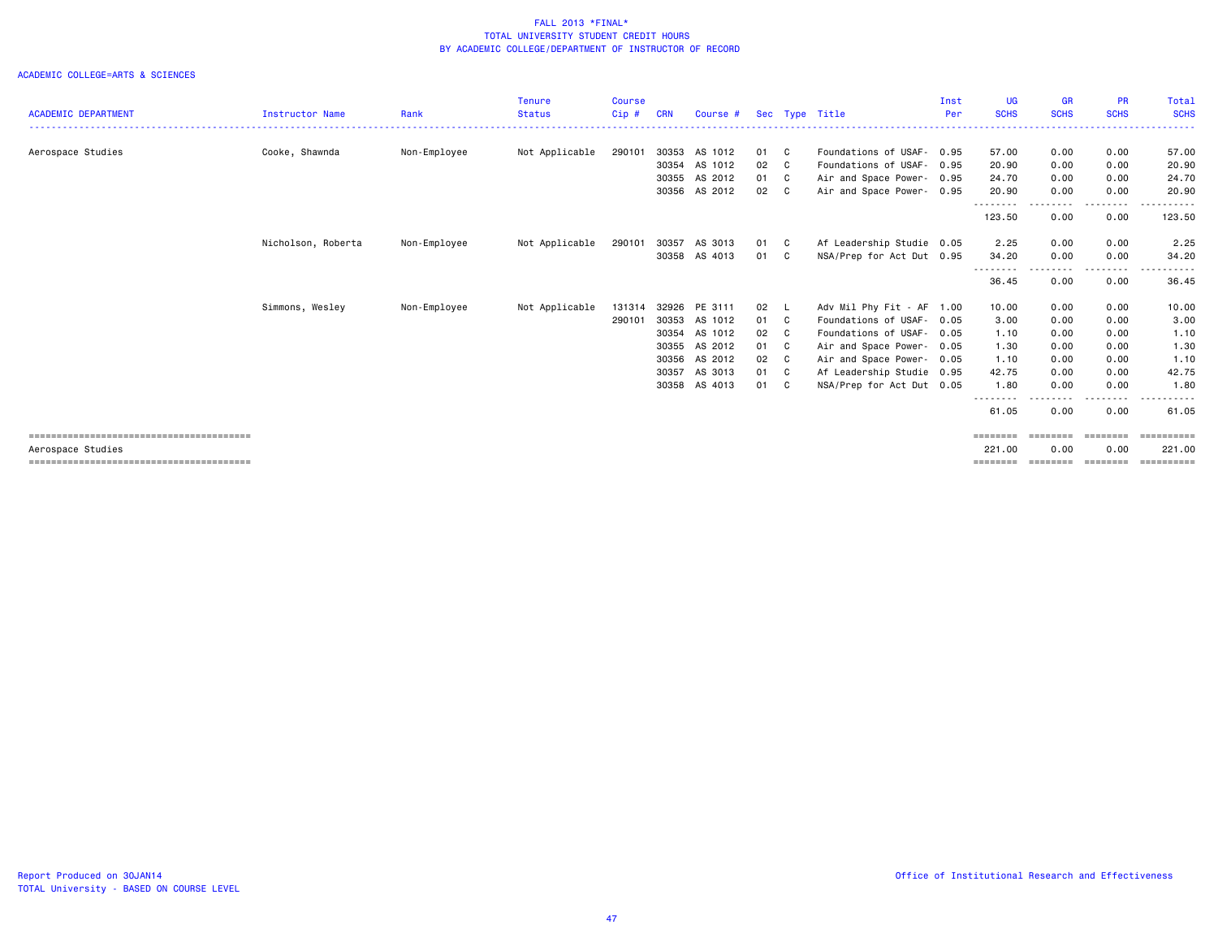# FALL 2013 *FINAL*
## TOTAL UNIVERSITY STUDENT CREDIT HOURS
## BY ACADEMIC COLLEGE/DEPARTMENT OF INSTRUCTOR OF RECORD

ACADEMIC COLLEGE=ARTS & SCIENCES

| ACADEMIC DEPARTMENT | Instructor Name | Rank | Tenure Status | Course Cip # | CRN | Course # | Sec | Type | Title | Inst Per | UG SCHS | GR SCHS | PR SCHS | Total SCHS |
|---|---|---|---|---|---|---|---|---|---|---|---|---|---|---|
| Aerospace Studies | Cooke, Shawnda | Non-Employee | Not Applicable | 290101 | 30353 | AS 1012 | 01 | C | Foundations of USAF- | 0.95 | 57.00 | 0.00 | 0.00 | 57.00 |
| | | | | | 30354 | AS 1012 | 02 | C | Foundations of USAF- | 0.95 | 20.90 | 0.00 | 0.00 | 20.90 |
| | | | | | 30355 | AS 2012 | 01 | C | Air and Space Power- | 0.95 | 24.70 | 0.00 | 0.00 | 24.70 |
| | | | | | 30356 | AS 2012 | 02 | C | Air and Space Power- | 0.95 | 20.90 | 0.00 | 0.00 | 20.90 |
| | | | | | | | | | | | 123.50 | 0.00 | 0.00 | 123.50 |
| | Nicholson, Roberta | Non-Employee | Not Applicable | 290101 | 30357 | AS 3013 | 01 | C | Af Leadership Studie | 0.05 | 2.25 | 0.00 | 0.00 | 2.25 |
| | | | | | 30358 | AS 4013 | 01 | C | NSA/Prep for Act Dut | 0.95 | 34.20 | 0.00 | 0.00 | 34.20 |
| | | | | | | | | | | | 36.45 | 0.00 | 0.00 | 36.45 |
| | Simmons, Wesley | Non-Employee | Not Applicable | 131314 | 32926 | PE 3111 | 02 | L | Adv Mil Phy Fit - AF | 1.00 | 10.00 | 0.00 | 0.00 | 10.00 |
| | | | | 290101 | 30353 | AS 1012 | 01 | C | Foundations of USAF- | 0.05 | 3.00 | 0.00 | 0.00 | 3.00 |
| | | | | | 30354 | AS 1012 | 02 | C | Foundations of USAF- | 0.05 | 1.10 | 0.00 | 0.00 | 1.10 |
| | | | | | 30355 | AS 2012 | 01 | C | Air and Space Power- | 0.05 | 1.30 | 0.00 | 0.00 | 1.30 |
| | | | | | 30356 | AS 2012 | 02 | C | Air and Space Power- | 0.05 | 1.10 | 0.00 | 0.00 | 1.10 |
| | | | | | 30357 | AS 3013 | 01 | C | Af Leadership Studie | 0.95 | 42.75 | 0.00 | 0.00 | 42.75 |
| | | | | | 30358 | AS 4013 | 01 | C | NSA/Prep for Act Dut | 0.05 | 1.80 | 0.00 | 0.00 | 1.80 |
| | | | | | | | | | | | 61.05 | 0.00 | 0.00 | 61.05 |
| Aerospace Studies | | | | | | | | | | | 221.00 | 0.00 | 0.00 | 221.00 |

Report Produced on 30JAN14
TOTAL University - BASED ON COURSE LEVEL

Office of Institutional Research and Effectiveness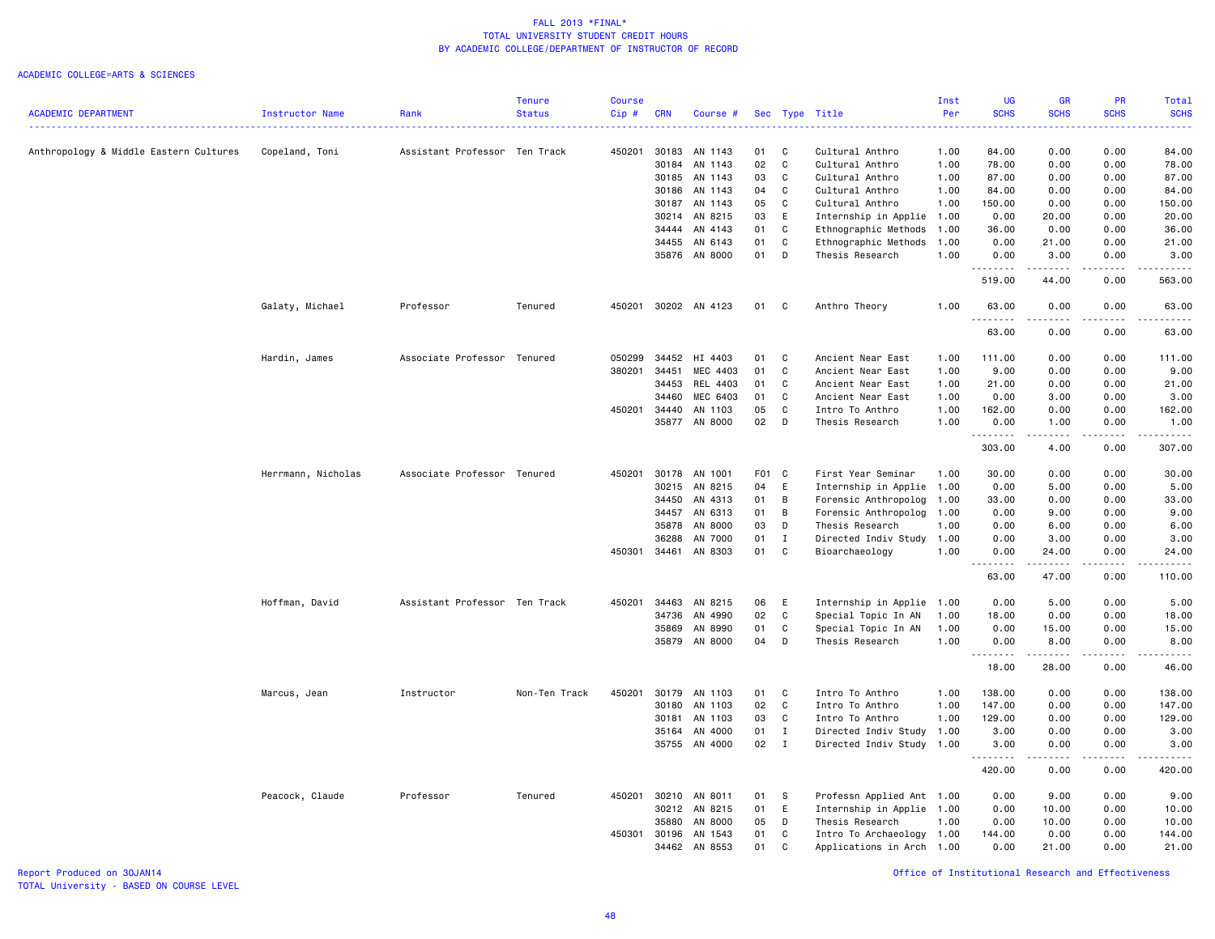# FALL 2013 *FINAL*
## TOTAL UNIVERSITY STUDENT CREDIT HOURS
## BY ACADEMIC COLLEGE/DEPARTMENT OF INSTRUCTOR OF RECORD

ACADEMIC COLLEGE=ARTS & SCIENCES

| ACADEMIC DEPARTMENT | Instructor Name | Rank | Tenure Status | Course Cip # | CRN | Course # | Sec | Type | Title | Inst Per | UG SCHS | GR SCHS | PR SCHS | Total SCHS |
|---|---|---|---|---|---|---|---|---|---|---|---|---|---|---|
| Anthropology & Middle Eastern Cultures | Copeland, Toni | Assistant Professor | Ten Track | 450201 | 30183 | AN 1143 | 01 | C | Cultural Anthro | 1.00 | 84.00 | 0.00 | 0.00 | 84.00 |
| | | | | | 30184 | AN 1143 | 02 | C | Cultural Anthro | 1.00 | 78.00 | 0.00 | 0.00 | 78.00 |
| | | | | | 30185 | AN 1143 | 03 | C | Cultural Anthro | 1.00 | 87.00 | 0.00 | 0.00 | 87.00 |
| | | | | | 30186 | AN 1143 | 04 | C | Cultural Anthro | 1.00 | 84.00 | 0.00 | 0.00 | 84.00 |
| | | | | | 30187 | AN 1143 | 05 | C | Cultural Anthro | 1.00 | 150.00 | 0.00 | 0.00 | 150.00 |
| | | | | | 30214 | AN 8215 | 03 | E | Internship in Applie | 1.00 | 0.00 | 20.00 | 0.00 | 20.00 |
| | | | | | 34444 | AN 4143 | 01 | C | Ethnographic Methods | 1.00 | 36.00 | 0.00 | 0.00 | 36.00 |
| | | | | | 34455 | AN 6143 | 01 | C | Ethnographic Methods | 1.00 | 0.00 | 21.00 | 0.00 | 21.00 |
| | | | | | 35876 | AN 8000 | 01 | D | Thesis Research | 1.00 | 0.00 | 3.00 | 0.00 | 3.00 |
| | | | | | | | | | | | 519.00 | 44.00 | 0.00 | 563.00 |
| | Galaty, Michael | Professor | Tenured | 450201 | 30202 | AN 4123 | 01 | C | Anthro Theory | 1.00 | 63.00 | 0.00 | 0.00 | 63.00 |
| | | | | | | | | | | | 63.00 | 0.00 | 0.00 | 63.00 |
| | Hardin, James | Associate Professor | Tenured | 050299 | 34452 | HI 4403 | 01 | C | Ancient Near East | 1.00 | 111.00 | 0.00 | 0.00 | 111.00 |
| | | | | 380201 | 34451 | MEC 4403 | 01 | C | Ancient Near East | 1.00 | 9.00 | 0.00 | 0.00 | 9.00 |
| | | | | | 34453 | REL 4403 | 01 | C | Ancient Near East | 1.00 | 21.00 | 0.00 | 0.00 | 21.00 |
| | | | | | 34460 | MEC 6403 | 01 | C | Ancient Near East | 1.00 | 0.00 | 3.00 | 0.00 | 3.00 |
| | | | | 450201 | 34440 | AN 1103 | 05 | C | Intro To Anthro | 1.00 | 162.00 | 0.00 | 0.00 | 162.00 |
| | | | | | 35877 | AN 8000 | 02 | D | Thesis Research | 1.00 | 0.00 | 1.00 | 0.00 | 1.00 |
| | | | | | | | | | | | 303.00 | 4.00 | 0.00 | 307.00 |
| | Herrmann, Nicholas | Associate Professor | Tenured | 450201 | 30178 | AN 1001 | F01 | C | First Year Seminar | 1.00 | 30.00 | 0.00 | 0.00 | 30.00 |
| | | | | | 30215 | AN 8215 | 04 | E | Internship in Applie | 1.00 | 0.00 | 5.00 | 0.00 | 5.00 |
| | | | | | 34450 | AN 4313 | 01 | B | Forensic Anthropolog | 1.00 | 33.00 | 0.00 | 0.00 | 33.00 |
| | | | | | 34457 | AN 6313 | 01 | B | Forensic Anthropolog | 1.00 | 0.00 | 9.00 | 0.00 | 9.00 |
| | | | | | 35878 | AN 8000 | 03 | D | Thesis Research | 1.00 | 0.00 | 6.00 | 0.00 | 6.00 |
| | | | | | 36288 | AN 7000 | 01 | I | Directed Indiv Study | 1.00 | 0.00 | 3.00 | 0.00 | 3.00 |
| | | | | 450301 | 34461 | AN 8303 | 01 | C | Bioarchaeology | 1.00 | 0.00 | 24.00 | 0.00 | 24.00 |
| | | | | | | | | | | | 63.00 | 47.00 | 0.00 | 110.00 |
| | Hoffman, David | Assistant Professor | Ten Track | 450201 | 34463 | AN 8215 | 06 | E | Internship in Applie | 1.00 | 0.00 | 5.00 | 0.00 | 5.00 |
| | | | | | 34736 | AN 4990 | 02 | C | Special Topic In AN | 1.00 | 18.00 | 0.00 | 0.00 | 18.00 |
| | | | | | 35869 | AN 8990 | 01 | C | Special Topic In AN | 1.00 | 0.00 | 15.00 | 0.00 | 15.00 |
| | | | | | 35879 | AN 8000 | 04 | D | Thesis Research | 1.00 | 0.00 | 8.00 | 0.00 | 8.00 |
| | | | | | | | | | | | 18.00 | 28.00 | 0.00 | 46.00 |
| | Marcus, Jean | Instructor | Non-Ten Track | 450201 | 30179 | AN 1103 | 01 | C | Intro To Anthro | 1.00 | 138.00 | 0.00 | 0.00 | 138.00 |
| | | | | | 30180 | AN 1103 | 02 | C | Intro To Anthro | 1.00 | 147.00 | 0.00 | 0.00 | 147.00 |
| | | | | | 30181 | AN 1103 | 03 | C | Intro To Anthro | 1.00 | 129.00 | 0.00 | 0.00 | 129.00 |
| | | | | | 35164 | AN 4000 | 01 | I | Directed Indiv Study | 1.00 | 3.00 | 0.00 | 0.00 | 3.00 |
| | | | | | 35755 | AN 4000 | 02 | I | Directed Indiv Study | 1.00 | 3.00 | 0.00 | 0.00 | 3.00 |
| | | | | | | | | | | | 420.00 | 0.00 | 0.00 | 420.00 |
| | Peacock, Claude | Professor | Tenured | 450201 | 30210 | AN 8011 | 01 | S | Professn Applied Ant | 1.00 | 0.00 | 9.00 | 0.00 | 9.00 |
| | | | | | 30212 | AN 8215 | 01 | E | Internship in Applie | 1.00 | 0.00 | 10.00 | 0.00 | 10.00 |
| | | | | | 35880 | AN 8000 | 05 | D | Thesis Research | 1.00 | 0.00 | 10.00 | 0.00 | 10.00 |
| | | | | 450301 | 30196 | AN 1543 | 01 | C | Intro To Archaeology | 1.00 | 144.00 | 0.00 | 0.00 | 144.00 |
| | | | | | 34462 | AN 8553 | 01 | C | Applications in Arch | 1.00 | 0.00 | 21.00 | 0.00 | 21.00 |

Report Produced on 30JAN14
TOTAL University - BASED ON COURSE LEVEL

Office of Institutional Research and Effectiveness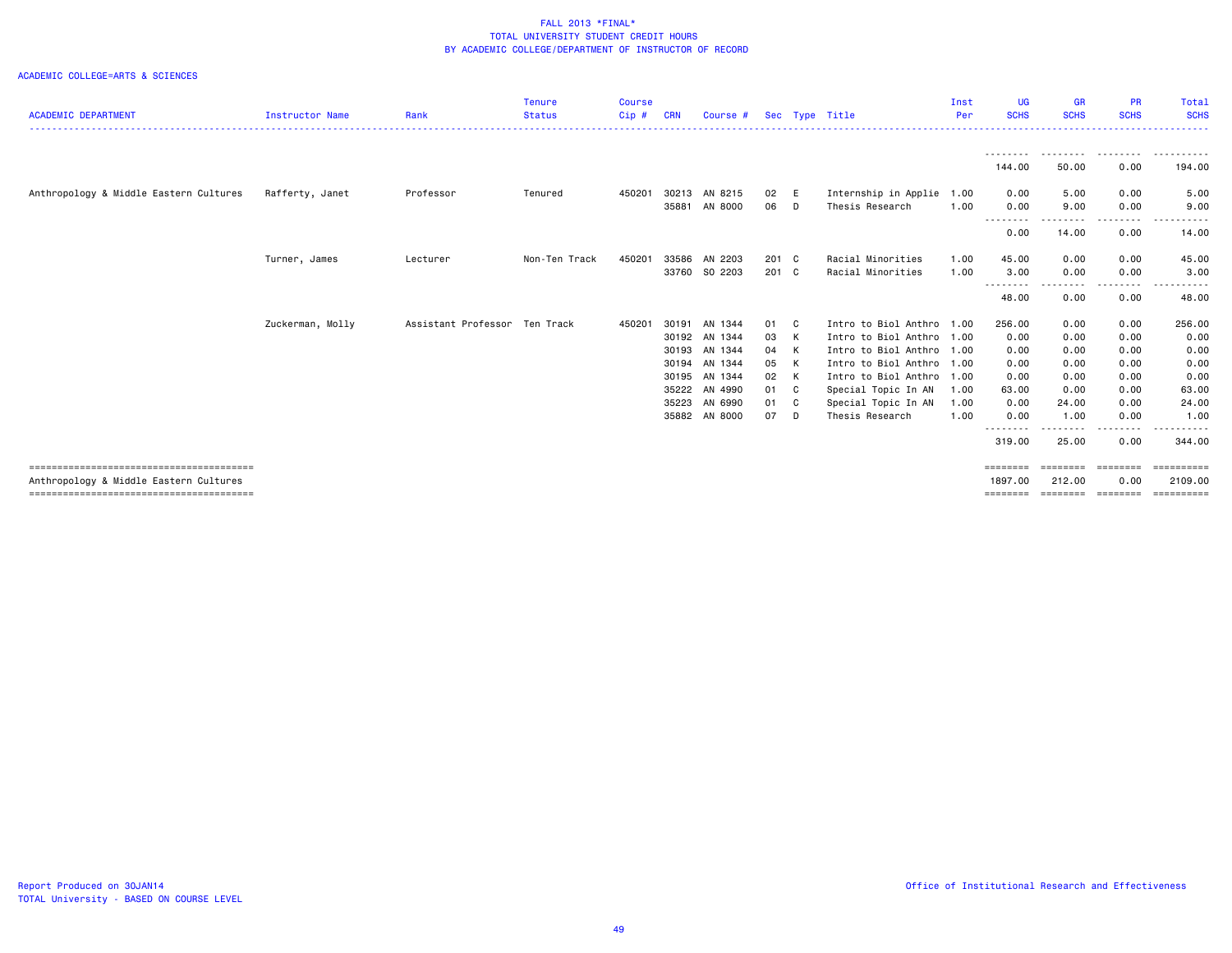FALL 2013 *FINAL*
TOTAL UNIVERSITY STUDENT CREDIT HOURS
BY ACADEMIC COLLEGE/DEPARTMENT OF INSTRUCTOR OF RECORD

ACADEMIC COLLEGE=ARTS & SCIENCES

| ACADEMIC DEPARTMENT | Instructor Name | Rank | Tenure Status | Course Cip # | CRN | Course # | Sec | Type | Title | Inst Per | UG SCHS | GR SCHS | PR SCHS | Total SCHS |
|---|---|---|---|---|---|---|---|---|---|---|---|---|---|---|
| | | | | | | | | | | | 144.00 | 50.00 | 0.00 | 194.00 |
| Anthropology & Middle Eastern Cultures | Rafferty, Janet | Professor | Tenured | 450201 | 30213 | AN 8215 | 02 | E | Internship in Applie | 1.00 | 0.00 | 5.00 | 0.00 | 5.00 |
| | | | | | 35881 | AN 8000 | 06 | D | Thesis Research | 1.00 | 0.00 | 9.00 | 0.00 | 9.00 |
| | | | | | | | | | | | 0.00 | 14.00 | 0.00 | 14.00 |
| | Turner, James | Lecturer | Non-Ten Track | 450201 | 33586 | AN 2203 | 201 | C | Racial Minorities | 1.00 | 45.00 | 0.00 | 0.00 | 45.00 |
| | | | | | 33760 | SO 2203 | 201 | C | Racial Minorities | 1.00 | 3.00 | 0.00 | 0.00 | 3.00 |
| | | | | | | | | | | | 48.00 | 0.00 | 0.00 | 48.00 |
| | Zuckerman, Molly | Assistant Professor | Ten Track | 450201 | 30191 | AN 1344 | 01 | C | Intro to Biol Anthro | 1.00 | 256.00 | 0.00 | 0.00 | 256.00 |
| | | | | | 30192 | AN 1344 | 03 | K | Intro to Biol Anthro | 1.00 | 0.00 | 0.00 | 0.00 | 0.00 |
| | | | | | 30193 | AN 1344 | 04 | K | Intro to Biol Anthro | 1.00 | 0.00 | 0.00 | 0.00 | 0.00 |
| | | | | | 30194 | AN 1344 | 05 | K | Intro to Biol Anthro | 1.00 | 0.00 | 0.00 | 0.00 | 0.00 |
| | | | | | 30195 | AN 1344 | 02 | K | Intro to Biol Anthro | 1.00 | 0.00 | 0.00 | 0.00 | 0.00 |
| | | | | | 35222 | AN 4990 | 01 | C | Special Topic In AN | 1.00 | 63.00 | 0.00 | 0.00 | 63.00 |
| | | | | | 35223 | AN 6990 | 01 | C | Special Topic In AN | 1.00 | 0.00 | 24.00 | 0.00 | 24.00 |
| | | | | | 35882 | AN 8000 | 07 | D | Thesis Research | 1.00 | 0.00 | 1.00 | 0.00 | 1.00 |
| | | | | | | | | | | | 319.00 | 25.00 | 0.00 | 344.00 |
| Anthropology & Middle Eastern Cultures | | | | | | | | | | | 1897.00 | 212.00 | 0.00 | 2109.00 |

Report Produced on 30JAN14
TOTAL University - BASED ON COURSE LEVEL

Office of Institutional Research and Effectiveness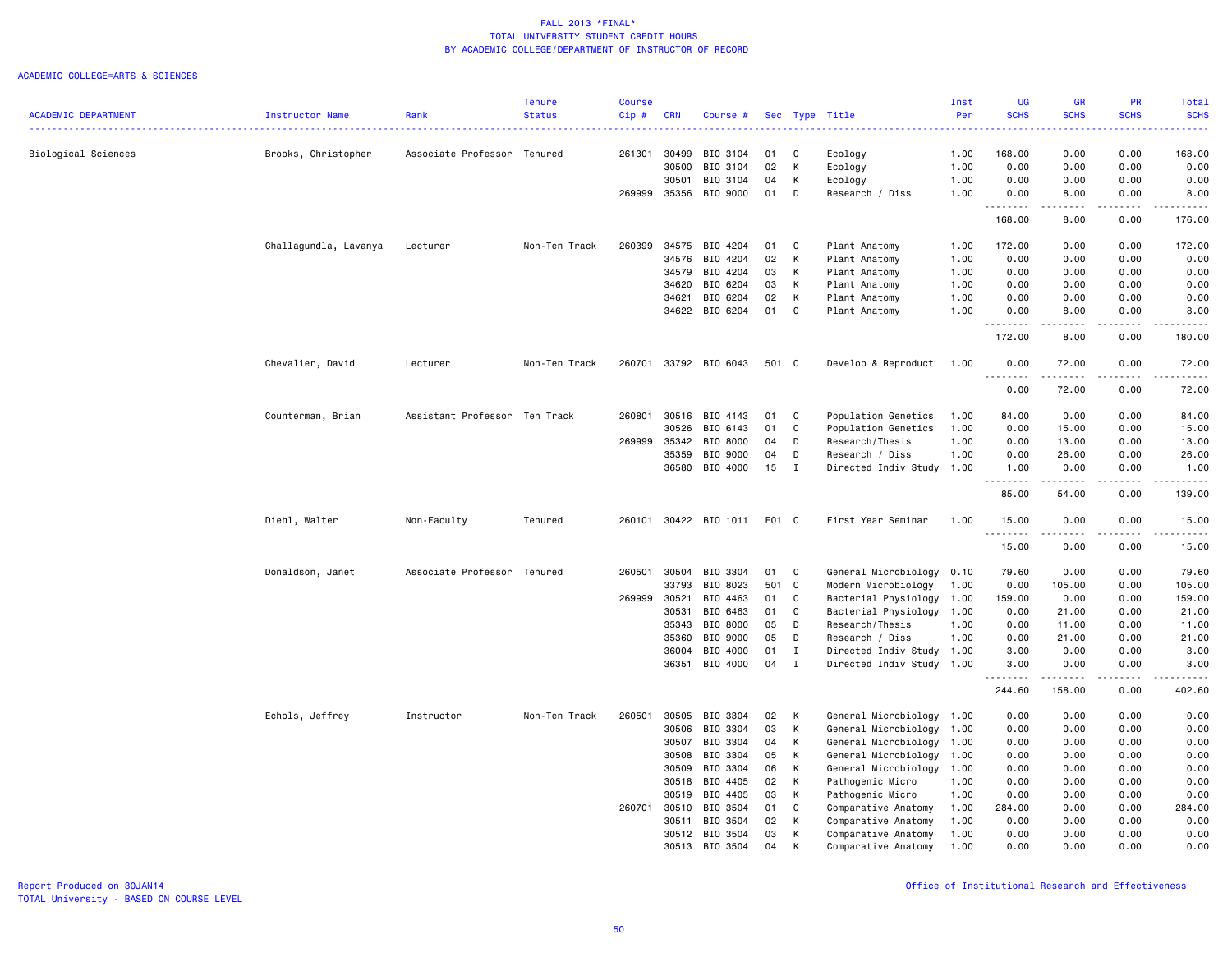FALL 2013 *FINAL*
TOTAL UNIVERSITY STUDENT CREDIT HOURS
BY ACADEMIC COLLEGE/DEPARTMENT OF INSTRUCTOR OF RECORD

ACADEMIC COLLEGE=ARTS & SCIENCES

| ACADEMIC DEPARTMENT | Instructor Name | Rank | Tenure Status | Course Cip # | CRN | Course # | Sec | Type | Title | Inst Per | UG SCHS | GR SCHS | PR SCHS | Total SCHS |
|---|---|---|---|---|---|---|---|---|---|---|---|---|---|---|
| Biological Sciences | Brooks, Christopher | Associate Professor | Tenured | 261301 | 30499 | BIO 3104 | 01 | C | Ecology | 1.00 | 168.00 | 0.00 | 0.00 | 168.00 |
| | | | | | 30500 | BIO 3104 | 02 | K | Ecology | 1.00 | 0.00 | 0.00 | 0.00 | 0.00 |
| | | | | | 30501 | BIO 3104 | 04 | K | Ecology | 1.00 | 0.00 | 0.00 | 0.00 | 0.00 |
| | | | | 269999 | 35356 | BIO 9000 | 01 | D | Research / Diss | 1.00 | 0.00 | 8.00 | 0.00 | 8.00 |
| | | | | | | | | | | | 168.00 | 8.00 | 0.00 | 176.00 |
| | Challagundla, Lavanya | Lecturer | Non-Ten Track | 260399 | 34575 | BIO 4204 | 01 | C | Plant Anatomy | 1.00 | 172.00 | 0.00 | 0.00 | 172.00 |
| | | | | | 34576 | BIO 4204 | 02 | K | Plant Anatomy | 1.00 | 0.00 | 0.00 | 0.00 | 0.00 |
| | | | | | 34579 | BIO 4204 | 03 | K | Plant Anatomy | 1.00 | 0.00 | 0.00 | 0.00 | 0.00 |
| | | | | | 34620 | BIO 6204 | 03 | K | Plant Anatomy | 1.00 | 0.00 | 0.00 | 0.00 | 0.00 |
| | | | | | 34621 | BIO 6204 | 02 | K | Plant Anatomy | 1.00 | 0.00 | 0.00 | 0.00 | 0.00 |
| | | | | | 34622 | BIO 6204 | 01 | C | Plant Anatomy | 1.00 | 0.00 | 8.00 | 0.00 | 8.00 |
| | | | | | | | | | | | 172.00 | 8.00 | 0.00 | 180.00 |
| | Chevalier, David | Lecturer | Non-Ten Track | 260701 | 33792 | BIO 6043 | 501 | C | Develop & Reproduct | 1.00 | 0.00 | 72.00 | 0.00 | 72.00 |
| | | | | | | | | | | | 0.00 | 72.00 | 0.00 | 72.00 |
| | Counterman, Brian | Assistant Professor | Ten Track | 260801 | 30516 | BIO 4143 | 01 | C | Population Genetics | 1.00 | 84.00 | 0.00 | 0.00 | 84.00 |
| | | | | | 30526 | BIO 6143 | 01 | C | Population Genetics | 1.00 | 0.00 | 15.00 | 0.00 | 15.00 |
| | | | | 269999 | 35342 | BIO 8000 | 04 | D | Research/Thesis | 1.00 | 0.00 | 13.00 | 0.00 | 13.00 |
| | | | | | 35359 | BIO 9000 | 04 | D | Research / Diss | 1.00 | 0.00 | 26.00 | 0.00 | 26.00 |
| | | | | | 36580 | BIO 4000 | 15 | I | Directed Indiv Study | 1.00 | 1.00 | 0.00 | 0.00 | 1.00 |
| | | | | | | | | | | | 85.00 | 54.00 | 0.00 | 139.00 |
| | Diehl, Walter | Non-Faculty | Tenured | 260101 | 30422 | BIO 1011 | F01 | C | First Year Seminar | 1.00 | 15.00 | 0.00 | 0.00 | 15.00 |
| | | | | | | | | | | | 15.00 | 0.00 | 0.00 | 15.00 |
| | Donaldson, Janet | Associate Professor | Tenured | 260501 | 30504 | BIO 3304 | 01 | C | General Microbiology | 0.10 | 79.60 | 0.00 | 0.00 | 79.60 |
| | | | | | 33793 | BIO 8023 | 501 | C | Modern Microbiology | 1.00 | 0.00 | 105.00 | 0.00 | 105.00 |
| | | | | 269999 | 30521 | BIO 4463 | 01 | C | Bacterial Physiology | 1.00 | 159.00 | 0.00 | 0.00 | 159.00 |
| | | | | | 30531 | BIO 6463 | 01 | C | Bacterial Physiology | 1.00 | 0.00 | 21.00 | 0.00 | 21.00 |
| | | | | | 35343 | BIO 8000 | 05 | D | Research/Thesis | 1.00 | 0.00 | 11.00 | 0.00 | 11.00 |
| | | | | | 35360 | BIO 9000 | 05 | D | Research / Diss | 1.00 | 0.00 | 21.00 | 0.00 | 21.00 |
| | | | | | 36004 | BIO 4000 | 01 | I | Directed Indiv Study | 1.00 | 3.00 | 0.00 | 0.00 | 3.00 |
| | | | | | 36351 | BIO 4000 | 04 | I | Directed Indiv Study | 1.00 | 3.00 | 0.00 | 0.00 | 3.00 |
| | | | | | | | | | | | 244.60 | 158.00 | 0.00 | 402.60 |
| | Echols, Jeffrey | Instructor | Non-Ten Track | 260501 | 30505 | BIO 3304 | 02 | K | General Microbiology | 1.00 | 0.00 | 0.00 | 0.00 | 0.00 |
| | | | | | 30506 | BIO 3304 | 03 | K | General Microbiology | 1.00 | 0.00 | 0.00 | 0.00 | 0.00 |
| | | | | | 30507 | BIO 3304 | 04 | K | General Microbiology | 1.00 | 0.00 | 0.00 | 0.00 | 0.00 |
| | | | | | 30508 | BIO 3304 | 05 | K | General Microbiology | 1.00 | 0.00 | 0.00 | 0.00 | 0.00 |
| | | | | | 30509 | BIO 3304 | 06 | K | General Microbiology | 1.00 | 0.00 | 0.00 | 0.00 | 0.00 |
| | | | | | 30518 | BIO 4405 | 02 | K | Pathogenic Micro | 1.00 | 0.00 | 0.00 | 0.00 | 0.00 |
| | | | | | 30519 | BIO 4405 | 03 | K | Pathogenic Micro | 1.00 | 0.00 | 0.00 | 0.00 | 0.00 |
| | | | | 260701 | 30510 | BIO 3504 | 01 | C | Comparative Anatomy | 1.00 | 284.00 | 0.00 | 0.00 | 284.00 |
| | | | | | 30511 | BIO 3504 | 02 | K | Comparative Anatomy | 1.00 | 0.00 | 0.00 | 0.00 | 0.00 |
| | | | | | 30512 | BIO 3504 | 03 | K | Comparative Anatomy | 1.00 | 0.00 | 0.00 | 0.00 | 0.00 |
| | | | | | 30513 | BIO 3504 | 04 | K | Comparative Anatomy | 1.00 | 0.00 | 0.00 | 0.00 | 0.00 |

Report Produced on 30JAN14
TOTAL University - BASED ON COURSE LEVEL

Office of Institutional Research and Effectiveness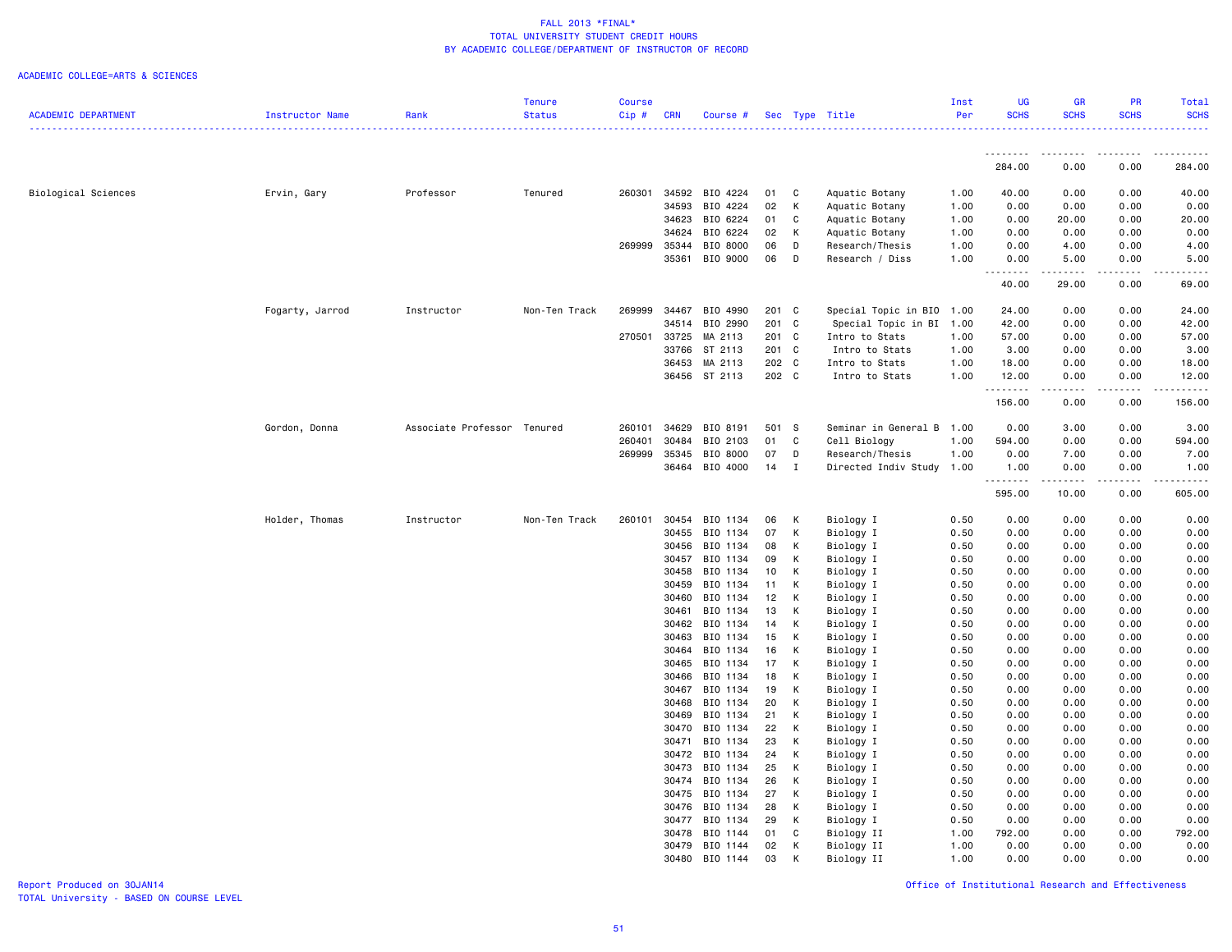# FALL 2013 *FINAL*
## TOTAL UNIVERSITY STUDENT CREDIT HOURS
## BY ACADEMIC COLLEGE/DEPARTMENT OF INSTRUCTOR OF RECORD

ACADEMIC COLLEGE=ARTS & SCIENCES

| ACADEMIC DEPARTMENT | Instructor Name | Rank | Tenure Status | Course Cip # | CRN | Course # | Sec | Type | Title | Inst Per | UG SCHS | GR SCHS | PR SCHS | Total SCHS |
|---|---|---|---|---|---|---|---|---|---|---|---|---|---|---|
| | | | | | | | | | | | 284.00 | 0.00 | 0.00 | 284.00 |
| Biological Sciences | Ervin, Gary | Professor | Tenured | 260301 | 34592 | BIO 4224 | 01 | C | Aquatic Botany | 1.00 | 40.00 | 0.00 | 0.00 | 40.00 |
| | | | | | 34593 | BIO 4224 | 02 | K | Aquatic Botany | 1.00 | 0.00 | 0.00 | 0.00 | 0.00 |
| | | | | | 34623 | BIO 6224 | 01 | C | Aquatic Botany | 1.00 | 0.00 | 20.00 | 0.00 | 20.00 |
| | | | | | 34624 | BIO 6224 | 02 | K | Aquatic Botany | 1.00 | 0.00 | 0.00 | 0.00 | 0.00 |
| | | | | 269999 | 35344 | BIO 8000 | 06 | D | Research/Thesis | 1.00 | 0.00 | 4.00 | 0.00 | 4.00 |
| | | | | | 35361 | BIO 9000 | 06 | D | Research / Diss | 1.00 | 0.00 | 5.00 | 0.00 | 5.00 |
| | | | | | | | | | | | 40.00 | 29.00 | 0.00 | 69.00 |
| | Fogarty, Jarrod | Instructor | Non-Ten Track | 269999 | 34467 | BIO 4990 | 201 | C | Special Topic in BIO | 1.00 | 24.00 | 0.00 | 0.00 | 24.00 |
| | | | | | 34514 | BIO 2990 | 201 | C | Special Topic in BI | 1.00 | 42.00 | 0.00 | 0.00 | 42.00 |
| | | | | 270501 | 33725 | MA 2113 | 201 | C | Intro to Stats | 1.00 | 57.00 | 0.00 | 0.00 | 57.00 |
| | | | | | 33766 | ST 2113 | 201 | C | Intro to Stats | 1.00 | 3.00 | 0.00 | 0.00 | 3.00 |
| | | | | | 36453 | MA 2113 | 202 | C | Intro to Stats | 1.00 | 18.00 | 0.00 | 0.00 | 18.00 |
| | | | | | 36456 | ST 2113 | 202 | C | Intro to Stats | 1.00 | 12.00 | 0.00 | 0.00 | 12.00 |
| | | | | | | | | | | | 156.00 | 0.00 | 0.00 | 156.00 |
| | Gordon, Donna | Associate Professor | Tenured | 260101 | 34629 | BIO 8191 | 501 | S | Seminar in General B | 1.00 | 0.00 | 3.00 | 0.00 | 3.00 |
| | | | | 260401 | 30484 | BIO 2103 | 01 | C | Cell Biology | 1.00 | 594.00 | 0.00 | 0.00 | 594.00 |
| | | | | 269999 | 35345 | BIO 8000 | 07 | D | Research/Thesis | 1.00 | 0.00 | 7.00 | 0.00 | 7.00 |
| | | | | | 36464 | BIO 4000 | 14 | I | Directed Indiv Study | 1.00 | 1.00 | 0.00 | 0.00 | 1.00 |
| | | | | | | | | | | | 595.00 | 10.00 | 0.00 | 605.00 |
| | Holder, Thomas | Instructor | Non-Ten Track | 260101 | 30454 | BIO 1134 | 06 | K | Biology I | 0.50 | 0.00 | 0.00 | 0.00 | 0.00 |
| | | | | | 30455 | BIO 1134 | 07 | K | Biology I | 0.50 | 0.00 | 0.00 | 0.00 | 0.00 |
| | | | | | 30456 | BIO 1134 | 08 | K | Biology I | 0.50 | 0.00 | 0.00 | 0.00 | 0.00 |
| | | | | | 30457 | BIO 1134 | 09 | K | Biology I | 0.50 | 0.00 | 0.00 | 0.00 | 0.00 |
| | | | | | 30458 | BIO 1134 | 10 | K | Biology I | 0.50 | 0.00 | 0.00 | 0.00 | 0.00 |
| | | | | | 30459 | BIO 1134 | 11 | K | Biology I | 0.50 | 0.00 | 0.00 | 0.00 | 0.00 |
| | | | | | 30460 | BIO 1134 | 12 | K | Biology I | 0.50 | 0.00 | 0.00 | 0.00 | 0.00 |
| | | | | | 30461 | BIO 1134 | 13 | K | Biology I | 0.50 | 0.00 | 0.00 | 0.00 | 0.00 |
| | | | | | 30462 | BIO 1134 | 14 | K | Biology I | 0.50 | 0.00 | 0.00 | 0.00 | 0.00 |
| | | | | | 30463 | BIO 1134 | 15 | K | Biology I | 0.50 | 0.00 | 0.00 | 0.00 | 0.00 |
| | | | | | 30464 | BIO 1134 | 16 | K | Biology I | 0.50 | 0.00 | 0.00 | 0.00 | 0.00 |
| | | | | | 30465 | BIO 1134 | 17 | K | Biology I | 0.50 | 0.00 | 0.00 | 0.00 | 0.00 |
| | | | | | 30466 | BIO 1134 | 18 | K | Biology I | 0.50 | 0.00 | 0.00 | 0.00 | 0.00 |
| | | | | | 30467 | BIO 1134 | 19 | K | Biology I | 0.50 | 0.00 | 0.00 | 0.00 | 0.00 |
| | | | | | 30468 | BIO 1134 | 20 | K | Biology I | 0.50 | 0.00 | 0.00 | 0.00 | 0.00 |
| | | | | | 30469 | BIO 1134 | 21 | K | Biology I | 0.50 | 0.00 | 0.00 | 0.00 | 0.00 |
| | | | | | 30470 | BIO 1134 | 22 | K | Biology I | 0.50 | 0.00 | 0.00 | 0.00 | 0.00 |
| | | | | | 30471 | BIO 1134 | 23 | K | Biology I | 0.50 | 0.00 | 0.00 | 0.00 | 0.00 |
| | | | | | 30472 | BIO 1134 | 24 | K | Biology I | 0.50 | 0.00 | 0.00 | 0.00 | 0.00 |
| | | | | | 30473 | BIO 1134 | 25 | K | Biology I | 0.50 | 0.00 | 0.00 | 0.00 | 0.00 |
| | | | | | 30474 | BIO 1134 | 26 | K | Biology I | 0.50 | 0.00 | 0.00 | 0.00 | 0.00 |
| | | | | | 30475 | BIO 1134 | 27 | K | Biology I | 0.50 | 0.00 | 0.00 | 0.00 | 0.00 |
| | | | | | 30476 | BIO 1134 | 28 | K | Biology I | 0.50 | 0.00 | 0.00 | 0.00 | 0.00 |
| | | | | | 30477 | BIO 1134 | 29 | K | Biology I | 0.50 | 0.00 | 0.00 | 0.00 | 0.00 |
| | | | | | 30478 | BIO 1144 | 01 | C | Biology II | 1.00 | 792.00 | 0.00 | 0.00 | 792.00 |
| | | | | | 30479 | BIO 1144 | 02 | K | Biology II | 1.00 | 0.00 | 0.00 | 0.00 | 0.00 |
| | | | | | 30480 | BIO 1144 | 03 | K | Biology II | 1.00 | 0.00 | 0.00 | 0.00 | 0.00 |

Report Produced on 30JAN14
TOTAL University - BASED ON COURSE LEVEL

Office of Institutional Research and Effectiveness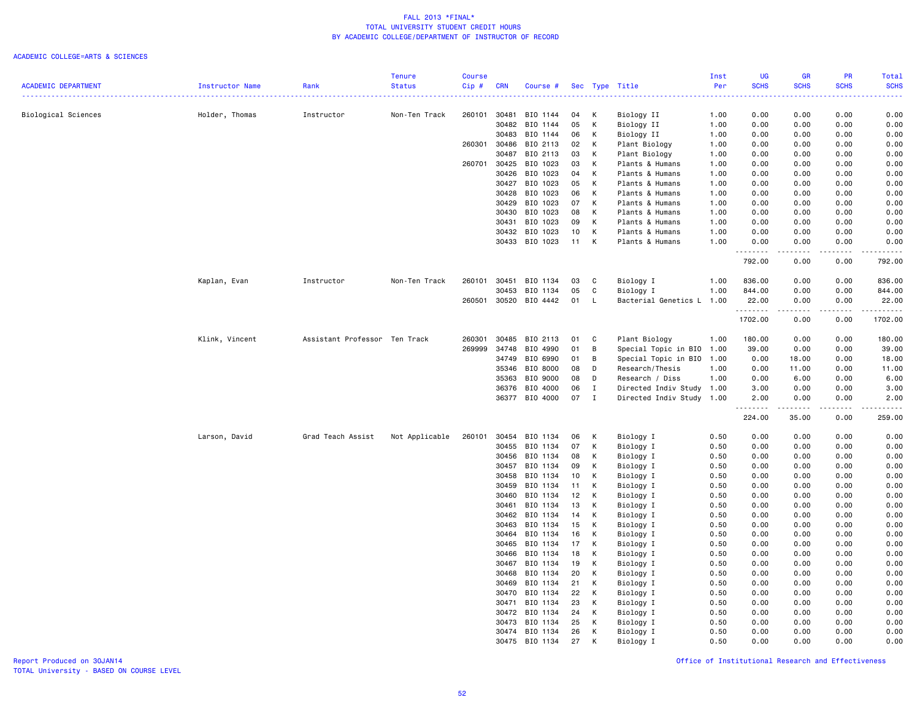# FALL 2013 *FINAL*
## TOTAL UNIVERSITY STUDENT CREDIT HOURS
## BY ACADEMIC COLLEGE/DEPARTMENT OF INSTRUCTOR OF RECORD

ACADEMIC COLLEGE=ARTS & SCIENCES

| ACADEMIC DEPARTMENT | Instructor Name | Rank | Tenure Status | Course Cip # | CRN | Course # | Sec | Type | Title | Inst Per | UG SCHS | GR SCHS | PR SCHS | Total SCHS |
|---|---|---|---|---|---|---|---|---|---|---|---|---|---|---|
| Biological Sciences | Holder, Thomas | Instructor | Non-Ten Track | 260101 | 30481 | BIO 1144 | 04 | K | Biology II | 1.00 | 0.00 | 0.00 | 0.00 | 0.00 |
| | | | | | 30482 | BIO 1144 | 05 | K | Biology II | 1.00 | 0.00 | 0.00 | 0.00 | 0.00 |
| | | | | | 30483 | BIO 1144 | 06 | K | Biology II | 1.00 | 0.00 | 0.00 | 0.00 | 0.00 |
| | | | | 260301 | 30486 | BIO 2113 | 02 | K | Plant Biology | 1.00 | 0.00 | 0.00 | 0.00 | 0.00 |
| | | | | | 30487 | BIO 2113 | 03 | K | Plant Biology | 1.00 | 0.00 | 0.00 | 0.00 | 0.00 |
| | | | | 260701 | 30425 | BIO 1023 | 03 | K | Plants & Humans | 1.00 | 0.00 | 0.00 | 0.00 | 0.00 |
| | | | | | 30426 | BIO 1023 | 04 | K | Plants & Humans | 1.00 | 0.00 | 0.00 | 0.00 | 0.00 |
| | | | | | 30427 | BIO 1023 | 05 | K | Plants & Humans | 1.00 | 0.00 | 0.00 | 0.00 | 0.00 |
| | | | | | 30428 | BIO 1023 | 06 | K | Plants & Humans | 1.00 | 0.00 | 0.00 | 0.00 | 0.00 |
| | | | | | 30429 | BIO 1023 | 07 | K | Plants & Humans | 1.00 | 0.00 | 0.00 | 0.00 | 0.00 |
| | | | | | 30430 | BIO 1023 | 08 | K | Plants & Humans | 1.00 | 0.00 | 0.00 | 0.00 | 0.00 |
| | | | | | 30431 | BIO 1023 | 09 | K | Plants & Humans | 1.00 | 0.00 | 0.00 | 0.00 | 0.00 |
| | | | | | 30432 | BIO 1023 | 10 | K | Plants & Humans | 1.00 | 0.00 | 0.00 | 0.00 | 0.00 |
| | | | | | 30433 | BIO 1023 | 11 | K | Plants & Humans | 1.00 | 0.00 | 0.00 | 0.00 | 0.00 |
| | | | | | | | | | | | 792.00 | 0.00 | 0.00 | 792.00 |
| | Kaplan, Evan | Instructor | Non-Ten Track | 260101 | 30451 | BIO 1134 | 03 | C | Biology I | 1.00 | 836.00 | 0.00 | 0.00 | 836.00 |
| | | | | | 30453 | BIO 1134 | 05 | C | Biology I | 1.00 | 844.00 | 0.00 | 0.00 | 844.00 |
| | | | | 260501 | 30520 | BIO 4442 | 01 | L | Bacterial Genetics L | 1.00 | 22.00 | 0.00 | 0.00 | 22.00 |
| | | | | | | | | | | | 1702.00 | 0.00 | 0.00 | 1702.00 |
| | Klink, Vincent | Assistant Professor | Ten Track | 260301 | 30485 | BIO 2113 | 01 | C | Plant Biology | 1.00 | 180.00 | 0.00 | 0.00 | 180.00 |
| | | | | 269999 | 34748 | BIO 4990 | 01 | B | Special Topic in BIO | 1.00 | 39.00 | 0.00 | 0.00 | 39.00 |
| | | | | | 34749 | BIO 6990 | 01 | B | Special Topic in BIO | 1.00 | 0.00 | 18.00 | 0.00 | 18.00 |
| | | | | | 35346 | BIO 8000 | 08 | D | Research/Thesis | 1.00 | 0.00 | 11.00 | 0.00 | 11.00 |
| | | | | | 35363 | BIO 9000 | 08 | D | Research / Diss | 1.00 | 0.00 | 6.00 | 0.00 | 6.00 |
| | | | | | 36376 | BIO 4000 | 06 | I | Directed Indiv Study | 1.00 | 3.00 | 0.00 | 0.00 | 3.00 |
| | | | | | 36377 | BIO 4000 | 07 | I | Directed Indiv Study | 1.00 | 2.00 | 0.00 | 0.00 | 2.00 |
| | | | | | | | | | | | 224.00 | 35.00 | 0.00 | 259.00 |
| | Larson, David | Grad Teach Assist | Not Applicable | 260101 | 30454 | BIO 1134 | 06 | K | Biology I | 0.50 | 0.00 | 0.00 | 0.00 | 0.00 |
| | | | | | 30455 | BIO 1134 | 07 | K | Biology I | 0.50 | 0.00 | 0.00 | 0.00 | 0.00 |
| | | | | | 30456 | BIO 1134 | 08 | K | Biology I | 0.50 | 0.00 | 0.00 | 0.00 | 0.00 |
| | | | | | 30457 | BIO 1134 | 09 | K | Biology I | 0.50 | 0.00 | 0.00 | 0.00 | 0.00 |
| | | | | | 30458 | BIO 1134 | 10 | K | Biology I | 0.50 | 0.00 | 0.00 | 0.00 | 0.00 |
| | | | | | 30459 | BIO 1134 | 11 | K | Biology I | 0.50 | 0.00 | 0.00 | 0.00 | 0.00 |
| | | | | | 30460 | BIO 1134 | 12 | K | Biology I | 0.50 | 0.00 | 0.00 | 0.00 | 0.00 |
| | | | | | 30461 | BIO 1134 | 13 | K | Biology I | 0.50 | 0.00 | 0.00 | 0.00 | 0.00 |
| | | | | | 30462 | BIO 1134 | 14 | K | Biology I | 0.50 | 0.00 | 0.00 | 0.00 | 0.00 |
| | | | | | 30463 | BIO 1134 | 15 | K | Biology I | 0.50 | 0.00 | 0.00 | 0.00 | 0.00 |
| | | | | | 30464 | BIO 1134 | 16 | K | Biology I | 0.50 | 0.00 | 0.00 | 0.00 | 0.00 |
| | | | | | 30465 | BIO 1134 | 17 | K | Biology I | 0.50 | 0.00 | 0.00 | 0.00 | 0.00 |
| | | | | | 30466 | BIO 1134 | 18 | K | Biology I | 0.50 | 0.00 | 0.00 | 0.00 | 0.00 |
| | | | | | 30467 | BIO 1134 | 19 | K | Biology I | 0.50 | 0.00 | 0.00 | 0.00 | 0.00 |
| | | | | | 30468 | BIO 1134 | 20 | K | Biology I | 0.50 | 0.00 | 0.00 | 0.00 | 0.00 |
| | | | | | 30469 | BIO 1134 | 21 | K | Biology I | 0.50 | 0.00 | 0.00 | 0.00 | 0.00 |
| | | | | | 30470 | BIO 1134 | 22 | K | Biology I | 0.50 | 0.00 | 0.00 | 0.00 | 0.00 |
| | | | | | 30471 | BIO 1134 | 23 | K | Biology I | 0.50 | 0.00 | 0.00 | 0.00 | 0.00 |
| | | | | | 30472 | BIO 1134 | 24 | K | Biology I | 0.50 | 0.00 | 0.00 | 0.00 | 0.00 |
| | | | | | 30473 | BIO 1134 | 25 | K | Biology I | 0.50 | 0.00 | 0.00 | 0.00 | 0.00 |
| | | | | | 30474 | BIO 1134 | 26 | K | Biology I | 0.50 | 0.00 | 0.00 | 0.00 | 0.00 |
| | | | | | 30475 | BIO 1134 | 27 | K | Biology I | 0.50 | 0.00 | 0.00 | 0.00 | 0.00 |

Report Produced on 30JAN14
TOTAL University - BASED ON COURSE LEVEL

Office of Institutional Research and Effectiveness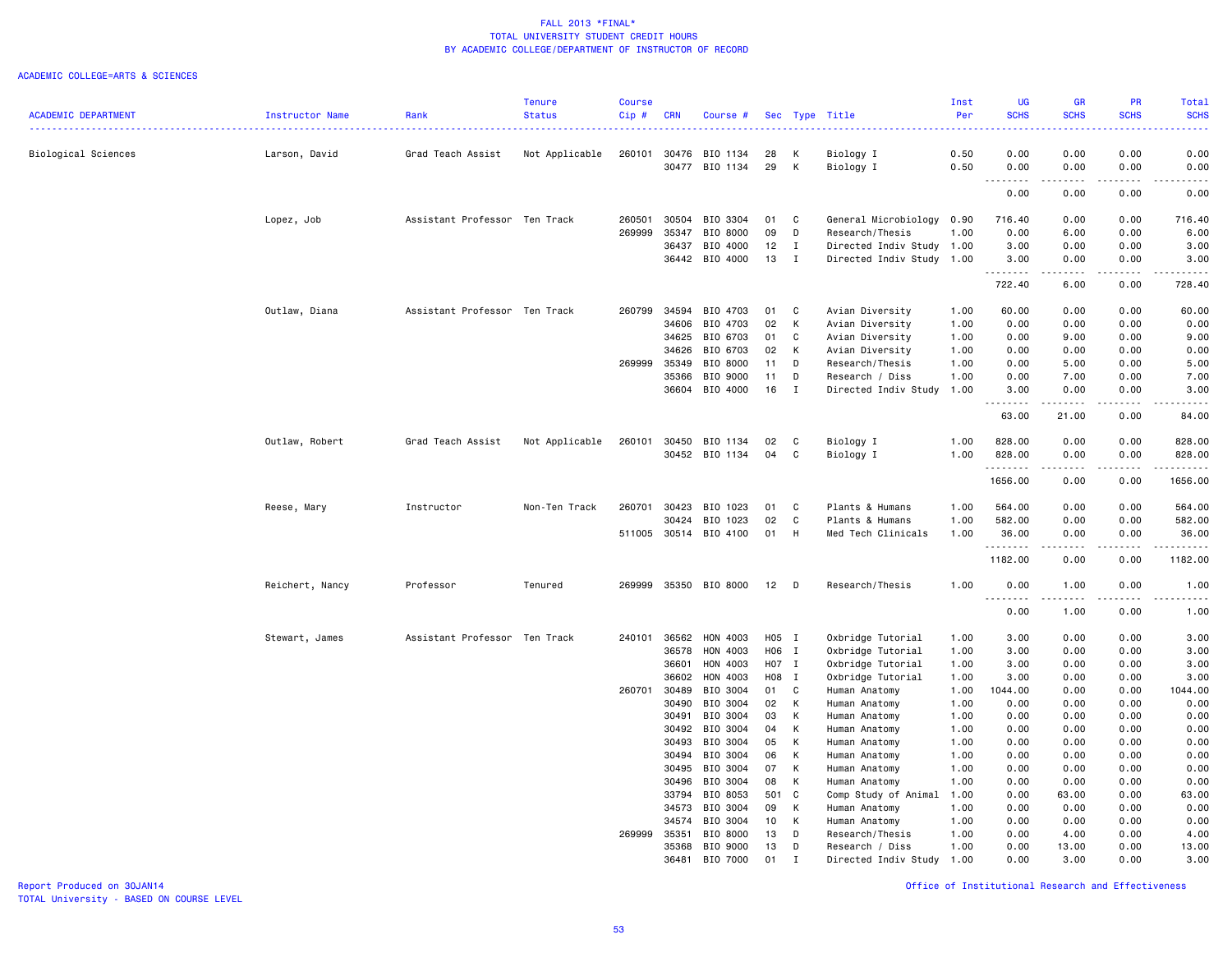FALL 2013 *FINAL*
TOTAL UNIVERSITY STUDENT CREDIT HOURS
BY ACADEMIC COLLEGE/DEPARTMENT OF INSTRUCTOR OF RECORD

ACADEMIC COLLEGE=ARTS & SCIENCES

| ACADEMIC DEPARTMENT | Instructor Name | Rank | Tenure Status | Course Cip # | CRN | Course # | Sec | Type | Title | Inst Per | UG SCHS | GR SCHS | PR SCHS | Total SCHS |
|---|---|---|---|---|---|---|---|---|---|---|---|---|---|---|
| Biological Sciences | Larson, David | Grad Teach Assist | Not Applicable | 260101 | 30476 | BIO 1134 | 28 | K | Biology I | 0.50 | 0.00 | 0.00 | 0.00 | 0.00 |
| | | | | | 30477 | BIO 1134 | 29 | K | Biology I | 0.50 | 0.00 | 0.00 | 0.00 | 0.00 |
| | | | | | | | | | | | 0.00 | 0.00 | 0.00 | 0.00 |
| | Lopez, Job | Assistant Professor | Ten Track | 260501 | 30504 | BIO 3304 | 01 | C | General Microbiology | 0.90 | 716.40 | 0.00 | 0.00 | 716.40 |
| | | | | 269999 | 35347 | BIO 8000 | 09 | D | Research/Thesis | 1.00 | 0.00 | 6.00 | 0.00 | 6.00 |
| | | | | | 36437 | BIO 4000 | 12 | I | Directed Indiv Study | 1.00 | 3.00 | 0.00 | 0.00 | 3.00 |
| | | | | | 36442 | BIO 4000 | 13 | I | Directed Indiv Study | 1.00 | 3.00 | 0.00 | 0.00 | 3.00 |
| | | | | | | | | | | | 722.40 | 6.00 | 0.00 | 728.40 |
| | Outlaw, Diana | Assistant Professor | Ten Track | 260799 | 34594 | BIO 4703 | 01 | C | Avian Diversity | 1.00 | 60.00 | 0.00 | 0.00 | 60.00 |
| | | | | | 34606 | BIO 4703 | 02 | K | Avian Diversity | 1.00 | 0.00 | 0.00 | 0.00 | 0.00 |
| | | | | | 34625 | BIO 6703 | 01 | C | Avian Diversity | 1.00 | 0.00 | 9.00 | 0.00 | 9.00 |
| | | | | | 34626 | BIO 6703 | 02 | K | Avian Diversity | 1.00 | 0.00 | 0.00 | 0.00 | 0.00 |
| | | | | 269999 | 35349 | BIO 8000 | 11 | D | Research/Thesis | 1.00 | 0.00 | 5.00 | 0.00 | 5.00 |
| | | | | | 35366 | BIO 9000 | 11 | D | Research / Diss | 1.00 | 0.00 | 7.00 | 0.00 | 7.00 |
| | | | | | 36604 | BIO 4000 | 16 | I | Directed Indiv Study | 1.00 | 3.00 | 0.00 | 0.00 | 3.00 |
| | | | | | | | | | | | 63.00 | 21.00 | 0.00 | 84.00 |
| | Outlaw, Robert | Grad Teach Assist | Not Applicable | 260101 | 30450 | BIO 1134 | 02 | C | Biology I | 1.00 | 828.00 | 0.00 | 0.00 | 828.00 |
| | | | | | 30452 | BIO 1134 | 04 | C | Biology I | 1.00 | 828.00 | 0.00 | 0.00 | 828.00 |
| | | | | | | | | | | | 1656.00 | 0.00 | 0.00 | 1656.00 |
| | Reese, Mary | Instructor | Non-Ten Track | 260701 | 30423 | BIO 1023 | 01 | C | Plants & Humans | 1.00 | 564.00 | 0.00 | 0.00 | 564.00 |
| | | | | | 30424 | BIO 1023 | 02 | C | Plants & Humans | 1.00 | 582.00 | 0.00 | 0.00 | 582.00 |
| | | | | 511005 | 30514 | BIO 4100 | 01 | H | Med Tech Clinicals | 1.00 | 36.00 | 0.00 | 0.00 | 36.00 |
| | | | | | | | | | | | 1182.00 | 0.00 | 0.00 | 1182.00 |
| | Reichert, Nancy | Professor | Tenured | 269999 | 35350 | BIO 8000 | 12 | D | Research/Thesis | 1.00 | 0.00 | 1.00 | 0.00 | 1.00 |
| | | | | | | | | | | | 0.00 | 1.00 | 0.00 | 1.00 |
| | Stewart, James | Assistant Professor | Ten Track | 240101 | 36562 | HON 4003 | H05 | I | Oxbridge Tutorial | 1.00 | 3.00 | 0.00 | 0.00 | 3.00 |
| | | | | | 36578 | HON 4003 | H06 | I | Oxbridge Tutorial | 1.00 | 3.00 | 0.00 | 0.00 | 3.00 |
| | | | | | 36601 | HON 4003 | H07 | I | Oxbridge Tutorial | 1.00 | 3.00 | 0.00 | 0.00 | 3.00 |
| | | | | | 36602 | HON 4003 | H08 | I | Oxbridge Tutorial | 1.00 | 3.00 | 0.00 | 0.00 | 3.00 |
| | | | | 260701 | 30489 | BIO 3004 | 01 | C | Human Anatomy | 1.00 | 1044.00 | 0.00 | 0.00 | 1044.00 |
| | | | | | 30490 | BIO 3004 | 02 | K | Human Anatomy | 1.00 | 0.00 | 0.00 | 0.00 | 0.00 |
| | | | | | 30491 | BIO 3004 | 03 | K | Human Anatomy | 1.00 | 0.00 | 0.00 | 0.00 | 0.00 |
| | | | | | 30492 | BIO 3004 | 04 | K | Human Anatomy | 1.00 | 0.00 | 0.00 | 0.00 | 0.00 |
| | | | | | 30493 | BIO 3004 | 05 | K | Human Anatomy | 1.00 | 0.00 | 0.00 | 0.00 | 0.00 |
| | | | | | 30494 | BIO 3004 | 06 | K | Human Anatomy | 1.00 | 0.00 | 0.00 | 0.00 | 0.00 |
| | | | | | 30495 | BIO 3004 | 07 | K | Human Anatomy | 1.00 | 0.00 | 0.00 | 0.00 | 0.00 |
| | | | | | 30496 | BIO 3004 | 08 | K | Human Anatomy | 1.00 | 0.00 | 0.00 | 0.00 | 0.00 |
| | | | | | 33794 | BIO 8053 | 501 | C | Comp Study of Animal | 1.00 | 0.00 | 63.00 | 0.00 | 63.00 |
| | | | | | 34573 | BIO 3004 | 09 | K | Human Anatomy | 1.00 | 0.00 | 0.00 | 0.00 | 0.00 |
| | | | | | 34574 | BIO 3004 | 10 | K | Human Anatomy | 1.00 | 0.00 | 0.00 | 0.00 | 0.00 |
| | | | | 269999 | 35351 | BIO 8000 | 13 | D | Research/Thesis | 1.00 | 0.00 | 4.00 | 0.00 | 4.00 |
| | | | | | 35368 | BIO 9000 | 13 | D | Research / Diss | 1.00 | 0.00 | 13.00 | 0.00 | 13.00 |
| | | | | | 36481 | BIO 7000 | 01 | I | Directed Indiv Study | 1.00 | 0.00 | 3.00 | 0.00 | 3.00 |

Report Produced on 30JAN14
TOTAL University - BASED ON COURSE LEVEL

Office of Institutional Research and Effectiveness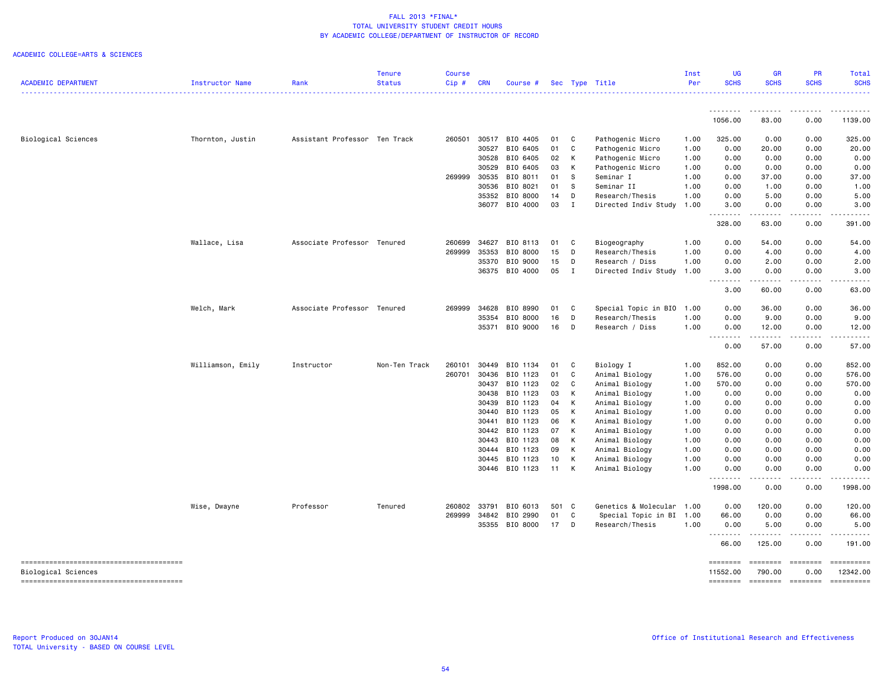FALL 2013 *FINAL*
TOTAL UNIVERSITY STUDENT CREDIT HOURS
BY ACADEMIC COLLEGE/DEPARTMENT OF INSTRUCTOR OF RECORD

ACADEMIC COLLEGE=ARTS & SCIENCES

| ACADEMIC DEPARTMENT | Instructor Name | Rank | Tenure Status | Course Cip # | CRN | Course # | Sec | Type | Title | Inst Per | UG SCHS | GR SCHS | PR SCHS | Total SCHS |
|---|---|---|---|---|---|---|---|---|---|---|---|---|---|---|
| | | | | | | | | | | | 1056.00 | 83.00 | 0.00 | 1139.00 |
| Biological Sciences | Thornton, Justin | Assistant Professor | Ten Track | 260501 | 30517 | BIO 4405 | 01 | C | Pathogenic Micro | 1.00 | 325.00 | 0.00 | 0.00 | 325.00 |
| | | | | | 30527 | BIO 6405 | 01 | C | Pathogenic Micro | 1.00 | 0.00 | 20.00 | 0.00 | 20.00 |
| | | | | | 30528 | BIO 6405 | 02 | K | Pathogenic Micro | 1.00 | 0.00 | 0.00 | 0.00 | 0.00 |
| | | | | | 30529 | BIO 6405 | 03 | K | Pathogenic Micro | 1.00 | 0.00 | 0.00 | 0.00 | 0.00 |
| | | | | 269999 | 30535 | BIO 8011 | 01 | S | Seminar I | 1.00 | 0.00 | 37.00 | 0.00 | 37.00 |
| | | | | | 30536 | BIO 8021 | 01 | S | Seminar II | 1.00 | 0.00 | 1.00 | 0.00 | 1.00 |
| | | | | | 35352 | BIO 8000 | 14 | D | Research/Thesis | 1.00 | 0.00 | 5.00 | 0.00 | 5.00 |
| | | | | | 36077 | BIO 4000 | 03 | I | Directed Indiv Study | 1.00 | 3.00 | 0.00 | 0.00 | 3.00 |
| | | | | | | | | | | | 328.00 | 63.00 | 0.00 | 391.00 |
| | Wallace, Lisa | Associate Professor | Tenured | 260699 | 34627 | BIO 8113 | 01 | C | Biogeography | 1.00 | 0.00 | 54.00 | 0.00 | 54.00 |
| | | | | 269999 | 35353 | BIO 8000 | 15 | D | Research/Thesis | 1.00 | 0.00 | 4.00 | 0.00 | 4.00 |
| | | | | | 35370 | BIO 9000 | 15 | D | Research / Diss | 1.00 | 0.00 | 2.00 | 0.00 | 2.00 |
| | | | | | 36375 | BIO 4000 | 05 | I | Directed Indiv Study | 1.00 | 3.00 | 0.00 | 0.00 | 3.00 |
| | | | | | | | | | | | 3.00 | 60.00 | 0.00 | 63.00 |
| | Welch, Mark | Associate Professor | Tenured | 269999 | 34628 | BIO 8990 | 01 | C | Special Topic in BIO | 1.00 | 0.00 | 36.00 | 0.00 | 36.00 |
| | | | | | 35354 | BIO 8000 | 16 | D | Research/Thesis | 1.00 | 0.00 | 9.00 | 0.00 | 9.00 |
| | | | | | 35371 | BIO 9000 | 16 | D | Research / Diss | 1.00 | 0.00 | 12.00 | 0.00 | 12.00 |
| | | | | | | | | | | | 0.00 | 57.00 | 0.00 | 57.00 |
| | Williamson, Emily | Instructor | Non-Ten Track | 260101 | 30449 | BIO 1134 | 01 | C | Biology I | 1.00 | 852.00 | 0.00 | 0.00 | 852.00 |
| | | | | 260701 | 30436 | BIO 1123 | 01 | C | Animal Biology | 1.00 | 576.00 | 0.00 | 0.00 | 576.00 |
| | | | | | 30437 | BIO 1123 | 02 | C | Animal Biology | 1.00 | 570.00 | 0.00 | 0.00 | 570.00 |
| | | | | | 30438 | BIO 1123 | 03 | K | Animal Biology | 1.00 | 0.00 | 0.00 | 0.00 | 0.00 |
| | | | | | 30439 | BIO 1123 | 04 | K | Animal Biology | 1.00 | 0.00 | 0.00 | 0.00 | 0.00 |
| | | | | | 30440 | BIO 1123 | 05 | K | Animal Biology | 1.00 | 0.00 | 0.00 | 0.00 | 0.00 |
| | | | | | 30441 | BIO 1123 | 06 | K | Animal Biology | 1.00 | 0.00 | 0.00 | 0.00 | 0.00 |
| | | | | | 30442 | BIO 1123 | 07 | K | Animal Biology | 1.00 | 0.00 | 0.00 | 0.00 | 0.00 |
| | | | | | 30443 | BIO 1123 | 08 | K | Animal Biology | 1.00 | 0.00 | 0.00 | 0.00 | 0.00 |
| | | | | | 30444 | BIO 1123 | 09 | K | Animal Biology | 1.00 | 0.00 | 0.00 | 0.00 | 0.00 |
| | | | | | 30445 | BIO 1123 | 10 | K | Animal Biology | 1.00 | 0.00 | 0.00 | 0.00 | 0.00 |
| | | | | | 30446 | BIO 1123 | 11 | K | Animal Biology | 1.00 | 0.00 | 0.00 | 0.00 | 0.00 |
| | | | | | | | | | | | 1998.00 | 0.00 | 0.00 | 1998.00 |
| | Wise, Dwayne | Professor | Tenured | 260802 | 33791 | BIO 6013 | 501 | C | Genetics & Molecular | 1.00 | 0.00 | 120.00 | 0.00 | 120.00 |
| | | | | 269999 | 34842 | BIO 2990 | 01 | C | Special Topic in BI | 1.00 | 66.00 | 0.00 | 0.00 | 66.00 |
| | | | | | 35355 | BIO 8000 | 17 | D | Research/Thesis | 1.00 | 0.00 | 5.00 | 0.00 | 5.00 |
| | | | | | | | | | | | 66.00 | 125.00 | 0.00 | 191.00 |
| Biological Sciences | | | | | | | | | | | 11552.00 | 790.00 | 0.00 | 12342.00 |

Report Produced on 30JAN14
TOTAL University - BASED ON COURSE LEVEL

Office of Institutional Research and Effectiveness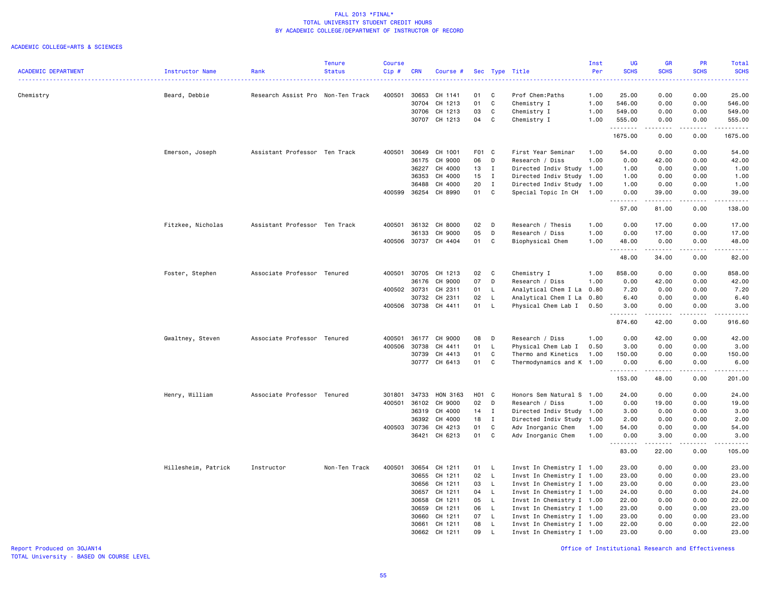# FALL 2013 *FINAL*
## TOTAL UNIVERSITY STUDENT CREDIT HOURS
## BY ACADEMIC COLLEGE/DEPARTMENT OF INSTRUCTOR OF RECORD

ACADEMIC COLLEGE=ARTS & SCIENCES

| ACADEMIC DEPARTMENT | Instructor Name | Rank | Tenure Status | Course Cip # | CRN | Course # | Sec | Type | Title | Inst Per | UG SCHS | GR SCHS | PR SCHS | Total SCHS |
|---|---|---|---|---|---|---|---|---|---|---|---|---|---|---|
| Chemistry | Beard, Debbie | Research Assist Pro | Non-Ten Track | 400501 | 30653 | CH 1141 | 01 | C | Prof Chem:Paths | 1.00 | 25.00 | 0.00 | 0.00 | 25.00 |
| | | | | | 30704 | CH 1213 | 01 | C | Chemistry I | 1.00 | 546.00 | 0.00 | 0.00 | 546.00 |
| | | | | | 30706 | CH 1213 | 03 | C | Chemistry I | 1.00 | 549.00 | 0.00 | 0.00 | 549.00 |
| | | | | | 30707 | CH 1213 | 04 | C | Chemistry I | 1.00 | 555.00 | 0.00 | 0.00 | 555.00 |
| | | | | | | | | | | | 1675.00 | 0.00 | 0.00 | 1675.00 |
| | Emerson, Joseph | Assistant Professor | Ten Track | 400501 | 30649 | CH 1001 | F01 | C | First Year Seminar | 1.00 | 54.00 | 0.00 | 0.00 | 54.00 |
| | | | | | 36175 | CH 9000 | 06 | D | Research / Diss | 1.00 | 0.00 | 42.00 | 0.00 | 42.00 |
| | | | | | 36227 | CH 4000 | 13 | I | Directed Indiv Study | 1.00 | 1.00 | 0.00 | 0.00 | 1.00 |
| | | | | | 36353 | CH 4000 | 15 | I | Directed Indiv Study | 1.00 | 1.00 | 0.00 | 0.00 | 1.00 |
| | | | | | 36488 | CH 4000 | 20 | I | Directed Indiv Study | 1.00 | 1.00 | 0.00 | 0.00 | 1.00 |
| | | | | 400599 | 36254 | CH 8990 | 01 | C | Special Topic In CH | 1.00 | 0.00 | 39.00 | 0.00 | 39.00 |
| | | | | | | | | | | | 57.00 | 81.00 | 0.00 | 138.00 |
| | Fitzkee, Nicholas | Assistant Professor | Ten Track | 400501 | 36132 | CH 8000 | 02 | D | Research / Thesis | 1.00 | 0.00 | 17.00 | 0.00 | 17.00 |
| | | | | | 36133 | CH 9000 | 05 | D | Research / Diss | 1.00 | 0.00 | 17.00 | 0.00 | 17.00 |
| | | | | 400506 | 30737 | CH 4404 | 01 | C | Biophysical Chem | 1.00 | 48.00 | 0.00 | 0.00 | 48.00 |
| | | | | | | | | | | | 48.00 | 34.00 | 0.00 | 82.00 |
| | Foster, Stephen | Associate Professor | Tenured | 400501 | 30705 | CH 1213 | 02 | C | Chemistry I | 1.00 | 858.00 | 0.00 | 0.00 | 858.00 |
| | | | | | 36176 | CH 9000 | 07 | D | Research / Diss | 1.00 | 0.00 | 42.00 | 0.00 | 42.00 |
| | | | | 400502 | 30731 | CH 2311 | 01 | L | Analytical Chem I La | 0.80 | 7.20 | 0.00 | 0.00 | 7.20 |
| | | | | | 30732 | CH 2311 | 02 | L | Analytical Chem I La | 0.80 | 6.40 | 0.00 | 0.00 | 6.40 |
| | | | | 400506 | 30738 | CH 4411 | 01 | L | Physical Chem Lab I | 0.50 | 3.00 | 0.00 | 0.00 | 3.00 |
| | | | | | | | | | | | 874.60 | 42.00 | 0.00 | 916.60 |
| | Gwaltney, Steven | Associate Professor | Tenured | 400501 | 36177 | CH 9000 | 08 | D | Research / Diss | 1.00 | 0.00 | 42.00 | 0.00 | 42.00 |
| | | | | 400506 | 30738 | CH 4411 | 01 | L | Physical Chem Lab I | 0.50 | 3.00 | 0.00 | 0.00 | 3.00 |
| | | | | | 30739 | CH 4413 | 01 | C | Thermo and Kinetics | 1.00 | 150.00 | 0.00 | 0.00 | 150.00 |
| | | | | | 30777 | CH 6413 | 01 | C | Thermodynamics and K | 1.00 | 0.00 | 6.00 | 0.00 | 6.00 |
| | | | | | | | | | | | 153.00 | 48.00 | 0.00 | 201.00 |
| | Henry, William | Associate Professor | Tenured | 301801 | 34733 | HON 3163 | H01 | C | Honors Sem Natural S | 1.00 | 24.00 | 0.00 | 0.00 | 24.00 |
| | | | | 400501 | 36102 | CH 9000 | 02 | D | Research / Diss | 1.00 | 0.00 | 19.00 | 0.00 | 19.00 |
| | | | | | 36319 | CH 4000 | 14 | I | Directed Indiv Study | 1.00 | 3.00 | 0.00 | 0.00 | 3.00 |
| | | | | | 36392 | CH 4000 | 18 | I | Directed Indiv Study | 1.00 | 2.00 | 0.00 | 0.00 | 2.00 |
| | | | | 400503 | 30736 | CH 4213 | 01 | C | Adv Inorganic Chem | 1.00 | 54.00 | 0.00 | 0.00 | 54.00 |
| | | | | | 36421 | CH 6213 | 01 | C | Adv Inorganic Chem | 1.00 | 0.00 | 3.00 | 0.00 | 3.00 |
| | | | | | | | | | | | 83.00 | 22.00 | 0.00 | 105.00 |
| | Hillesheim, Patrick | Instructor | Non-Ten Track | 400501 | 30654 | CH 1211 | 01 | L | Invst In Chemistry I | 1.00 | 23.00 | 0.00 | 0.00 | 23.00 |
| | | | | | 30655 | CH 1211 | 02 | L | Invst In Chemistry I | 1.00 | 23.00 | 0.00 | 0.00 | 23.00 |
| | | | | | 30656 | CH 1211 | 03 | L | Invst In Chemistry I | 1.00 | 23.00 | 0.00 | 0.00 | 23.00 |
| | | | | | 30657 | CH 1211 | 04 | L | Invst In Chemistry I | 1.00 | 24.00 | 0.00 | 0.00 | 24.00 |
| | | | | | 30658 | CH 1211 | 05 | L | Invst In Chemistry I | 1.00 | 22.00 | 0.00 | 0.00 | 22.00 |
| | | | | | 30659 | CH 1211 | 06 | L | Invst In Chemistry I | 1.00 | 23.00 | 0.00 | 0.00 | 23.00 |
| | | | | | 30660 | CH 1211 | 07 | L | Invst In Chemistry I | 1.00 | 23.00 | 0.00 | 0.00 | 23.00 |
| | | | | | 30661 | CH 1211 | 08 | L | Invst In Chemistry I | 1.00 | 22.00 | 0.00 | 0.00 | 22.00 |
| | | | | | 30662 | CH 1211 | 09 | L | Invst In Chemistry I | 1.00 | 23.00 | 0.00 | 0.00 | 23.00 |

Report Produced on 30JAN14
TOTAL University - BASED ON COURSE LEVEL

Office of Institutional Research and Effectiveness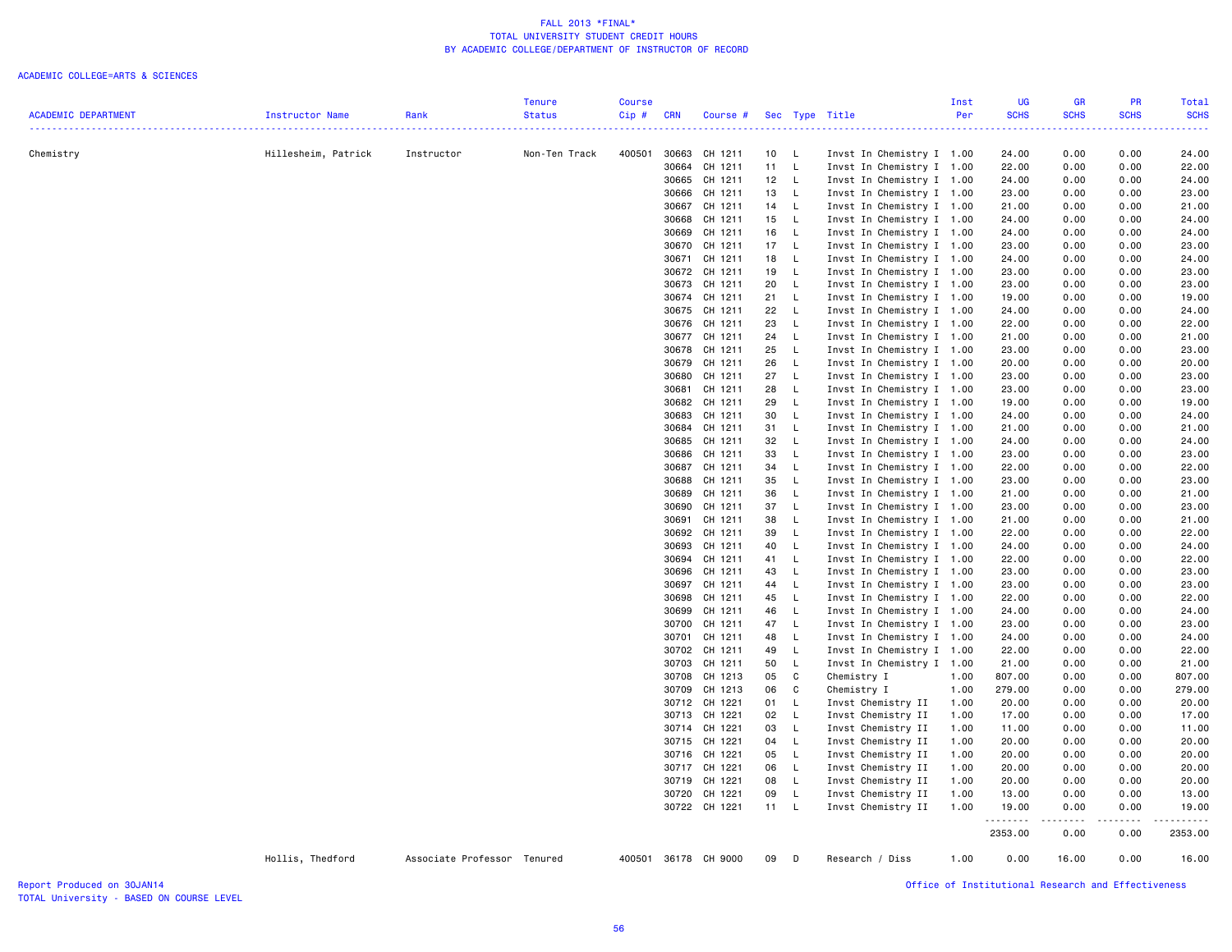# FALL 2013 *FINAL*
## TOTAL UNIVERSITY STUDENT CREDIT HOURS
## BY ACADEMIC COLLEGE/DEPARTMENT OF INSTRUCTOR OF RECORD

ACADEMIC COLLEGE=ARTS & SCIENCES

| ACADEMIC DEPARTMENT | Instructor Name | Rank | Tenure Status | Course Cip # | CRN | Course # | Sec | Type | Title | Inst Per | UG SCHS | GR SCHS | PR SCHS | Total SCHS |
|---|---|---|---|---|---|---|---|---|---|---|---|---|---|---|
| Chemistry | Hillesheim, Patrick | Instructor | Non-Ten Track | 400501 | 30663 | CH 1211 | 10 | L | Invst In Chemistry I | 1.00 | 24.00 | 0.00 | 0.00 | 24.00 |
| | | | | | 30664 | CH 1211 | 11 | L | Invst In Chemistry I | 1.00 | 22.00 | 0.00 | 0.00 | 22.00 |
| | | | | | 30665 | CH 1211 | 12 | L | Invst In Chemistry I | 1.00 | 24.00 | 0.00 | 0.00 | 24.00 |
| | | | | | 30666 | CH 1211 | 13 | L | Invst In Chemistry I | 1.00 | 23.00 | 0.00 | 0.00 | 23.00 |
| | | | | | 30667 | CH 1211 | 14 | L | Invst In Chemistry I | 1.00 | 21.00 | 0.00 | 0.00 | 21.00 |
| | | | | | 30668 | CH 1211 | 15 | L | Invst In Chemistry I | 1.00 | 24.00 | 0.00 | 0.00 | 24.00 |
| | | | | | 30669 | CH 1211 | 16 | L | Invst In Chemistry I | 1.00 | 24.00 | 0.00 | 0.00 | 24.00 |
| | | | | | 30670 | CH 1211 | 17 | L | Invst In Chemistry I | 1.00 | 23.00 | 0.00 | 0.00 | 23.00 |
| | | | | | 30671 | CH 1211 | 18 | L | Invst In Chemistry I | 1.00 | 24.00 | 0.00 | 0.00 | 24.00 |
| | | | | | 30672 | CH 1211 | 19 | L | Invst In Chemistry I | 1.00 | 23.00 | 0.00 | 0.00 | 23.00 |
| | | | | | 30673 | CH 1211 | 20 | L | Invst In Chemistry I | 1.00 | 23.00 | 0.00 | 0.00 | 23.00 |
| | | | | | 30674 | CH 1211 | 21 | L | Invst In Chemistry I | 1.00 | 19.00 | 0.00 | 0.00 | 19.00 |
| | | | | | 30675 | CH 1211 | 22 | L | Invst In Chemistry I | 1.00 | 24.00 | 0.00 | 0.00 | 24.00 |
| | | | | | 30676 | CH 1211 | 23 | L | Invst In Chemistry I | 1.00 | 22.00 | 0.00 | 0.00 | 22.00 |
| | | | | | 30677 | CH 1211 | 24 | L | Invst In Chemistry I | 1.00 | 21.00 | 0.00 | 0.00 | 21.00 |
| | | | | | 30678 | CH 1211 | 25 | L | Invst In Chemistry I | 1.00 | 23.00 | 0.00 | 0.00 | 23.00 |
| | | | | | 30679 | CH 1211 | 26 | L | Invst In Chemistry I | 1.00 | 20.00 | 0.00 | 0.00 | 20.00 |
| | | | | | 30680 | CH 1211 | 27 | L | Invst In Chemistry I | 1.00 | 23.00 | 0.00 | 0.00 | 23.00 |
| | | | | | 30681 | CH 1211 | 28 | L | Invst In Chemistry I | 1.00 | 23.00 | 0.00 | 0.00 | 23.00 |
| | | | | | 30682 | CH 1211 | 29 | L | Invst In Chemistry I | 1.00 | 19.00 | 0.00 | 0.00 | 19.00 |
| | | | | | 30683 | CH 1211 | 30 | L | Invst In Chemistry I | 1.00 | 24.00 | 0.00 | 0.00 | 24.00 |
| | | | | | 30684 | CH 1211 | 31 | L | Invst In Chemistry I | 1.00 | 21.00 | 0.00 | 0.00 | 21.00 |
| | | | | | 30685 | CH 1211 | 32 | L | Invst In Chemistry I | 1.00 | 24.00 | 0.00 | 0.00 | 24.00 |
| | | | | | 30686 | CH 1211 | 33 | L | Invst In Chemistry I | 1.00 | 23.00 | 0.00 | 0.00 | 23.00 |
| | | | | | 30687 | CH 1211 | 34 | L | Invst In Chemistry I | 1.00 | 22.00 | 0.00 | 0.00 | 22.00 |
| | | | | | 30688 | CH 1211 | 35 | L | Invst In Chemistry I | 1.00 | 23.00 | 0.00 | 0.00 | 23.00 |
| | | | | | 30689 | CH 1211 | 36 | L | Invst In Chemistry I | 1.00 | 21.00 | 0.00 | 0.00 | 21.00 |
| | | | | | 30690 | CH 1211 | 37 | L | Invst In Chemistry I | 1.00 | 23.00 | 0.00 | 0.00 | 23.00 |
| | | | | | 30691 | CH 1211 | 38 | L | Invst In Chemistry I | 1.00 | 21.00 | 0.00 | 0.00 | 21.00 |
| | | | | | 30692 | CH 1211 | 39 | L | Invst In Chemistry I | 1.00 | 22.00 | 0.00 | 0.00 | 22.00 |
| | | | | | 30693 | CH 1211 | 40 | L | Invst In Chemistry I | 1.00 | 24.00 | 0.00 | 0.00 | 24.00 |
| | | | | | 30694 | CH 1211 | 41 | L | Invst In Chemistry I | 1.00 | 22.00 | 0.00 | 0.00 | 22.00 |
| | | | | | 30696 | CH 1211 | 43 | L | Invst In Chemistry I | 1.00 | 23.00 | 0.00 | 0.00 | 23.00 |
| | | | | | 30697 | CH 1211 | 44 | L | Invst In Chemistry I | 1.00 | 23.00 | 0.00 | 0.00 | 23.00 |
| | | | | | 30698 | CH 1211 | 45 | L | Invst In Chemistry I | 1.00 | 22.00 | 0.00 | 0.00 | 22.00 |
| | | | | | 30699 | CH 1211 | 46 | L | Invst In Chemistry I | 1.00 | 24.00 | 0.00 | 0.00 | 24.00 |
| | | | | | 30700 | CH 1211 | 47 | L | Invst In Chemistry I | 1.00 | 23.00 | 0.00 | 0.00 | 23.00 |
| | | | | | 30701 | CH 1211 | 48 | L | Invst In Chemistry I | 1.00 | 24.00 | 0.00 | 0.00 | 24.00 |
| | | | | | 30702 | CH 1211 | 49 | L | Invst In Chemistry I | 1.00 | 22.00 | 0.00 | 0.00 | 22.00 |
| | | | | | 30703 | CH 1211 | 50 | L | Invst In Chemistry I | 1.00 | 21.00 | 0.00 | 0.00 | 21.00 |
| | | | | | 30708 | CH 1213 | 05 | C | Chemistry I | 1.00 | 807.00 | 0.00 | 0.00 | 807.00 |
| | | | | | 30709 | CH 1213 | 06 | C | Chemistry I | 1.00 | 279.00 | 0.00 | 0.00 | 279.00 |
| | | | | | 30712 | CH 1221 | 01 | L | Invst Chemistry II | 1.00 | 20.00 | 0.00 | 0.00 | 20.00 |
| | | | | | 30713 | CH 1221 | 02 | L | Invst Chemistry II | 1.00 | 17.00 | 0.00 | 0.00 | 17.00 |
| | | | | | 30714 | CH 1221 | 03 | L | Invst Chemistry II | 1.00 | 11.00 | 0.00 | 0.00 | 11.00 |
| | | | | | 30715 | CH 1221 | 04 | L | Invst Chemistry II | 1.00 | 20.00 | 0.00 | 0.00 | 20.00 |
| | | | | | 30716 | CH 1221 | 05 | L | Invst Chemistry II | 1.00 | 20.00 | 0.00 | 0.00 | 20.00 |
| | | | | | 30717 | CH 1221 | 06 | L | Invst Chemistry II | 1.00 | 20.00 | 0.00 | 0.00 | 20.00 |
| | | | | | 30719 | CH 1221 | 08 | L | Invst Chemistry II | 1.00 | 20.00 | 0.00 | 0.00 | 20.00 |
| | | | | | 30720 | CH 1221 | 09 | L | Invst Chemistry II | 1.00 | 13.00 | 0.00 | 0.00 | 13.00 |
| | | | | | 30722 | CH 1221 | 11 | L | Invst Chemistry II | 1.00 | 19.00 | 0.00 | 0.00 | 19.00 |
| | | | | | | | | | | | 2353.00 | 0.00 | 0.00 | 2353.00 |
| | Hollis, Thedford | Associate Professor | Tenured | 400501 | 36178 | CH 9000 | 09 | D | Research / Diss | 1.00 | 0.00 | 16.00 | 0.00 | 16.00 |

Report Produced on 30JAN14
TOTAL University - BASED ON COURSE LEVEL

Office of Institutional Research and Effectiveness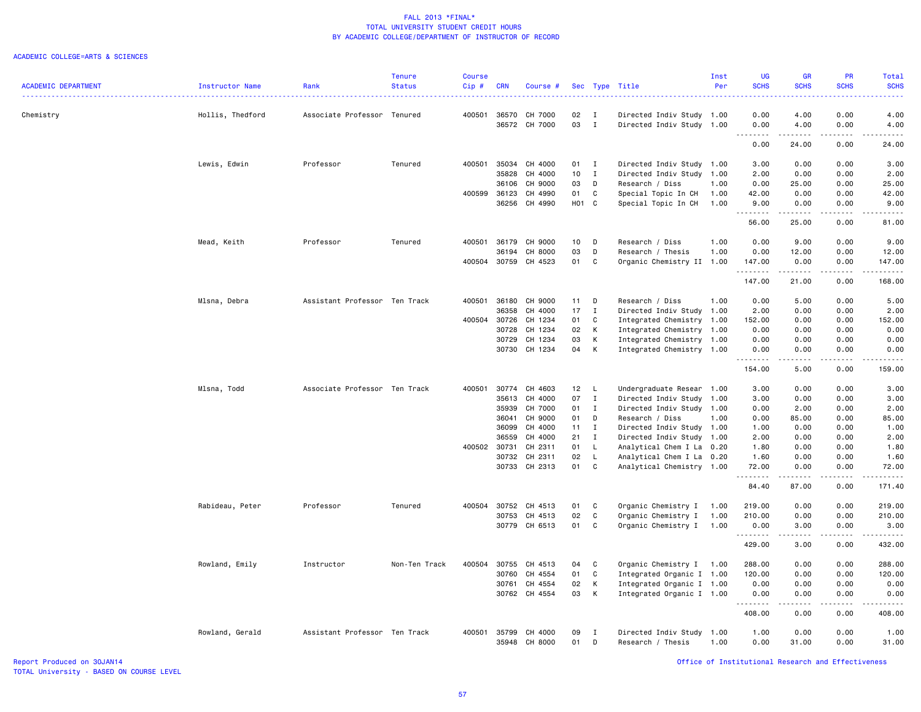FALL 2013 *FINAL*
TOTAL UNIVERSITY STUDENT CREDIT HOURS
BY ACADEMIC COLLEGE/DEPARTMENT OF INSTRUCTOR OF RECORD

ACADEMIC COLLEGE=ARTS & SCIENCES

| ACADEMIC DEPARTMENT | Instructor Name | Rank | Tenure Status | Course Cip # | CRN | Course # | Sec | Type | Title | Inst Per | UG SCHS | GR SCHS | PR SCHS | Total SCHS |
|---|---|---|---|---|---|---|---|---|---|---|---|---|---|---|
| Chemistry | Hollis, Thedford | Associate Professor | Tenured | 400501 | 36570 | CH 7000 | 02 | I | Directed Indiv Study | 1.00 | 0.00 | 4.00 | 0.00 | 4.00 |
| | | | | | 36572 | CH 7000 | 03 | I | Directed Indiv Study | 1.00 | 0.00 | 4.00 | 0.00 | 4.00 |
| | | | | | | | | | | | 0.00 | 24.00 | 0.00 | 24.00 |
| | Lewis, Edwin | Professor | Tenured | 400501 | 35034 | CH 4000 | 01 | I | Directed Indiv Study | 1.00 | 3.00 | 0.00 | 0.00 | 3.00 |
| | | | | | 35828 | CH 4000 | 10 | I | Directed Indiv Study | 1.00 | 2.00 | 0.00 | 0.00 | 2.00 |
| | | | | | 36106 | CH 9000 | 03 | D | Research / Diss | 1.00 | 0.00 | 25.00 | 0.00 | 25.00 |
| | | | | 400599 | 36123 | CH 4990 | 01 | C | Special Topic In CH | 1.00 | 42.00 | 0.00 | 0.00 | 42.00 |
| | | | | | 36256 | CH 4990 | H01 | C | Special Topic In CH | 1.00 | 9.00 | 0.00 | 0.00 | 9.00 |
| | | | | | | | | | | | 56.00 | 25.00 | 0.00 | 81.00 |
| | Mead, Keith | Professor | Tenured | 400501 | 36179 | CH 9000 | 10 | D | Research / Diss | 1.00 | 0.00 | 9.00 | 0.00 | 9.00 |
| | | | | | 36194 | CH 8000 | 03 | D | Research / Thesis | 1.00 | 0.00 | 12.00 | 0.00 | 12.00 |
| | | | | 400504 | 30759 | CH 4523 | 01 | C | Organic Chemistry II | 1.00 | 147.00 | 0.00 | 0.00 | 147.00 |
| | | | | | | | | | | | 147.00 | 21.00 | 0.00 | 168.00 |
| | Mlsna, Debra | Assistant Professor | Ten Track | 400501 | 36180 | CH 9000 | 11 | D | Research / Diss | 1.00 | 0.00 | 5.00 | 0.00 | 5.00 |
| | | | | | 36358 | CH 4000 | 17 | I | Directed Indiv Study | 1.00 | 2.00 | 0.00 | 0.00 | 2.00 |
| | | | | 400504 | 30726 | CH 1234 | 01 | C | Integrated Chemistry | 1.00 | 152.00 | 0.00 | 0.00 | 152.00 |
| | | | | | 30728 | CH 1234 | 02 | K | Integrated Chemistry | 1.00 | 0.00 | 0.00 | 0.00 | 0.00 |
| | | | | | 30729 | CH 1234 | 03 | K | Integrated Chemistry | 1.00 | 0.00 | 0.00 | 0.00 | 0.00 |
| | | | | | 30730 | CH 1234 | 04 | K | Integrated Chemistry | 1.00 | 0.00 | 0.00 | 0.00 | 0.00 |
| | | | | | | | | | | | 154.00 | 5.00 | 0.00 | 159.00 |
| | Mlsna, Todd | Associate Professor | Ten Track | 400501 | 30774 | CH 4603 | 12 | L | Undergraduate Resear | 1.00 | 3.00 | 0.00 | 0.00 | 3.00 |
| | | | | | 35613 | CH 4000 | 07 | I | Directed Indiv Study | 1.00 | 3.00 | 0.00 | 0.00 | 3.00 |
| | | | | | 35939 | CH 7000 | 01 | I | Directed Indiv Study | 1.00 | 0.00 | 2.00 | 0.00 | 2.00 |
| | | | | | 36041 | CH 9000 | 01 | D | Research / Diss | 1.00 | 0.00 | 85.00 | 0.00 | 85.00 |
| | | | | | 36099 | CH 4000 | 11 | I | Directed Indiv Study | 1.00 | 1.00 | 0.00 | 0.00 | 1.00 |
| | | | | | 36559 | CH 4000 | 21 | I | Directed Indiv Study | 1.00 | 2.00 | 0.00 | 0.00 | 2.00 |
| | | | | 400502 | 30731 | CH 2311 | 01 | L | Analytical Chem I La | 0.20 | 1.80 | 0.00 | 0.00 | 1.80 |
| | | | | | 30732 | CH 2311 | 02 | L | Analytical Chem I La | 0.20 | 1.60 | 0.00 | 0.00 | 1.60 |
| | | | | | 30733 | CH 2313 | 01 | C | Analytical Chemistry | 1.00 | 72.00 | 0.00 | 0.00 | 72.00 |
| | | | | | | | | | | | 84.40 | 87.00 | 0.00 | 171.40 |
| | Rabideau, Peter | Professor | Tenured | 400504 | 30752 | CH 4513 | 01 | C | Organic Chemistry I | 1.00 | 219.00 | 0.00 | 0.00 | 219.00 |
| | | | | | 30753 | CH 4513 | 02 | C | Organic Chemistry I | 1.00 | 210.00 | 0.00 | 0.00 | 210.00 |
| | | | | | 30779 | CH 6513 | 01 | C | Organic Chemistry I | 1.00 | 0.00 | 3.00 | 0.00 | 3.00 |
| | | | | | | | | | | | 429.00 | 3.00 | 0.00 | 432.00 |
| | Rowland, Emily | Instructor | Non-Ten Track | 400504 | 30755 | CH 4513 | 04 | C | Organic Chemistry I | 1.00 | 288.00 | 0.00 | 0.00 | 288.00 |
| | | | | | 30760 | CH 4554 | 01 | C | Integrated Organic I | 1.00 | 120.00 | 0.00 | 0.00 | 120.00 |
| | | | | | 30761 | CH 4554 | 02 | K | Integrated Organic I | 1.00 | 0.00 | 0.00 | 0.00 | 0.00 |
| | | | | | 30762 | CH 4554 | 03 | K | Integrated Organic I | 1.00 | 0.00 | 0.00 | 0.00 | 0.00 |
| | | | | | | | | | | | 408.00 | 0.00 | 0.00 | 408.00 |
| | Rowland, Gerald | Assistant Professor | Ten Track | 400501 | 35799 | CH 4000 | 09 | I | Directed Indiv Study | 1.00 | 1.00 | 0.00 | 0.00 | 1.00 |
| | | | | | 35948 | CH 8000 | 01 | D | Research / Thesis | 1.00 | 0.00 | 31.00 | 0.00 | 31.00 |

Report Produced on 30JAN14
TOTAL University - BASED ON COURSE LEVEL

Office of Institutional Research and Effectiveness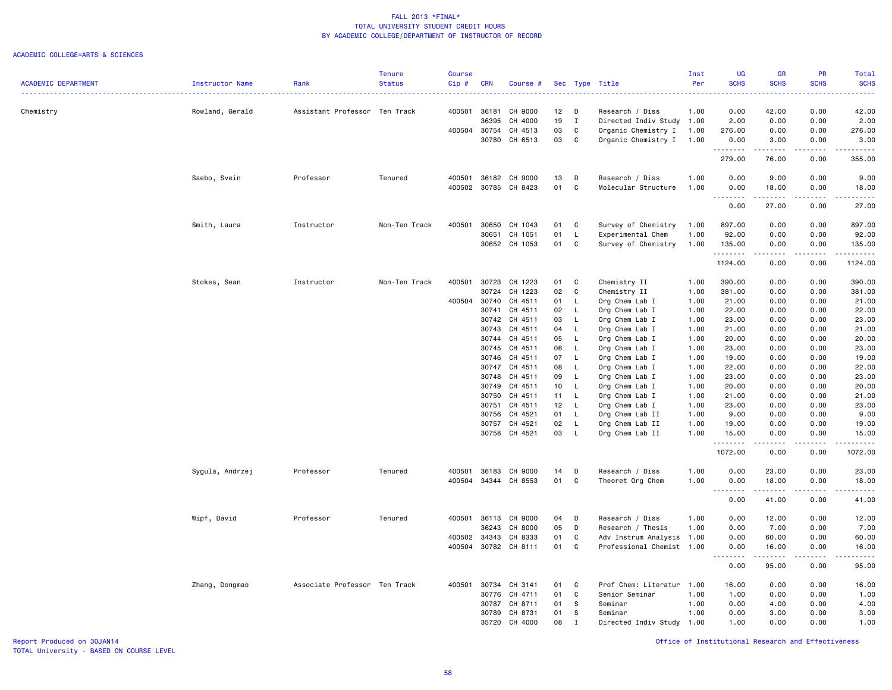# FALL 2013 *FINAL*
## TOTAL UNIVERSITY STUDENT CREDIT HOURS
## BY ACADEMIC COLLEGE/DEPARTMENT OF INSTRUCTOR OF RECORD

ACADEMIC COLLEGE=ARTS & SCIENCES

| ACADEMIC DEPARTMENT | Instructor Name | Rank | Tenure Status | Course Cip # | CRN | Course # | Sec | Type | Title | Inst Per | UG SCHS | GR SCHS | PR SCHS | Total SCHS |
|---|---|---|---|---|---|---|---|---|---|---|---|---|---|---|
| Chemistry | Rowland, Gerald | Assistant Professor | Ten Track | 400501 | 36181 | CH 9000 | 12 | D | Research / Diss | 1.00 | 0.00 | 42.00 | 0.00 | 42.00 |
| | | | | | 36395 | CH 4000 | 19 | I | Directed Indiv Study | 1.00 | 2.00 | 0.00 | 0.00 | 2.00 |
| | | | | 400504 | 30754 | CH 4513 | 03 | C | Organic Chemistry I | 1.00 | 276.00 | 0.00 | 0.00 | 276.00 |
| | | | | | 30780 | CH 6513 | 03 | C | Organic Chemistry I | 1.00 | 0.00 | 3.00 | 0.00 | 3.00 |
| | | | | | | | | | | | 279.00 | 76.00 | 0.00 | 355.00 |
| | Saebo, Svein | Professor | Tenured | 400501 | 36182 | CH 9000 | 13 | D | Research / Diss | 1.00 | 0.00 | 9.00 | 0.00 | 9.00 |
| | | | | 400502 | 30785 | CH 8423 | 01 | C | Molecular Structure | 1.00 | 0.00 | 18.00 | 0.00 | 18.00 |
| | | | | | | | | | | | 0.00 | 27.00 | 0.00 | 27.00 |
| | Smith, Laura | Instructor | Non-Ten Track | 400501 | 30650 | CH 1043 | 01 | C | Survey of Chemistry | 1.00 | 897.00 | 0.00 | 0.00 | 897.00 |
| | | | | | 30651 | CH 1051 | 01 | L | Experimental Chem | 1.00 | 92.00 | 0.00 | 0.00 | 92.00 |
| | | | | | 30652 | CH 1053 | 01 | C | Survey of Chemistry | 1.00 | 135.00 | 0.00 | 0.00 | 135.00 |
| | | | | | | | | | | | 1124.00 | 0.00 | 0.00 | 1124.00 |
| | Stokes, Sean | Instructor | Non-Ten Track | 400501 | 30723 | CH 1223 | 01 | C | Chemistry II | 1.00 | 390.00 | 0.00 | 0.00 | 390.00 |
| | | | | | 30724 | CH 1223 | 02 | C | Chemistry II | 1.00 | 381.00 | 0.00 | 0.00 | 381.00 |
| | | | | 400504 | 30740 | CH 4511 | 01 | L | Org Chem Lab I | 1.00 | 21.00 | 0.00 | 0.00 | 21.00 |
| | | | | | 30741 | CH 4511 | 02 | L | Org Chem Lab I | 1.00 | 22.00 | 0.00 | 0.00 | 22.00 |
| | | | | | 30742 | CH 4511 | 03 | L | Org Chem Lab I | 1.00 | 23.00 | 0.00 | 0.00 | 23.00 |
| | | | | | 30743 | CH 4511 | 04 | L | Org Chem Lab I | 1.00 | 21.00 | 0.00 | 0.00 | 21.00 |
| | | | | | 30744 | CH 4511 | 05 | L | Org Chem Lab I | 1.00 | 20.00 | 0.00 | 0.00 | 20.00 |
| | | | | | 30745 | CH 4511 | 06 | L | Org Chem Lab I | 1.00 | 23.00 | 0.00 | 0.00 | 23.00 |
| | | | | | 30746 | CH 4511 | 07 | L | Org Chem Lab I | 1.00 | 19.00 | 0.00 | 0.00 | 19.00 |
| | | | | | 30747 | CH 4511 | 08 | L | Org Chem Lab I | 1.00 | 22.00 | 0.00 | 0.00 | 22.00 |
| | | | | | 30748 | CH 4511 | 09 | L | Org Chem Lab I | 1.00 | 23.00 | 0.00 | 0.00 | 23.00 |
| | | | | | 30749 | CH 4511 | 10 | L | Org Chem Lab I | 1.00 | 20.00 | 0.00 | 0.00 | 20.00 |
| | | | | | 30750 | CH 4511 | 11 | L | Org Chem Lab I | 1.00 | 21.00 | 0.00 | 0.00 | 21.00 |
| | | | | | 30751 | CH 4511 | 12 | L | Org Chem Lab I | 1.00 | 23.00 | 0.00 | 0.00 | 23.00 |
| | | | | | 30756 | CH 4521 | 01 | L | Org Chem Lab II | 1.00 | 9.00 | 0.00 | 0.00 | 9.00 |
| | | | | | 30757 | CH 4521 | 02 | L | Org Chem Lab II | 1.00 | 19.00 | 0.00 | 0.00 | 19.00 |
| | | | | | 30758 | CH 4521 | 03 | L | Org Chem Lab II | 1.00 | 15.00 | 0.00 | 0.00 | 15.00 |
| | | | | | | | | | | | 1072.00 | 0.00 | 0.00 | 1072.00 |
| | Sygula, Andrzej | Professor | Tenured | 400501 | 36183 | CH 9000 | 14 | D | Research / Diss | 1.00 | 0.00 | 23.00 | 0.00 | 23.00 |
| | | | | 400504 | 34344 | CH 8553 | 01 | C | Theoret Org Chem | 1.00 | 0.00 | 18.00 | 0.00 | 18.00 |
| | | | | | | | | | | | 0.00 | 41.00 | 0.00 | 41.00 |
| | Wipf, David | Professor | Tenured | 400501 | 36113 | CH 9000 | 04 | D | Research / Diss | 1.00 | 0.00 | 12.00 | 0.00 | 12.00 |
| | | | | | 36243 | CH 8000 | 05 | D | Research / Thesis | 1.00 | 0.00 | 7.00 | 0.00 | 7.00 |
| | | | | 400502 | 34343 | CH 8333 | 01 | C | Adv Instrum Analysis | 1.00 | 0.00 | 60.00 | 0.00 | 60.00 |
| | | | | 400504 | 30782 | CH 8111 | 01 | C | Professional Chemist | 1.00 | 0.00 | 16.00 | 0.00 | 16.00 |
| | | | | | | | | | | | 0.00 | 95.00 | 0.00 | 95.00 |
| | Zhang, Dongmao | Associate Professor | Ten Track | 400501 | 30734 | CH 3141 | 01 | C | Prof Chem: Literatur | 1.00 | 16.00 | 0.00 | 0.00 | 16.00 |
| | | | | | 30776 | CH 4711 | 01 | C | Senior Seminar | 1.00 | 1.00 | 0.00 | 0.00 | 1.00 |
| | | | | | 30787 | CH 8711 | 01 | S | Seminar | 1.00 | 0.00 | 4.00 | 0.00 | 4.00 |
| | | | | | 30789 | CH 8731 | 01 | S | Seminar | 1.00 | 0.00 | 3.00 | 0.00 | 3.00 |
| | | | | | 35720 | CH 4000 | 08 | I | Directed Indiv Study | 1.00 | 1.00 | 0.00 | 0.00 | 1.00 |

Report Produced on 30JAN14
TOTAL University - BASED ON COURSE LEVEL

Office of Institutional Research and Effectiveness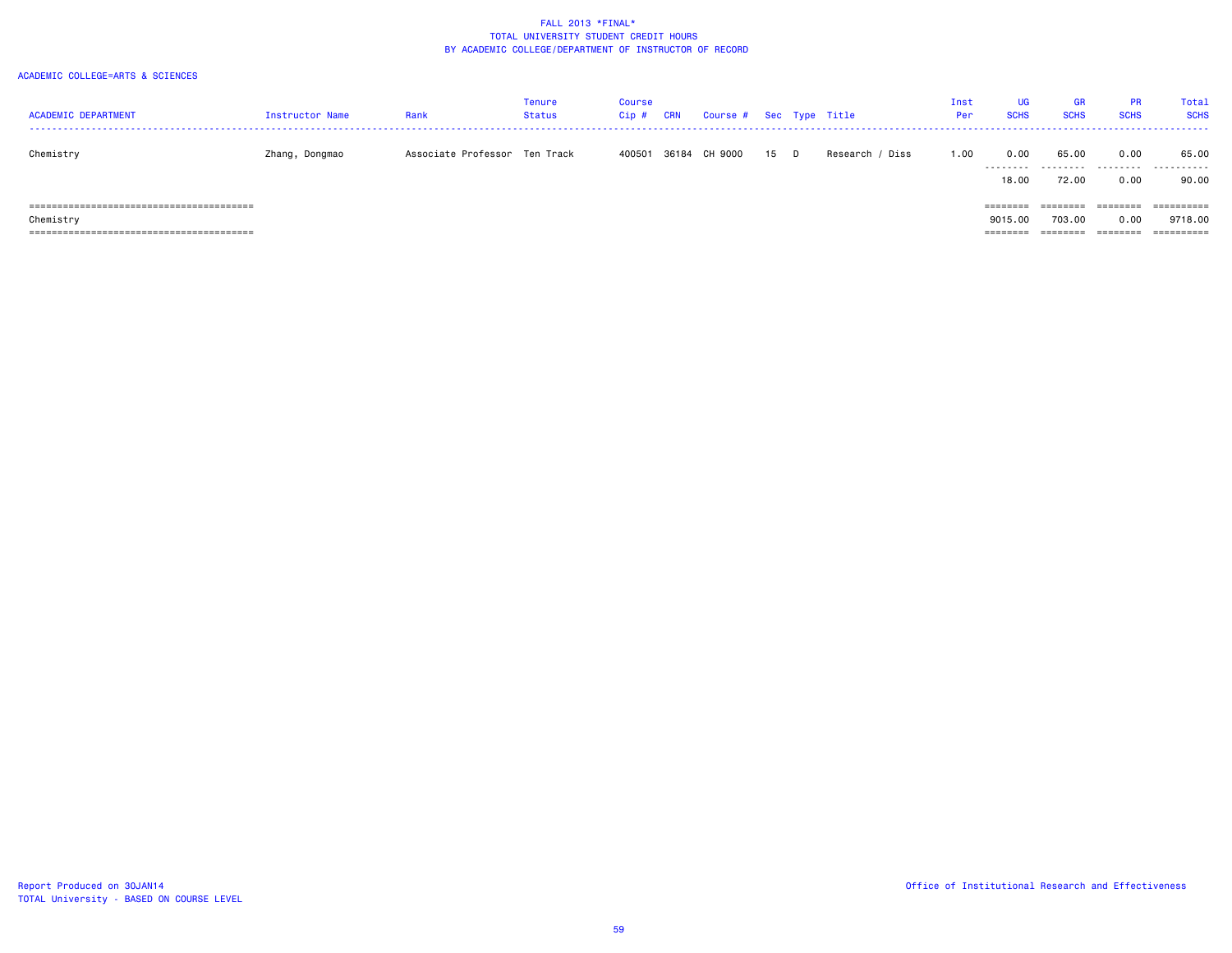FALL 2013 *FINAL*
TOTAL UNIVERSITY STUDENT CREDIT HOURS
BY ACADEMIC COLLEGE/DEPARTMENT OF INSTRUCTOR OF RECORD

ACADEMIC COLLEGE=ARTS & SCIENCES

| ACADEMIC DEPARTMENT | Instructor Name | Rank | Tenure Status | Course Cip # | CRN | Course # | Sec | Type | Title | Inst Per | UG SCHS | GR SCHS | PR SCHS | Total SCHS |
|---|---|---|---|---|---|---|---|---|---|---|---|---|---|---|
| Chemistry | Zhang, Dongmao | Associate Professor | Ten Track | 400501 | 36184 | CH 9000 | 15 | D | Research / Diss | 1.00 | 0.00 | 65.00 | 0.00 | 65.00 |
| | | | | | | | | | | | 18.00 | 72.00 | 0.00 | 90.00 |
| Chemistry | | | | | | | | | | | 9015.00 | 703.00 | 0.00 | 9718.00 |

Report Produced on 30JAN14
TOTAL University - BASED ON COURSE LEVEL

Office of Institutional Research and Effectiveness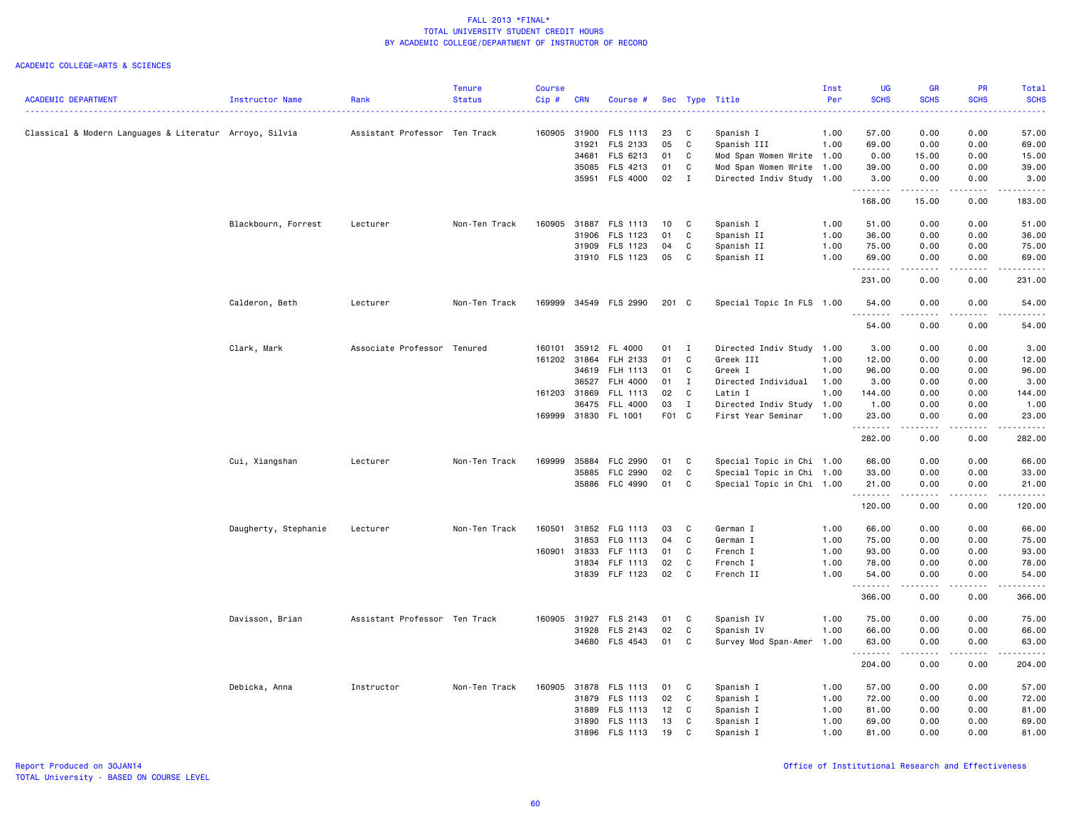# FALL 2013 *FINAL*
## TOTAL UNIVERSITY STUDENT CREDIT HOURS
## BY ACADEMIC COLLEGE/DEPARTMENT OF INSTRUCTOR OF RECORD

ACADEMIC COLLEGE=ARTS & SCIENCES

| ACADEMIC DEPARTMENT | Instructor Name | Rank | Tenure Status | Course Cip # | CRN | Course # | Sec | Type | Title | Inst Per | UG SCHS | GR SCHS | PR SCHS | Total SCHS |
|---|---|---|---|---|---|---|---|---|---|---|---|---|---|---|
| Classical & Modern Languages & Literatur | Arroyo, Silvia | Assistant Professor | Ten Track | 160905 | 31900 | FLS 1113 | 23 | C | Spanish I | 1.00 | 57.00 | 0.00 | 0.00 | 57.00 |
| | | | | | 31921 | FLS 2133 | 05 | C | Spanish III | 1.00 | 69.00 | 0.00 | 0.00 | 69.00 |
| | | | | | 34681 | FLS 6213 | 01 | C | Mod Span Women Write | 1.00 | 0.00 | 15.00 | 0.00 | 15.00 |
| | | | | | 35085 | FLS 4213 | 01 | C | Mod Span Women Write | 1.00 | 39.00 | 0.00 | 0.00 | 39.00 |
| | | | | | 35951 | FLS 4000 | 02 | I | Directed Indiv Study | 1.00 | 3.00 | 0.00 | 0.00 | 3.00 |
| | | | | | | | | | | | 168.00 | 15.00 | 0.00 | 183.00 |
| | Blackbourn, Forrest | Lecturer | Non-Ten Track | 160905 | 31887 | FLS 1113 | 10 | C | Spanish I | 1.00 | 51.00 | 0.00 | 0.00 | 51.00 |
| | | | | | 31906 | FLS 1123 | 01 | C | Spanish II | 1.00 | 36.00 | 0.00 | 0.00 | 36.00 |
| | | | | | 31909 | FLS 1123 | 04 | C | Spanish II | 1.00 | 75.00 | 0.00 | 0.00 | 75.00 |
| | | | | | 31910 | FLS 1123 | 05 | C | Spanish II | 1.00 | 69.00 | 0.00 | 0.00 | 69.00 |
| | | | | | | | | | | | 231.00 | 0.00 | 0.00 | 231.00 |
| | Calderon, Beth | Lecturer | Non-Ten Track | 169999 | 34549 | FLS 2990 | 201 | C | Special Topic In FLS | 1.00 | 54.00 | 0.00 | 0.00 | 54.00 |
| | | | | | | | | | | | 54.00 | 0.00 | 0.00 | 54.00 |
| | Clark, Mark | Associate Professor | Tenured | 160101 | 35912 | FL 4000 | 01 | I | Directed Indiv Study | 1.00 | 3.00 | 0.00 | 0.00 | 3.00 |
| | | | | 161202 | 31864 | FLH 2133 | 01 | C | Greek III | 1.00 | 12.00 | 0.00 | 0.00 | 12.00 |
| | | | | | 34619 | FLH 1113 | 01 | C | Greek I | 1.00 | 96.00 | 0.00 | 0.00 | 96.00 |
| | | | | | 36527 | FLH 4000 | 01 | I | Directed Individual | 1.00 | 3.00 | 0.00 | 0.00 | 3.00 |
| | | | | 161203 | 31869 | FLL 1113 | 02 | C | Latin I | 1.00 | 144.00 | 0.00 | 0.00 | 144.00 |
| | | | | | 36475 | FLL 4000 | 03 | I | Directed Indiv Study | 1.00 | 1.00 | 0.00 | 0.00 | 1.00 |
| | | | | 169999 | 31830 | FL 1001 | F01 | C | First Year Seminar | 1.00 | 23.00 | 0.00 | 0.00 | 23.00 |
| | | | | | | | | | | | 282.00 | 0.00 | 0.00 | 282.00 |
| | Cui, Xiangshan | Lecturer | Non-Ten Track | 169999 | 35884 | FLC 2990 | 01 | C | Special Topic in Chi | 1.00 | 66.00 | 0.00 | 0.00 | 66.00 |
| | | | | | 35885 | FLC 2990 | 02 | C | Special Topic in Chi | 1.00 | 33.00 | 0.00 | 0.00 | 33.00 |
| | | | | | 35886 | FLC 4990 | 01 | C | Special Topic in Chi | 1.00 | 21.00 | 0.00 | 0.00 | 21.00 |
| | | | | | | | | | | | 120.00 | 0.00 | 0.00 | 120.00 |
| | Daugherty, Stephanie | Lecturer | Non-Ten Track | 160501 | 31852 | FLG 1113 | 03 | C | German I | 1.00 | 66.00 | 0.00 | 0.00 | 66.00 |
| | | | | | 31853 | FLG 1113 | 04 | C | German I | 1.00 | 75.00 | 0.00 | 0.00 | 75.00 |
| | | | | 160901 | 31833 | FLF 1113 | 01 | C | French I | 1.00 | 93.00 | 0.00 | 0.00 | 93.00 |
| | | | | | 31834 | FLF 1113 | 02 | C | French I | 1.00 | 78.00 | 0.00 | 0.00 | 78.00 |
| | | | | | 31839 | FLF 1123 | 02 | C | French II | 1.00 | 54.00 | 0.00 | 0.00 | 54.00 |
| | | | | | | | | | | | 366.00 | 0.00 | 0.00 | 366.00 |
| | Davisson, Brian | Assistant Professor | Ten Track | 160905 | 31927 | FLS 2143 | 01 | C | Spanish IV | 1.00 | 75.00 | 0.00 | 0.00 | 75.00 |
| | | | | | 31928 | FLS 2143 | 02 | C | Spanish IV | 1.00 | 66.00 | 0.00 | 0.00 | 66.00 |
| | | | | | 34680 | FLS 4543 | 01 | C | Survey Mod Span-Amer | 1.00 | 63.00 | 0.00 | 0.00 | 63.00 |
| | | | | | | | | | | | 204.00 | 0.00 | 0.00 | 204.00 |
| | Debicka, Anna | Instructor | Non-Ten Track | 160905 | 31878 | FLS 1113 | 01 | C | Spanish I | 1.00 | 57.00 | 0.00 | 0.00 | 57.00 |
| | | | | | 31879 | FLS 1113 | 02 | C | Spanish I | 1.00 | 72.00 | 0.00 | 0.00 | 72.00 |
| | | | | | 31889 | FLS 1113 | 12 | C | Spanish I | 1.00 | 81.00 | 0.00 | 0.00 | 81.00 |
| | | | | | 31890 | FLS 1113 | 13 | C | Spanish I | 1.00 | 69.00 | 0.00 | 0.00 | 69.00 |
| | | | | | 31896 | FLS 1113 | 19 | C | Spanish I | 1.00 | 81.00 | 0.00 | 0.00 | 81.00 |

Report Produced on 30JAN14
TOTAL University - BASED ON COURSE LEVEL

Office of Institutional Research and Effectiveness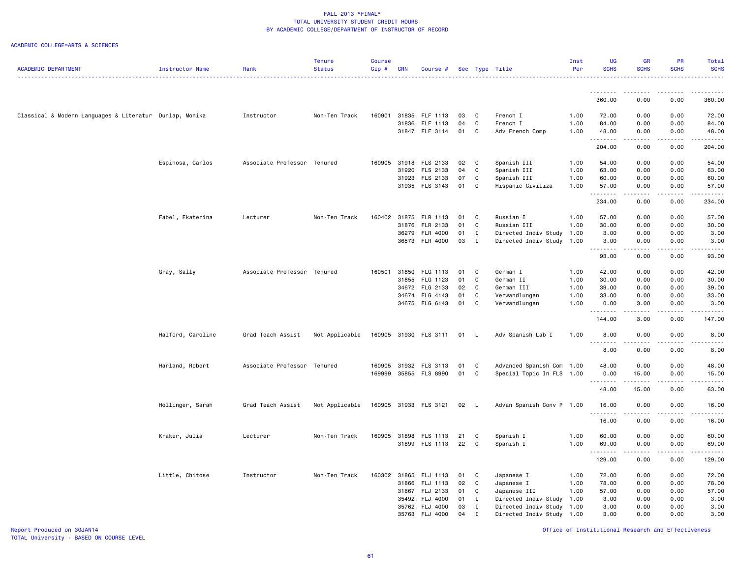FALL 2013 *FINAL*
TOTAL UNIVERSITY STUDENT CREDIT HOURS
BY ACADEMIC COLLEGE/DEPARTMENT OF INSTRUCTOR OF RECORD

ACADEMIC COLLEGE=ARTS & SCIENCES

| ACADEMIC DEPARTMENT | Instructor Name | Rank | Tenure Status | Course Cip # | CRN | Course # | Sec | Type | Title | Inst Per | UG SCHS | GR SCHS | PR SCHS | Total SCHS |
|---|---|---|---|---|---|---|---|---|---|---|---|---|---|---|
| | | | | | | | | | | | 360.00 | 0.00 | 0.00 | 360.00 |
| Classical & Modern Languages & Literatur | Dunlap, Monika | Instructor | Non-Ten Track | 160901 | 31835 | FLF 1113 | 03 | C | French I | 1.00 | 72.00 | 0.00 | 0.00 | 72.00 |
| | | | | | 31836 | FLF 1113 | 04 | C | French I | 1.00 | 84.00 | 0.00 | 0.00 | 84.00 |
| | | | | | 31847 | FLF 3114 | 01 | C | Adv French Comp | 1.00 | 48.00 | 0.00 | 0.00 | 48.00 |
| | | | | | | | | | | | 204.00 | 0.00 | 0.00 | 204.00 |
| | Espinosa, Carlos | Associate Professor | Tenured | 160905 | 31918 | FLS 2133 | 02 | C | Spanish III | 1.00 | 54.00 | 0.00 | 0.00 | 54.00 |
| | | | | | 31920 | FLS 2133 | 04 | C | Spanish III | 1.00 | 63.00 | 0.00 | 0.00 | 63.00 |
| | | | | | 31923 | FLS 2133 | 07 | C | Spanish III | 1.00 | 60.00 | 0.00 | 0.00 | 60.00 |
| | | | | | 31935 | FLS 3143 | 01 | C | Hispanic Civiliza | 1.00 | 57.00 | 0.00 | 0.00 | 57.00 |
| | | | | | | | | | | | 234.00 | 0.00 | 0.00 | 234.00 |
| | Fabel, Ekaterina | Lecturer | Non-Ten Track | 160402 | 31875 | FLR 1113 | 01 | C | Russian I | 1.00 | 57.00 | 0.00 | 0.00 | 57.00 |
| | | | | | 31876 | FLR 2133 | 01 | C | Russian III | 1.00 | 30.00 | 0.00 | 0.00 | 30.00 |
| | | | | | 36279 | FLR 4000 | 01 | I | Directed Indiv Study | 1.00 | 3.00 | 0.00 | 0.00 | 3.00 |
| | | | | | 36573 | FLR 4000 | 03 | I | Directed Indiv Study | 1.00 | 3.00 | 0.00 | 0.00 | 3.00 |
| | | | | | | | | | | | 93.00 | 0.00 | 0.00 | 93.00 |
| | Gray, Sally | Associate Professor | Tenured | 160501 | 31850 | FLG 1113 | 01 | C | German I | 1.00 | 42.00 | 0.00 | 0.00 | 42.00 |
| | | | | | 31855 | FLG 1123 | 01 | C | German II | 1.00 | 30.00 | 0.00 | 0.00 | 30.00 |
| | | | | | 34672 | FLG 2133 | 02 | C | German III | 1.00 | 39.00 | 0.00 | 0.00 | 39.00 |
| | | | | | 34674 | FLG 4143 | 01 | C | Verwandlungen | 1.00 | 33.00 | 0.00 | 0.00 | 33.00 |
| | | | | | 34675 | FLG 6143 | 01 | C | Verwandlungen | 1.00 | 0.00 | 3.00 | 0.00 | 3.00 |
| | | | | | | | | | | | 144.00 | 3.00 | 0.00 | 147.00 |
| | Halford, Caroline | Grad Teach Assist | Not Applicable | 160905 | 31930 | FLS 3111 | 01 | L | Adv Spanish Lab I | 1.00 | 8.00 | 0.00 | 0.00 | 8.00 |
| | | | | | | | | | | | 8.00 | 0.00 | 0.00 | 8.00 |
| | Harland, Robert | Associate Professor | Tenured | 160905 | 31932 | FLS 3113 | 01 | C | Advanced Spanish Com | 1.00 | 48.00 | 0.00 | 0.00 | 48.00 |
| | | | | 169999 | 35855 | FLS 8990 | 01 | C | Special Topic In FLS | 1.00 | 0.00 | 15.00 | 0.00 | 15.00 |
| | | | | | | | | | | | 48.00 | 15.00 | 0.00 | 63.00 |
| | Hollinger, Sarah | Grad Teach Assist | Not Applicable | 160905 | 31933 | FLS 3121 | 02 | L | Advan Spanish Conv P | 1.00 | 16.00 | 0.00 | 0.00 | 16.00 |
| | | | | | | | | | | | 16.00 | 0.00 | 0.00 | 16.00 |
| | Kraker, Julia | Lecturer | Non-Ten Track | 160905 | 31898 | FLS 1113 | 21 | C | Spanish I | 1.00 | 60.00 | 0.00 | 0.00 | 60.00 |
| | | | | | 31899 | FLS 1113 | 22 | C | Spanish I | 1.00 | 69.00 | 0.00 | 0.00 | 69.00 |
| | | | | | | | | | | | 129.00 | 0.00 | 0.00 | 129.00 |
| | Little, Chitose | Instructor | Non-Ten Track | 160302 | 31865 | FLJ 1113 | 01 | C | Japanese I | 1.00 | 72.00 | 0.00 | 0.00 | 72.00 |
| | | | | | 31866 | FLJ 1113 | 02 | C | Japanese I | 1.00 | 78.00 | 0.00 | 0.00 | 78.00 |
| | | | | | 31867 | FLJ 2133 | 01 | C | Japanese III | 1.00 | 57.00 | 0.00 | 0.00 | 57.00 |
| | | | | | 35492 | FLJ 4000 | 01 | I | Directed Indiv Study | 1.00 | 3.00 | 0.00 | 0.00 | 3.00 |
| | | | | | 35762 | FLJ 4000 | 03 | I | Directed Indiv Study | 1.00 | 3.00 | 0.00 | 0.00 | 3.00 |
| | | | | | 35763 | FLJ 4000 | 04 | I | Directed Indiv Study | 1.00 | 3.00 | 0.00 | 0.00 | 3.00 |

Report Produced on 30JAN14
TOTAL University - BASED ON COURSE LEVEL

Office of Institutional Research and Effectiveness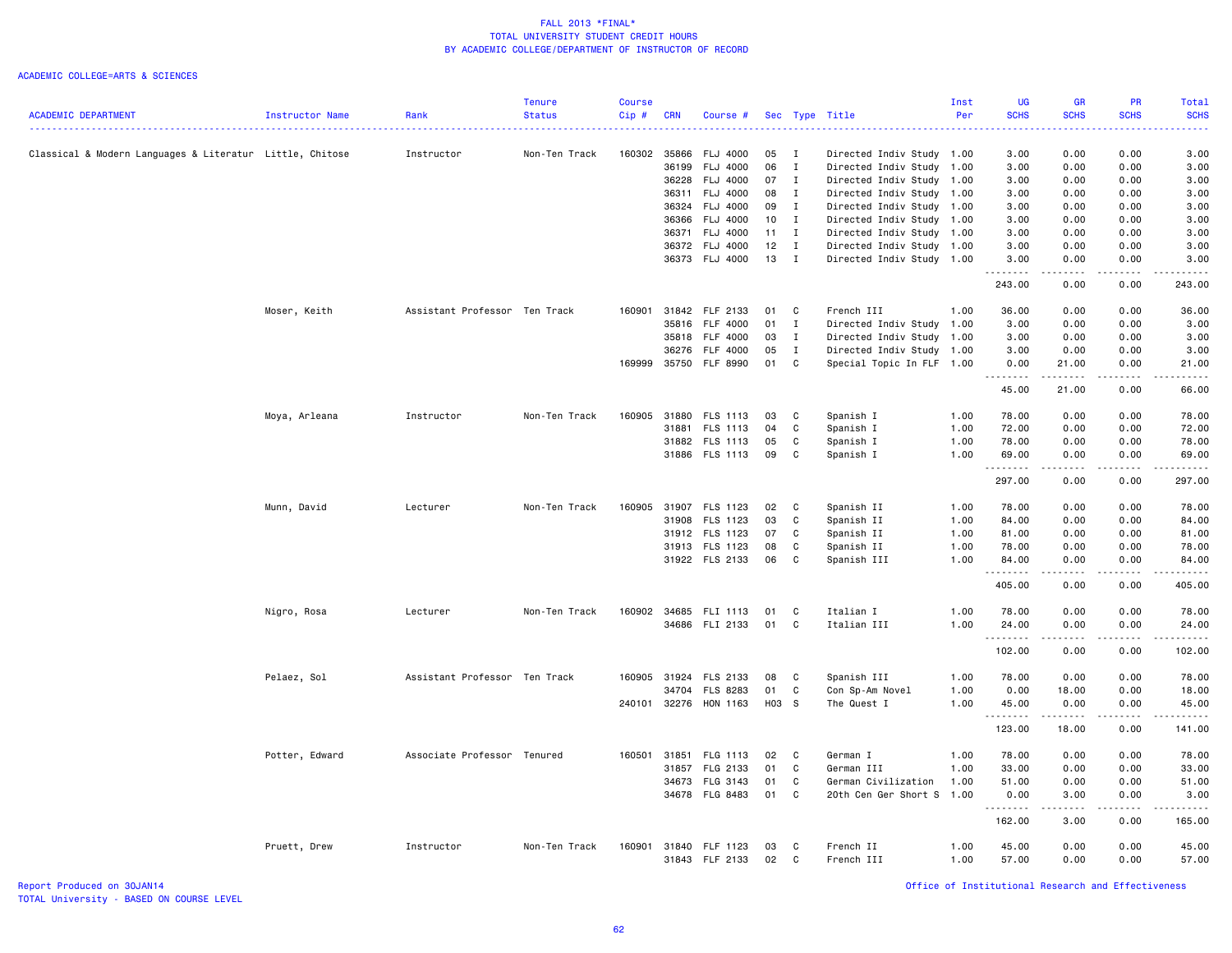FALL 2013 *FINAL*
TOTAL UNIVERSITY STUDENT CREDIT HOURS
BY ACADEMIC COLLEGE/DEPARTMENT OF INSTRUCTOR OF RECORD

ACADEMIC COLLEGE=ARTS & SCIENCES

| ACADEMIC DEPARTMENT | Instructor Name | Rank | Tenure Status | Course Cip # | CRN | Course # | Sec | Type | Title | Inst Per | UG SCHS | GR SCHS | PR SCHS | Total SCHS |
|---|---|---|---|---|---|---|---|---|---|---|---|---|---|---|
| Classical & Modern Languages & Literatur | Little, Chitose | Instructor | Non-Ten Track | 160302 | 35866 | FLJ 4000 | 05 | I | Directed Indiv Study | 1.00 | 3.00 | 0.00 | 0.00 | 3.00 |
| | | | | | 36199 | FLJ 4000 | 06 | I | Directed Indiv Study | 1.00 | 3.00 | 0.00 | 0.00 | 3.00 |
| | | | | | 36228 | FLJ 4000 | 07 | I | Directed Indiv Study | 1.00 | 3.00 | 0.00 | 0.00 | 3.00 |
| | | | | | 36311 | FLJ 4000 | 08 | I | Directed Indiv Study | 1.00 | 3.00 | 0.00 | 0.00 | 3.00 |
| | | | | | 36324 | FLJ 4000 | 09 | I | Directed Indiv Study | 1.00 | 3.00 | 0.00 | 0.00 | 3.00 |
| | | | | | 36366 | FLJ 4000 | 10 | I | Directed Indiv Study | 1.00 | 3.00 | 0.00 | 0.00 | 3.00 |
| | | | | | 36371 | FLJ 4000 | 11 | I | Directed Indiv Study | 1.00 | 3.00 | 0.00 | 0.00 | 3.00 |
| | | | | | 36372 | FLJ 4000 | 12 | I | Directed Indiv Study | 1.00 | 3.00 | 0.00 | 0.00 | 3.00 |
| | | | | | 36373 | FLJ 4000 | 13 | I | Directed Indiv Study | 1.00 | 3.00 | 0.00 | 0.00 | 3.00 |
| | | | | | | | | | | | 243.00 | 0.00 | 0.00 | 243.00 |
| | Moser, Keith | Assistant Professor | Ten Track | 160901 | 31842 | FLF 2133 | 01 | C | French III | 1.00 | 36.00 | 0.00 | 0.00 | 36.00 |
| | | | | | 35816 | FLF 4000 | 01 | I | Directed Indiv Study | 1.00 | 3.00 | 0.00 | 0.00 | 3.00 |
| | | | | | 35818 | FLF 4000 | 03 | I | Directed Indiv Study | 1.00 | 3.00 | 0.00 | 0.00 | 3.00 |
| | | | | | 36276 | FLF 4000 | 05 | I | Directed Indiv Study | 1.00 | 3.00 | 0.00 | 0.00 | 3.00 |
| | | | | 169999 | 35750 | FLF 8990 | 01 | C | Special Topic In FLF | 1.00 | 0.00 | 21.00 | 0.00 | 21.00 |
| | | | | | | | | | | | 45.00 | 21.00 | 0.00 | 66.00 |
| | Moya, Arleana | Instructor | Non-Ten Track | 160905 | 31880 | FLS 1113 | 03 | C | Spanish I | 1.00 | 78.00 | 0.00 | 0.00 | 78.00 |
| | | | | | 31881 | FLS 1113 | 04 | C | Spanish I | 1.00 | 72.00 | 0.00 | 0.00 | 72.00 |
| | | | | | 31882 | FLS 1113 | 05 | C | Spanish I | 1.00 | 78.00 | 0.00 | 0.00 | 78.00 |
| | | | | | 31886 | FLS 1113 | 09 | C | Spanish I | 1.00 | 69.00 | 0.00 | 0.00 | 69.00 |
| | | | | | | | | | | | 297.00 | 0.00 | 0.00 | 297.00 |
| | Munn, David | Lecturer | Non-Ten Track | 160905 | 31907 | FLS 1123 | 02 | C | Spanish II | 1.00 | 78.00 | 0.00 | 0.00 | 78.00 |
| | | | | | 31908 | FLS 1123 | 03 | C | Spanish II | 1.00 | 84.00 | 0.00 | 0.00 | 84.00 |
| | | | | | 31912 | FLS 1123 | 07 | C | Spanish II | 1.00 | 81.00 | 0.00 | 0.00 | 81.00 |
| | | | | | 31913 | FLS 1123 | 08 | C | Spanish II | 1.00 | 78.00 | 0.00 | 0.00 | 78.00 |
| | | | | | 31922 | FLS 2133 | 06 | C | Spanish III | 1.00 | 84.00 | 0.00 | 0.00 | 84.00 |
| | | | | | | | | | | | 405.00 | 0.00 | 0.00 | 405.00 |
| | Nigro, Rosa | Lecturer | Non-Ten Track | 160902 | 34685 | FLI 1113 | 01 | C | Italian I | 1.00 | 78.00 | 0.00 | 0.00 | 78.00 |
| | | | | | 34686 | FLI 2133 | 01 | C | Italian III | 1.00 | 24.00 | 0.00 | 0.00 | 24.00 |
| | | | | | | | | | | | 102.00 | 0.00 | 0.00 | 102.00 |
| | Pelaez, Sol | Assistant Professor | Ten Track | 160905 | 31924 | FLS 2133 | 08 | C | Spanish III | 1.00 | 78.00 | 0.00 | 0.00 | 78.00 |
| | | | | | 34704 | FLS 8283 | 01 | C | Con Sp-Am Novel | 1.00 | 0.00 | 18.00 | 0.00 | 18.00 |
| | | | | 240101 | 32276 | HON 1163 | H03 | S | The Quest I | 1.00 | 45.00 | 0.00 | 0.00 | 45.00 |
| | | | | | | | | | | | 123.00 | 18.00 | 0.00 | 141.00 |
| | Potter, Edward | Associate Professor | Tenured | 160501 | 31851 | FLG 1113 | 02 | C | German I | 1.00 | 78.00 | 0.00 | 0.00 | 78.00 |
| | | | | | 31857 | FLG 2133 | 01 | C | German III | 1.00 | 33.00 | 0.00 | 0.00 | 33.00 |
| | | | | | 34673 | FLG 3143 | 01 | C | German Civilization | 1.00 | 51.00 | 0.00 | 0.00 | 51.00 |
| | | | | | 34678 | FLG 8483 | 01 | C | 20th Cen Ger Short S | 1.00 | 0.00 | 3.00 | 0.00 | 3.00 |
| | | | | | | | | | | | 162.00 | 3.00 | 0.00 | 165.00 |
| | Pruett, Drew | Instructor | Non-Ten Track | 160901 | 31840 | FLF 1123 | 03 | C | French II | 1.00 | 45.00 | 0.00 | 0.00 | 45.00 |
| | | | | | 31843 | FLF 2133 | 02 | C | French III | 1.00 | 57.00 | 0.00 | 0.00 | 57.00 |

Report Produced on 30JAN14
TOTAL University - BASED ON COURSE LEVEL

Office of Institutional Research and Effectiveness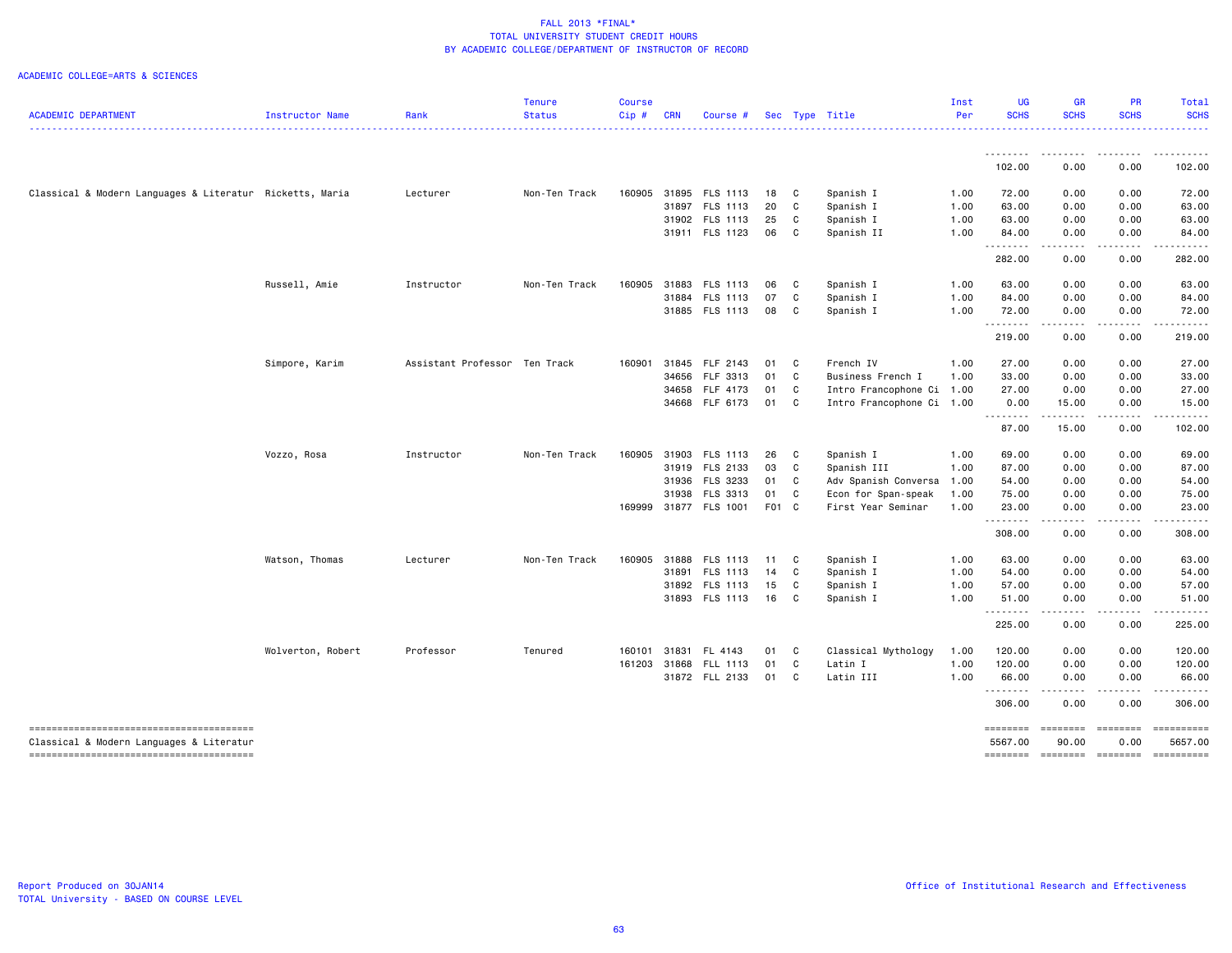# FALL 2013 *FINAL*
## TOTAL UNIVERSITY STUDENT CREDIT HOURS
## BY ACADEMIC COLLEGE/DEPARTMENT OF INSTRUCTOR OF RECORD

ACADEMIC COLLEGE=ARTS & SCIENCES

| ACADEMIC DEPARTMENT | Instructor Name | Rank | Tenure Status | Course Cip # | CRN | Course # | Sec | Type | Title | Inst Per | UG SCHS | GR SCHS | PR SCHS | Total SCHS |
|---|---|---|---|---|---|---|---|---|---|---|---|---|---|---|
| | | | | | | | | | | | 102.00 | 0.00 | 0.00 | 102.00 |
| Classical & Modern Languages & Literatur | Ricketts, Maria | Lecturer | Non-Ten Track | 160905 | 31895 | FLS 1113 | 18 | C | Spanish I | 1.00 | 72.00 | 0.00 | 0.00 | 72.00 |
| | | | | | 31897 | FLS 1113 | 20 | C | Spanish I | 1.00 | 63.00 | 0.00 | 0.00 | 63.00 |
| | | | | | 31902 | FLS 1113 | 25 | C | Spanish I | 1.00 | 63.00 | 0.00 | 0.00 | 63.00 |
| | | | | | 31911 | FLS 1123 | 06 | C | Spanish II | 1.00 | 84.00 | 0.00 | 0.00 | 84.00 |
| | | | | | | | | | | | 282.00 | 0.00 | 0.00 | 282.00 |
| | Russell, Amie | Instructor | Non-Ten Track | 160905 | 31883 | FLS 1113 | 06 | C | Spanish I | 1.00 | 63.00 | 0.00 | 0.00 | 63.00 |
| | | | | | 31884 | FLS 1113 | 07 | C | Spanish I | 1.00 | 84.00 | 0.00 | 0.00 | 84.00 |
| | | | | | 31885 | FLS 1113 | 08 | C | Spanish I | 1.00 | 72.00 | 0.00 | 0.00 | 72.00 |
| | | | | | | | | | | | 219.00 | 0.00 | 0.00 | 219.00 |
| | Simpore, Karim | Assistant Professor | Ten Track | 160901 | 31845 | FLF 2143 | 01 | C | French IV | 1.00 | 27.00 | 0.00 | 0.00 | 27.00 |
| | | | | | 34656 | FLF 3313 | 01 | C | Business French I | 1.00 | 33.00 | 0.00 | 0.00 | 33.00 |
| | | | | | 34658 | FLF 4173 | 01 | C | Intro Francophone Ci | 1.00 | 27.00 | 0.00 | 0.00 | 27.00 |
| | | | | | 34668 | FLF 6173 | 01 | C | Intro Francophone Ci | 1.00 | 0.00 | 15.00 | 0.00 | 15.00 |
| | | | | | | | | | | | 87.00 | 15.00 | 0.00 | 102.00 |
| | Vozzo, Rosa | Instructor | Non-Ten Track | 160905 | 31903 | FLS 1113 | 26 | C | Spanish I | 1.00 | 69.00 | 0.00 | 0.00 | 69.00 |
| | | | | | 31919 | FLS 2133 | 03 | C | Spanish III | 1.00 | 87.00 | 0.00 | 0.00 | 87.00 |
| | | | | | 31936 | FLS 3233 | 01 | C | Adv Spanish Conversa | 1.00 | 54.00 | 0.00 | 0.00 | 54.00 |
| | | | | | 31938 | FLS 3313 | 01 | C | Econ for Span-speak | 1.00 | 75.00 | 0.00 | 0.00 | 75.00 |
| | | | | 169999 | 31877 | FLS 1001 | F01 | C | First Year Seminar | 1.00 | 23.00 | 0.00 | 0.00 | 23.00 |
| | | | | | | | | | | | 308.00 | 0.00 | 0.00 | 308.00 |
| | Watson, Thomas | Lecturer | Non-Ten Track | 160905 | 31888 | FLS 1113 | 11 | C | Spanish I | 1.00 | 63.00 | 0.00 | 0.00 | 63.00 |
| | | | | | 31891 | FLS 1113 | 14 | C | Spanish I | 1.00 | 54.00 | 0.00 | 0.00 | 54.00 |
| | | | | | 31892 | FLS 1113 | 15 | C | Spanish I | 1.00 | 57.00 | 0.00 | 0.00 | 57.00 |
| | | | | | 31893 | FLS 1113 | 16 | C | Spanish I | 1.00 | 51.00 | 0.00 | 0.00 | 51.00 |
| | | | | | | | | | | | 225.00 | 0.00 | 0.00 | 225.00 |
| | Wolverton, Robert | Professor | Tenured | 160101 | 31831 | FL 4143 | 01 | C | Classical Mythology | 1.00 | 120.00 | 0.00 | 0.00 | 120.00 |
| | | | | 161203 | 31868 | FLL 1113 | 01 | C | Latin I | 1.00 | 120.00 | 0.00 | 0.00 | 120.00 |
| | | | | | 31872 | FLL 2133 | 01 | C | Latin III | 1.00 | 66.00 | 0.00 | 0.00 | 66.00 |
| | | | | | | | | | | | 306.00 | 0.00 | 0.00 | 306.00 |
| Classical & Modern Languages & Literatur | | | | | | | | | | | 5567.00 | 90.00 | 0.00 | 5657.00 |

Report Produced on 30JAN14
TOTAL University - BASED ON COURSE LEVEL

Office of Institutional Research and Effectiveness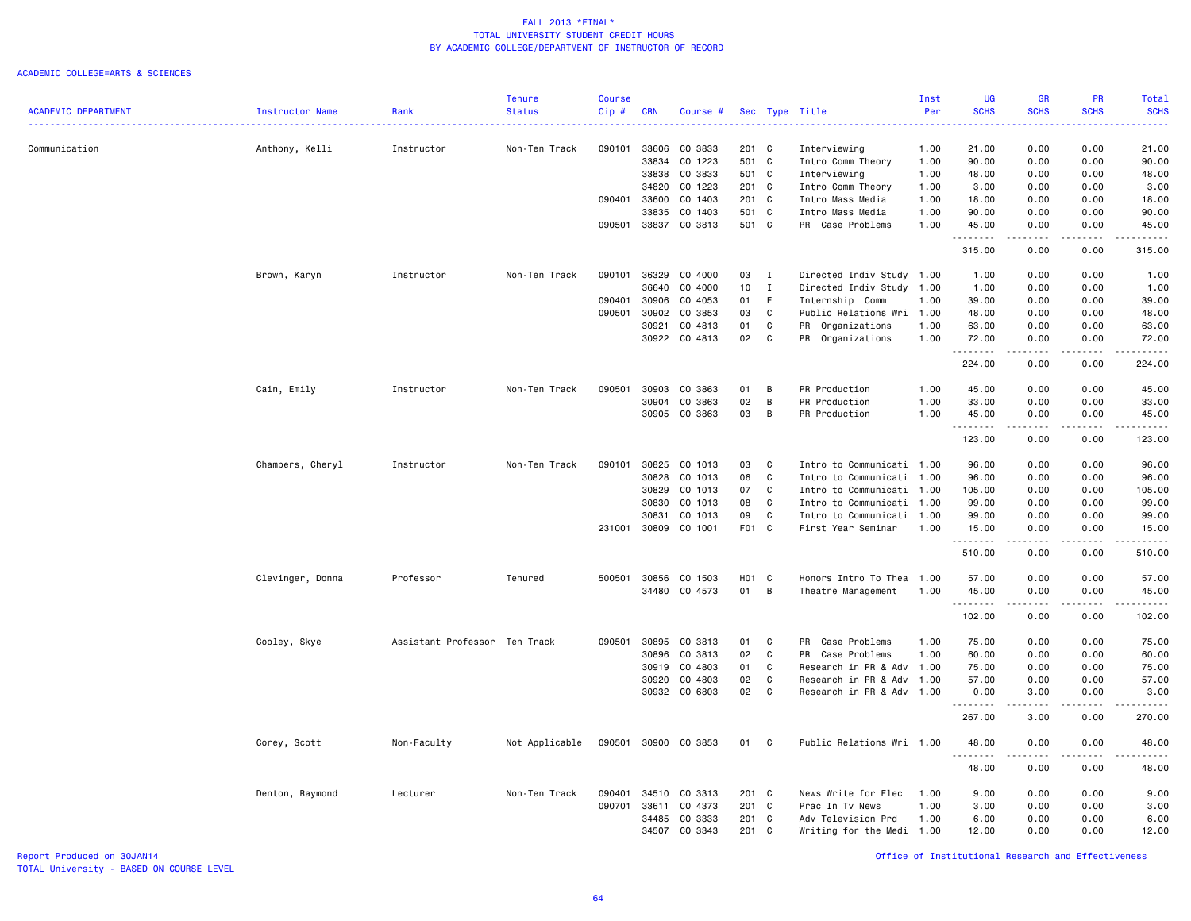# FALL 2013 *FINAL*
## TOTAL UNIVERSITY STUDENT CREDIT HOURS
## BY ACADEMIC COLLEGE/DEPARTMENT OF INSTRUCTOR OF RECORD

ACADEMIC COLLEGE=ARTS & SCIENCES

| ACADEMIC DEPARTMENT | Instructor Name | Rank | Tenure Status | Course Cip # | CRN | Course # | Sec | Type | Title | Inst Per | UG SCHS | GR SCHS | PR SCHS | Total SCHS |
|---|---|---|---|---|---|---|---|---|---|---|---|---|---|---|
| Communication | Anthony, Kelli | Instructor | Non-Ten Track | 090101 | 33606 | CO 3833 | 201 | C | Interviewing | 1.00 | 21.00 | 0.00 | 0.00 | 21.00 |
| | | | | | 33834 | CO 1223 | 501 | C | Intro Comm Theory | 1.00 | 90.00 | 0.00 | 0.00 | 90.00 |
| | | | | | 33838 | CO 3833 | 501 | C | Interviewing | 1.00 | 48.00 | 0.00 | 0.00 | 48.00 |
| | | | | | 34820 | CO 1223 | 201 | C | Intro Comm Theory | 1.00 | 3.00 | 0.00 | 0.00 | 3.00 |
| | | | | 090401 | 33600 | CO 1403 | 201 | C | Intro Mass Media | 1.00 | 18.00 | 0.00 | 0.00 | 18.00 |
| | | | | | 33835 | CO 1403 | 501 | C | Intro Mass Media | 1.00 | 90.00 | 0.00 | 0.00 | 90.00 |
| | | | | 090501 | 33837 | CO 3813 | 501 | C | PR Case Problems | 1.00 | 45.00 | 0.00 | 0.00 | 45.00 |
| | | | | | | | | | | | 315.00 | 0.00 | 0.00 | 315.00 |
| | Brown, Karyn | Instructor | Non-Ten Track | 090101 | 36329 | CO 4000 | 03 | I | Directed Indiv Study | 1.00 | 1.00 | 0.00 | 0.00 | 1.00 |
| | | | | | 36640 | CO 4000 | 10 | I | Directed Indiv Study | 1.00 | 1.00 | 0.00 | 0.00 | 1.00 |
| | | | | 090401 | 30906 | CO 4053 | 01 | E | Internship Comm | 1.00 | 39.00 | 0.00 | 0.00 | 39.00 |
| | | | | 090501 | 30902 | CO 3853 | 03 | C | Public Relations Wri | 1.00 | 48.00 | 0.00 | 0.00 | 48.00 |
| | | | | | 30921 | CO 4813 | 01 | C | PR Organizations | 1.00 | 63.00 | 0.00 | 0.00 | 63.00 |
| | | | | | 30922 | CO 4813 | 02 | C | PR Organizations | 1.00 | 72.00 | 0.00 | 0.00 | 72.00 |
| | | | | | | | | | | | 224.00 | 0.00 | 0.00 | 224.00 |
| | Cain, Emily | Instructor | Non-Ten Track | 090501 | 30903 | CO 3863 | 01 | B | PR Production | 1.00 | 45.00 | 0.00 | 0.00 | 45.00 |
| | | | | | 30904 | CO 3863 | 02 | B | PR Production | 1.00 | 33.00 | 0.00 | 0.00 | 33.00 |
| | | | | | 30905 | CO 3863 | 03 | B | PR Production | 1.00 | 45.00 | 0.00 | 0.00 | 45.00 |
| | | | | | | | | | | | 123.00 | 0.00 | 0.00 | 123.00 |
| | Chambers, Cheryl | Instructor | Non-Ten Track | 090101 | 30825 | CO 1013 | 03 | C | Intro to Communicati | 1.00 | 96.00 | 0.00 | 0.00 | 96.00 |
| | | | | | 30828 | CO 1013 | 06 | C | Intro to Communicati | 1.00 | 96.00 | 0.00 | 0.00 | 96.00 |
| | | | | | 30829 | CO 1013 | 07 | C | Intro to Communicati | 1.00 | 105.00 | 0.00 | 0.00 | 105.00 |
| | | | | | 30830 | CO 1013 | 08 | C | Intro to Communicati | 1.00 | 99.00 | 0.00 | 0.00 | 99.00 |
| | | | | | 30831 | CO 1013 | 09 | C | Intro to Communicati | 1.00 | 99.00 | 0.00 | 0.00 | 99.00 |
| | | | | 231001 | 30809 | CO 1001 | F01 | C | First Year Seminar | 1.00 | 15.00 | 0.00 | 0.00 | 15.00 |
| | | | | | | | | | | | 510.00 | 0.00 | 0.00 | 510.00 |
| | Clevinger, Donna | Professor | Tenured | 500501 | 30856 | CO 1503 | H01 | C | Honors Intro To Thea | 1.00 | 57.00 | 0.00 | 0.00 | 57.00 |
| | | | | | 34480 | CO 4573 | 01 | B | Theatre Management | 1.00 | 45.00 | 0.00 | 0.00 | 45.00 |
| | | | | | | | | | | | 102.00 | 0.00 | 0.00 | 102.00 |
| | Cooley, Skye | Assistant Professor | Ten Track | 090501 | 30895 | CO 3813 | 01 | C | PR Case Problems | 1.00 | 75.00 | 0.00 | 0.00 | 75.00 |
| | | | | | 30896 | CO 3813 | 02 | C | PR Case Problems | 1.00 | 60.00 | 0.00 | 0.00 | 60.00 |
| | | | | | 30919 | CO 4803 | 01 | C | Research in PR & Adv | 1.00 | 75.00 | 0.00 | 0.00 | 75.00 |
| | | | | | 30920 | CO 4803 | 02 | C | Research in PR & Adv | 1.00 | 57.00 | 0.00 | 0.00 | 57.00 |
| | | | | | 30932 | CO 6803 | 02 | C | Research in PR & Adv | 1.00 | 0.00 | 3.00 | 0.00 | 3.00 |
| | | | | | | | | | | | 267.00 | 3.00 | 0.00 | 270.00 |
| | Corey, Scott | Non-Faculty | Not Applicable | 090501 | 30900 | CO 3853 | 01 | C | Public Relations Wri | 1.00 | 48.00 | 0.00 | 0.00 | 48.00 |
| | | | | | | | | | | | 48.00 | 0.00 | 0.00 | 48.00 |
| | Denton, Raymond | Lecturer | Non-Ten Track | 090401 | 34510 | CO 3313 | 201 | C | News Write for Elec | 1.00 | 9.00 | 0.00 | 0.00 | 9.00 |
| | | | | 090701 | 33611 | CO 4373 | 201 | C | Prac In Tv News | 1.00 | 3.00 | 0.00 | 0.00 | 3.00 |
| | | | | | 34485 | CO 3333 | 201 | C | Adv Television Prd | 1.00 | 6.00 | 0.00 | 0.00 | 6.00 |
| | | | | | 34507 | CO 3343 | 201 | C | Writing for the Medi | 1.00 | 12.00 | 0.00 | 0.00 | 12.00 |

Report Produced on 30JAN14
TOTAL University - BASED ON COURSE LEVEL

Office of Institutional Research and Effectiveness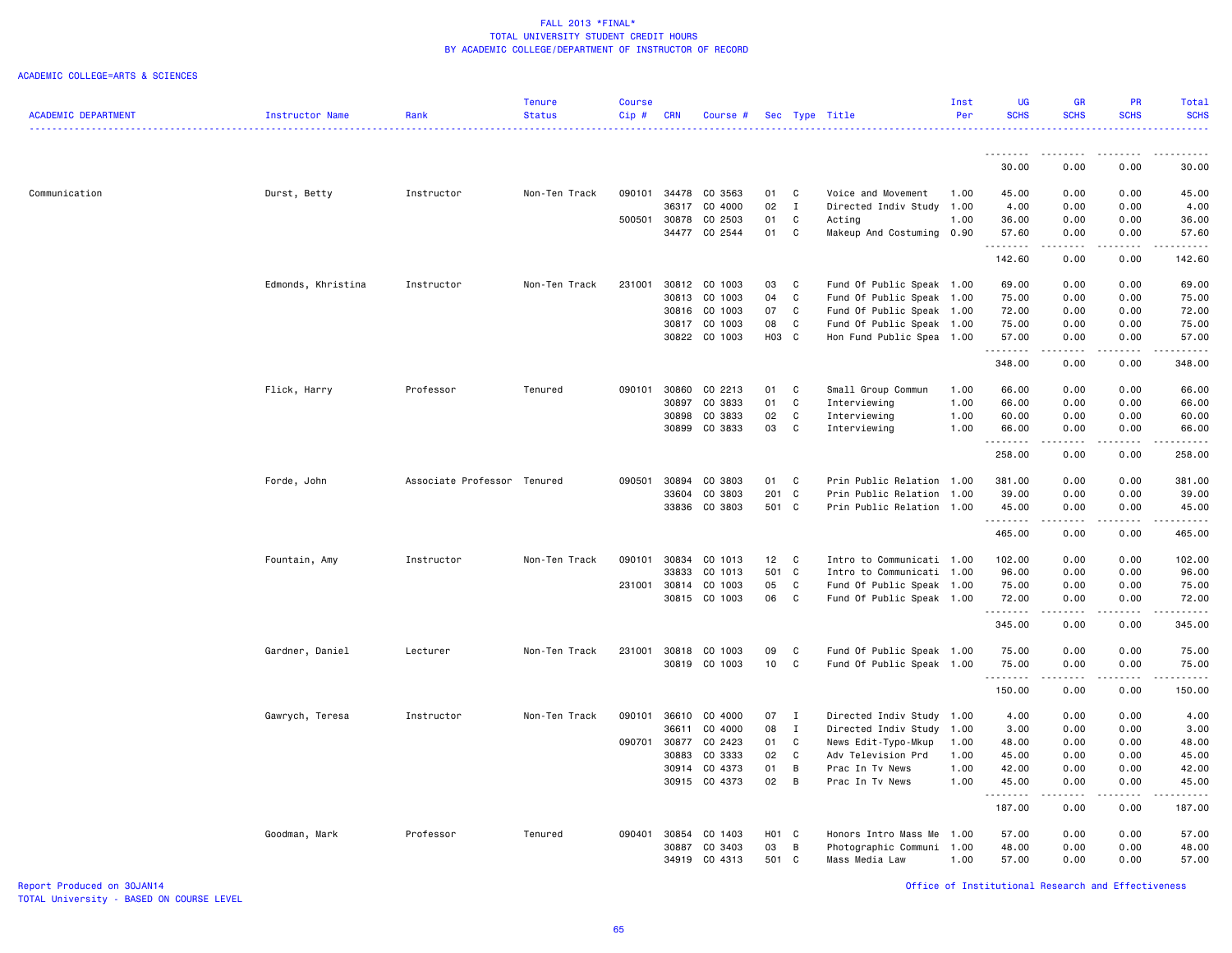FALL 2013 *FINAL*
TOTAL UNIVERSITY STUDENT CREDIT HOURS
BY ACADEMIC COLLEGE/DEPARTMENT OF INSTRUCTOR OF RECORD

ACADEMIC COLLEGE=ARTS & SCIENCES

| ACADEMIC DEPARTMENT | Instructor Name | Rank | Tenure Status | Course Cip # | CRN | Course # | Sec | Type | Title | Inst Per | UG SCHS | GR SCHS | PR SCHS | Total SCHS |
|---|---|---|---|---|---|---|---|---|---|---|---|---|---|---|
| | | | | | | | | | | | 30.00 | 0.00 | 0.00 | 30.00 |
| Communication | Durst, Betty | Instructor | Non-Ten Track | 090101 | 34478 | CO 3563 | 01 | C | Voice and Movement | 1.00 | 45.00 | 0.00 | 0.00 | 45.00 |
| | | | | | 36317 | CO 4000 | 02 | I | Directed Indiv Study | 1.00 | 4.00 | 0.00 | 0.00 | 4.00 |
| | | | | 500501 | 30878 | CO 2503 | 01 | C | Acting | 1.00 | 36.00 | 0.00 | 0.00 | 36.00 |
| | | | | | 34477 | CO 2544 | 01 | C | Makeup And Costuming | 0.90 | 57.60 | 0.00 | 0.00 | 57.60 |
| | | | | | | | | | | | 142.60 | 0.00 | 0.00 | 142.60 |
| | Edmonds, Khristina | Instructor | Non-Ten Track | 231001 | 30812 | CO 1003 | 03 | C | Fund Of Public Speak | 1.00 | 69.00 | 0.00 | 0.00 | 69.00 |
| | | | | | 30813 | CO 1003 | 04 | C | Fund Of Public Speak | 1.00 | 75.00 | 0.00 | 0.00 | 75.00 |
| | | | | | 30816 | CO 1003 | 07 | C | Fund Of Public Speak | 1.00 | 72.00 | 0.00 | 0.00 | 72.00 |
| | | | | | 30817 | CO 1003 | 08 | C | Fund Of Public Speak | 1.00 | 75.00 | 0.00 | 0.00 | 75.00 |
| | | | | | 30822 | CO 1003 | H03 | C | Hon Fund Public Spea | 1.00 | 57.00 | 0.00 | 0.00 | 57.00 |
| | | | | | | | | | | | 348.00 | 0.00 | 0.00 | 348.00 |
| | Flick, Harry | Professor | Tenured | 090101 | 30860 | CO 2213 | 01 | C | Small Group Commun | 1.00 | 66.00 | 0.00 | 0.00 | 66.00 |
| | | | | | 30897 | CO 3833 | 01 | C | Interviewing | 1.00 | 66.00 | 0.00 | 0.00 | 66.00 |
| | | | | | 30898 | CO 3833 | 02 | C | Interviewing | 1.00 | 60.00 | 0.00 | 0.00 | 60.00 |
| | | | | | 30899 | CO 3833 | 03 | C | Interviewing | 1.00 | 66.00 | 0.00 | 0.00 | 66.00 |
| | | | | | | | | | | | 258.00 | 0.00 | 0.00 | 258.00 |
| | Forde, John | Associate Professor | Tenured | 090501 | 30894 | CO 3803 | 01 | C | Prin Public Relation | 1.00 | 381.00 | 0.00 | 0.00 | 381.00 |
| | | | | | 33604 | CO 3803 | 201 | C | Prin Public Relation | 1.00 | 39.00 | 0.00 | 0.00 | 39.00 |
| | | | | | 33836 | CO 3803 | 501 | C | Prin Public Relation | 1.00 | 45.00 | 0.00 | 0.00 | 45.00 |
| | | | | | | | | | | | 465.00 | 0.00 | 0.00 | 465.00 |
| | Fountain, Amy | Instructor | Non-Ten Track | 090101 | 30834 | CO 1013 | 12 | C | Intro to Communicati | 1.00 | 102.00 | 0.00 | 0.00 | 102.00 |
| | | | | | 33833 | CO 1013 | 501 | C | Intro to Communicati | 1.00 | 96.00 | 0.00 | 0.00 | 96.00 |
| | | | | 231001 | 30814 | CO 1003 | 05 | C | Fund Of Public Speak | 1.00 | 75.00 | 0.00 | 0.00 | 75.00 |
| | | | | | 30815 | CO 1003 | 06 | C | Fund Of Public Speak | 1.00 | 72.00 | 0.00 | 0.00 | 72.00 |
| | | | | | | | | | | | 345.00 | 0.00 | 0.00 | 345.00 |
| | Gardner, Daniel | Lecturer | Non-Ten Track | 231001 | 30818 | CO 1003 | 09 | C | Fund Of Public Speak | 1.00 | 75.00 | 0.00 | 0.00 | 75.00 |
| | | | | | 30819 | CO 1003 | 10 | C | Fund Of Public Speak | 1.00 | 75.00 | 0.00 | 0.00 | 75.00 |
| | | | | | | | | | | | 150.00 | 0.00 | 0.00 | 150.00 |
| | Gawrych, Teresa | Instructor | Non-Ten Track | 090101 | 36610 | CO 4000 | 07 | I | Directed Indiv Study | 1.00 | 4.00 | 0.00 | 0.00 | 4.00 |
| | | | | | 36611 | CO 4000 | 08 | I | Directed Indiv Study | 1.00 | 3.00 | 0.00 | 0.00 | 3.00 |
| | | | | 090701 | 30877 | CO 2423 | 01 | C | News Edit-Typo-Mkup | 1.00 | 48.00 | 0.00 | 0.00 | 48.00 |
| | | | | | 30883 | CO 3333 | 02 | C | Adv Television Prd | 1.00 | 45.00 | 0.00 | 0.00 | 45.00 |
| | | | | | 30914 | CO 4373 | 01 | B | Prac In Tv News | 1.00 | 42.00 | 0.00 | 0.00 | 42.00 |
| | | | | | 30915 | CO 4373 | 02 | B | Prac In Tv News | 1.00 | 45.00 | 0.00 | 0.00 | 45.00 |
| | | | | | | | | | | | 187.00 | 0.00 | 0.00 | 187.00 |
| | Goodman, Mark | Professor | Tenured | 090401 | 30854 | CO 1403 | H01 | C | Honors Intro Mass Me | 1.00 | 57.00 | 0.00 | 0.00 | 57.00 |
| | | | | | 30887 | CO 3403 | 03 | B | Photographic Communi | 1.00 | 48.00 | 0.00 | 0.00 | 48.00 |
| | | | | | 34919 | CO 4313 | 501 | C | Mass Media Law | 1.00 | 57.00 | 0.00 | 0.00 | 57.00 |

Report Produced on 30JAN14
TOTAL University - BASED ON COURSE LEVEL

Office of Institutional Research and Effectiveness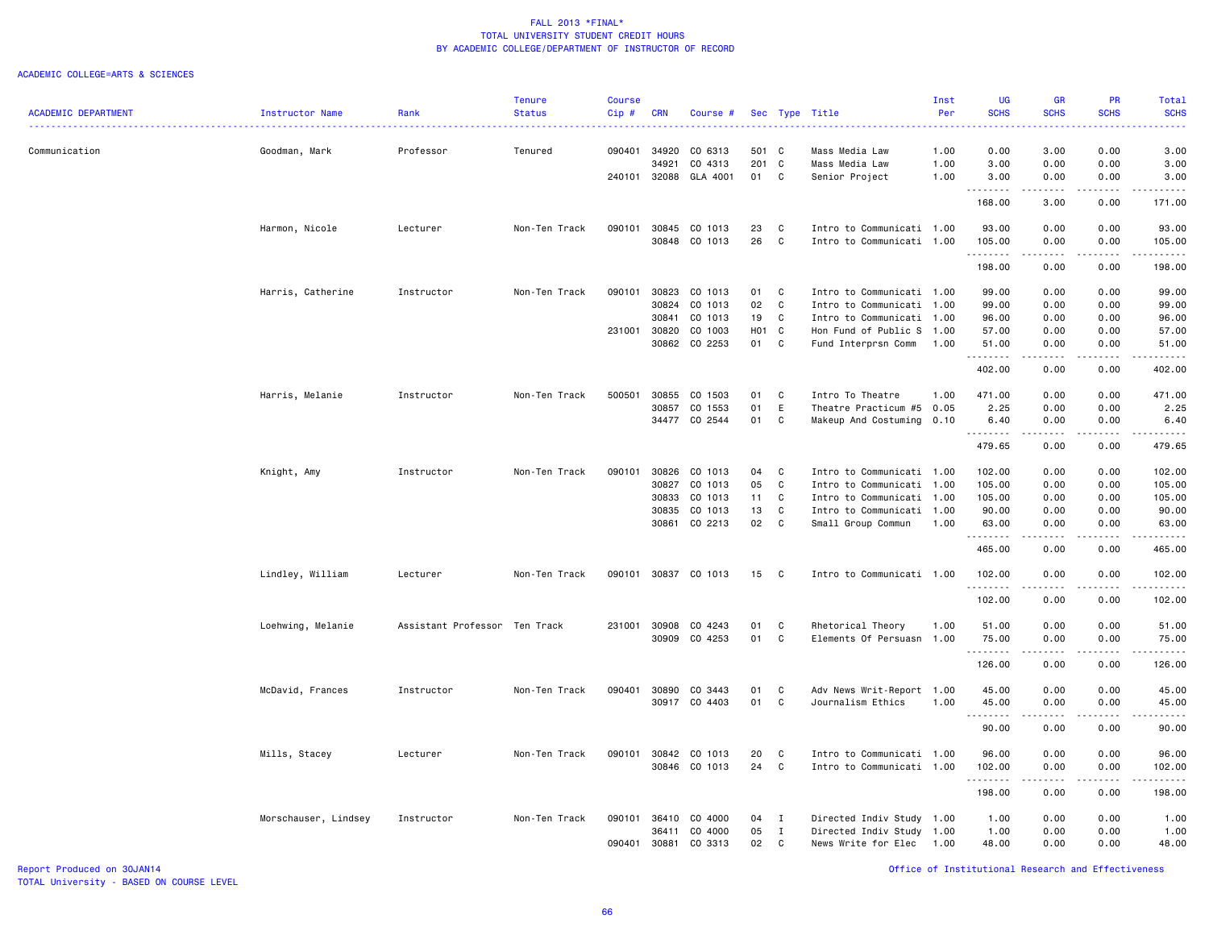FALL 2013 *FINAL*
TOTAL UNIVERSITY STUDENT CREDIT HOURS
BY ACADEMIC COLLEGE/DEPARTMENT OF INSTRUCTOR OF RECORD

ACADEMIC COLLEGE=ARTS & SCIENCES

| ACADEMIC DEPARTMENT | Instructor Name | Rank | Tenure Status | Course Cip # | CRN | Course # | Sec | Type | Title | Inst Per | UG SCHS | GR SCHS | PR SCHS | Total SCHS |
|---|---|---|---|---|---|---|---|---|---|---|---|---|---|---|
| Communication | Goodman, Mark | Professor | Tenured | 090401 | 34920 | CO 6313 | 501 | C | Mass Media Law | 1.00 | 0.00 | 3.00 | 0.00 | 3.00 |
| | | | | | 34921 | CO 4313 | 201 | C | Mass Media Law | 1.00 | 3.00 | 0.00 | 0.00 | 3.00 |
| | | | | 240101 | 32088 | GLA 4001 | 01 | C | Senior Project | 1.00 | 3.00 | 0.00 | 0.00 | 3.00 |
| | | | | | | | | | | | 168.00 | 3.00 | 0.00 | 171.00 |
| | Harmon, Nicole | Lecturer | Non-Ten Track | 090101 | 30845 | CO 1013 | 23 | C | Intro to Communicati | 1.00 | 93.00 | 0.00 | 0.00 | 93.00 |
| | | | | | 30848 | CO 1013 | 26 | C | Intro to Communicati | 1.00 | 105.00 | 0.00 | 0.00 | 105.00 |
| | | | | | | | | | | | 198.00 | 0.00 | 0.00 | 198.00 |
| | Harris, Catherine | Instructor | Non-Ten Track | 090101 | 30823 | CO 1013 | 01 | C | Intro to Communicati | 1.00 | 99.00 | 0.00 | 0.00 | 99.00 |
| | | | | | 30824 | CO 1013 | 02 | C | Intro to Communicati | 1.00 | 99.00 | 0.00 | 0.00 | 99.00 |
| | | | | | 30841 | CO 1013 | 19 | C | Intro to Communicati | 1.00 | 96.00 | 0.00 | 0.00 | 96.00 |
| | | | | 231001 | 30820 | CO 1003 | H01 | C | Hon Fund of Public S | 1.00 | 57.00 | 0.00 | 0.00 | 57.00 |
| | | | | | 30862 | CO 2253 | 01 | C | Fund Interprsn Comm | 1.00 | 51.00 | 0.00 | 0.00 | 51.00 |
| | | | | | | | | | | | 402.00 | 0.00 | 0.00 | 402.00 |
| | Harris, Melanie | Instructor | Non-Ten Track | 500501 | 30855 | CO 1503 | 01 | C | Intro To Theatre | 1.00 | 471.00 | 0.00 | 0.00 | 471.00 |
| | | | | | 30857 | CO 1553 | 01 | E | Theatre Practicum #5 | 0.05 | 2.25 | 0.00 | 0.00 | 2.25 |
| | | | | | 34477 | CO 2544 | 01 | C | Makeup And Costuming | 0.10 | 6.40 | 0.00 | 0.00 | 6.40 |
| | | | | | | | | | | | 479.65 | 0.00 | 0.00 | 479.65 |
| | Knight, Amy | Instructor | Non-Ten Track | 090101 | 30826 | CO 1013 | 04 | C | Intro to Communicati | 1.00 | 102.00 | 0.00 | 0.00 | 102.00 |
| | | | | | 30827 | CO 1013 | 05 | C | Intro to Communicati | 1.00 | 105.00 | 0.00 | 0.00 | 105.00 |
| | | | | | 30833 | CO 1013 | 11 | C | Intro to Communicati | 1.00 | 105.00 | 0.00 | 0.00 | 105.00 |
| | | | | | 30835 | CO 1013 | 13 | C | Intro to Communicati | 1.00 | 90.00 | 0.00 | 0.00 | 90.00 |
| | | | | | 30861 | CO 2213 | 02 | C | Small Group Commun | 1.00 | 63.00 | 0.00 | 0.00 | 63.00 |
| | | | | | | | | | | | 465.00 | 0.00 | 0.00 | 465.00 |
| | Lindley, William | Lecturer | Non-Ten Track | 090101 | 30837 | CO 1013 | 15 | C | Intro to Communicati | 1.00 | 102.00 | 0.00 | 0.00 | 102.00 |
| | | | | | | | | | | | 102.00 | 0.00 | 0.00 | 102.00 |
| | Loehwing, Melanie | Assistant Professor | Ten Track | 231001 | 30908 | CO 4243 | 01 | C | Rhetorical Theory | 1.00 | 51.00 | 0.00 | 0.00 | 51.00 |
| | | | | | 30909 | CO 4253 | 01 | C | Elements Of Persuasn | 1.00 | 75.00 | 0.00 | 0.00 | 75.00 |
| | | | | | | | | | | | 126.00 | 0.00 | 0.00 | 126.00 |
| | McDavid, Frances | Instructor | Non-Ten Track | 090401 | 30890 | CO 3443 | 01 | C | Adv News Writ-Report | 1.00 | 45.00 | 0.00 | 0.00 | 45.00 |
| | | | | | 30917 | CO 4403 | 01 | C | Journalism Ethics | 1.00 | 45.00 | 0.00 | 0.00 | 45.00 |
| | | | | | | | | | | | 90.00 | 0.00 | 0.00 | 90.00 |
| | Mills, Stacey | Lecturer | Non-Ten Track | 090101 | 30842 | CO 1013 | 20 | C | Intro to Communicati | 1.00 | 96.00 | 0.00 | 0.00 | 96.00 |
| | | | | | 30846 | CO 1013 | 24 | C | Intro to Communicati | 1.00 | 102.00 | 0.00 | 0.00 | 102.00 |
| | | | | | | | | | | | 198.00 | 0.00 | 0.00 | 198.00 |
| | Morschauser, Lindsey | Instructor | Non-Ten Track | 090101 | 36410 | CO 4000 | 04 | I | Directed Indiv Study | 1.00 | 1.00 | 0.00 | 0.00 | 1.00 |
| | | | | | 36411 | CO 4000 | 05 | I | Directed Indiv Study | 1.00 | 1.00 | 0.00 | 0.00 | 1.00 |
| | | | | 090401 | 30881 | CO 3313 | 02 | C | News Write for Elec | 1.00 | 48.00 | 0.00 | 0.00 | 48.00 |

Report Produced on 30JAN14
TOTAL University - BASED ON COURSE LEVEL

Office of Institutional Research and Effectiveness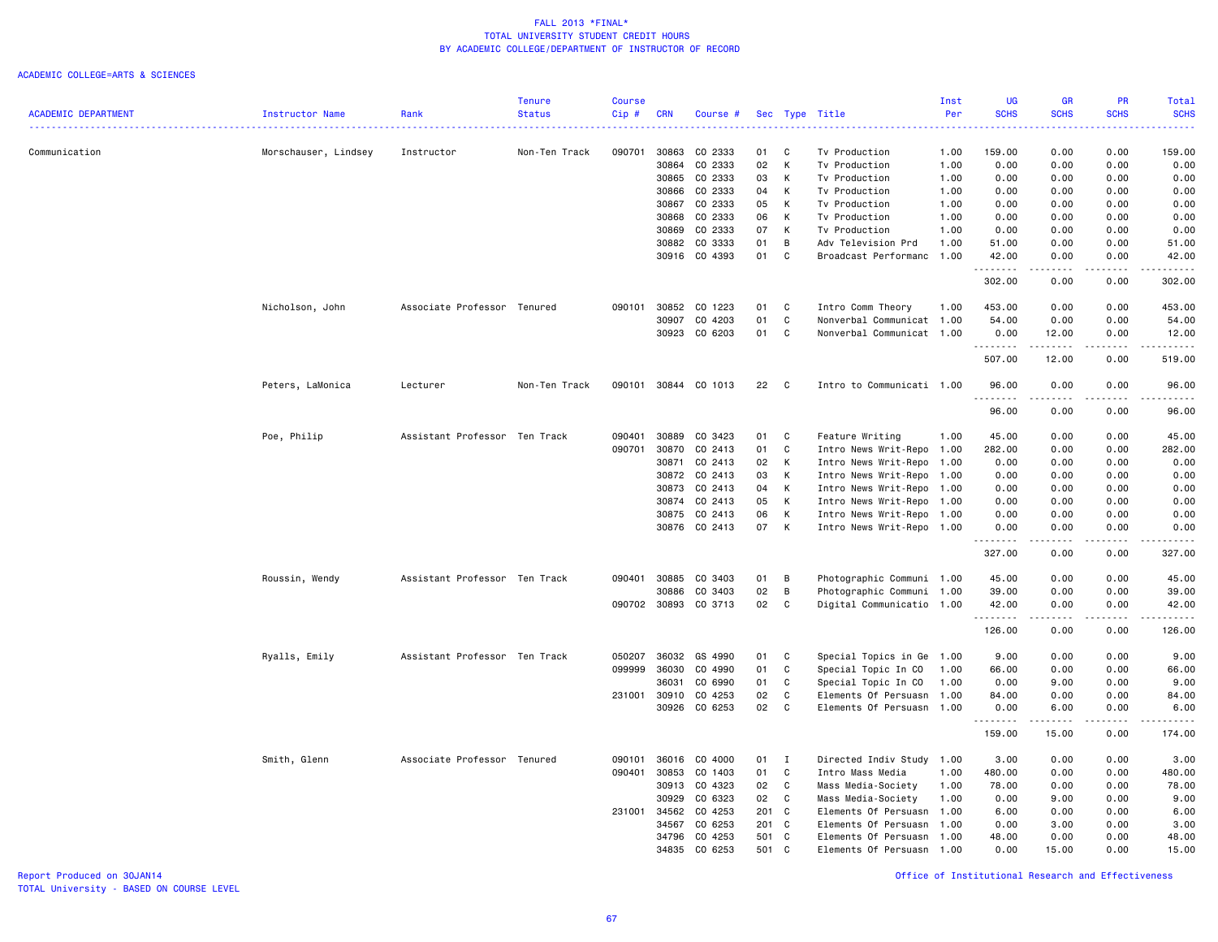# FALL 2013 *FINAL*
## TOTAL UNIVERSITY STUDENT CREDIT HOURS
## BY ACADEMIC COLLEGE/DEPARTMENT OF INSTRUCTOR OF RECORD

ACADEMIC COLLEGE=ARTS & SCIENCES

| ACADEMIC DEPARTMENT | Instructor Name | Rank | Tenure Status | Course Cip # | CRN | Course # | Sec | Type | Title | Inst Per | UG SCHS | GR SCHS | PR SCHS | Total SCHS |
|---|---|---|---|---|---|---|---|---|---|---|---|---|---|---|
| Communication | Morschauser, Lindsey | Instructor | Non-Ten Track | 090701 | 30863 | CO 2333 | 01 | C | Tv Production | 1.00 | 159.00 | 0.00 | 0.00 | 159.00 |
| | | | | | 30864 | CO 2333 | 02 | K | Tv Production | 1.00 | 0.00 | 0.00 | 0.00 | 0.00 |
| | | | | | 30865 | CO 2333 | 03 | K | Tv Production | 1.00 | 0.00 | 0.00 | 0.00 | 0.00 |
| | | | | | 30866 | CO 2333 | 04 | K | Tv Production | 1.00 | 0.00 | 0.00 | 0.00 | 0.00 |
| | | | | | 30867 | CO 2333 | 05 | K | Tv Production | 1.00 | 0.00 | 0.00 | 0.00 | 0.00 |
| | | | | | 30868 | CO 2333 | 06 | K | Tv Production | 1.00 | 0.00 | 0.00 | 0.00 | 0.00 |
| | | | | | 30869 | CO 2333 | 07 | K | Tv Production | 1.00 | 0.00 | 0.00 | 0.00 | 0.00 |
| | | | | | 30882 | CO 3333 | 01 | B | Adv Television Prd | 1.00 | 51.00 | 0.00 | 0.00 | 51.00 |
| | | | | | 30916 | CO 4393 | 01 | C | Broadcast Performanc | 1.00 | 42.00 | 0.00 | 0.00 | 42.00 |
| | | | | | | | | | | | 302.00 | 0.00 | 0.00 | 302.00 |
| | Nicholson, John | Associate Professor | Tenured | 090101 | 30852 | CO 1223 | 01 | C | Intro Comm Theory | 1.00 | 453.00 | 0.00 | 0.00 | 453.00 |
| | | | | | 30907 | CO 4203 | 01 | C | Nonverbal Communicat | 1.00 | 54.00 | 0.00 | 0.00 | 54.00 |
| | | | | | 30923 | CO 6203 | 01 | C | Nonverbal Communicat | 1.00 | 0.00 | 12.00 | 0.00 | 12.00 |
| | | | | | | | | | | | 507.00 | 12.00 | 0.00 | 519.00 |
| | Peters, LaMonica | Lecturer | Non-Ten Track | 090101 | 30844 | CO 1013 | 22 | C | Intro to Communicati | 1.00 | 96.00 | 0.00 | 0.00 | 96.00 |
| | | | | | | | | | | | 96.00 | 0.00 | 0.00 | 96.00 |
| | Poe, Philip | Assistant Professor | Ten Track | 090401 | 30889 | CO 3423 | 01 | C | Feature Writing | 1.00 | 45.00 | 0.00 | 0.00 | 45.00 |
| | | | | 090701 | 30870 | CO 2413 | 01 | C | Intro News Writ-Repo | 1.00 | 282.00 | 0.00 | 0.00 | 282.00 |
| | | | | | 30871 | CO 2413 | 02 | K | Intro News Writ-Repo | 1.00 | 0.00 | 0.00 | 0.00 | 0.00 |
| | | | | | 30872 | CO 2413 | 03 | K | Intro News Writ-Repo | 1.00 | 0.00 | 0.00 | 0.00 | 0.00 |
| | | | | | 30873 | CO 2413 | 04 | K | Intro News Writ-Repo | 1.00 | 0.00 | 0.00 | 0.00 | 0.00 |
| | | | | | 30874 | CO 2413 | 05 | K | Intro News Writ-Repo | 1.00 | 0.00 | 0.00 | 0.00 | 0.00 |
| | | | | | 30875 | CO 2413 | 06 | K | Intro News Writ-Repo | 1.00 | 0.00 | 0.00 | 0.00 | 0.00 |
| | | | | | 30876 | CO 2413 | 07 | K | Intro News Writ-Repo | 1.00 | 0.00 | 0.00 | 0.00 | 0.00 |
| | | | | | | | | | | | 327.00 | 0.00 | 0.00 | 327.00 |
| | Roussin, Wendy | Assistant Professor | Ten Track | 090401 | 30885 | CO 3403 | 01 | B | Photographic Communi | 1.00 | 45.00 | 0.00 | 0.00 | 45.00 |
| | | | | | 30886 | CO 3403 | 02 | B | Photographic Communi | 1.00 | 39.00 | 0.00 | 0.00 | 39.00 |
| | | | | 090702 | 30893 | CO 3713 | 02 | C | Digital Communicatio | 1.00 | 42.00 | 0.00 | 0.00 | 42.00 |
| | | | | | | | | | | | 126.00 | 0.00 | 0.00 | 126.00 |
| | Ryalls, Emily | Assistant Professor | Ten Track | 050207 | 36032 | GS 4990 | 01 | C | Special Topics in Ge | 1.00 | 9.00 | 0.00 | 0.00 | 9.00 |
| | | | | 099999 | 36030 | CO 4990 | 01 | C | Special Topic In CO | 1.00 | 66.00 | 0.00 | 0.00 | 66.00 |
| | | | | | 36031 | CO 6990 | 01 | C | Special Topic In CO | 1.00 | 0.00 | 9.00 | 0.00 | 9.00 |
| | | | | 231001 | 30910 | CO 4253 | 02 | C | Elements Of Persuasn | 1.00 | 84.00 | 0.00 | 0.00 | 84.00 |
| | | | | | 30926 | CO 6253 | 02 | C | Elements Of Persuasn | 1.00 | 0.00 | 6.00 | 0.00 | 6.00 |
| | | | | | | | | | | | 159.00 | 15.00 | 0.00 | 174.00 |
| | Smith, Glenn | Associate Professor | Tenured | 090101 | 36016 | CO 4000 | 01 | I | Directed Indiv Study | 1.00 | 3.00 | 0.00 | 0.00 | 3.00 |
| | | | | 090401 | 30853 | CO 1403 | 01 | C | Intro Mass Media | 1.00 | 480.00 | 0.00 | 0.00 | 480.00 |
| | | | | | 30913 | CO 4323 | 02 | C | Mass Media-Society | 1.00 | 78.00 | 0.00 | 0.00 | 78.00 |
| | | | | | 30929 | CO 6323 | 02 | C | Mass Media-Society | 1.00 | 0.00 | 9.00 | 0.00 | 9.00 |
| | | | | 231001 | 34562 | CO 4253 | 201 | C | Elements Of Persuasn | 1.00 | 6.00 | 0.00 | 0.00 | 6.00 |
| | | | | | 34567 | CO 6253 | 201 | C | Elements Of Persuasn | 1.00 | 0.00 | 3.00 | 0.00 | 3.00 |
| | | | | | 34796 | CO 4253 | 501 | C | Elements Of Persuasn | 1.00 | 48.00 | 0.00 | 0.00 | 48.00 |
| | | | | | 34835 | CO 6253 | 501 | C | Elements Of Persuasn | 1.00 | 0.00 | 15.00 | 0.00 | 15.00 |

Report Produced on 30JAN14
TOTAL University - BASED ON COURSE LEVEL

Office of Institutional Research and Effectiveness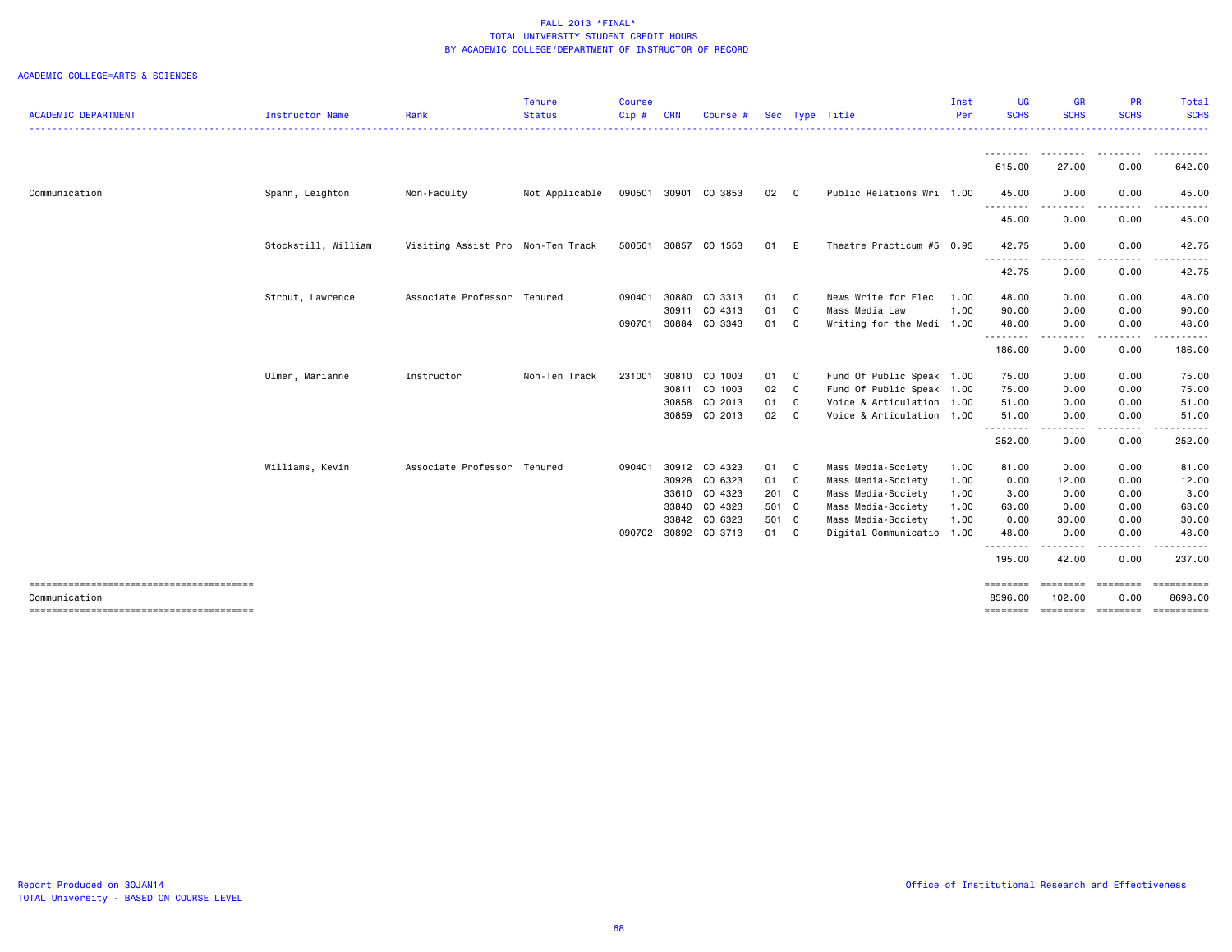FALL 2013 *FINAL*
TOTAL UNIVERSITY STUDENT CREDIT HOURS
BY ACADEMIC COLLEGE/DEPARTMENT OF INSTRUCTOR OF RECORD

ACADEMIC COLLEGE=ARTS & SCIENCES

| ACADEMIC DEPARTMENT | Instructor Name | Rank | Tenure Status | Course Cip # | CRN | Course # | Sec | Type | Title | Inst Per | UG SCHS | GR SCHS | PR SCHS | Total SCHS |
|---|---|---|---|---|---|---|---|---|---|---|---|---|---|---|
| | | | | | | | | | | | 615.00 | 27.00 | 0.00 | 642.00 |
| Communication | Spann, Leighton | Non-Faculty | Not Applicable | 090501 | 30901 | CO 3853 | 02 | C | Public Relations Wri | 1.00 | 45.00 | 0.00 | 0.00 | 45.00 |
| | | | | | | | | | | | 45.00 | 0.00 | 0.00 | 45.00 |
| | Stockstill, William | Visiting Assist Pro | Non-Ten Track | 500501 | 30857 | CO 1553 | 01 | E | Theatre Practicum #5 | 0.95 | 42.75 | 0.00 | 0.00 | 42.75 |
| | | | | | | | | | | | 42.75 | 0.00 | 0.00 | 42.75 |
| | Strout, Lawrence | Associate Professor | Tenured | 090401 | 30880 | CO 3313 | 01 | C | News Write for Elec | 1.00 | 48.00 | 0.00 | 0.00 | 48.00 |
| | | | | | 30911 | CO 4313 | 01 | C | Mass Media Law | 1.00 | 90.00 | 0.00 | 0.00 | 90.00 |
| | | | | 090701 | 30884 | CO 3343 | 01 | C | Writing for the Medi | 1.00 | 48.00 | 0.00 | 0.00 | 48.00 |
| | | | | | | | | | | | 186.00 | 0.00 | 0.00 | 186.00 |
| | Ulmer, Marianne | Instructor | Non-Ten Track | 231001 | 30810 | CO 1003 | 01 | C | Fund Of Public Speak | 1.00 | 75.00 | 0.00 | 0.00 | 75.00 |
| | | | | | 30811 | CO 1003 | 02 | C | Fund Of Public Speak | 1.00 | 75.00 | 0.00 | 0.00 | 75.00 |
| | | | | | 30858 | CO 2013 | 01 | C | Voice & Articulation | 1.00 | 51.00 | 0.00 | 0.00 | 51.00 |
| | | | | | 30859 | CO 2013 | 02 | C | Voice & Articulation | 1.00 | 51.00 | 0.00 | 0.00 | 51.00 |
| | | | | | | | | | | | 252.00 | 0.00 | 0.00 | 252.00 |
| | Williams, Kevin | Associate Professor | Tenured | 090401 | 30912 | CO 4323 | 01 | C | Mass Media-Society | 1.00 | 81.00 | 0.00 | 0.00 | 81.00 |
| | | | | | 30928 | CO 6323 | 01 | C | Mass Media-Society | 1.00 | 0.00 | 12.00 | 0.00 | 12.00 |
| | | | | | 33610 | CO 4323 | 201 | C | Mass Media-Society | 1.00 | 3.00 | 0.00 | 0.00 | 3.00 |
| | | | | | 33840 | CO 4323 | 501 | C | Mass Media-Society | 1.00 | 63.00 | 0.00 | 0.00 | 63.00 |
| | | | | | 33842 | CO 6323 | 501 | C | Mass Media-Society | 1.00 | 0.00 | 30.00 | 0.00 | 30.00 |
| | | | | 090702 | 30892 | CO 3713 | 01 | C | Digital Communicatio | 1.00 | 48.00 | 0.00 | 0.00 | 48.00 |
| | | | | | | | | | | | 195.00 | 42.00 | 0.00 | 237.00 |
| Communication | | | | | | | | | | | 8596.00 | 102.00 | 0.00 | 8698.00 |

Report Produced on 30JAN14
TOTAL University - BASED ON COURSE LEVEL

Office of Institutional Research and Effectiveness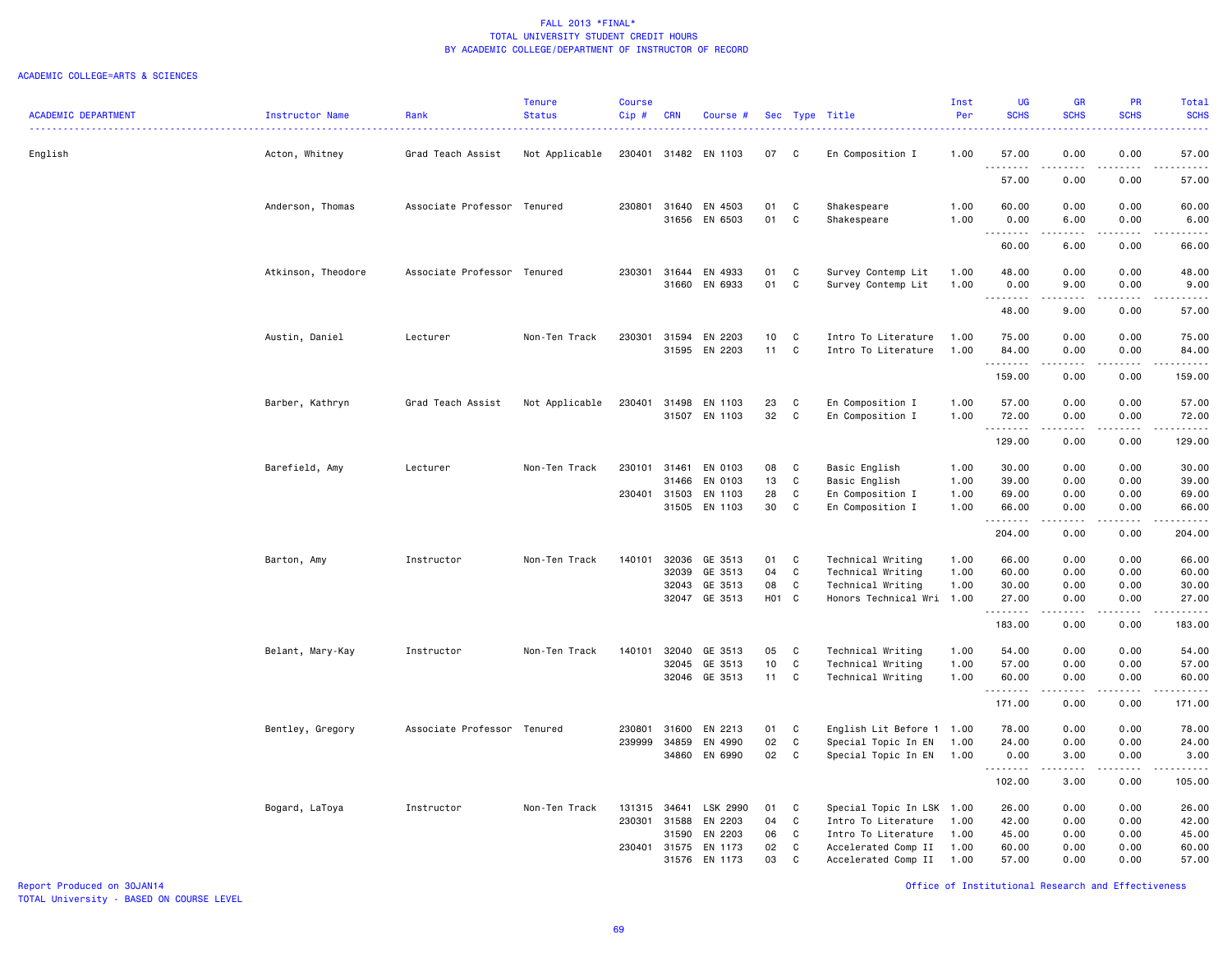# FALL 2013 *FINAL*
## TOTAL UNIVERSITY STUDENT CREDIT HOURS
## BY ACADEMIC COLLEGE/DEPARTMENT OF INSTRUCTOR OF RECORD

ACADEMIC COLLEGE=ARTS & SCIENCES

| ACADEMIC DEPARTMENT | Instructor Name | Rank | Tenure Status | Course Cip # | CRN | Course # | Sec | Type | Title | Inst Per | UG SCHS | GR SCHS | PR SCHS | Total SCHS |
|---|---|---|---|---|---|---|---|---|---|---|---|---|---|---|
| English | Acton, Whitney | Grad Teach Assist | Not Applicable | 230401 | 31482 | EN 1103 | 07 | C | En Composition I | 1.00 | 57.00 | 0.00 | 0.00 | 57.00 |
| | | | | | | | | | | | 57.00 | 0.00 | 0.00 | 57.00 |
| | Anderson, Thomas | Associate Professor | Tenured | 230801 | 31640 | EN 4503 | 01 | C | Shakespeare | 1.00 | 60.00 | 0.00 | 0.00 | 60.00 |
| | | | | | 31656 | EN 6503 | 01 | C | Shakespeare | 1.00 | 0.00 | 6.00 | 0.00 | 6.00 |
| | | | | | | | | | | | 60.00 | 6.00 | 0.00 | 66.00 |
| | Atkinson, Theodore | Associate Professor | Tenured | 230301 | 31644 | EN 4933 | 01 | C | Survey Contemp Lit | 1.00 | 48.00 | 0.00 | 0.00 | 48.00 |
| | | | | | 31660 | EN 6933 | 01 | C | Survey Contemp Lit | 1.00 | 0.00 | 9.00 | 0.00 | 9.00 |
| | | | | | | | | | | | 48.00 | 9.00 | 0.00 | 57.00 |
| | Austin, Daniel | Lecturer | Non-Ten Track | 230301 | 31594 | EN 2203 | 10 | C | Intro To Literature | 1.00 | 75.00 | 0.00 | 0.00 | 75.00 |
| | | | | | 31595 | EN 2203 | 11 | C | Intro To Literature | 1.00 | 84.00 | 0.00 | 0.00 | 84.00 |
| | | | | | | | | | | | 159.00 | 0.00 | 0.00 | 159.00 |
| | Barber, Kathryn | Grad Teach Assist | Not Applicable | 230401 | 31498 | EN 1103 | 23 | C | En Composition I | 1.00 | 57.00 | 0.00 | 0.00 | 57.00 |
| | | | | | 31507 | EN 1103 | 32 | C | En Composition I | 1.00 | 72.00 | 0.00 | 0.00 | 72.00 |
| | | | | | | | | | | | 129.00 | 0.00 | 0.00 | 129.00 |
| | Barefield, Amy | Lecturer | Non-Ten Track | 230101 | 31461 | EN 0103 | 08 | C | Basic English | 1.00 | 30.00 | 0.00 | 0.00 | 30.00 |
| | | | | | 31466 | EN 0103 | 13 | C | Basic English | 1.00 | 39.00 | 0.00 | 0.00 | 39.00 |
| | | | | 230401 | 31503 | EN 1103 | 28 | C | En Composition I | 1.00 | 69.00 | 0.00 | 0.00 | 69.00 |
| | | | | | 31505 | EN 1103 | 30 | C | En Composition I | 1.00 | 66.00 | 0.00 | 0.00 | 66.00 |
| | | | | | | | | | | | 204.00 | 0.00 | 0.00 | 204.00 |
| | Barton, Amy | Instructor | Non-Ten Track | 140101 | 32036 | GE 3513 | 01 | C | Technical Writing | 1.00 | 66.00 | 0.00 | 0.00 | 66.00 |
| | | | | | 32039 | GE 3513 | 04 | C | Technical Writing | 1.00 | 60.00 | 0.00 | 0.00 | 60.00 |
| | | | | | 32043 | GE 3513 | 08 | C | Technical Writing | 1.00 | 30.00 | 0.00 | 0.00 | 30.00 |
| | | | | | 32047 | GE 3513 | H01 | C | Honors Technical Wri | 1.00 | 27.00 | 0.00 | 0.00 | 27.00 |
| | | | | | | | | | | | 183.00 | 0.00 | 0.00 | 183.00 |
| | Belant, Mary-Kay | Instructor | Non-Ten Track | 140101 | 32040 | GE 3513 | 05 | C | Technical Writing | 1.00 | 54.00 | 0.00 | 0.00 | 54.00 |
| | | | | | 32045 | GE 3513 | 10 | C | Technical Writing | 1.00 | 57.00 | 0.00 | 0.00 | 57.00 |
| | | | | | 32046 | GE 3513 | 11 | C | Technical Writing | 1.00 | 60.00 | 0.00 | 0.00 | 60.00 |
| | | | | | | | | | | | 171.00 | 0.00 | 0.00 | 171.00 |
| | Bentley, Gregory | Associate Professor | Tenured | 230801 | 31600 | EN 2213 | 01 | C | English Lit Before 1 | 1.00 | 78.00 | 0.00 | 0.00 | 78.00 |
| | | | | 239999 | 34859 | EN 4990 | 02 | C | Special Topic In EN | 1.00 | 24.00 | 0.00 | 0.00 | 24.00 |
| | | | | | 34860 | EN 6990 | 02 | C | Special Topic In EN | 1.00 | 0.00 | 3.00 | 0.00 | 3.00 |
| | | | | | | | | | | | 102.00 | 3.00 | 0.00 | 105.00 |
| | Bogard, LaToya | Instructor | Non-Ten Track | 131315 | 34641 | LSK 2990 | 01 | C | Special Topic In LSK | 1.00 | 26.00 | 0.00 | 0.00 | 26.00 |
| | | | | 230301 | 31588 | EN 2203 | 04 | C | Intro To Literature | 1.00 | 42.00 | 0.00 | 0.00 | 42.00 |
| | | | | | 31590 | EN 2203 | 06 | C | Intro To Literature | 1.00 | 45.00 | 0.00 | 0.00 | 45.00 |
| | | | | 230401 | 31575 | EN 1173 | 02 | C | Accelerated Comp II | 1.00 | 60.00 | 0.00 | 0.00 | 60.00 |
| | | | | | 31576 | EN 1173 | 03 | C | Accelerated Comp II | 1.00 | 57.00 | 0.00 | 0.00 | 57.00 |

Report Produced on 30JAN14
TOTAL University - BASED ON COURSE LEVEL

Office of Institutional Research and Effectiveness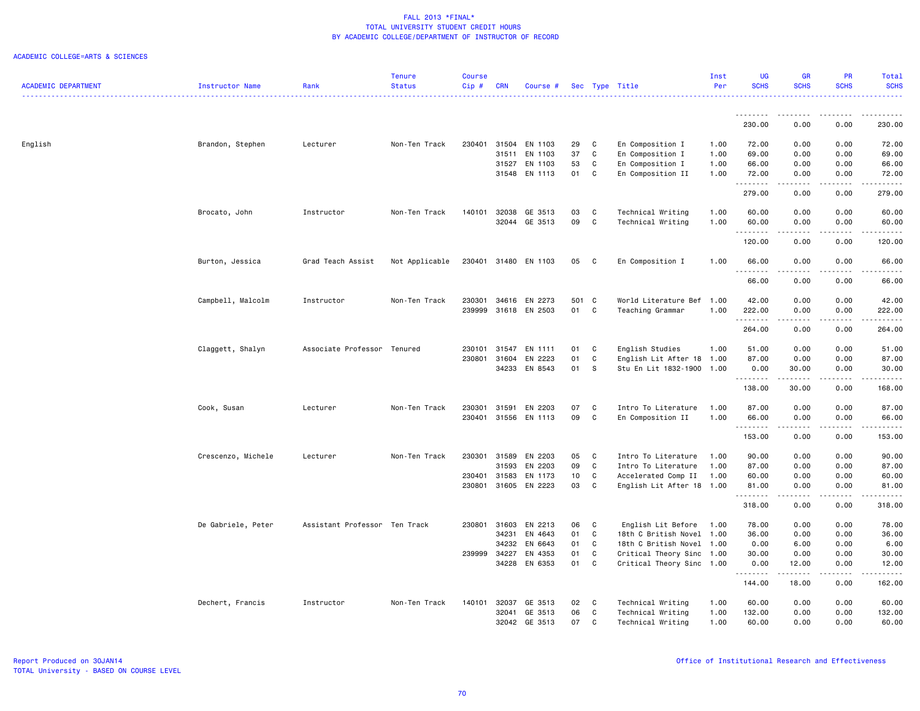FALL 2013 *FINAL*
TOTAL UNIVERSITY STUDENT CREDIT HOURS
BY ACADEMIC COLLEGE/DEPARTMENT OF INSTRUCTOR OF RECORD

ACADEMIC COLLEGE=ARTS & SCIENCES

| ACADEMIC DEPARTMENT | Instructor Name | Rank | Tenure Status | Course Cip # | CRN | Course # | Sec | Type | Title | Inst Per | UG SCHS | GR SCHS | PR SCHS | Total SCHS |
|---|---|---|---|---|---|---|---|---|---|---|---|---|---|---|
| | | | | | | | | | | | 230.00 | 0.00 | 0.00 | 230.00 |
| English | Brandon, Stephen | Lecturer | Non-Ten Track | 230401 | 31504 | EN 1103 | 29 | C | En Composition I | 1.00 | 72.00 | 0.00 | 0.00 | 72.00 |
| | | | | | 31511 | EN 1103 | 37 | C | En Composition I | 1.00 | 69.00 | 0.00 | 0.00 | 69.00 |
| | | | | | 31527 | EN 1103 | 53 | C | En Composition I | 1.00 | 66.00 | 0.00 | 0.00 | 66.00 |
| | | | | | 31548 | EN 1113 | 01 | C | En Composition II | 1.00 | 72.00 | 0.00 | 0.00 | 72.00 |
| | | | | | | | | | | | 279.00 | 0.00 | 0.00 | 279.00 |
| | Brocato, John | Instructor | Non-Ten Track | 140101 | 32038 | GE 3513 | 03 | C | Technical Writing | 1.00 | 60.00 | 0.00 | 0.00 | 60.00 |
| | | | | | 32044 | GE 3513 | 09 | C | Technical Writing | 1.00 | 60.00 | 0.00 | 0.00 | 60.00 |
| | | | | | | | | | | | 120.00 | 0.00 | 0.00 | 120.00 |
| | Burton, Jessica | Grad Teach Assist | Not Applicable | 230401 | 31480 | EN 1103 | 05 | C | En Composition I | 1.00 | 66.00 | 0.00 | 0.00 | 66.00 |
| | | | | | | | | | | | 66.00 | 0.00 | 0.00 | 66.00 |
| | Campbell, Malcolm | Instructor | Non-Ten Track | 230301 | 34616 | EN 2273 | 501 | C | World Literature Bef | 1.00 | 42.00 | 0.00 | 0.00 | 42.00 |
| | | | | 239999 | 31618 | EN 2503 | 01 | C | Teaching Grammar | 1.00 | 222.00 | 0.00 | 0.00 | 222.00 |
| | | | | | | | | | | | 264.00 | 0.00 | 0.00 | 264.00 |
| | Claggett, Shalyn | Associate Professor | Tenured | 230101 | 31547 | EN 1111 | 01 | C | English Studies | 1.00 | 51.00 | 0.00 | 0.00 | 51.00 |
| | | | | 230801 | 31604 | EN 2223 | 01 | C | English Lit After 18 | 1.00 | 87.00 | 0.00 | 0.00 | 87.00 |
| | | | | | 34233 | EN 8543 | 01 | S | Stu En Lit 1832-1900 | 1.00 | 0.00 | 30.00 | 0.00 | 30.00 |
| | | | | | | | | | | | 138.00 | 30.00 | 0.00 | 168.00 |
| | Cook, Susan | Lecturer | Non-Ten Track | 230301 | 31591 | EN 2203 | 07 | C | Intro To Literature | 1.00 | 87.00 | 0.00 | 0.00 | 87.00 |
| | | | | 230401 | 31556 | EN 1113 | 09 | C | En Composition II | 1.00 | 66.00 | 0.00 | 0.00 | 66.00 |
| | | | | | | | | | | | 153.00 | 0.00 | 0.00 | 153.00 |
| | Crescenzo, Michele | Lecturer | Non-Ten Track | 230301 | 31589 | EN 2203 | 05 | C | Intro To Literature | 1.00 | 90.00 | 0.00 | 0.00 | 90.00 |
| | | | | | 31593 | EN 2203 | 09 | C | Intro To Literature | 1.00 | 87.00 | 0.00 | 0.00 | 87.00 |
| | | | | 230401 | 31583 | EN 1173 | 10 | C | Accelerated Comp II | 1.00 | 60.00 | 0.00 | 0.00 | 60.00 |
| | | | | 230801 | 31605 | EN 2223 | 03 | C | English Lit After 18 | 1.00 | 81.00 | 0.00 | 0.00 | 81.00 |
| | | | | | | | | | | | 318.00 | 0.00 | 0.00 | 318.00 |
| | De Gabriele, Peter | Assistant Professor | Ten Track | 230801 | 31603 | EN 2213 | 06 | C | English Lit Before | 1.00 | 78.00 | 0.00 | 0.00 | 78.00 |
| | | | | | 34231 | EN 4643 | 01 | C | 18th C British Novel | 1.00 | 36.00 | 0.00 | 0.00 | 36.00 |
| | | | | | 34232 | EN 6643 | 01 | C | 18th C British Novel | 1.00 | 0.00 | 6.00 | 0.00 | 6.00 |
| | | | | 239999 | 34227 | EN 4353 | 01 | C | Critical Theory Sinc | 1.00 | 30.00 | 0.00 | 0.00 | 30.00 |
| | | | | | 34228 | EN 6353 | 01 | C | Critical Theory Sinc | 1.00 | 0.00 | 12.00 | 0.00 | 12.00 |
| | | | | | | | | | | | 144.00 | 18.00 | 0.00 | 162.00 |
| | Dechert, Francis | Instructor | Non-Ten Track | 140101 | 32037 | GE 3513 | 02 | C | Technical Writing | 1.00 | 60.00 | 0.00 | 0.00 | 60.00 |
| | | | | | 32041 | GE 3513 | 06 | C | Technical Writing | 1.00 | 132.00 | 0.00 | 0.00 | 132.00 |
| | | | | | 32042 | GE 3513 | 07 | C | Technical Writing | 1.00 | 60.00 | 0.00 | 0.00 | 60.00 |

Report Produced on 30JAN14
TOTAL University - BASED ON COURSE LEVEL

Office of Institutional Research and Effectiveness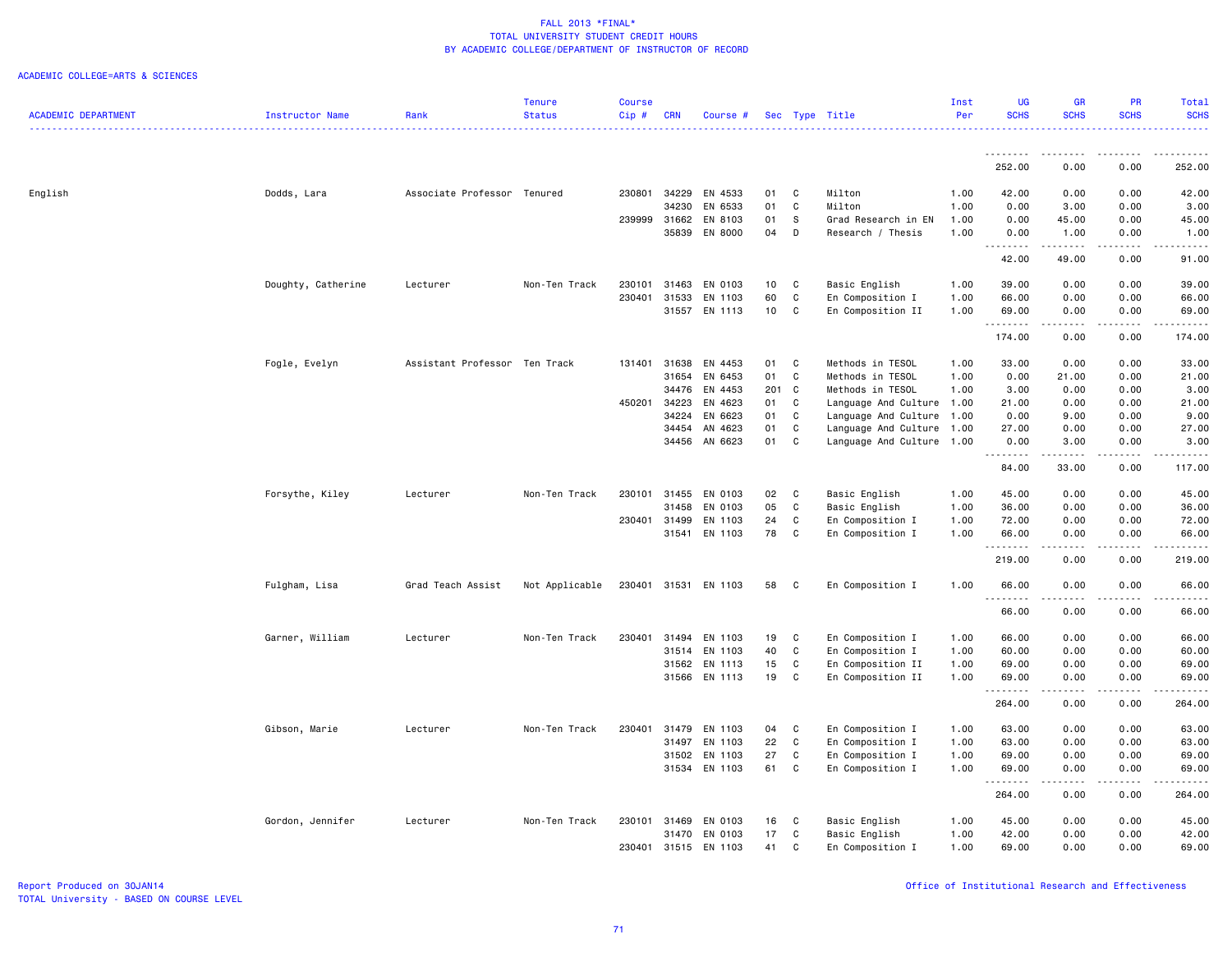FALL 2013 *FINAL*
TOTAL UNIVERSITY STUDENT CREDIT HOURS
BY ACADEMIC COLLEGE/DEPARTMENT OF INSTRUCTOR OF RECORD

ACADEMIC COLLEGE=ARTS & SCIENCES

| ACADEMIC DEPARTMENT | Instructor Name | Rank | Tenure Status | Course Cip # | CRN | Course # | Sec | Type | Title | Inst Per | UG SCHS | GR SCHS | PR SCHS | Total SCHS |
|---|---|---|---|---|---|---|---|---|---|---|---|---|---|---|
| | | | | | | | | | | | 252.00 | 0.00 | 0.00 | 252.00 |
| English | Dodds, Lara | Associate Professor | Tenured | 230801 | 34229 | EN 4533 | 01 | C | Milton | 1.00 | 42.00 | 0.00 | 0.00 | 42.00 |
| | | | | | 34230 | EN 6533 | 01 | C | Milton | 1.00 | 0.00 | 3.00 | 0.00 | 3.00 |
| | | | | 239999 | 31662 | EN 8103 | 01 | S | Grad Research in EN | 1.00 | 0.00 | 45.00 | 0.00 | 45.00 |
| | | | | | 35839 | EN 8000 | 04 | D | Research / Thesis | 1.00 | 0.00 | 1.00 | 0.00 | 1.00 |
| | | | | | | | | | | | 42.00 | 49.00 | 0.00 | 91.00 |
| | Doughty, Catherine | Lecturer | Non-Ten Track | 230101 | 31463 | EN 0103 | 10 | C | Basic English | 1.00 | 39.00 | 0.00 | 0.00 | 39.00 |
| | | | | 230401 | 31533 | EN 1103 | 60 | C | En Composition I | 1.00 | 66.00 | 0.00 | 0.00 | 66.00 |
| | | | | | 31557 | EN 1113 | 10 | C | En Composition II | 1.00 | 69.00 | 0.00 | 0.00 | 69.00 |
| | | | | | | | | | | | 174.00 | 0.00 | 0.00 | 174.00 |
| | Fogle, Evelyn | Assistant Professor | Ten Track | 131401 | 31638 | EN 4453 | 01 | C | Methods in TESOL | 1.00 | 33.00 | 0.00 | 0.00 | 33.00 |
| | | | | | 31654 | EN 6453 | 01 | C | Methods in TESOL | 1.00 | 0.00 | 21.00 | 0.00 | 21.00 |
| | | | | | 34476 | EN 4453 | 201 | C | Methods in TESOL | 1.00 | 3.00 | 0.00 | 0.00 | 3.00 |
| | | | | 450201 | 34223 | EN 4623 | 01 | C | Language And Culture | 1.00 | 21.00 | 0.00 | 0.00 | 21.00 |
| | | | | | 34224 | EN 6623 | 01 | C | Language And Culture | 1.00 | 0.00 | 9.00 | 0.00 | 9.00 |
| | | | | | 34454 | AN 4623 | 01 | C | Language And Culture | 1.00 | 27.00 | 0.00 | 0.00 | 27.00 |
| | | | | | 34456 | AN 6623 | 01 | C | Language And Culture | 1.00 | 0.00 | 3.00 | 0.00 | 3.00 |
| | | | | | | | | | | | 84.00 | 33.00 | 0.00 | 117.00 |
| | Forsythe, Kiley | Lecturer | Non-Ten Track | 230101 | 31455 | EN 0103 | 02 | C | Basic English | 1.00 | 45.00 | 0.00 | 0.00 | 45.00 |
| | | | | | 31458 | EN 0103 | 05 | C | Basic English | 1.00 | 36.00 | 0.00 | 0.00 | 36.00 |
| | | | | 230401 | 31499 | EN 1103 | 24 | C | En Composition I | 1.00 | 72.00 | 0.00 | 0.00 | 72.00 |
| | | | | | 31541 | EN 1103 | 78 | C | En Composition I | 1.00 | 66.00 | 0.00 | 0.00 | 66.00 |
| | | | | | | | | | | | 219.00 | 0.00 | 0.00 | 219.00 |
| | Fulgham, Lisa | Grad Teach Assist | Not Applicable | 230401 | 31531 | EN 1103 | 58 | C | En Composition I | 1.00 | 66.00 | 0.00 | 0.00 | 66.00 |
| | | | | | | | | | | | 66.00 | 0.00 | 0.00 | 66.00 |
| | Garner, William | Lecturer | Non-Ten Track | 230401 | 31494 | EN 1103 | 19 | C | En Composition I | 1.00 | 66.00 | 0.00 | 0.00 | 66.00 |
| | | | | | 31514 | EN 1103 | 40 | C | En Composition I | 1.00 | 60.00 | 0.00 | 0.00 | 60.00 |
| | | | | | 31562 | EN 1113 | 15 | C | En Composition II | 1.00 | 69.00 | 0.00 | 0.00 | 69.00 |
| | | | | | 31566 | EN 1113 | 19 | C | En Composition II | 1.00 | 69.00 | 0.00 | 0.00 | 69.00 |
| | | | | | | | | | | | 264.00 | 0.00 | 0.00 | 264.00 |
| | Gibson, Marie | Lecturer | Non-Ten Track | 230401 | 31479 | EN 1103 | 04 | C | En Composition I | 1.00 | 63.00 | 0.00 | 0.00 | 63.00 |
| | | | | | 31497 | EN 1103 | 22 | C | En Composition I | 1.00 | 63.00 | 0.00 | 0.00 | 63.00 |
| | | | | | 31502 | EN 1103 | 27 | C | En Composition I | 1.00 | 69.00 | 0.00 | 0.00 | 69.00 |
| | | | | | 31534 | EN 1103 | 61 | C | En Composition I | 1.00 | 69.00 | 0.00 | 0.00 | 69.00 |
| | | | | | | | | | | | 264.00 | 0.00 | 0.00 | 264.00 |
| | Gordon, Jennifer | Lecturer | Non-Ten Track | 230101 | 31469 | EN 0103 | 16 | C | Basic English | 1.00 | 45.00 | 0.00 | 0.00 | 45.00 |
| | | | | | 31470 | EN 0103 | 17 | C | Basic English | 1.00 | 42.00 | 0.00 | 0.00 | 42.00 |
| | | | | 230401 | 31515 | EN 1103 | 41 | C | En Composition I | 1.00 | 69.00 | 0.00 | 0.00 | 69.00 |

Report Produced on 30JAN14
TOTAL University - BASED ON COURSE LEVEL

Office of Institutional Research and Effectiveness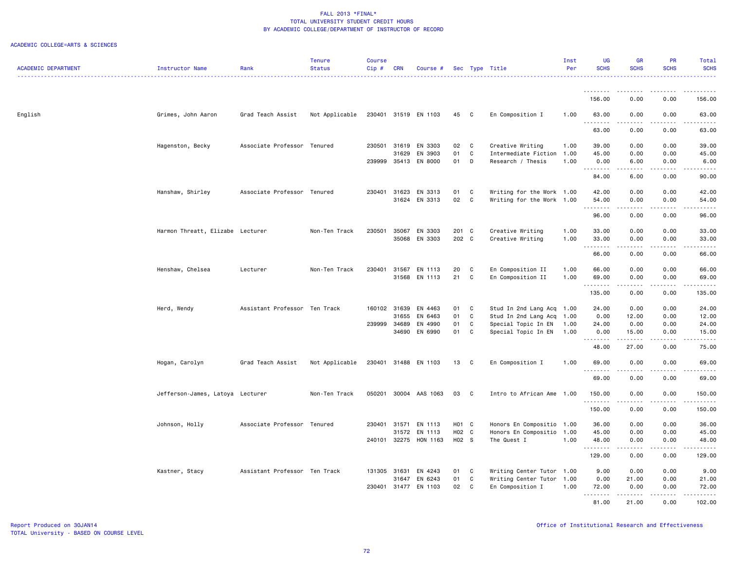# FALL 2013 *FINAL*
## TOTAL UNIVERSITY STUDENT CREDIT HOURS
## BY ACADEMIC COLLEGE/DEPARTMENT OF INSTRUCTOR OF RECORD

ACADEMIC COLLEGE=ARTS & SCIENCES

| ACADEMIC DEPARTMENT | Instructor Name | Rank | Tenure Status | Course Cip # | CRN | Course # | Sec | Type | Title | Inst Per | UG SCHS | GR SCHS | PR SCHS | Total SCHS |
|---|---|---|---|---|---|---|---|---|---|---|---|---|---|---|
| | | | | | | | | | | | 156.00 | 0.00 | 0.00 | 156.00 |
| English | Grimes, John Aaron | Grad Teach Assist | Not Applicable | 230401 | 31519 | EN 1103 | 45 | C | En Composition I | 1.00 | 63.00 | 0.00 | 0.00 | 63.00 |
| | | | | | | | | | | | 63.00 | 0.00 | 0.00 | 63.00 |
| | Hagenston, Becky | Associate Professor | Tenured | 230501 | 31619 | EN 3303 | 02 | C | Creative Writing | 1.00 | 39.00 | 0.00 | 0.00 | 39.00 |
| | | | | | 31629 | EN 3903 | 01 | C | Intermediate Fiction | 1.00 | 45.00 | 0.00 | 0.00 | 45.00 |
| | | | | 239999 | 35413 | EN 8000 | 01 | D | Research / Thesis | 1.00 | 0.00 | 6.00 | 0.00 | 6.00 |
| | | | | | | | | | | | 84.00 | 6.00 | 0.00 | 90.00 |
| | Hanshaw, Shirley | Associate Professor | Tenured | 230401 | 31623 | EN 3313 | 01 | C | Writing for the Work | 1.00 | 42.00 | 0.00 | 0.00 | 42.00 |
| | | | | | 31624 | EN 3313 | 02 | C | Writing for the Work | 1.00 | 54.00 | 0.00 | 0.00 | 54.00 |
| | | | | | | | | | | | 96.00 | 0.00 | 0.00 | 96.00 |
| | Harmon Threatt, Elizabe | Lecturer | Non-Ten Track | 230501 | 35067 | EN 3303 | 201 | C | Creative Writing | 1.00 | 33.00 | 0.00 | 0.00 | 33.00 |
| | | | | | 35068 | EN 3303 | 202 | C | Creative Writing | 1.00 | 33.00 | 0.00 | 0.00 | 33.00 |
| | | | | | | | | | | | 66.00 | 0.00 | 0.00 | 66.00 |
| | Henshaw, Chelsea | Lecturer | Non-Ten Track | 230401 | 31567 | EN 1113 | 20 | C | En Composition II | 1.00 | 66.00 | 0.00 | 0.00 | 66.00 |
| | | | | | 31568 | EN 1113 | 21 | C | En Composition II | 1.00 | 69.00 | 0.00 | 0.00 | 69.00 |
| | | | | | | | | | | | 135.00 | 0.00 | 0.00 | 135.00 |
| | Herd, Wendy | Assistant Professor | Ten Track | 160102 | 31639 | EN 4463 | 01 | C | Stud In 2nd Lang Acq | 1.00 | 24.00 | 0.00 | 0.00 | 24.00 |
| | | | | | 31655 | EN 6463 | 01 | C | Stud In 2nd Lang Acq | 1.00 | 0.00 | 12.00 | 0.00 | 12.00 |
| | | | | 239999 | 34689 | EN 4990 | 01 | C | Special Topic In EN | 1.00 | 24.00 | 0.00 | 0.00 | 24.00 |
| | | | | | 34690 | EN 6990 | 01 | C | Special Topic In EN | 1.00 | 0.00 | 15.00 | 0.00 | 15.00 |
| | | | | | | | | | | | 48.00 | 27.00 | 0.00 | 75.00 |
| | Hogan, Carolyn | Grad Teach Assist | Not Applicable | 230401 | 31488 | EN 1103 | 13 | C | En Composition I | 1.00 | 69.00 | 0.00 | 0.00 | 69.00 |
| | | | | | | | | | | | 69.00 | 0.00 | 0.00 | 69.00 |
| | Jefferson-James, Latoya | Lecturer | Non-Ten Track | 050201 | 30004 | AAS 1063 | 03 | C | Intro to African Ame | 1.00 | 150.00 | 0.00 | 0.00 | 150.00 |
| | | | | | | | | | | | 150.00 | 0.00 | 0.00 | 150.00 |
| | Johnson, Holly | Associate Professor | Tenured | 230401 | 31571 | EN 1113 | H01 | C | Honors En Compositio | 1.00 | 36.00 | 0.00 | 0.00 | 36.00 |
| | | | | | 31572 | EN 1113 | H02 | C | Honors En Compositio | 1.00 | 45.00 | 0.00 | 0.00 | 45.00 |
| | | | | 240101 | 32275 | HON 1163 | H02 | S | The Quest I | 1.00 | 48.00 | 0.00 | 0.00 | 48.00 |
| | | | | | | | | | | | 129.00 | 0.00 | 0.00 | 129.00 |
| | Kastner, Stacy | Assistant Professor | Ten Track | 131305 | 31631 | EN 4243 | 01 | C | Writing Center Tutor | 1.00 | 9.00 | 0.00 | 0.00 | 9.00 |
| | | | | | 31647 | EN 6243 | 01 | C | Writing Center Tutor | 1.00 | 0.00 | 21.00 | 0.00 | 21.00 |
| | | | | 230401 | 31477 | EN 1103 | 02 | C | En Composition I | 1.00 | 72.00 | 0.00 | 0.00 | 72.00 |
| | | | | | | | | | | | 81.00 | 21.00 | 0.00 | 102.00 |

Report Produced on 30JAN14
TOTAL University - BASED ON COURSE LEVEL

Office of Institutional Research and Effectiveness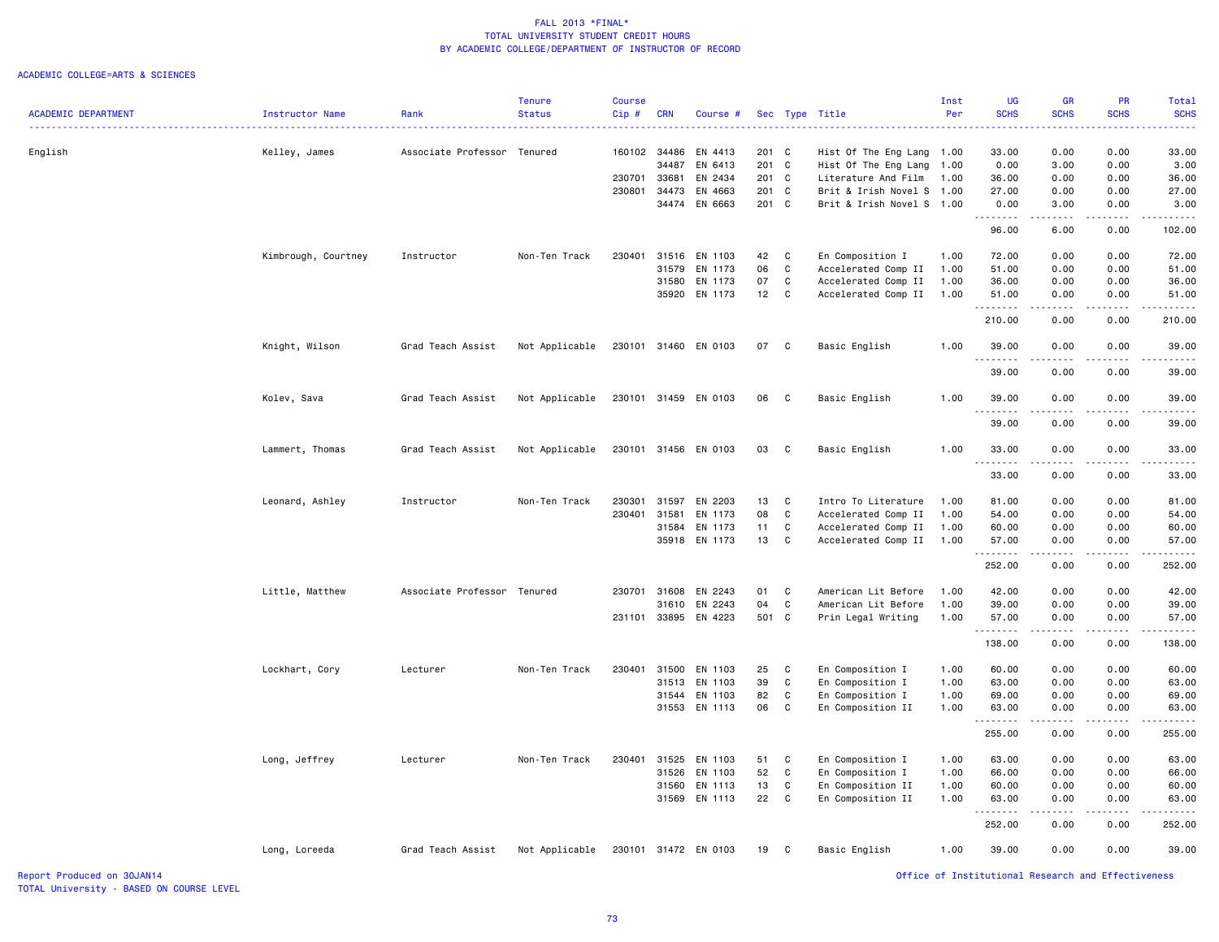FALL 2013 *FINAL*
TOTAL UNIVERSITY STUDENT CREDIT HOURS
BY ACADEMIC COLLEGE/DEPARTMENT OF INSTRUCTOR OF RECORD

ACADEMIC COLLEGE=ARTS & SCIENCES

| ACADEMIC DEPARTMENT | Instructor Name | Rank | Tenure Status | Course Cip # | CRN | Course # | Sec | Type | Title | Inst Per | UG SCHS | GR SCHS | PR SCHS | Total SCHS |
|---|---|---|---|---|---|---|---|---|---|---|---|---|---|---|
| English | Kelley, James | Associate Professor | Tenured | 160102 | 34486 | EN 4413 | 201 | C | Hist Of The Eng Lang | 1.00 | 33.00 | 0.00 | 0.00 | 33.00 |
| | | | | | 34487 | EN 6413 | 201 | C | Hist Of The Eng Lang | 1.00 | 0.00 | 3.00 | 0.00 | 3.00 |
| | | | | 230701 | 33681 | EN 2434 | 201 | C | Literature And Film | 1.00 | 36.00 | 0.00 | 0.00 | 36.00 |
| | | | | 230801 | 34473 | EN 4663 | 201 | C | Brit & Irish Novel S | 1.00 | 27.00 | 0.00 | 0.00 | 27.00 |
| | | | | | 34474 | EN 6663 | 201 | C | Brit & Irish Novel S | 1.00 | 0.00 | 3.00 | 0.00 | 3.00 |
| | | | | | | | | | | | 96.00 | 6.00 | 0.00 | 102.00 |
| | Kimbrough, Courtney | Instructor | Non-Ten Track | 230401 | 31516 | EN 1103 | 42 | C | En Composition I | 1.00 | 72.00 | 0.00 | 0.00 | 72.00 |
| | | | | | 31579 | EN 1173 | 06 | C | Accelerated Comp II | 1.00 | 51.00 | 0.00 | 0.00 | 51.00 |
| | | | | | 31580 | EN 1173 | 07 | C | Accelerated Comp II | 1.00 | 36.00 | 0.00 | 0.00 | 36.00 |
| | | | | | 35920 | EN 1173 | 12 | C | Accelerated Comp II | 1.00 | 51.00 | 0.00 | 0.00 | 51.00 |
| | | | | | | | | | | | 210.00 | 0.00 | 0.00 | 210.00 |
| | Knight, Wilson | Grad Teach Assist | Not Applicable | 230101 | 31460 | EN 0103 | 07 | C | Basic English | 1.00 | 39.00 | 0.00 | 0.00 | 39.00 |
| | | | | | | | | | | | 39.00 | 0.00 | 0.00 | 39.00 |
| | Kolev, Sava | Grad Teach Assist | Not Applicable | 230101 | 31459 | EN 0103 | 06 | C | Basic English | 1.00 | 39.00 | 0.00 | 0.00 | 39.00 |
| | | | | | | | | | | | 39.00 | 0.00 | 0.00 | 39.00 |
| | Lammert, Thomas | Grad Teach Assist | Not Applicable | 230101 | 31456 | EN 0103 | 03 | C | Basic English | 1.00 | 33.00 | 0.00 | 0.00 | 33.00 |
| | | | | | | | | | | | 33.00 | 0.00 | 0.00 | 33.00 |
| | Leonard, Ashley | Instructor | Non-Ten Track | 230301 | 31597 | EN 2203 | 13 | C | Intro To Literature | 1.00 | 81.00 | 0.00 | 0.00 | 81.00 |
| | | | | 230401 | 31581 | EN 1173 | 08 | C | Accelerated Comp II | 1.00 | 54.00 | 0.00 | 0.00 | 54.00 |
| | | | | | 31584 | EN 1173 | 11 | C | Accelerated Comp II | 1.00 | 60.00 | 0.00 | 0.00 | 60.00 |
| | | | | | 35918 | EN 1173 | 13 | C | Accelerated Comp II | 1.00 | 57.00 | 0.00 | 0.00 | 57.00 |
| | | | | | | | | | | | 252.00 | 0.00 | 0.00 | 252.00 |
| | Little, Matthew | Associate Professor | Tenured | 230701 | 31608 | EN 2243 | 01 | C | American Lit Before | 1.00 | 42.00 | 0.00 | 0.00 | 42.00 |
| | | | | | 31610 | EN 2243 | 04 | C | American Lit Before | 1.00 | 39.00 | 0.00 | 0.00 | 39.00 |
| | | | | 231101 | 33895 | EN 4223 | 501 | C | Prin Legal Writing | 1.00 | 57.00 | 0.00 | 0.00 | 57.00 |
| | | | | | | | | | | | 138.00 | 0.00 | 0.00 | 138.00 |
| | Lockhart, Cory | Lecturer | Non-Ten Track | 230401 | 31500 | EN 1103 | 25 | C | En Composition I | 1.00 | 60.00 | 0.00 | 0.00 | 60.00 |
| | | | | | 31513 | EN 1103 | 39 | C | En Composition I | 1.00 | 63.00 | 0.00 | 0.00 | 63.00 |
| | | | | | 31544 | EN 1103 | 82 | C | En Composition I | 1.00 | 69.00 | 0.00 | 0.00 | 69.00 |
| | | | | | 31553 | EN 1113 | 06 | C | En Composition II | 1.00 | 63.00 | 0.00 | 0.00 | 63.00 |
| | | | | | | | | | | | 255.00 | 0.00 | 0.00 | 255.00 |
| | Long, Jeffrey | Lecturer | Non-Ten Track | 230401 | 31525 | EN 1103 | 51 | C | En Composition I | 1.00 | 63.00 | 0.00 | 0.00 | 63.00 |
| | | | | | 31526 | EN 1103 | 52 | C | En Composition I | 1.00 | 66.00 | 0.00 | 0.00 | 66.00 |
| | | | | | 31560 | EN 1113 | 13 | C | En Composition II | 1.00 | 60.00 | 0.00 | 0.00 | 60.00 |
| | | | | | 31569 | EN 1113 | 22 | C | En Composition II | 1.00 | 63.00 | 0.00 | 0.00 | 63.00 |
| | | | | | | | | | | | 252.00 | 0.00 | 0.00 | 252.00 |
| | Long, Loreeda | Grad Teach Assist | Not Applicable | 230101 | 31472 | EN 0103 | 19 | C | Basic English | 1.00 | 39.00 | 0.00 | 0.00 | 39.00 |

Report Produced on 30JAN14
TOTAL University - BASED ON COURSE LEVEL

Office of Institutional Research and Effectiveness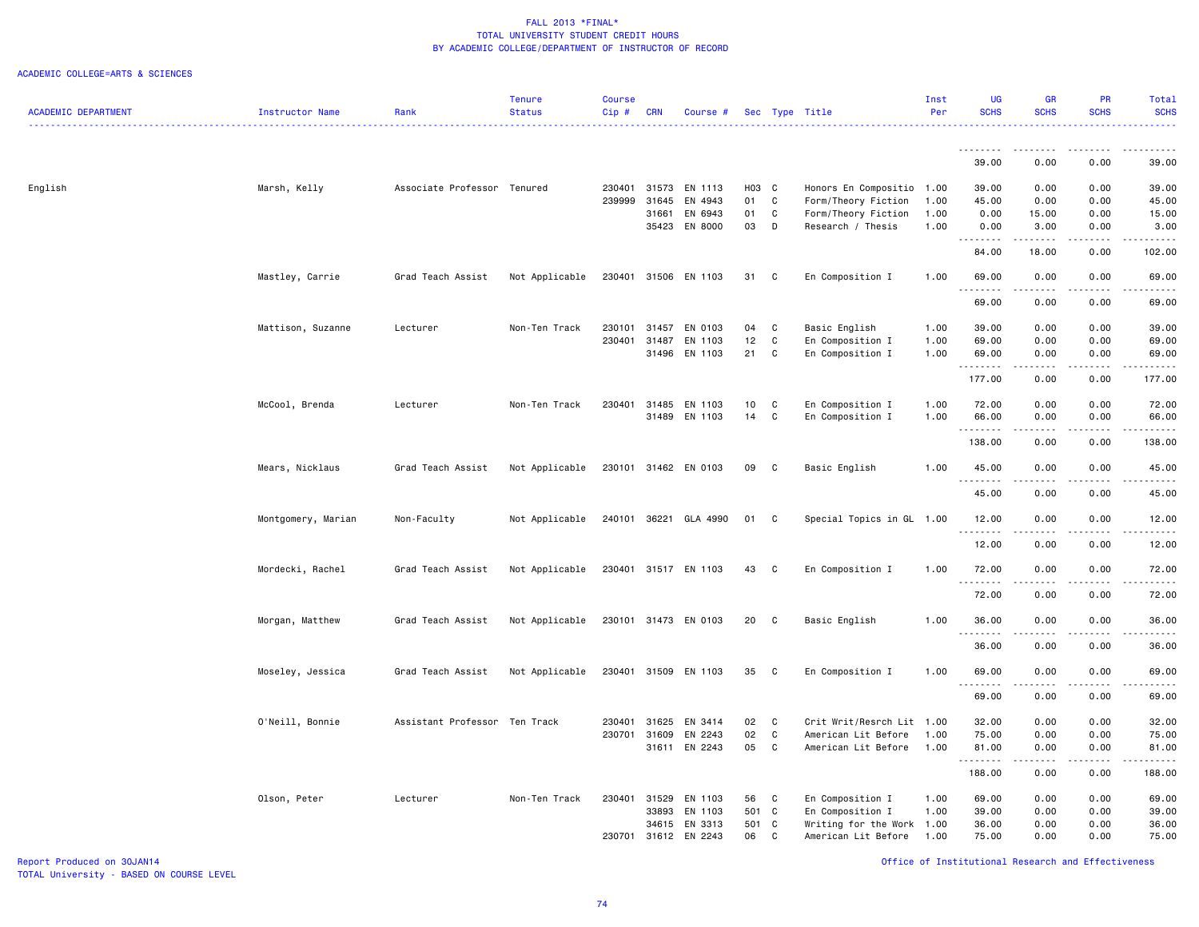# FALL 2013 *FINAL*
## TOTAL UNIVERSITY STUDENT CREDIT HOURS
### BY ACADEMIC COLLEGE/DEPARTMENT OF INSTRUCTOR OF RECORD

ACADEMIC COLLEGE=ARTS & SCIENCES

| ACADEMIC DEPARTMENT | Instructor Name | Rank | Tenure Status | Course Cip # | CRN | Course # | Sec | Type | Title | Inst Per | UG SCHS | GR SCHS | PR SCHS | Total SCHS |
|---|---|---|---|---|---|---|---|---|---|---|---|---|---|---|
| | | | | | | | | | | | 39.00 | 0.00 | 0.00 | 39.00 |
| English | Marsh, Kelly | Associate Professor | Tenured | 230401 | 31573 | EN 1113 | H03 | C | Honors En Compositio | 1.00 | 39.00 | 0.00 | 0.00 | 39.00 |
| | | | | 239999 | 31645 | EN 4943 | 01 | C | Form/Theory Fiction | 1.00 | 45.00 | 0.00 | 0.00 | 45.00 |
| | | | | | 31661 | EN 6943 | 01 | C | Form/Theory Fiction | 1.00 | 0.00 | 15.00 | 0.00 | 15.00 |
| | | | | | 35423 | EN 8000 | 03 | D | Research / Thesis | 1.00 | 0.00 | 3.00 | 0.00 | 3.00 |
| | | | | | | | | | | | 84.00 | 18.00 | 0.00 | 102.00 |
| | Mastley, Carrie | Grad Teach Assist | Not Applicable | 230401 | 31506 | EN 1103 | 31 | C | En Composition I | 1.00 | 69.00 | 0.00 | 0.00 | 69.00 |
| | | | | | | | | | | | 69.00 | 0.00 | 0.00 | 69.00 |
| | Mattison, Suzanne | Lecturer | Non-Ten Track | 230101 | 31457 | EN 0103 | 04 | C | Basic English | 1.00 | 39.00 | 0.00 | 0.00 | 39.00 |
| | | | | 230401 | 31487 | EN 1103 | 12 | C | En Composition I | 1.00 | 69.00 | 0.00 | 0.00 | 69.00 |
| | | | | | 31496 | EN 1103 | 21 | C | En Composition I | 1.00 | 69.00 | 0.00 | 0.00 | 69.00 |
| | | | | | | | | | | | 177.00 | 0.00 | 0.00 | 177.00 |
| | McCool, Brenda | Lecturer | Non-Ten Track | 230401 | 31485 | EN 1103 | 10 | C | En Composition I | 1.00 | 72.00 | 0.00 | 0.00 | 72.00 |
| | | | | | 31489 | EN 1103 | 14 | C | En Composition I | 1.00 | 66.00 | 0.00 | 0.00 | 66.00 |
| | | | | | | | | | | | 138.00 | 0.00 | 0.00 | 138.00 |
| | Mears, Nicklaus | Grad Teach Assist | Not Applicable | 230101 | 31462 | EN 0103 | 09 | C | Basic English | 1.00 | 45.00 | 0.00 | 0.00 | 45.00 |
| | | | | | | | | | | | 45.00 | 0.00 | 0.00 | 45.00 |
| | Montgomery, Marian | Non-Faculty | Not Applicable | 240101 | 36221 | GLA 4990 | 01 | C | Special Topics in GL | 1.00 | 12.00 | 0.00 | 0.00 | 12.00 |
| | | | | | | | | | | | 12.00 | 0.00 | 0.00 | 12.00 |
| | Mordecki, Rachel | Grad Teach Assist | Not Applicable | 230401 | 31517 | EN 1103 | 43 | C | En Composition I | 1.00 | 72.00 | 0.00 | 0.00 | 72.00 |
| | | | | | | | | | | | 72.00 | 0.00 | 0.00 | 72.00 |
| | Morgan, Matthew | Grad Teach Assist | Not Applicable | 230101 | 31473 | EN 0103 | 20 | C | Basic English | 1.00 | 36.00 | 0.00 | 0.00 | 36.00 |
| | | | | | | | | | | | 36.00 | 0.00 | 0.00 | 36.00 |
| | Moseley, Jessica | Grad Teach Assist | Not Applicable | 230401 | 31509 | EN 1103 | 35 | C | En Composition I | 1.00 | 69.00 | 0.00 | 0.00 | 69.00 |
| | | | | | | | | | | | 69.00 | 0.00 | 0.00 | 69.00 |
| | O'Neill, Bonnie | Assistant Professor | Ten Track | 230401 | 31625 | EN 3414 | 02 | C | Crit Writ/Resrch Lit | 1.00 | 32.00 | 0.00 | 0.00 | 32.00 |
| | | | | 230701 | 31609 | EN 2243 | 02 | C | American Lit Before | 1.00 | 75.00 | 0.00 | 0.00 | 75.00 |
| | | | | | 31611 | EN 2243 | 05 | C | American Lit Before | 1.00 | 81.00 | 0.00 | 0.00 | 81.00 |
| | | | | | | | | | | | 188.00 | 0.00 | 0.00 | 188.00 |
| | Olson, Peter | Lecturer | Non-Ten Track | 230401 | 31529 | EN 1103 | 56 | C | En Composition I | 1.00 | 69.00 | 0.00 | 0.00 | 69.00 |
| | | | | | 33893 | EN 1103 | 501 | C | En Composition I | 1.00 | 39.00 | 0.00 | 0.00 | 39.00 |
| | | | | | 34615 | EN 3313 | 501 | C | Writing for the Work | 1.00 | 36.00 | 0.00 | 0.00 | 36.00 |
| | | | | 230701 | 31612 | EN 2243 | 06 | C | American Lit Before | 1.00 | 75.00 | 0.00 | 0.00 | 75.00 |

Report Produced on 30JAN14
TOTAL University - BASED ON COURSE LEVEL

Office of Institutional Research and Effectiveness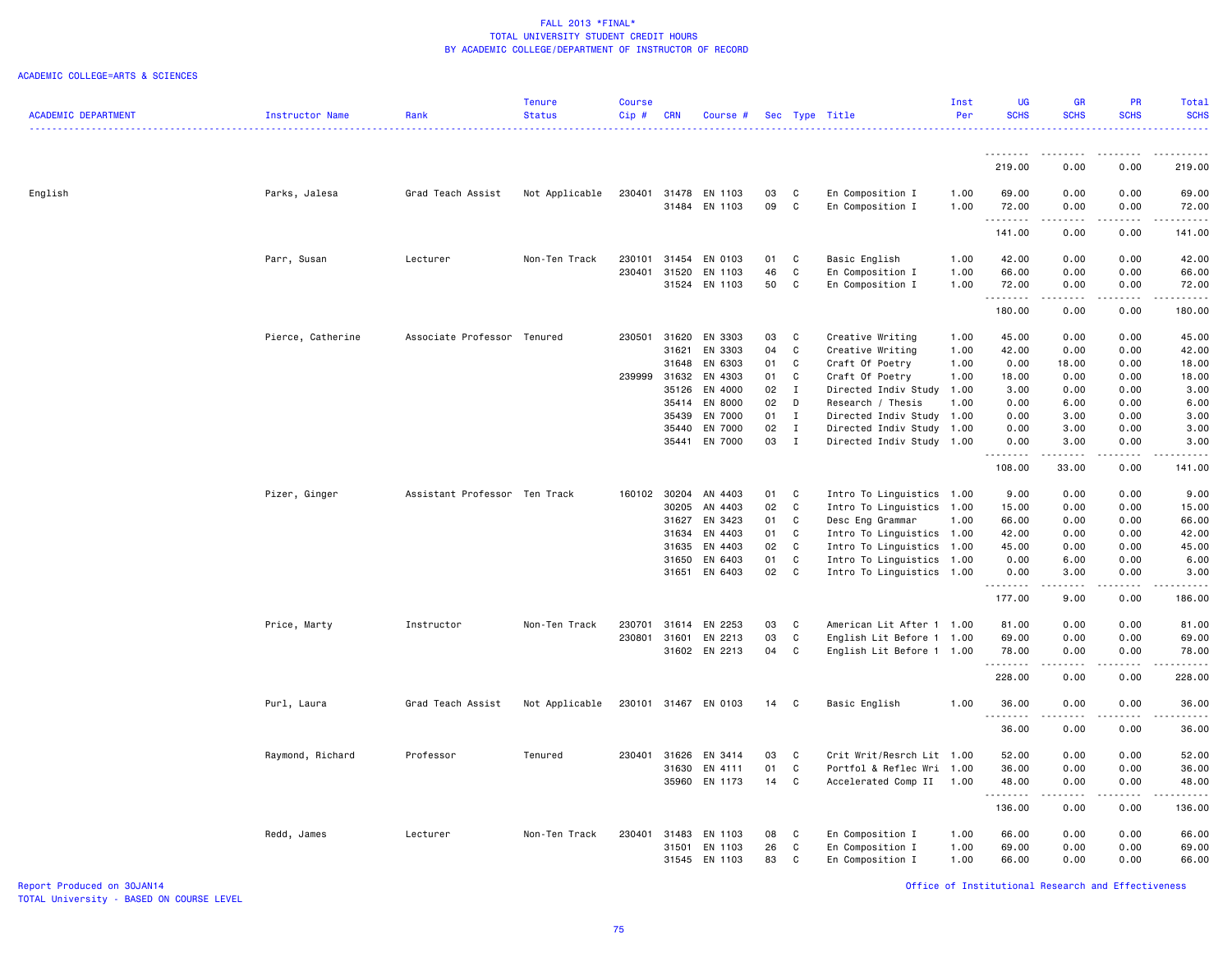FALL 2013 *FINAL*
TOTAL UNIVERSITY STUDENT CREDIT HOURS
BY ACADEMIC COLLEGE/DEPARTMENT OF INSTRUCTOR OF RECORD

ACADEMIC COLLEGE=ARTS & SCIENCES

| ACADEMIC DEPARTMENT | Instructor Name | Rank | Tenure Status | Course Cip # | CRN | Course # | Sec | Type | Title | Inst Per | UG SCHS | GR SCHS | PR SCHS | Total SCHS |
|---|---|---|---|---|---|---|---|---|---|---|---|---|---|---|
| | | | | | | | | | | | 219.00 | 0.00 | 0.00 | 219.00 |
| English | Parks, Jalesa | Grad Teach Assist | Not Applicable | 230401 | 31478 | EN 1103 | 03 | C | En Composition I | 1.00 | 69.00 | 0.00 | 0.00 | 69.00 |
| | | | | | 31484 | EN 1103 | 09 | C | En Composition I | 1.00 | 72.00 | 0.00 | 0.00 | 72.00 |
| | | | | | | | | | | | 141.00 | 0.00 | 0.00 | 141.00 |
| | Parr, Susan | Lecturer | Non-Ten Track | 230101 | 31454 | EN 0103 | 01 | C | Basic English | 1.00 | 42.00 | 0.00 | 0.00 | 42.00 |
| | | | | 230401 | 31520 | EN 1103 | 46 | C | En Composition I | 1.00 | 66.00 | 0.00 | 0.00 | 66.00 |
| | | | | | 31524 | EN 1103 | 50 | C | En Composition I | 1.00 | 72.00 | 0.00 | 0.00 | 72.00 |
| | | | | | | | | | | | 180.00 | 0.00 | 0.00 | 180.00 |
| | Pierce, Catherine | Associate Professor | Tenured | 230501 | 31620 | EN 3303 | 03 | C | Creative Writing | 1.00 | 45.00 | 0.00 | 0.00 | 45.00 |
| | | | | | 31621 | EN 3303 | 04 | C | Creative Writing | 1.00 | 42.00 | 0.00 | 0.00 | 42.00 |
| | | | | | 31648 | EN 6303 | 01 | C | Craft Of Poetry | 1.00 | 0.00 | 18.00 | 0.00 | 18.00 |
| | | | | | 31632 | EN 4303 | 01 | C | Craft Of Poetry | 1.00 | 18.00 | 0.00 | 0.00 | 18.00 |
| | | | | 239999 | 35126 | EN 4000 | 02 | I | Directed Indiv Study | 1.00 | 3.00 | 0.00 | 0.00 | 3.00 |
| | | | | | 35414 | EN 8000 | 02 | D | Research / Thesis | 1.00 | 0.00 | 6.00 | 0.00 | 6.00 |
| | | | | | 35439 | EN 7000 | 01 | I | Directed Indiv Study | 1.00 | 0.00 | 3.00 | 0.00 | 3.00 |
| | | | | | 35440 | EN 7000 | 02 | I | Directed Indiv Study | 1.00 | 0.00 | 3.00 | 0.00 | 3.00 |
| | | | | | 35441 | EN 7000 | 03 | I | Directed Indiv Study | 1.00 | 0.00 | 3.00 | 0.00 | 3.00 |
| | | | | | | | | | | | 108.00 | 33.00 | 0.00 | 141.00 |
| | Pizer, Ginger | Assistant Professor | Ten Track | 160102 | 30204 | AN 4403 | 01 | C | Intro To Linguistics | 1.00 | 9.00 | 0.00 | 0.00 | 9.00 |
| | | | | | 30205 | AN 4403 | 02 | C | Intro To Linguistics | 1.00 | 15.00 | 0.00 | 0.00 | 15.00 |
| | | | | | 31627 | EN 3423 | 01 | C | Desc Eng Grammar | 1.00 | 66.00 | 0.00 | 0.00 | 66.00 |
| | | | | | 31634 | EN 4403 | 01 | C | Intro To Linguistics | 1.00 | 42.00 | 0.00 | 0.00 | 42.00 |
| | | | | | 31635 | EN 4403 | 02 | C | Intro To Linguistics | 1.00 | 45.00 | 0.00 | 0.00 | 45.00 |
| | | | | | 31650 | EN 6403 | 01 | C | Intro To Linguistics | 1.00 | 0.00 | 6.00 | 0.00 | 6.00 |
| | | | | | 31651 | EN 6403 | 02 | C | Intro To Linguistics | 1.00 | 0.00 | 3.00 | 0.00 | 3.00 |
| | | | | | | | | | | | 177.00 | 9.00 | 0.00 | 186.00 |
| | Price, Marty | Instructor | Non-Ten Track | 230701 | 31614 | EN 2253 | 03 | C | American Lit After 1 | 1.00 | 81.00 | 0.00 | 0.00 | 81.00 |
| | | | | 230801 | 31601 | EN 2213 | 03 | C | English Lit Before 1 | 1.00 | 69.00 | 0.00 | 0.00 | 69.00 |
| | | | | | 31602 | EN 2213 | 04 | C | English Lit Before 1 | 1.00 | 78.00 | 0.00 | 0.00 | 78.00 |
| | | | | | | | | | | | 228.00 | 0.00 | 0.00 | 228.00 |
| | Purl, Laura | Grad Teach Assist | Not Applicable | 230101 | 31467 | EN 0103 | 14 | C | Basic English | 1.00 | 36.00 | 0.00 | 0.00 | 36.00 |
| | | | | | | | | | | | 36.00 | 0.00 | 0.00 | 36.00 |
| | Raymond, Richard | Professor | Tenured | 230401 | 31626 | EN 3414 | 03 | C | Crit Writ/Resrch Lit | 1.00 | 52.00 | 0.00 | 0.00 | 52.00 |
| | | | | | 31630 | EN 4111 | 01 | C | Portfol & Reflec Wri | 1.00 | 36.00 | 0.00 | 0.00 | 36.00 |
| | | | | | 35960 | EN 1173 | 14 | C | Accelerated Comp II | 1.00 | 48.00 | 0.00 | 0.00 | 48.00 |
| | | | | | | | | | | | 136.00 | 0.00 | 0.00 | 136.00 |
| | Redd, James | Lecturer | Non-Ten Track | 230401 | 31483 | EN 1103 | 08 | C | En Composition I | 1.00 | 66.00 | 0.00 | 0.00 | 66.00 |
| | | | | | 31501 | EN 1103 | 26 | C | En Composition I | 1.00 | 69.00 | 0.00 | 0.00 | 69.00 |
| | | | | | 31545 | EN 1103 | 83 | C | En Composition I | 1.00 | 66.00 | 0.00 | 0.00 | 66.00 |

Report Produced on 30JAN14
TOTAL University - BASED ON COURSE LEVEL

Office of Institutional Research and Effectiveness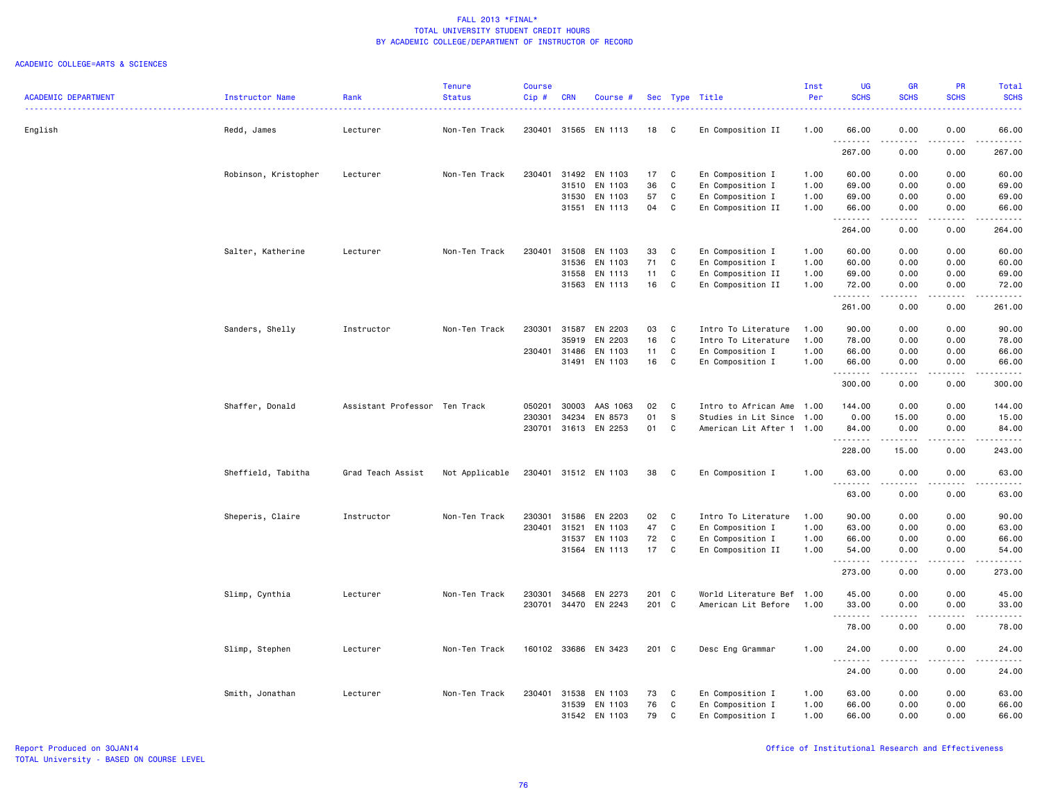FALL 2013 *FINAL*
TOTAL UNIVERSITY STUDENT CREDIT HOURS
BY ACADEMIC COLLEGE/DEPARTMENT OF INSTRUCTOR OF RECORD

ACADEMIC COLLEGE=ARTS & SCIENCES

| ACADEMIC DEPARTMENT | Instructor Name | Rank | Tenure Status | Course Cip # | CRN | Course # | Sec | Type | Title | Inst Per | UG SCHS | GR SCHS | PR SCHS | Total SCHS |
|---|---|---|---|---|---|---|---|---|---|---|---|---|---|---|
| English | Redd, James | Lecturer | Non-Ten Track | 230401 | 31565 | EN 1113 | 18 | C | En Composition II | 1.00 | 66.00 | 0.00 | 0.00 | 66.00 |
| | | | | | | | | | | | 267.00 | 0.00 | 0.00 | 267.00 |
| | Robinson, Kristopher | Lecturer | Non-Ten Track | 230401 | 31492 | EN 1103 | 17 | C | En Composition I | 1.00 | 60.00 | 0.00 | 0.00 | 60.00 |
| | | | | | 31510 | EN 1103 | 36 | C | En Composition I | 1.00 | 69.00 | 0.00 | 0.00 | 69.00 |
| | | | | | 31530 | EN 1103 | 57 | C | En Composition I | 1.00 | 69.00 | 0.00 | 0.00 | 69.00 |
| | | | | | 31551 | EN 1113 | 04 | C | En Composition II | 1.00 | 66.00 | 0.00 | 0.00 | 66.00 |
| | | | | | | | | | | | 264.00 | 0.00 | 0.00 | 264.00 |
| | Salter, Katherine | Lecturer | Non-Ten Track | 230401 | 31508 | EN 1103 | 33 | C | En Composition I | 1.00 | 60.00 | 0.00 | 0.00 | 60.00 |
| | | | | | 31536 | EN 1103 | 71 | C | En Composition I | 1.00 | 60.00 | 0.00 | 0.00 | 60.00 |
| | | | | | 31558 | EN 1113 | 11 | C | En Composition II | 1.00 | 69.00 | 0.00 | 0.00 | 69.00 |
| | | | | | 31563 | EN 1113 | 16 | C | En Composition II | 1.00 | 72.00 | 0.00 | 0.00 | 72.00 |
| | | | | | | | | | | | 261.00 | 0.00 | 0.00 | 261.00 |
| | Sanders, Shelly | Instructor | Non-Ten Track | 230301 | 31587 | EN 2203 | 03 | C | Intro To Literature | 1.00 | 90.00 | 0.00 | 0.00 | 90.00 |
| | | | | | 35919 | EN 2203 | 16 | C | Intro To Literature | 1.00 | 78.00 | 0.00 | 0.00 | 78.00 |
| | | | | 230401 | 31486 | EN 1103 | 11 | C | En Composition I | 1.00 | 66.00 | 0.00 | 0.00 | 66.00 |
| | | | | | 31491 | EN 1103 | 16 | C | En Composition I | 1.00 | 66.00 | 0.00 | 0.00 | 66.00 |
| | | | | | | | | | | | 300.00 | 0.00 | 0.00 | 300.00 |
| | Shaffer, Donald | Assistant Professor | Ten Track | 050201 | 30003 | AAS 1063 | 02 | C | Intro to African Ame | 1.00 | 144.00 | 0.00 | 0.00 | 144.00 |
| | | | | 230301 | 34234 | EN 8573 | 01 | S | Studies in Lit Since | 1.00 | 0.00 | 15.00 | 0.00 | 15.00 |
| | | | | 230701 | 31613 | EN 2253 | 01 | C | American Lit After 1 | 1.00 | 84.00 | 0.00 | 0.00 | 84.00 |
| | | | | | | | | | | | 228.00 | 15.00 | 0.00 | 243.00 |
| | Sheffield, Tabitha | Grad Teach Assist | Not Applicable | 230401 | 31512 | EN 1103 | 38 | C | En Composition I | 1.00 | 63.00 | 0.00 | 0.00 | 63.00 |
| | | | | | | | | | | | 63.00 | 0.00 | 0.00 | 63.00 |
| | Sheperis, Claire | Instructor | Non-Ten Track | 230301 | 31586 | EN 2203 | 02 | C | Intro To Literature | 1.00 | 90.00 | 0.00 | 0.00 | 90.00 |
| | | | | 230401 | 31521 | EN 1103 | 47 | C | En Composition I | 1.00 | 63.00 | 0.00 | 0.00 | 63.00 |
| | | | | | 31537 | EN 1103 | 72 | C | En Composition I | 1.00 | 66.00 | 0.00 | 0.00 | 66.00 |
| | | | | | 31564 | EN 1113 | 17 | C | En Composition II | 1.00 | 54.00 | 0.00 | 0.00 | 54.00 |
| | | | | | | | | | | | 273.00 | 0.00 | 0.00 | 273.00 |
| | Slimp, Cynthia | Lecturer | Non-Ten Track | 230301 | 34568 | EN 2273 | 201 | C | World Literature Bef | 1.00 | 45.00 | 0.00 | 0.00 | 45.00 |
| | | | | 230701 | 34470 | EN 2243 | 201 | C | American Lit Before | 1.00 | 33.00 | 0.00 | 0.00 | 33.00 |
| | | | | | | | | | | | 78.00 | 0.00 | 0.00 | 78.00 |
| | Slimp, Stephen | Lecturer | Non-Ten Track | 160102 | 33686 | EN 3423 | 201 | C | Desc Eng Grammar | 1.00 | 24.00 | 0.00 | 0.00 | 24.00 |
| | | | | | | | | | | | 24.00 | 0.00 | 0.00 | 24.00 |
| | Smith, Jonathan | Lecturer | Non-Ten Track | 230401 | 31538 | EN 1103 | 73 | C | En Composition I | 1.00 | 63.00 | 0.00 | 0.00 | 63.00 |
| | | | | | 31539 | EN 1103 | 76 | C | En Composition I | 1.00 | 66.00 | 0.00 | 0.00 | 66.00 |
| | | | | | 31542 | EN 1103 | 79 | C | En Composition I | 1.00 | 66.00 | 0.00 | 0.00 | 66.00 |

Report Produced on 30JAN14
TOTAL University - BASED ON COURSE LEVEL

Office of Institutional Research and Effectiveness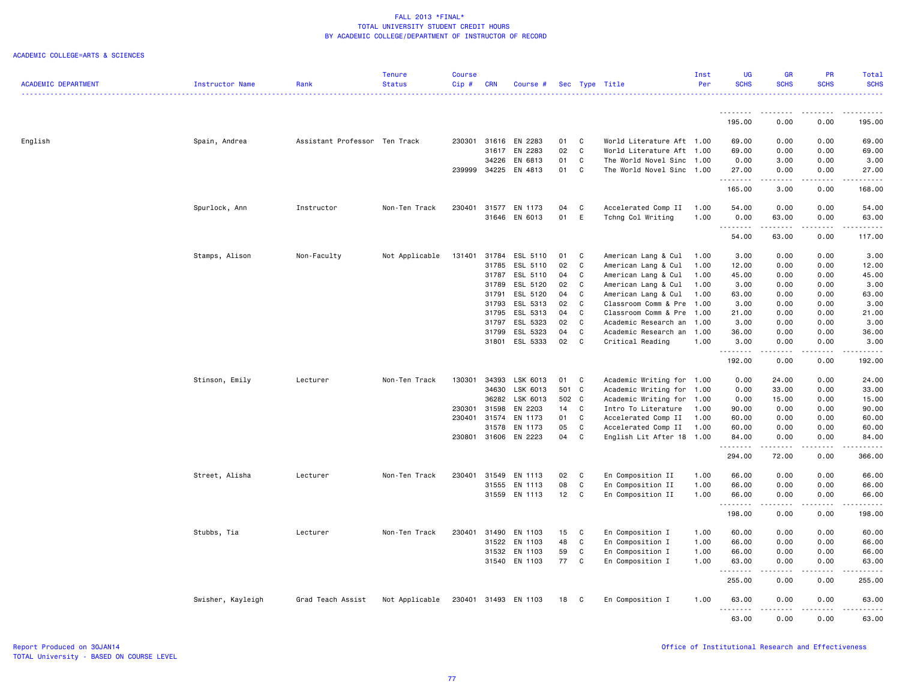FALL 2013 *FINAL*
TOTAL UNIVERSITY STUDENT CREDIT HOURS
BY ACADEMIC COLLEGE/DEPARTMENT OF INSTRUCTOR OF RECORD

ACADEMIC COLLEGE=ARTS & SCIENCES

| ACADEMIC DEPARTMENT | Instructor Name | Rank | Tenure Status | Course Cip # | CRN | Course # | Sec | Type | Title | Inst Per | UG SCHS | GR SCHS | PR SCHS | Total SCHS |
|---|---|---|---|---|---|---|---|---|---|---|---|---|---|---|
| | | | | | | | | | | | 195.00 | 0.00 | 0.00 | 195.00 |
| English | Spain, Andrea | Assistant Professor | Ten Track | 230301 | 31616 | EN 2283 | 01 | C | World Literature Aft | 1.00 | 69.00 | 0.00 | 0.00 | 69.00 |
| | | | | | 31617 | EN 2283 | 02 | C | World Literature Aft | 1.00 | 69.00 | 0.00 | 0.00 | 69.00 |
| | | | | | 34226 | EN 6813 | 01 | C | The World Novel Sinc | 1.00 | 0.00 | 3.00 | 0.00 | 3.00 |
| | | | | 239999 | 34225 | EN 4813 | 01 | C | The World Novel Sinc | 1.00 | 27.00 | 0.00 | 0.00 | 27.00 |
| | | | | | | | | | | | 165.00 | 3.00 | 0.00 | 168.00 |
| | Spurlock, Ann | Instructor | Non-Ten Track | 230401 | 31577 | EN 1173 | 04 | C | Accelerated Comp II | 1.00 | 54.00 | 0.00 | 0.00 | 54.00 |
| | | | | | 31646 | EN 6013 | 01 | E | Tchng Col Writing | 1.00 | 0.00 | 63.00 | 0.00 | 63.00 |
| | | | | | | | | | | | 54.00 | 63.00 | 0.00 | 117.00 |
| | Stamps, Alison | Non-Faculty | Not Applicable | 131401 | 31784 | ESL 5110 | 01 | C | American Lang & Cul | 1.00 | 3.00 | 0.00 | 0.00 | 3.00 |
| | | | | | 31785 | ESL 5110 | 02 | C | American Lang & Cul | 1.00 | 12.00 | 0.00 | 0.00 | 12.00 |
| | | | | | 31787 | ESL 5110 | 04 | C | American Lang & Cul | 1.00 | 45.00 | 0.00 | 0.00 | 45.00 |
| | | | | | 31789 | ESL 5120 | 02 | C | American Lang & Cul | 1.00 | 3.00 | 0.00 | 0.00 | 3.00 |
| | | | | | 31791 | ESL 5120 | 04 | C | American Lang & Cul | 1.00 | 63.00 | 0.00 | 0.00 | 63.00 |
| | | | | | 31793 | ESL 5313 | 02 | C | Classroom Comm & Pre | 1.00 | 3.00 | 0.00 | 0.00 | 3.00 |
| | | | | | 31795 | ESL 5313 | 04 | C | Classroom Comm & Pre | 1.00 | 21.00 | 0.00 | 0.00 | 21.00 |
| | | | | | 31797 | ESL 5323 | 02 | C | Academic Research an | 1.00 | 3.00 | 0.00 | 0.00 | 3.00 |
| | | | | | 31799 | ESL 5323 | 04 | C | Academic Research an | 1.00 | 36.00 | 0.00 | 0.00 | 36.00 |
| | | | | | 31801 | ESL 5333 | 02 | C | Critical Reading | 1.00 | 3.00 | 0.00 | 0.00 | 3.00 |
| | | | | | | | | | | | 192.00 | 0.00 | 0.00 | 192.00 |
| | Stinson, Emily | Lecturer | Non-Ten Track | 130301 | 34393 | LSK 6013 | 01 | C | Academic Writing for | 1.00 | 0.00 | 24.00 | 0.00 | 24.00 |
| | | | | | 34630 | LSK 6013 | 501 | C | Academic Writing for | 1.00 | 0.00 | 33.00 | 0.00 | 33.00 |
| | | | | | 36282 | LSK 6013 | 502 | C | Academic Writing for | 1.00 | 0.00 | 15.00 | 0.00 | 15.00 |
| | | | | 230301 | 31598 | EN 2203 | 14 | C | Intro To Literature | 1.00 | 90.00 | 0.00 | 0.00 | 90.00 |
| | | | | 230401 | 31574 | EN 1173 | 01 | C | Accelerated Comp II | 1.00 | 60.00 | 0.00 | 0.00 | 60.00 |
| | | | | | 31578 | EN 1173 | 05 | C | Accelerated Comp II | 1.00 | 60.00 | 0.00 | 0.00 | 60.00 |
| | | | | 230801 | 31606 | EN 2223 | 04 | C | English Lit After 18 | 1.00 | 84.00 | 0.00 | 0.00 | 84.00 |
| | | | | | | | | | | | 294.00 | 72.00 | 0.00 | 366.00 |
| | Street, Alisha | Lecturer | Non-Ten Track | 230401 | 31549 | EN 1113 | 02 | C | En Composition II | 1.00 | 66.00 | 0.00 | 0.00 | 66.00 |
| | | | | | 31555 | EN 1113 | 08 | C | En Composition II | 1.00 | 66.00 | 0.00 | 0.00 | 66.00 |
| | | | | | 31559 | EN 1113 | 12 | C | En Composition II | 1.00 | 66.00 | 0.00 | 0.00 | 66.00 |
| | | | | | | | | | | | 198.00 | 0.00 | 0.00 | 198.00 |
| | Stubbs, Tia | Lecturer | Non-Ten Track | 230401 | 31490 | EN 1103 | 15 | C | En Composition I | 1.00 | 60.00 | 0.00 | 0.00 | 60.00 |
| | | | | | 31522 | EN 1103 | 48 | C | En Composition I | 1.00 | 66.00 | 0.00 | 0.00 | 66.00 |
| | | | | | 31532 | EN 1103 | 59 | C | En Composition I | 1.00 | 66.00 | 0.00 | 0.00 | 66.00 |
| | | | | | 31540 | EN 1103 | 77 | C | En Composition I | 1.00 | 63.00 | 0.00 | 0.00 | 63.00 |
| | | | | | | | | | | | 255.00 | 0.00 | 0.00 | 255.00 |
| | Swisher, Kayleigh | Grad Teach Assist | Not Applicable | 230401 | 31493 | EN 1103 | 18 | C | En Composition I | 1.00 | 63.00 | 0.00 | 0.00 | 63.00 |
| | | | | | | | | | | | 63.00 | 0.00 | 0.00 | 63.00 |

Report Produced on 30JAN14
TOTAL University - BASED ON COURSE LEVEL

Office of Institutional Research and Effectiveness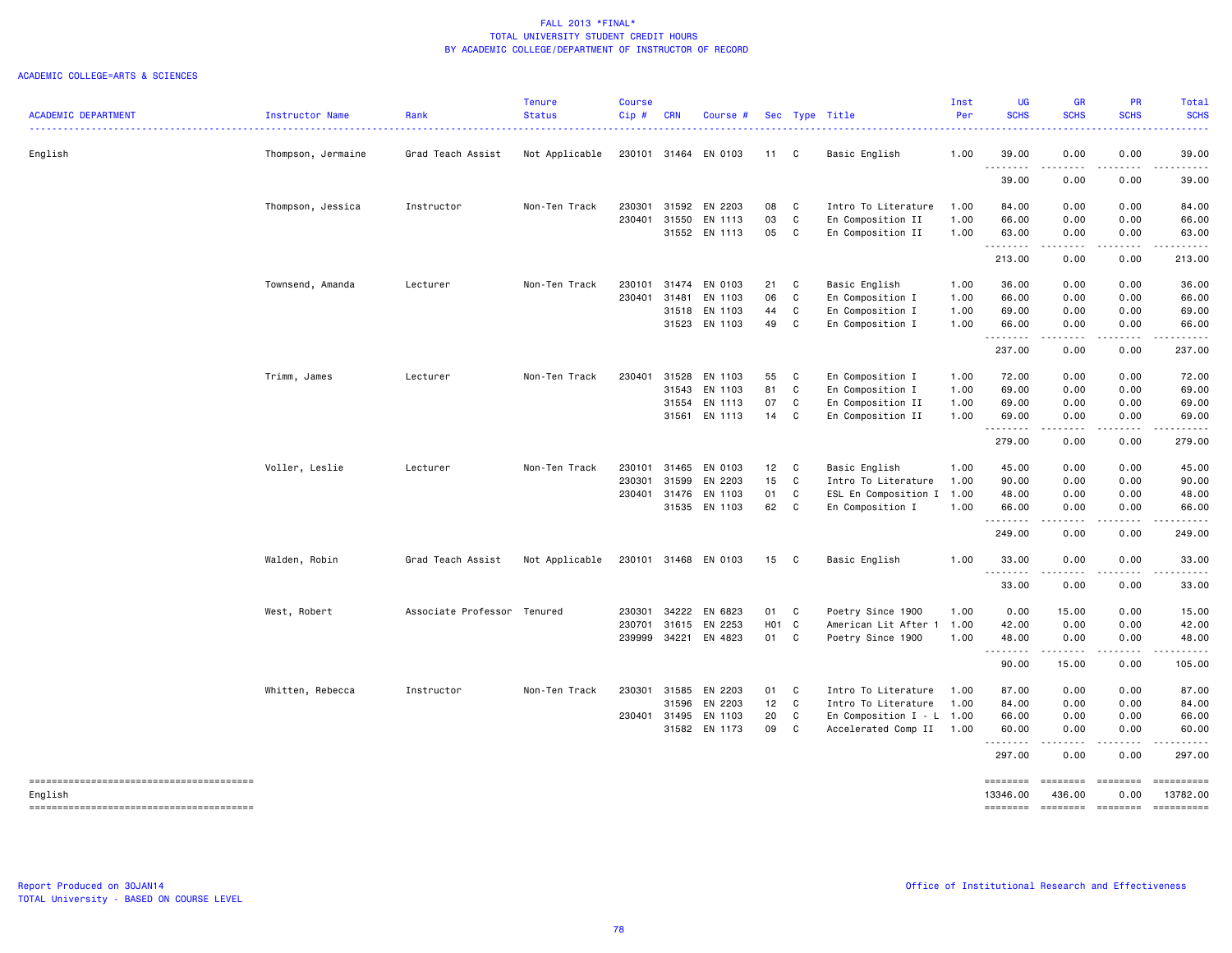FALL 2013 *FINAL*
TOTAL UNIVERSITY STUDENT CREDIT HOURS
BY ACADEMIC COLLEGE/DEPARTMENT OF INSTRUCTOR OF RECORD

ACADEMIC COLLEGE=ARTS & SCIENCES

| ACADEMIC DEPARTMENT | Instructor Name | Rank | Tenure Status | Course Cip # | CRN | Course # | Sec | Type | Title | Inst Per | UG SCHS | GR SCHS | PR SCHS | Total SCHS |
|---|---|---|---|---|---|---|---|---|---|---|---|---|---|---|
| English | Thompson, Jermaine | Grad Teach Assist | Not Applicable | 230101 | 31464 | EN 0103 | 11 | C | Basic English | 1.00 | 39.00 | 0.00 | 0.00 | 39.00 |
| | | | | | | | | | | | 39.00 | 0.00 | 0.00 | 39.00 |
| | Thompson, Jessica | Instructor | Non-Ten Track | 230301 | 31592 | EN 2203 | 08 | C | Intro To Literature | 1.00 | 84.00 | 0.00 | 0.00 | 84.00 |
| | | | | 230401 | 31550 | EN 1113 | 03 | C | En Composition II | 1.00 | 66.00 | 0.00 | 0.00 | 66.00 |
| | | | | | 31552 | EN 1113 | 05 | C | En Composition II | 1.00 | 63.00 | 0.00 | 0.00 | 63.00 |
| | | | | | | | | | | | 213.00 | 0.00 | 0.00 | 213.00 |
| | Townsend, Amanda | Lecturer | Non-Ten Track | 230101 | 31474 | EN 0103 | 21 | C | Basic English | 1.00 | 36.00 | 0.00 | 0.00 | 36.00 |
| | | | | 230401 | 31481 | EN 1103 | 06 | C | En Composition I | 1.00 | 66.00 | 0.00 | 0.00 | 66.00 |
| | | | | | 31518 | EN 1103 | 44 | C | En Composition I | 1.00 | 69.00 | 0.00 | 0.00 | 69.00 |
| | | | | | 31523 | EN 1103 | 49 | C | En Composition I | 1.00 | 66.00 | 0.00 | 0.00 | 66.00 |
| | | | | | | | | | | | 237.00 | 0.00 | 0.00 | 237.00 |
| | Trimm, James | Lecturer | Non-Ten Track | 230401 | 31528 | EN 1103 | 55 | C | En Composition I | 1.00 | 72.00 | 0.00 | 0.00 | 72.00 |
| | | | | | 31543 | EN 1103 | 81 | C | En Composition I | 1.00 | 69.00 | 0.00 | 0.00 | 69.00 |
| | | | | | 31554 | EN 1113 | 07 | C | En Composition II | 1.00 | 69.00 | 0.00 | 0.00 | 69.00 |
| | | | | | 31561 | EN 1113 | 14 | C | En Composition II | 1.00 | 69.00 | 0.00 | 0.00 | 69.00 |
| | | | | | | | | | | | 279.00 | 0.00 | 0.00 | 279.00 |
| | Voller, Leslie | Lecturer | Non-Ten Track | 230101 | 31465 | EN 0103 | 12 | C | Basic English | 1.00 | 45.00 | 0.00 | 0.00 | 45.00 |
| | | | | 230301 | 31599 | EN 2203 | 15 | C | Intro To Literature | 1.00 | 90.00 | 0.00 | 0.00 | 90.00 |
| | | | | 230401 | 31476 | EN 1103 | 01 | C | ESL En Composition I | 1.00 | 48.00 | 0.00 | 0.00 | 48.00 |
| | | | | | 31535 | EN 1103 | 62 | C | En Composition I | 1.00 | 66.00 | 0.00 | 0.00 | 66.00 |
| | | | | | | | | | | | 249.00 | 0.00 | 0.00 | 249.00 |
| | Walden, Robin | Grad Teach Assist | Not Applicable | 230101 | 31468 | EN 0103 | 15 | C | Basic English | 1.00 | 33.00 | 0.00 | 0.00 | 33.00 |
| | | | | | | | | | | | 33.00 | 0.00 | 0.00 | 33.00 |
| | West, Robert | Associate Professor | Tenured | 230301 | 34222 | EN 6823 | 01 | C | Poetry Since 1900 | 1.00 | 0.00 | 15.00 | 0.00 | 15.00 |
| | | | | 230701 | 31615 | EN 2253 | H01 | C | American Lit After 1 | 1.00 | 42.00 | 0.00 | 0.00 | 42.00 |
| | | | | 239999 | 34221 | EN 4823 | 01 | C | Poetry Since 1900 | 1.00 | 48.00 | 0.00 | 0.00 | 48.00 |
| | | | | | | | | | | | 90.00 | 15.00 | 0.00 | 105.00 |
| | Whitten, Rebecca | Instructor | Non-Ten Track | 230301 | 31585 | EN 2203 | 01 | C | Intro To Literature | 1.00 | 87.00 | 0.00 | 0.00 | 87.00 |
| | | | | | 31596 | EN 2203 | 12 | C | Intro To Literature | 1.00 | 84.00 | 0.00 | 0.00 | 84.00 |
| | | | | 230401 | 31495 | EN 1103 | 20 | C | En Composition I - L | 1.00 | 66.00 | 0.00 | 0.00 | 66.00 |
| | | | | | 31582 | EN 1173 | 09 | C | Accelerated Comp II | 1.00 | 60.00 | 0.00 | 0.00 | 60.00 |
| | | | | | | | | | | | 297.00 | 0.00 | 0.00 | 297.00 |
| English | | | | | | | | | | | 13346.00 | 436.00 | 0.00 | 13782.00 |

Report Produced on 30JAN14
TOTAL University - BASED ON COURSE LEVEL

Office of Institutional Research and Effectiveness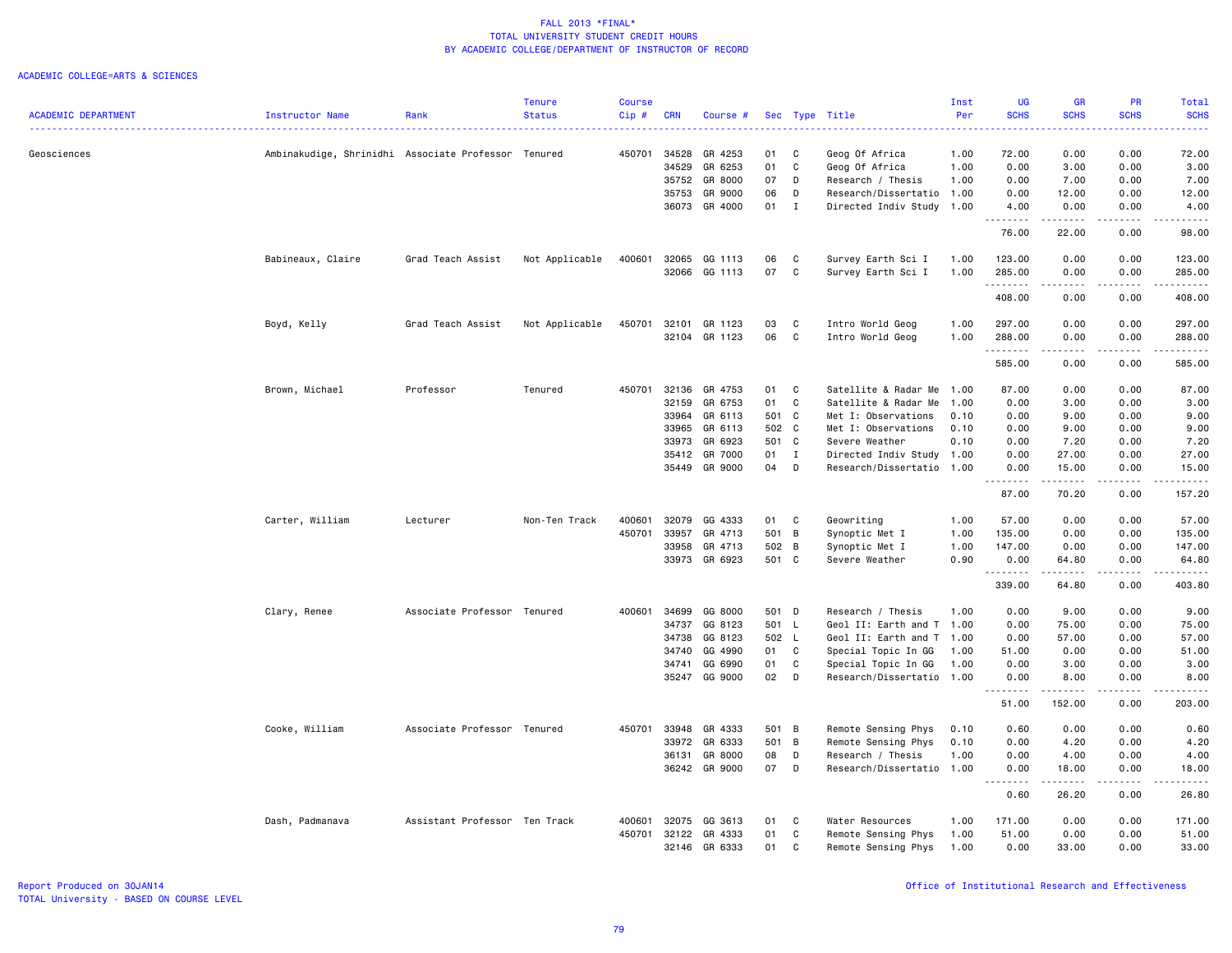FALL 2013 *FINAL*
TOTAL UNIVERSITY STUDENT CREDIT HOURS
BY ACADEMIC COLLEGE/DEPARTMENT OF INSTRUCTOR OF RECORD

ACADEMIC COLLEGE=ARTS & SCIENCES

| ACADEMIC DEPARTMENT | Instructor Name | Rank | Tenure Status | Course Cip # | CRN | Course # | Sec | Type | Title | Inst Per | UG SCHS | GR SCHS | PR SCHS | Total SCHS |
|---|---|---|---|---|---|---|---|---|---|---|---|---|---|---|
| Geosciences | Ambinakudige, Shrinidhi | Associate Professor | Tenured | 450701 | 34528 | GR 4253 | 01 | C | Geog Of Africa | 1.00 | 72.00 | 0.00 | 0.00 | 72.00 |
| | | | | | 34529 | GR 6253 | 01 | C | Geog Of Africa | 1.00 | 0.00 | 3.00 | 0.00 | 3.00 |
| | | | | | 35752 | GR 8000 | 07 | D | Research / Thesis | 1.00 | 0.00 | 7.00 | 0.00 | 7.00 |
| | | | | | 35753 | GR 9000 | 06 | D | Research/Dissertatio | 1.00 | 0.00 | 12.00 | 0.00 | 12.00 |
| | | | | | 36073 | GR 4000 | 01 | I | Directed Indiv Study | 1.00 | 4.00 | 0.00 | 0.00 | 4.00 |
| | | | | | | | | | | | 76.00 | 22.00 | 0.00 | 98.00 |
| | Babineaux, Claire | Grad Teach Assist | Not Applicable | 400601 | 32065 | GG 1113 | 06 | C | Survey Earth Sci I | 1.00 | 123.00 | 0.00 | 0.00 | 123.00 |
| | | | | | 32066 | GG 1113 | 07 | C | Survey Earth Sci I | 1.00 | 285.00 | 0.00 | 0.00 | 285.00 |
| | | | | | | | | | | | 408.00 | 0.00 | 0.00 | 408.00 |
| | Boyd, Kelly | Grad Teach Assist | Not Applicable | 450701 | 32101 | GR 1123 | 03 | C | Intro World Geog | 1.00 | 297.00 | 0.00 | 0.00 | 297.00 |
| | | | | | 32104 | GR 1123 | 06 | C | Intro World Geog | 1.00 | 288.00 | 0.00 | 0.00 | 288.00 |
| | | | | | | | | | | | 585.00 | 0.00 | 0.00 | 585.00 |
| | Brown, Michael | Professor | Tenured | 450701 | 32136 | GR 4753 | 01 | C | Satellite & Radar Me | 1.00 | 87.00 | 0.00 | 0.00 | 87.00 |
| | | | | | 32159 | GR 6753 | 01 | C | Satellite & Radar Me | 1.00 | 0.00 | 3.00 | 0.00 | 3.00 |
| | | | | | 33964 | GR 6113 | 501 | C | Met I: Observations | 0.10 | 0.00 | 9.00 | 0.00 | 9.00 |
| | | | | | 33965 | GR 6113 | 502 | C | Met I: Observations | 0.10 | 0.00 | 9.00 | 0.00 | 9.00 |
| | | | | | 33973 | GR 6923 | 501 | C | Severe Weather | 0.10 | 0.00 | 7.20 | 0.00 | 7.20 |
| | | | | | 35412 | GR 7000 | 01 | I | Directed Indiv Study | 1.00 | 0.00 | 27.00 | 0.00 | 27.00 |
| | | | | | 35449 | GR 9000 | 04 | D | Research/Dissertatio | 1.00 | 0.00 | 15.00 | 0.00 | 15.00 |
| | | | | | | | | | | | 87.00 | 70.20 | 0.00 | 157.20 |
| | Carter, William | Lecturer | Non-Ten Track | 400601 | 32079 | GG 4333 | 01 | C | Geowriting | 1.00 | 57.00 | 0.00 | 0.00 | 57.00 |
| | | | | 450701 | 33957 | GR 4713 | 501 | B | Synoptic Met I | 1.00 | 135.00 | 0.00 | 0.00 | 135.00 |
| | | | | | 33958 | GR 4713 | 502 | B | Synoptic Met I | 1.00 | 147.00 | 0.00 | 0.00 | 147.00 |
| | | | | | 33973 | GR 6923 | 501 | C | Severe Weather | 0.90 | 0.00 | 64.80 | 0.00 | 64.80 |
| | | | | | | | | | | | 339.00 | 64.80 | 0.00 | 403.80 |
| | Clary, Renee | Associate Professor | Tenured | 400601 | 34699 | GG 8000 | 501 | D | Research / Thesis | 1.00 | 0.00 | 9.00 | 0.00 | 9.00 |
| | | | | | 34737 | GG 8123 | 501 | L | Geol II: Earth and T | 1.00 | 0.00 | 75.00 | 0.00 | 75.00 |
| | | | | | 34738 | GG 8123 | 502 | L | Geol II: Earth and T | 1.00 | 0.00 | 57.00 | 0.00 | 57.00 |
| | | | | | 34740 | GG 4990 | 01 | C | Special Topic In GG | 1.00 | 51.00 | 0.00 | 0.00 | 51.00 |
| | | | | | 34741 | GG 6990 | 01 | C | Special Topic In GG | 1.00 | 0.00 | 3.00 | 0.00 | 3.00 |
| | | | | | 35247 | GG 9000 | 02 | D | Research/Dissertatio | 1.00 | 0.00 | 8.00 | 0.00 | 8.00 |
| | | | | | | | | | | | 51.00 | 152.00 | 0.00 | 203.00 |
| | Cooke, William | Associate Professor | Tenured | 450701 | 33948 | GR 4333 | 501 | B | Remote Sensing Phys | 0.10 | 0.60 | 0.00 | 0.00 | 0.60 |
| | | | | | 33972 | GR 6333 | 501 | B | Remote Sensing Phys | 0.10 | 0.00 | 4.20 | 0.00 | 4.20 |
| | | | | | 36131 | GR 8000 | 08 | D | Research / Thesis | 1.00 | 0.00 | 4.00 | 0.00 | 4.00 |
| | | | | | 36242 | GR 9000 | 07 | D | Research/Dissertatio | 1.00 | 0.00 | 18.00 | 0.00 | 18.00 |
| | | | | | | | | | | | 0.60 | 26.20 | 0.00 | 26.80 |
| | Dash, Padmanava | Assistant Professor | Ten Track | 400601 | 32075 | GG 3613 | 01 | C | Water Resources | 1.00 | 171.00 | 0.00 | 0.00 | 171.00 |
| | | | | 450701 | 32122 | GR 4333 | 01 | C | Remote Sensing Phys | 1.00 | 51.00 | 0.00 | 0.00 | 51.00 |
| | | | | | 32146 | GR 6333 | 01 | C | Remote Sensing Phys | 1.00 | 0.00 | 33.00 | 0.00 | 33.00 |

Report Produced on 30JAN14
TOTAL University - BASED ON COURSE LEVEL

Office of Institutional Research and Effectiveness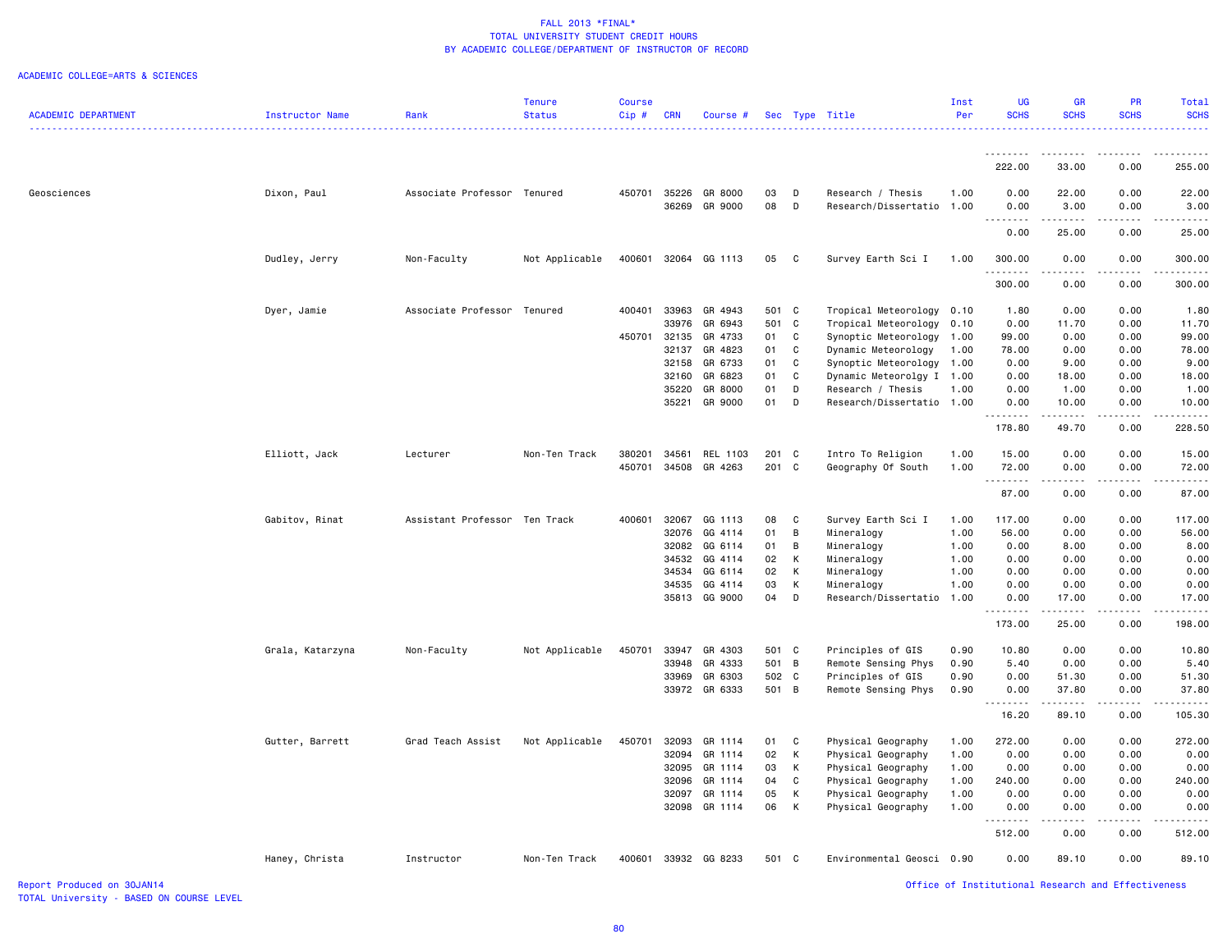FALL 2013 *FINAL*
TOTAL UNIVERSITY STUDENT CREDIT HOURS
BY ACADEMIC COLLEGE/DEPARTMENT OF INSTRUCTOR OF RECORD

ACADEMIC COLLEGE=ARTS & SCIENCES

| ACADEMIC DEPARTMENT | Instructor Name | Rank | Tenure Status | Course Cip # | CRN | Course # | Sec | Type | Title | Inst Per | UG SCHS | GR SCHS | PR SCHS | Total SCHS |
|---|---|---|---|---|---|---|---|---|---|---|---|---|---|---|
| | | | | | | | | | | | 222.00 | 33.00 | 0.00 | 255.00 |
| Geosciences | Dixon, Paul | Associate Professor | Tenured | 450701 | 35226 | GR 8000 | 03 | D | Research / Thesis | 1.00 | 0.00 | 22.00 | 0.00 | 22.00 |
| | | | | | 36269 | GR 9000 | 08 | D | Research/Dissertatio | 1.00 | 0.00 | 3.00 | 0.00 | 3.00 |
| | | | | | | | | | | | 0.00 | 25.00 | 0.00 | 25.00 |
| | Dudley, Jerry | Non-Faculty | Not Applicable | 400601 | 32064 | GG 1113 | 05 | C | Survey Earth Sci I | 1.00 | 300.00 | 0.00 | 0.00 | 300.00 |
| | | | | | | | | | | | 300.00 | 0.00 | 0.00 | 300.00 |
| | Dyer, Jamie | Associate Professor | Tenured | 400401 | 33963 | GR 4943 | 501 | C | Tropical Meteorology | 0.10 | 1.80 | 0.00 | 0.00 | 1.80 |
| | | | | | 33976 | GR 6943 | 501 | C | Tropical Meteorology | 0.10 | 0.00 | 11.70 | 0.00 | 11.70 |
| | | | | 450701 | 32135 | GR 4733 | 01 | C | Synoptic Meteorology | 1.00 | 99.00 | 0.00 | 0.00 | 99.00 |
| | | | | | 32137 | GR 4823 | 01 | C | Dynamic Meteorology | 1.00 | 78.00 | 0.00 | 0.00 | 78.00 |
| | | | | | 32158 | GR 6733 | 01 | C | Synoptic Meteorology | 1.00 | 0.00 | 9.00 | 0.00 | 9.00 |
| | | | | | 32160 | GR 6823 | 01 | C | Dynamic Meteorolgy I | 1.00 | 0.00 | 18.00 | 0.00 | 18.00 |
| | | | | | 35220 | GR 8000 | 01 | D | Research / Thesis | 1.00 | 0.00 | 1.00 | 0.00 | 1.00 |
| | | | | | 35221 | GR 9000 | 01 | D | Research/Dissertatio | 1.00 | 0.00 | 10.00 | 0.00 | 10.00 |
| | | | | | | | | | | | 178.80 | 49.70 | 0.00 | 228.50 |
| | Elliott, Jack | Lecturer | Non-Ten Track | 380201 | 34561 | REL 1103 | 201 | C | Intro To Religion | 1.00 | 15.00 | 0.00 | 0.00 | 15.00 |
| | | | | 450701 | 34508 | GR 4263 | 201 | C | Geography Of South | 1.00 | 72.00 | 0.00 | 0.00 | 72.00 |
| | | | | | | | | | | | 87.00 | 0.00 | 0.00 | 87.00 |
| | Gabitov, Rinat | Assistant Professor | Ten Track | 400601 | 32067 | GG 1113 | 08 | C | Survey Earth Sci I | 1.00 | 117.00 | 0.00 | 0.00 | 117.00 |
| | | | | | 32076 | GG 4114 | 01 | B | Mineralogy | 1.00 | 56.00 | 0.00 | 0.00 | 56.00 |
| | | | | | 32082 | GG 6114 | 01 | B | Mineralogy | 1.00 | 0.00 | 8.00 | 0.00 | 8.00 |
| | | | | | 34532 | GG 4114 | 02 | K | Mineralogy | 1.00 | 0.00 | 0.00 | 0.00 | 0.00 |
| | | | | | 34534 | GG 6114 | 02 | K | Mineralogy | 1.00 | 0.00 | 0.00 | 0.00 | 0.00 |
| | | | | | 34535 | GG 4114 | 03 | K | Mineralogy | 1.00 | 0.00 | 0.00 | 0.00 | 0.00 |
| | | | | | 35813 | GG 9000 | 04 | D | Research/Dissertatio | 1.00 | 0.00 | 17.00 | 0.00 | 17.00 |
| | | | | | | | | | | | 173.00 | 25.00 | 0.00 | 198.00 |
| | Grala, Katarzyna | Non-Faculty | Not Applicable | 450701 | 33947 | GR 4303 | 501 | C | Principles of GIS | 0.90 | 10.80 | 0.00 | 0.00 | 10.80 |
| | | | | | 33948 | GR 4333 | 501 | B | Remote Sensing Phys | 0.90 | 5.40 | 0.00 | 0.00 | 5.40 |
| | | | | | 33969 | GR 6303 | 502 | C | Principles of GIS | 0.90 | 0.00 | 51.30 | 0.00 | 51.30 |
| | | | | | 33972 | GR 6333 | 501 | B | Remote Sensing Phys | 0.90 | 0.00 | 37.80 | 0.00 | 37.80 |
| | | | | | | | | | | | 16.20 | 89.10 | 0.00 | 105.30 |
| | Gutter, Barrett | Grad Teach Assist | Not Applicable | 450701 | 32093 | GR 1114 | 01 | C | Physical Geography | 1.00 | 272.00 | 0.00 | 0.00 | 272.00 |
| | | | | | 32094 | GR 1114 | 02 | K | Physical Geography | 1.00 | 0.00 | 0.00 | 0.00 | 0.00 |
| | | | | | 32095 | GR 1114 | 03 | K | Physical Geography | 1.00 | 0.00 | 0.00 | 0.00 | 0.00 |
| | | | | | 32096 | GR 1114 | 04 | C | Physical Geography | 1.00 | 240.00 | 0.00 | 0.00 | 240.00 |
| | | | | | 32097 | GR 1114 | 05 | K | Physical Geography | 1.00 | 0.00 | 0.00 | 0.00 | 0.00 |
| | | | | | 32098 | GR 1114 | 06 | K | Physical Geography | 1.00 | 0.00 | 0.00 | 0.00 | 0.00 |
| | | | | | | | | | | | 512.00 | 0.00 | 0.00 | 512.00 |
| | Haney, Christa | Instructor | Non-Ten Track | 400601 | 33932 | GG 8233 | 501 | C | Environmental Geosci | 0.90 | 0.00 | 89.10 | 0.00 | 89.10 |

Report Produced on 30JAN14
TOTAL University - BASED ON COURSE LEVEL

Office of Institutional Research and Effectiveness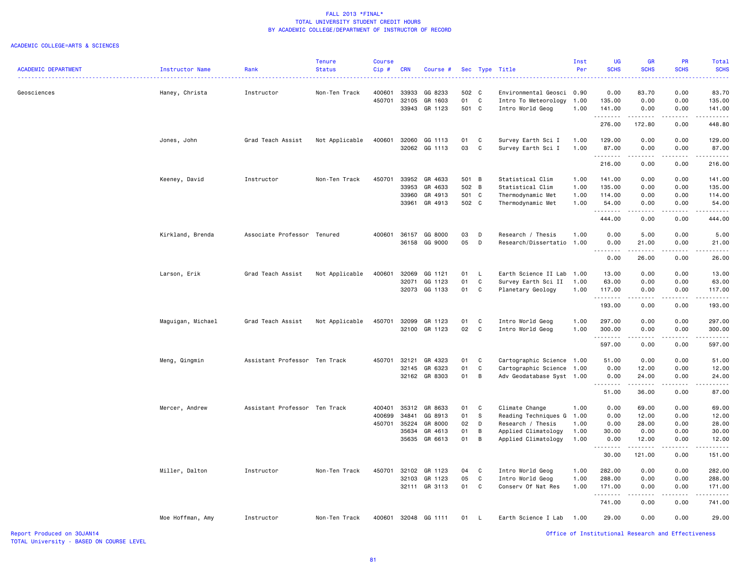# FALL 2013 *FINAL*
## TOTAL UNIVERSITY STUDENT CREDIT HOURS
## BY ACADEMIC COLLEGE/DEPARTMENT OF INSTRUCTOR OF RECORD

ACADEMIC COLLEGE=ARTS & SCIENCES

| ACADEMIC DEPARTMENT | Instructor Name | Rank | Tenure Status | Course Cip # | CRN | Course # | Sec | Type | Title | Inst Per | UG SCHS | GR SCHS | PR SCHS | Total SCHS |
|---|---|---|---|---|---|---|---|---|---|---|---|---|---|---|
| Geosciences | Haney, Christa | Instructor | Non-Ten Track | 400601 | 33933 | GG 8233 | 502 | C | Environmental Geosci | 0.90 | 0.00 | 83.70 | 0.00 | 83.70 |
| | | | | 450701 | 32105 | GR 1603 | 01 | C | Intro To Meteorology | 1.00 | 135.00 | 0.00 | 0.00 | 135.00 |
| | | | | | 33943 | GR 1123 | 501 | C | Intro World Geog | 1.00 | 141.00 | 0.00 | 0.00 | 141.00 |
| | | | | | | | | | | | 276.00 | 172.80 | 0.00 | 448.80 |
| | Jones, John | Grad Teach Assist | Not Applicable | 400601 | 32060 | GG 1113 | 01 | C | Survey Earth Sci I | 1.00 | 129.00 | 0.00 | 0.00 | 129.00 |
| | | | | | 32062 | GG 1113 | 03 | C | Survey Earth Sci I | 1.00 | 87.00 | 0.00 | 0.00 | 87.00 |
| | | | | | | | | | | | 216.00 | 0.00 | 0.00 | 216.00 |
| | Keeney, David | Instructor | Non-Ten Track | 450701 | 33952 | GR 4633 | 501 | B | Statistical Clim | 1.00 | 141.00 | 0.00 | 0.00 | 141.00 |
| | | | | | 33953 | GR 4633 | 502 | B | Statistical Clim | 1.00 | 135.00 | 0.00 | 0.00 | 135.00 |
| | | | | | 33960 | GR 4913 | 501 | C | Thermodynamic Met | 1.00 | 114.00 | 0.00 | 0.00 | 114.00 |
| | | | | | 33961 | GR 4913 | 502 | C | Thermodynamic Met | 1.00 | 54.00 | 0.00 | 0.00 | 54.00 |
| | | | | | | | | | | | 444.00 | 0.00 | 0.00 | 444.00 |
| | Kirkland, Brenda | Associate Professor | Tenured | 400601 | 36157 | GG 8000 | 03 | D | Research / Thesis | 1.00 | 0.00 | 5.00 | 0.00 | 5.00 |
| | | | | | 36158 | GG 9000 | 05 | D | Research/Dissertatio | 1.00 | 0.00 | 21.00 | 0.00 | 21.00 |
| | | | | | | | | | | | 0.00 | 26.00 | 0.00 | 26.00 |
| | Larson, Erik | Grad Teach Assist | Not Applicable | 400601 | 32069 | GG 1121 | 01 | L | Earth Science II Lab | 1.00 | 13.00 | 0.00 | 0.00 | 13.00 |
| | | | | | 32071 | GG 1123 | 01 | C | Survey Earth Sci II | 1.00 | 63.00 | 0.00 | 0.00 | 63.00 |
| | | | | | 32073 | GG 1133 | 01 | C | Planetary Geology | 1.00 | 117.00 | 0.00 | 0.00 | 117.00 |
| | | | | | | | | | | | 193.00 | 0.00 | 0.00 | 193.00 |
| | Maguigan, Michael | Grad Teach Assist | Not Applicable | 450701 | 32099 | GR 1123 | 01 | C | Intro World Geog | 1.00 | 297.00 | 0.00 | 0.00 | 297.00 |
| | | | | | 32100 | GR 1123 | 02 | C | Intro World Geog | 1.00 | 300.00 | 0.00 | 0.00 | 300.00 |
| | | | | | | | | | | | 597.00 | 0.00 | 0.00 | 597.00 |
| | Meng, Qingmin | Assistant Professor | Ten Track | 450701 | 32121 | GR 4323 | 01 | C | Cartographic Science | 1.00 | 51.00 | 0.00 | 0.00 | 51.00 |
| | | | | | 32145 | GR 6323 | 01 | C | Cartographic Science | 1.00 | 0.00 | 12.00 | 0.00 | 12.00 |
| | | | | | 32162 | GR 8303 | 01 | B | Adv Geodatabase Syst | 1.00 | 0.00 | 24.00 | 0.00 | 24.00 |
| | | | | | | | | | | | 51.00 | 36.00 | 0.00 | 87.00 |
| | Mercer, Andrew | Assistant Professor | Ten Track | 400401 | 35312 | GR 8633 | 01 | C | Climate Change | 1.00 | 0.00 | 69.00 | 0.00 | 69.00 |
| | | | | 400699 | 34841 | GG 8913 | 01 | S | Reading Techniques G | 1.00 | 0.00 | 12.00 | 0.00 | 12.00 |
| | | | | 450701 | 35224 | GR 8000 | 02 | D | Research / Thesis | 1.00 | 0.00 | 28.00 | 0.00 | 28.00 |
| | | | | | 35634 | GR 4613 | 01 | B | Applied Climatology | 1.00 | 30.00 | 0.00 | 0.00 | 30.00 |
| | | | | | 35635 | GR 6613 | 01 | B | Applied Climatology | 1.00 | 0.00 | 12.00 | 0.00 | 12.00 |
| | | | | | | | | | | | 30.00 | 121.00 | 0.00 | 151.00 |
| | Miller, Dalton | Instructor | Non-Ten Track | 450701 | 32102 | GR 1123 | 04 | C | Intro World Geog | 1.00 | 282.00 | 0.00 | 0.00 | 282.00 |
| | | | | | 32103 | GR 1123 | 05 | C | Intro World Geog | 1.00 | 288.00 | 0.00 | 0.00 | 288.00 |
| | | | | | 32111 | GR 3113 | 01 | C | Conserv Of Nat Res | 1.00 | 171.00 | 0.00 | 0.00 | 171.00 |
| | | | | | | | | | | | 741.00 | 0.00 | 0.00 | 741.00 |
| | Moe Hoffman, Amy | Instructor | Non-Ten Track | 400601 | 32048 | GG 1111 | 01 | L | Earth Science I Lab | 1.00 | 29.00 | 0.00 | 0.00 | 29.00 |

Report Produced on 30JAN14
TOTAL University - BASED ON COURSE LEVEL

Office of Institutional Research and Effectiveness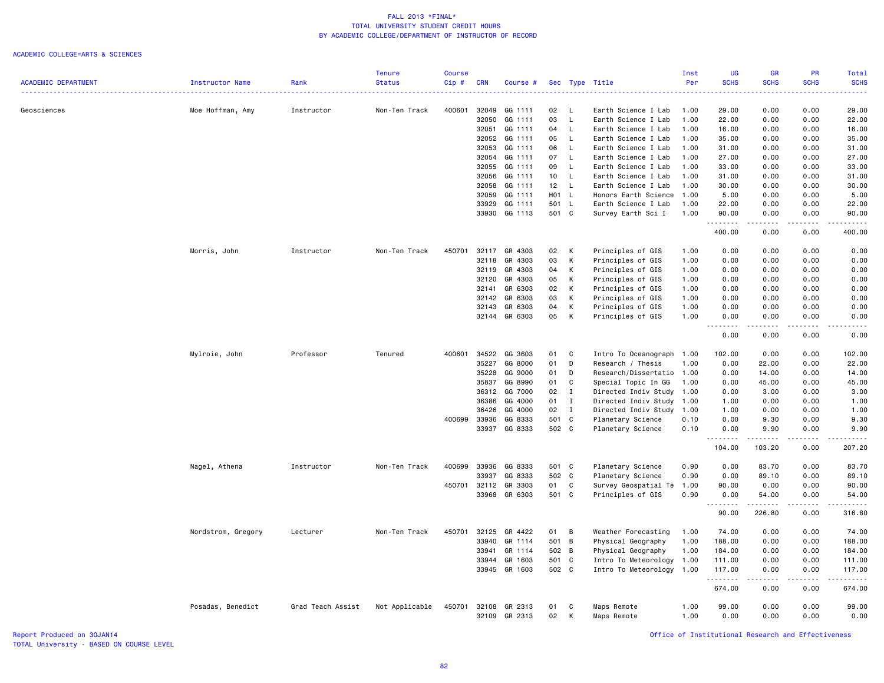# FALL 2013 *FINAL*
## TOTAL UNIVERSITY STUDENT CREDIT HOURS
## BY ACADEMIC COLLEGE/DEPARTMENT OF INSTRUCTOR OF RECORD

ACADEMIC COLLEGE=ARTS & SCIENCES

| ACADEMIC DEPARTMENT | Instructor Name | Rank | Tenure Status | Course Cip # | CRN | Course # | Sec | Type | Title | Inst Per | UG SCHS | GR SCHS | PR SCHS | Total SCHS |
|---|---|---|---|---|---|---|---|---|---|---|---|---|---|---|
| Geosciences | Moe Hoffman, Amy | Instructor | Non-Ten Track | 400601 | 32049 | GG 1111 | 02 | L | Earth Science I Lab | 1.00 | 29.00 | 0.00 | 0.00 | 29.00 |
| | | | | | 32050 | GG 1111 | 03 | L | Earth Science I Lab | 1.00 | 22.00 | 0.00 | 0.00 | 22.00 |
| | | | | | 32051 | GG 1111 | 04 | L | Earth Science I Lab | 1.00 | 16.00 | 0.00 | 0.00 | 16.00 |
| | | | | | 32052 | GG 1111 | 05 | L | Earth Science I Lab | 1.00 | 35.00 | 0.00 | 0.00 | 35.00 |
| | | | | | 32053 | GG 1111 | 06 | L | Earth Science I Lab | 1.00 | 31.00 | 0.00 | 0.00 | 31.00 |
| | | | | | 32054 | GG 1111 | 07 | L | Earth Science I Lab | 1.00 | 27.00 | 0.00 | 0.00 | 27.00 |
| | | | | | 32055 | GG 1111 | 09 | L | Earth Science I Lab | 1.00 | 33.00 | 0.00 | 0.00 | 33.00 |
| | | | | | 32056 | GG 1111 | 10 | L | Earth Science I Lab | 1.00 | 31.00 | 0.00 | 0.00 | 31.00 |
| | | | | | 32058 | GG 1111 | 12 | L | Earth Science I Lab | 1.00 | 30.00 | 0.00 | 0.00 | 30.00 |
| | | | | | 32059 | GG 1111 | H01 | L | Honors Earth Science | 1.00 | 5.00 | 0.00 | 0.00 | 5.00 |
| | | | | | 33929 | GG 1111 | 501 | L | Earth Science I Lab | 1.00 | 22.00 | 0.00 | 0.00 | 22.00 |
| | | | | | 33930 | GG 1113 | 501 | C | Survey Earth Sci I | 1.00 | 90.00 | 0.00 | 0.00 | 90.00 |
| | | | | | | | | | | | 400.00 | 0.00 | 0.00 | 400.00 |
| | Morris, John | Instructor | Non-Ten Track | 450701 | 32117 | GR 4303 | 02 | K | Principles of GIS | 1.00 | 0.00 | 0.00 | 0.00 | 0.00 |
| | | | | | 32118 | GR 4303 | 03 | K | Principles of GIS | 1.00 | 0.00 | 0.00 | 0.00 | 0.00 |
| | | | | | 32119 | GR 4303 | 04 | K | Principles of GIS | 1.00 | 0.00 | 0.00 | 0.00 | 0.00 |
| | | | | | 32120 | GR 4303 | 05 | K | Principles of GIS | 1.00 | 0.00 | 0.00 | 0.00 | 0.00 |
| | | | | | 32141 | GR 6303 | 02 | K | Principles of GIS | 1.00 | 0.00 | 0.00 | 0.00 | 0.00 |
| | | | | | 32142 | GR 6303 | 03 | K | Principles of GIS | 1.00 | 0.00 | 0.00 | 0.00 | 0.00 |
| | | | | | 32143 | GR 6303 | 04 | K | Principles of GIS | 1.00 | 0.00 | 0.00 | 0.00 | 0.00 |
| | | | | | 32144 | GR 6303 | 05 | K | Principles of GIS | 1.00 | 0.00 | 0.00 | 0.00 | 0.00 |
| | | | | | | | | | | | 0.00 | 0.00 | 0.00 | 0.00 |
| | Mylroie, John | Professor | Tenured | 400601 | 34522 | GG 3603 | 01 | C | Intro To Oceanograph | 1.00 | 102.00 | 0.00 | 0.00 | 102.00 |
| | | | | | 35227 | GG 8000 | 01 | D | Research / Thesis | 1.00 | 0.00 | 22.00 | 0.00 | 22.00 |
| | | | | | 35228 | GG 9000 | 01 | D | Research/Dissertatio | 1.00 | 0.00 | 14.00 | 0.00 | 14.00 |
| | | | | | 35837 | GG 8990 | 01 | C | Special Topic In GG | 1.00 | 0.00 | 45.00 | 0.00 | 45.00 |
| | | | | | 36312 | GG 7000 | 02 | I | Directed Indiv Study | 1.00 | 0.00 | 3.00 | 0.00 | 3.00 |
| | | | | | 36386 | GG 4000 | 01 | I | Directed Indiv Study | 1.00 | 1.00 | 0.00 | 0.00 | 1.00 |
| | | | | | 36426 | GG 4000 | 02 | I | Directed Indiv Study | 1.00 | 1.00 | 0.00 | 0.00 | 1.00 |
| | | | | 400699 | 33936 | GG 8333 | 501 | C | Planetary Science | 0.10 | 0.00 | 9.30 | 0.00 | 9.30 |
| | | | | | 33937 | GG 8333 | 502 | C | Planetary Science | 0.10 | 0.00 | 9.90 | 0.00 | 9.90 |
| | | | | | | | | | | | 104.00 | 103.20 | 0.00 | 207.20 |
| | Nagel, Athena | Instructor | Non-Ten Track | 400699 | 33936 | GG 8333 | 501 | C | Planetary Science | 0.90 | 0.00 | 83.70 | 0.00 | 83.70 |
| | | | | | 33937 | GG 8333 | 502 | C | Planetary Science | 0.90 | 0.00 | 89.10 | 0.00 | 89.10 |
| | | | | 450701 | 32112 | GR 3303 | 01 | C | Survey Geospatial Te | 1.00 | 90.00 | 0.00 | 0.00 | 90.00 |
| | | | | | 33968 | GR 6303 | 501 | C | Principles of GIS | 0.90 | 0.00 | 54.00 | 0.00 | 54.00 |
| | | | | | | | | | | | 90.00 | 226.80 | 0.00 | 316.80 |
| | Nordstrom, Gregory | Lecturer | Non-Ten Track | 450701 | 32125 | GR 4422 | 01 | B | Weather Forecasting | 1.00 | 74.00 | 0.00 | 0.00 | 74.00 |
| | | | | | 33940 | GR 1114 | 501 | B | Physical Geography | 1.00 | 188.00 | 0.00 | 0.00 | 188.00 |
| | | | | | 33941 | GR 1114 | 502 | B | Physical Geography | 1.00 | 184.00 | 0.00 | 0.00 | 184.00 |
| | | | | | 33944 | GR 1603 | 501 | C | Intro To Meteorology | 1.00 | 111.00 | 0.00 | 0.00 | 111.00 |
| | | | | | 33945 | GR 1603 | 502 | C | Intro To Meteorology | 1.00 | 117.00 | 0.00 | 0.00 | 117.00 |
| | | | | | | | | | | | 674.00 | 0.00 | 0.00 | 674.00 |
| | Posadas, Benedict | Grad Teach Assist | Not Applicable | 450701 | 32108 | GR 2313 | 01 | C | Maps Remote | 1.00 | 99.00 | 0.00 | 0.00 | 99.00 |
| | | | | | 32109 | GR 2313 | 02 | K | Maps Remote | 1.00 | 0.00 | 0.00 | 0.00 | 0.00 |

Report Produced on 30JAN14
TOTAL University - BASED ON COURSE LEVEL

Office of Institutional Research and Effectiveness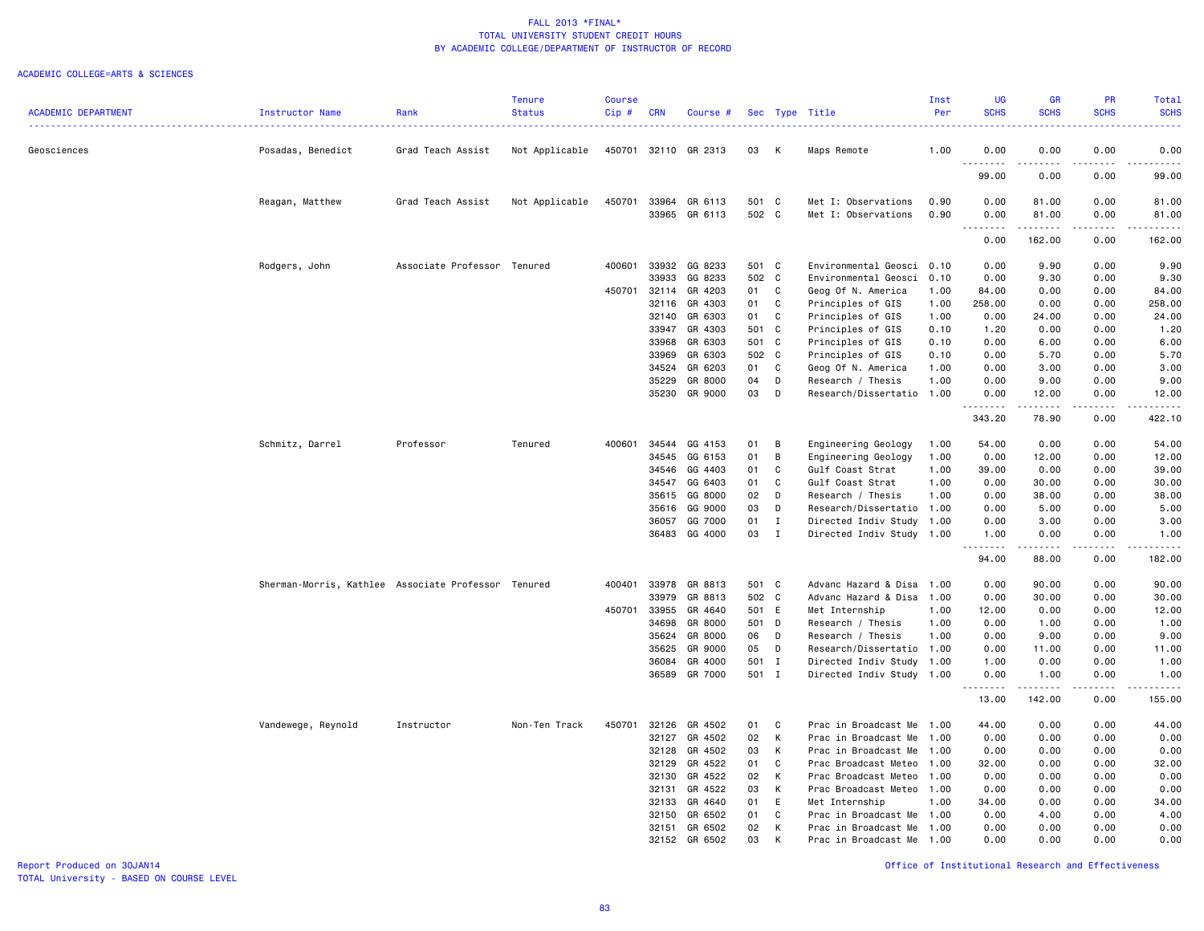FALL 2013 *FINAL*
TOTAL UNIVERSITY STUDENT CREDIT HOURS
BY ACADEMIC COLLEGE/DEPARTMENT OF INSTRUCTOR OF RECORD

ACADEMIC COLLEGE=ARTS & SCIENCES

| ACADEMIC DEPARTMENT | Instructor Name | Rank | Tenure Status | Course Cip # | CRN | Course # | Sec | Type | Title | Inst Per | UG SCHS | GR SCHS | PR SCHS | Total SCHS |
|---|---|---|---|---|---|---|---|---|---|---|---|---|---|---|
| Geosciences | Posadas, Benedict | Grad Teach Assist | Not Applicable | 450701 | 32110 | GR 2313 | 03 | K | Maps Remote | 1.00 | 0.00 | 0.00 | 0.00 | 0.00 |
| | | | | | | | | | | | 99.00 | 0.00 | 0.00 | 99.00 |
| | Reagan, Matthew | Grad Teach Assist | Not Applicable | 450701 | 33964 | GR 6113 | 501 | C | Met I: Observations | 0.90 | 0.00 | 81.00 | 0.00 | 81.00 |
| | | | | | 33965 | GR 6113 | 502 | C | Met I: Observations | 0.90 | 0.00 | 81.00 | 0.00 | 81.00 |
| | | | | | | | | | | | 0.00 | 162.00 | 0.00 | 162.00 |
| | Rodgers, John | Associate Professor | Tenured | 400601 | 33932 | GG 8233 | 501 | C | Environmental Geosci | 0.10 | 0.00 | 9.90 | 0.00 | 9.90 |
| | | | | | 33933 | GG 8233 | 502 | C | Environmental Geosci | 0.10 | 0.00 | 9.30 | 0.00 | 9.30 |
| | | | | 450701 | 32114 | GR 4203 | 01 | C | Geog Of N. America | 1.00 | 84.00 | 0.00 | 0.00 | 84.00 |
| | | | | | 32116 | GR 4303 | 01 | C | Principles of GIS | 1.00 | 258.00 | 0.00 | 0.00 | 258.00 |
| | | | | | 32140 | GR 6303 | 01 | C | Principles of GIS | 1.00 | 0.00 | 24.00 | 0.00 | 24.00 |
| | | | | | 33947 | GR 4303 | 501 | C | Principles of GIS | 0.10 | 1.20 | 0.00 | 0.00 | 1.20 |
| | | | | | 33968 | GR 6303 | 501 | C | Principles of GIS | 0.10 | 0.00 | 6.00 | 0.00 | 6.00 |
| | | | | | 33969 | GR 6303 | 502 | C | Principles of GIS | 0.10 | 0.00 | 5.70 | 0.00 | 5.70 |
| | | | | | 34524 | GR 6203 | 01 | C | Geog Of N. America | 1.00 | 0.00 | 3.00 | 0.00 | 3.00 |
| | | | | | 35229 | GR 8000 | 04 | D | Research / Thesis | 1.00 | 0.00 | 9.00 | 0.00 | 9.00 |
| | | | | | 35230 | GR 9000 | 03 | D | Research/Dissertatio | 1.00 | 0.00 | 12.00 | 0.00 | 12.00 |
| | | | | | | | | | | | 343.20 | 78.90 | 0.00 | 422.10 |
| | Schmitz, Darrel | Professor | Tenured | 400601 | 34544 | GG 4153 | 01 | B | Engineering Geology | 1.00 | 54.00 | 0.00 | 0.00 | 54.00 |
| | | | | | 34545 | GG 6153 | 01 | B | Engineering Geology | 1.00 | 0.00 | 12.00 | 0.00 | 12.00 |
| | | | | | 34546 | GG 4403 | 01 | C | Gulf Coast Strat | 1.00 | 39.00 | 0.00 | 0.00 | 39.00 |
| | | | | | 34547 | GG 6403 | 01 | C | Gulf Coast Strat | 1.00 | 0.00 | 30.00 | 0.00 | 30.00 |
| | | | | | 35615 | GG 8000 | 02 | D | Research / Thesis | 1.00 | 0.00 | 38.00 | 0.00 | 38.00 |
| | | | | | 35616 | GG 9000 | 03 | D | Research/Dissertatio | 1.00 | 0.00 | 5.00 | 0.00 | 5.00 |
| | | | | | 36057 | GG 7000 | 01 | I | Directed Indiv Study | 1.00 | 0.00 | 3.00 | 0.00 | 3.00 |
| | | | | | 36483 | GG 4000 | 03 | I | Directed Indiv Study | 1.00 | 1.00 | 0.00 | 0.00 | 1.00 |
| | | | | | | | | | | | 94.00 | 88.00 | 0.00 | 182.00 |
| | Sherman-Morris, Kathlee | Associate Professor | Tenured | 400401 | 33978 | GR 8813 | 501 | C | Advanc Hazard & Disa | 1.00 | 0.00 | 90.00 | 0.00 | 90.00 |
| | | | | | 33979 | GR 8813 | 502 | C | Advanc Hazard & Disa | 1.00 | 0.00 | 30.00 | 0.00 | 30.00 |
| | | | | 450701 | 33955 | GR 4640 | 501 | E | Met Internship | 1.00 | 12.00 | 0.00 | 0.00 | 12.00 |
| | | | | | 34698 | GR 8000 | 501 | D | Research / Thesis | 1.00 | 0.00 | 1.00 | 0.00 | 1.00 |
| | | | | | 35624 | GR 8000 | 06 | D | Research / Thesis | 1.00 | 0.00 | 9.00 | 0.00 | 9.00 |
| | | | | | 35625 | GR 9000 | 05 | D | Research/Dissertatio | 1.00 | 0.00 | 11.00 | 0.00 | 11.00 |
| | | | | | 36084 | GR 4000 | 501 | I | Directed Indiv Study | 1.00 | 1.00 | 0.00 | 0.00 | 1.00 |
| | | | | | 36589 | GR 7000 | 501 | I | Directed Indiv Study | 1.00 | 0.00 | 1.00 | 0.00 | 1.00 |
| | | | | | | | | | | | 13.00 | 142.00 | 0.00 | 155.00 |
| | Vandewege, Reynold | Instructor | Non-Ten Track | 450701 | 32126 | GR 4502 | 01 | C | Prac in Broadcast Me | 1.00 | 44.00 | 0.00 | 0.00 | 44.00 |
| | | | | | 32127 | GR 4502 | 02 | K | Prac in Broadcast Me | 1.00 | 0.00 | 0.00 | 0.00 | 0.00 |
| | | | | | 32128 | GR 4502 | 03 | K | Prac in Broadcast Me | 1.00 | 0.00 | 0.00 | 0.00 | 0.00 |
| | | | | | 32129 | GR 4522 | 01 | C | Prac Broadcast Meteo | 1.00 | 32.00 | 0.00 | 0.00 | 32.00 |
| | | | | | 32130 | GR 4522 | 02 | K | Prac Broadcast Meteo | 1.00 | 0.00 | 0.00 | 0.00 | 0.00 |
| | | | | | 32131 | GR 4522 | 03 | K | Prac Broadcast Meteo | 1.00 | 0.00 | 0.00 | 0.00 | 0.00 |
| | | | | | 32133 | GR 4640 | 01 | E | Met Internship | 1.00 | 34.00 | 0.00 | 0.00 | 34.00 |
| | | | | | 32150 | GR 6502 | 01 | C | Prac in Broadcast Me | 1.00 | 0.00 | 4.00 | 0.00 | 4.00 |
| | | | | | 32151 | GR 6502 | 02 | K | Prac in Broadcast Me | 1.00 | 0.00 | 0.00 | 0.00 | 0.00 |
| | | | | | 32152 | GR 6502 | 03 | K | Prac in Broadcast Me | 1.00 | 0.00 | 0.00 | 0.00 | 0.00 |

Report Produced on 30JAN14
TOTAL University - BASED ON COURSE LEVEL

Office of Institutional Research and Effectiveness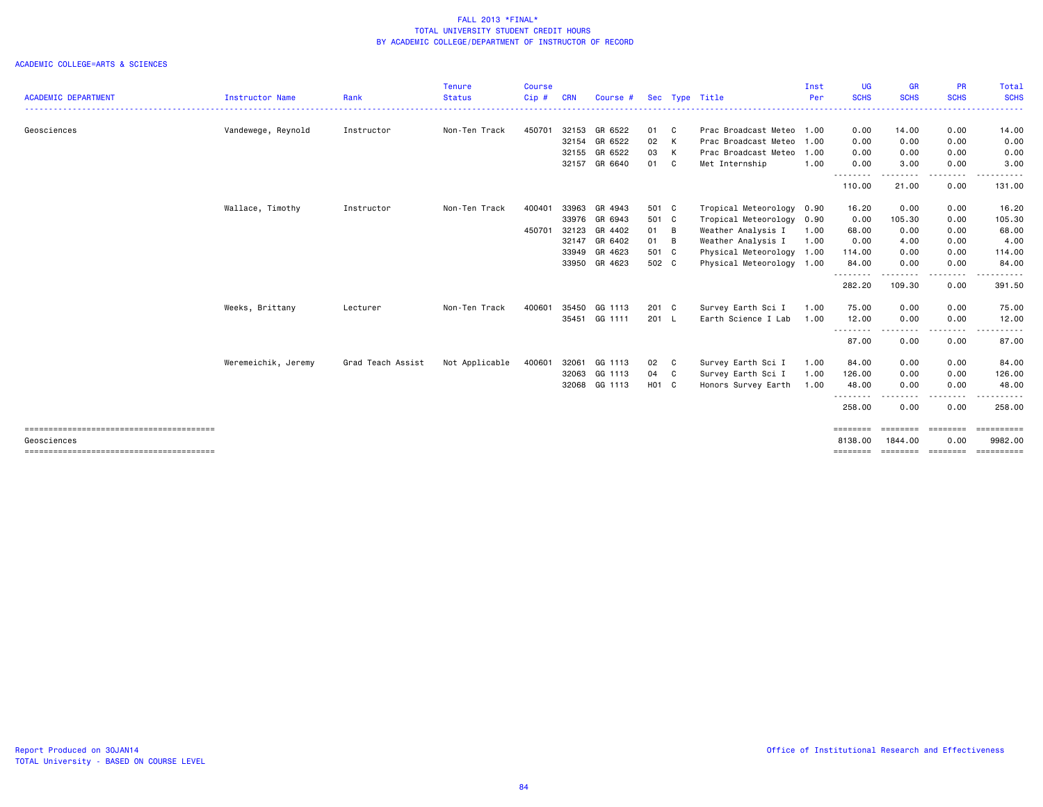FALL 2013 *FINAL*
TOTAL UNIVERSITY STUDENT CREDIT HOURS
BY ACADEMIC COLLEGE/DEPARTMENT OF INSTRUCTOR OF RECORD

ACADEMIC COLLEGE=ARTS & SCIENCES

| ACADEMIC DEPARTMENT | Instructor Name | Rank | Tenure Status | Course Cip # | CRN | Course # | Sec | Type | Title | Inst Per | UG SCHS | GR SCHS | PR SCHS | Total SCHS |
|---|---|---|---|---|---|---|---|---|---|---|---|---|---|---|
| Geosciences | Vandewege, Reynold | Instructor | Non-Ten Track | 450701 | 32153 | GR 6522 | 01 | C | Prac Broadcast Meteo | 1.00 | 0.00 | 14.00 | 0.00 | 14.00 |
| | | | | | 32154 | GR 6522 | 02 | K | Prac Broadcast Meteo | 1.00 | 0.00 | 0.00 | 0.00 | 0.00 |
| | | | | | 32155 | GR 6522 | 03 | K | Prac Broadcast Meteo | 1.00 | 0.00 | 0.00 | 0.00 | 0.00 |
| | | | | | 32157 | GR 6640 | 01 | C | Met Internship | 1.00 | 0.00 | 3.00 | 0.00 | 3.00 |
| | | | | | | | | | | | 110.00 | 21.00 | 0.00 | 131.00 |
| | Wallace, Timothy | Instructor | Non-Ten Track | 400401 | 33963 | GR 4943 | 501 | C | Tropical Meteorology | 0.90 | 16.20 | 0.00 | 0.00 | 16.20 |
| | | | | | 33976 | GR 6943 | 501 | C | Tropical Meteorology | 0.90 | 0.00 | 105.30 | 0.00 | 105.30 |
| | | | | 450701 | 32123 | GR 4402 | 01 | B | Weather Analysis I | 1.00 | 68.00 | 0.00 | 0.00 | 68.00 |
| | | | | | 32147 | GR 6402 | 01 | B | Weather Analysis I | 1.00 | 0.00 | 4.00 | 0.00 | 4.00 |
| | | | | | 33949 | GR 4623 | 501 | C | Physical Meteorology | 1.00 | 114.00 | 0.00 | 0.00 | 114.00 |
| | | | | | 33950 | GR 4623 | 502 | C | Physical Meteorology | 1.00 | 84.00 | 0.00 | 0.00 | 84.00 |
| | | | | | | | | | | | 282.20 | 109.30 | 0.00 | 391.50 |
| | Weeks, Brittany | Lecturer | Non-Ten Track | 400601 | 35450 | GG 1113 | 201 | C | Survey Earth Sci I | 1.00 | 75.00 | 0.00 | 0.00 | 75.00 |
| | | | | | 35451 | GG 1111 | 201 | L | Earth Science I Lab | 1.00 | 12.00 | 0.00 | 0.00 | 12.00 |
| | | | | | | | | | | | 87.00 | 0.00 | 0.00 | 87.00 |
| | Weremeichik, Jeremy | Grad Teach Assist | Not Applicable | 400601 | 32061 | GG 1113 | 02 | C | Survey Earth Sci I | 1.00 | 84.00 | 0.00 | 0.00 | 84.00 |
| | | | | | 32063 | GG 1113 | 04 | C | Survey Earth Sci I | 1.00 | 126.00 | 0.00 | 0.00 | 126.00 |
| | | | | | 32068 | GG 1113 | H01 | C | Honors Survey Earth | 1.00 | 48.00 | 0.00 | 0.00 | 48.00 |
| | | | | | | | | | | | 258.00 | 0.00 | 0.00 | 258.00 |
| Geosciences | | | | | | | | | | | 8138.00 | 1844.00 | 0.00 | 9982.00 |

Report Produced on 30JAN14
TOTAL University - BASED ON COURSE LEVEL

Office of Institutional Research and Effectiveness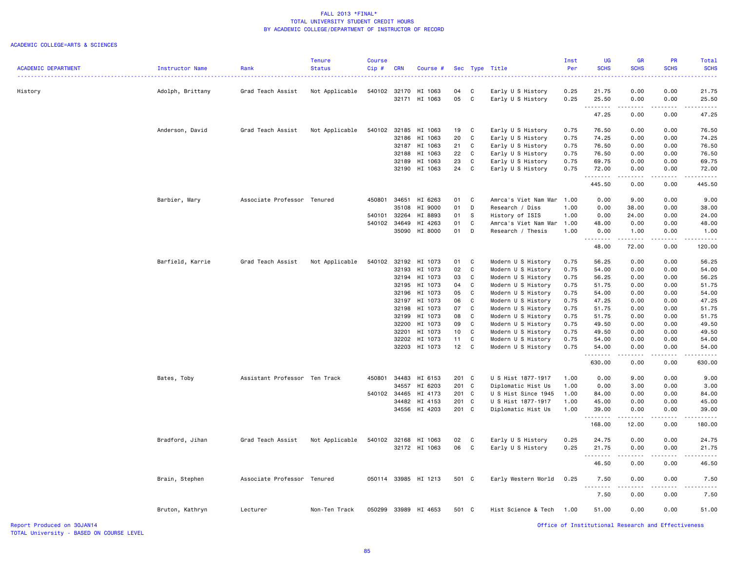FALL 2013 *FINAL*
TOTAL UNIVERSITY STUDENT CREDIT HOURS
BY ACADEMIC COLLEGE/DEPARTMENT OF INSTRUCTOR OF RECORD

ACADEMIC COLLEGE=ARTS & SCIENCES

| ACADEMIC DEPARTMENT | Instructor Name | Rank | Tenure Status | Course Cip # | CRN | Course # | Sec | Type | Title | Inst Per | UG SCHS | GR SCHS | PR SCHS | Total SCHS |
|---|---|---|---|---|---|---|---|---|---|---|---|---|---|---|
| History | Adolph, Brittany | Grad Teach Assist | Not Applicable | 540102 | 32170 | HI 1063 | 04 | C | Early U S History | 0.25 | 21.75 | 0.00 | 0.00 | 21.75 |
| | | | | | 32171 | HI 1063 | 05 | C | Early U S History | 0.25 | 25.50 | 0.00 | 0.00 | 25.50 |
| | | | | | | | | | | | 47.25 | 0.00 | 0.00 | 47.25 |
| | Anderson, David | Grad Teach Assist | Not Applicable | 540102 | 32185 | HI 1063 | 19 | C | Early U S History | 0.75 | 76.50 | 0.00 | 0.00 | 76.50 |
| | | | | | 32186 | HI 1063 | 20 | C | Early U S History | 0.75 | 74.25 | 0.00 | 0.00 | 74.25 |
| | | | | | 32187 | HI 1063 | 21 | C | Early U S History | 0.75 | 76.50 | 0.00 | 0.00 | 76.50 |
| | | | | | 32188 | HI 1063 | 22 | C | Early U S History | 0.75 | 76.50 | 0.00 | 0.00 | 76.50 |
| | | | | | 32189 | HI 1063 | 23 | C | Early U S History | 0.75 | 69.75 | 0.00 | 0.00 | 69.75 |
| | | | | | 32190 | HI 1063 | 24 | C | Early U S History | 0.75 | 72.00 | 0.00 | 0.00 | 72.00 |
| | | | | | | | | | | | 445.50 | 0.00 | 0.00 | 445.50 |
| | Barbier, Mary | Associate Professor | Tenured | 450801 | 34651 | HI 6263 | 01 | C | Amrca's Viet Nam War | 1.00 | 0.00 | 9.00 | 0.00 | 9.00 |
| | | | | | 35108 | HI 9000 | 01 | D | Research / Diss | 1.00 | 0.00 | 38.00 | 0.00 | 38.00 |
| | | | | 540101 | 32264 | HI 8893 | 01 | S | History of ISIS | 1.00 | 0.00 | 24.00 | 0.00 | 24.00 |
| | | | | 540102 | 34649 | HI 4263 | 01 | C | Amrca's Viet Nam War | 1.00 | 48.00 | 0.00 | 0.00 | 48.00 |
| | | | | | 35090 | HI 8000 | 01 | D | Research / Thesis | 1.00 | 0.00 | 1.00 | 0.00 | 1.00 |
| | | | | | | | | | | | 48.00 | 72.00 | 0.00 | 120.00 |
| | Barfield, Karrie | Grad Teach Assist | Not Applicable | 540102 | 32192 | HI 1073 | 01 | C | Modern U S History | 0.75 | 56.25 | 0.00 | 0.00 | 56.25 |
| | | | | | 32193 | HI 1073 | 02 | C | Modern U S History | 0.75 | 54.00 | 0.00 | 0.00 | 54.00 |
| | | | | | 32194 | HI 1073 | 03 | C | Modern U S History | 0.75 | 56.25 | 0.00 | 0.00 | 56.25 |
| | | | | | 32195 | HI 1073 | 04 | C | Modern U S History | 0.75 | 51.75 | 0.00 | 0.00 | 51.75 |
| | | | | | 32196 | HI 1073 | 05 | C | Modern U S History | 0.75 | 54.00 | 0.00 | 0.00 | 54.00 |
| | | | | | 32197 | HI 1073 | 06 | C | Modern U S History | 0.75 | 47.25 | 0.00 | 0.00 | 47.25 |
| | | | | | 32198 | HI 1073 | 07 | C | Modern U S History | 0.75 | 51.75 | 0.00 | 0.00 | 51.75 |
| | | | | | 32199 | HI 1073 | 08 | C | Modern U S History | 0.75 | 51.75 | 0.00 | 0.00 | 51.75 |
| | | | | | 32200 | HI 1073 | 09 | C | Modern U S History | 0.75 | 49.50 | 0.00 | 0.00 | 49.50 |
| | | | | | 32201 | HI 1073 | 10 | C | Modern U S History | 0.75 | 49.50 | 0.00 | 0.00 | 49.50 |
| | | | | | 32202 | HI 1073 | 11 | C | Modern U S History | 0.75 | 54.00 | 0.00 | 0.00 | 54.00 |
| | | | | | 32203 | HI 1073 | 12 | C | Modern U S History | 0.75 | 54.00 | 0.00 | 0.00 | 54.00 |
| | | | | | | | | | | | 630.00 | 0.00 | 0.00 | 630.00 |
| | Bates, Toby | Assistant Professor | Ten Track | 450801 | 34483 | HI 6153 | 201 | C | U S Hist 1877-1917 | 1.00 | 0.00 | 9.00 | 0.00 | 9.00 |
| | | | | | 34557 | HI 6203 | 201 | C | Diplomatic Hist Us | 1.00 | 0.00 | 3.00 | 0.00 | 3.00 |
| | | | | 540102 | 34465 | HI 4173 | 201 | C | U S Hist Since 1945 | 1.00 | 84.00 | 0.00 | 0.00 | 84.00 |
| | | | | | 34482 | HI 4153 | 201 | C | U S Hist 1877-1917 | 1.00 | 45.00 | 0.00 | 0.00 | 45.00 |
| | | | | | 34556 | HI 4203 | 201 | C | Diplomatic Hist Us | 1.00 | 39.00 | 0.00 | 0.00 | 39.00 |
| | | | | | | | | | | | 168.00 | 12.00 | 0.00 | 180.00 |
| | Bradford, Jihan | Grad Teach Assist | Not Applicable | 540102 | 32168 | HI 1063 | 02 | C | Early U S History | 0.25 | 24.75 | 0.00 | 0.00 | 24.75 |
| | | | | | 32172 | HI 1063 | 06 | C | Early U S History | 0.25 | 21.75 | 0.00 | 0.00 | 21.75 |
| | | | | | | | | | | | 46.50 | 0.00 | 0.00 | 46.50 |
| | Brain, Stephen | Associate Professor | Tenured | 050114 | 33985 | HI 1213 | 501 | C | Early Western World | 0.25 | 7.50 | 0.00 | 0.00 | 7.50 |
| | | | | | | | | | | | 7.50 | 0.00 | 0.00 | 7.50 |
| | Bruton, Kathryn | Lecturer | Non-Ten Track | 050299 | 33989 | HI 4653 | 501 | C | Hist Science & Tech | 1.00 | 51.00 | 0.00 | 0.00 | 51.00 |

Report Produced on 30JAN14
TOTAL University - BASED ON COURSE LEVEL

Office of Institutional Research and Effectiveness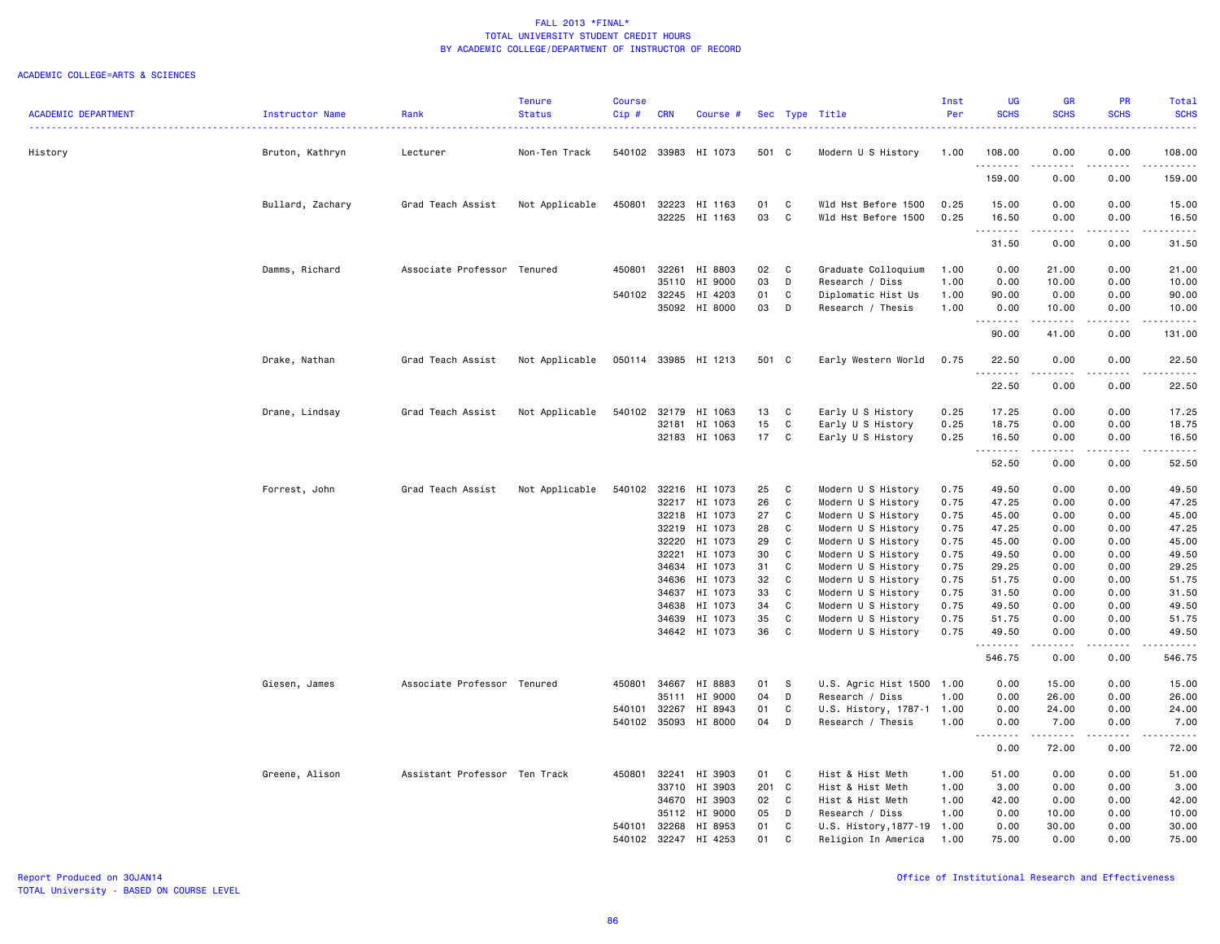# FALL 2013 *FINAL*
## TOTAL UNIVERSITY STUDENT CREDIT HOURS
## BY ACADEMIC COLLEGE/DEPARTMENT OF INSTRUCTOR OF RECORD

ACADEMIC COLLEGE=ARTS & SCIENCES

| ACADEMIC DEPARTMENT | Instructor Name | Rank | Tenure Status | Course Cip # | CRN | Course # | Sec | Type | Title | Inst Per | UG SCHS | GR SCHS | PR SCHS | Total SCHS |
|---|---|---|---|---|---|---|---|---|---|---|---|---|---|---|
| History | Bruton, Kathryn | Lecturer | Non-Ten Track | 540102 | 33983 | HI 1073 | 501 | C | Modern U S History | 1.00 | 108.00 | 0.00 | 0.00 | 108.00 |
| | | | | | | | | | | | 159.00 | 0.00 | 0.00 | 159.00 |
| | Bullard, Zachary | Grad Teach Assist | Not Applicable | 450801 | 32223 | HI 1163 | 01 | C | Wld Hst Before 1500 | 0.25 | 15.00 | 0.00 | 0.00 | 15.00 |
| | | | | | 32225 | HI 1163 | 03 | C | Wld Hst Before 1500 | 0.25 | 16.50 | 0.00 | 0.00 | 16.50 |
| | | | | | | | | | | | 31.50 | 0.00 | 0.00 | 31.50 |
| | Damms, Richard | Associate Professor | Tenured | 450801 | 32261 | HI 8803 | 02 | C | Graduate Colloquium | 1.00 | 0.00 | 21.00 | 0.00 | 21.00 |
| | | | | | 35110 | HI 9000 | 03 | D | Research / Diss | 1.00 | 0.00 | 10.00 | 0.00 | 10.00 |
| | | | | 540102 | 32245 | HI 4203 | 01 | C | Diplomatic Hist Us | 1.00 | 90.00 | 0.00 | 0.00 | 90.00 |
| | | | | | 35092 | HI 8000 | 03 | D | Research / Thesis | 1.00 | 0.00 | 10.00 | 0.00 | 10.00 |
| | | | | | | | | | | | 90.00 | 41.00 | 0.00 | 131.00 |
| | Drake, Nathan | Grad Teach Assist | Not Applicable | 050114 | 33985 | HI 1213 | 501 | C | Early Western World | 0.75 | 22.50 | 0.00 | 0.00 | 22.50 |
| | | | | | | | | | | | 22.50 | 0.00 | 0.00 | 22.50 |
| | Drane, Lindsay | Grad Teach Assist | Not Applicable | 540102 | 32179 | HI 1063 | 13 | C | Early U S History | 0.25 | 17.25 | 0.00 | 0.00 | 17.25 |
| | | | | | 32181 | HI 1063 | 15 | C | Early U S History | 0.25 | 18.75 | 0.00 | 0.00 | 18.75 |
| | | | | | 32183 | HI 1063 | 17 | C | Early U S History | 0.25 | 16.50 | 0.00 | 0.00 | 16.50 |
| | | | | | | | | | | | 52.50 | 0.00 | 0.00 | 52.50 |
| | Forrest, John | Grad Teach Assist | Not Applicable | 540102 | 32216 | HI 1073 | 25 | C | Modern U S History | 0.75 | 49.50 | 0.00 | 0.00 | 49.50 |
| | | | | | 32217 | HI 1073 | 26 | C | Modern U S History | 0.75 | 47.25 | 0.00 | 0.00 | 47.25 |
| | | | | | 32218 | HI 1073 | 27 | C | Modern U S History | 0.75 | 45.00 | 0.00 | 0.00 | 45.00 |
| | | | | | 32219 | HI 1073 | 28 | C | Modern U S History | 0.75 | 47.25 | 0.00 | 0.00 | 47.25 |
| | | | | | 32220 | HI 1073 | 29 | C | Modern U S History | 0.75 | 45.00 | 0.00 | 0.00 | 45.00 |
| | | | | | 32221 | HI 1073 | 30 | C | Modern U S History | 0.75 | 49.50 | 0.00 | 0.00 | 49.50 |
| | | | | | 34634 | HI 1073 | 31 | C | Modern U S History | 0.75 | 29.25 | 0.00 | 0.00 | 29.25 |
| | | | | | 34636 | HI 1073 | 32 | C | Modern U S History | 0.75 | 51.75 | 0.00 | 0.00 | 51.75 |
| | | | | | 34637 | HI 1073 | 33 | C | Modern U S History | 0.75 | 31.50 | 0.00 | 0.00 | 31.50 |
| | | | | | 34638 | HI 1073 | 34 | C | Modern U S History | 0.75 | 49.50 | 0.00 | 0.00 | 49.50 |
| | | | | | 34639 | HI 1073 | 35 | C | Modern U S History | 0.75 | 51.75 | 0.00 | 0.00 | 51.75 |
| | | | | | 34642 | HI 1073 | 36 | C | Modern U S History | 0.75 | 49.50 | 0.00 | 0.00 | 49.50 |
| | | | | | | | | | | | 546.75 | 0.00 | 0.00 | 546.75 |
| | Giesen, James | Associate Professor | Tenured | 450801 | 34667 | HI 8883 | 01 | S | U.S. Agric Hist 1500 | 1.00 | 0.00 | 15.00 | 0.00 | 15.00 |
| | | | | | 35111 | HI 9000 | 04 | D | Research / Diss | 1.00 | 0.00 | 26.00 | 0.00 | 26.00 |
| | | | | 540101 | 32267 | HI 8943 | 01 | C | U.S. History, 1787-1 | 1.00 | 0.00 | 24.00 | 0.00 | 24.00 |
| | | | | 540102 | 35093 | HI 8000 | 04 | D | Research / Thesis | 1.00 | 0.00 | 7.00 | 0.00 | 7.00 |
| | | | | | | | | | | | 0.00 | 72.00 | 0.00 | 72.00 |
| | Greene, Alison | Assistant Professor | Ten Track | 450801 | 32241 | HI 3903 | 01 | C | Hist & Hist Meth | 1.00 | 51.00 | 0.00 | 0.00 | 51.00 |
| | | | | | 33710 | HI 3903 | 201 | C | Hist & Hist Meth | 1.00 | 3.00 | 0.00 | 0.00 | 3.00 |
| | | | | | 34670 | HI 3903 | 02 | C | Hist & Hist Meth | 1.00 | 42.00 | 0.00 | 0.00 | 42.00 |
| | | | | | 35112 | HI 9000 | 05 | D | Research / Diss | 1.00 | 0.00 | 10.00 | 0.00 | 10.00 |
| | | | | 540101 | 32268 | HI 8953 | 01 | C | U.S. History,1877-19 | 1.00 | 0.00 | 30.00 | 0.00 | 30.00 |
| | | | | 540102 | 32247 | HI 4253 | 01 | C | Religion In America | 1.00 | 75.00 | 0.00 | 0.00 | 75.00 |

Report Produced on 30JAN14
TOTAL University - BASED ON COURSE LEVEL

Office of Institutional Research and Effectiveness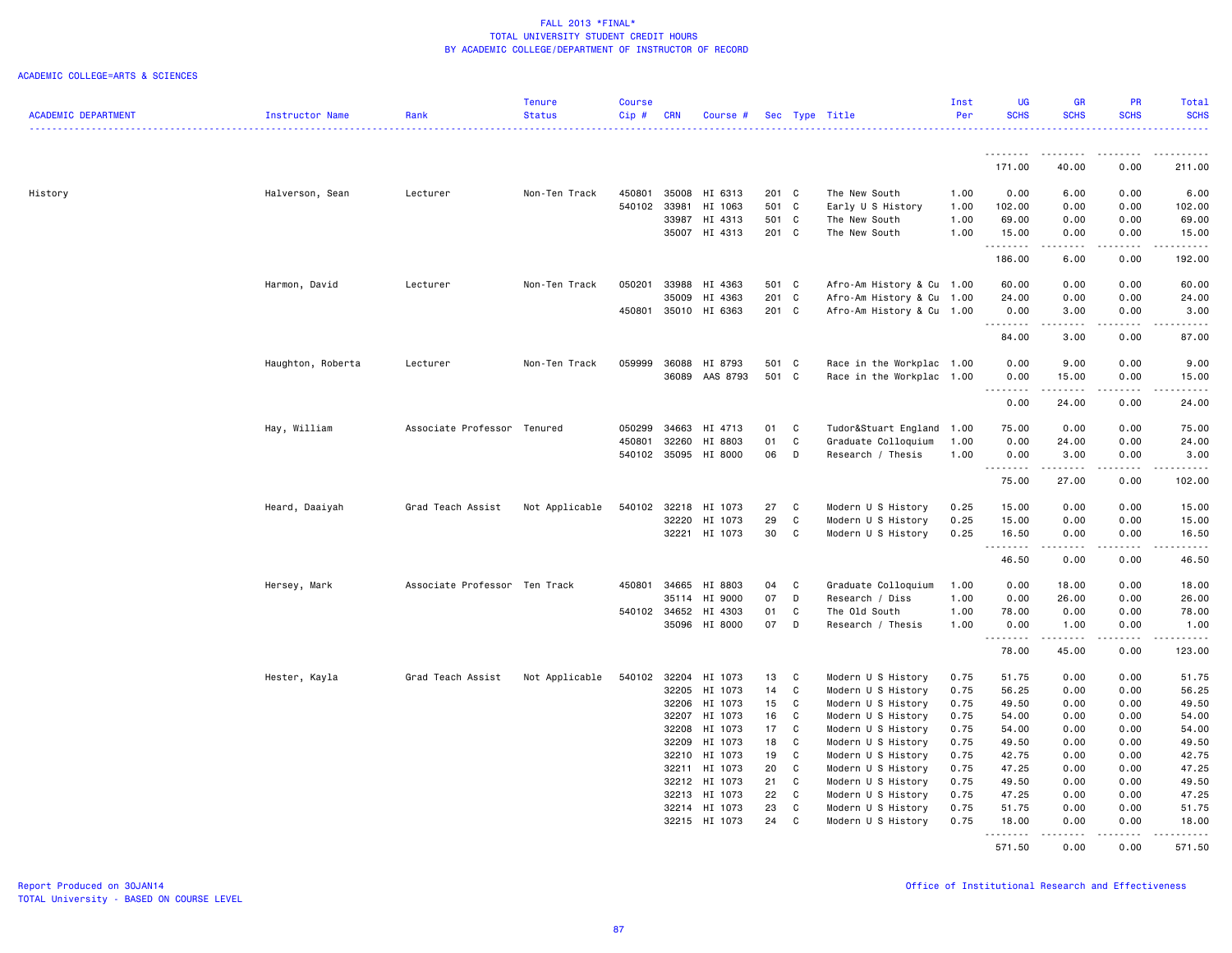FALL 2013 *FINAL*
TOTAL UNIVERSITY STUDENT CREDIT HOURS
BY ACADEMIC COLLEGE/DEPARTMENT OF INSTRUCTOR OF RECORD

ACADEMIC COLLEGE=ARTS & SCIENCES

| ACADEMIC DEPARTMENT | Instructor Name | Rank | Tenure Status | Course Cip # | CRN | Course # | Sec | Type | Title | Inst Per | UG SCHS | GR SCHS | PR SCHS | Total SCHS |
|---|---|---|---|---|---|---|---|---|---|---|---|---|---|---|
| | | | | | | | | | | | 171.00 | 40.00 | 0.00 | 211.00 |
| History | Halverson, Sean | Lecturer | Non-Ten Track | 450801 | 35008 | HI 6313 | 201 | C | The New South | 1.00 | 0.00 | 6.00 | 0.00 | 6.00 |
| | | | | 540102 | 33981 | HI 1063 | 501 | C | Early U S History | 1.00 | 102.00 | 0.00 | 0.00 | 102.00 |
| | | | | | 33987 | HI 4313 | 501 | C | The New South | 1.00 | 69.00 | 0.00 | 0.00 | 69.00 |
| | | | | | 35007 | HI 4313 | 201 | C | The New South | 1.00 | 15.00 | 0.00 | 0.00 | 15.00 |
| | | | | | | | | | | | 186.00 | 6.00 | 0.00 | 192.00 |
| | Harmon, David | Lecturer | Non-Ten Track | 050201 | 33988 | HI 4363 | 501 | C | Afro-Am History & Cu | 1.00 | 60.00 | 0.00 | 0.00 | 60.00 |
| | | | | | 35009 | HI 4363 | 201 | C | Afro-Am History & Cu | 1.00 | 24.00 | 0.00 | 0.00 | 24.00 |
| | | | | 450801 | 35010 | HI 6363 | 201 | C | Afro-Am History & Cu | 1.00 | 0.00 | 3.00 | 0.00 | 3.00 |
| | | | | | | | | | | | 84.00 | 3.00 | 0.00 | 87.00 |
| | Haughton, Roberta | Lecturer | Non-Ten Track | 059999 | 36088 | HI 8793 | 501 | C | Race in the Workplac | 1.00 | 0.00 | 9.00 | 0.00 | 9.00 |
| | | | | | 36089 | AAS 8793 | 501 | C | Race in the Workplac | 1.00 | 0.00 | 15.00 | 0.00 | 15.00 |
| | | | | | | | | | | | 0.00 | 24.00 | 0.00 | 24.00 |
| | Hay, William | Associate Professor | Tenured | 050299 | 34663 | HI 4713 | 01 | C | Tudor&Stuart England | 1.00 | 75.00 | 0.00 | 0.00 | 75.00 |
| | | | | 450801 | 32260 | HI 8803 | 01 | C | Graduate Colloquium | 1.00 | 0.00 | 24.00 | 0.00 | 24.00 |
| | | | | 540102 | 35095 | HI 8000 | 06 | D | Research / Thesis | 1.00 | 0.00 | 3.00 | 0.00 | 3.00 |
| | | | | | | | | | | | 75.00 | 27.00 | 0.00 | 102.00 |
| | Heard, Daaiyah | Grad Teach Assist | Not Applicable | 540102 | 32218 | HI 1073 | 27 | C | Modern U S History | 0.25 | 15.00 | 0.00 | 0.00 | 15.00 |
| | | | | | 32220 | HI 1073 | 29 | C | Modern U S History | 0.25 | 15.00 | 0.00 | 0.00 | 15.00 |
| | | | | | 32221 | HI 1073 | 30 | C | Modern U S History | 0.25 | 16.50 | 0.00 | 0.00 | 16.50 |
| | | | | | | | | | | | 46.50 | 0.00 | 0.00 | 46.50 |
| | Hersey, Mark | Associate Professor | Ten Track | 450801 | 34665 | HI 8803 | 04 | C | Graduate Colloquium | 1.00 | 0.00 | 18.00 | 0.00 | 18.00 |
| | | | | | 35114 | HI 9000 | 07 | D | Research / Diss | 1.00 | 0.00 | 26.00 | 0.00 | 26.00 |
| | | | | 540102 | 34652 | HI 4303 | 01 | C | The Old South | 1.00 | 78.00 | 0.00 | 0.00 | 78.00 |
| | | | | | 35096 | HI 8000 | 07 | D | Research / Thesis | 1.00 | 0.00 | 1.00 | 0.00 | 1.00 |
| | | | | | | | | | | | 78.00 | 45.00 | 0.00 | 123.00 |
| | Hester, Kayla | Grad Teach Assist | Not Applicable | 540102 | 32204 | HI 1073 | 13 | C | Modern U S History | 0.75 | 51.75 | 0.00 | 0.00 | 51.75 |
| | | | | | 32205 | HI 1073 | 14 | C | Modern U S History | 0.75 | 56.25 | 0.00 | 0.00 | 56.25 |
| | | | | | 32206 | HI 1073 | 15 | C | Modern U S History | 0.75 | 49.50 | 0.00 | 0.00 | 49.50 |
| | | | | | 32207 | HI 1073 | 16 | C | Modern U S History | 0.75 | 54.00 | 0.00 | 0.00 | 54.00 |
| | | | | | 32208 | HI 1073 | 17 | C | Modern U S History | 0.75 | 54.00 | 0.00 | 0.00 | 54.00 |
| | | | | | 32209 | HI 1073 | 18 | C | Modern U S History | 0.75 | 49.50 | 0.00 | 0.00 | 49.50 |
| | | | | | 32210 | HI 1073 | 19 | C | Modern U S History | 0.75 | 42.75 | 0.00 | 0.00 | 42.75 |
| | | | | | 32211 | HI 1073 | 20 | C | Modern U S History | 0.75 | 47.25 | 0.00 | 0.00 | 47.25 |
| | | | | | 32212 | HI 1073 | 21 | C | Modern U S History | 0.75 | 49.50 | 0.00 | 0.00 | 49.50 |
| | | | | | 32213 | HI 1073 | 22 | C | Modern U S History | 0.75 | 47.25 | 0.00 | 0.00 | 47.25 |
| | | | | | 32214 | HI 1073 | 23 | C | Modern U S History | 0.75 | 51.75 | 0.00 | 0.00 | 51.75 |
| | | | | | 32215 | HI 1073 | 24 | C | Modern U S History | 0.75 | 18.00 | 0.00 | 0.00 | 18.00 |
| | | | | | | | | | | | 571.50 | 0.00 | 0.00 | 571.50 |

Report Produced on 30JAN14
TOTAL University - BASED ON COURSE LEVEL

Office of Institutional Research and Effectiveness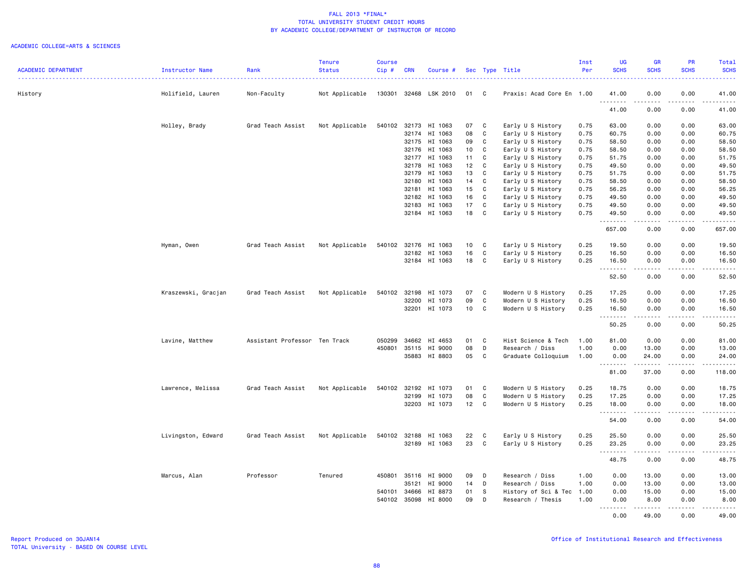FALL 2013 *FINAL*
TOTAL UNIVERSITY STUDENT CREDIT HOURS
BY ACADEMIC COLLEGE/DEPARTMENT OF INSTRUCTOR OF RECORD

ACADEMIC COLLEGE=ARTS & SCIENCES

| ACADEMIC DEPARTMENT | Instructor Name | Rank | Tenure Status | Course Cip # | CRN | Course # | Sec | Type | Title | Inst Per | UG SCHS | GR SCHS | PR SCHS | Total SCHS |
|---|---|---|---|---|---|---|---|---|---|---|---|---|---|---|
| History | Holifield, Lauren | Non-Faculty | Not Applicable | 130301 | 32468 | LSK 2010 | 01 | C | Praxis: Acad Core En | 1.00 | 41.00 | 0.00 | 0.00 | 41.00 |
| | | | | | | | | | | | 41.00 | 0.00 | 0.00 | 41.00 |
| | Holley, Brady | Grad Teach Assist | Not Applicable | 540102 | 32173 | HI 1063 | 07 | C | Early U S History | 0.75 | 63.00 | 0.00 | 0.00 | 63.00 |
| | | | | | 32174 | HI 1063 | 08 | C | Early U S History | 0.75 | 60.75 | 0.00 | 0.00 | 60.75 |
| | | | | | 32175 | HI 1063 | 09 | C | Early U S History | 0.75 | 58.50 | 0.00 | 0.00 | 58.50 |
| | | | | | 32176 | HI 1063 | 10 | C | Early U S History | 0.75 | 58.50 | 0.00 | 0.00 | 58.50 |
| | | | | | 32177 | HI 1063 | 11 | C | Early U S History | 0.75 | 51.75 | 0.00 | 0.00 | 51.75 |
| | | | | | 32178 | HI 1063 | 12 | C | Early U S History | 0.75 | 49.50 | 0.00 | 0.00 | 49.50 |
| | | | | | 32179 | HI 1063 | 13 | C | Early U S History | 0.75 | 51.75 | 0.00 | 0.00 | 51.75 |
| | | | | | 32180 | HI 1063 | 14 | C | Early U S History | 0.75 | 58.50 | 0.00 | 0.00 | 58.50 |
| | | | | | 32181 | HI 1063 | 15 | C | Early U S History | 0.75 | 56.25 | 0.00 | 0.00 | 56.25 |
| | | | | | 32182 | HI 1063 | 16 | C | Early U S History | 0.75 | 49.50 | 0.00 | 0.00 | 49.50 |
| | | | | | 32183 | HI 1063 | 17 | C | Early U S History | 0.75 | 49.50 | 0.00 | 0.00 | 49.50 |
| | | | | | 32184 | HI 1063 | 18 | C | Early U S History | 0.75 | 49.50 | 0.00 | 0.00 | 49.50 |
| | | | | | | | | | | | 657.00 | 0.00 | 0.00 | 657.00 |
| | Hyman, Owen | Grad Teach Assist | Not Applicable | 540102 | 32176 | HI 1063 | 10 | C | Early U S History | 0.25 | 19.50 | 0.00 | 0.00 | 19.50 |
| | | | | | 32182 | HI 1063 | 16 | C | Early U S History | 0.25 | 16.50 | 0.00 | 0.00 | 16.50 |
| | | | | | 32184 | HI 1063 | 18 | C | Early U S History | 0.25 | 16.50 | 0.00 | 0.00 | 16.50 |
| | | | | | | | | | | | 52.50 | 0.00 | 0.00 | 52.50 |
| | Kraszewski, Gracjan | Grad Teach Assist | Not Applicable | 540102 | 32198 | HI 1073 | 07 | C | Modern U S History | 0.25 | 17.25 | 0.00 | 0.00 | 17.25 |
| | | | | | 32200 | HI 1073 | 09 | C | Modern U S History | 0.25 | 16.50 | 0.00 | 0.00 | 16.50 |
| | | | | | 32201 | HI 1073 | 10 | C | Modern U S History | 0.25 | 16.50 | 0.00 | 0.00 | 16.50 |
| | | | | | | | | | | | 50.25 | 0.00 | 0.00 | 50.25 |
| | Lavine, Matthew | Assistant Professor | Ten Track | 050299 | 34662 | HI 4653 | 01 | C | Hist Science & Tech | 1.00 | 81.00 | 0.00 | 0.00 | 81.00 |
| | | | | 450801 | 35115 | HI 9000 | 08 | D | Research / Diss | 1.00 | 0.00 | 13.00 | 0.00 | 13.00 |
| | | | | | 35883 | HI 8803 | 05 | C | Graduate Colloquium | 1.00 | 0.00 | 24.00 | 0.00 | 24.00 |
| | | | | | | | | | | | 81.00 | 37.00 | 0.00 | 118.00 |
| | Lawrence, Melissa | Grad Teach Assist | Not Applicable | 540102 | 32192 | HI 1073 | 01 | C | Modern U S History | 0.25 | 18.75 | 0.00 | 0.00 | 18.75 |
| | | | | | 32199 | HI 1073 | 08 | C | Modern U S History | 0.25 | 17.25 | 0.00 | 0.00 | 17.25 |
| | | | | | 32203 | HI 1073 | 12 | C | Modern U S History | 0.25 | 18.00 | 0.00 | 0.00 | 18.00 |
| | | | | | | | | | | | 54.00 | 0.00 | 0.00 | 54.00 |
| | Livingston, Edward | Grad Teach Assist | Not Applicable | 540102 | 32188 | HI 1063 | 22 | C | Early U S History | 0.25 | 25.50 | 0.00 | 0.00 | 25.50 |
| | | | | | 32189 | HI 1063 | 23 | C | Early U S History | 0.25 | 23.25 | 0.00 | 0.00 | 23.25 |
| | | | | | | | | | | | 48.75 | 0.00 | 0.00 | 48.75 |
| | Marcus, Alan | Professor | Tenured | 450801 | 35116 | HI 9000 | 09 | D | Research / Diss | 1.00 | 0.00 | 13.00 | 0.00 | 13.00 |
| | | | | | 35121 | HI 9000 | 14 | D | Research / Diss | 1.00 | 0.00 | 13.00 | 0.00 | 13.00 |
| | | | | 540101 | 34666 | HI 8873 | 01 | S | History of Sci & Tec | 1.00 | 0.00 | 15.00 | 0.00 | 15.00 |
| | | | | 540102 | 35098 | HI 8000 | 09 | D | Research / Thesis | 1.00 | 0.00 | 8.00 | 0.00 | 8.00 |
| | | | | | | | | | | | 0.00 | 49.00 | 0.00 | 49.00 |

Report Produced on 30JAN14
TOTAL University - BASED ON COURSE LEVEL

Office of Institutional Research and Effectiveness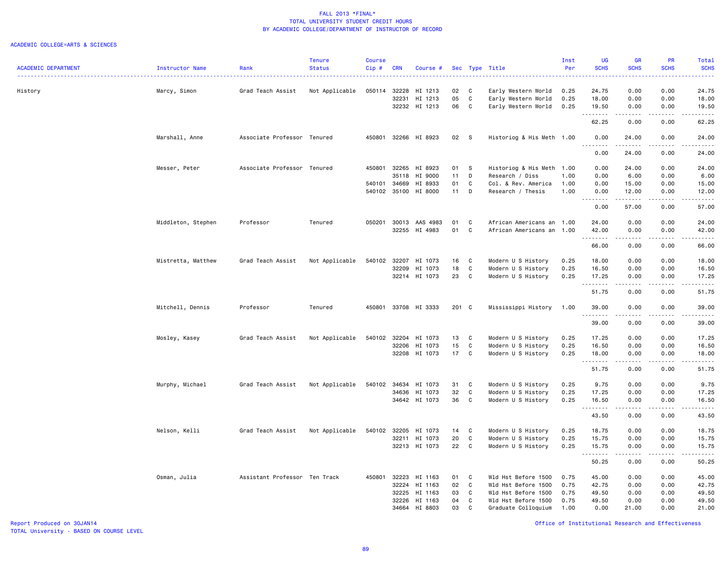FALL 2013 *FINAL*
TOTAL UNIVERSITY STUDENT CREDIT HOURS
BY ACADEMIC COLLEGE/DEPARTMENT OF INSTRUCTOR OF RECORD

ACADEMIC COLLEGE=ARTS & SCIENCES

| ACADEMIC DEPARTMENT | Instructor Name | Rank | Tenure Status | Course Cip # | CRN | Course # | Sec | Type | Title | Inst Per | UG SCHS | GR SCHS | PR SCHS | Total SCHS |
|---|---|---|---|---|---|---|---|---|---|---|---|---|---|---|
| History | Marcy, Simon | Grad Teach Assist | Not Applicable | 050114 | 32228 | HI 1213 | 02 | C | Early Western World | 0.25 | 24.75 | 0.00 | 0.00 | 24.75 |
| | | | | | 32231 | HI 1213 | 05 | C | Early Western World | 0.25 | 18.00 | 0.00 | 0.00 | 18.00 |
| | | | | | 32232 | HI 1213 | 06 | C | Early Western World | 0.25 | 19.50 | 0.00 | 0.00 | 19.50 |
| | | | | | | | | | | | 62.25 | 0.00 | 0.00 | 62.25 |
| | Marshall, Anne | Associate Professor | Tenured | 450801 | 32266 | HI 8923 | 02 | S | Historiog & His Meth | 1.00 | 0.00 | 24.00 | 0.00 | 24.00 |
| | | | | | | | | | | | 0.00 | 24.00 | 0.00 | 24.00 |
| | Messer, Peter | Associate Professor | Tenured | 450801 | 32265 | HI 8923 | 01 | S | Historiog & His Meth | 1.00 | 0.00 | 24.00 | 0.00 | 24.00 |
| | | | | | 35118 | HI 9000 | 11 | D | Research / Diss | 1.00 | 0.00 | 6.00 | 0.00 | 6.00 |
| | | | | 540101 | 34669 | HI 8933 | 01 | C | Col. & Rev. America | 1.00 | 0.00 | 15.00 | 0.00 | 15.00 |
| | | | | 540102 | 35100 | HI 8000 | 11 | D | Research / Thesis | 1.00 | 0.00 | 12.00 | 0.00 | 12.00 |
| | | | | | | | | | | | 0.00 | 57.00 | 0.00 | 57.00 |
| | Middleton, Stephen | Professor | Tenured | 050201 | 30013 | AAS 4983 | 01 | C | African Americans an | 1.00 | 24.00 | 0.00 | 0.00 | 24.00 |
| | | | | | 32255 | HI 4983 | 01 | C | African Americans an | 1.00 | 42.00 | 0.00 | 0.00 | 42.00 |
| | | | | | | | | | | | 66.00 | 0.00 | 0.00 | 66.00 |
| | Mistretta, Matthew | Grad Teach Assist | Not Applicable | 540102 | 32207 | HI 1073 | 16 | C | Modern U S History | 0.25 | 18.00 | 0.00 | 0.00 | 18.00 |
| | | | | | 32209 | HI 1073 | 18 | C | Modern U S History | 0.25 | 16.50 | 0.00 | 0.00 | 16.50 |
| | | | | | 32214 | HI 1073 | 23 | C | Modern U S History | 0.25 | 17.25 | 0.00 | 0.00 | 17.25 |
| | | | | | | | | | | | 51.75 | 0.00 | 0.00 | 51.75 |
| | Mitchell, Dennis | Professor | Tenured | 450801 | 33708 | HI 3333 | 201 | C | Mississippi History | 1.00 | 39.00 | 0.00 | 0.00 | 39.00 |
| | | | | | | | | | | | 39.00 | 0.00 | 0.00 | 39.00 |
| | Mosley, Kasey | Grad Teach Assist | Not Applicable | 540102 | 32204 | HI 1073 | 13 | C | Modern U S History | 0.25 | 17.25 | 0.00 | 0.00 | 17.25 |
| | | | | | 32206 | HI 1073 | 15 | C | Modern U S History | 0.25 | 16.50 | 0.00 | 0.00 | 16.50 |
| | | | | | 32208 | HI 1073 | 17 | C | Modern U S History | 0.25 | 18.00 | 0.00 | 0.00 | 18.00 |
| | | | | | | | | | | | 51.75 | 0.00 | 0.00 | 51.75 |
| | Murphy, Michael | Grad Teach Assist | Not Applicable | 540102 | 34634 | HI 1073 | 31 | C | Modern U S History | 0.25 | 9.75 | 0.00 | 0.00 | 9.75 |
| | | | | | 34636 | HI 1073 | 32 | C | Modern U S History | 0.25 | 17.25 | 0.00 | 0.00 | 17.25 |
| | | | | | 34642 | HI 1073 | 36 | C | Modern U S History | 0.25 | 16.50 | 0.00 | 0.00 | 16.50 |
| | | | | | | | | | | | 43.50 | 0.00 | 0.00 | 43.50 |
| | Nelson, Kelli | Grad Teach Assist | Not Applicable | 540102 | 32205 | HI 1073 | 14 | C | Modern U S History | 0.25 | 18.75 | 0.00 | 0.00 | 18.75 |
| | | | | | 32211 | HI 1073 | 20 | C | Modern U S History | 0.25 | 15.75 | 0.00 | 0.00 | 15.75 |
| | | | | | 32213 | HI 1073 | 22 | C | Modern U S History | 0.25 | 15.75 | 0.00 | 0.00 | 15.75 |
| | | | | | | | | | | | 50.25 | 0.00 | 0.00 | 50.25 |
| | Osman, Julia | Assistant Professor | Ten Track | 450801 | 32223 | HI 1163 | 01 | C | Wld Hst Before 1500 | 0.75 | 45.00 | 0.00 | 0.00 | 45.00 |
| | | | | | 32224 | HI 1163 | 02 | C | Wld Hst Before 1500 | 0.75 | 42.75 | 0.00 | 0.00 | 42.75 |
| | | | | | 32225 | HI 1163 | 03 | C | Wld Hst Before 1500 | 0.75 | 49.50 | 0.00 | 0.00 | 49.50 |
| | | | | | 32226 | HI 1163 | 04 | C | Wld Hst Before 1500 | 0.75 | 49.50 | 0.00 | 0.00 | 49.50 |
| | | | | | 34664 | HI 8803 | 03 | C | Graduate Colloquium | 1.00 | 0.00 | 21.00 | 0.00 | 21.00 |

Report Produced on 30JAN14
TOTAL University - BASED ON COURSE LEVEL

Office of Institutional Research and Effectiveness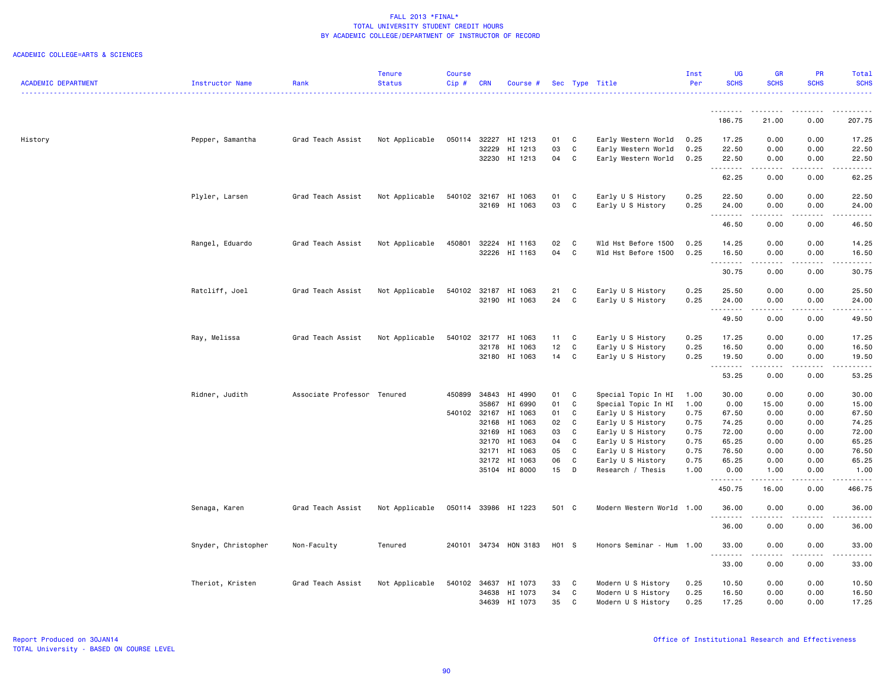FALL 2013 *FINAL*
TOTAL UNIVERSITY STUDENT CREDIT HOURS
BY ACADEMIC COLLEGE/DEPARTMENT OF INSTRUCTOR OF RECORD

ACADEMIC COLLEGE=ARTS & SCIENCES

| ACADEMIC DEPARTMENT | Instructor Name | Rank | Tenure Status | Course Cip # | CRN | Course # | Sec | Type | Title | Inst Per | UG SCHS | GR SCHS | PR SCHS | Total SCHS |
|---|---|---|---|---|---|---|---|---|---|---|---|---|---|---|
| | | | | | | | | | | | 186.75 | 21.00 | 0.00 | 207.75 |
| History | Pepper, Samantha | Grad Teach Assist | Not Applicable | 050114 | 32227 | HI 1213 | 01 | C | Early Western World | 0.25 | 17.25 | 0.00 | 0.00 | 17.25 |
| | | | | | 32229 | HI 1213 | 03 | C | Early Western World | 0.25 | 22.50 | 0.00 | 0.00 | 22.50 |
| | | | | | 32230 | HI 1213 | 04 | C | Early Western World | 0.25 | 22.50 | 0.00 | 0.00 | 22.50 |
| | | | | | | | | | | | 62.25 | 0.00 | 0.00 | 62.25 |
| | Plyler, Larsen | Grad Teach Assist | Not Applicable | 540102 | 32167 | HI 1063 | 01 | C | Early U S History | 0.25 | 22.50 | 0.00 | 0.00 | 22.50 |
| | | | | | 32169 | HI 1063 | 03 | C | Early U S History | 0.25 | 24.00 | 0.00 | 0.00 | 24.00 |
| | | | | | | | | | | | 46.50 | 0.00 | 0.00 | 46.50 |
| | Rangel, Eduardo | Grad Teach Assist | Not Applicable | 450801 | 32224 | HI 1163 | 02 | C | Wld Hst Before 1500 | 0.25 | 14.25 | 0.00 | 0.00 | 14.25 |
| | | | | | 32226 | HI 1163 | 04 | C | Wld Hst Before 1500 | 0.25 | 16.50 | 0.00 | 0.00 | 16.50 |
| | | | | | | | | | | | 30.75 | 0.00 | 0.00 | 30.75 |
| | Ratcliff, Joel | Grad Teach Assist | Not Applicable | 540102 | 32187 | HI 1063 | 21 | C | Early U S History | 0.25 | 25.50 | 0.00 | 0.00 | 25.50 |
| | | | | | 32190 | HI 1063 | 24 | C | Early U S History | 0.25 | 24.00 | 0.00 | 0.00 | 24.00 |
| | | | | | | | | | | | 49.50 | 0.00 | 0.00 | 49.50 |
| | Ray, Melissa | Grad Teach Assist | Not Applicable | 540102 | 32177 | HI 1063 | 11 | C | Early U S History | 0.25 | 17.25 | 0.00 | 0.00 | 17.25 |
| | | | | | 32178 | HI 1063 | 12 | C | Early U S History | 0.25 | 16.50 | 0.00 | 0.00 | 16.50 |
| | | | | | 32180 | HI 1063 | 14 | C | Early U S History | 0.25 | 19.50 | 0.00 | 0.00 | 19.50 |
| | | | | | | | | | | | 53.25 | 0.00 | 0.00 | 53.25 |
| | Ridner, Judith | Associate Professor | Tenured | 450899 | 34843 | HI 4990 | 01 | C | Special Topic In HI | 1.00 | 30.00 | 0.00 | 0.00 | 30.00 |
| | | | | | 35867 | HI 6990 | 01 | C | Special Topic In HI | 1.00 | 0.00 | 15.00 | 0.00 | 15.00 |
| | | | | 540102 | 32167 | HI 1063 | 01 | C | Early U S History | 0.75 | 67.50 | 0.00 | 0.00 | 67.50 |
| | | | | | 32168 | HI 1063 | 02 | C | Early U S History | 0.75 | 74.25 | 0.00 | 0.00 | 74.25 |
| | | | | | 32169 | HI 1063 | 03 | C | Early U S History | 0.75 | 72.00 | 0.00 | 0.00 | 72.00 |
| | | | | | 32170 | HI 1063 | 04 | C | Early U S History | 0.75 | 65.25 | 0.00 | 0.00 | 65.25 |
| | | | | | 32171 | HI 1063 | 05 | C | Early U S History | 0.75 | 76.50 | 0.00 | 0.00 | 76.50 |
| | | | | | 32172 | HI 1063 | 06 | C | Early U S History | 0.75 | 65.25 | 0.00 | 0.00 | 65.25 |
| | | | | | 35104 | HI 8000 | 15 | D | Research / Thesis | 1.00 | 0.00 | 1.00 | 0.00 | 1.00 |
| | | | | | | | | | | | 450.75 | 16.00 | 0.00 | 466.75 |
| | Senaga, Karen | Grad Teach Assist | Not Applicable | 050114 | 33986 | HI 1223 | 501 | C | Modern Western World | 1.00 | 36.00 | 0.00 | 0.00 | 36.00 |
| | | | | | | | | | | | 36.00 | 0.00 | 0.00 | 36.00 |
| | Snyder, Christopher | Non-Faculty | Tenured | 240101 | 34734 | HON 3183 | H01 | S | Honors Seminar - Hum | 1.00 | 33.00 | 0.00 | 0.00 | 33.00 |
| | | | | | | | | | | | 33.00 | 0.00 | 0.00 | 33.00 |
| | Theriot, Kristen | Grad Teach Assist | Not Applicable | 540102 | 34637 | HI 1073 | 33 | C | Modern U S History | 0.25 | 10.50 | 0.00 | 0.00 | 10.50 |
| | | | | | 34638 | HI 1073 | 34 | C | Modern U S History | 0.25 | 16.50 | 0.00 | 0.00 | 16.50 |
| | | | | | 34639 | HI 1073 | 35 | C | Modern U S History | 0.25 | 17.25 | 0.00 | 0.00 | 17.25 |

Report Produced on 30JAN14
TOTAL University - BASED ON COURSE LEVEL

Office of Institutional Research and Effectiveness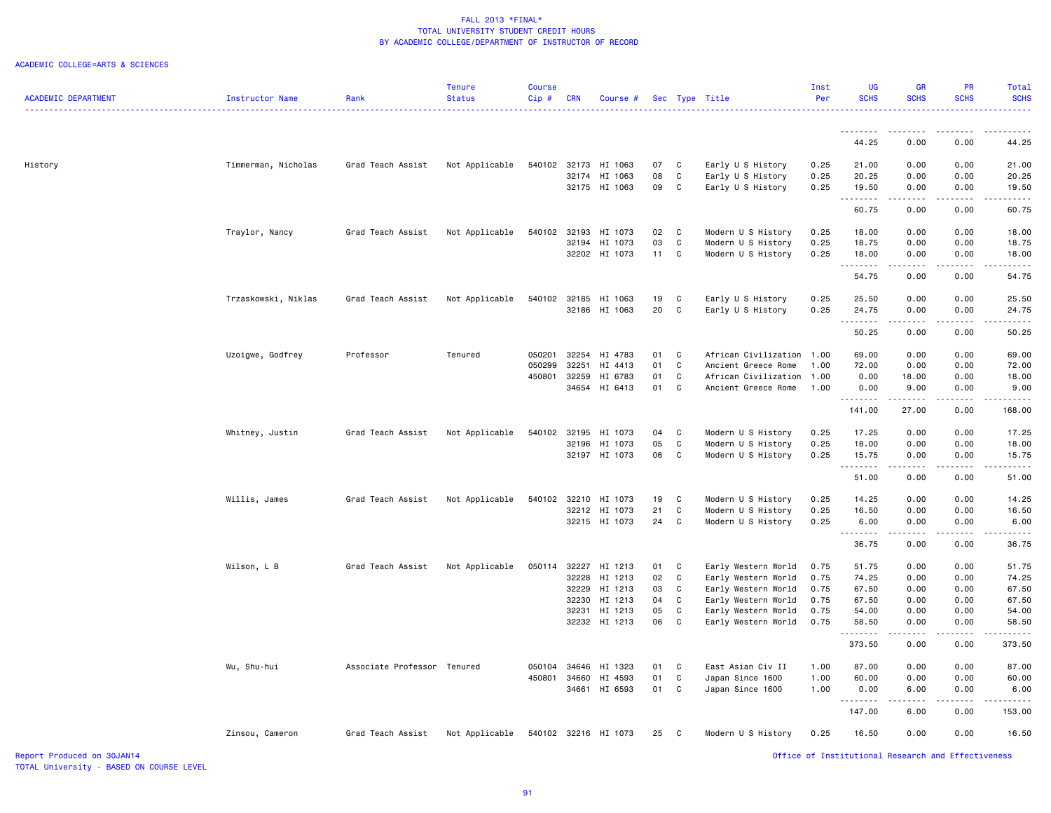FALL 2013 *FINAL*
TOTAL UNIVERSITY STUDENT CREDIT HOURS
BY ACADEMIC COLLEGE/DEPARTMENT OF INSTRUCTOR OF RECORD

ACADEMIC COLLEGE=ARTS & SCIENCES

| ACADEMIC DEPARTMENT | Instructor Name | Rank | Tenure Status | Course Cip # | CRN | Course # | Sec | Type | Title | Inst Per | UG SCHS | GR SCHS | PR SCHS | Total SCHS |
|---|---|---|---|---|---|---|---|---|---|---|---|---|---|---|
| | | | | | | | | | | | 44.25 | 0.00 | 0.00 | 44.25 |
| History | Timmerman, Nicholas | Grad Teach Assist | Not Applicable | 540102 | 32173 | HI 1063 | 07 | C | Early U S History | 0.25 | 21.00 | 0.00 | 0.00 | 21.00 |
| | | | | | 32174 | HI 1063 | 08 | C | Early U S History | 0.25 | 20.25 | 0.00 | 0.00 | 20.25 |
| | | | | | 32175 | HI 1063 | 09 | C | Early U S History | 0.25 | 19.50 | 0.00 | 0.00 | 19.50 |
| | | | | | | | | | | | 60.75 | 0.00 | 0.00 | 60.75 |
| | Traylor, Nancy | Grad Teach Assist | Not Applicable | 540102 | 32193 | HI 1073 | 02 | C | Modern U S History | 0.25 | 18.00 | 0.00 | 0.00 | 18.00 |
| | | | | | 32194 | HI 1073 | 03 | C | Modern U S History | 0.25 | 18.75 | 0.00 | 0.00 | 18.75 |
| | | | | | 32202 | HI 1073 | 11 | C | Modern U S History | 0.25 | 18.00 | 0.00 | 0.00 | 18.00 |
| | | | | | | | | | | | 54.75 | 0.00 | 0.00 | 54.75 |
| | Trzaskowski, Niklas | Grad Teach Assist | Not Applicable | 540102 | 32185 | HI 1063 | 19 | C | Early U S History | 0.25 | 25.50 | 0.00 | 0.00 | 25.50 |
| | | | | | 32186 | HI 1063 | 20 | C | Early U S History | 0.25 | 24.75 | 0.00 | 0.00 | 24.75 |
| | | | | | | | | | | | 50.25 | 0.00 | 0.00 | 50.25 |
| | Uzoigwe, Godfrey | Professor | Tenured | 050201 | 32254 | HI 4783 | 01 | C | African Civilization | 1.00 | 69.00 | 0.00 | 0.00 | 69.00 |
| | | | | 050299 | 32251 | HI 4413 | 01 | C | Ancient Greece Rome | 1.00 | 72.00 | 0.00 | 0.00 | 72.00 |
| | | | | 450801 | 32259 | HI 6783 | 01 | C | African Civilization | 1.00 | 0.00 | 18.00 | 0.00 | 18.00 |
| | | | | | 34654 | HI 6413 | 01 | C | Ancient Greece Rome | 1.00 | 0.00 | 9.00 | 0.00 | 9.00 |
| | | | | | | | | | | | 141.00 | 27.00 | 0.00 | 168.00 |
| | Whitney, Justin | Grad Teach Assist | Not Applicable | 540102 | 32195 | HI 1073 | 04 | C | Modern U S History | 0.25 | 17.25 | 0.00 | 0.00 | 17.25 |
| | | | | | 32196 | HI 1073 | 05 | C | Modern U S History | 0.25 | 18.00 | 0.00 | 0.00 | 18.00 |
| | | | | | 32197 | HI 1073 | 06 | C | Modern U S History | 0.25 | 15.75 | 0.00 | 0.00 | 15.75 |
| | | | | | | | | | | | 51.00 | 0.00 | 0.00 | 51.00 |
| | Willis, James | Grad Teach Assist | Not Applicable | 540102 | 32210 | HI 1073 | 19 | C | Modern U S History | 0.25 | 14.25 | 0.00 | 0.00 | 14.25 |
| | | | | | 32212 | HI 1073 | 21 | C | Modern U S History | 0.25 | 16.50 | 0.00 | 0.00 | 16.50 |
| | | | | | 32215 | HI 1073 | 24 | C | Modern U S History | 0.25 | 6.00 | 0.00 | 0.00 | 6.00 |
| | | | | | | | | | | | 36.75 | 0.00 | 0.00 | 36.75 |
| | Wilson, L B | Grad Teach Assist | Not Applicable | 050114 | 32227 | HI 1213 | 01 | C | Early Western World | 0.75 | 51.75 | 0.00 | 0.00 | 51.75 |
| | | | | | 32228 | HI 1213 | 02 | C | Early Western World | 0.75 | 74.25 | 0.00 | 0.00 | 74.25 |
| | | | | | 32229 | HI 1213 | 03 | C | Early Western World | 0.75 | 67.50 | 0.00 | 0.00 | 67.50 |
| | | | | | 32230 | HI 1213 | 04 | C | Early Western World | 0.75 | 67.50 | 0.00 | 0.00 | 67.50 |
| | | | | | 32231 | HI 1213 | 05 | C | Early Western World | 0.75 | 54.00 | 0.00 | 0.00 | 54.00 |
| | | | | | 32232 | HI 1213 | 06 | C | Early Western World | 0.75 | 58.50 | 0.00 | 0.00 | 58.50 |
| | | | | | | | | | | | 373.50 | 0.00 | 0.00 | 373.50 |
| | Wu, Shu-hui | Associate Professor | Tenured | 050104 | 34646 | HI 1323 | 01 | C | East Asian Civ II | 1.00 | 87.00 | 0.00 | 0.00 | 87.00 |
| | | | | 450801 | 34660 | HI 4593 | 01 | C | Japan Since 1600 | 1.00 | 60.00 | 0.00 | 0.00 | 60.00 |
| | | | | | 34661 | HI 6593 | 01 | C | Japan Since 1600 | 1.00 | 0.00 | 6.00 | 0.00 | 6.00 |
| | | | | | | | | | | | 147.00 | 6.00 | 0.00 | 153.00 |
| | Zinsou, Cameron | Grad Teach Assist | Not Applicable | 540102 | 32216 | HI 1073 | 25 | C | Modern U S History | 0.25 | 16.50 | 0.00 | 0.00 | 16.50 |

Report Produced on 30JAN14
TOTAL University - BASED ON COURSE LEVEL

Office of Institutional Research and Effectiveness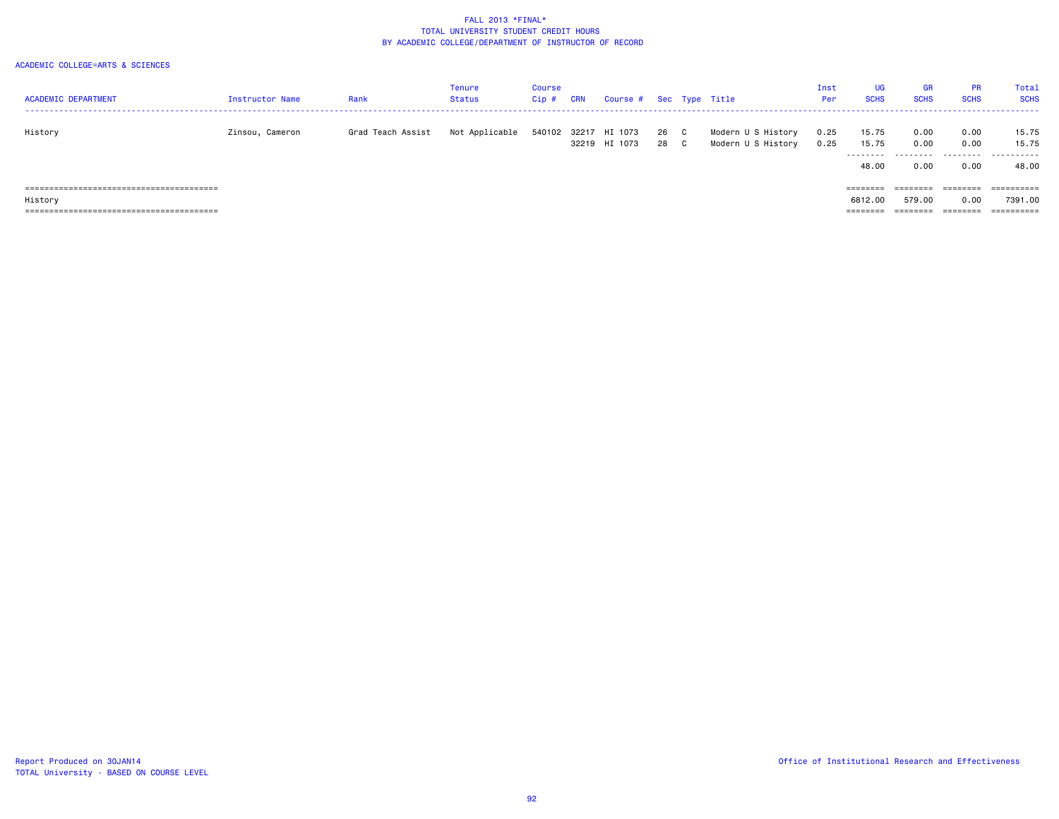# FALL 2013 *FINAL*
## TOTAL UNIVERSITY STUDENT CREDIT HOURS
## BY ACADEMIC COLLEGE/DEPARTMENT OF INSTRUCTOR OF RECORD

ACADEMIC COLLEGE=ARTS & SCIENCES

| ACADEMIC DEPARTMENT | Instructor Name | Rank | Tenure Status | Course Cip # | CRN | Course # | Sec | Type | Title | Inst Per | UG SCHS | GR SCHS | PR SCHS | Total SCHS |
|---|---|---|---|---|---|---|---|---|---|---|---|---|---|---|
| History | Zinsou, Cameron | Grad Teach Assist | Not Applicable | 540102 | 32217 | HI 1073 | 26 | C | Modern U S History | 0.25 | 15.75 | 0.00 | 0.00 | 15.75 |
| | | | | | 32219 | HI 1073 | 28 | C | Modern U S History | 0.25 | 15.75 | 0.00 | 0.00 | 15.75 |
| | | | | | | | | | | | 48.00 | 0.00 | 0.00 | 48.00 |
| History | | | | | | | | | | | 6812.00 | 579.00 | 0.00 | 7391.00 |

Report Produced on 30JAN14
TOTAL University - BASED ON COURSE LEVEL

Office of Institutional Research and Effectiveness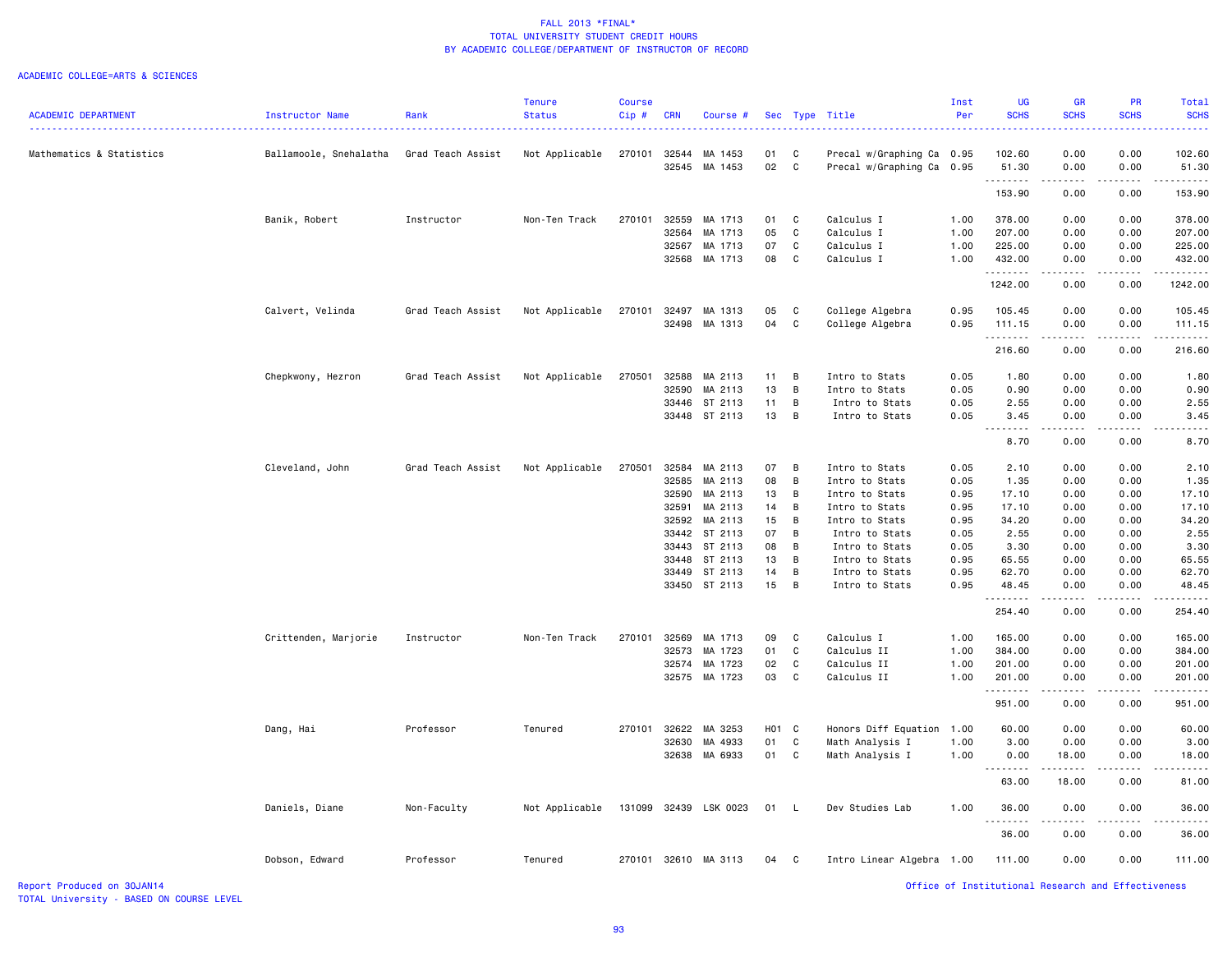# FALL 2013 *FINAL*
## TOTAL UNIVERSITY STUDENT CREDIT HOURS
## BY ACADEMIC COLLEGE/DEPARTMENT OF INSTRUCTOR OF RECORD

ACADEMIC COLLEGE=ARTS & SCIENCES

| ACADEMIC DEPARTMENT | Instructor Name | Rank | Tenure Status | Course Cip # | CRN | Course # | Sec | Type | Title | Inst Per | UG SCHS | GR SCHS | PR SCHS | Total SCHS |
|---|---|---|---|---|---|---|---|---|---|---|---|---|---|---|
| Mathematics & Statistics | Ballamoole, Snehalatha | Grad Teach Assist | Not Applicable | 270101 | 32544 | MA 1453 | 01 | C | Precal w/Graphing Ca | 0.95 | 102.60 | 0.00 | 0.00 | 102.60 |
| | | | | | 32545 | MA 1453 | 02 | C | Precal w/Graphing Ca | 0.95 | 51.30 | 0.00 | 0.00 | 51.30 |
| | | | | | | | | | | | 153.90 | 0.00 | 0.00 | 153.90 |
| | Banik, Robert | Instructor | Non-Ten Track | 270101 | 32559 | MA 1713 | 01 | C | Calculus I | 1.00 | 378.00 | 0.00 | 0.00 | 378.00 |
| | | | | | 32564 | MA 1713 | 05 | C | Calculus I | 1.00 | 207.00 | 0.00 | 0.00 | 207.00 |
| | | | | | 32567 | MA 1713 | 07 | C | Calculus I | 1.00 | 225.00 | 0.00 | 0.00 | 225.00 |
| | | | | | 32568 | MA 1713 | 08 | C | Calculus I | 1.00 | 432.00 | 0.00 | 0.00 | 432.00 |
| | | | | | | | | | | | 1242.00 | 0.00 | 0.00 | 1242.00 |
| | Calvert, Velinda | Grad Teach Assist | Not Applicable | 270101 | 32497 | MA 1313 | 05 | C | College Algebra | 0.95 | 105.45 | 0.00 | 0.00 | 105.45 |
| | | | | | 32498 | MA 1313 | 04 | C | College Algebra | 0.95 | 111.15 | 0.00 | 0.00 | 111.15 |
| | | | | | | | | | | | 216.60 | 0.00 | 0.00 | 216.60 |
| | Chepkwony, Hezron | Grad Teach Assist | Not Applicable | 270501 | 32588 | MA 2113 | 11 | B | Intro to Stats | 0.05 | 1.80 | 0.00 | 0.00 | 1.80 |
| | | | | | 32590 | MA 2113 | 13 | B | Intro to Stats | 0.05 | 0.90 | 0.00 | 0.00 | 0.90 |
| | | | | | 33446 | ST 2113 | 11 | B | Intro to Stats | 0.05 | 2.55 | 0.00 | 0.00 | 2.55 |
| | | | | | 33448 | ST 2113 | 13 | B | Intro to Stats | 0.05 | 3.45 | 0.00 | 0.00 | 3.45 |
| | | | | | | | | | | | 8.70 | 0.00 | 0.00 | 8.70 |
| | Cleveland, John | Grad Teach Assist | Not Applicable | 270501 | 32584 | MA 2113 | 07 | B | Intro to Stats | 0.05 | 2.10 | 0.00 | 0.00 | 2.10 |
| | | | | | 32585 | MA 2113 | 08 | B | Intro to Stats | 0.05 | 1.35 | 0.00 | 0.00 | 1.35 |
| | | | | | 32590 | MA 2113 | 13 | B | Intro to Stats | 0.95 | 17.10 | 0.00 | 0.00 | 17.10 |
| | | | | | 32591 | MA 2113 | 14 | B | Intro to Stats | 0.95 | 17.10 | 0.00 | 0.00 | 17.10 |
| | | | | | 32592 | MA 2113 | 15 | B | Intro to Stats | 0.95 | 34.20 | 0.00 | 0.00 | 34.20 |
| | | | | | 33442 | ST 2113 | 07 | B | Intro to Stats | 0.05 | 2.55 | 0.00 | 0.00 | 2.55 |
| | | | | | 33443 | ST 2113 | 08 | B | Intro to Stats | 0.05 | 3.30 | 0.00 | 0.00 | 3.30 |
| | | | | | 33448 | ST 2113 | 13 | B | Intro to Stats | 0.95 | 65.55 | 0.00 | 0.00 | 65.55 |
| | | | | | 33449 | ST 2113 | 14 | B | Intro to Stats | 0.95 | 62.70 | 0.00 | 0.00 | 62.70 |
| | | | | | 33450 | ST 2113 | 15 | B | Intro to Stats | 0.95 | 48.45 | 0.00 | 0.00 | 48.45 |
| | | | | | | | | | | | 254.40 | 0.00 | 0.00 | 254.40 |
| | Crittenden, Marjorie | Instructor | Non-Ten Track | 270101 | 32569 | MA 1713 | 09 | C | Calculus I | 1.00 | 165.00 | 0.00 | 0.00 | 165.00 |
| | | | | | 32573 | MA 1723 | 01 | C | Calculus II | 1.00 | 384.00 | 0.00 | 0.00 | 384.00 |
| | | | | | 32574 | MA 1723 | 02 | C | Calculus II | 1.00 | 201.00 | 0.00 | 0.00 | 201.00 |
| | | | | | 32575 | MA 1723 | 03 | C | Calculus II | 1.00 | 201.00 | 0.00 | 0.00 | 201.00 |
| | | | | | | | | | | | 951.00 | 0.00 | 0.00 | 951.00 |
| | Dang, Hai | Professor | Tenured | 270101 | 32622 | MA 3253 | H01 | C | Honors Diff Equation | 1.00 | 60.00 | 0.00 | 0.00 | 60.00 |
| | | | | | 32630 | MA 4933 | 01 | C | Math Analysis I | 1.00 | 3.00 | 0.00 | 0.00 | 3.00 |
| | | | | | 32638 | MA 6933 | 01 | C | Math Analysis I | 1.00 | 0.00 | 18.00 | 0.00 | 18.00 |
| | | | | | | | | | | | 63.00 | 18.00 | 0.00 | 81.00 |
| | Daniels, Diane | Non-Faculty | Not Applicable | 131099 | 32439 | LSK 0023 | 01 | L | Dev Studies Lab | 1.00 | 36.00 | 0.00 | 0.00 | 36.00 |
| | | | | | | | | | | | 36.00 | 0.00 | 0.00 | 36.00 |
| | Dobson, Edward | Professor | Tenured | 270101 | 32610 | MA 3113 | 04 | C | Intro Linear Algebra | 1.00 | 111.00 | 0.00 | 0.00 | 111.00 |

Report Produced on 30JAN14
TOTAL University - BASED ON COURSE LEVEL

Office of Institutional Research and Effectiveness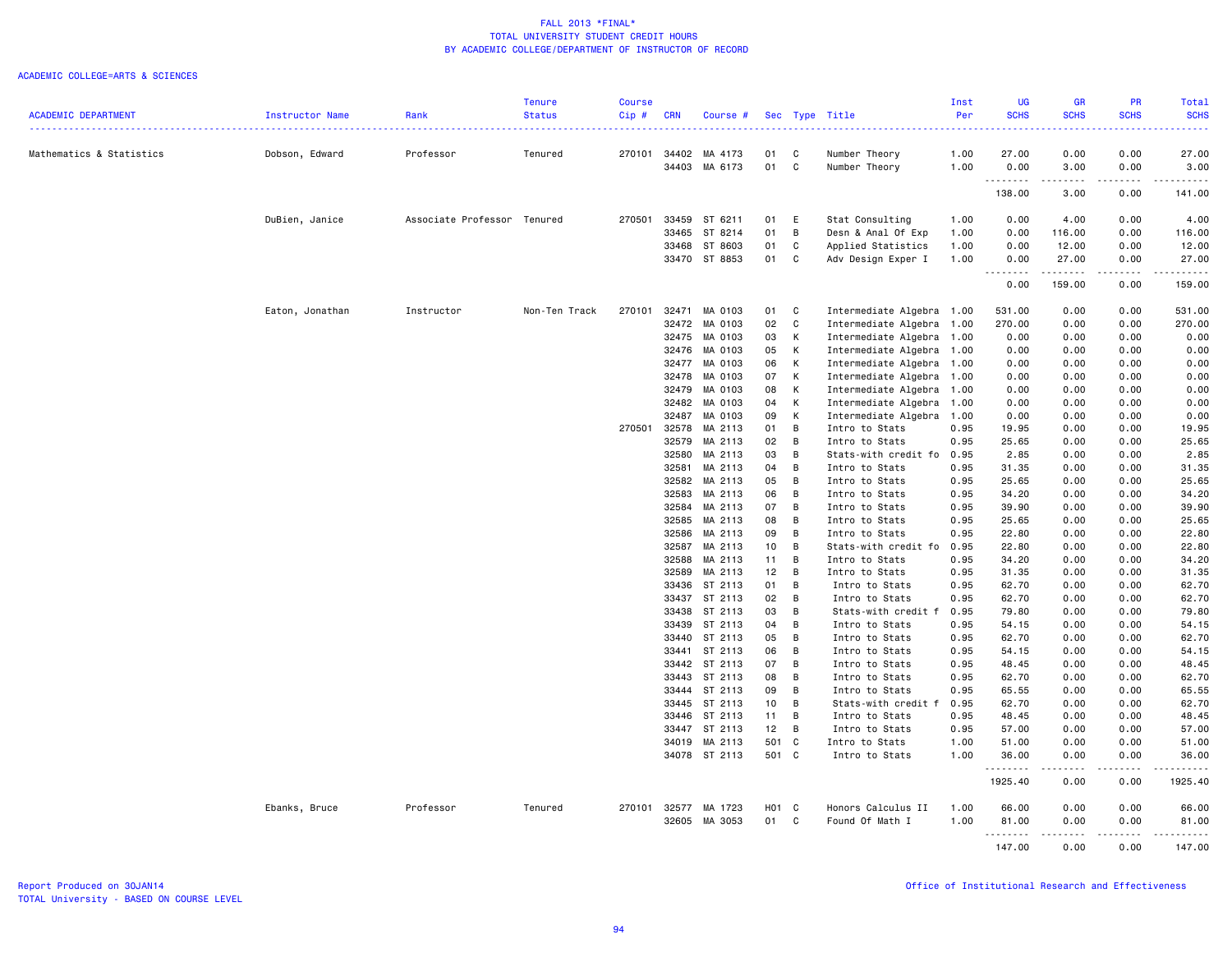# FALL 2013 *FINAL*
## TOTAL UNIVERSITY STUDENT CREDIT HOURS
## BY ACADEMIC COLLEGE/DEPARTMENT OF INSTRUCTOR OF RECORD

ACADEMIC COLLEGE=ARTS & SCIENCES

| ACADEMIC DEPARTMENT | Instructor Name | Rank | Tenure Status | Course Cip # | CRN | Course # | Sec | Type | Title | Inst Per | UG SCHS | GR SCHS | PR SCHS | Total SCHS |
|---|---|---|---|---|---|---|---|---|---|---|---|---|---|---|
| Mathematics & Statistics | Dobson, Edward | Professor | Tenured | 270101 | 34402 | MA 4173 | 01 | C | Number Theory | 1.00 | 27.00 | 0.00 | 0.00 | 27.00 |
| | | | | | 34403 | MA 6173 | 01 | C | Number Theory | 1.00 | 0.00 | 3.00 | 0.00 | 3.00 |
| | | | | | | | | | | | 138.00 | 3.00 | 0.00 | 141.00 |
| | DuBien, Janice | Associate Professor | Tenured | 270501 | 33459 | ST 6211 | 01 | E | Stat Consulting | 1.00 | 0.00 | 4.00 | 0.00 | 4.00 |
| | | | | | 33465 | ST 8214 | 01 | B | Desn & Anal Of Exp | 1.00 | 0.00 | 116.00 | 0.00 | 116.00 |
| | | | | | 33468 | ST 8603 | 01 | C | Applied Statistics | 1.00 | 0.00 | 12.00 | 0.00 | 12.00 |
| | | | | | 33470 | ST 8853 | 01 | C | Adv Design Exper I | 1.00 | 0.00 | 27.00 | 0.00 | 27.00 |
| | | | | | | | | | | | 0.00 | 159.00 | 0.00 | 159.00 |
| | Eaton, Jonathan | Instructor | Non-Ten Track | 270101 | 32471 | MA 0103 | 01 | C | Intermediate Algebra | 1.00 | 531.00 | 0.00 | 0.00 | 531.00 |
| | | | | | 32472 | MA 0103 | 02 | C | Intermediate Algebra | 1.00 | 270.00 | 0.00 | 0.00 | 270.00 |
| | | | | | 32475 | MA 0103 | 03 | K | Intermediate Algebra | 1.00 | 0.00 | 0.00 | 0.00 | 0.00 |
| | | | | | 32476 | MA 0103 | 05 | K | Intermediate Algebra | 1.00 | 0.00 | 0.00 | 0.00 | 0.00 |
| | | | | | 32477 | MA 0103 | 06 | K | Intermediate Algebra | 1.00 | 0.00 | 0.00 | 0.00 | 0.00 |
| | | | | | 32478 | MA 0103 | 07 | K | Intermediate Algebra | 1.00 | 0.00 | 0.00 | 0.00 | 0.00 |
| | | | | | 32479 | MA 0103 | 08 | K | Intermediate Algebra | 1.00 | 0.00 | 0.00 | 0.00 | 0.00 |
| | | | | | 32482 | MA 0103 | 04 | K | Intermediate Algebra | 1.00 | 0.00 | 0.00 | 0.00 | 0.00 |
| | | | | | 32487 | MA 0103 | 09 | K | Intermediate Algebra | 1.00 | 0.00 | 0.00 | 0.00 | 0.00 |
| | | | | 270501 | 32578 | MA 2113 | 01 | B | Intro to Stats | 0.95 | 19.95 | 0.00 | 0.00 | 19.95 |
| | | | | | 32579 | MA 2113 | 02 | B | Intro to Stats | 0.95 | 25.65 | 0.00 | 0.00 | 25.65 |
| | | | | | 32580 | MA 2113 | 03 | B | Stats-with credit fo | 0.95 | 2.85 | 0.00 | 0.00 | 2.85 |
| | | | | | 32581 | MA 2113 | 04 | B | Intro to Stats | 0.95 | 31.35 | 0.00 | 0.00 | 31.35 |
| | | | | | 32582 | MA 2113 | 05 | B | Intro to Stats | 0.95 | 25.65 | 0.00 | 0.00 | 25.65 |
| | | | | | 32583 | MA 2113 | 06 | B | Intro to Stats | 0.95 | 34.20 | 0.00 | 0.00 | 34.20 |
| | | | | | 32584 | MA 2113 | 07 | B | Intro to Stats | 0.95 | 39.90 | 0.00 | 0.00 | 39.90 |
| | | | | | 32585 | MA 2113 | 08 | B | Intro to Stats | 0.95 | 25.65 | 0.00 | 0.00 | 25.65 |
| | | | | | 32586 | MA 2113 | 09 | B | Intro to Stats | 0.95 | 22.80 | 0.00 | 0.00 | 22.80 |
| | | | | | 32587 | MA 2113 | 10 | B | Stats-with credit fo | 0.95 | 22.80 | 0.00 | 0.00 | 22.80 |
| | | | | | 32588 | MA 2113 | 11 | B | Intro to Stats | 0.95 | 34.20 | 0.00 | 0.00 | 34.20 |
| | | | | | 32589 | MA 2113 | 12 | B | Intro to Stats | 0.95 | 31.35 | 0.00 | 0.00 | 31.35 |
| | | | | | 33436 | ST 2113 | 01 | B | Intro to Stats | 0.95 | 62.70 | 0.00 | 0.00 | 62.70 |
| | | | | | 33437 | ST 2113 | 02 | B | Intro to Stats | 0.95 | 62.70 | 0.00 | 0.00 | 62.70 |
| | | | | | 33438 | ST 2113 | 03 | B | Stats-with credit f | 0.95 | 79.80 | 0.00 | 0.00 | 79.80 |
| | | | | | 33439 | ST 2113 | 04 | B | Intro to Stats | 0.95 | 54.15 | 0.00 | 0.00 | 54.15 |
| | | | | | 33440 | ST 2113 | 05 | B | Intro to Stats | 0.95 | 62.70 | 0.00 | 0.00 | 62.70 |
| | | | | | 33441 | ST 2113 | 06 | B | Intro to Stats | 0.95 | 54.15 | 0.00 | 0.00 | 54.15 |
| | | | | | 33442 | ST 2113 | 07 | B | Intro to Stats | 0.95 | 48.45 | 0.00 | 0.00 | 48.45 |
| | | | | | 33443 | ST 2113 | 08 | B | Intro to Stats | 0.95 | 62.70 | 0.00 | 0.00 | 62.70 |
| | | | | | 33444 | ST 2113 | 09 | B | Intro to Stats | 0.95 | 65.55 | 0.00 | 0.00 | 65.55 |
| | | | | | 33445 | ST 2113 | 10 | B | Stats-with credit f | 0.95 | 62.70 | 0.00 | 0.00 | 62.70 |
| | | | | | 33446 | ST 2113 | 11 | B | Intro to Stats | 0.95 | 48.45 | 0.00 | 0.00 | 48.45 |
| | | | | | 33447 | ST 2113 | 12 | B | Intro to Stats | 0.95 | 57.00 | 0.00 | 0.00 | 57.00 |
| | | | | | 34019 | MA 2113 | 501 | C | Intro to Stats | 1.00 | 51.00 | 0.00 | 0.00 | 51.00 |
| | | | | | 34078 | ST 2113 | 501 | C | Intro to Stats | 1.00 | 36.00 | 0.00 | 0.00 | 36.00 |
| | | | | | | | | | | | 1925.40 | 0.00 | 0.00 | 1925.40 |
| | Ebanks, Bruce | Professor | Tenured | 270101 | 32577 | MA 1723 | H01 | C | Honors Calculus II | 1.00 | 66.00 | 0.00 | 0.00 | 66.00 |
| | | | | | 32605 | MA 3053 | 01 | C | Found Of Math I | 1.00 | 81.00 | 0.00 | 0.00 | 81.00 |
| | | | | | | | | | | | 147.00 | 0.00 | 0.00 | 147.00 |

Report Produced on 30JAN14
TOTAL University - BASED ON COURSE LEVEL

Office of Institutional Research and Effectiveness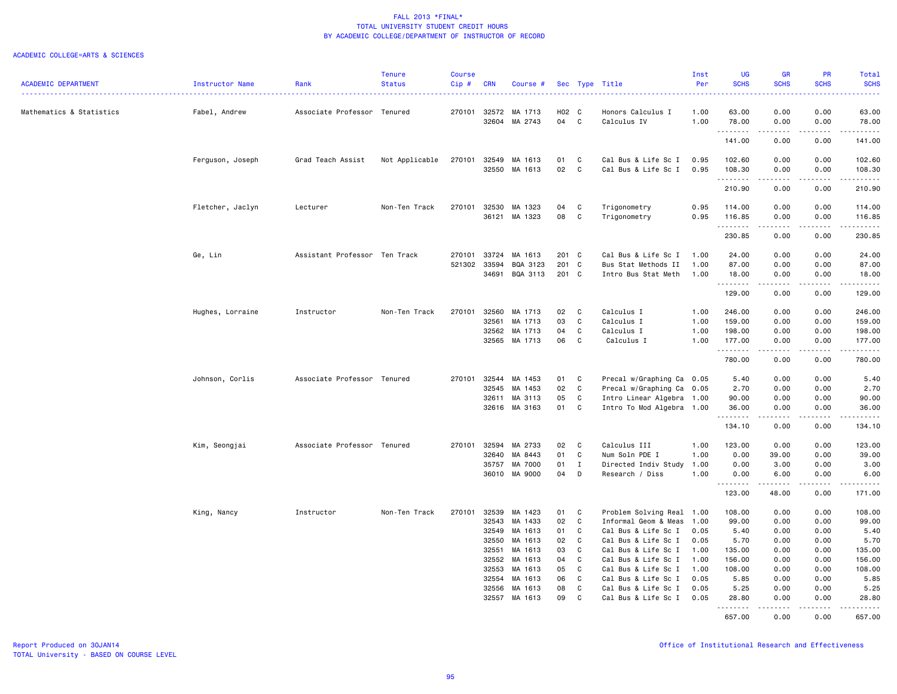# FALL 2013 *FINAL*
## TOTAL UNIVERSITY STUDENT CREDIT HOURS
## BY ACADEMIC COLLEGE/DEPARTMENT OF INSTRUCTOR OF RECORD

ACADEMIC COLLEGE=ARTS & SCIENCES

| ACADEMIC DEPARTMENT | Instructor Name | Rank | Tenure Status | Course Cip # | CRN | Course # | Sec | Type | Title | Inst Per | UG SCHS | GR SCHS | PR SCHS | Total SCHS |
|---|---|---|---|---|---|---|---|---|---|---|---|---|---|---|
| Mathematics & Statistics | Fabel, Andrew | Associate Professor | Tenured | 270101 | 32572 | MA 1713 | H02 | C | Honors Calculus I | 1.00 | 63.00 | 0.00 | 0.00 | 63.00 |
| | | | | | 32604 | MA 2743 | 04 | C | Calculus IV | 1.00 | 78.00 | 0.00 | 0.00 | 78.00 |
| | | | | | | | | | | | 141.00 | 0.00 | 0.00 | 141.00 |
| | Ferguson, Joseph | Grad Teach Assist | Not Applicable | 270101 | 32549 | MA 1613 | 01 | C | Cal Bus & Life Sc I | 0.95 | 102.60 | 0.00 | 0.00 | 102.60 |
| | | | | | 32550 | MA 1613 | 02 | C | Cal Bus & Life Sc I | 0.95 | 108.30 | 0.00 | 0.00 | 108.30 |
| | | | | | | | | | | | 210.90 | 0.00 | 0.00 | 210.90 |
| | Fletcher, Jaclyn | Lecturer | Non-Ten Track | 270101 | 32530 | MA 1323 | 04 | C | Trigonometry | 0.95 | 114.00 | 0.00 | 0.00 | 114.00 |
| | | | | | 36121 | MA 1323 | 08 | C | Trigonometry | 0.95 | 116.85 | 0.00 | 0.00 | 116.85 |
| | | | | | | | | | | | 230.85 | 0.00 | 0.00 | 230.85 |
| | Ge, Lin | Assistant Professor | Ten Track | 270101 | 33724 | MA 1613 | 201 | C | Cal Bus & Life Sc I | 1.00 | 24.00 | 0.00 | 0.00 | 24.00 |
| | | | | 521302 | 33594 | BQA 3123 | 201 | C | Bus Stat Methods II | 1.00 | 87.00 | 0.00 | 0.00 | 87.00 |
| | | | | | 34691 | BQA 3113 | 201 | C | Intro Bus Stat Meth | 1.00 | 18.00 | 0.00 | 0.00 | 18.00 |
| | | | | | | | | | | | 129.00 | 0.00 | 0.00 | 129.00 |
| | Hughes, Lorraine | Instructor | Non-Ten Track | 270101 | 32560 | MA 1713 | 02 | C | Calculus I | 1.00 | 246.00 | 0.00 | 0.00 | 246.00 |
| | | | | | 32561 | MA 1713 | 03 | C | Calculus I | 1.00 | 159.00 | 0.00 | 0.00 | 159.00 |
| | | | | | 32562 | MA 1713 | 04 | C | Calculus I | 1.00 | 198.00 | 0.00 | 0.00 | 198.00 |
| | | | | | 32565 | MA 1713 | 06 | C | Calculus I | 1.00 | 177.00 | 0.00 | 0.00 | 177.00 |
| | | | | | | | | | | | 780.00 | 0.00 | 0.00 | 780.00 |
| | Johnson, Corlis | Associate Professor | Tenured | 270101 | 32544 | MA 1453 | 01 | C | Precal w/Graphing Ca | 0.05 | 5.40 | 0.00 | 0.00 | 5.40 |
| | | | | | 32545 | MA 1453 | 02 | C | Precal w/Graphing Ca | 0.05 | 2.70 | 0.00 | 0.00 | 2.70 |
| | | | | | 32611 | MA 3113 | 05 | C | Intro Linear Algebra | 1.00 | 90.00 | 0.00 | 0.00 | 90.00 |
| | | | | | 32616 | MA 3163 | 01 | C | Intro To Mod Algebra | 1.00 | 36.00 | 0.00 | 0.00 | 36.00 |
| | | | | | | | | | | | 134.10 | 0.00 | 0.00 | 134.10 |
| | Kim, Seongjai | Associate Professor | Tenured | 270101 | 32594 | MA 2733 | 02 | C | Calculus III | 1.00 | 123.00 | 0.00 | 0.00 | 123.00 |
| | | | | | 32640 | MA 8443 | 01 | C | Num Soln PDE I | 1.00 | 0.00 | 39.00 | 0.00 | 39.00 |
| | | | | | 35757 | MA 7000 | 01 | I | Directed Indiv Study | 1.00 | 0.00 | 3.00 | 0.00 | 3.00 |
| | | | | | 36010 | MA 9000 | 04 | D | Research / Diss | 1.00 | 0.00 | 6.00 | 0.00 | 6.00 |
| | | | | | | | | | | | 123.00 | 48.00 | 0.00 | 171.00 |
| | King, Nancy | Instructor | Non-Ten Track | 270101 | 32539 | MA 1423 | 01 | C | Problem Solving Real | 1.00 | 108.00 | 0.00 | 0.00 | 108.00 |
| | | | | | 32543 | MA 1433 | 02 | C | Informal Geom & Meas | 1.00 | 99.00 | 0.00 | 0.00 | 99.00 |
| | | | | | 32549 | MA 1613 | 01 | C | Cal Bus & Life Sc I | 0.05 | 5.40 | 0.00 | 0.00 | 5.40 |
| | | | | | 32550 | MA 1613 | 02 | C | Cal Bus & Life Sc I | 0.05 | 5.70 | 0.00 | 0.00 | 5.70 |
| | | | | | 32551 | MA 1613 | 03 | C | Cal Bus & Life Sc I | 1.00 | 135.00 | 0.00 | 0.00 | 135.00 |
| | | | | | 32552 | MA 1613 | 04 | C | Cal Bus & Life Sc I | 1.00 | 156.00 | 0.00 | 0.00 | 156.00 |
| | | | | | 32553 | MA 1613 | 05 | C | Cal Bus & Life Sc I | 1.00 | 108.00 | 0.00 | 0.00 | 108.00 |
| | | | | | 32554 | MA 1613 | 06 | C | Cal Bus & Life Sc I | 0.05 | 5.85 | 0.00 | 0.00 | 5.85 |
| | | | | | 32556 | MA 1613 | 08 | C | Cal Bus & Life Sc I | 0.05 | 5.25 | 0.00 | 0.00 | 5.25 |
| | | | | | 32557 | MA 1613 | 09 | C | Cal Bus & Life Sc I | 0.05 | 28.80 | 0.00 | 0.00 | 28.80 |
| | | | | | | | | | | | 657.00 | 0.00 | 0.00 | 657.00 |

Report Produced on 30JAN14
TOTAL University - BASED ON COURSE LEVEL

Office of Institutional Research and Effectiveness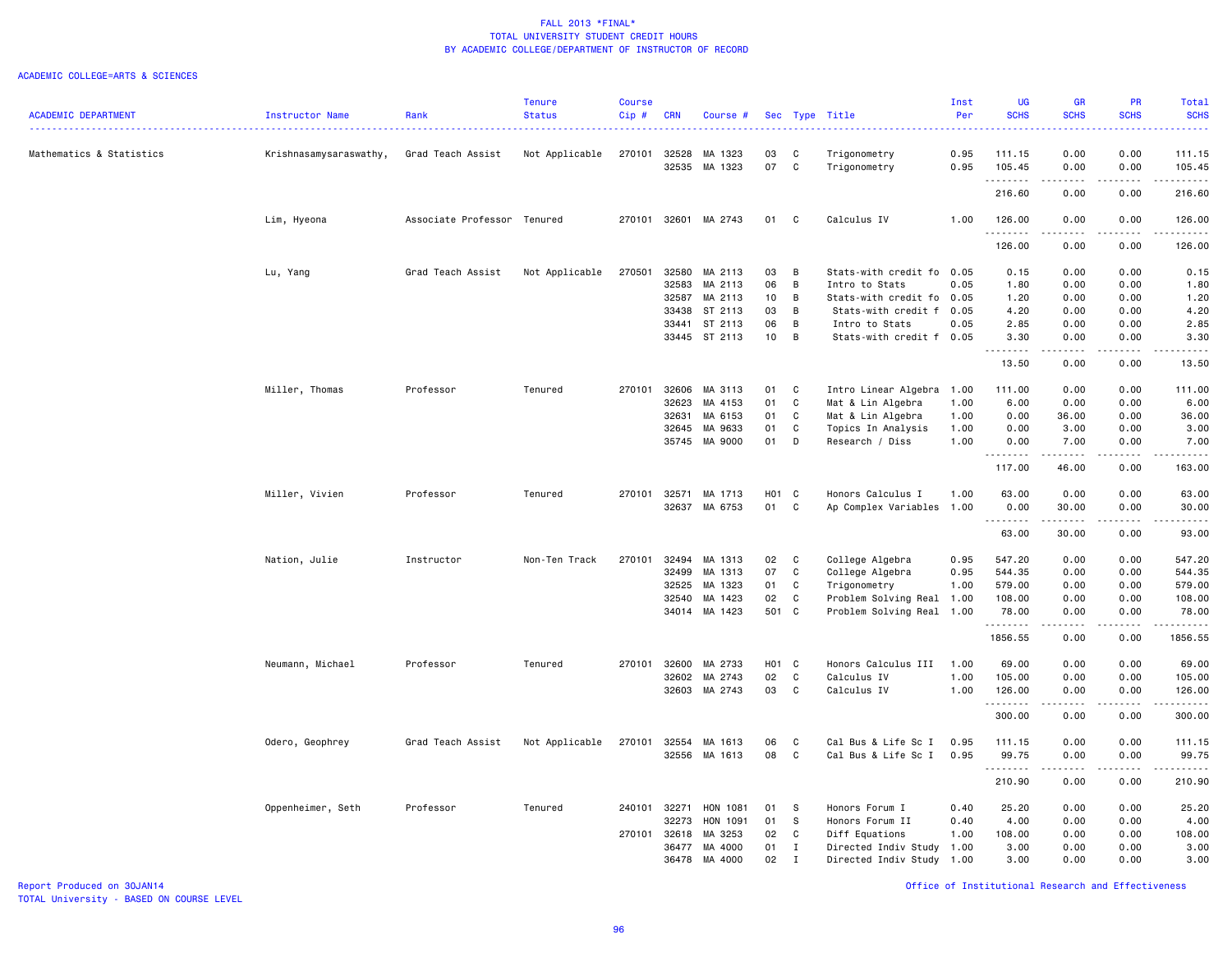# FALL 2013 *FINAL*
## TOTAL UNIVERSITY STUDENT CREDIT HOURS
## BY ACADEMIC COLLEGE/DEPARTMENT OF INSTRUCTOR OF RECORD

ACADEMIC COLLEGE=ARTS & SCIENCES

| ACADEMIC DEPARTMENT | Instructor Name | Rank | Tenure Status | Course Cip # | CRN | Course # | Sec | Type | Title | Inst Per | UG SCHS | GR SCHS | PR SCHS | Total SCHS |
|---|---|---|---|---|---|---|---|---|---|---|---|---|---|---|
| Mathematics & Statistics | Krishnasamysaraswathy, | Grad Teach Assist | Not Applicable | 270101 | 32528 | MA 1323 | 03 | C | Trigonometry | 0.95 | 111.15 | 0.00 | 0.00 | 111.15 |
| | | | | | 32535 | MA 1323 | 07 | C | Trigonometry | 0.95 | 105.45 | 0.00 | 0.00 | 105.45 |
| | | | | | | | | | | | 216.60 | 0.00 | 0.00 | 216.60 |
| | Lim, Hyeona | Associate Professor | Tenured | 270101 | 32601 | MA 2743 | 01 | C | Calculus IV | 1.00 | 126.00 | 0.00 | 0.00 | 126.00 |
| | | | | | | | | | | | 126.00 | 0.00 | 0.00 | 126.00 |
| | Lu, Yang | Grad Teach Assist | Not Applicable | 270501 | 32580 | MA 2113 | 03 | B | Stats-with credit fo | 0.05 | 0.15 | 0.00 | 0.00 | 0.15 |
| | | | | | 32583 | MA 2113 | 06 | B | Intro to Stats | 0.05 | 1.80 | 0.00 | 0.00 | 1.80 |
| | | | | | 32587 | MA 2113 | 10 | B | Stats-with credit fo | 0.05 | 1.20 | 0.00 | 0.00 | 1.20 |
| | | | | | 33438 | ST 2113 | 03 | B | Stats-with credit f | 0.05 | 4.20 | 0.00 | 0.00 | 4.20 |
| | | | | | 33441 | ST 2113 | 06 | B | Intro to Stats | 0.05 | 2.85 | 0.00 | 0.00 | 2.85 |
| | | | | | 33445 | ST 2113 | 10 | B | Stats-with credit f | 0.05 | 3.30 | 0.00 | 0.00 | 3.30 |
| | | | | | | | | | | | 13.50 | 0.00 | 0.00 | 13.50 |
| | Miller, Thomas | Professor | Tenured | 270101 | 32606 | MA 3113 | 01 | C | Intro Linear Algebra | 1.00 | 111.00 | 0.00 | 0.00 | 111.00 |
| | | | | | 32623 | MA 4153 | 01 | C | Mat & Lin Algebra | 1.00 | 6.00 | 0.00 | 0.00 | 6.00 |
| | | | | | 32631 | MA 6153 | 01 | C | Mat & Lin Algebra | 1.00 | 0.00 | 36.00 | 0.00 | 36.00 |
| | | | | | 32645 | MA 9633 | 01 | C | Topics In Analysis | 1.00 | 0.00 | 3.00 | 0.00 | 3.00 |
| | | | | | 35745 | MA 9000 | 01 | D | Research / Diss | 1.00 | 0.00 | 7.00 | 0.00 | 7.00 |
| | | | | | | | | | | | 117.00 | 46.00 | 0.00 | 163.00 |
| | Miller, Vivien | Professor | Tenured | 270101 | 32571 | MA 1713 | H01 | C | Honors Calculus I | 1.00 | 63.00 | 0.00 | 0.00 | 63.00 |
| | | | | | 32637 | MA 6753 | 01 | C | Ap Complex Variables | 1.00 | 0.00 | 30.00 | 0.00 | 30.00 |
| | | | | | | | | | | | 63.00 | 30.00 | 0.00 | 93.00 |
| | Nation, Julie | Instructor | Non-Ten Track | 270101 | 32494 | MA 1313 | 02 | C | College Algebra | 0.95 | 547.20 | 0.00 | 0.00 | 547.20 |
| | | | | | 32499 | MA 1313 | 07 | C | College Algebra | 0.95 | 544.35 | 0.00 | 0.00 | 544.35 |
| | | | | | 32525 | MA 1323 | 01 | C | Trigonometry | 1.00 | 579.00 | 0.00 | 0.00 | 579.00 |
| | | | | | 32540 | MA 1423 | 02 | C | Problem Solving Real | 1.00 | 108.00 | 0.00 | 0.00 | 108.00 |
| | | | | | 34014 | MA 1423 | 501 | C | Problem Solving Real | 1.00 | 78.00 | 0.00 | 0.00 | 78.00 |
| | | | | | | | | | | | 1856.55 | 0.00 | 0.00 | 1856.55 |
| | Neumann, Michael | Professor | Tenured | 270101 | 32600 | MA 2733 | H01 | C | Honors Calculus III | 1.00 | 69.00 | 0.00 | 0.00 | 69.00 |
| | | | | | 32602 | MA 2743 | 02 | C | Calculus IV | 1.00 | 105.00 | 0.00 | 0.00 | 105.00 |
| | | | | | 32603 | MA 2743 | 03 | C | Calculus IV | 1.00 | 126.00 | 0.00 | 0.00 | 126.00 |
| | | | | | | | | | | | 300.00 | 0.00 | 0.00 | 300.00 |
| | Odero, Geophrey | Grad Teach Assist | Not Applicable | 270101 | 32554 | MA 1613 | 06 | C | Cal Bus & Life Sc I | 0.95 | 111.15 | 0.00 | 0.00 | 111.15 |
| | | | | | 32556 | MA 1613 | 08 | C | Cal Bus & Life Sc I | 0.95 | 99.75 | 0.00 | 0.00 | 99.75 |
| | | | | | | | | | | | 210.90 | 0.00 | 0.00 | 210.90 |
| | Oppenheimer, Seth | Professor | Tenured | 240101 | 32271 | HON 1081 | 01 | S | Honors Forum I | 0.40 | 25.20 | 0.00 | 0.00 | 25.20 |
| | | | | | 32273 | HON 1091 | 01 | S | Honors Forum II | 0.40 | 4.00 | 0.00 | 0.00 | 4.00 |
| | | | | 270101 | 32618 | MA 3253 | 02 | C | Diff Equations | 1.00 | 108.00 | 0.00 | 0.00 | 108.00 |
| | | | | | 36477 | MA 4000 | 01 | I | Directed Indiv Study | 1.00 | 3.00 | 0.00 | 0.00 | 3.00 |
| | | | | | 36478 | MA 4000 | 02 | I | Directed Indiv Study | 1.00 | 3.00 | 0.00 | 0.00 | 3.00 |

Report Produced on 30JAN14
TOTAL University - BASED ON COURSE LEVEL

Office of Institutional Research and Effectiveness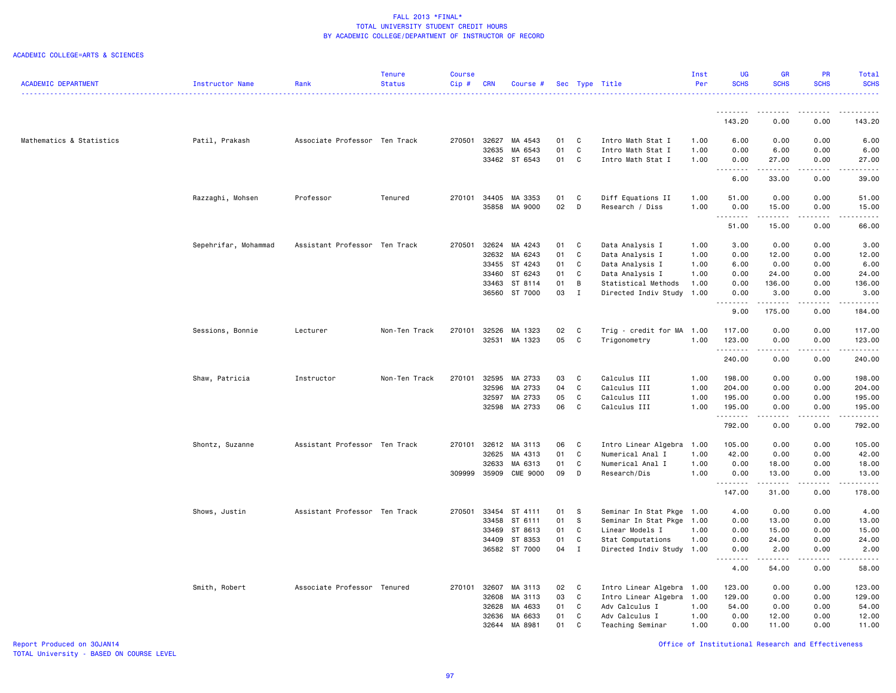# FALL 2013 *FINAL*
## TOTAL UNIVERSITY STUDENT CREDIT HOURS
## BY ACADEMIC COLLEGE/DEPARTMENT OF INSTRUCTOR OF RECORD

ACADEMIC COLLEGE=ARTS & SCIENCES

| ACADEMIC DEPARTMENT | Instructor Name | Rank | Tenure Status | Course Cip # | CRN | Course # | Sec | Type | Title | Inst Per | UG SCHS | GR SCHS | PR SCHS | Total SCHS |
|---|---|---|---|---|---|---|---|---|---|---|---|---|---|---|
| | | | | | | | | | | | 143.20 | 0.00 | 0.00 | 143.20 |
| Mathematics & Statistics | Patil, Prakash | Associate Professor | Ten Track | 270501 | 32627 | MA 4543 | 01 | C | Intro Math Stat I | 1.00 | 6.00 | 0.00 | 0.00 | 6.00 |
| | | | | | 32635 | MA 6543 | 01 | C | Intro Math Stat I | 1.00 | 0.00 | 6.00 | 0.00 | 6.00 |
| | | | | | 33462 | ST 6543 | 01 | C | Intro Math Stat I | 1.00 | 0.00 | 27.00 | 0.00 | 27.00 |
| | | | | | | | | | | | 6.00 | 33.00 | 0.00 | 39.00 |
| | Razzaghi, Mohsen | Professor | Tenured | 270101 | 34405 | MA 3353 | 01 | C | Diff Equations II | 1.00 | 51.00 | 0.00 | 0.00 | 51.00 |
| | | | | | 35858 | MA 9000 | 02 | D | Research / Diss | 1.00 | 0.00 | 15.00 | 0.00 | 15.00 |
| | | | | | | | | | | | 51.00 | 15.00 | 0.00 | 66.00 |
| | Sepehrifar, Mohammad | Assistant Professor | Ten Track | 270501 | 32624 | MA 4243 | 01 | C | Data Analysis I | 1.00 | 3.00 | 0.00 | 0.00 | 3.00 |
| | | | | | 32632 | MA 6243 | 01 | C | Data Analysis I | 1.00 | 0.00 | 12.00 | 0.00 | 12.00 |
| | | | | | 33455 | ST 4243 | 01 | C | Data Analysis I | 1.00 | 6.00 | 0.00 | 0.00 | 6.00 |
| | | | | | 33460 | ST 6243 | 01 | C | Data Analysis I | 1.00 | 0.00 | 24.00 | 0.00 | 24.00 |
| | | | | | 33463 | ST 8114 | 01 | B | Statistical Methods | 1.00 | 0.00 | 136.00 | 0.00 | 136.00 |
| | | | | | 36560 | ST 7000 | 03 | I | Directed Indiv Study | 1.00 | 0.00 | 3.00 | 0.00 | 3.00 |
| | | | | | | | | | | | 9.00 | 175.00 | 0.00 | 184.00 |
| | Sessions, Bonnie | Lecturer | Non-Ten Track | 270101 | 32526 | MA 1323 | 02 | C | Trig - credit for MA | 1.00 | 117.00 | 0.00 | 0.00 | 117.00 |
| | | | | | 32531 | MA 1323 | 05 | C | Trigonometry | 1.00 | 123.00 | 0.00 | 0.00 | 123.00 |
| | | | | | | | | | | | 240.00 | 0.00 | 0.00 | 240.00 |
| | Shaw, Patricia | Instructor | Non-Ten Track | 270101 | 32595 | MA 2733 | 03 | C | Calculus III | 1.00 | 198.00 | 0.00 | 0.00 | 198.00 |
| | | | | | 32596 | MA 2733 | 04 | C | Calculus III | 1.00 | 204.00 | 0.00 | 0.00 | 204.00 |
| | | | | | 32597 | MA 2733 | 05 | C | Calculus III | 1.00 | 195.00 | 0.00 | 0.00 | 195.00 |
| | | | | | 32598 | MA 2733 | 06 | C | Calculus III | 1.00 | 195.00 | 0.00 | 0.00 | 195.00 |
| | | | | | | | | | | | 792.00 | 0.00 | 0.00 | 792.00 |
| | Shontz, Suzanne | Assistant Professor | Ten Track | 270101 | 32612 | MA 3113 | 06 | C | Intro Linear Algebra | 1.00 | 105.00 | 0.00 | 0.00 | 105.00 |
| | | | | | 32625 | MA 4313 | 01 | C | Numerical Anal I | 1.00 | 42.00 | 0.00 | 0.00 | 42.00 |
| | | | | | 32633 | MA 6313 | 01 | C | Numerical Anal I | 1.00 | 0.00 | 18.00 | 0.00 | 18.00 |
| | | | | 309999 | 35909 | CME 9000 | 09 | D | Research/Dis | 1.00 | 0.00 | 13.00 | 0.00 | 13.00 |
| | | | | | | | | | | | 147.00 | 31.00 | 0.00 | 178.00 |
| | Shows, Justin | Assistant Professor | Ten Track | 270501 | 33454 | ST 4111 | 01 | S | Seminar In Stat Pkge | 1.00 | 4.00 | 0.00 | 0.00 | 4.00 |
| | | | | | 33458 | ST 6111 | 01 | S | Seminar In Stat Pkge | 1.00 | 0.00 | 13.00 | 0.00 | 13.00 |
| | | | | | 33469 | ST 8613 | 01 | C | Linear Models I | 1.00 | 0.00 | 15.00 | 0.00 | 15.00 |
| | | | | | 34409 | ST 8353 | 01 | C | Stat Computations | 1.00 | 0.00 | 24.00 | 0.00 | 24.00 |
| | | | | | 36582 | ST 7000 | 04 | I | Directed Indiv Study | 1.00 | 0.00 | 2.00 | 0.00 | 2.00 |
| | | | | | | | | | | | 4.00 | 54.00 | 0.00 | 58.00 |
| | Smith, Robert | Associate Professor | Tenured | 270101 | 32607 | MA 3113 | 02 | C | Intro Linear Algebra | 1.00 | 123.00 | 0.00 | 0.00 | 123.00 |
| | | | | | 32608 | MA 3113 | 03 | C | Intro Linear Algebra | 1.00 | 129.00 | 0.00 | 0.00 | 129.00 |
| | | | | | 32628 | MA 4633 | 01 | C | Adv Calculus I | 1.00 | 54.00 | 0.00 | 0.00 | 54.00 |
| | | | | | 32636 | MA 6633 | 01 | C | Adv Calculus I | 1.00 | 0.00 | 12.00 | 0.00 | 12.00 |
| | | | | | 32644 | MA 8981 | 01 | C | Teaching Seminar | 1.00 | 0.00 | 11.00 | 0.00 | 11.00 |

Report Produced on 30JAN14
TOTAL University - BASED ON COURSE LEVEL

Office of Institutional Research and Effectiveness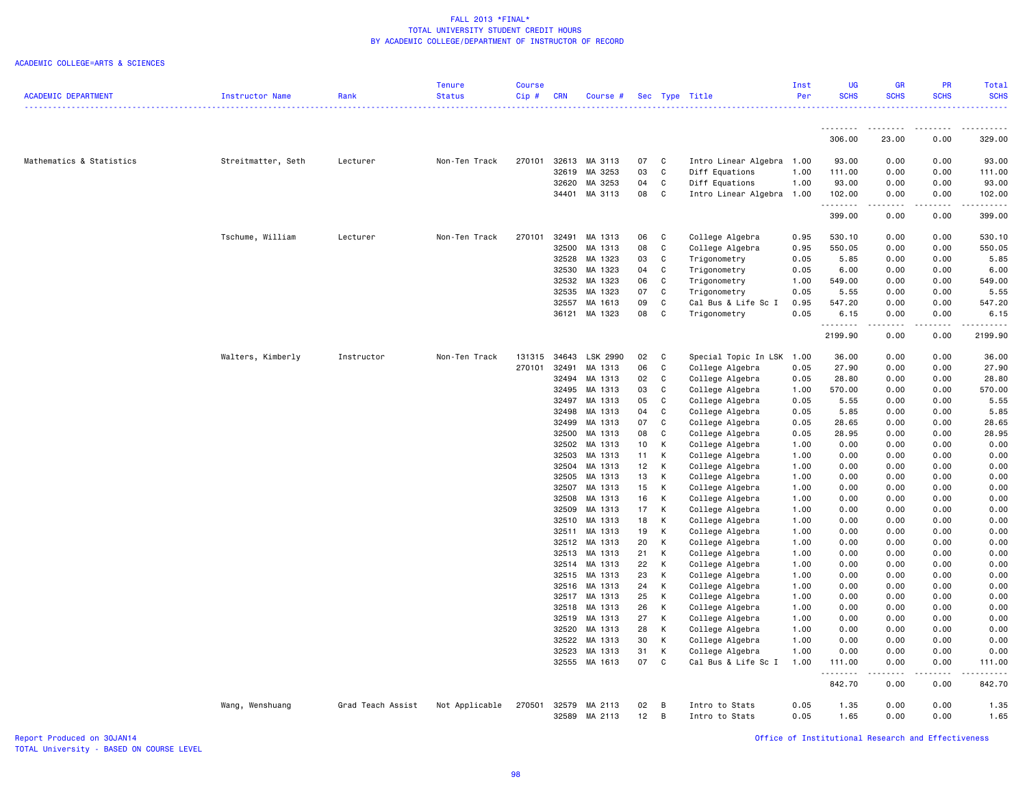# FALL 2013 *FINAL*
## TOTAL UNIVERSITY STUDENT CREDIT HOURS
## BY ACADEMIC COLLEGE/DEPARTMENT OF INSTRUCTOR OF RECORD

ACADEMIC COLLEGE=ARTS & SCIENCES

| ACADEMIC DEPARTMENT | Instructor Name | Rank | Tenure Status | Course Cip # | CRN | Course # | Sec | Type | Title | Inst Per | UG SCHS | GR SCHS | PR SCHS | Total SCHS |
|---|---|---|---|---|---|---|---|---|---|---|---|---|---|---|
| | | | | | | | | | | | 306.00 | 23.00 | 0.00 | 329.00 |
| Mathematics & Statistics | Streitmatter, Seth | Lecturer | Non-Ten Track | 270101 | 32613 | MA 3113 | 07 | C | Intro Linear Algebra | 1.00 | 93.00 | 0.00 | 0.00 | 93.00 |
| | | | | | 32619 | MA 3253 | 03 | C | Diff Equations | 1.00 | 111.00 | 0.00 | 0.00 | 111.00 |
| | | | | | 32620 | MA 3253 | 04 | C | Diff Equations | 1.00 | 93.00 | 0.00 | 0.00 | 93.00 |
| | | | | | 34401 | MA 3113 | 08 | C | Intro Linear Algebra | 1.00 | 102.00 | 0.00 | 0.00 | 102.00 |
| | | | | | | | | | | | 399.00 | 0.00 | 0.00 | 399.00 |
| | Tschume, William | Lecturer | Non-Ten Track | 270101 | 32491 | MA 1313 | 06 | C | College Algebra | 0.95 | 530.10 | 0.00 | 0.00 | 530.10 |
| | | | | | 32500 | MA 1313 | 08 | C | College Algebra | 0.95 | 550.05 | 0.00 | 0.00 | 550.05 |
| | | | | | 32528 | MA 1323 | 03 | C | Trigonometry | 0.05 | 5.85 | 0.00 | 0.00 | 5.85 |
| | | | | | 32530 | MA 1323 | 04 | C | Trigonometry | 0.05 | 6.00 | 0.00 | 0.00 | 6.00 |
| | | | | | 32532 | MA 1323 | 06 | C | Trigonometry | 1.00 | 549.00 | 0.00 | 0.00 | 549.00 |
| | | | | | 32535 | MA 1323 | 07 | C | Trigonometry | 0.05 | 5.55 | 0.00 | 0.00 | 5.55 |
| | | | | | 32557 | MA 1613 | 09 | C | Cal Bus & Life Sc I | 0.95 | 547.20 | 0.00 | 0.00 | 547.20 |
| | | | | | 36121 | MA 1323 | 08 | C | Trigonometry | 0.05 | 6.15 | 0.00 | 0.00 | 6.15 |
| | | | | | | | | | | | 2199.90 | 0.00 | 0.00 | 2199.90 |
| | Walters, Kimberly | Instructor | Non-Ten Track | 131315 | 34643 | LSK 2990 | 02 | C | Special Topic In LSK | 1.00 | 36.00 | 0.00 | 0.00 | 36.00 |
| | | | | 270101 | 32491 | MA 1313 | 06 | C | College Algebra | 0.05 | 27.90 | 0.00 | 0.00 | 27.90 |
| | | | | | 32494 | MA 1313 | 02 | C | College Algebra | 0.05 | 28.80 | 0.00 | 0.00 | 28.80 |
| | | | | | 32495 | MA 1313 | 03 | C | College Algebra | 1.00 | 570.00 | 0.00 | 0.00 | 570.00 |
| | | | | | 32497 | MA 1313 | 05 | C | College Algebra | 0.05 | 5.55 | 0.00 | 0.00 | 5.55 |
| | | | | | 32498 | MA 1313 | 04 | C | College Algebra | 0.05 | 5.85 | 0.00 | 0.00 | 5.85 |
| | | | | | 32499 | MA 1313 | 07 | C | College Algebra | 0.05 | 28.65 | 0.00 | 0.00 | 28.65 |
| | | | | | 32500 | MA 1313 | 08 | C | College Algebra | 0.05 | 28.95 | 0.00 | 0.00 | 28.95 |
| | | | | | 32502 | MA 1313 | 10 | K | College Algebra | 1.00 | 0.00 | 0.00 | 0.00 | 0.00 |
| | | | | | 32503 | MA 1313 | 11 | K | College Algebra | 1.00 | 0.00 | 0.00 | 0.00 | 0.00 |
| | | | | | 32504 | MA 1313 | 12 | K | College Algebra | 1.00 | 0.00 | 0.00 | 0.00 | 0.00 |
| | | | | | 32505 | MA 1313 | 13 | K | College Algebra | 1.00 | 0.00 | 0.00 | 0.00 | 0.00 |
| | | | | | 32507 | MA 1313 | 15 | K | College Algebra | 1.00 | 0.00 | 0.00 | 0.00 | 0.00 |
| | | | | | 32508 | MA 1313 | 16 | K | College Algebra | 1.00 | 0.00 | 0.00 | 0.00 | 0.00 |
| | | | | | 32509 | MA 1313 | 17 | K | College Algebra | 1.00 | 0.00 | 0.00 | 0.00 | 0.00 |
| | | | | | 32510 | MA 1313 | 18 | K | College Algebra | 1.00 | 0.00 | 0.00 | 0.00 | 0.00 |
| | | | | | 32511 | MA 1313 | 19 | K | College Algebra | 1.00 | 0.00 | 0.00 | 0.00 | 0.00 |
| | | | | | 32512 | MA 1313 | 20 | K | College Algebra | 1.00 | 0.00 | 0.00 | 0.00 | 0.00 |
| | | | | | 32513 | MA 1313 | 21 | K | College Algebra | 1.00 | 0.00 | 0.00 | 0.00 | 0.00 |
| | | | | | 32514 | MA 1313 | 22 | K | College Algebra | 1.00 | 0.00 | 0.00 | 0.00 | 0.00 |
| | | | | | 32515 | MA 1313 | 23 | K | College Algebra | 1.00 | 0.00 | 0.00 | 0.00 | 0.00 |
| | | | | | 32516 | MA 1313 | 24 | K | College Algebra | 1.00 | 0.00 | 0.00 | 0.00 | 0.00 |
| | | | | | 32517 | MA 1313 | 25 | K | College Algebra | 1.00 | 0.00 | 0.00 | 0.00 | 0.00 |
| | | | | | 32518 | MA 1313 | 26 | K | College Algebra | 1.00 | 0.00 | 0.00 | 0.00 | 0.00 |
| | | | | | 32519 | MA 1313 | 27 | K | College Algebra | 1.00 | 0.00 | 0.00 | 0.00 | 0.00 |
| | | | | | 32520 | MA 1313 | 28 | K | College Algebra | 1.00 | 0.00 | 0.00 | 0.00 | 0.00 |
| | | | | | 32522 | MA 1313 | 30 | K | College Algebra | 1.00 | 0.00 | 0.00 | 0.00 | 0.00 |
| | | | | | 32523 | MA 1313 | 31 | K | College Algebra | 1.00 | 0.00 | 0.00 | 0.00 | 0.00 |
| | | | | | 32555 | MA 1613 | 07 | C | Cal Bus & Life Sc I | 1.00 | 111.00 | 0.00 | 0.00 | 111.00 |
| | | | | | | | | | | | 842.70 | 0.00 | 0.00 | 842.70 |
| | Wang, Wenshuang | Grad Teach Assist | Not Applicable | 270501 | 32579 | MA 2113 | 02 | B | Intro to Stats | 0.05 | 1.35 | 0.00 | 0.00 | 1.35 |
| | | | | | 32589 | MA 2113 | 12 | B | Intro to Stats | 0.05 | 1.65 | 0.00 | 0.00 | 1.65 |

Report Produced on 30JAN14
TOTAL University - BASED ON COURSE LEVEL

Office of Institutional Research and Effectiveness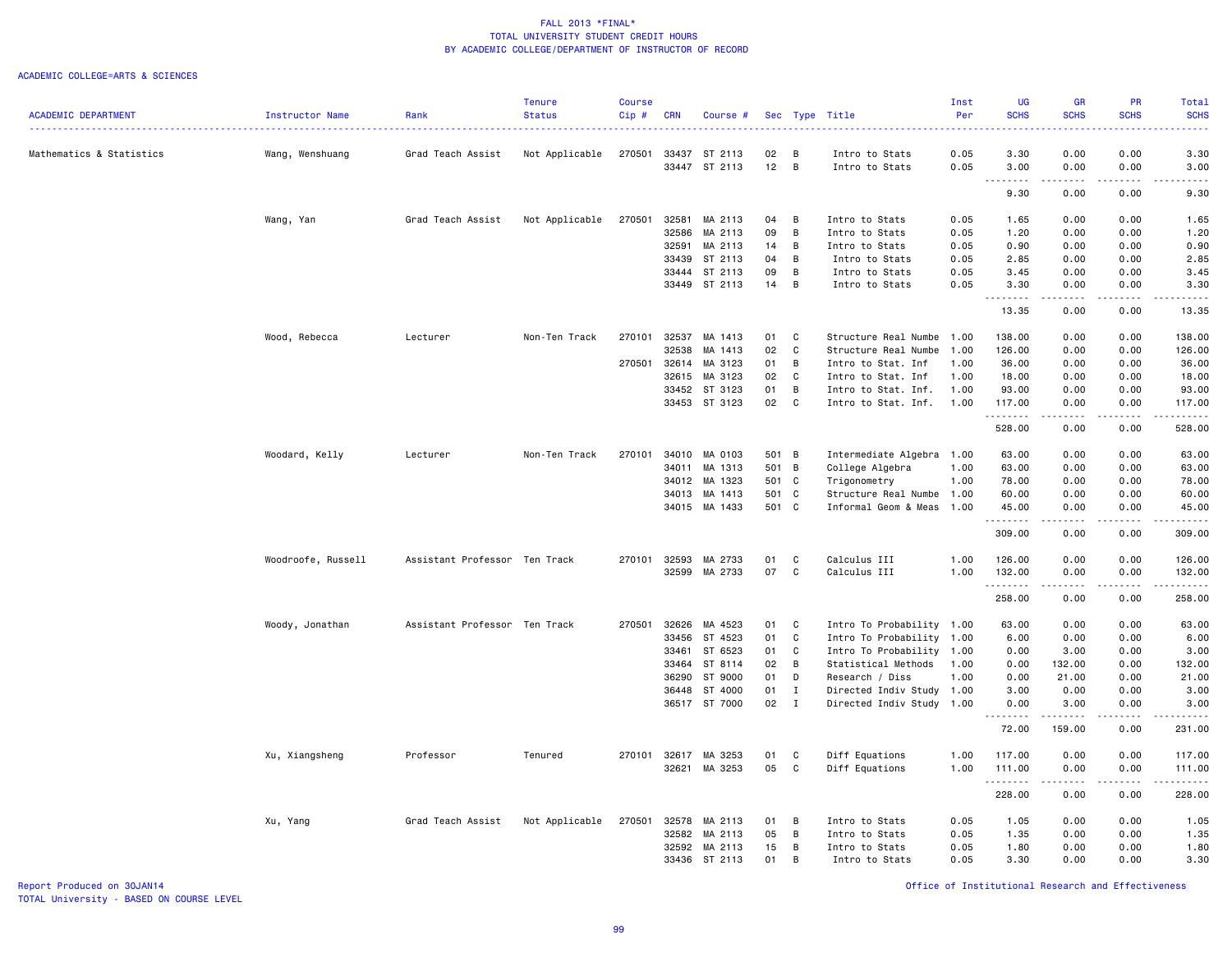FALL 2013 *FINAL*
TOTAL UNIVERSITY STUDENT CREDIT HOURS
BY ACADEMIC COLLEGE/DEPARTMENT OF INSTRUCTOR OF RECORD

ACADEMIC COLLEGE=ARTS & SCIENCES

| ACADEMIC DEPARTMENT | Instructor Name | Rank | Tenure Status | Course Cip # | CRN | Course # | Sec | Type | Title | Inst Per | UG SCHS | GR SCHS | PR SCHS | Total SCHS |
|---|---|---|---|---|---|---|---|---|---|---|---|---|---|---|
| Mathematics & Statistics | Wang, Wenshuang | Grad Teach Assist | Not Applicable | 270501 | 33437 | ST 2113 | 02 | B | Intro to Stats | 0.05 | 3.30 | 0.00 | 0.00 | 3.30 |
| | | | | | 33447 | ST 2113 | 12 | B | Intro to Stats | 0.05 | 3.00 | 0.00 | 0.00 | 3.00 |
| | | | | | | | | | | | 9.30 | 0.00 | 0.00 | 9.30 |
| | Wang, Yan | Grad Teach Assist | Not Applicable | 270501 | 32581 | MA 2113 | 04 | B | Intro to Stats | 0.05 | 1.65 | 0.00 | 0.00 | 1.65 |
| | | | | | 32586 | MA 2113 | 09 | B | Intro to Stats | 0.05 | 1.20 | 0.00 | 0.00 | 1.20 |
| | | | | | 32591 | MA 2113 | 14 | B | Intro to Stats | 0.05 | 0.90 | 0.00 | 0.00 | 0.90 |
| | | | | | 33439 | ST 2113 | 04 | B | Intro to Stats | 0.05 | 2.85 | 0.00 | 0.00 | 2.85 |
| | | | | | 33444 | ST 2113 | 09 | B | Intro to Stats | 0.05 | 3.45 | 0.00 | 0.00 | 3.45 |
| | | | | | 33449 | ST 2113 | 14 | B | Intro to Stats | 0.05 | 3.30 | 0.00 | 0.00 | 3.30 |
| | | | | | | | | | | | 13.35 | 0.00 | 0.00 | 13.35 |
| | Wood, Rebecca | Lecturer | Non-Ten Track | 270101 | 32537 | MA 1413 | 01 | C | Structure Real Numbe | 1.00 | 138.00 | 0.00 | 0.00 | 138.00 |
| | | | | | 32538 | MA 1413 | 02 | C | Structure Real Numbe | 1.00 | 126.00 | 0.00 | 0.00 | 126.00 |
| | | | | 270501 | 32614 | MA 3123 | 01 | B | Intro to Stat. Inf | 1.00 | 36.00 | 0.00 | 0.00 | 36.00 |
| | | | | | 32615 | MA 3123 | 02 | C | Intro to Stat. Inf | 1.00 | 18.00 | 0.00 | 0.00 | 18.00 |
| | | | | | 33452 | ST 3123 | 01 | B | Intro to Stat. Inf. | 1.00 | 93.00 | 0.00 | 0.00 | 93.00 |
| | | | | | 33453 | ST 3123 | 02 | C | Intro to Stat. Inf. | 1.00 | 117.00 | 0.00 | 0.00 | 117.00 |
| | | | | | | | | | | | 528.00 | 0.00 | 0.00 | 528.00 |
| | Woodard, Kelly | Lecturer | Non-Ten Track | 270101 | 34010 | MA 0103 | 501 | B | Intermediate Algebra | 1.00 | 63.00 | 0.00 | 0.00 | 63.00 |
| | | | | | 34011 | MA 1313 | 501 | B | College Algebra | 1.00 | 63.00 | 0.00 | 0.00 | 63.00 |
| | | | | | 34012 | MA 1323 | 501 | C | Trigonometry | 1.00 | 78.00 | 0.00 | 0.00 | 78.00 |
| | | | | | 34013 | MA 1413 | 501 | C | Structure Real Numbe | 1.00 | 60.00 | 0.00 | 0.00 | 60.00 |
| | | | | | 34015 | MA 1433 | 501 | C | Informal Geom & Meas | 1.00 | 45.00 | 0.00 | 0.00 | 45.00 |
| | | | | | | | | | | | 309.00 | 0.00 | 0.00 | 309.00 |
| | Woodroofe, Russell | Assistant Professor | Ten Track | 270101 | 32593 | MA 2733 | 01 | C | Calculus III | 1.00 | 126.00 | 0.00 | 0.00 | 126.00 |
| | | | | | 32599 | MA 2733 | 07 | C | Calculus III | 1.00 | 132.00 | 0.00 | 0.00 | 132.00 |
| | | | | | | | | | | | 258.00 | 0.00 | 0.00 | 258.00 |
| | Woody, Jonathan | Assistant Professor | Ten Track | 270501 | 32626 | MA 4523 | 01 | C | Intro To Probability | 1.00 | 63.00 | 0.00 | 0.00 | 63.00 |
| | | | | | 33456 | ST 4523 | 01 | C | Intro To Probability | 1.00 | 6.00 | 0.00 | 0.00 | 6.00 |
| | | | | | 33461 | ST 6523 | 01 | C | Intro To Probability | 1.00 | 0.00 | 3.00 | 0.00 | 3.00 |
| | | | | | 33464 | ST 8114 | 02 | B | Statistical Methods | 1.00 | 0.00 | 132.00 | 0.00 | 132.00 |
| | | | | | 36290 | ST 9000 | 01 | D | Research / Diss | 1.00 | 0.00 | 21.00 | 0.00 | 21.00 |
| | | | | | 36448 | ST 4000 | 01 | I | Directed Indiv Study | 1.00 | 3.00 | 0.00 | 0.00 | 3.00 |
| | | | | | 36517 | ST 7000 | 02 | I | Directed Indiv Study | 1.00 | 0.00 | 3.00 | 0.00 | 3.00 |
| | | | | | | | | | | | 72.00 | 159.00 | 0.00 | 231.00 |
| | Xu, Xiangsheng | Professor | Tenured | 270101 | 32617 | MA 3253 | 01 | C | Diff Equations | 1.00 | 117.00 | 0.00 | 0.00 | 117.00 |
| | | | | | 32621 | MA 3253 | 05 | C | Diff Equations | 1.00 | 111.00 | 0.00 | 0.00 | 111.00 |
| | | | | | | | | | | | 228.00 | 0.00 | 0.00 | 228.00 |
| | Xu, Yang | Grad Teach Assist | Not Applicable | 270501 | 32578 | MA 2113 | 01 | B | Intro to Stats | 0.05 | 1.05 | 0.00 | 0.00 | 1.05 |
| | | | | | 32582 | MA 2113 | 05 | B | Intro to Stats | 0.05 | 1.35 | 0.00 | 0.00 | 1.35 |
| | | | | | 32592 | MA 2113 | 15 | B | Intro to Stats | 0.05 | 1.80 | 0.00 | 0.00 | 1.80 |
| | | | | | 33436 | ST 2113 | 01 | B | Intro to Stats | 0.05 | 3.30 | 0.00 | 0.00 | 3.30 |

Report Produced on 30JAN14
TOTAL University - BASED ON COURSE LEVEL

Office of Institutional Research and Effectiveness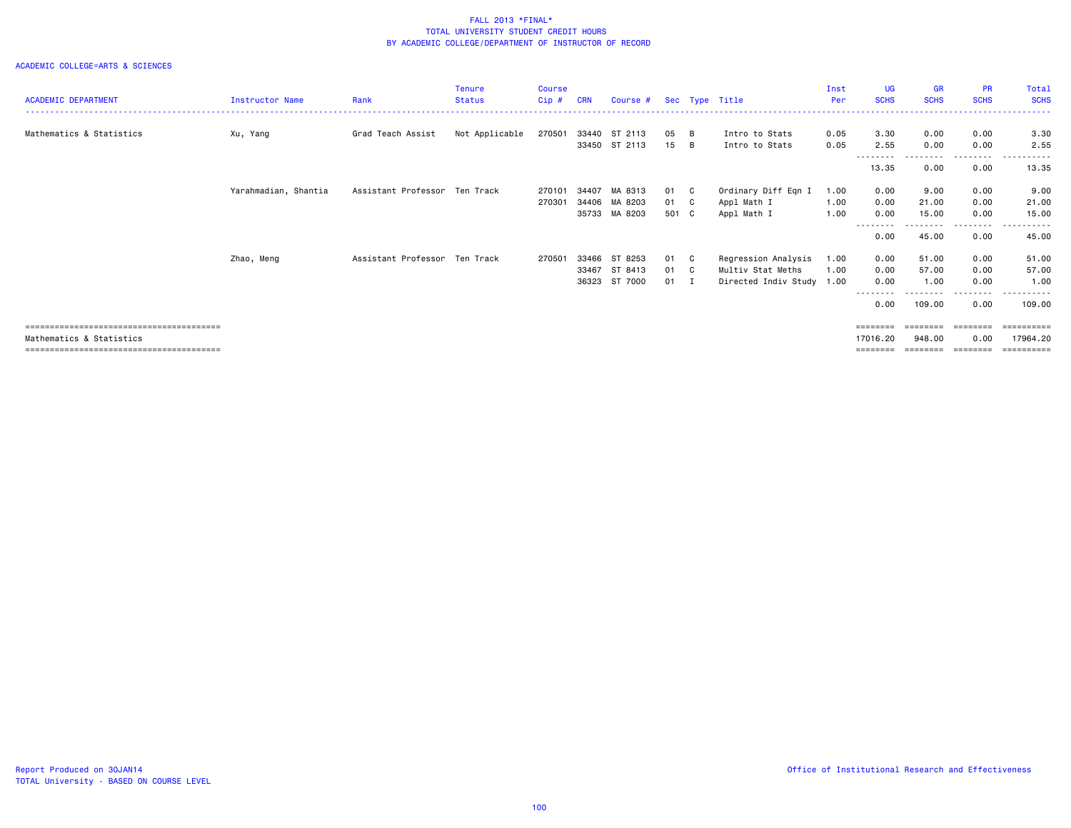FALL 2013 *FINAL*
TOTAL UNIVERSITY STUDENT CREDIT HOURS
BY ACADEMIC COLLEGE/DEPARTMENT OF INSTRUCTOR OF RECORD

ACADEMIC COLLEGE=ARTS & SCIENCES

| ACADEMIC DEPARTMENT | Instructor Name | Rank | Tenure Status | Course Cip # | CRN | Course # | Sec | Type | Title | Inst Per | UG SCHS | GR SCHS | PR SCHS | Total SCHS |
|---|---|---|---|---|---|---|---|---|---|---|---|---|---|---|
| Mathematics & Statistics | Xu, Yang | Grad Teach Assist | Not Applicable | 270501 | 33440 | ST 2113 | 05 | B | Intro to Stats | 0.05 | 3.30 | 0.00 | 0.00 | 3.30 |
| | | | | | 33450 | ST 2113 | 15 | B | Intro to Stats | 0.05 | 2.55 | 0.00 | 0.00 | 2.55 |
| | | | | | | | | | | | 13.35 | 0.00 | 0.00 | 13.35 |
| | Yarahmadian, Shantia | Assistant Professor | Ten Track | 270101 | 34407 | MA 8313 | 01 | C | Ordinary Diff Eqn I | 1.00 | 0.00 | 9.00 | 0.00 | 9.00 |
| | | | | 270301 | 34406 | MA 8203 | 01 | C | Appl Math I | 1.00 | 0.00 | 21.00 | 0.00 | 21.00 |
| | | | | | 35733 | MA 8203 | 501 | C | Appl Math I | 1.00 | 0.00 | 15.00 | 0.00 | 15.00 |
| | | | | | | | | | | | 0.00 | 45.00 | 0.00 | 45.00 |
| | Zhao, Meng | Assistant Professor | Ten Track | 270501 | 33466 | ST 8253 | 01 | C | Regression Analysis | 1.00 | 0.00 | 51.00 | 0.00 | 51.00 |
| | | | | | 33467 | ST 8413 | 01 | C | Multiv Stat Meths | 1.00 | 0.00 | 57.00 | 0.00 | 57.00 |
| | | | | | 36323 | ST 7000 | 01 | I | Directed Indiv Study | 1.00 | 0.00 | 1.00 | 0.00 | 1.00 |
| | | | | | | | | | | | 0.00 | 109.00 | 0.00 | 109.00 |
| Mathematics & Statistics | | | | | | | | | | | 17016.20 | 948.00 | 0.00 | 17964.20 |

Report Produced on 30JAN14
TOTAL University - BASED ON COURSE LEVEL

Office of Institutional Research and Effectiveness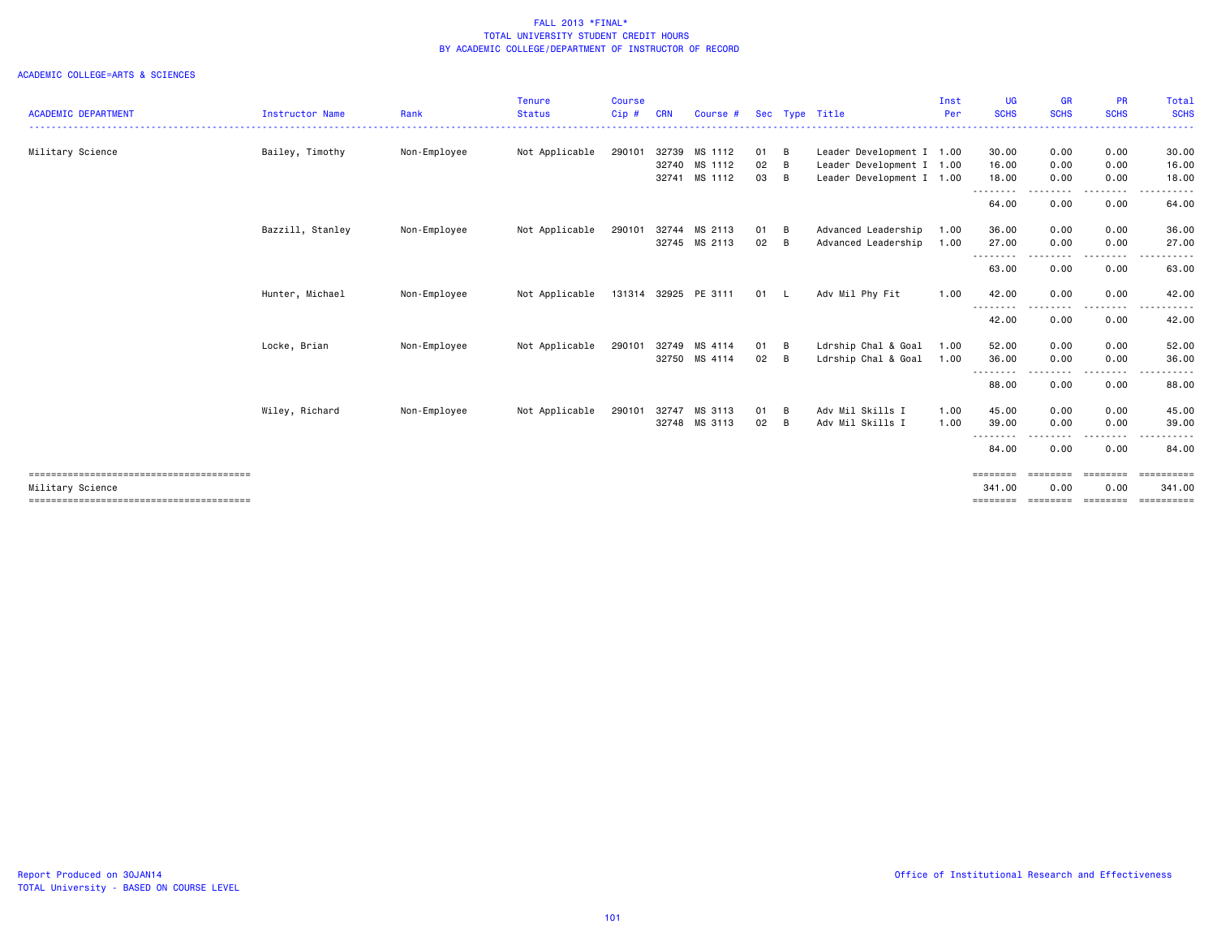FALL 2013 *FINAL*
TOTAL UNIVERSITY STUDENT CREDIT HOURS
BY ACADEMIC COLLEGE/DEPARTMENT OF INSTRUCTOR OF RECORD

ACADEMIC COLLEGE=ARTS & SCIENCES

| ACADEMIC DEPARTMENT | Instructor Name | Rank | Tenure Status | Course Cip # | CRN | Course # | Sec | Type | Title | Inst Per | UG SCHS | GR SCHS | PR SCHS | Total SCHS |
|---|---|---|---|---|---|---|---|---|---|---|---|---|---|---|
| Military Science | Bailey, Timothy | Non-Employee | Not Applicable | 290101 | 32739 | MS 1112 | 01 | B | Leader Development I | 1.00 | 30.00 | 0.00 | 0.00 | 30.00 |
| | | | | | 32740 | MS 1112 | 02 | B | Leader Development I | 1.00 | 16.00 | 0.00 | 0.00 | 16.00 |
| | | | | | 32741 | MS 1112 | 03 | B | Leader Development I | 1.00 | 18.00 | 0.00 | 0.00 | 18.00 |
| | | | | | | | | | | | 64.00 | 0.00 | 0.00 | 64.00 |
| | Bazzill, Stanley | Non-Employee | Not Applicable | 290101 | 32744 | MS 2113 | 01 | B | Advanced Leadership | 1.00 | 36.00 | 0.00 | 0.00 | 36.00 |
| | | | | | 32745 | MS 2113 | 02 | B | Advanced Leadership | 1.00 | 27.00 | 0.00 | 0.00 | 27.00 |
| | | | | | | | | | | | 63.00 | 0.00 | 0.00 | 63.00 |
| | Hunter, Michael | Non-Employee | Not Applicable | 131314 | 32925 | PE 3111 | 01 | L | Adv Mil Phy Fit | 1.00 | 42.00 | 0.00 | 0.00 | 42.00 |
| | | | | | | | | | | | 42.00 | 0.00 | 0.00 | 42.00 |
| | Locke, Brian | Non-Employee | Not Applicable | 290101 | 32749 | MS 4114 | 01 | B | Ldrship Chal & Goal | 1.00 | 52.00 | 0.00 | 0.00 | 52.00 |
| | | | | | 32750 | MS 4114 | 02 | B | Ldrship Chal & Goal | 1.00 | 36.00 | 0.00 | 0.00 | 36.00 |
| | | | | | | | | | | | 88.00 | 0.00 | 0.00 | 88.00 |
| | Wiley, Richard | Non-Employee | Not Applicable | 290101 | 32747 | MS 3113 | 01 | B | Adv Mil Skills I | 1.00 | 45.00 | 0.00 | 0.00 | 45.00 |
| | | | | | 32748 | MS 3113 | 02 | B | Adv Mil Skills I | 1.00 | 39.00 | 0.00 | 0.00 | 39.00 |
| | | | | | | | | | | | 84.00 | 0.00 | 0.00 | 84.00 |
| Military Science | | | | | | | | | | | 341.00 | 0.00 | 0.00 | 341.00 |

Report Produced on 30JAN14
TOTAL University - BASED ON COURSE LEVEL

Office of Institutional Research and Effectiveness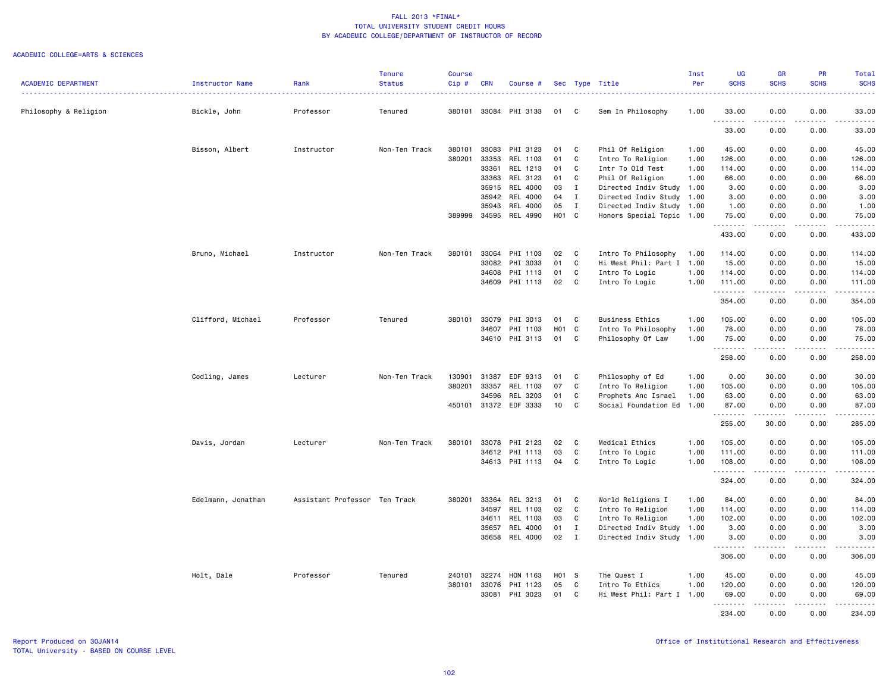# FALL 2013 *FINAL*
## TOTAL UNIVERSITY STUDENT CREDIT HOURS
## BY ACADEMIC COLLEGE/DEPARTMENT OF INSTRUCTOR OF RECORD

ACADEMIC COLLEGE=ARTS & SCIENCES

| ACADEMIC DEPARTMENT | Instructor Name | Rank | Tenure Status | Course Cip # | CRN | Course # | Sec | Type | Title | Inst Per | UG SCHS | GR SCHS | PR SCHS | Total SCHS |
|---|---|---|---|---|---|---|---|---|---|---|---|---|---|---|
| Philosophy & Religion | Bickle, John | Professor | Tenured | 380101 | 33084 | PHI 3133 | 01 | C | Sem In Philosophy | 1.00 | 33.00 | 0.00 | 0.00 | 33.00 |
| | | | | | | | | | | | 33.00 | 0.00 | 0.00 | 33.00 |
| | Bisson, Albert | Instructor | Non-Ten Track | 380101 | 33083 | PHI 3123 | 01 | C | Phil Of Religion | 1.00 | 45.00 | 0.00 | 0.00 | 45.00 |
| | | | | 380201 | 33353 | REL 1103 | 01 | C | Intro To Religion | 1.00 | 126.00 | 0.00 | 0.00 | 126.00 |
| | | | | | 33361 | REL 1213 | 01 | C | Intr To Old Test | 1.00 | 114.00 | 0.00 | 0.00 | 114.00 |
| | | | | | 33363 | REL 3123 | 01 | C | Phil Of Religion | 1.00 | 66.00 | 0.00 | 0.00 | 66.00 |
| | | | | | 35915 | REL 4000 | 03 | I | Directed Indiv Study | 1.00 | 3.00 | 0.00 | 0.00 | 3.00 |
| | | | | | 35942 | REL 4000 | 04 | I | Directed Indiv Study | 1.00 | 3.00 | 0.00 | 0.00 | 3.00 |
| | | | | | 35943 | REL 4000 | 05 | I | Directed Indiv Study | 1.00 | 1.00 | 0.00 | 0.00 | 1.00 |
| | | | | 389999 | 34595 | REL 4990 | H01 | C | Honors Special Topic | 1.00 | 75.00 | 0.00 | 0.00 | 75.00 |
| | | | | | | | | | | | 433.00 | 0.00 | 0.00 | 433.00 |
| | Bruno, Michael | Instructor | Non-Ten Track | 380101 | 33064 | PHI 1103 | 02 | C | Intro To Philosophy | 1.00 | 114.00 | 0.00 | 0.00 | 114.00 |
| | | | | | 33082 | PHI 3033 | 01 | C | Hi West Phil: Part I | 1.00 | 15.00 | 0.00 | 0.00 | 15.00 |
| | | | | | 34608 | PHI 1113 | 01 | C | Intro To Logic | 1.00 | 114.00 | 0.00 | 0.00 | 114.00 |
| | | | | | 34609 | PHI 1113 | 02 | C | Intro To Logic | 1.00 | 111.00 | 0.00 | 0.00 | 111.00 |
| | | | | | | | | | | | 354.00 | 0.00 | 0.00 | 354.00 |
| | Clifford, Michael | Professor | Tenured | 380101 | 33079 | PHI 3013 | 01 | C | Business Ethics | 1.00 | 105.00 | 0.00 | 0.00 | 105.00 |
| | | | | | 34607 | PHI 1103 | H01 | C | Intro To Philosophy | 1.00 | 78.00 | 0.00 | 0.00 | 78.00 |
| | | | | | 34610 | PHI 3113 | 01 | C | Philosophy Of Law | 1.00 | 75.00 | 0.00 | 0.00 | 75.00 |
| | | | | | | | | | | | 258.00 | 0.00 | 0.00 | 258.00 |
| | Codling, James | Lecturer | Non-Ten Track | 130901 | 31387 | EDF 9313 | 01 | C | Philosophy of Ed | 1.00 | 0.00 | 30.00 | 0.00 | 30.00 |
| | | | | 380201 | 33357 | REL 1103 | 07 | C | Intro To Religion | 1.00 | 105.00 | 0.00 | 0.00 | 105.00 |
| | | | | | 34596 | REL 3203 | 01 | C | Prophets Anc Israel | 1.00 | 63.00 | 0.00 | 0.00 | 63.00 |
| | | | | 450101 | 31372 | EDF 3333 | 10 | C | Social Foundation Ed | 1.00 | 87.00 | 0.00 | 0.00 | 87.00 |
| | | | | | | | | | | | 255.00 | 30.00 | 0.00 | 285.00 |
| | Davis, Jordan | Lecturer | Non-Ten Track | 380101 | 33078 | PHI 2123 | 02 | C | Medical Ethics | 1.00 | 105.00 | 0.00 | 0.00 | 105.00 |
| | | | | | 34612 | PHI 1113 | 03 | C | Intro To Logic | 1.00 | 111.00 | 0.00 | 0.00 | 111.00 |
| | | | | | 34613 | PHI 1113 | 04 | C | Intro To Logic | 1.00 | 108.00 | 0.00 | 0.00 | 108.00 |
| | | | | | | | | | | | 324.00 | 0.00 | 0.00 | 324.00 |
| | Edelmann, Jonathan | Assistant Professor | Ten Track | 380201 | 33364 | REL 3213 | 01 | C | World Religions I | 1.00 | 84.00 | 0.00 | 0.00 | 84.00 |
| | | | | | 34597 | REL 1103 | 02 | C | Intro To Religion | 1.00 | 114.00 | 0.00 | 0.00 | 114.00 |
| | | | | | 34611 | REL 1103 | 03 | C | Intro To Religion | 1.00 | 102.00 | 0.00 | 0.00 | 102.00 |
| | | | | | 35657 | REL 4000 | 01 | I | Directed Indiv Study | 1.00 | 3.00 | 0.00 | 0.00 | 3.00 |
| | | | | | 35658 | REL 4000 | 02 | I | Directed Indiv Study | 1.00 | 3.00 | 0.00 | 0.00 | 3.00 |
| | | | | | | | | | | | 306.00 | 0.00 | 0.00 | 306.00 |
| | Holt, Dale | Professor | Tenured | 240101 | 32274 | HON 1163 | H01 | S | The Quest I | 1.00 | 45.00 | 0.00 | 0.00 | 45.00 |
| | | | | 380101 | 33076 | PHI 1123 | 05 | C | Intro To Ethics | 1.00 | 120.00 | 0.00 | 0.00 | 120.00 |
| | | | | | 33081 | PHI 3023 | 01 | C | Hi West Phil: Part I | 1.00 | 69.00 | 0.00 | 0.00 | 69.00 |
| | | | | | | | | | | | 234.00 | 0.00 | 0.00 | 234.00 |

Report Produced on 30JAN14
TOTAL University - BASED ON COURSE LEVEL

Office of Institutional Research and Effectiveness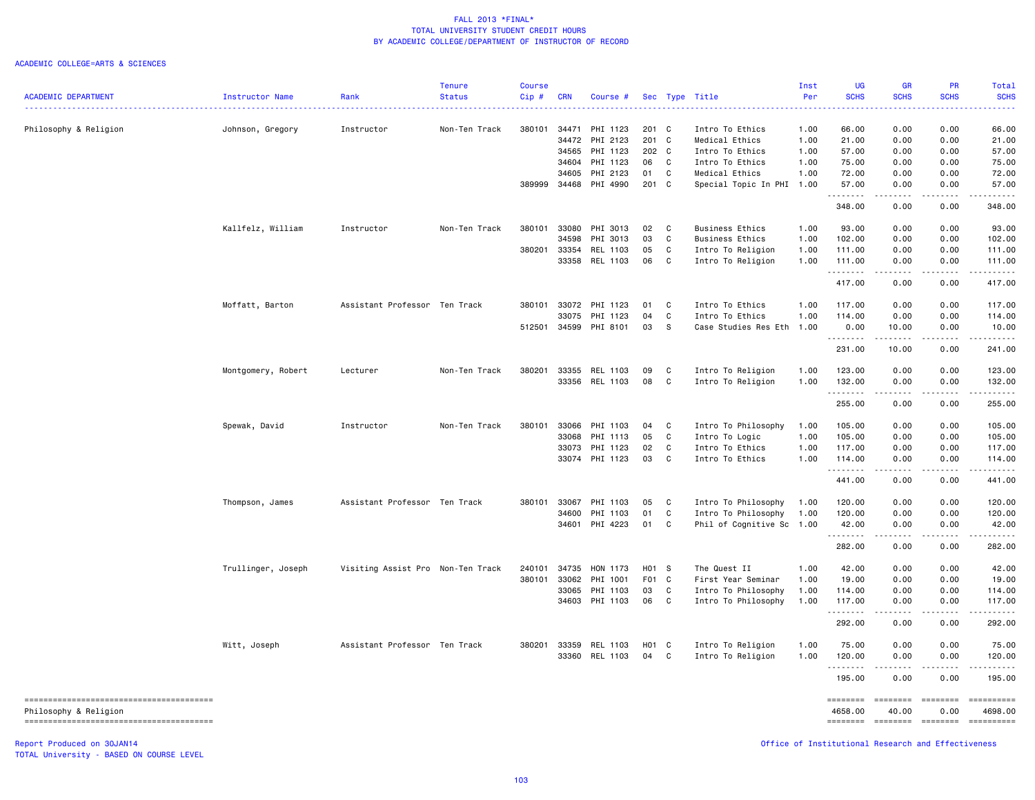FALL 2013 *FINAL*
TOTAL UNIVERSITY STUDENT CREDIT HOURS
BY ACADEMIC COLLEGE/DEPARTMENT OF INSTRUCTOR OF RECORD

ACADEMIC COLLEGE=ARTS & SCIENCES

| ACADEMIC DEPARTMENT | Instructor Name | Rank | Tenure Status | Course Cip # | CRN | Course # | Sec | Type | Title | Inst Per | UG SCHS | GR SCHS | PR SCHS | Total SCHS |
|---|---|---|---|---|---|---|---|---|---|---|---|---|---|---|
| Philosophy & Religion | Johnson, Gregory | Instructor | Non-Ten Track | 380101 | 34471 | PHI 1123 | 201 | C | Intro To Ethics | 1.00 | 66.00 | 0.00 | 0.00 | 66.00 |
| | | | | | 34472 | PHI 2123 | 201 | C | Medical Ethics | 1.00 | 21.00 | 0.00 | 0.00 | 21.00 |
| | | | | | 34565 | PHI 1123 | 202 | C | Intro To Ethics | 1.00 | 57.00 | 0.00 | 0.00 | 57.00 |
| | | | | | 34604 | PHI 1123 | 06 | C | Intro To Ethics | 1.00 | 75.00 | 0.00 | 0.00 | 75.00 |
| | | | | | 34605 | PHI 2123 | 01 | C | Medical Ethics | 1.00 | 72.00 | 0.00 | 0.00 | 72.00 |
| | | | | 389999 | 34468 | PHI 4990 | 201 | C | Special Topic In PHI | 1.00 | 57.00 | 0.00 | 0.00 | 57.00 |
| | | | | | | | | | | | 348.00 | 0.00 | 0.00 | 348.00 |
| | Kallfelz, William | Instructor | Non-Ten Track | 380101 | 33080 | PHI 3013 | 02 | C | Business Ethics | 1.00 | 93.00 | 0.00 | 0.00 | 93.00 |
| | | | | | 34598 | PHI 3013 | 03 | C | Business Ethics | 1.00 | 102.00 | 0.00 | 0.00 | 102.00 |
| | | | | 380201 | 33354 | REL 1103 | 05 | C | Intro To Religion | 1.00 | 111.00 | 0.00 | 0.00 | 111.00 |
| | | | | | 33358 | REL 1103 | 06 | C | Intro To Religion | 1.00 | 111.00 | 0.00 | 0.00 | 111.00 |
| | | | | | | | | | | | 417.00 | 0.00 | 0.00 | 417.00 |
| | Moffatt, Barton | Assistant Professor | Ten Track | 380101 | 33072 | PHI 1123 | 01 | C | Intro To Ethics | 1.00 | 117.00 | 0.00 | 0.00 | 117.00 |
| | | | | | 33075 | PHI 1123 | 04 | C | Intro To Ethics | 1.00 | 114.00 | 0.00 | 0.00 | 114.00 |
| | | | | 512501 | 34599 | PHI 8101 | 03 | S | Case Studies Res Eth | 1.00 | 0.00 | 10.00 | 0.00 | 10.00 |
| | | | | | | | | | | | 231.00 | 10.00 | 0.00 | 241.00 |
| | Montgomery, Robert | Lecturer | Non-Ten Track | 380201 | 33355 | REL 1103 | 09 | C | Intro To Religion | 1.00 | 123.00 | 0.00 | 0.00 | 123.00 |
| | | | | | 33356 | REL 1103 | 08 | C | Intro To Religion | 1.00 | 132.00 | 0.00 | 0.00 | 132.00 |
| | | | | | | | | | | | 255.00 | 0.00 | 0.00 | 255.00 |
| | Spewak, David | Instructor | Non-Ten Track | 380101 | 33066 | PHI 1103 | 04 | C | Intro To Philosophy | 1.00 | 105.00 | 0.00 | 0.00 | 105.00 |
| | | | | | 33068 | PHI 1113 | 05 | C | Intro To Logic | 1.00 | 105.00 | 0.00 | 0.00 | 105.00 |
| | | | | | 33073 | PHI 1123 | 02 | C | Intro To Ethics | 1.00 | 117.00 | 0.00 | 0.00 | 117.00 |
| | | | | | 33074 | PHI 1123 | 03 | C | Intro To Ethics | 1.00 | 114.00 | 0.00 | 0.00 | 114.00 |
| | | | | | | | | | | | 441.00 | 0.00 | 0.00 | 441.00 |
| | Thompson, James | Assistant Professor | Ten Track | 380101 | 33067 | PHI 1103 | 05 | C | Intro To Philosophy | 1.00 | 120.00 | 0.00 | 0.00 | 120.00 |
| | | | | | 34600 | PHI 1103 | 01 | C | Intro To Philosophy | 1.00 | 120.00 | 0.00 | 0.00 | 120.00 |
| | | | | | 34601 | PHI 4223 | 01 | C | Phil of Cognitive Sc | 1.00 | 42.00 | 0.00 | 0.00 | 42.00 |
| | | | | | | | | | | | 282.00 | 0.00 | 0.00 | 282.00 |
| | Trullinger, Joseph | Visiting Assist Pro | Non-Ten Track | 240101 | 34735 | HON 1173 | H01 | S | The Quest II | 1.00 | 42.00 | 0.00 | 0.00 | 42.00 |
| | | | | 380101 | 33062 | PHI 1001 | F01 | C | First Year Seminar | 1.00 | 19.00 | 0.00 | 0.00 | 19.00 |
| | | | | | 33065 | PHI 1103 | 03 | C | Intro To Philosophy | 1.00 | 114.00 | 0.00 | 0.00 | 114.00 |
| | | | | | 34603 | PHI 1103 | 06 | C | Intro To Philosophy | 1.00 | 117.00 | 0.00 | 0.00 | 117.00 |
| | | | | | | | | | | | 292.00 | 0.00 | 0.00 | 292.00 |
| | Witt, Joseph | Assistant Professor | Ten Track | 380201 | 33359 | REL 1103 | H01 | C | Intro To Religion | 1.00 | 75.00 | 0.00 | 0.00 | 75.00 |
| | | | | | 33360 | REL 1103 | 04 | C | Intro To Religion | 1.00 | 120.00 | 0.00 | 0.00 | 120.00 |
| | | | | | | | | | | | 195.00 | 0.00 | 0.00 | 195.00 |
| Philosophy & Religion | | | | | | | | | | | 4658.00 | 40.00 | 0.00 | 4698.00 |

Report Produced on 30JAN14
TOTAL University - BASED ON COURSE LEVEL

Office of Institutional Research and Effectiveness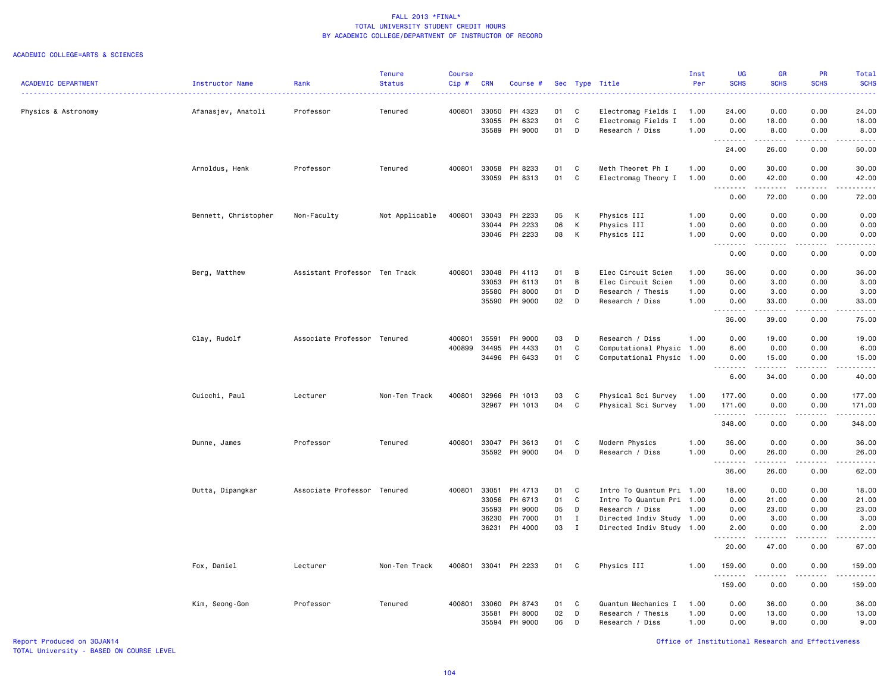# FALL 2013 *FINAL*
## TOTAL UNIVERSITY STUDENT CREDIT HOURS
## BY ACADEMIC COLLEGE/DEPARTMENT OF INSTRUCTOR OF RECORD

ACADEMIC COLLEGE=ARTS & SCIENCES

| ACADEMIC DEPARTMENT | Instructor Name | Rank | Tenure Status | Course Cip # | CRN | Course # | Sec | Type | Title | Inst Per | UG SCHS | GR SCHS | PR SCHS | Total SCHS |
|---|---|---|---|---|---|---|---|---|---|---|---|---|---|---|
| Physics & Astronomy | Afanasjev, Anatoli | Professor | Tenured | 400801 | 33050 | PH 4323 | 01 | C | Electromag Fields I | 1.00 | 24.00 | 0.00 | 0.00 | 24.00 |
| | | | | | 33055 | PH 6323 | 01 | C | Electromag Fields I | 1.00 | 0.00 | 18.00 | 0.00 | 18.00 |
| | | | | | 35589 | PH 9000 | 01 | D | Research / Diss | 1.00 | 0.00 | 8.00 | 0.00 | 8.00 |
| | | | | | | | | | | | 24.00 | 26.00 | 0.00 | 50.00 |
| | Arnoldus, Henk | Professor | Tenured | 400801 | 33058 | PH 8233 | 01 | C | Meth Theoret Ph I | 1.00 | 0.00 | 30.00 | 0.00 | 30.00 |
| | | | | | 33059 | PH 8313 | 01 | C | Electromag Theory I | 1.00 | 0.00 | 42.00 | 0.00 | 42.00 |
| | | | | | | | | | | | 0.00 | 72.00 | 0.00 | 72.00 |
| | Bennett, Christopher | Non-Faculty | Not Applicable | 400801 | 33043 | PH 2233 | 05 | K | Physics III | 1.00 | 0.00 | 0.00 | 0.00 | 0.00 |
| | | | | | 33044 | PH 2233 | 06 | K | Physics III | 1.00 | 0.00 | 0.00 | 0.00 | 0.00 |
| | | | | | 33046 | PH 2233 | 08 | K | Physics III | 1.00 | 0.00 | 0.00 | 0.00 | 0.00 |
| | | | | | | | | | | | 0.00 | 0.00 | 0.00 | 0.00 |
| | Berg, Matthew | Assistant Professor | Ten Track | 400801 | 33048 | PH 4113 | 01 | B | Elec Circuit Scien | 1.00 | 36.00 | 0.00 | 0.00 | 36.00 |
| | | | | | 33053 | PH 6113 | 01 | B | Elec Circuit Scien | 1.00 | 0.00 | 3.00 | 0.00 | 3.00 |
| | | | | | 35580 | PH 8000 | 01 | D | Research / Thesis | 1.00 | 0.00 | 3.00 | 0.00 | 3.00 |
| | | | | | 35590 | PH 9000 | 02 | D | Research / Diss | 1.00 | 0.00 | 33.00 | 0.00 | 33.00 |
| | | | | | | | | | | | 36.00 | 39.00 | 0.00 | 75.00 |
| | Clay, Rudolf | Associate Professor | Tenured | 400801 | 35591 | PH 9000 | 03 | D | Research / Diss | 1.00 | 0.00 | 19.00 | 0.00 | 19.00 |
| | | | | 400899 | 34495 | PH 4433 | 01 | C | Computational Physic | 1.00 | 6.00 | 0.00 | 0.00 | 6.00 |
| | | | | | 34496 | PH 6433 | 01 | C | Computational Physic | 1.00 | 0.00 | 15.00 | 0.00 | 15.00 |
| | | | | | | | | | | | 6.00 | 34.00 | 0.00 | 40.00 |
| | Cuicchi, Paul | Lecturer | Non-Ten Track | 400801 | 32966 | PH 1013 | 03 | C | Physical Sci Survey | 1.00 | 177.00 | 0.00 | 0.00 | 177.00 |
| | | | | | 32967 | PH 1013 | 04 | C | Physical Sci Survey | 1.00 | 171.00 | 0.00 | 0.00 | 171.00 |
| | | | | | | | | | | | 348.00 | 0.00 | 0.00 | 348.00 |
| | Dunne, James | Professor | Tenured | 400801 | 33047 | PH 3613 | 01 | C | Modern Physics | 1.00 | 36.00 | 0.00 | 0.00 | 36.00 |
| | | | | | 35592 | PH 9000 | 04 | D | Research / Diss | 1.00 | 0.00 | 26.00 | 0.00 | 26.00 |
| | | | | | | | | | | | 36.00 | 26.00 | 0.00 | 62.00 |
| | Dutta, Dipangkar | Associate Professor | Tenured | 400801 | 33051 | PH 4713 | 01 | C | Intro To Quantum Pri | 1.00 | 18.00 | 0.00 | 0.00 | 18.00 |
| | | | | | 33056 | PH 6713 | 01 | C | Intro To Quantum Pri | 1.00 | 0.00 | 21.00 | 0.00 | 21.00 |
| | | | | | 35593 | PH 9000 | 05 | D | Research / Diss | 1.00 | 0.00 | 23.00 | 0.00 | 23.00 |
| | | | | | 36230 | PH 7000 | 01 | I | Directed Indiv Study | 1.00 | 0.00 | 3.00 | 0.00 | 3.00 |
| | | | | | 36231 | PH 4000 | 03 | I | Directed Indiv Study | 1.00 | 2.00 | 0.00 | 0.00 | 2.00 |
| | | | | | | | | | | | 20.00 | 47.00 | 0.00 | 67.00 |
| | Fox, Daniel | Lecturer | Non-Ten Track | 400801 | 33041 | PH 2233 | 01 | C | Physics III | 1.00 | 159.00 | 0.00 | 0.00 | 159.00 |
| | | | | | | | | | | | 159.00 | 0.00 | 0.00 | 159.00 |
| | Kim, Seong-Gon | Professor | Tenured | 400801 | 33060 | PH 8743 | 01 | C | Quantum Mechanics I | 1.00 | 0.00 | 36.00 | 0.00 | 36.00 |
| | | | | | 35581 | PH 8000 | 02 | D | Research / Thesis | 1.00 | 0.00 | 13.00 | 0.00 | 13.00 |
| | | | | | 35594 | PH 9000 | 06 | D | Research / Diss | 1.00 | 0.00 | 9.00 | 0.00 | 9.00 |

Report Produced on 30JAN14
TOTAL University - BASED ON COURSE LEVEL

Office of Institutional Research and Effectiveness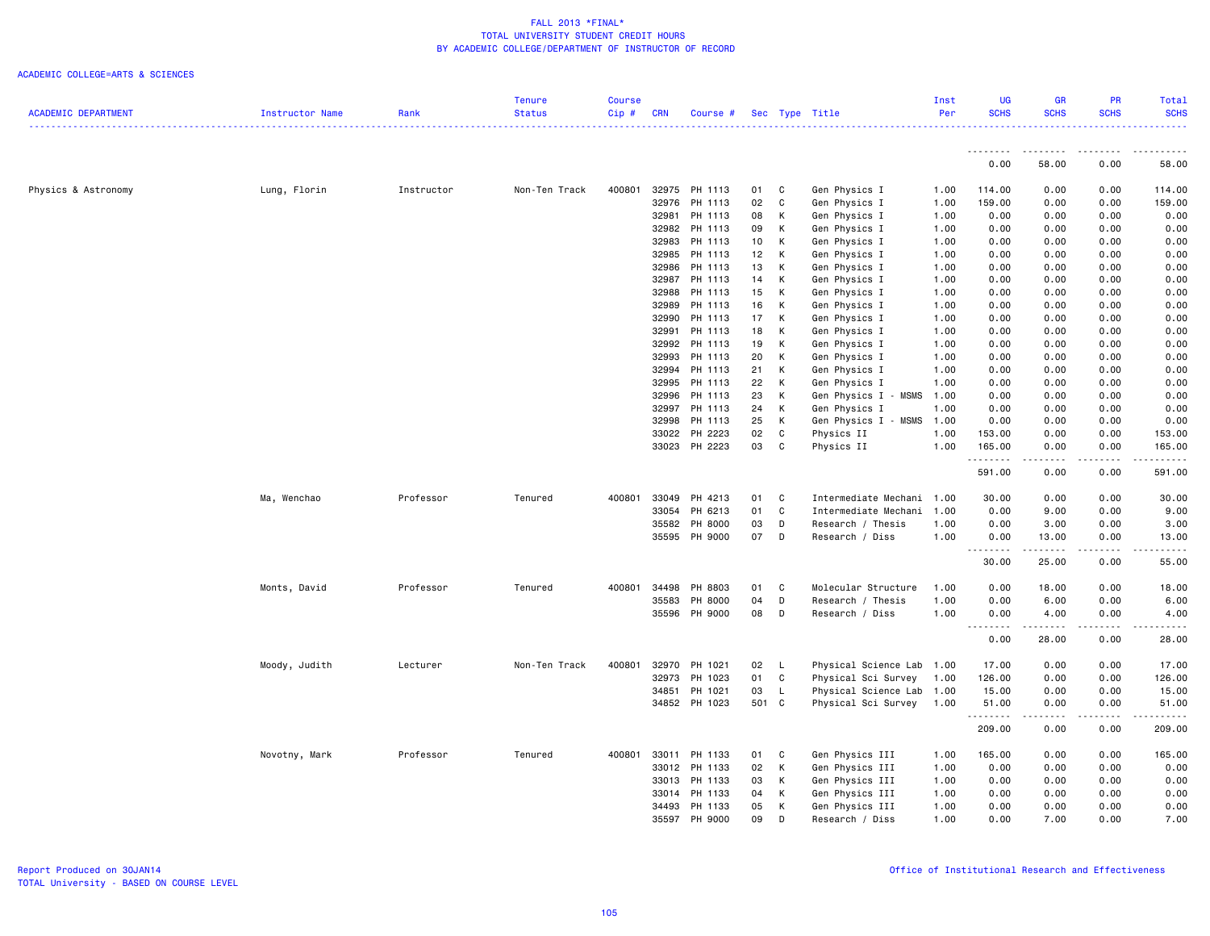# FALL 2013 *FINAL*
## TOTAL UNIVERSITY STUDENT CREDIT HOURS
## BY ACADEMIC COLLEGE/DEPARTMENT OF INSTRUCTOR OF RECORD

ACADEMIC COLLEGE=ARTS & SCIENCES

| ACADEMIC DEPARTMENT | Instructor Name | Rank | Tenure Status | Course Cip # | CRN | Course # | Sec | Type | Title | Inst Per | UG SCHS | GR SCHS | PR SCHS | Total SCHS |
|---|---|---|---|---|---|---|---|---|---|---|---|---|---|---|
| | | | | | | | | | | | 0.00 | 58.00 | 0.00 | 58.00 |
| Physics & Astronomy | Lung, Florin | Instructor | Non-Ten Track | 400801 | 32975 | PH 1113 | 01 | C | Gen Physics I | 1.00 | 114.00 | 0.00 | 0.00 | 114.00 |
| | | | | | 32976 | PH 1113 | 02 | C | Gen Physics I | 1.00 | 159.00 | 0.00 | 0.00 | 159.00 |
| | | | | | 32981 | PH 1113 | 08 | K | Gen Physics I | 1.00 | 0.00 | 0.00 | 0.00 | 0.00 |
| | | | | | 32982 | PH 1113 | 09 | K | Gen Physics I | 1.00 | 0.00 | 0.00 | 0.00 | 0.00 |
| | | | | | 32983 | PH 1113 | 10 | K | Gen Physics I | 1.00 | 0.00 | 0.00 | 0.00 | 0.00 |
| | | | | | 32985 | PH 1113 | 12 | K | Gen Physics I | 1.00 | 0.00 | 0.00 | 0.00 | 0.00 |
| | | | | | 32986 | PH 1113 | 13 | K | Gen Physics I | 1.00 | 0.00 | 0.00 | 0.00 | 0.00 |
| | | | | | 32987 | PH 1113 | 14 | K | Gen Physics I | 1.00 | 0.00 | 0.00 | 0.00 | 0.00 |
| | | | | | 32988 | PH 1113 | 15 | K | Gen Physics I | 1.00 | 0.00 | 0.00 | 0.00 | 0.00 |
| | | | | | 32989 | PH 1113 | 16 | K | Gen Physics I | 1.00 | 0.00 | 0.00 | 0.00 | 0.00 |
| | | | | | 32990 | PH 1113 | 17 | K | Gen Physics I | 1.00 | 0.00 | 0.00 | 0.00 | 0.00 |
| | | | | | 32991 | PH 1113 | 18 | K | Gen Physics I | 1.00 | 0.00 | 0.00 | 0.00 | 0.00 |
| | | | | | 32992 | PH 1113 | 19 | K | Gen Physics I | 1.00 | 0.00 | 0.00 | 0.00 | 0.00 |
| | | | | | 32993 | PH 1113 | 20 | K | Gen Physics I | 1.00 | 0.00 | 0.00 | 0.00 | 0.00 |
| | | | | | 32994 | PH 1113 | 21 | K | Gen Physics I | 1.00 | 0.00 | 0.00 | 0.00 | 0.00 |
| | | | | | 32995 | PH 1113 | 22 | K | Gen Physics I | 1.00 | 0.00 | 0.00 | 0.00 | 0.00 |
| | | | | | 32996 | PH 1113 | 23 | K | Gen Physics I - MSMS | 1.00 | 0.00 | 0.00 | 0.00 | 0.00 |
| | | | | | 32997 | PH 1113 | 24 | K | Gen Physics I | 1.00 | 0.00 | 0.00 | 0.00 | 0.00 |
| | | | | | 32998 | PH 1113 | 25 | K | Gen Physics I - MSMS | 1.00 | 0.00 | 0.00 | 0.00 | 0.00 |
| | | | | | 33022 | PH 2223 | 02 | C | Physics II | 1.00 | 153.00 | 0.00 | 0.00 | 153.00 |
| | | | | | 33023 | PH 2223 | 03 | C | Physics II | 1.00 | 165.00 | 0.00 | 0.00 | 165.00 |
| | | | | | | | | | | | 591.00 | 0.00 | 0.00 | 591.00 |
| | Ma, Wenchao | Professor | Tenured | 400801 | 33049 | PH 4213 | 01 | C | Intermediate Mechani | 1.00 | 30.00 | 0.00 | 0.00 | 30.00 |
| | | | | | 33054 | PH 6213 | 01 | C | Intermediate Mechani | 1.00 | 0.00 | 9.00 | 0.00 | 9.00 |
| | | | | | 35582 | PH 8000 | 03 | D | Research / Thesis | 1.00 | 0.00 | 3.00 | 0.00 | 3.00 |
| | | | | | 35595 | PH 9000 | 07 | D | Research / Diss | 1.00 | 0.00 | 13.00 | 0.00 | 13.00 |
| | | | | | | | | | | | 30.00 | 25.00 | 0.00 | 55.00 |
| | Monts, David | Professor | Tenured | 400801 | 34498 | PH 8803 | 01 | C | Molecular Structure | 1.00 | 0.00 | 18.00 | 0.00 | 18.00 |
| | | | | | 35583 | PH 8000 | 04 | D | Research / Thesis | 1.00 | 0.00 | 6.00 | 0.00 | 6.00 |
| | | | | | 35596 | PH 9000 | 08 | D | Research / Diss | 1.00 | 0.00 | 4.00 | 0.00 | 4.00 |
| | | | | | | | | | | | 0.00 | 28.00 | 0.00 | 28.00 |
| | Moody, Judith | Lecturer | Non-Ten Track | 400801 | 32970 | PH 1021 | 02 | L | Physical Science Lab | 1.00 | 17.00 | 0.00 | 0.00 | 17.00 |
| | | | | | 32973 | PH 1023 | 01 | C | Physical Sci Survey | 1.00 | 126.00 | 0.00 | 0.00 | 126.00 |
| | | | | | 34851 | PH 1021 | 03 | L | Physical Science Lab | 1.00 | 15.00 | 0.00 | 0.00 | 15.00 |
| | | | | | 34852 | PH 1023 | 501 | C | Physical Sci Survey | 1.00 | 51.00 | 0.00 | 0.00 | 51.00 |
| | | | | | | | | | | | 209.00 | 0.00 | 0.00 | 209.00 |
| | Novotny, Mark | Professor | Tenured | 400801 | 33011 | PH 1133 | 01 | C | Gen Physics III | 1.00 | 165.00 | 0.00 | 0.00 | 165.00 |
| | | | | | 33012 | PH 1133 | 02 | K | Gen Physics III | 1.00 | 0.00 | 0.00 | 0.00 | 0.00 |
| | | | | | 33013 | PH 1133 | 03 | K | Gen Physics III | 1.00 | 0.00 | 0.00 | 0.00 | 0.00 |
| | | | | | 33014 | PH 1133 | 04 | K | Gen Physics III | 1.00 | 0.00 | 0.00 | 0.00 | 0.00 |
| | | | | | 34493 | PH 1133 | 05 | K | Gen Physics III | 1.00 | 0.00 | 0.00 | 0.00 | 0.00 |
| | | | | | 35597 | PH 9000 | 09 | D | Research / Diss | 1.00 | 0.00 | 7.00 | 0.00 | 7.00 |

Report Produced on 30JAN14
TOTAL University - BASED ON COURSE LEVEL

Office of Institutional Research and Effectiveness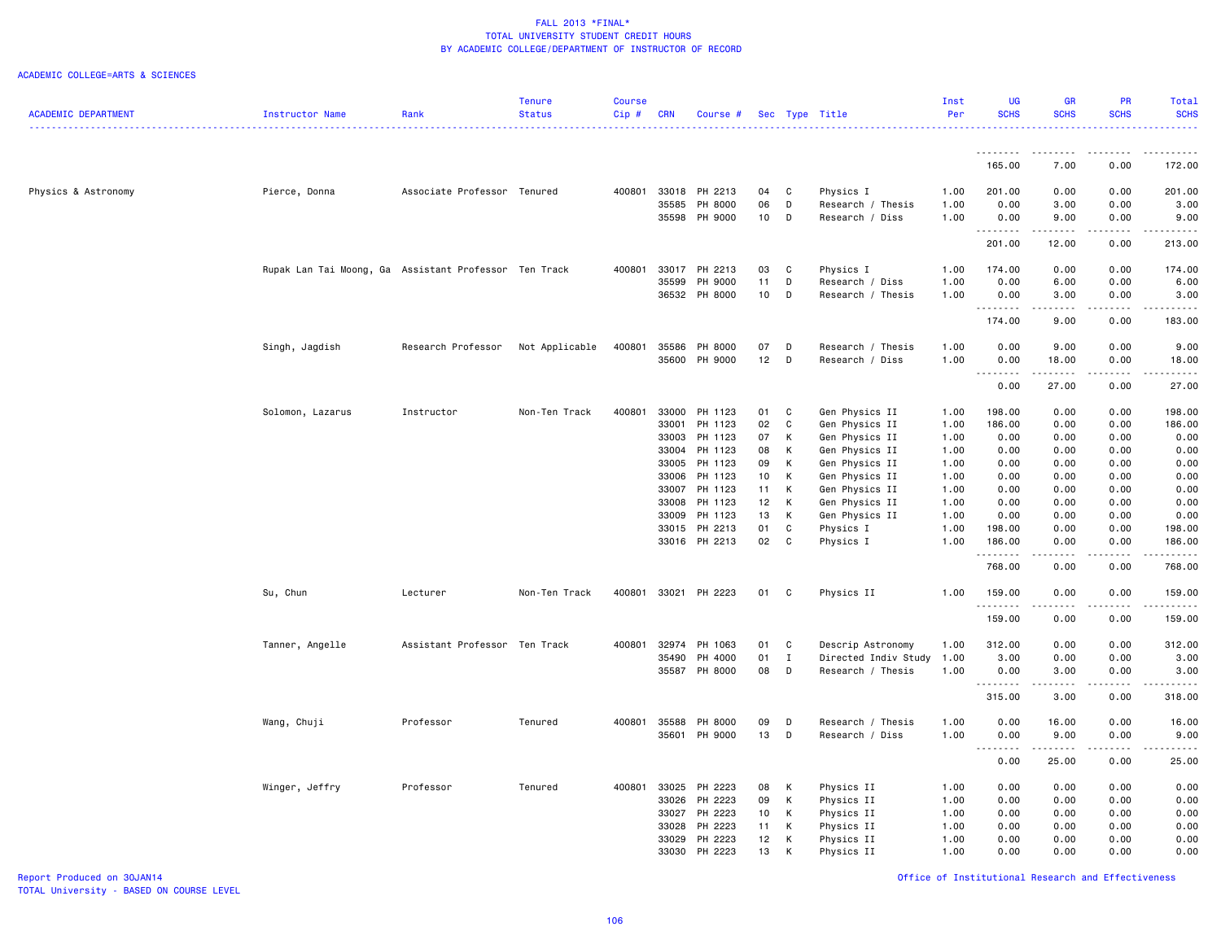# FALL 2013 *FINAL*
## TOTAL UNIVERSITY STUDENT CREDIT HOURS
## BY ACADEMIC COLLEGE/DEPARTMENT OF INSTRUCTOR OF RECORD

ACADEMIC COLLEGE=ARTS & SCIENCES

| ACADEMIC DEPARTMENT | Instructor Name | Rank | Tenure Status | Course Cip # | CRN | Course # | Sec | Type | Title | Inst Per | UG SCHS | GR SCHS | PR SCHS | Total SCHS |
|---|---|---|---|---|---|---|---|---|---|---|---|---|---|---|
| | | | | | | | | | | | 165.00 | 7.00 | 0.00 | 172.00 |
| Physics & Astronomy | Pierce, Donna | Associate Professor | Tenured | 400801 | 33018 | PH 2213 | 04 | C | Physics I | 1.00 | 201.00 | 0.00 | 0.00 | 201.00 |
| | | | | | 35585 | PH 8000 | 06 | D | Research / Thesis | 1.00 | 0.00 | 3.00 | 0.00 | 3.00 |
| | | | | | 35598 | PH 9000 | 10 | D | Research / Diss | 1.00 | 0.00 | 9.00 | 0.00 | 9.00 |
| | | | | | | | | | | | 201.00 | 12.00 | 0.00 | 213.00 |
| | Rupak Lan Tai Moong, Ga | Assistant Professor | Ten Track | 400801 | 33017 | PH 2213 | 03 | C | Physics I | 1.00 | 174.00 | 0.00 | 0.00 | 174.00 |
| | | | | | 35599 | PH 9000 | 11 | D | Research / Diss | 1.00 | 0.00 | 6.00 | 0.00 | 6.00 |
| | | | | | 36532 | PH 8000 | 10 | D | Research / Thesis | 1.00 | 0.00 | 3.00 | 0.00 | 3.00 |
| | | | | | | | | | | | 174.00 | 9.00 | 0.00 | 183.00 |
| | Singh, Jagdish | Research Professor | Not Applicable | 400801 | 35586 | PH 8000 | 07 | D | Research / Thesis | 1.00 | 0.00 | 9.00 | 0.00 | 9.00 |
| | | | | | 35600 | PH 9000 | 12 | D | Research / Diss | 1.00 | 0.00 | 18.00 | 0.00 | 18.00 |
| | | | | | | | | | | | 0.00 | 27.00 | 0.00 | 27.00 |
| | Solomon, Lazarus | Instructor | Non-Ten Track | 400801 | 33000 | PH 1123 | 01 | C | Gen Physics II | 1.00 | 198.00 | 0.00 | 0.00 | 198.00 |
| | | | | | 33001 | PH 1123 | 02 | C | Gen Physics II | 1.00 | 186.00 | 0.00 | 0.00 | 186.00 |
| | | | | | 33003 | PH 1123 | 07 | K | Gen Physics II | 1.00 | 0.00 | 0.00 | 0.00 | 0.00 |
| | | | | | 33004 | PH 1123 | 08 | K | Gen Physics II | 1.00 | 0.00 | 0.00 | 0.00 | 0.00 |
| | | | | | 33005 | PH 1123 | 09 | K | Gen Physics II | 1.00 | 0.00 | 0.00 | 0.00 | 0.00 |
| | | | | | 33006 | PH 1123 | 10 | K | Gen Physics II | 1.00 | 0.00 | 0.00 | 0.00 | 0.00 |
| | | | | | 33007 | PH 1123 | 11 | K | Gen Physics II | 1.00 | 0.00 | 0.00 | 0.00 | 0.00 |
| | | | | | 33008 | PH 1123 | 12 | K | Gen Physics II | 1.00 | 0.00 | 0.00 | 0.00 | 0.00 |
| | | | | | 33009 | PH 1123 | 13 | K | Gen Physics II | 1.00 | 0.00 | 0.00 | 0.00 | 0.00 |
| | | | | | 33015 | PH 2213 | 01 | C | Physics I | 1.00 | 198.00 | 0.00 | 0.00 | 198.00 |
| | | | | | 33016 | PH 2213 | 02 | C | Physics I | 1.00 | 186.00 | 0.00 | 0.00 | 186.00 |
| | | | | | | | | | | | 768.00 | 0.00 | 0.00 | 768.00 |
| | Su, Chun | Lecturer | Non-Ten Track | 400801 | 33021 | PH 2223 | 01 | C | Physics II | 1.00 | 159.00 | 0.00 | 0.00 | 159.00 |
| | | | | | | | | | | | 159.00 | 0.00 | 0.00 | 159.00 |
| | Tanner, Angelle | Assistant Professor | Ten Track | 400801 | 32974 | PH 1063 | 01 | C | Descrip Astronomy | 1.00 | 312.00 | 0.00 | 0.00 | 312.00 |
| | | | | | 35490 | PH 4000 | 01 | I | Directed Indiv Study | 1.00 | 3.00 | 0.00 | 0.00 | 3.00 |
| | | | | | 35587 | PH 8000 | 08 | D | Research / Thesis | 1.00 | 0.00 | 3.00 | 0.00 | 3.00 |
| | | | | | | | | | | | 315.00 | 3.00 | 0.00 | 318.00 |
| | Wang, Chuji | Professor | Tenured | 400801 | 35588 | PH 8000 | 09 | D | Research / Thesis | 1.00 | 0.00 | 16.00 | 0.00 | 16.00 |
| | | | | | 35601 | PH 9000 | 13 | D | Research / Diss | 1.00 | 0.00 | 9.00 | 0.00 | 9.00 |
| | | | | | | | | | | | 0.00 | 25.00 | 0.00 | 25.00 |
| | Winger, Jeffry | Professor | Tenured | 400801 | 33025 | PH 2223 | 08 | K | Physics II | 1.00 | 0.00 | 0.00 | 0.00 | 0.00 |
| | | | | | 33026 | PH 2223 | 09 | K | Physics II | 1.00 | 0.00 | 0.00 | 0.00 | 0.00 |
| | | | | | 33027 | PH 2223 | 10 | K | Physics II | 1.00 | 0.00 | 0.00 | 0.00 | 0.00 |
| | | | | | 33028 | PH 2223 | 11 | K | Physics II | 1.00 | 0.00 | 0.00 | 0.00 | 0.00 |
| | | | | | 33029 | PH 2223 | 12 | K | Physics II | 1.00 | 0.00 | 0.00 | 0.00 | 0.00 |
| | | | | | 33030 | PH 2223 | 13 | K | Physics II | 1.00 | 0.00 | 0.00 | 0.00 | 0.00 |

Report Produced on 30JAN14
TOTAL University - BASED ON COURSE LEVEL

Office of Institutional Research and Effectiveness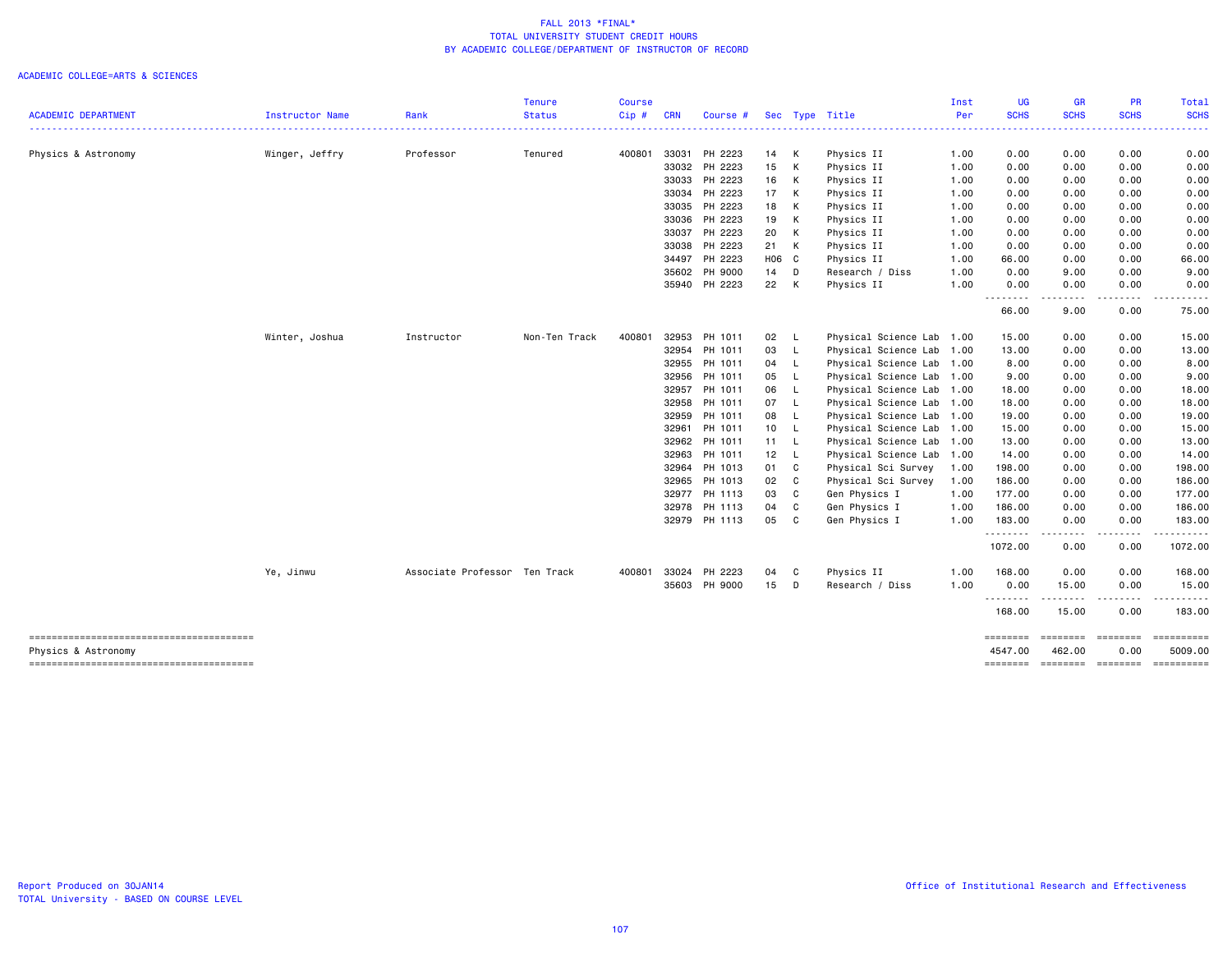FALL 2013 *FINAL*
TOTAL UNIVERSITY STUDENT CREDIT HOURS
BY ACADEMIC COLLEGE/DEPARTMENT OF INSTRUCTOR OF RECORD

ACADEMIC COLLEGE=ARTS & SCIENCES

| ACADEMIC DEPARTMENT | Instructor Name | Rank | Tenure Status | Course Cip # | CRN | Course # | Sec | Type | Title | Inst Per | UG SCHS | GR SCHS | PR SCHS | Total SCHS |
|---|---|---|---|---|---|---|---|---|---|---|---|---|---|---|
| Physics & Astronomy | Winger, Jeffry | Professor | Tenured | 400801 | 33031 | PH 2223 | 14 | K | Physics II | 1.00 | 0.00 | 0.00 | 0.00 | 0.00 |
| | | | | | 33032 | PH 2223 | 15 | K | Physics II | 1.00 | 0.00 | 0.00 | 0.00 | 0.00 |
| | | | | | 33033 | PH 2223 | 16 | K | Physics II | 1.00 | 0.00 | 0.00 | 0.00 | 0.00 |
| | | | | | 33034 | PH 2223 | 17 | K | Physics II | 1.00 | 0.00 | 0.00 | 0.00 | 0.00 |
| | | | | | 33035 | PH 2223 | 18 | K | Physics II | 1.00 | 0.00 | 0.00 | 0.00 | 0.00 |
| | | | | | 33036 | PH 2223 | 19 | K | Physics II | 1.00 | 0.00 | 0.00 | 0.00 | 0.00 |
| | | | | | 33037 | PH 2223 | 20 | K | Physics II | 1.00 | 0.00 | 0.00 | 0.00 | 0.00 |
| | | | | | 33038 | PH 2223 | 21 | K | Physics II | 1.00 | 0.00 | 0.00 | 0.00 | 0.00 |
| | | | | | 34497 | PH 2223 | H06 | C | Physics II | 1.00 | 66.00 | 0.00 | 0.00 | 66.00 |
| | | | | | 35602 | PH 9000 | 14 | D | Research / Diss | 1.00 | 0.00 | 9.00 | 0.00 | 9.00 |
| | | | | | 35940 | PH 2223 | 22 | K | Physics II | 1.00 | 0.00 | 0.00 | 0.00 | 0.00 |
| | | | | | | | | | | | 66.00 | 9.00 | 0.00 | 75.00 |
| | Winter, Joshua | Instructor | Non-Ten Track | 400801 | 32953 | PH 1011 | 02 | L | Physical Science Lab | 1.00 | 15.00 | 0.00 | 0.00 | 15.00 |
| | | | | | 32954 | PH 1011 | 03 | L | Physical Science Lab | 1.00 | 13.00 | 0.00 | 0.00 | 13.00 |
| | | | | | 32955 | PH 1011 | 04 | L | Physical Science Lab | 1.00 | 8.00 | 0.00 | 0.00 | 8.00 |
| | | | | | 32956 | PH 1011 | 05 | L | Physical Science Lab | 1.00 | 9.00 | 0.00 | 0.00 | 9.00 |
| | | | | | 32957 | PH 1011 | 06 | L | Physical Science Lab | 1.00 | 18.00 | 0.00 | 0.00 | 18.00 |
| | | | | | 32958 | PH 1011 | 07 | L | Physical Science Lab | 1.00 | 18.00 | 0.00 | 0.00 | 18.00 |
| | | | | | 32959 | PH 1011 | 08 | L | Physical Science Lab | 1.00 | 19.00 | 0.00 | 0.00 | 19.00 |
| | | | | | 32961 | PH 1011 | 10 | L | Physical Science Lab | 1.00 | 15.00 | 0.00 | 0.00 | 15.00 |
| | | | | | 32962 | PH 1011 | 11 | L | Physical Science Lab | 1.00 | 13.00 | 0.00 | 0.00 | 13.00 |
| | | | | | 32963 | PH 1011 | 12 | L | Physical Science Lab | 1.00 | 14.00 | 0.00 | 0.00 | 14.00 |
| | | | | | 32964 | PH 1013 | 01 | C | Physical Sci Survey | 1.00 | 198.00 | 0.00 | 0.00 | 198.00 |
| | | | | | 32965 | PH 1013 | 02 | C | Physical Sci Survey | 1.00 | 186.00 | 0.00 | 0.00 | 186.00 |
| | | | | | 32977 | PH 1113 | 03 | C | Gen Physics I | 1.00 | 177.00 | 0.00 | 0.00 | 177.00 |
| | | | | | 32978 | PH 1113 | 04 | C | Gen Physics I | 1.00 | 186.00 | 0.00 | 0.00 | 186.00 |
| | | | | | 32979 | PH 1113 | 05 | C | Gen Physics I | 1.00 | 183.00 | 0.00 | 0.00 | 183.00 |
| | | | | | | | | | | | 1072.00 | 0.00 | 0.00 | 1072.00 |
| | Ye, Jinwu | Associate Professor | Ten Track | 400801 | 33024 | PH 2223 | 04 | C | Physics II | 1.00 | 168.00 | 0.00 | 0.00 | 168.00 |
| | | | | | 35603 | PH 9000 | 15 | D | Research / Diss | 1.00 | 0.00 | 15.00 | 0.00 | 15.00 |
| | | | | | | | | | | | 168.00 | 15.00 | 0.00 | 183.00 |
| Physics & Astronomy | | | | | | | | | | | 4547.00 | 462.00 | 0.00 | 5009.00 |

Report Produced on 30JAN14
TOTAL University - BASED ON COURSE LEVEL

Office of Institutional Research and Effectiveness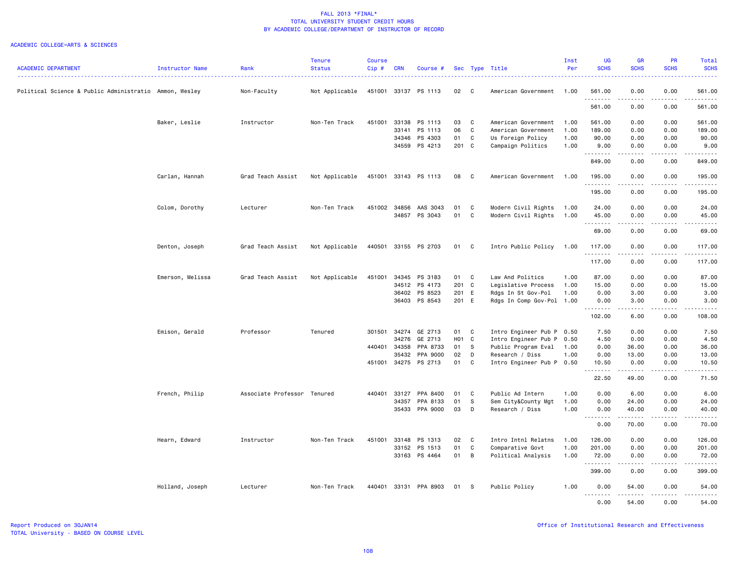FALL 2013 *FINAL*
TOTAL UNIVERSITY STUDENT CREDIT HOURS
BY ACADEMIC COLLEGE/DEPARTMENT OF INSTRUCTOR OF RECORD

ACADEMIC COLLEGE=ARTS & SCIENCES

| ACADEMIC DEPARTMENT | Instructor Name | Rank | Tenure Status | Course Cip # | CRN | Course # | Sec | Type | Title | Inst Per | UG SCHS | GR SCHS | PR SCHS | Total SCHS |
|---|---|---|---|---|---|---|---|---|---|---|---|---|---|---|
| Political Science & Public Administratio | Ammon, Wesley | Non-Faculty | Not Applicable | 451001 | 33137 | PS 1113 | 02 | C | American Government | 1.00 | 561.00 | 0.00 | 0.00 | 561.00 |
| | | | | | | | | | | | 561.00 | 0.00 | 0.00 | 561.00 |
| | Baker, Leslie | Instructor | Non-Ten Track | 451001 | 33138 | PS 1113 | 03 | C | American Government | 1.00 | 561.00 | 0.00 | 0.00 | 561.00 |
| | | | | | 33141 | PS 1113 | 06 | C | American Government | 1.00 | 189.00 | 0.00 | 0.00 | 189.00 |
| | | | | | 34346 | PS 4303 | 01 | C | Us Foreign Policy | 1.00 | 90.00 | 0.00 | 0.00 | 90.00 |
| | | | | | 34559 | PS 4213 | 201 | C | Campaign Politics | 1.00 | 9.00 | 0.00 | 0.00 | 9.00 |
| | | | | | | | | | | | 849.00 | 0.00 | 0.00 | 849.00 |
| | Carlan, Hannah | Grad Teach Assist | Not Applicable | 451001 | 33143 | PS 1113 | 08 | C | American Government | 1.00 | 195.00 | 0.00 | 0.00 | 195.00 |
| | | | | | | | | | | | 195.00 | 0.00 | 0.00 | 195.00 |
| | Colom, Dorothy | Lecturer | Non-Ten Track | 451002 | 34856 | AAS 3043 | 01 | C | Modern Civil Rights | 1.00 | 24.00 | 0.00 | 0.00 | 24.00 |
| | | | | | 34857 | PS 3043 | 01 | C | Modern Civil Rights | 1.00 | 45.00 | 0.00 | 0.00 | 45.00 |
| | | | | | | | | | | | 69.00 | 0.00 | 0.00 | 69.00 |
| | Denton, Joseph | Grad Teach Assist | Not Applicable | 440501 | 33155 | PS 2703 | 01 | C | Intro Public Policy | 1.00 | 117.00 | 0.00 | 0.00 | 117.00 |
| | | | | | | | | | | | 117.00 | 0.00 | 0.00 | 117.00 |
| | Emerson, Melissa | Grad Teach Assist | Not Applicable | 451001 | 34345 | PS 3183 | 01 | C | Law And Politics | 1.00 | 87.00 | 0.00 | 0.00 | 87.00 |
| | | | | | 34512 | PS 4173 | 201 | C | Legislative Process | 1.00 | 15.00 | 0.00 | 0.00 | 15.00 |
| | | | | | 36402 | PS 8523 | 201 | E | Rdgs In St Gov-Pol | 1.00 | 0.00 | 3.00 | 0.00 | 3.00 |
| | | | | | 36403 | PS 8543 | 201 | E | Rdgs In Comp Gov-Pol | 1.00 | 0.00 | 3.00 | 0.00 | 3.00 |
| | | | | | | | | | | | 102.00 | 6.00 | 0.00 | 108.00 |
| | Emison, Gerald | Professor | Tenured | 301501 | 34274 | GE 2713 | 01 | C | Intro Engineer Pub P | 0.50 | 7.50 | 0.00 | 0.00 | 7.50 |
| | | | | | 34276 | GE 2713 | H01 | C | Intro Engineer Pub P | 0.50 | 4.50 | 0.00 | 0.00 | 4.50 |
| | | | | 440401 | 34358 | PPA 8733 | 01 | S | Public Program Eval | 1.00 | 0.00 | 36.00 | 0.00 | 36.00 |
| | | | | | 35432 | PPA 9000 | 02 | D | Research / Diss | 1.00 | 0.00 | 13.00 | 0.00 | 13.00 |
| | | | | 451001 | 34275 | PS 2713 | 01 | C | Intro Engineer Pub P | 0.50 | 10.50 | 0.00 | 0.00 | 10.50 |
| | | | | | | | | | | | 22.50 | 49.00 | 0.00 | 71.50 |
| | French, Philip | Associate Professor | Tenured | 440401 | 33127 | PPA 8400 | 01 | C | Public Ad Intern | 1.00 | 0.00 | 6.00 | 0.00 | 6.00 |
| | | | | | 34357 | PPA 8133 | 01 | S | Sem City&County Mgt | 1.00 | 0.00 | 24.00 | 0.00 | 24.00 |
| | | | | | 35433 | PPA 9000 | 03 | D | Research / Diss | 1.00 | 0.00 | 40.00 | 0.00 | 40.00 |
| | | | | | | | | | | | 0.00 | 70.00 | 0.00 | 70.00 |
| | Hearn, Edward | Instructor | Non-Ten Track | 451001 | 33148 | PS 1313 | 02 | C | Intro Intnl Relatns | 1.00 | 126.00 | 0.00 | 0.00 | 126.00 |
| | | | | | 33152 | PS 1513 | 01 | C | Comparative Govt | 1.00 | 201.00 | 0.00 | 0.00 | 201.00 |
| | | | | | 33163 | PS 4464 | 01 | B | Political Analysis | 1.00 | 72.00 | 0.00 | 0.00 | 72.00 |
| | | | | | | | | | | | 399.00 | 0.00 | 0.00 | 399.00 |
| | Holland, Joseph | Lecturer | Non-Ten Track | 440401 | 33131 | PPA 8903 | 01 | S | Public Policy | 1.00 | 0.00 | 54.00 | 0.00 | 54.00 |
| | | | | | | | | | | | 0.00 | 54.00 | 0.00 | 54.00 |

Report Produced on 30JAN14
TOTAL University - BASED ON COURSE LEVEL

Office of Institutional Research and Effectiveness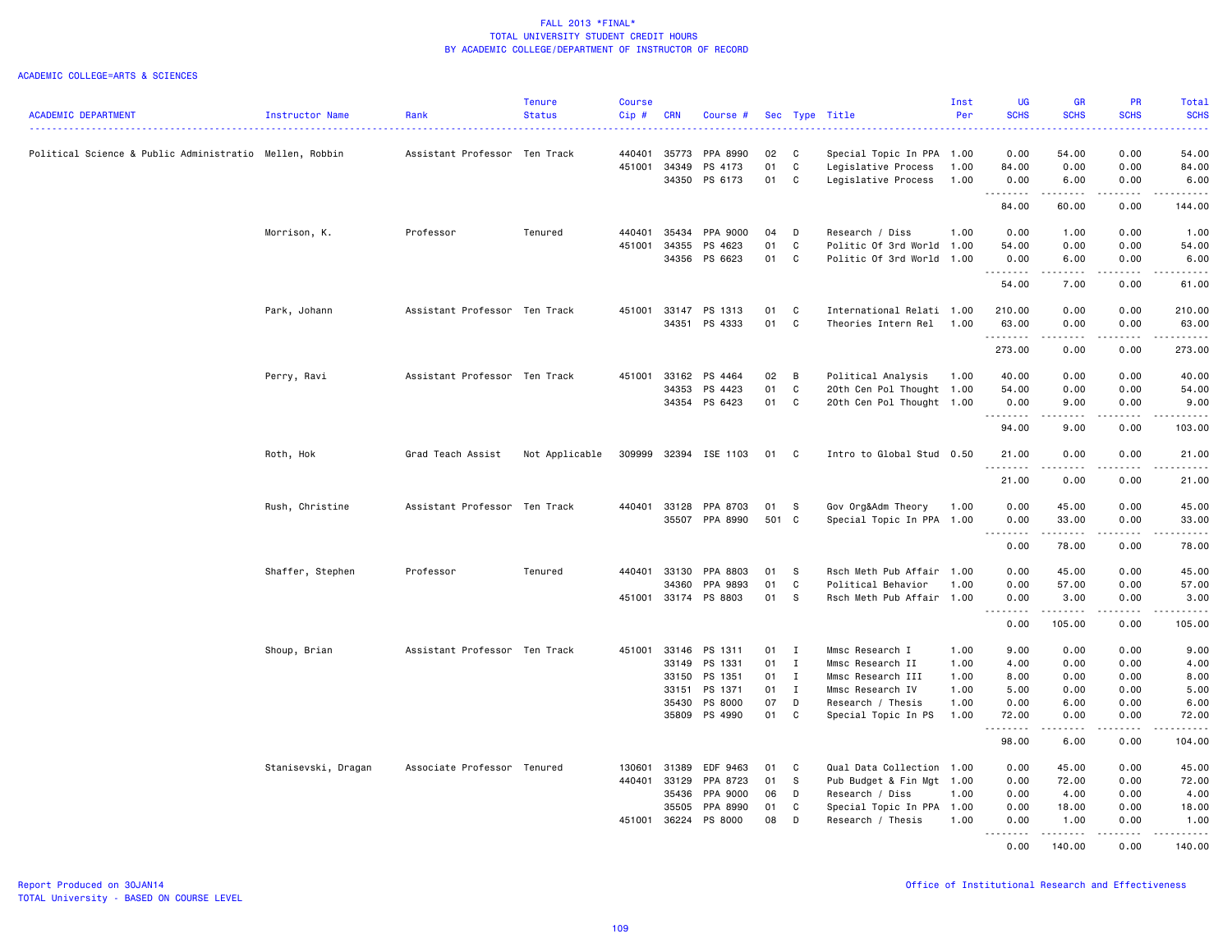FALL 2013 *FINAL*
TOTAL UNIVERSITY STUDENT CREDIT HOURS
BY ACADEMIC COLLEGE/DEPARTMENT OF INSTRUCTOR OF RECORD

ACADEMIC COLLEGE=ARTS & SCIENCES

| ACADEMIC DEPARTMENT | Instructor Name | Rank | Tenure Status | Course Cip # | CRN | Course # | Sec | Type | Title | Inst Per | UG SCHS | GR SCHS | PR SCHS | Total SCHS |
|---|---|---|---|---|---|---|---|---|---|---|---|---|---|---|
| Political Science & Public Administratio | Mellen, Robbin | Assistant Professor | Ten Track | 440401 | 35773 | PPA 8990 | 02 | C | Special Topic In PPA | 1.00 | 0.00 | 54.00 | 0.00 | 54.00 |
| | | | | 451001 | 34349 | PS 4173 | 01 | C | Legislative Process | 1.00 | 84.00 | 0.00 | 0.00 | 84.00 |
| | | | | | 34350 | PS 6173 | 01 | C | Legislative Process | 1.00 | 0.00 | 6.00 | 0.00 | 6.00 |
| | | | | | | | | | | | 84.00 | 60.00 | 0.00 | 144.00 |
| | Morrison, K. | Professor | Tenured | 440401 | 35434 | PPA 9000 | 04 | D | Research / Diss | 1.00 | 0.00 | 1.00 | 0.00 | 1.00 |
| | | | | 451001 | 34355 | PS 4623 | 01 | C | Politic Of 3rd World | 1.00 | 54.00 | 0.00 | 0.00 | 54.00 |
| | | | | | 34356 | PS 6623 | 01 | C | Politic Of 3rd World | 1.00 | 0.00 | 6.00 | 0.00 | 6.00 |
| | | | | | | | | | | | 54.00 | 7.00 | 0.00 | 61.00 |
| | Park, Johann | Assistant Professor | Ten Track | 451001 | 33147 | PS 1313 | 01 | C | International Relati | 1.00 | 210.00 | 0.00 | 0.00 | 210.00 |
| | | | | | 34351 | PS 4333 | 01 | C | Theories Intern Rel | 1.00 | 63.00 | 0.00 | 0.00 | 63.00 |
| | | | | | | | | | | | 273.00 | 0.00 | 0.00 | 273.00 |
| | Perry, Ravi | Assistant Professor | Ten Track | 451001 | 33162 | PS 4464 | 02 | B | Political Analysis | 1.00 | 40.00 | 0.00 | 0.00 | 40.00 |
| | | | | | 34353 | PS 4423 | 01 | C | 20th Cen Pol Thought | 1.00 | 54.00 | 0.00 | 0.00 | 54.00 |
| | | | | | 34354 | PS 6423 | 01 | C | 20th Cen Pol Thought | 1.00 | 0.00 | 9.00 | 0.00 | 9.00 |
| | | | | | | | | | | | 94.00 | 9.00 | 0.00 | 103.00 |
| | Roth, Hok | Grad Teach Assist | Not Applicable | 309999 | 32394 | ISE 1103 | 01 | C | Intro to Global Stud | 0.50 | 21.00 | 0.00 | 0.00 | 21.00 |
| | | | | | | | | | | | 21.00 | 0.00 | 0.00 | 21.00 |
| | Rush, Christine | Assistant Professor | Ten Track | 440401 | 33128 | PPA 8703 | 01 | S | Gov Org&Adm Theory | 1.00 | 0.00 | 45.00 | 0.00 | 45.00 |
| | | | | | 35507 | PPA 8990 | 501 | C | Special Topic In PPA | 1.00 | 0.00 | 33.00 | 0.00 | 33.00 |
| | | | | | | | | | | | 0.00 | 78.00 | 0.00 | 78.00 |
| | Shaffer, Stephen | Professor | Tenured | 440401 | 33130 | PPA 8803 | 01 | S | Rsch Meth Pub Affair | 1.00 | 0.00 | 45.00 | 0.00 | 45.00 |
| | | | | | 34360 | PPA 9893 | 01 | C | Political Behavior | 1.00 | 0.00 | 57.00 | 0.00 | 57.00 |
| | | | | 451001 | 33174 | PS 8803 | 01 | S | Rsch Meth Pub Affair | 1.00 | 0.00 | 3.00 | 0.00 | 3.00 |
| | | | | | | | | | | | 0.00 | 105.00 | 0.00 | 105.00 |
| | Shoup, Brian | Assistant Professor | Ten Track | 451001 | 33146 | PS 1311 | 01 | I | Mmsc Research I | 1.00 | 9.00 | 0.00 | 0.00 | 9.00 |
| | | | | | 33149 | PS 1331 | 01 | I | Mmsc Research II | 1.00 | 4.00 | 0.00 | 0.00 | 4.00 |
| | | | | | 33150 | PS 1351 | 01 | I | Mmsc Research III | 1.00 | 8.00 | 0.00 | 0.00 | 8.00 |
| | | | | | 33151 | PS 1371 | 01 | I | Mmsc Research IV | 1.00 | 5.00 | 0.00 | 0.00 | 5.00 |
| | | | | | 35430 | PS 8000 | 07 | D | Research / Thesis | 1.00 | 0.00 | 6.00 | 0.00 | 6.00 |
| | | | | | 35809 | PS 4990 | 01 | C | Special Topic In PS | 1.00 | 72.00 | 0.00 | 0.00 | 72.00 |
| | | | | | | | | | | | 98.00 | 6.00 | 0.00 | 104.00 |
| | Stanisevski, Dragan | Associate Professor | Tenured | 130601 | 31389 | EDF 9463 | 01 | C | Qual Data Collection | 1.00 | 0.00 | 45.00 | 0.00 | 45.00 |
| | | | | 440401 | 33129 | PPA 8723 | 01 | S | Pub Budget & Fin Mgt | 1.00 | 0.00 | 72.00 | 0.00 | 72.00 |
| | | | | | 35436 | PPA 9000 | 06 | D | Research / Diss | 1.00 | 0.00 | 4.00 | 0.00 | 4.00 |
| | | | | | 35505 | PPA 8990 | 01 | C | Special Topic In PPA | 1.00 | 0.00 | 18.00 | 0.00 | 18.00 |
| | | | | 451001 | 36224 | PS 8000 | 08 | D | Research / Thesis | 1.00 | 0.00 | 1.00 | 0.00 | 1.00 |
| | | | | | | | | | | | 0.00 | 140.00 | 0.00 | 140.00 |

Report Produced on 30JAN14
TOTAL University - BASED ON COURSE LEVEL

Office of Institutional Research and Effectiveness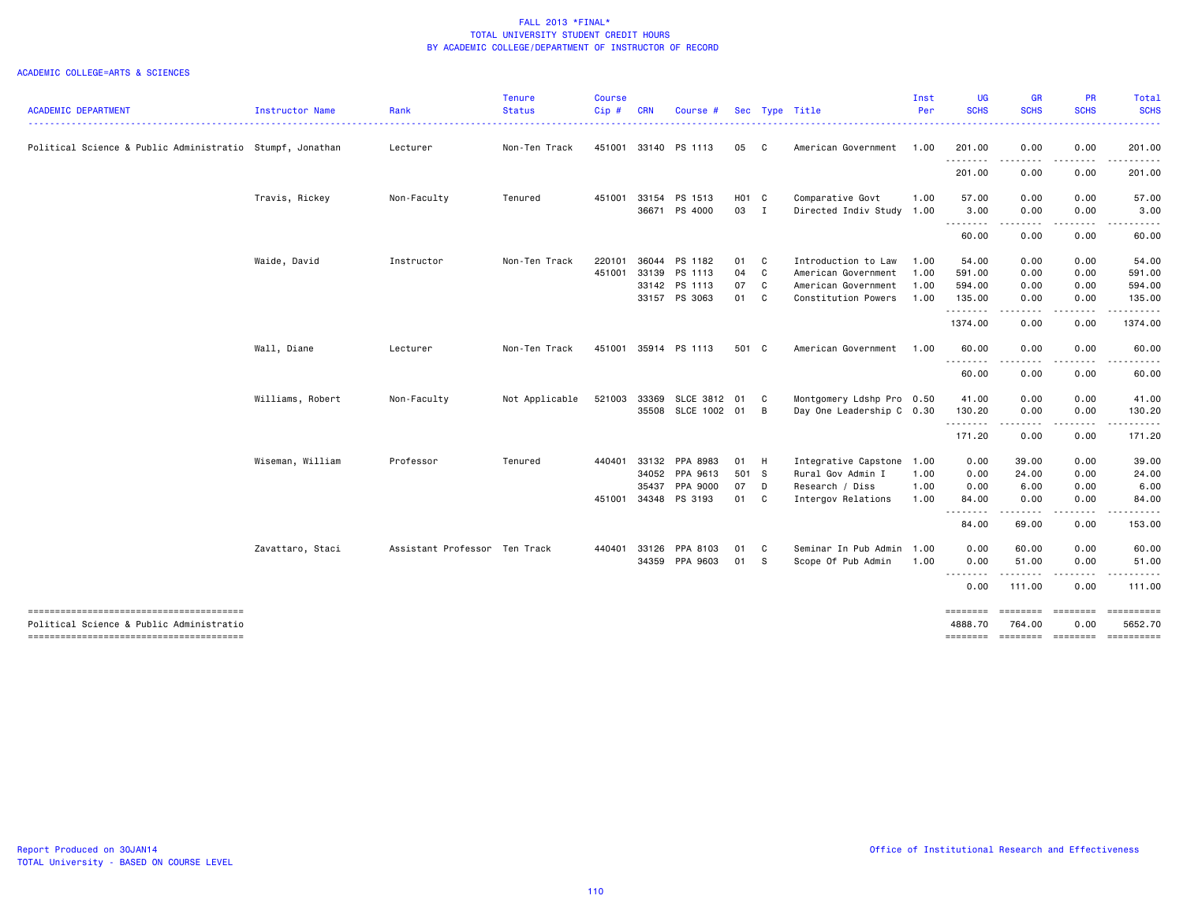# FALL 2013 *FINAL*
## TOTAL UNIVERSITY STUDENT CREDIT HOURS
## BY ACADEMIC COLLEGE/DEPARTMENT OF INSTRUCTOR OF RECORD

ACADEMIC COLLEGE=ARTS & SCIENCES

| ACADEMIC DEPARTMENT | Instructor Name | Rank | Tenure Status | Course Cip # | CRN | Course # | Sec | Type | Title | Inst Per | UG SCHS | GR SCHS | PR SCHS | Total SCHS |
|---|---|---|---|---|---|---|---|---|---|---|---|---|---|---|
| Political Science & Public Administratio | Stumpf, Jonathan | Lecturer | Non-Ten Track | 451001 | 33140 | PS 1113 | 05 | C | American Government | 1.00 | 201.00 | 0.00 | 0.00 | 201.00 |
| | | | | | | | | | | | 201.00 | 0.00 | 0.00 | 201.00 |
| | Travis, Rickey | Non-Faculty | Tenured | 451001 | 33154 | PS 1513 | H01 | C | Comparative Govt | 1.00 | 57.00 | 0.00 | 0.00 | 57.00 |
| | | | | | 36671 | PS 4000 | 03 | I | Directed Indiv Study | 1.00 | 3.00 | 0.00 | 0.00 | 3.00 |
| | | | | | | | | | | | 60.00 | 0.00 | 0.00 | 60.00 |
| | Waide, David | Instructor | Non-Ten Track | 220101 | 36044 | PS 1182 | 01 | C | Introduction to Law | 1.00 | 54.00 | 0.00 | 0.00 | 54.00 |
| | | | | 451001 | 33139 | PS 1113 | 04 | C | American Government | 1.00 | 591.00 | 0.00 | 0.00 | 591.00 |
| | | | | | 33142 | PS 1113 | 07 | C | American Government | 1.00 | 594.00 | 0.00 | 0.00 | 594.00 |
| | | | | | 33157 | PS 3063 | 01 | C | Constitution Powers | 1.00 | 135.00 | 0.00 | 0.00 | 135.00 |
| | | | | | | | | | | | 1374.00 | 0.00 | 0.00 | 1374.00 |
| | Wall, Diane | Lecturer | Non-Ten Track | 451001 | 35914 | PS 1113 | 501 | C | American Government | 1.00 | 60.00 | 0.00 | 0.00 | 60.00 |
| | | | | | | | | | | | 60.00 | 0.00 | 0.00 | 60.00 |
| | Williams, Robert | Non-Faculty | Not Applicable | 521003 | 33369 | SLCE 3812 | 01 | C | Montgomery Ldshp Pro | 0.50 | 41.00 | 0.00 | 0.00 | 41.00 |
| | | | | | 35508 | SLCE 1002 | 01 | B | Day One Leadership C | 0.30 | 130.20 | 0.00 | 0.00 | 130.20 |
| | | | | | | | | | | | 171.20 | 0.00 | 0.00 | 171.20 |
| | Wiseman, William | Professor | Tenured | 440401 | 33132 | PPA 8983 | 01 | H | Integrative Capstone | 1.00 | 0.00 | 39.00 | 0.00 | 39.00 |
| | | | | | 34052 | PPA 9613 | 501 | S | Rural Gov Admin I | 1.00 | 0.00 | 24.00 | 0.00 | 24.00 |
| | | | | | 35437 | PPA 9000 | 07 | D | Research / Diss | 1.00 | 0.00 | 6.00 | 0.00 | 6.00 |
| | | | | 451001 | 34348 | PS 3193 | 01 | C | Intergov Relations | 1.00 | 84.00 | 0.00 | 0.00 | 84.00 |
| | | | | | | | | | | | 84.00 | 69.00 | 0.00 | 153.00 |
| | Zavattaro, Staci | Assistant Professor | Ten Track | 440401 | 33126 | PPA 8103 | 01 | C | Seminar In Pub Admin | 1.00 | 0.00 | 60.00 | 0.00 | 60.00 |
| | | | | | 34359 | PPA 9603 | 01 | S | Scope Of Pub Admin | 1.00 | 0.00 | 51.00 | 0.00 | 51.00 |
| | | | | | | | | | | | 0.00 | 111.00 | 0.00 | 111.00 |
| Political Science & Public Administratio | | | | | | | | | | | 4888.70 | 764.00 | 0.00 | 5652.70 |

Report Produced on 30JAN14
TOTAL University - BASED ON COURSE LEVEL

Office of Institutional Research and Effectiveness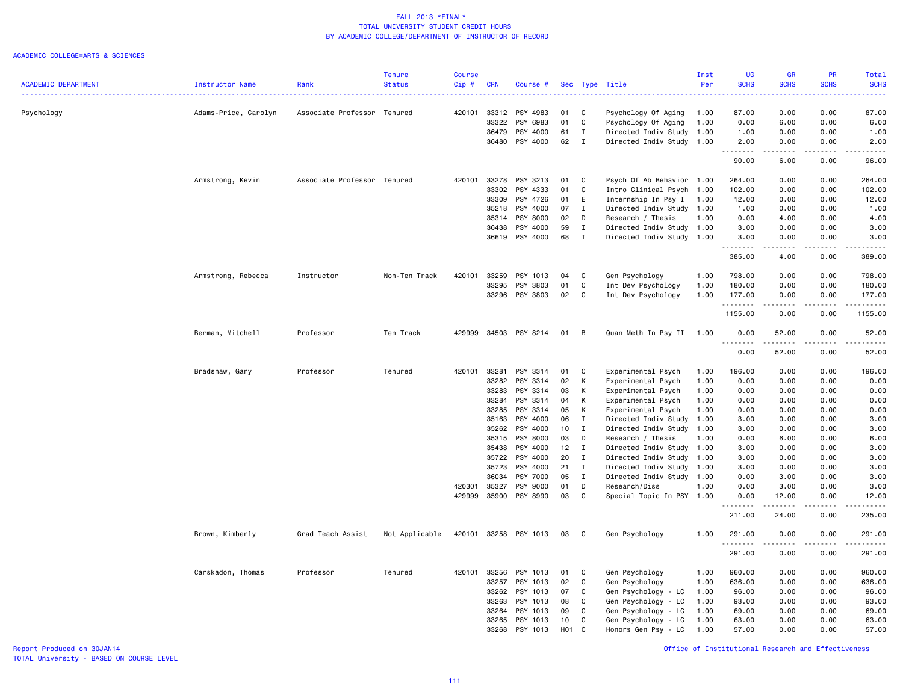# FALL 2013 *FINAL*
## TOTAL UNIVERSITY STUDENT CREDIT HOURS
## BY ACADEMIC COLLEGE/DEPARTMENT OF INSTRUCTOR OF RECORD

ACADEMIC COLLEGE=ARTS & SCIENCES

| ACADEMIC DEPARTMENT | Instructor Name | Rank | Tenure Status | Course Cip # | CRN | Course # | Sec | Type | Title | Inst Per | UG SCHS | GR SCHS | PR SCHS | Total SCHS |
|---|---|---|---|---|---|---|---|---|---|---|---|---|---|---|
| Psychology | Adams-Price, Carolyn | Associate Professor | Tenured | 420101 | 33312 | PSY 4983 | 01 | C | Psychology Of Aging | 1.00 | 87.00 | 0.00 | 0.00 | 87.00 |
| | | | | | 33322 | PSY 6983 | 01 | C | Psychology Of Aging | 1.00 | 0.00 | 6.00 | 0.00 | 6.00 |
| | | | | | 36479 | PSY 4000 | 61 | I | Directed Indiv Study | 1.00 | 1.00 | 0.00 | 0.00 | 1.00 |
| | | | | | 36480 | PSY 4000 | 62 | I | Directed Indiv Study | 1.00 | 2.00 | 0.00 | 0.00 | 2.00 |
| | | | | | | | | | | | 90.00 | 6.00 | 0.00 | 96.00 |
| | Armstrong, Kevin | Associate Professor | Tenured | 420101 | 33278 | PSY 3213 | 01 | C | Psych Of Ab Behavior | 1.00 | 264.00 | 0.00 | 0.00 | 264.00 |
| | | | | | 33302 | PSY 4333 | 01 | C | Intro Clinical Psych | 1.00 | 102.00 | 0.00 | 0.00 | 102.00 |
| | | | | | 33309 | PSY 4726 | 01 | E | Internship In Psy I | 1.00 | 12.00 | 0.00 | 0.00 | 12.00 |
| | | | | | 35218 | PSY 4000 | 07 | I | Directed Indiv Study | 1.00 | 1.00 | 0.00 | 0.00 | 1.00 |
| | | | | | 35314 | PSY 8000 | 02 | D | Research / Thesis | 1.00 | 0.00 | 4.00 | 0.00 | 4.00 |
| | | | | | 36438 | PSY 4000 | 59 | I | Directed Indiv Study | 1.00 | 3.00 | 0.00 | 0.00 | 3.00 |
| | | | | | 36619 | PSY 4000 | 68 | I | Directed Indiv Study | 1.00 | 3.00 | 0.00 | 0.00 | 3.00 |
| | | | | | | | | | | | 385.00 | 4.00 | 0.00 | 389.00 |
| | Armstrong, Rebecca | Instructor | Non-Ten Track | 420101 | 33259 | PSY 1013 | 04 | C | Gen Psychology | 1.00 | 798.00 | 0.00 | 0.00 | 798.00 |
| | | | | | 33295 | PSY 3803 | 01 | C | Int Dev Psychology | 1.00 | 180.00 | 0.00 | 0.00 | 180.00 |
| | | | | | 33296 | PSY 3803 | 02 | C | Int Dev Psychology | 1.00 | 177.00 | 0.00 | 0.00 | 177.00 |
| | | | | | | | | | | | 1155.00 | 0.00 | 0.00 | 1155.00 |
| | Berman, Mitchell | Professor | Ten Track | 429999 | 34503 | PSY 8214 | 01 | B | Quan Meth In Psy II | 1.00 | 0.00 | 52.00 | 0.00 | 52.00 |
| | | | | | | | | | | | 0.00 | 52.00 | 0.00 | 52.00 |
| | Bradshaw, Gary | Professor | Tenured | 420101 | 33281 | PSY 3314 | 01 | C | Experimental Psych | 1.00 | 196.00 | 0.00 | 0.00 | 196.00 |
| | | | | | 33282 | PSY 3314 | 02 | K | Experimental Psych | 1.00 | 0.00 | 0.00 | 0.00 | 0.00 |
| | | | | | 33283 | PSY 3314 | 03 | K | Experimental Psych | 1.00 | 0.00 | 0.00 | 0.00 | 0.00 |
| | | | | | 33284 | PSY 3314 | 04 | K | Experimental Psych | 1.00 | 0.00 | 0.00 | 0.00 | 0.00 |
| | | | | | 33285 | PSY 3314 | 05 | K | Experimental Psych | 1.00 | 0.00 | 0.00 | 0.00 | 0.00 |
| | | | | | 35163 | PSY 4000 | 06 | I | Directed Indiv Study | 1.00 | 3.00 | 0.00 | 0.00 | 3.00 |
| | | | | | 35262 | PSY 4000 | 10 | I | Directed Indiv Study | 1.00 | 3.00 | 0.00 | 0.00 | 3.00 |
| | | | | | 35315 | PSY 8000 | 03 | D | Research / Thesis | 1.00 | 0.00 | 6.00 | 0.00 | 6.00 |
| | | | | | 35438 | PSY 4000 | 12 | I | Directed Indiv Study | 1.00 | 3.00 | 0.00 | 0.00 | 3.00 |
| | | | | | 35722 | PSY 4000 | 20 | I | Directed Indiv Study | 1.00 | 3.00 | 0.00 | 0.00 | 3.00 |
| | | | | | 35723 | PSY 4000 | 21 | I | Directed Indiv Study | 1.00 | 3.00 | 0.00 | 0.00 | 3.00 |
| | | | | | 36034 | PSY 7000 | 05 | I | Directed Indiv Study | 1.00 | 0.00 | 3.00 | 0.00 | 3.00 |
| | | | | 420301 | 35327 | PSY 9000 | 01 | D | Research/Diss | 1.00 | 0.00 | 3.00 | 0.00 | 3.00 |
| | | | | 429999 | 35900 | PSY 8990 | 03 | C | Special Topic In PSY | 1.00 | 0.00 | 12.00 | 0.00 | 12.00 |
| | | | | | | | | | | | 211.00 | 24.00 | 0.00 | 235.00 |
| | Brown, Kimberly | Grad Teach Assist | Not Applicable | 420101 | 33258 | PSY 1013 | 03 | C | Gen Psychology | 1.00 | 291.00 | 0.00 | 0.00 | 291.00 |
| | | | | | | | | | | | 291.00 | 0.00 | 0.00 | 291.00 |
| | Carskadon, Thomas | Professor | Tenured | 420101 | 33256 | PSY 1013 | 01 | C | Gen Psychology | 1.00 | 960.00 | 0.00 | 0.00 | 960.00 |
| | | | | | 33257 | PSY 1013 | 02 | C | Gen Psychology | 1.00 | 636.00 | 0.00 | 0.00 | 636.00 |
| | | | | | 33262 | PSY 1013 | 07 | C | Gen Psychology - LC | 1.00 | 96.00 | 0.00 | 0.00 | 96.00 |
| | | | | | 33263 | PSY 1013 | 08 | C | Gen Psychology - LC | 1.00 | 93.00 | 0.00 | 0.00 | 93.00 |
| | | | | | 33264 | PSY 1013 | 09 | C | Gen Psychology - LC | 1.00 | 69.00 | 0.00 | 0.00 | 69.00 |
| | | | | | 33265 | PSY 1013 | 10 | C | Gen Psychology - LC | 1.00 | 63.00 | 0.00 | 0.00 | 63.00 |
| | | | | | 33268 | PSY 1013 | H01 | C | Honors Gen Psy - LC | 1.00 | 57.00 | 0.00 | 0.00 | 57.00 |

Report Produced on 30JAN14
TOTAL University - BASED ON COURSE LEVEL

Office of Institutional Research and Effectiveness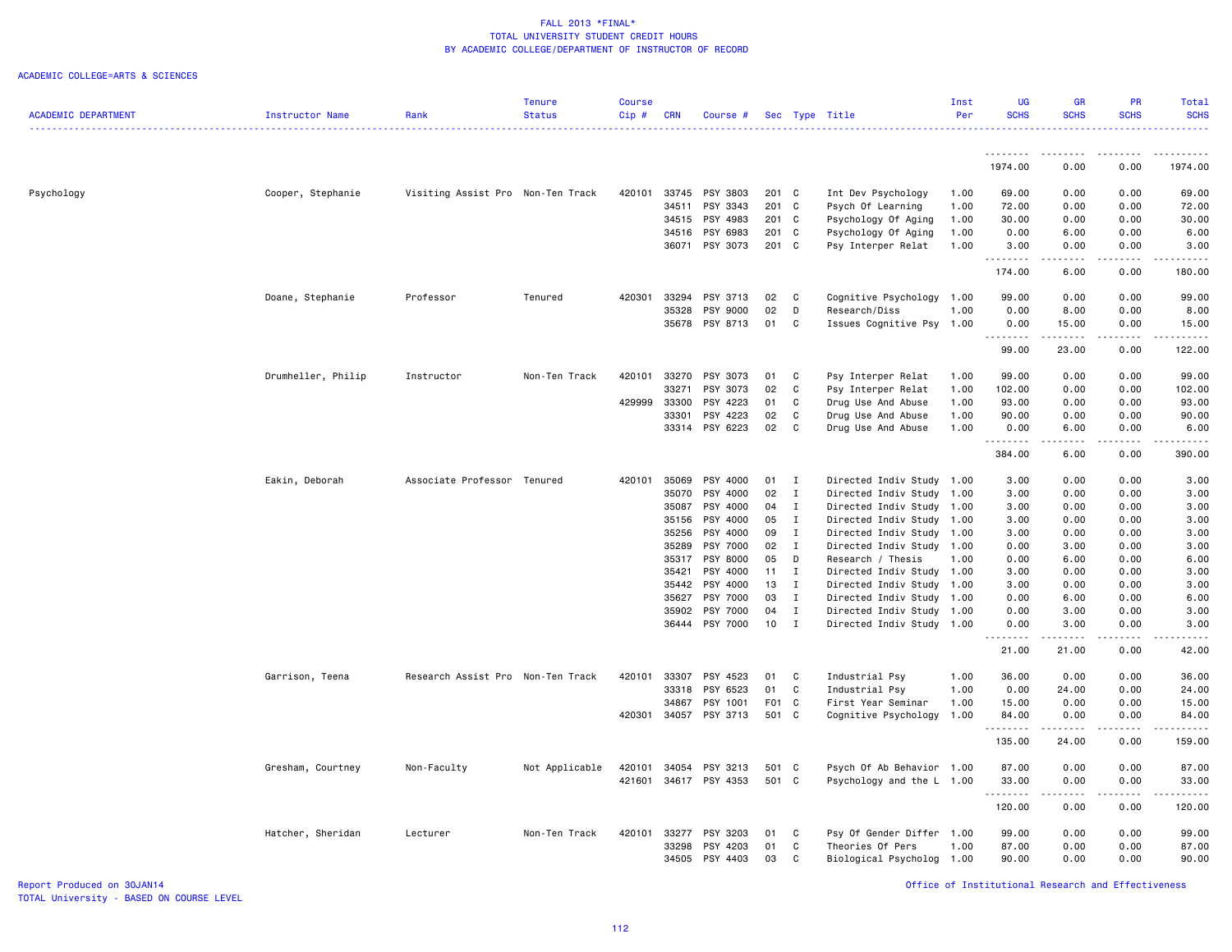FALL 2013 *FINAL*
TOTAL UNIVERSITY STUDENT CREDIT HOURS
BY ACADEMIC COLLEGE/DEPARTMENT OF INSTRUCTOR OF RECORD

ACADEMIC COLLEGE=ARTS & SCIENCES

| ACADEMIC DEPARTMENT | Instructor Name | Rank | Tenure Status | Course Cip # | CRN | Course # | Sec | Type | Title | Inst Per | UG SCHS | GR SCHS | PR SCHS | Total SCHS |
|---|---|---|---|---|---|---|---|---|---|---|---|---|---|---|
| | | | | | | | | | | | 1974.00 | 0.00 | 0.00 | 1974.00 |
| Psychology | Cooper, Stephanie | Visiting Assist Pro | Non-Ten Track | 420101 | 33745 | PSY 3803 | 201 | C | Int Dev Psychology | 1.00 | 69.00 | 0.00 | 0.00 | 69.00 |
| | | | | | 34511 | PSY 3343 | 201 | C | Psych Of Learning | 1.00 | 72.00 | 0.00 | 0.00 | 72.00 |
| | | | | | 34515 | PSY 4983 | 201 | C | Psychology Of Aging | 1.00 | 30.00 | 0.00 | 0.00 | 30.00 |
| | | | | | 34516 | PSY 6983 | 201 | C | Psychology Of Aging | 1.00 | 0.00 | 6.00 | 0.00 | 6.00 |
| | | | | | 36071 | PSY 3073 | 201 | C | Psy Interper Relat | 1.00 | 3.00 | 0.00 | 0.00 | 3.00 |
| | | | | | | | | | | | 174.00 | 6.00 | 0.00 | 180.00 |
| | Doane, Stephanie | Professor | Tenured | 420301 | 33294 | PSY 3713 | 02 | C | Cognitive Psychology | 1.00 | 99.00 | 0.00 | 0.00 | 99.00 |
| | | | | | 35328 | PSY 9000 | 02 | D | Research/Diss | 1.00 | 0.00 | 8.00 | 0.00 | 8.00 |
| | | | | | 35678 | PSY 8713 | 01 | C | Issues Cognitive Psy | 1.00 | 0.00 | 15.00 | 0.00 | 15.00 |
| | | | | | | | | | | | 99.00 | 23.00 | 0.00 | 122.00 |
| | Drumheller, Philip | Instructor | Non-Ten Track | 420101 | 33270 | PSY 3073 | 01 | C | Psy Interper Relat | 1.00 | 99.00 | 0.00 | 0.00 | 99.00 |
| | | | | | 33271 | PSY 3073 | 02 | C | Psy Interper Relat | 1.00 | 102.00 | 0.00 | 0.00 | 102.00 |
| | | | | 429999 | 33300 | PSY 4223 | 01 | C | Drug Use And Abuse | 1.00 | 93.00 | 0.00 | 0.00 | 93.00 |
| | | | | | 33301 | PSY 4223 | 02 | C | Drug Use And Abuse | 1.00 | 90.00 | 0.00 | 0.00 | 90.00 |
| | | | | | 33314 | PSY 6223 | 02 | C | Drug Use And Abuse | 1.00 | 0.00 | 6.00 | 0.00 | 6.00 |
| | | | | | | | | | | | 384.00 | 6.00 | 0.00 | 390.00 |
| | Eakin, Deborah | Associate Professor | Tenured | 420101 | 35069 | PSY 4000 | 01 | I | Directed Indiv Study | 1.00 | 3.00 | 0.00 | 0.00 | 3.00 |
| | | | | | 35070 | PSY 4000 | 02 | I | Directed Indiv Study | 1.00 | 3.00 | 0.00 | 0.00 | 3.00 |
| | | | | | 35087 | PSY 4000 | 04 | I | Directed Indiv Study | 1.00 | 3.00 | 0.00 | 0.00 | 3.00 |
| | | | | | 35156 | PSY 4000 | 05 | I | Directed Indiv Study | 1.00 | 3.00 | 0.00 | 0.00 | 3.00 |
| | | | | | 35256 | PSY 4000 | 09 | I | Directed Indiv Study | 1.00 | 3.00 | 0.00 | 0.00 | 3.00 |
| | | | | | 35289 | PSY 7000 | 02 | I | Directed Indiv Study | 1.00 | 0.00 | 3.00 | 0.00 | 3.00 |
| | | | | | 35317 | PSY 8000 | 05 | D | Research / Thesis | 1.00 | 0.00 | 6.00 | 0.00 | 6.00 |
| | | | | | 35421 | PSY 4000 | 11 | I | Directed Indiv Study | 1.00 | 3.00 | 0.00 | 0.00 | 3.00 |
| | | | | | 35442 | PSY 4000 | 13 | I | Directed Indiv Study | 1.00 | 3.00 | 0.00 | 0.00 | 3.00 |
| | | | | | 35627 | PSY 7000 | 03 | I | Directed Indiv Study | 1.00 | 0.00 | 6.00 | 0.00 | 6.00 |
| | | | | | 35902 | PSY 7000 | 04 | I | Directed Indiv Study | 1.00 | 0.00 | 3.00 | 0.00 | 3.00 |
| | | | | | 36444 | PSY 7000 | 10 | I | Directed Indiv Study | 1.00 | 0.00 | 3.00 | 0.00 | 3.00 |
| | | | | | | | | | | | 21.00 | 21.00 | 0.00 | 42.00 |
| | Garrison, Teena | Research Assist Pro | Non-Ten Track | 420101 | 33307 | PSY 4523 | 01 | C | Industrial Psy | 1.00 | 36.00 | 0.00 | 0.00 | 36.00 |
| | | | | | 33318 | PSY 6523 | 01 | C | Industrial Psy | 1.00 | 0.00 | 24.00 | 0.00 | 24.00 |
| | | | | | 34867 | PSY 1001 | F01 | C | First Year Seminar | 1.00 | 15.00 | 0.00 | 0.00 | 15.00 |
| | | | | 420301 | 34057 | PSY 3713 | 501 | C | Cognitive Psychology | 1.00 | 84.00 | 0.00 | 0.00 | 84.00 |
| | | | | | | | | | | | 135.00 | 24.00 | 0.00 | 159.00 |
| | Gresham, Courtney | Non-Faculty | Not Applicable | 420101 | 34054 | PSY 3213 | 501 | C | Psych Of Ab Behavior | 1.00 | 87.00 | 0.00 | 0.00 | 87.00 |
| | | | | 421601 | 34617 | PSY 4353 | 501 | C | Psychology and the L | 1.00 | 33.00 | 0.00 | 0.00 | 33.00 |
| | | | | | | | | | | | 120.00 | 0.00 | 0.00 | 120.00 |
| | Hatcher, Sheridan | Lecturer | Non-Ten Track | 420101 | 33277 | PSY 3203 | 01 | C | Psy Of Gender Differ | 1.00 | 99.00 | 0.00 | 0.00 | 99.00 |
| | | | | | 33298 | PSY 4203 | 01 | C | Theories Of Pers | 1.00 | 87.00 | 0.00 | 0.00 | 87.00 |
| | | | | | 34505 | PSY 4403 | 03 | C | Biological Psycholog | 1.00 | 90.00 | 0.00 | 0.00 | 90.00 |

Report Produced on 30JAN14
TOTAL University - BASED ON COURSE LEVEL

Office of Institutional Research and Effectiveness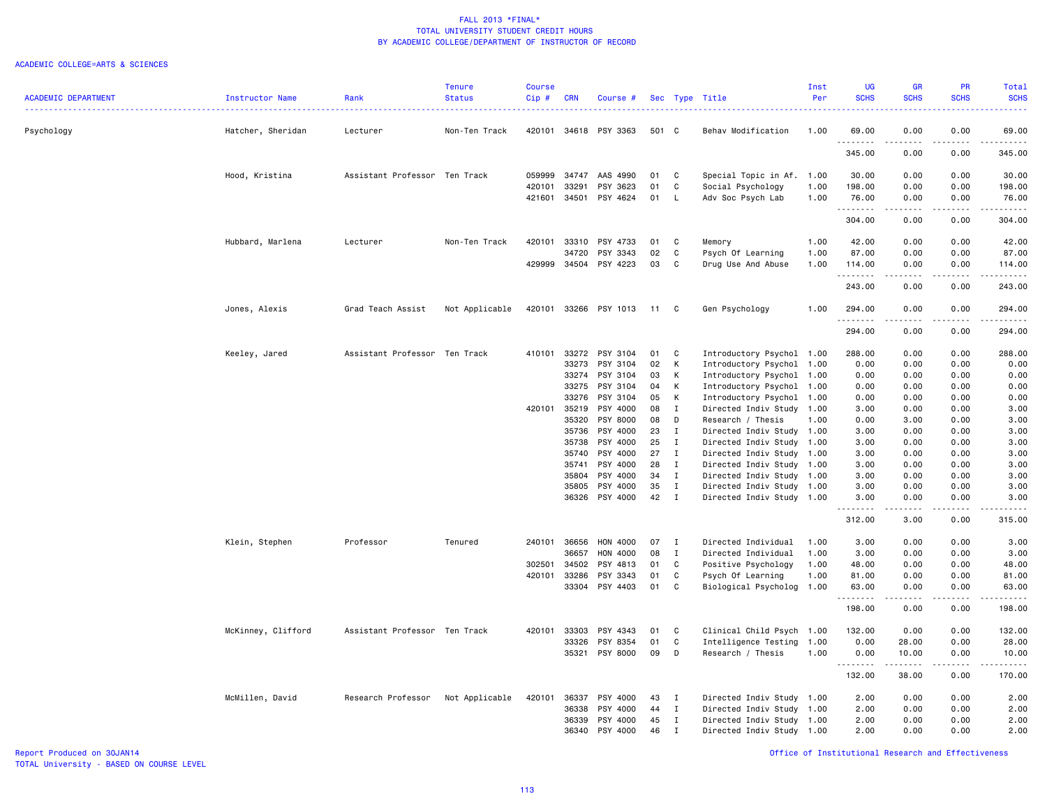# FALL 2013 *FINAL*
## TOTAL UNIVERSITY STUDENT CREDIT HOURS
## BY ACADEMIC COLLEGE/DEPARTMENT OF INSTRUCTOR OF RECORD

ACADEMIC COLLEGE=ARTS & SCIENCES

| ACADEMIC DEPARTMENT | Instructor Name | Rank | Tenure Status | Course Cip # | CRN | Course # | Sec | Type | Title | Inst Per | UG SCHS | GR SCHS | PR SCHS | Total SCHS |
|---|---|---|---|---|---|---|---|---|---|---|---|---|---|---|
| Psychology | Hatcher, Sheridan | Lecturer | Non-Ten Track | 420101 | 34618 | PSY 3363 | 501 | C | Behav Modification | 1.00 | 69.00 | 0.00 | 0.00 | 69.00 |
| | | | | | | | | | | | 345.00 | 0.00 | 0.00 | 345.00 |
| | Hood, Kristina | Assistant Professor | Ten Track | 059999 | 34747 | AAS 4990 | 01 | C | Special Topic in Af. | 1.00 | 30.00 | 0.00 | 0.00 | 30.00 |
| | | | | 420101 | 33291 | PSY 3623 | 01 | C | Social Psychology | 1.00 | 198.00 | 0.00 | 0.00 | 198.00 |
| | | | | 421601 | 34501 | PSY 4624 | 01 | L | Adv Soc Psych Lab | 1.00 | 76.00 | 0.00 | 0.00 | 76.00 |
| | | | | | | | | | | | 304.00 | 0.00 | 0.00 | 304.00 |
| | Hubbard, Marlena | Lecturer | Non-Ten Track | 420101 | 33310 | PSY 4733 | 01 | C | Memory | 1.00 | 42.00 | 0.00 | 0.00 | 42.00 |
| | | | | | 34720 | PSY 3343 | 02 | C | Psych Of Learning | 1.00 | 87.00 | 0.00 | 0.00 | 87.00 |
| | | | | 429999 | 34504 | PSY 4223 | 03 | C | Drug Use And Abuse | 1.00 | 114.00 | 0.00 | 0.00 | 114.00 |
| | | | | | | | | | | | 243.00 | 0.00 | 0.00 | 243.00 |
| | Jones, Alexis | Grad Teach Assist | Not Applicable | 420101 | 33266 | PSY 1013 | 11 | C | Gen Psychology | 1.00 | 294.00 | 0.00 | 0.00 | 294.00 |
| | | | | | | | | | | | 294.00 | 0.00 | 0.00 | 294.00 |
| | Keeley, Jared | Assistant Professor | Ten Track | 410101 | 33272 | PSY 3104 | 01 | C | Introductory Psychol | 1.00 | 288.00 | 0.00 | 0.00 | 288.00 |
| | | | | | 33273 | PSY 3104 | 02 | K | Introductory Psychol | 1.00 | 0.00 | 0.00 | 0.00 | 0.00 |
| | | | | | 33274 | PSY 3104 | 03 | K | Introductory Psychol | 1.00 | 0.00 | 0.00 | 0.00 | 0.00 |
| | | | | | 33275 | PSY 3104 | 04 | K | Introductory Psychol | 1.00 | 0.00 | 0.00 | 0.00 | 0.00 |
| | | | | | 33276 | PSY 3104 | 05 | K | Introductory Psychol | 1.00 | 0.00 | 0.00 | 0.00 | 0.00 |
| | | | | 420101 | 35219 | PSY 4000 | 08 | I | Directed Indiv Study | 1.00 | 3.00 | 0.00 | 0.00 | 3.00 |
| | | | | | 35320 | PSY 8000 | 08 | D | Research / Thesis | 1.00 | 0.00 | 3.00 | 0.00 | 3.00 |
| | | | | | 35736 | PSY 4000 | 23 | I | Directed Indiv Study | 1.00 | 3.00 | 0.00 | 0.00 | 3.00 |
| | | | | | 35738 | PSY 4000 | 25 | I | Directed Indiv Study | 1.00 | 3.00 | 0.00 | 0.00 | 3.00 |
| | | | | | 35740 | PSY 4000 | 27 | I | Directed Indiv Study | 1.00 | 3.00 | 0.00 | 0.00 | 3.00 |
| | | | | | 35741 | PSY 4000 | 28 | I | Directed Indiv Study | 1.00 | 3.00 | 0.00 | 0.00 | 3.00 |
| | | | | | 35804 | PSY 4000 | 34 | I | Directed Indiv Study | 1.00 | 3.00 | 0.00 | 0.00 | 3.00 |
| | | | | | 35805 | PSY 4000 | 35 | I | Directed Indiv Study | 1.00 | 3.00 | 0.00 | 0.00 | 3.00 |
| | | | | | 36326 | PSY 4000 | 42 | I | Directed Indiv Study | 1.00 | 3.00 | 0.00 | 0.00 | 3.00 |
| | | | | | | | | | | | 312.00 | 3.00 | 0.00 | 315.00 |
| | Klein, Stephen | Professor | Tenured | 240101 | 36656 | HON 4000 | 07 | I | Directed Individual | 1.00 | 3.00 | 0.00 | 0.00 | 3.00 |
| | | | | | 36657 | HON 4000 | 08 | I | Directed Individual | 1.00 | 3.00 | 0.00 | 0.00 | 3.00 |
| | | | | 302501 | 34502 | PSY 4813 | 01 | C | Positive Psychology | 1.00 | 48.00 | 0.00 | 0.00 | 48.00 |
| | | | | 420101 | 33286 | PSY 3343 | 01 | C | Psych Of Learning | 1.00 | 81.00 | 0.00 | 0.00 | 81.00 |
| | | | | | 33304 | PSY 4403 | 01 | C | Biological Psycholog | 1.00 | 63.00 | 0.00 | 0.00 | 63.00 |
| | | | | | | | | | | | 198.00 | 0.00 | 0.00 | 198.00 |
| | McKinney, Clifford | Assistant Professor | Ten Track | 420101 | 33303 | PSY 4343 | 01 | C | Clinical Child Psych | 1.00 | 132.00 | 0.00 | 0.00 | 132.00 |
| | | | | | 33326 | PSY 8354 | 01 | C | Intelligence Testing | 1.00 | 0.00 | 28.00 | 0.00 | 28.00 |
| | | | | | 35321 | PSY 8000 | 09 | D | Research / Thesis | 1.00 | 0.00 | 10.00 | 0.00 | 10.00 |
| | | | | | | | | | | | 132.00 | 38.00 | 0.00 | 170.00 |
| | McMillen, David | Research Professor | Not Applicable | 420101 | 36337 | PSY 4000 | 43 | I | Directed Indiv Study | 1.00 | 2.00 | 0.00 | 0.00 | 2.00 |
| | | | | | 36338 | PSY 4000 | 44 | I | Directed Indiv Study | 1.00 | 2.00 | 0.00 | 0.00 | 2.00 |
| | | | | | 36339 | PSY 4000 | 45 | I | Directed Indiv Study | 1.00 | 2.00 | 0.00 | 0.00 | 2.00 |
| | | | | | 36340 | PSY 4000 | 46 | I | Directed Indiv Study | 1.00 | 2.00 | 0.00 | 0.00 | 2.00 |

Report Produced on 30JAN14
TOTAL University - BASED ON COURSE LEVEL

Office of Institutional Research and Effectiveness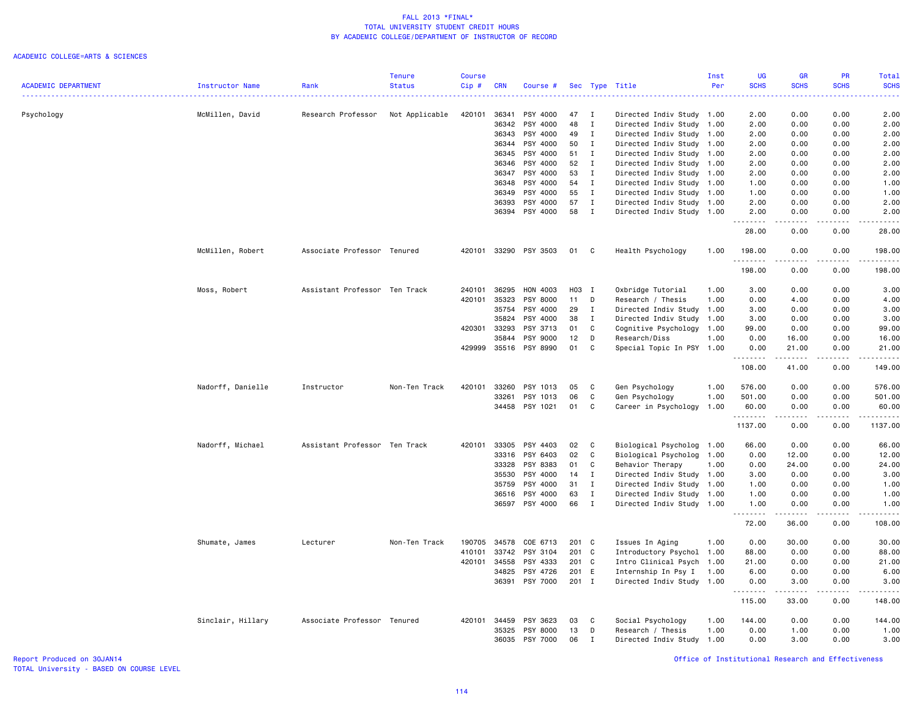# FALL 2013 *FINAL*
## TOTAL UNIVERSITY STUDENT CREDIT HOURS
## BY ACADEMIC COLLEGE/DEPARTMENT OF INSTRUCTOR OF RECORD

ACADEMIC COLLEGE=ARTS & SCIENCES

| ACADEMIC DEPARTMENT | Instructor Name | Rank | Tenure Status | Course Cip # | CRN | Course # | Sec | Type | Title | Inst Per | UG SCHS | GR SCHS | PR SCHS | Total SCHS |
|---|---|---|---|---|---|---|---|---|---|---|---|---|---|---|
| Psychology | McMillen, David | Research Professor | Not Applicable | 420101 | 36341 | PSY 4000 | 47 | I | Directed Indiv Study | 1.00 | 2.00 | 0.00 | 0.00 | 2.00 |
| | | | | | 36342 | PSY 4000 | 48 | I | Directed Indiv Study | 1.00 | 2.00 | 0.00 | 0.00 | 2.00 |
| | | | | | 36343 | PSY 4000 | 49 | I | Directed Indiv Study | 1.00 | 2.00 | 0.00 | 0.00 | 2.00 |
| | | | | | 36344 | PSY 4000 | 50 | I | Directed Indiv Study | 1.00 | 2.00 | 0.00 | 0.00 | 2.00 |
| | | | | | 36345 | PSY 4000 | 51 | I | Directed Indiv Study | 1.00 | 2.00 | 0.00 | 0.00 | 2.00 |
| | | | | | 36346 | PSY 4000 | 52 | I | Directed Indiv Study | 1.00 | 2.00 | 0.00 | 0.00 | 2.00 |
| | | | | | 36347 | PSY 4000 | 53 | I | Directed Indiv Study | 1.00 | 2.00 | 0.00 | 0.00 | 2.00 |
| | | | | | 36348 | PSY 4000 | 54 | I | Directed Indiv Study | 1.00 | 1.00 | 0.00 | 0.00 | 1.00 |
| | | | | | 36349 | PSY 4000 | 55 | I | Directed Indiv Study | 1.00 | 1.00 | 0.00 | 0.00 | 1.00 |
| | | | | | 36393 | PSY 4000 | 57 | I | Directed Indiv Study | 1.00 | 2.00 | 0.00 | 0.00 | 2.00 |
| | | | | | 36394 | PSY 4000 | 58 | I | Directed Indiv Study | 1.00 | 2.00 | 0.00 | 0.00 | 2.00 |
| | | | | | | | | | | | 28.00 | 0.00 | 0.00 | 28.00 |
| | McMillen, Robert | Associate Professor | Tenured | 420101 | 33290 | PSY 3503 | 01 | C | Health Psychology | 1.00 | 198.00 | 0.00 | 0.00 | 198.00 |
| | | | | | | | | | | | 198.00 | 0.00 | 0.00 | 198.00 |
| | Moss, Robert | Assistant Professor | Ten Track | 240101 | 36295 | HON 4003 | H03 | I | Oxbridge Tutorial | 1.00 | 3.00 | 0.00 | 0.00 | 3.00 |
| | | | | 420101 | 35323 | PSY 8000 | 11 | D | Research / Thesis | 1.00 | 0.00 | 4.00 | 0.00 | 4.00 |
| | | | | | 35754 | PSY 4000 | 29 | I | Directed Indiv Study | 1.00 | 3.00 | 0.00 | 0.00 | 3.00 |
| | | | | | 35824 | PSY 4000 | 38 | I | Directed Indiv Study | 1.00 | 3.00 | 0.00 | 0.00 | 3.00 |
| | | | | 420301 | 33293 | PSY 3713 | 01 | C | Cognitive Psychology | 1.00 | 99.00 | 0.00 | 0.00 | 99.00 |
| | | | | | 35844 | PSY 9000 | 12 | D | Research/Diss | 1.00 | 0.00 | 16.00 | 0.00 | 16.00 |
| | | | | 429999 | 35516 | PSY 8990 | 01 | C | Special Topic In PSY | 1.00 | 0.00 | 21.00 | 0.00 | 21.00 |
| | | | | | | | | | | | 108.00 | 41.00 | 0.00 | 149.00 |
| | Nadorff, Danielle | Instructor | Non-Ten Track | 420101 | 33260 | PSY 1013 | 05 | C | Gen Psychology | 1.00 | 576.00 | 0.00 | 0.00 | 576.00 |
| | | | | | 33261 | PSY 1013 | 06 | C | Gen Psychology | 1.00 | 501.00 | 0.00 | 0.00 | 501.00 |
| | | | | | 34458 | PSY 1021 | 01 | C | Career in Psychology | 1.00 | 60.00 | 0.00 | 0.00 | 60.00 |
| | | | | | | | | | | | 1137.00 | 0.00 | 0.00 | 1137.00 |
| | Nadorff, Michael | Assistant Professor | Ten Track | 420101 | 33305 | PSY 4403 | 02 | C | Biological Psycholog | 1.00 | 66.00 | 0.00 | 0.00 | 66.00 |
| | | | | | 33316 | PSY 6403 | 02 | C | Biological Psycholog | 1.00 | 0.00 | 12.00 | 0.00 | 12.00 |
| | | | | | 33328 | PSY 8383 | 01 | C | Behavior Therapy | 1.00 | 0.00 | 24.00 | 0.00 | 24.00 |
| | | | | | 35530 | PSY 4000 | 14 | I | Directed Indiv Study | 1.00 | 3.00 | 0.00 | 0.00 | 3.00 |
| | | | | | 35759 | PSY 4000 | 31 | I | Directed Indiv Study | 1.00 | 1.00 | 0.00 | 0.00 | 1.00 |
| | | | | | 36516 | PSY 4000 | 63 | I | Directed Indiv Study | 1.00 | 1.00 | 0.00 | 0.00 | 1.00 |
| | | | | | 36597 | PSY 4000 | 66 | I | Directed Indiv Study | 1.00 | 1.00 | 0.00 | 0.00 | 1.00 |
| | | | | | | | | | | | 72.00 | 36.00 | 0.00 | 108.00 |
| | Shumate, James | Lecturer | Non-Ten Track | 190705 | 34578 | COE 6713 | 201 | C | Issues In Aging | 1.00 | 0.00 | 30.00 | 0.00 | 30.00 |
| | | | | 410101 | 33742 | PSY 3104 | 201 | C | Introductory Psychol | 1.00 | 88.00 | 0.00 | 0.00 | 88.00 |
| | | | | 420101 | 34558 | PSY 4333 | 201 | C | Intro Clinical Psych | 1.00 | 21.00 | 0.00 | 0.00 | 21.00 |
| | | | | | 34825 | PSY 4726 | 201 | E | Internship In Psy I | 1.00 | 6.00 | 0.00 | 0.00 | 6.00 |
| | | | | | 36391 | PSY 7000 | 201 | I | Directed Indiv Study | 1.00 | 0.00 | 3.00 | 0.00 | 3.00 |
| | | | | | | | | | | | 115.00 | 33.00 | 0.00 | 148.00 |
| | Sinclair, Hillary | Associate Professor | Tenured | 420101 | 34459 | PSY 3623 | 03 | C | Social Psychology | 1.00 | 144.00 | 0.00 | 0.00 | 144.00 |
| | | | | | 35325 | PSY 8000 | 13 | D | Research / Thesis | 1.00 | 0.00 | 1.00 | 0.00 | 1.00 |
| | | | | | 36035 | PSY 7000 | 06 | I | Directed Indiv Study | 1.00 | 0.00 | 3.00 | 0.00 | 3.00 |

Report Produced on 30JAN14
TOTAL University - BASED ON COURSE LEVEL

Office of Institutional Research and Effectiveness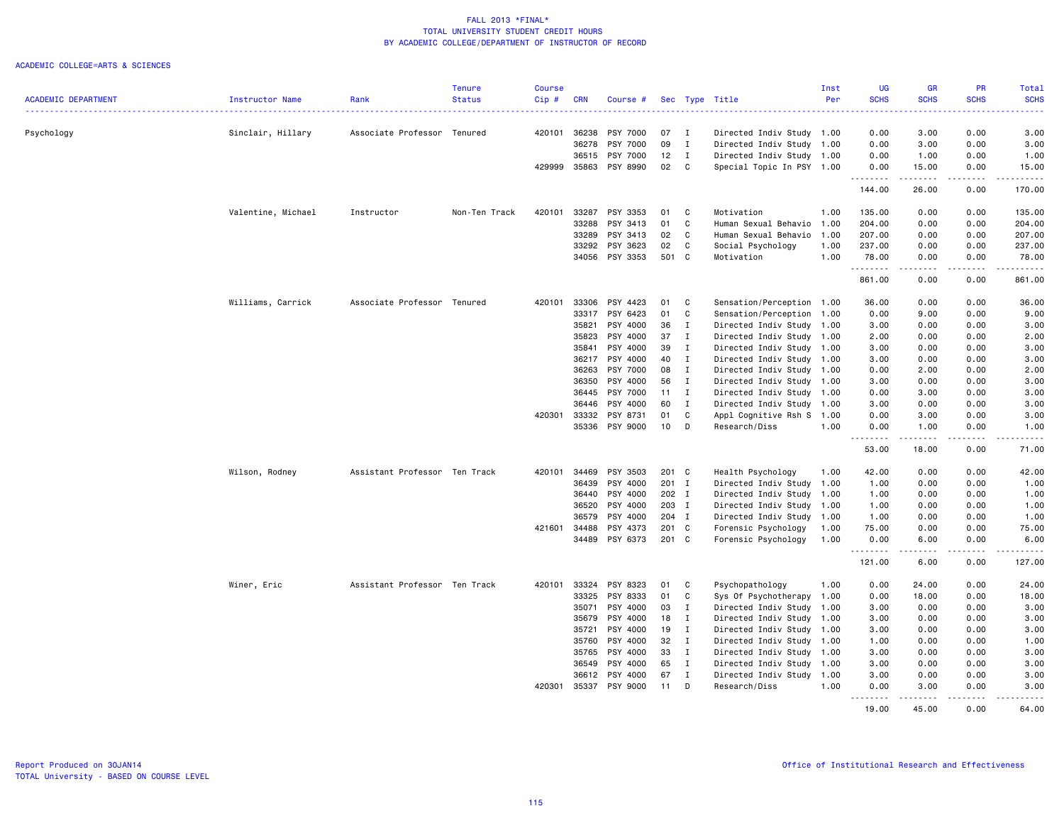FALL 2013 *FINAL*
TOTAL UNIVERSITY STUDENT CREDIT HOURS
BY ACADEMIC COLLEGE/DEPARTMENT OF INSTRUCTOR OF RECORD

ACADEMIC COLLEGE=ARTS & SCIENCES

| ACADEMIC DEPARTMENT | Instructor Name | Rank | Tenure Status | Course Cip # | CRN | Course # | Sec | Type | Title | Inst Per | UG SCHS | GR SCHS | PR SCHS | Total SCHS |
|---|---|---|---|---|---|---|---|---|---|---|---|---|---|---|
| Psychology | Sinclair, Hillary | Associate Professor | Tenured | 420101 | 36238 | PSY 7000 | 07 | I | Directed Indiv Study | 1.00 | 0.00 | 3.00 | 0.00 | 3.00 |
| | | | | | 36278 | PSY 7000 | 09 | I | Directed Indiv Study | 1.00 | 0.00 | 3.00 | 0.00 | 3.00 |
| | | | | | 36515 | PSY 7000 | 12 | I | Directed Indiv Study | 1.00 | 0.00 | 1.00 | 0.00 | 1.00 |
| | | | | 429999 | 35863 | PSY 8990 | 02 | C | Special Topic In PSY | 1.00 | 0.00 | 15.00 | 0.00 | 15.00 |
| | | | | | | | | | | | 144.00 | 26.00 | 0.00 | 170.00 |
| | Valentine, Michael | Instructor | Non-Ten Track | 420101 | 33287 | PSY 3353 | 01 | C | Motivation | 1.00 | 135.00 | 0.00 | 0.00 | 135.00 |
| | | | | | 33288 | PSY 3413 | 01 | C | Human Sexual Behavio | 1.00 | 204.00 | 0.00 | 0.00 | 204.00 |
| | | | | | 33289 | PSY 3413 | 02 | C | Human Sexual Behavio | 1.00 | 207.00 | 0.00 | 0.00 | 207.00 |
| | | | | | 33292 | PSY 3623 | 02 | C | Social Psychology | 1.00 | 237.00 | 0.00 | 0.00 | 237.00 |
| | | | | | 34056 | PSY 3353 | 501 | C | Motivation | 1.00 | 78.00 | 0.00 | 0.00 | 78.00 |
| | | | | | | | | | | | 861.00 | 0.00 | 0.00 | 861.00 |
| | Williams, Carrick | Associate Professor | Tenured | 420101 | 33306 | PSY 4423 | 01 | C | Sensation/Perception | 1.00 | 36.00 | 0.00 | 0.00 | 36.00 |
| | | | | | 33317 | PSY 6423 | 01 | C | Sensation/Perception | 1.00 | 0.00 | 9.00 | 0.00 | 9.00 |
| | | | | | 35821 | PSY 4000 | 36 | I | Directed Indiv Study | 1.00 | 3.00 | 0.00 | 0.00 | 3.00 |
| | | | | | 35823 | PSY 4000 | 37 | I | Directed Indiv Study | 1.00 | 2.00 | 0.00 | 0.00 | 2.00 |
| | | | | | 35841 | PSY 4000 | 39 | I | Directed Indiv Study | 1.00 | 3.00 | 0.00 | 0.00 | 3.00 |
| | | | | | 36217 | PSY 4000 | 40 | I | Directed Indiv Study | 1.00 | 3.00 | 0.00 | 0.00 | 3.00 |
| | | | | | 36263 | PSY 7000 | 08 | I | Directed Indiv Study | 1.00 | 0.00 | 2.00 | 0.00 | 2.00 |
| | | | | | 36350 | PSY 4000 | 56 | I | Directed Indiv Study | 1.00 | 3.00 | 0.00 | 0.00 | 3.00 |
| | | | | | 36445 | PSY 7000 | 11 | I | Directed Indiv Study | 1.00 | 0.00 | 3.00 | 0.00 | 3.00 |
| | | | | | 36446 | PSY 4000 | 60 | I | Directed Indiv Study | 1.00 | 3.00 | 0.00 | 0.00 | 3.00 |
| | | | | 420301 | 33332 | PSY 8731 | 01 | C | Appl Cognitive Rsh S | 1.00 | 0.00 | 3.00 | 0.00 | 3.00 |
| | | | | | 35336 | PSY 9000 | 10 | D | Research/Diss | 1.00 | 0.00 | 1.00 | 0.00 | 1.00 |
| | | | | | | | | | | | 53.00 | 18.00 | 0.00 | 71.00 |
| | Wilson, Rodney | Assistant Professor | Ten Track | 420101 | 34469 | PSY 3503 | 201 | C | Health Psychology | 1.00 | 42.00 | 0.00 | 0.00 | 42.00 |
| | | | | | 36439 | PSY 4000 | 201 | I | Directed Indiv Study | 1.00 | 1.00 | 0.00 | 0.00 | 1.00 |
| | | | | | 36440 | PSY 4000 | 202 | I | Directed Indiv Study | 1.00 | 1.00 | 0.00 | 0.00 | 1.00 |
| | | | | | 36520 | PSY 4000 | 203 | I | Directed Indiv Study | 1.00 | 1.00 | 0.00 | 0.00 | 1.00 |
| | | | | | 36579 | PSY 4000 | 204 | I | Directed Indiv Study | 1.00 | 1.00 | 0.00 | 0.00 | 1.00 |
| | | | | 421601 | 34488 | PSY 4373 | 201 | C | Forensic Psychology | 1.00 | 75.00 | 0.00 | 0.00 | 75.00 |
| | | | | | 34489 | PSY 6373 | 201 | C | Forensic Psychology | 1.00 | 0.00 | 6.00 | 0.00 | 6.00 |
| | | | | | | | | | | | 121.00 | 6.00 | 0.00 | 127.00 |
| | Winer, Eric | Assistant Professor | Ten Track | 420101 | 33324 | PSY 8323 | 01 | C | Psychopathology | 1.00 | 0.00 | 24.00 | 0.00 | 24.00 |
| | | | | | 33325 | PSY 8333 | 01 | C | Sys Of Psychotherapy | 1.00 | 0.00 | 18.00 | 0.00 | 18.00 |
| | | | | | 35071 | PSY 4000 | 03 | I | Directed Indiv Study | 1.00 | 3.00 | 0.00 | 0.00 | 3.00 |
| | | | | | 35679 | PSY 4000 | 18 | I | Directed Indiv Study | 1.00 | 3.00 | 0.00 | 0.00 | 3.00 |
| | | | | | 35721 | PSY 4000 | 19 | I | Directed Indiv Study | 1.00 | 3.00 | 0.00 | 0.00 | 3.00 |
| | | | | | 35760 | PSY 4000 | 32 | I | Directed Indiv Study | 1.00 | 1.00 | 0.00 | 0.00 | 1.00 |
| | | | | | 35765 | PSY 4000 | 33 | I | Directed Indiv Study | 1.00 | 3.00 | 0.00 | 0.00 | 3.00 |
| | | | | | 36549 | PSY 4000 | 65 | I | Directed Indiv Study | 1.00 | 3.00 | 0.00 | 0.00 | 3.00 |
| | | | | | 36612 | PSY 4000 | 67 | I | Directed Indiv Study | 1.00 | 3.00 | 0.00 | 0.00 | 3.00 |
| | | | | 420301 | 35337 | PSY 9000 | 11 | D | Research/Diss | 1.00 | 0.00 | 3.00 | 0.00 | 3.00 |
| | | | | | | | | | | | 19.00 | 45.00 | 0.00 | 64.00 |

Report Produced on 30JAN14
TOTAL University - BASED ON COURSE LEVEL

Office of Institutional Research and Effectiveness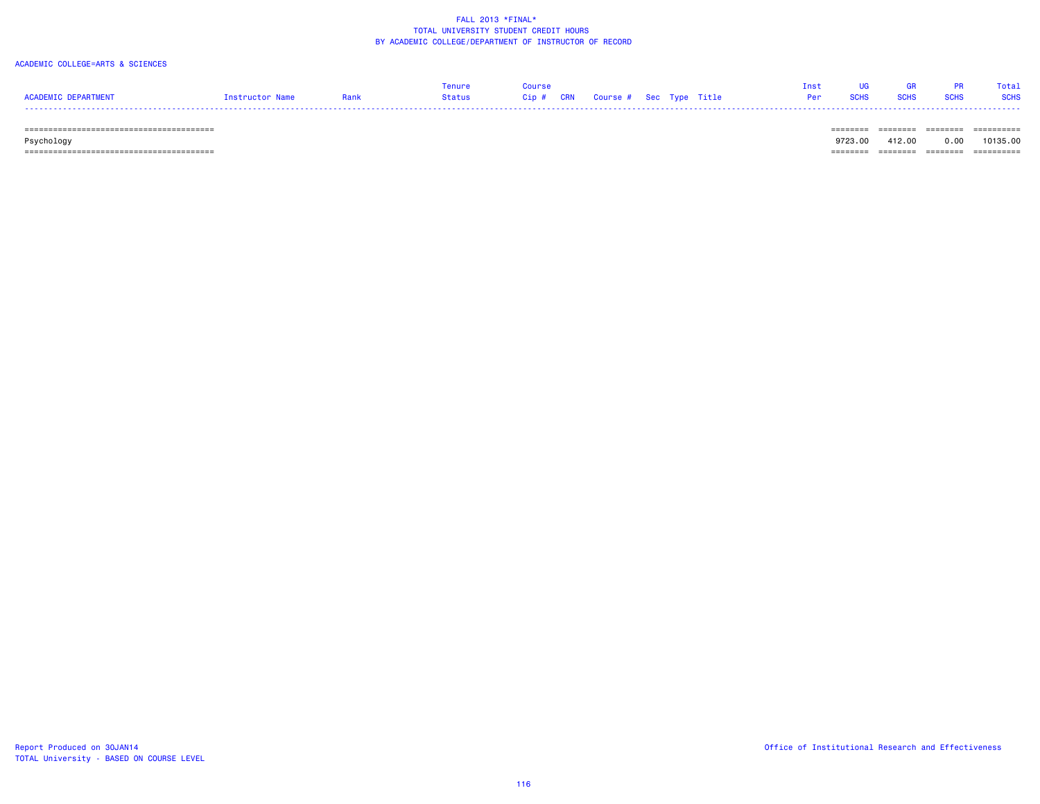FALL 2013 *FINAL*
TOTAL UNIVERSITY STUDENT CREDIT HOURS
BY ACADEMIC COLLEGE/DEPARTMENT OF INSTRUCTOR OF RECORD

ACADEMIC COLLEGE=ARTS & SCIENCES

| ACADEMIC DEPARTMENT | Instructor Name | Rank | Tenure Status | Course Cip # | CRN | Course # | Sec | Type | Title | Inst Per | UG SCHS | GR SCHS | PR SCHS | Total SCHS |
|---|---|---|---|---|---|---|---|---|---|---|---|---|---|---|
| Psychology | | | | | | | | | | | 9723.00 | 412.00 | 0.00 | 10135.00 |

Report Produced on 30JAN14
TOTAL University - BASED ON COURSE LEVEL

Office of Institutional Research and Effectiveness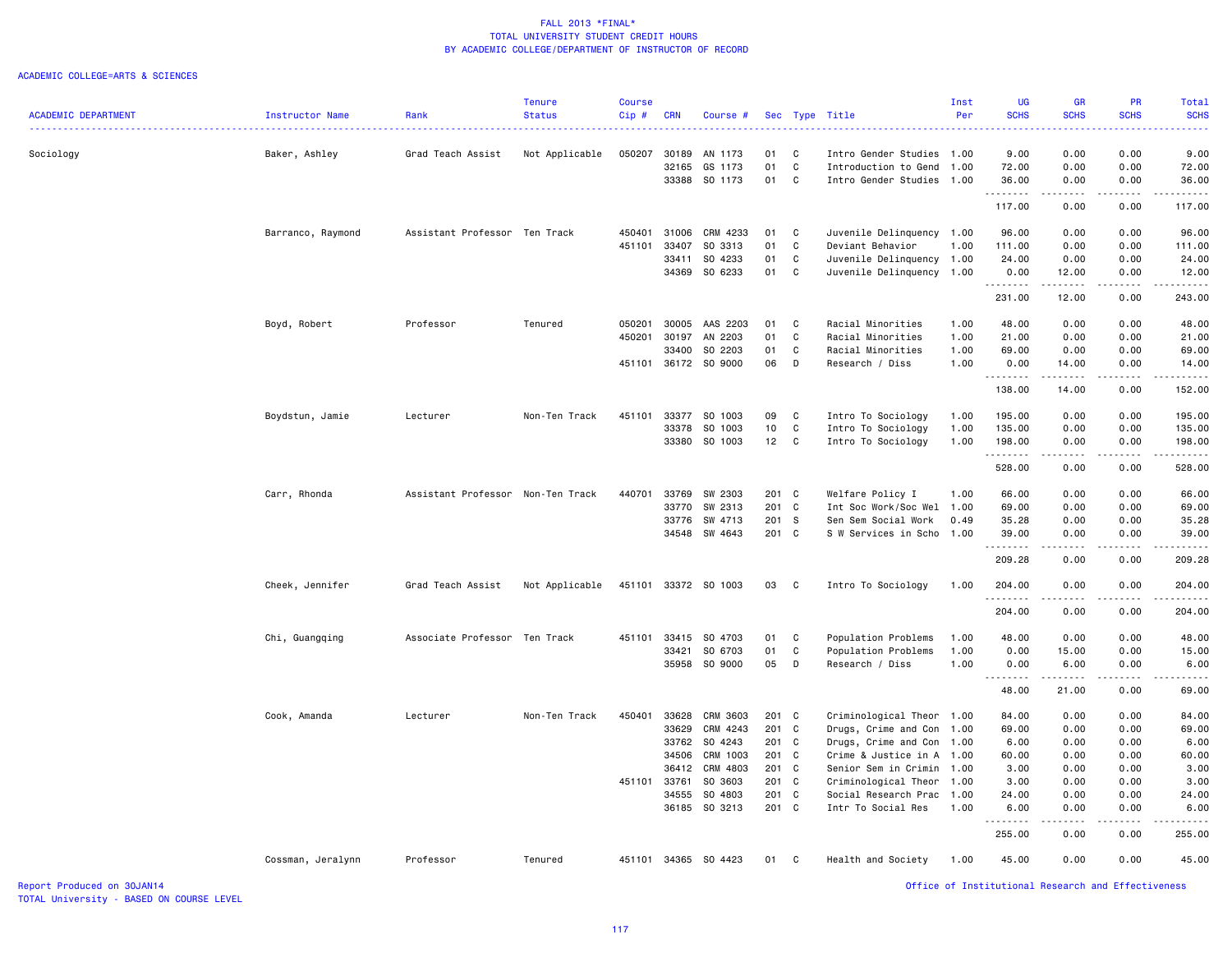# FALL 2013 *FINAL*
## TOTAL UNIVERSITY STUDENT CREDIT HOURS
## BY ACADEMIC COLLEGE/DEPARTMENT OF INSTRUCTOR OF RECORD

ACADEMIC COLLEGE=ARTS & SCIENCES

| ACADEMIC DEPARTMENT | Instructor Name | Rank | Tenure Status | Course Cip # | CRN | Course # | Sec | Type | Title | Inst Per | UG SCHS | GR SCHS | PR SCHS | Total SCHS |
|---|---|---|---|---|---|---|---|---|---|---|---|---|---|---|
| Sociology | Baker, Ashley | Grad Teach Assist | Not Applicable | 050207 | 30189 | AN 1173 | 01 | C | Intro Gender Studies | 1.00 | 9.00 | 0.00 | 0.00 | 9.00 |
| | | | | | 32165 | GS 1173 | 01 | C | Introduction to Gend | 1.00 | 72.00 | 0.00 | 0.00 | 72.00 |
| | | | | | 33388 | SO 1173 | 01 | C | Intro Gender Studies | 1.00 | 36.00 | 0.00 | 0.00 | 36.00 |
| | | | | | | | | | | | 117.00 | 0.00 | 0.00 | 117.00 |
| | Barranco, Raymond | Assistant Professor | Ten Track | 450401 | 31006 | CRM 4233 | 01 | C | Juvenile Delinquency | 1.00 | 96.00 | 0.00 | 0.00 | 96.00 |
| | | | | 451101 | 33407 | SO 3313 | 01 | C | Deviant Behavior | 1.00 | 111.00 | 0.00 | 0.00 | 111.00 |
| | | | | | 33411 | SO 4233 | 01 | C | Juvenile Delinquency | 1.00 | 24.00 | 0.00 | 0.00 | 24.00 |
| | | | | | 34369 | SO 6233 | 01 | C | Juvenile Delinquency | 1.00 | 0.00 | 12.00 | 0.00 | 12.00 |
| | | | | | | | | | | | 231.00 | 12.00 | 0.00 | 243.00 |
| | Boyd, Robert | Professor | Tenured | 050201 | 30005 | AAS 2203 | 01 | C | Racial Minorities | 1.00 | 48.00 | 0.00 | 0.00 | 48.00 |
| | | | | 450201 | 30197 | AN 2203 | 01 | C | Racial Minorities | 1.00 | 21.00 | 0.00 | 0.00 | 21.00 |
| | | | | | 33400 | SO 2203 | 01 | C | Racial Minorities | 1.00 | 69.00 | 0.00 | 0.00 | 69.00 |
| | | | | 451101 | 36172 | SO 9000 | 06 | D | Research / Diss | 1.00 | 0.00 | 14.00 | 0.00 | 14.00 |
| | | | | | | | | | | | 138.00 | 14.00 | 0.00 | 152.00 |
| | Boydstun, Jamie | Lecturer | Non-Ten Track | 451101 | 33377 | SO 1003 | 09 | C | Intro To Sociology | 1.00 | 195.00 | 0.00 | 0.00 | 195.00 |
| | | | | | 33378 | SO 1003 | 10 | C | Intro To Sociology | 1.00 | 135.00 | 0.00 | 0.00 | 135.00 |
| | | | | | 33380 | SO 1003 | 12 | C | Intro To Sociology | 1.00 | 198.00 | 0.00 | 0.00 | 198.00 |
| | | | | | | | | | | | 528.00 | 0.00 | 0.00 | 528.00 |
| | Carr, Rhonda | Assistant Professor | Non-Ten Track | 440701 | 33769 | SW 2303 | 201 | C | Welfare Policy I | 1.00 | 66.00 | 0.00 | 0.00 | 66.00 |
| | | | | | 33770 | SW 2313 | 201 | C | Int Soc Work/Soc Wel | 1.00 | 69.00 | 0.00 | 0.00 | 69.00 |
| | | | | | 33776 | SW 4713 | 201 | S | Sen Sem Social Work | 0.49 | 35.28 | 0.00 | 0.00 | 35.28 |
| | | | | | 34548 | SW 4643 | 201 | C | S W Services in Scho | 1.00 | 39.00 | 0.00 | 0.00 | 39.00 |
| | | | | | | | | | | | 209.28 | 0.00 | 0.00 | 209.28 |
| | Cheek, Jennifer | Grad Teach Assist | Not Applicable | 451101 | 33372 | SO 1003 | 03 | C | Intro To Sociology | 1.00 | 204.00 | 0.00 | 0.00 | 204.00 |
| | | | | | | | | | | | 204.00 | 0.00 | 0.00 | 204.00 |
| | Chi, Guangqing | Associate Professor | Ten Track | 451101 | 33415 | SO 4703 | 01 | C | Population Problems | 1.00 | 48.00 | 0.00 | 0.00 | 48.00 |
| | | | | | 33421 | SO 6703 | 01 | C | Population Problems | 1.00 | 0.00 | 15.00 | 0.00 | 15.00 |
| | | | | | 35958 | SO 9000 | 05 | D | Research / Diss | 1.00 | 0.00 | 6.00 | 0.00 | 6.00 |
| | | | | | | | | | | | 48.00 | 21.00 | 0.00 | 69.00 |
| | Cook, Amanda | Lecturer | Non-Ten Track | 450401 | 33628 | CRM 3603 | 201 | C | Criminological Theor | 1.00 | 84.00 | 0.00 | 0.00 | 84.00 |
| | | | | | 33629 | CRM 4243 | 201 | C | Drugs, Crime and Con | 1.00 | 69.00 | 0.00 | 0.00 | 69.00 |
| | | | | | 33762 | SO 4243 | 201 | C | Drugs, Crime and Con | 1.00 | 6.00 | 0.00 | 0.00 | 6.00 |
| | | | | | 34506 | CRM 1003 | 201 | C | Crime & Justice in A | 1.00 | 60.00 | 0.00 | 0.00 | 60.00 |
| | | | | | 36412 | CRM 4803 | 201 | C | Senior Sem in Crimin | 1.00 | 3.00 | 0.00 | 0.00 | 3.00 |
| | | | | 451101 | 33761 | SO 3603 | 201 | C | Criminological Theor | 1.00 | 3.00 | 0.00 | 0.00 | 3.00 |
| | | | | | 34555 | SO 4803 | 201 | C | Social Research Prac | 1.00 | 24.00 | 0.00 | 0.00 | 24.00 |
| | | | | | 36185 | SO 3213 | 201 | C | Intr To Social Res | 1.00 | 6.00 | 0.00 | 0.00 | 6.00 |
| | | | | | | | | | | | 255.00 | 0.00 | 0.00 | 255.00 |
| | Cossman, Jeralynn | Professor | Tenured | 451101 | 34365 | SO 4423 | 01 | C | Health and Society | 1.00 | 45.00 | 0.00 | 0.00 | 45.00 |

Report Produced on 30JAN14
TOTAL University - BASED ON COURSE LEVEL

Office of Institutional Research and Effectiveness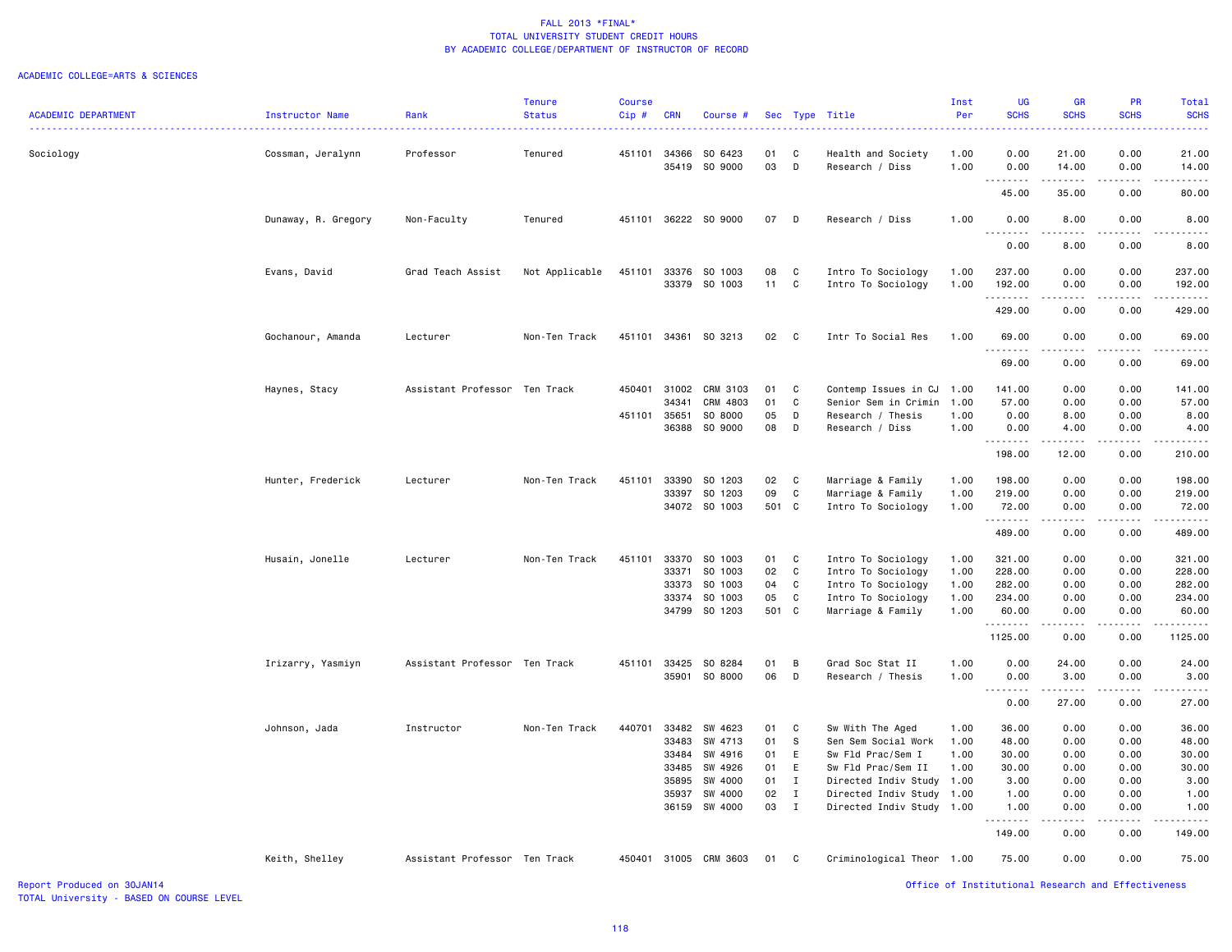# FALL 2013 *FINAL*
## TOTAL UNIVERSITY STUDENT CREDIT HOURS
## BY ACADEMIC COLLEGE/DEPARTMENT OF INSTRUCTOR OF RECORD

ACADEMIC COLLEGE=ARTS & SCIENCES

| ACADEMIC DEPARTMENT | Instructor Name | Rank | Tenure Status | Course Cip # | CRN | Course # | Sec | Type | Title | Inst Per | UG SCHS | GR SCHS | PR SCHS | Total SCHS |
|---|---|---|---|---|---|---|---|---|---|---|---|---|---|---|
| Sociology | Cossman, Jeralynn | Professor | Tenured | 451101 | 34366 | SO 6423 | 01 | C | Health and Society | 1.00 | 0.00 | 21.00 | 0.00 | 21.00 |
| | | | | | 35419 | SO 9000 | 03 | D | Research / Diss | 1.00 | 0.00 | 14.00 | 0.00 | 14.00 |
| | | | | | | | | | | | 45.00 | 35.00 | 0.00 | 80.00 |
| | Dunaway, R. Gregory | Non-Faculty | Tenured | 451101 | 36222 | SO 9000 | 07 | D | Research / Diss | 1.00 | 0.00 | 8.00 | 0.00 | 8.00 |
| | | | | | | | | | | | 0.00 | 8.00 | 0.00 | 8.00 |
| | Evans, David | Grad Teach Assist | Not Applicable | 451101 | 33376 | SO 1003 | 08 | C | Intro To Sociology | 1.00 | 237.00 | 0.00 | 0.00 | 237.00 |
| | | | | | 33379 | SO 1003 | 11 | C | Intro To Sociology | 1.00 | 192.00 | 0.00 | 0.00 | 192.00 |
| | | | | | | | | | | | 429.00 | 0.00 | 0.00 | 429.00 |
| | Gochanour, Amanda | Lecturer | Non-Ten Track | 451101 | 34361 | SO 3213 | 02 | C | Intr To Social Res | 1.00 | 69.00 | 0.00 | 0.00 | 69.00 |
| | | | | | | | | | | | 69.00 | 0.00 | 0.00 | 69.00 |
| | Haynes, Stacy | Assistant Professor | Ten Track | 450401 | 31002 | CRM 3103 | 01 | C | Contemp Issues in CJ | 1.00 | 141.00 | 0.00 | 0.00 | 141.00 |
| | | | | | 34341 | CRM 4803 | 01 | C | Senior Sem in Crimin | 1.00 | 57.00 | 0.00 | 0.00 | 57.00 |
| | | | | 451101 | 35651 | SO 8000 | 05 | D | Research / Thesis | 1.00 | 0.00 | 8.00 | 0.00 | 8.00 |
| | | | | | 36388 | SO 9000 | 08 | D | Research / Diss | 1.00 | 0.00 | 4.00 | 0.00 | 4.00 |
| | | | | | | | | | | | 198.00 | 12.00 | 0.00 | 210.00 |
| | Hunter, Frederick | Lecturer | Non-Ten Track | 451101 | 33390 | SO 1203 | 02 | C | Marriage & Family | 1.00 | 198.00 | 0.00 | 0.00 | 198.00 |
| | | | | | 33397 | SO 1203 | 09 | C | Marriage & Family | 1.00 | 219.00 | 0.00 | 0.00 | 219.00 |
| | | | | | 34072 | SO 1003 | 501 | C | Intro To Sociology | 1.00 | 72.00 | 0.00 | 0.00 | 72.00 |
| | | | | | | | | | | | 489.00 | 0.00 | 0.00 | 489.00 |
| | Husain, Jonelle | Lecturer | Non-Ten Track | 451101 | 33370 | SO 1003 | 01 | C | Intro To Sociology | 1.00 | 321.00 | 0.00 | 0.00 | 321.00 |
| | | | | | 33371 | SO 1003 | 02 | C | Intro To Sociology | 1.00 | 228.00 | 0.00 | 0.00 | 228.00 |
| | | | | | 33373 | SO 1003 | 04 | C | Intro To Sociology | 1.00 | 282.00 | 0.00 | 0.00 | 282.00 |
| | | | | | 33374 | SO 1003 | 05 | C | Intro To Sociology | 1.00 | 234.00 | 0.00 | 0.00 | 234.00 |
| | | | | | 34799 | SO 1203 | 501 | C | Marriage & Family | 1.00 | 60.00 | 0.00 | 0.00 | 60.00 |
| | | | | | | | | | | | 1125.00 | 0.00 | 0.00 | 1125.00 |
| | Irizarry, Yasmiyn | Assistant Professor | Ten Track | 451101 | 33425 | SO 8284 | 01 | B | Grad Soc Stat II | 1.00 | 0.00 | 24.00 | 0.00 | 24.00 |
| | | | | | 35901 | SO 8000 | 06 | D | Research / Thesis | 1.00 | 0.00 | 3.00 | 0.00 | 3.00 |
| | | | | | | | | | | | 0.00 | 27.00 | 0.00 | 27.00 |
| | Johnson, Jada | Instructor | Non-Ten Track | 440701 | 33482 | SW 4623 | 01 | C | Sw With The Aged | 1.00 | 36.00 | 0.00 | 0.00 | 36.00 |
| | | | | | 33483 | SW 4713 | 01 | S | Sen Sem Social Work | 1.00 | 48.00 | 0.00 | 0.00 | 48.00 |
| | | | | | 33484 | SW 4916 | 01 | E | Sw Fld Prac/Sem I | 1.00 | 30.00 | 0.00 | 0.00 | 30.00 |
| | | | | | 33485 | SW 4926 | 01 | E | Sw Fld Prac/Sem II | 1.00 | 30.00 | 0.00 | 0.00 | 30.00 |
| | | | | | 35895 | SW 4000 | 01 | I | Directed Indiv Study | 1.00 | 3.00 | 0.00 | 0.00 | 3.00 |
| | | | | | 35937 | SW 4000 | 02 | I | Directed Indiv Study | 1.00 | 1.00 | 0.00 | 0.00 | 1.00 |
| | | | | | 36159 | SW 4000 | 03 | I | Directed Indiv Study | 1.00 | 1.00 | 0.00 | 0.00 | 1.00 |
| | | | | | | | | | | | 149.00 | 0.00 | 0.00 | 149.00 |
| | Keith, Shelley | Assistant Professor | Ten Track | 450401 | 31005 | CRM 3603 | 01 | C | Criminological Theor | 1.00 | 75.00 | 0.00 | 0.00 | 75.00 |

Report Produced on 30JAN14
TOTAL University - BASED ON COURSE LEVEL

Office of Institutional Research and Effectiveness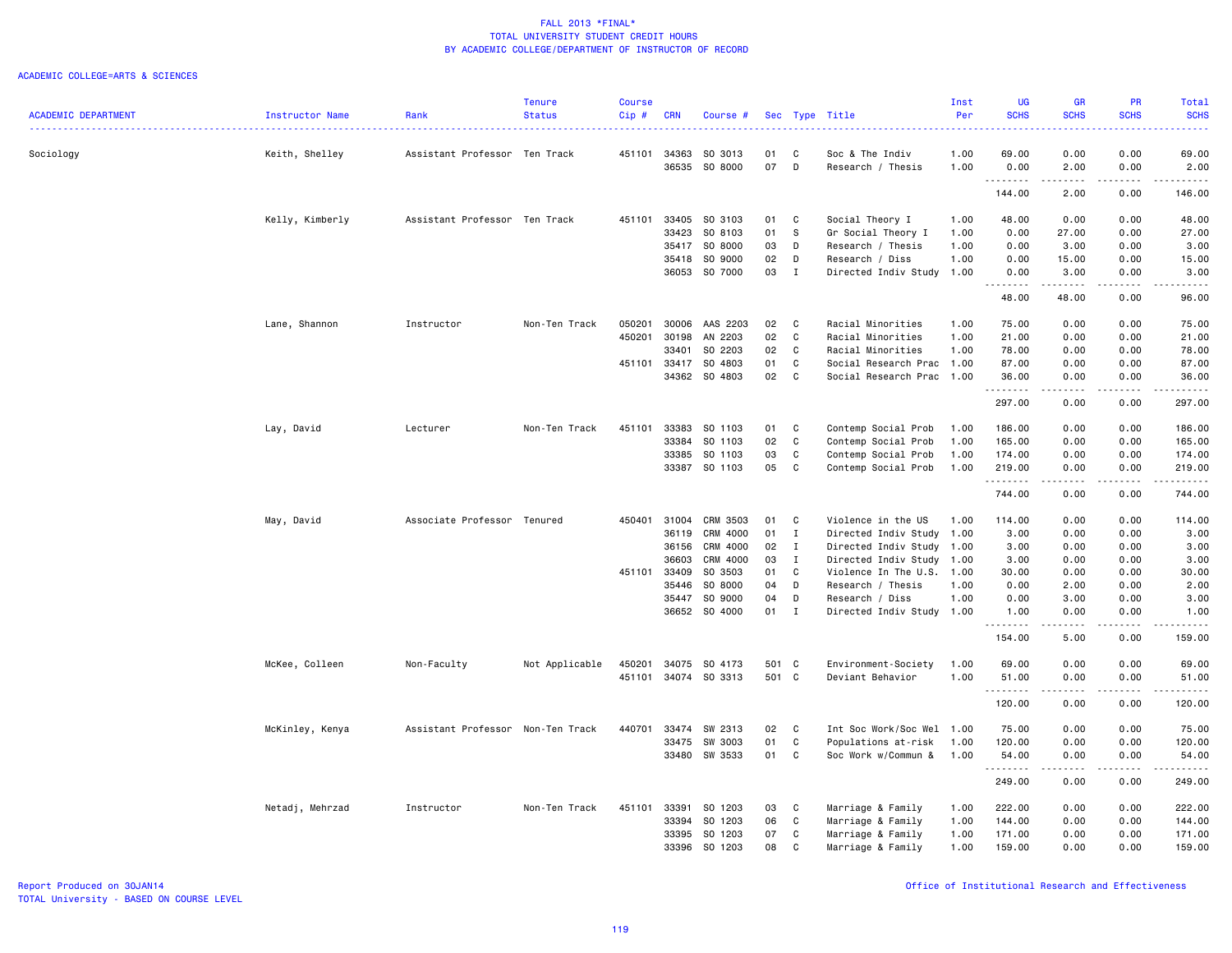FALL 2013 *FINAL*
TOTAL UNIVERSITY STUDENT CREDIT HOURS
BY ACADEMIC COLLEGE/DEPARTMENT OF INSTRUCTOR OF RECORD

ACADEMIC COLLEGE=ARTS & SCIENCES

| ACADEMIC DEPARTMENT | Instructor Name | Rank | Tenure Status | Course Cip # | CRN | Course # | Sec | Type | Title | Inst Per | UG SCHS | GR SCHS | PR SCHS | Total SCHS |
|---|---|---|---|---|---|---|---|---|---|---|---|---|---|---|
| Sociology | Keith, Shelley | Assistant Professor | Ten Track | 451101 | 34363 | SO 3013 | 01 | C | Soc & The Indiv | 1.00 | 69.00 | 0.00 | 0.00 | 69.00 |
| | | | | | 36535 | SO 8000 | 07 | D | Research / Thesis | 1.00 | 0.00 | 2.00 | 0.00 | 2.00 |
| | | | | | | | | | | | 144.00 | 2.00 | 0.00 | 146.00 |
| | Kelly, Kimberly | Assistant Professor | Ten Track | 451101 | 33405 | SO 3103 | 01 | C | Social Theory I | 1.00 | 48.00 | 0.00 | 0.00 | 48.00 |
| | | | | | 33423 | SO 8103 | 01 | S | Gr Social Theory I | 1.00 | 0.00 | 27.00 | 0.00 | 27.00 |
| | | | | | 35417 | SO 8000 | 03 | D | Research / Thesis | 1.00 | 0.00 | 3.00 | 0.00 | 3.00 |
| | | | | | 35418 | SO 9000 | 02 | D | Research / Diss | 1.00 | 0.00 | 15.00 | 0.00 | 15.00 |
| | | | | | 36053 | SO 7000 | 03 | I | Directed Indiv Study | 1.00 | 0.00 | 3.00 | 0.00 | 3.00 |
| | | | | | | | | | | | 48.00 | 48.00 | 0.00 | 96.00 |
| | Lane, Shannon | Instructor | Non-Ten Track | 050201 | 30006 | AAS 2203 | 02 | C | Racial Minorities | 1.00 | 75.00 | 0.00 | 0.00 | 75.00 |
| | | | | 450201 | 30198 | AN 2203 | 02 | C | Racial Minorities | 1.00 | 21.00 | 0.00 | 0.00 | 21.00 |
| | | | | | 33401 | SO 2203 | 02 | C | Racial Minorities | 1.00 | 78.00 | 0.00 | 0.00 | 78.00 |
| | | | | 451101 | 33417 | SO 4803 | 01 | C | Social Research Prac | 1.00 | 87.00 | 0.00 | 0.00 | 87.00 |
| | | | | | 34362 | SO 4803 | 02 | C | Social Research Prac | 1.00 | 36.00 | 0.00 | 0.00 | 36.00 |
| | | | | | | | | | | | 297.00 | 0.00 | 0.00 | 297.00 |
| | Lay, David | Lecturer | Non-Ten Track | 451101 | 33383 | SO 1103 | 01 | C | Contemp Social Prob | 1.00 | 186.00 | 0.00 | 0.00 | 186.00 |
| | | | | | 33384 | SO 1103 | 02 | C | Contemp Social Prob | 1.00 | 165.00 | 0.00 | 0.00 | 165.00 |
| | | | | | 33385 | SO 1103 | 03 | C | Contemp Social Prob | 1.00 | 174.00 | 0.00 | 0.00 | 174.00 |
| | | | | | 33387 | SO 1103 | 05 | C | Contemp Social Prob | 1.00 | 219.00 | 0.00 | 0.00 | 219.00 |
| | | | | | | | | | | | 744.00 | 0.00 | 0.00 | 744.00 |
| | May, David | Associate Professor | Tenured | 450401 | 31004 | CRM 3503 | 01 | C | Violence in the US | 1.00 | 114.00 | 0.00 | 0.00 | 114.00 |
| | | | | | 36119 | CRM 4000 | 01 | I | Directed Indiv Study | 1.00 | 3.00 | 0.00 | 0.00 | 3.00 |
| | | | | | 36156 | CRM 4000 | 02 | I | Directed Indiv Study | 1.00 | 3.00 | 0.00 | 0.00 | 3.00 |
| | | | | | 36603 | CRM 4000 | 03 | I | Directed Indiv Study | 1.00 | 3.00 | 0.00 | 0.00 | 3.00 |
| | | | | 451101 | 33409 | SO 3503 | 01 | C | Violence In The U.S. | 1.00 | 30.00 | 0.00 | 0.00 | 30.00 |
| | | | | | 35446 | SO 8000 | 04 | D | Research / Thesis | 1.00 | 0.00 | 2.00 | 0.00 | 2.00 |
| | | | | | 35447 | SO 9000 | 04 | D | Research / Diss | 1.00 | 0.00 | 3.00 | 0.00 | 3.00 |
| | | | | | 36652 | SO 4000 | 01 | I | Directed Indiv Study | 1.00 | 1.00 | 0.00 | 0.00 | 1.00 |
| | | | | | | | | | | | 154.00 | 5.00 | 0.00 | 159.00 |
| | McKee, Colleen | Non-Faculty | Not Applicable | 450201 | 34075 | SO 4173 | 501 | C | Environment-Society | 1.00 | 69.00 | 0.00 | 0.00 | 69.00 |
| | | | | 451101 | 34074 | SO 3313 | 501 | C | Deviant Behavior | 1.00 | 51.00 | 0.00 | 0.00 | 51.00 |
| | | | | | | | | | | | 120.00 | 0.00 | 0.00 | 120.00 |
| | McKinley, Kenya | Assistant Professor | Non-Ten Track | 440701 | 33474 | SW 2313 | 02 | C | Int Soc Work/Soc Wel | 1.00 | 75.00 | 0.00 | 0.00 | 75.00 |
| | | | | | 33475 | SW 3003 | 01 | C | Populations at-risk | 1.00 | 120.00 | 0.00 | 0.00 | 120.00 |
| | | | | | 33480 | SW 3533 | 01 | C | Soc Work w/Commun & | 1.00 | 54.00 | 0.00 | 0.00 | 54.00 |
| | | | | | | | | | | | 249.00 | 0.00 | 0.00 | 249.00 |
| | Netadj, Mehrzad | Instructor | Non-Ten Track | 451101 | 33391 | SO 1203 | 03 | C | Marriage & Family | 1.00 | 222.00 | 0.00 | 0.00 | 222.00 |
| | | | | | 33394 | SO 1203 | 06 | C | Marriage & Family | 1.00 | 144.00 | 0.00 | 0.00 | 144.00 |
| | | | | | 33395 | SO 1203 | 07 | C | Marriage & Family | 1.00 | 171.00 | 0.00 | 0.00 | 171.00 |
| | | | | | 33396 | SO 1203 | 08 | C | Marriage & Family | 1.00 | 159.00 | 0.00 | 0.00 | 159.00 |

Report Produced on 30JAN14
TOTAL University - BASED ON COURSE LEVEL

Office of Institutional Research and Effectiveness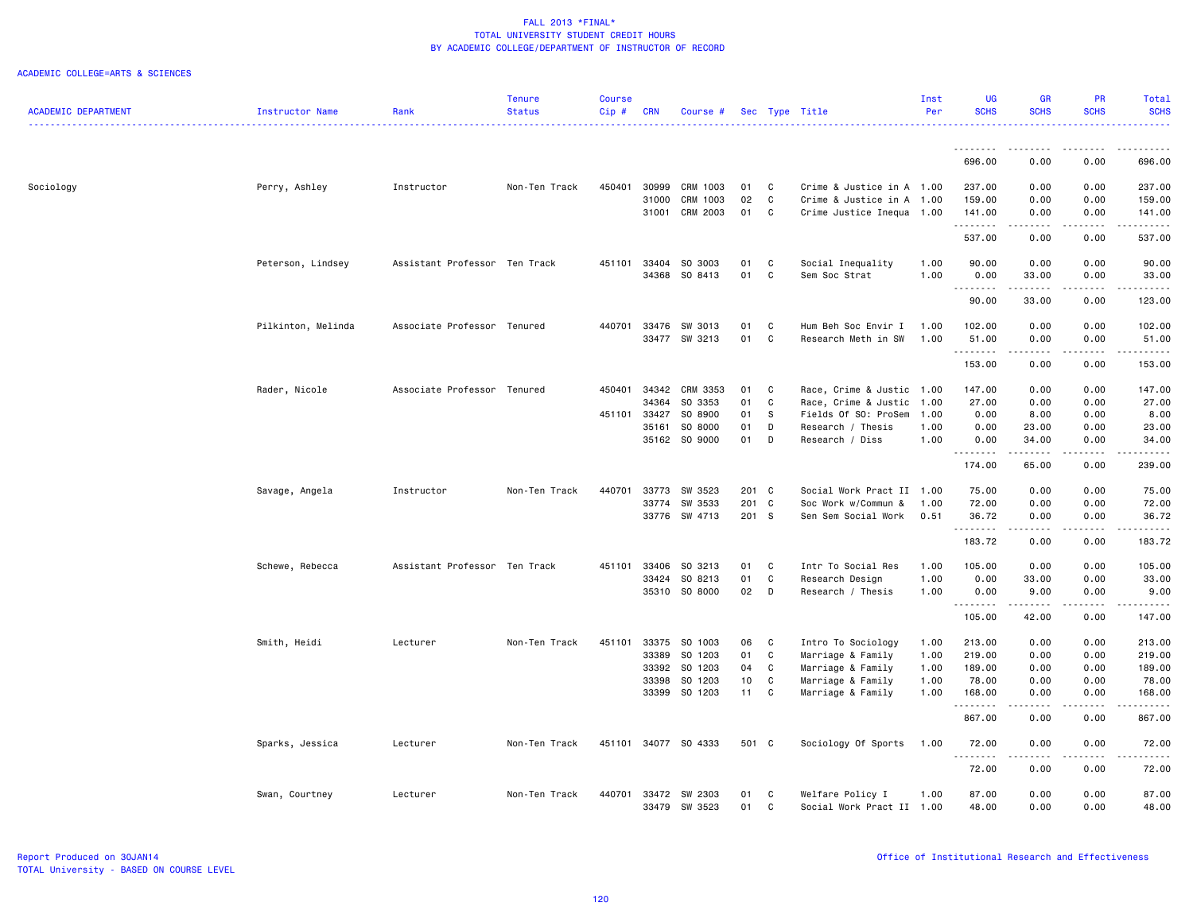FALL 2013 *FINAL*
TOTAL UNIVERSITY STUDENT CREDIT HOURS
BY ACADEMIC COLLEGE/DEPARTMENT OF INSTRUCTOR OF RECORD

ACADEMIC COLLEGE=ARTS & SCIENCES

| ACADEMIC DEPARTMENT | Instructor Name | Rank | Tenure Status | Course Cip # | CRN | Course # | Sec | Type | Title | Inst Per | UG SCHS | GR SCHS | PR SCHS | Total SCHS |
|---|---|---|---|---|---|---|---|---|---|---|---|---|---|---|
| | | | | | | | | | | | 696.00 | 0.00 | 0.00 | 696.00 |
| Sociology | Perry, Ashley | Instructor | Non-Ten Track | 450401 | 30999 | CRM 1003 | 01 | C | Crime & Justice in A | 1.00 | 237.00 | 0.00 | 0.00 | 237.00 |
| | | | | | 31000 | CRM 1003 | 02 | C | Crime & Justice in A | 1.00 | 159.00 | 0.00 | 0.00 | 159.00 |
| | | | | | 31001 | CRM 2003 | 01 | C | Crime Justice Inequa | 1.00 | 141.00 | 0.00 | 0.00 | 141.00 |
| | | | | | | | | | | | 537.00 | 0.00 | 0.00 | 537.00 |
| | Peterson, Lindsey | Assistant Professor | Ten Track | 451101 | 33404 | SO 3003 | 01 | C | Social Inequality | 1.00 | 90.00 | 0.00 | 0.00 | 90.00 |
| | | | | | 34368 | SO 8413 | 01 | C | Sem Soc Strat | 1.00 | 0.00 | 33.00 | 0.00 | 33.00 |
| | | | | | | | | | | | 90.00 | 33.00 | 0.00 | 123.00 |
| | Pilkinton, Melinda | Associate Professor | Tenured | 440701 | 33476 | SW 3013 | 01 | C | Hum Beh Soc Envir I | 1.00 | 102.00 | 0.00 | 0.00 | 102.00 |
| | | | | | 33477 | SW 3213 | 01 | C | Research Meth in SW | 1.00 | 51.00 | 0.00 | 0.00 | 51.00 |
| | | | | | | | | | | | 153.00 | 0.00 | 0.00 | 153.00 |
| | Rader, Nicole | Associate Professor | Tenured | 450401 | 34342 | CRM 3353 | 01 | C | Race, Crime & Justic | 1.00 | 147.00 | 0.00 | 0.00 | 147.00 |
| | | | | | 34364 | SO 3353 | 01 | C | Race, Crime & Justic | 1.00 | 27.00 | 0.00 | 0.00 | 27.00 |
| | | | | 451101 | 33427 | SO 8900 | 01 | S | Fields Of SO: ProSem | 1.00 | 0.00 | 8.00 | 0.00 | 8.00 |
| | | | | | 35161 | SO 8000 | 01 | D | Research / Thesis | 1.00 | 0.00 | 23.00 | 0.00 | 23.00 |
| | | | | | 35162 | SO 9000 | 01 | D | Research / Diss | 1.00 | 0.00 | 34.00 | 0.00 | 34.00 |
| | | | | | | | | | | | 174.00 | 65.00 | 0.00 | 239.00 |
| | Savage, Angela | Instructor | Non-Ten Track | 440701 | 33773 | SW 3523 | 201 | C | Social Work Pract II | 1.00 | 75.00 | 0.00 | 0.00 | 75.00 |
| | | | | | 33774 | SW 3533 | 201 | C | Soc Work w/Commun & | 1.00 | 72.00 | 0.00 | 0.00 | 72.00 |
| | | | | | 33776 | SW 4713 | 201 | S | Sen Sem Social Work | 0.51 | 36.72 | 0.00 | 0.00 | 36.72 |
| | | | | | | | | | | | 183.72 | 0.00 | 0.00 | 183.72 |
| | Schewe, Rebecca | Assistant Professor | Ten Track | 451101 | 33406 | SO 3213 | 01 | C | Intr To Social Res | 1.00 | 105.00 | 0.00 | 0.00 | 105.00 |
| | | | | | 33424 | SO 8213 | 01 | C | Research Design | 1.00 | 0.00 | 33.00 | 0.00 | 33.00 |
| | | | | | 35310 | SO 8000 | 02 | D | Research / Thesis | 1.00 | 0.00 | 9.00 | 0.00 | 9.00 |
| | | | | | | | | | | | 105.00 | 42.00 | 0.00 | 147.00 |
| | Smith, Heidi | Lecturer | Non-Ten Track | 451101 | 33375 | SO 1003 | 06 | C | Intro To Sociology | 1.00 | 213.00 | 0.00 | 0.00 | 213.00 |
| | | | | | 33389 | SO 1203 | 01 | C | Marriage & Family | 1.00 | 219.00 | 0.00 | 0.00 | 219.00 |
| | | | | | 33392 | SO 1203 | 04 | C | Marriage & Family | 1.00 | 189.00 | 0.00 | 0.00 | 189.00 |
| | | | | | 33398 | SO 1203 | 10 | C | Marriage & Family | 1.00 | 78.00 | 0.00 | 0.00 | 78.00 |
| | | | | | 33399 | SO 1203 | 11 | C | Marriage & Family | 1.00 | 168.00 | 0.00 | 0.00 | 168.00 |
| | | | | | | | | | | | 867.00 | 0.00 | 0.00 | 867.00 |
| | Sparks, Jessica | Lecturer | Non-Ten Track | 451101 | 34077 | SO 4333 | 501 | C | Sociology Of Sports | 1.00 | 72.00 | 0.00 | 0.00 | 72.00 |
| | | | | | | | | | | | 72.00 | 0.00 | 0.00 | 72.00 |
| | Swan, Courtney | Lecturer | Non-Ten Track | 440701 | 33472 | SW 2303 | 01 | C | Welfare Policy I | 1.00 | 87.00 | 0.00 | 0.00 | 87.00 |
| | | | | | 33479 | SW 3523 | 01 | C | Social Work Pract II | 1.00 | 48.00 | 0.00 | 0.00 | 48.00 |

Report Produced on 30JAN14
TOTAL University - BASED ON COURSE LEVEL

Office of Institutional Research and Effectiveness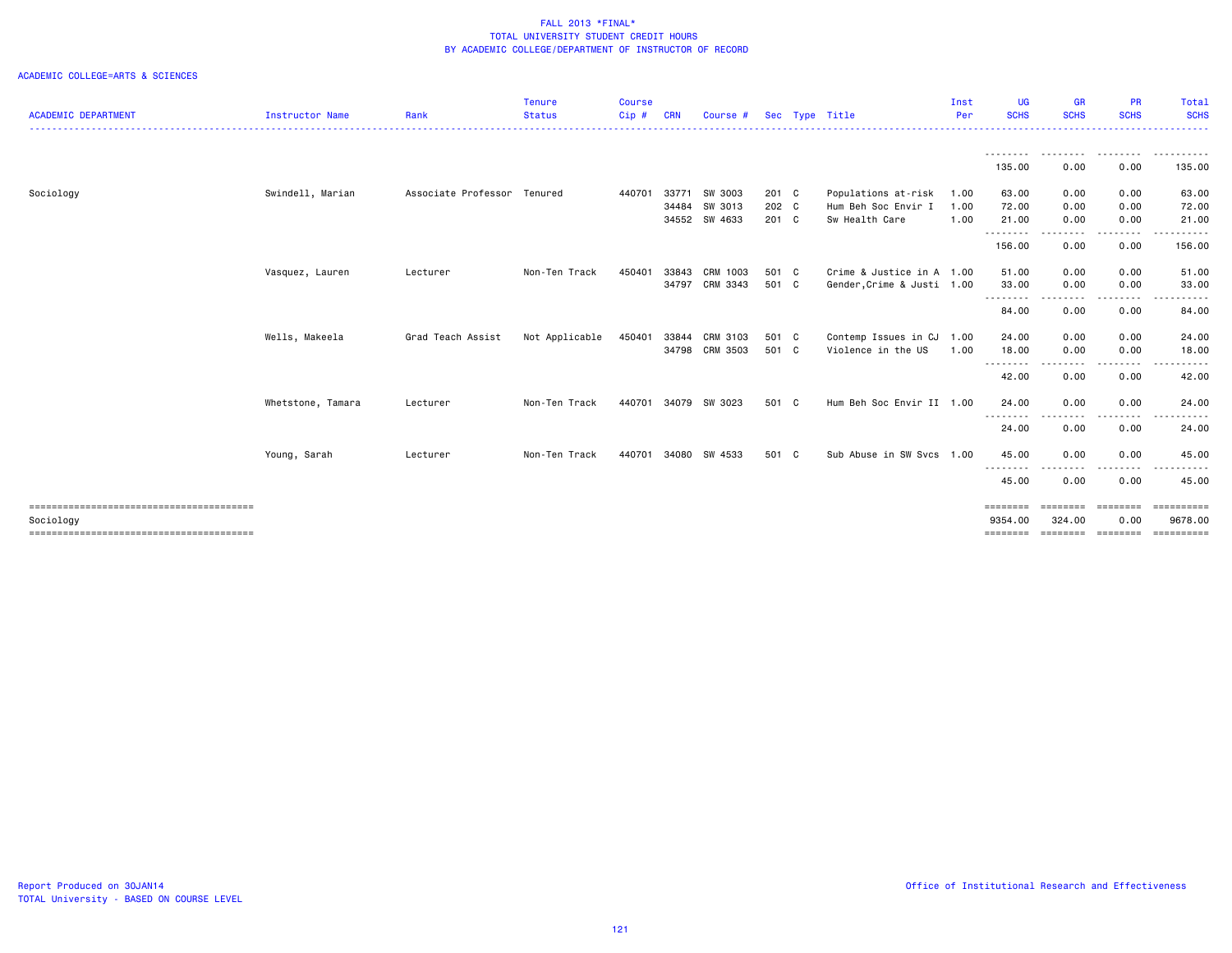FALL 2013 *FINAL*
TOTAL UNIVERSITY STUDENT CREDIT HOURS
BY ACADEMIC COLLEGE/DEPARTMENT OF INSTRUCTOR OF RECORD

ACADEMIC COLLEGE=ARTS & SCIENCES

| ACADEMIC DEPARTMENT | Instructor Name | Rank | Tenure Status | Course Cip # | CRN | Course # | Sec | Type | Title | Inst Per | UG SCHS | GR SCHS | PR SCHS | Total SCHS |
|---|---|---|---|---|---|---|---|---|---|---|---|---|---|---|
| | | | | | | | | | | | 135.00 | 0.00 | 0.00 | 135.00 |
| Sociology | Swindell, Marian | Associate Professor | Tenured | 440701 | 33771 | SW 3003 | 201 | C | Populations at-risk | 1.00 | 63.00 | 0.00 | 0.00 | 63.00 |
| | | | | | 34484 | SW 3013 | 202 | C | Hum Beh Soc Envir I | 1.00 | 72.00 | 0.00 | 0.00 | 72.00 |
| | | | | | 34552 | SW 4633 | 201 | C | Sw Health Care | 1.00 | 21.00 | 0.00 | 0.00 | 21.00 |
| | | | | | | | | | | | 156.00 | 0.00 | 0.00 | 156.00 |
| | Vasquez, Lauren | Lecturer | Non-Ten Track | 450401 | 33843 | CRM 1003 | 501 | C | Crime & Justice in A | 1.00 | 51.00 | 0.00 | 0.00 | 51.00 |
| | | | | | 34797 | CRM 3343 | 501 | C | Gender,Crime & Justi | 1.00 | 33.00 | 0.00 | 0.00 | 33.00 |
| | | | | | | | | | | | 84.00 | 0.00 | 0.00 | 84.00 |
| | Wells, Makeela | Grad Teach Assist | Not Applicable | 450401 | 33844 | CRM 3103 | 501 | C | Contemp Issues in CJ | 1.00 | 24.00 | 0.00 | 0.00 | 24.00 |
| | | | | | 34798 | CRM 3503 | 501 | C | Violence in the US | 1.00 | 18.00 | 0.00 | 0.00 | 18.00 |
| | | | | | | | | | | | 42.00 | 0.00 | 0.00 | 42.00 |
| | Whetstone, Tamara | Lecturer | Non-Ten Track | 440701 | 34079 | SW 3023 | 501 | C | Hum Beh Soc Envir II | 1.00 | 24.00 | 0.00 | 0.00 | 24.00 |
| | | | | | | | | | | | 24.00 | 0.00 | 0.00 | 24.00 |
| | Young, Sarah | Lecturer | Non-Ten Track | 440701 | 34080 | SW 4533 | 501 | C | Sub Abuse in SW Svcs | 1.00 | 45.00 | 0.00 | 0.00 | 45.00 |
| | | | | | | | | | | | 45.00 | 0.00 | 0.00 | 45.00 |
| Sociology | | | | | | | | | | | 9354.00 | 324.00 | 0.00 | 9678.00 |

Report Produced on 30JAN14
TOTAL University - BASED ON COURSE LEVEL

Office of Institutional Research and Effectiveness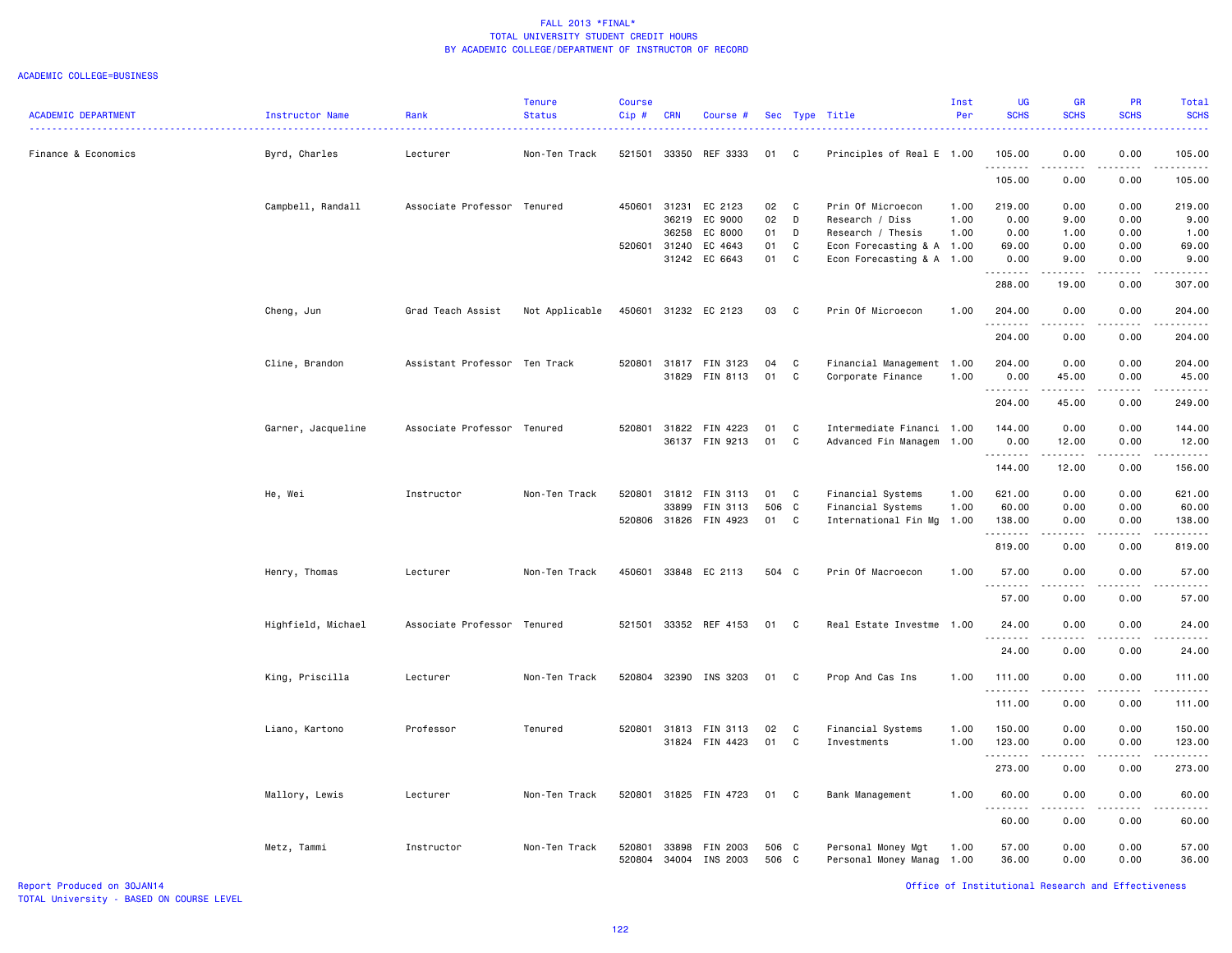FALL 2013 *FINAL*
TOTAL UNIVERSITY STUDENT CREDIT HOURS
BY ACADEMIC COLLEGE/DEPARTMENT OF INSTRUCTOR OF RECORD

ACADEMIC COLLEGE=BUSINESS

| ACADEMIC DEPARTMENT | Instructor Name | Rank | Tenure Status | Course Cip # | CRN | Course # | Sec | Type | Title | Inst Per | UG SCHS | GR SCHS | PR SCHS | Total SCHS |
|---|---|---|---|---|---|---|---|---|---|---|---|---|---|---|
| Finance & Economics | Byrd, Charles | Lecturer | Non-Ten Track | 521501 | 33350 | REF 3333 | 01 | C | Principles of Real E | 1.00 | 105.00 | 0.00 | 0.00 | 105.00 |
| | | | | | | | | | | | 105.00 | 0.00 | 0.00 | 105.00 |
| | Campbell, Randall | Associate Professor | Tenured | 450601 | 31231 | EC 2123 | 02 | C | Prin Of Microecon | 1.00 | 219.00 | 0.00 | 0.00 | 219.00 |
| | | | | | 36219 | EC 9000 | 02 | D | Research / Diss | 1.00 | 0.00 | 9.00 | 0.00 | 9.00 |
| | | | | | 36258 | EC 8000 | 01 | D | Research / Thesis | 1.00 | 0.00 | 1.00 | 0.00 | 1.00 |
| | | | | 520601 | 31240 | EC 4643 | 01 | C | Econ Forecasting & A | 1.00 | 69.00 | 0.00 | 0.00 | 69.00 |
| | | | | | 31242 | EC 6643 | 01 | C | Econ Forecasting & A | 1.00 | 0.00 | 9.00 | 0.00 | 9.00 |
| | | | | | | | | | | | 288.00 | 19.00 | 0.00 | 307.00 |
| | Cheng, Jun | Grad Teach Assist | Not Applicable | 450601 | 31232 | EC 2123 | 03 | C | Prin Of Microecon | 1.00 | 204.00 | 0.00 | 0.00 | 204.00 |
| | | | | | | | | | | | 204.00 | 0.00 | 0.00 | 204.00 |
| | Cline, Brandon | Assistant Professor | Ten Track | 520801 | 31817 | FIN 3123 | 04 | C | Financial Management | 1.00 | 204.00 | 0.00 | 0.00 | 204.00 |
| | | | | | 31829 | FIN 8113 | 01 | C | Corporate Finance | 1.00 | 0.00 | 45.00 | 0.00 | 45.00 |
| | | | | | | | | | | | 204.00 | 45.00 | 0.00 | 249.00 |
| | Garner, Jacqueline | Associate Professor | Tenured | 520801 | 31822 | FIN 4223 | 01 | C | Intermediate Financi | 1.00 | 144.00 | 0.00 | 0.00 | 144.00 |
| | | | | | 36137 | FIN 9213 | 01 | C | Advanced Fin Managem | 1.00 | 0.00 | 12.00 | 0.00 | 12.00 |
| | | | | | | | | | | | 144.00 | 12.00 | 0.00 | 156.00 |
| | He, Wei | Instructor | Non-Ten Track | 520801 | 31812 | FIN 3113 | 01 | C | Financial Systems | 1.00 | 621.00 | 0.00 | 0.00 | 621.00 |
| | | | | | 33899 | FIN 3113 | 506 | C | Financial Systems | 1.00 | 60.00 | 0.00 | 0.00 | 60.00 |
| | | | | 520806 | 31826 | FIN 4923 | 01 | C | International Fin Mg | 1.00 | 138.00 | 0.00 | 0.00 | 138.00 |
| | | | | | | | | | | | 819.00 | 0.00 | 0.00 | 819.00 |
| | Henry, Thomas | Lecturer | Non-Ten Track | 450601 | 33848 | EC 2113 | 504 | C | Prin Of Macroecon | 1.00 | 57.00 | 0.00 | 0.00 | 57.00 |
| | | | | | | | | | | | 57.00 | 0.00 | 0.00 | 57.00 |
| | Highfield, Michael | Associate Professor | Tenured | 521501 | 33352 | REF 4153 | 01 | C | Real Estate Investme | 1.00 | 24.00 | 0.00 | 0.00 | 24.00 |
| | | | | | | | | | | | 24.00 | 0.00 | 0.00 | 24.00 |
| | King, Priscilla | Lecturer | Non-Ten Track | 520804 | 32390 | INS 3203 | 01 | C | Prop And Cas Ins | 1.00 | 111.00 | 0.00 | 0.00 | 111.00 |
| | | | | | | | | | | | 111.00 | 0.00 | 0.00 | 111.00 |
| | Liano, Kartono | Professor | Tenured | 520801 | 31813 | FIN 3113 | 02 | C | Financial Systems | 1.00 | 150.00 | 0.00 | 0.00 | 150.00 |
| | | | | | 31824 | FIN 4423 | 01 | C | Investments | 1.00 | 123.00 | 0.00 | 0.00 | 123.00 |
| | | | | | | | | | | | 273.00 | 0.00 | 0.00 | 273.00 |
| | Mallory, Lewis | Lecturer | Non-Ten Track | 520801 | 31825 | FIN 4723 | 01 | C | Bank Management | 1.00 | 60.00 | 0.00 | 0.00 | 60.00 |
| | | | | | | | | | | | 60.00 | 0.00 | 0.00 | 60.00 |
| | Metz, Tammi | Instructor | Non-Ten Track | 520801 | 33898 | FIN 2003 | 506 | C | Personal Money Mgt | 1.00 | 57.00 | 0.00 | 0.00 | 57.00 |
| | | | | 520804 | 34004 | INS 2003 | 506 | C | Personal Money Manag | 1.00 | 36.00 | 0.00 | 0.00 | 36.00 |

Report Produced on 30JAN14
TOTAL University - BASED ON COURSE LEVEL

Office of Institutional Research and Effectiveness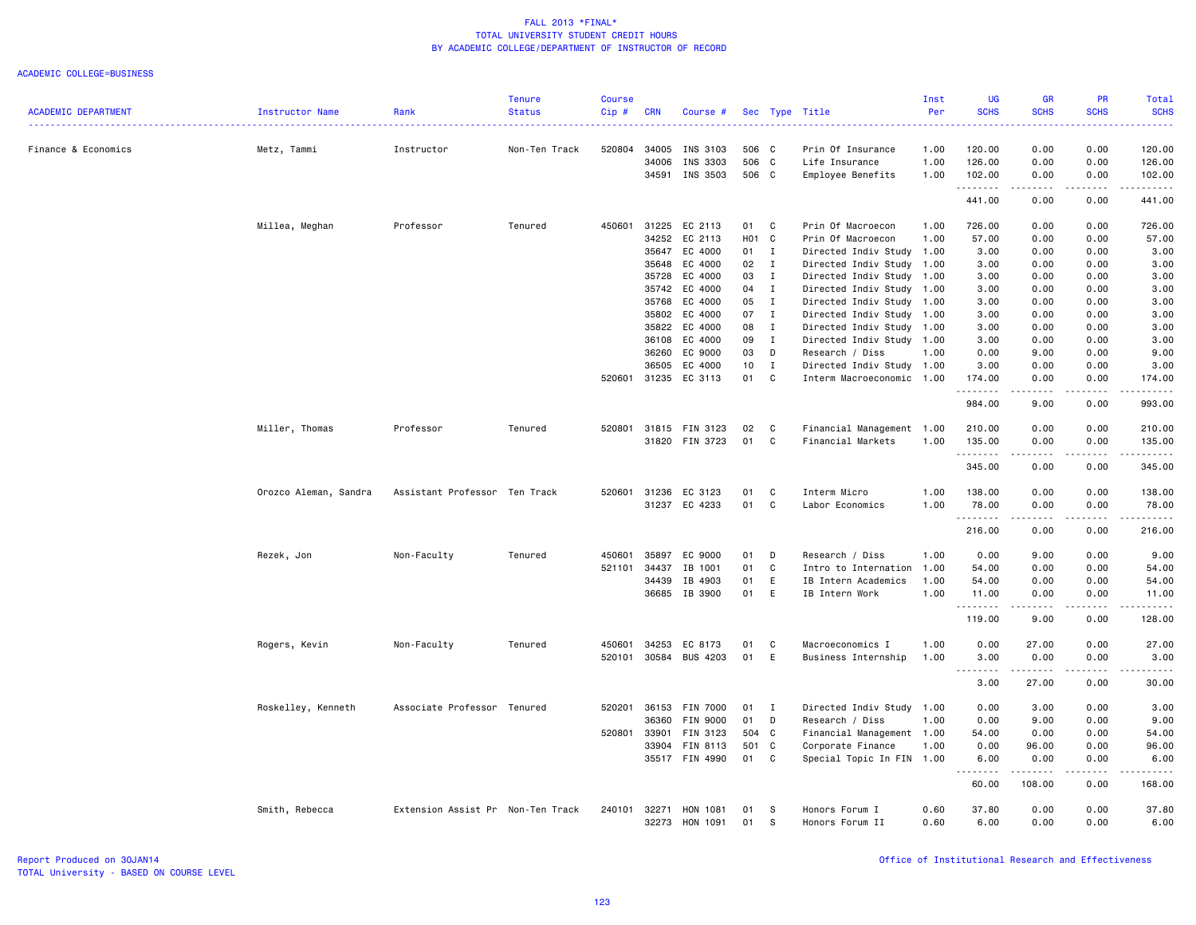FALL 2013 *FINAL*
TOTAL UNIVERSITY STUDENT CREDIT HOURS
BY ACADEMIC COLLEGE/DEPARTMENT OF INSTRUCTOR OF RECORD

ACADEMIC COLLEGE=BUSINESS

| ACADEMIC DEPARTMENT | Instructor Name | Rank | Tenure Status | Course Cip # | CRN | Course # | Sec | Type | Title | Inst Per | UG SCHS | GR SCHS | PR SCHS | Total SCHS |
|---|---|---|---|---|---|---|---|---|---|---|---|---|---|---|
| Finance & Economics | Metz, Tammi | Instructor | Non-Ten Track | 520804 | 34005 | INS 3103 | 506 | C | Prin Of Insurance | 1.00 | 120.00 | 0.00 | 0.00 | 120.00 |
| | | | | | 34006 | INS 3303 | 506 | C | Life Insurance | 1.00 | 126.00 | 0.00 | 0.00 | 126.00 |
| | | | | | 34591 | INS 3503 | 506 | C | Employee Benefits | 1.00 | 102.00 | 0.00 | 0.00 | 102.00 |
| | | | | | | | | | | | 441.00 | 0.00 | 0.00 | 441.00 |
| | Millea, Meghan | Professor | Tenured | 450601 | 31225 | EC 2113 | 01 | C | Prin Of Macroecon | 1.00 | 726.00 | 0.00 | 0.00 | 726.00 |
| | | | | | 34252 | EC 2113 | H01 | C | Prin Of Macroecon | 1.00 | 57.00 | 0.00 | 0.00 | 57.00 |
| | | | | | 35647 | EC 4000 | 01 | I | Directed Indiv Study | 1.00 | 3.00 | 0.00 | 0.00 | 3.00 |
| | | | | | 35648 | EC 4000 | 02 | I | Directed Indiv Study | 1.00 | 3.00 | 0.00 | 0.00 | 3.00 |
| | | | | | 35728 | EC 4000 | 03 | I | Directed Indiv Study | 1.00 | 3.00 | 0.00 | 0.00 | 3.00 |
| | | | | | 35742 | EC 4000 | 04 | I | Directed Indiv Study | 1.00 | 3.00 | 0.00 | 0.00 | 3.00 |
| | | | | | 35768 | EC 4000 | 05 | I | Directed Indiv Study | 1.00 | 3.00 | 0.00 | 0.00 | 3.00 |
| | | | | | 35802 | EC 4000 | 07 | I | Directed Indiv Study | 1.00 | 3.00 | 0.00 | 0.00 | 3.00 |
| | | | | | 35822 | EC 4000 | 08 | I | Directed Indiv Study | 1.00 | 3.00 | 0.00 | 0.00 | 3.00 |
| | | | | | 36108 | EC 4000 | 09 | I | Directed Indiv Study | 1.00 | 3.00 | 0.00 | 0.00 | 3.00 |
| | | | | | 36260 | EC 9000 | 03 | D | Research / Diss | 1.00 | 0.00 | 9.00 | 0.00 | 9.00 |
| | | | | | 36505 | EC 4000 | 10 | I | Directed Indiv Study | 1.00 | 3.00 | 0.00 | 0.00 | 3.00 |
| | | | | 520601 | 31235 | EC 3113 | 01 | C | Interm Macroeconomic | 1.00 | 174.00 | 0.00 | 0.00 | 174.00 |
| | | | | | | | | | | | 984.00 | 9.00 | 0.00 | 993.00 |
| | Miller, Thomas | Professor | Tenured | 520801 | 31815 | FIN 3123 | 02 | C | Financial Management | 1.00 | 210.00 | 0.00 | 0.00 | 210.00 |
| | | | | | 31820 | FIN 3723 | 01 | C | Financial Markets | 1.00 | 135.00 | 0.00 | 0.00 | 135.00 |
| | | | | | | | | | | | 345.00 | 0.00 | 0.00 | 345.00 |
| | Orozco Aleman, Sandra | Assistant Professor | Ten Track | 520601 | 31236 | EC 3123 | 01 | C | Interm Micro | 1.00 | 138.00 | 0.00 | 0.00 | 138.00 |
| | | | | | 31237 | EC 4233 | 01 | C | Labor Economics | 1.00 | 78.00 | 0.00 | 0.00 | 78.00 |
| | | | | | | | | | | | 216.00 | 0.00 | 0.00 | 216.00 |
| | Rezek, Jon | Non-Faculty | Tenured | 450601 | 35897 | EC 9000 | 01 | D | Research / Diss | 1.00 | 0.00 | 9.00 | 0.00 | 9.00 |
| | | | | 521101 | 34437 | IB 1001 | 01 | C | Intro to Internation | 1.00 | 54.00 | 0.00 | 0.00 | 54.00 |
| | | | | | 34439 | IB 4903 | 01 | E | IB Intern Academics | 1.00 | 54.00 | 0.00 | 0.00 | 54.00 |
| | | | | | 36685 | IB 3900 | 01 | E | IB Intern Work | 1.00 | 11.00 | 0.00 | 0.00 | 11.00 |
| | | | | | | | | | | | 119.00 | 9.00 | 0.00 | 128.00 |
| | Rogers, Kevin | Non-Faculty | Tenured | 450601 | 34253 | EC 8173 | 01 | C | Macroeconomics I | 1.00 | 0.00 | 27.00 | 0.00 | 27.00 |
| | | | | 520101 | 30584 | BUS 4203 | 01 | E | Business Internship | 1.00 | 3.00 | 0.00 | 0.00 | 3.00 |
| | | | | | | | | | | | 3.00 | 27.00 | 0.00 | 30.00 |
| | Roskelley, Kenneth | Associate Professor | Tenured | 520201 | 36153 | FIN 7000 | 01 | I | Directed Indiv Study | 1.00 | 0.00 | 3.00 | 0.00 | 3.00 |
| | | | | | 36360 | FIN 9000 | 01 | D | Research / Diss | 1.00 | 0.00 | 9.00 | 0.00 | 9.00 |
| | | | | 520801 | 33901 | FIN 3123 | 504 | C | Financial Management | 1.00 | 54.00 | 0.00 | 0.00 | 54.00 |
| | | | | | 33904 | FIN 8113 | 501 | C | Corporate Finance | 1.00 | 0.00 | 96.00 | 0.00 | 96.00 |
| | | | | | 35517 | FIN 4990 | 01 | C | Special Topic In FIN | 1.00 | 6.00 | 0.00 | 0.00 | 6.00 |
| | | | | | | | | | | | 60.00 | 108.00 | 0.00 | 168.00 |
| | Smith, Rebecca | Extension Assist Pr | Non-Ten Track | 240101 | 32271 | HON 1081 | 01 | S | Honors Forum I | 0.60 | 37.80 | 0.00 | 0.00 | 37.80 |
| | | | | | 32273 | HON 1091 | 01 | S | Honors Forum II | 0.60 | 6.00 | 0.00 | 0.00 | 6.00 |

Report Produced on 30JAN14
TOTAL University - BASED ON COURSE LEVEL

Office of Institutional Research and Effectiveness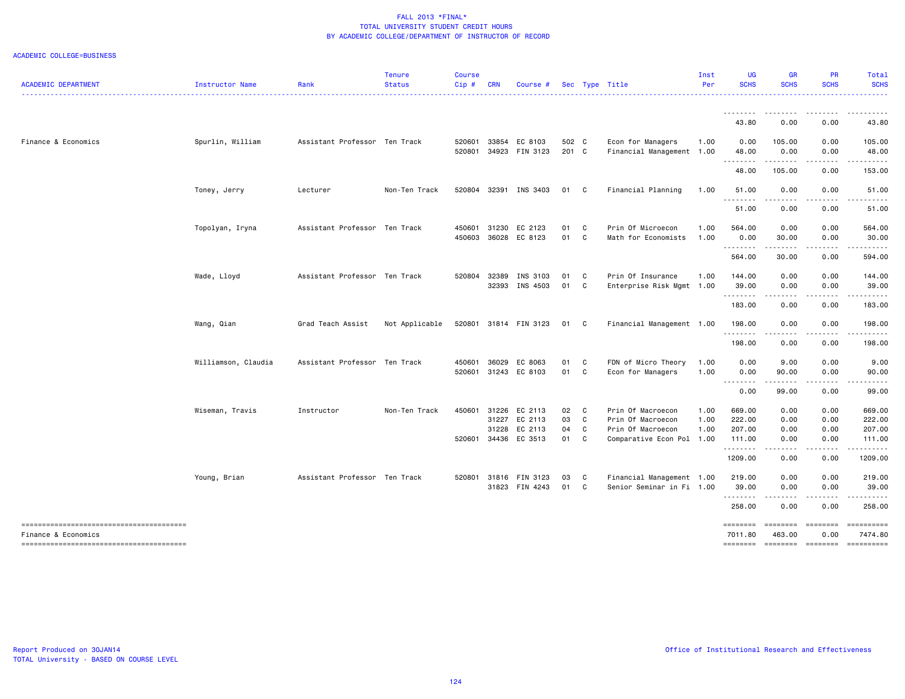# FALL 2013 *FINAL*
## TOTAL UNIVERSITY STUDENT CREDIT HOURS
## BY ACADEMIC COLLEGE/DEPARTMENT OF INSTRUCTOR OF RECORD

ACADEMIC COLLEGE=BUSINESS

| ACADEMIC DEPARTMENT | Instructor Name | Rank | Tenure Status | Course Cip # | CRN | Course # | Sec | Type | Title | Inst Per | UG SCHS | GR SCHS | PR SCHS | Total SCHS |
|---|---|---|---|---|---|---|---|---|---|---|---|---|---|---|
| | | | | | | | | | | | 43.80 | 0.00 | 0.00 | 43.80 |
| Finance & Economics | Spurlin, William | Assistant Professor | Ten Track | 520601 | 33854 | EC 8103 | 502 | C | Econ for Managers | 1.00 | 0.00 | 105.00 | 0.00 | 105.00 |
| | | | | 520801 | 34923 | FIN 3123 | 201 | C | Financial Management | 1.00 | 48.00 | 0.00 | 0.00 | 48.00 |
| | | | | | | | | | | | 48.00 | 105.00 | 0.00 | 153.00 |
| | Toney, Jerry | Lecturer | Non-Ten Track | 520804 | 32391 | INS 3403 | 01 | C | Financial Planning | 1.00 | 51.00 | 0.00 | 0.00 | 51.00 |
| | | | | | | | | | | | 51.00 | 0.00 | 0.00 | 51.00 |
| | Topolyan, Iryna | Assistant Professor | Ten Track | 450601 | 31230 | EC 2123 | 01 | C | Prin Of Microecon | 1.00 | 564.00 | 0.00 | 0.00 | 564.00 |
| | | | | 450603 | 36028 | EC 8123 | 01 | C | Math for Economists | 1.00 | 0.00 | 30.00 | 0.00 | 30.00 |
| | | | | | | | | | | | 564.00 | 30.00 | 0.00 | 594.00 |
| | Wade, Lloyd | Assistant Professor | Ten Track | 520804 | 32389 | INS 3103 | 01 | C | Prin Of Insurance | 1.00 | 144.00 | 0.00 | 0.00 | 144.00 |
| | | | | | 32393 | INS 4503 | 01 | C | Enterprise Risk Mgmt | 1.00 | 39.00 | 0.00 | 0.00 | 39.00 |
| | | | | | | | | | | | 183.00 | 0.00 | 0.00 | 183.00 |
| | Wang, Qian | Grad Teach Assist | Not Applicable | 520801 | 31814 | FIN 3123 | 01 | C | Financial Management | 1.00 | 198.00 | 0.00 | 0.00 | 198.00 |
| | | | | | | | | | | | 198.00 | 0.00 | 0.00 | 198.00 |
| | Williamson, Claudia | Assistant Professor | Ten Track | 450601 | 36029 | EC 8063 | 01 | C | FDN of Micro Theory | 1.00 | 0.00 | 9.00 | 0.00 | 9.00 |
| | | | | 520601 | 31243 | EC 8103 | 01 | C | Econ for Managers | 1.00 | 0.00 | 90.00 | 0.00 | 90.00 |
| | | | | | | | | | | | 0.00 | 99.00 | 0.00 | 99.00 |
| | Wiseman, Travis | Instructor | Non-Ten Track | 450601 | 31226 | EC 2113 | 02 | C | Prin Of Macroecon | 1.00 | 669.00 | 0.00 | 0.00 | 669.00 |
| | | | | | 31227 | EC 2113 | 03 | C | Prin Of Macroecon | 1.00 | 222.00 | 0.00 | 0.00 | 222.00 |
| | | | | | 31228 | EC 2113 | 04 | C | Prin Of Macroecon | 1.00 | 207.00 | 0.00 | 0.00 | 207.00 |
| | | | | 520601 | 34436 | EC 3513 | 01 | C | Comparative Econ Pol | 1.00 | 111.00 | 0.00 | 0.00 | 111.00 |
| | | | | | | | | | | | 1209.00 | 0.00 | 0.00 | 1209.00 |
| | Young, Brian | Assistant Professor | Ten Track | 520801 | 31816 | FIN 3123 | 03 | C | Financial Management | 1.00 | 219.00 | 0.00 | 0.00 | 219.00 |
| | | | | | 31823 | FIN 4243 | 01 | C | Senior Seminar in Fi | 1.00 | 39.00 | 0.00 | 0.00 | 39.00 |
| | | | | | | | | | | | 258.00 | 0.00 | 0.00 | 258.00 |
| Finance & Economics | | | | | | | | | | | 7011.80 | 463.00 | 0.00 | 7474.80 |

Report Produced on 30JAN14
TOTAL University - BASED ON COURSE LEVEL

Office of Institutional Research and Effectiveness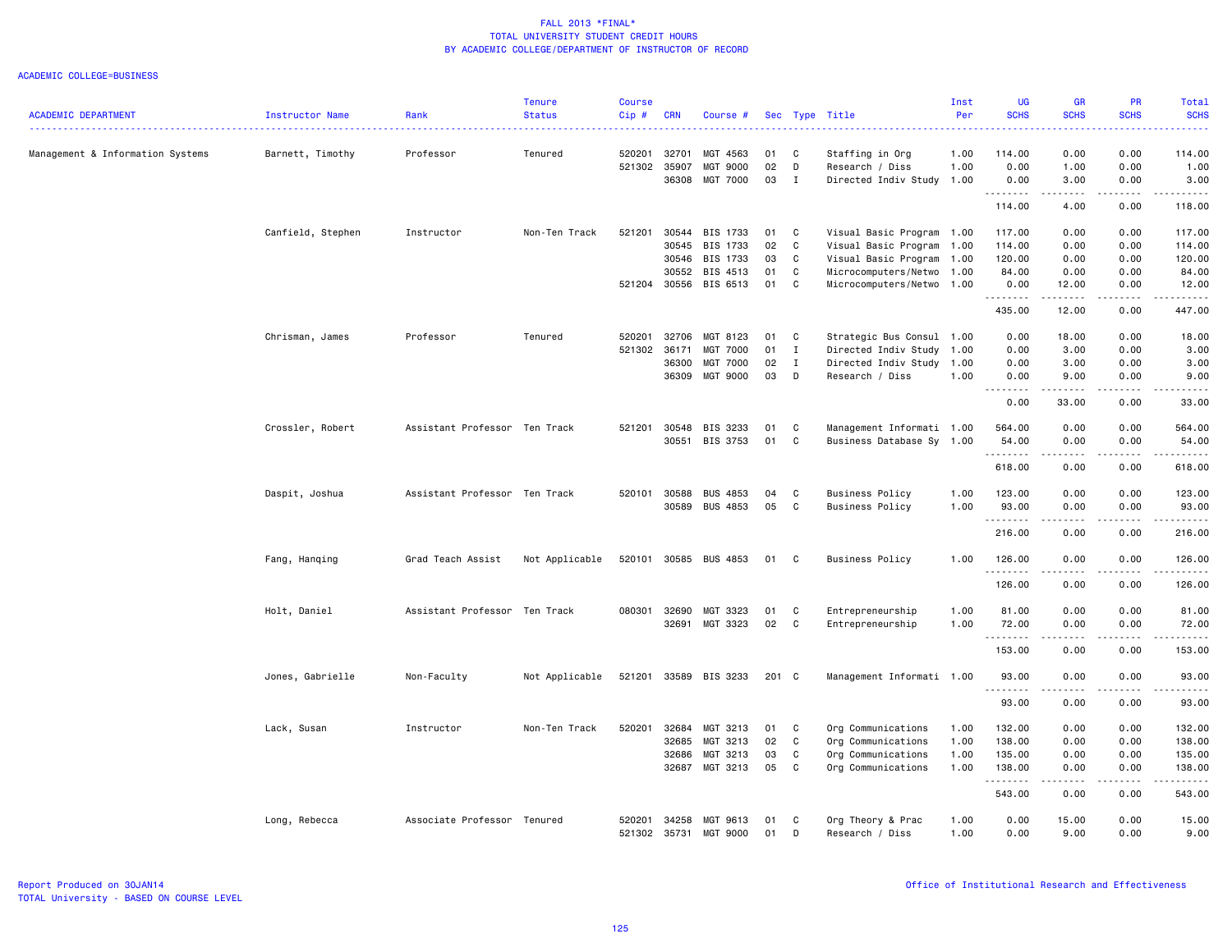FALL 2013 *FINAL*
TOTAL UNIVERSITY STUDENT CREDIT HOURS
BY ACADEMIC COLLEGE/DEPARTMENT OF INSTRUCTOR OF RECORD

ACADEMIC COLLEGE=BUSINESS

| ACADEMIC DEPARTMENT | Instructor Name | Rank | Tenure Status | Course Cip # | CRN | Course # | Sec | Type | Title | Inst Per | UG SCHS | GR SCHS | PR SCHS | Total SCHS |
|---|---|---|---|---|---|---|---|---|---|---|---|---|---|---|
| Management & Information Systems | Barnett, Timothy | Professor | Tenured | 520201 | 32701 | MGT 4563 | 01 | C | Staffing in Org | 1.00 | 114.00 | 0.00 | 0.00 | 114.00 |
| | | | | 521302 | 35907 | MGT 9000 | 02 | D | Research / Diss | 1.00 | 0.00 | 1.00 | 0.00 | 1.00 |
| | | | | | 36308 | MGT 7000 | 03 | I | Directed Indiv Study | 1.00 | 0.00 | 3.00 | 0.00 | 3.00 |
| | | | | | | | | | | | 114.00 | 4.00 | 0.00 | 118.00 |
| | Canfield, Stephen | Instructor | Non-Ten Track | 521201 | 30544 | BIS 1733 | 01 | C | Visual Basic Program | 1.00 | 117.00 | 0.00 | 0.00 | 117.00 |
| | | | | | 30545 | BIS 1733 | 02 | C | Visual Basic Program | 1.00 | 114.00 | 0.00 | 0.00 | 114.00 |
| | | | | | 30546 | BIS 1733 | 03 | C | Visual Basic Program | 1.00 | 120.00 | 0.00 | 0.00 | 120.00 |
| | | | | | 30552 | BIS 4513 | 01 | C | Microcomputers/Netwo | 1.00 | 84.00 | 0.00 | 0.00 | 84.00 |
| | | | | 521204 | 30556 | BIS 6513 | 01 | C | Microcomputers/Netwo | 1.00 | 0.00 | 12.00 | 0.00 | 12.00 |
| | | | | | | | | | | | 435.00 | 12.00 | 0.00 | 447.00 |
| | Chrisman, James | Professor | Tenured | 520201 | 32706 | MGT 8123 | 01 | C | Strategic Bus Consul | 1.00 | 0.00 | 18.00 | 0.00 | 18.00 |
| | | | | 521302 | 36171 | MGT 7000 | 01 | I | Directed Indiv Study | 1.00 | 0.00 | 3.00 | 0.00 | 3.00 |
| | | | | | 36300 | MGT 7000 | 02 | I | Directed Indiv Study | 1.00 | 0.00 | 3.00 | 0.00 | 3.00 |
| | | | | | 36309 | MGT 9000 | 03 | D | Research / Diss | 1.00 | 0.00 | 9.00 | 0.00 | 9.00 |
| | | | | | | | | | | | 0.00 | 33.00 | 0.00 | 33.00 |
| | Crossler, Robert | Assistant Professor | Ten Track | 521201 | 30548 | BIS 3233 | 01 | C | Management Informati | 1.00 | 564.00 | 0.00 | 0.00 | 564.00 |
| | | | | | 30551 | BIS 3753 | 01 | C | Business Database Sy | 1.00 | 54.00 | 0.00 | 0.00 | 54.00 |
| | | | | | | | | | | | 618.00 | 0.00 | 0.00 | 618.00 |
| | Daspit, Joshua | Assistant Professor | Ten Track | 520101 | 30588 | BUS 4853 | 04 | C | Business Policy | 1.00 | 123.00 | 0.00 | 0.00 | 123.00 |
| | | | | | 30589 | BUS 4853 | 05 | C | Business Policy | 1.00 | 93.00 | 0.00 | 0.00 | 93.00 |
| | | | | | | | | | | | 216.00 | 0.00 | 0.00 | 216.00 |
| | Fang, Hanqing | Grad Teach Assist | Not Applicable | 520101 | 30585 | BUS 4853 | 01 | C | Business Policy | 1.00 | 126.00 | 0.00 | 0.00 | 126.00 |
| | | | | | | | | | | | 126.00 | 0.00 | 0.00 | 126.00 |
| | Holt, Daniel | Assistant Professor | Ten Track | 080301 | 32690 | MGT 3323 | 01 | C | Entrepreneurship | 1.00 | 81.00 | 0.00 | 0.00 | 81.00 |
| | | | | | 32691 | MGT 3323 | 02 | C | Entrepreneurship | 1.00 | 72.00 | 0.00 | 0.00 | 72.00 |
| | | | | | | | | | | | 153.00 | 0.00 | 0.00 | 153.00 |
| | Jones, Gabrielle | Non-Faculty | Not Applicable | 521201 | 33589 | BIS 3233 | 201 | C | Management Informati | 1.00 | 93.00 | 0.00 | 0.00 | 93.00 |
| | | | | | | | | | | | 93.00 | 0.00 | 0.00 | 93.00 |
| | Lack, Susan | Instructor | Non-Ten Track | 520201 | 32684 | MGT 3213 | 01 | C | Org Communications | 1.00 | 132.00 | 0.00 | 0.00 | 132.00 |
| | | | | | 32685 | MGT 3213 | 02 | C | Org Communications | 1.00 | 138.00 | 0.00 | 0.00 | 138.00 |
| | | | | | 32686 | MGT 3213 | 03 | C | Org Communications | 1.00 | 135.00 | 0.00 | 0.00 | 135.00 |
| | | | | | 32687 | MGT 3213 | 05 | C | Org Communications | 1.00 | 138.00 | 0.00 | 0.00 | 138.00 |
| | | | | | | | | | | | 543.00 | 0.00 | 0.00 | 543.00 |
| | Long, Rebecca | Associate Professor | Tenured | 520201 | 34258 | MGT 9613 | 01 | C | Org Theory & Prac | 1.00 | 0.00 | 15.00 | 0.00 | 15.00 |
| | | | | 521302 | 35731 | MGT 9000 | 01 | D | Research / Diss | 1.00 | 0.00 | 9.00 | 0.00 | 9.00 |

Report Produced on 30JAN14
TOTAL University - BASED ON COURSE LEVEL

Office of Institutional Research and Effectiveness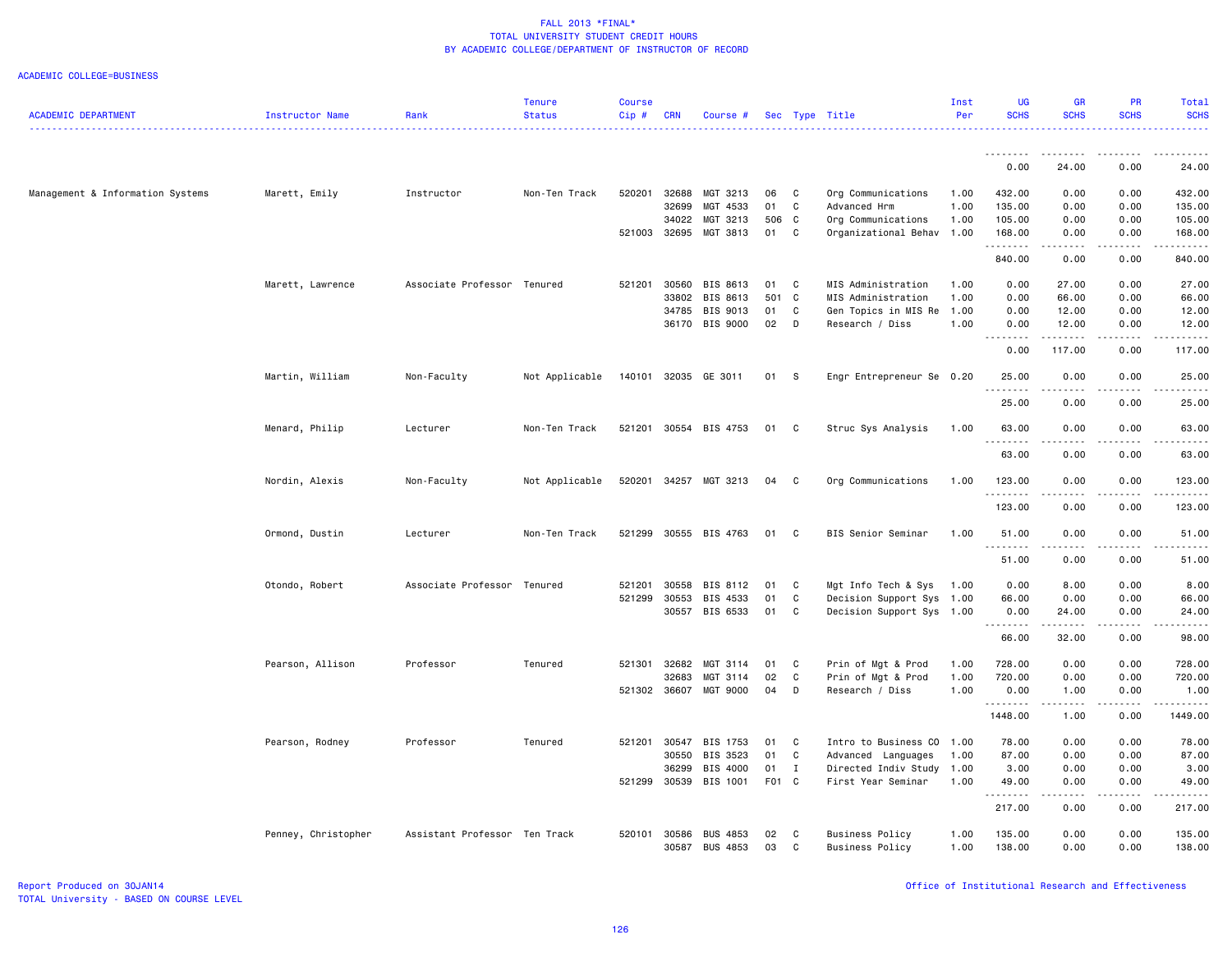FALL 2013 *FINAL*
TOTAL UNIVERSITY STUDENT CREDIT HOURS
BY ACADEMIC COLLEGE/DEPARTMENT OF INSTRUCTOR OF RECORD

ACADEMIC COLLEGE=BUSINESS

| ACADEMIC DEPARTMENT | Instructor Name | Rank | Tenure Status | Course Cip # | CRN | Course # | Sec | Type | Title | Inst Per | UG SCHS | GR SCHS | PR SCHS | Total SCHS |
|---|---|---|---|---|---|---|---|---|---|---|---|---|---|---|
| | | | | | | | | | | | 0.00 | 24.00 | 0.00 | 24.00 |
| Management & Information Systems | Marett, Emily | Instructor | Non-Ten Track | 520201 | 32688 | MGT 3213 | 06 | C | Org Communications | 1.00 | 432.00 | 0.00 | 0.00 | 432.00 |
| | | | | | 32699 | MGT 4533 | 01 | C | Advanced Hrm | 1.00 | 135.00 | 0.00 | 0.00 | 135.00 |
| | | | | | 34022 | MGT 3213 | 506 | C | Org Communications | 1.00 | 105.00 | 0.00 | 0.00 | 105.00 |
| | | | | 521003 | 32695 | MGT 3813 | 01 | C | Organizational Behav | 1.00 | 168.00 | 0.00 | 0.00 | 168.00 |
| | | | | | | | | | | | 840.00 | 0.00 | 0.00 | 840.00 |
| | Marett, Lawrence | Associate Professor | Tenured | 521201 | 30560 | BIS 8613 | 01 | C | MIS Administration | 1.00 | 0.00 | 27.00 | 0.00 | 27.00 |
| | | | | | 33802 | BIS 8613 | 501 | C | MIS Administration | 1.00 | 0.00 | 66.00 | 0.00 | 66.00 |
| | | | | | 34785 | BIS 9013 | 01 | C | Gen Topics in MIS Re | 1.00 | 0.00 | 12.00 | 0.00 | 12.00 |
| | | | | | 36170 | BIS 9000 | 02 | D | Research / Diss | 1.00 | 0.00 | 12.00 | 0.00 | 12.00 |
| | | | | | | | | | | | 0.00 | 117.00 | 0.00 | 117.00 |
| | Martin, William | Non-Faculty | Not Applicable | 140101 | 32035 | GE 3011 | 01 | S | Engr Entrepreneur Se | 0.20 | 25.00 | 0.00 | 0.00 | 25.00 |
| | | | | | | | | | | | 25.00 | 0.00 | 0.00 | 25.00 |
| | Menard, Philip | Lecturer | Non-Ten Track | 521201 | 30554 | BIS 4753 | 01 | C | Struc Sys Analysis | 1.00 | 63.00 | 0.00 | 0.00 | 63.00 |
| | | | | | | | | | | | 63.00 | 0.00 | 0.00 | 63.00 |
| | Nordin, Alexis | Non-Faculty | Not Applicable | 520201 | 34257 | MGT 3213 | 04 | C | Org Communications | 1.00 | 123.00 | 0.00 | 0.00 | 123.00 |
| | | | | | | | | | | | 123.00 | 0.00 | 0.00 | 123.00 |
| | Ormond, Dustin | Lecturer | Non-Ten Track | 521299 | 30555 | BIS 4763 | 01 | C | BIS Senior Seminar | 1.00 | 51.00 | 0.00 | 0.00 | 51.00 |
| | | | | | | | | | | | 51.00 | 0.00 | 0.00 | 51.00 |
| | Otondo, Robert | Associate Professor | Tenured | 521201 | 30558 | BIS 8112 | 01 | C | Mgt Info Tech & Sys | 1.00 | 0.00 | 8.00 | 0.00 | 8.00 |
| | | | | 521299 | 30553 | BIS 4533 | 01 | C | Decision Support Sys | 1.00 | 66.00 | 0.00 | 0.00 | 66.00 |
| | | | | | 30557 | BIS 6533 | 01 | C | Decision Support Sys | 1.00 | 0.00 | 24.00 | 0.00 | 24.00 |
| | | | | | | | | | | | 66.00 | 32.00 | 0.00 | 98.00 |
| | Pearson, Allison | Professor | Tenured | 521301 | 32682 | MGT 3114 | 01 | C | Prin of Mgt & Prod | 1.00 | 728.00 | 0.00 | 0.00 | 728.00 |
| | | | | | 32683 | MGT 3114 | 02 | C | Prin of Mgt & Prod | 1.00 | 720.00 | 0.00 | 0.00 | 720.00 |
| | | | | 521302 | 36607 | MGT 9000 | 04 | D | Research / Diss | 1.00 | 0.00 | 1.00 | 0.00 | 1.00 |
| | | | | | | | | | | | 1448.00 | 1.00 | 0.00 | 1449.00 |
| | Pearson, Rodney | Professor | Tenured | 521201 | 30547 | BIS 1753 | 01 | C | Intro to Business CO | 1.00 | 78.00 | 0.00 | 0.00 | 78.00 |
| | | | | | 30550 | BIS 3523 | 01 | C | Advanced Languages | 1.00 | 87.00 | 0.00 | 0.00 | 87.00 |
| | | | | | 36299 | BIS 4000 | 01 | I | Directed Indiv Study | 1.00 | 3.00 | 0.00 | 0.00 | 3.00 |
| | | | | 521299 | 30539 | BIS 1001 | F01 | C | First Year Seminar | 1.00 | 49.00 | 0.00 | 0.00 | 49.00 |
| | | | | | | | | | | | 217.00 | 0.00 | 0.00 | 217.00 |
| | Penney, Christopher | Assistant Professor | Ten Track | 520101 | 30586 | BUS 4853 | 02 | C | Business Policy | 1.00 | 135.00 | 0.00 | 0.00 | 135.00 |
| | | | | | 30587 | BUS 4853 | 03 | C | Business Policy | 1.00 | 138.00 | 0.00 | 0.00 | 138.00 |

Report Produced on 30JAN14
TOTAL University - BASED ON COURSE LEVEL

Office of Institutional Research and Effectiveness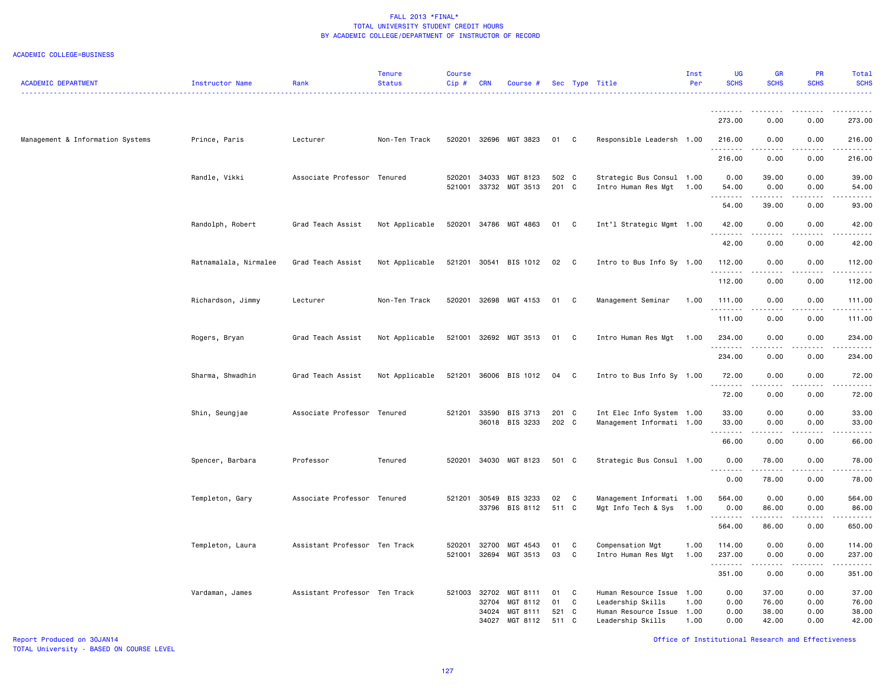FALL 2013 *FINAL*
TOTAL UNIVERSITY STUDENT CREDIT HOURS
BY ACADEMIC COLLEGE/DEPARTMENT OF INSTRUCTOR OF RECORD

ACADEMIC COLLEGE=BUSINESS

| ACADEMIC DEPARTMENT | Instructor Name | Rank | Tenure Status | Course Cip # | CRN | Course # | Sec | Type | Title | Inst Per | UG SCHS | GR SCHS | PR SCHS | Total SCHS |
|---|---|---|---|---|---|---|---|---|---|---|---|---|---|---|
| | | | | | | | | | | | 273.00 | 0.00 | 0.00 | 273.00 |
| Management & Information Systems | Prince, Paris | Lecturer | Non-Ten Track | 520201 | 32696 | MGT 3823 | 01 | C | Responsible Leadersh | 1.00 | 216.00 | 0.00 | 0.00 | 216.00 |
| | | | | | | | | | | | 216.00 | 0.00 | 0.00 | 216.00 |
| | Randle, Vikki | Associate Professor | Tenured | 520201 | 34033 | MGT 8123 | 502 | C | Strategic Bus Consul | 1.00 | 0.00 | 39.00 | 0.00 | 39.00 |
| | | | | 521001 | 33732 | MGT 3513 | 201 | C | Intro Human Res Mgt | 1.00 | 54.00 | 0.00 | 0.00 | 54.00 |
| | | | | | | | | | | | 54.00 | 39.00 | 0.00 | 93.00 |
| | Randolph, Robert | Grad Teach Assist | Not Applicable | 520201 | 34786 | MGT 4863 | 01 | C | Int'l Strategic Mgmt | 1.00 | 42.00 | 0.00 | 0.00 | 42.00 |
| | | | | | | | | | | | 42.00 | 0.00 | 0.00 | 42.00 |
| | Ratnamalala, Nirmalee | Grad Teach Assist | Not Applicable | 521201 | 30541 | BIS 1012 | 02 | C | Intro to Bus Info Sy | 1.00 | 112.00 | 0.00 | 0.00 | 112.00 |
| | | | | | | | | | | | 112.00 | 0.00 | 0.00 | 112.00 |
| | Richardson, Jimmy | Lecturer | Non-Ten Track | 520201 | 32698 | MGT 4153 | 01 | C | Management Seminar | 1.00 | 111.00 | 0.00 | 0.00 | 111.00 |
| | | | | | | | | | | | 111.00 | 0.00 | 0.00 | 111.00 |
| | Rogers, Bryan | Grad Teach Assist | Not Applicable | 521001 | 32692 | MGT 3513 | 01 | C | Intro Human Res Mgt | 1.00 | 234.00 | 0.00 | 0.00 | 234.00 |
| | | | | | | | | | | | 234.00 | 0.00 | 0.00 | 234.00 |
| | Sharma, Shwadhin | Grad Teach Assist | Not Applicable | 521201 | 36006 | BIS 1012 | 04 | C | Intro to Bus Info Sy | 1.00 | 72.00 | 0.00 | 0.00 | 72.00 |
| | | | | | | | | | | | 72.00 | 0.00 | 0.00 | 72.00 |
| | Shin, Seungjae | Associate Professor | Tenured | 521201 | 33590 | BIS 3713 | 201 | C | Int Elec Info System | 1.00 | 33.00 | 0.00 | 0.00 | 33.00 |
| | | | | | 36018 | BIS 3233 | 202 | C | Management Informati | 1.00 | 33.00 | 0.00 | 0.00 | 33.00 |
| | | | | | | | | | | | 66.00 | 0.00 | 0.00 | 66.00 |
| | Spencer, Barbara | Professor | Tenured | 520201 | 34030 | MGT 8123 | 501 | C | Strategic Bus Consul | 1.00 | 0.00 | 78.00 | 0.00 | 78.00 |
| | | | | | | | | | | | 0.00 | 78.00 | 0.00 | 78.00 |
| | Templeton, Gary | Associate Professor | Tenured | 521201 | 30549 | BIS 3233 | 02 | C | Management Informati | 1.00 | 564.00 | 0.00 | 0.00 | 564.00 |
| | | | | | 33796 | BIS 8112 | 511 | C | Mgt Info Tech & Sys | 1.00 | 0.00 | 86.00 | 0.00 | 86.00 |
| | | | | | | | | | | | 564.00 | 86.00 | 0.00 | 650.00 |
| | Templeton, Laura | Assistant Professor | Ten Track | 520201 | 32700 | MGT 4543 | 01 | C | Compensation Mgt | 1.00 | 114.00 | 0.00 | 0.00 | 114.00 |
| | | | | 521001 | 32694 | MGT 3513 | 03 | C | Intro Human Res Mgt | 1.00 | 237.00 | 0.00 | 0.00 | 237.00 |
| | | | | | | | | | | | 351.00 | 0.00 | 0.00 | 351.00 |
| | Vardaman, James | Assistant Professor | Ten Track | 521003 | 32702 | MGT 8111 | 01 | C | Human Resource Issue | 1.00 | 0.00 | 37.00 | 0.00 | 37.00 |
| | | | | | 32704 | MGT 8112 | 01 | C | Leadership Skills | 1.00 | 0.00 | 76.00 | 0.00 | 76.00 |
| | | | | | 34024 | MGT 8111 | 521 | C | Human Resource Issue | 1.00 | 0.00 | 38.00 | 0.00 | 38.00 |
| | | | | | 34027 | MGT 8112 | 511 | C | Leadership Skills | 1.00 | 0.00 | 42.00 | 0.00 | 42.00 |

Report Produced on 30JAN14
TOTAL University - BASED ON COURSE LEVEL

Office of Institutional Research and Effectiveness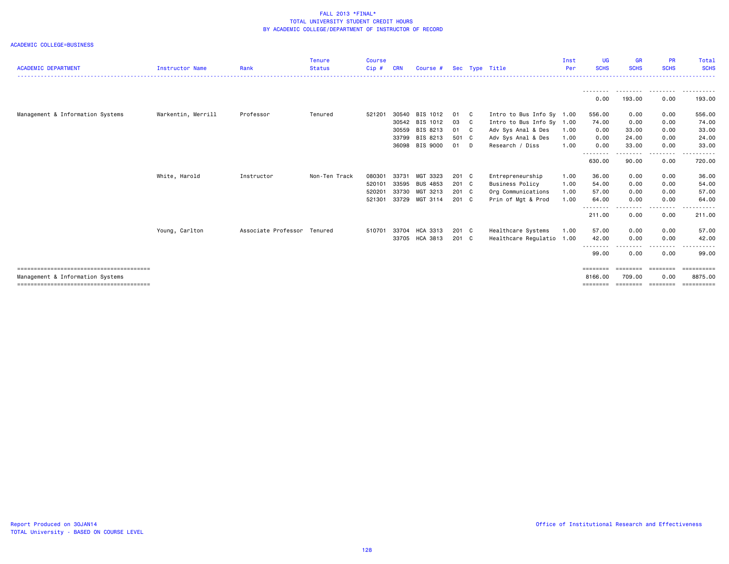FALL 2013 *FINAL*
TOTAL UNIVERSITY STUDENT CREDIT HOURS
BY ACADEMIC COLLEGE/DEPARTMENT OF INSTRUCTOR OF RECORD

ACADEMIC COLLEGE=BUSINESS

| ACADEMIC DEPARTMENT | Instructor Name | Rank | Tenure Status | Course Cip # | CRN | Course # | Sec | Type | Title | Inst Per | UG SCHS | GR SCHS | PR SCHS | Total SCHS |
|---|---|---|---|---|---|---|---|---|---|---|---|---|---|---|
| | | | | | | | | | | | 0.00 | 193.00 | 0.00 | 193.00 |
| Management & Information Systems | Warkentin, Merrill | Professor | Tenured | 521201 | 30540 | BIS 1012 | 01 | C | Intro to Bus Info Sy | 1.00 | 556.00 | 0.00 | 0.00 | 556.00 |
| | | | | | 30542 | BIS 1012 | 03 | C | Intro to Bus Info Sy | 1.00 | 74.00 | 0.00 | 0.00 | 74.00 |
| | | | | | 30559 | BIS 8213 | 01 | C | Adv Sys Anal & Des | 1.00 | 0.00 | 33.00 | 0.00 | 33.00 |
| | | | | | 33799 | BIS 8213 | 501 | C | Adv Sys Anal & Des | 1.00 | 0.00 | 24.00 | 0.00 | 24.00 |
| | | | | | 36098 | BIS 9000 | 01 | D | Research / Diss | 1.00 | 0.00 | 33.00 | 0.00 | 33.00 |
| | | | | | | | | | | | 630.00 | 90.00 | 0.00 | 720.00 |
| | White, Harold | Instructor | Non-Ten Track | 080301 | 33731 | MGT 3323 | 201 | C | Entrepreneurship | 1.00 | 36.00 | 0.00 | 0.00 | 36.00 |
| | | | | 520101 | 33595 | BUS 4853 | 201 | C | Business Policy | 1.00 | 54.00 | 0.00 | 0.00 | 54.00 |
| | | | | 520201 | 33730 | MGT 3213 | 201 | C | Org Communications | 1.00 | 57.00 | 0.00 | 0.00 | 57.00 |
| | | | | 521301 | 33729 | MGT 3114 | 201 | C | Prin of Mgt & Prod | 1.00 | 64.00 | 0.00 | 0.00 | 64.00 |
| | | | | | | | | | | | 211.00 | 0.00 | 0.00 | 211.00 |
| | Young, Carlton | Associate Professor | Tenured | 510701 | 33704 | HCA 3313 | 201 | C | Healthcare Systems | 1.00 | 57.00 | 0.00 | 0.00 | 57.00 |
| | | | | | 33705 | HCA 3813 | 201 | C | Healthcare Regulatio | 1.00 | 42.00 | 0.00 | 0.00 | 42.00 |
| | | | | | | | | | | | 99.00 | 0.00 | 0.00 | 99.00 |
| Management & Information Systems | | | | | | | | | | | 8166.00 | 709.00 | 0.00 | 8875.00 |

Report Produced on 30JAN14
TOTAL University - BASED ON COURSE LEVEL

Office of Institutional Research and Effectiveness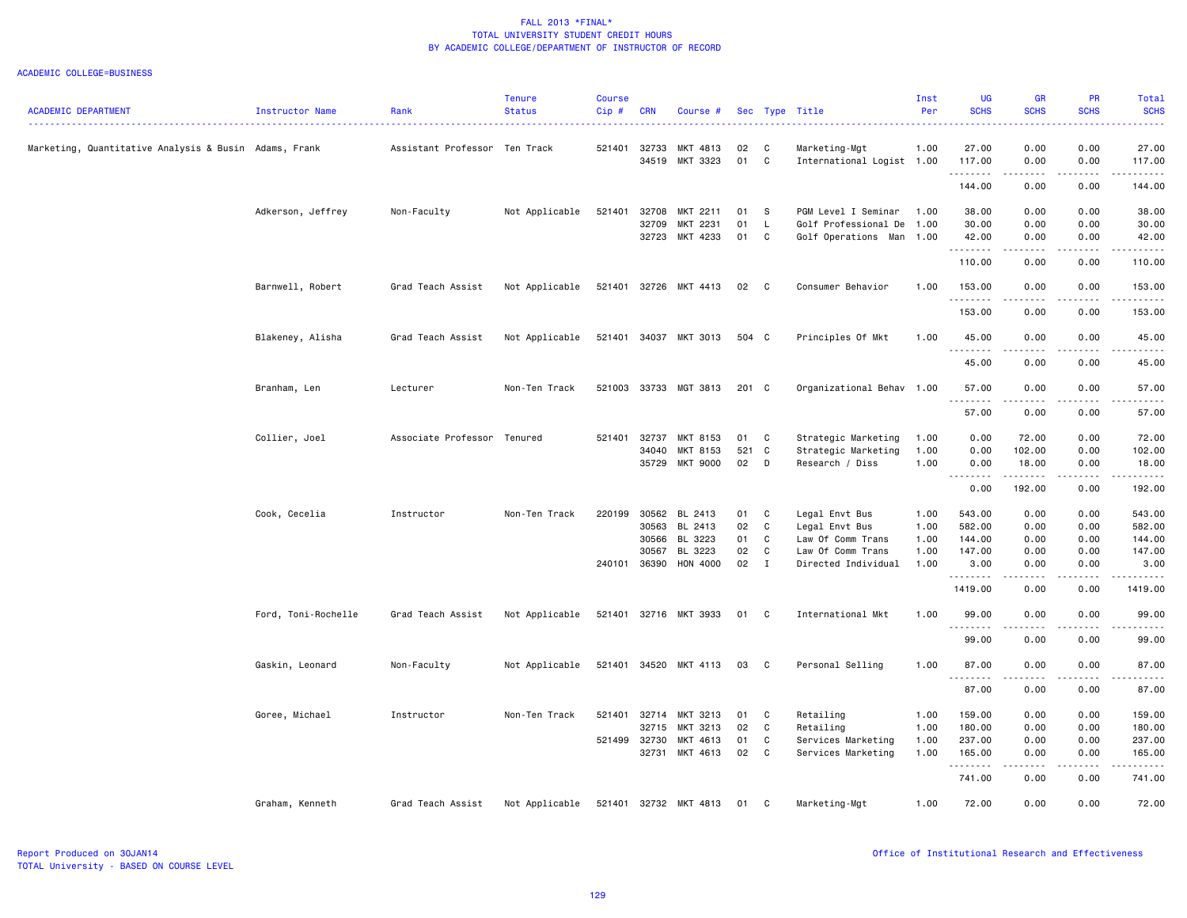# FALL 2013 *FINAL*
## TOTAL UNIVERSITY STUDENT CREDIT HOURS
## BY ACADEMIC COLLEGE/DEPARTMENT OF INSTRUCTOR OF RECORD

ACADEMIC COLLEGE=BUSINESS

| ACADEMIC DEPARTMENT | Instructor Name | Rank | Tenure Status | Course Cip # | CRN | Course # | Sec | Type | Title | Inst Per | UG SCHS | GR SCHS | PR SCHS | Total SCHS |
|---|---|---|---|---|---|---|---|---|---|---|---|---|---|---|
| Marketing, Quantitative Analysis & Busin | Adams, Frank | Assistant Professor | Ten Track | 521401 | 32733 | MKT 4813 | 02 | C | Marketing-Mgt | 1.00 | 27.00 | 0.00 | 0.00 | 27.00 |
| | | | | | 34519 | MKT 3323 | 01 | C | International Logist | 1.00 | 117.00 | 0.00 | 0.00 | 117.00 |
| | | | | | | | | | | | 144.00 | 0.00 | 0.00 | 144.00 |
| | Adkerson, Jeffrey | Non-Faculty | Not Applicable | 521401 | 32708 | MKT 2211 | 01 | S | PGM Level I Seminar | 1.00 | 38.00 | 0.00 | 0.00 | 38.00 |
| | | | | | 32709 | MKT 2231 | 01 | L | Golf Professional De | 1.00 | 30.00 | 0.00 | 0.00 | 30.00 |
| | | | | | 32723 | MKT 4233 | 01 | C | Golf Operations Man | 1.00 | 42.00 | 0.00 | 0.00 | 42.00 |
| | | | | | | | | | | | 110.00 | 0.00 | 0.00 | 110.00 |
| | Barnwell, Robert | Grad Teach Assist | Not Applicable | 521401 | 32726 | MKT 4413 | 02 | C | Consumer Behavior | 1.00 | 153.00 | 0.00 | 0.00 | 153.00 |
| | | | | | | | | | | | 153.00 | 0.00 | 0.00 | 153.00 |
| | Blakeney, Alisha | Grad Teach Assist | Not Applicable | 521401 | 34037 | MKT 3013 | 504 | C | Principles Of Mkt | 1.00 | 45.00 | 0.00 | 0.00 | 45.00 |
| | | | | | | | | | | | 45.00 | 0.00 | 0.00 | 45.00 |
| | Branham, Len | Lecturer | Non-Ten Track | 521003 | 33733 | MGT 3813 | 201 | C | Organizational Behav | 1.00 | 57.00 | 0.00 | 0.00 | 57.00 |
| | | | | | | | | | | | 57.00 | 0.00 | 0.00 | 57.00 |
| | Collier, Joel | Associate Professor | Tenured | 521401 | 32737 | MKT 8153 | 01 | C | Strategic Marketing | 1.00 | 0.00 | 72.00 | 0.00 | 72.00 |
| | | | | | 34040 | MKT 8153 | 521 | C | Strategic Marketing | 1.00 | 0.00 | 102.00 | 0.00 | 102.00 |
| | | | | | 35729 | MKT 9000 | 02 | D | Research / Diss | 1.00 | 0.00 | 18.00 | 0.00 | 18.00 |
| | | | | | | | | | | | 0.00 | 192.00 | 0.00 | 192.00 |
| | Cook, Cecelia | Instructor | Non-Ten Track | 220199 | 30562 | BL 2413 | 01 | C | Legal Envt Bus | 1.00 | 543.00 | 0.00 | 0.00 | 543.00 |
| | | | | | 30563 | BL 2413 | 02 | C | Legal Envt Bus | 1.00 | 582.00 | 0.00 | 0.00 | 582.00 |
| | | | | | 30566 | BL 3223 | 01 | C | Law Of Comm Trans | 1.00 | 144.00 | 0.00 | 0.00 | 144.00 |
| | | | | | 30567 | BL 3223 | 02 | C | Law Of Comm Trans | 1.00 | 147.00 | 0.00 | 0.00 | 147.00 |
| | | | | 240101 | 36390 | HON 4000 | 02 | I | Directed Individual | 1.00 | 3.00 | 0.00 | 0.00 | 3.00 |
| | | | | | | | | | | | 1419.00 | 0.00 | 0.00 | 1419.00 |
| | Ford, Toni-Rochelle | Grad Teach Assist | Not Applicable | 521401 | 32716 | MKT 3933 | 01 | C | International Mkt | 1.00 | 99.00 | 0.00 | 0.00 | 99.00 |
| | | | | | | | | | | | 99.00 | 0.00 | 0.00 | 99.00 |
| | Gaskin, Leonard | Non-Faculty | Not Applicable | 521401 | 34520 | MKT 4113 | 03 | C | Personal Selling | 1.00 | 87.00 | 0.00 | 0.00 | 87.00 |
| | | | | | | | | | | | 87.00 | 0.00 | 0.00 | 87.00 |
| | Goree, Michael | Instructor | Non-Ten Track | 521401 | 32714 | MKT 3213 | 01 | C | Retailing | 1.00 | 159.00 | 0.00 | 0.00 | 159.00 |
| | | | | | 32715 | MKT 3213 | 02 | C | Retailing | 1.00 | 180.00 | 0.00 | 0.00 | 180.00 |
| | | | | 521499 | 32730 | MKT 4613 | 01 | C | Services Marketing | 1.00 | 237.00 | 0.00 | 0.00 | 237.00 |
| | | | | | 32731 | MKT 4613 | 02 | C | Services Marketing | 1.00 | 165.00 | 0.00 | 0.00 | 165.00 |
| | | | | | | | | | | | 741.00 | 0.00 | 0.00 | 741.00 |
| | Graham, Kenneth | Grad Teach Assist | Not Applicable | 521401 | 32732 | MKT 4813 | 01 | C | Marketing-Mgt | 1.00 | 72.00 | 0.00 | 0.00 | 72.00 |

Report Produced on 30JAN14
TOTAL University - BASED ON COURSE LEVEL

Office of Institutional Research and Effectiveness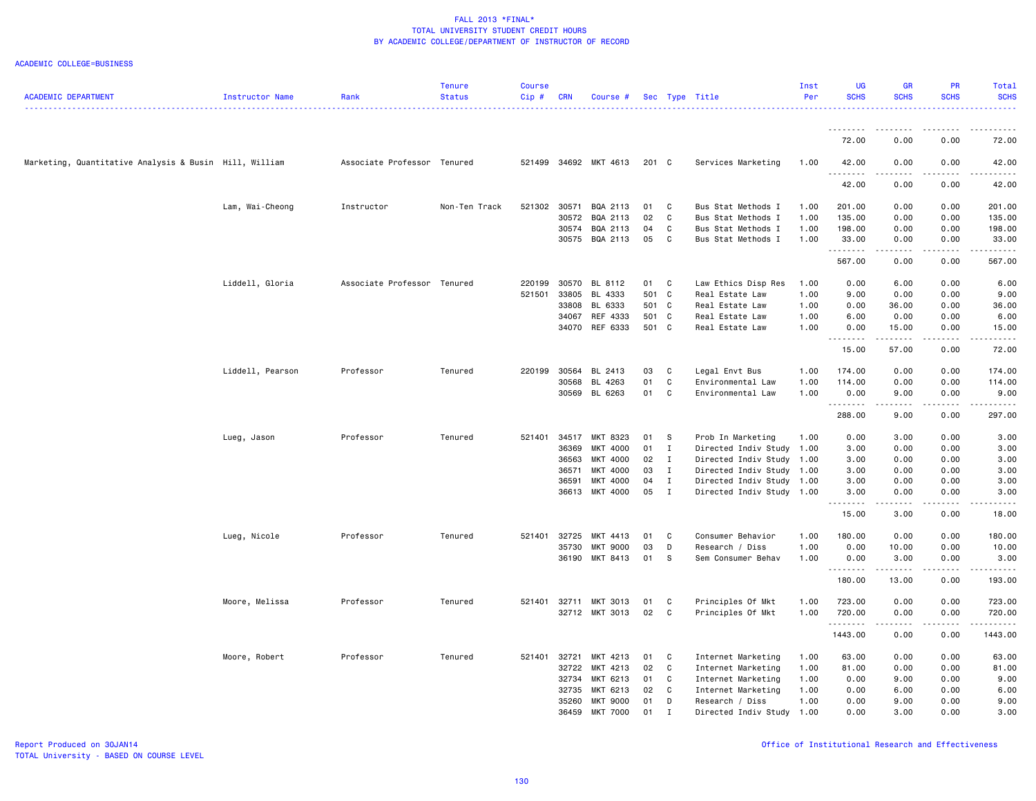# FALL 2013 *FINAL*
## TOTAL UNIVERSITY STUDENT CREDIT HOURS
## BY ACADEMIC COLLEGE/DEPARTMENT OF INSTRUCTOR OF RECORD

ACADEMIC COLLEGE=BUSINESS

| ACADEMIC DEPARTMENT | Instructor Name | Rank | Tenure Status | Course Cip # | CRN | Course # | Sec | Type | Title | Inst Per | UG SCHS | GR SCHS | PR SCHS | Total SCHS |
|---|---|---|---|---|---|---|---|---|---|---|---|---|---|---|
| | | | | | | | | | | | 72.00 | 0.00 | 0.00 | 72.00 |
| Marketing, Quantitative Analysis & Busin | Hill, William | Associate Professor | Tenured | 521499 | 34692 | MKT 4613 | 201 | C | Services Marketing | 1.00 | 42.00 | 0.00 | 0.00 | 42.00 |
| | | | | | | | | | | | 42.00 | 0.00 | 0.00 | 42.00 |
| | Lam, Wai-Cheong | Instructor | Non-Ten Track | 521302 | 30571 | BQA 2113 | 01 | C | Bus Stat Methods I | 1.00 | 201.00 | 0.00 | 0.00 | 201.00 |
| | | | | | 30572 | BQA 2113 | 02 | C | Bus Stat Methods I | 1.00 | 135.00 | 0.00 | 0.00 | 135.00 |
| | | | | | 30574 | BQA 2113 | 04 | C | Bus Stat Methods I | 1.00 | 198.00 | 0.00 | 0.00 | 198.00 |
| | | | | | 30575 | BQA 2113 | 05 | C | Bus Stat Methods I | 1.00 | 33.00 | 0.00 | 0.00 | 33.00 |
| | | | | | | | | | | | 567.00 | 0.00 | 0.00 | 567.00 |
| | Liddell, Gloria | Associate Professor | Tenured | 220199 | 30570 | BL 8112 | 01 | C | Law Ethics Disp Res | 1.00 | 0.00 | 6.00 | 0.00 | 6.00 |
| | | | | 521501 | 33805 | BL 4333 | 501 | C | Real Estate Law | 1.00 | 9.00 | 0.00 | 0.00 | 9.00 |
| | | | | | 33808 | BL 6333 | 501 | C | Real Estate Law | 1.00 | 0.00 | 36.00 | 0.00 | 36.00 |
| | | | | | 34067 | REF 4333 | 501 | C | Real Estate Law | 1.00 | 6.00 | 0.00 | 0.00 | 6.00 |
| | | | | | 34070 | REF 6333 | 501 | C | Real Estate Law | 1.00 | 0.00 | 15.00 | 0.00 | 15.00 |
| | | | | | | | | | | | 15.00 | 57.00 | 0.00 | 72.00 |
| | Liddell, Pearson | Professor | Tenured | 220199 | 30564 | BL 2413 | 03 | C | Legal Envt Bus | 1.00 | 174.00 | 0.00 | 0.00 | 174.00 |
| | | | | | 30568 | BL 4263 | 01 | C | Environmental Law | 1.00 | 114.00 | 0.00 | 0.00 | 114.00 |
| | | | | | 30569 | BL 6263 | 01 | C | Environmental Law | 1.00 | 0.00 | 9.00 | 0.00 | 9.00 |
| | | | | | | | | | | | 288.00 | 9.00 | 0.00 | 297.00 |
| | Lueg, Jason | Professor | Tenured | 521401 | 34517 | MKT 8323 | 01 | S | Prob In Marketing | 1.00 | 0.00 | 3.00 | 0.00 | 3.00 |
| | | | | | 36369 | MKT 4000 | 01 | I | Directed Indiv Study | 1.00 | 3.00 | 0.00 | 0.00 | 3.00 |
| | | | | | 36563 | MKT 4000 | 02 | I | Directed Indiv Study | 1.00 | 3.00 | 0.00 | 0.00 | 3.00 |
| | | | | | 36571 | MKT 4000 | 03 | I | Directed Indiv Study | 1.00 | 3.00 | 0.00 | 0.00 | 3.00 |
| | | | | | 36591 | MKT 4000 | 04 | I | Directed Indiv Study | 1.00 | 3.00 | 0.00 | 0.00 | 3.00 |
| | | | | | 36613 | MKT 4000 | 05 | I | Directed Indiv Study | 1.00 | 3.00 | 0.00 | 0.00 | 3.00 |
| | | | | | | | | | | | 15.00 | 3.00 | 0.00 | 18.00 |
| | Lueg, Nicole | Professor | Tenured | 521401 | 32725 | MKT 4413 | 01 | C | Consumer Behavior | 1.00 | 180.00 | 0.00 | 0.00 | 180.00 |
| | | | | | 35730 | MKT 9000 | 03 | D | Research / Diss | 1.00 | 0.00 | 10.00 | 0.00 | 10.00 |
| | | | | | 36190 | MKT 8413 | 01 | S | Sem Consumer Behav | 1.00 | 0.00 | 3.00 | 0.00 | 3.00 |
| | | | | | | | | | | | 180.00 | 13.00 | 0.00 | 193.00 |
| | Moore, Melissa | Professor | Tenured | 521401 | 32711 | MKT 3013 | 01 | C | Principles Of Mkt | 1.00 | 723.00 | 0.00 | 0.00 | 723.00 |
| | | | | | 32712 | MKT 3013 | 02 | C | Principles Of Mkt | 1.00 | 720.00 | 0.00 | 0.00 | 720.00 |
| | | | | | | | | | | | 1443.00 | 0.00 | 0.00 | 1443.00 |
| | Moore, Robert | Professor | Tenured | 521401 | 32721 | MKT 4213 | 01 | C | Internet Marketing | 1.00 | 63.00 | 0.00 | 0.00 | 63.00 |
| | | | | | 32722 | MKT 4213 | 02 | C | Internet Marketing | 1.00 | 81.00 | 0.00 | 0.00 | 81.00 |
| | | | | | 32734 | MKT 6213 | 01 | C | Internet Marketing | 1.00 | 0.00 | 9.00 | 0.00 | 9.00 |
| | | | | | 32735 | MKT 6213 | 02 | C | Internet Marketing | 1.00 | 0.00 | 6.00 | 0.00 | 6.00 |
| | | | | | 35260 | MKT 9000 | 01 | D | Research / Diss | 1.00 | 0.00 | 9.00 | 0.00 | 9.00 |
| | | | | | 36459 | MKT 7000 | 01 | I | Directed Indiv Study | 1.00 | 0.00 | 3.00 | 0.00 | 3.00 |

Report Produced on 30JAN14
TOTAL University - BASED ON COURSE LEVEL

Office of Institutional Research and Effectiveness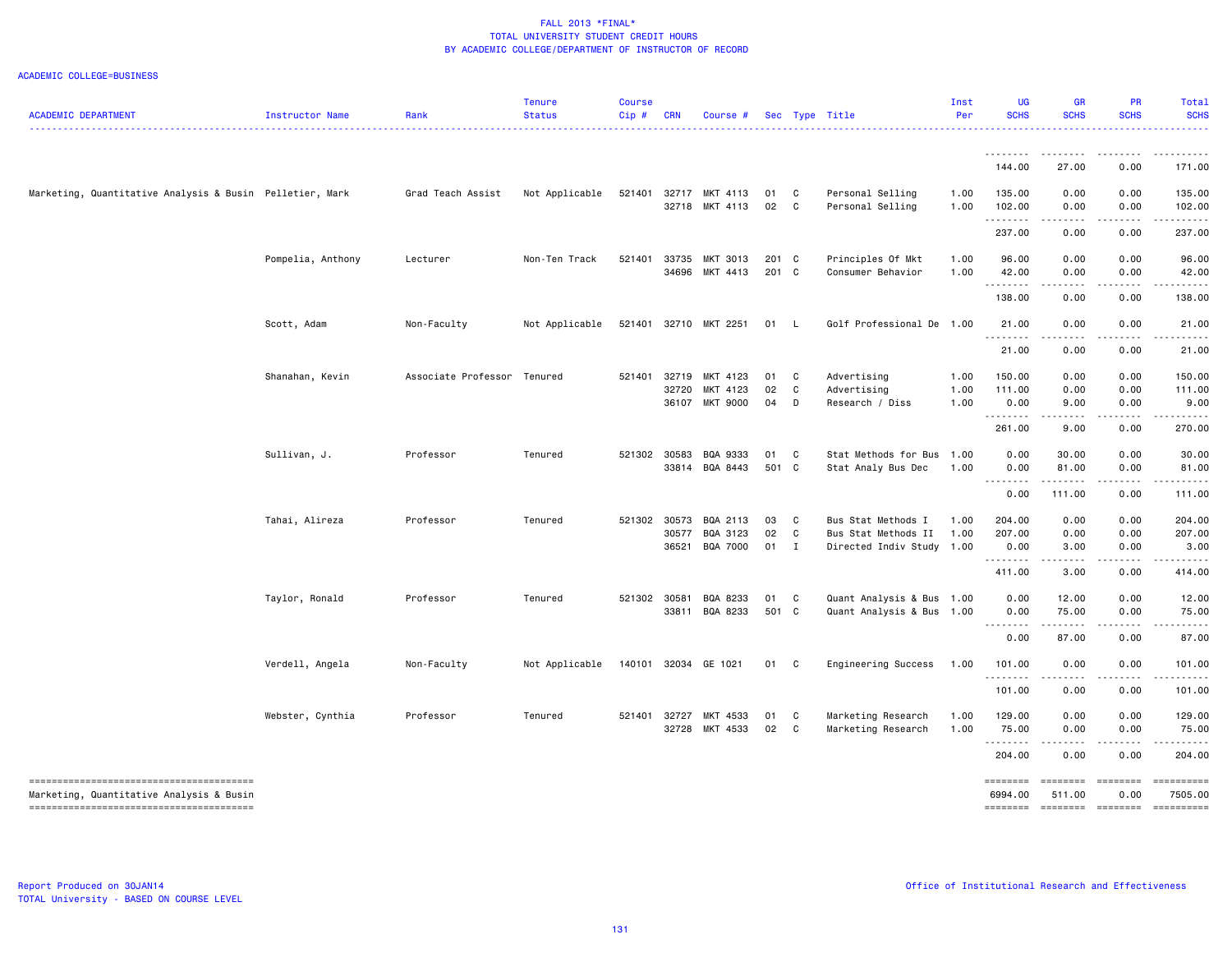FALL 2013 *FINAL*
TOTAL UNIVERSITY STUDENT CREDIT HOURS
BY ACADEMIC COLLEGE/DEPARTMENT OF INSTRUCTOR OF RECORD

ACADEMIC COLLEGE=BUSINESS

| ACADEMIC DEPARTMENT | Instructor Name | Rank | Tenure Status | Course Cip # | CRN | Course # | Sec | Type | Title | Inst Per | UG SCHS | GR SCHS | PR SCHS | Total SCHS |
|---|---|---|---|---|---|---|---|---|---|---|---|---|---|---|
| | | | | | | | | | | | 144.00 | 27.00 | 0.00 | 171.00 |
| Marketing, Quantitative Analysis & Busin | Pelletier, Mark | Grad Teach Assist | Not Applicable | 521401 | 32717 | MKT 4113 | 01 | C | Personal Selling | 1.00 | 135.00 | 0.00 | 0.00 | 135.00 |
| | | | | | 32718 | MKT 4113 | 02 | C | Personal Selling | 1.00 | 102.00 | 0.00 | 0.00 | 102.00 |
| | | | | | | | | | | | 237.00 | 0.00 | 0.00 | 237.00 |
| | Pompelia, Anthony | Lecturer | Non-Ten Track | 521401 | 33735 | MKT 3013 | 201 | C | Principles Of Mkt | 1.00 | 96.00 | 0.00 | 0.00 | 96.00 |
| | | | | | 34696 | MKT 4413 | 201 | C | Consumer Behavior | 1.00 | 42.00 | 0.00 | 0.00 | 42.00 |
| | | | | | | | | | | | 138.00 | 0.00 | 0.00 | 138.00 |
| | Scott, Adam | Non-Faculty | Not Applicable | 521401 | 32710 | MKT 2251 | 01 | L | Golf Professional De | 1.00 | 21.00 | 0.00 | 0.00 | 21.00 |
| | | | | | | | | | | | 21.00 | 0.00 | 0.00 | 21.00 |
| | Shanahan, Kevin | Associate Professor | Tenured | 521401 | 32719 | MKT 4123 | 01 | C | Advertising | 1.00 | 150.00 | 0.00 | 0.00 | 150.00 |
| | | | | | 32720 | MKT 4123 | 02 | C | Advertising | 1.00 | 111.00 | 0.00 | 0.00 | 111.00 |
| | | | | | 36107 | MKT 9000 | 04 | D | Research / Diss | 1.00 | 0.00 | 9.00 | 0.00 | 9.00 |
| | | | | | | | | | | | 261.00 | 9.00 | 0.00 | 270.00 |
| | Sullivan, J. | Professor | Tenured | 521302 | 30583 | BQA 9333 | 01 | C | Stat Methods for Bus | 1.00 | 0.00 | 30.00 | 0.00 | 30.00 |
| | | | | | 33814 | BQA 8443 | 501 | C | Stat Analy Bus Dec | 1.00 | 0.00 | 81.00 | 0.00 | 81.00 |
| | | | | | | | | | | | 0.00 | 111.00 | 0.00 | 111.00 |
| | Tahai, Alireza | Professor | Tenured | 521302 | 30573 | BQA 2113 | 03 | C | Bus Stat Methods I | 1.00 | 204.00 | 0.00 | 0.00 | 204.00 |
| | | | | | 30577 | BQA 3123 | 02 | C | Bus Stat Methods II | 1.00 | 207.00 | 0.00 | 0.00 | 207.00 |
| | | | | | 36521 | BQA 7000 | 01 | I | Directed Indiv Study | 1.00 | 0.00 | 3.00 | 0.00 | 3.00 |
| | | | | | | | | | | | 411.00 | 3.00 | 0.00 | 414.00 |
| | Taylor, Ronald | Professor | Tenured | 521302 | 30581 | BQA 8233 | 01 | C | Quant Analysis & Bus | 1.00 | 0.00 | 12.00 | 0.00 | 12.00 |
| | | | | | 33811 | BQA 8233 | 501 | C | Quant Analysis & Bus | 1.00 | 0.00 | 75.00 | 0.00 | 75.00 |
| | | | | | | | | | | | 0.00 | 87.00 | 0.00 | 87.00 |
| | Verdell, Angela | Non-Faculty | Not Applicable | 140101 | 32034 | GE 1021 | 01 | C | Engineering Success | 1.00 | 101.00 | 0.00 | 0.00 | 101.00 |
| | | | | | | | | | | | 101.00 | 0.00 | 0.00 | 101.00 |
| | Webster, Cynthia | Professor | Tenured | 521401 | 32727 | MKT 4533 | 01 | C | Marketing Research | 1.00 | 129.00 | 0.00 | 0.00 | 129.00 |
| | | | | | 32728 | MKT 4533 | 02 | C | Marketing Research | 1.00 | 75.00 | 0.00 | 0.00 | 75.00 |
| | | | | | | | | | | | 204.00 | 0.00 | 0.00 | 204.00 |
| Marketing, Quantitative Analysis & Busin | | | | | | | | | | | 6994.00 | 511.00 | 0.00 | 7505.00 |

Report Produced on 30JAN14
TOTAL University - BASED ON COURSE LEVEL

Office of Institutional Research and Effectiveness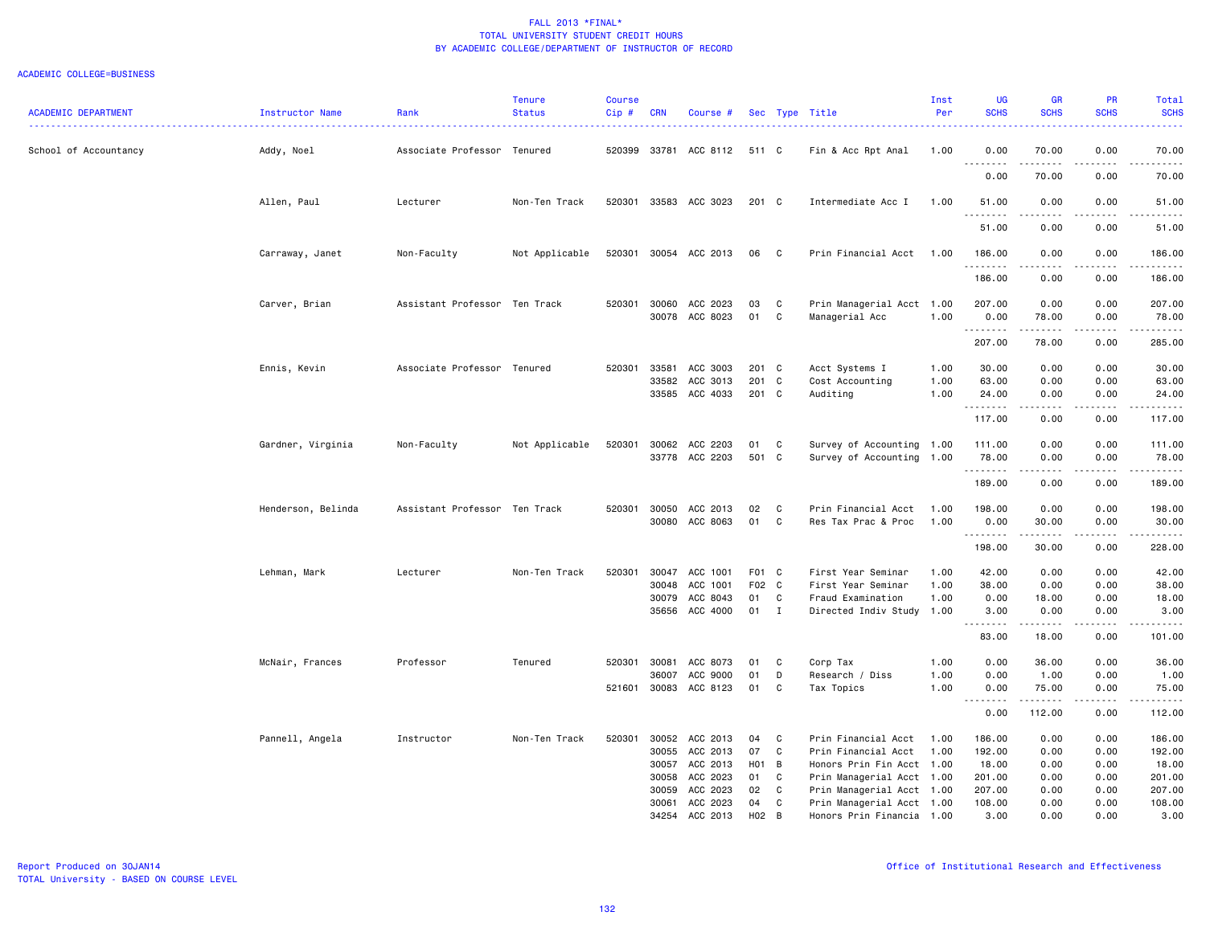FALL 2013 *FINAL*
TOTAL UNIVERSITY STUDENT CREDIT HOURS
BY ACADEMIC COLLEGE/DEPARTMENT OF INSTRUCTOR OF RECORD

ACADEMIC COLLEGE=BUSINESS

| ACADEMIC DEPARTMENT | Instructor Name | Rank | Tenure Status | Course Cip # | CRN | Course # | Sec | Type | Title | Inst Per | UG SCHS | GR SCHS | PR SCHS | Total SCHS |
|---|---|---|---|---|---|---|---|---|---|---|---|---|---|---|
| School of Accountancy | Addy, Noel | Associate Professor | Tenured | 520399 | 33781 | ACC 8112 | 511 | C | Fin & Acc Rpt Anal | 1.00 | 0.00 | 70.00 | 0.00 | 70.00 |
| | | | | | | | | | | | 0.00 | 70.00 | 0.00 | 70.00 |
| | Allen, Paul | Lecturer | Non-Ten Track | 520301 | 33583 | ACC 3023 | 201 | C | Intermediate Acc I | 1.00 | 51.00 | 0.00 | 0.00 | 51.00 |
| | | | | | | | | | | | 51.00 | 0.00 | 0.00 | 51.00 |
| | Carraway, Janet | Non-Faculty | Not Applicable | 520301 | 30054 | ACC 2013 | 06 | C | Prin Financial Acct | 1.00 | 186.00 | 0.00 | 0.00 | 186.00 |
| | | | | | | | | | | | 186.00 | 0.00 | 0.00 | 186.00 |
| | Carver, Brian | Assistant Professor | Ten Track | 520301 | 30060 | ACC 2023 | 03 | C | Prin Managerial Acct | 1.00 | 207.00 | 0.00 | 0.00 | 207.00 |
| | | | | | 30078 | ACC 8023 | 01 | C | Managerial Acc | 1.00 | 0.00 | 78.00 | 0.00 | 78.00 |
| | | | | | | | | | | | 207.00 | 78.00 | 0.00 | 285.00 |
| | Ennis, Kevin | Associate Professor | Tenured | 520301 | 33581 | ACC 3003 | 201 | C | Acct Systems I | 1.00 | 30.00 | 0.00 | 0.00 | 30.00 |
| | | | | | 33582 | ACC 3013 | 201 | C | Cost Accounting | 1.00 | 63.00 | 0.00 | 0.00 | 63.00 |
| | | | | | 33585 | ACC 4033 | 201 | C | Auditing | 1.00 | 24.00 | 0.00 | 0.00 | 24.00 |
| | | | | | | | | | | | 117.00 | 0.00 | 0.00 | 117.00 |
| | Gardner, Virginia | Non-Faculty | Not Applicable | 520301 | 30062 | ACC 2203 | 01 | C | Survey of Accounting | 1.00 | 111.00 | 0.00 | 0.00 | 111.00 |
| | | | | | 33778 | ACC 2203 | 501 | C | Survey of Accounting | 1.00 | 78.00 | 0.00 | 0.00 | 78.00 |
| | | | | | | | | | | | 189.00 | 0.00 | 0.00 | 189.00 |
| | Henderson, Belinda | Assistant Professor | Ten Track | 520301 | 30050 | ACC 2013 | 02 | C | Prin Financial Acct | 1.00 | 198.00 | 0.00 | 0.00 | 198.00 |
| | | | | | 30080 | ACC 8063 | 01 | C | Res Tax Prac & Proc | 1.00 | 0.00 | 30.00 | 0.00 | 30.00 |
| | | | | | | | | | | | 198.00 | 30.00 | 0.00 | 228.00 |
| | Lehman, Mark | Lecturer | Non-Ten Track | 520301 | 30047 | ACC 1001 | F01 | C | First Year Seminar | 1.00 | 42.00 | 0.00 | 0.00 | 42.00 |
| | | | | | 30048 | ACC 1001 | F02 | C | First Year Seminar | 1.00 | 38.00 | 0.00 | 0.00 | 38.00 |
| | | | | | 30079 | ACC 8043 | 01 | C | Fraud Examination | 1.00 | 0.00 | 18.00 | 0.00 | 18.00 |
| | | | | | 35656 | ACC 4000 | 01 | I | Directed Indiv Study | 1.00 | 3.00 | 0.00 | 0.00 | 3.00 |
| | | | | | | | | | | | 83.00 | 18.00 | 0.00 | 101.00 |
| | McNair, Frances | Professor | Tenured | 520301 | 30081 | ACC 8073 | 01 | C | Corp Tax | 1.00 | 0.00 | 36.00 | 0.00 | 36.00 |
| | | | | | 36007 | ACC 9000 | 01 | D | Research / Diss | 1.00 | 0.00 | 1.00 | 0.00 | 1.00 |
| | | | | 521601 | 30083 | ACC 8123 | 01 | C | Tax Topics | 1.00 | 0.00 | 75.00 | 0.00 | 75.00 |
| | | | | | | | | | | | 0.00 | 112.00 | 0.00 | 112.00 |
| | Pannell, Angela | Instructor | Non-Ten Track | 520301 | 30052 | ACC 2013 | 04 | C | Prin Financial Acct | 1.00 | 186.00 | 0.00 | 0.00 | 186.00 |
| | | | | | 30055 | ACC 2013 | 07 | C | Prin Financial Acct | 1.00 | 192.00 | 0.00 | 0.00 | 192.00 |
| | | | | | 30057 | ACC 2013 | H01 | B | Honors Prin Fin Acct | 1.00 | 18.00 | 0.00 | 0.00 | 18.00 |
| | | | | | 30058 | ACC 2023 | 01 | C | Prin Managerial Acct | 1.00 | 201.00 | 0.00 | 0.00 | 201.00 |
| | | | | | 30059 | ACC 2023 | 02 | C | Prin Managerial Acct | 1.00 | 207.00 | 0.00 | 0.00 | 207.00 |
| | | | | | 30061 | ACC 2023 | 04 | C | Prin Managerial Acct | 1.00 | 108.00 | 0.00 | 0.00 | 108.00 |
| | | | | | 34254 | ACC 2013 | H02 | B | Honors Prin Financia | 1.00 | 3.00 | 0.00 | 0.00 | 3.00 |

Report Produced on 30JAN14
TOTAL University - BASED ON COURSE LEVEL

Office of Institutional Research and Effectiveness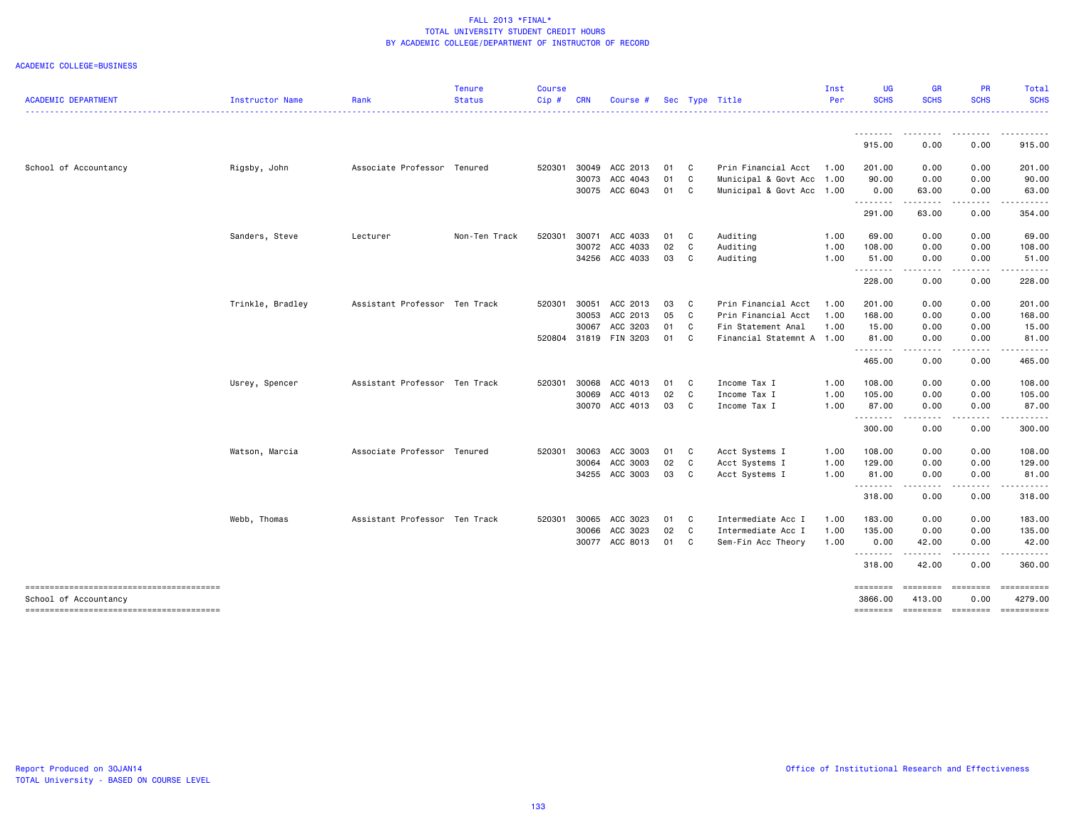FALL 2013 *FINAL*
TOTAL UNIVERSITY STUDENT CREDIT HOURS
BY ACADEMIC COLLEGE/DEPARTMENT OF INSTRUCTOR OF RECORD

ACADEMIC COLLEGE=BUSINESS

| ACADEMIC DEPARTMENT | Instructor Name | Rank | Tenure Status | Course Cip # | CRN | Course # | Sec | Type | Title | Inst Per | UG SCHS | GR SCHS | PR SCHS | Total SCHS |
|---|---|---|---|---|---|---|---|---|---|---|---|---|---|---|
| | | | | | | | | | | | 915.00 | 0.00 | 0.00 | 915.00 |
| School of Accountancy | Rigsby, John | Associate Professor | Tenured | 520301 | 30049 | ACC 2013 | 01 | C | Prin Financial Acct | 1.00 | 201.00 | 0.00 | 0.00 | 201.00 |
| | | | | | 30073 | ACC 4043 | 01 | C | Municipal & Govt Acc | 1.00 | 90.00 | 0.00 | 0.00 | 90.00 |
| | | | | | 30075 | ACC 6043 | 01 | C | Municipal & Govt Acc | 1.00 | 0.00 | 63.00 | 0.00 | 63.00 |
| | | | | | | | | | | | 291.00 | 63.00 | 0.00 | 354.00 |
| | Sanders, Steve | Lecturer | Non-Ten Track | 520301 | 30071 | ACC 4033 | 01 | C | Auditing | 1.00 | 69.00 | 0.00 | 0.00 | 69.00 |
| | | | | | 30072 | ACC 4033 | 02 | C | Auditing | 1.00 | 108.00 | 0.00 | 0.00 | 108.00 |
| | | | | | 34256 | ACC 4033 | 03 | C | Auditing | 1.00 | 51.00 | 0.00 | 0.00 | 51.00 |
| | | | | | | | | | | | 228.00 | 0.00 | 0.00 | 228.00 |
| | Trinkle, Bradley | Assistant Professor | Ten Track | 520301 | 30051 | ACC 2013 | 03 | C | Prin Financial Acct | 1.00 | 201.00 | 0.00 | 0.00 | 201.00 |
| | | | | | 30053 | ACC 2013 | 05 | C | Prin Financial Acct | 1.00 | 168.00 | 0.00 | 0.00 | 168.00 |
| | | | | | 30067 | ACC 3203 | 01 | C | Fin Statement Anal | 1.00 | 15.00 | 0.00 | 0.00 | 15.00 |
| | | | | 520804 | 31819 | FIN 3203 | 01 | C | Financial Statemnt A | 1.00 | 81.00 | 0.00 | 0.00 | 81.00 |
| | | | | | | | | | | | 465.00 | 0.00 | 0.00 | 465.00 |
| | Usrey, Spencer | Assistant Professor | Ten Track | 520301 | 30068 | ACC 4013 | 01 | C | Income Tax I | 1.00 | 108.00 | 0.00 | 0.00 | 108.00 |
| | | | | | 30069 | ACC 4013 | 02 | C | Income Tax I | 1.00 | 105.00 | 0.00 | 0.00 | 105.00 |
| | | | | | 30070 | ACC 4013 | 03 | C | Income Tax I | 1.00 | 87.00 | 0.00 | 0.00 | 87.00 |
| | | | | | | | | | | | 300.00 | 0.00 | 0.00 | 300.00 |
| | Watson, Marcia | Associate Professor | Tenured | 520301 | 30063 | ACC 3003 | 01 | C | Acct Systems I | 1.00 | 108.00 | 0.00 | 0.00 | 108.00 |
| | | | | | 30064 | ACC 3003 | 02 | C | Acct Systems I | 1.00 | 129.00 | 0.00 | 0.00 | 129.00 |
| | | | | | 34255 | ACC 3003 | 03 | C | Acct Systems I | 1.00 | 81.00 | 0.00 | 0.00 | 81.00 |
| | | | | | | | | | | | 318.00 | 0.00 | 0.00 | 318.00 |
| | Webb, Thomas | Assistant Professor | Ten Track | 520301 | 30065 | ACC 3023 | 01 | C | Intermediate Acc I | 1.00 | 183.00 | 0.00 | 0.00 | 183.00 |
| | | | | | 30066 | ACC 3023 | 02 | C | Intermediate Acc I | 1.00 | 135.00 | 0.00 | 0.00 | 135.00 |
| | | | | | 30077 | ACC 8013 | 01 | C | Sem-Fin Acc Theory | 1.00 | 0.00 | 42.00 | 0.00 | 42.00 |
| | | | | | | | | | | | 318.00 | 42.00 | 0.00 | 360.00 |
| School of Accountancy | | | | | | | | | | | 3866.00 | 413.00 | 0.00 | 4279.00 |

Report Produced on 30JAN14
TOTAL University - BASED ON COURSE LEVEL

Office of Institutional Research and Effectiveness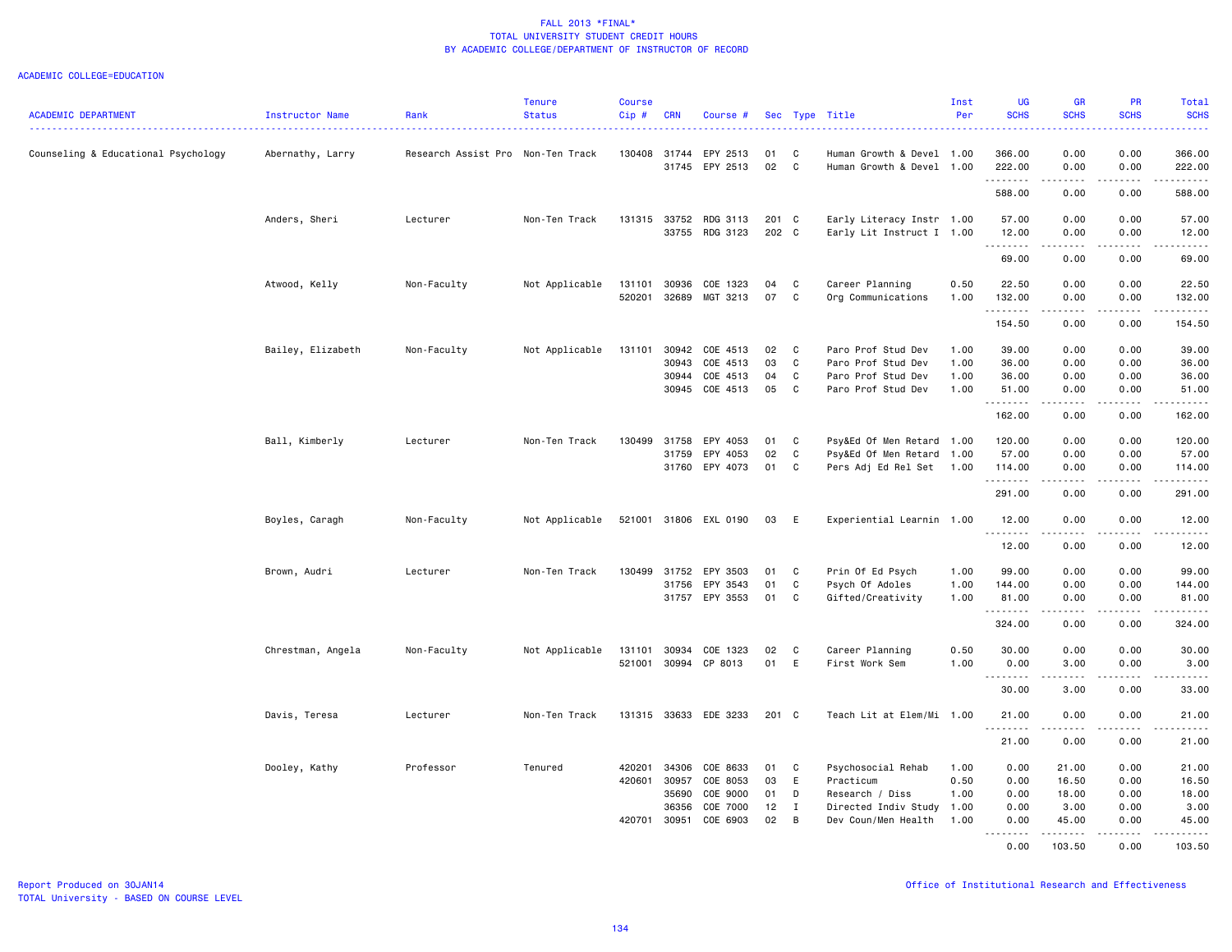FALL 2013 *FINAL*
TOTAL UNIVERSITY STUDENT CREDIT HOURS
BY ACADEMIC COLLEGE/DEPARTMENT OF INSTRUCTOR OF RECORD

ACADEMIC COLLEGE=EDUCATION

| ACADEMIC DEPARTMENT | Instructor Name | Rank | Tenure Status | Course Cip # | CRN | Course # | Sec | Type | Title | Inst Per | UG SCHS | GR SCHS | PR SCHS | Total SCHS |
|---|---|---|---|---|---|---|---|---|---|---|---|---|---|---|
| Counseling & Educational Psychology | Abernathy, Larry | Research Assist Pro | Non-Ten Track | 130408 | 31744 | EPY 2513 | 01 | C | Human Growth & Devel | 1.00 | 366.00 | 0.00 | 0.00 | 366.00 |
| | | | | | 31745 | EPY 2513 | 02 | C | Human Growth & Devel | 1.00 | 222.00 | 0.00 | 0.00 | 222.00 |
| | | | | | | | | | | | 588.00 | 0.00 | 0.00 | 588.00 |
| | Anders, Sheri | Lecturer | Non-Ten Track | 131315 | 33752 | RDG 3113 | 201 | C | Early Literacy Instr | 1.00 | 57.00 | 0.00 | 0.00 | 57.00 |
| | | | | | 33755 | RDG 3123 | 202 | C | Early Lit Instruct I | 1.00 | 12.00 | 0.00 | 0.00 | 12.00 |
| | | | | | | | | | | | 69.00 | 0.00 | 0.00 | 69.00 |
| | Atwood, Kelly | Non-Faculty | Not Applicable | 131101 | 30936 | COE 1323 | 04 | C | Career Planning | 0.50 | 22.50 | 0.00 | 0.00 | 22.50 |
| | | | | 520201 | 32689 | MGT 3213 | 07 | C | Org Communications | 1.00 | 132.00 | 0.00 | 0.00 | 132.00 |
| | | | | | | | | | | | 154.50 | 0.00 | 0.00 | 154.50 |
| | Bailey, Elizabeth | Non-Faculty | Not Applicable | 131101 | 30942 | COE 4513 | 02 | C | Paro Prof Stud Dev | 1.00 | 39.00 | 0.00 | 0.00 | 39.00 |
| | | | | | 30943 | COE 4513 | 03 | C | Paro Prof Stud Dev | 1.00 | 36.00 | 0.00 | 0.00 | 36.00 |
| | | | | | 30944 | COE 4513 | 04 | C | Paro Prof Stud Dev | 1.00 | 36.00 | 0.00 | 0.00 | 36.00 |
| | | | | | 30945 | COE 4513 | 05 | C | Paro Prof Stud Dev | 1.00 | 51.00 | 0.00 | 0.00 | 51.00 |
| | | | | | | | | | | | 162.00 | 0.00 | 0.00 | 162.00 |
| | Ball, Kimberly | Lecturer | Non-Ten Track | 130499 | 31758 | EPY 4053 | 01 | C | Psy&Ed Of Men Retard | 1.00 | 120.00 | 0.00 | 0.00 | 120.00 |
| | | | | | 31759 | EPY 4053 | 02 | C | Psy&Ed Of Men Retard | 1.00 | 57.00 | 0.00 | 0.00 | 57.00 |
| | | | | | 31760 | EPY 4073 | 01 | C | Pers Adj Ed Rel Set | 1.00 | 114.00 | 0.00 | 0.00 | 114.00 |
| | | | | | | | | | | | 291.00 | 0.00 | 0.00 | 291.00 |
| | Boyles, Caragh | Non-Faculty | Not Applicable | 521001 | 31806 | EXL 0190 | 03 | E | Experiential Learnin | 1.00 | 12.00 | 0.00 | 0.00 | 12.00 |
| | | | | | | | | | | | 12.00 | 0.00 | 0.00 | 12.00 |
| | Brown, Audri | Lecturer | Non-Ten Track | 130499 | 31752 | EPY 3503 | 01 | C | Prin Of Ed Psych | 1.00 | 99.00 | 0.00 | 0.00 | 99.00 |
| | | | | | 31756 | EPY 3543 | 01 | C | Psych Of Adoles | 1.00 | 144.00 | 0.00 | 0.00 | 144.00 |
| | | | | | 31757 | EPY 3553 | 01 | C | Gifted/Creativity | 1.00 | 81.00 | 0.00 | 0.00 | 81.00 |
| | | | | | | | | | | | 324.00 | 0.00 | 0.00 | 324.00 |
| | Chrestman, Angela | Non-Faculty | Not Applicable | 131101 | 30934 | COE 1323 | 02 | C | Career Planning | 0.50 | 30.00 | 0.00 | 0.00 | 30.00 |
| | | | | 521001 | 30994 | CP 8013 | 01 | E | First Work Sem | 1.00 | 0.00 | 3.00 | 0.00 | 3.00 |
| | | | | | | | | | | | 30.00 | 3.00 | 0.00 | 33.00 |
| | Davis, Teresa | Lecturer | Non-Ten Track | 131315 | 33633 | EDE 3233 | 201 | C | Teach Lit at Elem/Mi | 1.00 | 21.00 | 0.00 | 0.00 | 21.00 |
| | | | | | | | | | | | 21.00 | 0.00 | 0.00 | 21.00 |
| | Dooley, Kathy | Professor | Tenured | 420201 | 34306 | COE 8633 | 01 | C | Psychosocial Rehab | 1.00 | 0.00 | 21.00 | 0.00 | 21.00 |
| | | | | 420601 | 30957 | COE 8053 | 03 | E | Practicum | 0.50 | 0.00 | 16.50 | 0.00 | 16.50 |
| | | | | | 35690 | COE 9000 | 01 | D | Research / Diss | 1.00 | 0.00 | 18.00 | 0.00 | 18.00 |
| | | | | | 36356 | COE 7000 | 12 | I | Directed Indiv Study | 1.00 | 0.00 | 3.00 | 0.00 | 3.00 |
| | | | | 420701 | 30951 | COE 6903 | 02 | B | Dev Coun/Men Health | 1.00 | 0.00 | 45.00 | 0.00 | 45.00 |
| | | | | | | | | | | | 0.00 | 103.50 | 0.00 | 103.50 |

Report Produced on 30JAN14
TOTAL University - BASED ON COURSE LEVEL

Office of Institutional Research and Effectiveness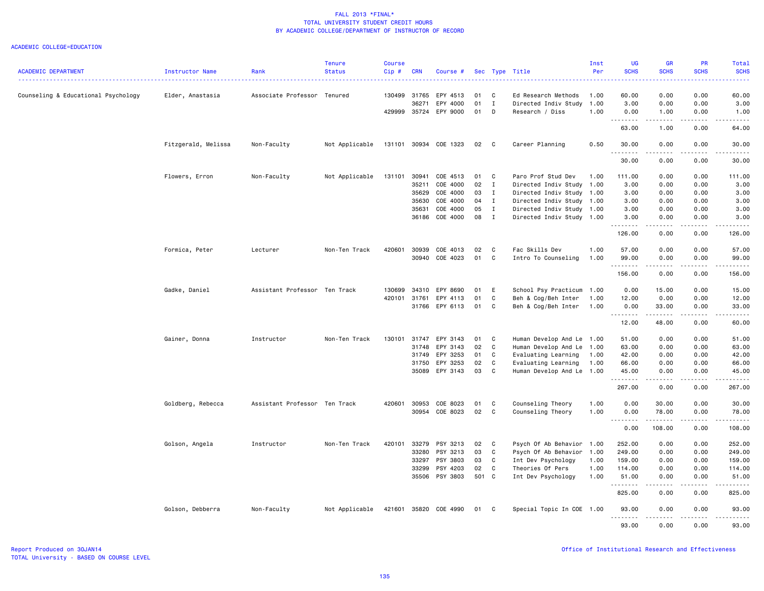# FALL 2013 *FINAL*
## TOTAL UNIVERSITY STUDENT CREDIT HOURS
## BY ACADEMIC COLLEGE/DEPARTMENT OF INSTRUCTOR OF RECORD

ACADEMIC COLLEGE=EDUCATION

| ACADEMIC DEPARTMENT | Instructor Name | Rank | Tenure Status | Course Cip # | CRN | Course # | Sec | Type | Title | Inst Per | UG SCHS | GR SCHS | PR SCHS | Total SCHS |
|---|---|---|---|---|---|---|---|---|---|---|---|---|---|---|
| Counseling & Educational Psychology | Elder, Anastasia | Associate Professor | Tenured | 130499 | 31765 | EPY 4513 | 01 | C | Ed Research Methods | 1.00 | 60.00 | 0.00 | 0.00 | 60.00 |
| | | | | | 36271 | EPY 4000 | 01 | I | Directed Indiv Study | 1.00 | 3.00 | 0.00 | 0.00 | 3.00 |
| | | | | 429999 | 35724 | EPY 9000 | 01 | D | Research / Diss | 1.00 | 0.00 | 1.00 | 0.00 | 1.00 |
| | | | | | | | | | | | 63.00 | 1.00 | 0.00 | 64.00 |
| | Fitzgerald, Melissa | Non-Faculty | Not Applicable | 131101 | 30934 | COE 1323 | 02 | C | Career Planning | 0.50 | 30.00 | 0.00 | 0.00 | 30.00 |
| | | | | | | | | | | | 30.00 | 0.00 | 0.00 | 30.00 |
| | Flowers, Erron | Non-Faculty | Not Applicable | 131101 | 30941 | COE 4513 | 01 | C | Paro Prof Stud Dev | 1.00 | 111.00 | 0.00 | 0.00 | 111.00 |
| | | | | | 35211 | COE 4000 | 02 | I | Directed Indiv Study | 1.00 | 3.00 | 0.00 | 0.00 | 3.00 |
| | | | | | 35629 | COE 4000 | 03 | I | Directed Indiv Study | 1.00 | 3.00 | 0.00 | 0.00 | 3.00 |
| | | | | | 35630 | COE 4000 | 04 | I | Directed Indiv Study | 1.00 | 3.00 | 0.00 | 0.00 | 3.00 |
| | | | | | 35631 | COE 4000 | 05 | I | Directed Indiv Study | 1.00 | 3.00 | 0.00 | 0.00 | 3.00 |
| | | | | | 36186 | COE 4000 | 08 | I | Directed Indiv Study | 1.00 | 3.00 | 0.00 | 0.00 | 3.00 |
| | | | | | | | | | | | 126.00 | 0.00 | 0.00 | 126.00 |
| | Formica, Peter | Lecturer | Non-Ten Track | 420601 | 30939 | COE 4013 | 02 | C | Fac Skills Dev | 1.00 | 57.00 | 0.00 | 0.00 | 57.00 |
| | | | | | 30940 | COE 4023 | 01 | C | Intro To Counseling | 1.00 | 99.00 | 0.00 | 0.00 | 99.00 |
| | | | | | | | | | | | 156.00 | 0.00 | 0.00 | 156.00 |
| | Gadke, Daniel | Assistant Professor | Ten Track | 130699 | 34310 | EPY 8690 | 01 | E | School Psy Practicum | 1.00 | 0.00 | 15.00 | 0.00 | 15.00 |
| | | | | 420101 | 31761 | EPY 4113 | 01 | C | Beh & Cog/Beh Inter | 1.00 | 12.00 | 0.00 | 0.00 | 12.00 |
| | | | | | 31766 | EPY 6113 | 01 | C | Beh & Cog/Beh Inter | 1.00 | 0.00 | 33.00 | 0.00 | 33.00 |
| | | | | | | | | | | | 12.00 | 48.00 | 0.00 | 60.00 |
| | Gainer, Donna | Instructor | Non-Ten Track | 130101 | 31747 | EPY 3143 | 01 | C | Human Develop And Le | 1.00 | 51.00 | 0.00 | 0.00 | 51.00 |
| | | | | | 31748 | EPY 3143 | 02 | C | Human Develop And Le | 1.00 | 63.00 | 0.00 | 0.00 | 63.00 |
| | | | | | 31749 | EPY 3253 | 01 | C | Evaluating Learning | 1.00 | 42.00 | 0.00 | 0.00 | 42.00 |
| | | | | | 31750 | EPY 3253 | 02 | C | Evaluating Learning | 1.00 | 66.00 | 0.00 | 0.00 | 66.00 |
| | | | | | 35089 | EPY 3143 | 03 | C | Human Develop And Le | 1.00 | 45.00 | 0.00 | 0.00 | 45.00 |
| | | | | | | | | | | | 267.00 | 0.00 | 0.00 | 267.00 |
| | Goldberg, Rebecca | Assistant Professor | Ten Track | 420601 | 30953 | COE 8023 | 01 | C | Counseling Theory | 1.00 | 0.00 | 30.00 | 0.00 | 30.00 |
| | | | | | 30954 | COE 8023 | 02 | C | Counseling Theory | 1.00 | 0.00 | 78.00 | 0.00 | 78.00 |
| | | | | | | | | | | | 0.00 | 108.00 | 0.00 | 108.00 |
| | Golson, Angela | Instructor | Non-Ten Track | 420101 | 33279 | PSY 3213 | 02 | C | Psych Of Ab Behavior | 1.00 | 252.00 | 0.00 | 0.00 | 252.00 |
| | | | | | 33280 | PSY 3213 | 03 | C | Psych Of Ab Behavior | 1.00 | 249.00 | 0.00 | 0.00 | 249.00 |
| | | | | | 33297 | PSY 3803 | 03 | C | Int Dev Psychology | 1.00 | 159.00 | 0.00 | 0.00 | 159.00 |
| | | | | | 33299 | PSY 4203 | 02 | C | Theories Of Pers | 1.00 | 114.00 | 0.00 | 0.00 | 114.00 |
| | | | | | 35506 | PSY 3803 | 501 | C | Int Dev Psychology | 1.00 | 51.00 | 0.00 | 0.00 | 51.00 |
| | | | | | | | | | | | 825.00 | 0.00 | 0.00 | 825.00 |
| | Golson, Debberra | Non-Faculty | Not Applicable | 421601 | 35820 | COE 4990 | 01 | C | Special Topic In COE | 1.00 | 93.00 | 0.00 | 0.00 | 93.00 |
| | | | | | | | | | | | 93.00 | 0.00 | 0.00 | 93.00 |

Report Produced on 30JAN14
TOTAL University - BASED ON COURSE LEVEL

Office of Institutional Research and Effectiveness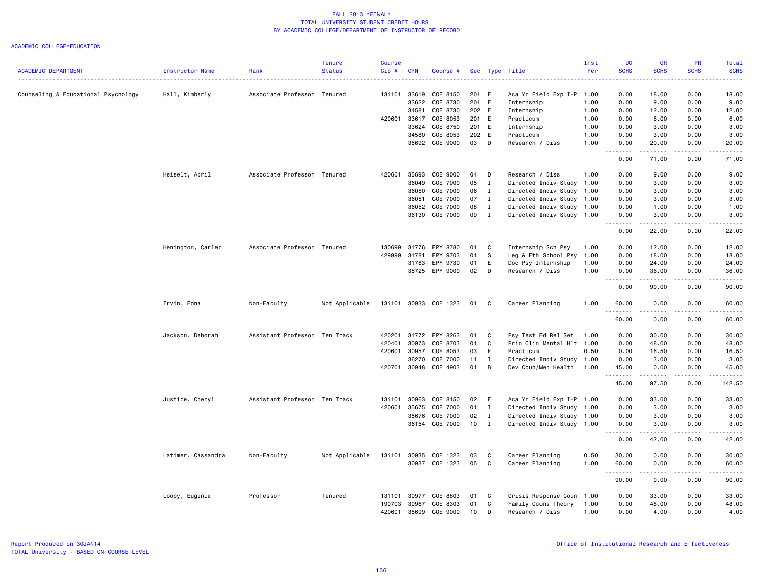FALL 2013 *FINAL*
TOTAL UNIVERSITY STUDENT CREDIT HOURS
BY ACADEMIC COLLEGE/DEPARTMENT OF INSTRUCTOR OF RECORD

ACADEMIC COLLEGE=EDUCATION

| ACADEMIC DEPARTMENT | Instructor Name | Rank | Tenure Status | Course Cip # | CRN | Course # | Sec | Type | Title | Inst Per | UG SCHS | GR SCHS | PR SCHS | Total SCHS |
|---|---|---|---|---|---|---|---|---|---|---|---|---|---|---|
| Counseling & Educational Psychology | Hall, Kimberly | Associate Professor | Tenured | 131101 | 33619 | COE 8150 | 201 | E | Aca Yr Field Exp I-P | 1.00 | 0.00 | 18.00 | 0.00 | 18.00 |
| | | | | | 33622 | COE 8730 | 201 | E | Internship | 1.00 | 0.00 | 9.00 | 0.00 | 9.00 |
| | | | | | 34581 | COE 8730 | 202 | E | Internship | 1.00 | 0.00 | 12.00 | 0.00 | 12.00 |
| | | | | 420601 | 33617 | COE 8053 | 201 | E | Practicum | 1.00 | 0.00 | 6.00 | 0.00 | 6.00 |
| | | | | | 33624 | COE 8750 | 201 | E | Internship | 1.00 | 0.00 | 3.00 | 0.00 | 3.00 |
| | | | | | 34580 | COE 8053 | 202 | E | Practicum | 1.00 | 0.00 | 3.00 | 0.00 | 3.00 |
| | | | | | 35692 | COE 9000 | 03 | D | Research / Diss | 1.00 | 0.00 | 20.00 | 0.00 | 20.00 |
| | | | | | | | | | | | 0.00 | 71.00 | 0.00 | 71.00 |
| | Heiselt, April | Associate Professor | Tenured | 420601 | 35693 | COE 9000 | 04 | D | Research / Diss | 1.00 | 0.00 | 9.00 | 0.00 | 9.00 |
| | | | | | 36049 | COE 7000 | 05 | I | Directed Indiv Study | 1.00 | 0.00 | 3.00 | 0.00 | 3.00 |
| | | | | | 36050 | COE 7000 | 06 | I | Directed Indiv Study | 1.00 | 0.00 | 3.00 | 0.00 | 3.00 |
| | | | | | 36051 | COE 7000 | 07 | I | Directed Indiv Study | 1.00 | 0.00 | 3.00 | 0.00 | 3.00 |
| | | | | | 36052 | COE 7000 | 08 | I | Directed Indiv Study | 1.00 | 0.00 | 1.00 | 0.00 | 1.00 |
| | | | | | 36130 | COE 7000 | 09 | I | Directed Indiv Study | 1.00 | 0.00 | 3.00 | 0.00 | 3.00 |
| | | | | | | | | | | | 0.00 | 22.00 | 0.00 | 22.00 |
| | Henington, Carlen | Associate Professor | Tenured | 130699 | 31776 | EPY 8780 | 01 | C | Internship Sch Psy | 1.00 | 0.00 | 12.00 | 0.00 | 12.00 |
| | | | | 429999 | 31781 | EPY 9703 | 01 | S | Leg & Eth School Psy | 1.00 | 0.00 | 18.00 | 0.00 | 18.00 |
| | | | | | 31783 | EPY 9730 | 01 | E | Doc Psy Internship | 1.00 | 0.00 | 24.00 | 0.00 | 24.00 |
| | | | | | 35725 | EPY 9000 | 02 | D | Research / Diss | 1.00 | 0.00 | 36.00 | 0.00 | 36.00 |
| | | | | | | | | | | | 0.00 | 90.00 | 0.00 | 90.00 |
| | Irvin, Edna | Non-Faculty | Not Applicable | 131101 | 30933 | COE 1323 | 01 | C | Career Planning | 1.00 | 60.00 | 0.00 | 0.00 | 60.00 |
| | | | | | | | | | | | 60.00 | 0.00 | 0.00 | 60.00 |
| | Jackson, Deborah | Assistant Professor | Ten Track | 420201 | 31772 | EPY 8263 | 01 | C | Psy Test Ed Rel Set | 1.00 | 0.00 | 30.00 | 0.00 | 30.00 |
| | | | | 420401 | 30973 | COE 8703 | 01 | C | Prin Clin Mental Hlt | 1.00 | 0.00 | 48.00 | 0.00 | 48.00 |
| | | | | 420601 | 30957 | COE 8053 | 03 | E | Practicum | 0.50 | 0.00 | 16.50 | 0.00 | 16.50 |
| | | | | | 36270 | COE 7000 | 11 | I | Directed Indiv Study | 1.00 | 0.00 | 3.00 | 0.00 | 3.00 |
| | | | | 420701 | 30948 | COE 4903 | 01 | B | Dev Coun/Men Health | 1.00 | 45.00 | 0.00 | 0.00 | 45.00 |
| | | | | | | | | | | | 45.00 | 97.50 | 0.00 | 142.50 |
| | Justice, Cheryl | Assistant Professor | Ten Track | 131101 | 30963 | COE 8150 | 02 | E | Aca Yr Field Exp I-P | 1.00 | 0.00 | 33.00 | 0.00 | 33.00 |
| | | | | 420601 | 35675 | COE 7000 | 01 | I | Directed Indiv Study | 1.00 | 0.00 | 3.00 | 0.00 | 3.00 |
| | | | | | 35676 | COE 7000 | 02 | I | Directed Indiv Study | 1.00 | 0.00 | 3.00 | 0.00 | 3.00 |
| | | | | | 36154 | COE 7000 | 10 | I | Directed Indiv Study | 1.00 | 0.00 | 3.00 | 0.00 | 3.00 |
| | | | | | | | | | | | 0.00 | 42.00 | 0.00 | 42.00 |
| | Latimer, Cassandra | Non-Faculty | Not Applicable | 131101 | 30935 | COE 1323 | 03 | C | Career Planning | 0.50 | 30.00 | 0.00 | 0.00 | 30.00 |
| | | | | | 30937 | COE 1323 | 05 | C | Career Planning | 1.00 | 60.00 | 0.00 | 0.00 | 60.00 |
| | | | | | | | | | | | 90.00 | 0.00 | 0.00 | 90.00 |
| | Looby, Eugenie | Professor | Tenured | 131101 | 30977 | COE 8803 | 01 | C | Crisis Response Coun | 1.00 | 0.00 | 33.00 | 0.00 | 33.00 |
| | | | | 190703 | 30967 | COE 8303 | 01 | C | Family Couns Theory | 1.00 | 0.00 | 48.00 | 0.00 | 48.00 |
| | | | | 420601 | 35699 | COE 9000 | 10 | D | Research / Diss | 1.00 | 0.00 | 4.00 | 0.00 | 4.00 |

Report Produced on 30JAN14
TOTAL University - BASED ON COURSE LEVEL

Office of Institutional Research and Effectiveness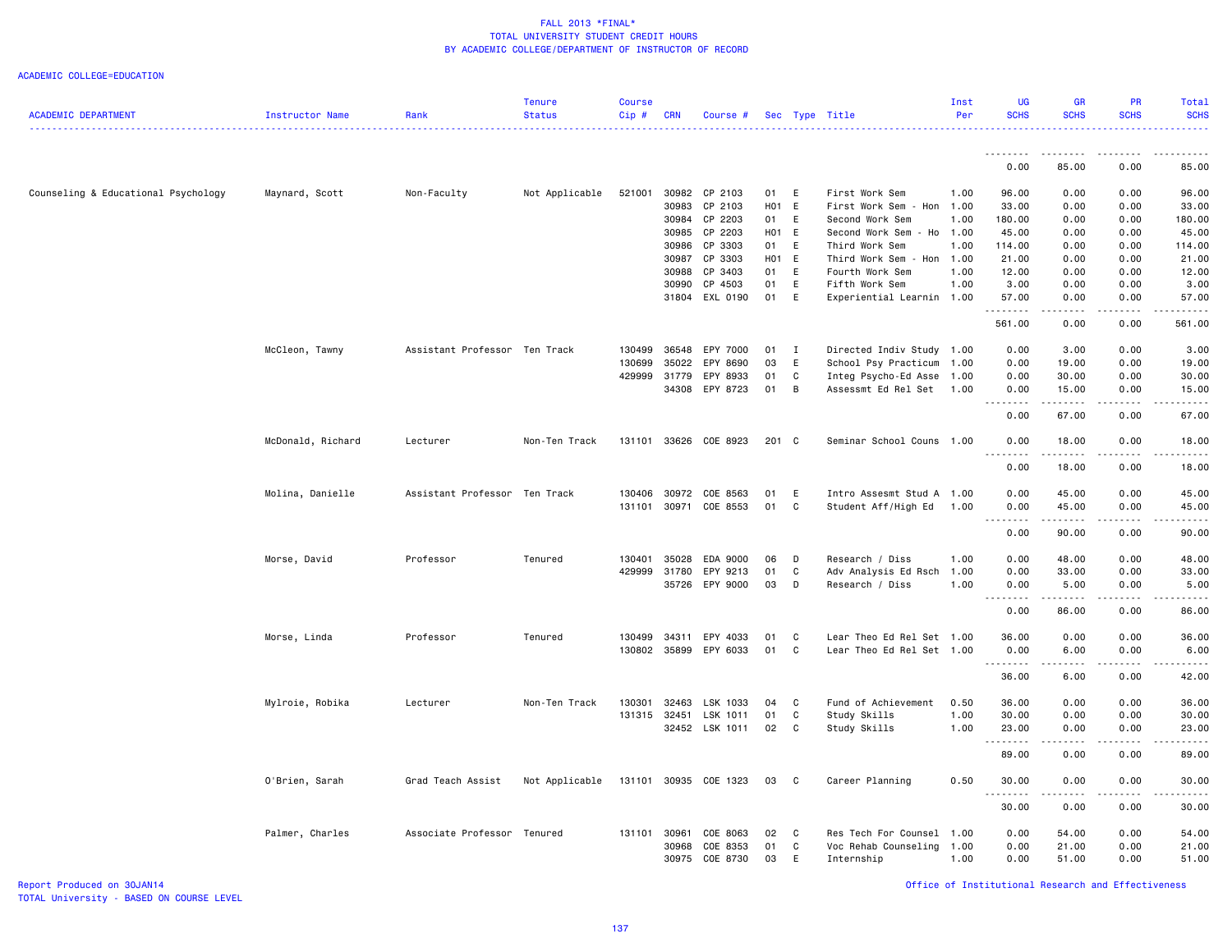FALL 2013 *FINAL*
TOTAL UNIVERSITY STUDENT CREDIT HOURS
BY ACADEMIC COLLEGE/DEPARTMENT OF INSTRUCTOR OF RECORD

ACADEMIC COLLEGE=EDUCATION

| ACADEMIC DEPARTMENT | Instructor Name | Rank | Tenure Status | Course Cip # | CRN | Course # | Sec | Type | Title | Inst Per | UG SCHS | GR SCHS | PR SCHS | Total SCHS |
|---|---|---|---|---|---|---|---|---|---|---|---|---|---|---|
| | | | | | | | | | | | 0.00 | 85.00 | 0.00 | 85.00 |
| Counseling & Educational Psychology | Maynard, Scott | Non-Faculty | Not Applicable | 521001 | 30982 | CP 2103 | 01 | E | First Work Sem | 1.00 | 96.00 | 0.00 | 0.00 | 96.00 |
| | | | | | 30983 | CP 2103 | H01 | E | First Work Sem - Hon | 1.00 | 33.00 | 0.00 | 0.00 | 33.00 |
| | | | | | 30984 | CP 2203 | 01 | E | Second Work Sem | 1.00 | 180.00 | 0.00 | 0.00 | 180.00 |
| | | | | | 30985 | CP 2203 | H01 | E | Second Work Sem - Ho | 1.00 | 45.00 | 0.00 | 0.00 | 45.00 |
| | | | | | 30986 | CP 3303 | 01 | E | Third Work Sem | 1.00 | 114.00 | 0.00 | 0.00 | 114.00 |
| | | | | | 30987 | CP 3303 | H01 | E | Third Work Sem - Hon | 1.00 | 21.00 | 0.00 | 0.00 | 21.00 |
| | | | | | 30988 | CP 3403 | 01 | E | Fourth Work Sem | 1.00 | 12.00 | 0.00 | 0.00 | 12.00 |
| | | | | | 30990 | CP 4503 | 01 | E | Fifth Work Sem | 1.00 | 3.00 | 0.00 | 0.00 | 3.00 |
| | | | | | 31804 | EXL 0190 | 01 | E | Experiential Learnin | 1.00 | 57.00 | 0.00 | 0.00 | 57.00 |
| | | | | | | | | | | | 561.00 | 0.00 | 0.00 | 561.00 |
| | McCleon, Tawny | Assistant Professor | Ten Track | 130499 | 36548 | EPY 7000 | 01 | I | Directed Indiv Study | 1.00 | 0.00 | 3.00 | 0.00 | 3.00 |
| | | | | 130699 | 35022 | EPY 8690 | 03 | E | School Psy Practicum | 1.00 | 0.00 | 19.00 | 0.00 | 19.00 |
| | | | | 429999 | 31779 | EPY 8933 | 01 | C | Integ Psycho-Ed Asse | 1.00 | 0.00 | 30.00 | 0.00 | 30.00 |
| | | | | | 34308 | EPY 8723 | 01 | B | Assessmt Ed Rel Set | 1.00 | 0.00 | 15.00 | 0.00 | 15.00 |
| | | | | | | | | | | | 0.00 | 67.00 | 0.00 | 67.00 |
| | McDonald, Richard | Lecturer | Non-Ten Track | 131101 | 33626 | COE 8923 | 201 | C | Seminar School Couns | 1.00 | 0.00 | 18.00 | 0.00 | 18.00 |
| | | | | | | | | | | | 0.00 | 18.00 | 0.00 | 18.00 |
| | Molina, Danielle | Assistant Professor | Ten Track | 130406 | 30972 | COE 8563 | 01 | E | Intro Assesmt Stud A | 1.00 | 0.00 | 45.00 | 0.00 | 45.00 |
| | | | | 131101 | 30971 | COE 8553 | 01 | C | Student Aff/High Ed | 1.00 | 0.00 | 45.00 | 0.00 | 45.00 |
| | | | | | | | | | | | 0.00 | 90.00 | 0.00 | 90.00 |
| | Morse, David | Professor | Tenured | 130401 | 35028 | EDA 9000 | 06 | D | Research / Diss | 1.00 | 0.00 | 48.00 | 0.00 | 48.00 |
| | | | | 429999 | 31780 | EPY 9213 | 01 | C | Adv Analysis Ed Rsch | 1.00 | 0.00 | 33.00 | 0.00 | 33.00 |
| | | | | | 35726 | EPY 9000 | 03 | D | Research / Diss | 1.00 | 0.00 | 5.00 | 0.00 | 5.00 |
| | | | | | | | | | | | 0.00 | 86.00 | 0.00 | 86.00 |
| | Morse, Linda | Professor | Tenured | 130499 | 34311 | EPY 4033 | 01 | C | Lear Theo Ed Rel Set | 1.00 | 36.00 | 0.00 | 0.00 | 36.00 |
| | | | | 130802 | 35899 | EPY 6033 | 01 | C | Lear Theo Ed Rel Set | 1.00 | 0.00 | 6.00 | 0.00 | 6.00 |
| | | | | | | | | | | | 36.00 | 6.00 | 0.00 | 42.00 |
| | Mylroie, Robika | Lecturer | Non-Ten Track | 130301 | 32463 | LSK 1033 | 04 | C | Fund of Achievement | 0.50 | 36.00 | 0.00 | 0.00 | 36.00 |
| | | | | 131315 | 32451 | LSK 1011 | 01 | C | Study Skills | 1.00 | 30.00 | 0.00 | 0.00 | 30.00 |
| | | | | | 32452 | LSK 1011 | 02 | C | Study Skills | 1.00 | 23.00 | 0.00 | 0.00 | 23.00 |
| | | | | | | | | | | | 89.00 | 0.00 | 0.00 | 89.00 |
| | O'Brien, Sarah | Grad Teach Assist | Not Applicable | 131101 | 30935 | COE 1323 | 03 | C | Career Planning | 0.50 | 30.00 | 0.00 | 0.00 | 30.00 |
| | | | | | | | | | | | 30.00 | 0.00 | 0.00 | 30.00 |
| | Palmer, Charles | Associate Professor | Tenured | 131101 | 30961 | COE 8063 | 02 | C | Res Tech For Counsel | 1.00 | 0.00 | 54.00 | 0.00 | 54.00 |
| | | | | | 30968 | COE 8353 | 01 | C | Voc Rehab Counseling | 1.00 | 0.00 | 21.00 | 0.00 | 21.00 |
| | | | | | 30975 | COE 8730 | 03 | E | Internship | 1.00 | 0.00 | 51.00 | 0.00 | 51.00 |

Report Produced on 30JAN14
TOTAL University - BASED ON COURSE LEVEL

Office of Institutional Research and Effectiveness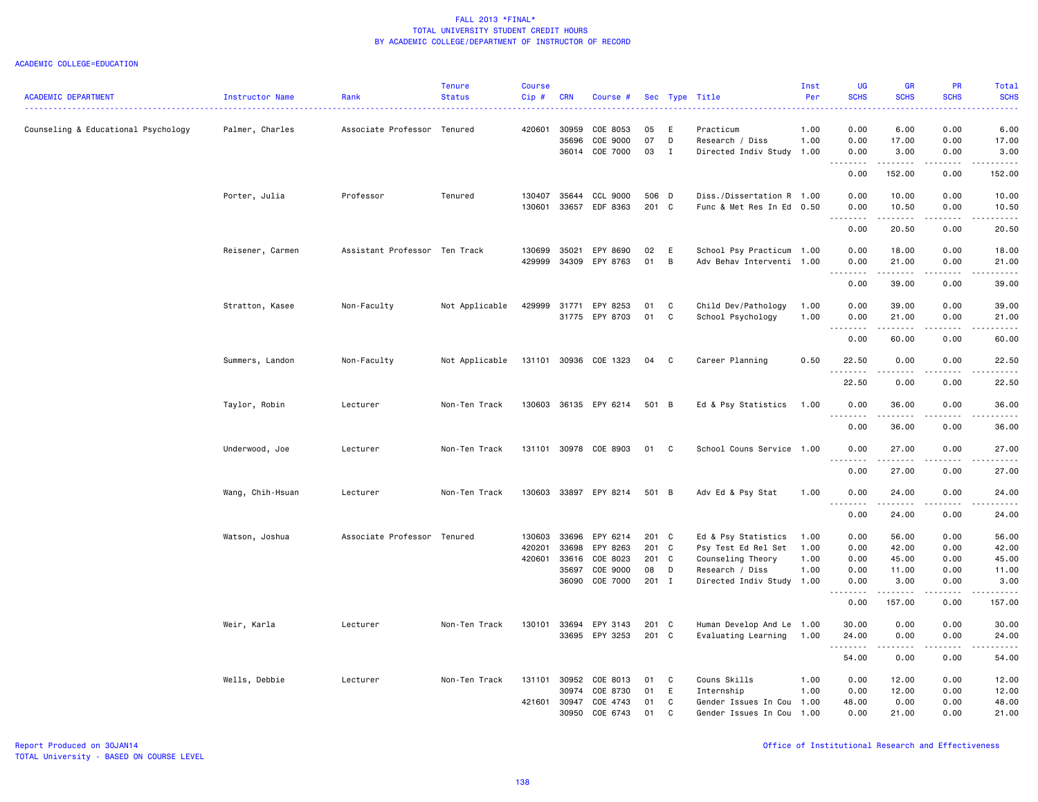# FALL 2013 *FINAL*
## TOTAL UNIVERSITY STUDENT CREDIT HOURS
## BY ACADEMIC COLLEGE/DEPARTMENT OF INSTRUCTOR OF RECORD

ACADEMIC COLLEGE=EDUCATION

| ACADEMIC DEPARTMENT | Instructor Name | Rank | Tenure Status | Course Cip # | CRN | Course # | Sec | Type | Title | Inst Per | UG SCHS | GR SCHS | PR SCHS | Total SCHS |
|---|---|---|---|---|---|---|---|---|---|---|---|---|---|---|
| Counseling & Educational Psychology | Palmer, Charles | Associate Professor | Tenured | 420601 | 30959 | COE 8053 | 05 | E | Practicum | 1.00 | 0.00 | 6.00 | 0.00 | 6.00 |
| | | | | | 35696 | COE 9000 | 07 | D | Research / Diss | 1.00 | 0.00 | 17.00 | 0.00 | 17.00 |
| | | | | | 36014 | COE 7000 | 03 | I | Directed Indiv Study | 1.00 | 0.00 | 3.00 | 0.00 | 3.00 |
| | | | | | | | | | | | 0.00 | 152.00 | 0.00 | 152.00 |
| | Porter, Julia | Professor | Tenured | 130407 | 35644 | CCL 9000 | 506 | D | Diss./Dissertation R | 1.00 | 0.00 | 10.00 | 0.00 | 10.00 |
| | | | | 130601 | 33657 | EDF 8363 | 201 | C | Func & Met Res In Ed | 0.50 | 0.00 | 10.50 | 0.00 | 10.50 |
| | | | | | | | | | | | 0.00 | 20.50 | 0.00 | 20.50 |
| | Reisener, Carmen | Assistant Professor | Ten Track | 130699 | 35021 | EPY 8690 | 02 | E | School Psy Practicum | 1.00 | 0.00 | 18.00 | 0.00 | 18.00 |
| | | | | 429999 | 34309 | EPY 8763 | 01 | B | Adv Behav Interventi | 1.00 | 0.00 | 21.00 | 0.00 | 21.00 |
| | | | | | | | | | | | 0.00 | 39.00 | 0.00 | 39.00 |
| | Stratton, Kasee | Non-Faculty | Not Applicable | 429999 | 31771 | EPY 8253 | 01 | C | Child Dev/Pathology | 1.00 | 0.00 | 39.00 | 0.00 | 39.00 |
| | | | | | 31775 | EPY 8703 | 01 | C | School Psychology | 1.00 | 0.00 | 21.00 | 0.00 | 21.00 |
| | | | | | | | | | | | 0.00 | 60.00 | 0.00 | 60.00 |
| | Summers, Landon | Non-Faculty | Not Applicable | 131101 | 30936 | COE 1323 | 04 | C | Career Planning | 0.50 | 22.50 | 0.00 | 0.00 | 22.50 |
| | | | | | | | | | | | 22.50 | 0.00 | 0.00 | 22.50 |
| | Taylor, Robin | Lecturer | Non-Ten Track | 130603 | 36135 | EPY 6214 | 501 | B | Ed & Psy Statistics | 1.00 | 0.00 | 36.00 | 0.00 | 36.00 |
| | | | | | | | | | | | 0.00 | 36.00 | 0.00 | 36.00 |
| | Underwood, Joe | Lecturer | Non-Ten Track | 131101 | 30978 | COE 8903 | 01 | C | School Couns Service | 1.00 | 0.00 | 27.00 | 0.00 | 27.00 |
| | | | | | | | | | | | 0.00 | 27.00 | 0.00 | 27.00 |
| | Wang, Chih-Hsuan | Lecturer | Non-Ten Track | 130603 | 33897 | EPY 8214 | 501 | B | Adv Ed & Psy Stat | 1.00 | 0.00 | 24.00 | 0.00 | 24.00 |
| | | | | | | | | | | | 0.00 | 24.00 | 0.00 | 24.00 |
| | Watson, Joshua | Associate Professor | Tenured | 130603 | 33696 | EPY 6214 | 201 | C | Ed & Psy Statistics | 1.00 | 0.00 | 56.00 | 0.00 | 56.00 |
| | | | | 420201 | 33698 | EPY 8263 | 201 | C | Psy Test Ed Rel Set | 1.00 | 0.00 | 42.00 | 0.00 | 42.00 |
| | | | | 420601 | 33616 | COE 8023 | 201 | C | Counseling Theory | 1.00 | 0.00 | 45.00 | 0.00 | 45.00 |
| | | | | | 35697 | COE 9000 | 08 | D | Research / Diss | 1.00 | 0.00 | 11.00 | 0.00 | 11.00 |
| | | | | | 36090 | COE 7000 | 201 | I | Directed Indiv Study | 1.00 | 0.00 | 3.00 | 0.00 | 3.00 |
| | | | | | | | | | | | 0.00 | 157.00 | 0.00 | 157.00 |
| | Weir, Karla | Lecturer | Non-Ten Track | 130101 | 33694 | EPY 3143 | 201 | C | Human Develop And Le | 1.00 | 30.00 | 0.00 | 0.00 | 30.00 |
| | | | | | 33695 | EPY 3253 | 201 | C | Evaluating Learning | 1.00 | 24.00 | 0.00 | 0.00 | 24.00 |
| | | | | | | | | | | | 54.00 | 0.00 | 0.00 | 54.00 |
| | Wells, Debbie | Lecturer | Non-Ten Track | 131101 | 30952 | COE 8013 | 01 | C | Couns Skills | 1.00 | 0.00 | 12.00 | 0.00 | 12.00 |
| | | | | | 30974 | COE 8730 | 01 | E | Internship | 1.00 | 0.00 | 12.00 | 0.00 | 12.00 |
| | | | | 421601 | 30947 | COE 4743 | 01 | C | Gender Issues In Cou | 1.00 | 48.00 | 0.00 | 0.00 | 48.00 |
| | | | | | 30950 | COE 6743 | 01 | C | Gender Issues In Cou | 1.00 | 0.00 | 21.00 | 0.00 | 21.00 |

Report Produced on 30JAN14
TOTAL University - BASED ON COURSE LEVEL

Office of Institutional Research and Effectiveness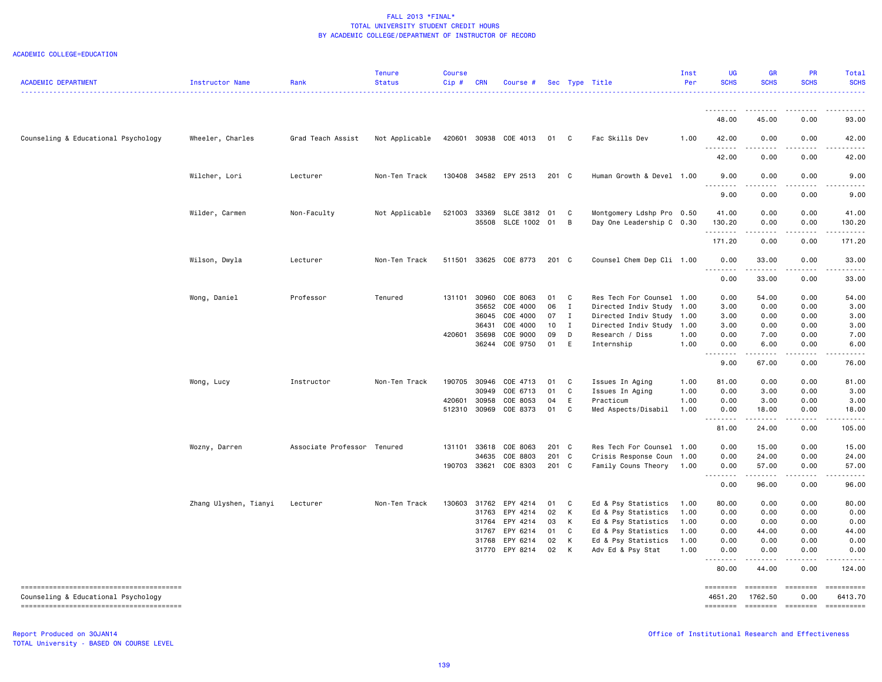FALL 2013 *FINAL*
TOTAL UNIVERSITY STUDENT CREDIT HOURS
BY ACADEMIC COLLEGE/DEPARTMENT OF INSTRUCTOR OF RECORD

ACADEMIC COLLEGE=EDUCATION

| ACADEMIC DEPARTMENT | Instructor Name | Rank | Tenure Status | Course Cip # | CRN | Course # | Sec | Type | Title | Inst Per | UG SCHS | GR SCHS | PR SCHS | Total SCHS |
|---|---|---|---|---|---|---|---|---|---|---|---|---|---|---|
| | | | | | | | | | | | 48.00 | 45.00 | 0.00 | 93.00 |
| Counseling & Educational Psychology | Wheeler, Charles | Grad Teach Assist | Not Applicable | 420601 | 30938 | COE 4013 | 01 | C | Fac Skills Dev | 1.00 | 42.00 | 0.00 | 0.00 | 42.00 |
| | | | | | | | | | | | 42.00 | 0.00 | 0.00 | 42.00 |
| | Wilcher, Lori | Lecturer | Non-Ten Track | 130408 | 34582 | EPY 2513 | 201 | C | Human Growth & Devel | 1.00 | 9.00 | 0.00 | 0.00 | 9.00 |
| | | | | | | | | | | | 9.00 | 0.00 | 0.00 | 9.00 |
| | Wilder, Carmen | Non-Faculty | Not Applicable | 521003 | 33369 | SLCE 3812 | 01 | C | Montgomery Ldshp Pro | 0.50 | 41.00 | 0.00 | 0.00 | 41.00 |
| | | | | | 35508 | SLCE 1002 | 01 | B | Day One Leadership C | 0.30 | 130.20 | 0.00 | 0.00 | 130.20 |
| | | | | | | | | | | | 171.20 | 0.00 | 0.00 | 171.20 |
| | Wilson, Dwyla | Lecturer | Non-Ten Track | 511501 | 33625 | COE 8773 | 201 | C | Counsel Chem Dep Cli | 1.00 | 0.00 | 33.00 | 0.00 | 33.00 |
| | | | | | | | | | | | 0.00 | 33.00 | 0.00 | 33.00 |
| | Wong, Daniel | Professor | Tenured | 131101 | 30960 | COE 8063 | 01 | C | Res Tech For Counsel | 1.00 | 0.00 | 54.00 | 0.00 | 54.00 |
| | | | | | 35652 | COE 4000 | 06 | I | Directed Indiv Study | 1.00 | 3.00 | 0.00 | 0.00 | 3.00 |
| | | | | | 36045 | COE 4000 | 07 | I | Directed Indiv Study | 1.00 | 3.00 | 0.00 | 0.00 | 3.00 |
| | | | | | 36431 | COE 4000 | 10 | I | Directed Indiv Study | 1.00 | 3.00 | 0.00 | 0.00 | 3.00 |
| | | | | 420601 | 35698 | COE 9000 | 09 | D | Research / Diss | 1.00 | 0.00 | 7.00 | 0.00 | 7.00 |
| | | | | | 36244 | COE 9750 | 01 | E | Internship | 1.00 | 0.00 | 6.00 | 0.00 | 6.00 |
| | | | | | | | | | | | 9.00 | 67.00 | 0.00 | 76.00 |
| | Wong, Lucy | Instructor | Non-Ten Track | 190705 | 30946 | COE 4713 | 01 | C | Issues In Aging | 1.00 | 81.00 | 0.00 | 0.00 | 81.00 |
| | | | | | 30949 | COE 6713 | 01 | C | Issues In Aging | 1.00 | 0.00 | 3.00 | 0.00 | 3.00 |
| | | | | 420601 | 30958 | COE 8053 | 04 | E | Practicum | 1.00 | 0.00 | 3.00 | 0.00 | 3.00 |
| | | | | 512310 | 30969 | COE 8373 | 01 | C | Med Aspects/Disabil | 1.00 | 0.00 | 18.00 | 0.00 | 18.00 |
| | | | | | | | | | | | 81.00 | 24.00 | 0.00 | 105.00 |
| | Wozny, Darren | Associate Professor | Tenured | 131101 | 33618 | COE 8063 | 201 | C | Res Tech For Counsel | 1.00 | 0.00 | 15.00 | 0.00 | 15.00 |
| | | | | | 34635 | COE 8803 | 201 | C | Crisis Response Coun | 1.00 | 0.00 | 24.00 | 0.00 | 24.00 |
| | | | | 190703 | 33621 | COE 8303 | 201 | C | Family Couns Theory | 1.00 | 0.00 | 57.00 | 0.00 | 57.00 |
| | | | | | | | | | | | 0.00 | 96.00 | 0.00 | 96.00 |
| | Zhang Ulyshen, Tianyi | Lecturer | Non-Ten Track | 130603 | 31762 | EPY 4214 | 01 | C | Ed & Psy Statistics | 1.00 | 80.00 | 0.00 | 0.00 | 80.00 |
| | | | | | 31763 | EPY 4214 | 02 | K | Ed & Psy Statistics | 1.00 | 0.00 | 0.00 | 0.00 | 0.00 |
| | | | | | 31764 | EPY 4214 | 03 | K | Ed & Psy Statistics | 1.00 | 0.00 | 0.00 | 0.00 | 0.00 |
| | | | | | 31767 | EPY 6214 | 01 | C | Ed & Psy Statistics | 1.00 | 0.00 | 44.00 | 0.00 | 44.00 |
| | | | | | 31768 | EPY 6214 | 02 | K | Ed & Psy Statistics | 1.00 | 0.00 | 0.00 | 0.00 | 0.00 |
| | | | | | 31770 | EPY 8214 | 02 | K | Adv Ed & Psy Stat | 1.00 | 0.00 | 0.00 | 0.00 | 0.00 |
| | | | | | | | | | | | 80.00 | 44.00 | 0.00 | 124.00 |
| Counseling & Educational Psychology | | | | | | | | | | | 4651.20 | 1762.50 | 0.00 | 6413.70 |

Report Produced on 30JAN14
TOTAL University - BASED ON COURSE LEVEL

Office of Institutional Research and Effectiveness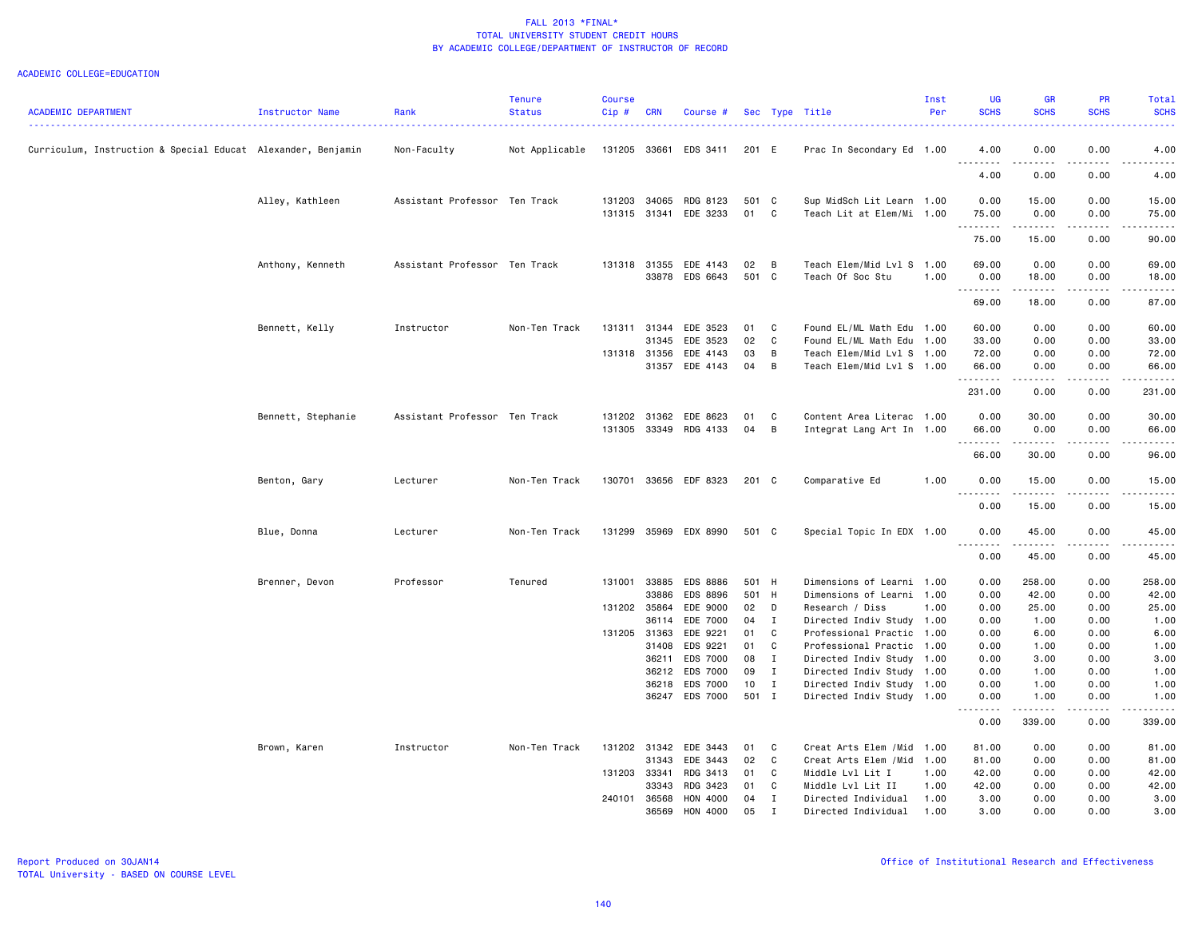# FALL 2013 *FINAL*
## TOTAL UNIVERSITY STUDENT CREDIT HOURS
## BY ACADEMIC COLLEGE/DEPARTMENT OF INSTRUCTOR OF RECORD

ACADEMIC COLLEGE=EDUCATION

| ACADEMIC DEPARTMENT | Instructor Name | Rank | Tenure Status | Course Cip # | CRN | Course # | Sec | Type | Title | Inst Per | UG SCHS | GR SCHS | PR SCHS | Total SCHS |
|---|---|---|---|---|---|---|---|---|---|---|---|---|---|---|
| Curriculum, Instruction & Special Educat | Alexander, Benjamin | Non-Faculty | Not Applicable | 131205 | 33661 | EDS 3411 | 201 | E | Prac In Secondary Ed | 1.00 | 4.00 | 0.00 | 0.00 | 4.00 |
| | | | | | | | | | | | 4.00 | 0.00 | 0.00 | 4.00 |
| | Alley, Kathleen | Assistant Professor | Ten Track | 131203 | 34065 | RDG 8123 | 501 | C | Sup MidSch Lit Learn | 1.00 | 0.00 | 15.00 | 0.00 | 15.00 |
| | | | | 131315 | 31341 | EDE 3233 | 01 | C | Teach Lit at Elem/Mi | 1.00 | 75.00 | 0.00 | 0.00 | 75.00 |
| | | | | | | | | | | | 75.00 | 15.00 | 0.00 | 90.00 |
| | Anthony, Kenneth | Assistant Professor | Ten Track | 131318 | 31355 | EDE 4143 | 02 | B | Teach Elem/Mid Lvl S | 1.00 | 69.00 | 0.00 | 0.00 | 69.00 |
| | | | | | 33878 | EDS 6643 | 501 | C | Teach Of Soc Stu | 1.00 | 0.00 | 18.00 | 0.00 | 18.00 |
| | | | | | | | | | | | 69.00 | 18.00 | 0.00 | 87.00 |
| | Bennett, Kelly | Instructor | Non-Ten Track | 131311 | 31344 | EDE 3523 | 01 | C | Found EL/ML Math Edu | 1.00 | 60.00 | 0.00 | 0.00 | 60.00 |
| | | | | | 31345 | EDE 3523 | 02 | C | Found EL/ML Math Edu | 1.00 | 33.00 | 0.00 | 0.00 | 33.00 |
| | | | | 131318 | 31356 | EDE 4143 | 03 | B | Teach Elem/Mid Lvl S | 1.00 | 72.00 | 0.00 | 0.00 | 72.00 |
| | | | | | 31357 | EDE 4143 | 04 | B | Teach Elem/Mid Lvl S | 1.00 | 66.00 | 0.00 | 0.00 | 66.00 |
| | | | | | | | | | | | 231.00 | 0.00 | 0.00 | 231.00 |
| | Bennett, Stephanie | Assistant Professor | Ten Track | 131202 | 31362 | EDE 8623 | 01 | C | Content Area Literac | 1.00 | 0.00 | 30.00 | 0.00 | 30.00 |
| | | | | 131305 | 33349 | RDG 4133 | 04 | B | Integrat Lang Art In | 1.00 | 66.00 | 0.00 | 0.00 | 66.00 |
| | | | | | | | | | | | 66.00 | 30.00 | 0.00 | 96.00 |
| | Benton, Gary | Lecturer | Non-Ten Track | 130701 | 33656 | EDF 8323 | 201 | C | Comparative Ed | 1.00 | 0.00 | 15.00 | 0.00 | 15.00 |
| | | | | | | | | | | | 0.00 | 15.00 | 0.00 | 15.00 |
| | Blue, Donna | Lecturer | Non-Ten Track | 131299 | 35969 | EDX 8990 | 501 | C | Special Topic In EDX | 1.00 | 0.00 | 45.00 | 0.00 | 45.00 |
| | | | | | | | | | | | 0.00 | 45.00 | 0.00 | 45.00 |
| | Brenner, Devon | Professor | Tenured | 131001 | 33885 | EDS 8886 | 501 | H | Dimensions of Learni | 1.00 | 0.00 | 258.00 | 0.00 | 258.00 |
| | | | | | 33886 | EDS 8896 | 501 | H | Dimensions of Learni | 1.00 | 0.00 | 42.00 | 0.00 | 42.00 |
| | | | | 131202 | 35864 | EDE 9000 | 02 | D | Research / Diss | 1.00 | 0.00 | 25.00 | 0.00 | 25.00 |
| | | | | | 36114 | EDE 7000 | 04 | I | Directed Indiv Study | 1.00 | 0.00 | 1.00 | 0.00 | 1.00 |
| | | | | 131205 | 31363 | EDE 9221 | 01 | C | Professional Practic | 1.00 | 0.00 | 6.00 | 0.00 | 6.00 |
| | | | | | 31408 | EDS 9221 | 01 | C | Professional Practic | 1.00 | 0.00 | 1.00 | 0.00 | 1.00 |
| | | | | | 36211 | EDS 7000 | 08 | I | Directed Indiv Study | 1.00 | 0.00 | 3.00 | 0.00 | 3.00 |
| | | | | | 36212 | EDS 7000 | 09 | I | Directed Indiv Study | 1.00 | 0.00 | 1.00 | 0.00 | 1.00 |
| | | | | | 36218 | EDS 7000 | 10 | I | Directed Indiv Study | 1.00 | 0.00 | 1.00 | 0.00 | 1.00 |
| | | | | | 36247 | EDS 7000 | 501 | I | Directed Indiv Study | 1.00 | 0.00 | 1.00 | 0.00 | 1.00 |
| | | | | | | | | | | | 0.00 | 339.00 | 0.00 | 339.00 |
| | Brown, Karen | Instructor | Non-Ten Track | 131202 | 31342 | EDE 3443 | 01 | C | Creat Arts Elem /Mid | 1.00 | 81.00 | 0.00 | 0.00 | 81.00 |
| | | | | | 31343 | EDE 3443 | 02 | C | Creat Arts Elem /Mid | 1.00 | 81.00 | 0.00 | 0.00 | 81.00 |
| | | | | 131203 | 33341 | RDG 3413 | 01 | C | Middle Lvl Lit I | 1.00 | 42.00 | 0.00 | 0.00 | 42.00 |
| | | | | | 33343 | RDG 3423 | 01 | C | Middle Lvl Lit II | 1.00 | 42.00 | 0.00 | 0.00 | 42.00 |
| | | | | 240101 | 36568 | HON 4000 | 04 | I | Directed Individual | 1.00 | 3.00 | 0.00 | 0.00 | 3.00 |
| | | | | | 36569 | HON 4000 | 05 | I | Directed Individual | 1.00 | 3.00 | 0.00 | 0.00 | 3.00 |

Report Produced on 30JAN14
TOTAL University - BASED ON COURSE LEVEL

Office of Institutional Research and Effectiveness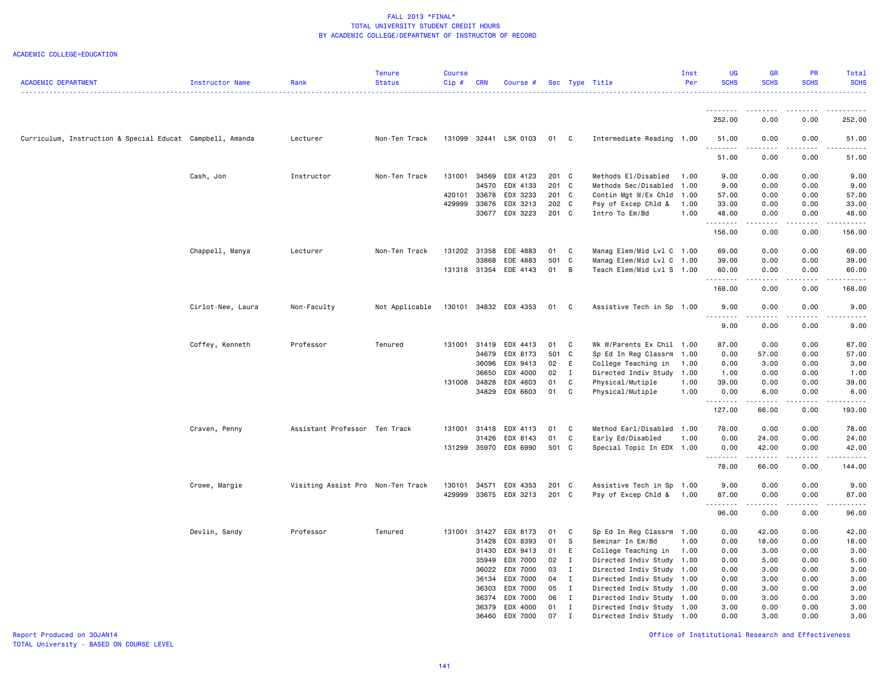FALL 2013 *FINAL*
TOTAL UNIVERSITY STUDENT CREDIT HOURS
BY ACADEMIC COLLEGE/DEPARTMENT OF INSTRUCTOR OF RECORD

ACADEMIC COLLEGE=EDUCATION

| ACADEMIC DEPARTMENT | Instructor Name | Rank | Tenure Status | Course Cip # | CRN | Course # | Sec | Type | Title | Inst Per | UG SCHS | GR SCHS | PR SCHS | Total SCHS |
|---|---|---|---|---|---|---|---|---|---|---|---|---|---|---|
| | | | | | | | | | | | 252.00 | 0.00 | 0.00 | 252.00 |
| Curriculum, Instruction & Special Educat | Campbell, Amanda | Lecturer | Non-Ten Track | 131099 | 32441 | LSK 0103 | 01 | C | Intermediate Reading | 1.00 | 51.00 | 0.00 | 0.00 | 51.00 |
| | | | | | | | | | | | 51.00 | 0.00 | 0.00 | 51.00 |
| | Cash, Jon | Instructor | Non-Ten Track | 131001 | 34569 | EDX 4123 | 201 | C | Methods El/Disabled | 1.00 | 9.00 | 0.00 | 0.00 | 9.00 |
| | | | | | 34570 | EDX 4133 | 201 | C | Methods Sec/Disabled | 1.00 | 9.00 | 0.00 | 0.00 | 9.00 |
| | | | | 420101 | 33678 | EDX 3233 | 201 | C | Contin Mgt W/Ex Chld | 1.00 | 57.00 | 0.00 | 0.00 | 57.00 |
| | | | | 429999 | 33676 | EDX 3213 | 202 | C | Psy of Excep Chld & | 1.00 | 33.00 | 0.00 | 0.00 | 33.00 |
| | | | | | 33677 | EDX 3223 | 201 | C | Intro To Em/Bd | 1.00 | 48.00 | 0.00 | 0.00 | 48.00 |
| | | | | | | | | | | | 156.00 | 0.00 | 0.00 | 156.00 |
| | Chappell, Manya | Lecturer | Non-Ten Track | 131202 | 31358 | EDE 4883 | 01 | C | Manag Elem/Mid Lvl C | 1.00 | 69.00 | 0.00 | 0.00 | 69.00 |
| | | | | | 33868 | EDE 4883 | 501 | C | Manag Elem/Mid Lvl C | 1.00 | 39.00 | 0.00 | 0.00 | 39.00 |
| | | | | 131318 | 31354 | EDE 4143 | 01 | B | Teach Elem/Mid Lvl S | 1.00 | 60.00 | 0.00 | 0.00 | 60.00 |
| | | | | | | | | | | | 168.00 | 0.00 | 0.00 | 168.00 |
| | Cirlot-New, Laura | Non-Faculty | Not Applicable | 130101 | 34832 | EDX 4353 | 01 | C | Assistive Tech in Sp | 1.00 | 9.00 | 0.00 | 0.00 | 9.00 |
| | | | | | | | | | | | 9.00 | 0.00 | 0.00 | 9.00 |
| | Coffey, Kenneth | Professor | Tenured | 131001 | 31419 | EDX 4413 | 01 | C | Wk W/Parents Ex Chil | 1.00 | 87.00 | 0.00 | 0.00 | 87.00 |
| | | | | | 34679 | EDX 8173 | 501 | C | Sp Ed In Reg Classrm | 1.00 | 0.00 | 57.00 | 0.00 | 57.00 |
| | | | | | 36096 | EDX 9413 | 02 | E | College Teaching in | 1.00 | 0.00 | 3.00 | 0.00 | 3.00 |
| | | | | | 36650 | EDX 4000 | 02 | I | Directed Indiv Study | 1.00 | 1.00 | 0.00 | 0.00 | 1.00 |
| | | | | 131008 | 34828 | EDX 4603 | 01 | C | Physical/Mutiple | 1.00 | 39.00 | 0.00 | 0.00 | 39.00 |
| | | | | | 34829 | EDX 6603 | 01 | C | Physical/Mutiple | 1.00 | 0.00 | 6.00 | 0.00 | 6.00 |
| | | | | | | | | | | | 127.00 | 66.00 | 0.00 | 193.00 |
| | Craven, Penny | Assistant Professor | Ten Track | 131001 | 31418 | EDX 4113 | 01 | C | Method Earl/Disabled | 1.00 | 78.00 | 0.00 | 0.00 | 78.00 |
| | | | | | 31426 | EDX 8143 | 01 | C | Early Ed/Disabled | 1.00 | 0.00 | 24.00 | 0.00 | 24.00 |
| | | | | 131299 | 35970 | EDX 6990 | 501 | C | Special Topic In EDX | 1.00 | 0.00 | 42.00 | 0.00 | 42.00 |
| | | | | | | | | | | | 78.00 | 66.00 | 0.00 | 144.00 |
| | Crowe, Margie | Visiting Assist Pro | Non-Ten Track | 130101 | 34571 | EDX 4353 | 201 | C | Assistive Tech in Sp | 1.00 | 9.00 | 0.00 | 0.00 | 9.00 |
| | | | | 429999 | 33675 | EDX 3213 | 201 | C | Psy of Excep Chld & | 1.00 | 87.00 | 0.00 | 0.00 | 87.00 |
| | | | | | | | | | | | 96.00 | 0.00 | 0.00 | 96.00 |
| | Devlin, Sandy | Professor | Tenured | 131001 | 31427 | EDX 8173 | 01 | C | Sp Ed In Reg Classrm | 1.00 | 0.00 | 42.00 | 0.00 | 42.00 |
| | | | | | 31428 | EDX 8393 | 01 | S | Seminar In Em/Bd | 1.00 | 0.00 | 18.00 | 0.00 | 18.00 |
| | | | | | 31430 | EDX 9413 | 01 | E | College Teaching in | 1.00 | 0.00 | 3.00 | 0.00 | 3.00 |
| | | | | | 35949 | EDX 7000 | 02 | I | Directed Indiv Study | 1.00 | 0.00 | 5.00 | 0.00 | 5.00 |
| | | | | | 36022 | EDX 7000 | 03 | I | Directed Indiv Study | 1.00 | 0.00 | 3.00 | 0.00 | 3.00 |
| | | | | | 36134 | EDX 7000 | 04 | I | Directed Indiv Study | 1.00 | 0.00 | 3.00 | 0.00 | 3.00 |
| | | | | | 36303 | EDX 7000 | 05 | I | Directed Indiv Study | 1.00 | 0.00 | 3.00 | 0.00 | 3.00 |
| | | | | | 36374 | EDX 7000 | 06 | I | Directed Indiv Study | 1.00 | 0.00 | 3.00 | 0.00 | 3.00 |
| | | | | | 36379 | EDX 4000 | 01 | I | Directed Indiv Study | 1.00 | 3.00 | 0.00 | 0.00 | 3.00 |
| | | | | | 36460 | EDX 7000 | 07 | I | Directed Indiv Study | 1.00 | 0.00 | 3.00 | 0.00 | 3.00 |

Report Produced on 30JAN14
TOTAL University - BASED ON COURSE LEVEL

Office of Institutional Research and Effectiveness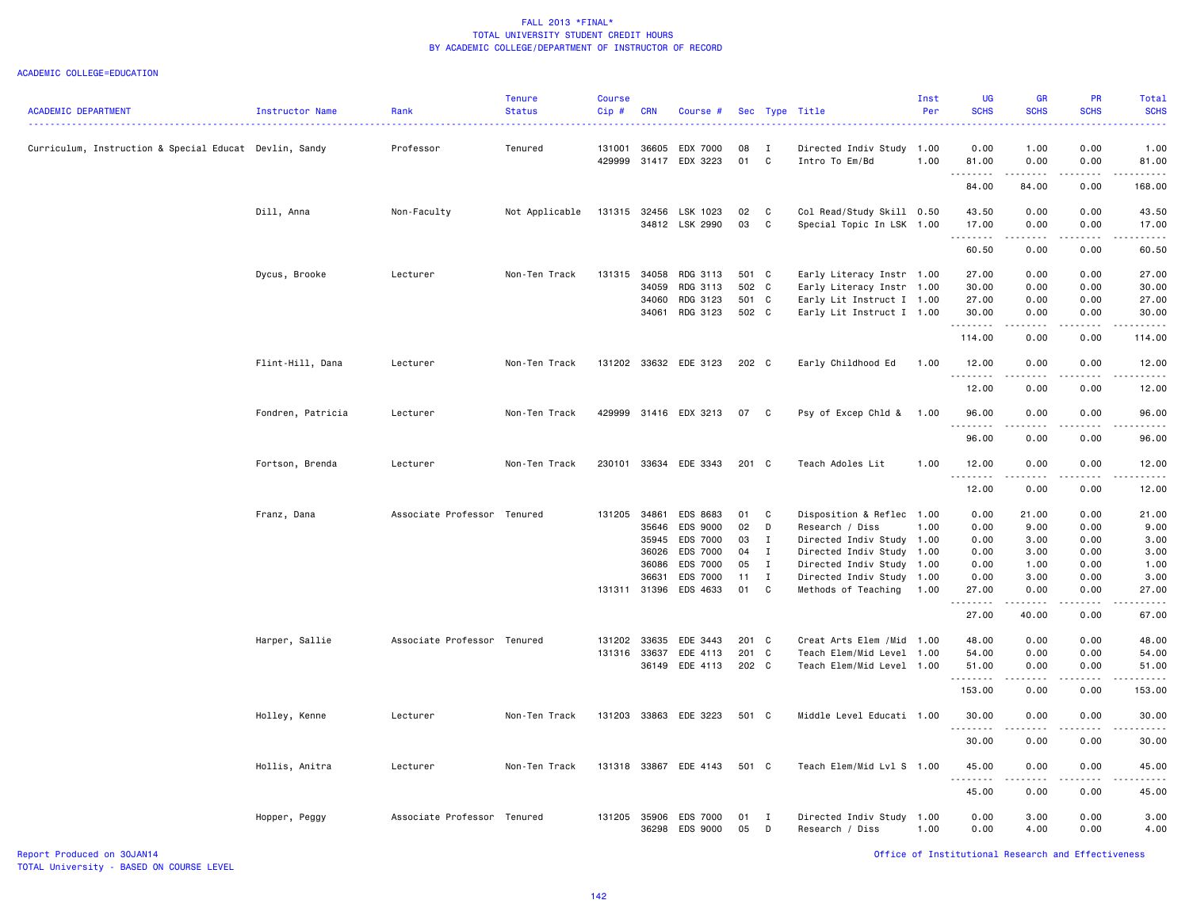# FALL 2013 *FINAL*
## TOTAL UNIVERSITY STUDENT CREDIT HOURS
## BY ACADEMIC COLLEGE/DEPARTMENT OF INSTRUCTOR OF RECORD

ACADEMIC COLLEGE=EDUCATION

| ACADEMIC DEPARTMENT | Instructor Name | Rank | Tenure Status | Course Cip # | CRN | Course # | Sec | Type | Title | Inst Per | UG SCHS | GR SCHS | PR SCHS | Total SCHS |
|---|---|---|---|---|---|---|---|---|---|---|---|---|---|---|
| Curriculum, Instruction & Special Educat | Devlin, Sandy | Professor | Tenured | 131001 | 36605 | EDX 7000 | 08 | I | Directed Indiv Study | 1.00 | 0.00 | 1.00 | 0.00 | 1.00 |
| | | | | 429999 | 31417 | EDX 3223 | 01 | C | Intro To Em/Bd | 1.00 | 81.00 | 0.00 | 0.00 | 81.00 |
| | | | | | | | | | | | 84.00 | 84.00 | 0.00 | 168.00 |
| | Dill, Anna | Non-Faculty | Not Applicable | 131315 | 32456 | LSK 1023 | 02 | C | Col Read/Study Skill | 0.50 | 43.50 | 0.00 | 0.00 | 43.50 |
| | | | | | 34812 | LSK 2990 | 03 | C | Special Topic In LSK | 1.00 | 17.00 | 0.00 | 0.00 | 17.00 |
| | | | | | | | | | | | 60.50 | 0.00 | 0.00 | 60.50 |
| | Dycus, Brooke | Lecturer | Non-Ten Track | 131315 | 34058 | RDG 3113 | 501 | C | Early Literacy Instr | 1.00 | 27.00 | 0.00 | 0.00 | 27.00 |
| | | | | | 34059 | RDG 3113 | 502 | C | Early Literacy Instr | 1.00 | 30.00 | 0.00 | 0.00 | 30.00 |
| | | | | | 34060 | RDG 3123 | 501 | C | Early Lit Instruct I | 1.00 | 27.00 | 0.00 | 0.00 | 27.00 |
| | | | | | 34061 | RDG 3123 | 502 | C | Early Lit Instruct I | 1.00 | 30.00 | 0.00 | 0.00 | 30.00 |
| | | | | | | | | | | | 114.00 | 0.00 | 0.00 | 114.00 |
| | Flint-Hill, Dana | Lecturer | Non-Ten Track | 131202 | 33632 | EDE 3123 | 202 | C | Early Childhood Ed | 1.00 | 12.00 | 0.00 | 0.00 | 12.00 |
| | | | | | | | | | | | 12.00 | 0.00 | 0.00 | 12.00 |
| | Fondren, Patricia | Lecturer | Non-Ten Track | 429999 | 31416 | EDX 3213 | 07 | C | Psy of Excep Chld & | 1.00 | 96.00 | 0.00 | 0.00 | 96.00 |
| | | | | | | | | | | | 96.00 | 0.00 | 0.00 | 96.00 |
| | Fortson, Brenda | Lecturer | Non-Ten Track | 230101 | 33634 | EDE 3343 | 201 | C | Teach Adoles Lit | 1.00 | 12.00 | 0.00 | 0.00 | 12.00 |
| | | | | | | | | | | | 12.00 | 0.00 | 0.00 | 12.00 |
| | Franz, Dana | Associate Professor | Tenured | 131205 | 34861 | EDS 8683 | 01 | C | Disposition & Reflec | 1.00 | 0.00 | 21.00 | 0.00 | 21.00 |
| | | | | | 35646 | EDS 9000 | 02 | D | Research / Diss | 1.00 | 0.00 | 9.00 | 0.00 | 9.00 |
| | | | | | 35945 | EDS 7000 | 03 | I | Directed Indiv Study | 1.00 | 0.00 | 3.00 | 0.00 | 3.00 |
| | | | | | 36026 | EDS 7000 | 04 | I | Directed Indiv Study | 1.00 | 0.00 | 3.00 | 0.00 | 3.00 |
| | | | | | 36086 | EDS 7000 | 05 | I | Directed Indiv Study | 1.00 | 0.00 | 1.00 | 0.00 | 1.00 |
| | | | | | 36631 | EDS 7000 | 11 | I | Directed Indiv Study | 1.00 | 0.00 | 3.00 | 0.00 | 3.00 |
| | | | | 131311 | 31396 | EDS 4633 | 01 | C | Methods of Teaching | 1.00 | 27.00 | 0.00 | 0.00 | 27.00 |
| | | | | | | | | | | | 27.00 | 40.00 | 0.00 | 67.00 |
| | Harper, Sallie | Associate Professor | Tenured | 131202 | 33635 | EDE 3443 | 201 | C | Creat Arts Elem /Mid | 1.00 | 48.00 | 0.00 | 0.00 | 48.00 |
| | | | | 131316 | 33637 | EDE 4113 | 201 | C | Teach Elem/Mid Level | 1.00 | 54.00 | 0.00 | 0.00 | 54.00 |
| | | | | | 36149 | EDE 4113 | 202 | C | Teach Elem/Mid Level | 1.00 | 51.00 | 0.00 | 0.00 | 51.00 |
| | | | | | | | | | | | 153.00 | 0.00 | 0.00 | 153.00 |
| | Holley, Kenne | Lecturer | Non-Ten Track | 131203 | 33863 | EDE 3223 | 501 | C | Middle Level Educati | 1.00 | 30.00 | 0.00 | 0.00 | 30.00 |
| | | | | | | | | | | | 30.00 | 0.00 | 0.00 | 30.00 |
| | Hollis, Anitra | Lecturer | Non-Ten Track | 131318 | 33867 | EDE 4143 | 501 | C | Teach Elem/Mid Lvl S | 1.00 | 45.00 | 0.00 | 0.00 | 45.00 |
| | | | | | | | | | | | 45.00 | 0.00 | 0.00 | 45.00 |
| | Hopper, Peggy | Associate Professor | Tenured | 131205 | 35906 | EDS 7000 | 01 | I | Directed Indiv Study | 1.00 | 0.00 | 3.00 | 0.00 | 3.00 |
| | | | | | 36298 | EDS 9000 | 05 | D | Research / Diss | 1.00 | 0.00 | 4.00 | 0.00 | 4.00 |

Report Produced on 30JAN14
TOTAL University - BASED ON COURSE LEVEL

Office of Institutional Research and Effectiveness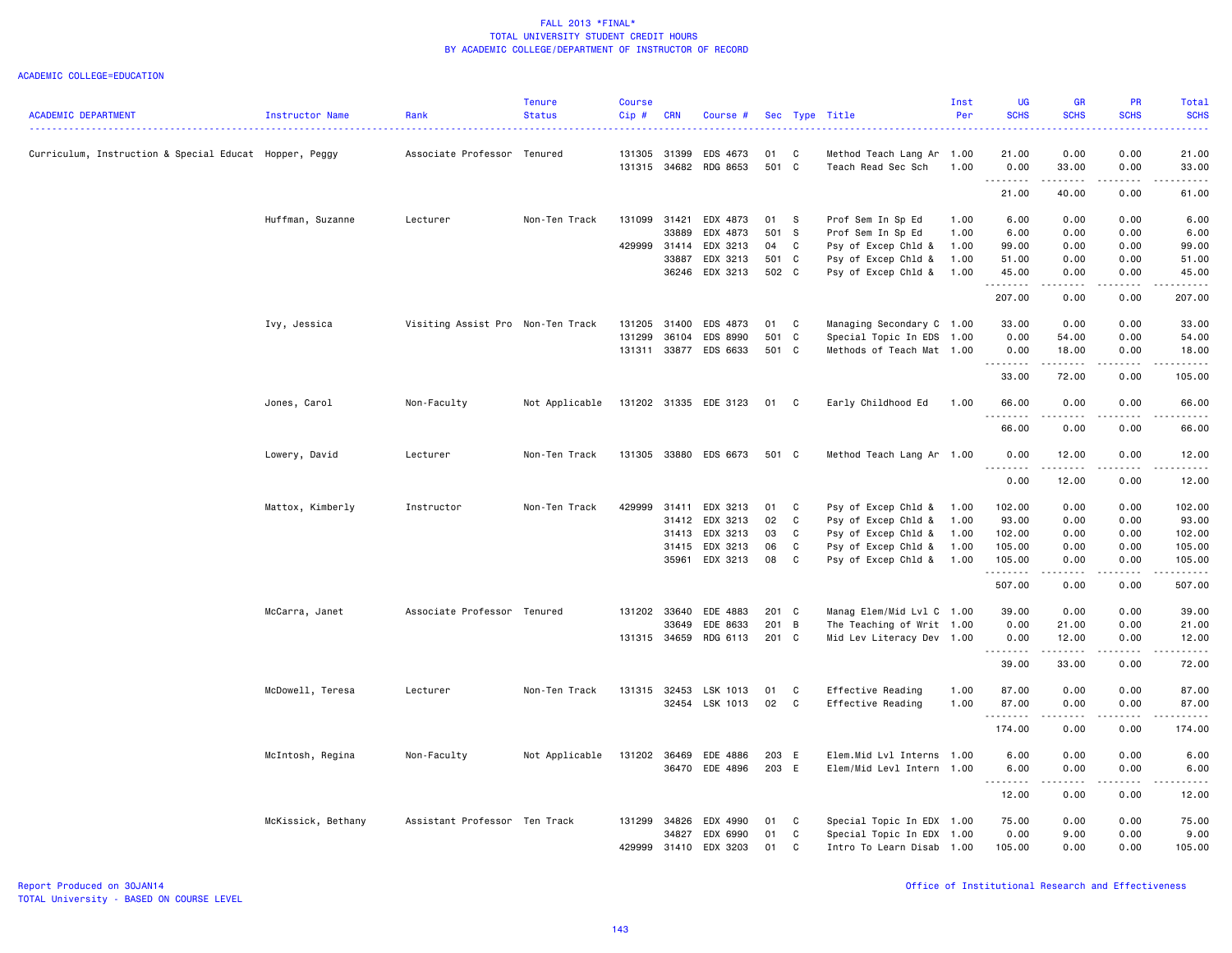# FALL 2013 *FINAL*
## TOTAL UNIVERSITY STUDENT CREDIT HOURS
## BY ACADEMIC COLLEGE/DEPARTMENT OF INSTRUCTOR OF RECORD

ACADEMIC COLLEGE=EDUCATION

| ACADEMIC DEPARTMENT | Instructor Name | Rank | Tenure Status | Course Cip # | CRN | Course # | Sec | Type | Title | Inst Per | UG SCHS | GR SCHS | PR SCHS | Total SCHS |
|---|---|---|---|---|---|---|---|---|---|---|---|---|---|---|
| Curriculum, Instruction & Special Educat | Hopper, Peggy | Associate Professor | Tenured | 131305 | 31399 | EDS 4673 | 01 | C | Method Teach Lang Ar | 1.00 | 21.00 | 0.00 | 0.00 | 21.00 |
| | | | | 131315 | 34682 | RDG 8653 | 501 | C | Teach Read Sec Sch | 1.00 | 0.00 | 33.00 | 0.00 | 33.00 |
| | | | | | | | | | | | 21.00 | 40.00 | 0.00 | 61.00 |
| | Huffman, Suzanne | Lecturer | Non-Ten Track | 131099 | 31421 | EDX 4873 | 01 | S | Prof Sem In Sp Ed | 1.00 | 6.00 | 0.00 | 0.00 | 6.00 |
| | | | | | 33889 | EDX 4873 | 501 | S | Prof Sem In Sp Ed | 1.00 | 6.00 | 0.00 | 0.00 | 6.00 |
| | | | | 429999 | 31414 | EDX 3213 | 04 | C | Psy of Excep Chld & | 1.00 | 99.00 | 0.00 | 0.00 | 99.00 |
| | | | | | 33887 | EDX 3213 | 501 | C | Psy of Excep Chld & | 1.00 | 51.00 | 0.00 | 0.00 | 51.00 |
| | | | | | 36246 | EDX 3213 | 502 | C | Psy of Excep Chld & | 1.00 | 45.00 | 0.00 | 0.00 | 45.00 |
| | | | | | | | | | | | 207.00 | 0.00 | 0.00 | 207.00 |
| | Ivy, Jessica | Visiting Assist Pro | Non-Ten Track | 131205 | 31400 | EDS 4873 | 01 | C | Managing Secondary C | 1.00 | 33.00 | 0.00 | 0.00 | 33.00 |
| | | | | 131299 | 36104 | EDS 8990 | 501 | C | Special Topic In EDS | 1.00 | 0.00 | 54.00 | 0.00 | 54.00 |
| | | | | 131311 | 33877 | EDS 6633 | 501 | C | Methods of Teach Mat | 1.00 | 0.00 | 18.00 | 0.00 | 18.00 |
| | | | | | | | | | | | 33.00 | 72.00 | 0.00 | 105.00 |
| | Jones, Carol | Non-Faculty | Not Applicable | 131202 | 31335 | EDE 3123 | 01 | C | Early Childhood Ed | 1.00 | 66.00 | 0.00 | 0.00 | 66.00 |
| | | | | | | | | | | | 66.00 | 0.00 | 0.00 | 66.00 |
| | Lowery, David | Lecturer | Non-Ten Track | 131305 | 33880 | EDS 6673 | 501 | C | Method Teach Lang Ar | 1.00 | 0.00 | 12.00 | 0.00 | 12.00 |
| | | | | | | | | | | | 0.00 | 12.00 | 0.00 | 12.00 |
| | Mattox, Kimberly | Instructor | Non-Ten Track | 429999 | 31411 | EDX 3213 | 01 | C | Psy of Excep Chld & | 1.00 | 102.00 | 0.00 | 0.00 | 102.00 |
| | | | | | 31412 | EDX 3213 | 02 | C | Psy of Excep Chld & | 1.00 | 93.00 | 0.00 | 0.00 | 93.00 |
| | | | | | 31413 | EDX 3213 | 03 | C | Psy of Excep Chld & | 1.00 | 102.00 | 0.00 | 0.00 | 102.00 |
| | | | | | 31415 | EDX 3213 | 06 | C | Psy of Excep Chld & | 1.00 | 105.00 | 0.00 | 0.00 | 105.00 |
| | | | | | 35961 | EDX 3213 | 08 | C | Psy of Excep Chld & | 1.00 | 105.00 | 0.00 | 0.00 | 105.00 |
| | | | | | | | | | | | 507.00 | 0.00 | 0.00 | 507.00 |
| | McCarra, Janet | Associate Professor | Tenured | 131202 | 33640 | EDE 4883 | 201 | C | Manag Elem/Mid Lvl C | 1.00 | 39.00 | 0.00 | 0.00 | 39.00 |
| | | | | | 33649 | EDE 8633 | 201 | B | The Teaching of Writ | 1.00 | 0.00 | 21.00 | 0.00 | 21.00 |
| | | | | 131315 | 34659 | RDG 6113 | 201 | C | Mid Lev Literacy Dev | 1.00 | 0.00 | 12.00 | 0.00 | 12.00 |
| | | | | | | | | | | | 39.00 | 33.00 | 0.00 | 72.00 |
| | McDowell, Teresa | Lecturer | Non-Ten Track | 131315 | 32453 | LSK 1013 | 01 | C | Effective Reading | 1.00 | 87.00 | 0.00 | 0.00 | 87.00 |
| | | | | | 32454 | LSK 1013 | 02 | C | Effective Reading | 1.00 | 87.00 | 0.00 | 0.00 | 87.00 |
| | | | | | | | | | | | 174.00 | 0.00 | 0.00 | 174.00 |
| | McIntosh, Regina | Non-Faculty | Not Applicable | 131202 | 36469 | EDE 4886 | 203 | E | Elem.Mid Lvl Interns | 1.00 | 6.00 | 0.00 | 0.00 | 6.00 |
| | | | | | 36470 | EDE 4896 | 203 | E | Elem/Mid Levl Intern | 1.00 | 6.00 | 0.00 | 0.00 | 6.00 |
| | | | | | | | | | | | 12.00 | 0.00 | 0.00 | 12.00 |
| | McKissick, Bethany | Assistant Professor | Ten Track | 131299 | 34826 | EDX 4990 | 01 | C | Special Topic In EDX | 1.00 | 75.00 | 0.00 | 0.00 | 75.00 |
| | | | | | 34827 | EDX 6990 | 01 | C | Special Topic In EDX | 1.00 | 0.00 | 9.00 | 0.00 | 9.00 |
| | | | | 429999 | 31410 | EDX 3203 | 01 | C | Intro To Learn Disab | 1.00 | 105.00 | 0.00 | 0.00 | 105.00 |

Report Produced on 30JAN14
TOTAL University - BASED ON COURSE LEVEL

Office of Institutional Research and Effectiveness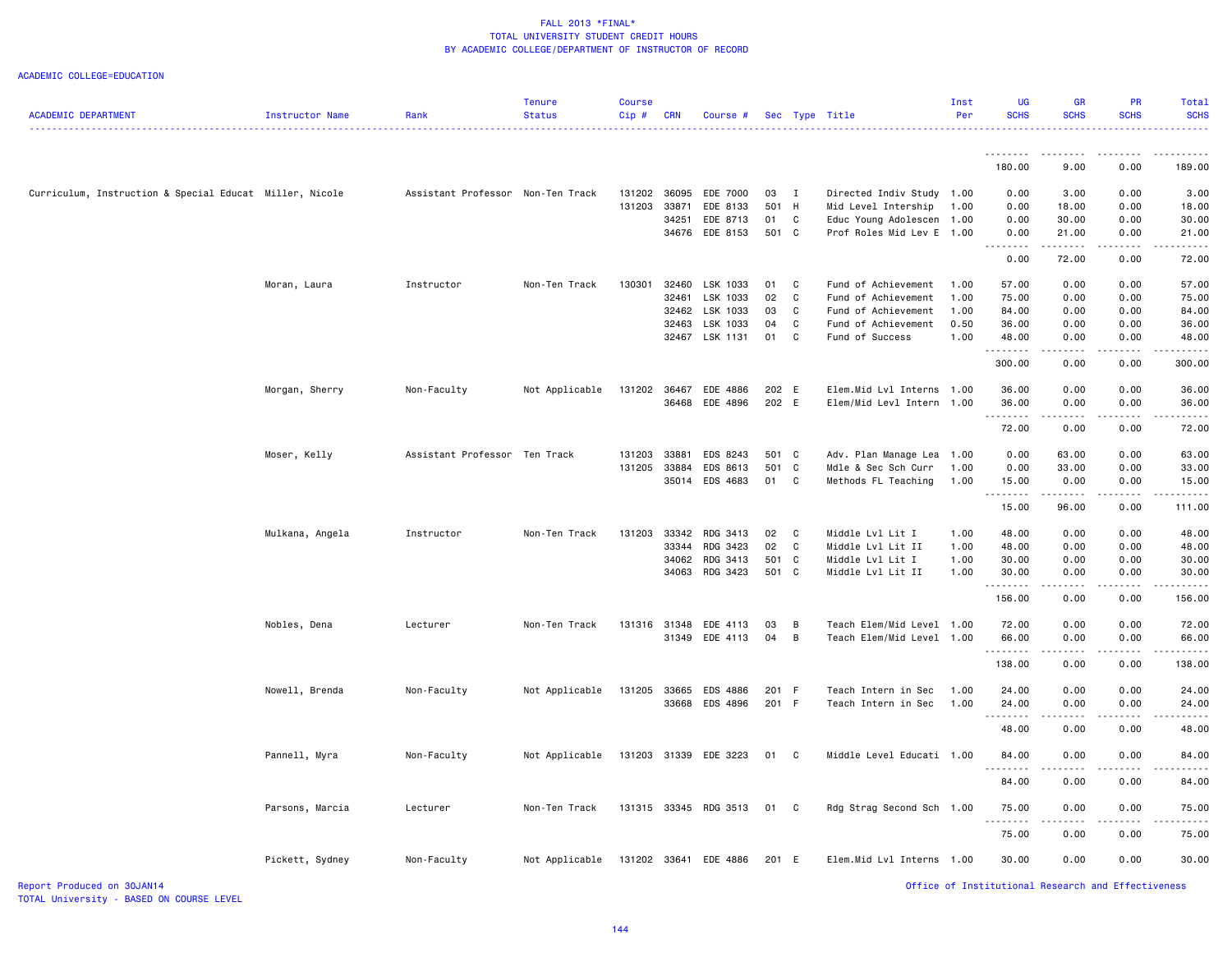# FALL 2013 *FINAL*
## TOTAL UNIVERSITY STUDENT CREDIT HOURS
## BY ACADEMIC COLLEGE/DEPARTMENT OF INSTRUCTOR OF RECORD

ACADEMIC COLLEGE=EDUCATION

| ACADEMIC DEPARTMENT | Instructor Name | Rank | Tenure Status | Course Cip # | CRN | Course # | Sec | Type | Title | Inst Per | UG SCHS | GR SCHS | PR SCHS | Total SCHS |
|---|---|---|---|---|---|---|---|---|---|---|---|---|---|---|
| | | | | | | | | | | | 180.00 | 9.00 | 0.00 | 189.00 |
| Curriculum, Instruction & Special Educat | Miller, Nicole | Assistant Professor | Non-Ten Track | 131202 | 36095 | EDE 7000 | 03 | I | Directed Indiv Study | 1.00 | 0.00 | 3.00 | 0.00 | 3.00 |
| | | | | 131203 | 33871 | EDE 8133 | 501 | H | Mid Level Intership | 1.00 | 0.00 | 18.00 | 0.00 | 18.00 |
| | | | | | 34251 | EDE 8713 | 01 | C | Educ Young Adolescen | 1.00 | 0.00 | 30.00 | 0.00 | 30.00 |
| | | | | | 34676 | EDE 8153 | 501 | C | Prof Roles Mid Lev E | 1.00 | 0.00 | 21.00 | 0.00 | 21.00 |
| | | | | | | | | | | | 0.00 | 72.00 | 0.00 | 72.00 |
| | Moran, Laura | Instructor | Non-Ten Track | 130301 | 32460 | LSK 1033 | 01 | C | Fund of Achievement | 1.00 | 57.00 | 0.00 | 0.00 | 57.00 |
| | | | | | 32461 | LSK 1033 | 02 | C | Fund of Achievement | 1.00 | 75.00 | 0.00 | 0.00 | 75.00 |
| | | | | | 32462 | LSK 1033 | 03 | C | Fund of Achievement | 1.00 | 84.00 | 0.00 | 0.00 | 84.00 |
| | | | | | 32463 | LSK 1033 | 04 | C | Fund of Achievement | 0.50 | 36.00 | 0.00 | 0.00 | 36.00 |
| | | | | | 32467 | LSK 1131 | 01 | C | Fund of Success | 1.00 | 48.00 | 0.00 | 0.00 | 48.00 |
| | | | | | | | | | | | 300.00 | 0.00 | 0.00 | 300.00 |
| | Morgan, Sherry | Non-Faculty | Not Applicable | 131202 | 36467 | EDE 4886 | 202 | E | Elem.Mid Lvl Interns | 1.00 | 36.00 | 0.00 | 0.00 | 36.00 |
| | | | | | 36468 | EDE 4896 | 202 | E | Elem/Mid Levl Intern | 1.00 | 36.00 | 0.00 | 0.00 | 36.00 |
| | | | | | | | | | | | 72.00 | 0.00 | 0.00 | 72.00 |
| | Moser, Kelly | Assistant Professor | Ten Track | 131203 | 33881 | EDS 8243 | 501 | C | Adv. Plan Manage Lea | 1.00 | 0.00 | 63.00 | 0.00 | 63.00 |
| | | | | 131205 | 33884 | EDS 8613 | 501 | C | Mdle & Sec Sch Curr | 1.00 | 0.00 | 33.00 | 0.00 | 33.00 |
| | | | | | 35014 | EDS 4683 | 01 | C | Methods FL Teaching | 1.00 | 15.00 | 0.00 | 0.00 | 15.00 |
| | | | | | | | | | | | 15.00 | 96.00 | 0.00 | 111.00 |
| | Mulkana, Angela | Instructor | Non-Ten Track | 131203 | 33342 | RDG 3413 | 02 | C | Middle Lvl Lit I | 1.00 | 48.00 | 0.00 | 0.00 | 48.00 |
| | | | | | 33344 | RDG 3423 | 02 | C | Middle Lvl Lit II | 1.00 | 48.00 | 0.00 | 0.00 | 48.00 |
| | | | | | 34062 | RDG 3413 | 501 | C | Middle Lvl Lit I | 1.00 | 30.00 | 0.00 | 0.00 | 30.00 |
| | | | | | 34063 | RDG 3423 | 501 | C | Middle Lvl Lit II | 1.00 | 30.00 | 0.00 | 0.00 | 30.00 |
| | | | | | | | | | | | 156.00 | 0.00 | 0.00 | 156.00 |
| | Nobles, Dena | Lecturer | Non-Ten Track | 131316 | 31348 | EDE 4113 | 03 | B | Teach Elem/Mid Level | 1.00 | 72.00 | 0.00 | 0.00 | 72.00 |
| | | | | | 31349 | EDE 4113 | 04 | B | Teach Elem/Mid Level | 1.00 | 66.00 | 0.00 | 0.00 | 66.00 |
| | | | | | | | | | | | 138.00 | 0.00 | 0.00 | 138.00 |
| | Nowell, Brenda | Non-Faculty | Not Applicable | 131205 | 33665 | EDS 4886 | 201 | F | Teach Intern in Sec | 1.00 | 24.00 | 0.00 | 0.00 | 24.00 |
| | | | | | 33668 | EDS 4896 | 201 | F | Teach Intern in Sec | 1.00 | 24.00 | 0.00 | 0.00 | 24.00 |
| | | | | | | | | | | | 48.00 | 0.00 | 0.00 | 48.00 |
| | Pannell, Myra | Non-Faculty | Not Applicable | 131203 | 31339 | EDE 3223 | 01 | C | Middle Level Educati | 1.00 | 84.00 | 0.00 | 0.00 | 84.00 |
| | | | | | | | | | | | 84.00 | 0.00 | 0.00 | 84.00 |
| | Parsons, Marcia | Lecturer | Non-Ten Track | 131315 | 33345 | RDG 3513 | 01 | C | Rdg Strag Second Sch | 1.00 | 75.00 | 0.00 | 0.00 | 75.00 |
| | | | | | | | | | | | 75.00 | 0.00 | 0.00 | 75.00 |
| | Pickett, Sydney | Non-Faculty | Not Applicable | 131202 | 33641 | EDE 4886 | 201 | E | Elem.Mid Lvl Interns | 1.00 | 30.00 | 0.00 | 0.00 | 30.00 |

Report Produced on 30JAN14
TOTAL University - BASED ON COURSE LEVEL

Office of Institutional Research and Effectiveness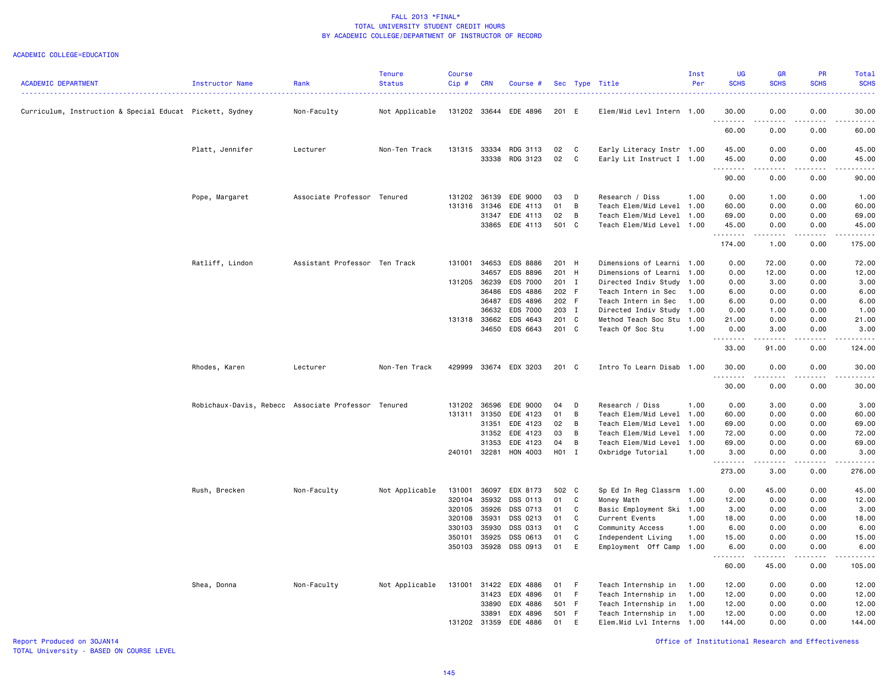FALL 2013 *FINAL*
TOTAL UNIVERSITY STUDENT CREDIT HOURS
BY ACADEMIC COLLEGE/DEPARTMENT OF INSTRUCTOR OF RECORD

ACADEMIC COLLEGE=EDUCATION

| ACADEMIC DEPARTMENT | Instructor Name | Rank | Tenure Status | Course Cip # | CRN | Course # | Sec | Type | Title | Inst Per | UG SCHS | GR SCHS | PR SCHS | Total SCHS |
|---|---|---|---|---|---|---|---|---|---|---|---|---|---|---|
| Curriculum, Instruction & Special Educat | Pickett, Sydney | Non-Faculty | Not Applicable | 131202 | 33644 | EDE 4896 | 201 | E | Elem/Mid Levl Intern | 1.00 | 30.00 | 0.00 | 0.00 | 30.00 |
| | | | | | | | | | | | 60.00 | 0.00 | 0.00 | 60.00 |
| | Platt, Jennifer | Lecturer | Non-Ten Track | 131315 | 33334 | RDG 3113 | 02 | C | Early Literacy Instr | 1.00 | 45.00 | 0.00 | 0.00 | 45.00 |
| | | | | | 33338 | RDG 3123 | 02 | C | Early Lit Instruct I | 1.00 | 45.00 | 0.00 | 0.00 | 45.00 |
| | | | | | | | | | | | 90.00 | 0.00 | 0.00 | 90.00 |
| | Pope, Margaret | Associate Professor | Tenured | 131202 | 36139 | EDE 9000 | 03 | D | Research / Diss | 1.00 | 0.00 | 1.00 | 0.00 | 1.00 |
| | | | | 131316 | 31346 | EDE 4113 | 01 | B | Teach Elem/Mid Level | 1.00 | 60.00 | 0.00 | 0.00 | 60.00 |
| | | | | | 31347 | EDE 4113 | 02 | B | Teach Elem/Mid Level | 1.00 | 69.00 | 0.00 | 0.00 | 69.00 |
| | | | | | 33865 | EDE 4113 | 501 | C | Teach Elem/Mid Level | 1.00 | 45.00 | 0.00 | 0.00 | 45.00 |
| | | | | | | | | | | | 174.00 | 1.00 | 0.00 | 175.00 |
| | Ratliff, Lindon | Assistant Professor | Ten Track | 131001 | 34653 | EDS 8886 | 201 | H | Dimensions of Learni | 1.00 | 0.00 | 72.00 | 0.00 | 72.00 |
| | | | | | 34657 | EDS 8896 | 201 | H | Dimensions of Learni | 1.00 | 0.00 | 12.00 | 0.00 | 12.00 |
| | | | | 131205 | 36239 | EDS 7000 | 201 | I | Directed Indiv Study | 1.00 | 0.00 | 3.00 | 0.00 | 3.00 |
| | | | | | 36486 | EDS 4886 | 202 | F | Teach Intern in Sec | 1.00 | 6.00 | 0.00 | 0.00 | 6.00 |
| | | | | | 36487 | EDS 4896 | 202 | F | Teach Intern in Sec | 1.00 | 6.00 | 0.00 | 0.00 | 6.00 |
| | | | | | 36632 | EDS 7000 | 203 | I | Directed Indiv Study | 1.00 | 0.00 | 1.00 | 0.00 | 1.00 |
| | | | | 131318 | 33662 | EDS 4643 | 201 | C | Method Teach Soc Stu | 1.00 | 21.00 | 0.00 | 0.00 | 21.00 |
| | | | | | 34650 | EDS 6643 | 201 | C | Teach Of Soc Stu | 1.00 | 0.00 | 3.00 | 0.00 | 3.00 |
| | | | | | | | | | | | 33.00 | 91.00 | 0.00 | 124.00 |
| | Rhodes, Karen | Lecturer | Non-Ten Track | 429999 | 33674 | EDX 3203 | 201 | C | Intro To Learn Disab | 1.00 | 30.00 | 0.00 | 0.00 | 30.00 |
| | | | | | | | | | | | 30.00 | 0.00 | 0.00 | 30.00 |
| | Robichaux-Davis, Rebecc | Associate Professor | Tenured | 131202 | 36596 | EDE 9000 | 04 | D | Research / Diss | 1.00 | 0.00 | 3.00 | 0.00 | 3.00 |
| | | | | 131311 | 31350 | EDE 4123 | 01 | B | Teach Elem/Mid Level | 1.00 | 60.00 | 0.00 | 0.00 | 60.00 |
| | | | | | 31351 | EDE 4123 | 02 | B | Teach Elem/Mid Level | 1.00 | 69.00 | 0.00 | 0.00 | 69.00 |
| | | | | | 31352 | EDE 4123 | 03 | B | Teach Elem/Mid Level | 1.00 | 72.00 | 0.00 | 0.00 | 72.00 |
| | | | | | 31353 | EDE 4123 | 04 | B | Teach Elem/Mid Level | 1.00 | 69.00 | 0.00 | 0.00 | 69.00 |
| | | | | 240101 | 32281 | HON 4003 | H01 | I | Oxbridge Tutorial | 1.00 | 3.00 | 0.00 | 0.00 | 3.00 |
| | | | | | | | | | | | 273.00 | 3.00 | 0.00 | 276.00 |
| | Rush, Brecken | Non-Faculty | Not Applicable | 131001 | 36097 | EDX 8173 | 502 | C | Sp Ed In Reg Classrm | 1.00 | 0.00 | 45.00 | 0.00 | 45.00 |
| | | | | 320104 | 35932 | DSS 0113 | 01 | C | Money Math | 1.00 | 12.00 | 0.00 | 0.00 | 12.00 |
| | | | | 320105 | 35926 | DSS 0713 | 01 | C | Basic Employment Ski | 1.00 | 3.00 | 0.00 | 0.00 | 3.00 |
| | | | | 320108 | 35931 | DSS 0213 | 01 | C | Current Events | 1.00 | 18.00 | 0.00 | 0.00 | 18.00 |
| | | | | 330103 | 35930 | DSS 0313 | 01 | C | Community Access | 1.00 | 6.00 | 0.00 | 0.00 | 6.00 |
| | | | | 350101 | 35925 | DSS 0613 | 01 | C | Independent Living | 1.00 | 15.00 | 0.00 | 0.00 | 15.00 |
| | | | | 350103 | 35928 | DSS 0913 | 01 | E | Employment Off Camp | 1.00 | 6.00 | 0.00 | 0.00 | 6.00 |
| | | | | | | | | | | | 60.00 | 45.00 | 0.00 | 105.00 |
| | Shea, Donna | Non-Faculty | Not Applicable | 131001 | 31422 | EDX 4886 | 01 | F | Teach Internship in | 1.00 | 12.00 | 0.00 | 0.00 | 12.00 |
| | | | | | 31423 | EDX 4896 | 01 | F | Teach Internship in | 1.00 | 12.00 | 0.00 | 0.00 | 12.00 |
| | | | | | 33890 | EDX 4886 | 501 | F | Teach Internship in | 1.00 | 12.00 | 0.00 | 0.00 | 12.00 |
| | | | | | 33891 | EDX 4896 | 501 | F | Teach Internship in | 1.00 | 12.00 | 0.00 | 0.00 | 12.00 |
| | | | | 131202 | 31359 | EDE 4886 | 01 | E | Elem.Mid Lvl Interns | 1.00 | 144.00 | 0.00 | 0.00 | 144.00 |

Report Produced on 30JAN14
TOTAL University - BASED ON COURSE LEVEL

Office of Institutional Research and Effectiveness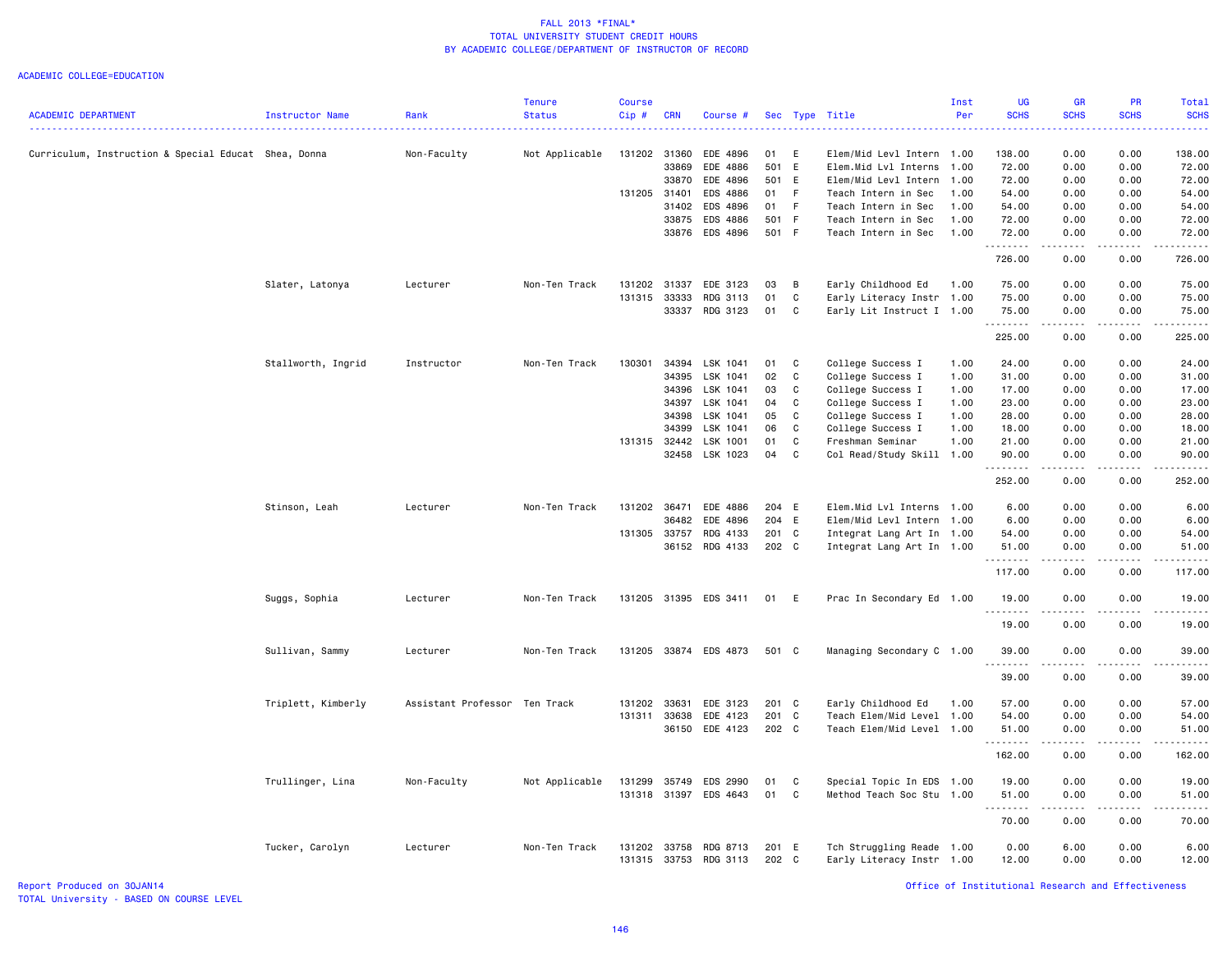# FALL 2013 *FINAL*
## TOTAL UNIVERSITY STUDENT CREDIT HOURS
### BY ACADEMIC COLLEGE/DEPARTMENT OF INSTRUCTOR OF RECORD

ACADEMIC COLLEGE=EDUCATION

| ACADEMIC DEPARTMENT | Instructor Name | Rank | Tenure Status | Course Cip # | CRN | Course # | Sec | Type | Title | Inst Per | UG SCHS | GR SCHS | PR SCHS | Total SCHS |
|---|---|---|---|---|---|---|---|---|---|---|---|---|---|---|
| Curriculum, Instruction & Special Educat | Shea, Donna | Non-Faculty | Not Applicable | 131202 | 31360 | EDE 4896 | 01 | E | Elem/Mid Levl Intern | 1.00 | 138.00 | 0.00 | 0.00 | 138.00 |
| | | | | | 33869 | EDE 4886 | 501 | E | Elem.Mid Lvl Interns | 1.00 | 72.00 | 0.00 | 0.00 | 72.00 |
| | | | | | 33870 | EDE 4896 | 501 | E | Elem/Mid Levl Intern | 1.00 | 72.00 | 0.00 | 0.00 | 72.00 |
| | | | | 131205 | 31401 | EDS 4886 | 01 | F | Teach Intern in Sec | 1.00 | 54.00 | 0.00 | 0.00 | 54.00 |
| | | | | | 31402 | EDS 4896 | 01 | F | Teach Intern in Sec | 1.00 | 54.00 | 0.00 | 0.00 | 54.00 |
| | | | | | 33875 | EDS 4886 | 501 | F | Teach Intern in Sec | 1.00 | 72.00 | 0.00 | 0.00 | 72.00 |
| | | | | | 33876 | EDS 4896 | 501 | F | Teach Intern in Sec | 1.00 | 72.00 | 0.00 | 0.00 | 72.00 |
| | | | | | | | | | | | 726.00 | 0.00 | 0.00 | 726.00 |
| | Slater, Latonya | Lecturer | Non-Ten Track | 131202 | 31337 | EDE 3123 | 03 | B | Early Childhood Ed | 1.00 | 75.00 | 0.00 | 0.00 | 75.00 |
| | | | | 131315 | 33333 | RDG 3113 | 01 | C | Early Literacy Instr | 1.00 | 75.00 | 0.00 | 0.00 | 75.00 |
| | | | | | 33337 | RDG 3123 | 01 | C | Early Lit Instruct I | 1.00 | 75.00 | 0.00 | 0.00 | 75.00 |
| | | | | | | | | | | | 225.00 | 0.00 | 0.00 | 225.00 |
| | Stallworth, Ingrid | Instructor | Non-Ten Track | 130301 | 34394 | LSK 1041 | 01 | C | College Success I | 1.00 | 24.00 | 0.00 | 0.00 | 24.00 |
| | | | | | 34395 | LSK 1041 | 02 | C | College Success I | 1.00 | 31.00 | 0.00 | 0.00 | 31.00 |
| | | | | | 34396 | LSK 1041 | 03 | C | College Success I | 1.00 | 17.00 | 0.00 | 0.00 | 17.00 |
| | | | | | 34397 | LSK 1041 | 04 | C | College Success I | 1.00 | 23.00 | 0.00 | 0.00 | 23.00 |
| | | | | | 34398 | LSK 1041 | 05 | C | College Success I | 1.00 | 28.00 | 0.00 | 0.00 | 28.00 |
| | | | | | 34399 | LSK 1041 | 06 | C | College Success I | 1.00 | 18.00 | 0.00 | 0.00 | 18.00 |
| | | | | 131315 | 32442 | LSK 1001 | 01 | C | Freshman Seminar | 1.00 | 21.00 | 0.00 | 0.00 | 21.00 |
| | | | | | 32458 | LSK 1023 | 04 | C | Col Read/Study Skill | 1.00 | 90.00 | 0.00 | 0.00 | 90.00 |
| | | | | | | | | | | | 252.00 | 0.00 | 0.00 | 252.00 |
| | Stinson, Leah | Lecturer | Non-Ten Track | 131202 | 36471 | EDE 4886 | 204 | E | Elem.Mid Lvl Interns | 1.00 | 6.00 | 0.00 | 0.00 | 6.00 |
| | | | | | 36482 | EDE 4896 | 204 | E | Elem/Mid Levl Intern | 1.00 | 6.00 | 0.00 | 0.00 | 6.00 |
| | | | | 131305 | 33757 | RDG 4133 | 201 | C | Integrat Lang Art In | 1.00 | 54.00 | 0.00 | 0.00 | 54.00 |
| | | | | | 36152 | RDG 4133 | 202 | C | Integrat Lang Art In | 1.00 | 51.00 | 0.00 | 0.00 | 51.00 |
| | | | | | | | | | | | 117.00 | 0.00 | 0.00 | 117.00 |
| | Suggs, Sophia | Lecturer | Non-Ten Track | 131205 | 31395 | EDS 3411 | 01 | E | Prac In Secondary Ed | 1.00 | 19.00 | 0.00 | 0.00 | 19.00 |
| | | | | | | | | | | | 19.00 | 0.00 | 0.00 | 19.00 |
| | Sullivan, Sammy | Lecturer | Non-Ten Track | 131205 | 33874 | EDS 4873 | 501 | C | Managing Secondary C | 1.00 | 39.00 | 0.00 | 0.00 | 39.00 |
| | | | | | | | | | | | 39.00 | 0.00 | 0.00 | 39.00 |
| | Triplett, Kimberly | Assistant Professor | Ten Track | 131202 | 33631 | EDE 3123 | 201 | C | Early Childhood Ed | 1.00 | 57.00 | 0.00 | 0.00 | 57.00 |
| | | | | 131311 | 33638 | EDE 4123 | 201 | C | Teach Elem/Mid Level | 1.00 | 54.00 | 0.00 | 0.00 | 54.00 |
| | | | | | 36150 | EDE 4123 | 202 | C | Teach Elem/Mid Level | 1.00 | 51.00 | 0.00 | 0.00 | 51.00 |
| | | | | | | | | | | | 162.00 | 0.00 | 0.00 | 162.00 |
| | Trullinger, Lina | Non-Faculty | Not Applicable | 131299 | 35749 | EDS 2990 | 01 | C | Special Topic In EDS | 1.00 | 19.00 | 0.00 | 0.00 | 19.00 |
| | | | | 131318 | 31397 | EDS 4643 | 01 | C | Method Teach Soc Stu | 1.00 | 51.00 | 0.00 | 0.00 | 51.00 |
| | | | | | | | | | | | 70.00 | 0.00 | 0.00 | 70.00 |
| | Tucker, Carolyn | Lecturer | Non-Ten Track | 131202 | 33758 | RDG 8713 | 201 | E | Tch Struggling Reade | 1.00 | 0.00 | 6.00 | 0.00 | 6.00 |
| | | | | 131315 | 33753 | RDG 3113 | 202 | C | Early Literacy Instr | 1.00 | 12.00 | 0.00 | 0.00 | 12.00 |

Report Produced on 30JAN14
TOTAL University - BASED ON COURSE LEVEL

Office of Institutional Research and Effectiveness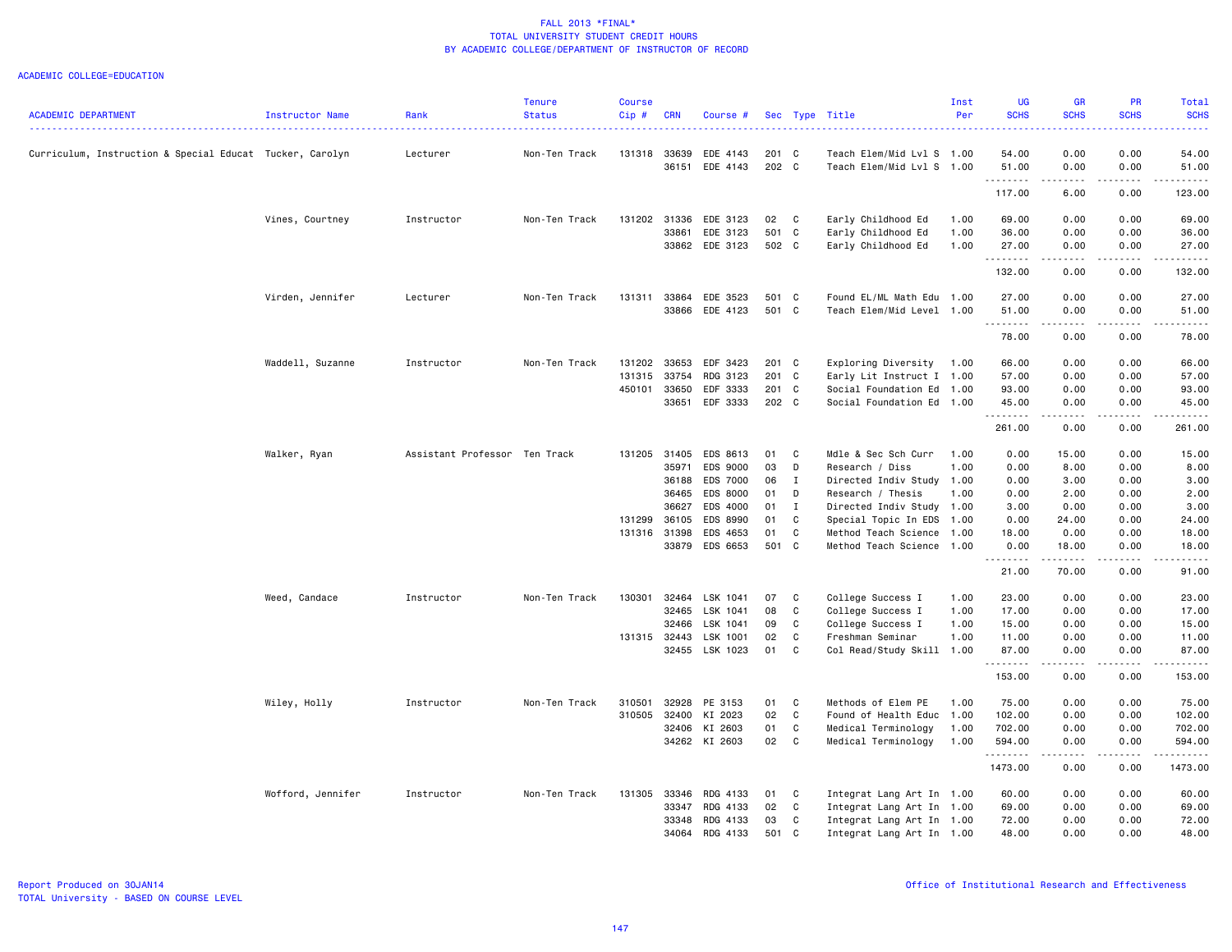FALL 2013 *FINAL*
TOTAL UNIVERSITY STUDENT CREDIT HOURS
BY ACADEMIC COLLEGE/DEPARTMENT OF INSTRUCTOR OF RECORD

ACADEMIC COLLEGE=EDUCATION

| ACADEMIC DEPARTMENT | Instructor Name | Rank | Tenure Status | Course Cip # | CRN | Course # | Sec | Type | Title | Inst Per | UG SCHS | GR SCHS | PR SCHS | Total SCHS |
|---|---|---|---|---|---|---|---|---|---|---|---|---|---|---|
| Curriculum, Instruction & Special Educat | Tucker, Carolyn | Lecturer | Non-Ten Track | 131318 | 33639 | EDE 4143 | 201 | C | Teach Elem/Mid Lvl S | 1.00 | 54.00 | 0.00 | 0.00 | 54.00 |
| | | | | | 36151 | EDE 4143 | 202 | C | Teach Elem/Mid Lvl S | 1.00 | 51.00 | 0.00 | 0.00 | 51.00 |
| | | | | | | | | | | | 117.00 | 6.00 | 0.00 | 123.00 |
| | Vines, Courtney | Instructor | Non-Ten Track | 131202 | 31336 | EDE 3123 | 02 | C | Early Childhood Ed | 1.00 | 69.00 | 0.00 | 0.00 | 69.00 |
| | | | | | 33861 | EDE 3123 | 501 | C | Early Childhood Ed | 1.00 | 36.00 | 0.00 | 0.00 | 36.00 |
| | | | | | 33862 | EDE 3123 | 502 | C | Early Childhood Ed | 1.00 | 27.00 | 0.00 | 0.00 | 27.00 |
| | | | | | | | | | | | 132.00 | 0.00 | 0.00 | 132.00 |
| | Virden, Jennifer | Lecturer | Non-Ten Track | 131311 | 33864 | EDE 3523 | 501 | C | Found EL/ML Math Edu | 1.00 | 27.00 | 0.00 | 0.00 | 27.00 |
| | | | | | 33866 | EDE 4123 | 501 | C | Teach Elem/Mid Level | 1.00 | 51.00 | 0.00 | 0.00 | 51.00 |
| | | | | | | | | | | | 78.00 | 0.00 | 0.00 | 78.00 |
| | Waddell, Suzanne | Instructor | Non-Ten Track | 131202 | 33653 | EDF 3423 | 201 | C | Exploring Diversity | 1.00 | 66.00 | 0.00 | 0.00 | 66.00 |
| | | | | 131315 | 33754 | RDG 3123 | 201 | C | Early Lit Instruct I | 1.00 | 57.00 | 0.00 | 0.00 | 57.00 |
| | | | | 450101 | 33650 | EDF 3333 | 201 | C | Social Foundation Ed | 1.00 | 93.00 | 0.00 | 0.00 | 93.00 |
| | | | | | 33651 | EDF 3333 | 202 | C | Social Foundation Ed | 1.00 | 45.00 | 0.00 | 0.00 | 45.00 |
| | | | | | | | | | | | 261.00 | 0.00 | 0.00 | 261.00 |
| | Walker, Ryan | Assistant Professor | Ten Track | 131205 | 31405 | EDS 8613 | 01 | C | Mdle & Sec Sch Curr | 1.00 | 0.00 | 15.00 | 0.00 | 15.00 |
| | | | | | 35971 | EDS 9000 | 03 | D | Research / Diss | 1.00 | 0.00 | 8.00 | 0.00 | 8.00 |
| | | | | | 36188 | EDS 7000 | 06 | I | Directed Indiv Study | 1.00 | 0.00 | 3.00 | 0.00 | 3.00 |
| | | | | | 36465 | EDS 8000 | 01 | D | Research / Thesis | 1.00 | 0.00 | 2.00 | 0.00 | 2.00 |
| | | | | | 36627 | EDS 4000 | 01 | I | Directed Indiv Study | 1.00 | 3.00 | 0.00 | 0.00 | 3.00 |
| | | | | 131299 | 36105 | EDS 8990 | 01 | C | Special Topic In EDS | 1.00 | 0.00 | 24.00 | 0.00 | 24.00 |
| | | | | 131316 | 31398 | EDS 4653 | 01 | C | Method Teach Science | 1.00 | 18.00 | 0.00 | 0.00 | 18.00 |
| | | | | | 33879 | EDS 6653 | 501 | C | Method Teach Science | 1.00 | 0.00 | 18.00 | 0.00 | 18.00 |
| | | | | | | | | | | | 21.00 | 70.00 | 0.00 | 91.00 |
| | Weed, Candace | Instructor | Non-Ten Track | 130301 | 32464 | LSK 1041 | 07 | C | College Success I | 1.00 | 23.00 | 0.00 | 0.00 | 23.00 |
| | | | | | 32465 | LSK 1041 | 08 | C | College Success I | 1.00 | 17.00 | 0.00 | 0.00 | 17.00 |
| | | | | | 32466 | LSK 1041 | 09 | C | College Success I | 1.00 | 15.00 | 0.00 | 0.00 | 15.00 |
| | | | | 131315 | 32443 | LSK 1001 | 02 | C | Freshman Seminar | 1.00 | 11.00 | 0.00 | 0.00 | 11.00 |
| | | | | | 32455 | LSK 1023 | 01 | C | Col Read/Study Skill | 1.00 | 87.00 | 0.00 | 0.00 | 87.00 |
| | | | | | | | | | | | 153.00 | 0.00 | 0.00 | 153.00 |
| | Wiley, Holly | Instructor | Non-Ten Track | 310501 | 32928 | PE 3153 | 01 | C | Methods of Elem PE | 1.00 | 75.00 | 0.00 | 0.00 | 75.00 |
| | | | | 310505 | 32400 | KI 2023 | 02 | C | Found of Health Educ | 1.00 | 102.00 | 0.00 | 0.00 | 102.00 |
| | | | | | 32406 | KI 2603 | 01 | C | Medical Terminology | 1.00 | 702.00 | 0.00 | 0.00 | 702.00 |
| | | | | | 34262 | KI 2603 | 02 | C | Medical Terminology | 1.00 | 594.00 | 0.00 | 0.00 | 594.00 |
| | | | | | | | | | | | 1473.00 | 0.00 | 0.00 | 1473.00 |
| | Wofford, Jennifer | Instructor | Non-Ten Track | 131305 | 33346 | RDG 4133 | 01 | C | Integrat Lang Art In | 1.00 | 60.00 | 0.00 | 0.00 | 60.00 |
| | | | | | 33347 | RDG 4133 | 02 | C | Integrat Lang Art In | 1.00 | 69.00 | 0.00 | 0.00 | 69.00 |
| | | | | | 33348 | RDG 4133 | 03 | C | Integrat Lang Art In | 1.00 | 72.00 | 0.00 | 0.00 | 72.00 |
| | | | | | 34064 | RDG 4133 | 501 | C | Integrat Lang Art In | 1.00 | 48.00 | 0.00 | 0.00 | 48.00 |

Report Produced on 30JAN14
TOTAL University - BASED ON COURSE LEVEL

Office of Institutional Research and Effectiveness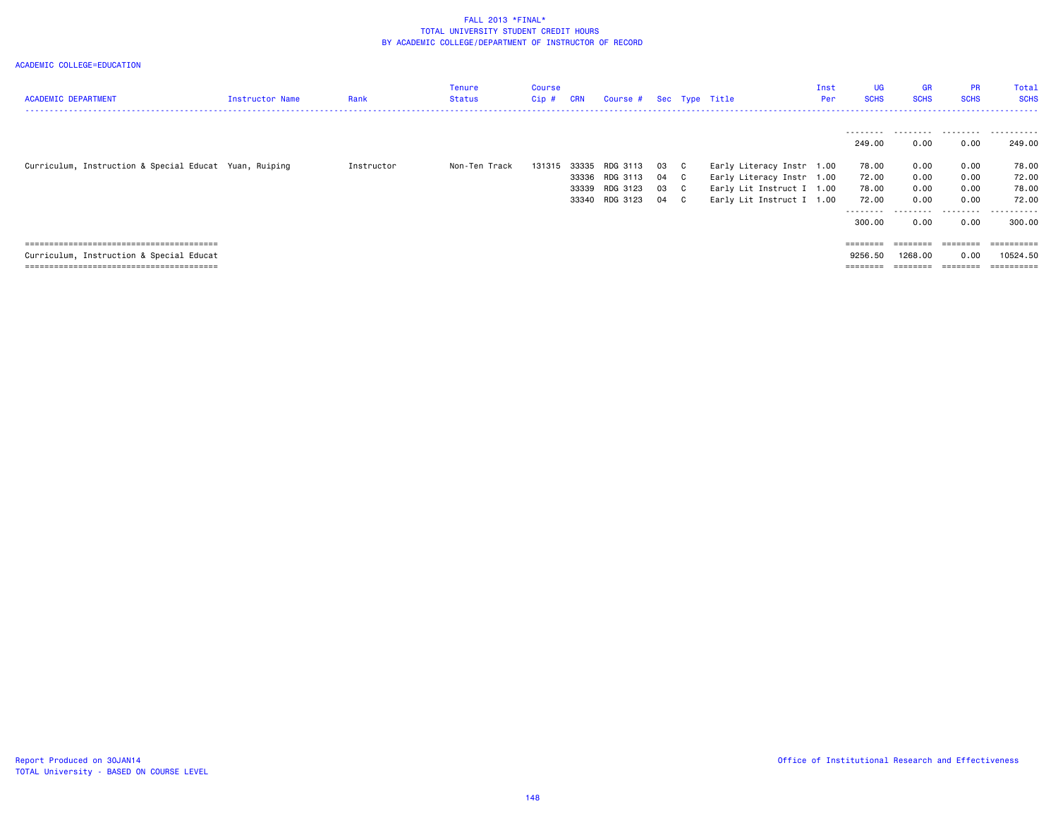FALL 2013 *FINAL*
TOTAL UNIVERSITY STUDENT CREDIT HOURS
BY ACADEMIC COLLEGE/DEPARTMENT OF INSTRUCTOR OF RECORD

ACADEMIC COLLEGE=EDUCATION

| ACADEMIC DEPARTMENT | Instructor Name | Rank | Tenure Status | Course Cip # | CRN | Course # | Sec | Type | Title | Inst Per | UG SCHS | GR SCHS | PR SCHS | Total SCHS |
|---|---|---|---|---|---|---|---|---|---|---|---|---|---|---|
| | | | | | | | | | | | 249.00 | 0.00 | 0.00 | 249.00 |
| Curriculum, Instruction & Special Educat | Yuan, Ruiping | Instructor | Non-Ten Track | 131315 | 33335 | RDG 3113 | 03 | C | Early Literacy Instr | 1.00 | 78.00 | 0.00 | 0.00 | 78.00 |
| | | | | | 33336 | RDG 3113 | 04 | C | Early Literacy Instr | 1.00 | 72.00 | 0.00 | 0.00 | 72.00 |
| | | | | | 33339 | RDG 3123 | 03 | C | Early Lit Instruct I | 1.00 | 78.00 | 0.00 | 0.00 | 78.00 |
| | | | | | 33340 | RDG 3123 | 04 | C | Early Lit Instruct I | 1.00 | 72.00 | 0.00 | 0.00 | 72.00 |
| | | | | | | | | | | | 300.00 | 0.00 | 0.00 | 300.00 |
| Curriculum, Instruction & Special Educat | | | | | | | | | | | 9256.50 | 1268.00 | 0.00 | 10524.50 |

Report Produced on 30JAN14
TOTAL University - BASED ON COURSE LEVEL

Office of Institutional Research and Effectiveness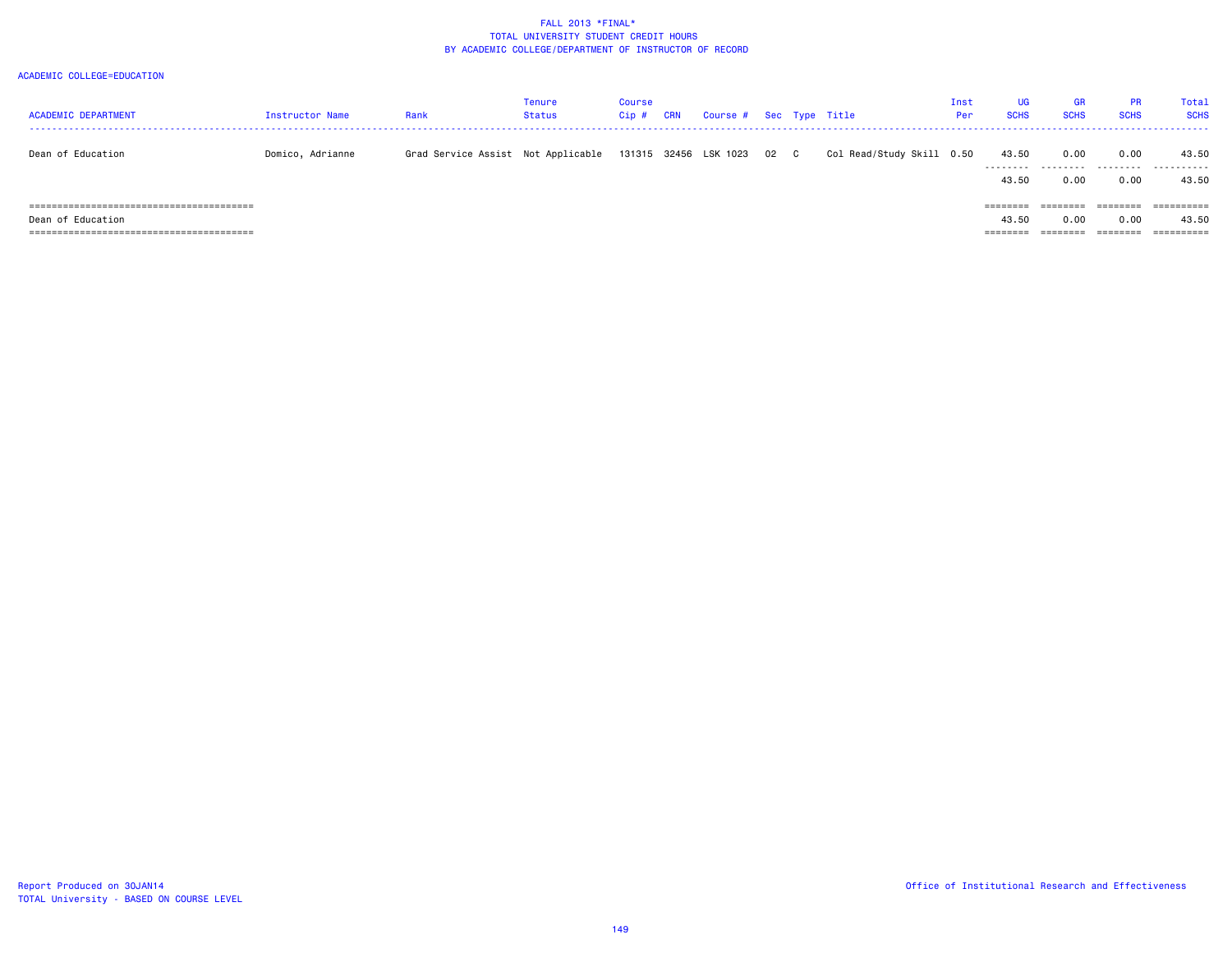# FALL 2013 *FINAL*
## TOTAL UNIVERSITY STUDENT CREDIT HOURS
## BY ACADEMIC COLLEGE/DEPARTMENT OF INSTRUCTOR OF RECORD

ACADEMIC COLLEGE=EDUCATION

| ACADEMIC DEPARTMENT | Instructor Name | Rank | Tenure Status | Course Cip # | CRN | Course # | Sec | Type | Title | Inst Per | UG SCHS | GR SCHS | PR SCHS | Total SCHS |
|---|---|---|---|---|---|---|---|---|---|---|---|---|---|---|
| Dean of Education | Domico, Adrianne | Grad Service Assist | Not Applicable | 131315 | 32456 | LSK 1023 | 02 | C | Col Read/Study Skill | 0.50 | 43.50 | 0.00 | 0.00 | 43.50 |
| | | | | | | | | | | | 43.50 | 0.00 | 0.00 | 43.50 |
| Dean of Education | | | | | | | | | | | 43.50 | 0.00 | 0.00 | 43.50 |

Report Produced on 30JAN14
TOTAL University - BASED ON COURSE LEVEL

Office of Institutional Research and Effectiveness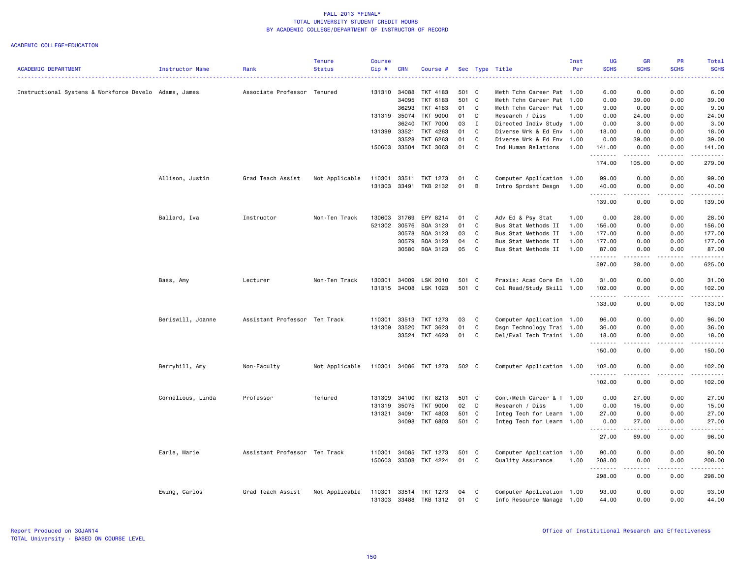# FALL 2013 *FINAL*
## TOTAL UNIVERSITY STUDENT CREDIT HOURS
## BY ACADEMIC COLLEGE/DEPARTMENT OF INSTRUCTOR OF RECORD

ACADEMIC COLLEGE=EDUCATION

| ACADEMIC DEPARTMENT | Instructor Name | Rank | Tenure Status | Course Cip # | CRN | Course # | Sec | Type | Title | Inst Per | UG SCHS | GR SCHS | PR SCHS | Total SCHS |
|---|---|---|---|---|---|---|---|---|---|---|---|---|---|---|
| Instructional Systems & Workforce Develo | Adams, James | Associate Professor | Tenured | 131310 | 34088 | TKT 4183 | 501 | C | Meth Tchn Career Pat | 1.00 | 6.00 | 0.00 | 0.00 | 6.00 |
| | | | | | 34095 | TKT 6183 | 501 | C | Meth Tchn Career Pat | 1.00 | 0.00 | 39.00 | 0.00 | 39.00 |
| | | | | | 36293 | TKT 4183 | 01 | C | Meth Tchn Career Pat | 1.00 | 9.00 | 0.00 | 0.00 | 9.00 |
| | | | | 131319 | 35074 | TKT 9000 | 01 | D | Research / Diss | 1.00 | 0.00 | 24.00 | 0.00 | 24.00 |
| | | | | | 36240 | TKT 7000 | 03 | I | Directed Indiv Study | 1.00 | 0.00 | 3.00 | 0.00 | 3.00 |
| | | | | 131399 | 33521 | TKT 4263 | 01 | C | Diverse Wrk & Ed Env | 1.00 | 18.00 | 0.00 | 0.00 | 18.00 |
| | | | | | 33528 | TKT 6263 | 01 | C | Diverse Wrk & Ed Env | 1.00 | 0.00 | 39.00 | 0.00 | 39.00 |
| | | | | 150603 | 33504 | TKI 3063 | 01 | C | Ind Human Relations | 1.00 | 141.00 | 0.00 | 0.00 | 141.00 |
| | | | | | | | | | | | 174.00 | 105.00 | 0.00 | 279.00 |
| | Allison, Justin | Grad Teach Assist | Not Applicable | 110301 | 33511 | TKT 1273 | 01 | C | Computer Application | 1.00 | 99.00 | 0.00 | 0.00 | 99.00 |
| | | | | 131303 | 33491 | TKB 2132 | 01 | B | Intro Sprdsht Desgn | 1.00 | 40.00 | 0.00 | 0.00 | 40.00 |
| | | | | | | | | | | | 139.00 | 0.00 | 0.00 | 139.00 |
| | Ballard, Iva | Instructor | Non-Ten Track | 130603 | 31769 | EPY 8214 | 01 | C | Adv Ed & Psy Stat | 1.00 | 0.00 | 28.00 | 0.00 | 28.00 |
| | | | | 521302 | 30576 | BQA 3123 | 01 | C | Bus Stat Methods II | 1.00 | 156.00 | 0.00 | 0.00 | 156.00 |
| | | | | | 30578 | BQA 3123 | 03 | C | Bus Stat Methods II | 1.00 | 177.00 | 0.00 | 0.00 | 177.00 |
| | | | | | 30579 | BQA 3123 | 04 | C | Bus Stat Methods II | 1.00 | 177.00 | 0.00 | 0.00 | 177.00 |
| | | | | | 30580 | BQA 3123 | 05 | C | Bus Stat Methods II | 1.00 | 87.00 | 0.00 | 0.00 | 87.00 |
| | | | | | | | | | | | 597.00 | 28.00 | 0.00 | 625.00 |
| | Bass, Amy | Lecturer | Non-Ten Track | 130301 | 34009 | LSK 2010 | 501 | C | Praxis: Acad Core En | 1.00 | 31.00 | 0.00 | 0.00 | 31.00 |
| | | | | 131315 | 34008 | LSK 1023 | 501 | C | Col Read/Study Skill | 1.00 | 102.00 | 0.00 | 0.00 | 102.00 |
| | | | | | | | | | | | 133.00 | 0.00 | 0.00 | 133.00 |
| | Beriswill, Joanne | Assistant Professor | Ten Track | 110301 | 33513 | TKT 1273 | 03 | C | Computer Application | 1.00 | 96.00 | 0.00 | 0.00 | 96.00 |
| | | | | 131309 | 33520 | TKT 3623 | 01 | C | Dsgn Technology Trai | 1.00 | 36.00 | 0.00 | 0.00 | 36.00 |
| | | | | | 33524 | TKT 4623 | 01 | C | Del/Eval Tech Traini | 1.00 | 18.00 | 0.00 | 0.00 | 18.00 |
| | | | | | | | | | | | 150.00 | 0.00 | 0.00 | 150.00 |
| | Berryhill, Amy | Non-Faculty | Not Applicable | 110301 | 34086 | TKT 1273 | 502 | C | Computer Application | 1.00 | 102.00 | 0.00 | 0.00 | 102.00 |
| | | | | | | | | | | | 102.00 | 0.00 | 0.00 | 102.00 |
| | Cornelious, Linda | Professor | Tenured | 131309 | 34100 | TKT 8213 | 501 | C | Cont/Meth Career & T | 1.00 | 0.00 | 27.00 | 0.00 | 27.00 |
| | | | | 131319 | 35075 | TKT 9000 | 02 | D | Research / Diss | 1.00 | 0.00 | 15.00 | 0.00 | 15.00 |
| | | | | 131321 | 34091 | TKT 4803 | 501 | C | Integ Tech for Learn | 1.00 | 27.00 | 0.00 | 0.00 | 27.00 |
| | | | | | 34098 | TKT 6803 | 501 | C | Integ Tech for Learn | 1.00 | 0.00 | 27.00 | 0.00 | 27.00 |
| | | | | | | | | | | | 27.00 | 69.00 | 0.00 | 96.00 |
| | Earle, Marie | Assistant Professor | Ten Track | 110301 | 34085 | TKT 1273 | 501 | C | Computer Application | 1.00 | 90.00 | 0.00 | 0.00 | 90.00 |
| | | | | 150603 | 33508 | TKI 4224 | 01 | C | Quality Assurance | 1.00 | 208.00 | 0.00 | 0.00 | 208.00 |
| | | | | | | | | | | | 298.00 | 0.00 | 0.00 | 298.00 |
| | Ewing, Carlos | Grad Teach Assist | Not Applicable | 110301 | 33514 | TKT 1273 | 04 | C | Computer Application | 1.00 | 93.00 | 0.00 | 0.00 | 93.00 |
| | | | | 131303 | 33488 | TKB 1312 | 01 | C | Info Resource Manage | 1.00 | 44.00 | 0.00 | 0.00 | 44.00 |

Report Produced on 30JAN14
TOTAL University - BASED ON COURSE LEVEL

Office of Institutional Research and Effectiveness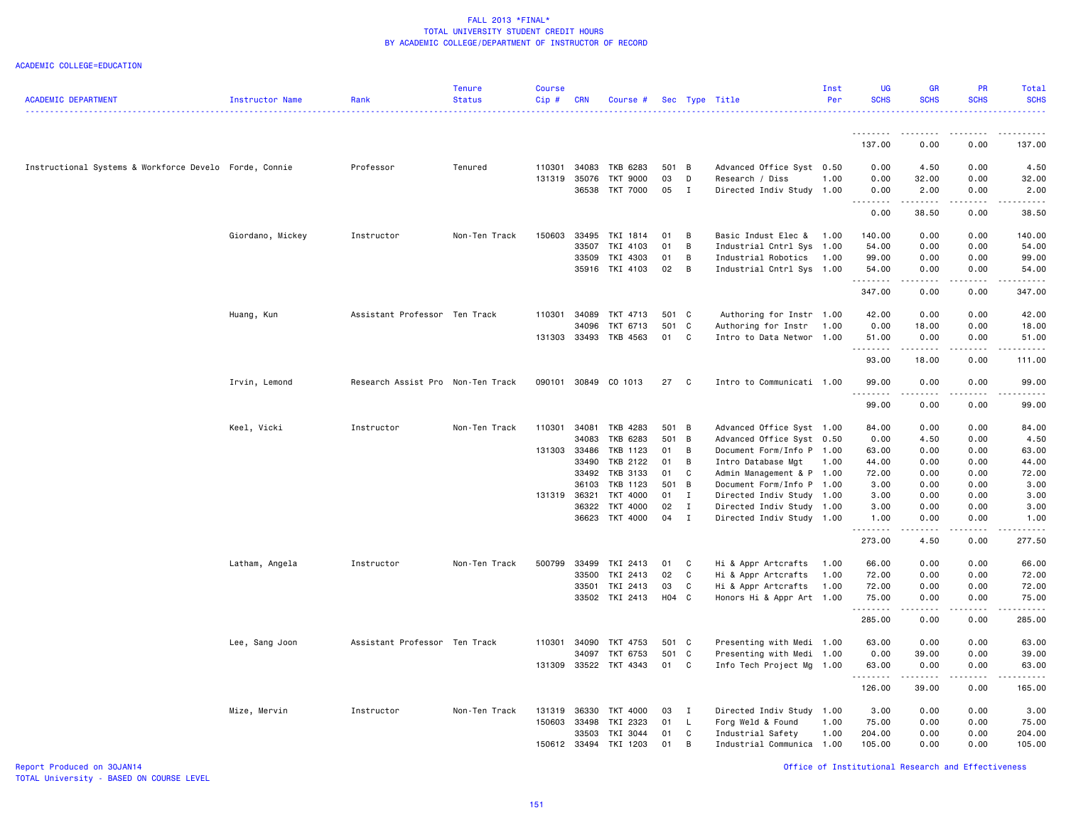FALL 2013 *FINAL*
TOTAL UNIVERSITY STUDENT CREDIT HOURS
BY ACADEMIC COLLEGE/DEPARTMENT OF INSTRUCTOR OF RECORD

ACADEMIC COLLEGE=EDUCATION

| ACADEMIC DEPARTMENT | Instructor Name | Rank | Tenure Status | Course Cip # | CRN | Course # | Sec | Type | Title | Inst Per | UG SCHS | GR SCHS | PR SCHS | Total SCHS |
|---|---|---|---|---|---|---|---|---|---|---|---|---|---|---|
| | | | | | | | | | | | 137.00 | 0.00 | 0.00 | 137.00 |
| Instructional Systems & Workforce Develo | Forde, Connie | Professor | Tenured | 110301 | 34083 | TKB 6283 | 501 | B | Advanced Office Syst | 0.50 | 0.00 | 4.50 | 0.00 | 4.50 |
| | | | | 131319 | 35076 | TKT 9000 | 03 | D | Research / Diss | 1.00 | 0.00 | 32.00 | 0.00 | 32.00 |
| | | | | | 36538 | TKT 7000 | 05 | I | Directed Indiv Study | 1.00 | 0.00 | 2.00 | 0.00 | 2.00 |
| | | | | | | | | | | | 0.00 | 38.50 | 0.00 | 38.50 |
| | Giordano, Mickey | Instructor | Non-Ten Track | 150603 | 33495 | TKI 1814 | 01 | B | Basic Indust Elec & | 1.00 | 140.00 | 0.00 | 0.00 | 140.00 |
| | | | | | 33507 | TKI 4103 | 01 | B | Industrial Cntrl Sys | 1.00 | 54.00 | 0.00 | 0.00 | 54.00 |
| | | | | | 33509 | TKI 4303 | 01 | B | Industrial Robotics | 1.00 | 99.00 | 0.00 | 0.00 | 99.00 |
| | | | | | 35916 | TKI 4103 | 02 | B | Industrial Cntrl Sys | 1.00 | 54.00 | 0.00 | 0.00 | 54.00 |
| | | | | | | | | | | | 347.00 | 0.00 | 0.00 | 347.00 |
| | Huang, Kun | Assistant Professor | Ten Track | 110301 | 34089 | TKT 4713 | 501 | C | Authoring for Instr | 1.00 | 42.00 | 0.00 | 0.00 | 42.00 |
| | | | | | 34096 | TKT 6713 | 501 | C | Authoring for Instr | 1.00 | 0.00 | 18.00 | 0.00 | 18.00 |
| | | | | 131303 | 33493 | TKB 4563 | 01 | C | Intro to Data Networ | 1.00 | 51.00 | 0.00 | 0.00 | 51.00 |
| | | | | | | | | | | | 93.00 | 18.00 | 0.00 | 111.00 |
| | Irvin, Lemond | Research Assist Pro | Non-Ten Track | 090101 | 30849 | CO 1013 | 27 | C | Intro to Communicati | 1.00 | 99.00 | 0.00 | 0.00 | 99.00 |
| | | | | | | | | | | | 99.00 | 0.00 | 0.00 | 99.00 |
| | Keel, Vicki | Instructor | Non-Ten Track | 110301 | 34081 | TKB 4283 | 501 | B | Advanced Office Syst | 1.00 | 84.00 | 0.00 | 0.00 | 84.00 |
| | | | | | 34083 | TKB 6283 | 501 | B | Advanced Office Syst | 0.50 | 0.00 | 4.50 | 0.00 | 4.50 |
| | | | | 131303 | 33486 | TKB 1123 | 01 | B | Document Form/Info P | 1.00 | 63.00 | 0.00 | 0.00 | 63.00 |
| | | | | | 33490 | TKB 2122 | 01 | B | Intro Database Mgt | 1.00 | 44.00 | 0.00 | 0.00 | 44.00 |
| | | | | | 33492 | TKB 3133 | 01 | C | Admin Management & P | 1.00 | 72.00 | 0.00 | 0.00 | 72.00 |
| | | | | | 36103 | TKB 1123 | 501 | B | Document Form/Info P | 1.00 | 3.00 | 0.00 | 0.00 | 3.00 |
| | | | | 131319 | 36321 | TKT 4000 | 01 | I | Directed Indiv Study | 1.00 | 3.00 | 0.00 | 0.00 | 3.00 |
| | | | | | 36322 | TKT 4000 | 02 | I | Directed Indiv Study | 1.00 | 3.00 | 0.00 | 0.00 | 3.00 |
| | | | | | 36623 | TKT 4000 | 04 | I | Directed Indiv Study | 1.00 | 1.00 | 0.00 | 0.00 | 1.00 |
| | | | | | | | | | | | 273.00 | 4.50 | 0.00 | 277.50 |
| | Latham, Angela | Instructor | Non-Ten Track | 500799 | 33499 | TKI 2413 | 01 | C | Hi & Appr Artcrafts | 1.00 | 66.00 | 0.00 | 0.00 | 66.00 |
| | | | | | 33500 | TKI 2413 | 02 | C | Hi & Appr Artcrafts | 1.00 | 72.00 | 0.00 | 0.00 | 72.00 |
| | | | | | 33501 | TKI 2413 | 03 | C | Hi & Appr Artcrafts | 1.00 | 72.00 | 0.00 | 0.00 | 72.00 |
| | | | | | 33502 | TKI 2413 | H04 | C | Honors Hi & Appr Art | 1.00 | 75.00 | 0.00 | 0.00 | 75.00 |
| | | | | | | | | | | | 285.00 | 0.00 | 0.00 | 285.00 |
| | Lee, Sang Joon | Assistant Professor | Ten Track | 110301 | 34090 | TKT 4753 | 501 | C | Presenting with Medi | 1.00 | 63.00 | 0.00 | 0.00 | 63.00 |
| | | | | | 34097 | TKT 6753 | 501 | C | Presenting with Medi | 1.00 | 0.00 | 39.00 | 0.00 | 39.00 |
| | | | | 131309 | 33522 | TKT 4343 | 01 | C | Info Tech Project Mg | 1.00 | 63.00 | 0.00 | 0.00 | 63.00 |
| | | | | | | | | | | | 126.00 | 39.00 | 0.00 | 165.00 |
| | Mize, Mervin | Instructor | Non-Ten Track | 131319 | 36330 | TKT 4000 | 03 | I | Directed Indiv Study | 1.00 | 3.00 | 0.00 | 0.00 | 3.00 |
| | | | | 150603 | 33498 | TKI 2323 | 01 | L | Forg Weld & Found | 1.00 | 75.00 | 0.00 | 0.00 | 75.00 |
| | | | | | 33503 | TKI 3044 | 01 | C | Industrial Safety | 1.00 | 204.00 | 0.00 | 0.00 | 204.00 |
| | | | | 150612 | 33494 | TKI 1203 | 01 | B | Industrial Communica | 1.00 | 105.00 | 0.00 | 0.00 | 105.00 |

Report Produced on 30JAN14
TOTAL University - BASED ON COURSE LEVEL

Office of Institutional Research and Effectiveness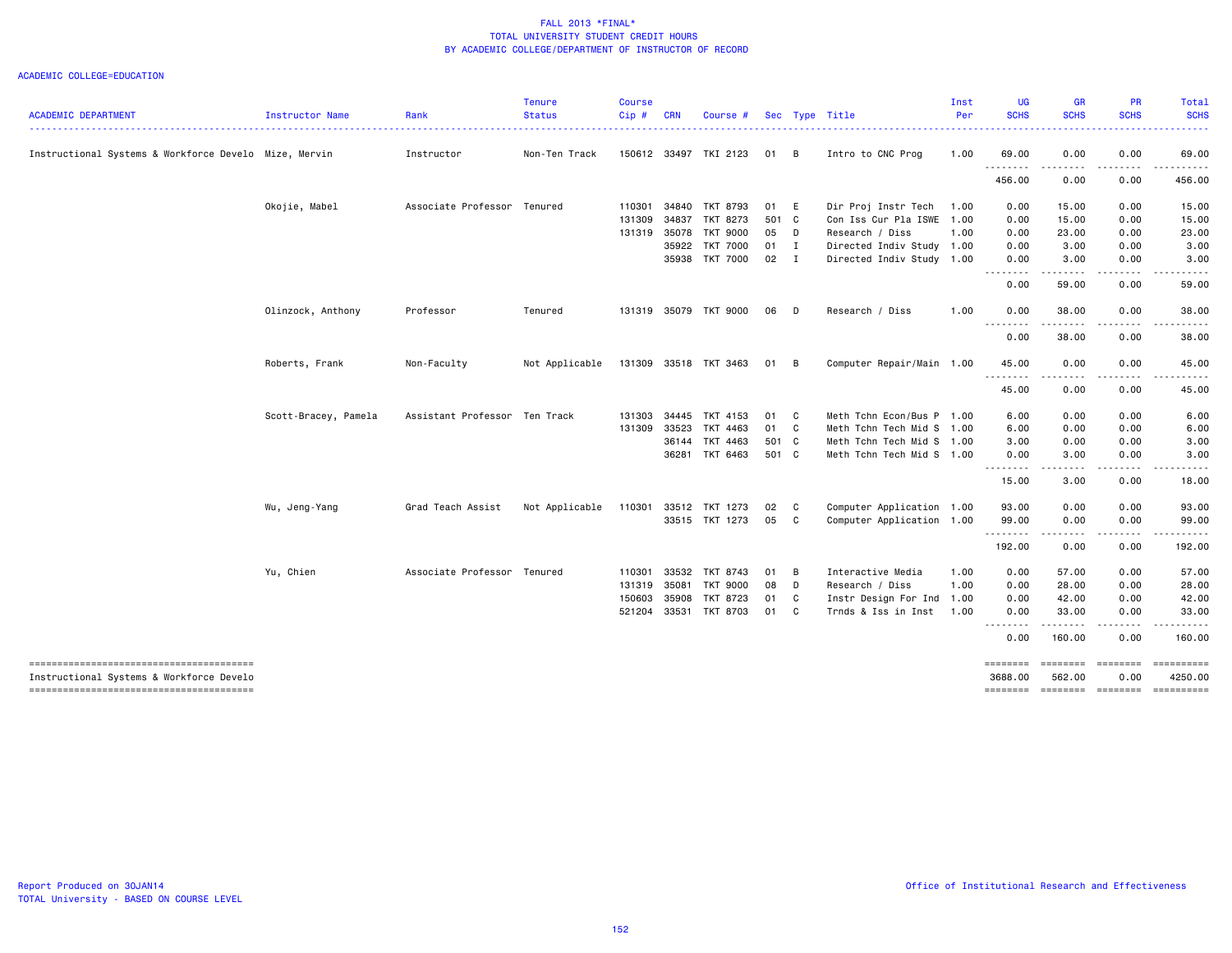# FALL 2013 *FINAL*
## TOTAL UNIVERSITY STUDENT CREDIT HOURS
## BY ACADEMIC COLLEGE/DEPARTMENT OF INSTRUCTOR OF RECORD

ACADEMIC COLLEGE=EDUCATION

| ACADEMIC DEPARTMENT | Instructor Name | Rank | Tenure Status | Course Cip # | CRN | Course # | Sec | Type | Title | Inst Per | UG SCHS | GR SCHS | PR SCHS | Total SCHS |
|---|---|---|---|---|---|---|---|---|---|---|---|---|---|---|
| Instructional Systems & Workforce Develo | Mize, Mervin | Instructor | Non-Ten Track | 150612 | 33497 | TKI 2123 | 01 | B | Intro to CNC Prog | 1.00 | 69.00 | 0.00 | 0.00 | 69.00 |
| | | | | | | | | | | | 456.00 | 0.00 | 0.00 | 456.00 |
| | Okojie, Mabel | Associate Professor | Tenured | 110301 | 34840 | TKT 8793 | 01 | E | Dir Proj Instr Tech | 1.00 | 0.00 | 15.00 | 0.00 | 15.00 |
| | | | | 131309 | 34837 | TKT 8273 | 501 | C | Con Iss Cur Pla ISWE | 1.00 | 0.00 | 15.00 | 0.00 | 15.00 |
| | | | | 131319 | 35078 | TKT 9000 | 05 | D | Research / Diss | 1.00 | 0.00 | 23.00 | 0.00 | 23.00 |
| | | | | | 35922 | TKT 7000 | 01 | I | Directed Indiv Study | 1.00 | 0.00 | 3.00 | 0.00 | 3.00 |
| | | | | | 35938 | TKT 7000 | 02 | I | Directed Indiv Study | 1.00 | 0.00 | 3.00 | 0.00 | 3.00 |
| | | | | | | | | | | | 0.00 | 59.00 | 0.00 | 59.00 |
| | Olinzock, Anthony | Professor | Tenured | 131319 | 35079 | TKT 9000 | 06 | D | Research / Diss | 1.00 | 0.00 | 38.00 | 0.00 | 38.00 |
| | | | | | | | | | | | 0.00 | 38.00 | 0.00 | 38.00 |
| | Roberts, Frank | Non-Faculty | Not Applicable | 131309 | 33518 | TKT 3463 | 01 | B | Computer Repair/Main | 1.00 | 45.00 | 0.00 | 0.00 | 45.00 |
| | | | | | | | | | | | 45.00 | 0.00 | 0.00 | 45.00 |
| | Scott-Bracey, Pamela | Assistant Professor | Ten Track | 131303 | 34445 | TKT 4153 | 01 | C | Meth Tchn Econ/Bus P | 1.00 | 6.00 | 0.00 | 0.00 | 6.00 |
| | | | | 131309 | 33523 | TKT 4463 | 01 | C | Meth Tchn Tech Mid S | 1.00 | 6.00 | 0.00 | 0.00 | 6.00 |
| | | | | | 36144 | TKT 4463 | 501 | C | Meth Tchn Tech Mid S | 1.00 | 3.00 | 0.00 | 0.00 | 3.00 |
| | | | | | 36281 | TKT 6463 | 501 | C | Meth Tchn Tech Mid S | 1.00 | 0.00 | 3.00 | 0.00 | 3.00 |
| | | | | | | | | | | | 15.00 | 3.00 | 0.00 | 18.00 |
| | Wu, Jeng-Yang | Grad Teach Assist | Not Applicable | 110301 | 33512 | TKT 1273 | 02 | C | Computer Application | 1.00 | 93.00 | 0.00 | 0.00 | 93.00 |
| | | | | | 33515 | TKT 1273 | 05 | C | Computer Application | 1.00 | 99.00 | 0.00 | 0.00 | 99.00 |
| | | | | | | | | | | | 192.00 | 0.00 | 0.00 | 192.00 |
| | Yu, Chien | Associate Professor | Tenured | 110301 | 33532 | TKT 8743 | 01 | B | Interactive Media | 1.00 | 0.00 | 57.00 | 0.00 | 57.00 |
| | | | | 131319 | 35081 | TKT 9000 | 08 | D | Research / Diss | 1.00 | 0.00 | 28.00 | 0.00 | 28.00 |
| | | | | 150603 | 35908 | TKT 8723 | 01 | C | Instr Design For Ind | 1.00 | 0.00 | 42.00 | 0.00 | 42.00 |
| | | | | 521204 | 33531 | TKT 8703 | 01 | C | Trnds & Iss in Inst | 1.00 | 0.00 | 33.00 | 0.00 | 33.00 |
| | | | | | | | | | | | 0.00 | 160.00 | 0.00 | 160.00 |
| Instructional Systems & Workforce Develo | | | | | | | | | | | 3688.00 | 562.00 | 0.00 | 4250.00 |

Report Produced on 30JAN14
TOTAL University - BASED ON COURSE LEVEL

Office of Institutional Research and Effectiveness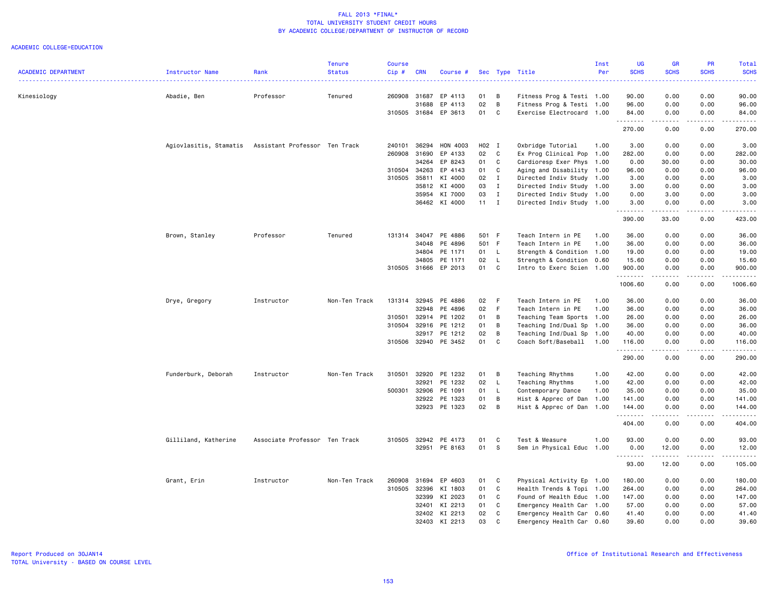# FALL 2013 *FINAL*
## TOTAL UNIVERSITY STUDENT CREDIT HOURS
## BY ACADEMIC COLLEGE/DEPARTMENT OF INSTRUCTOR OF RECORD

ACADEMIC COLLEGE=EDUCATION

| ACADEMIC DEPARTMENT | Instructor Name | Rank | Tenure Status | Course Cip # | CRN | Course # | Sec | Type | Title | Inst Per | UG SCHS | GR SCHS | PR SCHS | Total SCHS |
|---|---|---|---|---|---|---|---|---|---|---|---|---|---|---|
| Kinesiology | Abadie, Ben | Professor | Tenured | 260908 | 31687 | EP 4113 | 01 | B | Fitness Prog & Testi | 1.00 | 90.00 | 0.00 | 0.00 | 90.00 |
| | | | | | 31688 | EP 4113 | 02 | B | Fitness Prog & Testi | 1.00 | 96.00 | 0.00 | 0.00 | 96.00 |
| | | | | 310505 | 31684 | EP 3613 | 01 | C | Exercise Electrocard | 1.00 | 84.00 | 0.00 | 0.00 | 84.00 |
| | | | | | | | | | | | 270.00 | 0.00 | 0.00 | 270.00 |
| | Agiovlasitis, Stamatis | Assistant Professor | Ten Track | 240101 | 36294 | HON 4003 | H02 | I | Oxbridge Tutorial | 1.00 | 3.00 | 0.00 | 0.00 | 3.00 |
| | | | | 260908 | 31690 | EP 4133 | 02 | C | Ex Prog Clinical Pop | 1.00 | 282.00 | 0.00 | 0.00 | 282.00 |
| | | | | | 34264 | EP 8243 | 01 | C | Cardioresp Exer Phys | 1.00 | 0.00 | 30.00 | 0.00 | 30.00 |
| | | | | 310504 | 34263 | EP 4143 | 01 | C | Aging and Disability | 1.00 | 96.00 | 0.00 | 0.00 | 96.00 |
| | | | | 310505 | 35811 | KI 4000 | 02 | I | Directed Indiv Study | 1.00 | 3.00 | 0.00 | 0.00 | 3.00 |
| | | | | | 35812 | KI 4000 | 03 | I | Directed Indiv Study | 1.00 | 3.00 | 0.00 | 0.00 | 3.00 |
| | | | | | 35954 | KI 7000 | 03 | I | Directed Indiv Study | 1.00 | 0.00 | 3.00 | 0.00 | 3.00 |
| | | | | | 36462 | KI 4000 | 11 | I | Directed Indiv Study | 1.00 | 3.00 | 0.00 | 0.00 | 3.00 |
| | | | | | | | | | | | 390.00 | 33.00 | 0.00 | 423.00 |
| | Brown, Stanley | Professor | Tenured | 131314 | 34047 | PE 4886 | 501 | F | Teach Intern in PE | 1.00 | 36.00 | 0.00 | 0.00 | 36.00 |
| | | | | | 34048 | PE 4896 | 501 | F | Teach Intern in PE | 1.00 | 36.00 | 0.00 | 0.00 | 36.00 |
| | | | | | 34804 | PE 1171 | 01 | L | Strength & Condition | 1.00 | 19.00 | 0.00 | 0.00 | 19.00 |
| | | | | | 34805 | PE 1171 | 02 | L | Strength & Condition | 0.60 | 15.60 | 0.00 | 0.00 | 15.60 |
| | | | | 310505 | 31666 | EP 2013 | 01 | C | Intro to Exerc Scien | 1.00 | 900.00 | 0.00 | 0.00 | 900.00 |
| | | | | | | | | | | | 1006.60 | 0.00 | 0.00 | 1006.60 |
| | Drye, Gregory | Instructor | Non-Ten Track | 131314 | 32945 | PE 4886 | 02 | F | Teach Intern in PE | 1.00 | 36.00 | 0.00 | 0.00 | 36.00 |
| | | | | | 32948 | PE 4896 | 02 | F | Teach Intern in PE | 1.00 | 36.00 | 0.00 | 0.00 | 36.00 |
| | | | | 310501 | 32914 | PE 1202 | 01 | B | Teaching Team Sports | 1.00 | 26.00 | 0.00 | 0.00 | 26.00 |
| | | | | 310504 | 32916 | PE 1212 | 01 | B | Teaching Ind/Dual Sp | 1.00 | 36.00 | 0.00 | 0.00 | 36.00 |
| | | | | | 32917 | PE 1212 | 02 | B | Teaching Ind/Dual Sp | 1.00 | 40.00 | 0.00 | 0.00 | 40.00 |
| | | | | 310506 | 32940 | PE 3452 | 01 | C | Coach Soft/Baseball | 1.00 | 116.00 | 0.00 | 0.00 | 116.00 |
| | | | | | | | | | | | 290.00 | 0.00 | 0.00 | 290.00 |
| | Funderburk, Deborah | Instructor | Non-Ten Track | 310501 | 32920 | PE 1232 | 01 | B | Teaching Rhythms | 1.00 | 42.00 | 0.00 | 0.00 | 42.00 |
| | | | | | 32921 | PE 1232 | 02 | L | Teaching Rhythms | 1.00 | 42.00 | 0.00 | 0.00 | 42.00 |
| | | | | 500301 | 32906 | PE 1091 | 01 | L | Contemporary Dance | 1.00 | 35.00 | 0.00 | 0.00 | 35.00 |
| | | | | | 32922 | PE 1323 | 01 | B | Hist & Apprec of Dan | 1.00 | 141.00 | 0.00 | 0.00 | 141.00 |
| | | | | | 32923 | PE 1323 | 02 | B | Hist & Apprec of Dan | 1.00 | 144.00 | 0.00 | 0.00 | 144.00 |
| | | | | | | | | | | | 404.00 | 0.00 | 0.00 | 404.00 |
| | Gilliland, Katherine | Associate Professor | Ten Track | 310505 | 32942 | PE 4173 | 01 | C | Test & Measure | 1.00 | 93.00 | 0.00 | 0.00 | 93.00 |
| | | | | | 32951 | PE 8163 | 01 | S | Sem in Physical Educ | 1.00 | 0.00 | 12.00 | 0.00 | 12.00 |
| | | | | | | | | | | | 93.00 | 12.00 | 0.00 | 105.00 |
| | Grant, Erin | Instructor | Non-Ten Track | 260908 | 31694 | EP 4603 | 01 | C | Physical Activity Ep | 1.00 | 180.00 | 0.00 | 0.00 | 180.00 |
| | | | | 310505 | 32396 | KI 1803 | 01 | C | Health Trends & Topi | 1.00 | 264.00 | 0.00 | 0.00 | 264.00 |
| | | | | | 32399 | KI 2023 | 01 | C | Found of Health Educ | 1.00 | 147.00 | 0.00 | 0.00 | 147.00 |
| | | | | | 32401 | KI 2213 | 01 | C | Emergency Health Car | 1.00 | 57.00 | 0.00 | 0.00 | 57.00 |
| | | | | | 32402 | KI 2213 | 02 | C | Emergency Health Car | 0.60 | 41.40 | 0.00 | 0.00 | 41.40 |
| | | | | | 32403 | KI 2213 | 03 | C | Emergency Health Car | 0.60 | 39.60 | 0.00 | 0.00 | 39.60 |

Report Produced on 30JAN14
TOTAL University - BASED ON COURSE LEVEL

Office of Institutional Research and Effectiveness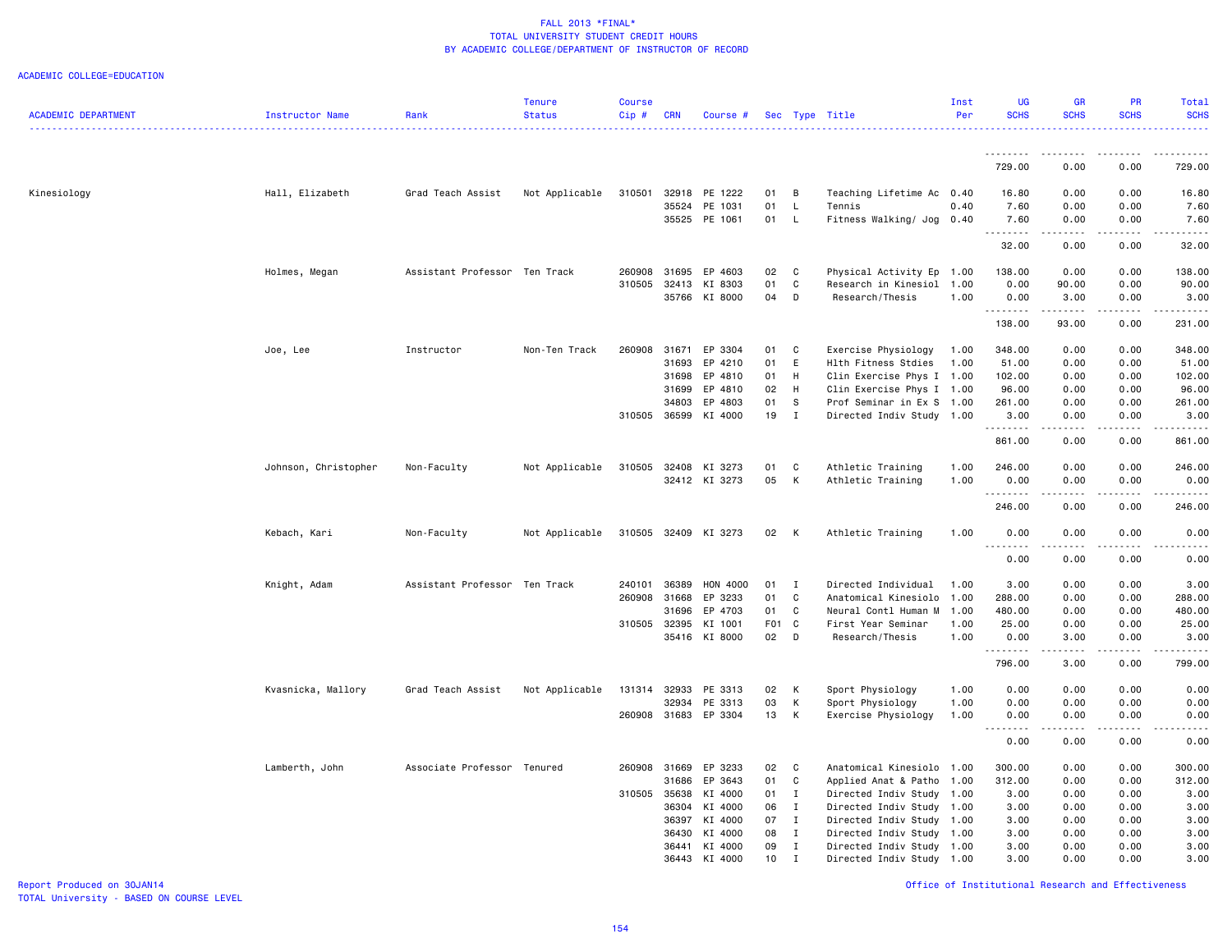FALL 2013 *FINAL*
TOTAL UNIVERSITY STUDENT CREDIT HOURS
BY ACADEMIC COLLEGE/DEPARTMENT OF INSTRUCTOR OF RECORD

ACADEMIC COLLEGE=EDUCATION

| ACADEMIC DEPARTMENT | Instructor Name | Rank | Tenure Status | Course Cip # | CRN | Course # | Sec | Type | Title | Inst Per | UG SCHS | GR SCHS | PR SCHS | Total SCHS |
|---|---|---|---|---|---|---|---|---|---|---|---|---|---|---|
| | | | | | | | | | | | 729.00 | 0.00 | 0.00 | 729.00 |
| Kinesiology | Hall, Elizabeth | Grad Teach Assist | Not Applicable | 310501 | 32918 | PE 1222 | 01 | B | Teaching Lifetime Ac | 0.40 | 16.80 | 0.00 | 0.00 | 16.80 |
| | | | | | 35524 | PE 1031 | 01 | L | Tennis | 0.40 | 7.60 | 0.00 | 0.00 | 7.60 |
| | | | | | 35525 | PE 1061 | 01 | L | Fitness Walking/ Jog | 0.40 | 7.60 | 0.00 | 0.00 | 7.60 |
| | | | | | | | | | | | 32.00 | 0.00 | 0.00 | 32.00 |
| | Holmes, Megan | Assistant Professor | Ten Track | 260908 | 31695 | EP 4603 | 02 | C | Physical Activity Ep | 1.00 | 138.00 | 0.00 | 0.00 | 138.00 |
| | | | | 310505 | 32413 | KI 8303 | 01 | C | Research in Kinesiol | 1.00 | 0.00 | 90.00 | 0.00 | 90.00 |
| | | | | | 35766 | KI 8000 | 04 | D | Research/Thesis | 1.00 | 0.00 | 3.00 | 0.00 | 3.00 |
| | | | | | | | | | | | 138.00 | 93.00 | 0.00 | 231.00 |
| | Joe, Lee | Instructor | Non-Ten Track | 260908 | 31671 | EP 3304 | 01 | C | Exercise Physiology | 1.00 | 348.00 | 0.00 | 0.00 | 348.00 |
| | | | | | 31693 | EP 4210 | 01 | E | Hlth Fitness Stdies | 1.00 | 51.00 | 0.00 | 0.00 | 51.00 |
| | | | | | 31698 | EP 4810 | 01 | H | Clin Exercise Phys I | 1.00 | 102.00 | 0.00 | 0.00 | 102.00 |
| | | | | | 31699 | EP 4810 | 02 | H | Clin Exercise Phys I | 1.00 | 96.00 | 0.00 | 0.00 | 96.00 |
| | | | | | 34803 | EP 4803 | 01 | S | Prof Seminar in Ex S | 1.00 | 261.00 | 0.00 | 0.00 | 261.00 |
| | | | | 310505 | 36599 | KI 4000 | 19 | I | Directed Indiv Study | 1.00 | 3.00 | 0.00 | 0.00 | 3.00 |
| | | | | | | | | | | | 861.00 | 0.00 | 0.00 | 861.00 |
| | Johnson, Christopher | Non-Faculty | Not Applicable | 310505 | 32408 | KI 3273 | 01 | C | Athletic Training | 1.00 | 246.00 | 0.00 | 0.00 | 246.00 |
| | | | | | 32412 | KI 3273 | 05 | K | Athletic Training | 1.00 | 0.00 | 0.00 | 0.00 | 0.00 |
| | | | | | | | | | | | 246.00 | 0.00 | 0.00 | 246.00 |
| | Kebach, Kari | Non-Faculty | Not Applicable | 310505 | 32409 | KI 3273 | 02 | K | Athletic Training | 1.00 | 0.00 | 0.00 | 0.00 | 0.00 |
| | | | | | | | | | | | 0.00 | 0.00 | 0.00 | 0.00 |
| | Knight, Adam | Assistant Professor | Ten Track | 240101 | 36389 | HON 4000 | 01 | I | Directed Individual | 1.00 | 3.00 | 0.00 | 0.00 | 3.00 |
| | | | | 260908 | 31668 | EP 3233 | 01 | C | Anatomical Kinesiolo | 1.00 | 288.00 | 0.00 | 0.00 | 288.00 |
| | | | | | 31696 | EP 4703 | 01 | C | Neural Contl Human M | 1.00 | 480.00 | 0.00 | 0.00 | 480.00 |
| | | | | 310505 | 32395 | KI 1001 | F01 | C | First Year Seminar | 1.00 | 25.00 | 0.00 | 0.00 | 25.00 |
| | | | | | 35416 | KI 8000 | 02 | D | Research/Thesis | 1.00 | 0.00 | 3.00 | 0.00 | 3.00 |
| | | | | | | | | | | | 796.00 | 3.00 | 0.00 | 799.00 |
| | Kvasnicka, Mallory | Grad Teach Assist | Not Applicable | 131314 | 32933 | PE 3313 | 02 | K | Sport Physiology | 1.00 | 0.00 | 0.00 | 0.00 | 0.00 |
| | | | | | 32934 | PE 3313 | 03 | K | Sport Physiology | 1.00 | 0.00 | 0.00 | 0.00 | 0.00 |
| | | | | 260908 | 31683 | EP 3304 | 13 | K | Exercise Physiology | 1.00 | 0.00 | 0.00 | 0.00 | 0.00 |
| | | | | | | | | | | | 0.00 | 0.00 | 0.00 | 0.00 |
| | Lamberth, John | Associate Professor | Tenured | 260908 | 31669 | EP 3233 | 02 | C | Anatomical Kinesiolo | 1.00 | 300.00 | 0.00 | 0.00 | 300.00 |
| | | | | | 31686 | EP 3643 | 01 | C | Applied Anat & Patho | 1.00 | 312.00 | 0.00 | 0.00 | 312.00 |
| | | | | 310505 | 35638 | KI 4000 | 01 | I | Directed Indiv Study | 1.00 | 3.00 | 0.00 | 0.00 | 3.00 |
| | | | | | 36304 | KI 4000 | 06 | I | Directed Indiv Study | 1.00 | 3.00 | 0.00 | 0.00 | 3.00 |
| | | | | | 36397 | KI 4000 | 07 | I | Directed Indiv Study | 1.00 | 3.00 | 0.00 | 0.00 | 3.00 |
| | | | | | 36430 | KI 4000 | 08 | I | Directed Indiv Study | 1.00 | 3.00 | 0.00 | 0.00 | 3.00 |
| | | | | | 36441 | KI 4000 | 09 | I | Directed Indiv Study | 1.00 | 3.00 | 0.00 | 0.00 | 3.00 |
| | | | | | 36443 | KI 4000 | 10 | I | Directed Indiv Study | 1.00 | 3.00 | 0.00 | 0.00 | 3.00 |

Report Produced on 30JAN14
TOTAL University - BASED ON COURSE LEVEL

Office of Institutional Research and Effectiveness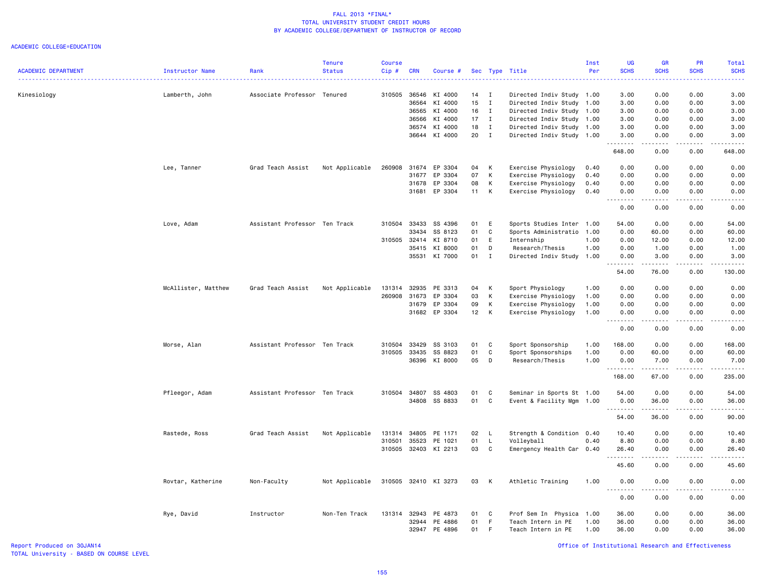# FALL 2013 *FINAL*
## TOTAL UNIVERSITY STUDENT CREDIT HOURS
## BY ACADEMIC COLLEGE/DEPARTMENT OF INSTRUCTOR OF RECORD

ACADEMIC COLLEGE=EDUCATION

| ACADEMIC DEPARTMENT | Instructor Name | Rank | Tenure Status | Course Cip # | CRN | Course # | Sec | Type | Title | Inst Per | UG SCHS | GR SCHS | PR SCHS | Total SCHS |
|---|---|---|---|---|---|---|---|---|---|---|---|---|---|---|
| Kinesiology | Lamberth, John | Associate Professor | Tenured | 310505 | 36546 | KI 4000 | 14 | I | Directed Indiv Study | 1.00 | 3.00 | 0.00 | 0.00 | 3.00 |
| | | | | | 36564 | KI 4000 | 15 | I | Directed Indiv Study | 1.00 | 3.00 | 0.00 | 0.00 | 3.00 |
| | | | | | 36565 | KI 4000 | 16 | I | Directed Indiv Study | 1.00 | 3.00 | 0.00 | 0.00 | 3.00 |
| | | | | | 36566 | KI 4000 | 17 | I | Directed Indiv Study | 1.00 | 3.00 | 0.00 | 0.00 | 3.00 |
| | | | | | 36574 | KI 4000 | 18 | I | Directed Indiv Study | 1.00 | 3.00 | 0.00 | 0.00 | 3.00 |
| | | | | | 36644 | KI 4000 | 20 | I | Directed Indiv Study | 1.00 | 3.00 | 0.00 | 0.00 | 3.00 |
| | | | | | | | | | | | 648.00 | 0.00 | 0.00 | 648.00 |
| | Lee, Tanner | Grad Teach Assist | Not Applicable | 260908 | 31674 | EP 3304 | 04 | K | Exercise Physiology | 0.40 | 0.00 | 0.00 | 0.00 | 0.00 |
| | | | | | 31677 | EP 3304 | 07 | K | Exercise Physiology | 0.40 | 0.00 | 0.00 | 0.00 | 0.00 |
| | | | | | 31678 | EP 3304 | 08 | K | Exercise Physiology | 0.40 | 0.00 | 0.00 | 0.00 | 0.00 |
| | | | | | 31681 | EP 3304 | 11 | K | Exercise Physiology | 0.40 | 0.00 | 0.00 | 0.00 | 0.00 |
| | | | | | | | | | | | 0.00 | 0.00 | 0.00 | 0.00 |
| | Love, Adam | Assistant Professor | Ten Track | 310504 | 33433 | SS 4396 | 01 | E | Sports Studies Inter | 1.00 | 54.00 | 0.00 | 0.00 | 54.00 |
| | | | | | 33434 | SS 8123 | 01 | C | Sports Administratio | 1.00 | 0.00 | 60.00 | 0.00 | 60.00 |
| | | | | 310505 | 32414 | KI 8710 | 01 | E | Internship | 1.00 | 0.00 | 12.00 | 0.00 | 12.00 |
| | | | | | 35415 | KI 8000 | 01 | D | Research/Thesis | 1.00 | 0.00 | 1.00 | 0.00 | 1.00 |
| | | | | | 35531 | KI 7000 | 01 | I | Directed Indiv Study | 1.00 | 0.00 | 3.00 | 0.00 | 3.00 |
| | | | | | | | | | | | 54.00 | 76.00 | 0.00 | 130.00 |
| | McAllister, Matthew | Grad Teach Assist | Not Applicable | 131314 | 32935 | PE 3313 | 04 | K | Sport Physiology | 1.00 | 0.00 | 0.00 | 0.00 | 0.00 |
| | | | | 260908 | 31673 | EP 3304 | 03 | K | Exercise Physiology | 1.00 | 0.00 | 0.00 | 0.00 | 0.00 |
| | | | | | 31679 | EP 3304 | 09 | K | Exercise Physiology | 1.00 | 0.00 | 0.00 | 0.00 | 0.00 |
| | | | | | 31682 | EP 3304 | 12 | K | Exercise Physiology | 1.00 | 0.00 | 0.00 | 0.00 | 0.00 |
| | | | | | | | | | | | 0.00 | 0.00 | 0.00 | 0.00 |
| | Morse, Alan | Assistant Professor | Ten Track | 310504 | 33429 | SS 3103 | 01 | C | Sport Sponsorship | 1.00 | 168.00 | 0.00 | 0.00 | 168.00 |
| | | | | 310505 | 33435 | SS 8823 | 01 | C | Sport Sponsorships | 1.00 | 0.00 | 60.00 | 0.00 | 60.00 |
| | | | | | 36396 | KI 8000 | 05 | D | Research/Thesis | 1.00 | 0.00 | 7.00 | 0.00 | 7.00 |
| | | | | | | | | | | | 168.00 | 67.00 | 0.00 | 235.00 |
| | Pfleegor, Adam | Assistant Professor | Ten Track | 310504 | 34807 | SS 4803 | 01 | C | Seminar in Sports St | 1.00 | 54.00 | 0.00 | 0.00 | 54.00 |
| | | | | | 34808 | SS 8833 | 01 | C | Event & Facility Mgm | 1.00 | 0.00 | 36.00 | 0.00 | 36.00 |
| | | | | | | | | | | | 54.00 | 36.00 | 0.00 | 90.00 |
| | Rastede, Ross | Grad Teach Assist | Not Applicable | 131314 | 34805 | PE 1171 | 02 | L | Strength & Condition | 0.40 | 10.40 | 0.00 | 0.00 | 10.40 |
| | | | | 310501 | 35523 | PE 1021 | 01 | L | Volleyball | 0.40 | 8.80 | 0.00 | 0.00 | 8.80 |
| | | | | 310505 | 32403 | KI 2213 | 03 | C | Emergency Health Car | 0.40 | 26.40 | 0.00 | 0.00 | 26.40 |
| | | | | | | | | | | | 45.60 | 0.00 | 0.00 | 45.60 |
| | Rovtar, Katherine | Non-Faculty | Not Applicable | 310505 | 32410 | KI 3273 | 03 | K | Athletic Training | 1.00 | 0.00 | 0.00 | 0.00 | 0.00 |
| | | | | | | | | | | | 0.00 | 0.00 | 0.00 | 0.00 |
| | Rye, David | Instructor | Non-Ten Track | 131314 | 32943 | PE 4873 | 01 | C | Prof Sem In Physica | 1.00 | 36.00 | 0.00 | 0.00 | 36.00 |
| | | | | | 32944 | PE 4886 | 01 | F | Teach Intern in PE | 1.00 | 36.00 | 0.00 | 0.00 | 36.00 |
| | | | | | 32947 | PE 4896 | 01 | F | Teach Intern in PE | 1.00 | 36.00 | 0.00 | 0.00 | 36.00 |

Report Produced on 30JAN14
TOTAL University - BASED ON COURSE LEVEL

Office of Institutional Research and Effectiveness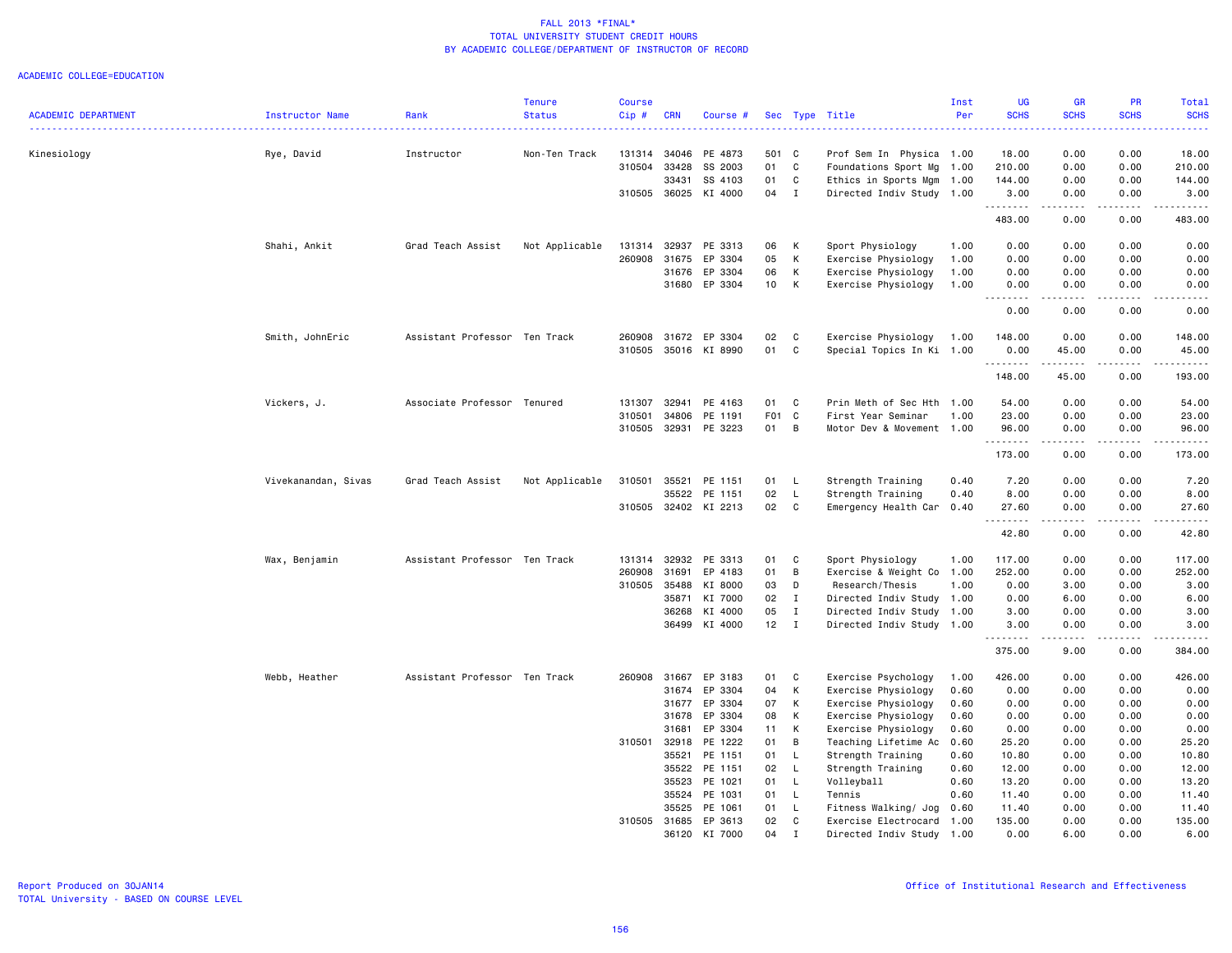# FALL 2013 *FINAL*
## TOTAL UNIVERSITY STUDENT CREDIT HOURS
## BY ACADEMIC COLLEGE/DEPARTMENT OF INSTRUCTOR OF RECORD

ACADEMIC COLLEGE=EDUCATION

| ACADEMIC DEPARTMENT | Instructor Name | Rank | Tenure Status | Course Cip # | CRN | Course # | Sec | Type | Title | Inst Per | UG SCHS | GR SCHS | PR SCHS | Total SCHS |
|---|---|---|---|---|---|---|---|---|---|---|---|---|---|---|
| Kinesiology | Rye, David | Instructor | Non-Ten Track | 131314 | 34046 | PE 4873 | 501 | C | Prof Sem In Physica | 1.00 | 18.00 | 0.00 | 0.00 | 18.00 |
| | | | | 310504 | 33428 | SS 2003 | 01 | C | Foundations Sport Mg | 1.00 | 210.00 | 0.00 | 0.00 | 210.00 |
| | | | | | 33431 | SS 4103 | 01 | C | Ethics in Sports Mgm | 1.00 | 144.00 | 0.00 | 0.00 | 144.00 |
| | | | | 310505 | 36025 | KI 4000 | 04 | I | Directed Indiv Study | 1.00 | 3.00 | 0.00 | 0.00 | 3.00 |
| | | | | | | | | | | | 483.00 | 0.00 | 0.00 | 483.00 |
| | Shahi, Ankit | Grad Teach Assist | Not Applicable | 131314 | 32937 | PE 3313 | 06 | K | Sport Physiology | 1.00 | 0.00 | 0.00 | 0.00 | 0.00 |
| | | | | 260908 | 31675 | EP 3304 | 05 | K | Exercise Physiology | 1.00 | 0.00 | 0.00 | 0.00 | 0.00 |
| | | | | | 31676 | EP 3304 | 06 | K | Exercise Physiology | 1.00 | 0.00 | 0.00 | 0.00 | 0.00 |
| | | | | | 31680 | EP 3304 | 10 | K | Exercise Physiology | 1.00 | 0.00 | 0.00 | 0.00 | 0.00 |
| | | | | | | | | | | | 0.00 | 0.00 | 0.00 | 0.00 |
| | Smith, JohnEric | Assistant Professor | Ten Track | 260908 | 31672 | EP 3304 | 02 | C | Exercise Physiology | 1.00 | 148.00 | 0.00 | 0.00 | 148.00 |
| | | | | 310505 | 35016 | KI 8990 | 01 | C | Special Topics In Ki | 1.00 | 0.00 | 45.00 | 0.00 | 45.00 |
| | | | | | | | | | | | 148.00 | 45.00 | 0.00 | 193.00 |
| | Vickers, J. | Associate Professor | Tenured | 131307 | 32941 | PE 4163 | 01 | C | Prin Meth of Sec Hth | 1.00 | 54.00 | 0.00 | 0.00 | 54.00 |
| | | | | 310501 | 34806 | PE 1191 | F01 | C | First Year Seminar | 1.00 | 23.00 | 0.00 | 0.00 | 23.00 |
| | | | | 310505 | 32931 | PE 3223 | 01 | B | Motor Dev & Movement | 1.00 | 96.00 | 0.00 | 0.00 | 96.00 |
| | | | | | | | | | | | 173.00 | 0.00 | 0.00 | 173.00 |
| | Vivekanandan, Sivas | Grad Teach Assist | Not Applicable | 310501 | 35521 | PE 1151 | 01 | L | Strength Training | 0.40 | 7.20 | 0.00 | 0.00 | 7.20 |
| | | | | | 35522 | PE 1151 | 02 | L | Strength Training | 0.40 | 8.00 | 0.00 | 0.00 | 8.00 |
| | | | | 310505 | 32402 | KI 2213 | 02 | C | Emergency Health Car | 0.40 | 27.60 | 0.00 | 0.00 | 27.60 |
| | | | | | | | | | | | 42.80 | 0.00 | 0.00 | 42.80 |
| | Wax, Benjamin | Assistant Professor | Ten Track | 131314 | 32932 | PE 3313 | 01 | C | Sport Physiology | 1.00 | 117.00 | 0.00 | 0.00 | 117.00 |
| | | | | 260908 | 31691 | EP 4183 | 01 | B | Exercise & Weight Co | 1.00 | 252.00 | 0.00 | 0.00 | 252.00 |
| | | | | 310505 | 35488 | KI 8000 | 03 | D | Research/Thesis | 1.00 | 0.00 | 3.00 | 0.00 | 3.00 |
| | | | | | 35871 | KI 7000 | 02 | I | Directed Indiv Study | 1.00 | 0.00 | 6.00 | 0.00 | 6.00 |
| | | | | | 36268 | KI 4000 | 05 | I | Directed Indiv Study | 1.00 | 3.00 | 0.00 | 0.00 | 3.00 |
| | | | | | 36499 | KI 4000 | 12 | I | Directed Indiv Study | 1.00 | 3.00 | 0.00 | 0.00 | 3.00 |
| | | | | | | | | | | | 375.00 | 9.00 | 0.00 | 384.00 |
| | Webb, Heather | Assistant Professor | Ten Track | 260908 | 31667 | EP 3183 | 01 | C | Exercise Psychology | 1.00 | 426.00 | 0.00 | 0.00 | 426.00 |
| | | | | | 31674 | EP 3304 | 04 | K | Exercise Physiology | 0.60 | 0.00 | 0.00 | 0.00 | 0.00 |
| | | | | | 31677 | EP 3304 | 07 | K | Exercise Physiology | 0.60 | 0.00 | 0.00 | 0.00 | 0.00 |
| | | | | | 31678 | EP 3304 | 08 | K | Exercise Physiology | 0.60 | 0.00 | 0.00 | 0.00 | 0.00 |
| | | | | | 31681 | EP 3304 | 11 | K | Exercise Physiology | 0.60 | 0.00 | 0.00 | 0.00 | 0.00 |
| | | | | 310501 | 32918 | PE 1222 | 01 | B | Teaching Lifetime Ac | 0.60 | 25.20 | 0.00 | 0.00 | 25.20 |
| | | | | | 35521 | PE 1151 | 01 | L | Strength Training | 0.60 | 10.80 | 0.00 | 0.00 | 10.80 |
| | | | | | 35522 | PE 1151 | 02 | L | Strength Training | 0.60 | 12.00 | 0.00 | 0.00 | 12.00 |
| | | | | | 35523 | PE 1021 | 01 | L | Volleyball | 0.60 | 13.20 | 0.00 | 0.00 | 13.20 |
| | | | | | 35524 | PE 1031 | 01 | L | Tennis | 0.60 | 11.40 | 0.00 | 0.00 | 11.40 |
| | | | | | 35525 | PE 1061 | 01 | L | Fitness Walking/ Jog | 0.60 | 11.40 | 0.00 | 0.00 | 11.40 |
| | | | | 310505 | 31685 | EP 3613 | 02 | C | Exercise Electrocard | 1.00 | 135.00 | 0.00 | 0.00 | 135.00 |
| | | | | | 36120 | KI 7000 | 04 | I | Directed Indiv Study | 1.00 | 0.00 | 6.00 | 0.00 | 6.00 |

Report Produced on 30JAN14
TOTAL University - BASED ON COURSE LEVEL

Office of Institutional Research and Effectiveness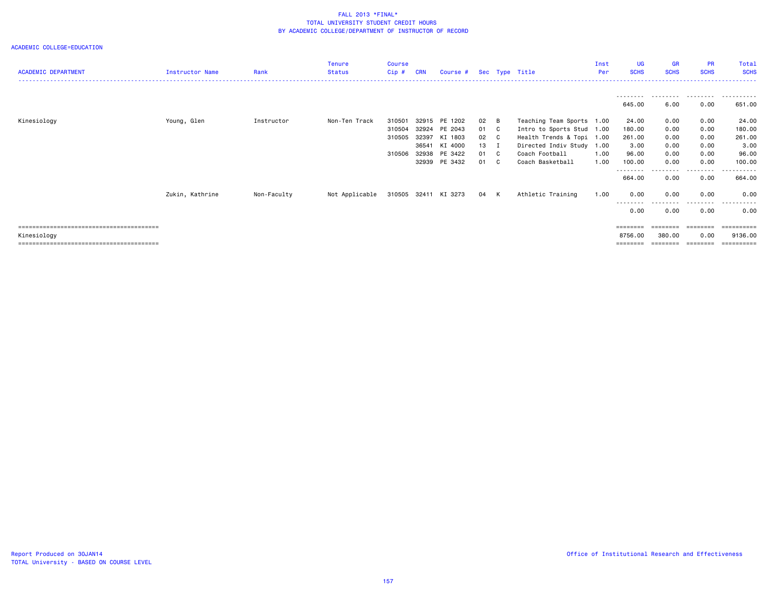FALL 2013 *FINAL*
TOTAL UNIVERSITY STUDENT CREDIT HOURS
BY ACADEMIC COLLEGE/DEPARTMENT OF INSTRUCTOR OF RECORD

ACADEMIC COLLEGE=EDUCATION

| ACADEMIC DEPARTMENT | Instructor Name | Rank | Tenure Status | Course Cip # | CRN | Course # | Sec | Type | Title | Inst Per | UG SCHS | GR SCHS | PR SCHS | Total SCHS |
|---|---|---|---|---|---|---|---|---|---|---|---|---|---|---|
| | | | | | | | | | | | 645.00 | 6.00 | 0.00 | 651.00 |
| Kinesiology | Young, Glen | Instructor | Non-Ten Track | 310501 | 32915 | PE 1202 | 02 | B | Teaching Team Sports | 1.00 | 24.00 | 0.00 | 0.00 | 24.00 |
| | | | | 310504 | 32924 | PE 2043 | 01 | C | Intro to Sports Stud | 1.00 | 180.00 | 0.00 | 0.00 | 180.00 |
| | | | | 310505 | 32397 | KI 1803 | 02 | C | Health Trends & Topi | 1.00 | 261.00 | 0.00 | 0.00 | 261.00 |
| | | | | | 36541 | KI 4000 | 13 | I | Directed Indiv Study | 1.00 | 3.00 | 0.00 | 0.00 | 3.00 |
| | | | | 310506 | 32938 | PE 3422 | 01 | C | Coach Football | 1.00 | 96.00 | 0.00 | 0.00 | 96.00 |
| | | | | | 32939 | PE 3432 | 01 | C | Coach Basketball | 1.00 | 100.00 | 0.00 | 0.00 | 100.00 |
| | | | | | | | | | | | 664.00 | 0.00 | 0.00 | 664.00 |
| | Zukin, Kathrine | Non-Faculty | Not Applicable | 310505 | 32411 | KI 3273 | 04 | K | Athletic Training | 1.00 | 0.00 | 0.00 | 0.00 | 0.00 |
| | | | | | | | | | | | 0.00 | 0.00 | 0.00 | 0.00 |
| Kinesiology | | | | | | | | | | | 8756.00 | 380.00 | 0.00 | 9136.00 |

Report Produced on 30JAN14
TOTAL University - BASED ON COURSE LEVEL

Office of Institutional Research and Effectiveness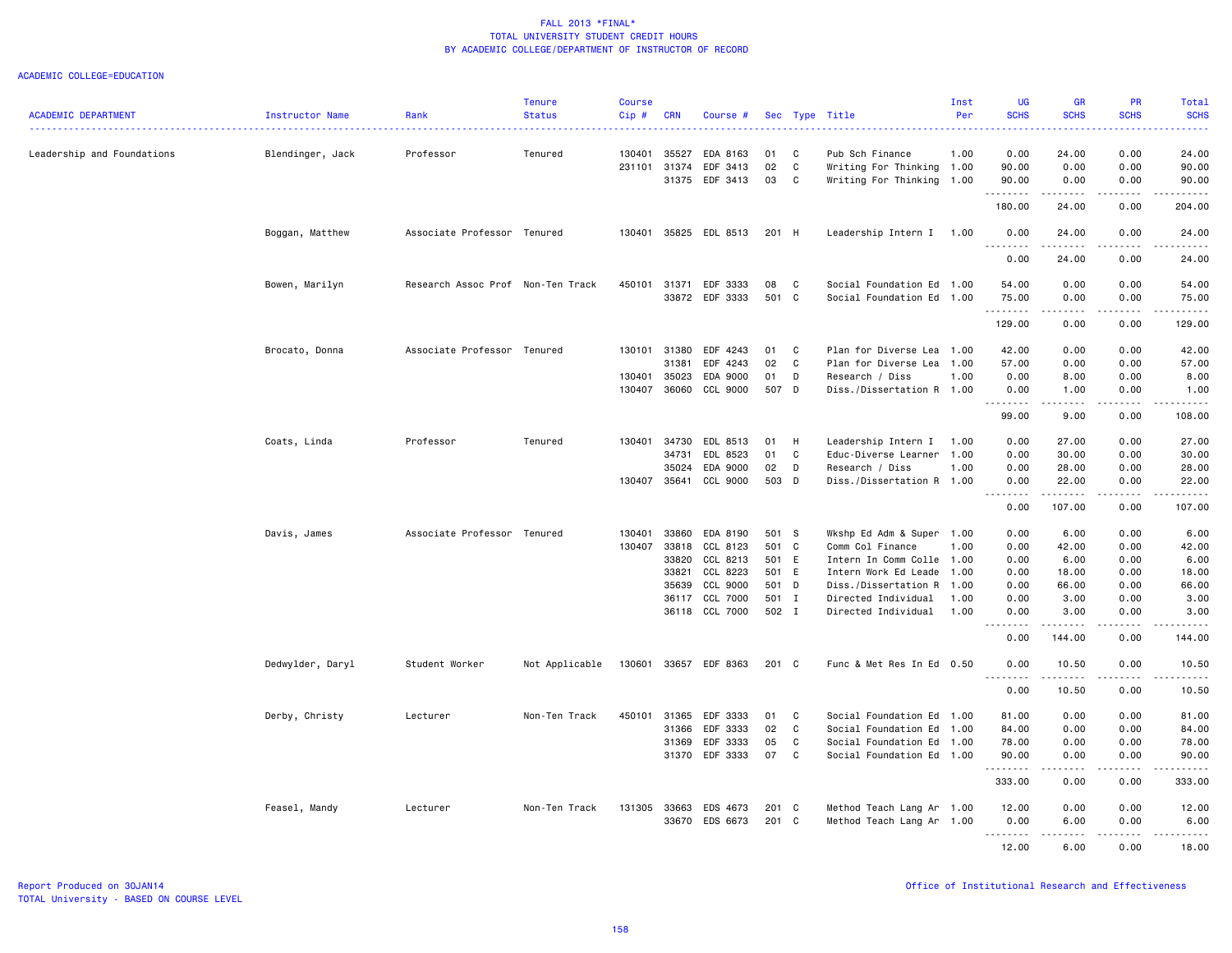# FALL 2013 *FINAL*
## TOTAL UNIVERSITY STUDENT CREDIT HOURS
## BY ACADEMIC COLLEGE/DEPARTMENT OF INSTRUCTOR OF RECORD

ACADEMIC COLLEGE=EDUCATION

| ACADEMIC DEPARTMENT | Instructor Name | Rank | Tenure Status | Course Cip # | CRN | Course # | Sec | Type | Title | Inst Per | UG SCHS | GR SCHS | PR SCHS | Total SCHS |
|---|---|---|---|---|---|---|---|---|---|---|---|---|---|---|
| Leadership and Foundations | Blendinger, Jack | Professor | Tenured | 130401 | 35527 | EDA 8163 | 01 | C | Pub Sch Finance | 1.00 | 0.00 | 24.00 | 0.00 | 24.00 |
| | | | | 231101 | 31374 | EDF 3413 | 02 | C | Writing For Thinking | 1.00 | 90.00 | 0.00 | 0.00 | 90.00 |
| | | | | | 31375 | EDF 3413 | 03 | C | Writing For Thinking | 1.00 | 90.00 | 0.00 | 0.00 | 90.00 |
| | | | | | | | | | | | 180.00 | 24.00 | 0.00 | 204.00 |
| | Boggan, Matthew | Associate Professor | Tenured | 130401 | 35825 | EDL 8513 | 201 | H | Leadership Intern I | 1.00 | 0.00 | 24.00 | 0.00 | 24.00 |
| | | | | | | | | | | | 0.00 | 24.00 | 0.00 | 24.00 |
| | Bowen, Marilyn | Research Assoc Prof | Non-Ten Track | 450101 | 31371 | EDF 3333 | 08 | C | Social Foundation Ed | 1.00 | 54.00 | 0.00 | 0.00 | 54.00 |
| | | | | | 33872 | EDF 3333 | 501 | C | Social Foundation Ed | 1.00 | 75.00 | 0.00 | 0.00 | 75.00 |
| | | | | | | | | | | | 129.00 | 0.00 | 0.00 | 129.00 |
| | Brocato, Donna | Associate Professor | Tenured | 130101 | 31380 | EDF 4243 | 01 | C | Plan for Diverse Lea | 1.00 | 42.00 | 0.00 | 0.00 | 42.00 |
| | | | | | 31381 | EDF 4243 | 02 | C | Plan for Diverse Lea | 1.00 | 57.00 | 0.00 | 0.00 | 57.00 |
| | | | | 130401 | 35023 | EDA 9000 | 01 | D | Research / Diss | 1.00 | 0.00 | 8.00 | 0.00 | 8.00 |
| | | | | 130407 | 36060 | CCL 9000 | 507 | D | Diss./Dissertation R | 1.00 | 0.00 | 1.00 | 0.00 | 1.00 |
| | | | | | | | | | | | 99.00 | 9.00 | 0.00 | 108.00 |
| | Coats, Linda | Professor | Tenured | 130401 | 34730 | EDL 8513 | 01 | H | Leadership Intern I | 1.00 | 0.00 | 27.00 | 0.00 | 27.00 |
| | | | | | 34731 | EDL 8523 | 01 | C | Educ-Diverse Learner | 1.00 | 0.00 | 30.00 | 0.00 | 30.00 |
| | | | | | 35024 | EDA 9000 | 02 | D | Research / Diss | 1.00 | 0.00 | 28.00 | 0.00 | 28.00 |
| | | | | 130407 | 35641 | CCL 9000 | 503 | D | Diss./Dissertation R | 1.00 | 0.00 | 22.00 | 0.00 | 22.00 |
| | | | | | | | | | | | 0.00 | 107.00 | 0.00 | 107.00 |
| | Davis, James | Associate Professor | Tenured | 130401 | 33860 | EDA 8190 | 501 | S | Wkshp Ed Adm & Super | 1.00 | 0.00 | 6.00 | 0.00 | 6.00 |
| | | | | 130407 | 33818 | CCL 8123 | 501 | C | Comm Col Finance | 1.00 | 0.00 | 42.00 | 0.00 | 42.00 |
| | | | | | 33820 | CCL 8213 | 501 | E | Intern In Comm Colle | 1.00 | 0.00 | 6.00 | 0.00 | 6.00 |
| | | | | | 33821 | CCL 8223 | 501 | E | Intern Work Ed Leade | 1.00 | 0.00 | 18.00 | 0.00 | 18.00 |
| | | | | | 35639 | CCL 9000 | 501 | D | Diss./Dissertation R | 1.00 | 0.00 | 66.00 | 0.00 | 66.00 |
| | | | | | 36117 | CCL 7000 | 501 | I | Directed Individual | 1.00 | 0.00 | 3.00 | 0.00 | 3.00 |
| | | | | | 36118 | CCL 7000 | 502 | I | Directed Individual | 1.00 | 0.00 | 3.00 | 0.00 | 3.00 |
| | | | | | | | | | | | 0.00 | 144.00 | 0.00 | 144.00 |
| | Dedwylder, Daryl | Student Worker | Not Applicable | 130601 | 33657 | EDF 8363 | 201 | C | Func & Met Res In Ed | 0.50 | 0.00 | 10.50 | 0.00 | 10.50 |
| | | | | | | | | | | | 0.00 | 10.50 | 0.00 | 10.50 |
| | Derby, Christy | Lecturer | Non-Ten Track | 450101 | 31365 | EDF 3333 | 01 | C | Social Foundation Ed | 1.00 | 81.00 | 0.00 | 0.00 | 81.00 |
| | | | | | 31366 | EDF 3333 | 02 | C | Social Foundation Ed | 1.00 | 84.00 | 0.00 | 0.00 | 84.00 |
| | | | | | 31369 | EDF 3333 | 05 | C | Social Foundation Ed | 1.00 | 78.00 | 0.00 | 0.00 | 78.00 |
| | | | | | 31370 | EDF 3333 | 07 | C | Social Foundation Ed | 1.00 | 90.00 | 0.00 | 0.00 | 90.00 |
| | | | | | | | | | | | 333.00 | 0.00 | 0.00 | 333.00 |
| | Feasel, Mandy | Lecturer | Non-Ten Track | 131305 | 33663 | EDS 4673 | 201 | C | Method Teach Lang Ar | 1.00 | 12.00 | 0.00 | 0.00 | 12.00 |
| | | | | | 33670 | EDS 6673 | 201 | C | Method Teach Lang Ar | 1.00 | 0.00 | 6.00 | 0.00 | 6.00 |
| | | | | | | | | | | | 12.00 | 6.00 | 0.00 | 18.00 |

Report Produced on 30JAN14
TOTAL University - BASED ON COURSE LEVEL

Office of Institutional Research and Effectiveness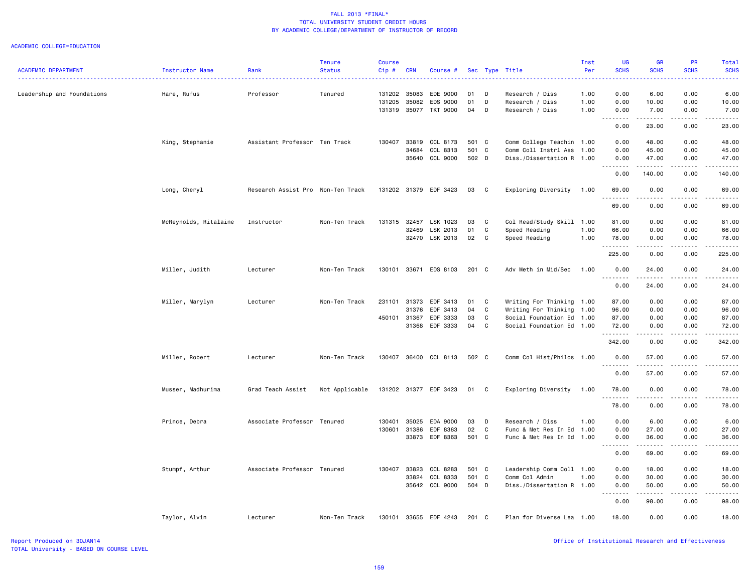FALL 2013 *FINAL*
TOTAL UNIVERSITY STUDENT CREDIT HOURS
BY ACADEMIC COLLEGE/DEPARTMENT OF INSTRUCTOR OF RECORD

ACADEMIC COLLEGE=EDUCATION

| ACADEMIC DEPARTMENT | Instructor Name | Rank | Tenure Status | Course Cip # | CRN | Course # | Sec | Type | Title | Inst Per | UG SCHS | GR SCHS | PR SCHS | Total SCHS |
|---|---|---|---|---|---|---|---|---|---|---|---|---|---|---|
| Leadership and Foundations | Hare, Rufus | Professor | Tenured | 131202 | 35083 | EDE 9000 | 01 | D | Research / Diss | 1.00 | 0.00 | 6.00 | 0.00 | 6.00 |
| | | | | 131205 | 35082 | EDS 9000 | 01 | D | Research / Diss | 1.00 | 0.00 | 10.00 | 0.00 | 10.00 |
| | | | | 131319 | 35077 | TKT 9000 | 04 | D | Research / Diss | 1.00 | 0.00 | 7.00 | 0.00 | 7.00 |
| | | | | | | | | | | | 0.00 | 23.00 | 0.00 | 23.00 |
| | King, Stephanie | Assistant Professor | Ten Track | 130407 | 33819 | CCL 8173 | 501 | C | Comm College Teachin | 1.00 | 0.00 | 48.00 | 0.00 | 48.00 |
| | | | | | 34684 | CCL 8313 | 501 | C | Comm Coll Instrl Ass | 1.00 | 0.00 | 45.00 | 0.00 | 45.00 |
| | | | | | 35640 | CCL 9000 | 502 | D | Diss./Dissertation R | 1.00 | 0.00 | 47.00 | 0.00 | 47.00 |
| | | | | | | | | | | | 0.00 | 140.00 | 0.00 | 140.00 |
| | Long, Cheryl | Research Assist Pro | Non-Ten Track | 131202 | 31379 | EDF 3423 | 03 | C | Exploring Diversity | 1.00 | 69.00 | 0.00 | 0.00 | 69.00 |
| | | | | | | | | | | | 69.00 | 0.00 | 0.00 | 69.00 |
| | McReynolds, Ritalaine | Instructor | Non-Ten Track | 131315 | 32457 | LSK 1023 | 03 | C | Col Read/Study Skill | 1.00 | 81.00 | 0.00 | 0.00 | 81.00 |
| | | | | | 32469 | LSK 2013 | 01 | C | Speed Reading | 1.00 | 66.00 | 0.00 | 0.00 | 66.00 |
| | | | | | 32470 | LSK 2013 | 02 | C | Speed Reading | 1.00 | 78.00 | 0.00 | 0.00 | 78.00 |
| | | | | | | | | | | | 225.00 | 0.00 | 0.00 | 225.00 |
| | Miller, Judith | Lecturer | Non-Ten Track | 130101 | 33671 | EDS 8103 | 201 | C | Adv Meth in Mid/Sec | 1.00 | 0.00 | 24.00 | 0.00 | 24.00 |
| | | | | | | | | | | | 0.00 | 24.00 | 0.00 | 24.00 |
| | Miller, Marylyn | Lecturer | Non-Ten Track | 231101 | 31373 | EDF 3413 | 01 | C | Writing For Thinking | 1.00 | 87.00 | 0.00 | 0.00 | 87.00 |
| | | | | | 31376 | EDF 3413 | 04 | C | Writing For Thinking | 1.00 | 96.00 | 0.00 | 0.00 | 96.00 |
| | | | | 450101 | 31367 | EDF 3333 | 03 | C | Social Foundation Ed | 1.00 | 87.00 | 0.00 | 0.00 | 87.00 |
| | | | | | 31368 | EDF 3333 | 04 | C | Social Foundation Ed | 1.00 | 72.00 | 0.00 | 0.00 | 72.00 |
| | | | | | | | | | | | 342.00 | 0.00 | 0.00 | 342.00 |
| | Miller, Robert | Lecturer | Non-Ten Track | 130407 | 36400 | CCL 8113 | 502 | C | Comm Col Hist/Philos | 1.00 | 0.00 | 57.00 | 0.00 | 57.00 |
| | | | | | | | | | | | 0.00 | 57.00 | 0.00 | 57.00 |
| | Musser, Madhurima | Grad Teach Assist | Not Applicable | 131202 | 31377 | EDF 3423 | 01 | C | Exploring Diversity | 1.00 | 78.00 | 0.00 | 0.00 | 78.00 |
| | | | | | | | | | | | 78.00 | 0.00 | 0.00 | 78.00 |
| | Prince, Debra | Associate Professor | Tenured | 130401 | 35025 | EDA 9000 | 03 | D | Research / Diss | 1.00 | 0.00 | 6.00 | 0.00 | 6.00 |
| | | | | 130601 | 31386 | EDF 8363 | 02 | C | Func & Met Res In Ed | 1.00 | 0.00 | 27.00 | 0.00 | 27.00 |
| | | | | | 33873 | EDF 8363 | 501 | C | Func & Met Res In Ed | 1.00 | 0.00 | 36.00 | 0.00 | 36.00 |
| | | | | | | | | | | | 0.00 | 69.00 | 0.00 | 69.00 |
| | Stumpf, Arthur | Associate Professor | Tenured | 130407 | 33823 | CCL 8283 | 501 | C | Leadership Comm Coll | 1.00 | 0.00 | 18.00 | 0.00 | 18.00 |
| | | | | | 33824 | CCL 8333 | 501 | C | Comm Col Admin | 1.00 | 0.00 | 30.00 | 0.00 | 30.00 |
| | | | | | 35642 | CCL 9000 | 504 | D | Diss./Dissertation R | 1.00 | 0.00 | 50.00 | 0.00 | 50.00 |
| | | | | | | | | | | | 0.00 | 98.00 | 0.00 | 98.00 |
| | Taylor, Alvin | Lecturer | Non-Ten Track | 130101 | 33655 | EDF 4243 | 201 | C | Plan for Diverse Lea | 1.00 | 18.00 | 0.00 | 0.00 | 18.00 |

Report Produced on 30JAN14
TOTAL University - BASED ON COURSE LEVEL

Office of Institutional Research and Effectiveness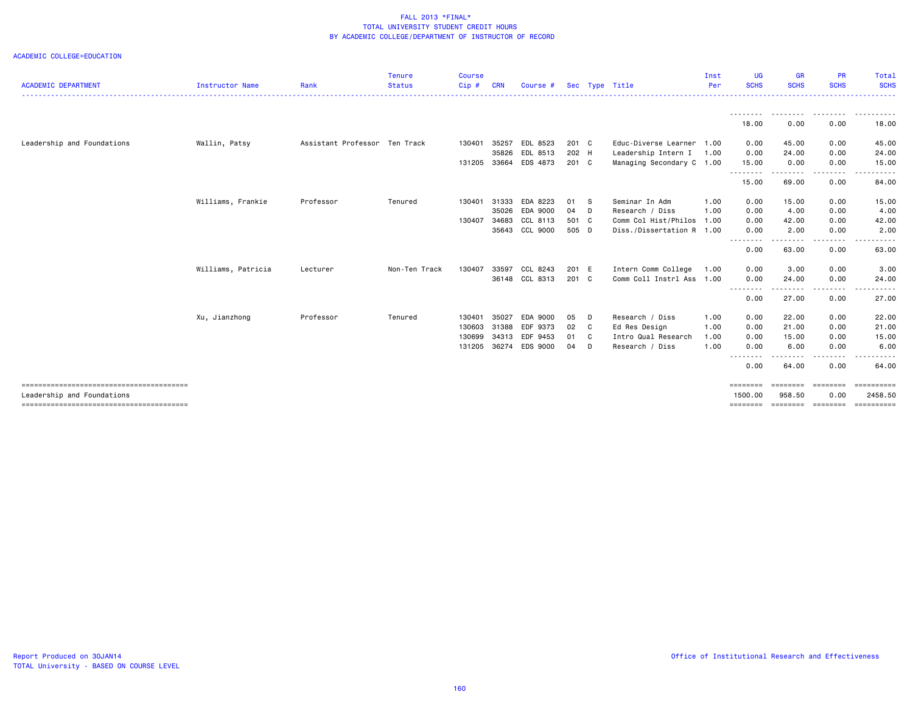FALL 2013 *FINAL*
TOTAL UNIVERSITY STUDENT CREDIT HOURS
BY ACADEMIC COLLEGE/DEPARTMENT OF INSTRUCTOR OF RECORD

ACADEMIC COLLEGE=EDUCATION

| ACADEMIC DEPARTMENT | Instructor Name | Rank | Tenure Status | Course Cip # | CRN | Course # | Sec | Type | Title | Inst Per | UG SCHS | GR SCHS | PR SCHS | Total SCHS |
|---|---|---|---|---|---|---|---|---|---|---|---|---|---|---|
| | | | | | | | | | | | 18.00 | 0.00 | 0.00 | 18.00 |
| Leadership and Foundations | Wallin, Patsy | Assistant Professor | Ten Track | 130401 | 35257 | EDL 8523 | 201 | C | Educ-Diverse Learner | 1.00 | 0.00 | 45.00 | 0.00 | 45.00 |
| | | | | | 35826 | EDL 8513 | 202 | H | Leadership Intern I | 1.00 | 0.00 | 24.00 | 0.00 | 24.00 |
| | | | | 131205 | 33664 | EDS 4873 | 201 | C | Managing Secondary C | 1.00 | 15.00 | 0.00 | 0.00 | 15.00 |
| | | | | | | | | | | | 15.00 | 69.00 | 0.00 | 84.00 |
| | Williams, Frankie | Professor | Tenured | 130401 | 31333 | EDA 8223 | 01 | S | Seminar In Adm | 1.00 | 0.00 | 15.00 | 0.00 | 15.00 |
| | | | | | 35026 | EDA 9000 | 04 | D | Research / Diss | 1.00 | 0.00 | 4.00 | 0.00 | 4.00 |
| | | | | 130407 | 34683 | CCL 8113 | 501 | C | Comm Col Hist/Philos | 1.00 | 0.00 | 42.00 | 0.00 | 42.00 |
| | | | | | 35643 | CCL 9000 | 505 | D | Diss./Dissertation R | 1.00 | 0.00 | 2.00 | 0.00 | 2.00 |
| | | | | | | | | | | | 0.00 | 63.00 | 0.00 | 63.00 |
| | Williams, Patricia | Lecturer | Non-Ten Track | 130407 | 33597 | CCL 8243 | 201 | E | Intern Comm College | 1.00 | 0.00 | 3.00 | 0.00 | 3.00 |
| | | | | | 36148 | CCL 8313 | 201 | C | Comm Coll Instrl Ass | 1.00 | 0.00 | 24.00 | 0.00 | 24.00 |
| | | | | | | | | | | | 0.00 | 27.00 | 0.00 | 27.00 |
| | Xu, Jianzhong | Professor | Tenured | 130401 | 35027 | EDA 9000 | 05 | D | Research / Diss | 1.00 | 0.00 | 22.00 | 0.00 | 22.00 |
| | | | | 130603 | 31388 | EDF 9373 | 02 | C | Ed Res Design | 1.00 | 0.00 | 21.00 | 0.00 | 21.00 |
| | | | | 130699 | 34313 | EDF 9453 | 01 | C | Intro Qual Research | 1.00 | 0.00 | 15.00 | 0.00 | 15.00 |
| | | | | 131205 | 36274 | EDS 9000 | 04 | D | Research / Diss | 1.00 | 0.00 | 6.00 | 0.00 | 6.00 |
| | | | | | | | | | | | 0.00 | 64.00 | 0.00 | 64.00 |
| Leadership and Foundations | | | | | | | | | | | 1500.00 | 958.50 | 0.00 | 2458.50 |

Report Produced on 30JAN14
TOTAL University - BASED ON COURSE LEVEL

Office of Institutional Research and Effectiveness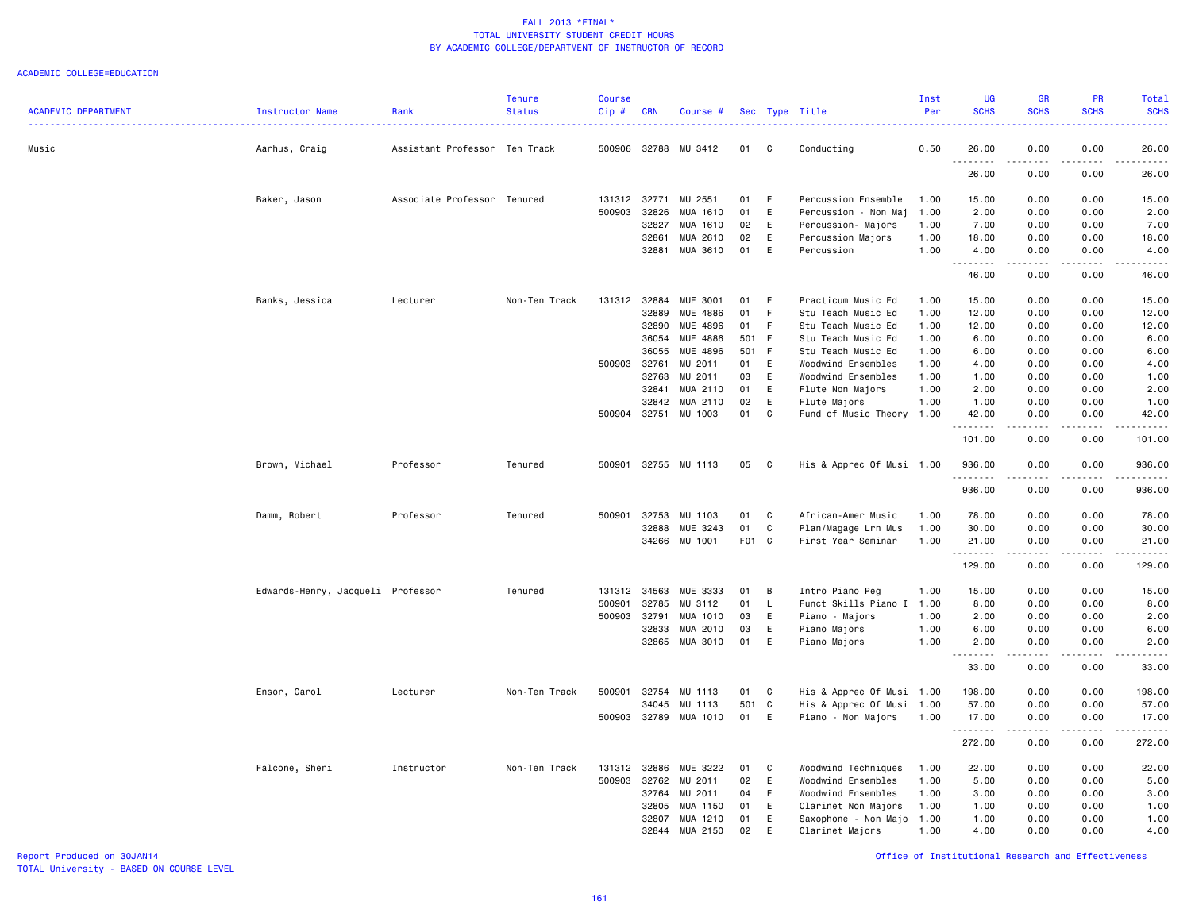FALL 2013 *FINAL*
TOTAL UNIVERSITY STUDENT CREDIT HOURS
BY ACADEMIC COLLEGE/DEPARTMENT OF INSTRUCTOR OF RECORD

ACADEMIC COLLEGE=EDUCATION

| ACADEMIC DEPARTMENT | Instructor Name | Rank | Tenure Status | Course Cip # | CRN | Course # | Sec | Type | Title | Inst Per | UG SCHS | GR SCHS | PR SCHS | Total SCHS |
|---|---|---|---|---|---|---|---|---|---|---|---|---|---|---|
| Music | Aarhus, Craig | Assistant Professor | Ten Track | 500906 | 32788 | MU 3412 | 01 | C | Conducting | 0.50 | 26.00 | 0.00 | 0.00 | 26.00 |
| | | | | | | | | | | | 26.00 | 0.00 | 0.00 | 26.00 |
| | Baker, Jason | Associate Professor | Tenured | 131312 | 32771 | MU 2551 | 01 | E | Percussion Ensemble | 1.00 | 15.00 | 0.00 | 0.00 | 15.00 |
| | | | | 500903 | 32826 | MUA 1610 | 01 | E | Percussion - Non Maj | 1.00 | 2.00 | 0.00 | 0.00 | 2.00 |
| | | | | | 32827 | MUA 1610 | 02 | E | Percussion- Majors | 1.00 | 7.00 | 0.00 | 0.00 | 7.00 |
| | | | | | 32861 | MUA 2610 | 02 | E | Percussion Majors | 1.00 | 18.00 | 0.00 | 0.00 | 18.00 |
| | | | | | 32881 | MUA 3610 | 01 | E | Percussion | 1.00 | 4.00 | 0.00 | 0.00 | 4.00 |
| | | | | | | | | | | | 46.00 | 0.00 | 0.00 | 46.00 |
| | Banks, Jessica | Lecturer | Non-Ten Track | 131312 | 32884 | MUE 3001 | 01 | E | Practicum Music Ed | 1.00 | 15.00 | 0.00 | 0.00 | 15.00 |
| | | | | | 32889 | MUE 4886 | 01 | F | Stu Teach Music Ed | 1.00 | 12.00 | 0.00 | 0.00 | 12.00 |
| | | | | | 32890 | MUE 4896 | 01 | F | Stu Teach Music Ed | 1.00 | 12.00 | 0.00 | 0.00 | 12.00 |
| | | | | | 36054 | MUE 4886 | 501 | F | Stu Teach Music Ed | 1.00 | 6.00 | 0.00 | 0.00 | 6.00 |
| | | | | | 36055 | MUE 4896 | 501 | F | Stu Teach Music Ed | 1.00 | 6.00 | 0.00 | 0.00 | 6.00 |
| | | | | 500903 | 32761 | MU 2011 | 01 | E | Woodwind Ensembles | 1.00 | 4.00 | 0.00 | 0.00 | 4.00 |
| | | | | | 32763 | MU 2011 | 03 | E | Woodwind Ensembles | 1.00 | 1.00 | 0.00 | 0.00 | 1.00 |
| | | | | | 32841 | MUA 2110 | 01 | E | Flute Non Majors | 1.00 | 2.00 | 0.00 | 0.00 | 2.00 |
| | | | | | 32842 | MUA 2110 | 02 | E | Flute Majors | 1.00 | 1.00 | 0.00 | 0.00 | 1.00 |
| | | | | 500904 | 32751 | MU 1003 | 01 | C | Fund of Music Theory | 1.00 | 42.00 | 0.00 | 0.00 | 42.00 |
| | | | | | | | | | | | 101.00 | 0.00 | 0.00 | 101.00 |
| | Brown, Michael | Professor | Tenured | 500901 | 32755 | MU 1113 | 05 | C | His & Apprec Of Musi | 1.00 | 936.00 | 0.00 | 0.00 | 936.00 |
| | | | | | | | | | | | 936.00 | 0.00 | 0.00 | 936.00 |
| | Damm, Robert | Professor | Tenured | 500901 | 32753 | MU 1103 | 01 | C | African-Amer Music | 1.00 | 78.00 | 0.00 | 0.00 | 78.00 |
| | | | | | 32888 | MUE 3243 | 01 | C | Plan/Magage Lrn Mus | 1.00 | 30.00 | 0.00 | 0.00 | 30.00 |
| | | | | | 34266 | MU 1001 | F01 | C | First Year Seminar | 1.00 | 21.00 | 0.00 | 0.00 | 21.00 |
| | | | | | | | | | | | 129.00 | 0.00 | 0.00 | 129.00 |
| | Edwards-Henry, Jacqueli | Professor | Tenured | 131312 | 34563 | MUE 3333 | 01 | B | Intro Piano Peg | 1.00 | 15.00 | 0.00 | 0.00 | 15.00 |
| | | | | 500901 | 32785 | MU 3112 | 01 | L | Funct Skills Piano I | 1.00 | 8.00 | 0.00 | 0.00 | 8.00 |
| | | | | 500903 | 32791 | MUA 1010 | 03 | E | Piano - Majors | 1.00 | 2.00 | 0.00 | 0.00 | 2.00 |
| | | | | | 32833 | MUA 2010 | 03 | E | Piano Majors | 1.00 | 6.00 | 0.00 | 0.00 | 6.00 |
| | | | | | 32865 | MUA 3010 | 01 | E | Piano Majors | 1.00 | 2.00 | 0.00 | 0.00 | 2.00 |
| | | | | | | | | | | | 33.00 | 0.00 | 0.00 | 33.00 |
| | Ensor, Carol | Lecturer | Non-Ten Track | 500901 | 32754 | MU 1113 | 01 | C | His & Apprec Of Musi | 1.00 | 198.00 | 0.00 | 0.00 | 198.00 |
| | | | | | 34045 | MU 1113 | 501 | C | His & Apprec Of Musi | 1.00 | 57.00 | 0.00 | 0.00 | 57.00 |
| | | | | 500903 | 32789 | MUA 1010 | 01 | E | Piano - Non Majors | 1.00 | 17.00 | 0.00 | 0.00 | 17.00 |
| | | | | | | | | | | | 272.00 | 0.00 | 0.00 | 272.00 |
| | Falcone, Sheri | Instructor | Non-Ten Track | 131312 | 32886 | MUE 3222 | 01 | C | Woodwind Techniques | 1.00 | 22.00 | 0.00 | 0.00 | 22.00 |
| | | | | 500903 | 32762 | MU 2011 | 02 | E | Woodwind Ensembles | 1.00 | 5.00 | 0.00 | 0.00 | 5.00 |
| | | | | | 32764 | MU 2011 | 04 | E | Woodwind Ensembles | 1.00 | 3.00 | 0.00 | 0.00 | 3.00 |
| | | | | | 32805 | MUA 1150 | 01 | E | Clarinet Non Majors | 1.00 | 1.00 | 0.00 | 0.00 | 1.00 |
| | | | | | 32807 | MUA 1210 | 01 | E | Saxophone - Non Majo | 1.00 | 1.00 | 0.00 | 0.00 | 1.00 |
| | | | | | 32844 | MUA 2150 | 02 | E | Clarinet Majors | 1.00 | 4.00 | 0.00 | 0.00 | 4.00 |

Report Produced on 30JAN14
TOTAL University - BASED ON COURSE LEVEL

Office of Institutional Research and Effectiveness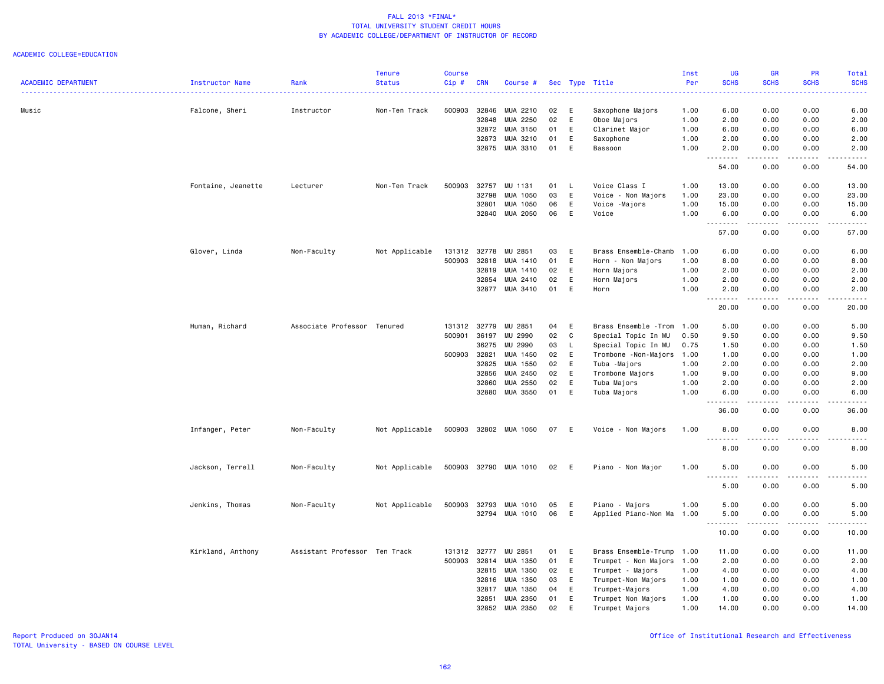FALL 2013 *FINAL*
TOTAL UNIVERSITY STUDENT CREDIT HOURS
BY ACADEMIC COLLEGE/DEPARTMENT OF INSTRUCTOR OF RECORD

ACADEMIC COLLEGE=EDUCATION

| ACADEMIC DEPARTMENT | Instructor Name | Rank | Tenure Status | Course Cip # | CRN | Course # | Sec | Type | Title | Inst Per | UG SCHS | GR SCHS | PR SCHS | Total SCHS |
|---|---|---|---|---|---|---|---|---|---|---|---|---|---|---|
| Music | Falcone, Sheri | Instructor | Non-Ten Track | 500903 | 32846 | MUA 2210 | 02 | E | Saxophone Majors | 1.00 | 6.00 | 0.00 | 0.00 | 6.00 |
| | | | | | 32848 | MUA 2250 | 02 | E | Oboe Majors | 1.00 | 2.00 | 0.00 | 0.00 | 2.00 |
| | | | | | 32872 | MUA 3150 | 01 | E | Clarinet Major | 1.00 | 6.00 | 0.00 | 0.00 | 6.00 |
| | | | | | 32873 | MUA 3210 | 01 | E | Saxophone | 1.00 | 2.00 | 0.00 | 0.00 | 2.00 |
| | | | | | 32875 | MUA 3310 | 01 | E | Bassoon | 1.00 | 2.00 | 0.00 | 0.00 | 2.00 |
| | | | | | | | | | | | 54.00 | 0.00 | 0.00 | 54.00 |
| | Fontaine, Jeanette | Lecturer | Non-Ten Track | 500903 | 32757 | MU 1131 | 01 | L | Voice Class I | 1.00 | 13.00 | 0.00 | 0.00 | 13.00 |
| | | | | | 32798 | MUA 1050 | 03 | E | Voice - Non Majors | 1.00 | 23.00 | 0.00 | 0.00 | 23.00 |
| | | | | | 32801 | MUA 1050 | 06 | E | Voice -Majors | 1.00 | 15.00 | 0.00 | 0.00 | 15.00 |
| | | | | | 32840 | MUA 2050 | 06 | E | Voice | 1.00 | 6.00 | 0.00 | 0.00 | 6.00 |
| | | | | | | | | | | | 57.00 | 0.00 | 0.00 | 57.00 |
| | Glover, Linda | Non-Faculty | Not Applicable | 131312 | 32778 | MU 2851 | 03 | E | Brass Ensemble-Chamb | 1.00 | 6.00 | 0.00 | 0.00 | 6.00 |
| | | | | 500903 | 32818 | MUA 1410 | 01 | E | Horn - Non Majors | 1.00 | 8.00 | 0.00 | 0.00 | 8.00 |
| | | | | | 32819 | MUA 1410 | 02 | E | Horn Majors | 1.00 | 2.00 | 0.00 | 0.00 | 2.00 |
| | | | | | 32854 | MUA 2410 | 02 | E | Horn Majors | 1.00 | 2.00 | 0.00 | 0.00 | 2.00 |
| | | | | | 32877 | MUA 3410 | 01 | E | Horn | 1.00 | 2.00 | 0.00 | 0.00 | 2.00 |
| | | | | | | | | | | | 20.00 | 0.00 | 0.00 | 20.00 |
| | Human, Richard | Associate Professor | Tenured | 131312 | 32779 | MU 2851 | 04 | E | Brass Ensemble -Trom | 1.00 | 5.00 | 0.00 | 0.00 | 5.00 |
| | | | | 500901 | 36197 | MU 2990 | 02 | C | Special Topic In MU | 0.50 | 9.50 | 0.00 | 0.00 | 9.50 |
| | | | | | 36275 | MU 2990 | 03 | L | Special Topic In MU | 0.75 | 1.50 | 0.00 | 0.00 | 1.50 |
| | | | | 500903 | 32821 | MUA 1450 | 02 | E | Trombone -Non-Majors | 1.00 | 1.00 | 0.00 | 0.00 | 1.00 |
| | | | | | 32825 | MUA 1550 | 02 | E | Tuba -Majors | 1.00 | 2.00 | 0.00 | 0.00 | 2.00 |
| | | | | | 32856 | MUA 2450 | 02 | E | Trombone Majors | 1.00 | 9.00 | 0.00 | 0.00 | 9.00 |
| | | | | | 32860 | MUA 2550 | 02 | E | Tuba Majors | 1.00 | 2.00 | 0.00 | 0.00 | 2.00 |
| | | | | | 32880 | MUA 3550 | 01 | E | Tuba Majors | 1.00 | 6.00 | 0.00 | 0.00 | 6.00 |
| | | | | | | | | | | | 36.00 | 0.00 | 0.00 | 36.00 |
| | Infanger, Peter | Non-Faculty | Not Applicable | 500903 | 32802 | MUA 1050 | 07 | E | Voice - Non Majors | 1.00 | 8.00 | 0.00 | 0.00 | 8.00 |
| | | | | | | | | | | | 8.00 | 0.00 | 0.00 | 8.00 |
| | Jackson, Terrell | Non-Faculty | Not Applicable | 500903 | 32790 | MUA 1010 | 02 | E | Piano - Non Major | 1.00 | 5.00 | 0.00 | 0.00 | 5.00 |
| | | | | | | | | | | | 5.00 | 0.00 | 0.00 | 5.00 |
| | Jenkins, Thomas | Non-Faculty | Not Applicable | 500903 | 32793 | MUA 1010 | 05 | E | Piano - Majors | 1.00 | 5.00 | 0.00 | 0.00 | 5.00 |
| | | | | | 32794 | MUA 1010 | 06 | E | Applied Piano-Non Ma | 1.00 | 5.00 | 0.00 | 0.00 | 5.00 |
| | | | | | | | | | | | 10.00 | 0.00 | 0.00 | 10.00 |
| | Kirkland, Anthony | Assistant Professor | Ten Track | 131312 | 32777 | MU 2851 | 01 | E | Brass Ensemble-Trump | 1.00 | 11.00 | 0.00 | 0.00 | 11.00 |
| | | | | 500903 | 32814 | MUA 1350 | 01 | E | Trumpet - Non Majors | 1.00 | 2.00 | 0.00 | 0.00 | 2.00 |
| | | | | | 32815 | MUA 1350 | 02 | E | Trumpet - Majors | 1.00 | 4.00 | 0.00 | 0.00 | 4.00 |
| | | | | | 32816 | MUA 1350 | 03 | E | Trumpet-Non Majors | 1.00 | 1.00 | 0.00 | 0.00 | 1.00 |
| | | | | | 32817 | MUA 1350 | 04 | E | Trumpet-Majors | 1.00 | 4.00 | 0.00 | 0.00 | 4.00 |
| | | | | | 32851 | MUA 2350 | 01 | E | Trumpet Non Majors | 1.00 | 1.00 | 0.00 | 0.00 | 1.00 |
| | | | | | 32852 | MUA 2350 | 02 | E | Trumpet Majors | 1.00 | 14.00 | 0.00 | 0.00 | 14.00 |

Report Produced on 30JAN14
TOTAL University - BASED ON COURSE LEVEL

Office of Institutional Research and Effectiveness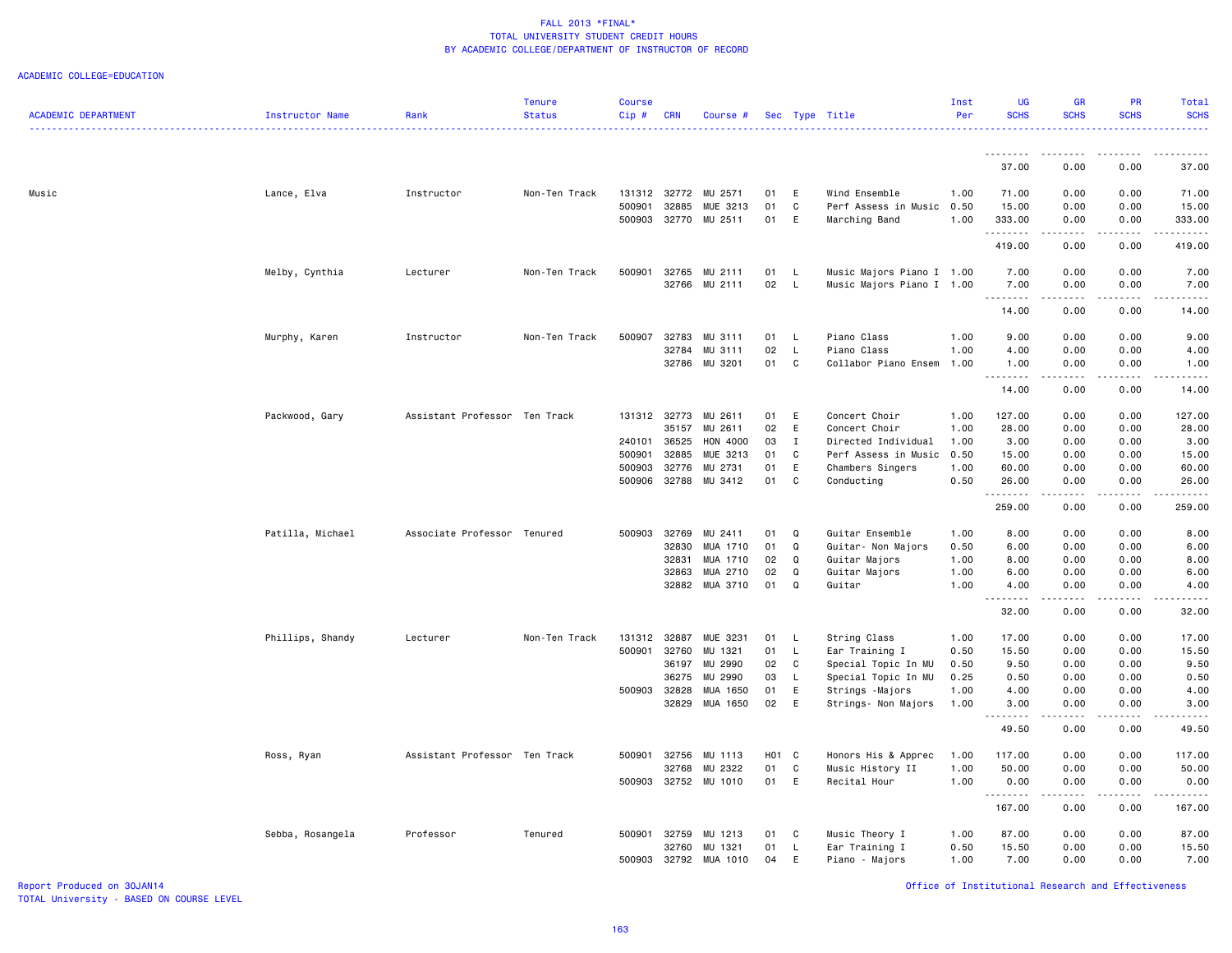FALL 2013 *FINAL*
TOTAL UNIVERSITY STUDENT CREDIT HOURS
BY ACADEMIC COLLEGE/DEPARTMENT OF INSTRUCTOR OF RECORD

ACADEMIC COLLEGE=EDUCATION

| ACADEMIC DEPARTMENT | Instructor Name | Rank | Tenure Status | Course Cip # | CRN | Course # | Sec | Type | Title | Inst Per | UG SCHS | GR SCHS | PR SCHS | Total SCHS |
|---|---|---|---|---|---|---|---|---|---|---|---|---|---|---|
| | | | | | | | | | | | 37.00 | 0.00 | 0.00 | 37.00 |
| Music | Lance, Elva | Instructor | Non-Ten Track | 131312 | 32772 | MU 2571 | 01 | E | Wind Ensemble | 1.00 | 71.00 | 0.00 | 0.00 | 71.00 |
| | | | | 500901 | 32885 | MUE 3213 | 01 | C | Perf Assess in Music | 0.50 | 15.00 | 0.00 | 0.00 | 15.00 |
| | | | | 500903 | 32770 | MU 2511 | 01 | E | Marching Band | 1.00 | 333.00 | 0.00 | 0.00 | 333.00 |
| | | | | | | | | | | | 419.00 | 0.00 | 0.00 | 419.00 |
| | Melby, Cynthia | Lecturer | Non-Ten Track | 500901 | 32765 | MU 2111 | 01 | L | Music Majors Piano I | 1.00 | 7.00 | 0.00 | 0.00 | 7.00 |
| | | | | | 32766 | MU 2111 | 02 | L | Music Majors Piano I | 1.00 | 7.00 | 0.00 | 0.00 | 7.00 |
| | | | | | | | | | | | 14.00 | 0.00 | 0.00 | 14.00 |
| | Murphy, Karen | Instructor | Non-Ten Track | 500907 | 32783 | MU 3111 | 01 | L | Piano Class | 1.00 | 9.00 | 0.00 | 0.00 | 9.00 |
| | | | | | 32784 | MU 3111 | 02 | L | Piano Class | 1.00 | 4.00 | 0.00 | 0.00 | 4.00 |
| | | | | | 32786 | MU 3201 | 01 | C | Collabor Piano Ensem | 1.00 | 1.00 | 0.00 | 0.00 | 1.00 |
| | | | | | | | | | | | 14.00 | 0.00 | 0.00 | 14.00 |
| | Packwood, Gary | Assistant Professor | Ten Track | 131312 | 32773 | MU 2611 | 01 | E | Concert Choir | 1.00 | 127.00 | 0.00 | 0.00 | 127.00 |
| | | | | | 35157 | MU 2611 | 02 | E | Concert Choir | 1.00 | 28.00 | 0.00 | 0.00 | 28.00 |
| | | | | 240101 | 36525 | HON 4000 | 03 | I | Directed Individual | 1.00 | 3.00 | 0.00 | 0.00 | 3.00 |
| | | | | 500901 | 32885 | MUE 3213 | 01 | C | Perf Assess in Music | 0.50 | 15.00 | 0.00 | 0.00 | 15.00 |
| | | | | 500903 | 32776 | MU 2731 | 01 | E | Chambers Singers | 1.00 | 60.00 | 0.00 | 0.00 | 60.00 |
| | | | | 500906 | 32788 | MU 3412 | 01 | C | Conducting | 0.50 | 26.00 | 0.00 | 0.00 | 26.00 |
| | | | | | | | | | | | 259.00 | 0.00 | 0.00 | 259.00 |
| | Patilla, Michael | Associate Professor | Tenured | 500903 | 32769 | MU 2411 | 01 | Q | Guitar Ensemble | 1.00 | 8.00 | 0.00 | 0.00 | 8.00 |
| | | | | | 32830 | MUA 1710 | 01 | Q | Guitar- Non Majors | 0.50 | 6.00 | 0.00 | 0.00 | 6.00 |
| | | | | | 32831 | MUA 1710 | 02 | Q | Guitar Majors | 1.00 | 8.00 | 0.00 | 0.00 | 8.00 |
| | | | | | 32863 | MUA 2710 | 02 | Q | Guitar Majors | 1.00 | 6.00 | 0.00 | 0.00 | 6.00 |
| | | | | | 32882 | MUA 3710 | 01 | Q | Guitar | 1.00 | 4.00 | 0.00 | 0.00 | 4.00 |
| | | | | | | | | | | | 32.00 | 0.00 | 0.00 | 32.00 |
| | Phillips, Shandy | Lecturer | Non-Ten Track | 131312 | 32887 | MUE 3231 | 01 | L | String Class | 1.00 | 17.00 | 0.00 | 0.00 | 17.00 |
| | | | | 500901 | 32760 | MU 1321 | 01 | L | Ear Training I | 0.50 | 15.50 | 0.00 | 0.00 | 15.50 |
| | | | | | 36197 | MU 2990 | 02 | C | Special Topic In MU | 0.50 | 9.50 | 0.00 | 0.00 | 9.50 |
| | | | | | 36275 | MU 2990 | 03 | L | Special Topic In MU | 0.25 | 0.50 | 0.00 | 0.00 | 0.50 |
| | | | | 500903 | 32828 | MUA 1650 | 01 | E | Strings -Majors | 1.00 | 4.00 | 0.00 | 0.00 | 4.00 |
| | | | | | 32829 | MUA 1650 | 02 | E | Strings- Non Majors | 1.00 | 3.00 | 0.00 | 0.00 | 3.00 |
| | | | | | | | | | | | 49.50 | 0.00 | 0.00 | 49.50 |
| | Ross, Ryan | Assistant Professor | Ten Track | 500901 | 32756 | MU 1113 | H01 | C | Honors His & Apprec | 1.00 | 117.00 | 0.00 | 0.00 | 117.00 |
| | | | | | 32768 | MU 2322 | 01 | C | Music History II | 1.00 | 50.00 | 0.00 | 0.00 | 50.00 |
| | | | | 500903 | 32752 | MU 1010 | 01 | E | Recital Hour | 1.00 | 0.00 | 0.00 | 0.00 | 0.00 |
| | | | | | | | | | | | 167.00 | 0.00 | 0.00 | 167.00 |
| | Sebba, Rosangela | Professor | Tenured | 500901 | 32759 | MU 1213 | 01 | C | Music Theory I | 1.00 | 87.00 | 0.00 | 0.00 | 87.00 |
| | | | | | 32760 | MU 1321 | 01 | L | Ear Training I | 0.50 | 15.50 | 0.00 | 0.00 | 15.50 |
| | | | | 500903 | 32792 | MUA 1010 | 04 | E | Piano - Majors | 1.00 | 7.00 | 0.00 | 0.00 | 7.00 |

Report Produced on 30JAN14
TOTAL University - BASED ON COURSE LEVEL

Office of Institutional Research and Effectiveness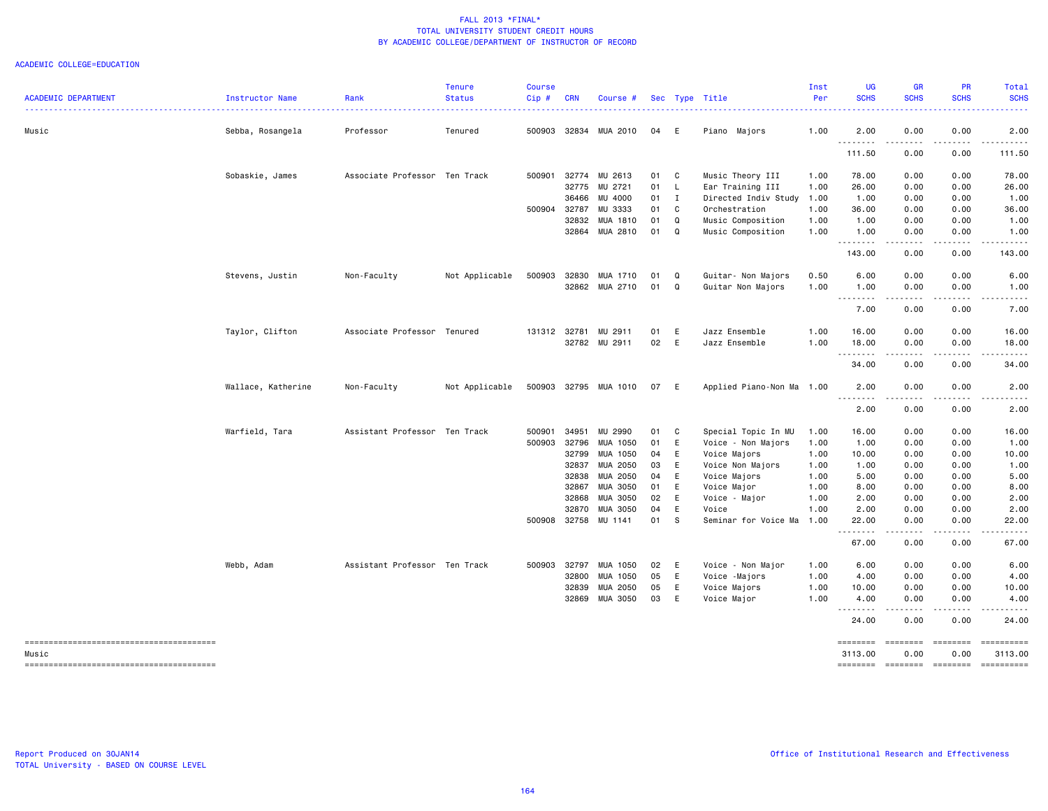# FALL 2013 *FINAL*
## TOTAL UNIVERSITY STUDENT CREDIT HOURS
## BY ACADEMIC COLLEGE/DEPARTMENT OF INSTRUCTOR OF RECORD

ACADEMIC COLLEGE=EDUCATION

| ACADEMIC DEPARTMENT | Instructor Name | Rank | Tenure Status | Course Cip # | CRN | Course # | Sec | Type | Title | Inst Per | UG SCHS | GR SCHS | PR SCHS | Total SCHS |
|---|---|---|---|---|---|---|---|---|---|---|---|---|---|---|
| Music | Sebba, Rosangela | Professor | Tenured | 500903 | 32834 | MUA 2010 | 04 | E | Piano Majors | 1.00 | 2.00 | 0.00 | 0.00 | 2.00 |
| | | | | | | | | | | | 111.50 | 0.00 | 0.00 | 111.50 |
| | Sobaskie, James | Associate Professor | Ten Track | 500901 | 32774 | MU 2613 | 01 | C | Music Theory III | 1.00 | 78.00 | 0.00 | 0.00 | 78.00 |
| | | | | | 32775 | MU 2721 | 01 | L | Ear Training III | 1.00 | 26.00 | 0.00 | 0.00 | 26.00 |
| | | | | | 36466 | MU 4000 | 01 | I | Directed Indiv Study | 1.00 | 1.00 | 0.00 | 0.00 | 1.00 |
| | | | | 500904 | 32787 | MU 3333 | 01 | C | Orchestration | 1.00 | 36.00 | 0.00 | 0.00 | 36.00 |
| | | | | | 32832 | MUA 1810 | 01 | Q | Music Composition | 1.00 | 1.00 | 0.00 | 0.00 | 1.00 |
| | | | | | 32864 | MUA 2810 | 01 | Q | Music Composition | 1.00 | 1.00 | 0.00 | 0.00 | 1.00 |
| | | | | | | | | | | | 143.00 | 0.00 | 0.00 | 143.00 |
| | Stevens, Justin | Non-Faculty | Not Applicable | 500903 | 32830 | MUA 1710 | 01 | Q | Guitar- Non Majors | 0.50 | 6.00 | 0.00 | 0.00 | 6.00 |
| | | | | | 32862 | MUA 2710 | 01 | Q | Guitar Non Majors | 1.00 | 1.00 | 0.00 | 0.00 | 1.00 |
| | | | | | | | | | | | 7.00 | 0.00 | 0.00 | 7.00 |
| | Taylor, Clifton | Associate Professor | Tenured | 131312 | 32781 | MU 2911 | 01 | E | Jazz Ensemble | 1.00 | 16.00 | 0.00 | 0.00 | 16.00 |
| | | | | | 32782 | MU 2911 | 02 | E | Jazz Ensemble | 1.00 | 18.00 | 0.00 | 0.00 | 18.00 |
| | | | | | | | | | | | 34.00 | 0.00 | 0.00 | 34.00 |
| | Wallace, Katherine | Non-Faculty | Not Applicable | 500903 | 32795 | MUA 1010 | 07 | E | Applied Piano-Non Ma | 1.00 | 2.00 | 0.00 | 0.00 | 2.00 |
| | | | | | | | | | | | 2.00 | 0.00 | 0.00 | 2.00 |
| | Warfield, Tara | Assistant Professor | Ten Track | 500901 | 34951 | MU 2990 | 01 | C | Special Topic In MU | 1.00 | 16.00 | 0.00 | 0.00 | 16.00 |
| | | | | 500903 | 32796 | MUA 1050 | 01 | E | Voice - Non Majors | 1.00 | 1.00 | 0.00 | 0.00 | 1.00 |
| | | | | | 32799 | MUA 1050 | 04 | E | Voice Majors | 1.00 | 10.00 | 0.00 | 0.00 | 10.00 |
| | | | | | 32837 | MUA 2050 | 03 | E | Voice Non Majors | 1.00 | 1.00 | 0.00 | 0.00 | 1.00 |
| | | | | | 32838 | MUA 2050 | 04 | E | Voice Majors | 1.00 | 5.00 | 0.00 | 0.00 | 5.00 |
| | | | | | 32867 | MUA 3050 | 01 | E | Voice Major | 1.00 | 8.00 | 0.00 | 0.00 | 8.00 |
| | | | | | 32868 | MUA 3050 | 02 | E | Voice - Major | 1.00 | 2.00 | 0.00 | 0.00 | 2.00 |
| | | | | | 32870 | MUA 3050 | 04 | E | Voice | 1.00 | 2.00 | 0.00 | 0.00 | 2.00 |
| | | | | 500908 | 32758 | MU 1141 | 01 | S | Seminar for Voice Ma | 1.00 | 22.00 | 0.00 | 0.00 | 22.00 |
| | | | | | | | | | | | 67.00 | 0.00 | 0.00 | 67.00 |
| | Webb, Adam | Assistant Professor | Ten Track | 500903 | 32797 | MUA 1050 | 02 | E | Voice - Non Major | 1.00 | 6.00 | 0.00 | 0.00 | 6.00 |
| | | | | | 32800 | MUA 1050 | 05 | E | Voice -Majors | 1.00 | 4.00 | 0.00 | 0.00 | 4.00 |
| | | | | | 32839 | MUA 2050 | 05 | E | Voice Majors | 1.00 | 10.00 | 0.00 | 0.00 | 10.00 |
| | | | | | 32869 | MUA 3050 | 03 | E | Voice Major | 1.00 | 4.00 | 0.00 | 0.00 | 4.00 |
| | | | | | | | | | | | 24.00 | 0.00 | 0.00 | 24.00 |
| Music | | | | | | | | | | | 3113.00 | 0.00 | 0.00 | 3113.00 |

Report Produced on 30JAN14
TOTAL University - BASED ON COURSE LEVEL

Office of Institutional Research and Effectiveness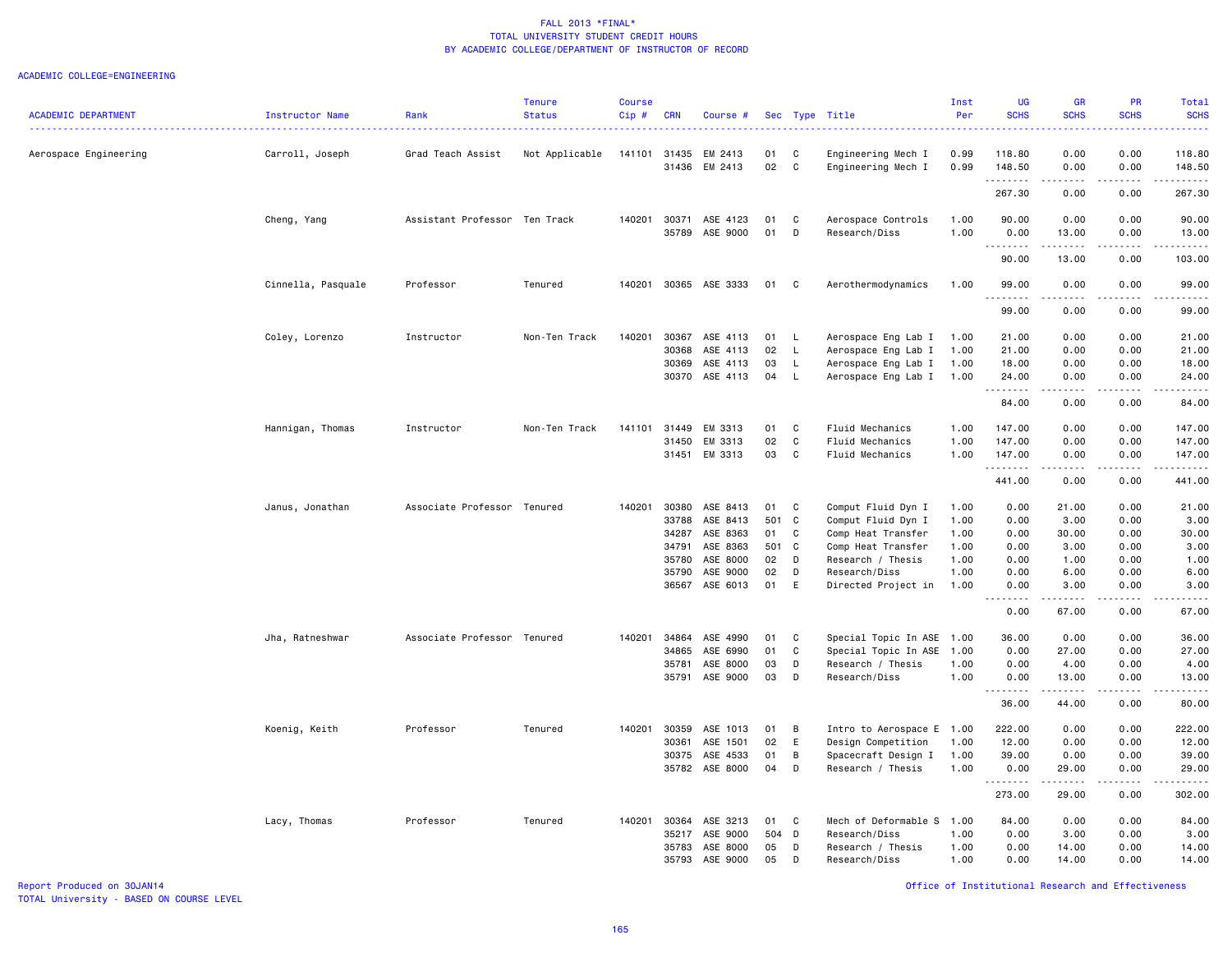# FALL 2013 *FINAL*
## TOTAL UNIVERSITY STUDENT CREDIT HOURS
## BY ACADEMIC COLLEGE/DEPARTMENT OF INSTRUCTOR OF RECORD

ACADEMIC COLLEGE=ENGINEERING

| ACADEMIC DEPARTMENT | Instructor Name | Rank | Tenure Status | Course Cip # | CRN | Course # | Sec | Type | Title | Inst Per | UG SCHS | GR SCHS | PR SCHS | Total SCHS |
|---|---|---|---|---|---|---|---|---|---|---|---|---|---|---|
| Aerospace Engineering | Carroll, Joseph | Grad Teach Assist | Not Applicable | 141101 | 31435 | EM 2413 | 01 | C | Engineering Mech I | 0.99 | 118.80 | 0.00 | 0.00 | 118.80 |
| | | | | | 31436 | EM 2413 | 02 | C | Engineering Mech I | 0.99 | 148.50 | 0.00 | 0.00 | 148.50 |
| | | | | | | | | | | | 267.30 | 0.00 | 0.00 | 267.30 |
| | Cheng, Yang | Assistant Professor | Ten Track | 140201 | 30371 | ASE 4123 | 01 | C | Aerospace Controls | 1.00 | 90.00 | 0.00 | 0.00 | 90.00 |
| | | | | | 35789 | ASE 9000 | 01 | D | Research/Diss | 1.00 | 0.00 | 13.00 | 0.00 | 13.00 |
| | | | | | | | | | | | 90.00 | 13.00 | 0.00 | 103.00 |
| | Cinnella, Pasquale | Professor | Tenured | 140201 | 30365 | ASE 3333 | 01 | C | Aerothermodynamics | 1.00 | 99.00 | 0.00 | 0.00 | 99.00 |
| | | | | | | | | | | | 99.00 | 0.00 | 0.00 | 99.00 |
| | Coley, Lorenzo | Instructor | Non-Ten Track | 140201 | 30367 | ASE 4113 | 01 | L | Aerospace Eng Lab I | 1.00 | 21.00 | 0.00 | 0.00 | 21.00 |
| | | | | | 30368 | ASE 4113 | 02 | L | Aerospace Eng Lab I | 1.00 | 21.00 | 0.00 | 0.00 | 21.00 |
| | | | | | 30369 | ASE 4113 | 03 | L | Aerospace Eng Lab I | 1.00 | 18.00 | 0.00 | 0.00 | 18.00 |
| | | | | | 30370 | ASE 4113 | 04 | L | Aerospace Eng Lab I | 1.00 | 24.00 | 0.00 | 0.00 | 24.00 |
| | | | | | | | | | | | 84.00 | 0.00 | 0.00 | 84.00 |
| | Hannigan, Thomas | Instructor | Non-Ten Track | 141101 | 31449 | EM 3313 | 01 | C | Fluid Mechanics | 1.00 | 147.00 | 0.00 | 0.00 | 147.00 |
| | | | | | 31450 | EM 3313 | 02 | C | Fluid Mechanics | 1.00 | 147.00 | 0.00 | 0.00 | 147.00 |
| | | | | | 31451 | EM 3313 | 03 | C | Fluid Mechanics | 1.00 | 147.00 | 0.00 | 0.00 | 147.00 |
| | | | | | | | | | | | 441.00 | 0.00 | 0.00 | 441.00 |
| | Janus, Jonathan | Associate Professor | Tenured | 140201 | 30380 | ASE 8413 | 01 | C | Comput Fluid Dyn I | 1.00 | 0.00 | 21.00 | 0.00 | 21.00 |
| | | | | | 33788 | ASE 8413 | 501 | C | Comput Fluid Dyn I | 1.00 | 0.00 | 3.00 | 0.00 | 3.00 |
| | | | | | 34287 | ASE 8363 | 01 | C | Comp Heat Transfer | 1.00 | 0.00 | 30.00 | 0.00 | 30.00 |
| | | | | | 34791 | ASE 8363 | 501 | C | Comp Heat Transfer | 1.00 | 0.00 | 3.00 | 0.00 | 3.00 |
| | | | | | 35780 | ASE 8000 | 02 | D | Research / Thesis | 1.00 | 0.00 | 1.00 | 0.00 | 1.00 |
| | | | | | 35790 | ASE 9000 | 02 | D | Research/Diss | 1.00 | 0.00 | 6.00 | 0.00 | 6.00 |
| | | | | | 36567 | ASE 6013 | 01 | E | Directed Project in | 1.00 | 0.00 | 3.00 | 0.00 | 3.00 |
| | | | | | | | | | | | 0.00 | 67.00 | 0.00 | 67.00 |
| | Jha, Ratneshwar | Associate Professor | Tenured | 140201 | 34864 | ASE 4990 | 01 | C | Special Topic In ASE | 1.00 | 36.00 | 0.00 | 0.00 | 36.00 |
| | | | | | 34865 | ASE 6990 | 01 | C | Special Topic In ASE | 1.00 | 0.00 | 27.00 | 0.00 | 27.00 |
| | | | | | 35781 | ASE 8000 | 03 | D | Research / Thesis | 1.00 | 0.00 | 4.00 | 0.00 | 4.00 |
| | | | | | 35791 | ASE 9000 | 03 | D | Research/Diss | 1.00 | 0.00 | 13.00 | 0.00 | 13.00 |
| | | | | | | | | | | | 36.00 | 44.00 | 0.00 | 80.00 |
| | Koenig, Keith | Professor | Tenured | 140201 | 30359 | ASE 1013 | 01 | B | Intro to Aerospace E | 1.00 | 222.00 | 0.00 | 0.00 | 222.00 |
| | | | | | 30361 | ASE 1501 | 02 | E | Design Competition | 1.00 | 12.00 | 0.00 | 0.00 | 12.00 |
| | | | | | 30375 | ASE 4533 | 01 | B | Spacecraft Design I | 1.00 | 39.00 | 0.00 | 0.00 | 39.00 |
| | | | | | 35782 | ASE 8000 | 04 | D | Research / Thesis | 1.00 | 0.00 | 29.00 | 0.00 | 29.00 |
| | | | | | | | | | | | 273.00 | 29.00 | 0.00 | 302.00 |
| | Lacy, Thomas | Professor | Tenured | 140201 | 30364 | ASE 3213 | 01 | C | Mech of Deformable S | 1.00 | 84.00 | 0.00 | 0.00 | 84.00 |
| | | | | | 35217 | ASE 9000 | 504 | D | Research/Diss | 1.00 | 0.00 | 3.00 | 0.00 | 3.00 |
| | | | | | 35783 | ASE 8000 | 05 | D | Research / Thesis | 1.00 | 0.00 | 14.00 | 0.00 | 14.00 |
| | | | | | 35793 | ASE 9000 | 05 | D | Research/Diss | 1.00 | 0.00 | 14.00 | 0.00 | 14.00 |

Report Produced on 30JAN14
TOTAL University - BASED ON COURSE LEVEL

Office of Institutional Research and Effectiveness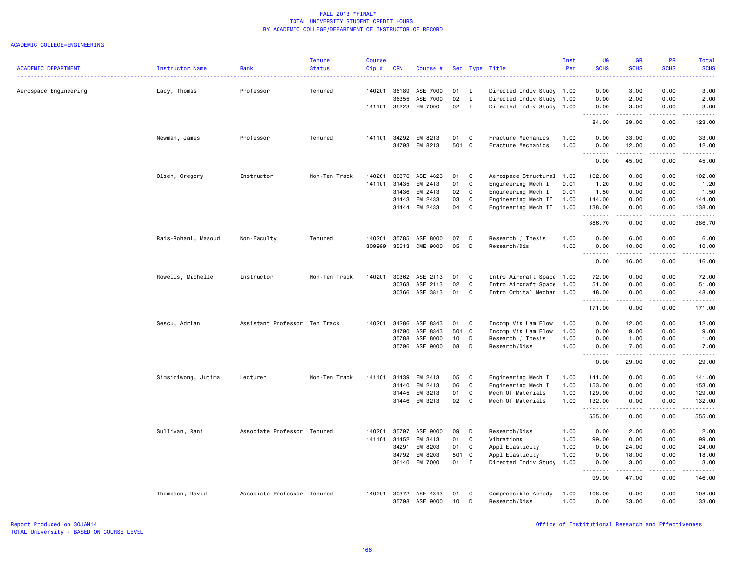FALL 2013 *FINAL*
TOTAL UNIVERSITY STUDENT CREDIT HOURS
BY ACADEMIC COLLEGE/DEPARTMENT OF INSTRUCTOR OF RECORD

ACADEMIC COLLEGE=ENGINEERING

| ACADEMIC DEPARTMENT | Instructor Name | Rank | Tenure Status | Course Cip # | CRN | Course # | Sec | Type | Title | Inst Per | UG SCHS | GR SCHS | PR SCHS | Total SCHS |
|---|---|---|---|---|---|---|---|---|---|---|---|---|---|---|
| Aerospace Engineering | Lacy, Thomas | Professor | Tenured | 140201 | 36189 | ASE 7000 | 01 | I | Directed Indiv Study | 1.00 | 0.00 | 3.00 | 0.00 | 3.00 |
| | | | | | 36355 | ASE 7000 | 02 | I | Directed Indiv Study | 1.00 | 0.00 | 2.00 | 0.00 | 2.00 |
| | | | | 141101 | 36223 | EM 7000 | 02 | I | Directed Indiv Study | 1.00 | 0.00 | 3.00 | 0.00 | 3.00 |
| | | | | | | | | | | | 84.00 | 39.00 | 0.00 | 123.00 |
| | Newman, James | Professor | Tenured | 141101 | 34292 | EM 8213 | 01 | C | Fracture Mechanics | 1.00 | 0.00 | 33.00 | 0.00 | 33.00 |
| | | | | | 34793 | EM 8213 | 501 | C | Fracture Mechanics | 1.00 | 0.00 | 12.00 | 0.00 | 12.00 |
| | | | | | | | | | | | 0.00 | 45.00 | 0.00 | 45.00 |
| | Olsen, Gregory | Instructor | Non-Ten Track | 140201 | 30376 | ASE 4623 | 01 | C | Aerospace Structural | 1.00 | 102.00 | 0.00 | 0.00 | 102.00 |
| | | | | 141101 | 31435 | EM 2413 | 01 | C | Engineering Mech I | 0.01 | 1.20 | 0.00 | 0.00 | 1.20 |
| | | | | | 31436 | EM 2413 | 02 | C | Engineering Mech I | 0.01 | 1.50 | 0.00 | 0.00 | 1.50 |
| | | | | | 31443 | EM 2433 | 03 | C | Engineering Mech II | 1.00 | 144.00 | 0.00 | 0.00 | 144.00 |
| | | | | | 31444 | EM 2433 | 04 | C | Engineering Mech II | 1.00 | 138.00 | 0.00 | 0.00 | 138.00 |
| | | | | | | | | | | | 386.70 | 0.00 | 0.00 | 386.70 |
| | Rais-Rohani, Masoud | Non-Faculty | Tenured | 140201 | 35785 | ASE 8000 | 07 | D | Research / Thesis | 1.00 | 0.00 | 6.00 | 0.00 | 6.00 |
| | | | | 309999 | 35513 | CME 9000 | 05 | D | Research/Dis | 1.00 | 0.00 | 10.00 | 0.00 | 10.00 |
| | | | | | | | | | | | 0.00 | 16.00 | 0.00 | 16.00 |
| | Rowells, Michelle | Instructor | Non-Ten Track | 140201 | 30362 | ASE 2113 | 01 | C | Intro Aircraft Space | 1.00 | 72.00 | 0.00 | 0.00 | 72.00 |
| | | | | | 30363 | ASE 2113 | 02 | C | Intro Aircraft Space | 1.00 | 51.00 | 0.00 | 0.00 | 51.00 |
| | | | | | 30366 | ASE 3813 | 01 | C | Intro Orbital Mechan | 1.00 | 48.00 | 0.00 | 0.00 | 48.00 |
| | | | | | | | | | | | 171.00 | 0.00 | 0.00 | 171.00 |
| | Sescu, Adrian | Assistant Professor | Ten Track | 140201 | 34286 | ASE 8343 | 01 | C | Incomp Vis Lam Flow | 1.00 | 0.00 | 12.00 | 0.00 | 12.00 |
| | | | | | 34790 | ASE 8343 | 501 | C | Incomp Vis Lam Flow | 1.00 | 0.00 | 9.00 | 0.00 | 9.00 |
| | | | | | 35788 | ASE 8000 | 10 | D | Research / Thesis | 1.00 | 0.00 | 1.00 | 0.00 | 1.00 |
| | | | | | 35796 | ASE 9000 | 08 | D | Research/Diss | 1.00 | 0.00 | 7.00 | 0.00 | 7.00 |
| | | | | | | | | | | | 0.00 | 29.00 | 0.00 | 29.00 |
| | Simsiriwong, Jutima | Lecturer | Non-Ten Track | 141101 | 31439 | EM 2413 | 05 | C | Engineering Mech I | 1.00 | 141.00 | 0.00 | 0.00 | 141.00 |
| | | | | | 31440 | EM 2413 | 06 | C | Engineering Mech I | 1.00 | 153.00 | 0.00 | 0.00 | 153.00 |
| | | | | | 31445 | EM 3213 | 01 | C | Mech Of Materials | 1.00 | 129.00 | 0.00 | 0.00 | 129.00 |
| | | | | | 31446 | EM 3213 | 02 | C | Mech Of Materials | 1.00 | 132.00 | 0.00 | 0.00 | 132.00 |
| | | | | | | | | | | | 555.00 | 0.00 | 0.00 | 555.00 |
| | Sullivan, Rani | Associate Professor | Tenured | 140201 | 35797 | ASE 9000 | 09 | D | Research/Diss | 1.00 | 0.00 | 2.00 | 0.00 | 2.00 |
| | | | | 141101 | 31452 | EM 3413 | 01 | C | Vibrations | 1.00 | 99.00 | 0.00 | 0.00 | 99.00 |
| | | | | | 34291 | EM 8203 | 01 | C | Appl Elasticity | 1.00 | 0.00 | 24.00 | 0.00 | 24.00 |
| | | | | | 34792 | EM 8203 | 501 | C | Appl Elasticity | 1.00 | 0.00 | 18.00 | 0.00 | 18.00 |
| | | | | | 36140 | EM 7000 | 01 | I | Directed Indiv Study | 1.00 | 0.00 | 3.00 | 0.00 | 3.00 |
| | | | | | | | | | | | 99.00 | 47.00 | 0.00 | 146.00 |
| | Thompson, David | Associate Professor | Tenured | 140201 | 30372 | ASE 4343 | 01 | C | Compressible Aerody | 1.00 | 108.00 | 0.00 | 0.00 | 108.00 |
| | | | | | 35798 | ASE 9000 | 10 | D | Research/Diss | 1.00 | 0.00 | 33.00 | 0.00 | 33.00 |

Report Produced on 30JAN14
TOTAL University - BASED ON COURSE LEVEL

Office of Institutional Research and Effectiveness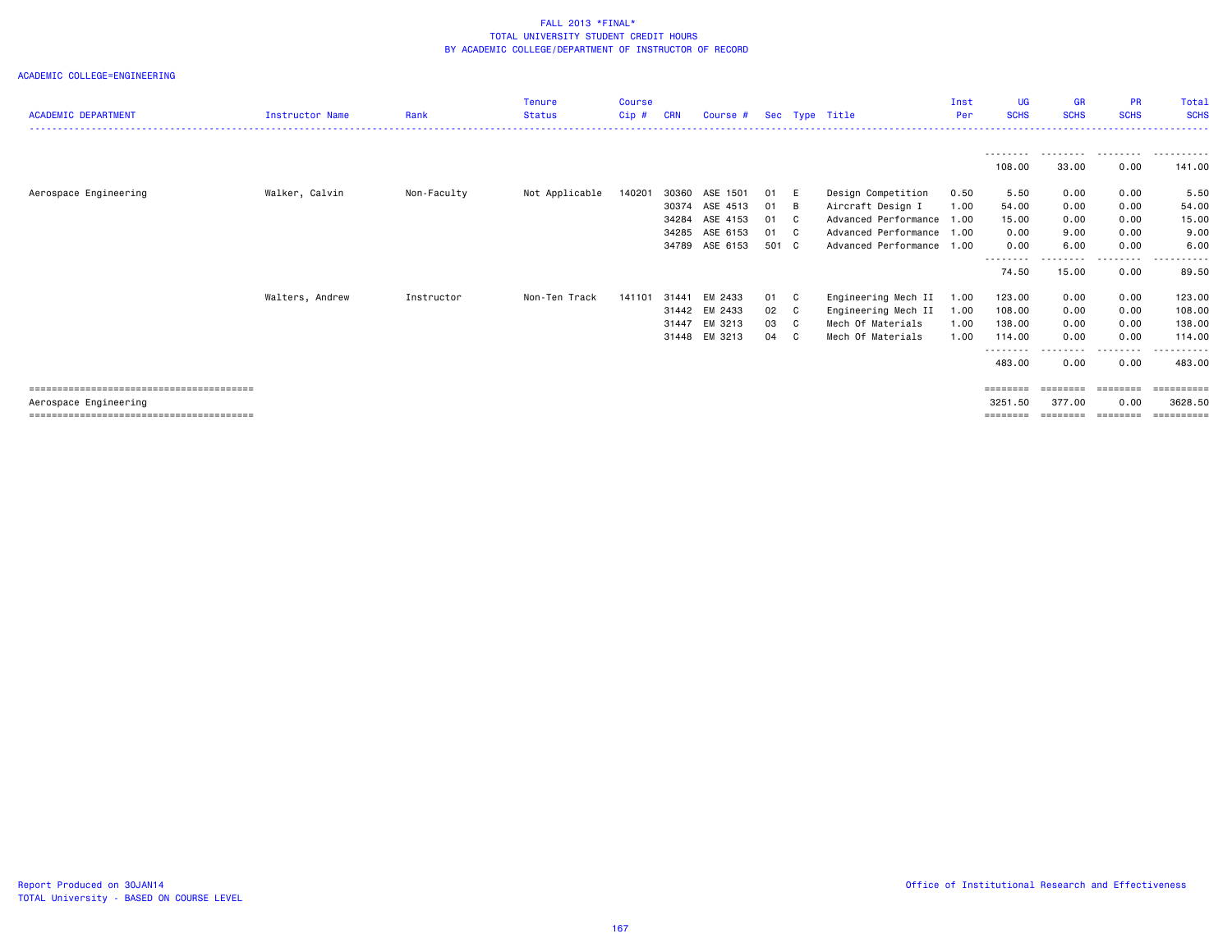FALL 2013 *FINAL*
TOTAL UNIVERSITY STUDENT CREDIT HOURS
BY ACADEMIC COLLEGE/DEPARTMENT OF INSTRUCTOR OF RECORD

ACADEMIC COLLEGE=ENGINEERING

| ACADEMIC DEPARTMENT | Instructor Name | Rank | Tenure Status | Course Cip # | CRN | Course # | Sec | Type | Title | Inst Per | UG SCHS | GR SCHS | PR SCHS | Total SCHS |
|---|---|---|---|---|---|---|---|---|---|---|---|---|---|---|
| | | | | | | | | | | | 108.00 | 33.00 | 0.00 | 141.00 |
| Aerospace Engineering | Walker, Calvin | Non-Faculty | Not Applicable | 140201 | 30360 | ASE 1501 | 01 | E | Design Competition | 0.50 | 5.50 | 0.00 | 0.00 | 5.50 |
| | | | | | 30374 | ASE 4513 | 01 | B | Aircraft Design I | 1.00 | 54.00 | 0.00 | 0.00 | 54.00 |
| | | | | | 34284 | ASE 4153 | 01 | C | Advanced Performance | 1.00 | 15.00 | 0.00 | 0.00 | 15.00 |
| | | | | | 34285 | ASE 6153 | 01 | C | Advanced Performance | 1.00 | 0.00 | 9.00 | 0.00 | 9.00 |
| | | | | | 34789 | ASE 6153 | 501 | C | Advanced Performance | 1.00 | 0.00 | 6.00 | 0.00 | 6.00 |
| | | | | | | | | | | | 74.50 | 15.00 | 0.00 | 89.50 |
| | Walters, Andrew | Instructor | Non-Ten Track | 141101 | 31441 | EM 2433 | 01 | C | Engineering Mech II | 1.00 | 123.00 | 0.00 | 0.00 | 123.00 |
| | | | | | 31442 | EM 2433 | 02 | C | Engineering Mech II | 1.00 | 108.00 | 0.00 | 0.00 | 108.00 |
| | | | | | 31447 | EM 3213 | 03 | C | Mech Of Materials | 1.00 | 138.00 | 0.00 | 0.00 | 138.00 |
| | | | | | 31448 | EM 3213 | 04 | C | Mech Of Materials | 1.00 | 114.00 | 0.00 | 0.00 | 114.00 |
| | | | | | | | | | | | 483.00 | 0.00 | 0.00 | 483.00 |
| Aerospace Engineering | | | | | | | | | | | 3251.50 | 377.00 | 0.00 | 3628.50 |

Report Produced on 30JAN14
TOTAL University - BASED ON COURSE LEVEL

Office of Institutional Research and Effectiveness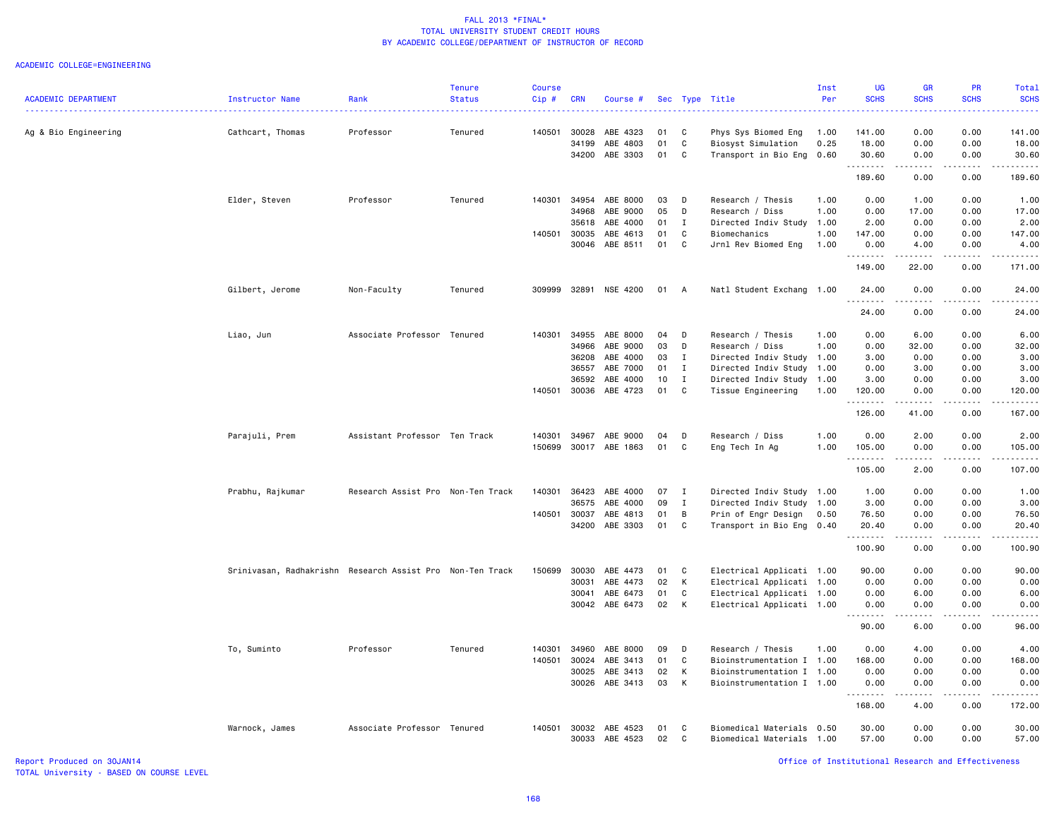# FALL 2013 *FINAL*
## TOTAL UNIVERSITY STUDENT CREDIT HOURS
## BY ACADEMIC COLLEGE/DEPARTMENT OF INSTRUCTOR OF RECORD

ACADEMIC COLLEGE=ENGINEERING

| ACADEMIC DEPARTMENT | Instructor Name | Rank | Tenure Status | Course Cip # | CRN | Course # | Sec | Type | Title | Inst Per | UG SCHS | GR SCHS | PR SCHS | Total SCHS |
|---|---|---|---|---|---|---|---|---|---|---|---|---|---|---|
| Ag & Bio Engineering | Cathcart, Thomas | Professor | Tenured | 140501 | 30028 | ABE 4323 | 01 | C | Phys Sys Biomed Eng | 1.00 | 141.00 | 0.00 | 0.00 | 141.00 |
| | | | | | 34199 | ABE 4803 | 01 | C | Biosyst Simulation | 0.25 | 18.00 | 0.00 | 0.00 | 18.00 |
| | | | | | 34200 | ABE 3303 | 01 | C | Transport in Bio Eng | 0.60 | 30.60 | 0.00 | 0.00 | 30.60 |
| | | | | | | | | | | | 189.60 | 0.00 | 0.00 | 189.60 |
| | Elder, Steven | Professor | Tenured | 140301 | 34954 | ABE 8000 | 03 | D | Research / Thesis | 1.00 | 0.00 | 1.00 | 0.00 | 1.00 |
| | | | | | 34968 | ABE 9000 | 05 | D | Research / Diss | 1.00 | 0.00 | 17.00 | 0.00 | 17.00 |
| | | | | | 35618 | ABE 4000 | 01 | I | Directed Indiv Study | 1.00 | 2.00 | 0.00 | 0.00 | 2.00 |
| | | | | 140501 | 30035 | ABE 4613 | 01 | C | Biomechanics | 1.00 | 147.00 | 0.00 | 0.00 | 147.00 |
| | | | | | 30046 | ABE 8511 | 01 | C | Jrnl Rev Biomed Eng | 1.00 | 0.00 | 4.00 | 0.00 | 4.00 |
| | | | | | | | | | | | 149.00 | 22.00 | 0.00 | 171.00 |
| | Gilbert, Jerome | Non-Faculty | Tenured | 309999 | 32891 | NSE 4200 | 01 | A | Natl Student Exchang | 1.00 | 24.00 | 0.00 | 0.00 | 24.00 |
| | | | | | | | | | | | 24.00 | 0.00 | 0.00 | 24.00 |
| | Liao, Jun | Associate Professor | Tenured | 140301 | 34955 | ABE 8000 | 04 | D | Research / Thesis | 1.00 | 0.00 | 6.00 | 0.00 | 6.00 |
| | | | | | 34966 | ABE 9000 | 03 | D | Research / Diss | 1.00 | 0.00 | 32.00 | 0.00 | 32.00 |
| | | | | | 36208 | ABE 4000 | 03 | I | Directed Indiv Study | 1.00 | 3.00 | 0.00 | 0.00 | 3.00 |
| | | | | | 36557 | ABE 7000 | 01 | I | Directed Indiv Study | 1.00 | 0.00 | 3.00 | 0.00 | 3.00 |
| | | | | | 36592 | ABE 4000 | 10 | I | Directed Indiv Study | 1.00 | 3.00 | 0.00 | 0.00 | 3.00 |
| | | | | 140501 | 30036 | ABE 4723 | 01 | C | Tissue Engineering | 1.00 | 120.00 | 0.00 | 0.00 | 120.00 |
| | | | | | | | | | | | 126.00 | 41.00 | 0.00 | 167.00 |
| | Parajuli, Prem | Assistant Professor | Ten Track | 140301 | 34967 | ABE 9000 | 04 | D | Research / Diss | 1.00 | 0.00 | 2.00 | 0.00 | 2.00 |
| | | | | 150699 | 30017 | ABE 1863 | 01 | C | Eng Tech In Ag | 1.00 | 105.00 | 0.00 | 0.00 | 105.00 |
| | | | | | | | | | | | 105.00 | 2.00 | 0.00 | 107.00 |
| | Prabhu, Rajkumar | Research Assist Pro | Non-Ten Track | 140301 | 36423 | ABE 4000 | 07 | I | Directed Indiv Study | 1.00 | 1.00 | 0.00 | 0.00 | 1.00 |
| | | | | | 36575 | ABE 4000 | 09 | I | Directed Indiv Study | 1.00 | 3.00 | 0.00 | 0.00 | 3.00 |
| | | | | 140501 | 30037 | ABE 4813 | 01 | B | Prin of Engr Design | 0.50 | 76.50 | 0.00 | 0.00 | 76.50 |
| | | | | | 34200 | ABE 3303 | 01 | C | Transport in Bio Eng | 0.40 | 20.40 | 0.00 | 0.00 | 20.40 |
| | | | | | | | | | | | 100.90 | 0.00 | 0.00 | 100.90 |
| | Srinivasan, Radhakrishn | Research Assist Pro | Non-Ten Track | 150699 | 30030 | ABE 4473 | 01 | C | Electrical Applicati | 1.00 | 90.00 | 0.00 | 0.00 | 90.00 |
| | | | | | 30031 | ABE 4473 | 02 | K | Electrical Applicati | 1.00 | 0.00 | 0.00 | 0.00 | 0.00 |
| | | | | | 30041 | ABE 6473 | 01 | C | Electrical Applicati | 1.00 | 0.00 | 6.00 | 0.00 | 6.00 |
| | | | | | 30042 | ABE 6473 | 02 | K | Electrical Applicati | 1.00 | 0.00 | 0.00 | 0.00 | 0.00 |
| | | | | | | | | | | | 90.00 | 6.00 | 0.00 | 96.00 |
| | To, Suminto | Professor | Tenured | 140301 | 34960 | ABE 8000 | 09 | D | Research / Thesis | 1.00 | 0.00 | 4.00 | 0.00 | 4.00 |
| | | | | 140501 | 30024 | ABE 3413 | 01 | C | Bioinstrumentation I | 1.00 | 168.00 | 0.00 | 0.00 | 168.00 |
| | | | | | 30025 | ABE 3413 | 02 | K | Bioinstrumentation I | 1.00 | 0.00 | 0.00 | 0.00 | 0.00 |
| | | | | | 30026 | ABE 3413 | 03 | K | Bioinstrumentation I | 1.00 | 0.00 | 0.00 | 0.00 | 0.00 |
| | | | | | | | | | | | 168.00 | 4.00 | 0.00 | 172.00 |
| | Warnock, James | Associate Professor | Tenured | 140501 | 30032 | ABE 4523 | 01 | C | Biomedical Materials | 0.50 | 30.00 | 0.00 | 0.00 | 30.00 |
| | | | | | 30033 | ABE 4523 | 02 | C | Biomedical Materials | 1.00 | 57.00 | 0.00 | 0.00 | 57.00 |

Report Produced on 30JAN14
TOTAL University - BASED ON COURSE LEVEL

Office of Institutional Research and Effectiveness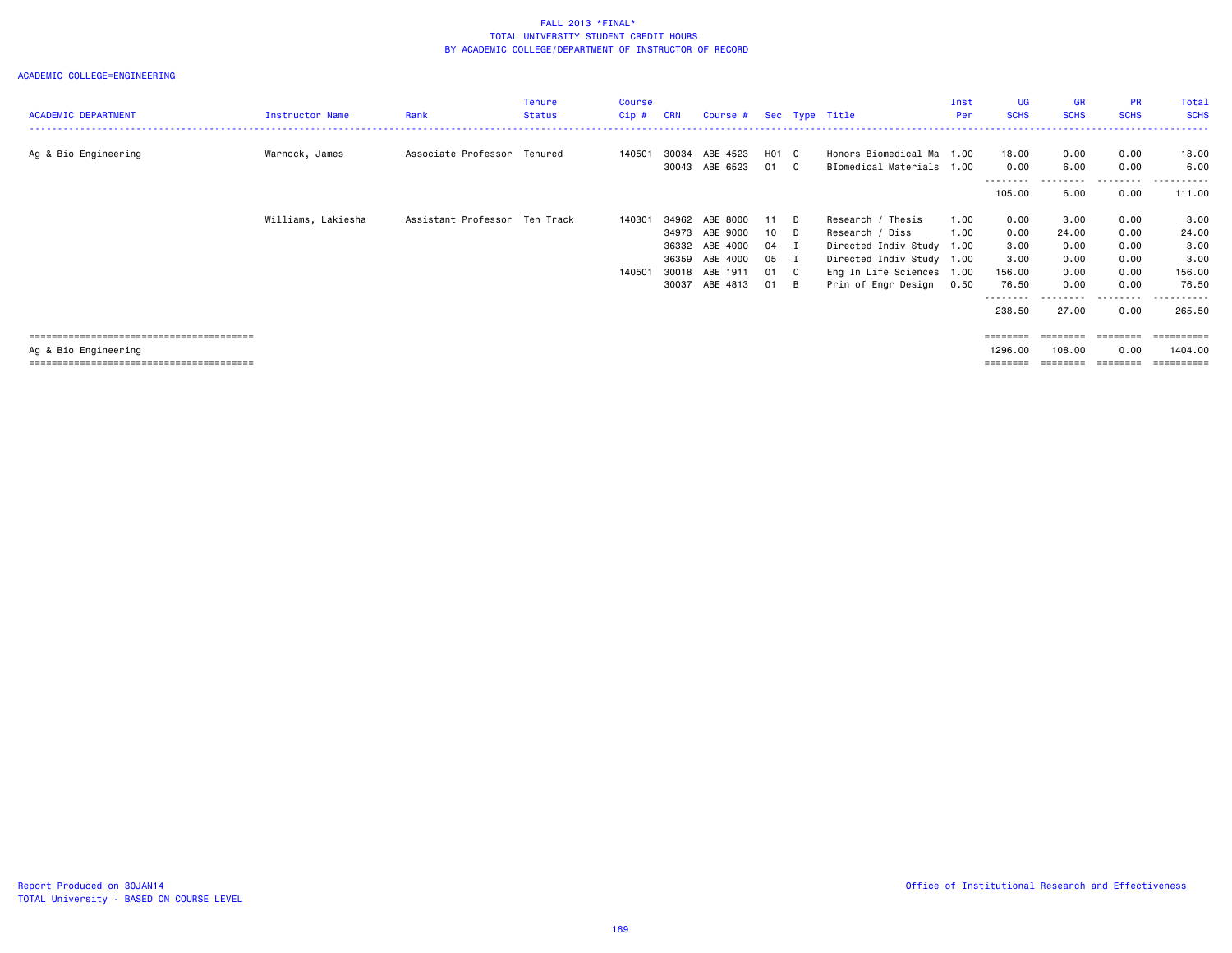# FALL 2013 *FINAL*
## TOTAL UNIVERSITY STUDENT CREDIT HOURS
## BY ACADEMIC COLLEGE/DEPARTMENT OF INSTRUCTOR OF RECORD

ACADEMIC COLLEGE=ENGINEERING

| ACADEMIC DEPARTMENT | Instructor Name | Rank | Tenure Status | Course Cip # | CRN | Course # | Sec | Type | Title | Inst Per | UG SCHS | GR SCHS | PR SCHS | Total SCHS |
|---|---|---|---|---|---|---|---|---|---|---|---|---|---|---|
| Ag & Bio Engineering | Warnock, James | Associate Professor | Tenured | 140501 | 30034 | ABE 4523 | H01 | C | Honors Biomedical Ma | 1.00 | 18.00 | 0.00 | 0.00 | 18.00 |
| | | | | | 30043 | ABE 6523 | 01 | C | BIomedical Materials | 1.00 | 0.00 | 6.00 | 0.00 | 6.00 |
| | | | | | | | | | | | 105.00 | 6.00 | 0.00 | 111.00 |
| | Williams, Lakiesha | Assistant Professor | Ten Track | 140301 | 34962 | ABE 8000 | 11 | D | Research / Thesis | 1.00 | 0.00 | 3.00 | 0.00 | 3.00 |
| | | | | | 34973 | ABE 9000 | 10 | D | Research / Diss | 1.00 | 0.00 | 24.00 | 0.00 | 24.00 |
| | | | | | 36332 | ABE 4000 | 04 | I | Directed Indiv Study | 1.00 | 3.00 | 0.00 | 0.00 | 3.00 |
| | | | | | 36359 | ABE 4000 | 05 | I | Directed Indiv Study | 1.00 | 3.00 | 0.00 | 0.00 | 3.00 |
| | | | | 140501 | 30018 | ABE 1911 | 01 | C | Eng In Life Sciences | 1.00 | 156.00 | 0.00 | 0.00 | 156.00 |
| | | | | | 30037 | ABE 4813 | 01 | B | Prin of Engr Design | 0.50 | 76.50 | 0.00 | 0.00 | 76.50 |
| | | | | | | | | | | | 238.50 | 27.00 | 0.00 | 265.50 |
| Ag & Bio Engineering | | | | | | | | | | | 1296.00 | 108.00 | 0.00 | 1404.00 |

Report Produced on 30JAN14
TOTAL University - BASED ON COURSE LEVEL

Office of Institutional Research and Effectiveness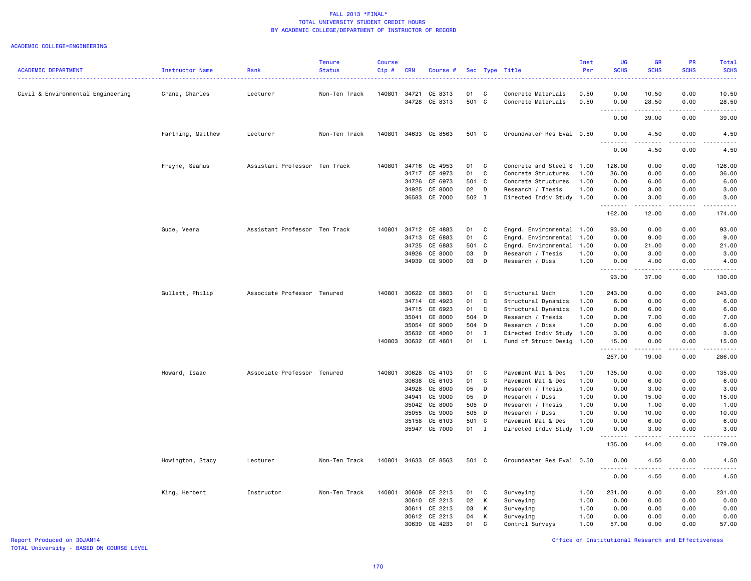FALL 2013 *FINAL*
TOTAL UNIVERSITY STUDENT CREDIT HOURS
BY ACADEMIC COLLEGE/DEPARTMENT OF INSTRUCTOR OF RECORD

ACADEMIC COLLEGE=ENGINEERING

| ACADEMIC DEPARTMENT | Instructor Name | Rank | Tenure Status | Course Cip # | CRN | Course # | Sec | Type | Title | Inst Per | UG SCHS | GR SCHS | PR SCHS | Total SCHS |
|---|---|---|---|---|---|---|---|---|---|---|---|---|---|---|
| Civil & Environmental Engineering | Crane, Charles | Lecturer | Non-Ten Track | 140801 | 34721 | CE 8313 | 01 | C | Concrete Materials | 0.50 | 0.00 | 10.50 | 0.00 | 10.50 |
| | | | | | 34728 | CE 8313 | 501 | C | Concrete Materials | 0.50 | 0.00 | 28.50 | 0.00 | 28.50 |
| | | | | | | | | | | | 0.00 | 39.00 | 0.00 | 39.00 |
| | Farthing, Matthew | Lecturer | Non-Ten Track | 140801 | 34633 | CE 8563 | 501 | C | Groundwater Res Eval | 0.50 | 0.00 | 4.50 | 0.00 | 4.50 |
| | | | | | | | | | | | 0.00 | 4.50 | 0.00 | 4.50 |
| | Freyne, Seamus | Assistant Professor | Ten Track | 140801 | 34716 | CE 4953 | 01 | C | Concrete and Steel S | 1.00 | 126.00 | 0.00 | 0.00 | 126.00 |
| | | | | | 34717 | CE 4973 | 01 | C | Concrete Structures | 1.00 | 36.00 | 0.00 | 0.00 | 36.00 |
| | | | | | 34726 | CE 6973 | 501 | C | Concrete Structures | 1.00 | 0.00 | 6.00 | 0.00 | 6.00 |
| | | | | | 34925 | CE 8000 | 02 | D | Research / Thesis | 1.00 | 0.00 | 3.00 | 0.00 | 3.00 |
| | | | | | 36583 | CE 7000 | 502 | I | Directed Indiv Study | 1.00 | 0.00 | 3.00 | 0.00 | 3.00 |
| | | | | | | | | | | | 162.00 | 12.00 | 0.00 | 174.00 |
| | Gude, Veera | Assistant Professor | Ten Track | 140801 | 34712 | CE 4883 | 01 | C | Engrd. Environmental | 1.00 | 93.00 | 0.00 | 0.00 | 93.00 |
| | | | | | 34713 | CE 6883 | 01 | C | Engrd. Environmental | 1.00 | 0.00 | 9.00 | 0.00 | 9.00 |
| | | | | | 34725 | CE 6883 | 501 | C | Engrd. Environmental | 1.00 | 0.00 | 21.00 | 0.00 | 21.00 |
| | | | | | 34926 | CE 8000 | 03 | D | Research / Thesis | 1.00 | 0.00 | 3.00 | 0.00 | 3.00 |
| | | | | | 34939 | CE 9000 | 03 | D | Research / Diss | 1.00 | 0.00 | 4.00 | 0.00 | 4.00 |
| | | | | | | | | | | | 93.00 | 37.00 | 0.00 | 130.00 |
| | Gullett, Philip | Associate Professor | Tenured | 140801 | 30622 | CE 3603 | 01 | C | Structural Mech | 1.00 | 243.00 | 0.00 | 0.00 | 243.00 |
| | | | | | 34714 | CE 4923 | 01 | C | Structural Dynamics | 1.00 | 6.00 | 0.00 | 0.00 | 6.00 |
| | | | | | 34715 | CE 6923 | 01 | C | Structural Dynamics | 1.00 | 0.00 | 6.00 | 0.00 | 6.00 |
| | | | | | 35041 | CE 8000 | 504 | D | Research / Thesis | 1.00 | 0.00 | 7.00 | 0.00 | 7.00 |
| | | | | | 35054 | CE 9000 | 504 | D | Research / Diss | 1.00 | 0.00 | 6.00 | 0.00 | 6.00 |
| | | | | | 35632 | CE 4000 | 01 | I | Directed Indiv Study | 1.00 | 3.00 | 0.00 | 0.00 | 3.00 |
| | | | | 140803 | 30632 | CE 4601 | 01 | L | Fund of Struct Desig | 1.00 | 15.00 | 0.00 | 0.00 | 15.00 |
| | | | | | | | | | | | 267.00 | 19.00 | 0.00 | 286.00 |
| | Howard, Isaac | Associate Professor | Tenured | 140801 | 30628 | CE 4103 | 01 | C | Pavement Mat & Des | 1.00 | 135.00 | 0.00 | 0.00 | 135.00 |
| | | | | | 30638 | CE 6103 | 01 | C | Pavement Mat & Des | 1.00 | 0.00 | 6.00 | 0.00 | 6.00 |
| | | | | | 34928 | CE 8000 | 05 | D | Research / Thesis | 1.00 | 0.00 | 3.00 | 0.00 | 3.00 |
| | | | | | 34941 | CE 9000 | 05 | D | Research / Diss | 1.00 | 0.00 | 15.00 | 0.00 | 15.00 |
| | | | | | 35042 | CE 8000 | 505 | D | Research / Thesis | 1.00 | 0.00 | 1.00 | 0.00 | 1.00 |
| | | | | | 35055 | CE 9000 | 505 | D | Research / Diss | 1.00 | 0.00 | 10.00 | 0.00 | 10.00 |
| | | | | | 35158 | CE 6103 | 501 | C | Pavement Mat & Des | 1.00 | 0.00 | 6.00 | 0.00 | 6.00 |
| | | | | | 35947 | CE 7000 | 01 | I | Directed Indiv Study | 1.00 | 0.00 | 3.00 | 0.00 | 3.00 |
| | | | | | | | | | | | 135.00 | 44.00 | 0.00 | 179.00 |
| | Howington, Stacy | Lecturer | Non-Ten Track | 140801 | 34633 | CE 8563 | 501 | C | Groundwater Res Eval | 0.50 | 0.00 | 4.50 | 0.00 | 4.50 |
| | | | | | | | | | | | 0.00 | 4.50 | 0.00 | 4.50 |
| | King, Herbert | Instructor | Non-Ten Track | 140801 | 30609 | CE 2213 | 01 | C | Surveying | 1.00 | 231.00 | 0.00 | 0.00 | 231.00 |
| | | | | | 30610 | CE 2213 | 02 | K | Surveying | 1.00 | 0.00 | 0.00 | 0.00 | 0.00 |
| | | | | | 30611 | CE 2213 | 03 | K | Surveying | 1.00 | 0.00 | 0.00 | 0.00 | 0.00 |
| | | | | | 30612 | CE 2213 | 04 | K | Surveying | 1.00 | 0.00 | 0.00 | 0.00 | 0.00 |
| | | | | | 30630 | CE 4233 | 01 | C | Control Surveys | 1.00 | 57.00 | 0.00 | 0.00 | 57.00 |

Report Produced on 30JAN14
TOTAL University - BASED ON COURSE LEVEL

Office of Institutional Research and Effectiveness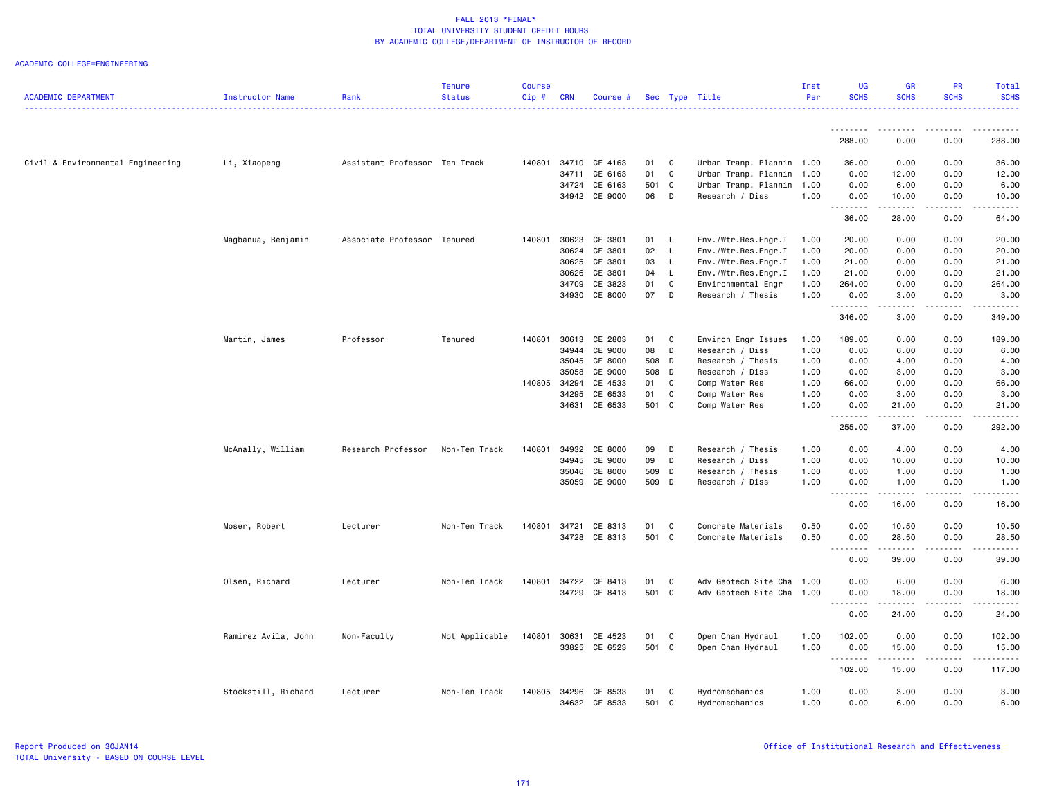# FALL 2013 *FINAL*
## TOTAL UNIVERSITY STUDENT CREDIT HOURS
## BY ACADEMIC COLLEGE/DEPARTMENT OF INSTRUCTOR OF RECORD

ACADEMIC COLLEGE=ENGINEERING

| ACADEMIC DEPARTMENT | Instructor Name | Rank | Tenure Status | Course Cip # | CRN | Course # | Sec | Type | Title | Inst Per | UG SCHS | GR SCHS | PR SCHS | Total SCHS |
|---|---|---|---|---|---|---|---|---|---|---|---|---|---|---|
| | | | | | | | | | | | 288.00 | 0.00 | 0.00 | 288.00 |
| Civil & Environmental Engineering | Li, Xiaopeng | Assistant Professor | Ten Track | 140801 | 34710 | CE 4163 | 01 | C | Urban Tranp. Plannin | 1.00 | 36.00 | 0.00 | 0.00 | 36.00 |
| | | | | | 34711 | CE 6163 | 01 | C | Urban Tranp. Plannin | 1.00 | 0.00 | 12.00 | 0.00 | 12.00 |
| | | | | | 34724 | CE 6163 | 501 | C | Urban Tranp. Plannin | 1.00 | 0.00 | 6.00 | 0.00 | 6.00 |
| | | | | | 34942 | CE 9000 | 06 | D | Research / Diss | 1.00 | 0.00 | 10.00 | 0.00 | 10.00 |
| | | | | | | | | | | | 36.00 | 28.00 | 0.00 | 64.00 |
| | Magbanua, Benjamin | Associate Professor | Tenured | 140801 | 30623 | CE 3801 | 01 | L | Env./Wtr.Res.Engr.I | 1.00 | 20.00 | 0.00 | 0.00 | 20.00 |
| | | | | | 30624 | CE 3801 | 02 | L | Env./Wtr.Res.Engr.I | 1.00 | 20.00 | 0.00 | 0.00 | 20.00 |
| | | | | | 30625 | CE 3801 | 03 | L | Env./Wtr.Res.Engr.I | 1.00 | 21.00 | 0.00 | 0.00 | 21.00 |
| | | | | | 30626 | CE 3801 | 04 | L | Env./Wtr.Res.Engr.I | 1.00 | 21.00 | 0.00 | 0.00 | 21.00 |
| | | | | | 34709 | CE 3823 | 01 | C | Environmental Engr | 1.00 | 264.00 | 0.00 | 0.00 | 264.00 |
| | | | | | 34930 | CE 8000 | 07 | D | Research / Thesis | 1.00 | 0.00 | 3.00 | 0.00 | 3.00 |
| | | | | | | | | | | | 346.00 | 3.00 | 0.00 | 349.00 |
| | Martin, James | Professor | Tenured | 140801 | 30613 | CE 2803 | 01 | C | Environ Engr Issues | 1.00 | 189.00 | 0.00 | 0.00 | 189.00 |
| | | | | | 34944 | CE 9000 | 08 | D | Research / Diss | 1.00 | 0.00 | 6.00 | 0.00 | 6.00 |
| | | | | | 35045 | CE 8000 | 508 | D | Research / Thesis | 1.00 | 0.00 | 4.00 | 0.00 | 4.00 |
| | | | | | 35058 | CE 9000 | 508 | D | Research / Diss | 1.00 | 0.00 | 3.00 | 0.00 | 3.00 |
| | | | | 140805 | 34294 | CE 4533 | 01 | C | Comp Water Res | 1.00 | 66.00 | 0.00 | 0.00 | 66.00 |
| | | | | | 34295 | CE 6533 | 01 | C | Comp Water Res | 1.00 | 0.00 | 3.00 | 0.00 | 3.00 |
| | | | | | 34631 | CE 6533 | 501 | C | Comp Water Res | 1.00 | 0.00 | 21.00 | 0.00 | 21.00 |
| | | | | | | | | | | | 255.00 | 37.00 | 0.00 | 292.00 |
| | McAnally, William | Research Professor | Non-Ten Track | 140801 | 34932 | CE 8000 | 09 | D | Research / Thesis | 1.00 | 0.00 | 4.00 | 0.00 | 4.00 |
| | | | | | 34945 | CE 9000 | 09 | D | Research / Diss | 1.00 | 0.00 | 10.00 | 0.00 | 10.00 |
| | | | | | 35046 | CE 8000 | 509 | D | Research / Thesis | 1.00 | 0.00 | 1.00 | 0.00 | 1.00 |
| | | | | | 35059 | CE 9000 | 509 | D | Research / Diss | 1.00 | 0.00 | 1.00 | 0.00 | 1.00 |
| | | | | | | | | | | | 0.00 | 16.00 | 0.00 | 16.00 |
| | Moser, Robert | Lecturer | Non-Ten Track | 140801 | 34721 | CE 8313 | 01 | C | Concrete Materials | 0.50 | 0.00 | 10.50 | 0.00 | 10.50 |
| | | | | | 34728 | CE 8313 | 501 | C | Concrete Materials | 0.50 | 0.00 | 28.50 | 0.00 | 28.50 |
| | | | | | | | | | | | 0.00 | 39.00 | 0.00 | 39.00 |
| | Olsen, Richard | Lecturer | Non-Ten Track | 140801 | 34722 | CE 8413 | 01 | C | Adv Geotech Site Cha | 1.00 | 0.00 | 6.00 | 0.00 | 6.00 |
| | | | | | 34729 | CE 8413 | 501 | C | Adv Geotech Site Cha | 1.00 | 0.00 | 18.00 | 0.00 | 18.00 |
| | | | | | | | | | | | 0.00 | 24.00 | 0.00 | 24.00 |
| | Ramirez Avila, John | Non-Faculty | Not Applicable | 140801 | 30631 | CE 4523 | 01 | C | Open Chan Hydraul | 1.00 | 102.00 | 0.00 | 0.00 | 102.00 |
| | | | | | 33825 | CE 6523 | 501 | C | Open Chan Hydraul | 1.00 | 0.00 | 15.00 | 0.00 | 15.00 |
| | | | | | | | | | | | 102.00 | 15.00 | 0.00 | 117.00 |
| | Stockstill, Richard | Lecturer | Non-Ten Track | 140805 | 34296 | CE 8533 | 01 | C | Hydromechanics | 1.00 | 0.00 | 3.00 | 0.00 | 3.00 |
| | | | | | 34632 | CE 8533 | 501 | C | Hydromechanics | 1.00 | 0.00 | 6.00 | 0.00 | 6.00 |

Report Produced on 30JAN14
TOTAL University - BASED ON COURSE LEVEL

Office of Institutional Research and Effectiveness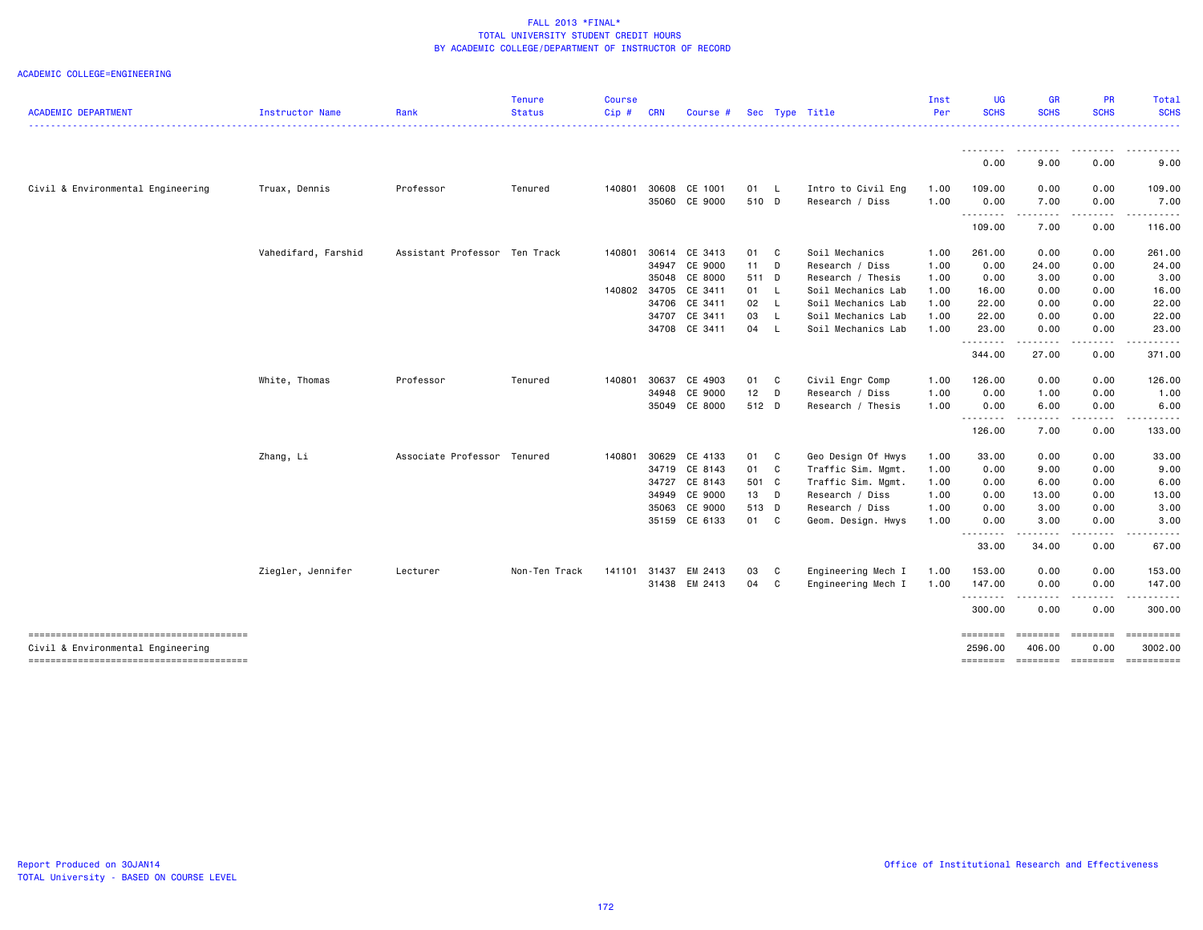FALL 2013 *FINAL*
TOTAL UNIVERSITY STUDENT CREDIT HOURS
BY ACADEMIC COLLEGE/DEPARTMENT OF INSTRUCTOR OF RECORD

ACADEMIC COLLEGE=ENGINEERING

| ACADEMIC DEPARTMENT | Instructor Name | Rank | Tenure Status | Course Cip # | CRN | Course # | Sec | Type | Title | Inst Per | UG SCHS | GR SCHS | PR SCHS | Total SCHS |
|---|---|---|---|---|---|---|---|---|---|---|---|---|---|---|
| | | | | | | | | | | | 0.00 | 9.00 | 0.00 | 9.00 |
| Civil & Environmental Engineering | Truax, Dennis | Professor | Tenured | 140801 | 30608 | CE 1001 | 01 | L | Intro to Civil Eng | 1.00 | 109.00 | 0.00 | 0.00 | 109.00 |
| | | | | | 35060 | CE 9000 | 510 | D | Research / Diss | 1.00 | 0.00 | 7.00 | 0.00 | 7.00 |
| | | | | | | | | | | | 109.00 | 7.00 | 0.00 | 116.00 |
| | Vahedifard, Farshid | Assistant Professor | Ten Track | 140801 | 30614 | CE 3413 | 01 | C | Soil Mechanics | 1.00 | 261.00 | 0.00 | 0.00 | 261.00 |
| | | | | | 34947 | CE 9000 | 11 | D | Research / Diss | 1.00 | 0.00 | 24.00 | 0.00 | 24.00 |
| | | | | | 35048 | CE 8000 | 511 | D | Research / Thesis | 1.00 | 0.00 | 3.00 | 0.00 | 3.00 |
| | | | | 140802 | 34705 | CE 3411 | 01 | L | Soil Mechanics Lab | 1.00 | 16.00 | 0.00 | 0.00 | 16.00 |
| | | | | | 34706 | CE 3411 | 02 | L | Soil Mechanics Lab | 1.00 | 22.00 | 0.00 | 0.00 | 22.00 |
| | | | | | 34707 | CE 3411 | 03 | L | Soil Mechanics Lab | 1.00 | 22.00 | 0.00 | 0.00 | 22.00 |
| | | | | | 34708 | CE 3411 | 04 | L | Soil Mechanics Lab | 1.00 | 23.00 | 0.00 | 0.00 | 23.00 |
| | | | | | | | | | | | 344.00 | 27.00 | 0.00 | 371.00 |
| | White, Thomas | Professor | Tenured | 140801 | 30637 | CE 4903 | 01 | C | Civil Engr Comp | 1.00 | 126.00 | 0.00 | 0.00 | 126.00 |
| | | | | | 34948 | CE 9000 | 12 | D | Research / Diss | 1.00 | 0.00 | 1.00 | 0.00 | 1.00 |
| | | | | | 35049 | CE 8000 | 512 | D | Research / Thesis | 1.00 | 0.00 | 6.00 | 0.00 | 6.00 |
| | | | | | | | | | | | 126.00 | 7.00 | 0.00 | 133.00 |
| | Zhang, Li | Associate Professor | Tenured | 140801 | 30629 | CE 4133 | 01 | C | Geo Design Of Hwys | 1.00 | 33.00 | 0.00 | 0.00 | 33.00 |
| | | | | | 34719 | CE 8143 | 01 | C | Traffic Sim. Mgmt. | 1.00 | 0.00 | 9.00 | 0.00 | 9.00 |
| | | | | | 34727 | CE 8143 | 501 | C | Traffic Sim. Mgmt. | 1.00 | 0.00 | 6.00 | 0.00 | 6.00 |
| | | | | | 34949 | CE 9000 | 13 | D | Research / Diss | 1.00 | 0.00 | 13.00 | 0.00 | 13.00 |
| | | | | | 35063 | CE 9000 | 513 | D | Research / Diss | 1.00 | 0.00 | 3.00 | 0.00 | 3.00 |
| | | | | | 35159 | CE 6133 | 01 | C | Geom. Design. Hwys | 1.00 | 0.00 | 3.00 | 0.00 | 3.00 |
| | | | | | | | | | | | 33.00 | 34.00 | 0.00 | 67.00 |
| | Ziegler, Jennifer | Lecturer | Non-Ten Track | 141101 | 31437 | EM 2413 | 03 | C | Engineering Mech I | 1.00 | 153.00 | 0.00 | 0.00 | 153.00 |
| | | | | | 31438 | EM 2413 | 04 | C | Engineering Mech I | 1.00 | 147.00 | 0.00 | 0.00 | 147.00 |
| | | | | | | | | | | | 300.00 | 0.00 | 0.00 | 300.00 |
| Civil & Environmental Engineering | | | | | | | | | | | 2596.00 | 406.00 | 0.00 | 3002.00 |

Report Produced on 30JAN14
TOTAL University - BASED ON COURSE LEVEL

Office of Institutional Research and Effectiveness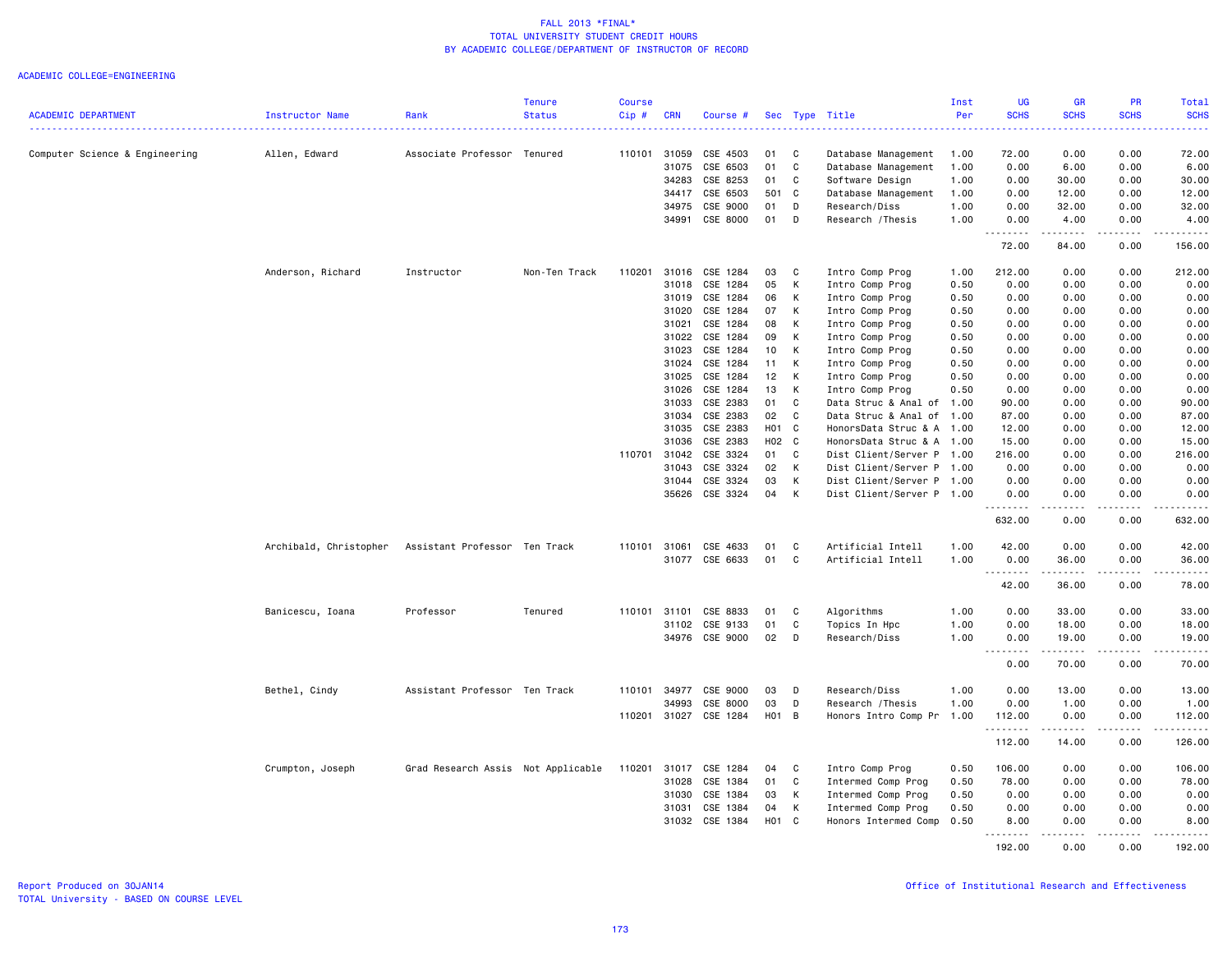# FALL 2013 *FINAL*
## TOTAL UNIVERSITY STUDENT CREDIT HOURS
## BY ACADEMIC COLLEGE/DEPARTMENT OF INSTRUCTOR OF RECORD

ACADEMIC COLLEGE=ENGINEERING

| ACADEMIC DEPARTMENT | Instructor Name | Rank | Tenure Status | Course Cip # | CRN | Course # | Sec | Type | Title | Inst Per | UG SCHS | GR SCHS | PR SCHS | Total SCHS |
|---|---|---|---|---|---|---|---|---|---|---|---|---|---|---|
| Computer Science & Engineering | Allen, Edward | Associate Professor | Tenured | 110101 | 31059 | CSE 4503 | 01 | C | Database Management | 1.00 | 72.00 | 0.00 | 0.00 | 72.00 |
| | | | | | 31075 | CSE 6503 | 01 | C | Database Management | 1.00 | 0.00 | 6.00 | 0.00 | 6.00 |
| | | | | | 34283 | CSE 8253 | 01 | C | Software Design | 1.00 | 0.00 | 30.00 | 0.00 | 30.00 |
| | | | | | 34417 | CSE 6503 | 501 | C | Database Management | 1.00 | 0.00 | 12.00 | 0.00 | 12.00 |
| | | | | | 34975 | CSE 9000 | 01 | D | Research/Diss | 1.00 | 0.00 | 32.00 | 0.00 | 32.00 |
| | | | | | 34991 | CSE 8000 | 01 | D | Research /Thesis | 1.00 | 0.00 | 4.00 | 0.00 | 4.00 |
| | | | | | | | | | | | 72.00 | 84.00 | 0.00 | 156.00 |
| | Anderson, Richard | Instructor | Non-Ten Track | 110201 | 31016 | CSE 1284 | 03 | C | Intro Comp Prog | 1.00 | 212.00 | 0.00 | 0.00 | 212.00 |
| | | | | | 31018 | CSE 1284 | 05 | K | Intro Comp Prog | 0.50 | 0.00 | 0.00 | 0.00 | 0.00 |
| | | | | | 31019 | CSE 1284 | 06 | K | Intro Comp Prog | 0.50 | 0.00 | 0.00 | 0.00 | 0.00 |
| | | | | | 31020 | CSE 1284 | 07 | K | Intro Comp Prog | 0.50 | 0.00 | 0.00 | 0.00 | 0.00 |
| | | | | | 31021 | CSE 1284 | 08 | K | Intro Comp Prog | 0.50 | 0.00 | 0.00 | 0.00 | 0.00 |
| | | | | | 31022 | CSE 1284 | 09 | K | Intro Comp Prog | 0.50 | 0.00 | 0.00 | 0.00 | 0.00 |
| | | | | | 31023 | CSE 1284 | 10 | K | Intro Comp Prog | 0.50 | 0.00 | 0.00 | 0.00 | 0.00 |
| | | | | | 31024 | CSE 1284 | 11 | K | Intro Comp Prog | 0.50 | 0.00 | 0.00 | 0.00 | 0.00 |
| | | | | | 31025 | CSE 1284 | 12 | K | Intro Comp Prog | 0.50 | 0.00 | 0.00 | 0.00 | 0.00 |
| | | | | | 31026 | CSE 1284 | 13 | K | Intro Comp Prog | 0.50 | 0.00 | 0.00 | 0.00 | 0.00 |
| | | | | | 31033 | CSE 2383 | 01 | C | Data Struc & Anal of | 1.00 | 90.00 | 0.00 | 0.00 | 90.00 |
| | | | | | 31034 | CSE 2383 | 02 | C | Data Struc & Anal of | 1.00 | 87.00 | 0.00 | 0.00 | 87.00 |
| | | | | | 31035 | CSE 2383 | H01 | C | HonorsData Struc & A | 1.00 | 12.00 | 0.00 | 0.00 | 12.00 |
| | | | | | 31036 | CSE 2383 | H02 | C | HonorsData Struc & A | 1.00 | 15.00 | 0.00 | 0.00 | 15.00 |
| | | | | 110701 | 31042 | CSE 3324 | 01 | C | Dist Client/Server P | 1.00 | 216.00 | 0.00 | 0.00 | 216.00 |
| | | | | | 31043 | CSE 3324 | 02 | K | Dist Client/Server P | 1.00 | 0.00 | 0.00 | 0.00 | 0.00 |
| | | | | | 31044 | CSE 3324 | 03 | K | Dist Client/Server P | 1.00 | 0.00 | 0.00 | 0.00 | 0.00 |
| | | | | | 35626 | CSE 3324 | 04 | K | Dist Client/Server P | 1.00 | 0.00 | 0.00 | 0.00 | 0.00 |
| | | | | | | | | | | | 632.00 | 0.00 | 0.00 | 632.00 |
| | Archibald, Christopher | Assistant Professor | Ten Track | 110101 | 31061 | CSE 4633 | 01 | C | Artificial Intell | 1.00 | 42.00 | 0.00 | 0.00 | 42.00 |
| | | | | | 31077 | CSE 6633 | 01 | C | Artificial Intell | 1.00 | 0.00 | 36.00 | 0.00 | 36.00 |
| | | | | | | | | | | | 42.00 | 36.00 | 0.00 | 78.00 |
| | Banicescu, Ioana | Professor | Tenured | 110101 | 31101 | CSE 8833 | 01 | C | Algorithms | 1.00 | 0.00 | 33.00 | 0.00 | 33.00 |
| | | | | | 31102 | CSE 9133 | 01 | C | Topics In Hpc | 1.00 | 0.00 | 18.00 | 0.00 | 18.00 |
| | | | | | 34976 | CSE 9000 | 02 | D | Research/Diss | 1.00 | 0.00 | 19.00 | 0.00 | 19.00 |
| | | | | | | | | | | | 0.00 | 70.00 | 0.00 | 70.00 |
| | Bethel, Cindy | Assistant Professor | Ten Track | 110101 | 34977 | CSE 9000 | 03 | D | Research/Diss | 1.00 | 0.00 | 13.00 | 0.00 | 13.00 |
| | | | | | 34993 | CSE 8000 | 03 | D | Research /Thesis | 1.00 | 0.00 | 1.00 | 0.00 | 1.00 |
| | | | | 110201 | 31027 | CSE 1284 | H01 | B | Honors Intro Comp Pr | 1.00 | 112.00 | 0.00 | 0.00 | 112.00 |
| | | | | | | | | | | | 112.00 | 14.00 | 0.00 | 126.00 |
| | Crumpton, Joseph | Grad Research Assis | Not Applicable | 110201 | 31017 | CSE 1284 | 04 | C | Intro Comp Prog | 0.50 | 106.00 | 0.00 | 0.00 | 106.00 |
| | | | | | 31028 | CSE 1384 | 01 | C | Intermed Comp Prog | 0.50 | 78.00 | 0.00 | 0.00 | 78.00 |
| | | | | | 31030 | CSE 1384 | 03 | K | Intermed Comp Prog | 0.50 | 0.00 | 0.00 | 0.00 | 0.00 |
| | | | | | 31031 | CSE 1384 | 04 | K | Intermed Comp Prog | 0.50 | 0.00 | 0.00 | 0.00 | 0.00 |
| | | | | | 31032 | CSE 1384 | H01 | C | Honors Intermed Comp | 0.50 | 8.00 | 0.00 | 0.00 | 8.00 |
| | | | | | | | | | | | 192.00 | 0.00 | 0.00 | 192.00 |

Report Produced on 30JAN14
TOTAL University - BASED ON COURSE LEVEL

Office of Institutional Research and Effectiveness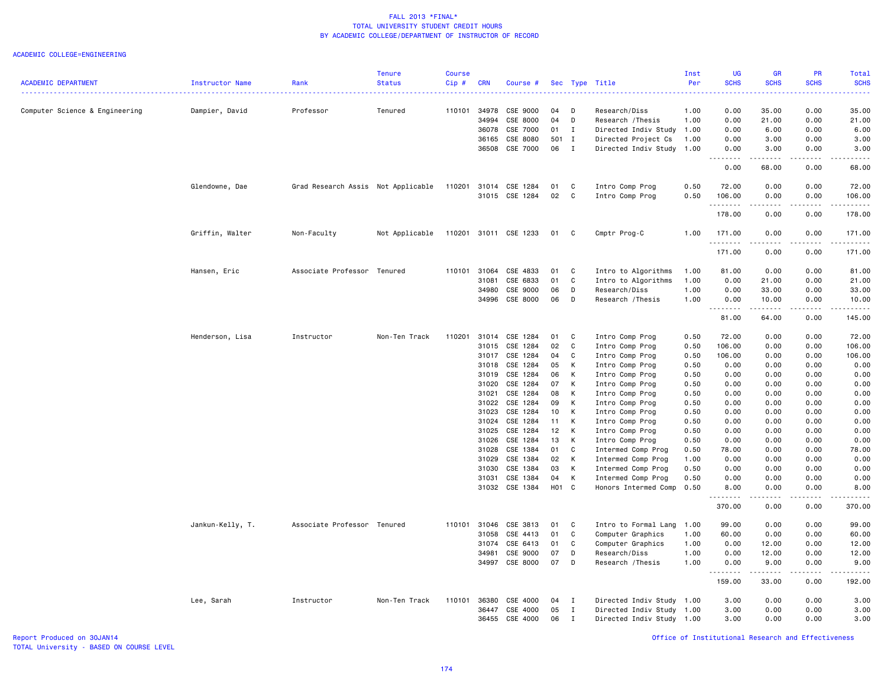# FALL 2013 *FINAL*
## TOTAL UNIVERSITY STUDENT CREDIT HOURS
## BY ACADEMIC COLLEGE/DEPARTMENT OF INSTRUCTOR OF RECORD

ACADEMIC COLLEGE=ENGINEERING

| ACADEMIC DEPARTMENT | Instructor Name | Rank | Tenure Status | Course Cip # | CRN | Course # | Sec | Type | Title | Inst Per | UG SCHS | GR SCHS | PR SCHS | Total SCHS |
|---|---|---|---|---|---|---|---|---|---|---|---|---|---|---|
| Computer Science & Engineering | Dampier, David | Professor | Tenured | 110101 | 34978 | CSE 9000 | 04 | D | Research/Diss | 1.00 | 0.00 | 35.00 | 0.00 | 35.00 |
| | | | | | 34994 | CSE 8000 | 04 | D | Research /Thesis | 1.00 | 0.00 | 21.00 | 0.00 | 21.00 |
| | | | | | 36078 | CSE 7000 | 01 | I | Directed Indiv Study | 1.00 | 0.00 | 6.00 | 0.00 | 6.00 |
| | | | | | 36165 | CSE 8080 | 501 | I | Directed Project Cs | 1.00 | 0.00 | 3.00 | 0.00 | 3.00 |
| | | | | | 36508 | CSE 7000 | 06 | I | Directed Indiv Study | 1.00 | 0.00 | 3.00 | 0.00 | 3.00 |
| | | | | | | | | | | | 0.00 | 68.00 | 0.00 | 68.00 |
| | Glendowne, Dae | Grad Research Assis | Not Applicable | 110201 | 31014 | CSE 1284 | 01 | C | Intro Comp Prog | 0.50 | 72.00 | 0.00 | 0.00 | 72.00 |
| | | | | | 31015 | CSE 1284 | 02 | C | Intro Comp Prog | 0.50 | 106.00 | 0.00 | 0.00 | 106.00 |
| | | | | | | | | | | | 178.00 | 0.00 | 0.00 | 178.00 |
| | Griffin, Walter | Non-Faculty | Not Applicable | 110201 | 31011 | CSE 1233 | 01 | C | Cmptr Prog-C | 1.00 | 171.00 | 0.00 | 0.00 | 171.00 |
| | | | | | | | | | | | 171.00 | 0.00 | 0.00 | 171.00 |
| | Hansen, Eric | Associate Professor | Tenured | 110101 | 31064 | CSE 4833 | 01 | C | Intro to Algorithms | 1.00 | 81.00 | 0.00 | 0.00 | 81.00 |
| | | | | | 31081 | CSE 6833 | 01 | C | Intro to Algorithms | 1.00 | 0.00 | 21.00 | 0.00 | 21.00 |
| | | | | | 34980 | CSE 9000 | 06 | D | Research/Diss | 1.00 | 0.00 | 33.00 | 0.00 | 33.00 |
| | | | | | 34996 | CSE 8000 | 06 | D | Research /Thesis | 1.00 | 0.00 | 10.00 | 0.00 | 10.00 |
| | | | | | | | | | | | 81.00 | 64.00 | 0.00 | 145.00 |
| | Henderson, Lisa | Instructor | Non-Ten Track | 110201 | 31014 | CSE 1284 | 01 | C | Intro Comp Prog | 0.50 | 72.00 | 0.00 | 0.00 | 72.00 |
| | | | | | 31015 | CSE 1284 | 02 | C | Intro Comp Prog | 0.50 | 106.00 | 0.00 | 0.00 | 106.00 |
| | | | | | 31017 | CSE 1284 | 04 | C | Intro Comp Prog | 0.50 | 106.00 | 0.00 | 0.00 | 106.00 |
| | | | | | 31018 | CSE 1284 | 05 | K | Intro Comp Prog | 0.50 | 0.00 | 0.00 | 0.00 | 0.00 |
| | | | | | 31019 | CSE 1284 | 06 | K | Intro Comp Prog | 0.50 | 0.00 | 0.00 | 0.00 | 0.00 |
| | | | | | 31020 | CSE 1284 | 07 | K | Intro Comp Prog | 0.50 | 0.00 | 0.00 | 0.00 | 0.00 |
| | | | | | 31021 | CSE 1284 | 08 | K | Intro Comp Prog | 0.50 | 0.00 | 0.00 | 0.00 | 0.00 |
| | | | | | 31022 | CSE 1284 | 09 | K | Intro Comp Prog | 0.50 | 0.00 | 0.00 | 0.00 | 0.00 |
| | | | | | 31023 | CSE 1284 | 10 | K | Intro Comp Prog | 0.50 | 0.00 | 0.00 | 0.00 | 0.00 |
| | | | | | 31024 | CSE 1284 | 11 | K | Intro Comp Prog | 0.50 | 0.00 | 0.00 | 0.00 | 0.00 |
| | | | | | 31025 | CSE 1284 | 12 | K | Intro Comp Prog | 0.50 | 0.00 | 0.00 | 0.00 | 0.00 |
| | | | | | 31026 | CSE 1284 | 13 | K | Intro Comp Prog | 0.50 | 0.00 | 0.00 | 0.00 | 0.00 |
| | | | | | 31028 | CSE 1384 | 01 | C | Intermed Comp Prog | 0.50 | 78.00 | 0.00 | 0.00 | 78.00 |
| | | | | | 31029 | CSE 1384 | 02 | K | Intermed Comp Prog | 1.00 | 0.00 | 0.00 | 0.00 | 0.00 |
| | | | | | 31030 | CSE 1384 | 03 | K | Intermed Comp Prog | 0.50 | 0.00 | 0.00 | 0.00 | 0.00 |
| | | | | | 31031 | CSE 1384 | 04 | K | Intermed Comp Prog | 0.50 | 0.00 | 0.00 | 0.00 | 0.00 |
| | | | | | 31032 | CSE 1384 | H01 | C | Honors Intermed Comp | 0.50 | 8.00 | 0.00 | 0.00 | 8.00 |
| | | | | | | | | | | | 370.00 | 0.00 | 0.00 | 370.00 |
| | Jankun-Kelly, T. | Associate Professor | Tenured | 110101 | 31046 | CSE 3813 | 01 | C | Intro to Formal Lang | 1.00 | 99.00 | 0.00 | 0.00 | 99.00 |
| | | | | | 31058 | CSE 4413 | 01 | C | Computer Graphics | 1.00 | 60.00 | 0.00 | 0.00 | 60.00 |
| | | | | | 31074 | CSE 6413 | 01 | C | Computer Graphics | 1.00 | 0.00 | 12.00 | 0.00 | 12.00 |
| | | | | | 34981 | CSE 9000 | 07 | D | Research/Diss | 1.00 | 0.00 | 12.00 | 0.00 | 12.00 |
| | | | | | 34997 | CSE 8000 | 07 | D | Research /Thesis | 1.00 | 0.00 | 9.00 | 0.00 | 9.00 |
| | | | | | | | | | | | 159.00 | 33.00 | 0.00 | 192.00 |
| | Lee, Sarah | Instructor | Non-Ten Track | 110101 | 36380 | CSE 4000 | 04 | I | Directed Indiv Study | 1.00 | 3.00 | 0.00 | 0.00 | 3.00 |
| | | | | | 36447 | CSE 4000 | 05 | I | Directed Indiv Study | 1.00 | 3.00 | 0.00 | 0.00 | 3.00 |
| | | | | | 36455 | CSE 4000 | 06 | I | Directed Indiv Study | 1.00 | 3.00 | 0.00 | 0.00 | 3.00 |

Report Produced on 30JAN14
TOTAL University - BASED ON COURSE LEVEL

Office of Institutional Research and Effectiveness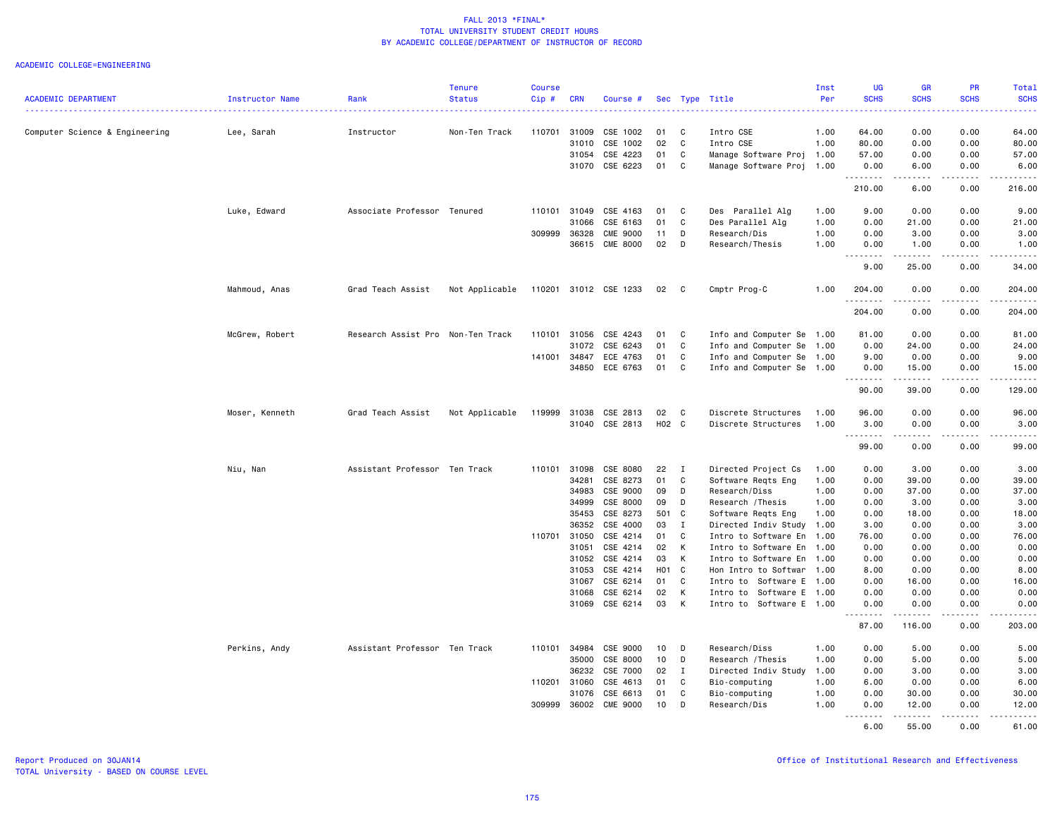FALL 2013 *FINAL*
TOTAL UNIVERSITY STUDENT CREDIT HOURS
BY ACADEMIC COLLEGE/DEPARTMENT OF INSTRUCTOR OF RECORD

ACADEMIC COLLEGE=ENGINEERING

| ACADEMIC DEPARTMENT | Instructor Name | Rank | Tenure Status | Course Cip # | CRN | Course # | Sec | Type | Title | Inst Per | UG SCHS | GR SCHS | PR SCHS | Total SCHS |
|---|---|---|---|---|---|---|---|---|---|---|---|---|---|---|
| Computer Science & Engineering | Lee, Sarah | Instructor | Non-Ten Track | 110701 | 31009 | CSE 1002 | 01 | C | Intro CSE | 1.00 | 64.00 | 0.00 | 0.00 | 64.00 |
| | | | | | 31010 | CSE 1002 | 02 | C | Intro CSE | 1.00 | 80.00 | 0.00 | 0.00 | 80.00 |
| | | | | | 31054 | CSE 4223 | 01 | C | Manage Software Proj | 1.00 | 57.00 | 0.00 | 0.00 | 57.00 |
| | | | | | 31070 | CSE 6223 | 01 | C | Manage Software Proj | 1.00 | 0.00 | 6.00 | 0.00 | 6.00 |
| | | | | | | | | | | | 210.00 | 6.00 | 0.00 | 216.00 |
| | Luke, Edward | Associate Professor | Tenured | 110101 | 31049 | CSE 4163 | 01 | C | Des Parallel Alg | 1.00 | 9.00 | 0.00 | 0.00 | 9.00 |
| | | | | | 31066 | CSE 6163 | 01 | C | Des Parallel Alg | 1.00 | 0.00 | 21.00 | 0.00 | 21.00 |
| | | | | 309999 | 36328 | CME 9000 | 11 | D | Research/Dis | 1.00 | 0.00 | 3.00 | 0.00 | 3.00 |
| | | | | | 36615 | CME 8000 | 02 | D | Research/Thesis | 1.00 | 0.00 | 1.00 | 0.00 | 1.00 |
| | | | | | | | | | | | 9.00 | 25.00 | 0.00 | 34.00 |
| | Mahmoud, Anas | Grad Teach Assist | Not Applicable | 110201 | 31012 | CSE 1233 | 02 | C | Cmptr Prog-C | 1.00 | 204.00 | 0.00 | 0.00 | 204.00 |
| | | | | | | | | | | | 204.00 | 0.00 | 0.00 | 204.00 |
| | McGrew, Robert | Research Assist Pro | Non-Ten Track | 110101 | 31056 | CSE 4243 | 01 | C | Info and Computer Se | 1.00 | 81.00 | 0.00 | 0.00 | 81.00 |
| | | | | | 31072 | CSE 6243 | 01 | C | Info and Computer Se | 1.00 | 0.00 | 24.00 | 0.00 | 24.00 |
| | | | | 141001 | 34847 | ECE 4763 | 01 | C | Info and Computer Se | 1.00 | 9.00 | 0.00 | 0.00 | 9.00 |
| | | | | | 34850 | ECE 6763 | 01 | C | Info and Computer Se | 1.00 | 0.00 | 15.00 | 0.00 | 15.00 |
| | | | | | | | | | | | 90.00 | 39.00 | 0.00 | 129.00 |
| | Moser, Kenneth | Grad Teach Assist | Not Applicable | 119999 | 31038 | CSE 2813 | 02 | C | Discrete Structures | 1.00 | 96.00 | 0.00 | 0.00 | 96.00 |
| | | | | | 31040 | CSE 2813 | H02 | C | Discrete Structures | 1.00 | 3.00 | 0.00 | 0.00 | 3.00 |
| | | | | | | | | | | | 99.00 | 0.00 | 0.00 | 99.00 |
| | Niu, Nan | Assistant Professor | Ten Track | 110101 | 31098 | CSE 8080 | 22 | I | Directed Project Cs | 1.00 | 0.00 | 3.00 | 0.00 | 3.00 |
| | | | | | 34281 | CSE 8273 | 01 | C | Software Reqts Eng | 1.00 | 0.00 | 39.00 | 0.00 | 39.00 |
| | | | | | 34983 | CSE 9000 | 09 | D | Research/Diss | 1.00 | 0.00 | 37.00 | 0.00 | 37.00 |
| | | | | | 34999 | CSE 8000 | 09 | D | Research /Thesis | 1.00 | 0.00 | 3.00 | 0.00 | 3.00 |
| | | | | | 35453 | CSE 8273 | 501 | C | Software Reqts Eng | 1.00 | 0.00 | 18.00 | 0.00 | 18.00 |
| | | | | | 36352 | CSE 4000 | 03 | I | Directed Indiv Study | 1.00 | 3.00 | 0.00 | 0.00 | 3.00 |
| | | | | 110701 | 31050 | CSE 4214 | 01 | C | Intro to Software En | 1.00 | 76.00 | 0.00 | 0.00 | 76.00 |
| | | | | | 31051 | CSE 4214 | 02 | K | Intro to Software En | 1.00 | 0.00 | 0.00 | 0.00 | 0.00 |
| | | | | | 31052 | CSE 4214 | 03 | K | Intro to Software En | 1.00 | 0.00 | 0.00 | 0.00 | 0.00 |
| | | | | | 31053 | CSE 4214 | H01 | C | Hon Intro to Softwar | 1.00 | 8.00 | 0.00 | 0.00 | 8.00 |
| | | | | | 31067 | CSE 6214 | 01 | C | Intro to Software E | 1.00 | 0.00 | 16.00 | 0.00 | 16.00 |
| | | | | | 31068 | CSE 6214 | 02 | K | Intro to Software E | 1.00 | 0.00 | 0.00 | 0.00 | 0.00 |
| | | | | | 31069 | CSE 6214 | 03 | K | Intro to Software E | 1.00 | 0.00 | 0.00 | 0.00 | 0.00 |
| | | | | | | | | | | | 87.00 | 116.00 | 0.00 | 203.00 |
| | Perkins, Andy | Assistant Professor | Ten Track | 110101 | 34984 | CSE 9000 | 10 | D | Research/Diss | 1.00 | 0.00 | 5.00 | 0.00 | 5.00 |
| | | | | | 35000 | CSE 8000 | 10 | D | Research /Thesis | 1.00 | 0.00 | 5.00 | 0.00 | 5.00 |
| | | | | | 36232 | CSE 7000 | 02 | I | Directed Indiv Study | 1.00 | 0.00 | 3.00 | 0.00 | 3.00 |
| | | | | 110201 | 31060 | CSE 4613 | 01 | C | Bio-computing | 1.00 | 6.00 | 0.00 | 0.00 | 6.00 |
| | | | | | 31076 | CSE 6613 | 01 | C | Bio-computing | 1.00 | 0.00 | 30.00 | 0.00 | 30.00 |
| | | | | 309999 | 36002 | CME 9000 | 10 | D | Research/Dis | 1.00 | 0.00 | 12.00 | 0.00 | 12.00 |
| | | | | | | | | | | | 6.00 | 55.00 | 0.00 | 61.00 |

Report Produced on 30JAN14
TOTAL University - BASED ON COURSE LEVEL

Office of Institutional Research and Effectiveness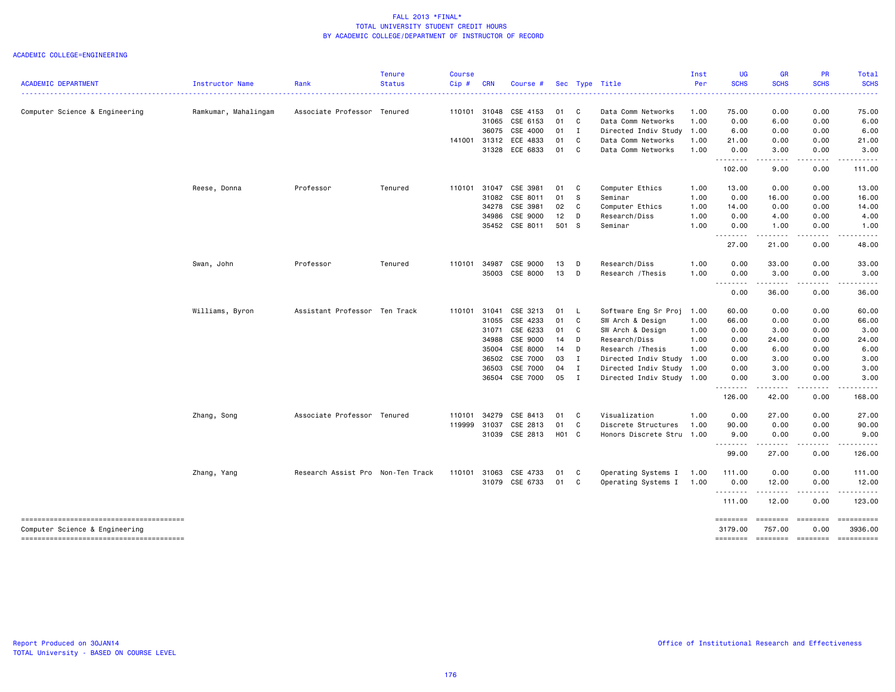FALL 2013 *FINAL*
TOTAL UNIVERSITY STUDENT CREDIT HOURS
BY ACADEMIC COLLEGE/DEPARTMENT OF INSTRUCTOR OF RECORD

ACADEMIC COLLEGE=ENGINEERING

| ACADEMIC DEPARTMENT | Instructor Name | Rank | Tenure Status | Course Cip # | CRN | Course # | Sec | Type | Title | Inst Per | UG SCHS | GR SCHS | PR SCHS | Total SCHS |
|---|---|---|---|---|---|---|---|---|---|---|---|---|---|---|
| Computer Science & Engineering | Ramkumar, Mahalingam | Associate Professor | Tenured | 110101 | 31048 | CSE 4153 | 01 | C | Data Comm Networks | 1.00 | 75.00 | 0.00 | 0.00 | 75.00 |
| | | | | | 31065 | CSE 6153 | 01 | C | Data Comm Networks | 1.00 | 0.00 | 6.00 | 0.00 | 6.00 |
| | | | | | 36075 | CSE 4000 | 01 | I | Directed Indiv Study | 1.00 | 6.00 | 0.00 | 0.00 | 6.00 |
| | | | | 141001 | 31312 | ECE 4833 | 01 | C | Data Comm Networks | 1.00 | 21.00 | 0.00 | 0.00 | 21.00 |
| | | | | | 31328 | ECE 6833 | 01 | C | Data Comm Networks | 1.00 | 0.00 | 3.00 | 0.00 | 3.00 |
| | | | | | | | | | | | 102.00 | 9.00 | 0.00 | 111.00 |
| | Reese, Donna | Professor | Tenured | 110101 | 31047 | CSE 3981 | 01 | C | Computer Ethics | 1.00 | 13.00 | 0.00 | 0.00 | 13.00 |
| | | | | | 31082 | CSE 8011 | 01 | S | Seminar | 1.00 | 0.00 | 16.00 | 0.00 | 16.00 |
| | | | | | 34278 | CSE 3981 | 02 | C | Computer Ethics | 1.00 | 14.00 | 0.00 | 0.00 | 14.00 |
| | | | | | 34986 | CSE 9000 | 12 | D | Research/Diss | 1.00 | 0.00 | 4.00 | 0.00 | 4.00 |
| | | | | | 35452 | CSE 8011 | 501 | S | Seminar | 1.00 | 0.00 | 1.00 | 0.00 | 1.00 |
| | | | | | | | | | | | 27.00 | 21.00 | 0.00 | 48.00 |
| | Swan, John | Professor | Tenured | 110101 | 34987 | CSE 9000 | 13 | D | Research/Diss | 1.00 | 0.00 | 33.00 | 0.00 | 33.00 |
| | | | | | 35003 | CSE 8000 | 13 | D | Research /Thesis | 1.00 | 0.00 | 3.00 | 0.00 | 3.00 |
| | | | | | | | | | | | 0.00 | 36.00 | 0.00 | 36.00 |
| | Williams, Byron | Assistant Professor | Ten Track | 110101 | 31041 | CSE 3213 | 01 | L | Software Eng Sr Proj | 1.00 | 60.00 | 0.00 | 0.00 | 60.00 |
| | | | | | 31055 | CSE 4233 | 01 | C | SW Arch & Design | 1.00 | 66.00 | 0.00 | 0.00 | 66.00 |
| | | | | | 31071 | CSE 6233 | 01 | C | SW Arch & Design | 1.00 | 0.00 | 3.00 | 0.00 | 3.00 |
| | | | | | 34988 | CSE 9000 | 14 | D | Research/Diss | 1.00 | 0.00 | 24.00 | 0.00 | 24.00 |
| | | | | | 35004 | CSE 8000 | 14 | D | Research /Thesis | 1.00 | 0.00 | 6.00 | 0.00 | 6.00 |
| | | | | | 36502 | CSE 7000 | 03 | I | Directed Indiv Study | 1.00 | 0.00 | 3.00 | 0.00 | 3.00 |
| | | | | | 36503 | CSE 7000 | 04 | I | Directed Indiv Study | 1.00 | 0.00 | 3.00 | 0.00 | 3.00 |
| | | | | | 36504 | CSE 7000 | 05 | I | Directed Indiv Study | 1.00 | 0.00 | 3.00 | 0.00 | 3.00 |
| | | | | | | | | | | | 126.00 | 42.00 | 0.00 | 168.00 |
| | Zhang, Song | Associate Professor | Tenured | 110101 | 34279 | CSE 8413 | 01 | C | Visualization | 1.00 | 0.00 | 27.00 | 0.00 | 27.00 |
| | | | | 119999 | 31037 | CSE 2813 | 01 | C | Discrete Structures | 1.00 | 90.00 | 0.00 | 0.00 | 90.00 |
| | | | | | 31039 | CSE 2813 | H01 | C | Honors Discrete Stru | 1.00 | 9.00 | 0.00 | 0.00 | 9.00 |
| | | | | | | | | | | | 99.00 | 27.00 | 0.00 | 126.00 |
| | Zhang, Yang | Research Assist Pro | Non-Ten Track | 110101 | 31063 | CSE 4733 | 01 | C | Operating Systems I | 1.00 | 111.00 | 0.00 | 0.00 | 111.00 |
| | | | | | 31079 | CSE 6733 | 01 | C | Operating Systems I | 1.00 | 0.00 | 12.00 | 0.00 | 12.00 |
| | | | | | | | | | | | 111.00 | 12.00 | 0.00 | 123.00 |
| Computer Science & Engineering | | | | | | | | | | | 3179.00 | 757.00 | 0.00 | 3936.00 |

Report Produced on 30JAN14
TOTAL University - BASED ON COURSE LEVEL

Office of Institutional Research and Effectiveness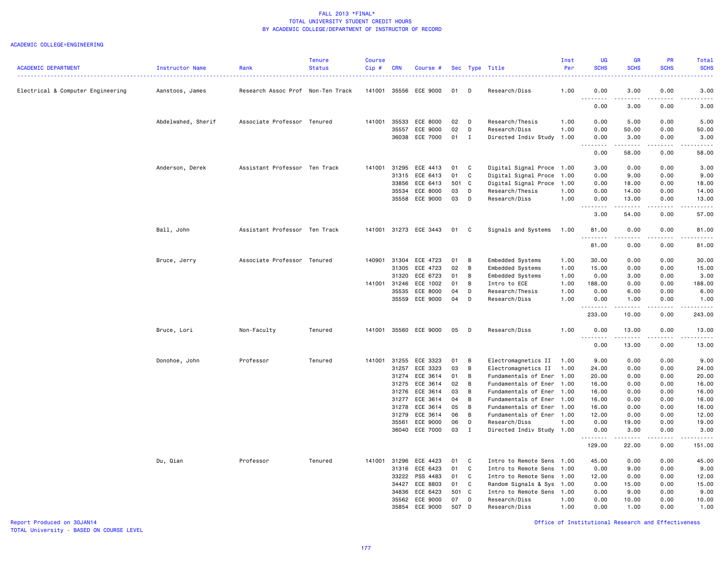# FALL 2013 *FINAL*
## TOTAL UNIVERSITY STUDENT CREDIT HOURS
## BY ACADEMIC COLLEGE/DEPARTMENT OF INSTRUCTOR OF RECORD

ACADEMIC COLLEGE=ENGINEERING

| ACADEMIC DEPARTMENT | Instructor Name | Rank | Tenure Status | Course Cip # | CRN | Course # | Sec | Type | Title | Inst Per | UG SCHS | GR SCHS | PR SCHS | Total SCHS |
|---|---|---|---|---|---|---|---|---|---|---|---|---|---|---|
| Electrical & Computer Engineering | Aanstoos, James | Research Assoc Prof | Non-Ten Track | 141001 | 35556 | ECE 9000 | 01 | D | Research/Diss | 1.00 | 0.00 | 3.00 | 0.00 | 3.00 |
| | | | | | | | | | | | 0.00 | 3.00 | 0.00 | 3.00 |
| | Abdelwahed, Sherif | Associate Professor | Tenured | 141001 | 35533 | ECE 8000 | 02 | D | Research/Thesis | 1.00 | 0.00 | 5.00 | 0.00 | 5.00 |
| | | | | | 35557 | ECE 9000 | 02 | D | Research/Diss | 1.00 | 0.00 | 50.00 | 0.00 | 50.00 |
| | | | | | 36038 | ECE 7000 | 01 | I | Directed Indiv Study | 1.00 | 0.00 | 3.00 | 0.00 | 3.00 |
| | | | | | | | | | | | 0.00 | 58.00 | 0.00 | 58.00 |
| | Anderson, Derek | Assistant Professor | Ten Track | 141001 | 31295 | ECE 4413 | 01 | C | Digital Signal Proce | 1.00 | 3.00 | 0.00 | 0.00 | 3.00 |
| | | | | | 31315 | ECE 6413 | 01 | C | Digital Signal Proce | 1.00 | 0.00 | 9.00 | 0.00 | 9.00 |
| | | | | | 33856 | ECE 6413 | 501 | C | Digital Signal Proce | 1.00 | 0.00 | 18.00 | 0.00 | 18.00 |
| | | | | | 35534 | ECE 8000 | 03 | D | Research/Thesis | 1.00 | 0.00 | 14.00 | 0.00 | 14.00 |
| | | | | | 35558 | ECE 9000 | 03 | D | Research/Diss | 1.00 | 0.00 | 13.00 | 0.00 | 13.00 |
| | | | | | | | | | | | 3.00 | 54.00 | 0.00 | 57.00 |
| | Ball, John | Assistant Professor | Ten Track | 141001 | 31273 | ECE 3443 | 01 | C | Signals and Systems | 1.00 | 81.00 | 0.00 | 0.00 | 81.00 |
| | | | | | | | | | | | 81.00 | 0.00 | 0.00 | 81.00 |
| | Bruce, Jerry | Associate Professor | Tenured | 140901 | 31304 | ECE 4723 | 01 | B | Embedded Systems | 1.00 | 30.00 | 0.00 | 0.00 | 30.00 |
| | | | | | 31305 | ECE 4723 | 02 | B | Embedded Systems | 1.00 | 15.00 | 0.00 | 0.00 | 15.00 |
| | | | | | 31320 | ECE 6723 | 01 | B | Embedded Systems | 1.00 | 0.00 | 3.00 | 0.00 | 3.00 |
| | | | | 141001 | 31246 | ECE 1002 | 01 | B | Intro to ECE | 1.00 | 188.00 | 0.00 | 0.00 | 188.00 |
| | | | | | 35535 | ECE 8000 | 04 | D | Research/Thesis | 1.00 | 0.00 | 6.00 | 0.00 | 6.00 |
| | | | | | 35559 | ECE 9000 | 04 | D | Research/Diss | 1.00 | 0.00 | 1.00 | 0.00 | 1.00 |
| | | | | | | | | | | | 233.00 | 10.00 | 0.00 | 243.00 |
| | Bruce, Lori | Non-Faculty | Tenured | 141001 | 35560 | ECE 9000 | 05 | D | Research/Diss | 1.00 | 0.00 | 13.00 | 0.00 | 13.00 |
| | | | | | | | | | | | 0.00 | 13.00 | 0.00 | 13.00 |
| | Donohoe, John | Professor | Tenured | 141001 | 31255 | ECE 3323 | 01 | B | Electromagnetics II | 1.00 | 9.00 | 0.00 | 0.00 | 9.00 |
| | | | | | 31257 | ECE 3323 | 03 | B | Electromagnetics II | 1.00 | 24.00 | 0.00 | 0.00 | 24.00 |
| | | | | | 31274 | ECE 3614 | 01 | B | Fundamentals of Ener | 1.00 | 20.00 | 0.00 | 0.00 | 20.00 |
| | | | | | 31275 | ECE 3614 | 02 | B | Fundamentals of Ener | 1.00 | 16.00 | 0.00 | 0.00 | 16.00 |
| | | | | | 31276 | ECE 3614 | 03 | B | Fundamentals of Ener | 1.00 | 16.00 | 0.00 | 0.00 | 16.00 |
| | | | | | 31277 | ECE 3614 | 04 | B | Fundamentals of Ener | 1.00 | 16.00 | 0.00 | 0.00 | 16.00 |
| | | | | | 31278 | ECE 3614 | 05 | B | Fundamentals of Ener | 1.00 | 16.00 | 0.00 | 0.00 | 16.00 |
| | | | | | 31279 | ECE 3614 | 06 | B | Fundamentals of Ener | 1.00 | 12.00 | 0.00 | 0.00 | 12.00 |
| | | | | | 35561 | ECE 9000 | 06 | D | Research/Diss | 1.00 | 0.00 | 19.00 | 0.00 | 19.00 |
| | | | | | 36040 | ECE 7000 | 03 | I | Directed Indiv Study | 1.00 | 0.00 | 3.00 | 0.00 | 3.00 |
| | | | | | | | | | | | 129.00 | 22.00 | 0.00 | 151.00 |
| | Du, Qian | Professor | Tenured | 141001 | 31296 | ECE 4423 | 01 | C | Intro to Remote Sens | 1.00 | 45.00 | 0.00 | 0.00 | 45.00 |
| | | | | | 31316 | ECE 6423 | 01 | C | Intro to Remote Sens | 1.00 | 0.00 | 9.00 | 0.00 | 9.00 |
| | | | | | 33222 | PSS 4483 | 01 | C | Intro to Remote Sens | 1.00 | 12.00 | 0.00 | 0.00 | 12.00 |
| | | | | | 34427 | ECE 8803 | 01 | C | Random Signals & Sys | 1.00 | 0.00 | 15.00 | 0.00 | 15.00 |
| | | | | | 34836 | ECE 6423 | 501 | C | Intro to Remote Sens | 1.00 | 0.00 | 9.00 | 0.00 | 9.00 |
| | | | | | 35562 | ECE 9000 | 07 | D | Research/Diss | 1.00 | 0.00 | 10.00 | 0.00 | 10.00 |
| | | | | | 35854 | ECE 9000 | 507 | D | Research/Diss | 1.00 | 0.00 | 1.00 | 0.00 | 1.00 |

Report Produced on 30JAN14
TOTAL University - BASED ON COURSE LEVEL

Office of Institutional Research and Effectiveness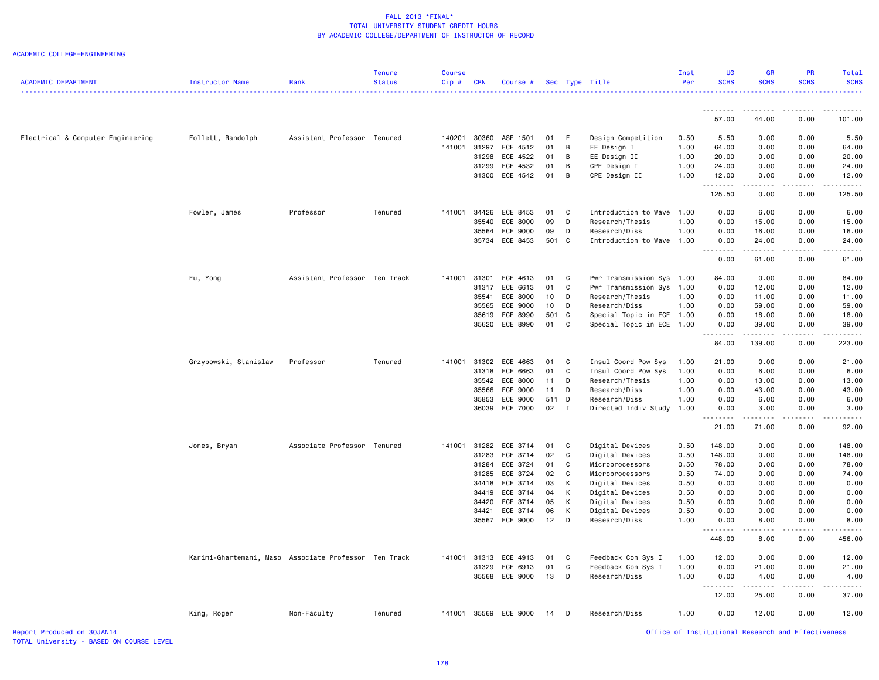# FALL 2013 *FINAL*
## TOTAL UNIVERSITY STUDENT CREDIT HOURS
## BY ACADEMIC COLLEGE/DEPARTMENT OF INSTRUCTOR OF RECORD

ACADEMIC COLLEGE=ENGINEERING

| ACADEMIC DEPARTMENT | Instructor Name | Rank | Tenure Status | Course Cip # | CRN | Course # | Sec | Type | Title | Inst Per | UG SCHS | GR SCHS | PR SCHS | Total SCHS |
|---|---|---|---|---|---|---|---|---|---|---|---|---|---|---|
| | | | | | | | | | | | 57.00 | 44.00 | 0.00 | 101.00 |
| Electrical & Computer Engineering | Follett, Randolph | Assistant Professor | Tenured | 140201 | 30360 | ASE 1501 | 01 | E | Design Competition | 0.50 | 5.50 | 0.00 | 0.00 | 5.50 |
| | | | | 141001 | 31297 | ECE 4512 | 01 | B | EE Design I | 1.00 | 64.00 | 0.00 | 0.00 | 64.00 |
| | | | | | 31298 | ECE 4522 | 01 | B | EE Design II | 1.00 | 20.00 | 0.00 | 0.00 | 20.00 |
| | | | | | 31299 | ECE 4532 | 01 | B | CPE Design I | 1.00 | 24.00 | 0.00 | 0.00 | 24.00 |
| | | | | | 31300 | ECE 4542 | 01 | B | CPE Design II | 1.00 | 12.00 | 0.00 | 0.00 | 12.00 |
| | | | | | | | | | | | 125.50 | 0.00 | 0.00 | 125.50 |
| | Fowler, James | Professor | Tenured | 141001 | 34426 | ECE 8453 | 01 | C | Introduction to Wave | 1.00 | 0.00 | 6.00 | 0.00 | 6.00 |
| | | | | | 35540 | ECE 8000 | 09 | D | Research/Thesis | 1.00 | 0.00 | 15.00 | 0.00 | 15.00 |
| | | | | | 35564 | ECE 9000 | 09 | D | Research/Diss | 1.00 | 0.00 | 16.00 | 0.00 | 16.00 |
| | | | | | 35734 | ECE 8453 | 501 | C | Introduction to Wave | 1.00 | 0.00 | 24.00 | 0.00 | 24.00 |
| | | | | | | | | | | | 0.00 | 61.00 | 0.00 | 61.00 |
| | Fu, Yong | Assistant Professor | Ten Track | 141001 | 31301 | ECE 4613 | 01 | C | Pwr Transmission Sys | 1.00 | 84.00 | 0.00 | 0.00 | 84.00 |
| | | | | | 31317 | ECE 6613 | 01 | C | Pwr Transmission Sys | 1.00 | 0.00 | 12.00 | 0.00 | 12.00 |
| | | | | | 35541 | ECE 8000 | 10 | D | Research/Thesis | 1.00 | 0.00 | 11.00 | 0.00 | 11.00 |
| | | | | | 35565 | ECE 9000 | 10 | D | Research/Diss | 1.00 | 0.00 | 59.00 | 0.00 | 59.00 |
| | | | | | 35619 | ECE 8990 | 501 | C | Special Topic in ECE | 1.00 | 0.00 | 18.00 | 0.00 | 18.00 |
| | | | | | 35620 | ECE 8990 | 01 | C | Special Topic in ECE | 1.00 | 0.00 | 39.00 | 0.00 | 39.00 |
| | | | | | | | | | | | 84.00 | 139.00 | 0.00 | 223.00 |
| | Grzybowski, Stanislaw | Professor | Tenured | 141001 | 31302 | ECE 4663 | 01 | C | Insul Coord Pow Sys | 1.00 | 21.00 | 0.00 | 0.00 | 21.00 |
| | | | | | 31318 | ECE 6663 | 01 | C | Insul Coord Pow Sys | 1.00 | 0.00 | 6.00 | 0.00 | 6.00 |
| | | | | | 35542 | ECE 8000 | 11 | D | Research/Thesis | 1.00 | 0.00 | 13.00 | 0.00 | 13.00 |
| | | | | | 35566 | ECE 9000 | 11 | D | Research/Diss | 1.00 | 0.00 | 43.00 | 0.00 | 43.00 |
| | | | | | 35853 | ECE 9000 | 511 | D | Research/Diss | 1.00 | 0.00 | 6.00 | 0.00 | 6.00 |
| | | | | | 36039 | ECE 7000 | 02 | I | Directed Indiv Study | 1.00 | 0.00 | 3.00 | 0.00 | 3.00 |
| | | | | | | | | | | | 21.00 | 71.00 | 0.00 | 92.00 |
| | Jones, Bryan | Associate Professor | Tenured | 141001 | 31282 | ECE 3714 | 01 | C | Digital Devices | 0.50 | 148.00 | 0.00 | 0.00 | 148.00 |
| | | | | | 31283 | ECE 3714 | 02 | C | Digital Devices | 0.50 | 148.00 | 0.00 | 0.00 | 148.00 |
| | | | | | 31284 | ECE 3724 | 01 | C | Microprocessors | 0.50 | 78.00 | 0.00 | 0.00 | 78.00 |
| | | | | | 31285 | ECE 3724 | 02 | C | Microprocessors | 0.50 | 74.00 | 0.00 | 0.00 | 74.00 |
| | | | | | 34418 | ECE 3714 | 03 | K | Digital Devices | 0.50 | 0.00 | 0.00 | 0.00 | 0.00 |
| | | | | | 34419 | ECE 3714 | 04 | K | Digital Devices | 0.50 | 0.00 | 0.00 | 0.00 | 0.00 |
| | | | | | 34420 | ECE 3714 | 05 | K | Digital Devices | 0.50 | 0.00 | 0.00 | 0.00 | 0.00 |
| | | | | | 34421 | ECE 3714 | 06 | K | Digital Devices | 0.50 | 0.00 | 0.00 | 0.00 | 0.00 |
| | | | | | 35567 | ECE 9000 | 12 | D | Research/Diss | 1.00 | 0.00 | 8.00 | 0.00 | 8.00 |
| | | | | | | | | | | | 448.00 | 8.00 | 0.00 | 456.00 |
| | Karimi-Ghartemani, Maso | Associate Professor | Ten Track | 141001 | 31313 | ECE 4913 | 01 | C | Feedback Con Sys I | 1.00 | 12.00 | 0.00 | 0.00 | 12.00 |
| | | | | | 31329 | ECE 6913 | 01 | C | Feedback Con Sys I | 1.00 | 0.00 | 21.00 | 0.00 | 21.00 |
| | | | | | 35568 | ECE 9000 | 13 | D | Research/Diss | 1.00 | 0.00 | 4.00 | 0.00 | 4.00 |
| | | | | | | | | | | | 12.00 | 25.00 | 0.00 | 37.00 |
| | King, Roger | Non-Faculty | Tenured | 141001 | 35569 | ECE 9000 | 14 | D | Research/Diss | 1.00 | 0.00 | 12.00 | 0.00 | 12.00 |

Report Produced on 30JAN14
TOTAL University - BASED ON COURSE LEVEL

Office of Institutional Research and Effectiveness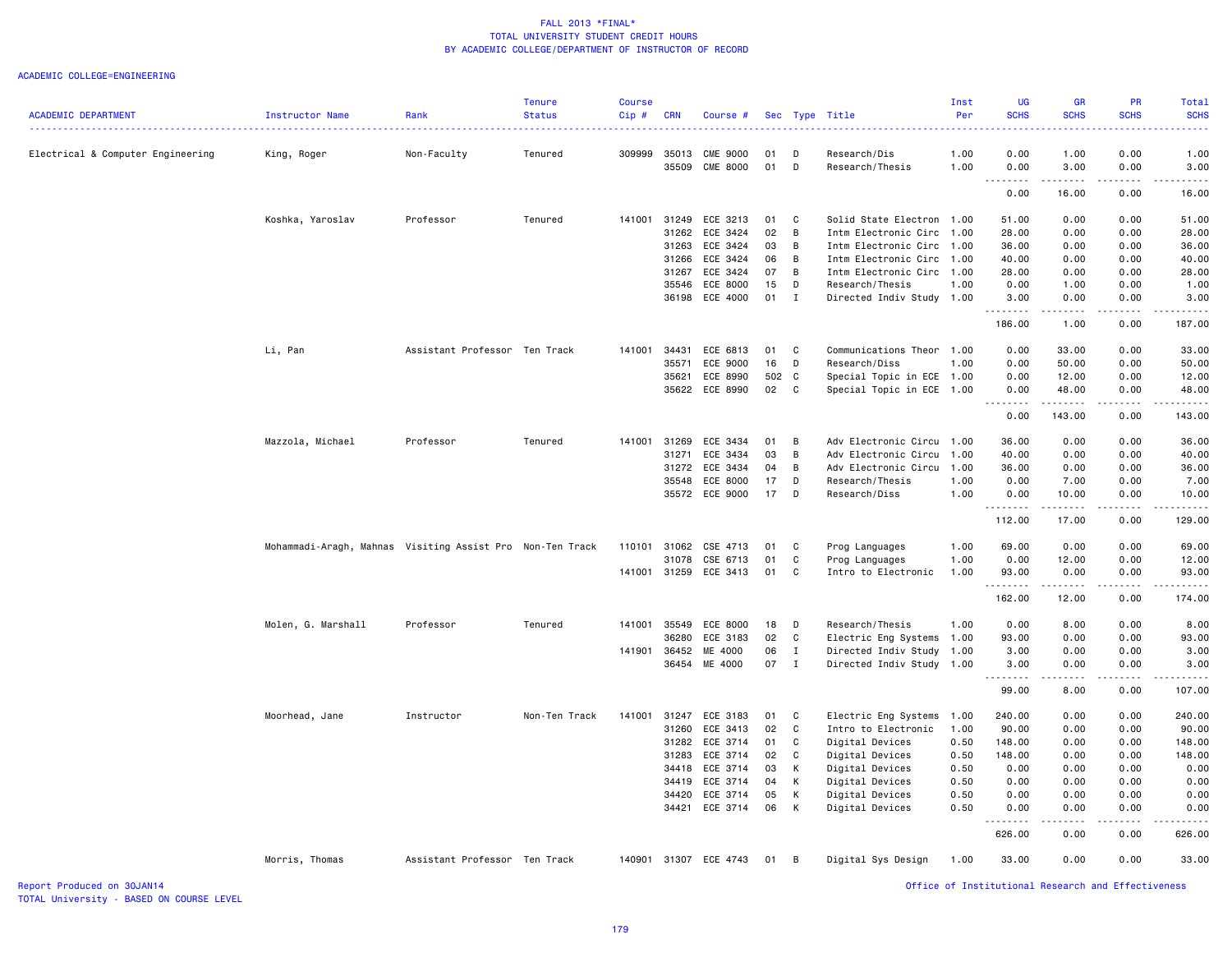FALL 2013 *FINAL*
TOTAL UNIVERSITY STUDENT CREDIT HOURS
BY ACADEMIC COLLEGE/DEPARTMENT OF INSTRUCTOR OF RECORD

ACADEMIC COLLEGE=ENGINEERING

| ACADEMIC DEPARTMENT | Instructor Name | Rank | Tenure Status | Course Cip # | CRN | Course # | Sec | Type | Title | Inst Per | UG SCHS | GR SCHS | PR SCHS | Total SCHS |
|---|---|---|---|---|---|---|---|---|---|---|---|---|---|---|
| Electrical & Computer Engineering | King, Roger | Non-Faculty | Tenured | 309999 | 35013 | CME 9000 | 01 | D | Research/Dis | 1.00 | 0.00 | 1.00 | 0.00 | 1.00 |
| | | | | | 35509 | CME 8000 | 01 | D | Research/Thesis | 1.00 | 0.00 | 3.00 | 0.00 | 3.00 |
| | | | | | | | | | | | 0.00 | 16.00 | 0.00 | 16.00 |
| | Koshka, Yaroslav | Professor | Tenured | 141001 | 31249 | ECE 3213 | 01 | C | Solid State Electron | 1.00 | 51.00 | 0.00 | 0.00 | 51.00 |
| | | | | | 31262 | ECE 3424 | 02 | B | Intm Electronic Circ | 1.00 | 28.00 | 0.00 | 0.00 | 28.00 |
| | | | | | 31263 | ECE 3424 | 03 | B | Intm Electronic Circ | 1.00 | 36.00 | 0.00 | 0.00 | 36.00 |
| | | | | | 31266 | ECE 3424 | 06 | B | Intm Electronic Circ | 1.00 | 40.00 | 0.00 | 0.00 | 40.00 |
| | | | | | 31267 | ECE 3424 | 07 | B | Intm Electronic Circ | 1.00 | 28.00 | 0.00 | 0.00 | 28.00 |
| | | | | | 35546 | ECE 8000 | 15 | D | Research/Thesis | 1.00 | 0.00 | 1.00 | 0.00 | 1.00 |
| | | | | | 36198 | ECE 4000 | 01 | I | Directed Indiv Study | 1.00 | 3.00 | 0.00 | 0.00 | 3.00 |
| | | | | | | | | | | | 186.00 | 1.00 | 0.00 | 187.00 |
| | Li, Pan | Assistant Professor | Ten Track | 141001 | 34431 | ECE 6813 | 01 | C | Communications Theor | 1.00 | 0.00 | 33.00 | 0.00 | 33.00 |
| | | | | | 35571 | ECE 9000 | 16 | D | Research/Diss | 1.00 | 0.00 | 50.00 | 0.00 | 50.00 |
| | | | | | 35621 | ECE 8990 | 502 | C | Special Topic in ECE | 1.00 | 0.00 | 12.00 | 0.00 | 12.00 |
| | | | | | 35622 | ECE 8990 | 02 | C | Special Topic in ECE | 1.00 | 0.00 | 48.00 | 0.00 | 48.00 |
| | | | | | | | | | | | 0.00 | 143.00 | 0.00 | 143.00 |
| | Mazzola, Michael | Professor | Tenured | 141001 | 31269 | ECE 3434 | 01 | B | Adv Electronic Circu | 1.00 | 36.00 | 0.00 | 0.00 | 36.00 |
| | | | | | 31271 | ECE 3434 | 03 | B | Adv Electronic Circu | 1.00 | 40.00 | 0.00 | 0.00 | 40.00 |
| | | | | | 31272 | ECE 3434 | 04 | B | Adv Electronic Circu | 1.00 | 36.00 | 0.00 | 0.00 | 36.00 |
| | | | | | 35548 | ECE 8000 | 17 | D | Research/Thesis | 1.00 | 0.00 | 7.00 | 0.00 | 7.00 |
| | | | | | 35572 | ECE 9000 | 17 | D | Research/Diss | 1.00 | 0.00 | 10.00 | 0.00 | 10.00 |
| | | | | | | | | | | | 112.00 | 17.00 | 0.00 | 129.00 |
| | Mohammadi-Aragh, Mahnas | Visiting Assist Pro | Non-Ten Track | 110101 | 31062 | CSE 4713 | 01 | C | Prog Languages | 1.00 | 69.00 | 0.00 | 0.00 | 69.00 |
| | | | | | 31078 | CSE 6713 | 01 | C | Prog Languages | 1.00 | 0.00 | 12.00 | 0.00 | 12.00 |
| | | | | 141001 | 31259 | ECE 3413 | 01 | C | Intro to Electronic | 1.00 | 93.00 | 0.00 | 0.00 | 93.00 |
| | | | | | | | | | | | 162.00 | 12.00 | 0.00 | 174.00 |
| | Molen, G. Marshall | Professor | Tenured | 141001 | 35549 | ECE 8000 | 18 | D | Research/Thesis | 1.00 | 0.00 | 8.00 | 0.00 | 8.00 |
| | | | | | 36280 | ECE 3183 | 02 | C | Electric Eng Systems | 1.00 | 93.00 | 0.00 | 0.00 | 93.00 |
| | | | | 141901 | 36452 | ME 4000 | 06 | I | Directed Indiv Study | 1.00 | 3.00 | 0.00 | 0.00 | 3.00 |
| | | | | | 36454 | ME 4000 | 07 | I | Directed Indiv Study | 1.00 | 3.00 | 0.00 | 0.00 | 3.00 |
| | | | | | | | | | | | 99.00 | 8.00 | 0.00 | 107.00 |
| | Moorhead, Jane | Instructor | Non-Ten Track | 141001 | 31247 | ECE 3183 | 01 | C | Electric Eng Systems | 1.00 | 240.00 | 0.00 | 0.00 | 240.00 |
| | | | | | 31260 | ECE 3413 | 02 | C | Intro to Electronic | 1.00 | 90.00 | 0.00 | 0.00 | 90.00 |
| | | | | | 31282 | ECE 3714 | 01 | C | Digital Devices | 0.50 | 148.00 | 0.00 | 0.00 | 148.00 |
| | | | | | 31283 | ECE 3714 | 02 | C | Digital Devices | 0.50 | 148.00 | 0.00 | 0.00 | 148.00 |
| | | | | | 34418 | ECE 3714 | 03 | K | Digital Devices | 0.50 | 0.00 | 0.00 | 0.00 | 0.00 |
| | | | | | 34419 | ECE 3714 | 04 | K | Digital Devices | 0.50 | 0.00 | 0.00 | 0.00 | 0.00 |
| | | | | | 34420 | ECE 3714 | 05 | K | Digital Devices | 0.50 | 0.00 | 0.00 | 0.00 | 0.00 |
| | | | | | 34421 | ECE 3714 | 06 | K | Digital Devices | 0.50 | 0.00 | 0.00 | 0.00 | 0.00 |
| | | | | | | | | | | | 626.00 | 0.00 | 0.00 | 626.00 |
| | Morris, Thomas | Assistant Professor | Ten Track | 140901 | 31307 | ECE 4743 | 01 | B | Digital Sys Design | 1.00 | 33.00 | 0.00 | 0.00 | 33.00 |

Report Produced on 30JAN14
TOTAL University - BASED ON COURSE LEVEL

Office of Institutional Research and Effectiveness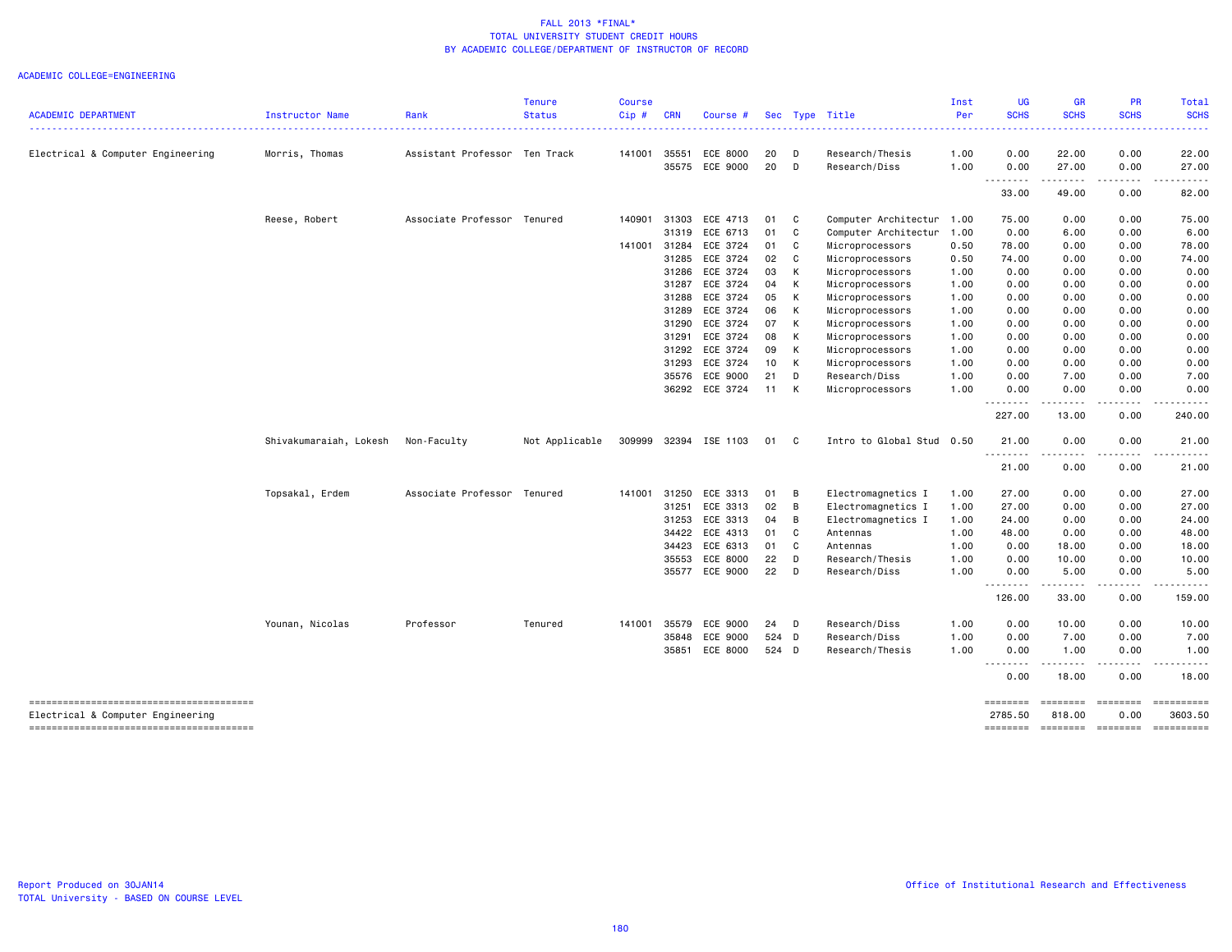# FALL 2013 *FINAL*
## TOTAL UNIVERSITY STUDENT CREDIT HOURS
## BY ACADEMIC COLLEGE/DEPARTMENT OF INSTRUCTOR OF RECORD

ACADEMIC COLLEGE=ENGINEERING

| ACADEMIC DEPARTMENT | Instructor Name | Rank | Tenure Status | Course Cip # | CRN | Course # | Sec | Type | Title | Inst Per | UG SCHS | GR SCHS | PR SCHS | Total SCHS |
|---|---|---|---|---|---|---|---|---|---|---|---|---|---|---|
| Electrical & Computer Engineering | Morris, Thomas | Assistant Professor | Ten Track | 141001 | 35551 | ECE 8000 | 20 | D | Research/Thesis | 1.00 | 0.00 | 22.00 | 0.00 | 22.00 |
| | | | | | 35575 | ECE 9000 | 20 | D | Research/Diss | 1.00 | 0.00 | 27.00 | 0.00 | 27.00 |
| | | | | | | | | | | | 33.00 | 49.00 | 0.00 | 82.00 |
| | Reese, Robert | Associate Professor | Tenured | 140901 | 31303 | ECE 4713 | 01 | C | Computer Architectur | 1.00 | 75.00 | 0.00 | 0.00 | 75.00 |
| | | | | | 31319 | ECE 6713 | 01 | C | Computer Architectur | 1.00 | 0.00 | 6.00 | 0.00 | 6.00 |
| | | | | 141001 | 31284 | ECE 3724 | 01 | C | Microprocessors | 0.50 | 78.00 | 0.00 | 0.00 | 78.00 |
| | | | | | 31285 | ECE 3724 | 02 | C | Microprocessors | 0.50 | 74.00 | 0.00 | 0.00 | 74.00 |
| | | | | | 31286 | ECE 3724 | 03 | K | Microprocessors | 1.00 | 0.00 | 0.00 | 0.00 | 0.00 |
| | | | | | 31287 | ECE 3724 | 04 | K | Microprocessors | 1.00 | 0.00 | 0.00 | 0.00 | 0.00 |
| | | | | | 31288 | ECE 3724 | 05 | K | Microprocessors | 1.00 | 0.00 | 0.00 | 0.00 | 0.00 |
| | | | | | 31289 | ECE 3724 | 06 | K | Microprocessors | 1.00 | 0.00 | 0.00 | 0.00 | 0.00 |
| | | | | | 31290 | ECE 3724 | 07 | K | Microprocessors | 1.00 | 0.00 | 0.00 | 0.00 | 0.00 |
| | | | | | 31291 | ECE 3724 | 08 | K | Microprocessors | 1.00 | 0.00 | 0.00 | 0.00 | 0.00 |
| | | | | | 31292 | ECE 3724 | 09 | K | Microprocessors | 1.00 | 0.00 | 0.00 | 0.00 | 0.00 |
| | | | | | 31293 | ECE 3724 | 10 | K | Microprocessors | 1.00 | 0.00 | 0.00 | 0.00 | 0.00 |
| | | | | | 35576 | ECE 9000 | 21 | D | Research/Diss | 1.00 | 0.00 | 7.00 | 0.00 | 7.00 |
| | | | | | 36292 | ECE 3724 | 11 | K | Microprocessors | 1.00 | 0.00 | 0.00 | 0.00 | 0.00 |
| | | | | | | | | | | | 227.00 | 13.00 | 0.00 | 240.00 |
| | Shivakumaraiah, Lokesh | Non-Faculty | Not Applicable | 309999 | 32394 | ISE 1103 | 01 | C | Intro to Global Stud | 0.50 | 21.00 | 0.00 | 0.00 | 21.00 |
| | | | | | | | | | | | 21.00 | 0.00 | 0.00 | 21.00 |
| | Topsakal, Erdem | Associate Professor | Tenured | 141001 | 31250 | ECE 3313 | 01 | B | Electromagnetics I | 1.00 | 27.00 | 0.00 | 0.00 | 27.00 |
| | | | | | 31251 | ECE 3313 | 02 | B | Electromagnetics I | 1.00 | 27.00 | 0.00 | 0.00 | 27.00 |
| | | | | | 31253 | ECE 3313 | 04 | B | Electromagnetics I | 1.00 | 24.00 | 0.00 | 0.00 | 24.00 |
| | | | | | 34422 | ECE 4313 | 01 | C | Antennas | 1.00 | 48.00 | 0.00 | 0.00 | 48.00 |
| | | | | | 34423 | ECE 6313 | 01 | C | Antennas | 1.00 | 0.00 | 18.00 | 0.00 | 18.00 |
| | | | | | 35553 | ECE 8000 | 22 | D | Research/Thesis | 1.00 | 0.00 | 10.00 | 0.00 | 10.00 |
| | | | | | 35577 | ECE 9000 | 22 | D | Research/Diss | 1.00 | 0.00 | 5.00 | 0.00 | 5.00 |
| | | | | | | | | | | | 126.00 | 33.00 | 0.00 | 159.00 |
| | Younan, Nicolas | Professor | Tenured | 141001 | 35579 | ECE 9000 | 24 | D | Research/Diss | 1.00 | 0.00 | 10.00 | 0.00 | 10.00 |
| | | | | | 35848 | ECE 9000 | 524 | D | Research/Diss | 1.00 | 0.00 | 7.00 | 0.00 | 7.00 |
| | | | | | 35851 | ECE 8000 | 524 | D | Research/Thesis | 1.00 | 0.00 | 1.00 | 0.00 | 1.00 |
| | | | | | | | | | | | 0.00 | 18.00 | 0.00 | 18.00 |
| Electrical & Computer Engineering | | | | | | | | | | | 2785.50 | 818.00 | 0.00 | 3603.50 |

Report Produced on 30JAN14
TOTAL University - BASED ON COURSE LEVEL

Office of Institutional Research and Effectiveness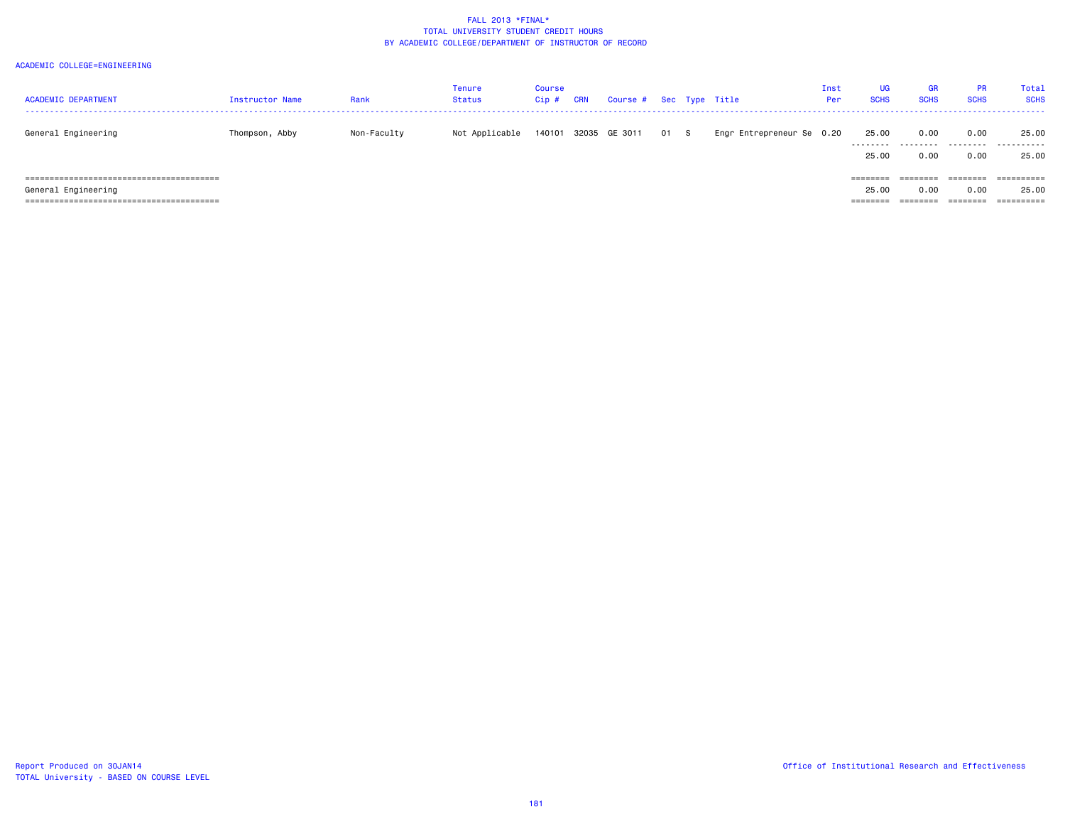FALL 2013 *FINAL*
TOTAL UNIVERSITY STUDENT CREDIT HOURS
BY ACADEMIC COLLEGE/DEPARTMENT OF INSTRUCTOR OF RECORD

ACADEMIC COLLEGE=ENGINEERING

| ACADEMIC DEPARTMENT | Instructor Name | Rank | Tenure Status | Course Cip # | CRN | Course # | Sec | Type | Title | Inst Per | UG SCHS | GR SCHS | PR SCHS | Total SCHS |
|---|---|---|---|---|---|---|---|---|---|---|---|---|---|---|
| General Engineering | Thompson, Abby | Non-Faculty | Not Applicable | 140101 | 32035 | GE 3011 | 01 | S | Engr Entrepreneur Se | 0.20 | 25.00 | 0.00 | 0.00 | 25.00 |
| | | | | | | | | | | | 25.00 | 0.00 | 0.00 | 25.00 |
| General Engineering | | | | | | | | | | | 25.00 | 0.00 | 0.00 | 25.00 |

Report Produced on 30JAN14
TOTAL University - BASED ON COURSE LEVEL

Office of Institutional Research and Effectiveness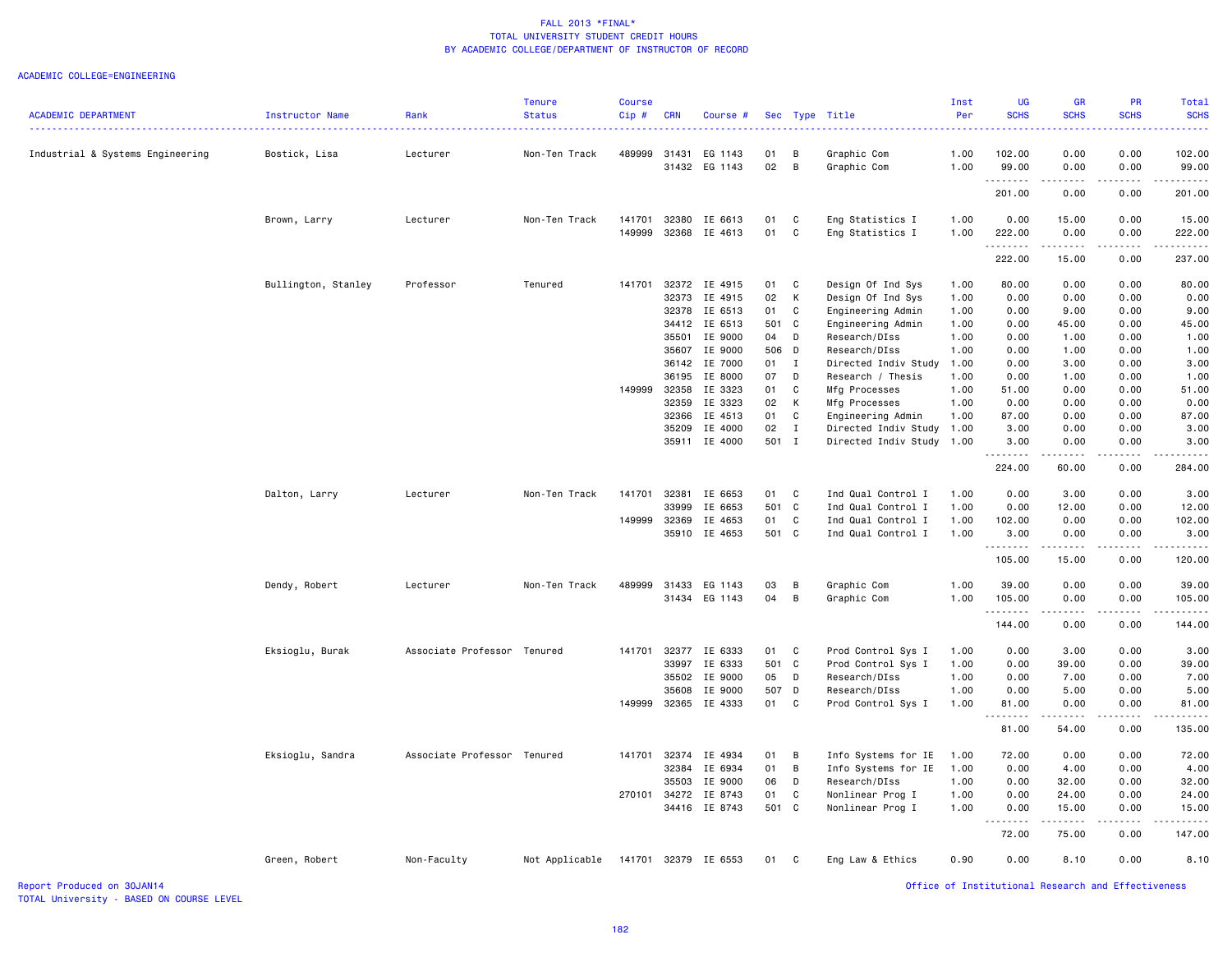# FALL 2013 *FINAL*
## TOTAL UNIVERSITY STUDENT CREDIT HOURS
## BY ACADEMIC COLLEGE/DEPARTMENT OF INSTRUCTOR OF RECORD

ACADEMIC COLLEGE=ENGINEERING

| ACADEMIC DEPARTMENT | Instructor Name | Rank | Tenure Status | Course Cip # | CRN | Course # | Sec | Type | Title | Inst Per | UG SCHS | GR SCHS | PR SCHS | Total SCHS |
|---|---|---|---|---|---|---|---|---|---|---|---|---|---|---|
| Industrial & Systems Engineering | Bostick, Lisa | Lecturer | Non-Ten Track | 489999 | 31431 | EG 1143 | 01 | B | Graphic Com | 1.00 | 102.00 | 0.00 | 0.00 | 102.00 |
| | | | | | 31432 | EG 1143 | 02 | B | Graphic Com | 1.00 | 99.00 | 0.00 | 0.00 | 99.00 |
| | | | | | | | | | | | 201.00 | 0.00 | 0.00 | 201.00 |
| | Brown, Larry | Lecturer | Non-Ten Track | 141701 | 32380 | IE 6613 | 01 | C | Eng Statistics I | 1.00 | 0.00 | 15.00 | 0.00 | 15.00 |
| | | | | 149999 | 32368 | IE 4613 | 01 | C | Eng Statistics I | 1.00 | 222.00 | 0.00 | 0.00 | 222.00 |
| | | | | | | | | | | | 222.00 | 15.00 | 0.00 | 237.00 |
| | Bullington, Stanley | Professor | Tenured | 141701 | 32372 | IE 4915 | 01 | C | Design Of Ind Sys | 1.00 | 80.00 | 0.00 | 0.00 | 80.00 |
| | | | | | 32373 | IE 4915 | 02 | K | Design Of Ind Sys | 1.00 | 0.00 | 0.00 | 0.00 | 0.00 |
| | | | | | 32378 | IE 6513 | 01 | C | Engineering Admin | 1.00 | 0.00 | 9.00 | 0.00 | 9.00 |
| | | | | | 34412 | IE 6513 | 501 | C | Engineering Admin | 1.00 | 0.00 | 45.00 | 0.00 | 45.00 |
| | | | | | 35501 | IE 9000 | 04 | D | Research/DIss | 1.00 | 0.00 | 1.00 | 0.00 | 1.00 |
| | | | | | 35607 | IE 9000 | 506 | D | Research/DIss | 1.00 | 0.00 | 1.00 | 0.00 | 1.00 |
| | | | | | 36142 | IE 7000 | 01 | I | Directed Indiv Study | 1.00 | 0.00 | 3.00 | 0.00 | 3.00 |
| | | | | | 36195 | IE 8000 | 07 | D | Research / Thesis | 1.00 | 0.00 | 1.00 | 0.00 | 1.00 |
| | | | | 149999 | 32358 | IE 3323 | 01 | C | Mfg Processes | 1.00 | 51.00 | 0.00 | 0.00 | 51.00 |
| | | | | | 32359 | IE 3323 | 02 | K | Mfg Processes | 1.00 | 0.00 | 0.00 | 0.00 | 0.00 |
| | | | | | 32366 | IE 4513 | 01 | C | Engineering Admin | 1.00 | 87.00 | 0.00 | 0.00 | 87.00 |
| | | | | | 35209 | IE 4000 | 02 | I | Directed Indiv Study | 1.00 | 3.00 | 0.00 | 0.00 | 3.00 |
| | | | | | 35911 | IE 4000 | 501 | I | Directed Indiv Study | 1.00 | 3.00 | 0.00 | 0.00 | 3.00 |
| | | | | | | | | | | | 224.00 | 60.00 | 0.00 | 284.00 |
| | Dalton, Larry | Lecturer | Non-Ten Track | 141701 | 32381 | IE 6653 | 01 | C | Ind Qual Control I | 1.00 | 0.00 | 3.00 | 0.00 | 3.00 |
| | | | | | 33999 | IE 6653 | 501 | C | Ind Qual Control I | 1.00 | 0.00 | 12.00 | 0.00 | 12.00 |
| | | | | 149999 | 32369 | IE 4653 | 01 | C | Ind Qual Control I | 1.00 | 102.00 | 0.00 | 0.00 | 102.00 |
| | | | | | 35910 | IE 4653 | 501 | C | Ind Qual Control I | 1.00 | 3.00 | 0.00 | 0.00 | 3.00 |
| | | | | | | | | | | | 105.00 | 15.00 | 0.00 | 120.00 |
| | Dendy, Robert | Lecturer | Non-Ten Track | 489999 | 31433 | EG 1143 | 03 | B | Graphic Com | 1.00 | 39.00 | 0.00 | 0.00 | 39.00 |
| | | | | | 31434 | EG 1143 | 04 | B | Graphic Com | 1.00 | 105.00 | 0.00 | 0.00 | 105.00 |
| | | | | | | | | | | | 144.00 | 0.00 | 0.00 | 144.00 |
| | Eksioglu, Burak | Associate Professor | Tenured | 141701 | 32377 | IE 6333 | 01 | C | Prod Control Sys I | 1.00 | 0.00 | 3.00 | 0.00 | 3.00 |
| | | | | | 33997 | IE 6333 | 501 | C | Prod Control Sys I | 1.00 | 0.00 | 39.00 | 0.00 | 39.00 |
| | | | | | 35502 | IE 9000 | 05 | D | Research/DIss | 1.00 | 0.00 | 7.00 | 0.00 | 7.00 |
| | | | | | 35608 | IE 9000 | 507 | D | Research/DIss | 1.00 | 0.00 | 5.00 | 0.00 | 5.00 |
| | | | | 149999 | 32365 | IE 4333 | 01 | C | Prod Control Sys I | 1.00 | 81.00 | 0.00 | 0.00 | 81.00 |
| | | | | | | | | | | | 81.00 | 54.00 | 0.00 | 135.00 |
| | Eksioglu, Sandra | Associate Professor | Tenured | 141701 | 32374 | IE 4934 | 01 | B | Info Systems for IE | 1.00 | 72.00 | 0.00 | 0.00 | 72.00 |
| | | | | | 32384 | IE 6934 | 01 | B | Info Systems for IE | 1.00 | 0.00 | 4.00 | 0.00 | 4.00 |
| | | | | | 35503 | IE 9000 | 06 | D | Research/DIss | 1.00 | 0.00 | 32.00 | 0.00 | 32.00 |
| | | | | 270101 | 34272 | IE 8743 | 01 | C | Nonlinear Prog I | 1.00 | 0.00 | 24.00 | 0.00 | 24.00 |
| | | | | | 34416 | IE 8743 | 501 | C | Nonlinear Prog I | 1.00 | 0.00 | 15.00 | 0.00 | 15.00 |
| | | | | | | | | | | | 72.00 | 75.00 | 0.00 | 147.00 |
| | Green, Robert | Non-Faculty | Not Applicable | 141701 | 32379 | IE 6553 | 01 | C | Eng Law & Ethics | 0.90 | 0.00 | 8.10 | 0.00 | 8.10 |

Report Produced on 30JAN14
TOTAL University - BASED ON COURSE LEVEL

Office of Institutional Research and Effectiveness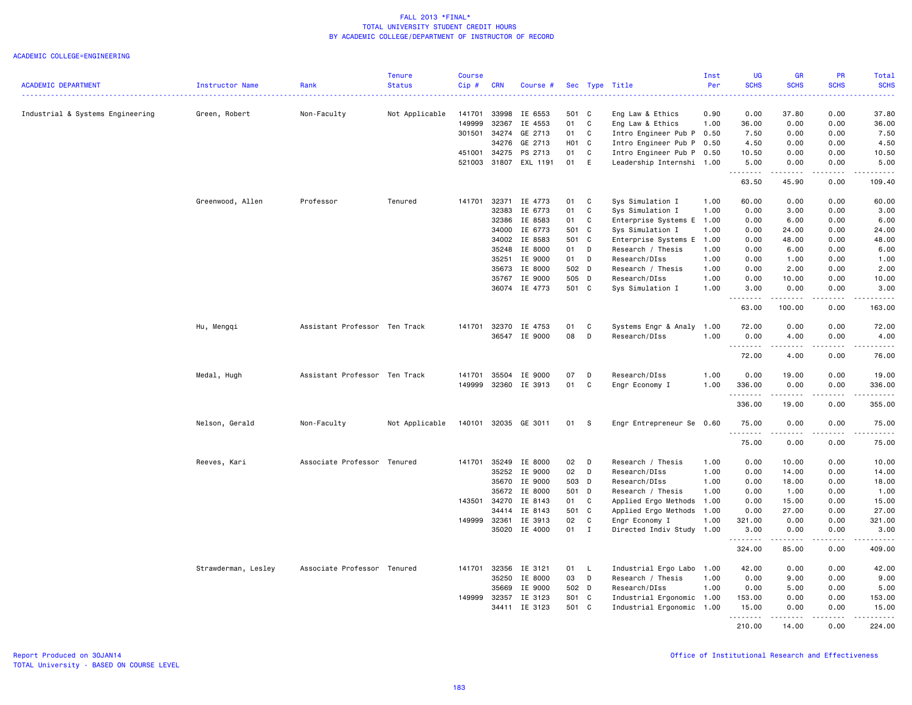# FALL 2013 *FINAL*
## TOTAL UNIVERSITY STUDENT CREDIT HOURS
## BY ACADEMIC COLLEGE/DEPARTMENT OF INSTRUCTOR OF RECORD

ACADEMIC COLLEGE=ENGINEERING

| ACADEMIC DEPARTMENT | Instructor Name | Rank | Tenure Status | Course Cip # | CRN | Course # | Sec | Type | Title | Inst Per | UG SCHS | GR SCHS | PR SCHS | Total SCHS |
|---|---|---|---|---|---|---|---|---|---|---|---|---|---|---|
| Industrial & Systems Engineering | Green, Robert | Non-Faculty | Not Applicable | 141701 | 33998 | IE 6553 | 501 | C | Eng Law & Ethics | 0.90 | 0.00 | 37.80 | 0.00 | 37.80 |
| | | | | 149999 | 32367 | IE 4553 | 01 | C | Eng Law & Ethics | 1.00 | 36.00 | 0.00 | 0.00 | 36.00 |
| | | | | 301501 | 34274 | GE 2713 | 01 | C | Intro Engineer Pub P | 0.50 | 7.50 | 0.00 | 0.00 | 7.50 |
| | | | | | 34276 | GE 2713 | H01 | C | Intro Engineer Pub P | 0.50 | 4.50 | 0.00 | 0.00 | 4.50 |
| | | | | 451001 | 34275 | PS 2713 | 01 | C | Intro Engineer Pub P | 0.50 | 10.50 | 0.00 | 0.00 | 10.50 |
| | | | | 521003 | 31807 | EXL 1191 | 01 | E | Leadership Internshi | 1.00 | 5.00 | 0.00 | 0.00 | 5.00 |
| | | | | | | | | | | | 63.50 | 45.90 | 0.00 | 109.40 |
| | Greenwood, Allen | Professor | Tenured | 141701 | 32371 | IE 4773 | 01 | C | Sys Simulation I | 1.00 | 60.00 | 0.00 | 0.00 | 60.00 |
| | | | | | 32383 | IE 6773 | 01 | C | Sys Simulation I | 1.00 | 0.00 | 3.00 | 0.00 | 3.00 |
| | | | | | 32386 | IE 8583 | 01 | C | Enterprise Systems E | 1.00 | 0.00 | 6.00 | 0.00 | 6.00 |
| | | | | | 34000 | IE 6773 | 501 | C | Sys Simulation I | 1.00 | 0.00 | 24.00 | 0.00 | 24.00 |
| | | | | | 34002 | IE 8583 | 501 | C | Enterprise Systems E | 1.00 | 0.00 | 48.00 | 0.00 | 48.00 |
| | | | | | 35248 | IE 8000 | 01 | D | Research / Thesis | 1.00 | 0.00 | 6.00 | 0.00 | 6.00 |
| | | | | | 35251 | IE 9000 | 01 | D | Research/DIss | 1.00 | 0.00 | 1.00 | 0.00 | 1.00 |
| | | | | | 35673 | IE 8000 | 502 | D | Research / Thesis | 1.00 | 0.00 | 2.00 | 0.00 | 2.00 |
| | | | | | 35767 | IE 9000 | 505 | D | Research/DIss | 1.00 | 0.00 | 10.00 | 0.00 | 10.00 |
| | | | | | 36074 | IE 4773 | 501 | C | Sys Simulation I | 1.00 | 3.00 | 0.00 | 0.00 | 3.00 |
| | | | | | | | | | | | 63.00 | 100.00 | 0.00 | 163.00 |
| | Hu, Mengqi | Assistant Professor | Ten Track | 141701 | 32370 | IE 4753 | 01 | C | Systems Engr & Analy | 1.00 | 72.00 | 0.00 | 0.00 | 72.00 |
| | | | | | 36547 | IE 9000 | 08 | D | Research/DIss | 1.00 | 0.00 | 4.00 | 0.00 | 4.00 |
| | | | | | | | | | | | 72.00 | 4.00 | 0.00 | 76.00 |
| | Medal, Hugh | Assistant Professor | Ten Track | 141701 | 35504 | IE 9000 | 07 | D | Research/DIss | 1.00 | 0.00 | 19.00 | 0.00 | 19.00 |
| | | | | 149999 | 32360 | IE 3913 | 01 | C | Engr Economy I | 1.00 | 336.00 | 0.00 | 0.00 | 336.00 |
| | | | | | | | | | | | 336.00 | 19.00 | 0.00 | 355.00 |
| | Nelson, Gerald | Non-Faculty | Not Applicable | 140101 | 32035 | GE 3011 | 01 | S | Engr Entrepreneur Se | 0.60 | 75.00 | 0.00 | 0.00 | 75.00 |
| | | | | | | | | | | | 75.00 | 0.00 | 0.00 | 75.00 |
| | Reeves, Kari | Associate Professor | Tenured | 141701 | 35249 | IE 8000 | 02 | D | Research / Thesis | 1.00 | 0.00 | 10.00 | 0.00 | 10.00 |
| | | | | | 35252 | IE 9000 | 02 | D | Research/DIss | 1.00 | 0.00 | 14.00 | 0.00 | 14.00 |
| | | | | | 35670 | IE 9000 | 503 | D | Research/DIss | 1.00 | 0.00 | 18.00 | 0.00 | 18.00 |
| | | | | | 35672 | IE 8000 | 501 | D | Research / Thesis | 1.00 | 0.00 | 1.00 | 0.00 | 1.00 |
| | | | | 143501 | 34270 | IE 8143 | 01 | C | Applied Ergo Methods | 1.00 | 0.00 | 15.00 | 0.00 | 15.00 |
| | | | | | 34414 | IE 8143 | 501 | C | Applied Ergo Methods | 1.00 | 0.00 | 27.00 | 0.00 | 27.00 |
| | | | | 149999 | 32361 | IE 3913 | 02 | C | Engr Economy I | 1.00 | 321.00 | 0.00 | 0.00 | 321.00 |
| | | | | | 35020 | IE 4000 | 01 | I | Directed Indiv Study | 1.00 | 3.00 | 0.00 | 0.00 | 3.00 |
| | | | | | | | | | | | 324.00 | 85.00 | 0.00 | 409.00 |
| | Strawderman, Lesley | Associate Professor | Tenured | 141701 | 32356 | IE 3121 | 01 | L | Industrial Ergo Labo | 1.00 | 42.00 | 0.00 | 0.00 | 42.00 |
| | | | | | 35250 | IE 8000 | 03 | D | Research / Thesis | 1.00 | 0.00 | 9.00 | 0.00 | 9.00 |
| | | | | | 35669 | IE 9000 | 502 | D | Research/DIss | 1.00 | 0.00 | 5.00 | 0.00 | 5.00 |
| | | | | 149999 | 32357 | IE 3123 | S01 | C | Industrial Ergonomic | 1.00 | 153.00 | 0.00 | 0.00 | 153.00 |
| | | | | | 34411 | IE 3123 | 501 | C | Industrial Ergonomic | 1.00 | 15.00 | 0.00 | 0.00 | 15.00 |
| | | | | | | | | | | | 210.00 | 14.00 | 0.00 | 224.00 |

Report Produced on 30JAN14
TOTAL University - BASED ON COURSE LEVEL

Office of Institutional Research and Effectiveness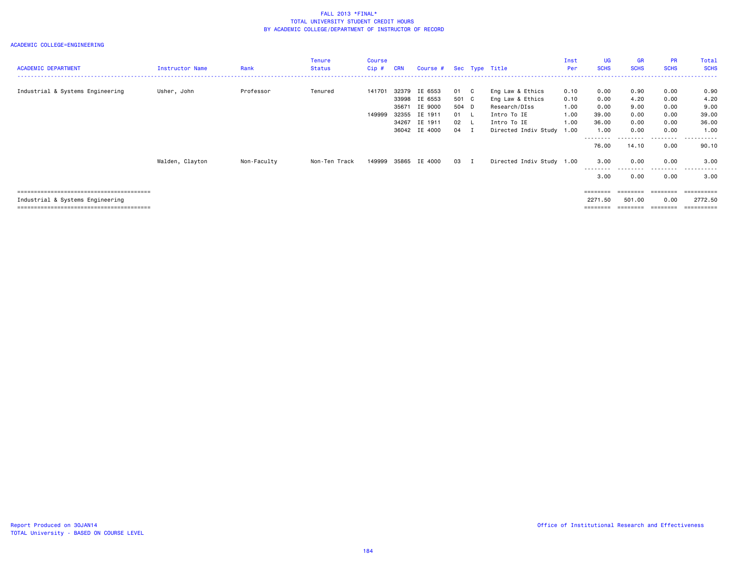FALL 2013 *FINAL*
TOTAL UNIVERSITY STUDENT CREDIT HOURS
BY ACADEMIC COLLEGE/DEPARTMENT OF INSTRUCTOR OF RECORD

ACADEMIC COLLEGE=ENGINEERING

| ACADEMIC DEPARTMENT | Instructor Name | Rank | Tenure Status | Course Cip # | CRN | Course # | Sec | Type | Title | Inst Per | UG SCHS | GR SCHS | PR SCHS | Total SCHS |
|---|---|---|---|---|---|---|---|---|---|---|---|---|---|---|
| Industrial & Systems Engineering | Usher, John | Professor | Tenured | 141701 | 32379 | IE 6553 | 01 | C | Eng Law & Ethics | 0.10 | 0.00 | 0.90 | 0.00 | 0.90 |
| | | | | | 33998 | IE 6553 | 501 | C | Eng Law & Ethics | 0.10 | 0.00 | 4.20 | 0.00 | 4.20 |
| | | | | | 35671 | IE 9000 | 504 | D | Research/DIss | 1.00 | 0.00 | 9.00 | 0.00 | 9.00 |
| | | | | 149999 | 32355 | IE 1911 | 01 | L | Intro To IE | 1.00 | 39.00 | 0.00 | 0.00 | 39.00 |
| | | | | | 34267 | IE 1911 | 02 | L | Intro To IE | 1.00 | 36.00 | 0.00 | 0.00 | 36.00 |
| | | | | | 36042 | IE 4000 | 04 | I | Directed Indiv Study | 1.00 | 1.00 | 0.00 | 0.00 | 1.00 |
| | | | | | | | | | | | 76.00 | 14.10 | 0.00 | 90.10 |
| | Walden, Clayton | Non-Faculty | Non-Ten Track | 149999 | 35865 | IE 4000 | 03 | I | Directed Indiv Study | 1.00 | 3.00 | 0.00 | 0.00 | 3.00 |
| | | | | | | | | | | | 3.00 | 0.00 | 0.00 | 3.00 |
| Industrial & Systems Engineering | | | | | | | | | | | 2271.50 | 501.00 | 0.00 | 2772.50 |

Report Produced on 30JAN14
TOTAL University - BASED ON COURSE LEVEL

Office of Institutional Research and Effectiveness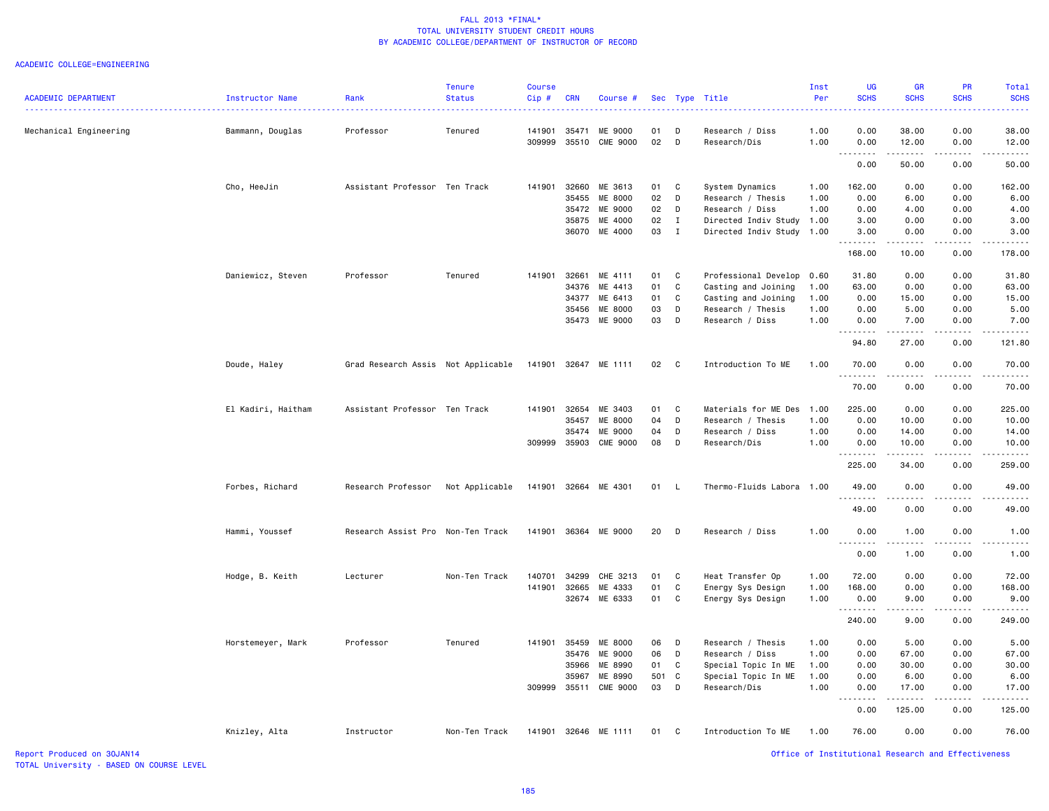FALL 2013 *FINAL*
TOTAL UNIVERSITY STUDENT CREDIT HOURS
BY ACADEMIC COLLEGE/DEPARTMENT OF INSTRUCTOR OF RECORD

ACADEMIC COLLEGE=ENGINEERING

| ACADEMIC DEPARTMENT | Instructor Name | Rank | Tenure Status | Course Cip # | CRN | Course # | Sec | Type | Title | Inst Per | UG SCHS | GR SCHS | PR SCHS | Total SCHS |
|---|---|---|---|---|---|---|---|---|---|---|---|---|---|---|
| Mechanical Engineering | Bammann, Douglas | Professor | Tenured | 141901 | 35471 | ME 9000 | 01 | D | Research / Diss | 1.00 | 0.00 | 38.00 | 0.00 | 38.00 |
| | | | | 309999 | 35510 | CME 9000 | 02 | D | Research/Dis | 1.00 | 0.00 | 12.00 | 0.00 | 12.00 |
| | | | | | | | | | | | 0.00 | 50.00 | 0.00 | 50.00 |
| | Cho, HeeJin | Assistant Professor | Ten Track | 141901 | 32660 | ME 3613 | 01 | C | System Dynamics | 1.00 | 162.00 | 0.00 | 0.00 | 162.00 |
| | | | | | 35455 | ME 8000 | 02 | D | Research / Thesis | 1.00 | 0.00 | 6.00 | 0.00 | 6.00 |
| | | | | | 35472 | ME 9000 | 02 | D | Research / Diss | 1.00 | 0.00 | 4.00 | 0.00 | 4.00 |
| | | | | | 35875 | ME 4000 | 02 | I | Directed Indiv Study | 1.00 | 3.00 | 0.00 | 0.00 | 3.00 |
| | | | | | 36070 | ME 4000 | 03 | I | Directed Indiv Study | 1.00 | 3.00 | 0.00 | 0.00 | 3.00 |
| | | | | | | | | | | | 168.00 | 10.00 | 0.00 | 178.00 |
| | Daniewicz, Steven | Professor | Tenured | 141901 | 32661 | ME 4111 | 01 | C | Professional Develop | 0.60 | 31.80 | 0.00 | 0.00 | 31.80 |
| | | | | | 34376 | ME 4413 | 01 | C | Casting and Joining | 1.00 | 63.00 | 0.00 | 0.00 | 63.00 |
| | | | | | 34377 | ME 6413 | 01 | C | Casting and Joining | 1.00 | 0.00 | 15.00 | 0.00 | 15.00 |
| | | | | | 35456 | ME 8000 | 03 | D | Research / Thesis | 1.00 | 0.00 | 5.00 | 0.00 | 5.00 |
| | | | | | 35473 | ME 9000 | 03 | D | Research / Diss | 1.00 | 0.00 | 7.00 | 0.00 | 7.00 |
| | | | | | | | | | | | 94.80 | 27.00 | 0.00 | 121.80 |
| | Doude, Haley | Grad Research Assis | Not Applicable | 141901 | 32647 | ME 1111 | 02 | C | Introduction To ME | 1.00 | 70.00 | 0.00 | 0.00 | 70.00 |
| | | | | | | | | | | | 70.00 | 0.00 | 0.00 | 70.00 |
| | El Kadiri, Haitham | Assistant Professor | Ten Track | 141901 | 32654 | ME 3403 | 01 | C | Materials for ME Des | 1.00 | 225.00 | 0.00 | 0.00 | 225.00 |
| | | | | | 35457 | ME 8000 | 04 | D | Research / Thesis | 1.00 | 0.00 | 10.00 | 0.00 | 10.00 |
| | | | | | 35474 | ME 9000 | 04 | D | Research / Diss | 1.00 | 0.00 | 14.00 | 0.00 | 14.00 |
| | | | | 309999 | 35903 | CME 9000 | 08 | D | Research/Dis | 1.00 | 0.00 | 10.00 | 0.00 | 10.00 |
| | | | | | | | | | | | 225.00 | 34.00 | 0.00 | 259.00 |
| | Forbes, Richard | Research Professor | Not Applicable | 141901 | 32664 | ME 4301 | 01 | L | Thermo-Fluids Labora | 1.00 | 49.00 | 0.00 | 0.00 | 49.00 |
| | | | | | | | | | | | 49.00 | 0.00 | 0.00 | 49.00 |
| | Hammi, Youssef | Research Assist Pro | Non-Ten Track | 141901 | 36364 | ME 9000 | 20 | D | Research / Diss | 1.00 | 0.00 | 1.00 | 0.00 | 1.00 |
| | | | | | | | | | | | 0.00 | 1.00 | 0.00 | 1.00 |
| | Hodge, B. Keith | Lecturer | Non-Ten Track | 140701 | 34299 | CHE 3213 | 01 | C | Heat Transfer Op | 1.00 | 72.00 | 0.00 | 0.00 | 72.00 |
| | | | | 141901 | 32665 | ME 4333 | 01 | C | Energy Sys Design | 1.00 | 168.00 | 0.00 | 0.00 | 168.00 |
| | | | | | 32674 | ME 6333 | 01 | C | Energy Sys Design | 1.00 | 0.00 | 9.00 | 0.00 | 9.00 |
| | | | | | | | | | | | 240.00 | 9.00 | 0.00 | 249.00 |
| | Horstemeyer, Mark | Professor | Tenured | 141901 | 35459 | ME 8000 | 06 | D | Research / Thesis | 1.00 | 0.00 | 5.00 | 0.00 | 5.00 |
| | | | | | 35476 | ME 9000 | 06 | D | Research / Diss | 1.00 | 0.00 | 67.00 | 0.00 | 67.00 |
| | | | | | 35966 | ME 8990 | 01 | C | Special Topic In ME | 1.00 | 0.00 | 30.00 | 0.00 | 30.00 |
| | | | | | 35967 | ME 8990 | 501 | C | Special Topic In ME | 1.00 | 0.00 | 6.00 | 0.00 | 6.00 |
| | | | | 309999 | 35511 | CME 9000 | 03 | D | Research/Dis | 1.00 | 0.00 | 17.00 | 0.00 | 17.00 |
| | | | | | | | | | | | 0.00 | 125.00 | 0.00 | 125.00 |
| | Knizley, Alta | Instructor | Non-Ten Track | 141901 | 32646 | ME 1111 | 01 | C | Introduction To ME | 1.00 | 76.00 | 0.00 | 0.00 | 76.00 |

Report Produced on 30JAN14
TOTAL University - BASED ON COURSE LEVEL

Office of Institutional Research and Effectiveness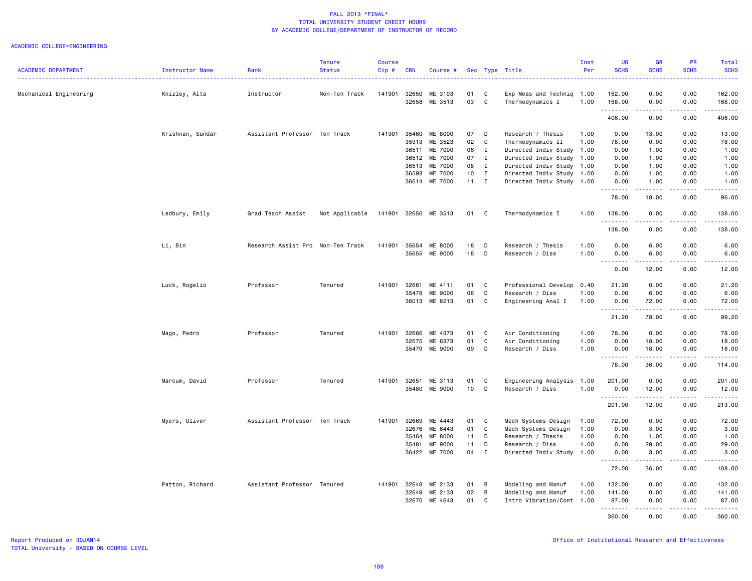FALL 2013 *FINAL*
TOTAL UNIVERSITY STUDENT CREDIT HOURS
BY ACADEMIC COLLEGE/DEPARTMENT OF INSTRUCTOR OF RECORD

ACADEMIC COLLEGE=ENGINEERING

| ACADEMIC DEPARTMENT | Instructor Name | Rank | Tenure Status | Course Cip # | CRN | Course # | Sec | Type | Title | Inst Per | UG SCHS | GR SCHS | PR SCHS | Total SCHS |
|---|---|---|---|---|---|---|---|---|---|---|---|---|---|---|
| Mechanical Engineering | Knizley, Alta | Instructor | Non-Ten Track | 141901 | 32650 | ME 3103 | 01 | C | Exp Meas and Techniq | 1.00 | 162.00 | 0.00 | 0.00 | 162.00 |
| | | | | | 32658 | ME 3513 | 03 | C | Thermodynamics I | 1.00 | 168.00 | 0.00 | 0.00 | 168.00 |
| | | | | | | | | | | | 406.00 | 0.00 | 0.00 | 406.00 |
| | Krishnan, Sundar | Assistant Professor | Ten Track | 141901 | 35460 | ME 8000 | 07 | D | Research / Thesis | 1.00 | 0.00 | 13.00 | 0.00 | 13.00 |
| | | | | | 35913 | ME 3523 | 02 | C | Thermodynamics II | 1.00 | 78.00 | 0.00 | 0.00 | 78.00 |
| | | | | | 36511 | ME 7000 | 06 | I | Directed Indiv Study | 1.00 | 0.00 | 1.00 | 0.00 | 1.00 |
| | | | | | 36512 | ME 7000 | 07 | I | Directed Indiv Study | 1.00 | 0.00 | 1.00 | 0.00 | 1.00 |
| | | | | | 36513 | ME 7000 | 08 | I | Directed Indiv Study | 1.00 | 0.00 | 1.00 | 0.00 | 1.00 |
| | | | | | 36593 | ME 7000 | 10 | I | Directed Indiv Study | 1.00 | 0.00 | 1.00 | 0.00 | 1.00 |
| | | | | | 36614 | ME 7000 | 11 | I | Directed Indiv Study | 1.00 | 0.00 | 1.00 | 0.00 | 1.00 |
| | | | | | | | | | | | 78.00 | 18.00 | 0.00 | 96.00 |
| | Ledbury, Emily | Grad Teach Assist | Not Applicable | 141901 | 32656 | ME 3513 | 01 | C | Thermodynamics I | 1.00 | 138.00 | 0.00 | 0.00 | 138.00 |
| | | | | | | | | | | | 138.00 | 0.00 | 0.00 | 138.00 |
| | Li, Bin | Research Assist Pro | Non-Ten Track | 141901 | 35654 | ME 8000 | 18 | D | Research / Thesis | 1.00 | 0.00 | 6.00 | 0.00 | 6.00 |
| | | | | | 35655 | ME 9000 | 18 | D | Research / Diss | 1.00 | 0.00 | 6.00 | 0.00 | 6.00 |
| | | | | | | | | | | | 0.00 | 12.00 | 0.00 | 12.00 |
| | Luck, Rogelio | Professor | Tenured | 141901 | 32661 | ME 4111 | 01 | C | Professional Develop | 0.40 | 21.20 | 0.00 | 0.00 | 21.20 |
| | | | | | 35478 | ME 9000 | 08 | D | Research / Diss | 1.00 | 0.00 | 6.00 | 0.00 | 6.00 |
| | | | | | 36013 | ME 8213 | 01 | C | Engineering Anal I | 1.00 | 0.00 | 72.00 | 0.00 | 72.00 |
| | | | | | | | | | | | 21.20 | 78.00 | 0.00 | 99.20 |
| | Mago, Pedro | Professor | Tenured | 141901 | 32666 | ME 4373 | 01 | C | Air Conditioning | 1.00 | 78.00 | 0.00 | 0.00 | 78.00 |
| | | | | | 32675 | ME 6373 | 01 | C | Air Conditioning | 1.00 | 0.00 | 18.00 | 0.00 | 18.00 |
| | | | | | 35479 | ME 9000 | 09 | D | Research / Diss | 1.00 | 0.00 | 18.00 | 0.00 | 18.00 |
| | | | | | | | | | | | 78.00 | 36.00 | 0.00 | 114.00 |
| | Marcum, David | Professor | Tenured | 141901 | 32651 | ME 3113 | 01 | C | Engineering Analysis | 1.00 | 201.00 | 0.00 | 0.00 | 201.00 |
| | | | | | 35480 | ME 9000 | 10 | D | Research / Diss | 1.00 | 0.00 | 12.00 | 0.00 | 12.00 |
| | | | | | | | | | | | 201.00 | 12.00 | 0.00 | 213.00 |
| | Myers, Oliver | Assistant Professor | Ten Track | 141901 | 32669 | ME 4443 | 01 | C | Mech Systems Design | 1.00 | 72.00 | 0.00 | 0.00 | 72.00 |
| | | | | | 32676 | ME 6443 | 01 | C | Mech Systems Design | 1.00 | 0.00 | 3.00 | 0.00 | 3.00 |
| | | | | | 35464 | ME 8000 | 11 | D | Research / Thesis | 1.00 | 0.00 | 1.00 | 0.00 | 1.00 |
| | | | | | 35481 | ME 9000 | 11 | D | Research / Diss | 1.00 | 0.00 | 29.00 | 0.00 | 29.00 |
| | | | | | 36422 | ME 7000 | 04 | I | Directed Indiv Study | 1.00 | 0.00 | 3.00 | 0.00 | 3.00 |
| | | | | | | | | | | | 72.00 | 36.00 | 0.00 | 108.00 |
| | Patton, Richard | Assistant Professor | Tenured | 141901 | 32648 | ME 2133 | 01 | B | Modeling and Manuf | 1.00 | 132.00 | 0.00 | 0.00 | 132.00 |
| | | | | | 32649 | ME 2133 | 02 | B | Modeling and Manuf | 1.00 | 141.00 | 0.00 | 0.00 | 141.00 |
| | | | | | 32670 | ME 4643 | 01 | C | Intro Vibration/Cont | 1.00 | 87.00 | 0.00 | 0.00 | 87.00 |
| | | | | | | | | | | | 360.00 | 0.00 | 0.00 | 360.00 |

Report Produced on 30JAN14
TOTAL University - BASED ON COURSE LEVEL

Office of Institutional Research and Effectiveness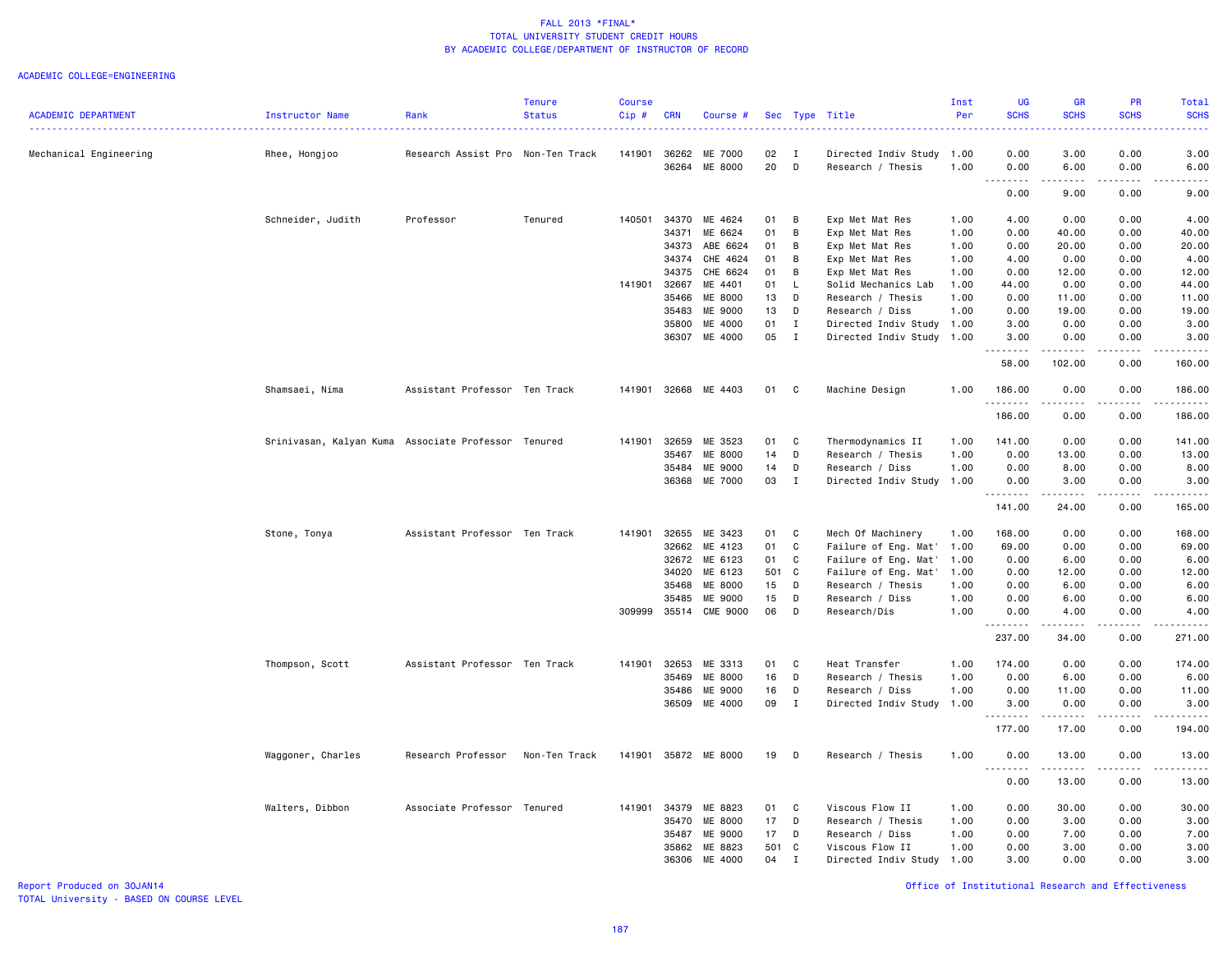# FALL 2013 *FINAL*
## TOTAL UNIVERSITY STUDENT CREDIT HOURS
## BY ACADEMIC COLLEGE/DEPARTMENT OF INSTRUCTOR OF RECORD

ACADEMIC COLLEGE=ENGINEERING

| ACADEMIC DEPARTMENT | Instructor Name | Rank | Tenure Status | Course Cip # | CRN | Course # | Sec | Type | Title | Inst Per | UG SCHS | GR SCHS | PR SCHS | Total SCHS |
|---|---|---|---|---|---|---|---|---|---|---|---|---|---|---|
| Mechanical Engineering | Rhee, Hongjoo | Research Assist Pro | Non-Ten Track | 141901 | 36262 | ME 7000 | 02 | I | Directed Indiv Study | 1.00 | 0.00 | 3.00 | 0.00 | 3.00 |
| | | | | | 36264 | ME 8000 | 20 | D | Research / Thesis | 1.00 | 0.00 | 6.00 | 0.00 | 6.00 |
| | | | | | | | | | | | 0.00 | 9.00 | 0.00 | 9.00 |
| | Schneider, Judith | Professor | Tenured | 140501 | 34370 | ME 4624 | 01 | B | Exp Met Mat Res | 1.00 | 4.00 | 0.00 | 0.00 | 4.00 |
| | | | | | 34371 | ME 6624 | 01 | B | Exp Met Mat Res | 1.00 | 0.00 | 40.00 | 0.00 | 40.00 |
| | | | | | 34373 | ABE 6624 | 01 | B | Exp Met Mat Res | 1.00 | 0.00 | 20.00 | 0.00 | 20.00 |
| | | | | | 34374 | CHE 4624 | 01 | B | Exp Met Mat Res | 1.00 | 4.00 | 0.00 | 0.00 | 4.00 |
| | | | | | 34375 | CHE 6624 | 01 | B | Exp Met Mat Res | 1.00 | 0.00 | 12.00 | 0.00 | 12.00 |
| | | | | 141901 | 32667 | ME 4401 | 01 | L | Solid Mechanics Lab | 1.00 | 44.00 | 0.00 | 0.00 | 44.00 |
| | | | | | 35466 | ME 8000 | 13 | D | Research / Thesis | 1.00 | 0.00 | 11.00 | 0.00 | 11.00 |
| | | | | | 35483 | ME 9000 | 13 | D | Research / Diss | 1.00 | 0.00 | 19.00 | 0.00 | 19.00 |
| | | | | | 35800 | ME 4000 | 01 | I | Directed Indiv Study | 1.00 | 3.00 | 0.00 | 0.00 | 3.00 |
| | | | | | 36307 | ME 4000 | 05 | I | Directed Indiv Study | 1.00 | 3.00 | 0.00 | 0.00 | 3.00 |
| | | | | | | | | | | | 58.00 | 102.00 | 0.00 | 160.00 |
| | Shamsaei, Nima | Assistant Professor | Ten Track | 141901 | 32668 | ME 4403 | 01 | C | Machine Design | 1.00 | 186.00 | 0.00 | 0.00 | 186.00 |
| | | | | | | | | | | | 186.00 | 0.00 | 0.00 | 186.00 |
| | Srinivasan, Kalyan Kuma | Associate Professor | Tenured | 141901 | 32659 | ME 3523 | 01 | C | Thermodynamics II | 1.00 | 141.00 | 0.00 | 0.00 | 141.00 |
| | | | | | 35467 | ME 8000 | 14 | D | Research / Thesis | 1.00 | 0.00 | 13.00 | 0.00 | 13.00 |
| | | | | | 35484 | ME 9000 | 14 | D | Research / Diss | 1.00 | 0.00 | 8.00 | 0.00 | 8.00 |
| | | | | | 36368 | ME 7000 | 03 | I | Directed Indiv Study | 1.00 | 0.00 | 3.00 | 0.00 | 3.00 |
| | | | | | | | | | | | 141.00 | 24.00 | 0.00 | 165.00 |
| | Stone, Tonya | Assistant Professor | Ten Track | 141901 | 32655 | ME 3423 | 01 | C | Mech Of Machinery | 1.00 | 168.00 | 0.00 | 0.00 | 168.00 |
| | | | | | 32662 | ME 4123 | 01 | C | Failure of Eng. Mat' | 1.00 | 69.00 | 0.00 | 0.00 | 69.00 |
| | | | | | 32672 | ME 6123 | 01 | C | Failure of Eng. Mat' | 1.00 | 0.00 | 6.00 | 0.00 | 6.00 |
| | | | | | 34020 | ME 6123 | 501 | C | Failure of Eng. Mat' | 1.00 | 0.00 | 12.00 | 0.00 | 12.00 |
| | | | | | 35468 | ME 8000 | 15 | D | Research / Thesis | 1.00 | 0.00 | 6.00 | 0.00 | 6.00 |
| | | | | | 35485 | ME 9000 | 15 | D | Research / Diss | 1.00 | 0.00 | 6.00 | 0.00 | 6.00 |
| | | | | 309999 | 35514 | CME 9000 | 06 | D | Research/Dis | 1.00 | 0.00 | 4.00 | 0.00 | 4.00 |
| | | | | | | | | | | | 237.00 | 34.00 | 0.00 | 271.00 |
| | Thompson, Scott | Assistant Professor | Ten Track | 141901 | 32653 | ME 3313 | 01 | C | Heat Transfer | 1.00 | 174.00 | 0.00 | 0.00 | 174.00 |
| | | | | | 35469 | ME 8000 | 16 | D | Research / Thesis | 1.00 | 0.00 | 6.00 | 0.00 | 6.00 |
| | | | | | 35486 | ME 9000 | 16 | D | Research / Diss | 1.00 | 0.00 | 11.00 | 0.00 | 11.00 |
| | | | | | 36509 | ME 4000 | 09 | I | Directed Indiv Study | 1.00 | 3.00 | 0.00 | 0.00 | 3.00 |
| | | | | | | | | | | | 177.00 | 17.00 | 0.00 | 194.00 |
| | Waggoner, Charles | Research Professor | Non-Ten Track | 141901 | 35872 | ME 8000 | 19 | D | Research / Thesis | 1.00 | 0.00 | 13.00 | 0.00 | 13.00 |
| | | | | | | | | | | | 0.00 | 13.00 | 0.00 | 13.00 |
| | Walters, Dibbon | Associate Professor | Tenured | 141901 | 34379 | ME 8823 | 01 | C | Viscous Flow II | 1.00 | 0.00 | 30.00 | 0.00 | 30.00 |
| | | | | | 35470 | ME 8000 | 17 | D | Research / Thesis | 1.00 | 0.00 | 3.00 | 0.00 | 3.00 |
| | | | | | 35487 | ME 9000 | 17 | D | Research / Diss | 1.00 | 0.00 | 7.00 | 0.00 | 7.00 |
| | | | | | 35862 | ME 8823 | 501 | C | Viscous Flow II | 1.00 | 0.00 | 3.00 | 0.00 | 3.00 |
| | | | | | 36306 | ME 4000 | 04 | I | Directed Indiv Study | 1.00 | 3.00 | 0.00 | 0.00 | 3.00 |

Report Produced on 30JAN14
TOTAL University - BASED ON COURSE LEVEL

Office of Institutional Research and Effectiveness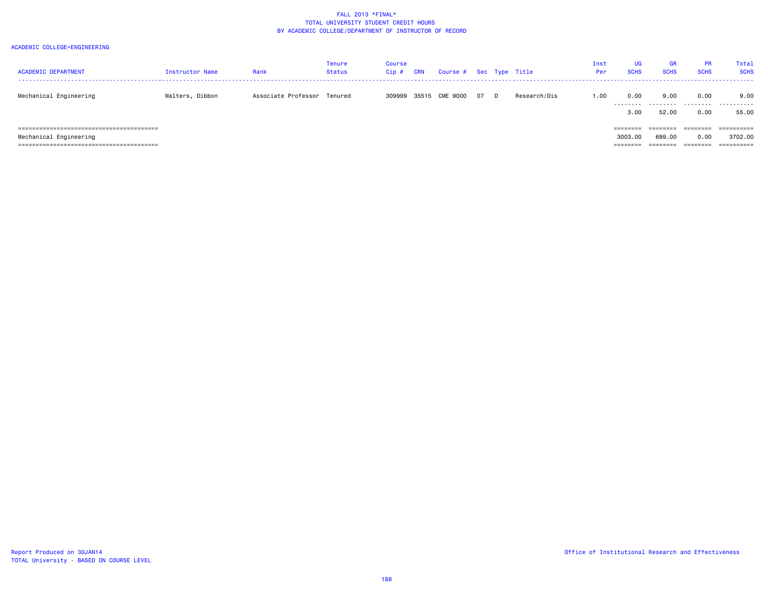FALL 2013 *FINAL*
TOTAL UNIVERSITY STUDENT CREDIT HOURS
BY ACADEMIC COLLEGE/DEPARTMENT OF INSTRUCTOR OF RECORD

ACADEMIC COLLEGE=ENGINEERING

| ACADEMIC DEPARTMENT | Instructor Name | Rank | Tenure Status | Course Cip # | CRN | Course # | Sec | Type | Title | Inst Per | UG SCHS | GR SCHS | PR SCHS | Total SCHS |
|---|---|---|---|---|---|---|---|---|---|---|---|---|---|---|
| Mechanical Engineering | Walters, Dibbon | Associate Professor | Tenured | 309999 | 35515 | CME 9000 | 07 | D | Research/Dis | 1.00 | 0.00 | 9.00 | 0.00 | 9.00 |
| | | | | | | | | | | | 3.00 | 52.00 | 0.00 | 55.00 |
| Mechanical Engineering | | | | | | | | | | | 3003.00 | 699.00 | 0.00 | 3702.00 |

Report Produced on 30JAN14
TOTAL University - BASED ON COURSE LEVEL

Office of Institutional Research and Effectiveness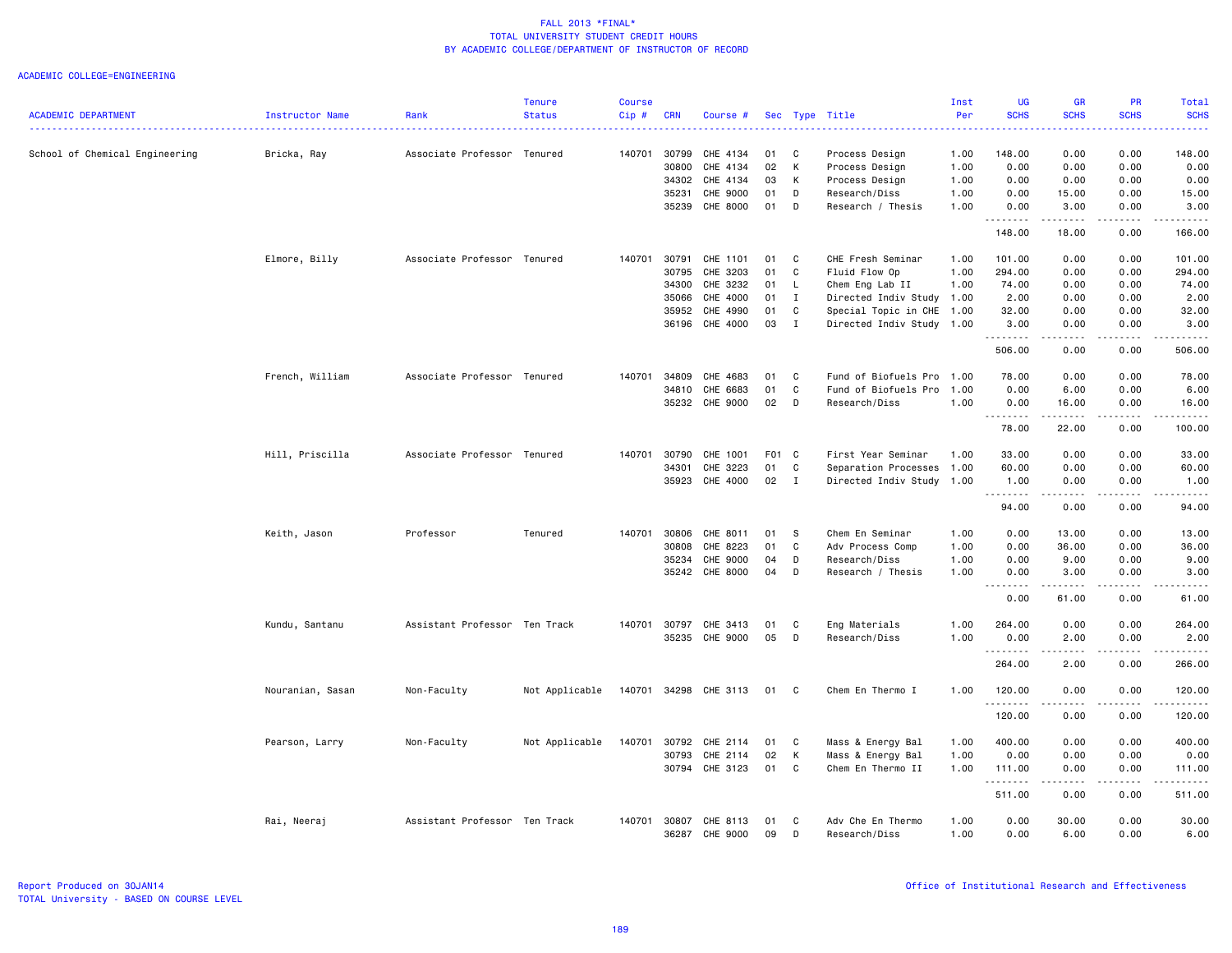# FALL 2013 *FINAL*
## TOTAL UNIVERSITY STUDENT CREDIT HOURS
## BY ACADEMIC COLLEGE/DEPARTMENT OF INSTRUCTOR OF RECORD

ACADEMIC COLLEGE=ENGINEERING

| ACADEMIC DEPARTMENT | Instructor Name | Rank | Tenure Status | Course Cip # | CRN | Course # | Sec | Type | Title | Inst Per | UG SCHS | GR SCHS | PR SCHS | Total SCHS |
|---|---|---|---|---|---|---|---|---|---|---|---|---|---|---|
| School of Chemical Engineering | Bricka, Ray | Associate Professor | Tenured | 140701 | 30799 | CHE 4134 | 01 | C | Process Design | 1.00 | 148.00 | 0.00 | 0.00 | 148.00 |
| | | | | | 30800 | CHE 4134 | 02 | K | Process Design | 1.00 | 0.00 | 0.00 | 0.00 | 0.00 |
| | | | | | 34302 | CHE 4134 | 03 | K | Process Design | 1.00 | 0.00 | 0.00 | 0.00 | 0.00 |
| | | | | | 35231 | CHE 9000 | 01 | D | Research/Diss | 1.00 | 0.00 | 15.00 | 0.00 | 15.00 |
| | | | | | 35239 | CHE 8000 | 01 | D | Research / Thesis | 1.00 | 0.00 | 3.00 | 0.00 | 3.00 |
| | | | | | | | | | | | 148.00 | 18.00 | 0.00 | 166.00 |
| | Elmore, Billy | Associate Professor | Tenured | 140701 | 30791 | CHE 1101 | 01 | C | CHE Fresh Seminar | 1.00 | 101.00 | 0.00 | 0.00 | 101.00 |
| | | | | | 30795 | CHE 3203 | 01 | C | Fluid Flow Op | 1.00 | 294.00 | 0.00 | 0.00 | 294.00 |
| | | | | | 34300 | CHE 3232 | 01 | L | Chem Eng Lab II | 1.00 | 74.00 | 0.00 | 0.00 | 74.00 |
| | | | | | 35066 | CHE 4000 | 01 | I | Directed Indiv Study | 1.00 | 2.00 | 0.00 | 0.00 | 2.00 |
| | | | | | 35952 | CHE 4990 | 01 | C | Special Topic in CHE | 1.00 | 32.00 | 0.00 | 0.00 | 32.00 |
| | | | | | 36196 | CHE 4000 | 03 | I | Directed Indiv Study | 1.00 | 3.00 | 0.00 | 0.00 | 3.00 |
| | | | | | | | | | | | 506.00 | 0.00 | 0.00 | 506.00 |
| | French, William | Associate Professor | Tenured | 140701 | 34809 | CHE 4683 | 01 | C | Fund of Biofuels Pro | 1.00 | 78.00 | 0.00 | 0.00 | 78.00 |
| | | | | | 34810 | CHE 6683 | 01 | C | Fund of Biofuels Pro | 1.00 | 0.00 | 6.00 | 0.00 | 6.00 |
| | | | | | 35232 | CHE 9000 | 02 | D | Research/Diss | 1.00 | 0.00 | 16.00 | 0.00 | 16.00 |
| | | | | | | | | | | | 78.00 | 22.00 | 0.00 | 100.00 |
| | Hill, Priscilla | Associate Professor | Tenured | 140701 | 30790 | CHE 1001 | F01 | C | First Year Seminar | 1.00 | 33.00 | 0.00 | 0.00 | 33.00 |
| | | | | | 34301 | CHE 3223 | 01 | C | Separation Processes | 1.00 | 60.00 | 0.00 | 0.00 | 60.00 |
| | | | | | 35923 | CHE 4000 | 02 | I | Directed Indiv Study | 1.00 | 1.00 | 0.00 | 0.00 | 1.00 |
| | | | | | | | | | | | 94.00 | 0.00 | 0.00 | 94.00 |
| | Keith, Jason | Professor | Tenured | 140701 | 30806 | CHE 8011 | 01 | S | Chem En Seminar | 1.00 | 0.00 | 13.00 | 0.00 | 13.00 |
| | | | | | 30808 | CHE 8223 | 01 | C | Adv Process Comp | 1.00 | 0.00 | 36.00 | 0.00 | 36.00 |
| | | | | | 35234 | CHE 9000 | 04 | D | Research/Diss | 1.00 | 0.00 | 9.00 | 0.00 | 9.00 |
| | | | | | 35242 | CHE 8000 | 04 | D | Research / Thesis | 1.00 | 0.00 | 3.00 | 0.00 | 3.00 |
| | | | | | | | | | | | 0.00 | 61.00 | 0.00 | 61.00 |
| | Kundu, Santanu | Assistant Professor | Ten Track | 140701 | 30797 | CHE 3413 | 01 | C | Eng Materials | 1.00 | 264.00 | 0.00 | 0.00 | 264.00 |
| | | | | | 35235 | CHE 9000 | 05 | D | Research/Diss | 1.00 | 0.00 | 2.00 | 0.00 | 2.00 |
| | | | | | | | | | | | 264.00 | 2.00 | 0.00 | 266.00 |
| | Nouranian, Sasan | Non-Faculty | Not Applicable | 140701 | 34298 | CHE 3113 | 01 | C | Chem En Thermo I | 1.00 | 120.00 | 0.00 | 0.00 | 120.00 |
| | | | | | | | | | | | 120.00 | 0.00 | 0.00 | 120.00 |
| | Pearson, Larry | Non-Faculty | Not Applicable | 140701 | 30792 | CHE 2114 | 01 | C | Mass & Energy Bal | 1.00 | 400.00 | 0.00 | 0.00 | 400.00 |
| | | | | | 30793 | CHE 2114 | 02 | K | Mass & Energy Bal | 1.00 | 0.00 | 0.00 | 0.00 | 0.00 |
| | | | | | 30794 | CHE 3123 | 01 | C | Chem En Thermo II | 1.00 | 111.00 | 0.00 | 0.00 | 111.00 |
| | | | | | | | | | | | 511.00 | 0.00 | 0.00 | 511.00 |
| | Rai, Neeraj | Assistant Professor | Ten Track | 140701 | 30807 | CHE 8113 | 01 | C | Adv Che En Thermo | 1.00 | 0.00 | 30.00 | 0.00 | 30.00 |
| | | | | | 36287 | CHE 9000 | 09 | D | Research/Diss | 1.00 | 0.00 | 6.00 | 0.00 | 6.00 |

Report Produced on 30JAN14
TOTAL University - BASED ON COURSE LEVEL

Office of Institutional Research and Effectiveness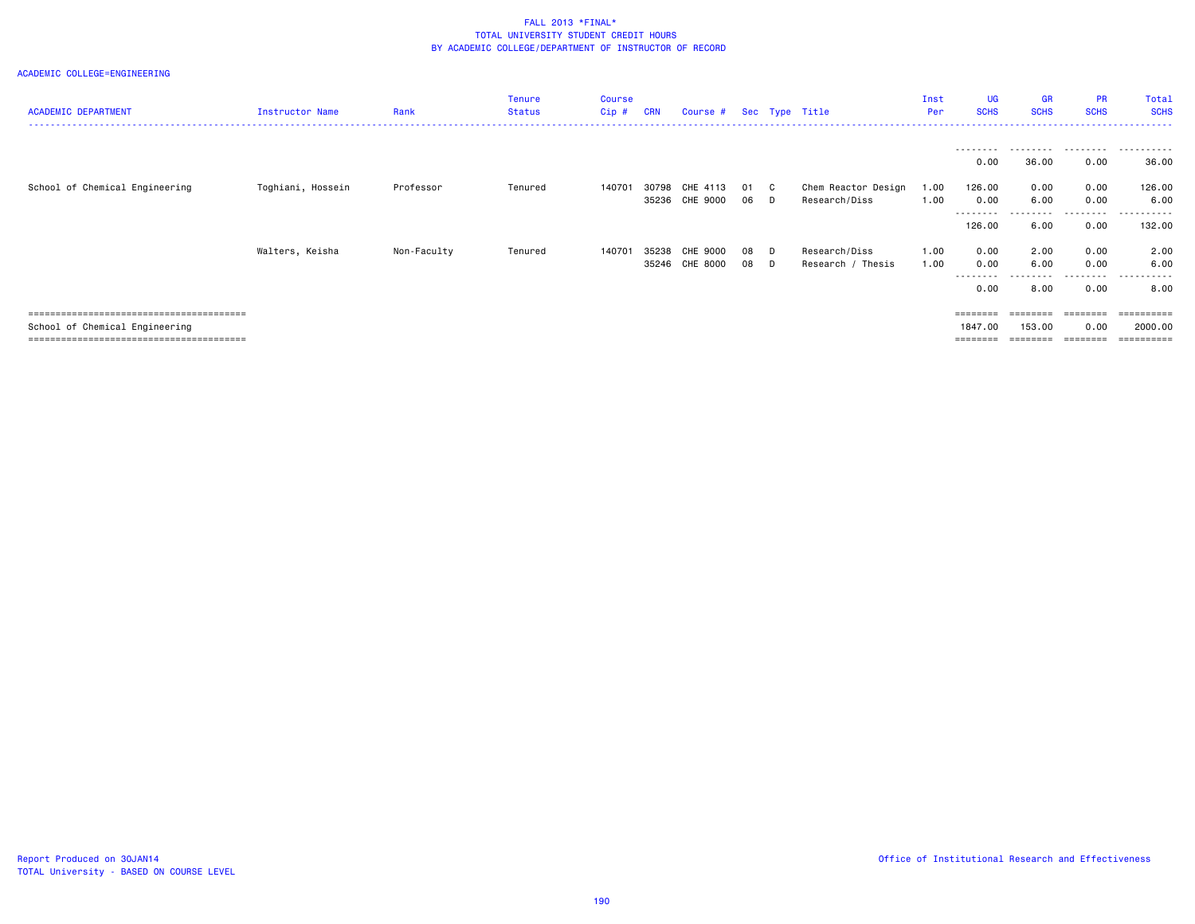FALL 2013 *FINAL*
TOTAL UNIVERSITY STUDENT CREDIT HOURS
BY ACADEMIC COLLEGE/DEPARTMENT OF INSTRUCTOR OF RECORD

ACADEMIC COLLEGE=ENGINEERING

| ACADEMIC DEPARTMENT | Instructor Name | Rank | Tenure Status | Course Cip # | CRN | Course # | Sec | Type | Title | Inst Per | UG SCHS | GR SCHS | PR SCHS | Total SCHS |
|---|---|---|---|---|---|---|---|---|---|---|---|---|---|---|
| | | | | | | | | | | | -------- | -------- | -------- | ---------- |
| | | | | | | | | | | | 0.00 | 36.00 | 0.00 | 36.00 |
| School of Chemical Engineering | Toghiani, Hossein | Professor | Tenured | 140701 | 30798 | CHE 4113 | 01 | C | Chem Reactor Design | 1.00 | 126.00 | 0.00 | 0.00 | 126.00 |
| | | | | | 35236 | CHE 9000 | 06 | D | Research/Diss | 1.00 | 0.00 | 6.00 | 0.00 | 6.00 |
| | | | | | | | | | | | -------- | -------- | -------- | ---------- |
| | | | | | | | | | | | 126.00 | 6.00 | 0.00 | 132.00 |
| | Walters, Keisha | Non-Faculty | Tenured | 140701 | 35238 | CHE 9000 | 08 | D | Research/Diss | 1.00 | 0.00 | 2.00 | 0.00 | 2.00 |
| | | | | | 35246 | CHE 8000 | 08 | D | Research / Thesis | 1.00 | 0.00 | 6.00 | 0.00 | 6.00 |
| | | | | | | | | | | | -------- | -------- | -------- | ---------- |
| | | | | | | | | | | | 0.00 | 8.00 | 0.00 | 8.00 |
| ======================================== | | | | | | | | | | | ======== | ======== | ======== | ========== |
| School of Chemical Engineering | | | | | | | | | | | 1847.00 | 153.00 | 0.00 | 2000.00 |
| ======================================== | | | | | | | | | | | ======== | ======== | ======== | ========== |

Report Produced on 30JAN14
TOTAL University - BASED ON COURSE LEVEL

Office of Institutional Research and Effectiveness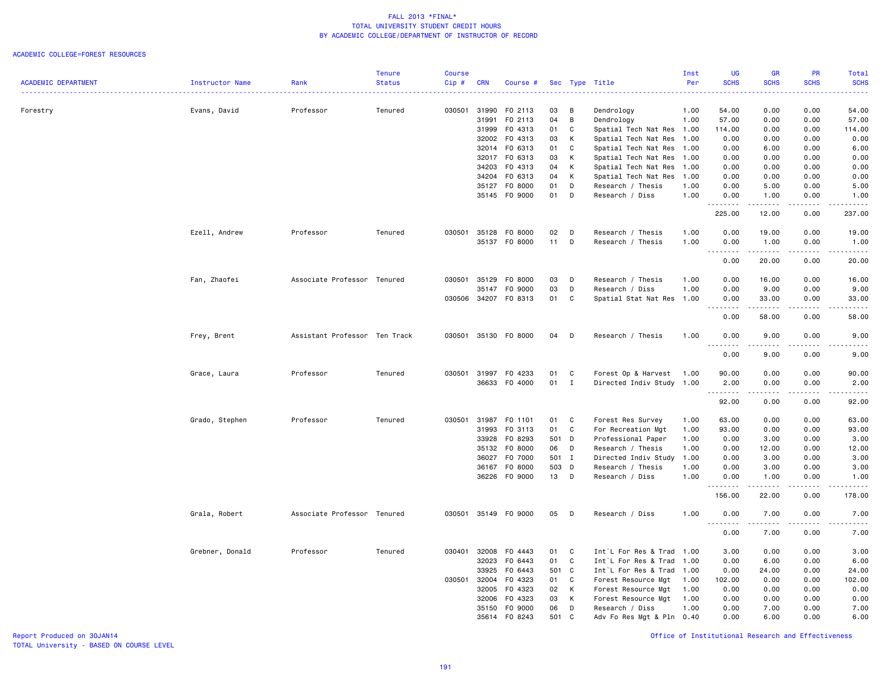# FALL 2013 *FINAL*
## TOTAL UNIVERSITY STUDENT CREDIT HOURS
### BY ACADEMIC COLLEGE/DEPARTMENT OF INSTRUCTOR OF RECORD

ACADEMIC COLLEGE=FOREST RESOURCES

| ACADEMIC DEPARTMENT | Instructor Name | Rank | Tenure Status | Course Cip # | CRN | Course # | Sec | Type | Title | Inst Per | UG SCHS | GR SCHS | PR SCHS | Total SCHS |
|---|---|---|---|---|---|---|---|---|---|---|---|---|---|---|
| Forestry | Evans, David | Professor | Tenured | 030501 | 31990 | FO 2113 | 03 | B | Dendrology | 1.00 | 54.00 | 0.00 | 0.00 | 54.00 |
| | | | | | 31991 | FO 2113 | 04 | B | Dendrology | 1.00 | 57.00 | 0.00 | 0.00 | 57.00 |
| | | | | | 31999 | FO 4313 | 01 | C | Spatial Tech Nat Res | 1.00 | 114.00 | 0.00 | 0.00 | 114.00 |
| | | | | | 32002 | FO 4313 | 03 | K | Spatial Tech Nat Res | 1.00 | 0.00 | 0.00 | 0.00 | 0.00 |
| | | | | | 32014 | FO 6313 | 01 | C | Spatial Tech Nat Res | 1.00 | 0.00 | 6.00 | 0.00 | 6.00 |
| | | | | | 32017 | FO 6313 | 03 | K | Spatial Tech Nat Res | 1.00 | 0.00 | 0.00 | 0.00 | 0.00 |
| | | | | | 34203 | FO 4313 | 04 | K | Spatial Tech Nat Res | 1.00 | 0.00 | 0.00 | 0.00 | 0.00 |
| | | | | | 34204 | FO 6313 | 04 | K | Spatial Tech Nat Res | 1.00 | 0.00 | 0.00 | 0.00 | 0.00 |
| | | | | | 35127 | FO 8000 | 01 | D | Research / Thesis | 1.00 | 0.00 | 5.00 | 0.00 | 5.00 |
| | | | | | 35145 | FO 9000 | 01 | D | Research / Diss | 1.00 | 0.00 | 1.00 | 0.00 | 1.00 |
| | | | | | | | | | | | 225.00 | 12.00 | 0.00 | 237.00 |
| | Ezell, Andrew | Professor | Tenured | 030501 | 35128 | FO 8000 | 02 | D | Research / Thesis | 1.00 | 0.00 | 19.00 | 0.00 | 19.00 |
| | | | | | 35137 | FO 8000 | 11 | D | Research / Thesis | 1.00 | 0.00 | 1.00 | 0.00 | 1.00 |
| | | | | | | | | | | | 0.00 | 20.00 | 0.00 | 20.00 |
| | Fan, Zhaofei | Associate Professor | Tenured | 030501 | 35129 | FO 8000 | 03 | D | Research / Thesis | 1.00 | 0.00 | 16.00 | 0.00 | 16.00 |
| | | | | | 35147 | FO 9000 | 03 | D | Research / Diss | 1.00 | 0.00 | 9.00 | 0.00 | 9.00 |
| | | | | 030506 | 34207 | FO 8313 | 01 | C | Spatial Stat Nat Res | 1.00 | 0.00 | 33.00 | 0.00 | 33.00 |
| | | | | | | | | | | | 0.00 | 58.00 | 0.00 | 58.00 |
| | Frey, Brent | Assistant Professor | Ten Track | 030501 | 35130 | FO 8000 | 04 | D | Research / Thesis | 1.00 | 0.00 | 9.00 | 0.00 | 9.00 |
| | | | | | | | | | | | 0.00 | 9.00 | 0.00 | 9.00 |
| | Grace, Laura | Professor | Tenured | 030501 | 31997 | FO 4233 | 01 | C | Forest Op & Harvest | 1.00 | 90.00 | 0.00 | 0.00 | 90.00 |
| | | | | | 36633 | FO 4000 | 01 | I | Directed Indiv Study | 1.00 | 2.00 | 0.00 | 0.00 | 2.00 |
| | | | | | | | | | | | 92.00 | 0.00 | 0.00 | 92.00 |
| | Grado, Stephen | Professor | Tenured | 030501 | 31987 | FO 1101 | 01 | C | Forest Res Survey | 1.00 | 63.00 | 0.00 | 0.00 | 63.00 |
| | | | | | 31993 | FO 3113 | 01 | C | For Recreation Mgt | 1.00 | 93.00 | 0.00 | 0.00 | 93.00 |
| | | | | | 33928 | FO 8293 | 501 | D | Professional Paper | 1.00 | 0.00 | 3.00 | 0.00 | 3.00 |
| | | | | | 35132 | FO 8000 | 06 | D | Research / Thesis | 1.00 | 0.00 | 12.00 | 0.00 | 12.00 |
| | | | | | 36027 | FO 7000 | 501 | I | Directed Indiv Study | 1.00 | 0.00 | 3.00 | 0.00 | 3.00 |
| | | | | | 36167 | FO 8000 | 503 | D | Research / Thesis | 1.00 | 0.00 | 3.00 | 0.00 | 3.00 |
| | | | | | 36226 | FO 9000 | 13 | D | Research / Diss | 1.00 | 0.00 | 1.00 | 0.00 | 1.00 |
| | | | | | | | | | | | 156.00 | 22.00 | 0.00 | 178.00 |
| | Grala, Robert | Associate Professor | Tenured | 030501 | 35149 | FO 9000 | 05 | D | Research / Diss | 1.00 | 0.00 | 7.00 | 0.00 | 7.00 |
| | | | | | | | | | | | 0.00 | 7.00 | 0.00 | 7.00 |
| | Grebner, Donald | Professor | Tenured | 030401 | 32008 | FO 4443 | 01 | C | Int`L For Res & Trad | 1.00 | 3.00 | 0.00 | 0.00 | 3.00 |
| | | | | | 32023 | FO 6443 | 01 | C | Int`L For Res & Trad | 1.00 | 0.00 | 6.00 | 0.00 | 6.00 |
| | | | | | 33925 | FO 6443 | 501 | C | Int`L For Res & Trad | 1.00 | 0.00 | 24.00 | 0.00 | 24.00 |
| | | | | 030501 | 32004 | FO 4323 | 01 | C | Forest Resource Mgt | 1.00 | 102.00 | 0.00 | 0.00 | 102.00 |
| | | | | | 32005 | FO 4323 | 02 | K | Forest Resource Mgt | 1.00 | 0.00 | 0.00 | 0.00 | 0.00 |
| | | | | | 32006 | FO 4323 | 03 | K | Forest Resource Mgt | 1.00 | 0.00 | 0.00 | 0.00 | 0.00 |
| | | | | | 35150 | FO 9000 | 06 | D | Research / Diss | 1.00 | 0.00 | 7.00 | 0.00 | 7.00 |
| | | | | | 35614 | FO 8243 | 501 | C | Adv Fo Res Mgt & Pln | 0.40 | 0.00 | 6.00 | 0.00 | 6.00 |

Report Produced on 30JAN14
TOTAL University - BASED ON COURSE LEVEL

Office of Institutional Research and Effectiveness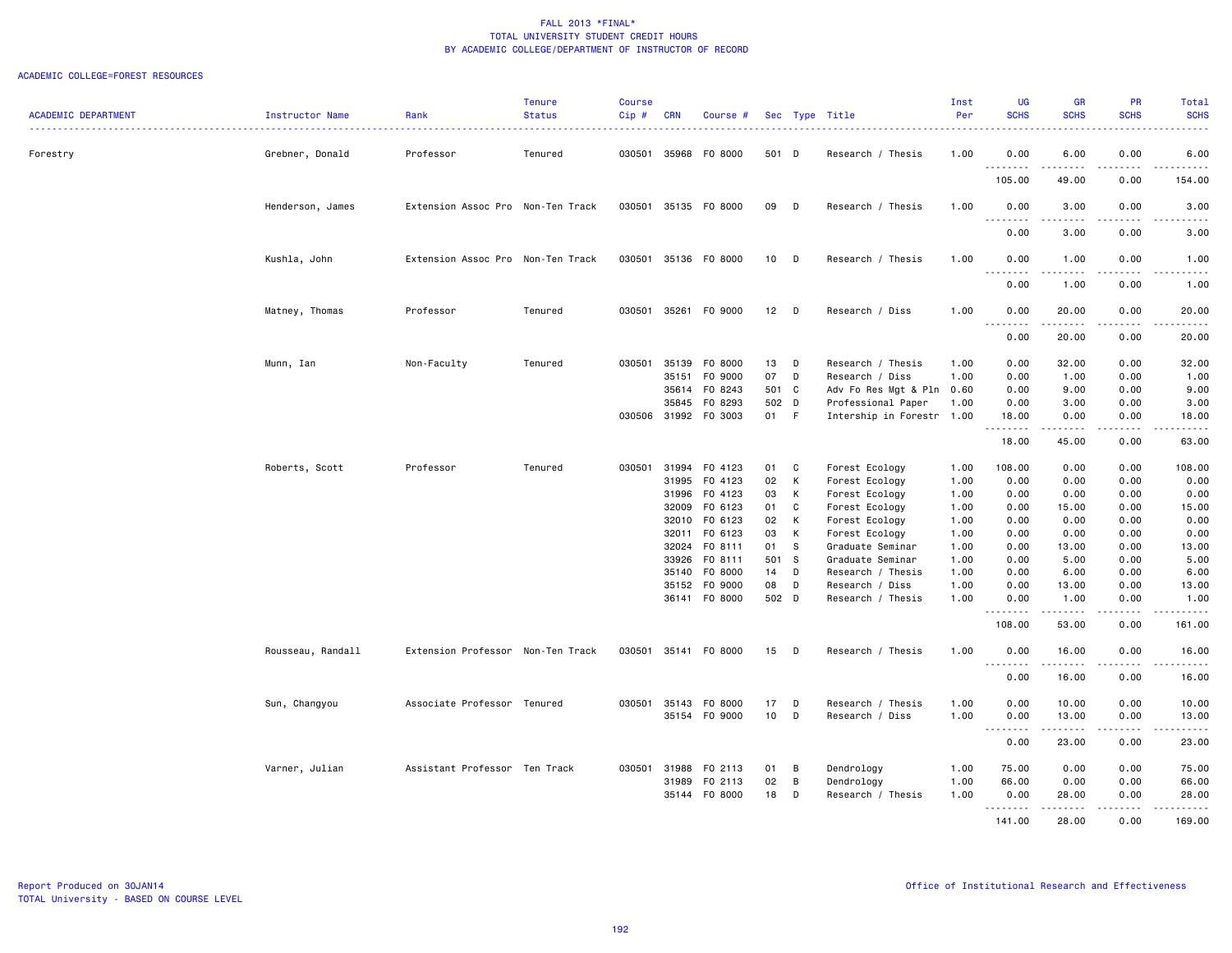FALL 2013 *FINAL*
TOTAL UNIVERSITY STUDENT CREDIT HOURS
BY ACADEMIC COLLEGE/DEPARTMENT OF INSTRUCTOR OF RECORD

ACADEMIC COLLEGE=FOREST RESOURCES

| ACADEMIC DEPARTMENT | Instructor Name | Rank | Tenure Status | Course Cip # | CRN | Course # | Sec | Type | Title | Inst Per | UG SCHS | GR SCHS | PR SCHS | Total SCHS |
|---|---|---|---|---|---|---|---|---|---|---|---|---|---|---|
| Forestry | Grebner, Donald | Professor | Tenured | 030501 | 35968 | FO 8000 | 501 | D | Research / Thesis | 1.00 | 0.00 | 6.00 | 0.00 | 6.00 |
| | | | | | | | | | | | 105.00 | 49.00 | 0.00 | 154.00 |
| | Henderson, James | Extension Assoc Pro | Non-Ten Track | 030501 | 35135 | FO 8000 | 09 | D | Research / Thesis | 1.00 | 0.00 | 3.00 | 0.00 | 3.00 |
| | | | | | | | | | | | 0.00 | 3.00 | 0.00 | 3.00 |
| | Kushla, John | Extension Assoc Pro | Non-Ten Track | 030501 | 35136 | FO 8000 | 10 | D | Research / Thesis | 1.00 | 0.00 | 1.00 | 0.00 | 1.00 |
| | | | | | | | | | | | 0.00 | 1.00 | 0.00 | 1.00 |
| | Matney, Thomas | Professor | Tenured | 030501 | 35261 | FO 9000 | 12 | D | Research / Diss | 1.00 | 0.00 | 20.00 | 0.00 | 20.00 |
| | | | | | | | | | | | 0.00 | 20.00 | 0.00 | 20.00 |
| | Munn, Ian | Non-Faculty | Tenured | 030501 | 35139 | FO 8000 | 13 | D | Research / Thesis | 1.00 | 0.00 | 32.00 | 0.00 | 32.00 |
| | | | | | 35151 | FO 9000 | 07 | D | Research / Diss | 1.00 | 0.00 | 1.00 | 0.00 | 1.00 |
| | | | | | 35614 | FO 8243 | 501 | C | Adv Fo Res Mgt & Pln | 0.60 | 0.00 | 9.00 | 0.00 | 9.00 |
| | | | | | 35845 | FO 8293 | 502 | D | Professional Paper | 1.00 | 0.00 | 3.00 | 0.00 | 3.00 |
| | | | | 030506 | 31992 | FO 3003 | 01 | F | Intership in Forestr | 1.00 | 18.00 | 0.00 | 0.00 | 18.00 |
| | | | | | | | | | | | 18.00 | 45.00 | 0.00 | 63.00 |
| | Roberts, Scott | Professor | Tenured | 030501 | 31994 | FO 4123 | 01 | C | Forest Ecology | 1.00 | 108.00 | 0.00 | 0.00 | 108.00 |
| | | | | | 31995 | FO 4123 | 02 | K | Forest Ecology | 1.00 | 0.00 | 0.00 | 0.00 | 0.00 |
| | | | | | 31996 | FO 4123 | 03 | K | Forest Ecology | 1.00 | 0.00 | 0.00 | 0.00 | 0.00 |
| | | | | | 32009 | FO 6123 | 01 | C | Forest Ecology | 1.00 | 0.00 | 15.00 | 0.00 | 15.00 |
| | | | | | 32010 | FO 6123 | 02 | K | Forest Ecology | 1.00 | 0.00 | 0.00 | 0.00 | 0.00 |
| | | | | | 32011 | FO 6123 | 03 | K | Forest Ecology | 1.00 | 0.00 | 0.00 | 0.00 | 0.00 |
| | | | | | 32024 | FO 8111 | 01 | S | Graduate Seminar | 1.00 | 0.00 | 13.00 | 0.00 | 13.00 |
| | | | | | 33926 | FO 8111 | 501 | S | Graduate Seminar | 1.00 | 0.00 | 5.00 | 0.00 | 5.00 |
| | | | | | 35140 | FO 8000 | 14 | D | Research / Thesis | 1.00 | 0.00 | 6.00 | 0.00 | 6.00 |
| | | | | | 35152 | FO 9000 | 08 | D | Research / Diss | 1.00 | 0.00 | 13.00 | 0.00 | 13.00 |
| | | | | | 36141 | FO 8000 | 502 | D | Research / Thesis | 1.00 | 0.00 | 1.00 | 0.00 | 1.00 |
| | | | | | | | | | | | 108.00 | 53.00 | 0.00 | 161.00 |
| | Rousseau, Randall | Extension Professor | Non-Ten Track | 030501 | 35141 | FO 8000 | 15 | D | Research / Thesis | 1.00 | 0.00 | 16.00 | 0.00 | 16.00 |
| | | | | | | | | | | | 0.00 | 16.00 | 0.00 | 16.00 |
| | Sun, Changyou | Associate Professor | Tenured | 030501 | 35143 | FO 8000 | 17 | D | Research / Thesis | 1.00 | 0.00 | 10.00 | 0.00 | 10.00 |
| | | | | | 35154 | FO 9000 | 10 | D | Research / Diss | 1.00 | 0.00 | 13.00 | 0.00 | 13.00 |
| | | | | | | | | | | | 0.00 | 23.00 | 0.00 | 23.00 |
| | Varner, Julian | Assistant Professor | Ten Track | 030501 | 31988 | FO 2113 | 01 | B | Dendrology | 1.00 | 75.00 | 0.00 | 0.00 | 75.00 |
| | | | | | 31989 | FO 2113 | 02 | B | Dendrology | 1.00 | 66.00 | 0.00 | 0.00 | 66.00 |
| | | | | | 35144 | FO 8000 | 18 | D | Research / Thesis | 1.00 | 0.00 | 28.00 | 0.00 | 28.00 |
| | | | | | | | | | | | 141.00 | 28.00 | 0.00 | 169.00 |

Report Produced on 30JAN14
TOTAL University - BASED ON COURSE LEVEL

Office of Institutional Research and Effectiveness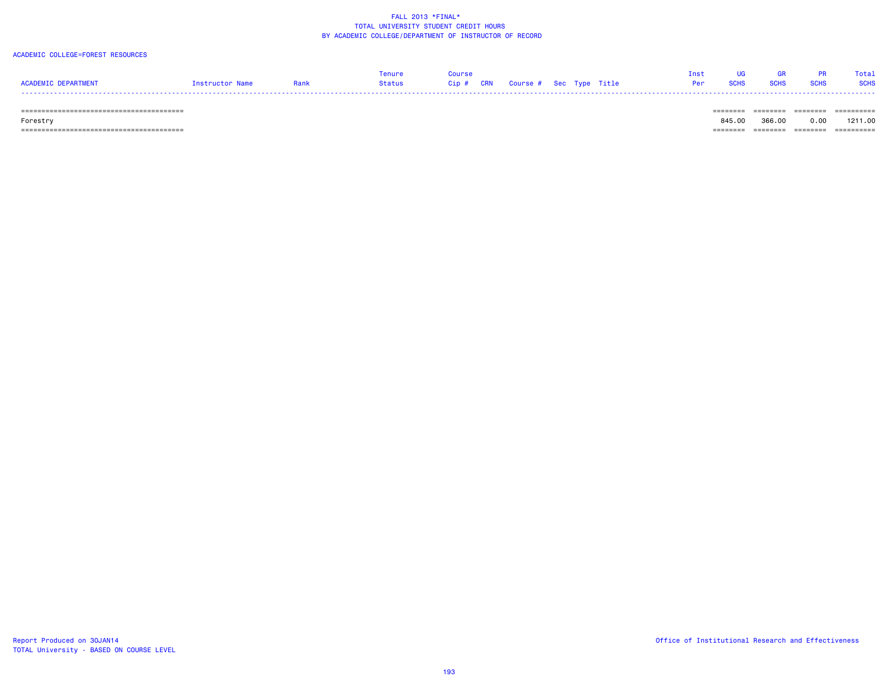FALL 2013 *FINAL*
TOTAL UNIVERSITY STUDENT CREDIT HOURS
BY ACADEMIC COLLEGE/DEPARTMENT OF INSTRUCTOR OF RECORD

ACADEMIC COLLEGE=FOREST RESOURCES

| ACADEMIC DEPARTMENT | Instructor Name | Rank | Tenure Status | Course Cip # | CRN | Course # | Sec | Type | Title | Inst Per | UG SCHS | GR SCHS | PR SCHS | Total SCHS |
|---|---|---|---|---|---|---|---|---|---|---|---|---|---|---|
| Forestry | | | | | | | | | | | 845.00 | 366.00 | 0.00 | 1211.00 |

Report Produced on 30JAN14
TOTAL University - BASED ON COURSE LEVEL

Office of Institutional Research and Effectiveness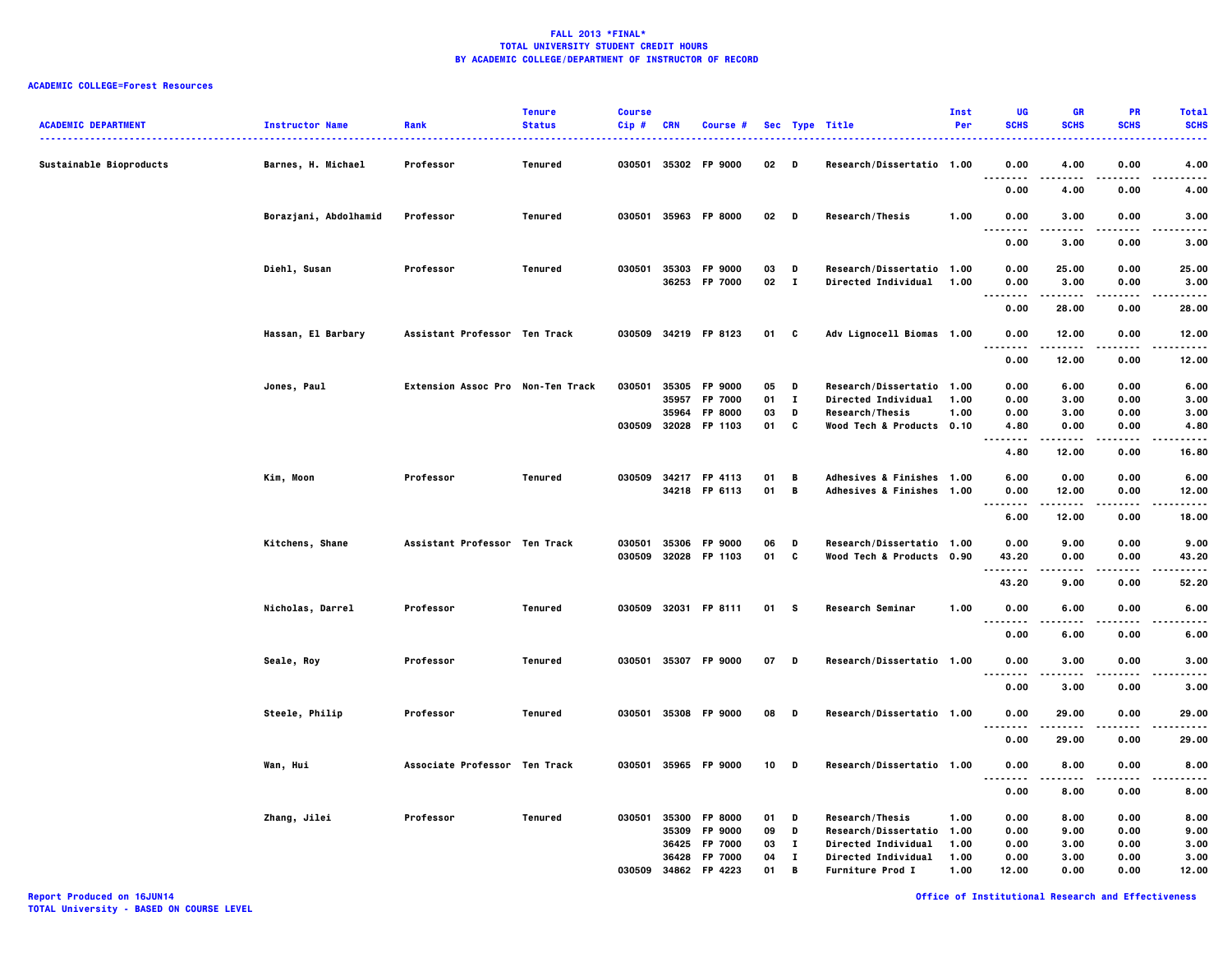**FALL 2013 *FINAL***
**TOTAL UNIVERSITY STUDENT CREDIT HOURS**
**BY ACADEMIC COLLEGE/DEPARTMENT OF INSTRUCTOR OF RECORD**

**ACADEMIC COLLEGE=Forest Resources**

| ACADEMIC DEPARTMENT | Instructor Name | Rank | Tenure Status | Course Cip # | CRN | Course # | Sec | Type | Title | Inst Per | UG SCHS | GR SCHS | PR SCHS | Total SCHS |
|---|---|---|---|---|---|---|---|---|---|---|---|---|---|---|
| Sustainable Bioproducts | Barnes, H. Michael | Professor | Tenured | 030501 | 35302 | FP 9000 | 02 | D | Research/Dissertatio | 1.00 | 0.00 | 4.00 | 0.00 | 4.00 |
| | | | | | | | | | | | 0.00 | 4.00 | 0.00 | 4.00 |
| | Borazjani, Abdolhamid | Professor | Tenured | 030501 | 35963 | FP 8000 | 02 | D | Research/Thesis | 1.00 | 0.00 | 3.00 | 0.00 | 3.00 |
| | | | | | | | | | | | 0.00 | 3.00 | 0.00 | 3.00 |
| | Diehl, Susan | Professor | Tenured | 030501 | 35303 | FP 9000 | 03 | D | Research/Dissertatio | 1.00 | 0.00 | 25.00 | 0.00 | 25.00 |
| | | | | | 36253 | FP 7000 | 02 | I | Directed Individual | 1.00 | 0.00 | 3.00 | 0.00 | 3.00 |
| | | | | | | | | | | | 0.00 | 28.00 | 0.00 | 28.00 |
| | Hassan, El Barbary | Assistant Professor | Ten Track | 030509 | 34219 | FP 8123 | 01 | C | Adv Lignocell Biomas | 1.00 | 0.00 | 12.00 | 0.00 | 12.00 |
| | | | | | | | | | | | 0.00 | 12.00 | 0.00 | 12.00 |
| | Jones, Paul | Extension Assoc Pro | Non-Ten Track | 030501 | 35305 | FP 9000 | 05 | D | Research/Dissertatio | 1.00 | 0.00 | 6.00 | 0.00 | 6.00 |
| | | | | | 35957 | FP 7000 | 01 | I | Directed Individual | 1.00 | 0.00 | 3.00 | 0.00 | 3.00 |
| | | | | | 35964 | FP 8000 | 03 | D | Research/Thesis | 1.00 | 0.00 | 3.00 | 0.00 | 3.00 |
| | | | | 030509 | 32028 | FP 1103 | 01 | C | Wood Tech & Products | 0.10 | 4.80 | 0.00 | 0.00 | 4.80 |
| | | | | | | | | | | | 4.80 | 12.00 | 0.00 | 16.80 |
| | Kim, Moon | Professor | Tenured | 030509 | 34217 | FP 4113 | 01 | B | Adhesives & Finishes | 1.00 | 6.00 | 0.00 | 0.00 | 6.00 |
| | | | | | 34218 | FP 6113 | 01 | B | Adhesives & Finishes | 1.00 | 0.00 | 12.00 | 0.00 | 12.00 |
| | | | | | | | | | | | 6.00 | 12.00 | 0.00 | 18.00 |
| | Kitchens, Shane | Assistant Professor | Ten Track | 030501 | 35306 | FP 9000 | 06 | D | Research/Dissertatio | 1.00 | 0.00 | 9.00 | 0.00 | 9.00 |
| | | | | 030509 | 32028 | FP 1103 | 01 | C | Wood Tech & Products | 0.90 | 43.20 | 0.00 | 0.00 | 43.20 |
| | | | | | | | | | | | 43.20 | 9.00 | 0.00 | 52.20 |
| | Nicholas, Darrel | Professor | Tenured | 030509 | 32031 | FP 8111 | 01 | S | Research Seminar | 1.00 | 0.00 | 6.00 | 0.00 | 6.00 |
| | | | | | | | | | | | 0.00 | 6.00 | 0.00 | 6.00 |
| | Seale, Roy | Professor | Tenured | 030501 | 35307 | FP 9000 | 07 | D | Research/Dissertatio | 1.00 | 0.00 | 3.00 | 0.00 | 3.00 |
| | | | | | | | | | | | 0.00 | 3.00 | 0.00 | 3.00 |
| | Steele, Philip | Professor | Tenured | 030501 | 35308 | FP 9000 | 08 | D | Research/Dissertatio | 1.00 | 0.00 | 29.00 | 0.00 | 29.00 |
| | | | | | | | | | | | 0.00 | 29.00 | 0.00 | 29.00 |
| | Wan, Hui | Associate Professor | Ten Track | 030501 | 35965 | FP 9000 | 10 | D | Research/Dissertatio | 1.00 | 0.00 | 8.00 | 0.00 | 8.00 |
| | | | | | | | | | | | 0.00 | 8.00 | 0.00 | 8.00 |
| | Zhang, Jilei | Professor | Tenured | 030501 | 35300 | FP 8000 | 01 | D | Research/Thesis | 1.00 | 0.00 | 8.00 | 0.00 | 8.00 |
| | | | | | 35309 | FP 9000 | 09 | D | Research/Dissertatio | 1.00 | 0.00 | 9.00 | 0.00 | 9.00 |
| | | | | | 36425 | FP 7000 | 03 | I | Directed Individual | 1.00 | 0.00 | 3.00 | 0.00 | 3.00 |
| | | | | | 36428 | FP 7000 | 04 | I | Directed Individual | 1.00 | 0.00 | 3.00 | 0.00 | 3.00 |
| | | | | 030509 | 34862 | FP 4223 | 01 | B | Furniture Prod I | 1.00 | 12.00 | 0.00 | 0.00 | 12.00 |

Report Produced on 16JUN14
TOTAL University - BASED ON COURSE LEVEL

Office of Institutional Research and Effectiveness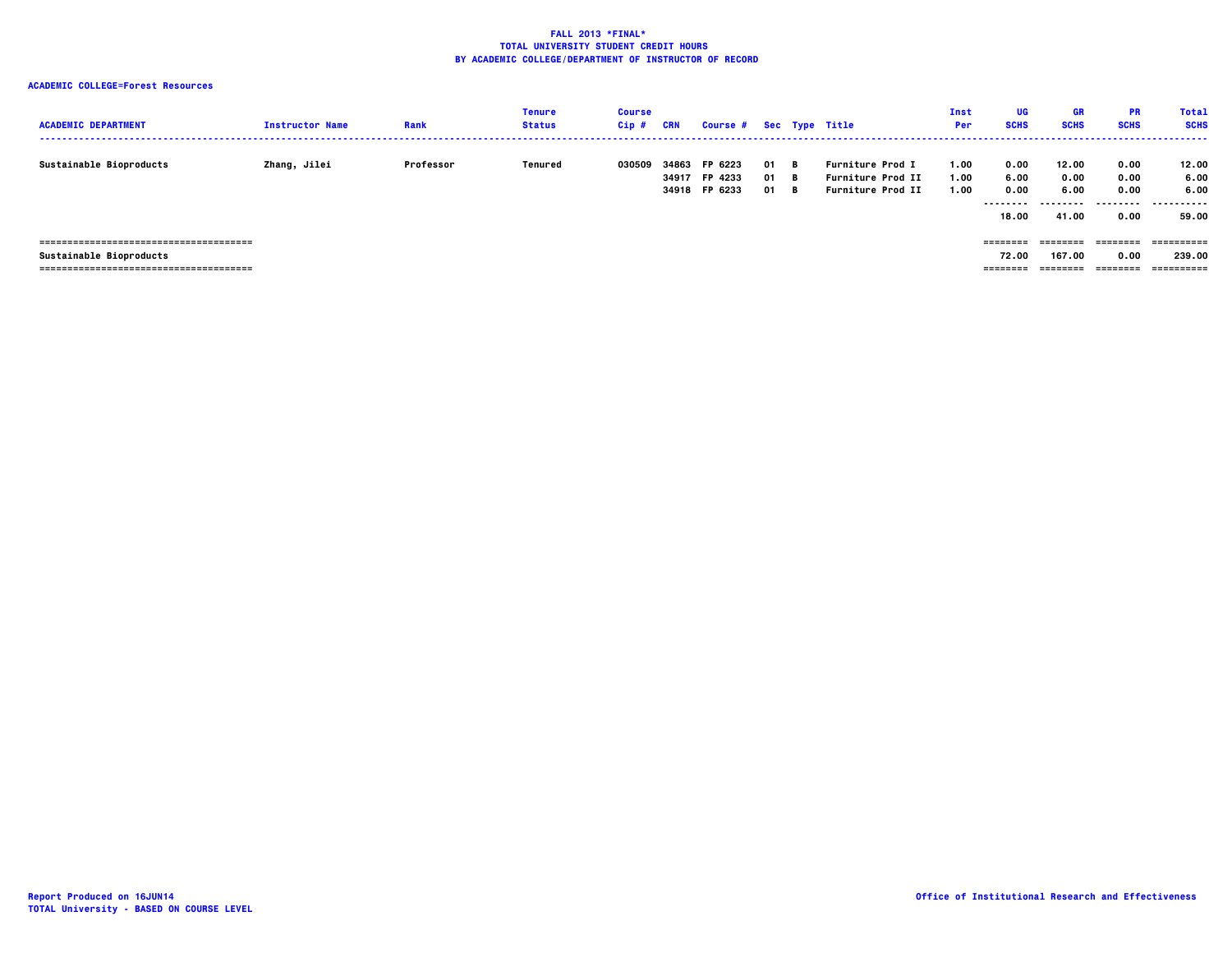**FALL 2013 *FINAL***
**TOTAL UNIVERSITY STUDENT CREDIT HOURS**
**BY ACADEMIC COLLEGE/DEPARTMENT OF INSTRUCTOR OF RECORD**

**ACADEMIC COLLEGE=Forest Resources**

| ACADEMIC DEPARTMENT | Instructor Name | Rank | Tenure Status | Course Cip # | CRN | Course # | Sec | Type | Title | Inst Per | UG SCHS | GR SCHS | PR SCHS | Total SCHS |
|---|---|---|---|---|---|---|---|---|---|---|---|---|---|---|
| Sustainable Bioproducts | Zhang, Jilei | Professor | Tenured | 030509 | 34863 | FP 6223 | 01 | B | Furniture Prod I | 1.00 | 0.00 | 12.00 | 0.00 | 12.00 |
| | | | | | 34917 | FP 4233 | 01 | B | Furniture Prod II | 1.00 | 6.00 | 0.00 | 0.00 | 6.00 |
| | | | | | 34918 | FP 6233 | 01 | B | Furniture Prod II | 1.00 | 0.00 | 6.00 | 0.00 | 6.00 |
| | | | | | | | | | | | 18.00 | 41.00 | 0.00 | 59.00 |
| Sustainable Bioproducts | | | | | | | | | | | 72.00 | 167.00 | 0.00 | 239.00 |

Report Produced on 16JUN14
TOTAL University - BASED ON COURSE LEVEL

Office of Institutional Research and Effectiveness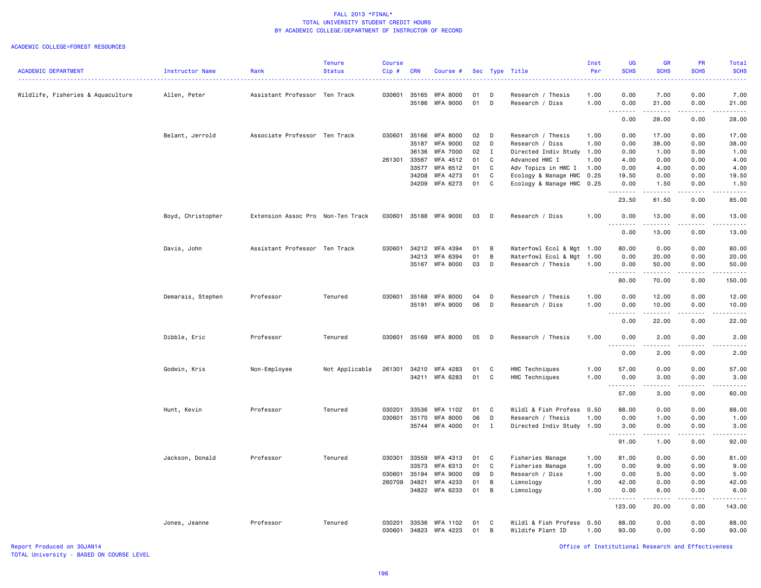FALL 2013 *FINAL*
TOTAL UNIVERSITY STUDENT CREDIT HOURS
BY ACADEMIC COLLEGE/DEPARTMENT OF INSTRUCTOR OF RECORD

ACADEMIC COLLEGE=FOREST RESOURCES

| ACADEMIC DEPARTMENT | Instructor Name | Rank | Tenure Status | Course Cip # | CRN | Course # | Sec | Type | Title | Inst Per | UG SCHS | GR SCHS | PR SCHS | Total SCHS |
|---|---|---|---|---|---|---|---|---|---|---|---|---|---|---|
| Wildlife, Fisheries & Aquaculture | Allen, Peter | Assistant Professor | Ten Track | 030601 | 35165 | WFA 8000 | 01 | D | Research / Thesis | 1.00 | 0.00 | 7.00 | 0.00 | 7.00 |
| | | | | | 35186 | WFA 9000 | 01 | D | Research / Diss | 1.00 | 0.00 | 21.00 | 0.00 | 21.00 |
| | | | | | | | | | | | 0.00 | 28.00 | 0.00 | 28.00 |
| | Belant, Jerrold | Associate Professor | Ten Track | 030601 | 35166 | WFA 8000 | 02 | D | Research / Thesis | 1.00 | 0.00 | 17.00 | 0.00 | 17.00 |
| | | | | | 35187 | WFA 9000 | 02 | D | Research / Diss | 1.00 | 0.00 | 38.00 | 0.00 | 38.00 |
| | | | | | 36136 | WFA 7000 | 02 | I | Directed Indiv Study | 1.00 | 0.00 | 1.00 | 0.00 | 1.00 |
| | | | | 261301 | 33567 | WFA 4512 | 01 | C | Advanced HWC I | 1.00 | 4.00 | 0.00 | 0.00 | 4.00 |
| | | | | | 33577 | WFA 6512 | 01 | C | Adv Topics in HWC I | 1.00 | 0.00 | 4.00 | 0.00 | 4.00 |
| | | | | | 34208 | WFA 4273 | 01 | C | Ecology & Manage HWC | 0.25 | 19.50 | 0.00 | 0.00 | 19.50 |
| | | | | | 34209 | WFA 6273 | 01 | C | Ecology & Manage HWC | 0.25 | 0.00 | 1.50 | 0.00 | 1.50 |
| | | | | | | | | | | | 23.50 | 61.50 | 0.00 | 85.00 |
| | Boyd, Christopher | Extension Assoc Pro | Non-Ten Track | 030601 | 35188 | WFA 9000 | 03 | D | Research / Diss | 1.00 | 0.00 | 13.00 | 0.00 | 13.00 |
| | | | | | | | | | | | 0.00 | 13.00 | 0.00 | 13.00 |
| | Davis, John | Assistant Professor | Ten Track | 030601 | 34212 | WFA 4394 | 01 | B | Waterfowl Ecol & Mgt | 1.00 | 80.00 | 0.00 | 0.00 | 80.00 |
| | | | | | 34213 | WFA 6394 | 01 | B | Waterfowl Ecol & Mgt | 1.00 | 0.00 | 20.00 | 0.00 | 20.00 |
| | | | | | 35167 | WFA 8000 | 03 | D | Research / Thesis | 1.00 | 0.00 | 50.00 | 0.00 | 50.00 |
| | | | | | | | | | | | 80.00 | 70.00 | 0.00 | 150.00 |
| | Demarais, Stephen | Professor | Tenured | 030601 | 35168 | WFA 8000 | 04 | D | Research / Thesis | 1.00 | 0.00 | 12.00 | 0.00 | 12.00 |
| | | | | | 35191 | WFA 9000 | 06 | D | Research / Diss | 1.00 | 0.00 | 10.00 | 0.00 | 10.00 |
| | | | | | | | | | | | 0.00 | 22.00 | 0.00 | 22.00 |
| | Dibble, Eric | Professor | Tenured | 030601 | 35169 | WFA 8000 | 05 | D | Research / Thesis | 1.00 | 0.00 | 2.00 | 0.00 | 2.00 |
| | | | | | | | | | | | 0.00 | 2.00 | 0.00 | 2.00 |
| | Godwin, Kris | Non-Employee | Not Applicable | 261301 | 34210 | WFA 4283 | 01 | C | HWC Techniques | 1.00 | 57.00 | 0.00 | 0.00 | 57.00 |
| | | | | | 34211 | WFA 6283 | 01 | C | HWC Techniques | 1.00 | 0.00 | 3.00 | 0.00 | 3.00 |
| | | | | | | | | | | | 57.00 | 3.00 | 0.00 | 60.00 |
| | Hunt, Kevin | Professor | Tenured | 030201 | 33536 | WFA 1102 | 01 | C | Wildl & Fish Profess | 0.50 | 88.00 | 0.00 | 0.00 | 88.00 |
| | | | | 030601 | 35170 | WFA 8000 | 06 | D | Research / Thesis | 1.00 | 0.00 | 1.00 | 0.00 | 1.00 |
| | | | | | 35744 | WFA 4000 | 01 | I | Directed Indiv Study | 1.00 | 3.00 | 0.00 | 0.00 | 3.00 |
| | | | | | | | | | | | 91.00 | 1.00 | 0.00 | 92.00 |
| | Jackson, Donald | Professor | Tenured | 030301 | 33559 | WFA 4313 | 01 | C | Fisheries Manage | 1.00 | 81.00 | 0.00 | 0.00 | 81.00 |
| | | | | | 33573 | WFA 6313 | 01 | C | Fisheries Manage | 1.00 | 0.00 | 9.00 | 0.00 | 9.00 |
| | | | | 030601 | 35194 | WFA 9000 | 09 | D | Research / Diss | 1.00 | 0.00 | 5.00 | 0.00 | 5.00 |
| | | | | 260709 | 34821 | WFA 4233 | 01 | B | Limnology | 1.00 | 42.00 | 0.00 | 0.00 | 42.00 |
| | | | | | 34822 | WFA 6233 | 01 | B | Limnology | 1.00 | 0.00 | 6.00 | 0.00 | 6.00 |
| | | | | | | | | | | | 123.00 | 20.00 | 0.00 | 143.00 |
| | Jones, Jeanne | Professor | Tenured | 030201 | 33536 | WFA 1102 | 01 | C | Wildl & Fish Profess | 0.50 | 88.00 | 0.00 | 0.00 | 88.00 |
| | | | | 030601 | 34823 | WFA 4223 | 01 | B | Wildife Plant ID | 1.00 | 93.00 | 0.00 | 0.00 | 93.00 |

Report Produced on 30JAN14
TOTAL University - BASED ON COURSE LEVEL

Office of Institutional Research and Effectiveness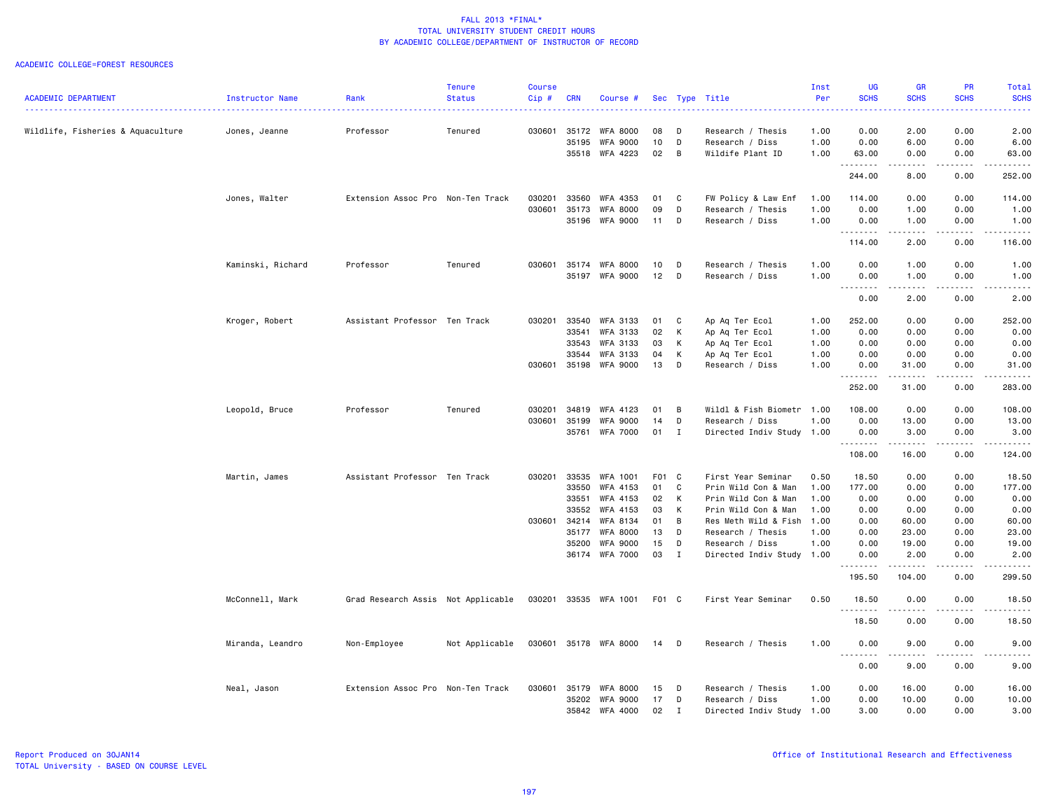FALL 2013 *FINAL*
TOTAL UNIVERSITY STUDENT CREDIT HOURS
BY ACADEMIC COLLEGE/DEPARTMENT OF INSTRUCTOR OF RECORD

ACADEMIC COLLEGE=FOREST RESOURCES

| ACADEMIC DEPARTMENT | Instructor Name | Rank | Tenure Status | Course Cip # | CRN | Course # | Sec | Type | Title | Inst Per | UG SCHS | GR SCHS | PR SCHS | Total SCHS |
|---|---|---|---|---|---|---|---|---|---|---|---|---|---|---|
| Wildlife, Fisheries & Aquaculture | Jones, Jeanne | Professor | Tenured | 030601 | 35172 | WFA 8000 | 08 | D | Research / Thesis | 1.00 | 0.00 | 2.00 | 0.00 | 2.00 |
| | | | | | 35195 | WFA 9000 | 10 | D | Research / Diss | 1.00 | 0.00 | 6.00 | 0.00 | 6.00 |
| | | | | | 35518 | WFA 4223 | 02 | B | Wildife Plant ID | 1.00 | 63.00 | 0.00 | 0.00 | 63.00 |
| | | | | | | | | | | | 244.00 | 8.00 | 0.00 | 252.00 |
| | Jones, Walter | Extension Assoc Pro | Non-Ten Track | 030201 | 33560 | WFA 4353 | 01 | C | FW Policy & Law Enf | 1.00 | 114.00 | 0.00 | 0.00 | 114.00 |
| | | | | 030601 | 35173 | WFA 8000 | 09 | D | Research / Thesis | 1.00 | 0.00 | 1.00 | 0.00 | 1.00 |
| | | | | | 35196 | WFA 9000 | 11 | D | Research / Diss | 1.00 | 0.00 | 1.00 | 0.00 | 1.00 |
| | | | | | | | | | | | 114.00 | 2.00 | 0.00 | 116.00 |
| | Kaminski, Richard | Professor | Tenured | 030601 | 35174 | WFA 8000 | 10 | D | Research / Thesis | 1.00 | 0.00 | 1.00 | 0.00 | 1.00 |
| | | | | | 35197 | WFA 9000 | 12 | D | Research / Diss | 1.00 | 0.00 | 1.00 | 0.00 | 1.00 |
| | | | | | | | | | | | 0.00 | 2.00 | 0.00 | 2.00 |
| | Kroger, Robert | Assistant Professor | Ten Track | 030201 | 33540 | WFA 3133 | 01 | C | Ap Aq Ter Ecol | 1.00 | 252.00 | 0.00 | 0.00 | 252.00 |
| | | | | | 33541 | WFA 3133 | 02 | K | Ap Aq Ter Ecol | 1.00 | 0.00 | 0.00 | 0.00 | 0.00 |
| | | | | | 33543 | WFA 3133 | 03 | K | Ap Aq Ter Ecol | 1.00 | 0.00 | 0.00 | 0.00 | 0.00 |
| | | | | | 33544 | WFA 3133 | 04 | K | Ap Aq Ter Ecol | 1.00 | 0.00 | 0.00 | 0.00 | 0.00 |
| | | | | 030601 | 35198 | WFA 9000 | 13 | D | Research / Diss | 1.00 | 0.00 | 31.00 | 0.00 | 31.00 |
| | | | | | | | | | | | 252.00 | 31.00 | 0.00 | 283.00 |
| | Leopold, Bruce | Professor | Tenured | 030201 | 34819 | WFA 4123 | 01 | B | Wildl & Fish Biometr | 1.00 | 108.00 | 0.00 | 0.00 | 108.00 |
| | | | | 030601 | 35199 | WFA 9000 | 14 | D | Research / Diss | 1.00 | 0.00 | 13.00 | 0.00 | 13.00 |
| | | | | | 35761 | WFA 7000 | 01 | I | Directed Indiv Study | 1.00 | 0.00 | 3.00 | 0.00 | 3.00 |
| | | | | | | | | | | | 108.00 | 16.00 | 0.00 | 124.00 |
| | Martin, James | Assistant Professor | Ten Track | 030201 | 33535 | WFA 1001 | F01 | C | First Year Seminar | 0.50 | 18.50 | 0.00 | 0.00 | 18.50 |
| | | | | | 33550 | WFA 4153 | 01 | C | Prin Wild Con & Man | 1.00 | 177.00 | 0.00 | 0.00 | 177.00 |
| | | | | | 33551 | WFA 4153 | 02 | K | Prin Wild Con & Man | 1.00 | 0.00 | 0.00 | 0.00 | 0.00 |
| | | | | | 33552 | WFA 4153 | 03 | K | Prin Wild Con & Man | 1.00 | 0.00 | 0.00 | 0.00 | 0.00 |
| | | | | 030601 | 34214 | WFA 8134 | 01 | B | Res Meth Wild & Fish | 1.00 | 0.00 | 60.00 | 0.00 | 60.00 |
| | | | | | 35177 | WFA 8000 | 13 | D | Research / Thesis | 1.00 | 0.00 | 23.00 | 0.00 | 23.00 |
| | | | | | 35200 | WFA 9000 | 15 | D | Research / Diss | 1.00 | 0.00 | 19.00 | 0.00 | 19.00 |
| | | | | | 36174 | WFA 7000 | 03 | I | Directed Indiv Study | 1.00 | 0.00 | 2.00 | 0.00 | 2.00 |
| | | | | | | | | | | | 195.50 | 104.00 | 0.00 | 299.50 |
| | McConnell, Mark | Grad Research Assis | Not Applicable | 030201 | 33535 | WFA 1001 | F01 | C | First Year Seminar | 0.50 | 18.50 | 0.00 | 0.00 | 18.50 |
| | | | | | | | | | | | 18.50 | 0.00 | 0.00 | 18.50 |
| | Miranda, Leandro | Non-Employee | Not Applicable | 030601 | 35178 | WFA 8000 | 14 | D | Research / Thesis | 1.00 | 0.00 | 9.00 | 0.00 | 9.00 |
| | | | | | | | | | | | 0.00 | 9.00 | 0.00 | 9.00 |
| | Neal, Jason | Extension Assoc Pro | Non-Ten Track | 030601 | 35179 | WFA 8000 | 15 | D | Research / Thesis | 1.00 | 0.00 | 16.00 | 0.00 | 16.00 |
| | | | | | 35202 | WFA 9000 | 17 | D | Research / Diss | 1.00 | 0.00 | 10.00 | 0.00 | 10.00 |
| | | | | | 35842 | WFA 4000 | 02 | I | Directed Indiv Study | 1.00 | 3.00 | 0.00 | 0.00 | 3.00 |

Report Produced on 30JAN14
TOTAL University - BASED ON COURSE LEVEL

Office of Institutional Research and Effectiveness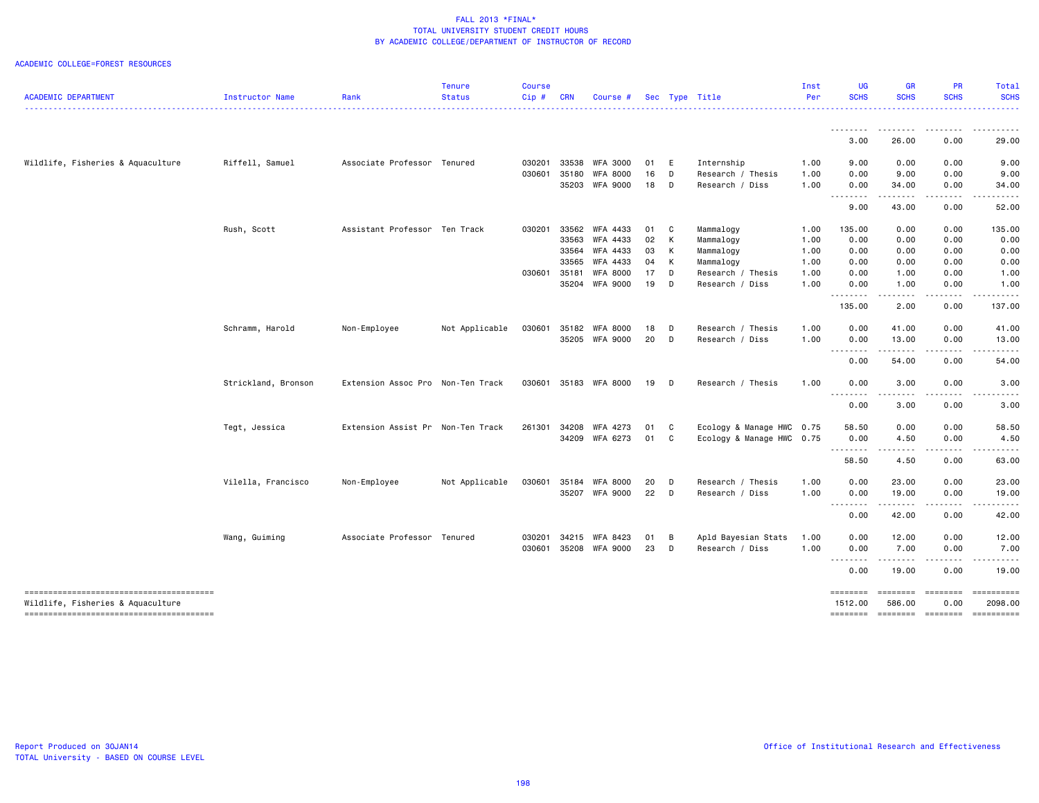# FALL 2013 *FINAL*
## TOTAL UNIVERSITY STUDENT CREDIT HOURS
## BY ACADEMIC COLLEGE/DEPARTMENT OF INSTRUCTOR OF RECORD

ACADEMIC COLLEGE=FOREST RESOURCES

| ACADEMIC DEPARTMENT | Instructor Name | Rank | Tenure Status | Course Cip # | CRN | Course # | Sec | Type | Title | Inst Per | UG SCHS | GR SCHS | PR SCHS | Total SCHS |
|---|---|---|---|---|---|---|---|---|---|---|---|---|---|---|
| | | | | | | | | | | | 3.00 | 26.00 | 0.00 | 29.00 |
| Wildlife, Fisheries & Aquaculture | Riffell, Samuel | Associate Professor | Tenured | 030201 | 33538 | WFA 3000 | 01 | E | Internship | 1.00 | 9.00 | 0.00 | 0.00 | 9.00 |
| | | | | 030601 | 35180 | WFA 8000 | 16 | D | Research / Thesis | 1.00 | 0.00 | 9.00 | 0.00 | 9.00 |
| | | | | | 35203 | WFA 9000 | 18 | D | Research / Diss | 1.00 | 0.00 | 34.00 | 0.00 | 34.00 |
| | | | | | | | | | | | 9.00 | 43.00 | 0.00 | 52.00 |
| | Rush, Scott | Assistant Professor | Ten Track | 030201 | 33562 | WFA 4433 | 01 | C | Mammalogy | 1.00 | 135.00 | 0.00 | 0.00 | 135.00 |
| | | | | | 33563 | WFA 4433 | 02 | K | Mammalogy | 1.00 | 0.00 | 0.00 | 0.00 | 0.00 |
| | | | | | 33564 | WFA 4433 | 03 | K | Mammalogy | 1.00 | 0.00 | 0.00 | 0.00 | 0.00 |
| | | | | | 33565 | WFA 4433 | 04 | K | Mammalogy | 1.00 | 0.00 | 0.00 | 0.00 | 0.00 |
| | | | | 030601 | 35181 | WFA 8000 | 17 | D | Research / Thesis | 1.00 | 0.00 | 1.00 | 0.00 | 1.00 |
| | | | | | 35204 | WFA 9000 | 19 | D | Research / Diss | 1.00 | 0.00 | 1.00 | 0.00 | 1.00 |
| | | | | | | | | | | | 135.00 | 2.00 | 0.00 | 137.00 |
| | Schramm, Harold | Non-Employee | Not Applicable | 030601 | 35182 | WFA 8000 | 18 | D | Research / Thesis | 1.00 | 0.00 | 41.00 | 0.00 | 41.00 |
| | | | | | 35205 | WFA 9000 | 20 | D | Research / Diss | 1.00 | 0.00 | 13.00 | 0.00 | 13.00 |
| | | | | | | | | | | | 0.00 | 54.00 | 0.00 | 54.00 |
| | Strickland, Bronson | Extension Assoc Pro | Non-Ten Track | 030601 | 35183 | WFA 8000 | 19 | D | Research / Thesis | 1.00 | 0.00 | 3.00 | 0.00 | 3.00 |
| | | | | | | | | | | | 0.00 | 3.00 | 0.00 | 3.00 |
| | Tegt, Jessica | Extension Assist Pr | Non-Ten Track | 261301 | 34208 | WFA 4273 | 01 | C | Ecology & Manage HWC | 0.75 | 58.50 | 0.00 | 0.00 | 58.50 |
| | | | | | 34209 | WFA 6273 | 01 | C | Ecology & Manage HWC | 0.75 | 0.00 | 4.50 | 0.00 | 4.50 |
| | | | | | | | | | | | 58.50 | 4.50 | 0.00 | 63.00 |
| | Vilella, Francisco | Non-Employee | Not Applicable | 030601 | 35184 | WFA 8000 | 20 | D | Research / Thesis | 1.00 | 0.00 | 23.00 | 0.00 | 23.00 |
| | | | | | 35207 | WFA 9000 | 22 | D | Research / Diss | 1.00 | 0.00 | 19.00 | 0.00 | 19.00 |
| | | | | | | | | | | | 0.00 | 42.00 | 0.00 | 42.00 |
| | Wang, Guiming | Associate Professor | Tenured | 030201 | 34215 | WFA 8423 | 01 | B | Apld Bayesian Stats | 1.00 | 0.00 | 12.00 | 0.00 | 12.00 |
| | | | | 030601 | 35208 | WFA 9000 | 23 | D | Research / Diss | 1.00 | 0.00 | 7.00 | 0.00 | 7.00 |
| | | | | | | | | | | | 0.00 | 19.00 | 0.00 | 19.00 |
| Wildlife, Fisheries & Aquaculture | | | | | | | | | | | 1512.00 | 586.00 | 0.00 | 2098.00 |

Report Produced on 30JAN14
TOTAL University - BASED ON COURSE LEVEL

Office of Institutional Research and Effectiveness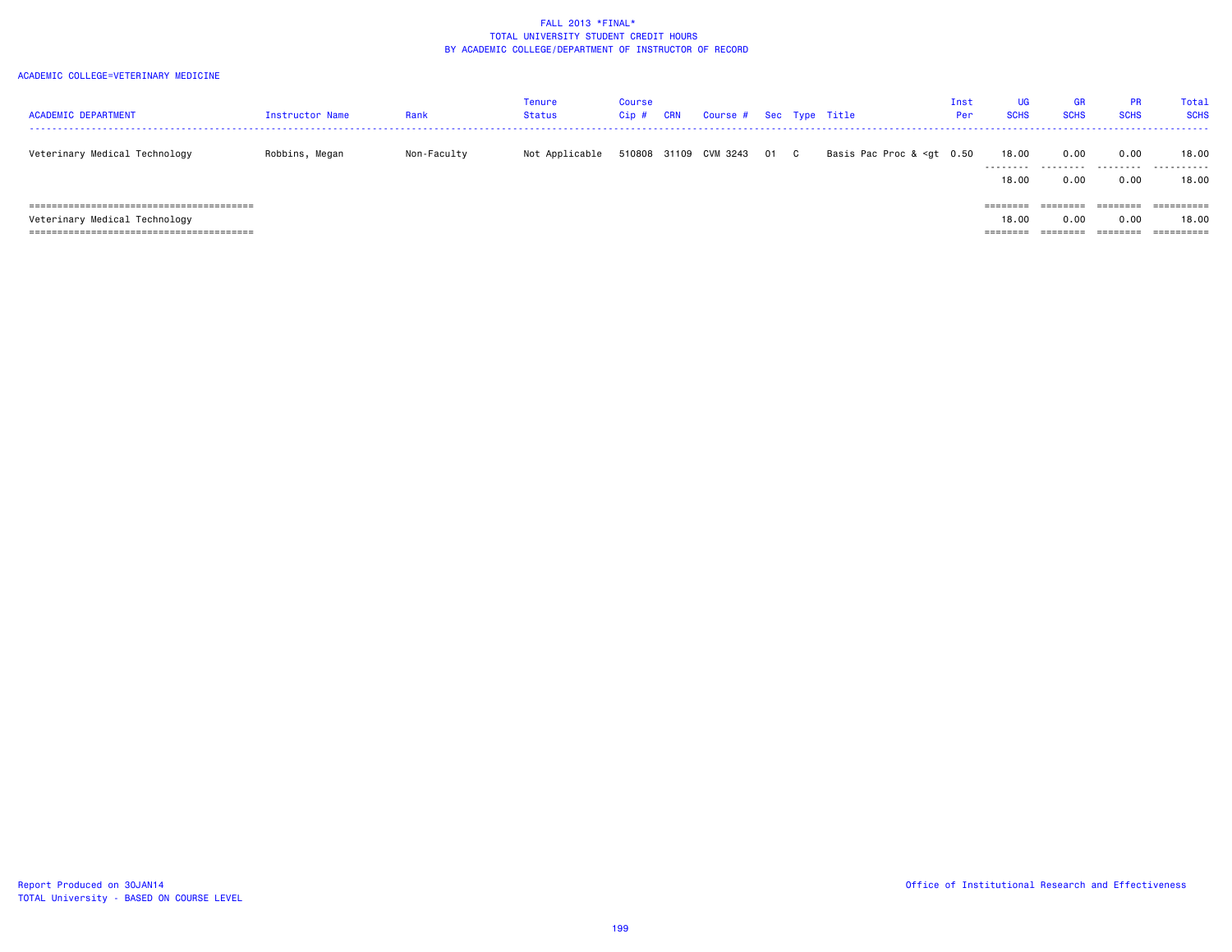FALL 2013 *FINAL*
TOTAL UNIVERSITY STUDENT CREDIT HOURS
BY ACADEMIC COLLEGE/DEPARTMENT OF INSTRUCTOR OF RECORD

ACADEMIC COLLEGE=VETERINARY MEDICINE

| ACADEMIC DEPARTMENT | Instructor Name | Rank | Tenure Status | Course Cip # | CRN | Course # | Sec | Type | Title | Inst Per | UG SCHS | GR SCHS | PR SCHS | Total SCHS |
|---|---|---|---|---|---|---|---|---|---|---|---|---|---|---|
| Veterinary Medical Technology | Robbins, Megan | Non-Faculty | Not Applicable | 510808 | 31109 | CVM 3243 | 01 | C | Basis Pac Proc & <gt | 0.50 | 18.00 | 0.00 | 0.00 | 18.00 |
| | | | | | | | | | | | 18.00 | 0.00 | 0.00 | 18.00 |
| Veterinary Medical Technology | | | | | | | | | | | 18.00 | 0.00 | 0.00 | 18.00 |

Report Produced on 30JAN14
TOTAL University - BASED ON COURSE LEVEL

Office of Institutional Research and Effectiveness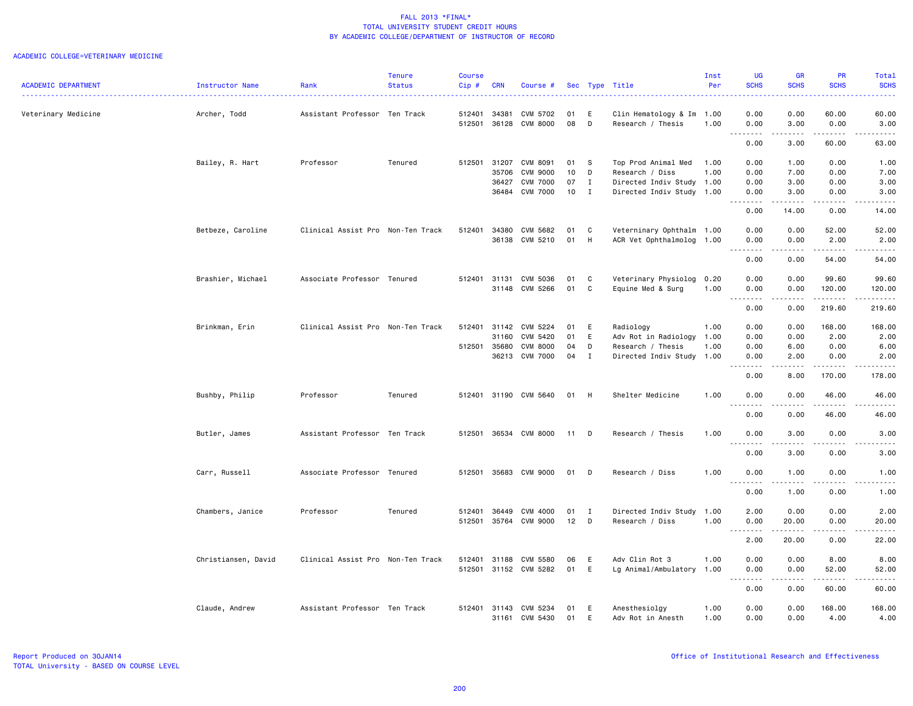# FALL 2013 *FINAL*
## TOTAL UNIVERSITY STUDENT CREDIT HOURS
## BY ACADEMIC COLLEGE/DEPARTMENT OF INSTRUCTOR OF RECORD

ACADEMIC COLLEGE=VETERINARY MEDICINE

| ACADEMIC DEPARTMENT | Instructor Name | Rank | Tenure Status | Course Cip # | CRN | Course # | Sec | Type | Title | Inst Per | UG SCHS | GR SCHS | PR SCHS | Total SCHS |
|---|---|---|---|---|---|---|---|---|---|---|---|---|---|---|
| Veterinary Medicine | Archer, Todd | Assistant Professor | Ten Track | 512401 | 34381 | CVM 5702 | 01 | E | Clin Hematology & Im | 1.00 | 0.00 | 0.00 | 60.00 | 60.00 |
| | | | | 512501 | 36128 | CVM 8000 | 08 | D | Research / Thesis | 1.00 | 0.00 | 3.00 | 0.00 | 3.00 |
| | | | | | | | | | | | 0.00 | 3.00 | 60.00 | 63.00 |
| | Bailey, R. Hart | Professor | Tenured | 512501 | 31207 | CVM 8091 | 01 | S | Top Prod Animal Med | 1.00 | 0.00 | 1.00 | 0.00 | 1.00 |
| | | | | | 35706 | CVM 9000 | 10 | D | Research / Diss | 1.00 | 0.00 | 7.00 | 0.00 | 7.00 |
| | | | | | 36427 | CVM 7000 | 07 | I | Directed Indiv Study | 1.00 | 0.00 | 3.00 | 0.00 | 3.00 |
| | | | | | 36484 | CVM 7000 | 10 | I | Directed Indiv Study | 1.00 | 0.00 | 3.00 | 0.00 | 3.00 |
| | | | | | | | | | | | 0.00 | 14.00 | 0.00 | 14.00 |
| | Betbeze, Caroline | Clinical Assist Pro | Non-Ten Track | 512401 | 34380 | CVM 5682 | 01 | C | Veterninary Ophthalm | 1.00 | 0.00 | 0.00 | 52.00 | 52.00 |
| | | | | | 36138 | CVM 5210 | 01 | H | ACR Vet Ophthalmolog | 1.00 | 0.00 | 0.00 | 2.00 | 2.00 |
| | | | | | | | | | | | 0.00 | 0.00 | 54.00 | 54.00 |
| | Brashier, Michael | Associate Professor | Tenured | 512401 | 31131 | CVM 5036 | 01 | C | Veterinary Physiolog | 0.20 | 0.00 | 0.00 | 99.60 | 99.60 |
| | | | | | 31148 | CVM 5266 | 01 | C | Equine Med & Surg | 1.00 | 0.00 | 0.00 | 120.00 | 120.00 |
| | | | | | | | | | | | 0.00 | 0.00 | 219.60 | 219.60 |
| | Brinkman, Erin | Clinical Assist Pro | Non-Ten Track | 512401 | 31142 | CVM 5224 | 01 | E | Radiology | 1.00 | 0.00 | 0.00 | 168.00 | 168.00 |
| | | | | | 31160 | CVM 5420 | 01 | E | Adv Rot in Radiology | 1.00 | 0.00 | 0.00 | 2.00 | 2.00 |
| | | | | 512501 | 35680 | CVM 8000 | 04 | D | Research / Thesis | 1.00 | 0.00 | 6.00 | 0.00 | 6.00 |
| | | | | | 36213 | CVM 7000 | 04 | I | Directed Indiv Study | 1.00 | 0.00 | 2.00 | 0.00 | 2.00 |
| | | | | | | | | | | | 0.00 | 8.00 | 170.00 | 178.00 |
| | Bushby, Philip | Professor | Tenured | 512401 | 31190 | CVM 5640 | 01 | H | Shelter Medicine | 1.00 | 0.00 | 0.00 | 46.00 | 46.00 |
| | | | | | | | | | | | 0.00 | 0.00 | 46.00 | 46.00 |
| | Butler, James | Assistant Professor | Ten Track | 512501 | 36534 | CVM 8000 | 11 | D | Research / Thesis | 1.00 | 0.00 | 3.00 | 0.00 | 3.00 |
| | | | | | | | | | | | 0.00 | 3.00 | 0.00 | 3.00 |
| | Carr, Russell | Associate Professor | Tenured | 512501 | 35683 | CVM 9000 | 01 | D | Research / Diss | 1.00 | 0.00 | 1.00 | 0.00 | 1.00 |
| | | | | | | | | | | | 0.00 | 1.00 | 0.00 | 1.00 |
| | Chambers, Janice | Professor | Tenured | 512401 | 36449 | CVM 4000 | 01 | I | Directed Indiv Study | 1.00 | 2.00 | 0.00 | 0.00 | 2.00 |
| | | | | 512501 | 35764 | CVM 9000 | 12 | D | Research / Diss | 1.00 | 0.00 | 20.00 | 0.00 | 20.00 |
| | | | | | | | | | | | 2.00 | 20.00 | 0.00 | 22.00 |
| | Christiansen, David | Clinical Assist Pro | Non-Ten Track | 512401 | 31188 | CVM 5580 | 06 | E | Adv Clin Rot 3 | 1.00 | 0.00 | 0.00 | 8.00 | 8.00 |
| | | | | 512501 | 31152 | CVM 5282 | 01 | E | Lg Animal/Ambulatory | 1.00 | 0.00 | 0.00 | 52.00 | 52.00 |
| | | | | | | | | | | | 0.00 | 0.00 | 60.00 | 60.00 |
| | Claude, Andrew | Assistant Professor | Ten Track | 512401 | 31143 | CVM 5234 | 01 | E | Anesthesiolgy | 1.00 | 0.00 | 0.00 | 168.00 | 168.00 |
| | | | | | 31161 | CVM 5430 | 01 | E | Adv Rot in Anesth | 1.00 | 0.00 | 0.00 | 4.00 | 4.00 |

Report Produced on 30JAN14
TOTAL University - BASED ON COURSE LEVEL

Office of Institutional Research and Effectiveness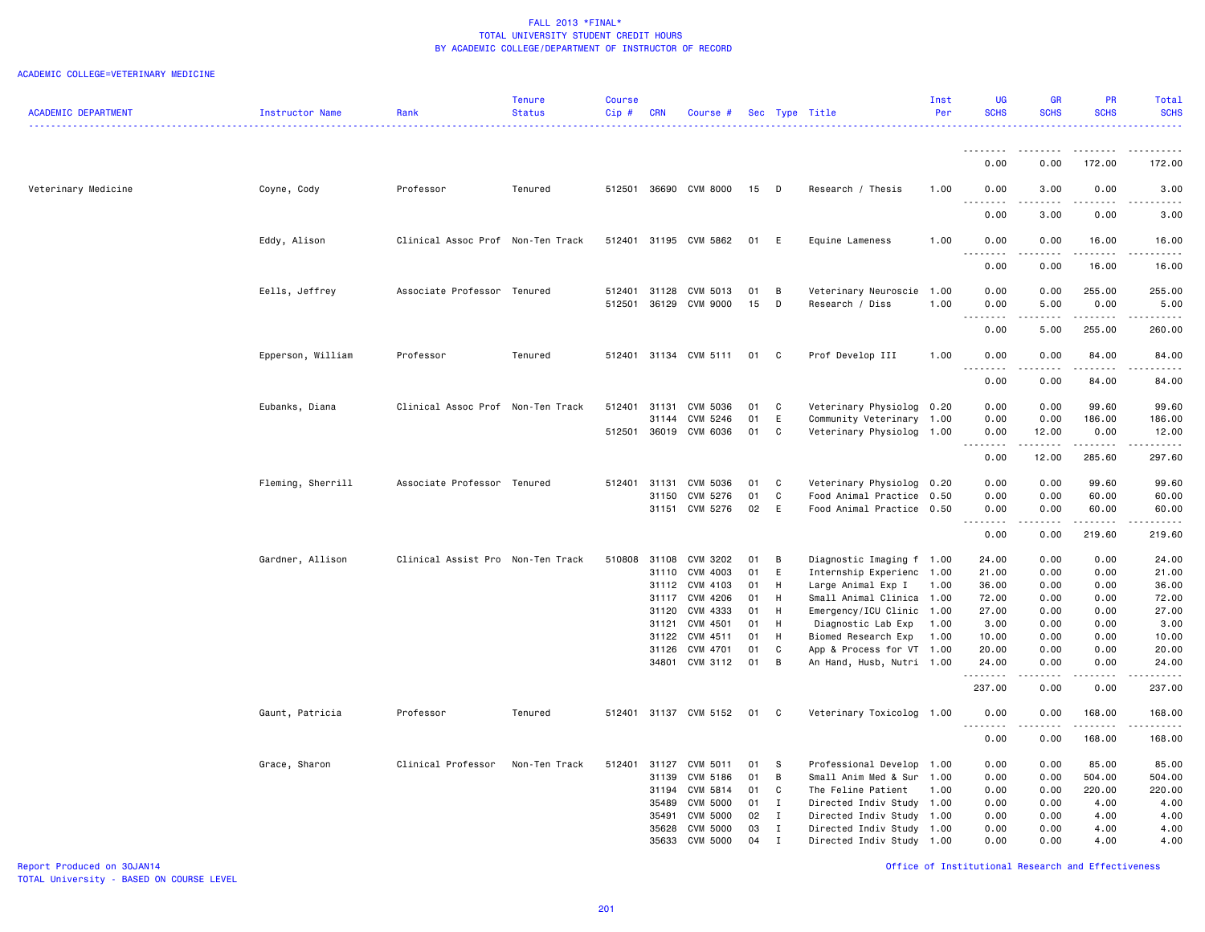FALL 2013 *FINAL*
TOTAL UNIVERSITY STUDENT CREDIT HOURS
BY ACADEMIC COLLEGE/DEPARTMENT OF INSTRUCTOR OF RECORD

ACADEMIC COLLEGE=VETERINARY MEDICINE

| ACADEMIC DEPARTMENT | Instructor Name | Rank | Tenure Status | Course Cip # | CRN | Course # | Sec | Type | Title | Inst Per | UG SCHS | GR SCHS | PR SCHS | Total SCHS |
|---|---|---|---|---|---|---|---|---|---|---|---|---|---|---|
| | | | | | | | | | | | 0.00 | 0.00 | 172.00 | 172.00 |
| Veterinary Medicine | Coyne, Cody | Professor | Tenured | 512501 | 36690 | CVM 8000 | 15 | D | Research / Thesis | 1.00 | 0.00 | 3.00 | 0.00 | 3.00 |
| | | | | | | | | | | | 0.00 | 3.00 | 0.00 | 3.00 |
| | Eddy, Alison | Clinical Assoc Prof | Non-Ten Track | 512401 | 31195 | CVM 5862 | 01 | E | Equine Lameness | 1.00 | 0.00 | 0.00 | 16.00 | 16.00 |
| | | | | | | | | | | | 0.00 | 0.00 | 16.00 | 16.00 |
| | Eells, Jeffrey | Associate Professor | Tenured | 512401 | 31128 | CVM 5013 | 01 | B | Veterinary Neuroscie | 1.00 | 0.00 | 0.00 | 255.00 | 255.00 |
| | | | | 512501 | 36129 | CVM 9000 | 15 | D | Research / Diss | 1.00 | 0.00 | 5.00 | 0.00 | 5.00 |
| | | | | | | | | | | | 0.00 | 5.00 | 255.00 | 260.00 |
| | Epperson, William | Professor | Tenured | 512401 | 31134 | CVM 5111 | 01 | C | Prof Develop III | 1.00 | 0.00 | 0.00 | 84.00 | 84.00 |
| | | | | | | | | | | | 0.00 | 0.00 | 84.00 | 84.00 |
| | Eubanks, Diana | Clinical Assoc Prof | Non-Ten Track | 512401 | 31131 | CVM 5036 | 01 | C | Veterinary Physiolog | 0.20 | 0.00 | 0.00 | 99.60 | 99.60 |
| | | | | | 31144 | CVM 5246 | 01 | E | Community Veterinary | 1.00 | 0.00 | 0.00 | 186.00 | 186.00 |
| | | | | 512501 | 36019 | CVM 6036 | 01 | C | Veterinary Physiolog | 1.00 | 0.00 | 12.00 | 0.00 | 12.00 |
| | | | | | | | | | | | 0.00 | 12.00 | 285.60 | 297.60 |
| | Fleming, Sherrill | Associate Professor | Tenured | 512401 | 31131 | CVM 5036 | 01 | C | Veterinary Physiolog | 0.20 | 0.00 | 0.00 | 99.60 | 99.60 |
| | | | | | 31150 | CVM 5276 | 01 | C | Food Animal Practice | 0.50 | 0.00 | 0.00 | 60.00 | 60.00 |
| | | | | | 31151 | CVM 5276 | 02 | E | Food Animal Practice | 0.50 | 0.00 | 0.00 | 60.00 | 60.00 |
| | | | | | | | | | | | 0.00 | 0.00 | 219.60 | 219.60 |
| | Gardner, Allison | Clinical Assist Pro | Non-Ten Track | 510808 | 31108 | CVM 3202 | 01 | B | Diagnostic Imaging f | 1.00 | 24.00 | 0.00 | 0.00 | 24.00 |
| | | | | | 31110 | CVM 4003 | 01 | E | Internship Experienc | 1.00 | 21.00 | 0.00 | 0.00 | 21.00 |
| | | | | | 31112 | CVM 4103 | 01 | H | Large Animal Exp I | 1.00 | 36.00 | 0.00 | 0.00 | 36.00 |
| | | | | | 31117 | CVM 4206 | 01 | H | Small Animal Clinica | 1.00 | 72.00 | 0.00 | 0.00 | 72.00 |
| | | | | | 31120 | CVM 4333 | 01 | H | Emergency/ICU Clinic | 1.00 | 27.00 | 0.00 | 0.00 | 27.00 |
| | | | | | 31121 | CVM 4501 | 01 | H | Diagnostic Lab Exp | 1.00 | 3.00 | 0.00 | 0.00 | 3.00 |
| | | | | | 31122 | CVM 4511 | 01 | H | Biomed Research Exp | 1.00 | 10.00 | 0.00 | 0.00 | 10.00 |
| | | | | | 31126 | CVM 4701 | 01 | C | App & Process for VT | 1.00 | 20.00 | 0.00 | 0.00 | 20.00 |
| | | | | | 34801 | CVM 3112 | 01 | B | An Hand, Husb, Nutri | 1.00 | 24.00 | 0.00 | 0.00 | 24.00 |
| | | | | | | | | | | | 237.00 | 0.00 | 0.00 | 237.00 |
| | Gaunt, Patricia | Professor | Tenured | 512401 | 31137 | CVM 5152 | 01 | C | Veterinary Toxicolog | 1.00 | 0.00 | 0.00 | 168.00 | 168.00 |
| | | | | | | | | | | | 0.00 | 0.00 | 168.00 | 168.00 |
| | Grace, Sharon | Clinical Professor | Non-Ten Track | 512401 | 31127 | CVM 5011 | 01 | S | Professional Develop | 1.00 | 0.00 | 0.00 | 85.00 | 85.00 |
| | | | | | 31139 | CVM 5186 | 01 | B | Small Anim Med & Sur | 1.00 | 0.00 | 0.00 | 504.00 | 504.00 |
| | | | | | 31194 | CVM 5814 | 01 | C | The Feline Patient | 1.00 | 0.00 | 0.00 | 220.00 | 220.00 |
| | | | | | 35489 | CVM 5000 | 01 | I | Directed Indiv Study | 1.00 | 0.00 | 0.00 | 4.00 | 4.00 |
| | | | | | 35491 | CVM 5000 | 02 | I | Directed Indiv Study | 1.00 | 0.00 | 0.00 | 4.00 | 4.00 |
| | | | | | 35628 | CVM 5000 | 03 | I | Directed Indiv Study | 1.00 | 0.00 | 0.00 | 4.00 | 4.00 |
| | | | | | 35633 | CVM 5000 | 04 | I | Directed Indiv Study | 1.00 | 0.00 | 0.00 | 4.00 | 4.00 |

Report Produced on 30JAN14
TOTAL University - BASED ON COURSE LEVEL

Office of Institutional Research and Effectiveness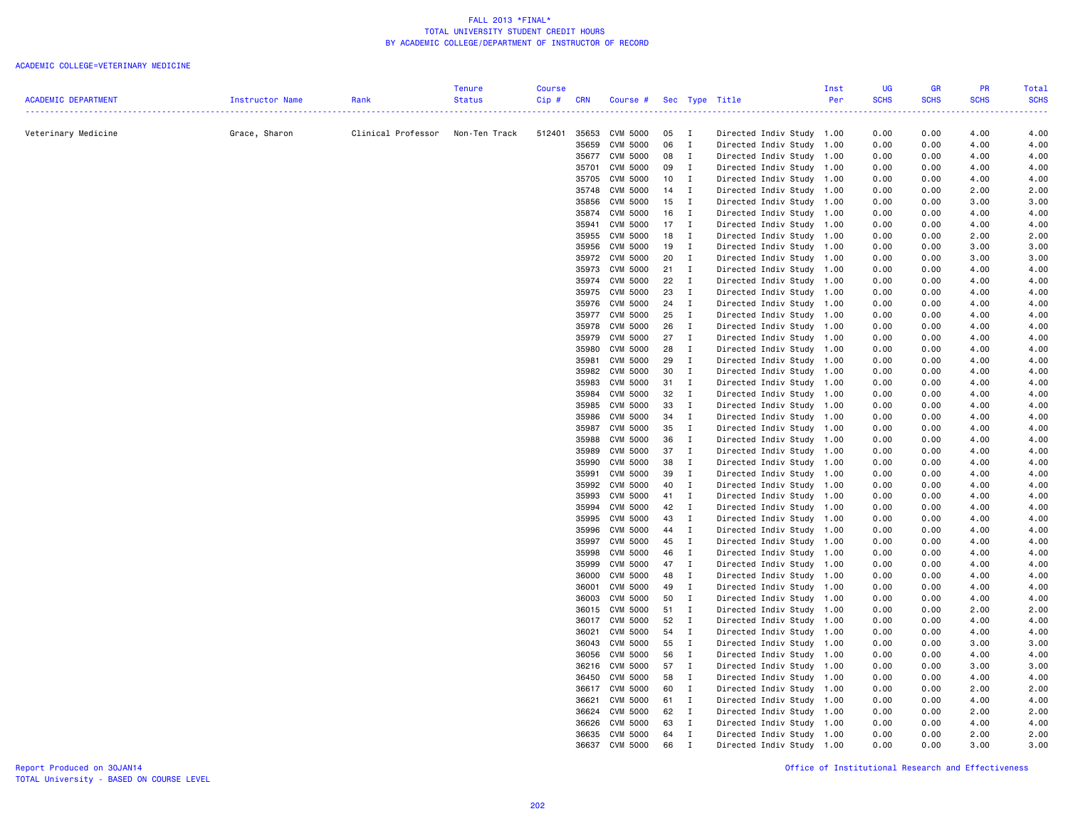# FALL 2013 *FINAL*
## TOTAL UNIVERSITY STUDENT CREDIT HOURS
## BY ACADEMIC COLLEGE/DEPARTMENT OF INSTRUCTOR OF RECORD

ACADEMIC COLLEGE=VETERINARY MEDICINE

| ACADEMIC DEPARTMENT | Instructor Name | Rank | Tenure Status | Course Cip # | CRN | Course # | Sec | Type | Title | Inst Per | UG SCHS | GR SCHS | PR SCHS | Total SCHS |
|---|---|---|---|---|---|---|---|---|---|---|---|---|---|---|
| Veterinary Medicine | Grace, Sharon | Clinical Professor | Non-Ten Track | 512401 | 35653 | CVM 5000 | 05 | I | Directed Indiv Study | 1.00 | 0.00 | 0.00 | 4.00 | 4.00 |
| | | | | | 35659 | CVM 5000 | 06 | I | Directed Indiv Study | 1.00 | 0.00 | 0.00 | 4.00 | 4.00 |
| | | | | | 35677 | CVM 5000 | 08 | I | Directed Indiv Study | 1.00 | 0.00 | 0.00 | 4.00 | 4.00 |
| | | | | | 35701 | CVM 5000 | 09 | I | Directed Indiv Study | 1.00 | 0.00 | 0.00 | 4.00 | 4.00 |
| | | | | | 35705 | CVM 5000 | 10 | I | Directed Indiv Study | 1.00 | 0.00 | 0.00 | 4.00 | 4.00 |
| | | | | | 35748 | CVM 5000 | 14 | I | Directed Indiv Study | 1.00 | 0.00 | 0.00 | 2.00 | 2.00 |
| | | | | | 35856 | CVM 5000 | 15 | I | Directed Indiv Study | 1.00 | 0.00 | 0.00 | 3.00 | 3.00 |
| | | | | | 35874 | CVM 5000 | 16 | I | Directed Indiv Study | 1.00 | 0.00 | 0.00 | 4.00 | 4.00 |
| | | | | | 35941 | CVM 5000 | 17 | I | Directed Indiv Study | 1.00 | 0.00 | 0.00 | 4.00 | 4.00 |
| | | | | | 35955 | CVM 5000 | 18 | I | Directed Indiv Study | 1.00 | 0.00 | 0.00 | 2.00 | 2.00 |
| | | | | | 35956 | CVM 5000 | 19 | I | Directed Indiv Study | 1.00 | 0.00 | 0.00 | 3.00 | 3.00 |
| | | | | | 35972 | CVM 5000 | 20 | I | Directed Indiv Study | 1.00 | 0.00 | 0.00 | 3.00 | 3.00 |
| | | | | | 35973 | CVM 5000 | 21 | I | Directed Indiv Study | 1.00 | 0.00 | 0.00 | 4.00 | 4.00 |
| | | | | | 35974 | CVM 5000 | 22 | I | Directed Indiv Study | 1.00 | 0.00 | 0.00 | 4.00 | 4.00 |
| | | | | | 35975 | CVM 5000 | 23 | I | Directed Indiv Study | 1.00 | 0.00 | 0.00 | 4.00 | 4.00 |
| | | | | | 35976 | CVM 5000 | 24 | I | Directed Indiv Study | 1.00 | 0.00 | 0.00 | 4.00 | 4.00 |
| | | | | | 35977 | CVM 5000 | 25 | I | Directed Indiv Study | 1.00 | 0.00 | 0.00 | 4.00 | 4.00 |
| | | | | | 35978 | CVM 5000 | 26 | I | Directed Indiv Study | 1.00 | 0.00 | 0.00 | 4.00 | 4.00 |
| | | | | | 35979 | CVM 5000 | 27 | I | Directed Indiv Study | 1.00 | 0.00 | 0.00 | 4.00 | 4.00 |
| | | | | | 35980 | CVM 5000 | 28 | I | Directed Indiv Study | 1.00 | 0.00 | 0.00 | 4.00 | 4.00 |
| | | | | | 35981 | CVM 5000 | 29 | I | Directed Indiv Study | 1.00 | 0.00 | 0.00 | 4.00 | 4.00 |
| | | | | | 35982 | CVM 5000 | 30 | I | Directed Indiv Study | 1.00 | 0.00 | 0.00 | 4.00 | 4.00 |
| | | | | | 35983 | CVM 5000 | 31 | I | Directed Indiv Study | 1.00 | 0.00 | 0.00 | 4.00 | 4.00 |
| | | | | | 35984 | CVM 5000 | 32 | I | Directed Indiv Study | 1.00 | 0.00 | 0.00 | 4.00 | 4.00 |
| | | | | | 35985 | CVM 5000 | 33 | I | Directed Indiv Study | 1.00 | 0.00 | 0.00 | 4.00 | 4.00 |
| | | | | | 35986 | CVM 5000 | 34 | I | Directed Indiv Study | 1.00 | 0.00 | 0.00 | 4.00 | 4.00 |
| | | | | | 35987 | CVM 5000 | 35 | I | Directed Indiv Study | 1.00 | 0.00 | 0.00 | 4.00 | 4.00 |
| | | | | | 35988 | CVM 5000 | 36 | I | Directed Indiv Study | 1.00 | 0.00 | 0.00 | 4.00 | 4.00 |
| | | | | | 35989 | CVM 5000 | 37 | I | Directed Indiv Study | 1.00 | 0.00 | 0.00 | 4.00 | 4.00 |
| | | | | | 35990 | CVM 5000 | 38 | I | Directed Indiv Study | 1.00 | 0.00 | 0.00 | 4.00 | 4.00 |
| | | | | | 35991 | CVM 5000 | 39 | I | Directed Indiv Study | 1.00 | 0.00 | 0.00 | 4.00 | 4.00 |
| | | | | | 35992 | CVM 5000 | 40 | I | Directed Indiv Study | 1.00 | 0.00 | 0.00 | 4.00 | 4.00 |
| | | | | | 35993 | CVM 5000 | 41 | I | Directed Indiv Study | 1.00 | 0.00 | 0.00 | 4.00 | 4.00 |
| | | | | | 35994 | CVM 5000 | 42 | I | Directed Indiv Study | 1.00 | 0.00 | 0.00 | 4.00 | 4.00 |
| | | | | | 35995 | CVM 5000 | 43 | I | Directed Indiv Study | 1.00 | 0.00 | 0.00 | 4.00 | 4.00 |
| | | | | | 35996 | CVM 5000 | 44 | I | Directed Indiv Study | 1.00 | 0.00 | 0.00 | 4.00 | 4.00 |
| | | | | | 35997 | CVM 5000 | 45 | I | Directed Indiv Study | 1.00 | 0.00 | 0.00 | 4.00 | 4.00 |
| | | | | | 35998 | CVM 5000 | 46 | I | Directed Indiv Study | 1.00 | 0.00 | 0.00 | 4.00 | 4.00 |
| | | | | | 35999 | CVM 5000 | 47 | I | Directed Indiv Study | 1.00 | 0.00 | 0.00 | 4.00 | 4.00 |
| | | | | | 36000 | CVM 5000 | 48 | I | Directed Indiv Study | 1.00 | 0.00 | 0.00 | 4.00 | 4.00 |
| | | | | | 36001 | CVM 5000 | 49 | I | Directed Indiv Study | 1.00 | 0.00 | 0.00 | 4.00 | 4.00 |
| | | | | | 36003 | CVM 5000 | 50 | I | Directed Indiv Study | 1.00 | 0.00 | 0.00 | 4.00 | 4.00 |
| | | | | | 36015 | CVM 5000 | 51 | I | Directed Indiv Study | 1.00 | 0.00 | 0.00 | 2.00 | 2.00 |
| | | | | | 36017 | CVM 5000 | 52 | I | Directed Indiv Study | 1.00 | 0.00 | 0.00 | 4.00 | 4.00 |
| | | | | | 36021 | CVM 5000 | 54 | I | Directed Indiv Study | 1.00 | 0.00 | 0.00 | 4.00 | 4.00 |
| | | | | | 36043 | CVM 5000 | 55 | I | Directed Indiv Study | 1.00 | 0.00 | 0.00 | 3.00 | 3.00 |
| | | | | | 36056 | CVM 5000 | 56 | I | Directed Indiv Study | 1.00 | 0.00 | 0.00 | 4.00 | 4.00 |
| | | | | | 36216 | CVM 5000 | 57 | I | Directed Indiv Study | 1.00 | 0.00 | 0.00 | 3.00 | 3.00 |
| | | | | | 36450 | CVM 5000 | 58 | I | Directed Indiv Study | 1.00 | 0.00 | 0.00 | 4.00 | 4.00 |
| | | | | | 36617 | CVM 5000 | 60 | I | Directed Indiv Study | 1.00 | 0.00 | 0.00 | 2.00 | 2.00 |
| | | | | | 36621 | CVM 5000 | 61 | I | Directed Indiv Study | 1.00 | 0.00 | 0.00 | 4.00 | 4.00 |
| | | | | | 36624 | CVM 5000 | 62 | I | Directed Indiv Study | 1.00 | 0.00 | 0.00 | 2.00 | 2.00 |
| | | | | | 36626 | CVM 5000 | 63 | I | Directed Indiv Study | 1.00 | 0.00 | 0.00 | 4.00 | 4.00 |
| | | | | | 36635 | CVM 5000 | 64 | I | Directed Indiv Study | 1.00 | 0.00 | 0.00 | 2.00 | 2.00 |
| | | | | | 36637 | CVM 5000 | 66 | I | Directed Indiv Study | 1.00 | 0.00 | 0.00 | 3.00 | 3.00 |

Report Produced on 30JAN14
TOTAL University - BASED ON COURSE LEVEL

Office of Institutional Research and Effectiveness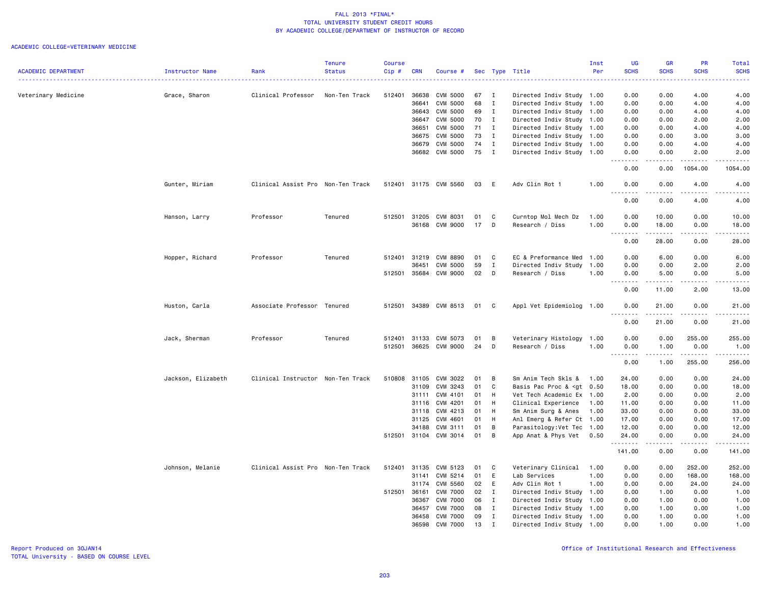# FALL 2013 *FINAL*
## TOTAL UNIVERSITY STUDENT CREDIT HOURS
## BY ACADEMIC COLLEGE/DEPARTMENT OF INSTRUCTOR OF RECORD

ACADEMIC COLLEGE=VETERINARY MEDICINE

| ACADEMIC DEPARTMENT | Instructor Name | Rank | Tenure Status | Course Cip # | CRN | Course # | Sec | Type | Title | Inst Per | UG SCHS | GR SCHS | PR SCHS | Total SCHS |
|---|---|---|---|---|---|---|---|---|---|---|---|---|---|---|
| Veterinary Medicine | Grace, Sharon | Clinical Professor | Non-Ten Track | 512401 | 36638 | CVM 5000 | 67 | I | Directed Indiv Study | 1.00 | 0.00 | 0.00 | 4.00 | 4.00 |
| | | | | | 36641 | CVM 5000 | 68 | I | Directed Indiv Study | 1.00 | 0.00 | 0.00 | 4.00 | 4.00 |
| | | | | | 36643 | CVM 5000 | 69 | I | Directed Indiv Study | 1.00 | 0.00 | 0.00 | 4.00 | 4.00 |
| | | | | | 36647 | CVM 5000 | 70 | I | Directed Indiv Study | 1.00 | 0.00 | 0.00 | 2.00 | 2.00 |
| | | | | | 36651 | CVM 5000 | 71 | I | Directed Indiv Study | 1.00 | 0.00 | 0.00 | 4.00 | 4.00 |
| | | | | | 36675 | CVM 5000 | 73 | I | Directed Indiv Study | 1.00 | 0.00 | 0.00 | 3.00 | 3.00 |
| | | | | | 36679 | CVM 5000 | 74 | I | Directed Indiv Study | 1.00 | 0.00 | 0.00 | 4.00 | 4.00 |
| | | | | | 36682 | CVM 5000 | 75 | I | Directed Indiv Study | 1.00 | 0.00 | 0.00 | 2.00 | 2.00 |
| | | | | | | | | | | | 0.00 | 0.00 | 1054.00 | 1054.00 |
| | Gunter, Miriam | Clinical Assist Pro | Non-Ten Track | 512401 | 31175 | CVM 5560 | 03 | E | Adv Clin Rot 1 | 1.00 | 0.00 | 0.00 | 4.00 | 4.00 |
| | | | | | | | | | | | 0.00 | 0.00 | 4.00 | 4.00 |
| | Hanson, Larry | Professor | Tenured | 512501 | 31205 | CVM 8031 | 01 | C | Curntop Mol Mech Dz | 1.00 | 0.00 | 10.00 | 0.00 | 10.00 |
| | | | | | 36168 | CVM 9000 | 17 | D | Research / Diss | 1.00 | 0.00 | 18.00 | 0.00 | 18.00 |
| | | | | | | | | | | | 0.00 | 28.00 | 0.00 | 28.00 |
| | Hopper, Richard | Professor | Tenured | 512401 | 31219 | CVM 8890 | 01 | C | EC & Preformance Med | 1.00 | 0.00 | 6.00 | 0.00 | 6.00 |
| | | | | | 36451 | CVM 5000 | 59 | I | Directed Indiv Study | 1.00 | 0.00 | 0.00 | 2.00 | 2.00 |
| | | | | 512501 | 35684 | CVM 9000 | 02 | D | Research / Diss | 1.00 | 0.00 | 5.00 | 0.00 | 5.00 |
| | | | | | | | | | | | 0.00 | 11.00 | 2.00 | 13.00 |
| | Huston, Carla | Associate Professor | Tenured | 512501 | 34389 | CVM 8513 | 01 | C | Appl Vet Epidemiolog | 1.00 | 0.00 | 21.00 | 0.00 | 21.00 |
| | | | | | | | | | | | 0.00 | 21.00 | 0.00 | 21.00 |
| | Jack, Sherman | Professor | Tenured | 512401 | 31133 | CVM 5073 | 01 | B | Veterinary Histology | 1.00 | 0.00 | 0.00 | 255.00 | 255.00 |
| | | | | 512501 | 36625 | CVM 9000 | 24 | D | Research / Diss | 1.00 | 0.00 | 1.00 | 0.00 | 1.00 |
| | | | | | | | | | | | 0.00 | 1.00 | 255.00 | 256.00 |
| | Jackson, Elizabeth | Clinical Instructor | Non-Ten Track | 510808 | 31105 | CVM 3022 | 01 | B | Sm Anim Tech Skls & | 1.00 | 24.00 | 0.00 | 0.00 | 24.00 |
| | | | | | 31109 | CVM 3243 | 01 | C | Basis Pac Proc & <gt | 0.50 | 18.00 | 0.00 | 0.00 | 18.00 |
| | | | | | 31111 | CVM 4101 | 01 | H | Vet Tech Academic Ex | 1.00 | 2.00 | 0.00 | 0.00 | 2.00 |
| | | | | | 31116 | CVM 4201 | 01 | H | Clinical Experience | 1.00 | 11.00 | 0.00 | 0.00 | 11.00 |
| | | | | | 31118 | CVM 4213 | 01 | H | Sm Anim Surg & Anes | 1.00 | 33.00 | 0.00 | 0.00 | 33.00 |
| | | | | | 31125 | CVM 4601 | 01 | H | Anl Emerg & Refer Ct | 1.00 | 17.00 | 0.00 | 0.00 | 17.00 |
| | | | | | 34188 | CVM 3111 | 01 | B | Parasitology:Vet Tec | 1.00 | 12.00 | 0.00 | 0.00 | 12.00 |
| | | | | 512501 | 31104 | CVM 3014 | 01 | B | App Anat & Phys Vet | 0.50 | 24.00 | 0.00 | 0.00 | 24.00 |
| | | | | | | | | | | | 141.00 | 0.00 | 0.00 | 141.00 |
| | Johnson, Melanie | Clinical Assist Pro | Non-Ten Track | 512401 | 31135 | CVM 5123 | 01 | C | Veterinary Clinical | 1.00 | 0.00 | 0.00 | 252.00 | 252.00 |
| | | | | | 31141 | CVM 5214 | 01 | E | Lab Services | 1.00 | 0.00 | 0.00 | 168.00 | 168.00 |
| | | | | | 31174 | CVM 5560 | 02 | E | Adv Clin Rot 1 | 1.00 | 0.00 | 0.00 | 24.00 | 24.00 |
| | | | | 512501 | 36161 | CVM 7000 | 02 | I | Directed Indiv Study | 1.00 | 0.00 | 1.00 | 0.00 | 1.00 |
| | | | | | 36367 | CVM 7000 | 06 | I | Directed Indiv Study | 1.00 | 0.00 | 1.00 | 0.00 | 1.00 |
| | | | | | 36457 | CVM 7000 | 08 | I | Directed Indiv Study | 1.00 | 0.00 | 1.00 | 0.00 | 1.00 |
| | | | | | 36458 | CVM 7000 | 09 | I | Directed Indiv Study | 1.00 | 0.00 | 1.00 | 0.00 | 1.00 |
| | | | | | 36598 | CVM 7000 | 13 | I | Directed Indiv Study | 1.00 | 0.00 | 1.00 | 0.00 | 1.00 |

Report Produced on 30JAN14
TOTAL University - BASED ON COURSE LEVEL

Office of Institutional Research and Effectiveness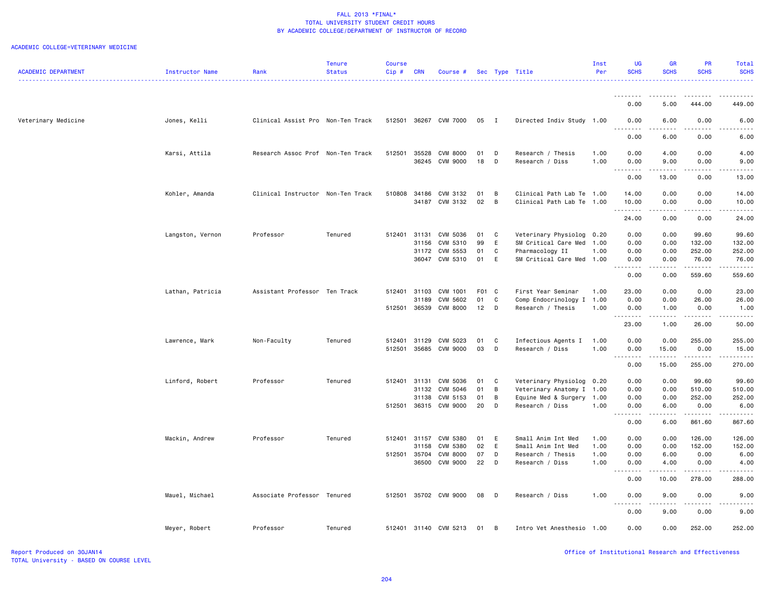FALL 2013 *FINAL*
TOTAL UNIVERSITY STUDENT CREDIT HOURS
BY ACADEMIC COLLEGE/DEPARTMENT OF INSTRUCTOR OF RECORD

ACADEMIC COLLEGE=VETERINARY MEDICINE

| ACADEMIC DEPARTMENT | Instructor Name | Rank | Tenure Status | Course Cip # | CRN | Course # | Sec | Type | Title | Inst Per | UG SCHS | GR SCHS | PR SCHS | Total SCHS |
|---|---|---|---|---|---|---|---|---|---|---|---|---|---|---|
| | | | | | | | | | | | 0.00 | 5.00 | 444.00 | 449.00 |
| Veterinary Medicine | Jones, Kelli | Clinical Assist Pro | Non-Ten Track | 512501 | 36267 | CVM 7000 | 05 | I | Directed Indiv Study | 1.00 | 0.00 | 6.00 | 0.00 | 6.00 |
| | | | | | | | | | | | 0.00 | 6.00 | 0.00 | 6.00 |
| | Karsi, Attila | Research Assoc Prof | Non-Ten Track | 512501 | 35528 | CVM 8000 | 01 | D | Research / Thesis | 1.00 | 0.00 | 4.00 | 0.00 | 4.00 |
| | | | | | 36245 | CVM 9000 | 18 | D | Research / Diss | 1.00 | 0.00 | 9.00 | 0.00 | 9.00 |
| | | | | | | | | | | | 0.00 | 13.00 | 0.00 | 13.00 |
| | Kohler, Amanda | Clinical Instructor | Non-Ten Track | 510808 | 34186 | CVM 3132 | 01 | B | Clinical Path Lab Te | 1.00 | 14.00 | 0.00 | 0.00 | 14.00 |
| | | | | | 34187 | CVM 3132 | 02 | B | Clinical Path Lab Te | 1.00 | 10.00 | 0.00 | 0.00 | 10.00 |
| | | | | | | | | | | | 24.00 | 0.00 | 0.00 | 24.00 |
| | Langston, Vernon | Professor | Tenured | 512401 | 31131 | CVM 5036 | 01 | C | Veterinary Physiolog | 0.20 | 0.00 | 0.00 | 99.60 | 99.60 |
| | | | | | 31156 | CVM 5310 | 99 | E | SM Critical Care Med | 1.00 | 0.00 | 0.00 | 132.00 | 132.00 |
| | | | | | 31172 | CVM 5553 | 01 | C | Pharmacology II | 1.00 | 0.00 | 0.00 | 252.00 | 252.00 |
| | | | | | 36047 | CVM 5310 | 01 | E | SM Critical Care Med | 1.00 | 0.00 | 0.00 | 76.00 | 76.00 |
| | | | | | | | | | | | 0.00 | 0.00 | 559.60 | 559.60 |
| | Lathan, Patricia | Assistant Professor | Ten Track | 512401 | 31103 | CVM 1001 | F01 | C | First Year Seminar | 1.00 | 23.00 | 0.00 | 0.00 | 23.00 |
| | | | | | 31189 | CVM 5602 | 01 | C | Comp Endocrinology I | 1.00 | 0.00 | 0.00 | 26.00 | 26.00 |
| | | | | 512501 | 36539 | CVM 8000 | 12 | D | Research / Thesis | 1.00 | 0.00 | 1.00 | 0.00 | 1.00 |
| | | | | | | | | | | | 23.00 | 1.00 | 26.00 | 50.00 |
| | Lawrence, Mark | Non-Faculty | Tenured | 512401 | 31129 | CVM 5023 | 01 | C | Infectious Agents I | 1.00 | 0.00 | 0.00 | 255.00 | 255.00 |
| | | | | 512501 | 35685 | CVM 9000 | 03 | D | Research / Diss | 1.00 | 0.00 | 15.00 | 0.00 | 15.00 |
| | | | | | | | | | | | 0.00 | 15.00 | 255.00 | 270.00 |
| | Linford, Robert | Professor | Tenured | 512401 | 31131 | CVM 5036 | 01 | C | Veterinary Physiolog | 0.20 | 0.00 | 0.00 | 99.60 | 99.60 |
| | | | | | 31132 | CVM 5046 | 01 | B | Veterinary Anatomy I | 1.00 | 0.00 | 0.00 | 510.00 | 510.00 |
| | | | | | 31138 | CVM 5153 | 01 | B | Equine Med & Surgery | 1.00 | 0.00 | 0.00 | 252.00 | 252.00 |
| | | | | 512501 | 36315 | CVM 9000 | 20 | D | Research / Diss | 1.00 | 0.00 | 6.00 | 0.00 | 6.00 |
| | | | | | | | | | | | 0.00 | 6.00 | 861.60 | 867.60 |
| | Mackin, Andrew | Professor | Tenured | 512401 | 31157 | CVM 5380 | 01 | E | Small Anim Int Med | 1.00 | 0.00 | 0.00 | 126.00 | 126.00 |
| | | | | | 31158 | CVM 5380 | 02 | E | Small Anim Int Med | 1.00 | 0.00 | 0.00 | 152.00 | 152.00 |
| | | | | 512501 | 35704 | CVM 8000 | 07 | D | Research / Thesis | 1.00 | 0.00 | 6.00 | 0.00 | 6.00 |
| | | | | | 36500 | CVM 9000 | 22 | D | Research / Diss | 1.00 | 0.00 | 4.00 | 0.00 | 4.00 |
| | | | | | | | | | | | 0.00 | 10.00 | 278.00 | 288.00 |
| | Mauel, Michael | Associate Professor | Tenured | 512501 | 35702 | CVM 9000 | 08 | D | Research / Diss | 1.00 | 0.00 | 9.00 | 0.00 | 9.00 |
| | | | | | | | | | | | 0.00 | 9.00 | 0.00 | 9.00 |
| | Meyer, Robert | Professor | Tenured | 512401 | 31140 | CVM 5213 | 01 | B | Intro Vet Anesthesio | 1.00 | 0.00 | 0.00 | 252.00 | 252.00 |

Report Produced on 30JAN14
TOTAL University - BASED ON COURSE LEVEL

Office of Institutional Research and Effectiveness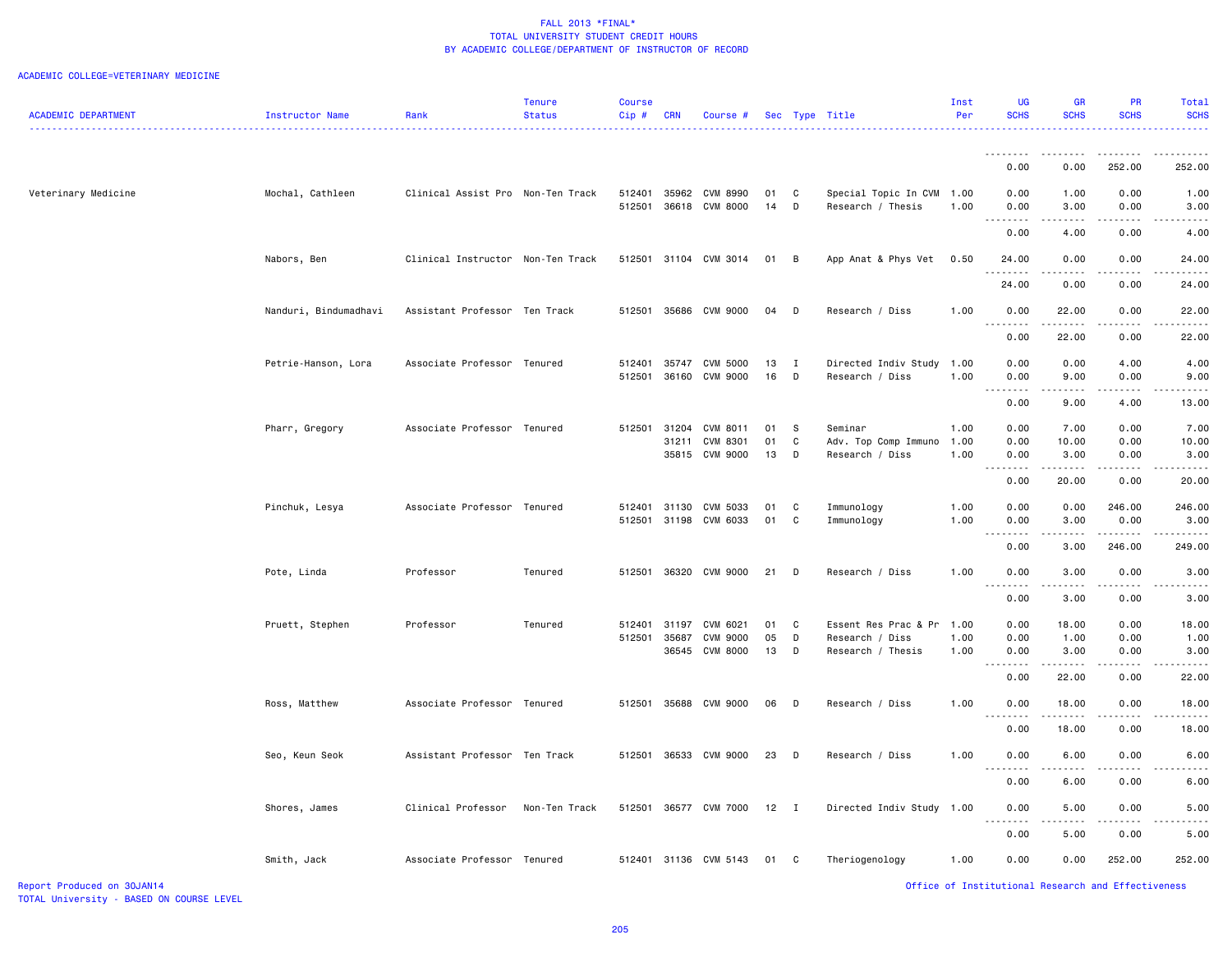FALL 2013 *FINAL*
TOTAL UNIVERSITY STUDENT CREDIT HOURS
BY ACADEMIC COLLEGE/DEPARTMENT OF INSTRUCTOR OF RECORD

ACADEMIC COLLEGE=VETERINARY MEDICINE

| ACADEMIC DEPARTMENT | Instructor Name | Rank | Tenure Status | Course Cip # | CRN | Course # | Sec | Type | Title | Inst Per | UG SCHS | GR SCHS | PR SCHS | Total SCHS |
|---|---|---|---|---|---|---|---|---|---|---|---|---|---|---|
| | | | | | | | | | | | 0.00 | 0.00 | 252.00 | 252.00 |
| Veterinary Medicine | Mochal, Cathleen | Clinical Assist Pro | Non-Ten Track | 512401 | 35962 | CVM 8990 | 01 | C | Special Topic In CVM | 1.00 | 0.00 | 1.00 | 0.00 | 1.00 |
| | | | | 512501 | 36618 | CVM 8000 | 14 | D | Research / Thesis | 1.00 | 0.00 | 3.00 | 0.00 | 3.00 |
| | | | | | | | | | | | 0.00 | 4.00 | 0.00 | 4.00 |
| | Nabors, Ben | Clinical Instructor | Non-Ten Track | 512501 | 31104 | CVM 3014 | 01 | B | App Anat & Phys Vet | 0.50 | 24.00 | 0.00 | 0.00 | 24.00 |
| | | | | | | | | | | | 24.00 | 0.00 | 0.00 | 24.00 |
| | Nanduri, Bindumadhavi | Assistant Professor | Ten Track | 512501 | 35686 | CVM 9000 | 04 | D | Research / Diss | 1.00 | 0.00 | 22.00 | 0.00 | 22.00 |
| | | | | | | | | | | | 0.00 | 22.00 | 0.00 | 22.00 |
| | Petrie-Hanson, Lora | Associate Professor | Tenured | 512401 | 35747 | CVM 5000 | 13 | I | Directed Indiv Study | 1.00 | 0.00 | 0.00 | 4.00 | 4.00 |
| | | | | 512501 | 36160 | CVM 9000 | 16 | D | Research / Diss | 1.00 | 0.00 | 9.00 | 0.00 | 9.00 |
| | | | | | | | | | | | 0.00 | 9.00 | 4.00 | 13.00 |
| | Pharr, Gregory | Associate Professor | Tenured | 512501 | 31204 | CVM 8011 | 01 | S | Seminar | 1.00 | 0.00 | 7.00 | 0.00 | 7.00 |
| | | | | | 31211 | CVM 8301 | 01 | C | Adv. Top Comp Immuno | 1.00 | 0.00 | 10.00 | 0.00 | 10.00 |
| | | | | | 35815 | CVM 9000 | 13 | D | Research / Diss | 1.00 | 0.00 | 3.00 | 0.00 | 3.00 |
| | | | | | | | | | | | 0.00 | 20.00 | 0.00 | 20.00 |
| | Pinchuk, Lesya | Associate Professor | Tenured | 512401 | 31130 | CVM 5033 | 01 | C | Immunology | 1.00 | 0.00 | 0.00 | 246.00 | 246.00 |
| | | | | 512501 | 31198 | CVM 6033 | 01 | C | Immunology | 1.00 | 0.00 | 3.00 | 0.00 | 3.00 |
| | | | | | | | | | | | 0.00 | 3.00 | 246.00 | 249.00 |
| | Pote, Linda | Professor | Tenured | 512501 | 36320 | CVM 9000 | 21 | D | Research / Diss | 1.00 | 0.00 | 3.00 | 0.00 | 3.00 |
| | | | | | | | | | | | 0.00 | 3.00 | 0.00 | 3.00 |
| | Pruett, Stephen | Professor | Tenured | 512401 | 31197 | CVM 6021 | 01 | C | Essent Res Prac & Pr | 1.00 | 0.00 | 18.00 | 0.00 | 18.00 |
| | | | | 512501 | 35687 | CVM 9000 | 05 | D | Research / Diss | 1.00 | 0.00 | 1.00 | 0.00 | 1.00 |
| | | | | | 36545 | CVM 8000 | 13 | D | Research / Thesis | 1.00 | 0.00 | 3.00 | 0.00 | 3.00 |
| | | | | | | | | | | | 0.00 | 22.00 | 0.00 | 22.00 |
| | Ross, Matthew | Associate Professor | Tenured | 512501 | 35688 | CVM 9000 | 06 | D | Research / Diss | 1.00 | 0.00 | 18.00 | 0.00 | 18.00 |
| | | | | | | | | | | | 0.00 | 18.00 | 0.00 | 18.00 |
| | Seo, Keun Seok | Assistant Professor | Ten Track | 512501 | 36533 | CVM 9000 | 23 | D | Research / Diss | 1.00 | 0.00 | 6.00 | 0.00 | 6.00 |
| | | | | | | | | | | | 0.00 | 6.00 | 0.00 | 6.00 |
| | Shores, James | Clinical Professor | Non-Ten Track | 512501 | 36577 | CVM 7000 | 12 | I | Directed Indiv Study | 1.00 | 0.00 | 5.00 | 0.00 | 5.00 |
| | | | | | | | | | | | 0.00 | 5.00 | 0.00 | 5.00 |
| | Smith, Jack | Associate Professor | Tenured | 512401 | 31136 | CVM 5143 | 01 | C | Theriogenology | 1.00 | 0.00 | 0.00 | 252.00 | 252.00 |

Report Produced on 30JAN14
TOTAL University - BASED ON COURSE LEVEL

Office of Institutional Research and Effectiveness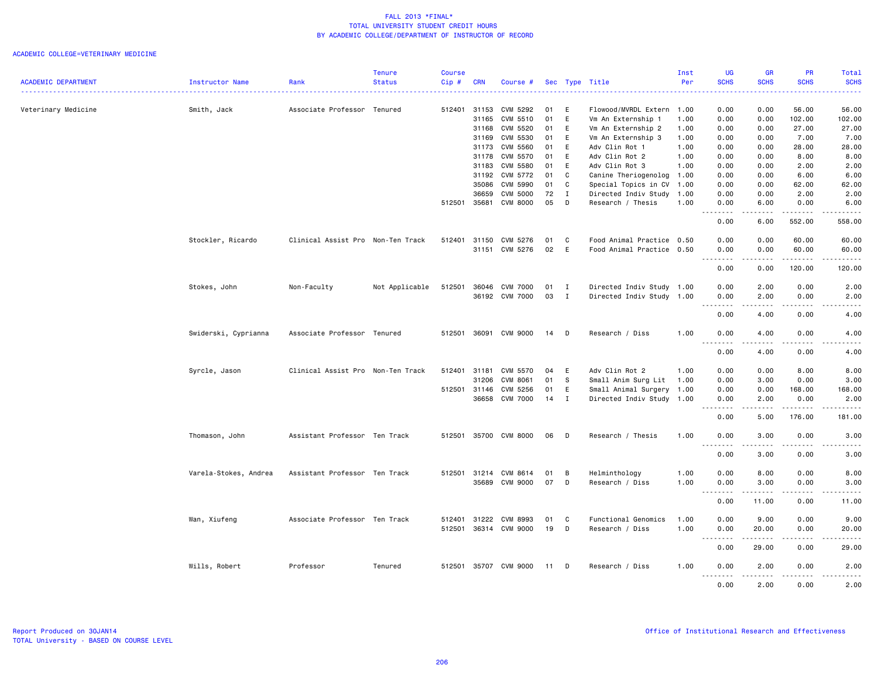FALL 2013 *FINAL*
TOTAL UNIVERSITY STUDENT CREDIT HOURS
BY ACADEMIC COLLEGE/DEPARTMENT OF INSTRUCTOR OF RECORD

ACADEMIC COLLEGE=VETERINARY MEDICINE

| ACADEMIC DEPARTMENT | Instructor Name | Rank | Tenure Status | Course Cip # | CRN | Course # | Sec | Type | Title | Inst Per | UG SCHS | GR SCHS | PR SCHS | Total SCHS |
|---|---|---|---|---|---|---|---|---|---|---|---|---|---|---|
| Veterinary Medicine | Smith, Jack | Associate Professor | Tenured | 512401 | 31153 | CVM 5292 | 01 | E | Flowood/MVRDL Extern | 1.00 | 0.00 | 0.00 | 56.00 | 56.00 |
| | | | | | 31165 | CVM 5510 | 01 | E | Vm An Externship 1 | 1.00 | 0.00 | 0.00 | 102.00 | 102.00 |
| | | | | | 31168 | CVM 5520 | 01 | E | Vm An Externship 2 | 1.00 | 0.00 | 0.00 | 27.00 | 27.00 |
| | | | | | 31169 | CVM 5530 | 01 | E | Vm An Externship 3 | 1.00 | 0.00 | 0.00 | 7.00 | 7.00 |
| | | | | | 31173 | CVM 5560 | 01 | E | Adv Clin Rot 1 | 1.00 | 0.00 | 0.00 | 28.00 | 28.00 |
| | | | | | 31178 | CVM 5570 | 01 | E | Adv Clin Rot 2 | 1.00 | 0.00 | 0.00 | 8.00 | 8.00 |
| | | | | | 31183 | CVM 5580 | 01 | E | Adv Clin Rot 3 | 1.00 | 0.00 | 0.00 | 2.00 | 2.00 |
| | | | | | 31192 | CVM 5772 | 01 | C | Canine Theriogenolog | 1.00 | 0.00 | 0.00 | 6.00 | 6.00 |
| | | | | | 35086 | CVM 5990 | 01 | C | Special Topics in CV | 1.00 | 0.00 | 0.00 | 62.00 | 62.00 |
| | | | | | 36659 | CVM 5000 | 72 | I | Directed Indiv Study | 1.00 | 0.00 | 0.00 | 2.00 | 2.00 |
| | | | | 512501 | 35681 | CVM 8000 | 05 | D | Research / Thesis | 1.00 | 0.00 | 6.00 | 0.00 | 6.00 |
| | | | | | | | | | | | 0.00 | 6.00 | 552.00 | 558.00 |
| | Stockler, Ricardo | Clinical Assist Pro | Non-Ten Track | 512401 | 31150 | CVM 5276 | 01 | C | Food Animal Practice | 0.50 | 0.00 | 0.00 | 60.00 | 60.00 |
| | | | | | 31151 | CVM 5276 | 02 | E | Food Animal Practice | 0.50 | 0.00 | 0.00 | 60.00 | 60.00 |
| | | | | | | | | | | | 0.00 | 0.00 | 120.00 | 120.00 |
| | Stokes, John | Non-Faculty | Not Applicable | 512501 | 36046 | CVM 7000 | 01 | I | Directed Indiv Study | 1.00 | 0.00 | 2.00 | 0.00 | 2.00 |
| | | | | | 36192 | CVM 7000 | 03 | I | Directed Indiv Study | 1.00 | 0.00 | 2.00 | 0.00 | 2.00 |
| | | | | | | | | | | | 0.00 | 4.00 | 0.00 | 4.00 |
| | Swiderski, Cyprianna | Associate Professor | Tenured | 512501 | 36091 | CVM 9000 | 14 | D | Research / Diss | 1.00 | 0.00 | 4.00 | 0.00 | 4.00 |
| | | | | | | | | | | | 0.00 | 4.00 | 0.00 | 4.00 |
| | Syrcle, Jason | Clinical Assist Pro | Non-Ten Track | 512401 | 31181 | CVM 5570 | 04 | E | Adv Clin Rot 2 | 1.00 | 0.00 | 0.00 | 8.00 | 8.00 |
| | | | | | 31206 | CVM 8061 | 01 | S | Small Anim Surg Lit | 1.00 | 0.00 | 3.00 | 0.00 | 3.00 |
| | | | | 512501 | 31146 | CVM 5256 | 01 | E | Small Animal Surgery | 1.00 | 0.00 | 0.00 | 168.00 | 168.00 |
| | | | | | 36658 | CVM 7000 | 14 | I | Directed Indiv Study | 1.00 | 0.00 | 2.00 | 0.00 | 2.00 |
| | | | | | | | | | | | 0.00 | 5.00 | 176.00 | 181.00 |
| | Thomason, John | Assistant Professor | Ten Track | 512501 | 35700 | CVM 8000 | 06 | D | Research / Thesis | 1.00 | 0.00 | 3.00 | 0.00 | 3.00 |
| | | | | | | | | | | | 0.00 | 3.00 | 0.00 | 3.00 |
| | Varela-Stokes, Andrea | Assistant Professor | Ten Track | 512501 | 31214 | CVM 8614 | 01 | B | Helminthology | 1.00 | 0.00 | 8.00 | 0.00 | 8.00 |
| | | | | | 35689 | CVM 9000 | 07 | D | Research / Diss | 1.00 | 0.00 | 3.00 | 0.00 | 3.00 |
| | | | | | | | | | | | 0.00 | 11.00 | 0.00 | 11.00 |
| | Wan, Xiufeng | Associate Professor | Ten Track | 512401 | 31222 | CVM 8993 | 01 | C | Functional Genomics | 1.00 | 0.00 | 9.00 | 0.00 | 9.00 |
| | | | | 512501 | 36314 | CVM 9000 | 19 | D | Research / Diss | 1.00 | 0.00 | 20.00 | 0.00 | 20.00 |
| | | | | | | | | | | | 0.00 | 29.00 | 0.00 | 29.00 |
| | Wills, Robert | Professor | Tenured | 512501 | 35707 | CVM 9000 | 11 | D | Research / Diss | 1.00 | 0.00 | 2.00 | 0.00 | 2.00 |
| | | | | | | | | | | | 0.00 | 2.00 | 0.00 | 2.00 |

Report Produced on 30JAN14
TOTAL University - BASED ON COURSE LEVEL

Office of Institutional Research and Effectiveness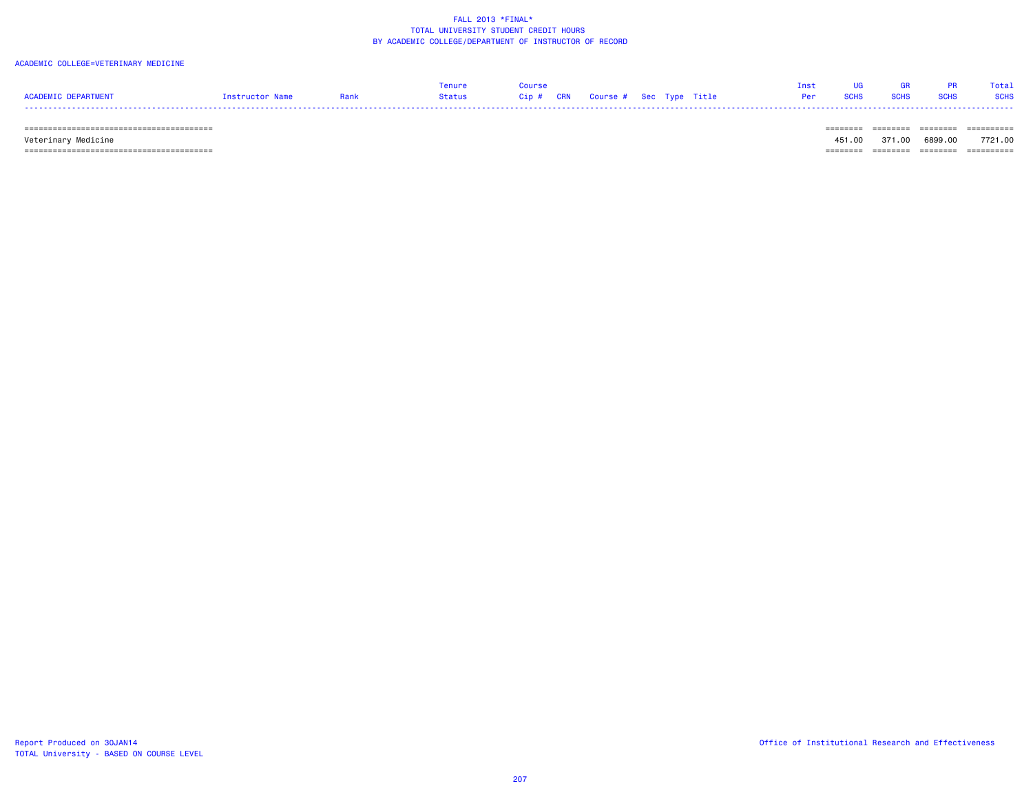# FALL 2013 *FINAL*
## TOTAL UNIVERSITY STUDENT CREDIT HOURS
## BY ACADEMIC COLLEGE/DEPARTMENT OF INSTRUCTOR OF RECORD

ACADEMIC COLLEGE=VETERINARY MEDICINE

| ACADEMIC DEPARTMENT | Instructor Name | Rank | Tenure Status | Course Cip # | CRN | Course # | Sec | Type | Title | Inst Per | UG SCHS | GR SCHS | PR SCHS | Total SCHS |
|---|---|---|---|---|---|---|---|---|---|---|---|---|---|---|
| Veterinary Medicine | | | | | | | | | | | 451.00 | 371.00 | 6899.00 | 7721.00 |

Report Produced on 30JAN14
TOTAL University - BASED ON COURSE LEVEL

Office of Institutional Research and Effectiveness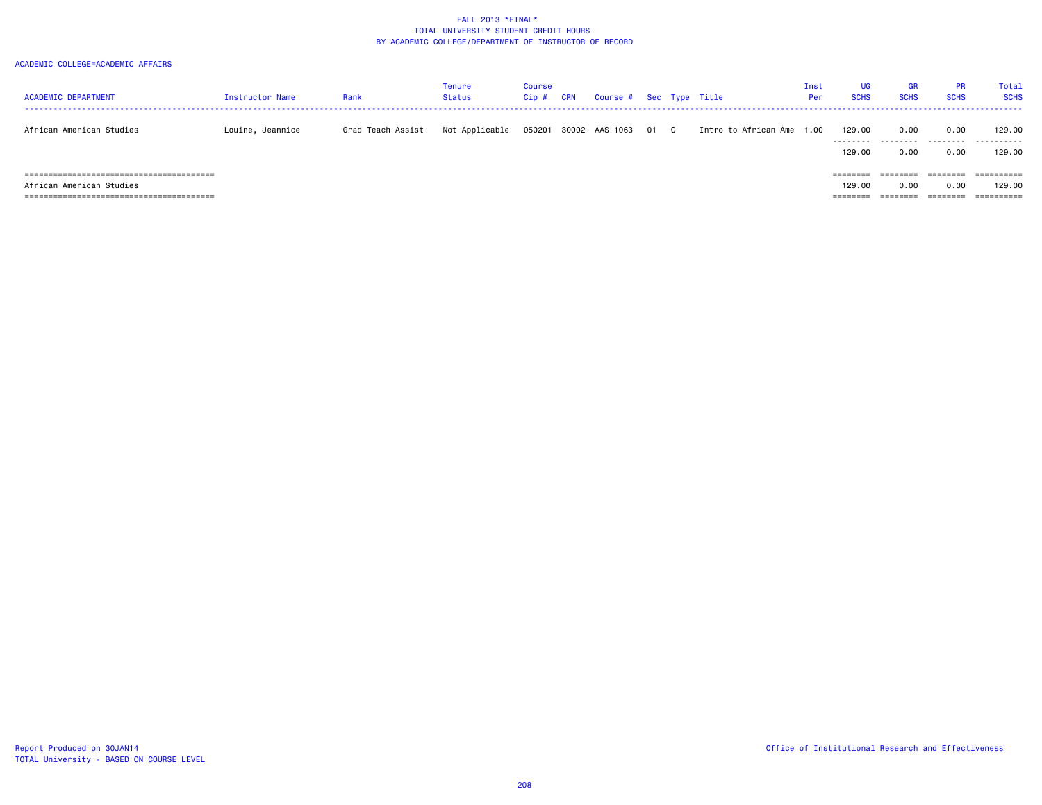FALL 2013 *FINAL*
TOTAL UNIVERSITY STUDENT CREDIT HOURS
BY ACADEMIC COLLEGE/DEPARTMENT OF INSTRUCTOR OF RECORD

ACADEMIC COLLEGE=ACADEMIC AFFAIRS

| ACADEMIC DEPARTMENT | Instructor Name | Rank | Tenure Status | Course Cip # | CRN | Course # | Sec | Type | Title | Inst Per | UG SCHS | GR SCHS | PR SCHS | Total SCHS |
|---|---|---|---|---|---|---|---|---|---|---|---|---|---|---|
| African American Studies | Louine, Jeannice | Grad Teach Assist | Not Applicable | 050201 | 30002 | AAS 1063 | 01 | C | Intro to African Ame | 1.00 | 129.00 | 0.00 | 0.00 | 129.00 |
| | | | | | | | | | | | 129.00 | 0.00 | 0.00 | 129.00 |
| African American Studies | | | | | | | | | | | 129.00 | 0.00 | 0.00 | 129.00 |

Report Produced on 30JAN14
TOTAL University - BASED ON COURSE LEVEL

Office of Institutional Research and Effectiveness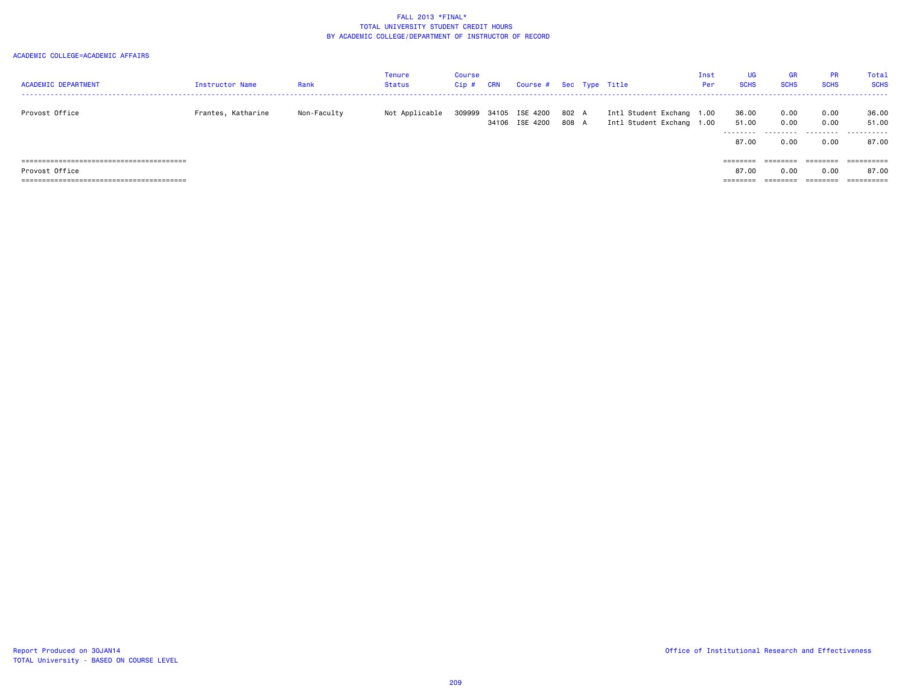FALL 2013 *FINAL*
TOTAL UNIVERSITY STUDENT CREDIT HOURS
BY ACADEMIC COLLEGE/DEPARTMENT OF INSTRUCTOR OF RECORD

ACADEMIC COLLEGE=ACADEMIC AFFAIRS

| ACADEMIC DEPARTMENT | Instructor Name | Rank | Tenure Status | Course Cip # | CRN | Course # | Sec | Type | Title | Inst Per | UG SCHS | GR SCHS | PR SCHS | Total SCHS |
|---|---|---|---|---|---|---|---|---|---|---|---|---|---|---|
| Provost Office | Frantes, Katharine | Non-Faculty | Not Applicable | 309999 | 34105 | ISE 4200 | 802 | A | Intl Student Exchang | 1.00 | 36.00 | 0.00 | 0.00 | 36.00 |
| | | | | | 34106 | ISE 4200 | 808 | A | Intl Student Exchang | 1.00 | 51.00 | 0.00 | 0.00 | 51.00 |
| | | | | | | | | | | | 87.00 | 0.00 | 0.00 | 87.00 |
| Provost Office | | | | | | | | | | | 87.00 | 0.00 | 0.00 | 87.00 |

Report Produced on 30JAN14
TOTAL University - BASED ON COURSE LEVEL

Office of Institutional Research and Effectiveness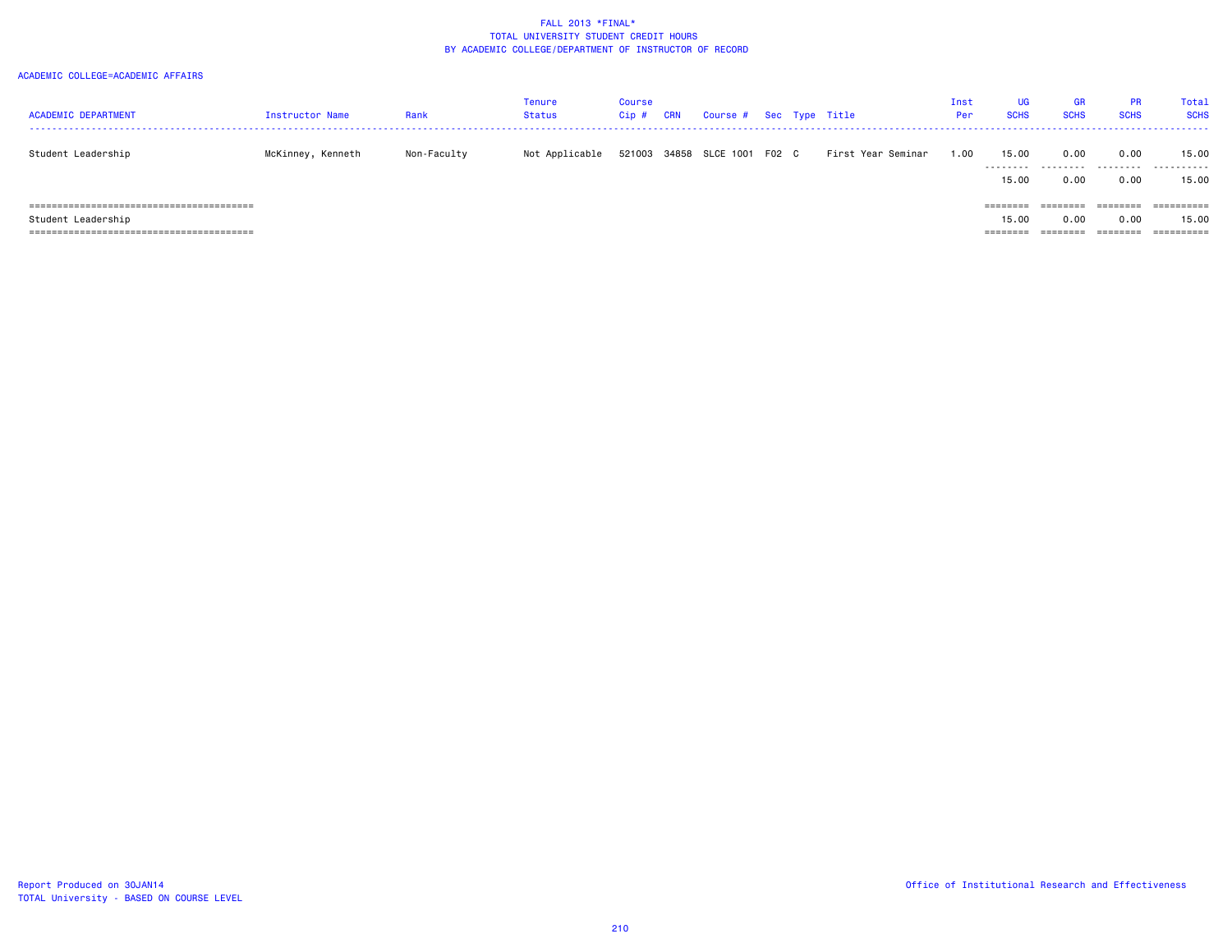FALL 2013 *FINAL*
TOTAL UNIVERSITY STUDENT CREDIT HOURS
BY ACADEMIC COLLEGE/DEPARTMENT OF INSTRUCTOR OF RECORD

ACADEMIC COLLEGE=ACADEMIC AFFAIRS

| ACADEMIC DEPARTMENT | Instructor Name | Rank | Tenure Status | Course Cip # | CRN | Course # | Sec | Type | Title | Inst Per | UG SCHS | GR SCHS | PR SCHS | Total SCHS |
|---|---|---|---|---|---|---|---|---|---|---|---|---|---|---|
| Student Leadership | McKinney, Kenneth | Non-Faculty | Not Applicable | 521003 | 34858 | SLCE 1001 | F02 | C | First Year Seminar | 1.00 | 15.00 | 0.00 | 0.00 | 15.00 |
| | | | | | | | | | | | 15.00 | 0.00 | 0.00 | 15.00 |
| Student Leadership | | | | | | | | | | | 15.00 | 0.00 | 0.00 | 15.00 |

Report Produced on 30JAN14
TOTAL University - BASED ON COURSE LEVEL

Office of Institutional Research and Effectiveness